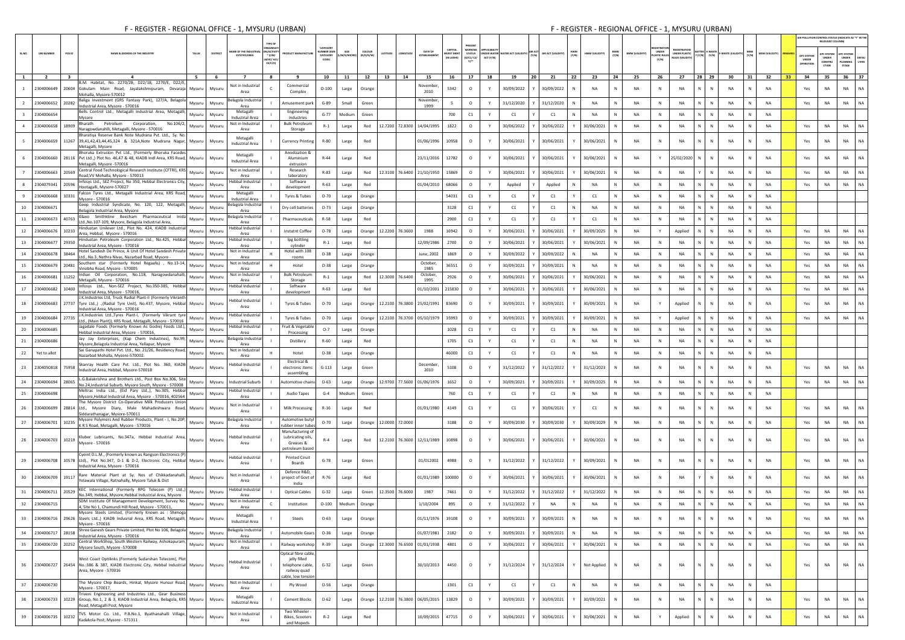# F - REGISTER - REGIONAL OFFICE - 1, MYSURU (URBAN)

| SL.NO. | UIN NUMBER | PCB ID | NAME & ADDRESS OF THE INDUSTRY | TALUK | DISTRICT | NAME OF THE INDUSTRIAL ESTATE/AREA | TYPE OF ORGANISATION/ACTIVITY* (I/M/LB/HC/HE/CE/C/O) | PRODUCT MANUFACTURE | CATEGORY NUMBER (XGN CATEGORY CODE) | SIZE (L/M/S/MICRO) | COLOUR (R/O/G/W) | LATITUDE | LONGITUDE | DATE OF ESTABLISHMENT | CAPITAL INVEST MENT (IN LAKHS) | PRESENT WORKING STATUS (O/C1/C2/Y)** | APPLICABILITY UNDER WATER ACT (Y/N) | WATER ACT (VALIDITY) | AIR ACT (Y/N) | AIR ACT (VALIDITY) | HWM (Y/N) | HWM (VALIDITY) | BMW (Y/N) | BMW (VALIDITY) | REGISTRATION UNDER PLASTIC RULES (Y/N) | REGISTRATION UNDER PLASTIC RULES (VALIDITY) | BATTERY (Y/N) | E-WASTE (Y/N) | E-WASTE (VALIDITY) | MSW (Y/N) | MSW (VALIDITY) | REMARKS | AIR POLLUTION CONTROL STATUS (INDICATE AS "Y" IN THE RELEVANT COLUMN) | | | |
|---|---|---|---|---|---|---|---|---|---|---|---|---|---|---|---|---|---|---|---|---|---|---|---|---|---|---|---|---|---|---|---|---|---|---|---|---|
| | | | | | | | | | | | | | | | | | | | | | | | | | | | | | | | | | APC SYSTEM UNDER OPERATION | APC SYSTEM UNDER CONSTRUCTION | APC SYSTEM UNDER PLANNING STAGE | DEFAULTERS |
| 1 | 2 | 3 | 4 | 5 | 6 | 7 | 8 | 9 | 10 | 11 | 12 | 13 | 14 | 15 | 16 | 17 | 18 | 19 | 20 | 21 | 22 | 23 | 24 | 25 | 26 | 27 | 28 | 29 | 30 | 31 | 32 | 33 | 34 | 35 | 36 | 37 |
| 1 | 2304006649 | 20604 | B.M. Habitat, No. 2270/2B, D22/1B, 2270/E, D22/E, Gokulam Main Road, Jayalakshmipuram, Devaraja Mohalla, Mysore-570012 | Mysuru | Mysuru | Not in Industrial Area | C | Commercial Complex | O-100 | Large | Orange | | | November, 2010 | 5342 | O | Y | 30/09/2022 | Y | 30/09/2022 | N | NA | N | NA | N | NA | N | N | NA | N | NA | | Yes | NA | NA | NA |
| 2 | 2304006652 | 20282 | Baliga Investment (GRS Fantasy Park), 127/A, Belagola Industrial Area, Mysore - 570016 | Mysuru | Mysuru | Belagola Industrial Area | I | Amusement park | G-89 | Small | Green | | | November, 1999 | 5 | O | Y | 31/12/2020 | Y | 31/12/2020 | N | NA | N | NA | N | NA | N | N | NA | N | NA | | Yes | NA | NA | NA |
| 3 | 2304006654 | | Bells Control Ltd., Metagalli Industrial Area, Metagalli, Mysore | Mysuru | Mysuru | Metagalli Industrial Area | I | Engineering industries | G-77 | Medium | Green | | | | 700 | C1 | Y | C1 | Y | C1 | N | NA | N | NA | N | NA | N | N | NA | N | NA | | | | | |
| 4 | 2304006658 | 18909 | Bharath Petroleum Corporation, No.106/2, Naragowdanahlli, Metagalli, Mysore - 570016 | Mysuru | Mysuru | Not in Industrial Area | I | Bulk Petroleum Storage | R-1 | Large | Red | 12.7200 | 72.8300 | 14/04/1995 | 1822 | O | Y | 30/06/2022 | Y | 30/06/2022 | Y | 30/06/2021 | N | NA | N | NA | N | N | NA | N | NA | | Yes | NA | NA | NA |
| 5 | 2304006659 | 11267 | Bharatiya Reserve Bank Note Mudrana Pvt. Ltd., Sy. No. 39,41,42,43,44,45,324 & 321A,Note Mudrana Nagar, Metagalli, Mysore | Mysuru | Mysuru | Metagalli Industrial Area | I | Currency Printing | R-80 | Large | Red | | | 01/06/1996 | 10958 | O | Y | 30/06/2021 | Y | 30/06/2021 | Y | 30/06/2021 | N | NA | N | NA | N | N | NA | N | NA | | Yes | NA | NA | NA |
| 6 | 2304006660 | 28116 | Bhoruka Extrusion Pvt Ltd., (Formerly Bhoruka Facedes Pvt Ltd.,) Plot No. 46,47 & 48, KIADB Indl Area, KRS Road, Metagalli, Mysore -570016 | Mysuru | Mysuru | Metagalli Industrial Area | I | Anodization & Aluminium extrusion | R-44 | Large | Red | | | 23/11/2016 | 12782 | O | Y | 30/06/2021 | Y | 30/06/2021 | Y | 30/06/2021 | N | NA | Y | 25/02/2020 | N | N | NA | N | NA | | Yes | NA | NA | NA |
| 7 | 2304006663 | 20569 | Central Food Technological Research Institute (CFTRI), KRS Road,VV Mohalla, Mysore - 570013 | Mysuru | Mysuru | Not in Industrial Area | I | Research laboratory | R-83 | Large | Red | 12.3100 | 76.6400 | 21/10/1950 | 15869 | O | Y | 30/06/2021 | Y | 30/06/2021 | Y | 30/06/2021 | N | NA | N | NA | Y | N | NA | N | NA | | Yes | NA | NA | NA |
| 8 | 2304079341 | 20596 | Infosys Ltd., SEZ Project, No 350, Hebbal Electronics City, Hootagalli, Mysore-570027 | Mysuru | Mysuru | Hebbal Industrial Area | I | Software development | R-63 | Large | Red | | | 01/04/2010 | 68066 | O | Y | Applied | Y | Applied | N | NA | N | NA | N | NA | N | N | NA | N | NA | | Yes | NA | NA | NA |
| 9 | 2304006668 | 10331 | Falcon Tyres Ltd., Metagalli Industrial Area; KRS Road, Mysore - 570016 | Mysuru | Mysuru | Metagalli Industrial Area | I | Tyres & Tubes | O-70 | Large | Orange | | | | 54031 | C1 | Y | C1 | Y | C1 | Y | C1 | N | NA | N | NA | N | N | NA | N | NA | | | | | |
| 10 | 2304006671 | | Geep Industrial Syndicate, No. 120, 122, Metagalli, Belagola Industrial Area, Mysore | Mysuru | Mysuru | Belagola Industrial Area | I | Dry cell batteries | O-73 | Large | Orange | | | | 3128 | C1 | Y | C1 | Y | C1 | N | NA | N | NA | N | NA | N | N | NA | N | NA | | | | | |
| 11 | 2304006673 | 40763 | Glaxo Smithkline Beecham Pharmaceutical Inida Ltd.,No.107-109, Mysore, Belagola Industrial Area, | Mysuru | Mysuru | Belagola Industrial Area | I | Pharmaceuticals | R-58 | Large | Red | | | | 2900 | C1 | Y | C1 | Y | C1 | Y | C1 | N | NA | N | NA | N | N | NA | N | NA | | | | | |
| 12 | 2304006676 | 10233 | Hindustan Unilever Ltd., Plot No. 424, KIADB Industrial Area, Hebbal, Mysore - 570016 | Mysuru | Mysuru | Hebbal Industrial Area | I | Instatnt Coffee | O-78 | Large | Orange | 12.2200 | 76.3600 | 1988 | 16942 | O | Y | 30/06/2021 | Y | 30/06/2021 | Y | 30/09/2025 | N | NA | Y | Applied | N | N | NA | N | NA | | Yes | NA | NA | NA |
| 13 | 2304006677 | 29350 | Hindustan Petroleum Corporation Ltd., No.425, Hebbal Industrial Area, Mysore - 570016 | Mysuru | Mysuru | Hebbal Industrial Area | I | lpg bottling cylinder | R-1 | Large | Red | | | 12/09/1986 | 2700 | O | Y | 30/06/2021 | Y | 30/06/2021 | Y | 30/06/2021 | N | NA | N | NA | N | N | NA | N | NA | | Yes | NA | NA | NA |
| 14 | 2304006678 | 38464 | Hotel Sandesh De Prince, A Unit Of Hotel Sandesh Private Ltd., No.3, Nethra Nivas, Nazarbad Road, Mysore - | Mysuru | Mysuru | Not in Industrial Area | H | Hotel with 108 rooms | O-38 | Large | Orange | | | June, 2002 | 1869 | O | Y | 30/09/2022 | Y | 30/09/2022 | N | NA | N | NA | N | NA | N | N | NA | N | NA | | Yes | NA | NA | NA |
| 15 | 2304006679 | 20481 | Southern star (Formerly Hotel Regaalis) , No.13-14, Vinobha Road, Mysore - 570005 | Mysuru | Mysuru | Not in Industrial Area | H | Hotel | O-38 | Large | Orange | | | October, 1985 | 36551 | O | Y | 30/09/2021 | Y | 30/09/2021 | N | NA | N | NA | N | NA | N | N | NA | N | NA | | Yes | NA | NA | NA |
| 16 | 2304006681 | 11252 | Indian Oil Corporation, No.118, Naragowdanahalli, Metagalli, Mysore - 570016 | Mysuru | Mysuru | Not in Industrial Area | I | Bulk Petroleum Storage | R-1 | Large | Red | 12.3000 | 76.6400 | October, 1995 | 2926 | O | Y | 30/06/2021 | Y | 30/06/2021 | Y | 30/06/2021 | N | NA | N | NA | N | N | NA | N | NA | | Yes | NA | NA | NA |
| 17 | 2304006682 | 10400 | Infosys Ltd., Non-SEZ Project, No.350-385, Hebbal Industrial Area, Mysore - 570016, | Mysuru | Mysuru | Hebbal Industrial Area | I | Software development | R-63 | Large | Red | | | 01/10/2001 | 215830 | O | Y | 30/06/2021 | Y | 30/06/2021 | Y | 30/06/2021 | N | NA | N | NA | N | N | NA | N | NA | | Yes | NA | NA | NA |
| 18 | 2304006683 | 27737 | J.K.Industries Ltd, Truck Radial Plant-II (Formerly Vikranth Tyre Ltd.,) .,(Radial Tyre Unit), No.437, Mysore, Hebbal Industrial Area, Mysore - 570016 | Mysuru | Mysuru | Hebbal Industrial Area | I | Tyres & Tubes | O-70 | Large | Orange | 12.2100 | 76.3800 | 25/02/1991 | 83690 | O | Y | 30/09/2021 | Y | 30/09/2021 | Y | 30/09/2021 | N | NA | Y | Applied | N | N | NA | N | NA | | Yes | NA | NA | NA |
| 19 | 2304006684 | 27735 | J.K.Industries Ltd.,Tyres Plant-I, (Formerly Vikrant tyre Ltd., (Main Plant)), KRS Road, Metagalli, Mysore - 570016 | Mysuru | Mysuru | Hebbal Industrial Area | I | Tyres & Tubes | O-70 | Large | Orange | 12.2100 | 76.3700 | 05/10/1979 | 35993 | O | Y | 30/09/2021 | Y | 30/09/2021 | Y | 30/09/2021 | N | NA | Y | Applied | N | N | NA | N | NA | | Yes | NA | NA | NA |
| 20 | 2304006685 | | Jagadale Foods (Formerly Known As Godrej Foods Ltd.), Hebbal Industrial Area, Mysore - 570016, | Mysuru | Mysuru | Hebbal Industrial Area | I | Fruit & Vegetable Processing | O-7 | Large | Orange | | | | 1028 | C1 | Y | C1 | Y | C1 | N | NA | N | NA | N | NA | N | N | NA | N | NA | | | | | |
| 21 | 2304006686 | | Jay Jay Enterprises, (Kap Chem Industries), No.99, Mysore,Belagola Industrial Area, Yellapur, Mysore | Mysuru | Mysuru | Belagola Industrial Area | I | Distillery | R-60 | Large | Red | | | | 1705 | C1 | Y | C1 | Y | C1 | N | NA | N | NA | N | NA | N | N | NA | N | NA | | | | | |
| 22 | Yet to allot | | Sai Ganapathi Hotel Pvt. Ltd., No. 21/26, Residency Road, Nazarbad Mohalla, Mysore-570002. | Mysuru | Mysuru | Not in Industrial Area | H | Hotel | O-38 | Large | Orange | | | | 46000 | C1 | Y | C1 | Y | C1 | N | NA | N | NA | N | NA | N | N | NA | N | NA | | | | | |
| 23 | 2304050818 | 75958 | Skanray Health Care Pvt. Ltd., Plot No. 360, KIADB Industrial Area, Hebbal, Mysore-570018 | Mysuru | Mysuru | Hebbal Industrial Area | I | Electrical & electronic items assembling | G-113 | Large | Green | | | December, 2010 | 5108 | O | Y | 31/12/2022 | Y | 31/12/2022 | Y | 31/12/2023 | N | NA | N | NA | N | N | NA | N | NA | | Yes | NA | NA | NA |
| 24 | 2304006694 | 28065 | L.G.Balakrishna and Brothers Ltd., Post Box No.306, Site No.24,Industrial Suburb, Mysore South, Mysore - 570008 | Mysuru | Mysuru | Industrial Suburb | I | Automotive chains | O-63 | Large | Orange | 12.9700 | 77.5600 | 01/06/1976 | 1652 | O | Y | 30/09/2021 | Y | 30/09/2021 | Y | 30/09/2025 | N | NA | N | NA | N | N | NA | N | NA | | Yes | NA | NA | NA |
| 25 | 2304006698 | | Meltrac India Ltd., (Eid Pary Ltd.,), No.305, Hebbal Mysore,Hebbal Industrial Area, Mysore - 570016, 402564 | Mysuru | Mysuru | Hebbal Industrial Area | I | Audio Tapes | G-4 | Medium | Green | | | | 760 | C1 | Y | C1 | Y | C1 | N | NA | N | NA | N | NA | N | N | NA | N | NA | | | | | |
| 26 | 2304006699 | 28814 | The Mysore District Co-Operative Milk Producers Union Ltd., Mysore Diary, Male Mahadeshwara Road, Siddarathanagar, Mysore-570011 | Mysuru | Mysuru | Not in Industrial Area | I | Milk Processing | R-16 | Large | Red | | | 01/01/1980 | 4149 | C1 | Y | C1 | Y | 30/06/2021 | Y | C1 | N | NA | N | NA | N | N | NA | N | NA | | Yes | NA | NA | NA |
| 27 | 2304006701 | 10235 | Mysore Polymers And Rubber Products, Plant - I, No.20P, K R S Road, Metagalli, Mysore - 570016 | Mysuru | Mysuru | Belagola Industrial Area | I | Automotive butyl rubber inner tubes | O-70 | Large | Orange | 12.0000 | 72.0000 | | 3188 | O | Y | 30/09/2030 | Y | 30/09/2030 | Y | 30/09/2029 | N | NA | N | NA | N | N | NA | N | NA | | Yes | NA | NA | NA |
| 28 | 2304006703 | 10219 | Kluber Lubricants, No.347a, Hebbal Industrial Area, Mysore - 570016 | Mysuru | Mysuru | Hebbal Industrial Area | I | Manufacturing of Lubricating oils, Greases & petroleum based | R-4 | Large | Red | 12.2100 | 76.3600 | 12/11/1989 | 10898 | O | Y | 30/06/2021 | Y | 30/06/2021 | Y | 30/06/2021 | N | NA | N | NA | N | N | NA | N | NA | | Yes | NA | NA | NA |
| 29 | 2304006708 | 10578 | Cyeint D.L.M., (Formerly known as Rangson Electronics (P) Ltd.), Plot No.347, D-1 & D-2, Electronic City, Hebbal Industrial Area, Mysore - 570016 | Mysuru | Mysuru | Hebbal Industrial Area | I | Printed Ciruit Boards | G-78 | Large | Green | | | 01/012002 | 4988 | O | Y | 31/12/2022 | Y | 31/12/2022 | Y | 30/09/2021 | N | NA | N | NA | N | N | NA | N | NA | | Yes | NA | NA | NA |
| 30 | 2304006709 | 19117 | Rare Material Plant at Sy. Nos of Chikkadanahalli, Yelawala Village, Ratnahally, Mysore Taluk & Dist | Mysuru | Mysuru | Not in Industrial Area | I | Defence R&D, project of Govt of India | R-76 | Large | Red | | | 01/01/1989 | 100000 | O | Y | 30/06/2021 | Y | 30/06/2021 | Y | 30/06/2021 | N | NA | N | NA | Y | N | NA | N | NA | | Yes | NA | NA | NA |
| 31 | 2304006711 | 20529 | KEC International (Formerly RPG Telecom (P) Ltd.,) No.349, Hebbal, Mysore,Hebbal Industrial Area, Mysore | Mysuru | Mysuru | Hebbal Industrial Area | I | Optical Cables | G-32 | Large | Green | 12.3500 | 76.6000 | 1987 | 7461 | O | Y | 31/12/2022 | Y | 31/12/2022 | Y | 31/12/2022 | N | NA | N | NA | N | N | NA | N | NA | | Yes | NA | NA | NA |
| 32 | 2304006715 | | SDM Institute Of Management Development, Survey No. 4, Site No 1, Chamundi Hill Road, Mysore - 570011, | Mysuru | Mysuru | Not in Industrial Area | C | Institution | O-100 | Medium | Orange | | | 1/10/2004 | 895 | O | Y | 31/12/2022 | Y | NA | N | NA | N | NA | N | NA | N | N | NA | N | NA | | Yes | NA | NA | NA |
| 33 | 2304006716 | 29626 | Mysore Steels Limited, (Formerly Known as : Shimoga Steels Ltd.,) KIADB Industrial Area, KRS Road, Metagalli, Mysore - 570016 | Mysuru | Mysuru | Metagalli Industrial Area | I | Steels | O-63 | Large | Orange | | | 01/11/1976 | 19108 | O | Y | 30/09/2021 | Y | 30/09/2021 | N | NA | N | NA | N | NA | N | N | NA | N | NA | | Yes | NA | NA | NA |
| 34 | 2304006717 | 28158 | Shree Ganesh Gears Private Limited, Plot No 106, Belagola Industrial Area, Mysore - 570016 | Mysuru | Mysuru | Belagola Industrial Area | I | Automobile Gears | O-36 | Large | Orange | | | 01/07/1981 | 2182 | O | Y | 30/09/2021 | Y | 30/09/2021 | N | NA | N | NA | N | NA | N | N | NA | N | NA | | Yes | NA | NA | NA |
| 35 | 2304006720 | 20252 | Central WorkShop, South Western Railway, Ashokapuram, Mysore South, Mysore -570008 | Mysuru | Mysuru | Not in Industrial Area | I | Railway workshop | R-39 | Large | Orange | 12.3000 | 76.6500 | 01/01/1938 | 4801 | O | Y | 30/06/2021 | Y | 30/06/2021 | Y | 30/06/2021 | N | NA | N | NA | N | N | NA | N | NA | | Yes | NA | NA | NA |
| 36 | 2304006727 | 26454 | West Coast Optilinks (Formerly Sudarshan Telecom), Plot No.:386 & 387, KIADB Electronic City, Hebbal Industrial Area, Mysore - 570016 | Mysuru | Mysuru | Hebbal Industrial Area | I | Optical fibre cable, jelly filled telephone cable, railway quad cable, low tension | G-32 | Large | Green | | | 30/10/2013 | 4450 | O | Y | 31/12/2024 | Y | 31/12/2024 | Y | Not Applied | N | NA | N | NA | N | N | NA | N | NA | | Yes | NA | NA | NA |
| 37 | 2304006730 | | The Mysore Chip Boards, Hinkal, Mysore Hunsur Road, Mysore - 570017, | Mysuru | Mysuru | Not in Industrial Area | I | Ply Wood | O-56 | Large | Orange | | | | 1301 | C1 | Y | C1 | Y | C1 | N | NA | N | NA | N | NA | N | N | NA | N | NA | | | | | |
| 38 | 2304006733 | 10229 | Triveni Engineering and Industries Ltd., Gear Business Group, No.1, 2 & 3, KIADB Industrial Area, Belagola, KRS Road, Metagalli Post, Mysore | Mysuru | Mysuru | Metagalli Industrial Area | I | Cement Blocks | O-62 | Large | Orange | 12.2100 | 76.3800 | 06/05/2015 | 13829 | O | Y | 30/09/2021 | Y | 30/09/2021 | Y | 30/09/2021 | N | NA | N | NA | N | N | NA | N | NA | | Yes | NA | NA | NA |
| 39 | 2304006735 | 10232 | TVS Motor Co. Ltd., P.B.No.1, Byathanahalli Village, Kadakola Post, Mysore - 571311 | Mysuru | Mysuru | Not in Industrial Area | I | Two Wheeler - Bikes, Scooters and Mopeds | R-2 | Large | Red | | | 10/09/2015 | 47715 | O | Y | 30/06/2021 | Y | 30/06/2021 | Y | 30/06/2021 | N | NA | Y | Applied | N | N | NA | N | NA | | Yes | NA | NA | NA |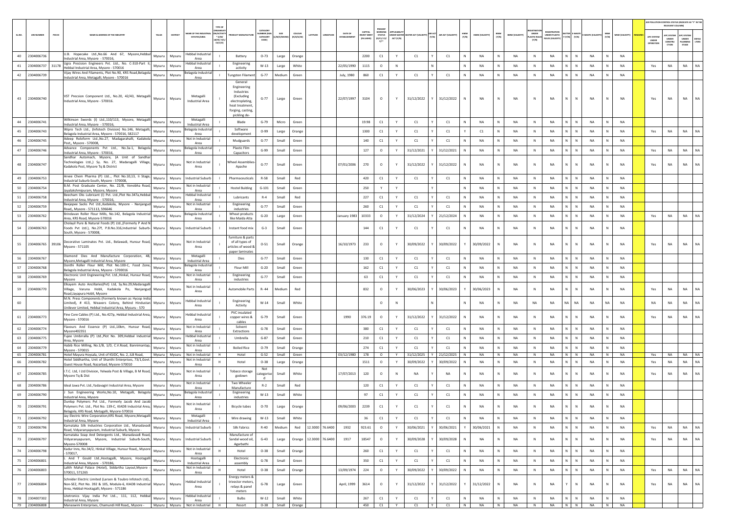| SL.NO. | UIN NUMBER | PCB ID | NAME & ADDRESS OF THE INDUSTRY | TALUK | DISTRICT | NAME OF THE INDUSTRIAL ESTATES/AREA | TYPE OF ORGANISATION/ ACTIVITY* (I/M/ LB/HC/ H/ CE/C/O) | PRODUCT MANUFACTURE | CATEGORY NUMBER (XGN CATEGORY CODE) | SIZE (L/M/S/MICRO) | COLOUR (R/O/G/W) | LATITUDE | LONGITUDE | DATE OF ESTABLISHMENT | CAPITAL INVEST MENT (IN LAKHS) | PRESENT WORKING STATUS (O/C1/ C2/ Y)** | APPLICABILITY UNDER WATER ACT (Y/N) | WATER ACT (VALIDITY) | AIR ACT (Y/N) | AIR ACT (VALIDITY) | HWM (Y/N) | HWM (VALIDITY) | BMW (Y/N) | BMW (VALIDITY) | REGISTRATION UNDER PLASTIC RULES (Y/N) | REGISTRATION UNDER PLASTIC RULES (VALIDITY) | BATTERY (Y/N) | E-WASTE (Y/N) | E-WASTE (VALIDITY) | MSW (Y/N) | MSW (VALIDITY) | REMARKS | AIR POLLUTION CONTROL STATUS (INDICATE AS "Y" IN THE RELEVANT COLUMN) APC SYSTEM UNDER OPERATION | APC SYSTEM UNDER CONSTRUCTION | APC SYSTEM UNDER PLANNING STAGE | DEFAULTERS |
|---|---|---|---|---|---|---|---|---|---|---|---|---|---|---|---|---|---|---|---|---|---|---|---|---|---|---|---|---|---|---|---|---|---|---|---|---|
| 40 | 2304006736 | | U.B. Hopecake Ltd.,No.66 And 67, Mysore,Hebbal Industrial Area, Mysore - 570016, | Mysuru | Mysuru | Hebbal Industrial Area | I | Battery | O-73 | Large | Orange | | | | 2200 | C1 | Y | C1 | Y | C1 | N | NA | N | NA | N | NA | N | N | NA | N | NA | | | | | |
| 41 | 2304006737 | 31178 | Ugra Precision Engineers Pvt. Ltd., No. C-310-Part II, Hebbal Industrial Area, Mysore - 570016 | Mysuru | Mysuru | Hebbal Industrial Area | I | Engineering activity | W-13 | Large | White | | | 22/05/1990 | 1115 | O | N | | N | | N | NA | N | NA | N | NA | N | N | NA | N | NA | | Yes | NA | NA | NA |
| 42 | 2304006739 | | Vijay Wires And Filaments, Plot No.90, KRS Road,Belagola Industrial Area, Metagalli, Mysore - 570016 | Mysuru | Mysuru | Belagola Industrial Area | I | Tungsten Filament | G-77 | Medium | Green | | | July, 1980 | 860 | C1 | Y | C1 | Y | C1 | N | NA | N | NA | N | NA | N | N | NA | N | NA | | | | | |
| 43 | 2304006740 | | VST Precsion Component Ltd., No.20, 42/43, Metagalli Industrial Area, Mysore - 570016. | Mysuru | Mysuru | Metagalli Industrial Area | I | General Engineering Industries (Excluding electroplating, heat treatment, forging, casting, pickling de- | G-77 | Large | Green | | | 22/07/1997 | 3104 | O | Y | 31/12/2022 | Y | 31/12/2022 | N | NA | N | NA | N | NA | N | N | NA | N | NA | | Yes | NA | NA | NA |
| 44 | 2304006741 | | Wilkinson Swords (I) Ltd.,110/113, Mysore, Metagalli Industrial Area, Mysore - 570016, | Mysuru | Mysuru | Metagalli Industrial Area | I | Blade | G-79 | Micro | Green | | | | 19.98 | C1 | Y | C1 | Y | C1 | N | NA | N | NA | N | NA | N | N | NA | N | NA | | | | | |
| 45 | 2304006743 | | Wipro Tech Ltd., (Infotech Division) No.146, Metagalli, Belagola Industrial Area, Mysore - 570016, 582117 | Mysuru | Mysuru | Belagola Industrial Area | I | Software development | O-99 | Large | Orange | | | | 1300 | C1 | Y | C1 | Y | C1 | Y | C1 | N | NA | N | NA | N | N | NA | N | NA | | Yes | NA | NA | NA |
| 46 | 2304006745 | | Adeep Roloform Ltd.,No.27, Madagarahalli, Kadakola Post,, Mysore - 570008, | Mysuru | Mysuru | Not in Industrial Area | I | Mudguards | G-77 | Small | Green | | | | 140 | C1 | Y | C1 | Y | C1 | N | NA | N | NA | N | NA | N | N | NA | N | NA | | | | | |
| 47 | 2304006746 | | Advance Components Pvt Ltd., No.3a-1, Belagola Industrial Area, Mysore - 570016, | Mysuru | Mysuru | Belagola Industrial Area | I | Plastic Film Capacitors | G-99 | Small | Green | | | | 127 | O | Y | 31/12/2021 | Y | 31/12/2021 | N | NA | N | NA | N | NA | N | N | NA | N | NA | | Yes | NA | NA | NA |
| 48 | 2304006747 | | Sandhar Automach, Mysore, (A Unit of Sandhar Technologies Ltd.,) Sy. No. 27, Madaragalli Village, Kadakola Post, Mysore Tq & District | Mysuru | Mysuru | Not in Industrial Area | I | Wheel Assemblies-Apache | G-77 | Small | Green | | | 07/01/2006 | 270 | O | Y | 31/12/2022 | Y | 31/12/2022 | N | NA | N | NA | N | NA | N | N | NA | N | NA | | Yes | NA | NA | NA |
| 49 | 2304006753 | | Arvee Chem Pharma (P) Ltd.., Plot No.10,13, Ii Stage, Industrial Suburb-South, Mysore - 570008, | Mysuru | Mysuru | Industrial Suburb | I | Pharmaceuticals | R-58 | Small | Red | | | | 420 | C1 | Y | C1 | Y | C1 | N | NA | N | NA | N | NA | N | N | NA | N | NA | | | | | |
| 50 | 2304006754 | | B.M. Post Graduate Center, No. 22/B, Venobha Road, Jayalakshmipuram, Mysore, Mysore | Mysuru | Mysuru | Not in Industrial Area | I | Hostel Bulding | G-101 | Small | Green | | | | 250 | Y | Y | | Y | | N | NA | N | NA | N | NA | N | N | NA | N | NA | | | | | |
| 51 | 2304006758 | | Beecham Oks Lubricant (I) Pvt. Ltd.,Plot No.347a,Hebbal Industrial Area, Mysore - 570016, | Mysuru | Mysuru | Hebbal Industrial Area | I | Lubricants | R-4 | Small | Red | | | | 227 | C1 | Y | C1 | Y | C1 | N | NA | N | NA | N | NA | N | N | NA | N | NA | | | | | |
| 52 | 2304006759 | | Beejepee Sacks Pvt Ltd.,Kadakola, Mysore - Nanjangud Road,, Mysore - 571113, 596646 | Mysuru | Mysuru | Not in Industrial Area | I | Engineering industries | G-77 | Small | Green | | | | 260 | C1 | Y | C1 | Y | C1 | N | NA | N | NA | N | NA | N | N | NA | N | NA | | | | | |
| 53 | 2304006762 | | Brindavan Roller Flour Mills, No.142, Belagola Industrial Area, KRS Road, Mysore-570016 | Mysuru | Mysuru | Belagola Industrial Area | I | Wheat products like Maida Atta | G-20 | Large | Green | | | January 1983 | 10333 | O | Y | 31/12/2024 | Y | 21/12/2024 | N | NA | N | NA | N | NA | N | N | NA | N | NA | | Yes | NA | NA | NA |
| 54 | 2304006763 | | Cholayil Pure & Natural Foods (P) Ltd.,(Formerly P And N Foods Pvt Ltd.), No.27f, P.B.No.316,Industrial Suburb-South, Mysore - 570008, | Mysuru | Mysuru | Industrial Suburb | I | Instant food mix | G-3 | Small | Green | | | | 144 | C1 | Y | C1 | Y | C1 | N | NA | N | NA | N | NA | N | N | NA | N | NA | | | | | |
| 55 | 2304006765 | 39106 | Decorative Laminates Pvt. Ltd., Belawadi, Hunsur Road, Mysore - 571105 | Mysuru | Mysuru | Not in Industrial Area | I | furniture & parts of all types of articles of wood & paper laminates | O-51 | Small | Orange | | | 16/10/1973 | 233 | O | Y | 30/09/2022 | Y | 30/09/2022 | Y | 30/09/2022 | N | NA | N | NA | N | N | NA | N | NA | | Yes | NA | NA | NA |
| 56 | 2304006767 | | Diamond Dies And Manufacture Corporation, 48, Mysore,Metagalli Industrial Area, Mysore | Mysuru | Mysuru | Metagalli Industrial Area | I | Dies | G-77 | Small | Green | | | | 130 | C1 | Y | C1 | Y | C1 | N | NA | N | NA | N | NA | N | N | NA | N | NA | | | | | |
| 57 | 2304006768 | | Donthi Roller Flour Mill, Plot No.100-C, Food Zone, Belagola Industrial Area, Mysore - 5700016 | Mysuru | Mysuru | Belagola Industrial Area | I | Flour Mill | G-20 | Small | Green | | | | 162 | C1 | Y | C1 | Y | C1 | N | NA | N | NA | N | NA | N | N | NA | N | NA | | | | | |
| 58 | 2304006769 | | Electronic Unit Engineering Pvt. Ltd.,Hinkal, Hunsur Road, Mysore | Mysuru | Mysuru | Not in Industrial Area | I | Engineering industries | G-77 | Small | Green | | | | 63 | C1 | Y | C1 | Y | C1 | N | NA | N | NA | N | NA | N | N | NA | N | NA | | | | | |
| 59 | 2304006770 | | Elkayem Auto Ancillaries(Pvt) Ltd, Sy.No.29,Madaragalli Village, Varuna Hobli, Kadakola Po, Nanjangud Road,Jayapura Hobli, Mysore | Mysuru | Mysuru | Not in Industrial Area | I | Automobile Parts | R- 44 | Medium | Red | | | | 832 | O | Y | 30/06/2023 | Y | 30/06/2023 | Y | 30/06/2023 | N | NA | N | NA | N | N | NA | N | NA | | Yes | NA | NA | NA |
| 60 | | | M.N. Press Components (Formerly known as Hycop India Limited), # 413, Weavers Colony, Behind Hindustan Unilever Limited, Hebbal Industrial Area, Mysuru - 570 | Mysuru | Mysuru | Hebbal Industrial Area | I | Engineering Activity | W-14 | Small | White | | | | | O | N | | N | | N | NA | N | NA | NA | NA | NA | NA | NA | NA | NA | | NA | NA | NA | NA |
| 61 | 2304006773 | | Fine Core Cables (P) Ltd., No.427p, Hebbal Industrial Area, Mysore - 570016 | Mysuru | Mysuru | Hebbal Industrial Area | I | PVC insulated copper wires & cables | G-79 | Small | Green | | | 1990 | 376.19 | O | Y | 31/12/2022 | Y | 31/12/2022 | N | NA | N | NA | N | NA | N | N | NA | N | NA | | Yes | NA | NA | NA |
| 62 | 2304006774 | | Flavours And Essence (P) Ltd.,10km, Hunsur Road, Mysore402351 | Mysuru | Mysuru | Not in Industrial Area | I | Solvent Extractions | G-78 | Small | Green | | | | 380 | C1 | Y | C1 | Y | C1 | N | NA | N | NA | N | NA | N | N | NA | N | NA | | | | | |
| 63 | 2304006775 | | Fujee Umbrralla (P) Ltd.,Plot No. 309,Hebbal Industrial Area, Mysore | Mysuru | Mysuru | Hebbal Industrial Area | I | Umbrella | G-87 | Small | Green | | | | 210 | C1 | Y | C1 | Y | C1 | N | NA | N | NA | N | NA | N | N | NA | N | NA | | | | | |
| 64 | 2304006779 | | Habib Rice Milling, No.1/B, 1/D, C.V.Road, Bannimantap, Mysore - 570015 | Mysuru | Mysuru | Not in Industrial Area | I | Boiled Rice | O-79 | Small | Orange | | | | 274 | C1 | Y | C1 | Y | C1 | N | NA | N | NA | N | NA | N | N | NA | N | NA | | | | | |
| 65 | 2304006781 | | Hotel Mayura Hoysala, Unit of KSIDC, No. 2, JLB Road, | Mysuru | Mysuru | Not in Industrial Area | H | Hotel | G-52 | Small | Green | | | 03/12/1980 | 178 | O | Y | 31/12/2025 | Y | 21/12/2025 | N | NA | N | NA | N | NA | N | N | NA | N | NA | | Yes | NA | NA | NA |
| 66 | 2304006782 | | Hotel Siddhartha, Unit of Shanthi Enterprises, 73/1,Govt. Guest House Road, Nazarbad, Mysore-570010 | Mysuru | Mysuru | Not in Industrial Area | H | Hotel | O-38 | Large | Orange | | | | 1511 | O | Y | 30/09/2022 | Y | 30/09/2022 | N | NA | N | NA | N | NA | N | N | NA | N | NA | | Yes | NA | NA | NA |
| 67 | 2304006785 | | I.T.C. Ltd, I Ltd Division, Yelwala Post & Village, B M Road, Mysore Tq & Dist | Mysuru | Mysuru | Not in Industrial Area | I | Tobaco storage godown | Not categorised | Small | White | | | 17/07/2013 | 120 | O | N | NA | Y | NA | N | NA | N | NA | N | NA | N | N | NA | N | NA | | Yes | NA | NA | NA |
| 68 | 2304006786 | | Ideal Jawa Pvt. Ltd.,Yadavagiri Industrial Area, Mysore | Mysuru | Mysuru | Not in Industrial Area | I | Two Wheeler Manufacture | R-2 | Small | Red | | | | 120 | C1 | Y | C1 | Y | C1 | N | NA | N | NA | N | NA | N | N | NA | N | NA | | | | | |
| 69 | 2304006790 | | J Sun Engineering Works,No.10, Metagalli, Belagola Industrial Area, Mysore | Mysuru | Mysuru | Belagola Industrial Area | I | Engineering industries | W-13 | Small | White | | | | 97 | C1 | Y | C1 | Y | C1 | N | NA | N | NA | N | NA | N | N | NA | N | NA | | | | | |
| 70 | 2304006791 | | Dunlop Polymers Pvt Ltd., Formerly Jacob And Jacob Polymers Pvt. Ltd., Plot No. 139-C, KIADB Industrial Area, Belagola, KRS Road, Metagalli, Mysore-570016 | Mysuru | Mysuru | Not in Industrial Area | I | Bicycle tubes | O-70 | Large | Orange | | | 09/06/2003 | 2239 | C1 | Y | C1 | Y | C1 | N | NA | N | NA | N | NA | N | N | NA | N | NA | | | | | |
| 71 | 2304006792 | | Jay Electric Wire Corporation,KRS Road, Mysore,Metagalli Industrial Area, Mysore | Mysuru | Mysuru | Metagalli Industrial Area | I | Wire drawing | W-13 | Small | White | | | | 36 | C1 | Y | C1 | Y | C1 | N | NA | N | NA | N | NA | N | N | NA | N | NA | | | | | |
| 72 | 2304006796 | | Karnataka Silk Industries Corporation Ltd., Manadavadi Road, Vidyaranyapuram, Industrial Suburb, Mysore - | Mysuru | Mysuru | Industrial Suburb | I | Silk Fabrics | R-40 | Medium | Red | 12.3000 | 76.6400 | 1932 | 923.61 | O | Y | 30/06/2021 | Y | 30/06/2021 | Y | 30/06/2021 | N | NA | N | NA | N | N | NA | N | NA | | Yes | NA | NA | NA |
| 73 | 2304006797 | | Karnataka Soap And Detergents Ltd., Manadavadi Road, Vidyaranyapuram, Mysore, Industrial Suburb-South, Mysore-570008 | Mysuru | Mysuru | Industrial Suburb | I | Manufacture of Sandal wood oil, Agarbathi | G-43 | Large | Orange | 12.3000 | 76.6400 | 1917 | 18547 | O | Y | 30/09/2028 | Y | 30/09/2028 | N | NA | N | NA | N | NA | N | N | NA | N | NA | | Yes | NA | NA | NA |
| 74 | 2304006798 | | Kadur Inns, No.34/2, Hinkal Village, Hunsur Road,, Mysore - 570017, | Mysuru | Mysuru | Not in Industrial Area | H | Hotel | O-38 | Small | Orange | | | | 260 | C1 | Y | C1 | Y | C1 | N | NA | N | NA | N | NA | N | N | NA | N | NA | | | | | |
| 75 | 2304006801 | | L And T Gould Ltd.,Hootagalli, Mysore, Hootagalli Industrial Area, Mysore - 570186, | Mysuru | Mysuru | Hootagalli Industrial Area | I | Electronic assembly | G-78 | Small | Green | | | | 350 | C1 | Y | C1 | Y | C1 | N | NA | N | NA | N | NA | N | N | NA | N | NA | | | | | |
| 76 | 2304006803 | | Lalith Mahal Palace (Hotel), Siddartha Layout,Mysore - 570011, 571265 | Mysuru | Mysuru | Not in Industrial Area | H | Hotel | O-38 | Small | Orange | | | 13/09/1974 | 224 | O | Y | 30/09/2022 | Y | 30/09/2022 | N | NA | N | NA | N | NA | N | N | NA | N | NA | | Yes | NA | NA | NA |
| 77 | 2304006804 | | Schnider Electric Limited (Larsen & Toubro Infotech Ltd)., Non-SEZ, Plot No. 392 & 105, Module-II, KIADB Industrial Area, Hebbal-Hootagalli, Mysore - 571186 | Mysuru | Mysuru | Hebbal Industrial Area | I | Energy meters & trivector meters, relays & panel meters | G-78 | Large | Green | | | April, 1999 | 3614 | O | Y | 31/12/2022 | Y | 31/12/2022 | Y | 31/12/2022 | N | NA | N | NA | Y | N | NA | N | NA | | Yes | NA | NA | NA |
| 78 | 2304007302 | | Litetronics Vijay India Pvt Ltd.., 111, 112, Hebbal Industrial Area, Mysore | Mysuru | Mysuru | Hebbal Industrial Area | I | Bulbs | W-12 | Small | White | | | | 267 | C1 | Y | C1 | Y | C1 | N | NA | N | NA | N | NA | N | N | NA | N | NA | | | | | |
| 79 | 2304006808 | | Manaswini Enterprises, Chamundi Hill Road,, Mysore - | Mysuru | Mysuru | Not in Industrial Area | H | Resort | O-38 | Small | Orange | | | | 450 | C1 | Y | C1 | Y | C1 | N | NA | N | NA | N | NA | N | N | NA | N | NA | | | | | |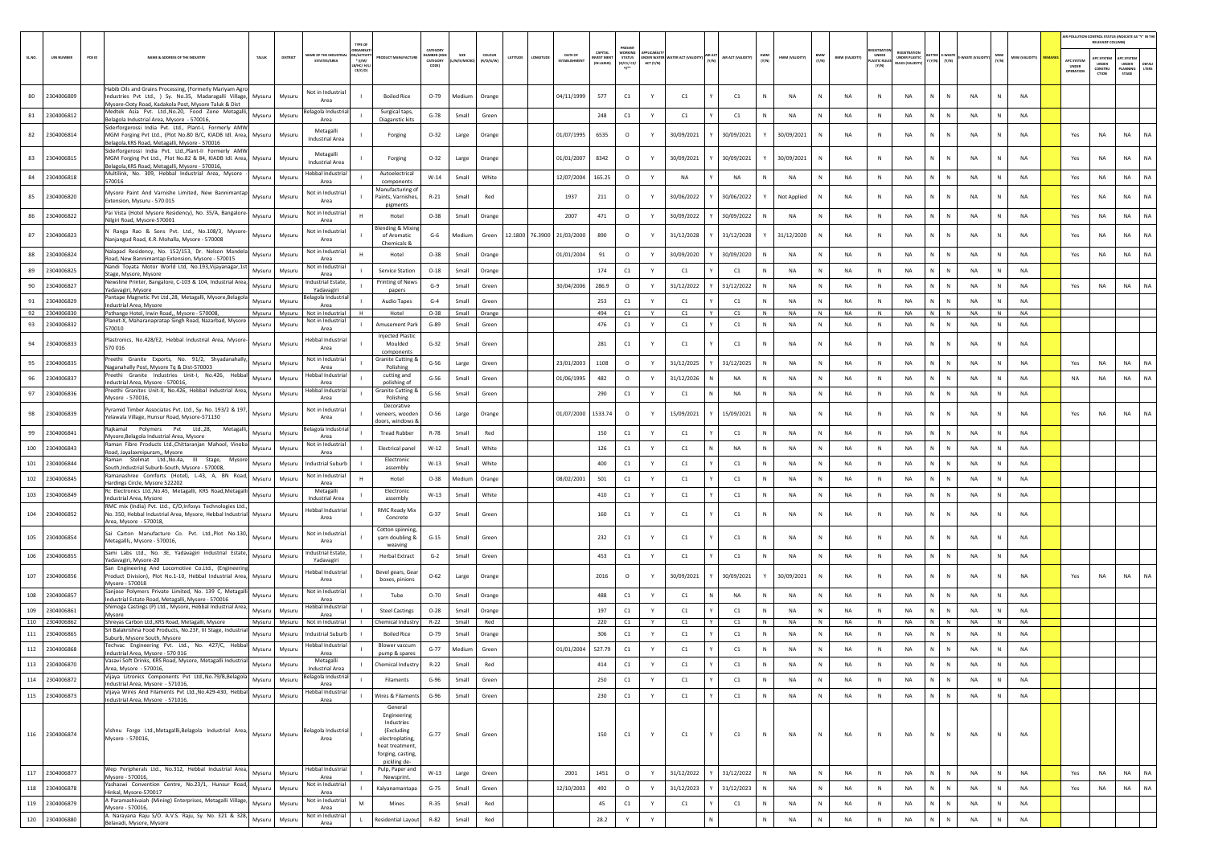| SL.NO. | UIN NUMBER | PCB ID | NAME & ADDRESS OF THE INDUSTRY | TALUK | DISTRICT | NAME OF THE INDUSTRIAL ESTATES/AREA | TYPE OF ORGANISATION/ACTIVITY * (I/M/LB/HC/H/L/CE/C/O) | PRODUCT MANUFACTURE | CATEGORY NUMBER (XGN CATEGORY CODE) | SIZE (L/M/S/MICRO) | COLOUR (R/O/G/W) | LATITUDE | LONGITUDE | DATE OF ESTABLISHMENT | CAPITAL INVEST MENT (IN LAKHS) | PRESENT WORKING STATUS (O/C1/C2/Y)* | APPLICABILITY UNDER WATER ACT (Y/N) | WATER ACT (VALIDITY) | AIR ACT (Y/N) | AIR ACT (VALIDITY) | HWM (Y/N) | HWM (VALIDITY) | BMW (Y/N) | BMW (VALIDITY) | REGISTRATION UNDER PLASTIC RULES (Y/N) | REGISTRATION UNDER PLASTIC RULES (VALIDITY) | BATTERY (Y/N) | E-WASTE (Y/N) | E-WASTE (VALIDITY) | MSW (Y/N) | MSW (VALIDITY) | REMARKS | AIR POLLUTION CONTROL STATUS (INDICATE AS "Y" IN THE RELEVANT COLUMN) | | | |
|---|---|---|---|---|---|---|---|---|---|---|---|---|---|---|---|---|---|---|---|---|---|---|---|---|---|---|---|---|---|---|---|---|---|---|---|---|
| | | | | | | | | | | | | | | | | | | | | | | | | | | | | | | | | | APC SYSTEM UNDER OPERATION | APC SYSTEM UNDER CONSTRUCTION | APC SYSTEM UNDER PLANNING STAGE | DEFAULTERS |
| 80 | 2304006809 | | Habib Oils and Grains Processing, (Formerly Mariyam Agro Industries Pvt Ltd., ) Sy. No.35, Madaragalli Village, Mysore-Ooty Road, Kadakola Post, Mysore Taluk & Dist | Mysuru | Mysuru | Not in Industrial Area | I | Boiled Rice | O-79 | Medium | Orange | | | 04/11/1999 | 577 | C1 | Y | C1 | Y | C1 | N | NA | N | NA | N | NA | N | N | NA | N | NA | | | | | |
| 81 | 2304006812 | | Medtek Asia Pvt. Ltd.,No.20, Food Zone Metagalli, Belagola Industrial Area, Mysore - 570016, | Mysuru | Mysuru | Belagola Industrial Area | I | Surgical taps, Diaganstic kits | G-78 | Small | Green | | | | 248 | C1 | Y | C1 | Y | C1 | N | NA | N | NA | N | NA | N | N | NA | N | NA | | | | | |
| 82 | 2304006814 | | Siderforgerossi India Pvt. Ltd., Plant-I, Formerly AMW MGM Forging Pvt Ltd., (Plot No.80 B/C, KIADB Idl. Area, Belagola,KRS Road, Metagalli, Mysore - 570016 | Mysuru | Mysuru | Metagalli Industrial Area | I | Forging | O-32 | Large | Orange | | | 01/07/1995 | 6535 | O | Y | 30/09/2021 | Y | 30/09/2021 | Y | 30/09/2021 | N | NA | N | NA | N | N | NA | N | NA | | Yes | NA | NA | NA |
| 83 | 2304006815 | | Siderforgerossi India Pvt. Ltd.,Plant-II Formerly AMW MGM Forging Pvt Ltd., Plot No.82 & 84, KIADB Idl. Area, Belagola,KRS Road, Metagalli, Mysore - 570016, | Mysuru | Mysuru | Metagalli Industrial Area | I | Forging | O-32 | Large | Orange | | | 01/01/2007 | 8342 | O | Y | 30/09/2021 | Y | 30/09/2021 | Y | 30/09/2021 | N | NA | N | NA | N | N | NA | N | NA | | Yes | NA | NA | NA |
| 84 | 2304006818 | | Multilink, No. 309, Hebbal Industrial Area, Mysore - 570016 | Mysuru | Mysuru | Hebbal Industrial Area | I | Autoelectrical components | W-14 | Small | White | | | 12/07/2004 | 165.25 | O | Y | NA | Y | NA | N | NA | N | NA | N | NA | N | N | NA | N | NA | | Yes | NA | NA | NA |
| 85 | 2304006820 | | Mysore Paint And Varnishe Limited, New Bannimantap Extension, Mysuru - 570 015 | Mysuru | Mysuru | Not in Industrial Area | I | Manufacturing of Paints, Varnishes, pigments | R-21 | Small | Red | | | 1937 | 211 | O | Y | 30/06/2022 | Y | 30/06/2022 | Y | Not Applied | N | NA | N | NA | N | N | NA | N | NA | | Yes | NA | NA | NA |
| 86 | 2304006822 | | Pai Vista (Hotel Mysore Residency), No. 35/A, Bangalore-Nilgiri Road, Mysore-570001 | Mysuru | Mysuru | Not in Industrial Area | H | Hotel | O-38 | Small | Orange | | | 2007 | 471 | O | Y | 30/09/2022 | Y | 30/09/2022 | N | NA | N | NA | N | NA | N | N | NA | N | NA | | Yes | NA | NA | NA |
| 87 | 2304006823 | | N Ranga Rao & Sons Pvt. Ltd., No.108/3, Mysore-Nanjangud Road, K.R. Mohalla, Mysore - 570008 | Mysuru | Mysuru | Not in Industrial Area | I | Blending & Mixing of Aromatic Chemicals & | G-6 | Medium | Green | 12.1800 | 76.3900 | 21/03/2000 | 890 | O | Y | 31/12/2028 | Y | 31/12/2028 | Y | 31/12/2020 | N | NA | N | NA | N | N | NA | N | NA | | Yes | NA | NA | NA |
| 88 | 2304006824 | | Nalapad Residency, No. 152/153, Dr. Nelson Mandela Road, New Bannimantap Extension, Mysore - 570015 | Mysuru | Mysuru | Not in Industrial Area | H | Hotel | O-38 | Small | Orange | | | 01/01/2004 | 91 | O | Y | 30/09/2020 | Y | 30/09/2020 | N | NA | N | NA | N | NA | N | N | NA | N | NA | | Yes | NA | NA | NA |
| 89 | 2304006825 | | Nandi Toyata Motor World Ltd, No.193,Vijayanagar,1st Stage, Mysore, Mysore | Mysuru | Mysuru | Not in Industrial Area | I | Service Station | O-18 | Small | Orange | | | | 174 | C1 | Y | C1 | Y | C1 | N | NA | N | NA | N | NA | N | N | NA | N | NA | | | | | |
| 90 | 2304006827 | | Newsline Printer, Bangalore, C-103 & 104, Industrial Area, Yadavagiri, Mysore | Mysuru | Mysuru | Industrial Estate, Yadavagiri | I | Printing of News papers | G-9 | Small | Green | | | 30/04/2006 | 286.9 | O | Y | 31/12/2022 | Y | 31/12/2022 | N | NA | N | NA | N | NA | N | N | NA | N | NA | | Yes | NA | NA | NA |
| 91 | 2304006829 | | Pantape Magnetic Pvt Ltd.,28, Metagalli, Mysore,Belagola Industrial Area, Mysore | Mysuru | Mysuru | Belagola Industrial Area | I | Audio Tapes | G-4 | Small | Green | | | | 253 | C1 | Y | C1 | Y | C1 | N | NA | N | NA | N | NA | N | N | NA | N | NA | | | | | |
| 92 | 2304006830 | | Pathange Hotel, Irwin Road,, Mysore - 570008, | Mysuru | Mysuru | Not in Industrial | H | Hotel | O-38 | Small | Orange | | | | 494 | C1 | Y | C1 | Y | C1 | N | NA | N | NA | N | NA | N | N | NA | N | NA | | | | | |
| 93 | 2304006832 | | Planet-X, Maharanapratap Singh Road, Nazarbad, Mysore 570010 | Mysuru | Mysuru | Not in Industrial Area | I | Amusement Park | G-89 | Small | Green | | | | 476 | C1 | Y | C1 | Y | C1 | N | NA | N | NA | N | NA | N | N | NA | N | NA | | | | | |
| 94 | 2304006833 | | Plastronics, No.428/E2, Hebbal Industrial Area, Mysore-570 016 | Mysuru | Mysuru | Hebbal Industrial Area | I | Injected Plastic Moulded components | G-32 | Small | Green | | | | 281 | C1 | Y | C1 | Y | C1 | N | NA | N | NA | N | NA | N | N | NA | N | NA | | | | | |
| 95 | 2304006835 | | Preethi Granite Exports, No. 91/2, Shyadanahally, Naganahally Post, Mysore Tq & Dist-570003 | Mysuru | Mysuru | Not in Industrial Area | I | Granite Cutting & Polishing | G-56 | Large | Green | | | 23/01/2003 | 1108 | O | Y | 31/12/2025 | Y | 31/12/2025 | N | NA | N | NA | N | NA | N | N | NA | N | NA | | Yes | NA | NA | NA |
| 96 | 2304006837 | | Preethi Granite Industries Unit-I, No.426, Hebbal Industrial Area, Mysore - 570016, | Mysuru | Mysuru | Hebbal Industrial Area | I | cutting and polishing of | G-56 | Small | Green | | | 01/06/1995 | 482 | O | Y | 31/12/2026 | N | NA | N | NA | N | NA | N | NA | N | N | NA | N | NA | | NA | NA | NA | NA |
| 97 | 2304006836 | | Preethi Granites Unit-II, No.426, Hebbal Industrial Area, Mysore - 570016, | Mysuru | Mysuru | Hebbal Industrial Area | I | Granite Cutting & Polishing | G-56 | Small | Green | | | | 290 | C1 | Y | C1 | N | NA | N | NA | N | NA | N | NA | N | N | NA | N | NA | | | | | |
| 98 | 2304006839 | | Pyramid Timber Associates Pvt. Ltd., Sy. No. 193/2 & 197, Yelawala Village, Hunsur Road, Mysore-571130 | Mysuru | Mysuru | Not in Industrial Area | I | Decorative veneers, wooden doors, windows & | O-56 | Large | Orange | | | 01/07/2000 | 1533.74 | O | Y | 15/09/2021 | Y | 15/09/2021 | N | NA | N | NA | N | NA | N | N | NA | N | NA | | Yes | NA | NA | NA |
| 99 | 2304006841 | | Rajkamal Polymers Pvt Ltd.,28, Metagalli, Mysore,Belagola Industrial Area, Mysore | Mysuru | Mysuru | Belagola Industrial Area | I | Tread Rubber | R-78 | Small | Red | | | | 150 | C1 | Y | C1 | Y | C1 | N | NA | N | NA | N | NA | N | N | NA | N | NA | | | | | |
| 100 | 2304006843 | | Raman Fibre Products Ltd.,Chittaranjan Mahool, Vinoba Road, Jayalaxmipuram,, Mysore | Mysuru | Mysuru | Not in Industrial Area | I | Electrical panel | W-12 | Small | White | | | | 126 | C1 | Y | C1 | N | NA | N | NA | N | NA | N | NA | N | N | NA | N | NA | | | | | |
| 101 | 2304006844 | | Raman Stelmat Ltd.,No.4a, III Stage, Mysore South,Industrial Suburb-South, Mysore - 570008, | Mysuru | Mysuru | Industrial Suburb | I | Electronic assembly | W-13 | Small | White | | | | 400 | C1 | Y | C1 | Y | C1 | N | NA | N | NA | N | NA | N | N | NA | N | NA | | | | | |
| 102 | 2304006845 | | Ramanashree Comforts (Hotel), L-43, A, BN Road, Hardings Circle, Mysore 522202 | Mysuru | Mysuru | Not in Industrial Area | H | Hotel | O-38 | Medium | Orange | | | 08/02/2001 | 501 | C1 | Y | C1 | Y | C1 | N | NA | N | NA | N | NA | N | N | NA | N | NA | | | | | |
| 103 | 2304006849 | | Rc Electronics Ltd.,No.45, Metagalli, KRS Road,Metagalli Industrial Area, Mysore | Mysuru | Mysuru | Metagalli Industrial Area | I | Electronic assembly | W-13 | Small | White | | | | 410 | C1 | Y | C1 | Y | C1 | N | NA | N | NA | N | NA | N | N | NA | N | NA | | | | | |
| 104 | 2304006852 | | RMC mix (India) Pvt. Ltd., C/O,Infosys Technologies Ltd., No. 350, Hebbal Industrial Area, Mysore, Hebbal Industrial Area, Mysore - 570018, | Mysuru | Mysuru | Hebbal Industrial Area | I | RMC Ready Mix Concrete | G-37 | Small | Green | | | | 160 | C1 | Y | C1 | Y | C1 | N | NA | N | NA | N | NA | N | N | NA | N | NA | | | | | |
| 105 | 2304006854 | | Sai Carton Manufacture Co. Pvt. Ltd.,Plot No.130, Metagallli,, Mysore - 570016, | Mysuru | Mysuru | Not in Industrial Area | I | Cotton spinning, yarn doubling & weaving | G-15 | Small | Green | | | | 232 | C1 | Y | C1 | Y | C1 | N | NA | N | NA | N | NA | N | N | NA | N | NA | | | | | |
| 106 | 2304006855 | | Sami Labs Ltd., No. 3E, Yadavagiri Industrial Estate, Yadavagiri, Mysore-20 | Mysuru | Mysuru | Industrial Estate, Yadavagiri | I | Herbal Extract | G-2 | Small | Green | | | | 453 | C1 | Y | C1 | Y | C1 | N | NA | N | NA | N | NA | N | N | NA | N | NA | | | | | |
| 107 | 2304006856 | | San Engineering And Locomotive Co.Ltd., (Engineering Product Division), Plot No.1-10, Hebbal Industrial Area, Mysore - 570018 | Mysuru | Mysuru | Hebbal Industrial Area | I | Bevel gears, Gear boxes, pinions | O-62 | Large | Orange | | | | 2016 | O | Y | 30/09/2021 | Y | 30/09/2021 | Y | 30/09/2021 | N | NA | N | NA | N | N | NA | N | NA | | Yes | NA | NA | NA |
| 108 | 2304006857 | | Sanjose Polymers Private Limited, No. 139 C, Metagalli Industrial Estate Road, Metagalli, Mysore - 570016 | Mysuru | Mysuru | Not in Industrial Area | I | Tube | O-70 | Small | Orange | | | | 488 | C1 | Y | C1 | N | NA | N | NA | N | NA | N | NA | N | N | NA | N | NA | | | | | |
| 109 | 2304006861 | | Shimoga Castings (P) Ltd., Mysore, Hebbal Industrial Area, Mysore | Mysuru | Mysuru | Hebbal Industrial Area | I | Steel Castings | O-28 | Small | Orange | | | | 197 | C1 | Y | C1 | Y | C1 | N | NA | N | NA | N | NA | N | N | NA | N | NA | | | | | |
| 110 | 2304006862 | | Shreyas Carbon Ltd.,KRS Road, Metagalli, Mysore | Mysuru | Mysuru | Not in Industrial Area | I | Chemical Industry | R-22 | Small | Red | | | | 220 | C1 | Y | C1 | Y | C1 | N | NA | N | NA | N | NA | N | N | NA | N | NA | | | | | |
| 111 | 2304006865 | | Sri Balakrishna Food Products, No.23F, III Stage, Industrial Suburb, Mysore South, Mysore | Mysuru | Mysuru | Industrial Suburb | I | Boiled Rice | O-79 | Small | Orange | | | | 306 | C1 | Y | C1 | Y | C1 | N | NA | N | NA | N | NA | N | N | NA | N | NA | | | | | |
| 112 | 2304006868 | | Techvac Engineering Pvt. Ltd., No. 427/C, Hebbal Industrial Area, Mysore - 570 016 | Mysuru | Mysuru | Hebbal Industrial Area | I | Blower vaccum pump & spares | G-77 | Medium | Green | | | 01/01/2004 | 527.79 | C1 | Y | C1 | Y | C1 | N | NA | N | NA | N | NA | N | N | NA | N | NA | | | | | |
| 113 | 2304006870 | | Vasavi Soft Drinks, KRS Road, Mysore, Metagalli Industrial Area, Mysore - 570016, | Mysuru | Mysuru | Metagalli Industrial Area | I | Chemical Industry | R-22 | Small | Red | | | | 414 | C1 | Y | C1 | Y | C1 | N | NA | N | NA | N | NA | N | N | NA | N | NA | | | | | |
| 114 | 2304006872 | | Vijaya Litronics Components Pvt Ltd.,No.79/B,Belagola Industrial Area, Mysore - 571016, | Mysuru | Mysuru | Belagola Industrial Area | I | Filaments | G-96 | Small | Green | | | | 250 | C1 | Y | C1 | Y | C1 | N | NA | N | NA | N | NA | N | N | NA | N | NA | | | | | |
| 115 | 2304006873 | | Vijaya Wires And Filaments Pvt Ltd.,No.429-430, Hebbal Industrial Area, Mysore - 571016, | Mysuru | Mysuru | Hebbal Industrial Area | I | Wires & Filaments | G-96 | Small | Green | | | | 230 | C1 | Y | C1 | Y | C1 | N | NA | N | NA | N | NA | N | N | NA | N | NA | | | | | |
| 116 | 2304006874 | | Vishnu Forge Ltd.,Metagallli,Belagola Industrial Area, Mysore - 570016, | Mysuru | Mysuru | Belagola Industrial Area | I | General Engineering Industries (Excluding electroplating, heat treatment, forging, casting, pickling de- | G-77 | Small | Green | | | | 150 | C1 | Y | C1 | Y | C1 | N | NA | N | NA | N | NA | N | N | NA | N | NA | | | | | |
| 117 | 2304006877 | | Wep Peripherals Ltd., No.312, Hebbal Industrial Area, Mysore - 570016, | Mysuru | Mysuru | Hebbal Industrial Area | I | Pulp, Paper and Newsprint. | W-13 | Large | Green | | | 2001 | 1451 | O | Y | 31/12/2022 | Y | 31/12/2022 | N | NA | N | NA | N | NA | N | N | NA | N | NA | | Yes | NA | NA | NA |
| 118 | 2304006878 | | Yashaswi Convention Centre, No.23/1, Hunsur Road, Hinkal, Mysore-570017 | Mysuru | Mysuru | Not in Industrial Area | I | Kalyanamantapa | G-75 | Small | Green | | | 12/10/2003 | 492 | O | Y | 31/12/2023 | Y | 31/12/2023 | N | NA | N | NA | N | NA | N | N | NA | N | NA | | Yes | NA | NA | NA |
| 119 | 2304006879 | | A Paramashivaiah (Mining) Enterprises, Metagalli Village, Mysore - 570016, | Mysuru | Mysuru | Not in Industrial Area | M | Mines | R-35 | Small | Red | | | | 45 | C1 | Y | C1 | Y | C1 | N | NA | N | NA | N | NA | N | N | NA | N | NA | | | | | |
| 120 | 2304006880 | | A. Narayana Raju S/O. A.V.S. Raju, Sy. No. 321 & 328, Belavadi, Mysore, Mysore | Mysuru | Mysuru | Not in Industrial Area | L | Residential Layout | R-82 | Small | Red | | | | 28.2 | Y | Y | | N | | N | NA | N | NA | N | NA | N | N | NA | N | NA | | | | | |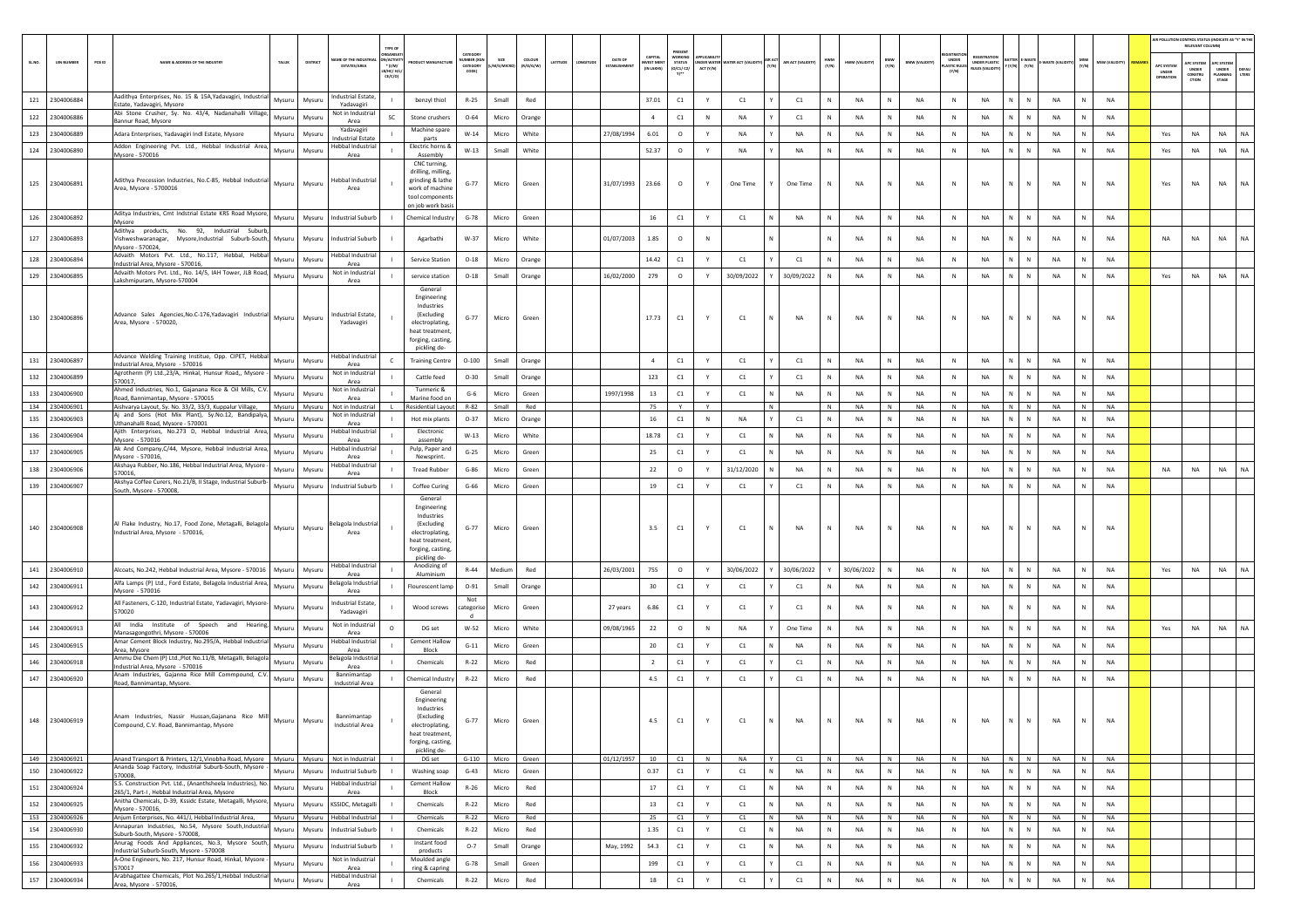| SL.NO. | UIN NUMBER | PCB ID | NAME & ADDRESS OF THE INDUSTRY | TALUK | DISTRICT | NAME OF THE INDUSTRIAL ESTATES/AREA | TYPE OF ORGANISATION/ACTIVITY * (I/M/LB/HC/H/CE/C/O) | PRODUCT MANUFACTURE | CATEGORY NUMBER (XGN CATEGORY CODE) | SIZE (L/M/S/MICRO) | COLOUR (R/O/G/W) | LATITUDE | LONGITUDE | DATE OF ESTABLISHMENT | CAPITAL INVEST MENT (IN LAKHS) | PRESENT WORKING STATUS (O/C1/C2/Y)** | APPLICABILITY UNDER WATER ACT (Y/N) | WATER ACT (VALIDITY) | AIR ACT (Y/N) | AIR ACT (VALIDITY) | HWM (Y/N) | HWM (VALIDITY) | BMW (Y/N) | BMW (VALIDITY) | REGISTRATION UNDER PLASTIC RULES (Y/N) | REGISTRATION UNDER PLASTIC RULES (VALIDITY) | BATTERY (Y/N) | E-WASTE (Y/N) | E-WASTE (VALIDITY) | MSW (Y/N) | MSW (VALIDITY) | REMARKS | AIR POLLUTION CONTROL STATUS (INDICATE AS "Y" IN THE RELEVANT COLUMN) APC SYSTEM UNDER OPERATION | APC SYSTEM UNDER ERECTION | APC SYSTEM UNDER PLANNING STAGE | DEFAULTERS |
|---|---|---|---|---|---|---|---|---|---|---|---|---|---|---|---|---|---|---|---|---|---|---|---|---|---|---|---|---|---|---|---|---|---|---|---|---|
| 121 | 2304006884 | | Aadithya Enterprises, No. 15 & 15A,Yadavagiri, Industrial Estate, Yadavagiri, Mysore | Mysuru | Mysuru | Industrial Estate, Yadavagiri | I | benzyl thiol | R-25 | Small | Red | | | | 37.01 | C1 | Y | C1 | Y | C1 | N | NA | N | NA | N | NA | N | N | NA | N | NA | | | | | |
| 122 | 2304006886 | | Abi Stone Crusher, Sy. No. 43/4, Nadanahalli Village, Bannur Road, Mysore | Mysuru | Mysuru | Not in Industrial Area | SC | Stone crushers | O-64 | Micro | Orange | | | | 4 | C1 | N | NA | Y | C1 | N | NA | N | NA | N | NA | N | N | NA | N | NA | | | | | |
| 123 | 2304006889 | | Adara Enterprises, Yadavagiri Indl Estate, Mysore | Mysuru | Mysuru | Yadavagiri Industrial Estate | I | Machine spare parts | W-14 | Micro | White | | | 27/08/1994 | 6.01 | O | Y | NA | Y | NA | N | NA | N | NA | N | NA | N | N | NA | N | NA | | Yes | NA | NA | NA |
| 124 | 2304006890 | | Addon Engineering Pvt. Ltd., Hebbal Industrial Area, Mysore - 570016 | Mysuru | Mysuru | Hebbal Industrial Area | I | Electric horns & Assembly | W-13 | Small | White | | | | 52.37 | O | Y | NA | Y | NA | N | NA | N | NA | N | NA | N | N | NA | N | NA | | Yes | NA | NA | NA |
| 125 | 2304006891 | | Adithya Precession Industries, No.C-85, Hebbal Industrial Area, Mysore - 5700016 | Mysuru | Mysuru | Hebbal Industrial Area | I | CNC turning, drilling, milling, grinding & lathe work of machine tool components on job work basis | G-77 | Micro | Green | | | 31/07/1993 | 23.66 | O | Y | One Time | Y | One Time | N | NA | N | NA | N | NA | N | N | NA | N | NA | | Yes | NA | NA | NA |
| 126 | 2304006892 | | Aditya Industries, Cmt Indstrial Estate KRS Road Mysore, Mysore | Mysuru | Mysuru | Industrial Suburb | I | Chemical Industry | G-78 | Micro | Green | | | | 16 | C1 | Y | C1 | N | NA | N | NA | N | NA | N | NA | N | N | NA | N | NA | | | | | |
| 127 | 2304006893 | | Adithya products, No. 92, Industrial Suburb, Vishweshwaranagar, Mysore,Industrial Suburb-South, Mysore - 570024, | Mysuru | Mysuru | Industrial Suburb | I | Agarbathi | W-37 | Micro | White | | | 01/07/2003 | 1.85 | O | N | | N | | N | NA | N | NA | N | NA | N | N | NA | N | NA | | NA | NA | NA | NA |
| 128 | 2304006894 | | Advaith Motors Pvt. Ltd., No.117, Hebbal, Hebbal Industrial Area, Mysore - 570016, | Mysuru | Mysuru | Hebbal Industrial Area | I | Service Station | O-18 | Micro | Orange | | | | 14.42 | C1 | Y | C1 | Y | C1 | N | NA | N | NA | N | NA | N | N | NA | N | NA | | | | | |
| 129 | 2304006895 | | Advaith Motors Pvt. Ltd., No. 14/5, IAH Tower, JLB Road, Lakshmipuram, Mysore-570004 | Mysuru | Mysuru | Not in Industrial Area | I | service station | O-18 | Small | Orange | | | 16/02/2000 | 279 | O | Y | 30/09/2022 | Y | 30/09/2022 | N | NA | N | NA | N | NA | N | N | NA | N | NA | | Yes | NA | NA | NA |
| 130 | 2304006896 | | Advance Sales Agencies,No.C-176,Yadavagiri Industrial Area, Mysore - 570020, | Mysuru | Mysuru | Industrial Estate, Yadavagiri | I | General Engineering Industries (Excluding electroplating, heat treatment, forging, casting, pickling de- | G-77 | Micro | Green | | | | 17.73 | C1 | Y | C1 | N | NA | N | NA | N | NA | N | NA | N | N | NA | N | NA | | | | | |
| 131 | 2304006897 | | Advance Welding Training Institue, Opp. CIPET, Hebbal Industrial Area, Mysore - 570016 | Mysuru | Mysuru | Hebbal Industrial Area | C | Training Centre | O-100 | Small | Orange | | | | 4 | C1 | Y | C1 | Y | C1 | N | NA | N | NA | N | NA | N | N | NA | N | NA | | | | | |
| 132 | 2304006899 | | Agrotherm (P) Ltd.,23/A, Hinkal, Hunsur Road,, Mysore - 570017, | Mysuru | Mysuru | Not in Industrial Area | I | Cattle feed | O-30 | Small | Orange | | | | 123 | C1 | Y | C1 | Y | C1 | N | NA | N | NA | N | NA | N | N | NA | N | NA | | | | | |
| 133 | 2304006900 | | Ahmed Industries, No.1, Gajanana Rice & Oil Mills, C.V. Road, Bannimantap, Mysore - 570015 | Mysuru | Mysuru | Not in Industrial Area | I | Turmeric & Marine food on | G-6 | Micro | Green | | | 1997/1998 | 13 | C1 | Y | C1 | N | NA | N | NA | N | NA | N | NA | N | N | NA | N | NA | | | | | |
| 134 | 2304006901 | | Aishvarya Layout, Sy. No. 33/2, 33/3, Kuppalur Village, | Mysuru | Mysuru | Not in Industrial | L | Residential Layout | R-82 | Small | Red | | | | 75 | Y | Y | | N | | N | NA | N | NA | N | NA | N | N | NA | N | NA | | | | | |
| 135 | 2304006903 | | Aj and Sons (Hot Mix Plant), Sy.No.12, Bandipalya, Uthanahalli Road, Mysore - 570001 | Mysuru | Mysuru | Not in Industrial Area | I | Hot mix plants | O-37 | Micro | Orange | | | | 16 | C1 | N | NA | Y | C1 | N | NA | N | NA | N | NA | N | N | NA | N | NA | | | | | |
| 136 | 2304006904 | | Ajith Enterprises, No.273 D, Hebbal Industrial Area, Mysore - 570016 | Mysuru | Mysuru | Hebbal Industrial Area | I | Electronic assembly | W-13 | Micro | White | | | | 18.78 | C1 | Y | C1 | N | NA | N | NA | N | NA | N | NA | N | N | NA | N | NA | | | | | |
| 137 | 2304006905 | | Ak And Company,C/44, Mysore, Hebbal Industrial Area, Mysore - 570016, | Mysuru | Mysuru | Hebbal Industrial Area | I | Pulp, Paper and Newsprint. | G-25 | Micro | Green | | | | 25 | C1 | Y | C1 | N | NA | N | NA | N | NA | N | NA | N | N | NA | N | NA | | | | | |
| 138 | 2304006906 | | Akshaya Rubber, No.186, Hebbal Industrial Area, Mysore - 570016, | Mysuru | Mysuru | Hebbal Industrial Area | I | Tread Rubber | G-86 | Micro | Green | | | | 22 | O | Y | 31/12/2020 | N | NA | N | NA | N | NA | N | NA | N | N | NA | N | NA | | NA | NA | NA | NA |
| 139 | 2304006907 | | Akshya Coffee Curers, No.21/B, II Stage, Industrial Suburb-South, Mysore - 570008, | Mysuru | Mysuru | Industrial Suburb | I | Coffee Curing | G-66 | Micro | Green | | | | 19 | C1 | Y | C1 | Y | C1 | N | NA | N | NA | N | NA | N | N | NA | N | NA | | | | | |
| 140 | 2304006908 | | Al Flake Industry, No.17, Food Zone, Metagalli, Belagola Industrial Area, Mysore - 570016, | Mysuru | Mysuru | Belagola Industrial Area | I | General Engineering Industries (Excluding electroplating, heat treatment, forging, casting, pickling de- | G-77 | Micro | Green | | | | 3.5 | C1 | Y | C1 | N | NA | N | NA | N | NA | N | NA | N | N | NA | N | NA | | | | | |
| 141 | 2304006910 | | Alcoats, No.242, Hebbal Industrial Area, Mysore - 570016 | Mysuru | Mysuru | Hebbal Industrial Area | I | Anodizing of Aluminium | R-44 | Medium | Red | | | 26/03/2001 | 755 | O | Y | 30/06/2022 | Y | 30/06/2022 | Y | 30/06/2022 | N | NA | N | NA | N | N | NA | N | NA | | Yes | NA | NA | NA |
| 142 | 2304006911 | | Alfa Lamps (P) Ltd., Ford Estate, Belagola Industrial Area, Mysore - 570016 | Mysuru | Mysuru | Belagola Industrial Area | I | Flourescent lamp | O-91 | Small | Orange | | | | 30 | C1 | Y | C1 | Y | C1 | N | NA | N | NA | N | NA | N | N | NA | N | NA | | | | | |
| 143 | 2304006912 | | All Fasteners, C-120, Industrial Estate, Yadavagiri, Mysore-570020 | Mysuru | Mysuru | Industrial Estate, Yadavagiri | I | Wood screws | Not categorised | Micro | Green | | | 27 years | 6.86 | C1 | Y | C1 | Y | C1 | N | NA | N | NA | N | NA | N | N | NA | N | NA | | | | | |
| 144 | 2304006913 | | All India Institute of Speech and Hearing, Manasagongothri, Mysore - 570006 | Mysuru | Mysuru | Not in Industrial Area | O | DG set | W-52 | Micro | White | | | 09/08/1965 | 22 | O | N | NA | Y | One Time | N | NA | N | NA | N | NA | N | N | NA | N | NA | | Yes | NA | NA | NA |
| 145 | 2304006915 | | Amar Cement Block Industry, No.295/A, Hebbal Industrial Area, Mysore | Mysuru | Mysuru | Hebbal Industrial Area | I | Cement Hallow Block | G-11 | Micro | Green | | | | 20 | C1 | Y | C1 | N | NA | N | NA | N | NA | N | NA | N | N | NA | N | NA | | | | | |
| 146 | 2304006918 | | Ammu Die Chem (P) Ltd.,Plot No.11/B, Metagalli, Belagola Industrial Area, Mysore - 570016 | Mysuru | Mysuru | Belagola Industrial Area | I | Chemicals | R-22 | Micro | Red | | | | 2 | C1 | Y | C1 | Y | C1 | N | NA | N | NA | N | NA | N | N | NA | N | NA | | | | | |
| 147 | 2304006920 | | Anam Industries, Gajanna Rice Mill Commpound, C.V. Road, Bannimantap, Mysore. | Mysuru | Mysuru | Bannimantap Industrial Area | I | Chemical Industry | R-22 | Micro | Red | | | | 4.5 | C1 | Y | C1 | Y | C1 | N | NA | N | NA | N | NA | N | N | NA | N | NA | | | | | |
| 148 | 2304006919 | | Anam Industries, Nassir Hussan,Gajanana Rice Mill Compound, C.V. Road, Bannimantap, Mysore | Mysuru | Mysuru | Bannimantap Industrial Area | I | General Engineering Industries (Excluding electroplating, heat treatment, forging, casting, pickling de- | G-77 | Micro | Green | | | | 4.5 | C1 | Y | C1 | N | NA | N | NA | N | NA | N | NA | N | N | NA | N | NA | | | | | |
| 149 | 2304006921 | | Anand Transport & Printers, 12/1,Vinobha Road, Mysore | Mysuru | Mysuru | Not in Industrial | I | DG set | G-110 | Micro | Green | | | 01/12/1957 | 10 | C1 | N | NA | Y | C1 | N | NA | N | NA | N | NA | N | N | NA | N | NA | | | | | |
| 150 | 2304006922 | | Ananda Soap Factory, Industrial Suburb-South, Mysore - 570008, | Mysuru | Mysuru | Industrial Suburb | I | Washing soap | G-43 | Micro | Green | | | | 0.37 | C1 | Y | C1 | N | NA | N | NA | N | NA | N | NA | N | N | NA | N | NA | | | | | |
| 151 | 2304006924 | | S.S. Construction Pvt. Ltd., (Ananthsheela Industries), No. 265/1, Part-I, Hebbal Industrial Area, Mysore | Mysuru | Mysuru | Hebbal Industrial Area | I | Cement Hallow Block | R-26 | Micro | Red | | | | 17 | C1 | Y | C1 | N | NA | N | NA | N | NA | N | NA | N | N | NA | N | NA | | | | | |
| 152 | 2304006925 | | Anitha Chemicals, D-39, Kssidc Estate, Metagalli, Mysore, Mysore - 570016, | Mysuru | Mysuru | KSSIDC, Metagalli | I | Chemicals | R-22 | Micro | Red | | | | 13 | C1 | Y | C1 | N | NA | N | NA | N | NA | N | NA | N | N | NA | N | NA | | | | | |
| 153 | 2304006926 | | Anjum Enterprises, No. 441/J, Hebbal Industrial Area, | Mysuru | Mysuru | Hebbal Industrial | I | Chemicals | R-22 | Micro | Red | | | | 25 | C1 | Y | C1 | N | NA | N | NA | N | NA | N | NA | N | N | NA | N | NA | | | | | |
| 154 | 2304006930 | | Annapuran Industries, No.54, Mysore South,Industrial Suburb-South, Mysore - 570008, | Mysuru | Mysuru | Industrial Suburb | I | Chemicals | R-22 | Micro | Red | | | | 1.35 | C1 | Y | C1 | N | NA | N | NA | N | NA | N | NA | N | N | NA | N | NA | | | | | |
| 155 | 2304006932 | | Anurag Foods And Appliances, No.3, Mysore South, Industrial Suburb-South, Mysore - 570008 | Mysuru | Mysuru | Industrial Suburb | I | Instant food products | O-7 | Small | Orange | | | May, 1992 | 54.3 | C1 | Y | C1 | N | NA | N | NA | N | NA | N | NA | N | N | NA | N | NA | | | | | |
| 156 | 2304006933 | | A-One Engineers, No. 217, Hunsur Road, Hinkal, Mysore - 570017 | Mysuru | Mysuru | Not in Industrial Area | I | Moulded angle ring & capring | G-78 | Small | Green | | | | 199 | C1 | Y | C1 | Y | C1 | N | NA | N | NA | N | NA | N | N | NA | N | NA | | | | | |
| 157 | 2304006934 | | Arabhagattee Chemicals, Plot No.265/1,Hebbal Industrial Area, Mysore - 570016, | Mysuru | Mysuru | Hebbal Industrial Area | I | Chemicals | R-22 | Micro | Red | | | | 18 | C1 | Y | C1 | Y | C1 | N | NA | N | NA | N | NA | N | N | NA | N | NA | | | | | |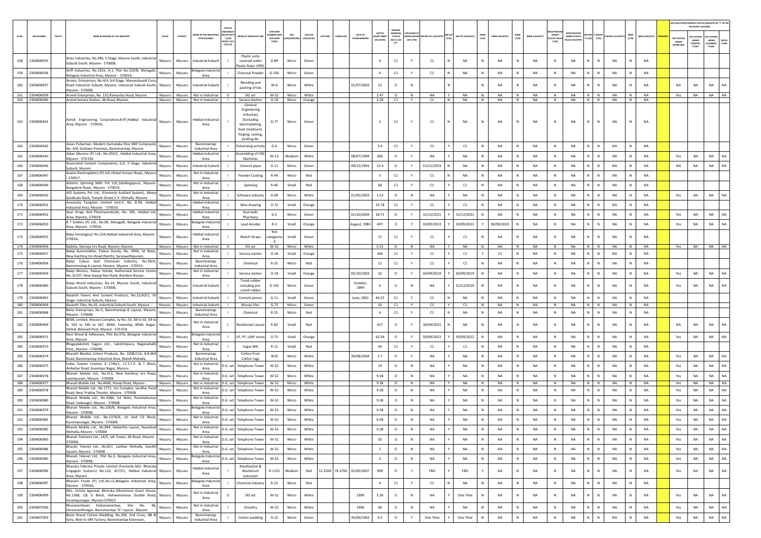| SL.NO. | UIN NUMBER | PCB ID | NAME & ADDRESS OF THE INDUSTRY | TALUK | DISTRICT | NAME OF THE INDUSTRIAL ESTATES/AREA | TYPE OF ORGANISATION/ACTIVITY * (I/M/LB/HC/H/CE/C/O) | PRODUCT MANUFACTURE | CATEGORY NUMBER (XGN CATEGORY CODE) | SIZE (L/M/S/MICRO) | COLOUR (R/O/G/W) | LATITUDE | LONGITUDE | DATE OF ESTABLISHMENT | CAPITAL INVEST MENT (IN LAKHS) | PRESENT WORKING STATUS (O/C1/C2/Y)** | APPLICABILITY UNDER WATER ACT (Y/N) | WATER ACT (VALIDITY) | AIR ACT (Y/N) | AIR ACT (VALIDITY) | HWM (Y/N) | HWM (VALIDITY) | BMW (Y/N) | BMW (VALIDITY) | REGISTRATION UNDER PLASTIC RULES (Y/N) | REGISTRATION UNDER PLASTIC RULES (VALIDITY) | BATTERY (Y/N) | E-WASTE (Y/N) | E-WASTE (VALIDITY) | MSW (Y/N) | MSW (VALIDITY) | REMARKS | APC SYSTEM UNDER OPERATION | APC SYSTEM UNDER CONSTRUCTION | APC SYSTEM UNDER PLANNING STAGE | DEFAULTERS |
|---|---|---|---|---|---|---|---|---|---|---|---|---|---|---|---|---|---|---|---|---|---|---|---|---|---|---|---|---|---|---|---|---|---|---|---|---|
| 158 | 2304006935 | | Aries Industries, No.346, II Stage, Mysore South, Industrial Suburb-South, Mysore - 570008, | Mysuru | Mysuru | Industrial Suburb | I | Plastic units covered under Plastic Rules 1999, | G-89 | Micro | Green | | | | 4 | C1 | Y | C1 | N | NA | N | NA | N | NA | N | NA | N | N | NA | N | NA | | | | | |
| 159 | 2304006936 | | Ariff Industries, No.3315, A-1, Plot No.150/B, Metagalli, Belagola Industrial Area, Mysore - 570016, | Mysuru | Mysuru | Belagola Industrial Area | I | Charcoal Powder | G-100 | Micro | Green | | | | 6 | C1 | Y | C1 | N | NA | N | NA | N | NA | N | NA | N | N | NA | N | NA | | | | | |
| 160 | 2304006937 | | Aroma Enterprises, No.4/A 3rd Stage, Manandavadi Cross Road Industrial Suburb, Mysore, Industrial Suburb-South, Mysore - 570008, | Mysuru | Mysuru | Industrial Suburb | I | Blending and packing of tea | W-6 | Micro | White | | | 01/07/2003 | 15 | O | N | | N | | N | NA | N | NA | N | NA | N | N | NA | N | NA | | NA | NA | NA | NA |
| 161 | 2304006939 | | Arvind Enterprises, No. 131,Ramavilas Road, Mysore | Mysuru | Mysuru | Not in Industrial Area | O | DG set | W-52 | Micro | White | | | | 2.47 | O | N | NA | Y | NA | N | NA | N | NA | N | NA | N | N | NA | N | NA | | Yes | NA | NA | NA |
| 162 | 2304006940 | | Arvind Service Station, Jlb Road, Mysore. | Mysuru | Mysuru | Not in Industrial Area | I | Service Station | O-18 | Micro | Orange | | | | 3.28 | C1 | Y | C1 | N | NA | N | NA | N | NA | N | NA | N | N | NA | N | NA | | | | | |
| 163 | 2304006941 | | Ashok Engineering Corporation,B-97,Hebbal Industrial Area, Mysore - 570016, | Mysuru | Mysuru | Hebbal Industrial Area | I | General Engineering Industries (Excluding electroplating, heat treatment, forging, casting, pickling de- | G-77 | Micro | Green | | | | 3 | C1 | Y | C1 | N | NA | N | NA | N | NA | N | NA | N | N | NA | N | NA | | | | | |
| 164 | 2304006942 | | Asian Pulveriser, Modern Karnataka Rice Mill Compound, No. 4/8, Godown Premises, Bannimantap, Mysore | Mysuru | Mysuru | Bannimantap Industrial Area | I | Pulverising activity | G-6 | Micro | Green | | | | 5.4 | C1 | Y | C1 | Y | C1 | N | NA | N | NA | N | NA | N | N | NA | N | NA | | | | | |
| 165 | 2304006943 | | Askar Microns (P) Ltd., No.293/C, Hebbal Industrial Area, Mysore - 570 016 | Mysuru | Mysuru | Hebbal Industrial Area | I | Assembling of CNC Machines | W-13 | Medium | White | | | 08/07/1994 | 606 | O | Y | NA | Y | NA | N | NA | N | NA | N | NA | N | N | NA | N | NA | | Yes | NA | NA | NA |
| 166 | 2304006945 | | Associated Cement Components, 5/2, II Stage, Industrial Suburb, Mysore | Mysuru | Mysuru | Industrial Suburb | I | Cement pipes | G-11 | Micro | Green | | | 09/12/1991 | 13.4 | O | Y | 31/12/2019 | N | NA | N | NA | N | NA | N | NA | N | N | NA | N | NA | | NA | NA | NA | NA |
| 167 | 2304006947 | | Aswini Electroplaters (P) Ltd.,Hinkal Hunsur Road,, Mysore - 570017, | Mysuru | Mysuru | Not in Industrial Area | I | Powder Coating | R-44 | Micro | Red | | | | 5 | C1 | Y | C1 | N | NA | N | NA | N | NA | N | NA | N | N | NA | N | NA | | | | | |
| 168 | 2304006949 | | Atlantic Spinning Mills Pvt Ltd.,Sidallingapura, Mysore-Bangalore Road,, Mysore - 570019, | Mysuru | Mysuru | Not in Industrial Area | I | Spinning | R-40 | Small | Red | | | | 68 | C1 | Y | C1 | Y | C1 | N | NA | N | NA | N | NA | N | N | NA | N | NA | | | | | |
| 169 | 2304006950 | | AID Systems Pvt Ltd., (Formerly Audited System), Above Syndicate Bank, Temple Street,V.V. Mohalla, Mysore | Mysuru | Mysuru | Not in Industrial Area | I | Software industry | G-99 | Micro | White | | | 01/05/2003 | 1.53 | O | N | NA | Y | NA | N | NA | N | NA | N | NA | N | N | NA | N | NA | | Yes | NA | NA | NA |
| 170 | 2304006951 | | Avasarala Tungsten Limited Unit-II, No. B-94, Hebbal Industrial Area, Mysore - 570016 | Mysuru | Mysuru | Hebbal Industrial Area | I | Wire drawing | O-72 | Small | Orange | | | | 25.78 | C1 | Y | C1 | Y | C1 | N | NA | N | NA | N | NA | N | N | NA | N | NA | | | | | |
| 171 | 2304006952 | | Ayur Drugs And Pharmaceuticals, No. 185, Hebbal Ind. Area, Mysore,-570018 | Mysuru | Mysuru | Hebbal Industrial Area | I | Ayurvedic Pharmacy | G-2 | Micro | Green | | | 01/10/2004 | 18.71 | O | Y | 31/12/2021 | Y | 31/12/2021 | N | NA | N | NA | N | NA | N | N | NA | N | NA | | Yes | NA | NA | NA |
| 172 | 2304006953 | | B T Solders (P) Ltd., No.89, Metagalli, Belagola Industrial Area, Mysore - 570016 | Mysuru | Mysuru | Belagola Industrial Area | I | Lead Anodes | R-3 | Small | Orange | | | August, 1983 | 497 | O | Y | 30/09/2023 | Y | 30/09/2023 | Y | 30/09/2023 | N | NA | N | NA | N | N | NA | N | NA | | Yes | NA | NA | NA |
| 173 | 2304006955 | | Baba Horological, No.254,Hebbal Industrial Area, Mysore 570016, | Mysuru | Mysuru | Hebbal Industrial Area | I | Watch Straps | Not categorised | Small | Green | | | | 71 | C1 | Y | C1 | Y | C1 | N | NA | N | NA | N | NA | N | N | NA | N | NA | | | | | |
| 174 | 2304006956 | | Badsha, Devraja Urs Road, Mysore, Mysore | Mysuru | Mysuru | Not in Industrial Area | O | DG set | W-52 | Micro | White | | | | 0.15 | O | N | NA | Y | NA | N | NA | N | NA | N | NA | N | N | NA | N | NA | | Yes | NA | NA | NA |
| 175 | 2304006957 | | Balaji Automobiles, Palace Honda, No. 2906, Ist Main, New Kanthraj Urs Road (North), Saraswathipuram, | Mysuru | Mysuru | Not in Industrial Area | I | Service station | O-18 | Small | Orange | | | | 266 | C1 | Y | C1 | Y | C1 | Y | C1 | N | NA | N | NA | N | N | NA | N | NA | | | | | |
| 176 | 2304006958 | | Balaji Colour And Chemicals Industry, No.39/A, Bannimnatap A Layout, Mysore, Mysore - 570015, | Mysuru | Mysuru | Bannimantap Industrial Area | I | Chemical | R-25 | Micro | Red | | | | 12 | C1 | Y | C1 | Y | C1 | N | NA | N | NA | N | NA | N | N | NA | N | NA | | | | | |
| 177 | 2304006959 | | Balaji Motors, Palace Honda, Authorised Service Centre No. 6/107, New Sayyaji Rao Road, Bomboo Bazaar, | Mysuru | Mysuru | Not in Industrial Area | I | Service station | O-18 | Small | Orange | | | 05/10/2003 | 32 | O | Y | 30/09/2019 | Y | 30/09/2019 | N | NA | N | NA | N | NA | N | N | NA | N | NA | | Yes | NA | NA | NA |
| 178 | 2304006960 | | Balaji Wood Industries, No.14, Mysore South, Industrial Suburb-South, Mysore - 570008, | Mysuru | Mysuru | Industrial Suburb | I | Tread rubber including pre-cured rubber | G-105 | Micro | Green | | | October, 1999 | 6 | O | N | NA | Y | 31/12/2019 | N | NA | N | NA | N | NA | N | N | NA | N | NA | | Yes | NA | NA | NA |
| 179 | 2304006963 | | Basanth Pavers And Cement Products, No.21/A3/1, IIII Stage, Industrial Suburb, Mysore | Mysuru | Mysuru | Industrial Suburb | I | Cement pavers | G-11 | Small | Green | | | June, 2001 | 46.23 | C1 | Y | C1 | N | NA | N | NA | N | NA | N | NA | N | N | NA | N | NA | | | | | |
| 180 | 2304006964 | | Basanth Tiles, No.41, Industrial Suburb-South, Mysore - | Mysuru | Mysuru | Industrial Suburb | I | Mosaic tiles | G-73 | Micro | Green | | | | 10 | C1 | Y | C1 | Y | C1 | N | NA | N | NA | N | NA | N | N | NA | N | NA | | | | | |
| 181 | 2304006968 | | Belur Enterprises, No.5, Bannimantap B Layout, Mysore, Mysore - 570008, | Mysuru | Mysuru | Bannimantap Industrial Area | I | Chemical | R-25 | Micro | Red | | | | 6 | C1 | Y | C1 | N | NA | N | NA | N | NA | N | NA | N | N | NA | N | NA | | | | | |
| 182 | 2304006969 | | BEML Limited, Mysore Complex, Sy No.:33, 38 to 53, 59 to 6, 333 to 340 to 347, BEML Township, BEML Nagar, Hinkal, Belavadi Post, Mysore - 570 018 | Mysuru | Mysuru | Not in Industrial Area | L | Residential Layout | R-82 | Small | Red | | | | 427 | O | Y | 30/09/2021 | N | NA | N | NA | N | NA | N | NA | N | N | NA | N | NA | | NA | NA | NA | NA |
| 183 | 2304006971 | | Best Wood & Adhesives, Plot No.97b, Belagola Industrial Area, Mysore | Mysuru | Mysuru | Belagola Industrial Area | I | UF, PF, UMF resins | O-75 | Small | Orange | | | | 62.04 | O | Y | 30/09/2022 | Y | 30/09/2022 | N | NA | N | NA | N | NA | N | N | NA | N | NA | | Yes | NA | NA | NA |
| 184 | 2304006973 | | Bhagyalakshmi Sugars Ltd.., Lakshmipura, Naganahalli Post,, Mysore - 570008, | Mysuru | Mysuru | Not in Industrial Area | I | Sugar Mill | R-12 | Small | Red | | | | 40 | C1 | Y | C1 | Y | C1 | N | NA | N | NA | N | NA | N | N | NA | N | NA | | | | | |
| 185 | 2304006974 | | Bharath Blanket Cotton Products, No. 3208/11A, B.B.Mill Road, Bannimantap Industrial Area, Mandi Mohalla, | Mysuru | Mysuru | Bannimantap Industrial Area | I | Cotton from Cotton rags | W10 | Micro | White | | | 28/08/2004 | 2.7 | O | Y | NA | Y | NA | N | NA | N | NA | N | NA | N | N | NA | N | NA | | Yes | NA | NA | NA |
| 186 | 2304006975 | | Indus Towers Limited, # 1746/1, J.C.S.T.P. & T Block, Aniketan Road, Kuvempu Nagar, Mysuru | Mysuru | Mysuru | Not in Industrial Area | D.G. set | Telephone Tower | W-52 | Micro | White | | | | 19 | O | N | NA | Y | NA | N | NA | N | NA | N | NA | N | N | NA | N | NA | | Yes | NA | NA | NA |
| 187 | 2304006976 | | Bharati Mobile Ltd., No.313, New Kanthraj Urs Road, Laxmipuram, Mysore - 570008 | Mysuru | Mysuru | Not in Industrial Area | D.G. set | Telephone Tower | W-52 | Micro | White | | | | 9.38 | O | N | NA | Y | NA | N | NA | N | NA | N | NA | N | N | NA | N | NA | | Yes | NA | NA | NA |
| 188 | 2304006977 | | Bharati Mobile Ltd., No.4649, Shivaji Road, Mysore - | Mysuru | Mysuru | Not in Industrial Area | D.G. set | Telephone Tower | W-52 | Micro | White | | | | 9.38 | O | N | NA | Y | NA | N | NA | N | NA | N | NA | N | N | NA | N | NA | | Yes | NA | NA | NA |
| 189 | 2304006978 | | Bharati Mobile Ltd., No.1771, Urs Complex, Sardhar Patel Road, Near Prabha Theater, Mysore - 570008 | Mysuru | Mysuru | Not in Industrial Area | D.G. set | Telephone Tower | W-52 | Micro | White | | | | 9.38 | O | N | NA | Y | NA | N | NA | N | NA | N | NA | N | N | NA | N | NA | | Yes | NA | NA | NA |
| 190 | 2304006980 | | Bharati Mobile Ltd., No.3084, 1st Main, Paramahamsa Road, Yadavagiri, Mysore - 570008 | Mysuru | Mysuru | Not in Industrial Area | D.G. set | Telephone Tower | W-52 | Micro | White | | | | 9.38 | O | N | NA | Y | NA | N | NA | N | NA | N | NA | N | N | NA | N | NA | | Yes | NA | NA | NA |
| 191 | 2304006979 | | Bharati Mobile Ltd., No.100/B, Belagola Industrial Area, Mysore - 570008, | Mysuru | Mysuru | Belagola Industrial Area | D.G. set | Telephone Tower | W-52 | Micro | White | | | | 9.38 | O | N | NA | Y | NA | N | NA | N | NA | N | NA | N | N | NA | N | NA | | Yes | NA | NA | NA |
| 192 | 2304006981 | | Bharati Mobile Ltd., No.1374/A, Jct And Cd Block, Kuvempunagar, Mysore - 570008 | Mysuru | Mysuru | Not in Industrial Area | D.G. set | Telephone Tower | W-52 | Micro | White | | | | 9.38 | O | N | NA | Y | NA | N | NA | N | NA | N | NA | N | N | NA | N | NA | | Yes | NA | NA | NA |
| 193 | 2304006982 | | Bharati Mobile Ltd., No.894, Siddartha Layout, Nazarbad Mohalla, Mysore - 570008 | Mysuru | Mysuru | Not in Industrial Area | D.G. set | Telephone Tower | W-52 | Micro | White | | | | 9.38 | O | N | NA | Y | NA | N | NA | N | NA | N | NA | N | N | NA | N | NA | | Yes | NA | NA | NA |
| 194 | 2304006983 | | Bharati Telenent Ltd., 14/5, Jah Tower, Jlb Road, Mysore - 570008, | Mysuru | Mysuru | Not in Industrial Area | D.G. set | Telephone Tower | W-52 | Micro | White | | | | 20 | O | N | NA | Y | NA | N | NA | N | NA | N | NA | N | N | NA | N | NA | | Yes | NA | NA | NA |
| 195 | 2304006986 | | Bharati Telenet Ltd., No.817, Lashkar Mohalla, Gandhi Square, Mysore - 570008 | Mysuru | Mysuru | Not in Industrial Area | D.G. set | Telephone Tower | W-52 | Micro | White | | | | 2 | O | N | NA | Y | NA | N | NA | N | NA | N | NA | N | N | NA | N | NA | | Yes | NA | NA | NA |
| 196 | 2304006985 | | Bharati Telenet Ltd., Plot No.5, Belagola Industrial Area, Mysore - 570008, | Mysuru | Mysuru | Belagola Industrial Area | D.G. set | Telephone Tower | W-52 | Micro | White | | | | 2 | O | N | NA | Y | NA | N | NA | N | NA | N | NA | N | N | NA | N | NA | | Yes | NA | NA | NA |
| 197 | 2304006996 | | Bharuka Fabcons Private Limited (Formerly M/s. Bhoruka Irrigagion Systems) No.110, 427/E1, Hebbal Industrial Area, Mysore | Mysuru | Mysuru | Hebbal Industrial Area | I | Anodization & Aluminium extrusion | R-1125 | Medium | Red | 12.2200 | 76.3700 | 02/05/2007 | 909 | O | Y | FBO | Y | FBO | Y | NA | N | NA | N | NA | N | N | NA | N | NA | | Yes | NA | NA | NA |
| 198 | 2304006997 | | Bhavani Foods (P) Ltd.,No.11,Belagola Industrial Area, Mysore - 570016, | Mysuru | Mysuru | Belagola Industrial Area | I | Chemical Industry | R-22 | Micro | Red | | | | 4 | C1 | Y | C1 | N | NA | N | NA | N | NA | N | NA | N | N | NA | N | NA | | | | | |
| 199 | 2304006999 | | Mrs. Urmila Agarwal, Bhoruka Alluminium Guest House, No.1368, C& D Block, Vishwamanava Double Road, Kuvempunagar, Mysore-570023 | Mysuru | Mysuru | Not in Industrial Area | O | DG set | W-52 | Micro | White | | | 1996 | 3.26 | O | N | NA | Y | One Time | N | NA | N | NA | N | NA | N | N | NA | N | NA | | Yes | NA | NA | NA |
| 200 | 2304007000 | | Bhuvaneshwari Kalyanamantap, Site No. 38, Hanumanthnagar, Bannimantap "A" Layout, Mysore | Mysuru | Mysuru | Not in Industrial Area | I | Choultry | W-52 | Micro | White | | | 1996 | 40 | O | N | NA | Y | NA | N | NA | N | NA | N | NA | N | N | NA | N | NA | | Yes | NA | NA | NA |
| 201 | 2304007003 | | Bison Brand Cotton Wadding, No.206, 2nd Cross, BB & Sons, Next to SRK Factory, Bannimantap Extension, | Mysuru | Mysuru | Bannimantap Industrial Area | I | Cotton wadding | G-15 | Micro | Green | | | 26/06/1962 | 6.5 | O | Y | One Time | Y | One Time | N | NA | N | NA | N | NA | N | N | NA | N | NA | | Yes | NA | NA | NA |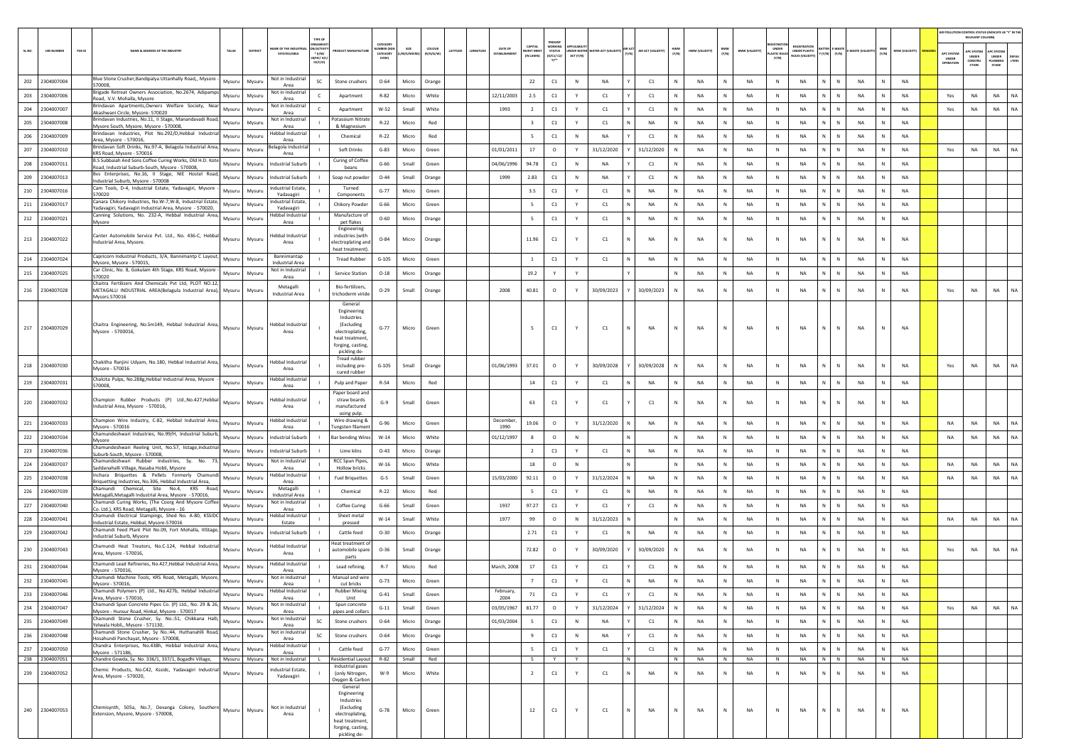| SL.NO | UIN NUMBER | PCB ID | NAME & ADDRESS OF THE INDUSTRY | TALUK | DISTRICT | NAME OF THE INDUSTRIAL ESTATE/AREA | TYPE OF ORGANISATION/ACTIVITY (I/M/LB/HC/H/CE/C/O) | PRODUCT MANUFACTURE | CATEGORY NUMBER (XGN CATEGORY CODE) | SIZE (L/M/S/MICRO) | COLOUR (R/O/G/W) | LATITUDE | LONGITUDE | DATE OF ESTABLISHMENT | CAPITAL INVEST MENT (IN LAKHS) | PRESENT WORKING STATUS (O/C1/C2/Y)** | APPLICABILITY UNDER WATER ACT (Y/N) | WATER ACT (VALIDITY) | AIR ACT (Y/N) | AIR ACT (VALIDITY) | HWM (Y/N) | HWM (VALIDITY) | BMW (Y/N) | BMW (VALIDITY) | REGISTRATION UNDER PLASTIC RULES (Y/N) | REGISTRATION UNDER PLASTIC RULES (VALIDITY) | BATTERY (Y/N) | E-WASTE (Y/N) | E-WASTE (VALIDITY) | MSW (Y/N) | MSW (VALIDITY) | REMARKS | AIR POLLUTION CONTROL STATUS (INDICATE AS "Y" IN THE RELEVANT COLUMN) | | | |
|---|---|---|---|---|---|---|---|---|---|---|---|---|---|---|---|---|---|---|---|---|---|---|---|---|---|---|---|---|---|---|---|---|---|---|---|---|
| | | | | | | | | | | | | | | | | | | | | | | | | | | | | | | | | | APC SYSTEM UNDER OPERATION | APC SYSTEM UNDER CONSTRUCTION | APC SYSTEM UNDER PLANNING STAGE | DEFAULTERS |
| 202 | 2304007004 | | Blue Stone Crusher,Bandipalya Uttanhally Road,, Mysore - 570008, | Mysuru | Mysuru | Not in Industrial Area | SC | Stone crushers | O-64 | Micro | Orange | | | | 22 | C1 | N | NA | Y | C1 | N | NA | N | NA | N | NA | N | N | NA | N | NA | | | | | |
| 203 | 2304007006 | | Brigade Retreat Owners Association, No.2674, Adipampa Road, V.V. Mohalla, Mysore | Mysuru | Mysuru | Not in Industrial Area | C | Apartment | R-82 | Micro | White | | | 12/11/2003 | 2.5 | C1 | Y | C1 | Y | C1 | N | NA | N | NA | N | NA | N | N | NA | N | NA | | Yes | NA | NA | NA |
| 204 | 2304007007 | | Brindavan Apartments,Owners Welfare Society, Near Akashwani Circle, Mysore- 570020 | Mysuru | Mysuru | Not in Industrial Area | C | Apartment | W-52 | Small | White | | | 1993 | 2 | C1 | Y | C1 | Y | C1 | N | NA | N | NA | N | NA | N | N | NA | N | NA | | Yes | NA | NA | NA |
| 205 | 2304007008 | | Brindavan Industries, No.11, II Stage, Manandavadi Road, Mysore South, Mysore, Mysore - 570008, | Mysuru | Mysuru | Not in Industrial Area | I | Potassium Nitrate & Magnesium | R-22 | Micro | Red | | | | 3 | C1 | Y | C1 | N | NA | N | NA | N | NA | N | NA | N | N | NA | N | NA | | | | | |
| 206 | 2304007009 | | Brindavan Industries, Plot No.292/D,Hebbal Industrial Area, Mysore - 570016, | Mysuru | Mysuru | Hebbal Industrial Area | I | Chemical | R-22 | Micro | Red | | | | 5 | C1 | N | NA | Y | C1 | N | NA | N | NA | N | NA | N | N | NA | N | NA | | | | | |
| 207 | 2304007010 | | Brindavan Soft Drinks, No.97-A, Belagola Industrial Area, KRS Road, Mysore - 570016 | Mysuru | Mysuru | Belagola Industrial Area | I | Soft Drinks | G-83 | Micro | Green | | | 01/01/2011 | 17 | O | Y | 31/12/2020 | Y | 31/12/2020 | N | NA | N | NA | N | NA | N | N | NA | N | NA | | Yes | NA | NA | NA |
| 208 | 2304007011 | | B.S Subbaiah And Sons Coffee Curing Works, Old H.D. Kote Road, Industrial Suburb-South, Mysore - 570008, | Mysuru | Mysuru | Industrial Suburb | I | Curing of Coffee beans | G-66 | Small | Green | | | 04/06/1996 | 94.78 | C1 | N | NA | Y | C1 | N | NA | N | NA | N | NA | N | N | NA | N | NA | | | | | |
| 209 | 2304007013 | | Bvs Enterprises, No.16, II Stage, NIE Hostel Road, Industrial Suburb, Mysore - 570008 | Mysuru | Mysuru | Industrial Suburb | I | Soap nut powder | O-44 | Small | Orange | | | 1999 | 2.83 | C1 | N | NA | Y | C1 | N | NA | N | NA | N | NA | N | N | NA | N | NA | | | | | |
| 210 | 2304007016 | | Cam Tools, D-4, Industrial Estate, Yadavagiri, Mysore - 570020 | Mysuru | Mysuru | Industrial Estate, Yadavagiri | I | Turned Components | G-77 | Micro | Green | | | | 3.5 | C1 | Y | C1 | N | NA | N | NA | N | NA | N | NA | N | N | NA | N | NA | | | | | |
| 211 | 2304007017 | | Canara Chikory Industries, No.W-7,W-8, Industrial Estate, Yadavagiri, Yadavagiri Industrial Area, Mysore - 570020, | Mysuru | Mysuru | Industrial Estate, Yadavagiri | I | Chikory Powder | G-66 | Micro | Green | | | | 5 | C1 | Y | C1 | N | NA | N | NA | N | NA | N | NA | N | N | NA | N | NA | | | | | |
| 212 | 2304007021 | | Canning Solutions, No. 232-A, Hebbal Industrial Area, Mysore | Mysuru | Mysuru | Hebbal Industrial Area | I | Manufacture of pet flakes | O-60 | Micro | Orange | | | | 5 | C1 | Y | C1 | N | NA | N | NA | N | NA | N | NA | N | N | NA | N | NA | | | | | |
| 213 | 2304007022 | | Canter Automobile Service Pvt. Ltd., No. 436-C, Hebbal Industrial Area, Mysore. | Mysuru | Mysuru | Hebbal Industrial Area | I | Engineering industries (with electroplating and heat treatment). | O-84 | Micro | Orange | | | | 11.96 | C1 | Y | C1 | N | NA | N | NA | N | NA | N | NA | N | N | NA | N | NA | | | | | |
| 214 | 2304007024 | | Capricorn Industrial Products, 3/A, Bannimantp C Layout, Mysore, Mysore - 570015, | Mysuru | Mysuru | Bannimantap Industrial Area | I | Tread Rubber | G-105 | Micro | Green | | | | 1 | C1 | Y | C1 | N | NA | N | NA | N | NA | N | NA | N | N | NA | N | NA | | | | | |
| 215 | 2304007025 | | Car Clinic, No. 8, Gokulam 4th Stage, KRS Road, Mysore - 570020 | Mysuru | Mysuru | Not in Industrial Area | I | Service Station | O-18 | Micro | Orange | | | | 19.2 | Y | Y | | Y | | N | NA | N | NA | N | NA | N | N | NA | N | NA | | | | | |
| 216 | 2304007028 | | Chaitra Fertilizers And Chemicals Pvt Ltd, PLOT NO.12, METAGALLI INDUSTRIAL AREA(Belagula Industrial Area), Mysore, Mysors.570016 | Mysuru | Mysuru | Metagalli Industrial Area | I | Bio-fertilizers, trichoderm viride | O-29 | Small | Orange | | | 2008 | 40.81 | O | Y | 30/09/2023 | Y | 30/09/2023 | N | NA | N | NA | N | NA | N | N | NA | N | NA | | Yes | NA | NA | NA |
| 217 | 2304007029 | | Chaitra Engineering, No.Sm149, Hebbal Industrial Area, Mysore - 5700016, | Mysuru | Mysuru | Hebbal Industrial Area | I | General Engineering Industries (Excluding electroplating, heat treatment, forging, casting, pickling de- | G-77 | Micro | Green | | | | 5 | C1 | Y | C1 | N | NA | N | NA | N | NA | N | NA | N | N | NA | N | NA | | | | | |
| 218 | 2304007030 | | Chakitha Ranjini Udyam, No.180, Hebbal Industrial Area, Mysore - 570016 | Mysuru | Mysuru | Hebbal Industrial Area | I | Tread rubber including pre-cured rubber | G-105 | Small | Orange | | | 01/06/1993 | 37.01 | O | Y | 30/09/2028 | Y | 30/09/2028 | N | NA | N | NA | N | NA | N | N | NA | N | NA | | Yes | NA | NA | NA |
| 219 | 2304007031 | | Chalcita Pulps, No.288g,Hebbal Industrial Area, Mysore - 570008, | Mysuru | Mysuru | Hebbal Industrial Area | I | Pulp and Paper | R-54 | Micro | Red | | | | 14 | C1 | Y | C1 | N | NA | N | NA | N | NA | N | NA | N | N | NA | N | NA | | | | | |
| 220 | 2304007032 | | Champion Rubber Products (P) Ltd.,No.427,Hebbal Industrial Area, Mysore - 570016, | Mysuru | Mysuru | Hebbal Industrial Area | I | Paper board and straw boards manufactured using pulp. | G-9 | Small | Green | | | | 63 | C1 | Y | C1 | Y | C1 | N | NA | N | NA | N | NA | N | N | NA | N | NA | | | | | |
| 221 | 2304007033 | | Champion Wire Industry, C-82, Hebbal Industrial Area, Mysore - 570016 | Mysuru | Mysuru | Hebbal Industrial Area | I | Wire drawing & Tungsten filament | G-96 | Micro | Green | | | December, 1990 | 19.06 | O | Y | 31/12/2020 | N | NA | N | NA | N | NA | N | NA | N | N | NA | N | NA | | NA | NA | NA | NA |
| 222 | 2304007034 | | Chamundeshwari Industries, No.99/H, Industrial Suburb, Mysore | Mysuru | Mysuru | Industrial Suburb | I | Bar bending Wires | W-14 | Micro | White | | | 01/12/1997 | 8 | O | N | | N | | N | NA | N | NA | N | NA | N | N | NA | N | NA | | NA | NA | NA | NA |
| 223 | 2304007036 | | Chamundeshwari Reeling Unit, No.57, Iistage,Industrial Suburb-South, Mysore - 570008, | Mysuru | Mysuru | Industrial Suburb | I | Lime kilns | O-43 | Micro | Orange | | | | 2 | C1 | Y | C1 | N | NA | N | NA | N | NA | N | NA | N | N | NA | N | NA | | | | | |
| 224 | 2304007037 | | Chamundeshwari Rubber Industries, Sy. No. 73, Saddanahalli Village, Nasaba Hobli, Mysore | Mysuru | Mysuru | Not in Industrial Area | I | RCC Spun Pipes, Hollow bricks | W-16 | Micro | White | | | | 18 | O | N | | N | | N | NA | N | NA | N | NA | N | N | NA | N | NA | | NA | NA | NA | NA |
| 225 | 2304007038 | | Inchara Briquettes & Pellets Formerly Chamundi Briquetting Industries, No.306, Hebbal Industrial Area, | Mysuru | Mysuru | Hebbal Industrial Area | I | Fuel Briquettes | G-5 | Small | Green | | | 15/03/2000 | 92.11 | O | Y | 31/12/2024 | N | NA | N | NA | N | NA | N | NA | N | N | NA | N | NA | | NA | NA | NA | NA |
| 226 | 2304007039 | | Chamundi Chemical, Site No.4, KRS Road, Metagalli,Metagalli Industrial Area, Mysore - 570016, | Mysuru | Mysuru | Metagalli Industrial Area | I | Chemical | R-22 | Micro | Red | | | | 5 | C1 | Y | C1 | N | NA | N | NA | N | NA | N | NA | N | N | NA | N | NA | | | | | |
| 227 | 2304007040 | | Chamundi Curing Works, (The Coorg And Mysore Coffee Co. Ltd.), KRS Road, Metagalli, Mysore - 16 | Mysuru | Mysuru | Not in Industrial Area | I | Coffee Curing | G-66 | Small | Green | | | 1937 | 97.27 | C1 | Y | C1 | Y | C1 | N | NA | N | NA | N | NA | N | N | NA | N | NA | | | | | |
| 228 | 2304007041 | | Chamundi Electrical Stampings, Shed No. A-80, KSSIDC Industrial Estate, Hebbal, Mysore-570016 | Mysuru | Mysuru | Hebbal Industrial Estate | I | Sheet metal pressed | W-14 | Small | White | | | 1977 | 99 | O | N | 31/12/2023 | N | | N | NA | N | NA | N | NA | N | N | NA | N | NA | | NA | NA | NA | NA |
| 229 | 2304007042 | | Chamundi Feed Plant Plot No.09, Fort Mohalla, IIIStage, Industrial Suburb, Mysore | Mysuru | Mysuru | Industrial Suburb | I | Cattle feed | O-30 | Micro | Orange | | | | 2.71 | C1 | Y | C1 | N | NA | N | NA | N | NA | N | NA | N | N | NA | N | NA | | | | | |
| 230 | 2304007043 | | Chamundi Heat Treators, No.C-124, Hebbal Industrial Area, Mysore - 570016, | Mysuru | Mysuru | Hebbal Industrial Area | I | Heat treatment of automobile spare parts | O-36 | Small | Orange | | | | 72.82 | O | Y | 30/09/2020 | Y | 30/09/2020 | N | NA | N | NA | N | NA | N | N | NA | N | NA | | Yes | NA | NA | NA |
| 231 | 2304007044 | | Chamundi Lead Refineries, No.427,Hebbal Industrial Area, Mysore - 570016, | Mysuru | Mysuru | Hebbal Industrial Area | I | Lead refining. | R-7 | Micro | Red | | | March, 2008 | 17 | C1 | Y | C1 | Y | C1 | N | NA | N | NA | N | NA | N | N | NA | N | NA | | | | | |
| 232 | 2304007045 | | Chamundi Machine Tools, KRS Road, Metagalli, Mysore, Mysore - 570016, | Mysuru | Mysuru | Not in Industrial Area | I | Manual and wire cut bricks | G-73 | Micro | Green | | | | 7 | C1 | Y | C1 | N | NA | N | NA | N | NA | N | NA | N | N | NA | N | NA | | | | | |
| 233 | 2304007046 | | Chamundi Polymers (P) Ltd., No.427b, Hebbal Industrial Area, Mysore - 570016, | Mysuru | Mysuru | Hebbal Industrial Area | I | Rubber Mixing Unit | G-41 | Small | Green | | | February, 2004 | 71 | C1 | Y | C1 | Y | C1 | N | NA | N | NA | N | NA | N | N | NA | N | NA | | | | | |
| 234 | 2304007047 | | Chamundi Spun Concrete Pipes Co. (P) Ltd., No. 29 & 26, Mysore - Hunsur Road, Hinkal, Mysore - 570017 | Mysuru | Mysuru | Not in Industrial Area | I | Spun concrete pipes and collars | G-11 | Small | Green | | | 03/05/1967 | 81.77 | O | Y | 31/12/2024 | Y | 31/12/2024 | N | NA | N | NA | N | NA | N | N | NA | N | NA | | Yes | NA | NA | NA |
| 235 | 2304007049 | | Chamundi Stone Crusher, Sy. No.:51, Chikkana Halli, Yelwala Hobli,, Mysore - 571130, | Mysuru | Mysuru | Not in Industrial Area | SC | Stone crushers | O-64 | Micro | Orange | | | 01/03/2004 | 5 | C1 | N | NA | Y | C1 | N | NA | N | NA | N | NA | N | N | NA | N | NA | | | | | |
| 236 | 2304007048 | | Chamundi Stone Crusher, Sy No.:44, Huthanahilli Road, Hosahundi Panchayat, Mysore - 570008, | Mysuru | Mysuru | Not in Industrial Area | SC | Stone crushers | O-64 | Micro | Orange | | | | 9 | C1 | N | NA | Y | C1 | N | NA | N | NA | N | NA | N | N | NA | N | NA | | | | | |
| 237 | 2304007050 | | Chandra Enterprises, No.438h, Hebbal Industrial Area, Mysore - 571186, | Mysuru | Mysuru | Hebbal Industrial Area | I | Cattle feed | G-77 | Micro | Green | | | | 5 | C1 | Y | C1 | Y | C1 | N | NA | N | NA | N | NA | N | N | NA | N | NA | | | | | |
| 238 | 2304007051 | | Chandre Gowda, Sy. No. 336/1, 337/1, Bogadhi Village, | Mysuru | Mysuru | Not in Industrial | L | Residential Layout | R-82 | Small | Red | | | | 5 | Y | Y | | N | | N | NA | N | NA | N | NA | N | N | NA | N | NA | | | | | |
| 239 | 2304007052 | | Chemic Products, No.C42, Kssidc, Yadavagiri Industrial Area, Mysore - 570020, | Mysuru | Mysuru | Industrial Estate, Yadavagiri | I | Industrial gases (only Nitrogen, Oxygen & Carbon | W-9 | Micro | White | | | | 2 | C1 | Y | C1 | N | NA | N | NA | N | NA | N | NA | N | N | NA | N | NA | | | | | |
| 240 | 2304007053 | | Chemisynth, 505a, No.7, Devanga Colony, Southern Extension, Mysore, Mysore - 570008, | Mysuru | Mysuru | Not in Industrial Area | I | General Engineering Industries (Excluding electroplating, heat treatment, forging, casting, pickling de- | G-78 | Micro | Green | | | | 12 | C1 | Y | C1 | N | NA | N | NA | N | NA | N | NA | N | N | NA | N | NA | | | | | |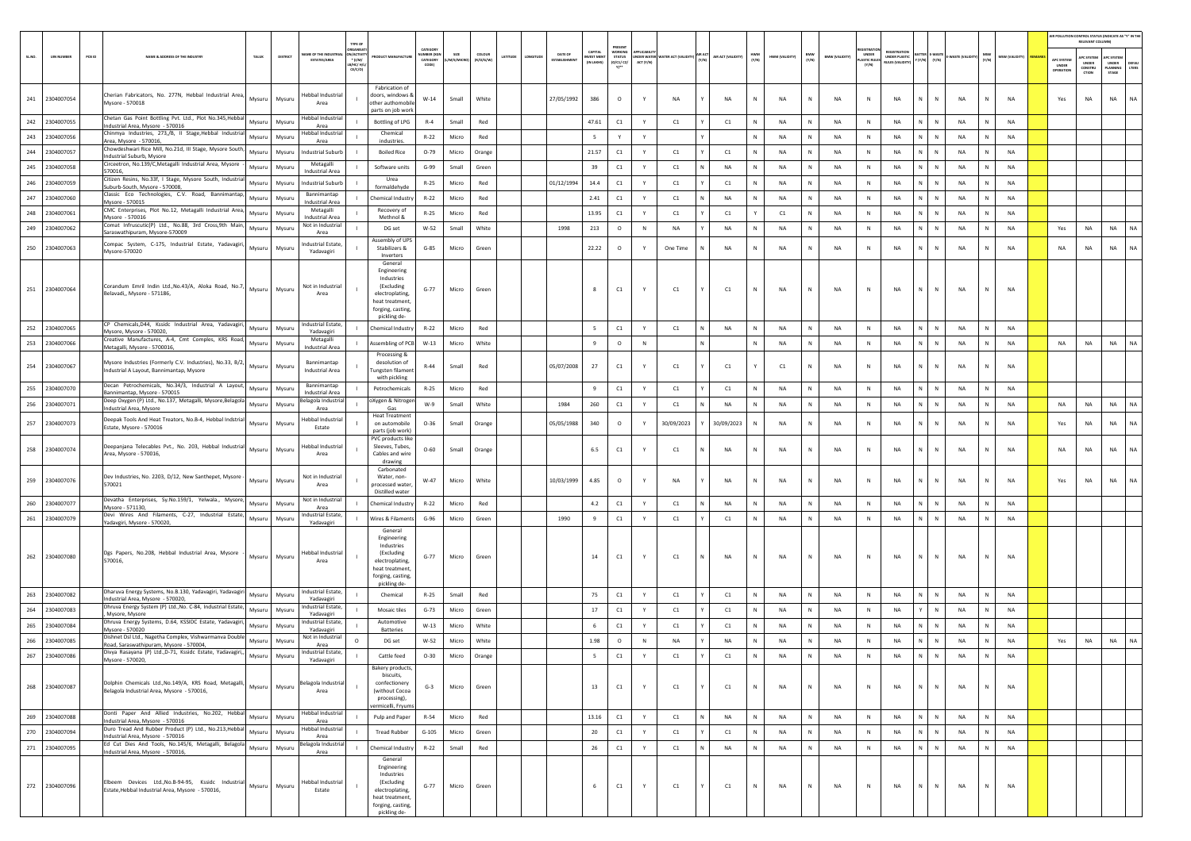| SL.NO. | UIN NUMBER | PCB ID | NAME & ADDRESS OF THE INDUSTRY | TALUK | DISTRICT | NAME OF THE INDUSTRIAL ESTATES/AREA | TYPE OF ORGANISATION/ACTIVITY* (I/M/LB/HC/H/CE/C/O) | PRODUCT MANUFACTURE | CATEGORY NUMBER (XGN CATEGORY CODE) | SIZE (L/M/S/MICRO) | COLOUR (R/O/G/W) | LATITUDE | LONGITUDE | DATE OF ESTABLISHMENT | CAPITAL INVEST MENT (IN LAKHS) | PRESENT WORKING STATUS (O/C1/C2/Y)** | APPLICABILITY UNDER WATER ACT (Y/N) | WATER ACT (VALIDITY) | AIR ACT (Y/N) | AIR ACT (VALIDITY) | HWM (Y/N) | HWM (VALIDITY) | BMW (Y/N) | BMW (VALIDITY) | REGISTRATION UNDER PLASTIC RULES (Y/N) | REGISTRATION UNDER PLASTIC RULES (VALIDITY) | BATTERY (Y/N) | E-WASTE (Y/N) | E-WASTE (VALIDITY) | MSW (Y/N) | MSW (VALIDITY) | REMARKS | APC SYSTEM UNDER OPERATION | APC SYSTEM UNDER CONSTRUCTION | APC SYSTEM UNDER PLANNING STAGE | DEFAULTERS |
|---|---|---|---|---|---|---|---|---|---|---|---|---|---|---|---|---|---|---|---|---|---|---|---|---|---|---|---|---|---|---|---|---|---|---|---|---|
| 241 | 2304007054 | | Cherian Fabricators, No. 277N, Hebbal Industrial Area, Mysore - 570018 | Mysuru | Mysuru | Hebbal Industrial Area | I | Fabrication of doors, windows & other authomobile parts on job work | W-14 | Small | White | | | 27/05/1992 | 386 | O | Y | NA | Y | NA | N | NA | N | NA | N | NA | N | N | NA | N | NA | | Yes | NA | NA | NA |
| 242 | 2304007055 | | Chetan Gas Point Bottling Pvt. Ltd., Plot No.345,Hebbal Industrial Area, Mysore - 570016 | Mysuru | Mysuru | Hebbal Industrial Area | I | Bottling of LPG | R-4 | Small | Red | | | | 47.61 | C1 | Y | C1 | Y | C1 | N | NA | N | NA | N | NA | N | N | NA | N | NA | | | | | |
| 243 | 2304007056 | | Chinmya Industries, 273,/B, II Stage,Hebbal Industrial Area, Mysore - 570016, | Mysuru | Mysuru | Hebbal Industrial Area | I | Chemical industries. | R-22 | Micro | Red | | | | 5 | Y | Y | | Y | | N | NA | N | NA | N | NA | N | N | NA | N | NA | | | | | |
| 244 | 2304007057 | | Chowdeshwari Rice Mill, No.21d, III Stage, Mysore South, Industrial Suburb, Mysore | Mysuru | Mysuru | Industrial Suburb | I | Boiled Rice | O-79 | Micro | Orange | | | | 21.57 | C1 | Y | C1 | Y | C1 | N | NA | N | NA | N | NA | N | N | NA | N | NA | | | | | |
| 245 | 2304007058 | | Circeetron, No.139/C,Metagalli Industrial Area, Mysore - 570016, | Mysuru | Mysuru | Metagalli Industrial Area | I | Software units | G-99 | Small | Green | | | | 39 | C1 | Y | C1 | N | NA | N | NA | N | NA | N | NA | N | N | NA | N | NA | | | | | |
| 246 | 2304007059 | | Citizen Resins, No.33f, I Stage, Mysore South, Industrial Suburb.South, Mysore - 570008, | Mysuru | Mysuru | Industrial Suburb | I | Urea formaldehyde | R-22 | Micro | Red | | | 01/12/1994 | 14.4 | C1 | Y | C1 | Y | C1 | N | NA | N | NA | N | NA | N | N | NA | N | NA | | | | | |
| 247 | 2304007060 | | Classic Eco Technologies, C.V. Road, Bannimantap, Mysore - 570015 | Mysuru | Mysuru | Bannimantap Industrial Area | I | Chemical Industry | R-22 | Micro | Red | | | | 2.41 | C1 | Y | C1 | N | NA | N | NA | N | NA | N | NA | N | N | NA | N | NA | | | | | |
| 248 | 2304007061 | | CMC Enterprises, Plot No.12, Metagalli Industrial Area, Mysore - 570016 | Mysuru | Mysuru | Metagalli Industrial Area | I | Recovery of Methnol & | R-25 | Micro | Red | | | | 13.95 | C1 | Y | C1 | Y | C1 | Y | C1 | N | NA | N | NA | N | N | NA | N | NA | | | | | |
| 249 | 2304007062 | | Comat Infruscutic(P) Ltd., No.88, 3rd Cross,9th Main, Saraswathipuram, Mysore-570009 | Mysuru | Mysuru | Not in Industrial Area | I | DG set | W-52 | Small | White | | | 1998 | 213 | O | N | NA | Y | NA | N | NA | N | NA | N | NA | N | N | NA | N | NA | | Yes | NA | NA | NA |
| 250 | 2304007063 | | Compac System, C-175, Industrial Estate, Yadavagiri, Mysore-570020 | Mysuru | Mysuru | Industrial Estate, Yadavagiri | I | Assembly of UPS Stabilizers & Inverters | G-85 | Micro | Green | | | | 22.22 | O | Y | One Time | N | NA | N | NA | N | NA | N | NA | N | N | NA | N | NA | | NA | NA | NA | NA |
| 251 | 2304007064 | | Corandum Emril Indin Ltd.,No.43/A, Aloka Road, No.7, Belavadi,, Mysore - 571186, | Mysuru | Mysuru | Not in Industrial Area | I | General Engineering Industries (Excluding electroplating, heat treatment, forging, casting, pickling de- | G-77 | Micro | Green | | | | 8 | C1 | Y | C1 | Y | C1 | N | NA | N | NA | N | NA | N | N | NA | N | NA | | | | | |
| 252 | 2304007065 | | CP Chemicals,D44, Kssidc Industrial Area, Yadavagiri, Mysore, Mysore - 570020, | Mysuru | Mysuru | Industrial Estate, Yadavagiri | I | Chemical Industry | R-22 | Micro | Red | | | | 5 | C1 | Y | C1 | N | NA | N | NA | N | NA | N | NA | N | N | NA | N | NA | | | | | |
| 253 | 2304007066 | | Creative Manufactures, A-4, Cmt Comples, KRS Road, Metagalli, Mysore - 5700016, | Mysuru | Mysuru | Metagalli Industrial Area | I | Assembling of PCB | W-13 | Micro | White | | | | 9 | O | N | | N | | N | NA | N | NA | N | NA | N | N | NA | N | NA | | NA | NA | NA | NA |
| 254 | 2304007067 | | Mysore Industries (Formerly C.V. Industries), No.33, B/2, Industrial A Layout, Bannimantap, Mysore | Mysuru | Mysuru | Bannimantap Industrial Area | I | Processing & desolution of Tungsten filament with pickling | R-44 | Small | Red | | | 05/07/2008 | 27 | C1 | Y | C1 | Y | C1 | Y | C1 | N | NA | N | NA | N | N | NA | N | NA | | | | | |
| 255 | 2304007070 | | Decan Petrochemicals, No.34/3, Industrial A Layout, Bannimantap, Mysore - 570015 | Mysuru | Mysuru | Bannimantap Industrial Area | I | Petrochemicals | R-25 | Micro | Red | | | | 9 | C1 | Y | C1 | Y | C1 | N | NA | N | NA | N | NA | N | N | NA | N | NA | | | | | |
| 256 | 2304007071 | | Deep Oxygen (P) Ltd., No.137, Metagalli, Mysore,Belagola Industrial Area, Mysore | Mysuru | Mysuru | Belagola Industrial Area | I | oXygen & Nitrogen Gas | W-9 | Small | White | | | 1984 | 260 | C1 | Y | C1 | N | NA | N | NA | N | NA | N | NA | N | N | NA | N | NA | | NA | NA | NA | NA |
| 257 | 2304007073 | | Deepak Tools And Heat Treators, No.B-4, Hebbal Indstrial Estate, Mysore - 570016 | Mysuru | Mysuru | Hebbal Industrial Estate | I | Heat Treatment on automobile parts (job work) | O-36 | Small | Orange | | | 05/06/1988 | 340 | O | Y | 30/09/2023 | Y | 30/09/2023 | N | NA | N | NA | N | NA | N | N | NA | N | NA | | Yes | NA | NA | NA |
| 258 | 2304007074 | | Deepanjana Telecables Pvt., No. 203, Hebbal Industrial Area, Mysore - 570016, | Mysuru | Mysuru | Hebbal Industrial Area | I | PVC products like Sleeves, Tubes, Cables and wire drawing | O-60 | Small | Orange | | | | 6.5 | C1 | Y | C1 | N | NA | N | NA | N | NA | N | NA | N | N | NA | N | NA | | NA | NA | NA | NA |
| 259 | 2304007076 | | Dev Industries, No. 2203, D/12, New Santhepet, Mysore - 570021 | Mysuru | Mysuru | Not in Industrial Area | I | Carbonated Water, non-processed water, Distilled water | W-47 | Micro | White | | | 10/03/1999 | 4.85 | O | Y | NA | Y | NA | N | NA | N | NA | N | NA | N | N | NA | N | NA | | Yes | NA | NA | NA |
| 260 | 2304007077 | | Devatha Enterprises, Sy.No.159/1, Yelwala., Mysore, Mysore - 571130, | Mysuru | Mysuru | Not in Industrial Area | I | Chemical Industry | R-22 | Micro | Red | | | | 4.2 | C1 | Y | C1 | N | NA | N | NA | N | NA | N | NA | N | N | NA | N | NA | | | | | |
| 261 | 2304007079 | | Devi Wires And Filaments, C-27, Industrial Estate, Yadavgiri, Mysore - 570020, | Mysuru | Mysuru | Industrial Estate, Yadavagiri | I | Wires & Filaments | G-96 | Micro | Green | | | 1990 | 9 | C1 | Y | C1 | Y | C1 | N | NA | N | NA | N | NA | N | N | NA | N | NA | | | | | |
| 262 | 2304007080 | | Dgs Papers, No.208, Hebbal Industrial Area, Mysore - 570016, | Mysuru | Mysuru | Hebbal Industrial Area | I | General Engineering Industries (Excluding electroplating, heat treatment, forging, casting, pickling de- | G-77 | Micro | Green | | | | 14 | C1 | Y | C1 | N | NA | N | NA | N | NA | N | NA | N | N | NA | N | NA | | | | | |
| 263 | 2304007082 | | Dharuva Energy Systems, No.B.130, Yadavagiri, Yadavagiri Industrial Area, Mysore - 570020, | Mysuru | Mysuru | Industrial Estate, Yadavagiri | I | Chemical | R-25 | Small | Red | | | | 75 | C1 | Y | C1 | Y | C1 | N | NA | N | NA | N | NA | N | N | NA | N | NA | | | | | |
| 264 | 2304007083 | | Dhruva Energy System (P) Ltd.,No. C-84, Industrial Estate, , Mysore, Mysore | Mysuru | Mysuru | Industrial Estate, Yadavagiri | I | Mosaic tiles | G-73 | Micro | Green | | | | 17 | C1 | Y | C1 | Y | C1 | N | NA | N | NA | N | NA | Y | N | NA | N | NA | | | | | |
| 265 | 2304007084 | | Dhruva Energy Systems, D.64, KSSIDC Estate, Yadavagiri, Mysore - 570020 | Mysuru | Mysuru | Industrial Estate, Yadavagiri | I | Automotive Batteries | W-13 | Micro | White | | | | 6 | C1 | Y | C1 | Y | C1 | N | NA | N | NA | N | NA | N | N | NA | N | NA | | | | | |
| 266 | 2304007085 | | Dishnet Dsl Ltd., Nagetha Complex, Vishwarmanva Double Road, Saraswathipuram, Mysore - 570004, | Mysuru | Mysuru | Not in Industrial Area | O | DG set | W-52 | Micro | White | | | | 1.98 | O | N | NA | Y | NA | N | NA | N | NA | N | NA | N | N | NA | N | NA | | Yes | NA | NA | NA |
| 267 | 2304007086 | | Divya Rasayana (P) Ltd.,D-71, Kssidc Estate, Yadavagiri,, Mysore - 570020, | Mysuru | Mysuru | Industrial Estate, Yadavagiri | I | Cattle feed | O-30 | Micro | Orange | | | | 5 | C1 | Y | C1 | Y | C1 | N | NA | N | NA | N | NA | N | N | NA | N | NA | | | | | |
| 268 | 2304007087 | | Dolphin Chemicals Ltd.,No.149/A, KRS Road, Metagalli, Belagola Industrial Area, Mysore - 570016, | Mysuru | Mysuru | Belagola Industrial Area | I | Bakery products, biscuits, confectionery (without Cocoa processing), vermicelli, Fryums | G-3 | Micro | Green | | | | 13 | C1 | Y | C1 | Y | C1 | N | NA | N | NA | N | NA | N | N | NA | N | NA | | | | | |
| 269 | 2304007088 | | Donti Paper And Allied Industries, No.202, Hebbal Industrial Area, Mysore - 570016 | Mysuru | Mysuru | Hebbal Industrial Area | I | Pulp and Paper | R-54 | Micro | Red | | | | 13.16 | C1 | Y | C1 | N | NA | N | NA | N | NA | N | NA | N | N | NA | N | NA | | | | | |
| 270 | 2304007094 | | Duro Tread And Rubber Product (P) Ltd., No.213,Hebbal Industrial Area, Mysore - 570016 | Mysuru | Mysuru | Hebbal Industrial Area | I | Tread Rubber | G-105 | Micro | Green | | | | 20 | C1 | Y | C1 | Y | C1 | N | NA | N | NA | N | NA | N | N | NA | N | NA | | | | | |
| 271 | 2304007095 | | Ed Cut Dies And Tools, No.145/6, Metagalli, Belagola Industrial Area, Mysore - 570016, | Mysuru | Mysuru | Belagola Industrial Area | I | Chemical Industry | R-22 | Small | Red | | | | 26 | C1 | Y | C1 | N | NA | N | NA | N | NA | N | NA | N | N | NA | N | NA | | | | | |
| 272 | 2304007096 | | Elbeem Devices Ltd.,No.B-94-95, Kssidc Industrial Estate,Hebbal Industrial Area, Mysore - 570016, | Mysuru | Mysuru | Hebbal Industrial Estate | I | General Engineering Industries (Excluding electroplating, heat treatment, forging, casting, pickling de- | G-77 | Micro | Green | | | | 6 | C1 | Y | C1 | Y | C1 | N | NA | N | NA | N | NA | N | N | NA | N | NA | | | | | |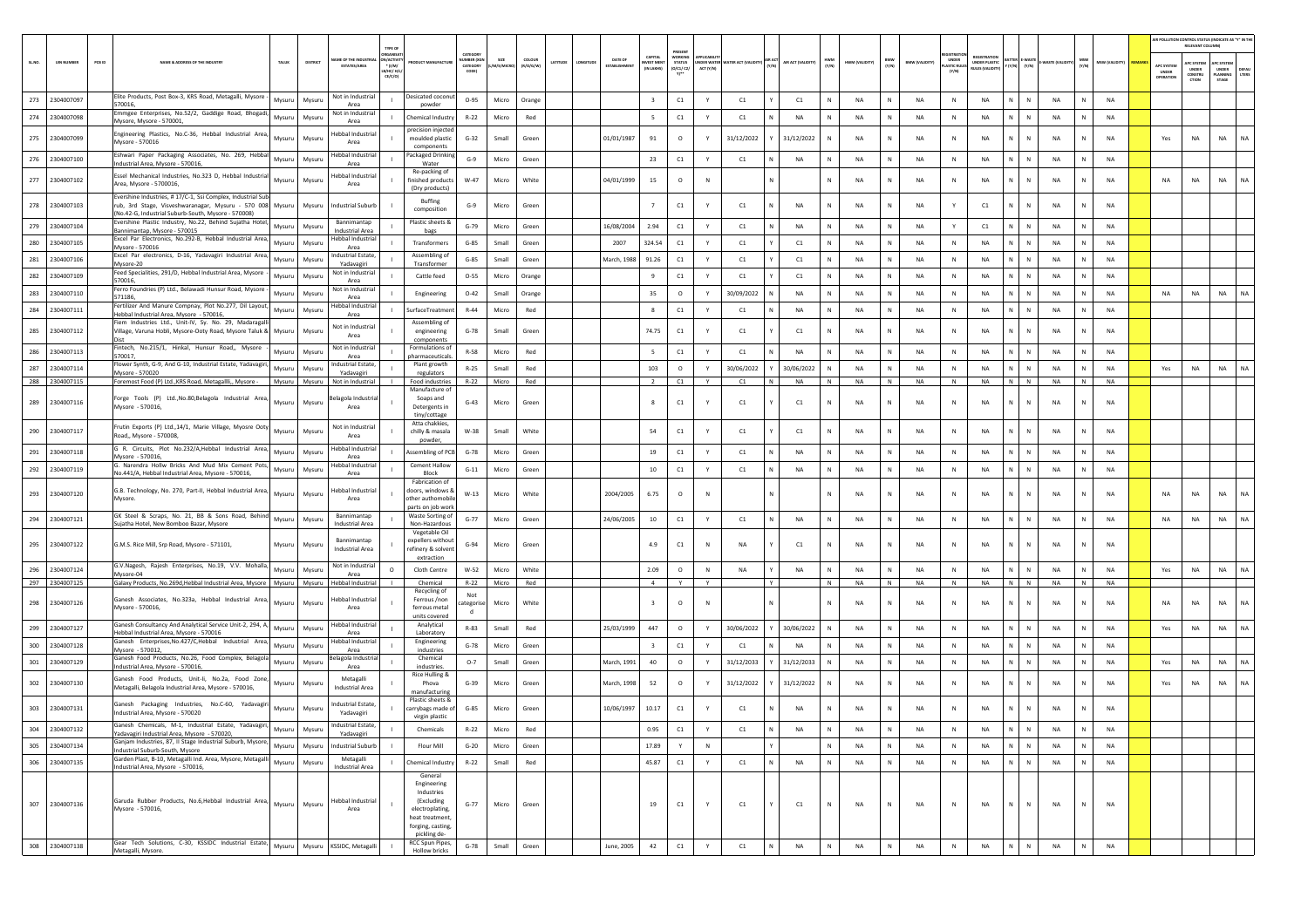| SL.NO. | UIN NUMBER | PCB ID | NAME & ADDRESS OF THE INDUSTRY | TALUK | DISTRICT | NAME OF THE INDUSTRIAL ESTATES/AREA | TYPE OF ORGANISATION/ACTIVITY * (I/M/LB/HC/H/CE/C/O) | PRODUCT MANUFACTURE | CATEGORY NUMBER (XGN CATEGORY CODE) | SIZE (L/M/S/MICRO) | COLOUR (R/O/G/W) | LATITUDE | LONGITUDE | DATE OF ESTABLISHMENT | CAPITAL INVEST MENT (IN LAKHS) | PRESENT WORKING STATUS (O/C1/C2/Y)** | APPLICABILITY UNDER WATER ACT (Y/N) | WATER ACT (VALIDITY) | AIR ACT (Y/N) | AIR ACT (VALIDITY) | HWM (Y/N) | HWM (VALIDITY) | BMW (Y/N) | BMW (VALIDITY) | REGISTRATION UNDER PLASTIC RULES (Y/N) | REGISTRATION UNDER PLASTIC RULES (VALIDITY) | BATTERY (Y/N) | E-WASTE (Y/N) | E-WASTE (VALIDITY) | MSW (Y/N) | MSW (VALIDITY) | REMARKS | APC SYSTEM UNDER OPERATION | APC SYSTEM UNDER CONSTRUCTION | APC SYSTEM UNDER PLANNING STAGE | DEFAULTERS |
|---|---|---|---|---|---|---|---|---|---|---|---|---|---|---|---|---|---|---|---|---|---|---|---|---|---|---|---|---|---|---|---|---|---|---|---|---|
| 273 | 2304007097 | | Elite Products, Post Box-3, KRS Road, Metagalli, Mysore - 570016, | Mysuru | Mysuru | Not in Industrial Area | I | Desicated coconut powder | O-95 | Micro | Orange | | | | 3 | C1 | Y | C1 | Y | C1 | N | NA | N | NA | N | NA | N | N | NA | N | NA | | | | | |
| 274 | 2304007098 | | Emmgee Enterprises, No.52/2, Gaddige Road, Bhogadi, Mysore, Mysore - 570001, | Mysuru | Mysuru | Not in Industrial Area | I | Chemical Industry | R-22 | Micro | Red | | | | 5 | C1 | Y | C1 | N | NA | N | NA | N | NA | N | NA | N | N | NA | N | NA | | | | | |
| 275 | 2304007099 | | Engineering Plastics, No.C-36, Hebbal Industrial Area, Mysore - 570016 | Mysuru | Mysuru | Hebbal Industrial Area | I | precision injected moulded plastic components | G-32 | Small | Green | | | 01/01/1987 | 91 | O | Y | 31/12/2022 | Y | 31/12/2022 | N | NA | N | NA | N | NA | N | N | NA | N | NA | | Yes | NA | NA | NA |
| 276 | 2304007100 | | Eshwari Paper Packaging Associates, No. 269, Hebbal Industrial Area, Mysore - 570016, | Mysuru | Mysuru | Hebbal Industrial Area | I | Packaged Drinking Water | G-9 | Micro | Green | | | | 23 | C1 | Y | C1 | N | NA | N | NA | N | NA | N | NA | N | N | NA | N | NA | | | | | |
| 277 | 2304007102 | | Essel Mechanical Industries, No.323 D, Hebbal Industrial Area, Mysore - 5700016, | Mysuru | Mysuru | Hebbal Industrial Area | I | Re-packing of finished products (Dry products) | W-47 | Micro | White | | | 04/01/1999 | 15 | O | N | | N | | N | NA | N | NA | N | NA | N | N | NA | N | NA | | NA | NA | NA | NA |
| 278 | 2304007103 | | Evershine Industries, # 17/C-1, Ssi Complex, Industrial Sub rub, 3rd Stage, Visweshwaranagar, Mysuru - 570 008 (No.42-G, Industrial Suburb-South, Mysore - 570008) | Mysuru | Mysuru | Industrial Suburb | I | Buffing composition | G-9 | Micro | Green | | | | 7 | C1 | Y | C1 | N | NA | N | NA | N | NA | Y | C1 | N | N | NA | N | NA | | | | | |
| 279 | 2304007104 | | Evershine Plastic Industry, No.22, Behind Sujatha Hotel, Bannimantap, Mysore - 570015 | Mysuru | Mysuru | Bannimantap Industrial Area | I | Plastic sheets & bags | G-79 | Micro | Green | | | 16/08/2004 | 2.94 | C1 | Y | C1 | N | NA | N | NA | N | NA | Y | C1 | N | N | NA | N | NA | | | | | |
| 280 | 2304007105 | | Excel Par Electronics, No.292-B, Hebbal Industrial Area, Mysore - 570016 | Mysuru | Mysuru | Hebbal Industrial Area | I | Transformers | G-85 | Small | Green | | | 2007 | 324.54 | C1 | Y | C1 | Y | C1 | N | NA | N | NA | N | NA | N | N | NA | N | NA | | | | | |
| 281 | 2304007106 | | Excel Par electronics, D-16, Yadavagiri Industrial Area, Mysore-20 | Mysuru | Mysuru | Industrial Estate, Yadavagiri | I | Assembling of Transformer | G-85 | Small | Green | | | March, 1988 | 91.26 | C1 | Y | C1 | Y | C1 | N | NA | N | NA | N | NA | N | N | NA | N | NA | | | | | |
| 282 | 2304007109 | | Feed Specialities, 291/D, Hebbal Industrial Area, Mysore - 570016, | Mysuru | Mysuru | Not in Industrial Area | I | Cattle feed | O-55 | Micro | Orange | | | | 9 | C1 | Y | C1 | Y | C1 | N | NA | N | NA | N | NA | N | N | NA | N | NA | | | | | |
| 283 | 2304007110 | | Ferro Foundries (P) Ltd., Belawadi Hunsur Road, Mysore - 571186, | Mysuru | Mysuru | Not in Industrial Area | I | Engineering | O-42 | Small | Orange | | | | 35 | O | Y | 30/09/2022 | N | NA | N | NA | N | NA | N | NA | N | N | NA | N | NA | | NA | NA | NA | NA |
| 284 | 2304007111 | | Fertilizer And Manure Compnay, Plot No.277, Dil Layout, Hebbal Industrial Area, Mysore - 570016, | Mysuru | Mysuru | Hebbal Industrial Area | I | SurfaceTreatment | R-44 | Micro | Red | | | | 8 | C1 | Y | C1 | N | NA | N | NA | N | NA | N | NA | N | N | NA | N | NA | | | | | |
| 285 | 2304007112 | | Fiem Industries Ltd., Unit-IV, Sy. No. 29, Madaragalli Village, Varuna Hobli, Mysore-Ooty Road, Mysore Taluk & Dist | Mysuru | Mysuru | Not in Industrial Area | I | Assembling of engineering components | G-78 | Small | Green | | | | 74.75 | C1 | Y | C1 | Y | C1 | N | NA | N | NA | N | NA | N | N | NA | N | NA | | | | | |
| 286 | 2304007113 | | Fintech, No.215/1, Hinkal, Hunsur Road,, Mysore - 570017, | Mysuru | Mysuru | Not in Industrial Area | I | Formulations of pharmaceuticals | R-58 | Micro | Red | | | | 5 | C1 | Y | C1 | N | NA | N | NA | N | NA | N | NA | N | N | NA | N | NA | | | | | |
| 287 | 2304007114 | | Flower Synth, G-9, And G-10, Industrial Estate, Yadavagiri, Mysore - 570020 | Mysuru | Mysuru | Industrial Estate, Yadavagiri | I | Plant growth regulators | R-25 | Small | Red | | | | 103 | O | Y | 30/06/2022 | Y | 30/06/2022 | N | NA | N | NA | N | NA | N | N | NA | N | NA | | Yes | NA | NA | NA |
| 288 | 2304007115 | | Foremost Food (P) Ltd.,KRS Road, Metagallli,, Mysore - | Mysuru | Mysuru | Not in Industrial | I | Food industries | R-22 | Micro | Red | | | | 2 | C1 | Y | C1 | N | NA | N | NA | N | NA | N | NA | N | N | NA | N | NA | | | | | |
| 289 | 2304007116 | | Forge Tools (P) Ltd.,No.80,Belagola Industrial Area, Mysore - 570016, | Mysuru | Mysuru | Belagola Industrial Area | I | Manufacture of Soaps and Detergents in tiny/cottage | G-43 | Micro | Green | | | | 8 | C1 | Y | C1 | Y | C1 | N | NA | N | NA | N | NA | N | N | NA | N | NA | | | | | |
| 290 | 2304007117 | | Frutin Exports (P) Ltd.,14/1, Marie Village, Myosre Ooty Road,, Mysore - 570008, | Mysuru | Mysuru | Not in Industrial Area | I | Atta chakkies, chilly & masala powder, | W-38 | Small | White | | | | 54 | C1 | Y | C1 | Y | C1 | N | NA | N | NA | N | NA | N | N | NA | N | NA | | | | | |
| 291 | 2304007118 | | G R. Circuits, Plot No.232/A,Hebbal Industrial Area, Mysore - 570016, | Mysuru | Mysuru | Hebbal Industrial Area | I | Assembling of PCB | G-78 | Micro | Green | | | | 19 | C1 | Y | C1 | N | NA | N | NA | N | NA | N | NA | N | N | NA | N | NA | | | | | |
| 292 | 2304007119 | | G. Narendra Hollw Bricks And Mud Mix Cement Pots, No.441/A, Hebbal Industrial Area, Mysore - 570016, | Mysuru | Mysuru | Hebbal Industrial Area | I | Cement Hallow Block | G-11 | Micro | Green | | | | 10 | C1 | Y | C1 | N | NA | N | NA | N | NA | N | NA | N | N | NA | N | NA | | | | | |
| 293 | 2304007120 | | G.B. Technology, No. 270, Part-II, Hebbal Industrial Area, Mysore. | Mysuru | Mysuru | Hebbal Industrial Area | I | Fabrication of doors, windows & other authomobile parts on job work | W-13 | Micro | White | | | 2004/2005 | 6.75 | O | N | | N | | N | NA | N | NA | N | NA | N | N | NA | N | NA | | NA | NA | NA | NA |
| 294 | 2304007121 | | GK Steel & Scraps, No. 21, BB & Sons Road, Behind Sujatha Hotel, New Bomboo Bazar, Mysore | Mysuru | Mysuru | Bannimantap Industrial Area | I | Waste Sorting of Non-Hazardous | G-77 | Micro | Green | | | 24/06/2005 | 10 | C1 | Y | C1 | N | NA | N | NA | N | NA | N | NA | N | N | NA | N | NA | | NA | NA | NA | NA |
| 295 | 2304007122 | | G.M.S. Rice Mill, Srp Road, Mysore - 571101, | Mysuru | Mysuru | Bannimantap Industrial Area | I | Vegetable Oil expellers without refinery & solvent extraction | G-94 | Micro | Green | | | | 4.9 | C1 | N | NA | Y | C1 | N | NA | N | NA | N | NA | N | N | NA | N | NA | | | | | |
| 296 | 2304007124 | | G.V.Nagesh, Rajesh Enterprises, No.19, V.V. Mohalla, Mysore-04 | Mysuru | Mysuru | Not in Industrial Area | O | Cloth Centre | W-52 | Micro | White | | | | 2.09 | O | N | NA | Y | NA | N | NA | N | NA | N | NA | N | N | NA | N | NA | | Yes | NA | NA | NA |
| 297 | 2304007125 | | Galaxy Products, No.269d,Hebbal Industrial Area, Mysore | Mysuru | Mysuru | Hebbal Industrial | I | Chemical | R-22 | Micro | Red | | | | 4 | Y | Y | | Y | | N | NA | N | NA | N | NA | N | N | NA | N | NA | | | | | |
| 298 | 2304007126 | | Ganesh Associates, No.323a, Hebbal Industrial Area, Mysore - 570016, | Mysuru | Mysuru | Hebbal Industrial Area | I | Recycling of Ferrous /non ferrous metal units covered | Not categorised | Micro | White | | | | 3 | O | N | | N | | N | NA | N | NA | N | NA | N | N | NA | N | NA | | NA | NA | NA | NA |
| 299 | 2304007127 | | Ganesh Consultancy And Analytical Service Unit-2, 294, A, Hebbal Industrial Area, Mysore - 570016 | Mysuru | Mysuru | Hebbal Industrial Area | I | Analytical Laboratory | R-83 | Small | Red | | | 25/03/1999 | 447 | O | Y | 30/06/2022 | Y | 30/06/2022 | N | NA | N | NA | N | NA | N | N | NA | N | NA | | Yes | NA | NA | NA |
| 300 | 2304007128 | | Ganesh Enterprises,No.427/C,Hebbal Industrial Area, Mysore - 570012, | Mysuru | Mysuru | Hebbal Industrial Area | I | Engineering industries | G-78 | Micro | Green | | | | 3 | C1 | Y | C1 | N | NA | N | NA | N | NA | N | NA | N | N | NA | N | NA | | | | | |
| 301 | 2304007129 | | Ganesh Food Products, No.26, Food Complex, Belagola Industrial Area, Mysore - 570016, | Mysuru | Mysuru | Belagola Industrial Area | I | Chemical industries. | O-7 | Small | Green | | | March, 1991 | 40 | O | Y | 31/12/2033 | Y | 31/12/2033 | N | NA | N | NA | N | NA | N | N | NA | N | NA | | Yes | NA | NA | NA |
| 302 | 2304007130 | | Ganesh Food Products, Unit-Ii, No.2a, Food Zone, Metagalli, Belagola Industrial Area, Mysore - 570016, | Mysuru | Mysuru | Metagalli Industrial Area | I | Rice Hulling & Phova manufacturing | G-39 | Micro | Green | | | March, 1998 | 52 | O | Y | 31/12/2022 | Y | 31/12/2022 | N | NA | N | NA | N | NA | N | N | NA | N | NA | | Yes | NA | NA | NA |
| 303 | 2304007131 | | Ganesh Packaging Industries, No.C-60, Yadavagiri Industrial Area, Mysore - 570020 | Mysuru | Mysuru | Industrial Estate, Yadavagiri | I | Plastic sheets & carrybags made of virgin plastic | G-85 | Micro | Green | | | 10/06/1997 | 10.17 | C1 | Y | C1 | N | NA | N | NA | N | NA | N | NA | N | N | NA | N | NA | | | | | |
| 304 | 2304007132 | | Ganesh Chemicals, M-1, Industrial Estate, Yadavagiri, Yadavagiri Industrial Area, Mysore - 570020, | Mysuru | Mysuru | Industrial Estate, Yadavagiri | I | Chemicals | R-22 | Micro | Red | | | | 0.95 | C1 | Y | C1 | N | NA | N | NA | N | NA | N | NA | N | N | NA | N | NA | | | | | |
| 305 | 2304007134 | | Ganjam Industries, 87, II Stage Industrial Suburb, Mysore, Industrial Suburb-South, Mysore | Mysuru | Mysuru | Industrial Suburb | I | Flour Mill | G-20 | Micro | Green | | | | 17.89 | Y | N | | Y | | N | NA | N | NA | N | NA | N | N | NA | N | NA | | | | | |
| 306 | 2304007135 | | Garden Plast, B-10, Metagalli Ind. Area, Mysore, Metagalli Industrial Area, Mysore - 570016, | Mysuru | Mysuru | Metagalli Industrial Area | I | Chemical Industry | R-22 | Small | Red | | | | 45.87 | C1 | Y | C1 | N | NA | N | NA | N | NA | N | NA | N | N | NA | N | NA | | | | | |
| 307 | 2304007136 | | Garuda Rubber Products, No.6,Hebbal Industrial Area, Mysore - 570016, | Mysuru | Mysuru | Hebbal Industrial Area | I | General Engineering Industries (Excluding electroplating, heat treatment, forging, casting, pickling de- | G-77 | Micro | Green | | | | 19 | C1 | Y | C1 | Y | C1 | N | NA | N | NA | N | NA | N | N | NA | N | NA | | | | | |
| 308 | 2304007138 | | Gear Tech Solutions, C-30, KSSIDC Industrial Estate, Metagalli, Mysore. | Mysuru | Mysuru | KSSIDC, Metagalli | I | RCC Spun Pipes, Hollow bricks | G-78 | Small | Green | | | June, 2005 | 42 | C1 | Y | C1 | N | NA | N | NA | N | NA | N | NA | N | N | NA | N | NA | | | | | |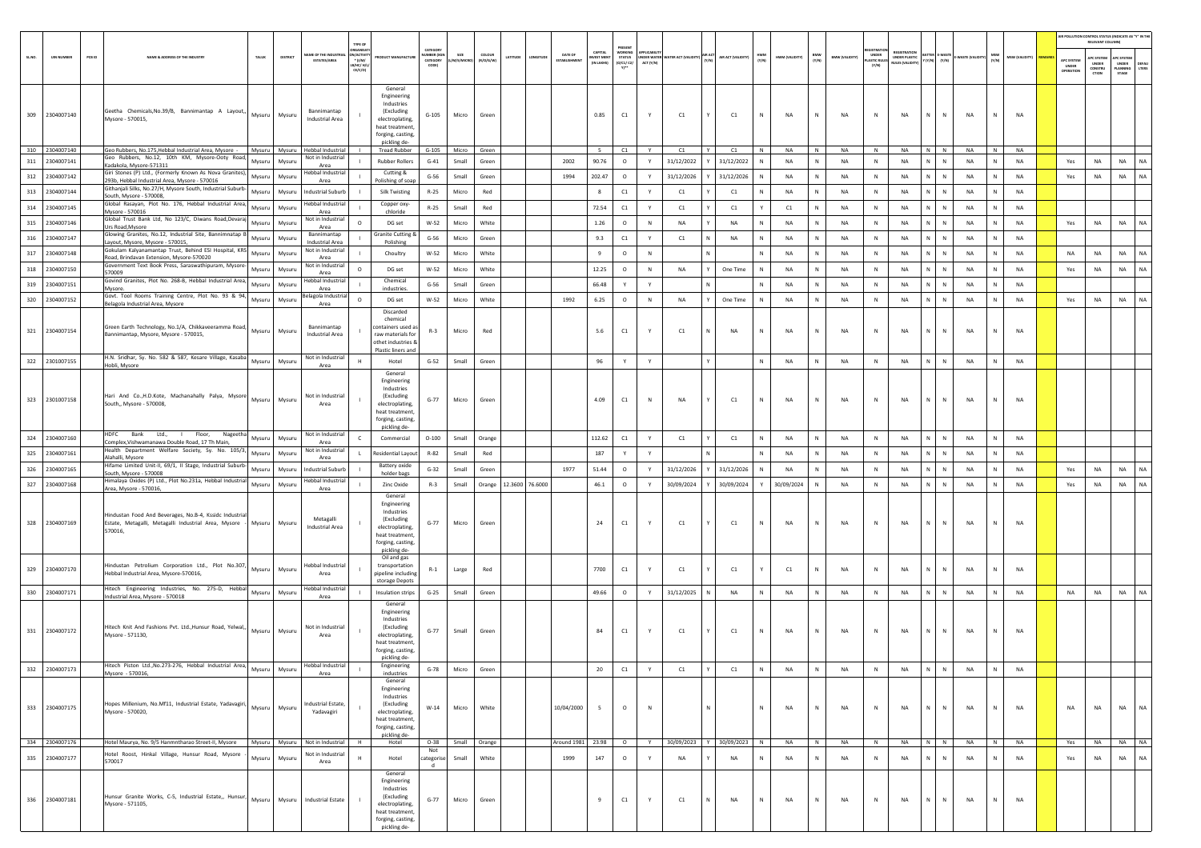| SL.NO. | UIN NUMBER | PCB ID | NAME & ADDRESS OF THE INDUSTRY | TALUK | DISTRICT | NAME OF THE INDUSTRIAL ESTATE/AREA | TYPE OF ORGANISATION/ACTIVITY * (I/M/LB/HC/H/CE/C/O) | PRODUCT MANUFACTURE | CATEGORY NUMBER (XGN CATEGORY CODE) | SIZE (L/M/S/MICRO) | COLOUR (R/O/G/W) | LATITUDE | LONGITUDE | DATE OF ESTABLISHMENT | CAPITAL INVEST MENT (IN LAKHS) | PRESENT WORKING STATUS (O/C1/C2/Y)** | APPLICABILITY UNDER WATER ACT (Y/N) | WATER ACT (VALIDITY) | AIR ACT (Y/N) | AIR ACT (VALIDITY) | HWM (Y/N) | HWM (VALIDITY) | BMW (Y/N) | BMW (VALIDITY) | REGISTRATION UNDER PLASTIC RULES (Y/N) | REGISTRATION UNDER PLASTIC RULES (VALIDITY) | BATTERY (Y/N) | E-WASTE (Y/N) | E-WASTE (VALIDITY) | MSW (Y/N) | MSW (VALIDITY) | REMARKS | APC SYSTEM UNDER OPERATION | APC SYSTEM UNDER CONSTRUCTION | APC SYSTEM UNDER PLANNING STAGE | DEFAULTERS |
|---|---|---|---|---|---|---|---|---|---|---|---|---|---|---|---|---|---|---|---|---|---|---|---|---|---|---|---|---|---|---|---|---|---|---|---|---|
| 309 | 2304007140 | | Geetha Chemicals,No.39/B, Bannimantap A Layout,, Mysore - 570015, | Mysuru | Mysuru | Bannimantap Industrial Area | I | General Engineering Industries (Excluding electroplating, heat treatment, forging, casting, pickling de- | G-105 | Micro | Green | | | | 0.85 | C1 | Y | C1 | Y | C1 | N | NA | N | NA | N | NA | N | N | NA | N | NA | | | | | |
| 310 | 2304007140 | | Geo Rubbers, No.175,Hebbal Industrial Area, Mysore - | Mysuru | Mysuru | Hebbal Industrial | I | Tread Rubber | G-105 | Micro | Green | | | | 5 | C1 | Y | C1 | Y | C1 | N | NA | N | NA | N | NA | N | N | NA | N | NA | | | | | |
| 311 | 2304007141 | | Geo Rubbers, No.12, 10th KM, Mysore-Ooty Road, Kadakola, Mysore-571311 | Mysuru | Mysuru | Not in Industrial Area | I | Rubber Rollers | G-41 | Small | Green | | | 2002 | 90.76 | O | Y | 31/12/2022 | Y | 31/12/2022 | N | NA | N | NA | N | NA | N | N | NA | N | NA | | Yes | NA | NA | NA |
| 312 | 2304007142 | | Giri Stones (P) Ltd., (Formerly Known As Nova Granites), 293b, Hebbal Industrial Area, Mysore - 570016 | Mysuru | Mysuru | Hebbal Industrial Area | I | Cutting & Polishing of soap | G-56 | Small | Green | | | 1994 | 202.47 | O | Y | 31/12/2026 | Y | 31/12/2026 | N | NA | N | NA | N | NA | N | N | NA | N | NA | | Yes | NA | NA | NA |
| 313 | 2304007144 | | Githanjali Silks, No.27/H, Mysore South, Industrial Suburb-South, Mysore - 570008, | Mysuru | Mysuru | Industrial Suburb | I | Silk Twisting | R-25 | Micro | Red | | | | 8 | C1 | Y | C1 | Y | C1 | N | NA | N | NA | N | NA | N | N | NA | N | NA | | | | | |
| 314 | 2304007145 | | Global Rasayan, Plot No. 176, Hebbal Industrial Area, Mysore - 570016 | Mysuru | Mysuru | Hebbal Industrial Area | I | Copper oxy-chloride | R-25 | Small | Red | | | | 72.54 | C1 | Y | C1 | Y | C1 | Y | C1 | N | NA | N | NA | N | N | NA | N | NA | | | | | |
| 315 | 2304007146 | | Global Trust Bank Ltd, No 123/C, Diwans Road,Devaraj Urs Road,Mysore | Mysuru | Mysuru | Not in Industrial Area | O | DG set | W-52 | Micro | White | | | | 1.26 | O | N | NA | Y | NA | N | NA | N | NA | N | NA | N | N | NA | N | NA | | Yes | NA | NA | NA |
| 316 | 2304007147 | | Glowing Granites, No.12, Industrial Site, Bannimnatap B Layout, Mysore, Mysore - 570015, | Mysuru | Mysuru | Bannimantap Industrial Area | I | Granite Cutting & Polishing | G-56 | Micro | Green | | | | 9.3 | C1 | Y | C1 | N | NA | N | NA | N | NA | N | NA | N | N | NA | N | NA | | | | | |
| 317 | 2304007148 | | Gokulam Kalyanamantap Trust, Behind ESI Hospital, KRS Road, Brindavan Extension, Mysore-570020 | Mysuru | Mysuru | Not in Industrial Area | I | Choultry | W-52 | Micro | White | | | | 9 | O | N | | N | | N | NA | N | NA | N | NA | N | N | NA | N | NA | | NA | NA | NA | NA |
| 318 | 2304007150 | | Government Text Book Press, Saraswathipuram, Mysore-570009 | Mysuru | Mysuru | Not in Industrial Area | O | DG set | W-52 | Micro | White | | | | 12.25 | O | N | NA | Y | One Time | N | NA | N | NA | N | NA | N | N | NA | N | NA | | Yes | NA | NA | NA |
| 319 | 2304007151 | | Govind Granites, Plot No. 268-B, Hebbal Industrial Area, Mysore. | Mysuru | Mysuru | Hebbal Industrial Area | I | Chemical industries. | G-56 | Small | Green | | | | 66.48 | Y | Y | | N | | N | NA | N | NA | N | NA | N | N | NA | N | NA | | | | | |
| 320 | 2304007152 | | Govt. Tool Rooms Training Centre, Plot No. 93 & 94, Belagola Industrial Area, Mysore | Mysuru | Mysuru | Belagola Industrial Area | O | DG set | W-52 | Micro | White | | | 1992 | 6.25 | O | N | NA | Y | One Time | N | NA | N | NA | N | NA | N | N | NA | N | NA | | Yes | NA | NA | NA |
| 321 | 2304007154 | | Green Earth Technology, No.1/A, Chikkaveeramma Road, Bannimantap, Mysore, Mysore - 570015, | Mysuru | Mysuru | Bannimantap Industrial Area | I | Discarded chemical containers used as raw materials for othet industries & Plastic liners and | R-3 | Micro | Red | | | | 5.6 | C1 | Y | C1 | N | NA | N | NA | N | NA | N | NA | N | N | NA | N | NA | | | | | |
| 322 | 2301007155 | | H.N. Sridhar, Sy. No. 582 & 587, Kesare Village, Kasaba Hobli, Mysore | Mysuru | Mysuru | Not in Industrial Area | H | Hotel | G-52 | Small | Green | | | | 96 | Y | Y | | Y | | N | NA | N | NA | N | NA | N | N | NA | N | NA | | | | | |
| 323 | 2301007158 | | Hari And Co.,H.D.Kote, Machanahally Palya, Mysore South,, Mysore - 570008, | Mysuru | Mysuru | Not in Industrial Area | I | General Engineering Industries (Excluding electroplating, heat treatment, forging, casting, pickling de- | G-77 | Micro | Green | | | | 4.09 | C1 | N | NA | Y | C1 | N | NA | N | NA | N | NA | N | N | NA | N | NA | | | | | |
| 324 | 2304007160 | | HDFC Bank Ltd., I Floor, Nageetha Complex,Vishwamanawa Double Road, 17 Th Main, | Mysuru | Mysuru | Not in Industrial Area | C | Commercial | O-100 | Small | Orange | | | | 112.62 | C1 | Y | C1 | Y | C1 | N | NA | N | NA | N | NA | N | N | NA | N | NA | | | | | |
| 325 | 2304007161 | | Health Department Welfare Society, Sy. No. 105/3, Alahalli, Mysore | Mysuru | Mysuru | Not in Industrial Area | L | Residential Layout | R-82 | Small | Red | | | | 187 | Y | Y | | N | | N | NA | N | NA | N | NA | N | N | NA | N | NA | | | | | |
| 326 | 2304007165 | | Hifame Limited Unit-II, 69/1, II Stage, Industrial Suburb-South, Mysore - 570008 | Mysuru | Mysuru | Industrial Suburb | I | Battery oxide holder bags | G-32 | Small | Green | | | 1977 | 51.44 | O | Y | 31/12/2026 | Y | 31/12/2026 | N | NA | N | NA | N | NA | N | N | NA | N | NA | | Yes | NA | NA | NA |
| 327 | 2304007168 | | Himalaya Oxides (P) Ltd., Plot No.231a, Hebbal Industrial Area, Mysore - 570016, | Mysuru | Mysuru | Hebbal Industrial Area | I | Zinc Oxide | R-3 | Small | Orange | 12.3600 | 76.6000 | | 46.1 | O | Y | 30/09/2024 | Y | 30/09/2024 | Y | 30/09/2024 | N | NA | N | NA | N | N | NA | N | NA | | Yes | NA | NA | NA |
| 328 | 2304007169 | | Hindustan Food And Beverages, No.B-4, Kssidc Industrial Estate, Metagalli, Metagalli Industrial Area, Mysore - 570016, | Mysuru | Mysuru | Metagalli Industrial Area | I | General Engineering Industries (Excluding electroplating, heat treatment, forging, casting, pickling de- | G-77 | Micro | Green | | | | 24 | C1 | Y | C1 | Y | C1 | N | NA | N | NA | N | NA | N | N | NA | N | NA | | | | | |
| 329 | 2304007170 | | Hindustan Petrolium Corporation Ltd., Plot No.307, Hebbal Industrial Area, Mysore-570016, | Mysuru | Mysuru | Hebbal Industrial Area | I | Oil and gas transportation pipeline including storage Depots | R-1 | Large | Red | | | | 7700 | C1 | Y | C1 | Y | C1 | Y | C1 | N | NA | N | NA | N | N | NA | N | NA | | | | | |
| 330 | 2304007171 | | Hitech Engineering Industries, No. 275-D, Hebbal Industrial Area, Mysore - 570018 | Mysuru | Mysuru | Hebbal Industrial Area | I | Insulation strips | G-25 | Small | Green | | | | 49.66 | O | Y | 31/12/2025 | N | NA | N | NA | N | NA | N | NA | N | N | NA | N | NA | | NA | NA | NA | NA |
| 331 | 2304007172 | | Hitech Knit And Fashions Pvt. Ltd.,Hunsur Road, Yelwal,, Mysore - 571130, | Mysuru | Mysuru | Not in Industrial Area | I | General Engineering Industries (Excluding electroplating, heat treatment, forging, casting, pickling de- | G-77 | Small | Green | | | | 84 | C1 | Y | C1 | Y | C1 | N | NA | N | NA | N | NA | N | N | NA | N | NA | | | | | |
| 332 | 2304007173 | | Hitech Piston Ltd.,No.273-276, Hebbal Industrial Area, Mysore - 570016, | Mysuru | Mysuru | Hebbal Industrial Area | I | Engineering industries | G-78 | Micro | Green | | | | 20 | C1 | Y | C1 | Y | C1 | N | NA | N | NA | N | NA | N | N | NA | N | NA | | | | | |
| 333 | 2304007175 | | Hopes Millenium, No.Mf11, Industrial Estate, Yadavagiri, Mysore - 570020, | Mysuru | Mysuru | Industrial Estate, Yadavagiri | I | General Engineering Industries (Excluding electroplating, heat treatment, forging, casting, pickling de- | W-14 | Micro | White | | | 10/04/2000 | 5 | O | N | | N | | N | NA | N | NA | N | NA | N | N | NA | N | NA | | NA | NA | NA | NA |
| 334 | 2304007176 | | Hotel Maurya, No. 9/5 Hanmntharao Street-II, Mysore | Mysuru | Mysuru | Not in Industrial | H | Hotel | O-38 | Small | Orange | | | Around 1981 | 23.98 | O | Y | 30/09/2023 | Y | 30/09/2023 | N | NA | N | NA | N | NA | N | N | NA | N | NA | | Yes | NA | NA | NA |
| 335 | 2304007177 | | Hotel Roost, Hinkal Village, Hunsur Road, Mysore - 570017 | Mysuru | Mysuru | Not in Industrial Area | H | Hotel | Not categorised | Small | White | | | 1999 | 147 | O | Y | NA | Y | NA | N | NA | N | NA | N | NA | N | N | NA | N | NA | | Yes | NA | NA | NA |
| 336 | 2304007181 | | Hunsur Granite Works, C-5, Industrial Estate,, Hunsur, Mysore - 571105, | Mysuru | Mysuru | Industrial Estate | I | General Engineering Industries (Excluding electroplating, heat treatment, forging, casting, pickling de- | G-77 | Micro | Green | | | | 9 | C1 | Y | C1 | N | NA | N | NA | N | NA | N | NA | N | N | NA | N | NA | | | | | |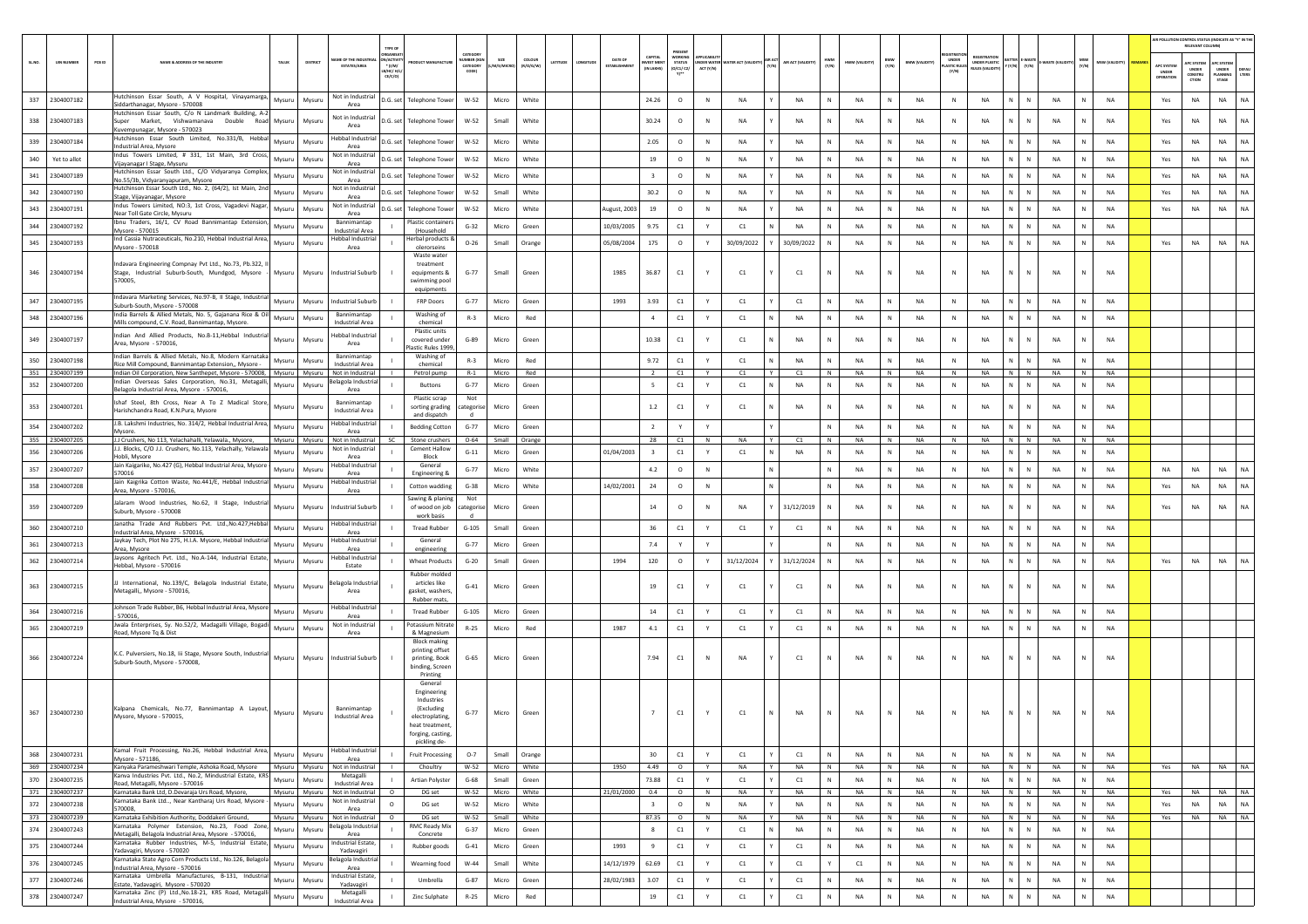| SL.NO. | UIN NUMBER | PCB ID | NAME & ADDRESS OF THE INDUSTRY | TALUK | DISTRICT | NAME OF THE INDUSTRIAL ESTATE/AREA | TYPE OF ORGANISATION/ACTIVITY * (I/M/LB/HC/H/CE/C/O) | PRODUCT MANUFACTURE | CATEGORY NUMBER (XGN CATEGORY CODE) | SIZE (L/M/S/MICRO) | COLOUR (R/O/G/W) | LATITUDE | LONGITUDE | DATE OF ESTABLISHMENT | CAPITAL INVEST MENT (IN LAKHS) | PRESENT WORKING STATUS (O/C1/C2/Y)** | APPLICABILITY UNDER WATER ACT (Y/N) | WATER ACT (VALIDITY) | AIR ACT (Y/N) | AIR ACT (VALIDITY) | HWM (Y/N) | HWM (VALIDITY) | BMW (Y/N) | BMW (VALIDITY) | REGISTRATION UNDER PLASTIC RULES (Y/N) | REGISTRATION UNDER PLASTIC RULES (VALIDITY) | BATTERY (Y/N) | E-WASTE (Y/N) | E-WASTE (VALIDITY) | MSW (Y/N) | MSW (VALIDITY) | REMARKS | APC SYSTEM UNDER OPERATION | APC SYSTEM UNDER CONSTRUCTION | APC SYSTEM UNDER PLANNING STAGE | DEFAULTERS |
|---|---|---|---|---|---|---|---|---|---|---|---|---|---|---|---|---|---|---|---|---|---|---|---|---|---|---|---|---|---|---|---|---|---|---|---|---|
| 337 | 2304007182 | | Hutchinson Essar South, A V Hospital, Vinayamarga, Siddarthanagar, Mysore - 570008 | Mysuru | Mysuru | Not in Industrial Area | D.G. set | Telephone Tower | W-52 | Micro | White | | | | 24.26 | O | N | NA | Y | NA | N | NA | N | NA | N | NA | N | N | NA | N | NA | | Yes | NA | NA | NA |
| 338 | 2304007183 | | Hutchinson Essar South, C/o N Landmark Building, A-2 Super Market, Vishwamanava Double Road Kuvempunagar, Mysore - 570023 | Mysuru | Mysuru | Not in Industrial Area | D.G. set | Telephone Tower | W-52 | Small | White | | | | 30.24 | O | N | NA | Y | NA | N | NA | N | NA | N | NA | N | N | NA | N | NA | | Yes | NA | NA | NA |
| 339 | 2304007184 | | Hutchinson Essar South Limited, No.331/B, Hebbal Industrial Area, Mysore | Mysuru | Mysuru | Hebbal Industrial Area | D.G. set | Telephone Tower | W-52 | Micro | White | | | | 2.05 | O | N | NA | Y | NA | N | NA | N | NA | N | NA | N | N | NA | N | NA | | Yes | NA | NA | NA |
| 340 | Yet to allot | | Indus Towers Limited, # 331, 1st Main, 3rd Cross, Vijayanagar I Stage, Mysuru | Mysuru | Mysuru | Not in Industrial Area | D.G. set | Telephone Tower | W-52 | Micro | White | | | | 19 | O | N | NA | Y | NA | N | NA | N | NA | N | NA | N | N | NA | N | NA | | Yes | NA | NA | NA |
| 341 | 2304007189 | | Hutchinson Essar South Ltd., C/O Vidyaranya Complex, No.55/3b, Vidyaranyapuram, Mysore | Mysuru | Mysuru | Not in Industrial Area | D.G. set | Telephone Tower | W-52 | Micro | White | | | | 3 | O | N | NA | Y | NA | N | NA | N | NA | N | NA | N | N | NA | N | NA | | Yes | NA | NA | NA |
| 342 | 2304007190 | | Hutchinson Essar South Ltd., No. 2, (64/2), Ist Main, 2nd Stage, Vijayanagar, Mysore | Mysuru | Mysuru | Not in Industrial Area | D.G. set | Telephone Tower | W-52 | Small | White | | | | 30.2 | O | N | NA | Y | NA | N | NA | N | NA | N | NA | N | N | NA | N | NA | | Yes | NA | NA | NA |
| 343 | 2304007191 | | Indus Towers Limited, NO.3, 1st Cross, Vagadevi Nagar, Near Toll Gate Circle, Mysuru | Mysuru | Mysuru | Not in Industrial Area | D.G. set | Telephone Tower | W-52 | Micro | White | | | August, 2003 | 19 | O | N | NA | Y | NA | N | NA | N | NA | N | NA | N | N | NA | N | NA | | Yes | NA | NA | NA |
| 344 | 2304007192 | | Ibnu Traders, 16/1, CV Road Bannimantap Extension, Mysore - 570015 | Mysuru | Mysuru | Bannimantap Industrial Area | I | Plastic containers (Household | G-32 | Micro | Green | | | 10/03/2005 | 9.75 | C1 | Y | C1 | N | NA | N | NA | N | NA | N | NA | N | N | NA | N | NA | | | | | |
| 345 | 2304007193 | | Ind Cassia Nutraceuticals, No.210, Hebbal Industrial Area, Mysore - 570018 | Mysuru | Mysuru | Hebbal Industrial Area | I | Herbal products & oleroresins | O-26 | Small | Orange | | | 05/08/2004 | 175 | O | Y | 30/09/2022 | Y | 30/09/2022 | N | NA | N | NA | N | NA | N | N | NA | N | NA | | Yes | NA | NA | NA |
| 346 | 2304007194 | | Indavara Engineering Compnay Pvt Ltd., No.73, Pb.322, II Stage, Industrial Suburb-South, Mundgod, Mysore - 570005, | Mysuru | Mysuru | Industrial Suburb | I | Waste water treatment equipments & swimming pool equipments | G-77 | Small | Green | | | 1985 | 36.87 | C1 | Y | C1 | Y | C1 | N | NA | N | NA | N | NA | N | N | NA | N | NA | | | | | |
| 347 | 2304007195 | | Indavara Marketing Services, No.97-B, II Stage, Industrial Suburb-South, Mysore - 570008 | Mysuru | Mysuru | Industrial Suburb | I | FRP Doors | G-77 | Micro | Green | | | 1993 | 3.93 | C1 | Y | C1 | Y | C1 | N | NA | N | NA | N | NA | N | N | NA | N | NA | | | | | |
| 348 | 2304007196 | | India Barrels & Allied Metals, No. 5, Gajanana Rice & Oil Mills compound, C.V. Road, Bannimantap, Mysore. | Mysuru | Mysuru | Bannimantap Industrial Area | I | Washing of chemical | R-3 | Micro | Red | | | | 4 | C1 | Y | C1 | N | NA | N | NA | N | NA | N | NA | N | N | NA | N | NA | | | | | |
| 349 | 2304007197 | | Indian And Allied Products, No.B-11,Hebbal Industrial Area, Mysore - 570016, | Mysuru | Mysuru | Hebbal Industrial Area | I | Plastic units covered under Plastic Rules 1999, | G-89 | Micro | Green | | | | 10.38 | C1 | Y | C1 | N | NA | N | NA | N | NA | N | NA | N | N | NA | N | NA | | | | | |
| 350 | 2304007198 | | Indian Barrels & Allied Metals, No.8, Modern Karnataka Rice Mill Compound, Bannimantap Extension,, Mysore - | Mysuru | Mysuru | Bannimantap Industrial Area | I | Washing of chemical | R-3 | Micro | Red | | | | 9.72 | C1 | Y | C1 | N | NA | N | NA | N | NA | N | NA | N | N | NA | N | NA | | | | | |
| 351 | 2304007199 | | Indian Oil Corporation, New Santhepet, Mysore - 570008, | Mysuru | Mysuru | Not in Industrial | I | Petrol pump | R-1 | Micro | Red | | | | 2 | C1 | Y | C1 | Y | C1 | N | NA | N | NA | N | NA | N | N | NA | N | NA | | | | | |
| 352 | 2304007200 | | Indian Overseas Sales Corporation, No.31, Metagalli, Belagola Industrial Area, Mysore - 570016, | Mysuru | Mysuru | Belagola Industrial Area | I | Buttons | G-77 | Micro | Green | | | | 5 | C1 | Y | C1 | N | NA | N | NA | N | NA | N | NA | N | N | NA | N | NA | | | | | |
| 353 | 2304007201 | | Ishaf Steel, 8th Cross, Near A To Z Madical Store, Harishchandra Road, K.N.Pura, Mysore | Mysuru | Mysuru | Bannimantap Industrial Area | I | Plastic scrap sorting grading and dispatch | Not categorised | Micro | Green | | | | 1.2 | C1 | Y | C1 | N | NA | N | NA | N | NA | N | NA | N | N | NA | N | NA | | | | | |
| 354 | 2304007202 | | J.B. Lakshmi Industries, No. 314/2, Hebbal Industrial Area, Mysore. | Mysuru | Mysuru | Hebbal Industrial Area | I | Bedding Cotton | G-77 | Micro | Green | | | | 2 | Y | Y | | Y | | N | NA | N | NA | N | NA | N | N | NA | N | NA | | | | | |
| 355 | 2304007205 | | J.J Crushers, No 113, Yelachahalli, Yelawala., Mysore, | Mysuru | Mysuru | Not in Industrial | SC | Stone crushers | O-64 | Small | Orange | | | | 28 | C1 | N | NA | Y | C1 | N | NA | N | NA | N | NA | N | N | NA | N | NA | | | | | |
| 356 | 2304007206 | | J.J. Blocks, C/O J.J. Crushers, No.113, Yelachally, Yelawala Hobli, Mysore | Mysuru | Mysuru | Not in Industrial Area | I | Cement Hallow Block | G-11 | Micro | Green | | | 01/04/2003 | 3 | C1 | Y | C1 | N | NA | N | NA | N | NA | N | NA | N | N | NA | N | NA | | | | | |
| 357 | 2304007207 | | Jain Kaigarike, No.427 (G), Hebbal Industrial Area, Mysore 570016 | Mysuru | Mysuru | Hebbal Industrial Area | I | General Engineering & | G-77 | Micro | White | | | | 4.2 | O | N | | N | | N | NA | N | NA | N | NA | N | N | NA | N | NA | | NA | NA | NA | NA |
| 358 | 2304007208 | | Jain Kaigrika Cotton Waste, No.441/E, Hebbal Industrial Area, Mysore - 570016, | Mysuru | Mysuru | Hebbal Industrial Area | I | Cotton wadding | G-38 | Micro | White | | | 14/02/2001 | 24 | O | N | | N | | N | NA | N | NA | N | NA | N | N | NA | N | NA | | Yes | NA | NA | NA |
| 359 | 2304007209 | | Jalaram Wood Industries, No.62, II Stage, Industrial Suburb, Mysore - 570008 | Mysuru | Mysuru | Industrial Suburb | I | Sawing & planing of wood on job work basis | Not categorised | Micro | Green | | | | 14 | O | N | NA | Y | 31/12/2019 | N | NA | N | NA | N | NA | N | N | NA | N | NA | | Yes | NA | NA | NA |
| 360 | 2304007210 | | Janatha Trade And Rubbers Pvt. Ltd.,No.427,Hebbal Industrial Area, Mysore - 570016, | Mysuru | Mysuru | Hebbal Industrial Area | I | Tread Rubber | G-105 | Small | Green | | | | 36 | C1 | Y | C1 | Y | C1 | N | NA | N | NA | N | NA | N | N | NA | N | NA | | | | | |
| 361 | 2304007213 | | Jaykay Tech, Plot No 275, H.I.A. Mysore, Hebbal Industrial Area, Mysore | Mysuru | Mysuru | Hebbal Industrial Area | I | General engineering | G-77 | Micro | Green | | | | 7.4 | Y | Y | | Y | | N | NA | N | NA | N | NA | N | N | NA | N | NA | | | | | |
| 362 | 2304007214 | | Jaysons Agritech Pvt. Ltd., No.A-144, Industrial Estate, Hebbal, Mysore - 570016 | Mysuru | Mysuru | Hebbal Industrial Estate | I | Wheat Products | G-20 | Small | Green | | | 1994 | 120 | O | Y | 31/12/2024 | Y | 31/12/2024 | N | NA | N | NA | N | NA | N | N | NA | N | NA | | Yes | NA | NA | NA |
| 363 | 2304007215 | | JJ International, No.139/C, Belagola Industrial Estate, Metagalli,, Mysore - 570016, | Mysuru | Mysuru | Belagola Industrial Area | I | Rubber molded articles like gasket, washers, Rubber mats, | G-41 | Micro | Green | | | | 19 | C1 | Y | C1 | Y | C1 | N | NA | N | NA | N | NA | N | N | NA | N | NA | | | | | |
| 364 | 2304007216 | | Johnson Trade Rubber, B6, Hebbal Industrial Area, Mysore - 570016, | Mysuru | Mysuru | Hebbal Industrial Area | I | Tread Rubber | G-105 | Micro | Green | | | | 14 | C1 | Y | C1 | Y | C1 | N | NA | N | NA | N | NA | N | N | NA | N | NA | | | | | |
| 365 | 2304007219 | | Jwala Enterprises, Sy. No.52/2, Madagalli Village, Bogadi Road, Mysore Tq & Dist | Mysuru | Mysuru | Not in Industrial Area | I | Potassium Nitrate & Magnesium | R-25 | Micro | Red | | | 1987 | 4.1 | C1 | Y | C1 | Y | C1 | N | NA | N | NA | N | NA | N | N | NA | N | NA | | | | | |
| 366 | 2304007224 | | K.C. Pulversiers, No.18, Iii Stage, Mysore South, Industrial Suburb-South, Mysore - 570008, | Mysuru | Mysuru | Industrial Suburb | I | Block making printing offset printing, Book binding, Screen Printing | G-65 | Micro | Green | | | | 7.94 | C1 | N | NA | Y | C1 | N | NA | N | NA | N | NA | N | N | NA | N | NA | | | | | |
| 367 | 2304007230 | | Kalpana Chemicals, No.77, Bannimantap A Layout, Mysore, Mysore - 570015, | Mysuru | Mysuru | Bannimantap Industrial Area | I | General Engineering Industries (Excluding electroplating, heat treatment, forging, casting, pickling de- | G-77 | Micro | Green | | | | 7 | C1 | Y | C1 | N | NA | N | NA | N | NA | N | NA | N | N | NA | N | NA | | | | | |
| 368 | 2304007231 | | Kamal Fruit Processing, No.26, Hebbal Industrial Area, Mysore - 571186, | Mysuru | Mysuru | Hebbal Industrial Area | I | Fruit Processing | O-7 | Small | Orange | | | | 30 | C1 | Y | C1 | Y | C1 | N | NA | N | NA | N | NA | N | N | NA | N | NA | | | | | |
| 369 | 2304007234 | | Kanyaka Parameshwari Temple, Ashoka Road, Mysore | Mysuru | Mysuru | Not in Industrial | I | Choultry | W-52 | Micro | White | | | 1950 | 4.49 | O | Y | NA | Y | NA | N | NA | N | NA | N | NA | N | N | NA | N | NA | | Yes | NA | NA | NA |
| 370 | 2304007235 | | Kanva Industries Pvt. Ltd., No.2, Mindustrial Estate, KRS Road, Metagalli, Mysore - 570016 | Mysuru | Mysuru | Metagalli Industrial Area | I | Artian Polyster | G-68 | Small | Green | | | | 73.88 | C1 | Y | C1 | Y | C1 | N | NA | N | NA | N | NA | N | N | NA | N | NA | | | | | |
| 371 | 2304007237 | | Karnataka Bank Ltd, D.Devaraju Urs Road, Mysore, | Mysuru | Mysuru | Not in Industrial | O | DG set | W-52 | Micro | White | | | 21/01/2000 | 0.4 | O | N | NA | Y | NA | N | NA | N | NA | N | NA | N | N | NA | N | NA | | Yes | NA | NA | NA |
| 372 | 2304007238 | | Karnataka Bank Ltd.,, Near Kantharaj Urs Road, Mysore - 570008, | Mysuru | Mysuru | Not in Industrial Area | O | DG set | W-52 | Micro | White | | | | 3 | O | N | NA | Y | NA | N | NA | N | NA | N | NA | N | N | NA | N | NA | | Yes | NA | NA | NA |
| 373 | 2304007239 | | Karnataka Exhibition Authority, Doddakeri Ground, | Mysuru | Mysuru | Not in Industrial | O | DG set | W-52 | Small | White | | | | 87.35 | O | N | NA | Y | NA | N | NA | N | NA | N | NA | N | N | NA | N | NA | | Yes | NA | NA | NA |
| 374 | 2304007243 | | Karnataka Polymer Extension, No.23, Food Zone, Metagalli, Belagola Industrial Area, Mysore - 570016, | Mysuru | Mysuru | Belagola Industrial Area | I | RMC Ready Mix Concrete | G-37 | Micro | Green | | | | 8 | C1 | Y | C1 | N | NA | N | NA | N | NA | N | NA | N | N | NA | N | NA | | | | | |
| 375 | 2304007244 | | Karnataka Rubber Industries, M-5, Industrial Estate, Yadavagiri, Mysore - 570020 | Mysuru | Mysuru | Industrial Estate, Yadavagiri | I | Rubber goods | G-41 | Micro | Green | | | 1993 | 9 | C1 | Y | C1 | Y | C1 | N | NA | N | NA | N | NA | N | N | NA | N | NA | | | | | |
| 376 | 2304007245 | | Karnataka State Agro Corn Products Ltd., No.126, Belagola Industrial Area, Mysore - 570016 | Mysuru | Mysuru | Belagola Industrial Area | I | Weaning food | W-44 | Small | White | | | 14/12/1979 | 62.69 | C1 | Y | C1 | Y | C1 | Y | C1 | N | NA | N | NA | N | N | NA | N | NA | | | | | |
| 377 | 2304007246 | | Karnataka Umbrella Manufactures, B-131, Industrial Estate, Yadavagiri, Mysore - 570020 | Mysuru | Mysuru | Industrial Estate, Yadavagiri | I | Umbrella | G-87 | Micro | Green | | | 28/02/1983 | 3.07 | C1 | Y | C1 | Y | C1 | N | NA | N | NA | N | NA | N | N | NA | N | NA | | | | | |
| 378 | 2304007247 | | Karnataka Zinc (P) Ltd.,No.18-21, KRS Road, Metagalli Industrial Area, Mysore - 570016, | Mysuru | Mysuru | Metagalli Industrial Area | I | Zinc Sulphate | R-25 | Micro | Red | | | | 19 | C1 | Y | C1 | Y | C1 | N | NA | N | NA | N | NA | N | N | NA | N | NA | | | | | |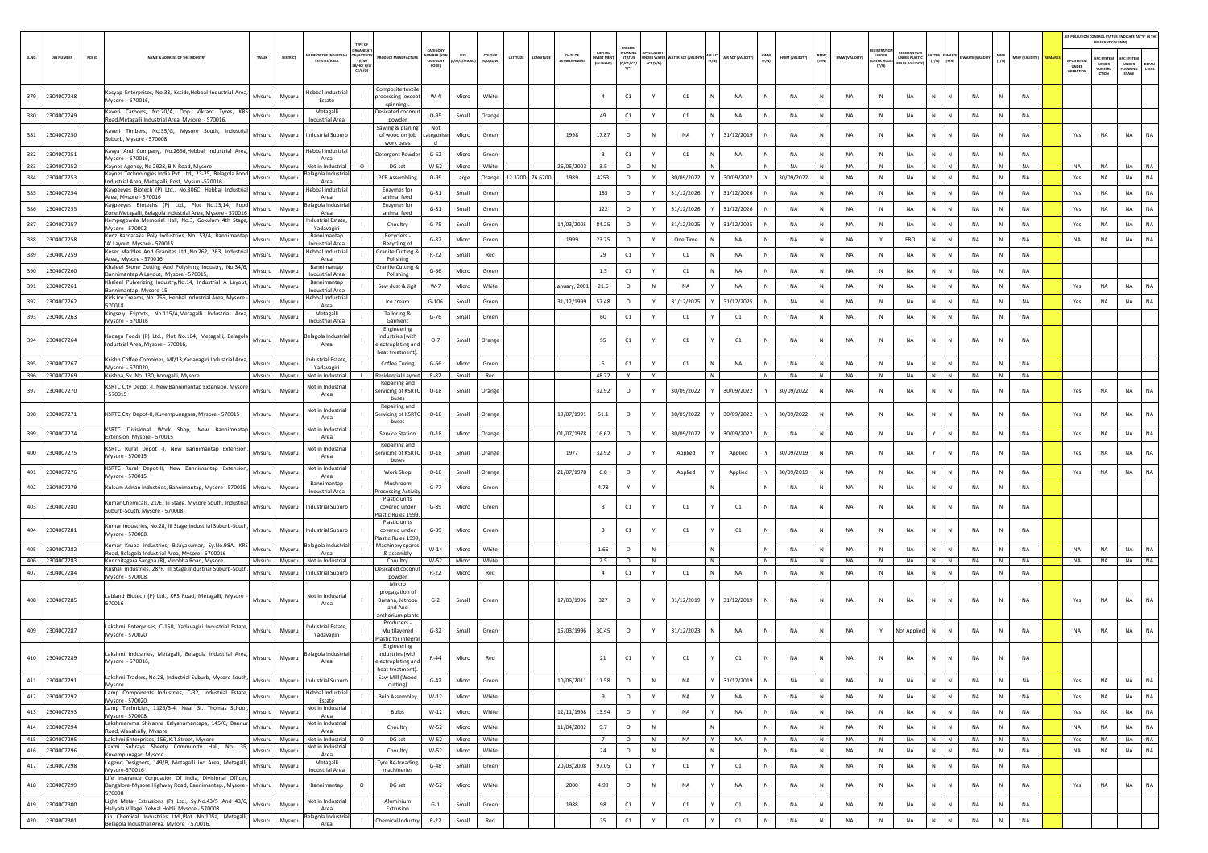| SL.NO | UIN NUMBER | PCB ID | NAME & ADDRESS OF THE INDUSTRY | TALUK | DISTRICT | NAME OF THE INDUSTRIAL ESTATE/AREA | TYPE OF ORGANISATION/ACTIVITY * (I/M/LB/HC/H/CE/C/O) | PRODUCT MANUFACTURE | CATEGORY NUMBER (XGN CATEGORY CODE) | SIZE (L/M/S/MICRO) | COLOUR (R/O/G/W) | LATITUDE | LONGITUDE | DATE OF ESTABLISHMENT | CAPITAL INVEST MENT (IN LAKHS) | PRESENT WORKING STATUS (O/C1/C2/Y)** | APPLICABILITY UNDER WATER ACT (Y/N) | WATER ACT (VALIDITY) | AIR ACT (Y/N) | AIR ACT (VALIDITY) | HWM (Y/N) | HWM (VALIDITY) | BMW (Y/N) | BMW (VALIDITY) | REGISTRATION UNDER PLASTIC RULES (Y/N) | REGISTRATION UNDER PLASTIC RULES (VALIDITY) | BATTERY (Y/N) | E-WASTE (Y/N) | E-WASTE (VALIDITY) | MSW (Y/N) | MSW (VALIDITY) | REMARKS | AIR POLLUTION CONTROL STATUS (INDICATE AS "Y" IN THE RELEVANT COLUMN) APC SYSTEM UNDER OPERATION | APC SYSTEM UNDER CONSTRUCTION | APC SYSTEM UNDER PLANNING STAGE | DEFAULTERS |
|---|---|---|---|---|---|---|---|---|---|---|---|---|---|---|---|---|---|---|---|---|---|---|---|---|---|---|---|---|---|---|---|---|---|---|---|---|
| 379 | 2304007248 | | Kasyap Enterprises, No.33, Kssidc,Hebbal Industrial Area, Mysore - 570016, | Mysuru | Mysuru | Hebbal Industrial Estate | I | Composite textile processing (except spinning). | W-4 | Micro | White | | | | 4 | C1 | Y | C1 | N | NA | N | NA | N | NA | N | NA | N | N | NA | N | NA | | | | | |
| 380 | 2304007249 | | Kaveri Carbons, No.20/A, Opp. Vikrant Tyres, KRS Road,Metagalli Industrial Area, Mysore - 570016, | Mysuru | Mysuru | Metagalli Industrial Area | I | Desiccated coconut powder | O-95 | Small | Orange | | | | 49 | C1 | Y | C1 | N | NA | N | NA | N | NA | N | NA | N | N | NA | N | NA | | | | | |
| 381 | 2304007250 | | Kaveri Timbers, No.55/G, Mysore South, Industrial Suburb, Mysore - 570008 | Mysuru | Mysuru | Industrial Suburb | I | Sawing & planing of wood on job work basis | Not categorised | Micro | Green | | | 1998 | 17.87 | O | N | NA | Y | 31/12/2019 | N | NA | N | NA | N | NA | N | N | NA | N | NA | | Yes | NA | NA | NA |
| 382 | 2304007251 | | Kavya And Company, No.265d,Hebbal Industrial Area, Mysore - 570016, | Mysuru | Mysuru | Hebbal Industrial Area | I | Detergent Powder | G-62 | Micro | Green | | | | 3 | C1 | Y | C1 | N | NA | N | NA | N | NA | N | NA | N | N | NA | N | NA | | | | | |
| 383 | 2304007252 | | Kaynes Agency, No 2928, B.N Road, Mysore | Mysuru | Mysuru | Not in Industrial | O | DG set | W-52 | Micro | White | | | 26/05/2003 | 3.5 | O | N | | N | | N | NA | N | NA | N | NA | N | N | NA | N | NA | | NA | NA | NA | NA |
| 384 | 2304007253 | | Kaynes Technologies India Pvt. Ltd., 23-25, Belagola Food Industrial Area, Metagalli, Post, Mysuru-570016. | Mysuru | Mysuru | Belagola Industrial Area | I | PCB Assembling | O-99 | Large | Orange | 12.3700 | 76.6200 | 1989 | 4253 | O | Y | 30/09/2022 | Y | 30/09/2022 | Y | 30/09/2022 | N | NA | N | NA | N | N | NA | N | NA | | Yes | NA | NA | NA |
| 385 | 2304007254 | | Kaypeeyes Biotech (P) Ltd., No.306C, Hebbal Industrial Area, Mysore - 570016 | Mysuru | Mysuru | Hebbal Industrial Area | I | Enzymes for animal feed | G-81 | Small | Green | | | | 185 | O | Y | 31/12/2026 | Y | 31/12/2026 | N | NA | N | NA | N | NA | N | N | NA | N | NA | | Yes | NA | NA | NA |
| 386 | 2304007255 | | Kaypeeyes Biotechs (P) Ltd., Plot No.13,14, Food Zone,Metagalli, Belagola Industrial Area, Mysore - 570016 | Mysuru | Mysuru | Belagola Industrial Area | I | Enzymes for animal feed | G-81 | Small | Green | | | | 122 | O | Y | 31/12/2026 | Y | 31/12/2026 | N | NA | N | NA | N | NA | N | N | NA | N | NA | | Yes | NA | NA | NA |
| 387 | 2304007257 | | Kempegowda Memorial Hall, No.3, Gokulam 4th Stage, Mysore - 570002 | Mysuru | Mysuru | Industrial Estate, Yadavagiri | I | Choultry | G-75 | Small | Green | | | 14/03/2005 | 84.25 | O | Y | 31/12/2025 | Y | 31/12/2025 | N | NA | N | NA | N | NA | N | N | NA | N | NA | | Yes | NA | NA | NA |
| 388 | 2304007258 | | Kenz Karnataka Poly Industries, No. 53/A, Bannimantap 'A' Layout, Mysore - 570015 | Mysuru | Mysuru | Bannimantap Industrial Area | I | Recyclers - Recycling of | G-32 | Micro | Green | | | 1999 | 23.25 | O | Y | One Time | N | NA | N | NA | N | NA | Y | FBO | N | N | NA | N | NA | | NA | NA | NA | NA |
| 389 | 2304007259 | | Keser Marbles And Granites Ltd.,No.262, 263, Industrial Area,, Mysore - 570016, | Mysuru | Mysuru | Hebbal Industrial Area | I | Granite Cutting & Polishing | R-22 | Small | Red | | | | 29 | C1 | Y | C1 | N | NA | N | NA | N | NA | N | NA | N | N | NA | N | NA | | | | | |
| 390 | 2304007260 | | Khaleel Stone Cutting And Polyshing Industry, No.34/6, Bannimantap A Layout,, Mysore - 570015, | Mysuru | Mysuru | Bannimantap Industrial Area | I | Granite Cutting & Polishing | G-56 | Micro | Green | | | | 1.5 | C1 | Y | C1 | N | NA | N | NA | N | NA | N | NA | N | N | NA | N | NA | | | | | |
| 391 | 2304007261 | | Khaleel Pulverizing Industry,No.14, Industrial A Layout, Bannimantap, Mysore-15 | Mysuru | Mysuru | Bannimantap Industrial Area | I | Saw dust & Jigit | W-7 | Micro | White | | | January, 2001 | 21.6 | O | N | NA | Y | NA | N | NA | N | NA | N | NA | N | N | NA | N | NA | | Yes | NA | NA | NA |
| 392 | 2304007262 | | Kids Ice Creams, No. 256, Hebbal Industrial Area, Mysore - 570018 | Mysuru | Mysuru | Hebbal Industrial Area | I | Ice cream | G-106 | Small | Green | | | 31/12/1999 | 57.48 | O | Y | 31/12/2025 | Y | 31/12/2025 | N | NA | N | NA | N | NA | N | N | NA | N | NA | | Yes | NA | NA | NA |
| 393 | 2304007263 | | Kingsely Exports, No.115/A,Metagalli Industrial Area, Mysore - 570016 | Mysuru | Mysuru | Metagalli Industrial Area | I | Tailoring & Garment | G-76 | Small | Green | | | | 60 | C1 | Y | C1 | Y | C1 | N | NA | N | NA | N | NA | N | N | NA | N | NA | | | | | |
| 394 | 2304007264 | | Kodagu Foods (P) Ltd., Plot No.104, Metagalli, Belagola Industrial Area, Mysore - 570016, | Mysuru | Mysuru | Belagola Industrial Area | I | Engineering industries (with electroplating and heat treatment). | O-7 | Small | Orange | | | | 55 | C1 | Y | C1 | Y | C1 | N | NA | N | NA | N | NA | N | N | NA | N | NA | | | | | |
| 395 | 2304007267 | | Krishn Coffee Combines, Mf/13,Yadavagiri Industrial Area, Mysore - 570020, | Mysuru | Mysuru | Industrial Estate, Yadavagiri | I | Coffee Curing | G-66 | Micro | Green | | | | 5 | C1 | Y | C1 | N | NA | N | NA | N | NA | N | NA | N | N | NA | N | NA | | | | | |
| 396 | 2304007269 | | Krishna, Sy. No. 130, Koorgalli, Mysore | Mysuru | Mysuru | Not in Industrial | L | Residential Layout | R-82 | Small | Red | | | | 48.72 | Y | Y | | N | | N | NA | N | NA | N | NA | N | N | NA | N | NA | | | | | |
| 397 | 2304007270 | | KSRTC City Depot -I, New Bannimantap Extension, Mysore - 570015 | Mysuru | Mysuru | Not in Industrial Area | I | Repairing and servicing of KSRTC buses | O-18 | Small | Orange | | | | 32.92 | O | Y | 30/09/2022 | Y | 30/09/2022 | Y | 30/09/2022 | N | NA | N | NA | N | N | NA | N | NA | | Yes | NA | NA | NA |
| 398 | 2304007271 | | KSRTC City Depot-II, Kuvempunagara, Mysore - 570015 | Mysuru | Mysuru | Not in Industrial Area | I | Repairing and Servicing of KSRTC buses | O-18 | Small | Orange | | | 19/07/1991 | 51.1 | O | Y | 30/09/2022 | Y | 30/09/2022 | Y | 30/09/2022 | N | NA | N | NA | N | N | NA | N | NA | | Yes | NA | NA | NA |
| 399 | 2304007274 | | KSRTC Divisional Work Shop, New Bannimnatap Extension, Mysore - 570015 | Mysuru | Mysuru | Not in Industrial Area | I | Service Station | O-18 | Micro | Orange | | | 01/07/1978 | 16.62 | O | Y | 30/09/2022 | Y | 30/09/2022 | N | NA | N | NA | N | NA | Y | N | NA | N | NA | | Yes | NA | NA | NA |
| 400 | 2304007275 | | KSRTC Rural Depot -I, New Bannimantap Extension, Mysore - 570015 | Mysuru | Mysuru | Not in Industrial Area | I | Repairing and servicing of KSRTC buses | O-18 | Small | Orange | | | 1977 | 32.92 | O | Y | Applied | Y | Applied | Y | 30/09/2019 | N | NA | N | NA | Y | N | NA | N | NA | | Yes | NA | NA | NA |
| 401 | 2304007276 | | KSRTC Rural Depot-II, New Bannimantap Extension, Mysore - 570015 | Mysuru | Mysuru | Not in Industrial Area | I | Work Shop | O-18 | Small | Orange | | | 21/07/1978 | 6.8 | O | Y | Applied | Y | Applied | Y | 30/09/2019 | N | NA | N | NA | N | N | NA | N | NA | | Yes | NA | NA | NA |
| 402 | 2304007279 | | Kulsum Adnan Industries, Bannimantap, Mysore - 570015 | Mysuru | Mysuru | Bannimantap Industrial Area | I | Mushroom Processing Activity | G-77 | Micro | Green | | | | 4.78 | Y | Y | | N | | N | NA | N | NA | N | NA | N | N | NA | N | NA | | | | | |
| 403 | 2304007280 | | Kumar Chemicals, 21/E, Iii Stage, Mysore South, Industrial Suburb-South, Mysore - 570008, | Mysuru | Mysuru | Industrial Suburb | I | Plastic units covered under Plastic Rules 1999, | G-89 | Micro | Green | | | | 3 | C1 | Y | C1 | Y | C1 | N | NA | N | NA | N | NA | N | N | NA | N | NA | | | | | |
| 404 | 2304007281 | | Kumar Industries, No.28, Iii Stage,Industrial Suburb-South, Mysore - 570008, | Mysuru | Mysuru | Industrial Suburb | I | Plastic units covered under Plastic Rules 1999, | G-89 | Micro | Green | | | | 3 | C1 | Y | C1 | Y | C1 | N | NA | N | NA | N | NA | N | N | NA | N | NA | | | | | |
| 405 | 2304007282 | | Kumar Krupa Industries, B.Jayakumar, Sy.No.98A, KRS Road, Belagola Industrial Area, Mysore - 5700016 | Mysuru | Mysuru | Belagola Industrial Area | I | Machinery spares & assembly | W-14 | Micro | White | | | | 1.65 | O | N | | N | | N | NA | N | NA | N | NA | N | N | NA | N | NA | | NA | NA | NA | NA |
| 406 | 2304007283 | | Kunchitagara Sangha (R), Vinobha Road, Mysore. | Mysuru | Mysuru | Not in Industrial | I | Choultry | W-52 | Micro | White | | | | 2.5 | O | N | | N | | N | NA | N | NA | N | NA | N | N | NA | N | NA | | NA | NA | NA | NA |
| 407 | 2304007284 | | Kushali Industries, 28/F, III Stage,Industrial Suburb-South, Mysore - 570008, | Mysuru | Mysuru | Industrial Suburb | I | Desiccated coconut powder | R-22 | Micro | Red | | | | 4 | C1 | Y | C1 | N | NA | N | NA | N | NA | N | NA | N | N | NA | N | NA | | | | | |
| 408 | 2304007285 | | Labland Biotech (P) Ltd., KRS Road, Metagalli, Mysore - 570016 | Mysuru | Mysuru | Not in Industrial Area | I | Mircro propagation of Banana, Jetropa and And anthorium plants | G-2 | Small | Green | | | 17/03/1996 | 327 | O | Y | 31/12/2019 | Y | 31/12/2019 | N | NA | N | NA | N | NA | N | N | NA | N | NA | | Yes | NA | NA | NA |
| 409 | 2304007287 | | Lakshmi Enterprises, C-150, Yadavagiri Industrial Estate, Mysore - 570020 | Mysuru | Mysuru | Industrial Estate, Yadavagiri | I | Producers - Multilayered Plastic for integral | G-32 | Small | Green | | | 15/03/1996 | 30.45 | O | Y | 31/12/2023 | N | NA | N | NA | N | NA | Y | Not Applied | N | N | NA | N | NA | | NA | NA | NA | NA |
| 410 | 2304007289 | | Lakshmi Industries, Metagalli, Belagola Industrial Area, Mysore - 570016, | Mysuru | Mysuru | Belagola Industrial Area | I | Engineering industries (with electroplating and heat treatment). | R-44 | Micro | Red | | | | 21 | C1 | Y | C1 | Y | C1 | N | NA | N | NA | N | NA | N | N | NA | N | NA | | | | | |
| 411 | 2304007291 | | Lakshmi Traders, No.28, Industrial Suburb, Mysore South, Mysore | Mysuru | Mysuru | Industrial Suburb | I | Saw Mill (Wood cutting) | G-42 | Micro | Green | | | 10/06/2011 | 11.58 | O | N | NA | Y | 31/12/2019 | N | NA | N | NA | N | NA | N | N | NA | N | NA | | Yes | NA | NA | NA |
| 412 | 2304007292 | | Lamp Components Industries, C-32, Industrial Estate, Mysore - 570020, | Mysuru | Mysuru | Hebbal Industrial Estate | I | Bulb Assembley | W-12 | Micro | White | | | | 9 | O | Y | NA | Y | NA | N | NA | N | NA | N | NA | N | N | NA | N | NA | | Yes | NA | NA | NA |
| 413 | 2304007293 | | Lamp Technicies, 1126/3-4, Near St. Thomas School, Mysore - 570008, | Mysuru | Mysuru | Not in Industrial Area | I | Bulbs | W-12 | Micro | White | | | 12/11/1998 | 13.94 | O | Y | NA | Y | NA | N | NA | N | NA | N | NA | N | N | NA | N | NA | | Yes | NA | NA | NA |
| 414 | 2304007294 | | Lakshmamma Shivanna Kalyanamantapa, 145/C, Bannur Road, Alanahally, Mysore | Mysuru | Mysuru | Not in Industrial Area | I | Choultry | W-52 | Micro | White | | | 11/04/2002 | 9.7 | O | N | | N | | N | NA | N | NA | N | NA | N | N | NA | N | NA | | NA | NA | NA | NA |
| 415 | 2304007295 | | Lakshmi Enterprises, 156, K.T.Street, Mysore | Mysuru | Mysuru | Not in Industrial | O | DG set | W-52 | Micro | White | | | | 7 | O | N | NA | Y | NA | N | NA | N | NA | N | NA | N | N | NA | N | NA | | Yes | NA | NA | NA |
| 416 | 2304007296 | | Laxmi Subrays Sheety Community Hall, No. 35, Kuvempunagar, Mysore | Mysuru | Mysuru | Not in Industrial Area | I | Choultry | W-52 | Micro | White | | | | 24 | O | N | | N | | N | NA | N | NA | N | NA | N | N | NA | N | NA | | NA | NA | NA | NA |
| 417 | 2304007298 | | Legend Designers, 149/B, Metagalli Ind Area, Metagalli, Mysore-570016 | Mysuru | Mysuru | Metagalli Industrial Area | I | Tyre Re-treading machineries | G-48 | Small | Green | | | 20/03/2008 | 97.05 | C1 | Y | C1 | Y | C1 | N | NA | N | NA | N | NA | N | N | NA | N | NA | | | | | |
| 418 | 2304007299 | | Life Insurance Corpoation Of India, Divisional Officer, Bangalore-Mysore Highway Road, Bannimantap., Mysore - 570008 | Mysuru | Mysuru | Bannimantap | O | DG set | W-52 | Micro | White | | | 2000 | 4.99 | O | N | NA | Y | NA | N | NA | N | NA | N | NA | N | N | NA | N | NA | | Yes | NA | NA | NA |
| 419 | 2304007300 | | Light Metal Extrusions (P) Ltd., Sy.No.43/5 And 43/6, Haliyala Village, Yelwal Hobli, Mysore - 570008 | Mysuru | Mysuru | Not in Industrial Area | I | Aluminium Extrusion | G-1 | Small | Green | | | 1988 | 98 | C1 | Y | C1 | Y | C1 | N | NA | N | NA | N | NA | N | N | NA | N | NA | | | | | |
| 420 | 2304007301 | | Lin Chemical Industries Ltd.,Plot No.105a, Metagalli, Belagola Industrial Area, Mysore - 570016, | Mysuru | Mysuru | Belagola Industrial Area | I | Chemical Industry | R-22 | Small | Red | | | | 35 | C1 | Y | C1 | Y | C1 | N | NA | N | NA | N | NA | N | N | NA | N | NA | | | | | |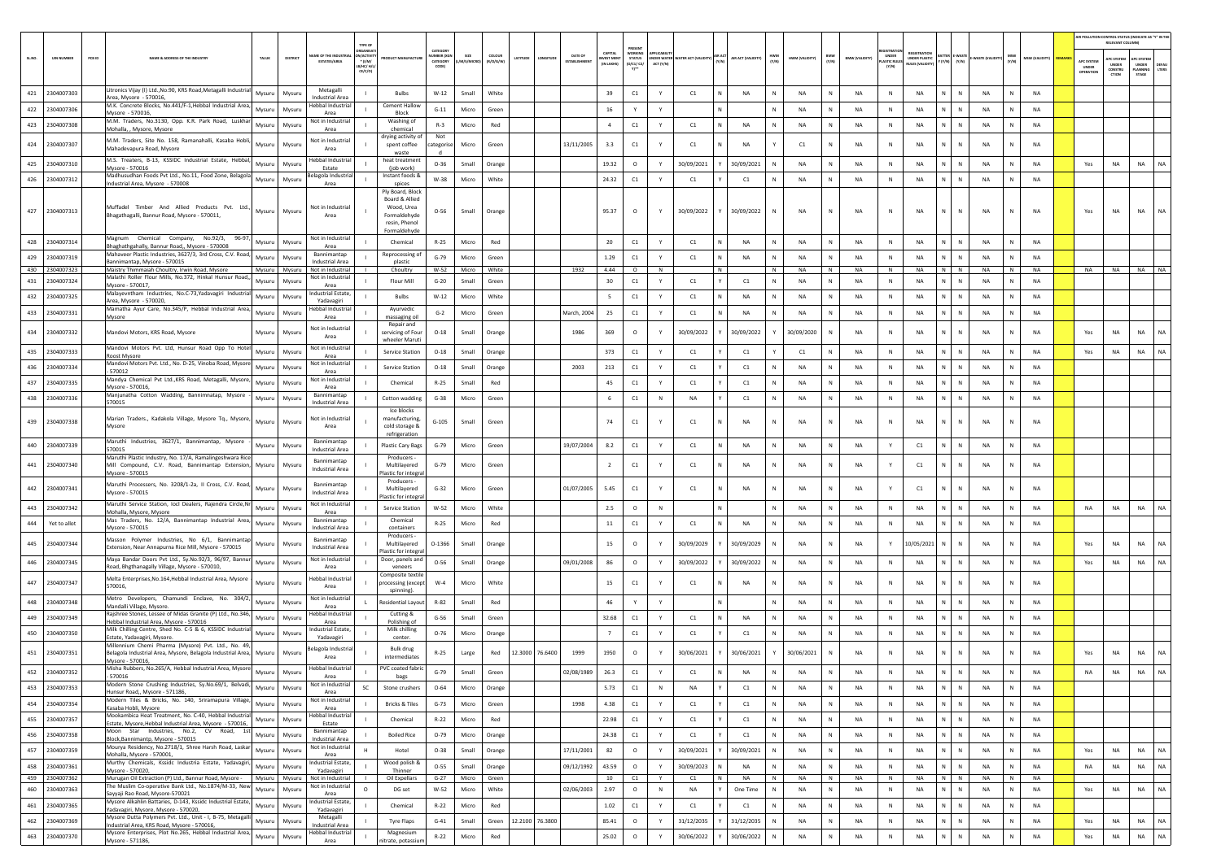| SL.NO. | UIN NUMBER | PCB ID | NAME & ADDRESS OF THE INDUSTRY | TALUK | DISTRICT | NAME OF THE INDUSTRIAL ESTATE/AREA | TYPE OF ORGANISATION/ACTIVITY * (I/M/L/HC/H/CE/C/O) | PRODUCT MANUFACTURE | CATEGORY NUMBER (XGN CATEGORY CODE) | SIZE (L/M/S/MICRO) | COLOUR (R/O/G/W) | LATITUDE | LONGITUDE | DATE OF ESTABLISHMENT | CAPITAL INVEST MENT (IN LAKHS) | PRESENT WORKING STATUS (O/C1/C2/Y)** | APPLICABILITY UNDER WATER ACT (Y/N) | WATER ACT (VALIDITY) | AIR ACT (Y/N) | AIR ACT (VALIDITY) | HWM (Y/N) | HWM (VALIDITY) | BMW (Y/N) | BMW (VALIDITY) | REGISTRATION UNDER PLASTIC RULES (Y/N) | REGISTRATION UNDER PLASTIC RULES (VALIDITY) | BATTERY (Y/N) | E-WASTE (Y/N) | E-WASTE (VALIDITY) | MSW (Y/N) | MSW (VALIDITY) | REMARKS | AIR POLLUTION CONTROL STATUS (INDICATE AS "Y" IN THE RELEVANT COLUMN) | | | |
|---|---|---|---|---|---|---|---|---|---|---|---|---|---|---|---|---|---|---|---|---|---|---|---|---|---|---|---|---|---|---|---|---|---|---|---|---|
| | | | | | | | | | | | | | | | | | | | | | | | | | | | | | | | | | APC SYSTEM UNDER OPERATION | APC SYSTEM UNDER CONSTRUCTION | APC SYSTEM UNDER PLANNING STAGE | DEFAULTERS |
| 421 | 2304007303 | | Litronics Vijay (I) Ltd.,No.90, KRS Road,Metagalli Industrial Area, Mysore - 570016, | Mysuru | Mysuru | Metagalli Industrial Area | I | Bulbs | W-12 | Small | White | | | | 39 | C1 | Y | C1 | N | NA | N | NA | N | NA | N | NA | N | N | NA | N | NA | | | | | |
| 422 | 2304007306 | | M.K. Concrete Blocks, No.441/F-1,Hebbal Industrial Area, Mysore - 570016, | Mysuru | Mysuru | Hebbal Industrial Area | I | Cement Hallow Block | G-11 | Micro | Green | | | | 16 | Y | Y | | N | | N | NA | N | NA | N | NA | N | N | NA | N | NA | | | | | |
| 423 | 2304007308 | | M.M. Traders, No.3130, Opp. K.R. Park Road, Luskhar Mohalla, , Mysore, Mysore | Mysuru | Mysuru | Not in Industrial Area | I | Washing of chemical | R-3 | Micro | Red | | | | 4 | C1 | Y | C1 | N | NA | N | NA | N | NA | N | NA | N | N | NA | N | NA | | | | | |
| 424 | 2304007307 | | M.M. Traders, Site No. 158, Ramanahalli, Kasaba Hobli, Mahadevapura Road, Mysore | Mysuru | Mysuru | Not in Industrial Area | I | drying activity of spent coffee waste | Not categorised | Micro | Green | | | 13/11/2005 | 3.3 | C1 | Y | C1 | N | NA | Y | C1 | N | NA | N | NA | N | N | NA | N | NA | | | | | |
| 425 | 2304007310 | | M.S. Treaters, B-13, KSSIDC Industrial Estate, Hebbal, Mysore - 570016 | Mysuru | Mysuru | Hebbal Industrial Estate | I | heat treatment (job work) | O-36 | Small | Orange | | | | 19.32 | O | Y | 30/09/2021 | Y | 30/09/2021 | N | NA | N | NA | N | NA | N | N | NA | N | NA | | Yes | NA | NA | NA |
| 426 | 2304007312 | | Madhusudhan Foods Pvt Ltd., No.11, Food Zone, Belagola Industrial Area, Mysore - 570008 | Mysuru | Mysuru | Belagola Industrial Area | I | Instant foods & spices | W-38 | Micro | White | | | | 24.32 | C1 | Y | C1 | Y | C1 | N | NA | N | NA | N | NA | N | N | NA | N | NA | | | | | |
| 427 | 2304007313 | | Muffadel Timber And Allied Products Pvt. Ltd., Bhagathagalli, Bannur Road, Mysore - 570011, | Mysuru | Mysuru | Not in Industrial Area | I | Ply Board, Block Board & Allied Wood, Urea Formaldehyde resin, Phenol Formaldehyde | O-56 | Small | Orange | | | | 95.37 | O | Y | 30/09/2022 | Y | 30/09/2022 | N | NA | N | NA | N | NA | N | N | NA | N | NA | | Yes | NA | NA | NA |
| 428 | 2304007314 | | Magnum Chemical Company, No.92/3, 96-97, Bhaghathgahally, Bannur Road,, Mysore - 570008 | Mysuru | Mysuru | Not in Industrial Area | I | Chemical | R-25 | Micro | Red | | | | 20 | C1 | Y | C1 | N | NA | N | NA | N | NA | N | NA | N | N | NA | N | NA | | | | | |
| 429 | 2304007319 | | Mahaveer Plastic Industries, 3627/3, 3rd Cross, C.V. Road, Bannimantap, Mysore - 570015 | Mysuru | Mysuru | Bannimantap Industrial Area | I | Reprocessing of plastic | G-79 | Micro | Green | | | | 1.29 | C1 | Y | C1 | N | NA | N | NA | N | NA | N | NA | N | N | NA | N | NA | | | | | |
| 430 | 2304007323 | | Maistry Thimmaiah Choultry, Irwin Road, Mysore | Mysuru | Mysuru | Not in Industrial Area | I | Choultry | W-52 | Micro | White | | | 1932 | 4.44 | O | N | | N | | N | NA | N | NA | N | NA | N | N | NA | N | NA | | NA | NA | NA | NA |
| 431 | 2304007324 | | Malathi Roller Flour Mills, No.372, Hinkal Hunsur Road,, Mysore - 570017, | Mysuru | Mysuru | Not in Industrial Area | I | Flour Mill | G-20 | Small | Green | | | | 30 | C1 | Y | C1 | Y | C1 | N | NA | N | NA | N | NA | N | N | NA | N | NA | | | | | |
| 432 | 2304007325 | | Malayevntham Industries, No.C-73,Yadavagiri Industrial Area, Mysore - 570020, | Mysuru | Mysuru | Industrial Estate, Yadavagiri | I | Bulbs | W-12 | Micro | White | | | | 5 | C1 | Y | C1 | N | NA | N | NA | N | NA | N | NA | N | N | NA | N | NA | | | | | |
| 433 | 2304007331 | | Mamatha Ayur Care, No.345/P, Hebbal Industrial Area, Mysore | Mysuru | Mysuru | Hebbal Industrial Area | I | Ayurvedic massaging oil | G-2 | Micro | Green | | | March, 2004 | 25 | C1 | Y | C1 | N | NA | N | NA | N | NA | N | NA | N | N | NA | N | NA | | | | | |
| 434 | 2304007332 | | Mandovi Motors, KRS Road, Mysore | Mysuru | Mysuru | Not in Industrial Area | I | Repair and servicing of Four wheeler Maruti | O-18 | Small | Orange | | | 1986 | 369 | O | Y | 30/09/2022 | Y | 30/09/2022 | Y | 30/09/2020 | N | NA | N | NA | N | N | NA | N | NA | | Yes | NA | NA | NA |
| 435 | 2304007333 | | Mandovi Motors Pvt. Ltd, Hunsur Road Opp To Hotel Roost Mysore | Mysuru | Mysuru | Not in Industrial Area | I | Service Station | O-18 | Small | Orange | | | | 373 | C1 | Y | C1 | Y | C1 | Y | C1 | N | NA | N | NA | N | N | NA | N | NA | | Yes | NA | NA | NA |
| 436 | 2304007334 | | Mandovi Motors Pvt. Ltd., No. D-25, Vinoba Road, Mysore - 570012 | Mysuru | Mysuru | Not in Industrial Area | I | Service Station | O-18 | Small | Orange | | | 2003 | 213 | C1 | Y | C1 | Y | C1 | N | NA | N | NA | N | NA | N | N | NA | N | NA | | | | | |
| 437 | 2304007335 | | Mandya Chemical Pvt Ltd.,KRS Road, Metagalli, Mysore, Mysore - 570016, | Mysuru | Mysuru | Not in Industrial Area | I | Chemical | R-25 | Small | Red | | | | 45 | C1 | Y | C1 | Y | C1 | N | NA | N | NA | N | NA | N | N | NA | N | NA | | | | | |
| 438 | 2304007336 | | Manjunatha Cotton Wadding, Bannimnatap, Mysore - 570015 | Mysuru | Mysuru | Bannimantap Industrial Area | I | Cotton wadding | G-38 | Micro | Green | | | | 6 | C1 | N | NA | Y | C1 | N | NA | N | NA | N | NA | N | N | NA | N | NA | | | | | |
| 439 | 2304007338 | | Marian Traders., Kadakola Village, Mysore Tq., Mysore, Mysore | Mysuru | Mysuru | Not in Industrial Area | I | Ice blocks manufacturing, cold storage & refrigeration | G-105 | Small | Green | | | | 74 | C1 | Y | C1 | N | NA | N | NA | N | NA | N | NA | N | N | NA | N | NA | | | | | |
| 440 | 2304007339 | | Maruthi Industries, 3627/1, Bannimantap, Mysore - 570015 | Mysuru | Mysuru | Bannimantap Industrial Area | I | Plastic Cary Bags | G-79 | Micro | Green | | | 19/07/2004 | 8.2 | C1 | Y | C1 | N | NA | N | NA | N | NA | Y | C1 | N | N | NA | N | NA | | | | | |
| 441 | 2304007340 | | Maruthi Plastic Industry, No. 17/A, Ramalingeshwara Rice Mill Compound, C.V. Road, Bannimantap Extension, Mysore - 570015 | Mysuru | Mysuru | Bannimantap Industrial Area | I | Producers - Multilayered Plastic for integral | G-79 | Micro | Green | | | | 2 | C1 | Y | C1 | N | NA | N | NA | N | NA | Y | C1 | N | N | NA | N | NA | | | | | |
| 442 | 2304007341 | | Maruthi Processers, No. 3208/1-2a, II Cross, C.V. Road, Mysore - 570015 | Mysuru | Mysuru | Bannimantap Industrial Area | I | Producers - Multilayered Plastic for integral | G-32 | Micro | Green | | | 01/07/2005 | 5.45 | C1 | Y | C1 | N | NA | N | NA | N | NA | Y | C1 | N | N | NA | N | NA | | | | | |
| 443 | 2304007342 | | Maruthi Service Station, Iocl Dealers, Rajendra Circle,Nr Mohalla, Mysore, Mysore | Mysuru | Mysuru | Not in Industrial Area | I | Service Station | W-52 | Micro | White | | | | 2.5 | O | N | | N | | N | NA | N | NA | N | NA | N | N | NA | N | NA | | NA | NA | NA | NA |
| 444 | Yet to allot | | Mas Traders, No. 12/A, Bannimantap Industrial Area, Mysore - 570015 | Mysuru | Mysuru | Bannimantap Industrial Area | I | Chemical containers | R-25 | Micro | Red | | | | 11 | C1 | Y | C1 | N | NA | N | NA | N | NA | N | NA | N | N | NA | N | NA | | | | | |
| 445 | 2304007344 | | Masson Polymer Industries, No 6/1, Bannimantap Extension, Near Annapurna Rice Mill, Mysore - 570015 | Mysuru | Mysuru | Bannimantap Industrial Area | I | Producers - Multilayered Plastic for integral | O-1366 | Small | Orange | | | | 15 | O | Y | 30/09/2029 | Y | 30/09/2029 | N | NA | N | NA | Y | 10/05/2021 | N | N | NA | N | NA | | Yes | NA | NA | NA |
| 446 | 2304007345 | | Maya Bandar Doors Pvt Ltd., Sy.No.92/3, 96/97, Bannur Road, Bhgthanagally Village, Mysore - 570010, | Mysuru | Mysuru | Not in Industrial Area | I | Door, panels and veneers | O-56 | Small | Orange | | | 09/01/2008 | 86 | O | Y | 30/09/2022 | Y | 30/09/2022 | N | NA | N | NA | N | NA | N | N | NA | N | NA | | Yes | NA | NA | NA |
| 447 | 2304007347 | | Melta Enterprises,No.164,Hebbal Industrial Area, Mysore 570016, | Mysuru | Mysuru | Hebbal Industrial Area | I | Composite textile processing (except spinning). | W-4 | Micro | White | | | | 15 | C1 | Y | C1 | N | NA | N | NA | N | NA | N | NA | N | N | NA | N | NA | | | | | |
| 448 | 2304007348 | | Metro Developers, Chamundi Enclave, No. 304/2, Mandalli Village, Mysore. | Mysuru | Mysuru | Not in Industrial Area | L | Residential Layout | R-82 | Small | Red | | | | 46 | Y | Y | | N | | N | NA | N | NA | N | NA | N | N | NA | N | NA | | | | | |
| 449 | 2304007349 | | Rajshree Stones, Lessee of Midas Granite (P) Ltd., No.346, Hebbal Industrial Area, Mysore - 570016 | Mysuru | Mysuru | Hebbal Industrial Area | I | Cutting & Polishing of | G-56 | Small | Green | | | | 32.68 | C1 | Y | C1 | N | NA | N | NA | N | NA | N | NA | N | N | NA | N | NA | | | | | |
| 450 | 2304007350 | | Milk Chilling Centre, Shed No. C-5 & 6, KSSIDC Industrial Estate, Yadavagiri, Mysore. | Mysuru | Mysuru | Industrial Estate, Yadavagiri | I | Milk chilling center. | O-76 | Micro | Orange | | | | 7 | C1 | Y | C1 | Y | C1 | N | NA | N | NA | N | NA | N | N | NA | N | NA | | | | | |
| 451 | 2304007351 | | Millennium Chemi Pharma (Mysore) Pvt. Ltd., No. 49, Belagola Industrial Area, Mysore, Belagola Industrial Area, Mysore - 570016, | Mysuru | Mysuru | Belagola Industrial Area | I | Bulk drug intermediates | R-25 | Large | Red | 12.3000 | 76.6400 | 1999 | 1950 | O | Y | 30/06/2021 | Y | 30/06/2021 | Y | 30/06/2021 | N | NA | N | NA | N | N | NA | N | NA | | Yes | NA | NA | NA |
| 452 | 2304007352 | | Misha Rubbers, No.265/A, Hebbal Industrial Area, Mysore - 570016 | Mysuru | Mysuru | Hebbal Industrial Area | I | PVC coated fabric bags | G-79 | Small | Green | | | 02/08/1989 | 26.3 | C1 | Y | C1 | N | NA | N | NA | N | NA | N | NA | N | N | NA | N | NA | | NA | NA | NA | NA |
| 453 | 2304007353 | | Modern Stone Crushing Industries, Sy.No.69/1, Belvadi, Hunsur Road,, Mysore - 571186, | Mysuru | Mysuru | Not in Industrial Area | SC | Stone crushers | O-64 | Micro | Orange | | | | 5.73 | C1 | N | NA | Y | C1 | N | NA | N | NA | N | NA | N | N | NA | N | NA | | | | | |
| 454 | 2304007354 | | Modern Tiles & Bricks, No. 140, Sriramapura Village, Kasaba Hobli, Mysore | Mysuru | Mysuru | Not in Industrial Area | I | Bricks & Tiles | G-73 | Micro | Green | | | 1998 | 4.38 | C1 | Y | C1 | Y | C1 | N | NA | N | NA | N | NA | N | N | NA | N | NA | | | | | |
| 455 | 2304007357 | | Mookambica Heat Treatment, No. C-40, Hebbal Industrial Estate, Mysore,Hebbal Industrial Area, Mysore - 570016, | Mysuru | Mysuru | Hebbal Industrial Estate | I | Chemical | R-22 | Micro | Red | | | | 22.98 | C1 | Y | C1 | Y | C1 | N | NA | N | NA | N | NA | N | N | NA | N | NA | | | | | |
| 456 | 2304007358 | | Moon Star Industries, No.2, CV Road, 1st Block,Bannimantp, Mysore - 570015 | Mysuru | Mysuru | Bannimantap Industrial Area | I | Boiled Rice | O-79 | Micro | Orange | | | | 24.38 | C1 | Y | C1 | Y | C1 | N | NA | N | NA | N | NA | N | N | NA | N | NA | | | | | |
| 457 | 2304007359 | | Mourya Residency, No.2718/1, Shree Harsh Road, Laskar Mohalla, Mysore - 570001, | Mysuru | Mysuru | Not in Industrial Area | H | Hotel | O-38 | Small | Orange | | | 17/11/2001 | 82 | O | Y | 30/09/2021 | Y | 30/09/2021 | N | NA | N | NA | N | NA | N | N | NA | N | NA | | Yes | NA | NA | NA |
| 458 | 2304007361 | | Murthy Chemicals, Kssidc Industria Estate, Yadavagiri, Mysore - 570020, | Mysuru | Mysuru | Industrial Estate, Yadavagiri | I | Wood polish & Thinner | O-55 | Small | Orange | | | 09/12/1992 | 43.59 | O | Y | 30/09/2023 | N | NA | N | NA | N | NA | N | NA | N | N | NA | N | NA | | NA | NA | NA | NA |
| 459 | 2304007362 | | Murugan Oil Extraction (P) Ltd., Bannur Road, Mysore - | Mysuru | Mysuru | Not in Industrial Area | I | Oil Expellers | G-27 | Micro | Green | | | | 10 | C1 | Y | C1 | N | NA | N | NA | N | NA | N | NA | N | N | NA | N | NA | | | | | |
| 460 | 2304007363 | | The Muslim Co-operative Bank Ltd., No.1874/M-33, New Sayyaji Rao Road, Mysore-570021 | Mysuru | Mysuru | Not in Industrial Area | O | DG set | W-52 | Micro | White | | | 02/06/2003 | 2.97 | O | N | NA | Y | One Time | N | NA | N | NA | N | NA | N | N | NA | N | NA | | Yes | NA | NA | NA |
| 461 | 2304007365 | | Mysore Alkahlin Battaries, D-143, Kssidc Industrial Estate, Yadavagiri, Mysore - 570020, | Mysuru | Mysuru | Industrial Estate, Yadavagiri | I | Chemical | R-22 | Micro | Red | | | | 1.02 | C1 | Y | C1 | Y | C1 | N | NA | N | NA | N | NA | N | N | NA | N | NA | | | | | |
| 462 | 2304007369 | | Mysore Dutta Polymers Pvt. Ltd., Unit - I, B-75, Metagalli Industrial Area, KRS Road, Mysore - 570016, | Mysuru | Mysuru | Metagalli Industrial Area | I | Tyre Flaps | G-41 | Small | Green | 12.2100 | 76.3800 | | 85.41 | O | Y | 31/12/2035 | Y | 31/12/2035 | N | NA | N | NA | N | NA | N | N | NA | N | NA | | Yes | NA | NA | NA |
| 463 | 2304007370 | | Mysore Enterprises, Plot No.265, Hebbal Industrial Area, Mysore - 571186, | Mysuru | Mysuru | Hebbal Industrial Area | I | Magnesium nitrate, potassium | R-22 | Micro | Red | | | | 25.02 | O | Y | 30/06/2022 | Y | 30/06/2022 | N | NA | N | NA | N | NA | N | N | NA | N | NA | | Yes | NA | NA | NA |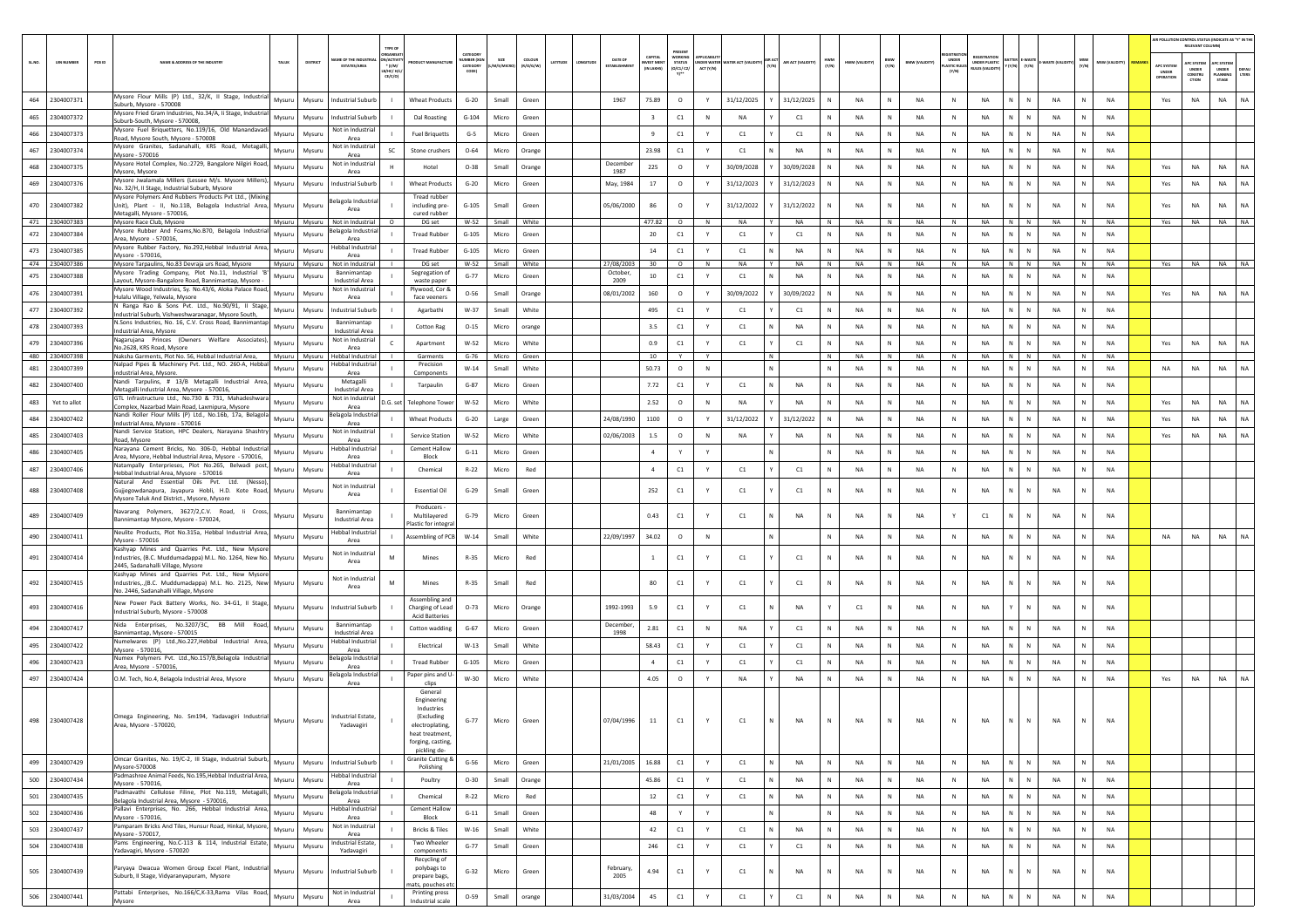| SL.NO. | UIN NUMBER | PCB ID | NAME & ADDRESS OF THE INDUSTRY | TALUK | DISTRICT | NAME OF THE INDUSTRIAL ESTATE/AREA | TYPE OF ORGANISATION/ACTIVITY * (I/M/LB/HC/H/CE/C/O) | PRODUCT MANUFACTURE | CATEGORY NUMBER (XGN CATEGORY CODE) | SIZE (L/M/S/MICRO) | COLOUR (R/O/G/W) | LATITUDE | LONGITUDE | DATE OF ESTABLISHMENT | CAPITAL INVEST MENT (IN LAKHS) | PRESENT WORKING STATUS (O/C1/C2/Y)** | APPLICABILITY UNDER WATER ACT (Y/N) | WATER ACT (VALIDITY) | AIR ACT (Y/N) | AIR ACT (VALIDITY) | HWM (Y/N) | HWM (VALIDITY) | BMW (Y/N) | BMW (VALIDITY) | REGISTRATION UNDER PLASTIC RULES (Y/N) | REGISTRATION UNDER PLASTIC RULES (VALIDITY) | BATTERY (Y/N) | E-WASTE (Y/N) | E-WASTE (VALIDITY) | MSW (Y/N) | MSW (VALIDITY) | REMARKS | APC SYSTEM UNDER OPERATION | APC SYSTEM UNDER CONSTRUCTION | APC SYSTEM UNDER PLANNING STAGE | DEFAULTERS |
|---|---|---|---|---|---|---|---|---|---|---|---|---|---|---|---|---|---|---|---|---|---|---|---|---|---|---|---|---|---|---|---|---|---|---|---|---|
| 464 | 2304007371 | | Mysore Flour Mills (P) Ltd., 32/K, II Stage, Industrial Suburb, Mysore - 570008 | Mysuru | Mysuru | Industrial Suburb | I | Wheat Products | G-20 | Small | Green | | | 1967 | 75.89 | O | Y | 31/12/2025 | Y | 31/12/2025 | N | NA | N | NA | N | NA | N | N | NA | N | NA | | Yes | NA | NA | NA |
| 465 | 2304007372 | | Mysore Fried Gram Industries, No.34/A, Ii Stage, Industrial Suburb-South, Mysore - 570008, | Mysuru | Mysuru | Industrial Suburb | I | Dal Roasting | G-104 | Micro | Green | | | | 3 | C1 | N | NA | Y | C1 | N | NA | N | NA | N | NA | N | N | NA | N | NA | | | | | |
| 466 | 2304007373 | | Mysore Fuel Briquetters, No.119/16, Old Manandavadi Road, Mysore South, Mysore - 570008 | Mysuru | Mysuru | Not in Industrial Area | I | Fuel Briquetts | G-5 | Micro | Green | | | | 9 | C1 | Y | C1 | Y | C1 | N | NA | N | NA | N | NA | N | N | NA | N | NA | | | | | |
| 467 | 2304007374 | | Mysore Granites, Sadanahalli, KRS Road, Metagalli, Mysore - 570016 | Mysuru | Mysuru | Not in Industrial Area | SC | Stone crushers | O-64 | Micro | Orange | | | | 23.98 | C1 | Y | C1 | N | NA | N | NA | N | NA | N | NA | N | N | NA | N | NA | | | | | |
| 468 | 2304007375 | | Mysore Hotel Complex, No.:2729, Bangalore Nilgiri Road, Mysore, Mysore | Mysuru | Mysuru | Not in Industrial Area | H | Hotel | O-38 | Small | Orange | | | December 1987 | 225 | O | Y | 30/09/2028 | Y | 30/09/2028 | N | NA | N | NA | N | NA | N | N | NA | N | NA | | Yes | NA | NA | NA |
| 469 | 2304007376 | | Mysore Jwalamala Millers (Lessee M/s. Mysore Millers), No. 32/H, II Stage, Industrial Suburb, Mysore | Mysuru | Mysuru | Industrial Suburb | I | Wheat Products | G-20 | Micro | Green | | | May, 1984 | 17 | O | Y | 31/12/2023 | Y | 31/12/2023 | N | NA | N | NA | N | NA | N | N | NA | N | NA | | Yes | NA | NA | NA |
| 470 | 2304007382 | | Mysore Polymers And Rubbers Products Pvt Ltd., (Mixing Unit), Plant - II, No.118, Belagola Industrial Area, Metagalli, Mysore - 570016, | Mysuru | Mysuru | Belagola Industrial Area | I | Tread rubber including pre-cured rubber | G-105 | Small | Green | | | 05/06/2000 | 86 | O | Y | 31/12/2022 | Y | 31/12/2022 | N | NA | N | NA | N | NA | N | N | NA | N | NA | | Yes | NA | NA | NA |
| 471 | 2304007383 | | Mysore Race Club, Mysore | Mysuru | Mysuru | Not in Industrial | O | DG set | W-52 | Small | White | | | | 477.82 | O | N | NA | Y | NA | N | NA | N | NA | N | NA | N | N | NA | N | NA | | Yes | NA | NA | NA |
| 472 | 2304007384 | | Mysore Rubber And Foams,No.870, Belagola Industrial Area, Mysore - 570016, | Mysuru | Mysuru | Belagola Industrial Area | I | Tread Rubber | G-105 | Micro | Green | | | | 20 | C1 | Y | C1 | Y | C1 | N | NA | N | NA | N | NA | N | N | NA | N | NA | | | | | |
| 473 | 2304007385 | | Mysore Rubber Factory, No.292,Hebbal Industrial Area, Mysore - 570016, | Mysuru | Mysuru | Hebbal Industrial Area | I | Tread Rubber | G-105 | Micro | Green | | | | 14 | C1 | Y | C1 | N | NA | N | NA | N | NA | N | NA | N | N | NA | N | NA | | | | | |
| 474 | 2304007386 | | Mysore Tarpaulins, No.83 Devraja urs Road, Mysore | Mysuru | Mysuru | Not in Industrial | I | DG set | W-52 | Small | White | | | 27/08/2003 | 30 | O | N | NA | Y | NA | N | NA | N | NA | N | NA | N | N | NA | N | NA | | Yes | NA | NA | NA |
| 475 | 2304007388 | | Mysore Trading Company, Plot No.11, Industrial 'B' Layout, Mysore-Bangalore Road, Bannimantap, Mysore - | Mysuru | Mysuru | Bannimantap Industrial Area | I | Segregation of waste paper | G-77 | Micro | Green | | | October, 2009 | 10 | C1 | Y | C1 | N | NA | N | NA | N | NA | N | NA | N | N | NA | N | NA | | | | | |
| 476 | 2304007391 | | Mysore Wood Industries, Sy. No.43/6, Aloka Palace Road, Hulalu Village, Yelwala, Mysore | Mysuru | Mysuru | Not in Industrial Area | I | Plywood, Cor & face veeners | O-56 | Small | Orange | | | 08/01/2002 | 160 | O | Y | 30/09/2022 | Y | 30/09/2022 | N | NA | N | NA | N | NA | N | N | NA | N | NA | | Yes | NA | NA | NA |
| 477 | 2304007392 | | N Ranga Rao & Sons Pvt. Ltd., No.90/91, II Stage, Industrial Suburb, Vishweshwaranagar, Mysore South, | Mysuru | Mysuru | Industrial Suburb | I | Agarbathi | W-37 | Small | White | | | | 495 | C1 | Y | C1 | Y | C1 | N | NA | N | NA | N | NA | N | N | NA | N | NA | | | | | |
| 478 | 2304007393 | | N.Sons Industries, No. 16, C.V. Cross Road, Bannimantap Industrial Area, Mysore | Mysuru | Mysuru | Bannimantap Industrial Area | I | Cotton Rag | O-15 | Micro | orange | | | | 3.5 | C1 | Y | C1 | N | NA | N | NA | N | NA | N | NA | N | N | NA | N | NA | | | | | |
| 479 | 2304007396 | | Nagarujana Princes (Owners Welfare Associates), No.2628, KRS Road, Mysore | Mysuru | Mysuru | Not in Industrial Area | C | Apartment | W-52 | Micro | White | | | | 0.9 | C1 | Y | C1 | Y | C1 | N | NA | N | NA | N | NA | N | N | NA | N | NA | | Yes | NA | NA | NA |
| 480 | 2304007398 | | Naksha Garments, Plot No. 56, Hebbal Industrial Area, | Mysuru | Mysuru | Hebbal Industrial | I | Garments | G-76 | Micro | Green | | | | 10 | Y | Y | | N | | N | NA | N | NA | N | NA | N | N | NA | N | NA | | | | | |
| 481 | 2304007399 | | Nalpad Pipes & Machinery Pvt. Ltd., NO. 260-A, Hebbal Industrial Area, Mysore. | Mysuru | Mysuru | Hebbal Industrial Area | I | Precision Components | W-14 | Small | White | | | | 50.73 | O | N | | N | | N | NA | N | NA | N | NA | N | N | NA | N | NA | | NA | NA | NA | NA |
| 482 | 2304007400 | | Nandi Tarpulins, # 13/B Metagalli Industrial Area, Metagalli Industrial Area, Mysore - 570016, | Mysuru | Mysuru | Metagalli Industrial Area | I | Tarpaulin | G-87 | Micro | Green | | | | 7.72 | C1 | Y | C1 | N | NA | N | NA | N | NA | N | NA | N | N | NA | N | NA | | | | | |
| 483 | Yet to allot | | GTL Infrastructure Ltd., No.730 & 731, Mahadeshwara Complex, Nazarbad Main Road, Laxmipura, Mysore | Mysuru | Mysuru | Not in Industrial Area | D.G. set | Telephone Tower | W-52 | Micro | White | | | | 2.52 | O | N | NA | Y | NA | N | NA | N | NA | N | NA | N | N | NA | N | NA | | Yes | NA | NA | NA |
| 484 | 2304007402 | | Nandi Roller Flour Mills (P) Ltd., No.16b, 17a, Belagola Industrial Area, Mysore - 570016 | Mysuru | Mysuru | Belagola Industrial Area | I | Wheat Products | G-20 | Large | Green | | | 24/08/1990 | 1100 | O | Y | 31/12/2022 | Y | 31/12/2022 | N | NA | N | NA | N | NA | N | N | NA | N | NA | | Yes | NA | NA | NA |
| 485 | 2304007403 | | Nandi Service Station, HPC Dealers, Narayana Shashtry Road, Mysore | Mysuru | Mysuru | Not in Industrial Area | I | Service Station | W-52 | Micro | White | | | 02/06/2003 | 1.5 | O | N | NA | Y | NA | N | NA | N | NA | N | NA | N | N | NA | N | NA | | Yes | NA | NA | NA |
| 486 | 2304007405 | | Narayana Cement Bricks, No. 306-D, Hebbal Industrial Area, Mysore, Hebbal Industrial Area, Mysore - 570016, | Mysuru | Mysuru | Hebbal Industrial Area | I | Cement Hallow Block | G-11 | Micro | Green | | | | 4 | Y | Y | | N | | N | NA | N | NA | N | NA | N | N | NA | N | NA | | | | | |
| 487 | 2304007406 | | Natampally Enterpreises, Plot No.265, Belwadi post, Hebbal Industrial Area, Mysore - 570016 | Mysuru | Mysuru | Hebbal Industrial Area | I | Chemical | R-22 | Micro | Red | | | | 4 | C1 | Y | C1 | Y | C1 | N | NA | N | NA | N | NA | N | N | NA | N | NA | | | | | |
| 488 | 2304007408 | | Natural And Essential Oils Pvt. Ltd. (Nesso), Gujegowdanapura, Jayapura Hobli, H.D. Kote Road, Mysore Taluk And District., Mysore, Mysore | Mysuru | Mysuru | Not in Industrial Area | I | Essential Oil | G-29 | Small | Green | | | | 252 | C1 | Y | C1 | Y | C1 | N | NA | N | NA | N | NA | N | N | NA | N | NA | | | | | |
| 489 | 2304007409 | | Navarang Polymers, 3627/2,C.V. Road, Ii Cross, Bannimantap Mysore, Mysore - 570024, | Mysuru | Mysuru | Bannimantap Industrial Area | I | Producers - Multilayered Plastic for integral | G-79 | Micro | Green | | | | 0.43 | C1 | Y | C1 | N | NA | N | NA | N | NA | Y | C1 | N | N | NA | N | NA | | | | | |
| 490 | 2304007411 | | Neulite Products, Plot No.315a, Hebbal Industrial Area, Mysore - 570016 | Mysuru | Mysuru | Hebbal Industrial Area | I | Assembling of PCB | W-14 | Small | White | | | 22/09/1997 | 34.02 | O | N | | N | | N | NA | N | NA | N | NA | N | N | NA | N | NA | | NA | NA | NA | NA |
| 491 | 2304007414 | | Kashyap Mines and Quarries Pvt. Ltd., New Mysore Industries, (B.C. Muddumadappa) M.L. No. 1264, New No. 2445, Sadanahalli Village, Mysore | Mysuru | Mysuru | Not in Industrial Area | M | Mines | R-35 | Micro | Red | | | | 1 | C1 | Y | C1 | Y | C1 | N | NA | N | NA | N | NA | N | N | NA | N | NA | | | | | |
| 492 | 2304007415 | | Kashyap Mines and Quarries Pvt. Ltd., New Mysore Industries,,,(B.C. Muddumadappa) M.L. No. 2125, New No. 2446, Sadanahalli Village, Mysore | Mysuru | Mysuru | Not in Industrial Area | M | Mines | R-35 | Small | Red | | | | 80 | C1 | Y | C1 | Y | C1 | N | NA | N | NA | N | NA | N | N | NA | N | NA | | | | | |
| 493 | 2304007416 | | New Power Pack Battery Works, No. 34-G1, II Stage, Industrial Suburb, Mysore - 570008 | Mysuru | Mysuru | Industrial Suburb | I | Assembling and Charging of Lead Acid Batteries | O-73 | Micro | Orange | | | 1992-1993 | 5.9 | C1 | Y | C1 | N | NA | Y | C1 | N | NA | N | NA | Y | N | NA | N | NA | | | | | |
| 494 | 2304007417 | | Nida Enterprises, No.3207/3C, BB Mill Road, Bannimantap, Mysore - 570015 | Mysuru | Mysuru | Bannimantap Industrial Area | I | Cotton wadding | G-67 | Micro | Green | | | December, 1998 | 2.81 | C1 | N | NA | Y | C1 | N | NA | N | NA | N | NA | N | N | NA | N | NA | | | | | |
| 495 | 2304007422 | | Numelwares (P) Ltd.,No.227,Hebbal Industrial Area, Mysore - 570016, | Mysuru | Mysuru | Hebbal Industrial Area | I | Electrical | W-13 | Small | White | | | | 58.43 | C1 | Y | C1 | Y | C1 | N | NA | N | NA | N | NA | N | N | NA | N | NA | | | | | |
| 496 | 2304007423 | | Numex Polymers Pvt. Ltd.,No.157/B,Belagola Industrial Area, Mysore - 570016, | Mysuru | Mysuru | Belagola Industrial Area | I | Tread Rubber | G-105 | Micro | Green | | | | 4 | C1 | Y | C1 | Y | C1 | N | NA | N | NA | N | NA | N | N | NA | N | NA | | | | | |
| 497 | 2304007424 | | O.M. Tech, No.4, Belagola Industrial Area, Mysore | Mysuru | Mysuru | Belagola Industrial Area | I | Paper pins and U-clips | W-30 | Micro | White | | | | 4.05 | O | Y | NA | Y | NA | N | NA | N | NA | N | NA | N | N | NA | N | NA | | Yes | NA | NA | NA |
| 498 | 2304007428 | | Omega Engineering, No. Sm194, Yadavagiri Industrial Area, Mysore - 570020, | Mysuru | Mysuru | Industrial Estate, Yadavagiri | I | General Engineering Industries (Excluding electroplating, heat treatment, forging, casting, pickling de- | G-77 | Micro | Green | | | 07/04/1996 | 11 | C1 | Y | C1 | N | NA | N | NA | N | NA | N | NA | N | N | NA | N | NA | | | | | |
| 499 | 2304007429 | | Omcar Granites, No. 19/C-2, III Stage, Industrial Suburb, Mysore-570008 | Mysuru | Mysuru | Industrial Suburb | I | Granite Cutting & Polishing | G-56 | Micro | Green | | | 21/01/2005 | 16.88 | C1 | Y | C1 | N | NA | N | NA | N | NA | N | NA | N | N | NA | N | NA | | | | | |
| 500 | 2304007434 | | Padmashree Animal Feeds, No.195,Hebbal Industrial Area, Mysore - 570016, | Mysuru | Mysuru | Hebbal Industrial Area | I | Poultry | O-30 | Small | Orange | | | | 45.86 | C1 | Y | C1 | N | NA | N | NA | N | NA | N | NA | N | N | NA | N | NA | | | | | |
| 501 | 2304007435 | | Padmavathi Cellulose Filine, Plot No.119, Metagalli, Belagola Industrial Area, Mysore - 570016, | Mysuru | Mysuru | Belagola Industrial Area | I | Chemical | R-22 | Micro | Red | | | | 12 | C1 | Y | C1 | N | NA | N | NA | N | NA | N | NA | N | N | NA | N | NA | | | | | |
| 502 | 2304007436 | | Pallavi Enterprises, No. 266, Hebbal Industrial Area, Mysore - 570016, | Mysuru | Mysuru | Hebbal Industrial Area | I | Cement Hallow Block | G-11 | Small | Green | | | | 48 | Y | Y | | N | | N | NA | N | NA | N | NA | N | N | NA | N | NA | | | | | |
| 503 | 2304007437 | | Pamparam Bricks And Tiles, Hunsur Road, Hinkal, Mysore, Mysore - 570017, | Mysuru | Mysuru | Not in Industrial Area | I | Bricks & Tiles | W-16 | Small | White | | | | 42 | C1 | Y | C1 | N | NA | N | NA | N | NA | N | NA | N | N | NA | N | NA | | | | | |
| 504 | 2304007438 | | Pams Engineering, No.C-113 & 114, Industrial Estate, Yadavagiri, Mysore - 570020 | Mysuru | Mysuru | Industrial Estate, Yadavagiri | I | Two Wheeler components | G-77 | Small | Green | | | | 246 | C1 | Y | C1 | Y | C1 | N | NA | N | NA | N | NA | N | N | NA | N | NA | | | | | |
| 505 | 2304007439 | | Paryaya Dwacua Women Group Excel Plant, Industrial Suburb, II Stage, Vidyaranyapuram, Mysore | Mysuru | Mysuru | Industrial Suburb | I | Recycling of polybags to prepare bags, mats, pouches etc | G-32 | Micro | Green | | | February, 2005 | 4.94 | C1 | Y | C1 | N | NA | N | NA | N | NA | N | NA | N | N | NA | N | NA | | | | | |
| 506 | 2304007441 | | Pattabi Enterprises, No.166/C,K-33,Rama Vilas Road, Mysore | Mysuru | Mysuru | Not in Industrial Area | I | Printing press Industrial scale | O-59 | Small | orange | | | 31/03/2004 | 45 | C1 | Y | C1 | Y | C1 | N | NA | N | NA | N | NA | N | N | NA | N | NA | | | | | |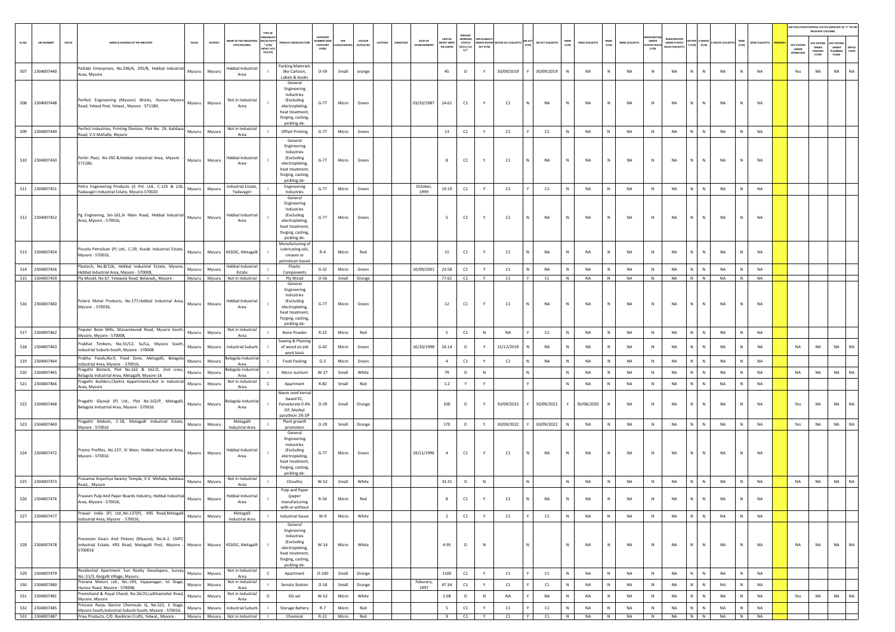| SL.NO. | UIN NUMBER | PCB ID | NAME & ADDRESS OF THE INDUSTRY | TALUK | DISTRICT | NAME OF THE INDUSTRIAL ESTATES/AREA | TYPE OF ORGANISATION/ACTIVITY * (I/M/LB/HC/H/L/CE/C/O) | PRODUCT MANUFACTURE | CATEGORY NUMBER (XGN CATEGORY CODE) | SIZE (L/M/S/MICRO) | COLOUR (R/O/G/W) | LATITUDE | LONGITUDE | DATE OF ESTABLISHMENT | CAPITAL INVEST MENT (IN LAKHS) | PRESENT WORKING STATUS (O/C1/C2/Y)** | APPLICABILITY UNDER WATER ACT (Y/N) | WATER ACT (VALIDITY) | AIR ACT (Y/N) | AIR ACT (VALIDITY) | HWM (Y/N) | HWM (VALIDITY) | BMW (Y/N) | BMW (VALIDITY) | REGISTRATION UNDER PLASTIC RULES (Y/N) | REGISTRATION UNDER PLASTIC RULES (VALIDITY) | BATTERY (Y/N) | E-WASTE (Y/N) | E-WASTE (VALIDITY) | MSW (Y/N) | MSW (VALIDITY) | REMARKS | APC SYSTEM UNDER OPERATION | APC SYSTEM UNDER CONSTRUCTION | APC SYSTEM UNDER PLANNING STAGE | DEFAULTERS |
|---|---|---|---|---|---|---|---|---|---|---|---|---|---|---|---|---|---|---|---|---|---|---|---|---|---|---|---|---|---|---|---|---|---|---|---|---|
| 507 | 2304007440 | | Pattabi Enterprises, No.296/A, 295/B, Hebbal Industrial Area, Mysore | Mysuru | Mysuru | Hebbal Industrial Area | I | Packing Materials like Cartoon, Labels & books | O-59 | Small | orange | | | | 45 | O | Y | 30/09/2019 | Y | 30/09/2019 | N | NA | N | NA | N | NA | N | N | NA | N | NA | | Yes | NA | NA | NA |
| 508 | 2304007448 | | Perfect Engineering (Mysore) Works, Hunsur-Mysore Road, Yelwal Post, Yelwal., Mysore - 571180, | Mysuru | Mysuru | Not in Industrial Area | I | General Engineering Industries (Excluding electroplating, heat treatment, forging, casting, pickling de- | G-77 | Micro | Green | | | 03/10/1987 | 14.61 | C1 | Y | C1 | N | NA | N | NA | N | NA | N | NA | N | N | NA | N | NA | | | | | |
| 509 | 2304007449 | | Perfect Industries, Printing Division, Plot No. 29, Kalidasa Road, V.V.Mohalla, Mysore | Mysuru | Mysuru | Not in Industrial Area | I | Offset Printing | G-77 | Micro | Green | | | | 13 | C1 | Y | C1 | Y | C1 | N | NA | N | NA | N | NA | N | N | NA | N | NA | | | | | |
| 510 | 2304007450 | | Perlin Plast, No.292-B,Hebbal Industrial Area, Mysore - 571186, | Mysuru | Mysuru | Hebbal Industrial Area | I | General Engineering Industries (Excluding electroplating, heat treatment, forging, casting, pickling de- | G-77 | Micro | Green | | | | 8 | C1 | Y | C1 | N | NA | N | NA | N | NA | N | NA | N | N | NA | N | NA | | | | | |
| 511 | 2304007451 | | Petro Engineering Products (I) Pvt. Ltd., C-125 & 126, Yadavagiri Industrial Estate, Mysore-570020 | Mysuru | Mysuru | Industrial Estate, Yadavagiri | I | Engineering Industries | G-77 | Micro | Green | | | October, 1999 | 19.19 | C1 | Y | C1 | Y | C1 | N | NA | N | NA | N | NA | N | N | NA | N | NA | | | | | |
| 512 | 2304007452 | | Pg Enginering, Sm-161,Iii Main Road, Hebbal Industrial Area, Mysore - 570016, | Mysuru | Mysuru | Hebbal Industrial Area | I | General Engineering Industries (Excluding electroplating, heat treatment, forging, casting, pickling de- | G-77 | Micro | Green | | | | 5 | C1 | Y | C1 | N | NA | N | NA | N | NA | N | NA | N | N | NA | N | NA | | | | | |
| 513 | 2304007454 | | Piccolo Petrolium (P) Ltd., C-29, Kssidc Industrial Estate, Mysore - 570016, | Mysuru | Mysuru | KSSIDC, Metagalli | I | Manufacturing of Lubricating oils, creases or petroleum based | R-4 | Micro | Red | | | | 15 | C1 | Y | C1 | N | NA | N | NA | N | NA | N | NA | N | N | NA | N | NA | | | | | |
| 514 | 2304007456 | | Plastech, No.8/116, Hebbal Industrial Estate, Mysore, Hebbal Industrial Area, Mysore - 570008, | Mysuru | Mysuru | Hebbal Industrial Estate | I | Plastic Components | G-32 | Micro | Green | | | 10/09/2001 | 23.58 | C1 | Y | C1 | N | NA | N | NA | N | NA | N | NA | N | N | NA | N | NA | | | | | |
| 515 | 2304007459 | | Ply Mould, No.67, Yelawala Road, Belavadi,, Mysore - | Mysuru | Mysuru | Not in Industrial | I | Ply Wood | O-56 | Small | Orange | | | | 77.62 | C1 | Y | C1 | Y | C1 | N | NA | N | NA | N | NA | N | N | NA | N | NA | | | | | |
| 516 | 2304007460 | | Polaris Metal Products, No.177,Hebbal Industrial Area, Mysore - 570016, | Mysuru | Mysuru | Hebbal Industrial Area | I | General Engineering Industries (Excluding electroplating, heat treatment, forging, casting, pickling de- | G-77 | Micro | Green | | | | 12 | C1 | Y | C1 | N | NA | N | NA | N | NA | N | NA | N | N | NA | N | NA | | | | | |
| 517 | 2304007462 | | Popular Bone Mills, Manandavadi Road, Mysore South, Mysore, Mysore - 570008, | Mysuru | Mysuru | Not in Industrial Area | I | Bone Powder | R-22 | Micro | Red | | | | 5 | C1 | N | NA | Y | C1 | N | NA | N | NA | N | NA | N | N | NA | N | NA | | | | | |
| 518 | 2304007463 | | Prabhat Timbers, No.55/C2, Ss/Ca, Mysore South, Industrial Suburb-South, Mysore - 570008 | Mysuru | Mysuru | Industrial Suburb | I | Sawing & Plaining of wood on job work basis | G-42 | Micro | Green | | | 16/10/1998 | 24.14 | O | Y | 31/12/2019 | N | NA | N | NA | N | NA | N | NA | N | N | NA | N | NA | | NA | NA | NA | NA |
| 519 | 2304007464 | | Prabhu Foods,No.9, Food Zone, Metagalli, Belagola Industrial Area, Mysore - 570016, | Mysuru | Mysuru | Belagola Industrial Area | I | Food Packing | G-3 | Micro | Green | | | | 4 | C1 | Y | C1 | N | NA | N | NA | N | NA | N | NA | N | N | NA | N | NA | | | | | |
| 520 | 2304007465 | | Pragathi Biotech, Plot No.162 & 162-D, 2nd cross, Belagola Industrial Area, Metagalli, Mysore-16 | Mysuru | Mysuru | Belagola Industrial Area | I | Micro nutrient | W-27 | Small | White | | | | 79 | O | N | | N | | N | NA | N | NA | N | NA | N | N | NA | N | NA | | NA | NA | NA | NA |
| 521 | 2304007466 | | Pragathi Builders,Chaitra Appartments,Not In Industrial Area, Mysore | Mysuru | Mysuru | Not in Industrial Area | C | Apartment | R-82 | Small | Red | | | | 1.2 | Y | Y | | Y | | N | NA | N | NA | N | NA | N | N | NA | N | NA | | | | | |
| 522 | 2304007468 | | Pragathi Glyoxyl (P) Ltd., Plot No.162/P, Metagalli, Belagola Industrial Area, Mysore - 570016 | Mysuru | Mysuru | Belagola Industrial Area | I | Neem seed kernal based EC, Fenvelerate 0.4% DP, Methyl parathion 2% DP | O-29 | Small | Orange | | | | 100 | O | Y | 30/09/2022 | Y | 30/09/2022 | Y | 30/06/2020 | N | NA | N | NA | N | N | NA | N | NA | | Yes | NA | NA | NA |
| 523 | 2304007469 | | Pragathi Mekem, C-18, Metagalli Industrial Estate, Mysore - 570016 | Mysuru | Mysuru | Metagalli Industrial Area | I | Plant growth promoters | O-29 | Small | Orange | | | | 170 | O | Y | 30/09/2022 | Y | 30/09/2022 | N | NA | N | NA | N | NA | N | N | NA | N | NA | | Yes | NA | NA | NA |
| 524 | 2304007472 | | Pramo Profiles, No.157, III Main, Hebbal Industrial Area, Mysore - 570016 | Mysuru | Mysuru | Hebbal Industrial Area | I | General Engineering Industries (Excluding electroplating, heat treatment, forging, casting, pickling de- | G-77 | Micro | Green | | | 19/11/1996 | 4 | C1 | Y | C1 | N | NA | N | NA | N | NA | N | NA | N | N | NA | N | NA | | | | | |
| 525 | 2304007473 | | Prasanna Anjanhya Swamy Temple, V.V. Mohala, Kalidasa Road, , Mysore | Mysuru | Mysuru | Not in Industrial Area | I | Choultry | W-52 | Small | White | | | | 33.31 | O | N | | N | | N | NA | N | NA | N | NA | N | N | NA | N | NA | | NA | NA | NA | NA |
| 526 | 2304007476 | | Praveen Pulp And Paper Boards Industry, Hebbal Industrial Area, Mysore - 570016, | Mysuru | Mysuru | Hebbal Industrial Area | I | Pulp and Paper (paper manufacturing with or without | R-54 | Micro | Red | | | | 8 | C1 | Y | C1 | N | NA | N | NA | N | NA | N | NA | N | N | NA | N | NA | | | | | |
| 527 | 2304007477 | | Praxair India (P) Ltd.,No.137(P), KRS Road,Metagalli Industrial Area, Mysore - 570016, | Mysuru | Mysuru | Metagalli Industrial Area | I | Industrial Gasses | W-9 | Micro | White | | | | 2 | C1 | Y | C1 | Y | C1 | N | NA | N | NA | N | NA | N | N | NA | N | NA | | | | | |
| 528 | 2304007478 | | Precesion Gears And Pinions (Mysore), No.A-2, CMTC Industrial Estate, KRS Road, Metagalli Post, Mysore - 5700016 | Mysuru | Mysuru | KSSIDC, Metagalli | I | General Engineering Industries (Excluding electroplating, heat treatment, forging, casting, pickling de- | W-14 | Micro | White | | | | 4.95 | O | N | | N | | N | NA | N | NA | N | NA | N | N | NA | N | NA | | NA | NA | NA | NA |
| 529 | 2304007479 | | Residential Apartment Sun Realty Developers, Survey No.:31/3, Kergalli Village, Mysuru | Mysuru | Mysuru | Not in Industrial Area | C | Apartment | O-100 | Small | Orange | | | | 1100 | C1 | Y | C1 | Y | C1 | N | NA | N | NA | N | NA | N | N | NA | N | NA | | | | | |
| 530 | 2304007480 | | Prerana Motors Ltd., No..193, Vijayanagar, Ist Stage, Hunsur Road, Mysore - 570008, | Mysuru | Mysuru | Not in Industrial Area | I | Service Station | O-18 | Small | Orange | | | Feburary, 1997 | 47.34 | C1 | Y | C1 | Y | C1 | N | NA | N | NA | N | NA | N | N | NA | N | NA | | | | | |
| 531 | 2304007481 | | Premchand & Royal Chand, No.26/25,Lalithamahal Road, Mysore, Mysore | Mysuru | Mysuru | Not in Industrial Area | O | DG set | W-52 | Micro | White | | | | 2.68 | O | N | NA | Y | NA | N | NA | N | NA | N | NA | N | N | NA | N | NA | | Yes | NA | NA | NA |
| 532 | 2304007485 | | Princess Ranju Electro Chemicals Q, No.321, Ii Stage, Mysore South,Industrial Suburb-South, Mysore - 570016, | Mysuru | Mysuru | Industrial Suburb | I | Storage Battery | R-7 | Micro | Red | | | | 5 | C1 | Y | C1 | Y | C1 | N | NA | N | NA | N | NA | N | N | NA | N | NA | | | | | |
| 533 | 2304007487 | | Priya Products, C/0. Ravikiran Crafts, Yelwal,, Mysore - | Mysuru | Mysuru | Not in Industrial | I | Chemical | R-22 | Micro | Red | | | | 9 | C1 | Y | C1 | Y | C1 | N | NA | N | NA | N | NA | N | N | NA | N | NA | | | | | |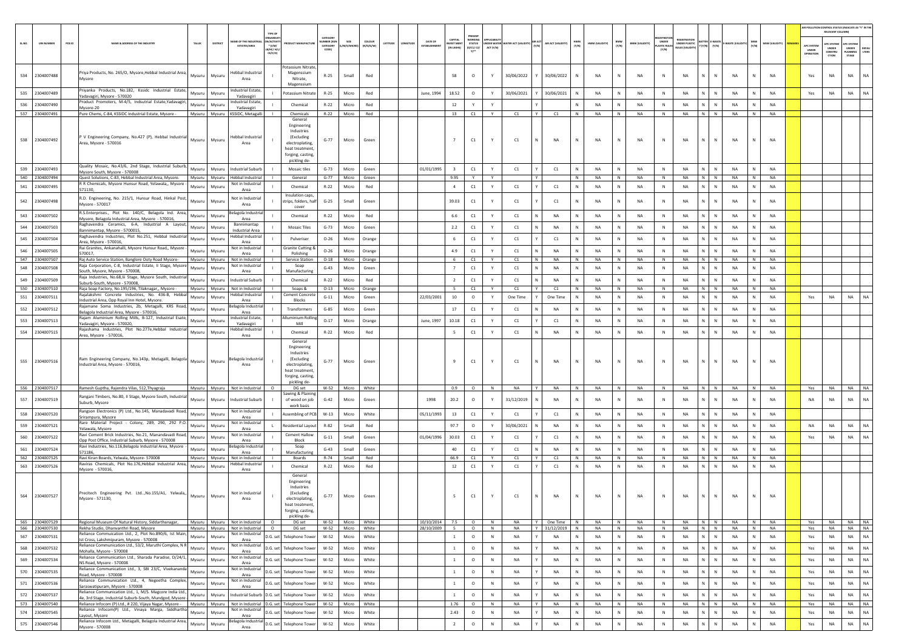| SL.NO. | UIN NUMBER | PCB ID | NAME & ADDRESS OF THE INDUSTRY | TALUK | DISTRICT | NAME OF THE INDUSTRIAL ESTATE/AREA | TYPE OF ORGANISATION/ACTIVITY * (I/M/LB/HC/H/CE/C/O) | PRODUCT MANUFACTURE | CATEGORY NUMBER (XGN CATEGORY CODE) | SIZE (L/M/S/MICRO) | COLOUR (R/O/G/W) | LATITUDE | LONGITUDE | DATE OF ESTABLISHMENT | CAPITAL INVEST MENT (IN LAKHS) | PRESENT WORKING STATUS (O/C1/C2/Y)** | APPLICABILITY UNDER WATER ACT (Y/N) | WATER ACT (VALIDITY) | AIR ACT (Y/N) | AIR ACT (VALIDITY) | HWM (Y/N) | HWM (VALIDITY) | BMW (Y/N) | BMW (VALIDITY) | REGISTRATION UNDER PLASTIC RULES (Y/N) | REGISTRATION UNDER PLASTIC RULES (VALIDITY) | BATTERY (Y/N) | E-WASTE (Y/N) | E-WASTE (VALIDITY) | MSW (Y/N) | MSW (VALIDITY) | REMARKS | APC SYSTEM UNDER OPERATION | APC SYSTEM UNDER CONSTRUCTION | APC SYSTEM UNDER PLANNING STAGE | DEFAULTERS |
|---|---|---|---|---|---|---|---|---|---|---|---|---|---|---|---|---|---|---|---|---|---|---|---|---|---|---|---|---|---|---|---|---|---|---|---|---|
| 534 | 2304007488 | | Priya Products, No. 265/O, Mysore,Hebbal Industrial Area, Mysore | Mysuru | Mysuru | Hebbal Industrial Area | I | Potassium Nitrate, Magenssium Nitrate, Magenssium | R-25 | Small | Red | | | | 58 | O | Y | 30/06/2022 | Y | 30/06/2022 | N | NA | N | NA | N | NA | N | N | NA | N | NA | | Yes | NA | NA | NA |
| 535 | 2304007489 | | Priyanka Products, No.182, Kssidc Industrial Estate, Yadavagiri, Mysore - 570020 | Mysuru | Mysuru | Industrial Estate, Yadavagiri | I | Potassium Nitrate | R-25 | Micro | Red | | | June, 1994 | 18.52 | O | Y | 30/06/2021 | Y | 30/06/2021 | N | NA | N | NA | N | NA | N | N | NA | N | NA | | Yes | NA | NA | NA |
| 536 | 2304007490 | | Product Promoters, M-4/5, Industrial Estate,Yadavagiri, Mysore-20 | Mysuru | Mysuru | Industrial Estate, Yadavagiri | I | Chemical | R-22 | Micro | Red | | | | 12 | Y | Y | | Y | | N | NA | N | NA | N | NA | N | N | NA | N | NA | | | | | |
| 537 | 2304007491 | | Pure Chems, C-84, KSSIDC Industrial Estate, Mysore - | Mysuru | Mysuru | KSSIDC, Metagalli | I | Chemicals | R-22 | Micro | Red | | | | 13 | C1 | Y | C1 | Y | C1 | N | NA | N | NA | N | NA | N | N | NA | N | NA | | | | | |
| 538 | 2304007492 | | P V Engineering Company, No.427 (P), Hebbal Industrial Area, Mysore - 570016 | Mysuru | Mysuru | Hebbal Industrial Area | I | General Engineering Industries (Excluding electroplating, heat treatment, forging, casting, pickling de- | G-77 | Micro | Green | | | | 7 | C1 | Y | C1 | N | NA | N | NA | N | NA | N | NA | N | N | NA | N | NA | | | | | |
| 539 | 2304007493 | | Quality Mosaic, No.43/6, 2nd Stage, Industrial Suburb, Mysore South, Mysore - 570008 | Mysuru | Mysuru | Industrial Suburb | I | Mosaic tiles | G-73 | Micro | Green | | | 01/01/1995 | 3 | C1 | Y | C1 | Y | C1 | N | NA | N | NA | N | NA | N | N | NA | N | NA | | | | | |
| 540 | 2304007494 | | Quest Solutions, C-83, Hebbal Industrial Area, Mysore. | Mysuru | Mysuru | Hebbal Industrial | I | General | G-77 | Micro | Green | | | | 9.95 | Y | Y | | Y | | N | NA | N | NA | N | NA | N | N | NA | N | NA | | | | | |
| 541 | 2304007495 | | R R Chemicals, Mysore Hunsur Road, Yelawala,, Mysore - 571130, | Mysuru | Mysuru | Not in Industrial Area | I | Chemical | R-22 | Micro | Red | | | | 4 | C1 | Y | C1 | Y | C1 | N | NA | N | NA | N | NA | N | N | NA | N | NA | | | | | |
| 542 | 2304007498 | | R.D. Engineering, No. 215/1, Hunsur Road, Hinkal Post, Mysore - 570017 | Mysuru | Mysuru | Not in Industrial Area | I | Insulation caps, strips, folders, half cover | G-25 | Small | Green | | | | 39.03 | C1 | Y | C1 | Y | C1 | N | NA | N | NA | N | NA | N | N | NA | N | NA | | | | | |
| 543 | 2304007502 | | R.S.Enterprises., Plot No. 140/C, Belagola Ind. Area, Mysore, Belagola Industrial Area, Mysore - 570016, | Mysuru | Mysuru | Belagola Industrial Area | I | Chemical | R-22 | Micro | Red | | | | 6.6 | C1 | Y | C1 | N | NA | N | NA | N | NA | N | NA | N | N | NA | N | NA | | | | | |
| 544 | 2304007503 | | Raghavendra Ceramics, 6-A, Industrial A Layout, Bannimantap, Mysore - 5700015, | Mysuru | Mysuru | Bannimantap Industrial Area | I | Mosaic Tiles | G-73 | Micro | Green | | | | 2.2 | C1 | Y | C1 | N | NA | N | NA | N | NA | N | NA | N | N | NA | N | NA | | | | | |
| 545 | 2304007504 | | Raghavendra Industries, Plot No.251, Hebbal Industrial Area, Mysore - 570016, | Mysuru | Mysuru | Hebbal Industrial Area | I | Pulveriser | O-26 | Micro | Orange | | | | 6 | C1 | Y | C1 | Y | C1 | N | NA | N | NA | N | NA | N | N | NA | N | NA | | | | | |
| 546 | 2304007505 | | Rai Granites, Ankanahalli, Mysore Hunsur Road,, Mysore - 570017, | Mysuru | Mysuru | Not in Industrial Area | I | Granite Cutting & Polishing | O-26 | Micro | Orange | | | | 4.9 | C1 | Y | C1 | N | NA | N | NA | N | NA | N | NA | N | N | NA | N | NA | | | | | |
| 547 | 2304007507 | | Raj Auto Service Station, Banglore Ooty Road Mysore- | Mysuru | Mysuru | Not in Industrial | I | Service Station | O-18 | Micro | Orange | | | | 6 | C1 | Y | C1 | N | NA | N | NA | N | NA | N | NA | N | N | NA | N | NA | | | | | |
| 548 | 2304007508 | | Raja Corporation, C-8, Industrial Estate, Ii Stage, Mysore South, Mysore, Mysore - 570008, | Mysuru | Mysuru | Not in Industrial Area | I | Soap Manufacturing | G-43 | Micro | Green | | | | 7 | C1 | Y | C1 | N | NA | N | NA | N | NA | N | NA | N | N | NA | N | NA | | | | | |
| 549 | 2304007509 | | Raja Industries, No.68,Iii Stage, Mysore South, Industrial Suburb-South, Mysore - 570008, | Mysuru | Mysuru | Industrial Suburb | I | Chemical | R-22 | Micro | Red | | | | 2 | C1 | Y | C1 | N | NA | N | NA | N | NA | N | NA | N | N | NA | N | NA | | | | | |
| 550 | 2304007510 | | Raja Soap Factory, No.195/196, Tilaknagar,, Mysore - | Mysuru | Mysuru | Not in Industrial | I | Soaps & | O-13 | Micro | Orange | | | | 5 | C1 | Y | C1 | Y | C1 | N | NA | N | NA | N | NA | N | N | NA | N | NA | | | | | |
| 551 | 2304007511 | | Rajalakshmi Concrete Industries, No. 436-B, Hebbal Industrial Area, Opp Royal Inn Hotel, Mysore. | Mysuru | Mysuru | Hebbal Industrial Area | I | Cement Concrete Blocks | G-11 | Micro | Green | | | 22/03/2001 | 10 | O | Y | One Time | Y | One Time | N | NA | N | NA | N | NA | N | N | NA | N | NA | | Yes | NA | NA | NA |
| 552 | 2304007512 | | Rajamane Soma Industries, 2b, Metagalli, KRS Road, Belagola Industrial Area, Mysore - 570016, | Mysuru | Mysuru | Belagola Industrial Area | I | Transformers | G-85 | Micro | Green | | | | 17 | C1 | Y | C1 | N | NA | N | NA | N | NA | N | NA | N | N | NA | N | NA | | | | | |
| 553 | 2304007513 | | Rajam Aluminium Rolling Mills, B-127, Industrial Esate, Yadavagiri, Mysore - 570020, | Mysuru | Mysuru | Industrial Estate, Yadavagiri | I | Alluminium Rolling Mill | O-17 | Micro | Orange | | | June, 1997 | 10.18 | C1 | Y | C1 | Y | C1 | N | NA | N | NA | N | NA | N | N | NA | N | NA | | | | | |
| 554 | 2304007515 | | Rajashama Industries, Plot No.277e,Hebbal Industrial Area, Mysore - 570016, | Mysuru | Mysuru | Hebbal Industrial Area | I | Chemical | R-22 | Micro | Red | | | | 5 | C1 | Y | C1 | N | NA | N | NA | N | NA | N | NA | N | N | NA | N | NA | | | | | |
| 555 | 2304007516 | | Ram Engineering Company, No.143p, Metagalli, Belagola Industrial Area, Mysore - 570016, | Mysuru | Mysuru | Belagola Industrial Area | I | General Engineering Industries (Excluding electroplating, heat treatment, forging, casting, pickling de- | G-77 | Micro | Green | | | | 9 | C1 | Y | C1 | N | NA | N | NA | N | NA | N | NA | N | N | NA | N | NA | | | | | |
| 556 | 2304007517 | | Ramesh Guptha, Rajendra Vilas, 512,Thyagraja | Mysuru | Mysuru | Not in Industrial | O | DG set | W-52 | Micro | White | | | | 0.9 | O | N | NA | Y | NA | N | NA | N | NA | N | NA | N | N | NA | N | NA | | Yes | NA | NA | NA |
| 557 | 2304007519 | | Rangani Timbers, No.80, Ii Stage, Mysore South, Industrial Suburb, Mysore | Mysuru | Mysuru | Industrial Suburb | I | Sawing & Plaining of wood on job work basis | G-42 | Micro | Green | | | 1998 | 20.2 | O | Y | 31/12/2019 | N | NA | N | NA | N | NA | N | NA | N | N | NA | N | NA | | NA | NA | NA | NA |
| 558 | 2304007520 | | Rangson Electronics (P) Ltd., No.145, Manadavadi Road, Srirampura, Mysore | Mysuru | Mysuru | Not in Industrial Area | I | Assembling of PCB | W-13 | Micro | White | | | 05/11/1993 | 13 | C1 | Y | C1 | Y | C1 | N | NA | N | NA | N | NA | N | N | NA | N | NA | | | | | |
| 559 | 2304007521 | | Rare Material Project - Colony, 289, 290, 292 P.O. Yelawala, Mysore | Mysuru | Mysuru | Not in Industrial Area | L | Residential Layout | R-82 | Small | Red | | | | 97.7 | O | Y | 30/06/2021 | N | NA | N | NA | N | NA | N | NA | N | N | NA | N | NA | | NA | NA | NA | NA |
| 560 | 2304007522 | | Ravi Cement Brick Industries, No.21, Manandavadi Road, Opp Post Office, Industrial Suburb, Mysore - 570008 | Mysuru | Mysuru | Not in Industrial Area | I | Cement Hallow Block | G-11 | Small | Green | | | 01/04/1996 | 30.03 | C1 | Y | C1 | Y | C1 | N | NA | N | NA | N | NA | N | N | NA | N | NA | | Yes | NA | NA | NA |
| 561 | 2304007524 | | Ravi Industries, No.116,Belagola Industrial Area, Mysore - 571186, | Mysuru | Mysuru | Belagola Industrial Area | I | Soap Manufacturing | G-43 | Small | Green | | | | 40 | C1 | Y | C1 | N | NA | N | NA | N | NA | N | NA | N | N | NA | N | NA | | | | | |
| 562 | 2304007525 | | Ravi Kiran Boards, Yelwala, Mysore- 570008 | Mysuru | Mysuru | Not in Industrial | I | Boards | R-74 | Small | Red | | | | 66.9 | C1 | Y | C1 | Y | C1 | N | NA | N | NA | N | NA | N | N | NA | N | NA | | | | | |
| 563 | 2304007526 | | Raviras Chemicals, Plot No.176,Hebbal Industrial Area, Mysore - 570016, | Mysuru | Mysuru | Hebbal Industrial Area | I | Chemical | R-22 | Micro | Red | | | | 12 | C1 | Y | C1 | Y | C1 | N | NA | N | NA | N | NA | N | N | NA | N | NA | | | | | |
| 564 | 2304007527 | | Precitech Engineering Pvt. Ltd.,,No.155/A1, Yelwala,, Mysore - 571130, | Mysuru | Mysuru | Not in Industrial Area | I | General Engineering Industries (Excluding electroplating, heat treatment, forging, casting, pickling de- | G-77 | Micro | Green | | | | 5 | C1 | Y | C1 | N | NA | N | NA | N | NA | N | NA | N | N | NA | N | NA | | | | | |
| 565 | 2304007529 | | Regional Museum Of Natural History, Siddarthanagar, | Mysuru | Mysuru | Not in Industrial | O | DG set | W-52 | Micro | White | | | 10/10/2014 | 7.5 | O | N | NA | Y | One Time | N | NA | N | NA | N | NA | N | N | NA | N | NA | | Yes | NA | NA | NA |
| 566 | 2304007530 | | Rekha Studio, Dhanvanthri Road, Mysore | Mysuru | Mysuru | Not in Industrial | O | DG set | W-52 | Micro | White | | | 28/10/2009 | 5 | O | N | NA | Y | 31/12/2019 | N | NA | N | NA | N | NA | N | N | NA | N | NA | | Yes | NA | NA | NA |
| 567 | 2304007531 | | Reliance Commuication Ltd., 2, Plot No.890/6, Ist Main, Ist Cross, Lakshmipuram, Mysore - 570008 | Mysuru | Mysuru | Not in Industrial Area | D.G. set | Telephone Tower | W-52 | Micro | White | | | | 1 | O | N | NA | Y | NA | N | NA | N | NA | N | NA | N | N | NA | N | NA | | Yes | NA | NA | NA |
| 568 | 2304007532 | | Reliance Communication Ltd., 53/2, Maruthi Complex, N R Mohalla, Mysore - 570008 | Mysuru | Mysuru | Not in Industrial Area | D.G. set | Telephone Tower | W-52 | Micro | White | | | | 1 | O | N | NA | Y | NA | N | NA | N | NA | N | NA | N | N | NA | N | NA | | Yes | NA | NA | NA |
| 569 | 2304007534 | | Reliance Communication Ltd., Sharada Paradise, D/24/1, NS Road, Mysore - 570008 | Mysuru | Mysuru | Not in Industrial Area | D.G. set | Telephone Tower | W-52 | Micro | White | | | | 1 | O | N | NA | Y | NA | N | NA | N | NA | N | NA | N | N | NA | N | NA | | Yes | NA | NA | NA |
| 570 | 2304007535 | | Reliance Communication Ltd., 3, SBI 23/C, Vivekananda Road, Mysore - 570008 | Mysuru | Mysuru | Not in Industrial Area | D.G. set | Telephone Tower | W-52 | Micro | White | | | | 1 | O | N | NA | Y | NA | N | NA | N | NA | N | NA | N | N | NA | N | NA | | Yes | NA | NA | NA |
| 571 | 2304007536 | | Reliance Communication Ltd., 4, Negeetha Complex, Saraswatipuram, Mysore - 570008 | Mysuru | Mysuru | Not in Industrial Area | D.G. set | Telephone Tower | W-52 | Micro | White | | | | 1 | O | N | NA | Y | NA | N | NA | N | NA | N | NA | N | N | NA | N | NA | | Yes | NA | NA | NA |
| 572 | 2304007537 | | Reliance Communication Ltd., 1, M/S. Magcore India Ltd., 4e, 3rd Stage, Industrial Suburb-South, Mundgod, Mysore | Mysuru | Mysuru | Industrial Suburb | D.G. set | Telephone Tower | W-52 | Micro | White | | | | 1 | O | N | NA | Y | NA | N | NA | N | NA | N | NA | N | N | NA | N | NA | | Yes | NA | NA | NA |
| 573 | 2304007540 | | Reliance Infocom (P) Ltd., # 220, Vijaya Nagar, Mysore - | Mysuru | Mysuru | Not in Industrial | D.G. set | Telephone Tower | W-52 | Micro | White | | | | 1.76 | O | N | NA | Y | NA | N | NA | N | NA | N | NA | N | N | NA | N | NA | | Yes | NA | NA | NA |
| 574 | 2304007545 | | Reliance Infocom(P) Ltd., Vinaya Marga, Siddhartha Layout, Mysore | Mysuru | Mysuru | Not in Industrial Area | D.G. set | Telephone Tower | W-52 | Micro | White | | | | 2.43 | O | N | NA | Y | NA | N | NA | N | NA | N | NA | N | N | NA | N | NA | | Yes | NA | NA | NA |
| 575 | 2304007546 | | Reliance Infocom Ltd., Metagalli, Belagola Industrial Area, Mysore - 570016 | Mysuru | Mysuru | Belagola Industrial Area | D.G. set | Telephone Tower | W-52 | Micro | White | | | | 2 | O | N | NA | Y | NA | N | NA | N | NA | N | NA | N | N | NA | N | NA | | Yes | NA | NA | NA |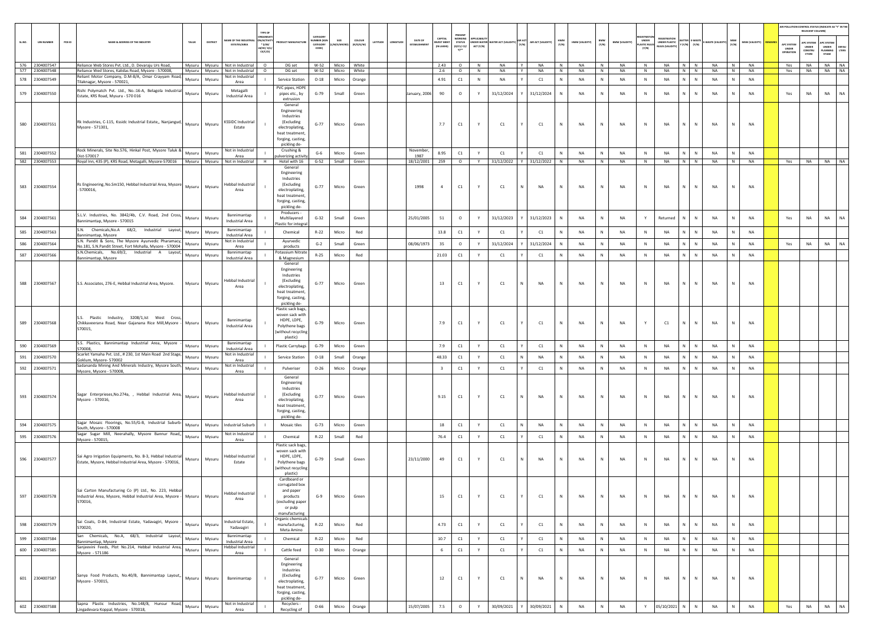| SL.NO. | UIN NUMBER | PCB ID | NAME & ADDRESS OF THE INDUSTRY | TALUK | DISTRICT | NAME OF THE INDUSTRIAL ESTATES/AREA | TYPE OF ORGANISATION/ACTIVITY * (I/M/LB/HC/H/CE/C/O) | PRODUCT MANUFACTURE | CATEGORY NUMBER (XGN CATEGORY CODE) | SIZE (L/M/S/MICRO) | COLOUR (R/O/G/W) | LATITUDE | LONGITUDE | DATE OF ESTABLISHMENT | CAPITAL INVEST MENT (IN LAKHS) | PRESENT WORKING STATUS (O/C1/C2/Y)** | APPLICABILITY UNDER WATER ACT (Y/N) | WATER ACT (VALIDITY) | AIR ACT (Y/N) | AIR ACT (VALIDITY) | HWM (Y/N) | HWM (VALIDITY) | BMW (Y/N) | BMW (VALIDITY) | REGISTRATION UNDER PLASTIC RULES (Y/N) | REGISTRATION UNDER PLASTIC RULES (VALIDITY) | BATTERY (Y/N) | E-WASTE (Y/N) | E-WASTE (VALIDITY) | MSW (Y/N) | MSW (VALIDITY) | REMARKS | APC SYSTEM UNDER OPERATION | APC SYSTEM UNDER CONSTRUCTION | APC SYSTEM UNDER PLANNING STAGE | DEFAULTERS |
|---|---|---|---|---|---|---|---|---|---|---|---|---|---|---|---|---|---|---|---|---|---|---|---|---|---|---|---|---|---|---|---|---|---|---|---|---|
| 576 | 2304007547 | | Reliance Web Stores Pvt. Ltd., D. Devaraju Urs Road, | Mysuru | Mysuru | Not in Industrial | O | DG set | W-52 | Micro | White | | | | 2.43 | O | N | NA | Y | NA | N | NA | N | NA | N | NA | N | N | NA | N | NA | | Yes | NA | NA | NA |
| 577 | 2304007548 | | Reliance Web Stores, Kalidas Road, Mysore - 570008, | Mysuru | Mysuru | Not in Industrial | O | DG set | W-52 | Micro | White | | | | 2.6 | O | N | NA | Y | NA | N | NA | N | NA | N | NA | N | N | NA | N | NA | | Yes | NA | NA | NA |
| 578 | 2304007549 | | Reliant Motor Company, D.M-8/A, Omar Crayyam Road, Tilaknagar, Mysore - 570021, | Mysuru | Mysuru | Not in Industrial Area | I | Service Station | O-18 | Micro | Orange | | | | 4.91 | C1 | N | NA | Y | C1 | N | NA | N | NA | N | NA | N | N | NA | N | NA | | | | | |
| 579 | 2304007550 | | Richi Polymatch Pvt. Ltd., No.:16-A, Belagola Industrial Estate, KRS Road, Mysuru - 570 016 | Mysuru | Mysuru | Metagalli Industrial Area | I | PVC pipes, HDPE pipes etc., by extrusion | G-79 | Small | Green | | | January, 2006 | 90 | O | Y | 31/12/2024 | Y | 31/12/2024 | N | NA | N | NA | N | NA | N | N | NA | N | NA | | Yes | NA | NA | NA |
| 580 | 2304007551 | | Rk Industries, C-115, Kssidc Industrial Estate,, Nanjangud, Mysore - 571301, | Mysuru | Mysuru | KSSIDC Industrial Estate | I | General Engineering Industries (Excluding electroplating, heat treatment, forging, casting, pickling de- | G-77 | Micro | Green | | | | 7.7 | C1 | Y | C1 | Y | C1 | N | NA | N | NA | N | NA | N | N | NA | N | NA | | | | | |
| 581 | 2304007552 | | Rock Minerals, Site No.576, Hinkal Post, Mysore Taluk & Dist-570017 | Mysuru | Mysuru | Not in Industrial Area | I | Crushing & pulverizing activity | G-6 | Micro | Green | | | November, 1987 | 8.95 | C1 | Y | C1 | Y | C1 | N | NA | N | NA | N | NA | N | N | NA | N | NA | | | | | |
| 582 | 2304007553 | | Royal Inn, 435 (P), KRS Road, Metagalli, Mysore-570016 | Mysuru | Mysuru | Not in Industrial | H | Hotel with 16 | G-52 | Small | Green | | | 18/12/2001 | 259 | O | Y | 31/12/2022 | Y | 31/12/2022 | N | NA | N | NA | N | NA | N | N | NA | N | NA | | Yes | NA | NA | NA |
| 583 | 2304007554 | | Rs Engineering, No.Sm150, Hebbal Industrial Area, Mysore - 5700016, | Mysuru | Mysuru | Hebbal Industrial Area | I | General Engineering Industries (Excluding electroplating, heat treatment, forging, casting, pickling de- | G-77 | Micro | Green | | | 1998 | 4 | C1 | Y | C1 | N | NA | N | NA | N | NA | N | NA | N | N | NA | N | NA | | | | | |
| 584 | 2304007561 | | S.L.V. Industries, No. 3842/4b, C.V. Road, 2nd Cross, Bannimantap, Mysore - 570015 | Mysuru | Mysuru | Bannimantap Industrial Area | I | Producers - Multilayered Plastic for integral | G-32 | Small | Green | | | 25/01/2005 | 51 | O | Y | 31/12/2023 | Y | 31/12/2023 | N | NA | N | NA | Y | Returned | N | N | NA | N | NA | | Yes | NA | NA | NA |
| 585 | 2304007563 | | S.N. Chemicals,No.A 68/2, Industrial Layout, Bannimantap, Mysore | Mysuru | Mysuru | Bannimantap Industrial Area | I | Chemical | R-22 | Micro | Red | | | | 13.8 | C1 | Y | C1 | Y | C1 | N | NA | N | NA | N | NA | N | N | NA | N | NA | | | | | |
| 586 | 2304007564 | | S.N. Pandit & Sons, The Mysore Ayurvedic Pharamacy, No.181, S.N.Pandit Street, Fort Mohalla, Mysore - 570004 | Mysuru | Mysuru | Not in Industrial Area | I | Ayurvedic products | G-2 | Small | Green | | | 08/06/1973 | 35 | O | Y | 31/12/2024 | Y | 31/12/2024 | N | NA | N | NA | N | NA | N | N | NA | N | NA | | Yes | NA | NA | NA |
| 587 | 2304007566 | | S.N.Chemicals, No.69/2, Industrial A Layout, Bannimantap, Mysore | Mysuru | Mysuru | Bannimantap Industrial Area | I | Potassium Nitrate & Magnesium | R-25 | Micro | Red | | | | 21.03 | C1 | Y | C1 | Y | C1 | N | NA | N | NA | N | NA | N | N | NA | N | NA | | | | | |
| 588 | 2304007567 | | S.S. Associates, 276-E, Hebbal Industrial Area, Mysore. | Mysuru | Mysuru | Hebbal Industrial Area | I | General Engineering Industries (Excluding electroplating, heat treatment, forging, casting, pickling de- | G-77 | Micro | Green | | | | 13 | C1 | Y | C1 | N | NA | N | NA | N | NA | N | NA | N | N | NA | N | NA | | | | | |
| 589 | 2304007568 | | S.S. Plastic Industry, 3208/1,Ist West Cross, Chikkaveerana Road, Near Gajanana Rice Mill,Mysore - 570015, | Mysuru | Mysuru | Bannimantap Industrial Area | I | Plastic sack bags, woven sack with HDPE, LDPE, Polythene bags (without recycling plastic) | G-79 | Micro | Green | | | | 7.9 | C1 | Y | C1 | Y | C1 | N | NA | N | NA | Y | C1 | N | N | NA | N | NA | | | | | |
| 590 | 2304007569 | | S.S. Plastics, Bannimantap Industrial Area, Mysore - 570008, | Mysuru | Mysuru | Bannimantap Industrial Area | I | Plastic Carrybags | G-79 | Micro | Green | | | | 7.9 | C1 | Y | C1 | Y | C1 | N | NA | N | NA | N | NA | N | N | NA | N | NA | | | | | |
| 591 | 2304007570 | | Scarlet Yamaha Pvt. Ltd., # 230, 1st Main Road 2nd Stage, Goklum, Mysore- 570002 | Mysuru | Mysuru | Not in Industrial Area | I | Service Station | O-18 | Small | Orange | | | | 48.33 | C1 | Y | C1 | N | NA | N | NA | N | NA | N | NA | N | N | NA | N | NA | | | | | |
| 592 | 2304007571 | | Sadananda Mining And Minerals Industry, Mysore South, Mysore, Mysore - 570008, | Mysuru | Mysuru | Not in Industrial Area | I | Pulveriser | O-26 | Micro | Orange | | | | 3 | C1 | Y | C1 | Y | C1 | N | NA | N | NA | N | NA | N | N | NA | N | NA | | | | | |
| 593 | 2304007574 | | Sagar Enterprieses,No.274a, , Hebbal Industrial Area, Mysore - 570016, | Mysuru | Mysuru | Hebbal Industrial Area | I | General Engineering Industries (Excluding electroplating, heat treatment, forging, casting, pickling de- | G-77 | Micro | Green | | | | 9.15 | C1 | Y | C1 | N | NA | N | NA | N | NA | N | NA | N | N | NA | N | NA | | | | | |
| 594 | 2304007575 | | Sagar Mosaic Floorings, No.55/G-B, Industrial Suburb- South, Mysore - 570008 | Mysuru | Mysuru | Industrial Suburb | I | Mosaic tiles | G-73 | Micro | Green | | | | 18 | C1 | Y | C1 | N | NA | N | NA | N | NA | N | NA | N | N | NA | N | NA | | | | | |
| 595 | 2304007576 | | Sagar Sugar Mill, Neerahally, Mysore Bannur Road,, Mysore - 570015, | Mysuru | Mysuru | Not in Industrial Area | I | Chemical | R-22 | Small | Red | | | | 76.4 | C1 | Y | C1 | Y | C1 | N | NA | N | NA | N | NA | N | N | NA | N | NA | | | | | |
| 596 | 2304007577 | | Sai Agro Irrigation Equipments, No. B-3, Hebbal Industrial Estate, Mysore, Hebbal Industrial Area, Mysore - 570016, | Mysuru | Mysuru | Hebbal Industrial Estate | I | Plastic sack bags, woven sack with HDPE, LDPE, Polythene bags (without recycling plastic) | G-79 | Small | Green | | | 23/11/2000 | 49 | C1 | Y | C1 | N | NA | N | NA | N | NA | N | NA | N | N | NA | N | NA | | | | | |
| 597 | 2304007578 | | Sai Carton Manufacturing Co (P) Ltd., No. 223, Hebbal Industrial Area, Mysore, Hebbal Industrial Area, Mysore - 570016, | Mysuru | Mysuru | Hebbal Industrial Area | I | Cardboard or corrugated box and paper products (excluding paper or pulp manufacturing | G-9 | Micro | Green | | | | 15 | C1 | Y | C1 | Y | C1 | N | NA | N | NA | N | NA | N | N | NA | N | NA | | | | | |
| 598 | 2304007579 | | Sai Coats, D-84, Industrial Estate, Yadavagiri, Mysore - 570020, | Mysuru | Mysuru | Industrial Estate, Yadavagiri | I | Organic chemicals manufacturing, Meta Amino | R-22 | Micro | Red | | | | 4.73 | C1 | Y | C1 | Y | C1 | N | NA | N | NA | N | NA | N | N | NA | N | NA | | | | | |
| 599 | 2304007584 | | San Chemicals, No.A, 68/3, Industrial Layout, Bannimantap, Mysore | Mysuru | Mysuru | Bannimantap Industrial Area | I | Chemical | R-22 | Micro | Red | | | | 10.7 | C1 | Y | C1 | Y | C1 | N | NA | N | NA | N | NA | N | N | NA | N | NA | | | | | |
| 600 | 2304007585 | | Sanjeevini Feeds, Plot No.214, Hebbal Industrial Area, Mysore - 571186 | Mysuru | Mysuru | Hebbal Industrial Area | I | Cattle feed | O-30 | Micro | Orange | | | | 6 | C1 | Y | C1 | Y | C1 | N | NA | N | NA | N | NA | N | N | NA | N | NA | | | | | |
| 601 | 2304007587 | | Sanya Food Products, No.40/B, Bannimantap Layout,, Mysore - 570015, | Mysuru | Mysuru | Bannimantap | I | General Engineering Industries (Excluding electroplating, heat treatment, forging, casting, pickling de- | G-77 | Micro | Green | | | | 12 | C1 | Y | C1 | N | NA | N | NA | N | NA | N | NA | N | N | NA | N | NA | | | | | |
| 602 | 2304007588 | | Sapna Plastic Industries, No.148/8, Hunsur Road, Lingadevara Koppal, Mysore - 570018, | Mysuru | Mysuru | Not in Industrial Area | I | Recyclers - Recycling of | O-66 | Micro | Orange | | | 15/07/2005 | 7.5 | O | Y | 30/09/2021 | Y | 30/09/2021 | N | NA | N | NA | Y | 05/10/2021 | N | N | NA | N | NA | | Yes | NA | NA | NA |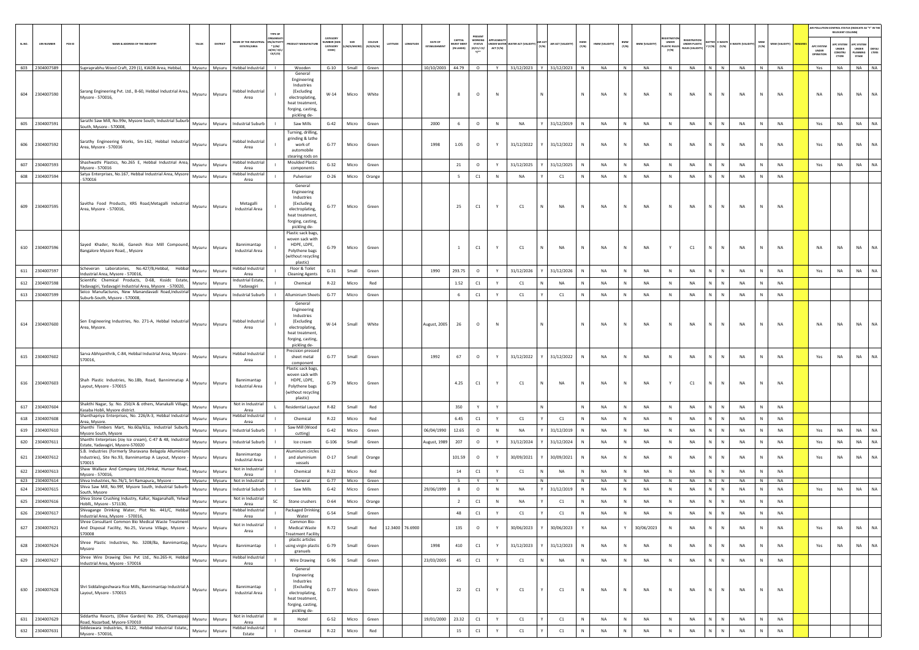| SL.NO. | UIN NUMBER | PCB ID | NAME & ADDRESS OF THE INDUSTRY | TALUK | DISTRICT | NAME OF THE INDUSTRIAL ESTATES/AREA | TYPE OF ORGANISATION/ACTIVITY * (I/M/LB/HC/H/CE/C/O) | PRODUCT MANUFACTURE | CATEGORY NUMBER (XGN CATEGORY CODE) | SIZE (L/M/S/MICRO) | COLOUR (R/O/G/W) | LATITUDE | LONGITUDE | DATE OF ESTABLISHMENT | CAPITAL INVEST MENT (IN LAKHS) | PRESENT WORKING STATUS (O/C1/C2/Y)** | APPLICABILITY UNDER WATER ACT (Y/N) | WATER ACT (VALIDITY) | AIR ACT (Y/N) | AIR ACT (VALIDITY) | HWM (Y/N) | HWM (VALIDITY) | BMW (Y/N) | BMW (VALIDITY) | REGISTRATION UNDER PLASTIC RULES (Y/N) | REGISTRATION UNDER PLASTIC RULES (VALIDITY) | BATTERY (Y/N) | E-WASTE (Y/N) | E-WASTE (VALIDITY) | MSW (Y/N) | MSW (VALIDITY) | REMARKS | APC SYSTEM UNDER OPERATION | APC SYSTEM UNDER CONSTRUCTION | APC SYSTEM UNDER PLANNING STAGE | DEFAULTERS |
|---|---|---|---|---|---|---|---|---|---|---|---|---|---|---|---|---|---|---|---|---|---|---|---|---|---|---|---|---|---|---|---|---|---|---|---|---|
| 603 | 2304007589 | | Supraprabhu Wood Craft, 229 (1), KIADB Area, Hebbal, | Mysuru | Mysuru | Hebbal Industrial | I | Wooden | G-10 | Small | Green | | | 10/10/2003 | 44.79 | O | Y | 31/12/2023 | Y | 31/12/2023 | N | NA | N | NA | N | NA | N | N | NA | N | NA | | Yes | NA | NA | NA |
| 604 | 2304007590 | | Sarang Engineering Pvt. Ltd., B-60, Hebbal Industrial Area, Mysore - 570016, | Mysuru | Mysuru | Hebbal Industrial Area | I | General Engineering Industries (Excluding electroplating, heat treatment, forging, casting, pickling de- | W-14 | Micro | White | | | | 8 | O | N | | N | | N | NA | N | NA | N | NA | N | N | NA | N | NA | | NA | NA | NA | NA |
| 605 | 2304007591 | | Sarathi Saw Mill, No.99e, Mysore South, Industrial Suburb South, Mysore - 570008, | Mysuru | Mysuru | Industrial Suburb | I | Saw Mills | G-42 | Micro | Green | | | 2000 | 6 | O | N | NA | Y | 31/12/2019 | N | NA | N | NA | N | NA | N | N | NA | N | NA | | Yes | NA | NA | NA |
| 606 | 2304007592 | | Sarathy Engineering Works, Sm-162, Hebbal Industrial Area, Mysore - 570016 | Mysuru | Mysuru | Hebbal Industrial Area | I | Turning, drilling, grinding & lathe work of automobile stearing rods on | G-77 | Micro | Green | | | 1998 | 1.05 | O | Y | 31/12/2022 | Y | 31/12/2022 | N | NA | N | NA | N | NA | N | N | NA | N | NA | | Yes | NA | NA | NA |
| 607 | 2304007593 | | Shashwathi Plastics, No.265 E, Hebbal Industrial Area, Mysore - 570016 | Mysuru | Mysuru | Hebbal Industrial Area | I | Moulded Plastic components | G-32 | Micro | Green | | | | 21 | O | Y | 31/12/2025 | Y | 31/12/2025 | N | NA | N | NA | N | NA | N | N | NA | N | NA | | Yes | NA | NA | NA |
| 608 | 2304007594 | | Satya Enterprises, No.167, Hebbal Industrial Area, Mysore - 570016 | Mysuru | Mysuru | Hebbal Industrial Area | I | Pulveriser | O-26 | Micro | Orange | | | | 5 | C1 | N | NA | Y | C1 | N | NA | N | NA | N | NA | N | N | NA | N | NA | | | | | |
| 609 | 2304007595 | | Savitha Food Products, KRS Road,Metagalli Industrial Area, Mysore - 570016, | Mysuru | Mysuru | Metagalli Industrial Area | I | General Engineering Industries (Excluding electroplating, heat treatment, forging, casting, pickling de- | G-77 | Micro | Green | | | | 25 | C1 | Y | C1 | N | NA | N | NA | N | NA | N | NA | N | N | NA | N | NA | | | | | |
| 610 | 2304007596 | | Sayed Khader, No.66, Ganesh Rice Mill Compound, Bangalore Mysore Road, , Mysore | Mysuru | Mysuru | Bannimantap Industrial Area | I | Plastic sack bags, woven sack with HDPE, LDPE, Polythene bags (without recycling plastic) | G-79 | Micro | Green | | | | 1 | C1 | Y | C1 | N | NA | N | NA | N | NA | Y | C1 | N | N | NA | N | NA | | NA | NA | NA | NA |
| 611 | 2304007597 | | Scheveran Laboratories, No.427/B,Hebbal, Hebbal Industrial Area, Mysore - 570016, | Mysuru | Mysuru | Hebbal Industrial Area | I | Floor & Toilet Cleaning Agents | G-31 | Small | Green | | | 1990 | 293.75 | O | Y | 31/12/2026 | Y | 31/12/2026 | N | NA | N | NA | N | NA | N | N | NA | N | NA | | Yes | NA | NA | NA |
| 612 | 2304007598 | | Scientific Chemical Products, D-68, Kssidc Estate, Yadavagiri, Yadavagiri Industrial Area, Mysore - 570020, | Mysuru | Mysuru | Industrial Estate, Yadavagiri | I | Chemical | R-22 | Micro | Red | | | | 1.52 | C1 | Y | C1 | N | NA | N | NA | N | NA | N | NA | N | N | NA | N | NA | | | | | |
| 613 | 2304007599 | | Seico Manufactures, New Manandavadi Road,Industrial Suburb-South, Mysore - 570008, | Mysuru | Mysuru | Industrial Suburb | I | Alluminium Sheets | G-77 | Micro | Green | | | | 6 | C1 | Y | C1 | Y | C1 | N | NA | N | NA | N | NA | N | N | NA | N | NA | | | | | |
| 614 | 2304007600 | | Sen Engineering Industries, No. 271-A, Hebbal Industrial Area, Mysore. | Mysuru | Mysuru | Hebbal Industrial Area | I | General Engineering Industries (Excluding electroplating, heat treatment, forging, casting, pickling de- | W-14 | Small | White | | | August, 2005 | 26 | O | N | | N | | N | NA | N | NA | N | NA | N | N | NA | N | NA | | NA | NA | NA | NA |
| 615 | 2304007602 | | Sarva Abhiyanthrik, C-84, Hebbal Industrial Area, Mysore - 570016, | Mysuru | Mysuru | Hebbal Industrial Area | I | Precision pressed sheet metal component | G-77 | Small | Green | | | 1992 | 67 | O | Y | 31/12/2022 | Y | 31/12/2022 | N | NA | N | NA | N | NA | N | N | NA | N | NA | | Yes | NA | NA | NA |
| 616 | 2304007603 | | Shah Plastic Industries, No.18b, Road, Bannimnatap A Layout, Mysore - 570015 | Mysuru | Mysuru | Bannimantap Industrial Area | I | Plastic sack bags, woven sack with HDPE, LDPE, Polythene bags (without recycling plastic) | G-79 | Micro | Green | | | | 4.25 | C1 | Y | C1 | N | NA | N | NA | N | NA | Y | C1 | N | N | NA | N | NA | | | | | |
| 617 | 2304007604 | | Shakthi Nagar, Sy. No. 250/A & others, Manakalli Village, Kasaba Hobli, Mysore district. | Mysuru | Mysuru | Not in Industrial Area | L | Residential Layout | R-82 | Small | Red | | | | 350 | Y | Y | | N | | N | NA | N | NA | N | NA | N | N | NA | N | NA | | | | | |
| 618 | 2304007608 | | Shanthapriya Enterprises, No. 226/A-3, Hebbal Industrial Area, Mysore. | Mysuru | Mysuru | Hebbal Industrial Area | I | Chemical | R-22 | Micro | Red | | | | 6.45 | C1 | Y | C1 | Y | C1 | N | NA | N | NA | N | NA | N | N | NA | N | NA | | | | | |
| 619 | 2304007610 | | Shanthi Timbers Mart, No.60a/61a, Industrial Suburb, Mysore South, Mysore | Mysuru | Mysuru | Industrial Suburb | I | Saw Mill (Wood cutting) | G-42 | Micro | Green | | | 06/04/1990 | 12.65 | O | N | NA | Y | 31/12/2019 | N | NA | N | NA | N | NA | N | N | NA | N | NA | | Yes | NA | NA | NA |
| 620 | 2304007611 | | Shanthi Enterprises (Joy Ice cream), C-47 & 48, Industrial Estate, Yadavagiri, Mysore-570020 | Mysuru | Mysuru | Industrial Suburb | I | Ice cream | G-106 | Small | Green | | | August, 1989 | 207 | O | Y | 31/12/2024 | Y | 31/12/2024 | N | NA | N | NA | N | NA | N | N | NA | N | NA | | Yes | NA | NA | NA |
| 621 | 2304007612 | | S.B. Industries (Formerly Sharavana Belagola Alluminium Industries), Site No.93, Bannimantap A Layout, Mysore - 570015 | Mysuru | Mysuru | Bannimantap Industrial Area | I | Aluminium circles and aluminium vessels | O-17 | Small | Orange | | | | 101.59 | O | Y | 30/09/2021 | Y | 30/09/2021 | N | NA | N | NA | N | NA | N | N | NA | N | NA | | Yes | NA | NA | NA |
| 622 | 2304007613 | | Shaw Wallace And Company Ltd.,Hinkal, Hunsur Road,, Mysore - 570016, | Mysuru | Mysuru | Not in Industrial Area | I | Chemical | R-22 | Micro | Red | | | | 14 | C1 | Y | C1 | N | NA | N | NA | N | NA | N | NA | N | N | NA | N | NA | | | | | |
| 623 | 2304007614 | | Shiva Industries, No.76/1, Sri Ramapura,, Mysore - | Mysuru | Mysuru | Not in Industrial | I | General | G-77 | Micro | Green | | | | 5 | Y | Y | | N | | N | NA | N | NA | N | NA | N | N | NA | N | NA | | | | | |
| 624 | 2304007615 | | Shiva Saw Mill, No.99f, Mysore South, Industrial Suburb-South, Mysore | Mysuru | Mysuru | Industrial Suburb | I | Saw Mills | G-42 | Micro | Green | | | 29/06/1999 | 8 | O | N | NA | Y | 31/12/2019 | N | NA | N | NA | N | NA | N | N | NA | N | NA | | Yes | NA | NA | NA |
| 625 | 2304007616 | | Shiva Stone Crushing Industry, Kallur, Naganahalli, Yelwal Hobli,, Mysore - 571130, | Mysuru | Mysuru | Not in Industrial Area | SC | Stone crushers | O-64 | Micro | Orange | | | | 2 | C1 | N | NA | Y | C1 | N | NA | N | NA | N | NA | N | N | NA | N | NA | | | | | |
| 626 | 2304007617 | | Shivagange Drinking Water, Plot No. 441/C, Hebbal Industrial Area, Mysore - 570016, | Mysuru | Mysuru | Hebbal Industrial Area | I | Packaged Drinking Water | G-54 | Small | Green | | | | 48 | C1 | Y | C1 | Y | C1 | N | NA | N | NA | N | NA | N | N | NA | N | NA | | | | | |
| 627 | 2304007621 | | Shree Consultant Common Bio Medical Waste Treatment And Disposal Facility, No.25, Varuna Village, Mysore - 570008 | Mysuru | Mysuru | Not in Industrial Area | I | Common Bio-Medical Waste Treatment Facility | R-72 | Small | Red | 12.3400 | 76.6900 | | 135 | O | Y | 30/06/2023 | Y | 30/06/2023 | Y | NA | Y | 30/06/2023 | N | NA | N | N | NA | N | NA | | Yes | NA | NA | NA |
| 628 | 2304007624 | | Shree Plastic Industries, No. 3208/8a, Bannimantap, Mysore | Mysuru | Mysuru | Bannimantap | I | plastic articles using virgin plastic granuels | G-79 | Small | Green | | | 1998 | 410 | C1 | Y | 31/12/2023 | Y | 31/12/2023 | N | NA | N | NA | N | NA | N | N | NA | N | NA | | Yes | NA | NA | NA |
| 629 | 2304007627 | | Shree Wire Drawing Dies Pvt Ltd., No.265-H, Hebbal Industrial Area, Mysore - 570016 | Mysuru | Mysuru | Hebbal Industrial Area | I | Wire Drawing | G-96 | Small | Green | | | 23/03/2005 | 45 | C1 | Y | C1 | N | NA | N | NA | N | NA | N | NA | N | N | NA | N | NA | | | | | |
| 630 | 2304007628 | | Shri Siddalingeshwara Rice Mills, Bannimantap Industrial A Layout, Mysore - 570015 | Mysuru | Mysuru | Bannimantap Industrial Area | I | General Engineering Industries (Excluding electroplating, heat treatment, forging, casting, pickling de- | G-77 | Micro | Green | | | | 22 | C1 | Y | C1 | Y | C1 | N | NA | N | NA | N | NA | N | N | NA | N | NA | | | | | |
| 631 | 2304007629 | | Siddartha Resorts, (Olive Garden) No. 295, Chamappaji Road, Nazarbad, Mysore-570010 | Mysuru | Mysuru | Not in Industrial Area | H | Hotel | G-52 | Micro | Green | | | 19/01/2000 | 23.32 | C1 | Y | C1 | Y | C1 | N | NA | N | NA | N | NA | N | N | NA | N | NA | | | | | |
| 632 | 2304007631 | | Siddeswara Industries, B-122, Hebbal Industrial Estate,, Mysore - 570016, | Mysuru | Mysuru | Hebbal Industrial Estate | I | Chemical | R-22 | Micro | Red | | | | 15 | C1 | Y | C1 | Y | C1 | N | NA | N | NA | N | NA | N | N | NA | N | NA | | | | | |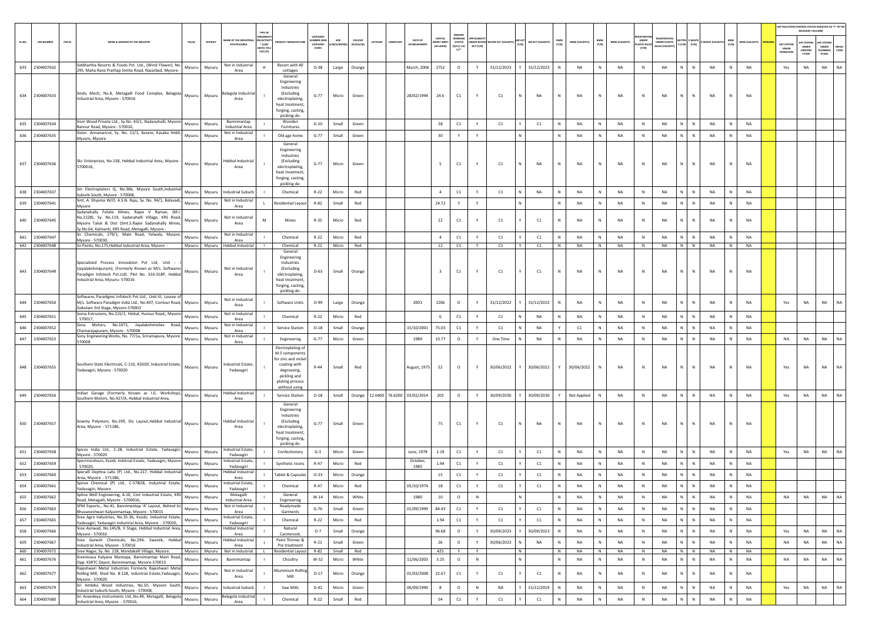| SL.NO. | UIN NUMBER | PCB ID | NAME & ADDRESS OF THE INDUSTRY | TALUK | DISTRICT | NAME OF THE INDUSTRIAL ESTATES/AREA | TYPE OF ORGANISATION/ACTIVITY * (I/M/LB/HC/H/CE/C/O) | PRODUCT MANUFACTURE | CATEGORY NUMBER (XGN CATEGORY CODE) | SIZE (L/M/S/MICRO) | COLOUR (R/O/G/W) | LATITUDE | LONGITUDE | DATE OF ESTABLISHMENT | CAPITAL INVEST MENT (IN LAKHS) | PRESENT WORKING STATUS (O/C1/C2/Y)** | APPLICABILITY UNDER WATER ACT (Y/N) | WATER ACT (VALIDITY) | AIR ACT (Y/N) | AIR ACT (VALIDITY) | HWM (Y/N) | HWM (VALIDITY) | BMW (Y/N) | BMW (VALIDITY) | REGISTRATION UNDER PLASTIC RULES (Y/N) | REGISTRATION UNDER PLASTIC RULES (VALIDITY) | BATTERY (Y/N) | E-WASTE (Y/N) | E-WASTE (VALIDITY) | MSW (Y/N) | MSW (VALIDITY) | REMARKS | APC SYSTEM UNDER OPERATION | APC SYSTEM UNDER CONSTRUCTION | APC SYSTEM UNDER PLANNING STAGE | DEFAULTERS |
|---|---|---|---|---|---|---|---|---|---|---|---|---|---|---|---|---|---|---|---|---|---|---|---|---|---|---|---|---|---|---|---|---|---|---|---|---|
| 633 | 2304007632 | | Siddhartha Resorts & Foods Pvt. Ltd., (Wind Flower), No. 295, Maha Rana Prathap Simha Road, Nazarbad, Mysore- | Mysuru | Mysuru | Not in Industrial Area | H | Resort with 40 cottages | O-38 | Large | Orange | | | March, 2006 | 1752 | O | Y | 31/12/2023 | Y | 31/12/2023 | N | NA | N | NA | N | NA | N | N | NA | N | NA | | Yes | NA | NA | NA |
| 634 | 2304007633 | | Sindu Mech, No.8, Metagalli Food Complex, Belagola Industrial Area, Mysore - 570016 | Mysuru | Mysuru | Belagola Industrial Area | I | General Engineering Industries (Excluding electroplating, heat treatment, forging, casting, pickling de- | G-77 | Micro | Green | | | 28/02/1994 | 24.6 | C1 | Y | C1 | N | NA | N | NA | N | NA | N | NA | N | N | NA | N | NA | | | | | |
| 635 | 2304007634 | | Sism Wood Private Ltd., Sy.No. 43/1, Nadanahalli, Mysore Bannur Road, Mysore - 570010, | Mysuru | Mysuru | Bannimantap Industrial Area | I | Wooden Furnitures | G-10 | Small | Green | | | | 28 | C1 | Y | C1 | Y | C1 | N | NA | N | NA | N | NA | N | N | NA | N | NA | | | | | |
| 636 | 2304007635 | | Sister. Annanaricot, Sy. No. 11/1, Kesere, Kasaba Hobli, Mysore, Mysore | Mysuru | Mysuru | Not in Industrial Area | I | Old age home | G-77 | Small | Green | | | | 30 | Y | Y | | N | | N | NA | N | NA | N | NA | N | N | NA | N | NA | | | | | |
| 637 | 2304007636 | | Skc Enterprises, No.158, Hebbal Industrial Area, Mysore - 5700016, | Mysuru | Mysuru | Hebbal Industrial Area | I | General Engineering Industries (Excluding electroplating, heat treatment, forging, casting, pickling de- | G-77 | Micro | Green | | | | 5 | C1 | Y | C1 | N | NA | N | NA | N | NA | N | NA | N | N | NA | N | NA | | | | | |
| 638 | 2304007637 | | Sm Electroplaters Q, No.36b, Mysore South,Industrial Suburb-South, Mysore - 570008, | Mysuru | Mysuru | Industrial Suburb | I | Chemical | R-22 | Micro | Red | | | | 4 | C1 | Y | C1 | N | NA | N | NA | N | NA | N | NA | N | N | NA | N | NA | | | | | |
| 639 | 2304007641 | | Smt. A. Shyama W/O. A.S.N. Raju, Sy. No. 94/1, Belavadi, Mysore | Mysuru | Mysuru | Not in Industrial Area | L | Residential Layout | R-82 | Small | Red | | | | 24.72 | Y | Y | | N | | N | NA | N | NA | N | NA | N | N | NA | N | NA | | | | | |
| 640 | 2304007645 | | Sadanahally Felsite Mines, Rajee V Raman, (M.I. No.2228), Sy. No.119, Sadanahalli Village, KRS Road, Mysore Taluk & Dist (Smt.S.Rajee Sadanahally Mines, Sy.No.64, Kalmanti, KRS Road, Metagalli, Mysore - | Mysuru | Mysuru | Not in Industrial Area | M | Mines | R-35 | Micro | Red | | | | 22 | C1 | Y | C1 | Y | C1 | N | NA | N | NA | N | NA | N | N | NA | N | NA | | | | | |
| 641 | 2304007647 | | Sn Chemicals, 179/1, Main Road, Yelwala, Mysore, Mysore - 570030, | Mysuru | Mysuru | Not in Industrial Area | I | Chemical | R-22 | Micro | Red | | | | 4 | C1 | Y | C1 | Y | C1 | N | NA | N | NA | N | NA | N | N | NA | N | NA | | | | | |
| 642 | 2304007648 | | Sn Paints, No.175,Hebbal Industrial Area, Mysore - | Mysuru | Mysuru | Hebbal Industrial | I | Chemical | R-22 | Micro | Red | | | | 12 | C1 | Y | C1 | Y | C1 | N | NA | N | NA | N | NA | N | N | NA | N | NA | | | | | |
| 643 | 2304007649 | | Specialized Process Innovation Pvt Ltd, Unit - I (Jayalakshmipuram), (Formerly Known as M/s. Softwares Paradigm Infotech Pvt.Ltd). Plot No. 316-318P, Hebbal Industrial Area, Mysuru- 570016 | Mysuru | Mysuru | Not in Industrial Area | I | General Engineering Industries (Excluding electroplating, heat treatment, forging, casting, pickling de- | O-63 | Small | Orange | | | | 3 | C1 | Y | C1 | Y | C1 | N | NA | N | NA | N | NA | N | N | NA | N | NA | | | | | |
| 644 | 2304007650 | | Softwares Paradigms Infotech Pvt.Ltd., Unit-III, Lessee of M/s. Software Paradigm India Ltd., No.407, Contour Road, Gokulam 3rd Stage, Mysore-570002 | Mysuru | Mysuru | Not in Industrial Area | I | Software Units | O-99 | Large | Orange | | | 2001 | 1206 | O | Y | 31/12/2022 | Y | 31/12/2022 | N | NA | N | NA | N | NA | N | N | NA | N | NA | | Yes | NA | NA | NA |
| 645 | 2304007651 | | Soma Extrusions, No.215/1, Hinkal, Hunsur Road,, Mysore - 570017, | Mysuru | Mysuru | Not in Industrial Area | I | Chemical | R-22 | Micro | Red | | | | 6 | C1 | Y | C1 | N | NA | N | NA | N | NA | N | NA | N | N | NA | N | NA | | | | | |
| 646 | 2304007652 | | Sona Motors, No.1071, Jayalakshmivilas Road, Chamarajapuram, Mysore - 570008 | Mysuru | Mysuru | Not in Industrial Area | I | Service Station | O-18 | Small | Orange | | | 15/10/2001 | 75.03 | C1 | Y | C1 | N | NA | Y | C1 | N | NA | N | NA | N | N | NA | N | NA | | | | | |
| 647 | 2304007653 | | Sony Engineering Works, No. 77/1a, Sriramapura, Mysore 570008 | Mysuru | Mysuru | Not in Industrial Area | I | Engineering | G-77 | Micro | Green | | | 1989 | 10.77 | O | Y | One Time | N | NA | N | NA | N | NA | N | NA | N | N | NA | N | NA | | NA | NA | NA | NA |
| 648 | 2304007655 | | Southern State Electricals, C-110, KSSIDC Industrial Estate, Yadavagiri, Mysore - 570020 | Mysuru | Mysuru | Industrial Estate, Yadavagiri | I | Electroplating of M.S components for zinc and nickel coating with degreasing, pickling and plating process without using | R-44 | Small | Red | | | August, 1975 | 52 | O | Y | 30/06/2022 | Y | 30/06/2022 | Y | 30/06/2022 | N | NA | N | NA | N | N | NA | N | NA | | Yes | NA | NA | NA |
| 649 | 2304007656 | | Indian Garage (Formerly Known as I.G. Workshop), Southern Motors, No.427/A, Hebbal Industrial Area, | Mysuru | Mysuru | Hebbal Industrial Area | I | Service Station | O-18 | Small | Orange | 12.6400 | 76.6200 | 03/02/2014 | 203 | O | Y | 30/09/2030 | Y | 30/09/2030 | Y | Not Applied | N | NA | N | NA | N | N | NA | N | NA | | Yes | NA | NA | NA |
| 650 | 2304007657 | | Sowmy Polymers, No.199, Dic Layout,Hebbal Industrial Area, Mysore - 571186, | Mysuru | Mysuru | Hebbal Industrial Area | I | General Engineering Industries (Excluding electroplating, heat treatment, forging, casting, pickling de- | G-77 | Small | Green | | | | 75 | C1 | Y | C1 | N | NA | N | NA | N | NA | N | NA | N | N | NA | N | NA | | | | | |
| 651 | 2304007658 | | Spices India Ltd., C-28, Industrial Estate, Yadavagiri, Mysore - 570020 | Mysuru | Mysuru | Industrial Estate, Yadavagiri | I | Confectionery | G-3 | Micro | Green | | | June, 1978 | 2.19 | C1 | Y | C1 | Y | C1 | N | NA | N | NA | N | NA | N | N | NA | N | NA | | Yes | NA | NA | NA |
| 652 | 2304007659 | | Spectrocolours, Kssidc Indstrial Estate, Yadavagiri, Mysore - 570020, | Mysuru | Mysuru | Industrial Estate, Yadavagiri | I | Synthetic resins | R-47 | Micro | Red | | | October, 1985 | 1.94 | C1 | Y | C1 | Y | C1 | N | NA | N | NA | N | NA | N | N | NA | N | NA | | | | | |
| 653 | 2304007660 | | Speralli Dephna Labs (P) Ltd., No.217, Hebbal Industrial Area, Mysore - 571186, | Mysuru | Mysuru | Hebbal Industrial Area | I | Tablet & Capsules | O-33 | Micro | Orange | | | | 15 | C1 | Y | C1 | Y | C1 | N | NA | N | NA | N | NA | N | N | NA | N | NA | | | | | |
| 654 | 2304007661 | | Spicex Chemical (P) Ltd., C-57&58, Industrial Estate, Yadavagiri, Mysore | Mysuru | Mysuru | Industrial Estate, Yadavagiri | I | Chemical | R-47 | Micro | Red | | | 05/10/1974 | 18 | C1 | Y | C1 | Y | C1 | N | NA | N | NA | N | NA | N | N | NA | N | NA | | | | | |
| 655 | 2304007662 | | Spline Well Engineering, A-10, Cmt Industrial Estate, KRS Road, Metagalli, Mysore - 5700016, | Mysuru | Mysuru | Metagalli Industrial Area | I | General Engineering | W-14 | Micro | White | | | 1980 | 10 | O | N | | N | | N | NA | N | NA | N | NA | N | N | NA | N | NA | | NA | NA | NA | NA |
| 656 | 2304007663 | | SPM Exports., No.41, Bannimantap 'A' Layout, Behind Sri Bhuvaneshwari Kalyanmantap, Mysore - 570015 | Mysuru | Mysuru | Not in Industrial Area | I | Readymade Garments | G-76 | Small | Green | | | 01/09/1999 | 84.43 | C1 | Y | C1 | Y | C1 | N | NA | N | NA | N | NA | N | N | NA | N | NA | | | | | |
| 657 | 2304007665 | | Sree Agro Industries, No.35-36, Kssidc, Industrial Estate, Yadavagiri, Yadavagiri Industrial Area, Mysore - 570020, | Mysuru | Mysuru | Industrial Estate, Yadavagiri | I | Chemical | R-22 | Micro | Red | | | | 1.94 | C1 | Y | C1 | Y | C1 | N | NA | N | NA | N | NA | N | N | NA | N | NA | | | | | |
| 658 | 2304007666 | | Sree Asirwad, No.145/B, II Stage, Hebbal Industrial Area, Mysore - 570016 | Mysuru | Mysuru | Hebbal Industrial Area | I | Natural Carotenoid, | O-7 | Small | Orange | | | | 96.68 | O | Y | 30/09/2023 | Y | 30/09/2023 | N | NA | N | NA | N | NA | N | N | NA | N | NA | | Yes | NA | NA | NA |
| 659 | 2304007667 | | Sree Ganesh Chemicals, No.294, Swastik, Hebbal Industrial Area, Mysore - 570016 | Mysuru | Mysuru | Hebbal Industrial Area | I | Paint Thinner & Pre treatment | R-21 | Small | Green | | | | 26 | O | Y | 30/06/2023 | N | NA | N | NA | N | NA | N | NA | N | N | NA | N | NA | | NA | NA | NA | NA |
| 660 | 2304007672 | | Sree Nagar, Sy. No. 218, Mandakalli Village, Mysore. | Mysuru | Mysuru | Not in Industrial | L | Residential Layout | R-82 | Small | Red | | | | 425 | Y | Y | | N | | N | NA | N | NA | N | NA | N | N | NA | N | NA | | | | | |
| 661 | 2304007676 | | Sreenivasa Kalyana Mantapa, Bannimantap Main Road, Opp. KSRTC Depot, Bannimantap, Mysore-570015 | Mysuru | Mysuru | Bannimantap | I | Choultry | W-52 | Micro | White | | | 11/06/2003 | 3.25 | O | N | | N | | N | NA | N | NA | N | NA | N | N | NA | N | NA | | NA | NA | NA | NA |
| 662 | 2304007677 | | Rajeshwari Metal Industries Formerly Rajeshwari Metal Rolling Mill, Shed No. B-128, Industrial Estate,Yadavagiri, Mysore - 570020 | Mysuru | Mysuru | Not in Industrial Area | I | Alluminium Rolling Mill | O-17 | Micro | Orange | | | 01/03/2008 | 22.67 | C1 | Y | C1 | Y | C1 | N | NA | N | NA | N | NA | N | N | NA | N | NA | | | | | |
| 663 | 2304007679 | | Sri Ambika Wood Industries, No.10, Mysore South, Industrial Suburb-South, Mysore - 570008, | Mysuru | Mysuru | Industrial Suburb | I | Saw Mills | G-42 | Micro | Green | | | 06/09/1990 | 8 | O | N | NA | Y | 31/12/2019 | N | NA | N | NA | N | NA | N | N | NA | N | NA | | Yes | NA | NA | NA |
| 664 | 2304007680 | | Sri Anandeya Instruments Ltd.,No.49, Metagalli, Belagola Industrial Area, Mysore - 570016, | Mysuru | Mysuru | Belagola Industrial Area | I | Chemical | R-22 | Small | Red | | | | 54 | C1 | Y | C1 | Y | C1 | N | NA | N | NA | N | NA | N | N | NA | N | NA | | | | | |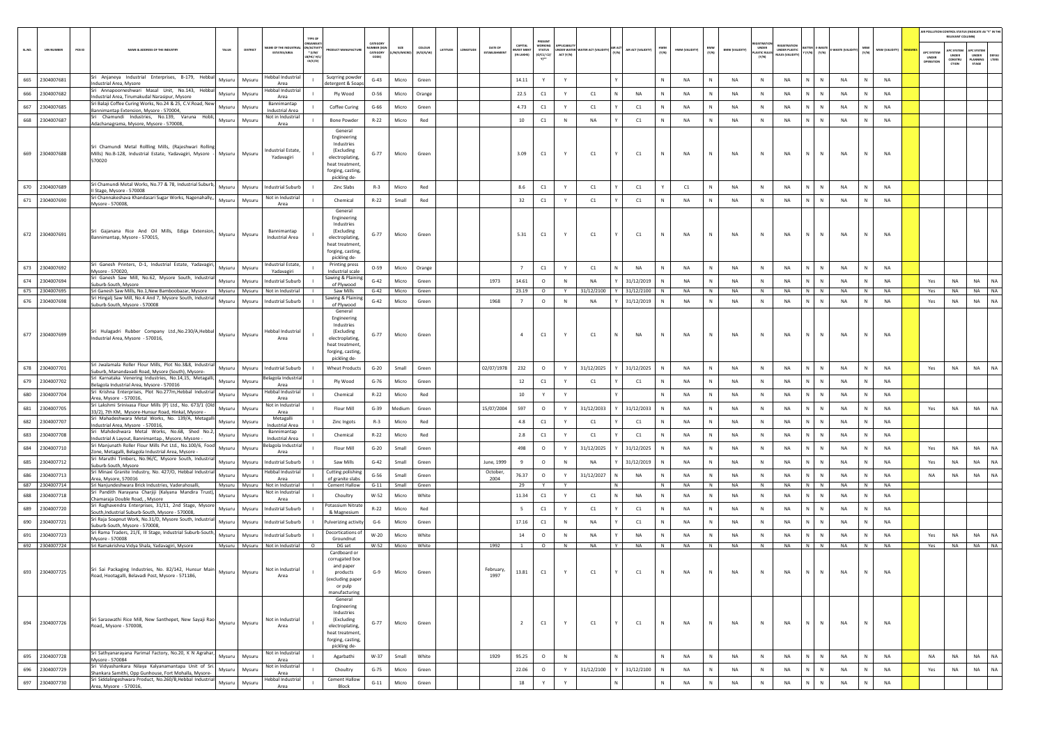| SL.NO. | UIN NUMBER | PCB ID | NAME & ADDRESS OF THE INDUSTRY | TALUK | DISTRICT | NAME OF THE INDUSTRIAL ESTATE/AREA | TYPE OF ORGANISATION/ACTIVITY * (I/M/LB/HC/H/CE/C/O) | PRODUCT MANUFACTURE | CATEGORY NUMBER (XGN CATEGORY CODE) | SIZE (L/M/S/MICRO) | COLOUR (R/O/G/W) | LATITUDE | LONGITUDE | DATE OF ESTABLISHMENT | CAPITAL INVEST MENT (IN LAKHS) | PRESENT WORKING STATUS (O/C1/C2/Y)** | APPLICABILITY UNDER WATER ACT (Y/N) | WATER ACT (VALIDITY) | AIR ACT (Y/N) | AIR ACT (VALIDITY) | HWM (Y/N) | HWM (VALIDITY) | BMW (Y/N) | BMW (VALIDITY) | REGISTRATION UNDER PLASTIC RULES (Y/N) | REGISTRATION UNDER PLASTIC RULES (VALIDITY) | BATTERY (Y/N) | E-WASTE (Y/N) | E-WASTE (VALIDITY) | MSW (Y/N) | MSW (VALIDITY) | REMARKS | APC SYSTEM UNDER OPERATION | APC SYSTEM UNDER CONSTRUCTION | APC SYSTEM UNDER PLANNING STAGE | DEFAULTERS |
|---|---|---|---|---|---|---|---|---|---|---|---|---|---|---|---|---|---|---|---|---|---|---|---|---|---|---|---|---|---|---|---|---|---|---|---|---|
| 665 | 2304007681 | | Sri Anjaneya Industrial Enterprises, B-179, Hebbal Industrial Area, Mysore | Mysuru | Mysuru | Hebbal Industrial Area | I | Suqrring powder detergent & Soaps | G-43 | Micro | Green | | | | 14.11 | Y | Y | | Y | | N | NA | N | NA | N | NA | N | N | NA | N | NA | | | | | |
| 666 | 2304007682 | | Sri Annapoorneshwari Masal Unit, No.143, Hebbal Industrial Area, Tirumakudal Narasipur, Mysore | Mysuru | Mysuru | Hebbal Industrial Area | I | Ply Wood | O-56 | Micro | Orange | | | | 22.5 | C1 | Y | C1 | N | NA | N | NA | N | NA | N | NA | N | N | NA | N | NA | | | | | |
| 667 | 2304007685 | | Sri Balaji Coffee Curing Works, No.24 & 25, C.V.Road, New Bannimantap Extension, Mysore - 570004, | Mysuru | Mysuru | Bannimantap Industrial Area | I | Coffee Curing | G-66 | Micro | Green | | | | 4.73 | C1 | Y | C1 | Y | C1 | N | NA | N | NA | N | NA | N | N | NA | N | NA | | | | | |
| 668 | 2304007687 | | Sri Chamundi Industries, No.139, Varuna Hobli, Adachanagrama, Mysore, Mysore - 570008, | Mysuru | Mysuru | Not in Industrial Area | I | Bone Powder | R-22 | Micro | Red | | | | 10 | C1 | N | NA | Y | C1 | N | NA | N | NA | N | NA | N | N | NA | N | NA | | | | | |
| 669 | 2304007688 | | Sri Chamundi Metal Rollling Mills, (Rajeshwari Rolling Mills) No.B-128, Industrial Estate, Yadavagiri, Mysore - 570020 | Mysuru | Mysuru | Industrial Estate, Yadavagiri | I | General Engineering Industries (Excluding electroplating, heat treatment, forging, casting, pickling de- | G-77 | Micro | Green | | | | 3.09 | C1 | Y | C1 | Y | C1 | N | NA | N | NA | N | NA | N | N | NA | N | NA | | | | | |
| 670 | 2304007689 | | Sri Chamundi Metal Works, No.77 & 78, Industrial Suburb, II Stage, Mysore - 570008 | Mysuru | Mysuru | Industrial Suburb | I | Zinc Slabs | R-3 | Micro | Red | | | | 8.6 | C1 | Y | C1 | Y | C1 | Y | C1 | N | NA | N | NA | N | N | NA | N | NA | | | | | |
| 671 | 2304007690 | | Sri Channakeshava Khandasari Sugar Works, Nagenahally,, Mysore - 570008, | Mysuru | Mysuru | Not in Industrial Area | I | Chemical | R-22 | Small | Red | | | | 32 | C1 | Y | C1 | Y | C1 | N | NA | N | NA | N | NA | N | N | NA | N | NA | | | | | |
| 672 | 2304007691 | | Sri Gajanana Rice And Oil Mills, Ediga Extension, Bannimantap, Mysore - 570015, | Mysuru | Mysuru | Bannimantap Industrial Area | I | General Engineering Industries (Excluding electroplating, heat treatment, forging, casting, pickling de- | G-77 | Micro | Green | | | | 5.31 | C1 | Y | C1 | Y | C1 | N | NA | N | NA | N | NA | N | N | NA | N | NA | | | | | |
| 673 | 2304007692 | | Sri Ganesh Printers, D-1, Industrial Estate, Yadavagiri, Mysore - 570020, | Mysuru | Mysuru | Industrial Estate, Yadavagiri | I | Printing press Industrial scale | O-59 | Micro | Orange | | | | 7 | C1 | Y | C1 | N | NA | N | NA | N | NA | N | NA | N | N | NA | N | NA | | | | | |
| 674 | 2304007694 | | Sri Ganesh Saw Mill, No.62, Mysore South, Industrial Suburb-South, Mysore | Mysuru | Mysuru | Industrial Suburb | I | Sawing & Plaining of Plywood | G-42 | Micro | Green | | | 1973 | 14.61 | O | N | NA | Y | 31/12/2019 | N | NA | N | NA | N | NA | N | N | NA | N | NA | | Yes | NA | NA | NA |
| 675 | 2304007695 | | Sri Ganesh Saw Mills, No.1,New Bamboobazar, Mysore | Mysuru | Mysuru | Not in Industrial Area | I | Saw Mills | G-42 | Micro | Green | | | | 23.19 | O | Y | 31/12/2100 | Y | 31/12/2100 | N | NA | N | NA | N | NA | N | N | NA | N | NA | | Yes | NA | NA | NA |
| 676 | 2304007698 | | Sri Hingalj Saw Mill, No.4 And 7, Mysore South, Industrial Suburb-South, Mysore - 570008 | Mysuru | Mysuru | Industrial Suburb | I | Sawing & Plaining of Plywood | G-42 | Micro | Green | | | 1968 | 7 | O | N | NA | Y | 31/12/2019 | N | NA | N | NA | N | NA | N | N | NA | N | NA | | Yes | NA | NA | NA |
| 677 | 2304007699 | | Sri Hulagadri Rubber Company Ltd.,No.230/A,Hebbal Industrial Area, Mysore - 570016, | Mysuru | Mysuru | Hebbal Industrial Area | I | General Engineering Industries (Excluding electroplating, heat treatment, forging, casting, pickling de- | G-77 | Micro | Green | | | | 4 | C1 | Y | C1 | N | NA | N | NA | N | NA | N | NA | N | N | NA | N | NA | | | | | |
| 678 | 2304007701 | | Sri Jwalamala Roller Flour Mills, Plot No.3&8, Industrial Suburb, Manandavadi Road, Mysore (South), Mysore- | Mysuru | Mysuru | Industrial Suburb | I | Wheat Products | G-20 | Small | Green | | | 02/07/1978 | 232 | O | Y | 31/12/2025 | Y | 31/12/2025 | N | NA | N | NA | N | NA | N | N | NA | N | NA | | Yes | NA | NA | NA |
| 679 | 2304007702 | | Sri Karnataka Venering Industries, No.14,15, Metagalli, Belagola Industrial Area, Mysore - 570016 | Mysuru | Mysuru | Belagola Industrial Area | I | Ply Wood | G-76 | Micro | Green | | | | 12 | C1 | Y | C1 | Y | C1 | N | NA | N | NA | N | NA | N | N | NA | N | NA | | | | | |
| 680 | 2304007704 | | Sri Krishna Enterprises, Plot No.277m,Hebbal Industrial Area, Mysore - 570016, | Mysuru | Mysuru | Hebbal Industrial Area | I | Chemical | R-22 | Micro | Red | | | | 10 | Y | Y | | Y | | N | NA | N | NA | N | NA | N | N | NA | N | NA | | | | | |
| 681 | 2304007705 | | Sri Lakshmi Srinivasa Flour Mills (P) Ltd., No. 673/1 (Old 33/2), 7th KM, Mysore-Hunsur Road, Hinkal, Mysore - | Mysuru | Mysuru | Not in Industrial Area | I | Flour Mill | G-39 | Medium | Green | | | 15/07/2004 | 597 | O | Y | 31/12/2033 | Y | 31/12/2033 | N | NA | N | NA | N | NA | N | N | NA | N | NA | | Yes | NA | NA | NA |
| 682 | 2304007707 | | Sri Mahadeshwara Metal Works, No. 139/A, Metagalli Industrial Area, Mysore - 570016, | Mysuru | Mysuru | Metagalli Industrial Area | I | Zinc Ingots | R-3 | Micro | Red | | | | 4.8 | C1 | Y | C1 | Y | C1 | N | NA | N | NA | N | NA | N | N | NA | N | NA | | | | | |
| 683 | 2304007708 | | Sri Mahdeshwara Metal Works, No.68, Shed No.2, Industrial A Layout, Bannimantap., Mysore, Mysore - | Mysuru | Mysuru | Bannimantap Industrial Area | I | Chemical | R-22 | Micro | Red | | | | 2.8 | C1 | Y | C1 | Y | C1 | N | NA | N | NA | N | NA | N | N | NA | N | NA | | | | | |
| 684 | 2304007710 | | Sri Manjunath Roller Flour Mills Pvt Ltd., No.100/6, Food Zone, Metagalli, Belagola Industrial Area, Mysore - | Mysuru | Mysuru | Belagola Industrial Area | I | Flour Mill | G-20 | Small | Green | | | | 498 | O | Y | 31/12/2025 | Y | 31/12/2025 | N | NA | N | NA | N | NA | N | N | NA | N | NA | | Yes | NA | NA | NA |
| 685 | 2304007712 | | Sri Maruthi Timbers, No.96/C, Mysore South, Industrial Suburb, Mysore | Mysuru | Mysuru | Industrial Suburb | I | Saw Mills | G-42 | Small | Green | | | June, 1999 | 9 | O | N | NA | Y | 31/12/2019 | N | NA | N | NA | N | NA | N | N | NA | N | NA | | Yes | NA | NA | NA |
| 686 | 2304007713 | | Sri Minaxi Granite Industry, No. 427/O, Hebbal Industrial Area, Mysore, 570016 | Mysuru | Mysuru | Hebbal Industrial Area | I | Cutting polishing of granite slabs | G-56 | Small | Green | | | October, 2004 | 76.37 | O | Y | 31/12/2027 | N | NA | N | NA | N | NA | N | NA | N | N | NA | N | NA | | NA | NA | NA | NA |
| 687 | 2304007714 | | Sri Nanjundeshwara Brick Industries, Vaderahosalli, | Mysuru | Mysuru | Not in Industrial Area | I | Cement Hallow | G-11 | Small | Green | | | | 29 | Y | Y | | N | | N | NA | N | NA | N | NA | N | N | NA | N | NA | | | | | |
| 688 | 2304007718 | | Sri Pandith Narayana Charjiji (Kalyana Mandira Trust), Chamaraja Double Road, , Mysore | Mysuru | Mysuru | Not in Industrial Area | I | Choultry | W-52 | Micro | White | | | | 11.34 | C1 | Y | C1 | N | NA | N | NA | N | NA | N | NA | N | N | NA | N | NA | | | | | |
| 689 | 2304007720 | | Sri Raghavendra Enterprises, 31/11, 2nd Stage, Mysore South,Industrial Suburb-South, Mysore - 570008, | Mysuru | Mysuru | Industrial Suburb | I | Potassium Nitrate & Magnesium | R-22 | Micro | Red | | | | 5 | C1 | Y | C1 | Y | C1 | N | NA | N | NA | N | NA | N | N | NA | N | NA | | | | | |
| 690 | 2304007721 | | Sri Raja Soapnut Work, No.31/D, Mysore South, Industrial Suburb-South, Mysore - 570008, | Mysuru | Mysuru | Industrial Suburb | I | Pulverizing activity | G-6 | Micro | Green | | | | 17.16 | C1 | N | NA | Y | C1 | N | NA | N | NA | N | NA | N | N | NA | N | NA | | | | | |
| 691 | 2304007723 | | Sri Rama Traders, 21/E, III Stage, Industrial Suburb-South, Mysore - 570008 | Mysuru | Mysuru | Industrial Suburb | I | Decortications of Groundnut | W-20 | Micro | White | | | | 14 | O | N | NA | Y | NA | N | NA | N | NA | N | NA | N | N | NA | N | NA | | Yes | NA | NA | NA |
| 692 | 2304007724 | | Sri Ramakrishna Vidya Shala, Yadavagiri, Mysore | Mysuru | Mysuru | Not in Industrial | O | DG set | W-52 | Micro | White | | | 1992 | 1 | O | N | NA | Y | NA | N | NA | N | NA | N | NA | N | N | NA | N | NA | | Yes | NA | NA | NA |
| 693 | 2304007725 | | Sri Sai Packaging Industries, No. 82/142, Hunsur Main Road, Hootagalli, Belavadi Post, Mysore - 571186, | Mysuru | Mysuru | Not in Industrial Area | I | Cardboard or corrugated box and paper products (excluding paper or pulp manufacturing | G-9 | Micro | Green | | | February, 1997 | 13.81 | C1 | Y | C1 | Y | C1 | N | NA | N | NA | N | NA | N | N | NA | N | NA | | | | | |
| 694 | 2304007726 | | Sri Saraswathi Rice Mill, New Santhepet, New Sayaji Rao Road,, Mysore - 570008, | Mysuru | Mysuru | Not in Industrial Area | I | General Engineering Industries (Excluding electroplating, heat treatment, forging, casting, pickling de- | G-77 | Micro | Green | | | | 2 | C1 | Y | C1 | Y | C1 | N | NA | N | NA | N | NA | N | N | NA | N | NA | | | | | |
| 695 | 2304007728 | | Sri Sathyanarayana Parimal Factory, No.20, K N Agrahar, Mysore - 570084 | Mysuru | Mysuru | Not in Industrial Area | I | Agarbathi | W-37 | Small | White | | | 1929 | 95.25 | O | N | | N | | N | NA | N | NA | N | NA | N | N | NA | N | NA | | NA | NA | NA | NA |
| 696 | 2304007729 | | Sri Vidyashankara Nilaya Kalyanamantapa Unit of Sri. Shankara Samithi, Opp Gunhouse, Fort Mohalla, Mysore- | Mysuru | Mysuru | Not in Industrial Area | I | Choultry | G-75 | Micro | Green | | | | 22.06 | O | Y | 31/12/2100 | Y | 31/12/2100 | N | NA | N | NA | N | NA | N | N | NA | N | NA | | Yes | NA | NA | NA |
| 697 | 2304007730 | | Sri Siddalingeshwara Product, No.260/B,Hebbal Industrial Area, Mysore - 570016, | Mysuru | Mysuru | Hebbal Industrial Area | I | Cement Hallow Block | G-11 | Micro | Green | | | | 18 | Y | Y | | N | | N | NA | N | NA | N | NA | N | N | NA | N | NA | | | | | |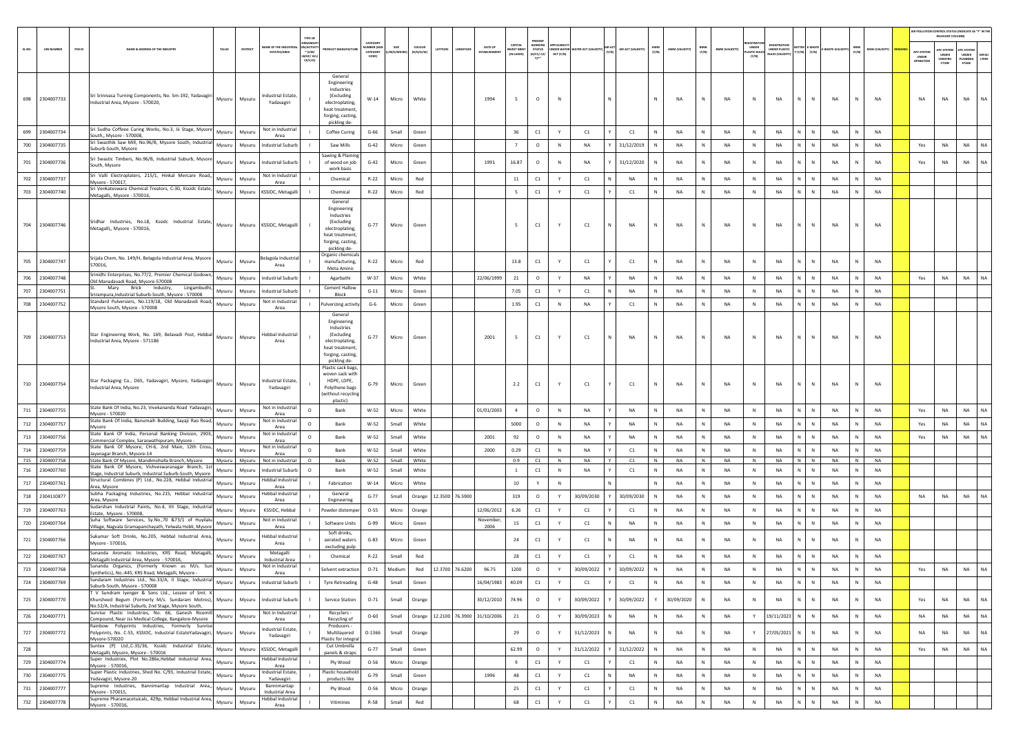| SL.NO. | UIN NUMBER | PCB ID | NAME & ADDRESS OF THE INDUSTRY | TALUK | DISTRICT | NAME OF THE INDUSTRIAL ESTATES/AREA | TYPE OF ORGANISATION/ACTIVITY * (I/M/LB/HC/H/CE/C/O) | PRODUCT MANUFACTURE | CATEGORY NUMBER (XGN CATEGORY CODE) | SIZE (L/M/S/MICRO) | COLOUR (R/O/G/W) | LATITUDE | LONGITUDE | DATE OF ESTABLISHMENT | CAPITAL INVEST MENT (IN LAKHS) | PRESENT WORKING STATUS (O/C1/C2/Y)** | APPLICABILITY UNDER WATER ACT (Y/N) | WATER ACT (VALIDITY) | AIR ACT (Y/N) | AIR ACT (VALIDITY) | HWM (Y/N) | HWM (VALIDITY) | BMW (Y/N) | BMW (VALIDITY) | REGISTRATION UNDER PLASTIC RULES (Y/N) | REGISTRATION UNDER PLASTIC RULES (VALIDITY) | BATTERY (Y/N) | E-WASTE (Y/N) | E-WASTE (VALIDITY) | MSW (Y/N) | MSW (VALIDITY) | REMARKS | APC SYSTEM UNDER OPERATION | APC SYSTEM UNDER CONSTRUCTION | APC SYSTEM UNDER PLANNING STAGE | DEFAULTERS |
|---|---|---|---|---|---|---|---|---|---|---|---|---|---|---|---|---|---|---|---|---|---|---|---|---|---|---|---|---|---|---|---|---|---|---|---|---|
| 698 | 2304007733 | | Sri Srinivasa Turning Components, No. Sm-192, Yadavagiri Industrial Area, Mysore - 570020, | Mysuru | Mysuru | Industrial Estate, Yadavagiri | I | General Engineering Industries (Excluding electroplating, heat treatment, forging, casting, pickling de- | W-14 | Micro | White | | | 1994 | 5 | O | N | | N | | N | NA | N | NA | N | NA | N | N | NA | N | NA | | NA | NA | NA | NA |
| 699 | 2304007734 | | Sri Sudha Coffeee Curing Works, No.3, Iii Stage, Mysore South,, Mysore - 570008, | Mysuru | Mysuru | Not in Industrial Area | I | Coffee Curing | G-66 | Small | Green | | | | 36 | C1 | Y | C1 | Y | C1 | N | NA | N | NA | N | NA | N | N | NA | N | NA | | | | | |
| 700 | 2304007735 | | Sri Swasthik Saw Mill, No.96/B, Mysore South, Industrial Suburb-South, Mysore | Mysuru | Mysuru | Industrial Suburb | I | Saw Mills | G-42 | Micro | Green | | | | 7 | O | N | NA | Y | 31/12/2019 | N | NA | N | NA | N | NA | N | N | NA | N | NA | | Yes | NA | NA | NA |
| 701 | 2304007736 | | Sri Swastic Timbers, No.96/B, Industrial Suburb, Mysore South, Mysore | Mysuru | Mysuru | Industrial Suburb | I | Sawing & Plaining of wood on job work basis | G-42 | Micro | Green | | | 1991 | 16.87 | O | N | NA | Y | 31/12/2020 | N | NA | N | NA | N | NA | N | N | NA | N | NA | | Yes | NA | NA | NA |
| 702 | 2304007737 | | Sri Valli Electroplaters, 215/1, Hinkal Mercare Road,, Mysore - 570017, | Mysuru | Mysuru | Not in Industrial Area | I | Chemical | R-22 | Micro | Red | | | | 11 | C1 | Y | C1 | N | NA | N | NA | N | NA | N | NA | N | N | NA | N | NA | | | | | |
| 703 | 2304007740 | | Sri Venkateswara Chemical Treators, C-30, Kssidc Estate, Metagalli,, Mysore - 570016, | Mysuru | Mysuru | KSSIDC, Metagalli | I | Chemical | R-22 | Micro | Red | | | | 5 | C1 | Y | C1 | Y | C1 | N | NA | N | NA | N | NA | N | N | NA | N | NA | | | | | |
| 704 | 2304007746 | | Sridhar Industries, No.18, Kssidc Industrial Estate, Metagalli,, Mysore - 570016, | Mysuru | Mysuru | KSSIDC, Metagalli | I | General Engineering Industries (Excluding electroplating, heat treatment, forging, casting, pickling de- | G-77 | Micro | Green | | | | 5 | C1 | Y | C1 | N | NA | N | NA | N | NA | N | NA | N | N | NA | N | NA | | | | | |
| 705 | 2304007747 | | Srijala Chem, No. 149/H, Belagola Industrial Area, Mysore 570016, | Mysuru | Mysuru | Belagola Industrial Area | I | Organic chemicals manufacturing, Meta Amino | R-22 | Micro | Red | | | | 13.8 | C1 | Y | C1 | Y | C1 | N | NA | N | NA | N | NA | N | N | NA | N | NA | | | | | |
| 706 | 2304007748 | | Srinidhi Enterprises, No.77/2, Premier Chemical Godown, Old Manadavadi Road, Mysore-570008 | Mysuru | Mysuru | Industrial Suburb | I | Agarbathi | W-37 | Micro | White | | | 22/06/1999 | 21 | O | Y | NA | Y | NA | N | NA | N | NA | N | NA | N | N | NA | N | NA | | Yes | NA | NA | NA |
| 707 | 2304007751 | | St. Mary Brick Industry, Lingambudhi, Srirampura,Industrial Suburb-South, Mysore - 570008 | Mysuru | Mysuru | Industrial Suburb | I | Cement Hallow Block | G-11 | Micro | Green | | | | 7.05 | C1 | Y | C1 | N | NA | N | NA | N | NA | N | NA | N | N | NA | N | NA | | | | | |
| 708 | 2304007752 | | Standard Pulversiers, No.119/18, Old Manadavdi Road, Mysore South, Mysore - 570008 | Mysuru | Mysuru | Not in Industrial Area | I | Pulverizing activity | G-6 | Micro | Green | | | | 1.95 | C1 | N | NA | Y | C1 | N | NA | N | NA | N | NA | N | N | NA | N | NA | | | | | |
| 709 | 2304007753 | | Star Engineering Work, No. 169, Belavadi Post, Hebbal Industrial Area, Mysore - 571186 | Mysuru | Mysuru | Hebbal Industrial Area | I | General Engineering Industries (Excluding electroplating, heat treatment, forging, casting, pickling de- | G-77 | Micro | Green | | | 2001 | 5 | C1 | Y | C1 | N | NA | N | NA | N | NA | N | NA | N | N | NA | N | NA | | | | | |
| 710 | 2304007754 | | Star Packaging Co., D65, Yadavagiri, Mysore, Yadavagiri Industrial Area, Mysore | Mysuru | Mysuru | Industrial Estate, Yadavagiri | I | Plastic sack bags, woven sack with HDPE, LDPE, Polythene bags (without recycling plastic) | G-79 | Micro | Green | | | | 2.2 | C1 | Y | C1 | Y | C1 | N | NA | N | NA | N | NA | N | N | NA | N | NA | | | | | |
| 711 | 2304007755 | | State Bank Of India, No.23, Vivekananda Road Yadavagiri, Mysore - 570020 | Mysuru | Mysuru | Not in Industrial Area | O | Bank | W-52 | Micro | White | | | 01/01/2003 | 4 | O | N | NA | Y | NA | N | NA | N | NA | N | NA | N | N | NA | N | NA | | Yes | NA | NA | NA |
| 712 | 2304007757 | | State Bank Of India, Banumaih Building, Sayaji Rao Road, Mysore | Mysuru | Mysuru | Not in Industrial Area | O | Bank | W-52 | Small | White | | | | 5000 | O | N | NA | Y | NA | N | NA | N | NA | N | NA | N | N | NA | N | NA | | Yes | NA | NA | NA |
| 713 | 2304007756 | | State Bank Of India, Personal Banking Division, 2903, Commercial Complex, Saraswathipuram, Mysore - | Mysuru | Mysuru | Not in Industrial Area | O | Bank | W-52 | Small | White | | | 2001 | 92 | O | N | NA | Y | NA | N | NA | N | NA | N | NA | N | N | NA | N | NA | | Yes | NA | NA | NA |
| 714 | 2304007759 | | State Bank Of Mysore, CH-6, 2nd Main, 12th Cross, Jayanagar Branch, Mysore-14 | Mysuru | Mysuru | Not in Industrial Area | O | Bank | W-52 | Small | White | | | 2000 | 0.29 | C1 | N | NA | Y | NA | N | NA | N | NA | N | NA | N | N | NA | N | NA | | | | | |
| 715 | 2304007758 | | State Bank Of Mysore, Mandimohalla Branch, Mysore | Mysuru | Mysuru | Not in Industrial | O | Bank | W-52 | Small | White | | | | 0.9 | C1 | N | NA | Y | C1 | N | NA | N | NA | N | NA | N | N | NA | N | NA | | | | | |
| 716 | 2304007760 | | State Bank Of Mysore, Vishveswaranagar Branch, 1st Stage, Industrial Suburb, Industrial Suburb-South, Mysore | Mysuru | Mysuru | Industrial Suburb | O | Bank | W-52 | Small | White | | | | 1 | C1 | N | NA | Y | C1 | N | NA | N | NA | N | NA | N | N | NA | N | NA | | | | | |
| 717 | 2304007761 | | Structural Combines (P) Ltd., No.228, Hebbal Industrial Area, Mysore | Mysuru | Mysuru | Hebbal Industrial Area | I | Fabrication | W-14 | Micro | White | | | | 10 | Y | N | | N | | N | NA | N | NA | N | NA | N | N | NA | N | NA | | | | | |
| 718 | 2304110877 | | Subha Packaging Industries, No.215, Hebbal Industrial Area, Mysore | Mysuru | Mysuru | Hebbal Industrial Area | I | General Engineering | G-77 | Small | Orange | 12.3500 | 76.5900 | | 319 | O | Y | 30/09/2030 | Y | 30/09/2030 | N | NA | N | NA | N | NA | N | N | NA | N | NA | | NA | NA | NA | NA |
| 719 | 2304007763 | | Sudarshan Industrial Paints, No.4, IIII Stage, Industrial Estate, Mysore - 570008, | Mysuru | Mysuru | KSSIDC, Hebbal | I | Powder distemper | O-55 | Micro | Orange | | | 12/06/2012 | 6.26 | C1 | Y | C1 | Y | C1 | N | NA | N | NA | N | NA | N | N | NA | N | NA | | | | | |
| 720 | 2304007764 | | Suha Software Services, Sy.No.70 &73/1 of Huyilalu Village, Nagvala Gramapanchayath, Yelwala Hobli, Mysore | Mysuru | Mysuru | Not in Industrial Area | I | Software Units | G-99 | Micro | Green | | | November, 2006 | 15 | C1 | Y | C1 | N | NA | N | NA | N | NA | N | NA | N | N | NA | N | NA | | | | | |
| 721 | 2304007766 | | Sukumar Soft Drinks, No.205, Hebbal Industrial Area, Mysore - 570016, | Mysuru | Mysuru | Hebbal Industrial Area | I | Soft drinks, aerated waters excluding pulp | G-83 | Micro | Green | | | | 24 | C1 | Y | C1 | N | NA | N | NA | N | NA | N | NA | N | N | NA | N | NA | | | | | |
| 722 | 2304007767 | | Sunanda Aromatic Industries, KRS Road, Metagalli, Metagalli Industrial Area, Mysore - 570016, | Mysuru | Mysuru | Metagalli Industrial Area | I | Chemical | R-22 | Small | Red | | | | 28 | C1 | Y | C1 | Y | C1 | N | NA | N | NA | N | NA | N | N | NA | N | NA | | | | | |
| 723 | 2304007768 | | Sunanda Organics, (Formerly Known as M/s. Sun Synthetics), No.:445, KRS Road, Metagalli, Mysore - | Mysuru | Mysuru | Not in Industrial Area | I | Solvent extraction | O-71 | Medium | Red | 12.3700 | 76.6200 | 96.75 | 1200 | O | Y | 30/09/2022 | Y | 30/09/2022 | N | NA | N | NA | N | NA | N | N | NA | N | NA | | Yes | NA | NA | NA |
| 724 | 2304007769 | | Sundaram Industries Ltd., No.33/A, II Stage, Industrial Suburb-South, Mysore - 570008 | Mysuru | Mysuru | Industrial Suburb | I | Tyre Retreading | G-48 | Small | Green | | | 16/04/1983 | 40.09 | C1 | Y | C1 | Y | C1 | N | NA | N | NA | N | NA | N | N | NA | N | NA | | | | | |
| 725 | 2304007770 | | T V Sundram Iyenger & Sons Ltd., Lessee of Smt. K Khursheed Begum (Formerly M/s. Sundaram Motros), No.52/A, Industrial Suburb, 2nd Stage, Mysore South, | Mysuru | Mysuru | Industrial Suburb | I | Service Station | O-71 | Small | Orange | | | 30/12/2010 | 74.96 | O | Y | 30/09/2022 | Y | 30/09/2022 | Y | 30/09/2020 | N | NA | N | NA | N | N | NA | N | NA | | Yes | NA | NA | NA |
| 726 | 2304007771 | | Sunrise Plastic Industries, No. 66, Ganesh Ricemill Compound, Near Jss Medical College, Bangalore-Mysore | Mysuru | Mysuru | Not in Industrial Area | I | Recyclers - Recycling of | O-60 | Small | Orange | 12.2100 | 76.3900 | 31/10/2006 | 21 | O | Y | 30/09/2023 | N | NA | N | NA | N | NA | Y | 19/11/2023 | N | N | NA | N | NA | | NA | NA | NA | NA |
| 727 | 2304007772 | | Rainbow Polyprints Industries, Formerly Sunrise Polyprints, No. C-55, KSSIDC, Industrial EstateYadavagiri, Mysore-570020 | Mysuru | Mysuru | Industrial Estate, Yadavagiri | I | Producers - Multilayered Plastic for integral | O-1366 | Small | Orange | | | | 29 | O | Y | 31/12/2023 | N | NA | N | NA | N | NA | Y | 27/05/2021 | N | N | NA | N | NA | | NA | NA | NA | NA |
| 728 | | | Suntex (P) Ltd.,C-35/36, Kssidc Industrial Estate, Metagalli, Mysore, Mysore - 570016 | Mysuru | Mysuru | KSSIDC, Metagalli | I | Cut Umbrella panels & straps | G-77 | Small | Green | | | | 62.99 | O | Y | 31/12/2022 | Y | 31/12/2022 | N | NA | N | NA | N | NA | N | N | NA | N | NA | | Yes | NA | NA | NA |
| 729 | 2304007774 | | Super Industries, Plot No.286e,Hebbal Industrial Area, Mysore - 570016, | Mysuru | Mysuru | Hebbal Industrial Area | I | Ply Wood | O-56 | Micro | Orange | | | | 9 | C1 | Y | C1 | Y | C1 | N | NA | N | NA | N | NA | N | N | NA | N | NA | | | | | |
| 730 | 2304007775 | | Super Plastic Industries, Shed No. C/93, Industrial Estate, Yadavagiri, Mysore-20 | Mysuru | Mysuru | Industrial Estate, Yadavagiri | I | Plastic household products like | G-79 | Small | Green | | | 1996 | 48 | C1 | Y | C1 | N | NA | N | NA | N | NA | N | NA | N | N | NA | N | NA | | | | | |
| 731 | 2304007777 | | Supreme Industries, Bannimantap Industrial Area,, Mysore - 570015, | Mysuru | Mysuru | Bannimantap Industrial Area | I | Ply Wood | O-56 | Micro | Orange | | | | 25 | C1 | Y | C1 | Y | C1 | N | NA | N | NA | N | NA | N | N | NA | N | NA | | | | | |
| 732 | 2304007778 | | Supreme Pharamaceticals, 429p, Hebbal Industrial Area, Mysore - 570016, | Mysuru | Mysuru | Hebbal Industrial Area | I | Vitimines | R-58 | Small | Red | | | | 68 | C1 | Y | C1 | Y | C1 | N | NA | N | NA | N | NA | N | N | NA | N | NA | | | | | |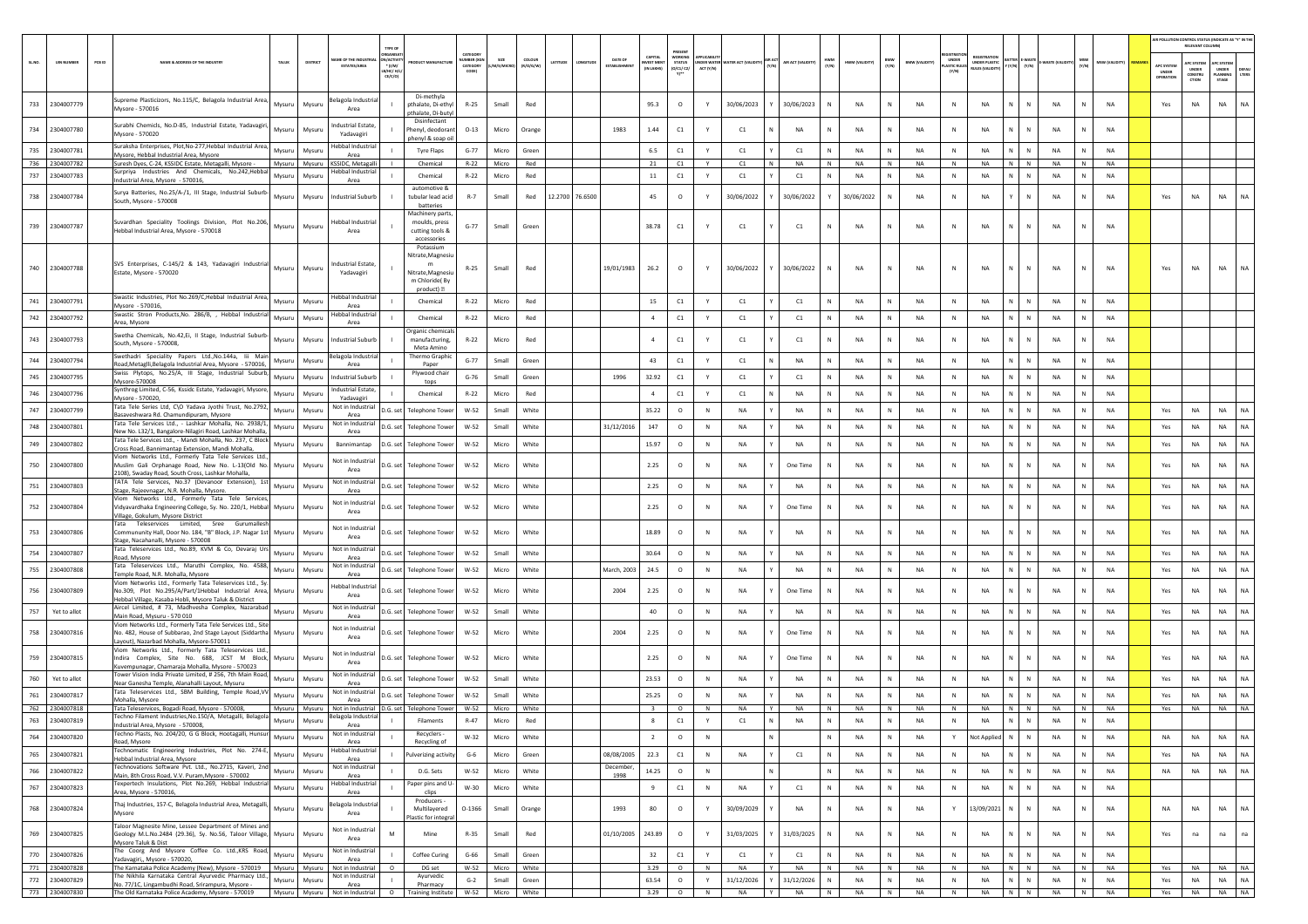| SL.NO. | UIN NUMBER | PCB ID | NAME & ADDRESS OF THE INDUSTRY | TALUK | DISTRICT | NAME OF THE INDUSTRIAL ESTATES/AREA | TYPE OF ORGANISATION/ACTIVITY * (I/M/LB/HC/H/CE/C/O) | PRODUCT MANUFACTURE | CATEGORY NUMBER (XGN CATEGORY CODE) | SIZE (L/M/S/MICRO) | COLOUR (R/O/G/W) | LATITUDE | LONGITUDE | DATE OF ESTABLISHMENT | CAPITAL INVESTMENT (IN LAKHS) | PRESENT WORKING STATUS (O/C1/C2/Y)** | APPLICABILITY UNDER WATER ACT (Y/N) | WATER ACT (VALIDITY) | AIR ACT (Y/N) | AIR ACT (VALIDITY) | HWM (Y/N) | HWM (VALIDITY) | BMW (Y/N) | BMW (VALIDITY) | REGISTRATION UNDER PLASTIC RULES (Y/N) | REGISTRATION UNDER PLASTIC RULES (VALIDITY) | BATTERY (Y/N) | E-WASTE (Y/N) | E-WASTE (VALIDITY) | MSW (Y/N) | MSW (VALIDITY) | REMARKS | APC SYSTEM UNDER OPERATION | APC SYSTEM UNDER CONSTRUCTION | APC SYSTEM UNDER PLANNING STAGE | DEFAULTERS |
|---|---|---|---|---|---|---|---|---|---|---|---|---|---|---|---|---|---|---|---|---|---|---|---|---|---|---|---|---|---|---|---|---|---|---|---|---|
| 733 | 2304007779 | | Supreme Plasticizors, No.115/C, Belagola Industrial Area, Mysore - 570016 | Mysuru | Mysuru | Belagola Industrial Area | I | Di-methyla pthalate, Di-ethyl pthalate, Di-butyl | R-25 | Small | Red | | | | 95.3 | O | Y | 30/06/2023 | Y | 30/06/2023 | N | NA | N | NA | N | NA | N | N | NA | N | NA | | Yes | NA | NA | NA |
| 734 | 2304007780 | | Surabhi Chemicls, No.D-85, Industrial Estate, Yadavagiri, Mysore - 570020 | Mysuru | Mysuru | Industrial Estate, Yadavagiri | I | Disinfectant Phenyl, deodorant phenyl & soap oil | O-13 | Micro | Orange | | | 1983 | 1.44 | C1 | Y | C1 | N | NA | N | NA | N | NA | N | NA | N | N | NA | N | NA | | | | | |
| 735 | 2304007781 | | Suraksha Enterprises, Plot,No-277,Hebbal Industrial Area, Mysore, Hebbal Industrial Area, Mysore | Mysuru | Mysuru | Hebbal Industrial Area | I | Tyre Flaps | G-77 | Micro | Green | | | | 6.5 | C1 | Y | C1 | Y | C1 | N | NA | N | NA | N | NA | N | N | NA | N | NA | | | | | |
| 736 | 2304007782 | | Suresh Dyes, C-24, KSSIDC Estate, Metagalli, Mysore - | Mysuru | Mysuru | KSSIDC, Metagalli | I | Chemical | R-22 | Micro | Red | | | | 21 | C1 | Y | C1 | N | NA | N | NA | N | NA | N | NA | N | N | NA | N | NA | | | | | |
| 737 | 2304007783 | | Surpriya Industries And Chemicals, No.242,Hebbal Industrial Area, Mysore - 570016, | Mysuru | Mysuru | Hebbal Industrial Area | I | Chemical | R-22 | Micro | Red | | | | 11 | C1 | Y | C1 | Y | C1 | N | NA | N | NA | N | NA | N | N | NA | N | NA | | | | | |
| 738 | 2304007784 | | Surya Batteries, No.25/A-/1, III Stage, Industrial Suburb-South, Mysore - 570008 | Mysuru | Mysuru | Industrial Suburb | I | automotive & tubular lead acid batteries | R-7 | Small | Red | 12.2700 | 76.6500 | | 45 | O | Y | 30/06/2022 | Y | 30/06/2022 | Y | 30/06/2022 | N | NA | N | NA | Y | N | NA | N | NA | | Yes | NA | NA | NA |
| 739 | 2304007787 | | Suvardhan Speciality Toolings Division, Plot No.206, Hebbal Industrial Area, Mysore - 570018 | Mysuru | Mysuru | Hebbal Industrial Area | I | Machinery parts, moulds, press cutting tools & accessories | G-77 | Small | Green | | | | 38.78 | C1 | Y | C1 | Y | C1 | N | NA | N | NA | N | NA | N | N | NA | N | NA | | | | | |
| 740 | 2304007788 | | SVS Enterprises, C-145/2 & 143, Yadavagiri Industrial Estate, Mysore - 570020 | Mysuru | Mysuru | Industrial Estate, Yadavagiri | I | Potassium Nitrate,Magnesium Nitrate,Magnesium Chloride( By product) | R-25 | Small | Red | | | 19/01/1983 | 26.2 | O | Y | 30/06/2022 | Y | 30/06/2022 | N | NA | N | NA | N | NA | N | N | NA | N | NA | | Yes | NA | NA | NA |
| 741 | 2304007791 | | Swastic Industries, Plot No.269/C,Hebbal Industrial Area, Mysore - 570016, | Mysuru | Mysuru | Hebbal Industrial Area | I | Chemical | R-22 | Micro | Red | | | | 15 | C1 | Y | C1 | Y | C1 | N | NA | N | NA | N | NA | N | N | NA | N | NA | | | | | |
| 742 | 2304007792 | | Swastic Stron Products,No. 286/B, , Hebbal Industrial Area, Mysore | Mysuru | Mysuru | Hebbal Industrial Area | I | Chemical | R-22 | Micro | Red | | | | 4 | C1 | Y | C1 | Y | C1 | N | NA | N | NA | N | NA | N | N | NA | N | NA | | | | | |
| 743 | 2304007793 | | Swetha Chemicals, No.42,Ei, II Stage, Industrial Suburb-South, Mysore - 570008, | Mysuru | Mysuru | Industrial Suburb | I | Organic chemicals manufacturing, Meta Amino | R-22 | Micro | Red | | | | 4 | C1 | Y | C1 | Y | C1 | N | NA | N | NA | N | NA | N | N | NA | N | NA | | | | | |
| 744 | 2304007794 | | Swethadri Speciality Papers Ltd.,No.144a, Iii Main Road,Metagilli,Belagola Industrial Area, Mysore - 570016, | Mysuru | Mysuru | Belagola Industrial Area | I | Thermo Graphic Paper | G-77 | Small | Green | | | | 43 | C1 | Y | C1 | N | NA | N | NA | N | NA | N | NA | N | N | NA | N | NA | | | | | |
| 745 | 2304007795 | | Swiss Plytops, No.25/A, III Stage, Industrial Suburb, Mysore-570008 | Mysuru | Mysuru | Industrial Suburb | I | Plywood chair tops | G-76 | Small | Green | | | 1996 | 32.92 | C1 | Y | C1 | Y | C1 | N | NA | N | NA | N | NA | N | N | NA | N | NA | | | | | |
| 746 | 2304007796 | | Synthrog Limited, C-56, Kssidc Estate, Yadavagiri, Mysore, Mysore - 570020, | Mysuru | Mysuru | Industrial Estate, Yadavagiri | I | Chemical | R-22 | Micro | Red | | | | 4 | C1 | Y | C1 | N | NA | N | NA | N | NA | N | NA | N | N | NA | N | NA | | | | | |
| 747 | 2304007799 | | Tata Tele Series Ltd, C\O Yadava Jyothi Trust, No.2792, Basaveshwara Rd. Chamundipuram, Mysore | Mysuru | Mysuru | Not in Industrial Area | D.G. set | Telephone Tower | W-52 | Small | White | | | | 35.22 | O | N | NA | Y | NA | N | NA | N | NA | N | NA | N | N | NA | N | NA | | Yes | NA | NA | NA |
| 748 | 2304007801 | | Tata Tele Services Ltd., - Lashkar Mohalla, No. 2938/1, New No. L32/1, Bangalore-Nilagiri Road, Lashkar Mohalla, | Mysuru | Mysuru | Not in Industrial Area | D.G. set | Telephone Tower | W-52 | Small | White | | | 31/12/2016 | 147 | O | N | NA | Y | NA | N | NA | N | NA | N | NA | N | N | NA | N | NA | | Yes | NA | NA | NA |
| 749 | 2304007802 | | Tata Tele Services Ltd., - Mandi Mohalla, No. 237, C Block Cross Road, Bannimantap Extension, Mandi Mohalla, | Mysuru | Mysuru | Bannimantap | D.G. set | Telephone Tower | W-52 | Micro | White | | | | 15.97 | O | N | NA | Y | NA | N | NA | N | NA | N | NA | N | N | NA | N | NA | | Yes | NA | NA | NA |
| 750 | 2304007800 | | Viom Networks Ltd., Formerly Tata Tele Services Ltd., Muslim Gali Orphanage Road, New No. L-13(Old No. 2108), Swaday Road, South Cross, Lashkar Mohalla, | Mysuru | Mysuru | Not in Industrial Area | D.G. set | Telephone Tower | W-52 | Micro | White | | | | 2.25 | O | N | NA | Y | One Time | N | NA | N | NA | N | NA | N | N | NA | N | NA | | Yes | NA | NA | NA |
| 751 | 2304007803 | | TATA Tele Services, No.37 (Devanoor Extension), 1st Stage, Rajeevnagar, N.R. Mohalla, Mysore. | Mysuru | Mysuru | Not in Industrial Area | D.G. set | Telephone Tower | W-52 | Micro | White | | | | 2.25 | O | N | NA | Y | NA | N | NA | N | NA | N | NA | N | N | NA | N | NA | | Yes | NA | NA | NA |
| 752 | 2304007804 | | Viom Networks Ltd., Formerly Tata Tele Services, Vidyavardhaka Engineering College, Sy. No. 220/1, Hebbal Village, Gokulum, Mysore District | Mysuru | Mysuru | Not in Industrial Area | D.G. set | Telephone Tower | W-52 | Micro | White | | | | 2.25 | O | N | NA | Y | One Time | N | NA | N | NA | N | NA | N | N | NA | N | NA | | Yes | NA | NA | NA |
| 753 | 2304007806 | | Tata Teleservices Limited, Sree Gurumallesh Communnunity Hall, Door No. 184, "B" Block, J.P. Nagar 1st Stage, Nacahanalli, Mysore - 570008 | Mysuru | Mysuru | Not in Industrial Area | D.G. set | Telephone Tower | W-52 | Micro | White | | | | 18.89 | O | N | NA | Y | NA | N | NA | N | NA | N | NA | N | N | NA | N | NA | | Yes | NA | NA | NA |
| 754 | 2304007807 | | Tata Teleservices Ltd., No.89, KVM & Co, Devaraj Urs Road, Mysore | Mysuru | Mysuru | Not in Industrial Area | D.G. set | Telephone Tower | W-52 | Small | White | | | | 30.64 | O | N | NA | Y | NA | N | NA | N | NA | N | NA | N | N | NA | N | NA | | Yes | NA | NA | NA |
| 755 | 2304007808 | | Tata Teleservices Ltd., Maruthi Complex, No. 4588, Temple Road, N.R. Mohalla, Mysore | Mysuru | Mysuru | Not in Industrial Area | D.G. set | Telephone Tower | W-52 | Micro | White | | | March, 2003 | 24.5 | O | N | NA | Y | NA | N | NA | N | NA | N | NA | N | N | NA | N | NA | | Yes | NA | NA | NA |
| 756 | 2304007809 | | Viom Networks Ltd., Formerly Tata Teleservices Ltd., Sy. No.309, Plot No.295/A/Part/1Hebbal Industrial Area, Hebbal Village, Kasaba Hobli, Mysore Taluk & District | Mysuru | Mysuru | Hebbal Industrial Area | D.G. set | Telephone Tower | W-52 | Micro | White | | | 2004 | 2.25 | O | N | NA | Y | One Time | N | NA | N | NA | N | NA | N | N | NA | N | NA | | Yes | NA | NA | NA |
| 757 | Yet to allot | | Aircel Limited, # 73, Madhvesha Complex, Nazarabad Main Road, Mysuru - 570 010 | Mysuru | Mysuru | Not in Industrial Area | D.G. set | Telephone Tower | W-52 | Small | White | | | | 40 | O | N | NA | Y | NA | N | NA | N | NA | N | NA | N | N | NA | N | NA | | Yes | NA | NA | NA |
| 758 | 2304007816 | | Viom Networks Ltd., Formerly Tata Tele Services Ltd., Site No. 482, House of Subbarao, 2nd Stage Layout (Siddartha Layout), Nazarbad Mohalla, Mysore-570011 | Mysuru | Mysuru | Not in Industrial Area | D.G. set | Telephone Tower | W-52 | Micro | White | | | 2004 | 2.25 | O | N | NA | Y | One Time | N | NA | N | NA | N | NA | N | N | NA | N | NA | | Yes | NA | NA | NA |
| 759 | 2304007815 | | Viom Networks Ltd., Formerly Tata Teleservices Ltd., Indira Complex, Site No. 688, JCST M Block, Kuvempunagar, Chamaraja Mohalla, Mysore - 570023 | Mysuru | Mysuru | Not in Industrial Area | D.G. set | Telephone Tower | W-52 | Micro | White | | | | 2.25 | O | N | NA | Y | One Time | N | NA | N | NA | N | NA | N | N | NA | N | NA | | Yes | NA | NA | NA |
| 760 | Yet to allot | | Tower Vision India Private Limited, # 256, 7th Main Road, Near Ganesha Temple, Alanahalli Layout, Mysuru | Mysuru | Mysuru | Not in Industrial Area | D.G. set | Telephone Tower | W-52 | Small | White | | | | 23.53 | O | N | NA | Y | NA | N | NA | N | NA | N | NA | N | N | NA | N | NA | | Yes | NA | NA | NA |
| 761 | 2304007817 | | Tata Teleservices Ltd., SBM Building, Temple Road,VV Mohalla, Mysore | Mysuru | Mysuru | Not in Industrial Area | D.G. set | Telephone Tower | W-52 | Small | White | | | | 25.25 | O | N | NA | Y | NA | N | NA | N | NA | N | NA | N | N | NA | N | NA | | Yes | NA | NA | NA |
| 762 | 2304007818 | | Tata Teleservices, Bogadi Road, Mysore - 570008, | Mysuru | Mysuru | Not in Industrial Area | D.G. set | Telephone Tower | W-52 | Micro | White | | | | 3 | O | N | NA | Y | NA | N | NA | N | NA | N | NA | N | N | NA | N | NA | | Yes | NA | NA | NA |
| 763 | 2304007819 | | Techno Filament Industries,No.150/A, Metagalli, Belagola Industrial Area, Mysore - 570008, | Mysuru | Mysuru | Belagola Industrial Area | I | Filaments | R-47 | Micro | Red | | | | 8 | C1 | Y | C1 | N | NA | N | NA | N | NA | N | NA | N | N | NA | N | NA | | | | | |
| 764 | 2304007820 | | Techno Plasts, No. 204/20, G G Block, Hootagalli, Hunsur Road, Mysore | Mysuru | Mysuru | Not in Industrial Area | I | Recyclers - Recycling of | W-32 | Micro | White | | | | 2 | O | N | | N | | N | NA | N | NA | Y | Not Applied | N | N | NA | N | NA | | NA | NA | NA | NA |
| 765 | 2304007821 | | Technomatic Engineering Industries, Plot No. 274-E, Hebbal Industrial Area, Mysore | Mysuru | Mysuru | Hebbal Industrial Area | I | Pulverizing activity | G-6 | Micro | Green | | | 08/08/2005 | 22.3 | C1 | N | NA | Y | C1 | N | NA | N | NA | N | NA | N | N | NA | N | NA | | Yes | NA | NA | NA |
| 766 | 2304007822 | | Technovations Software Pvt. Ltd., No.2715, Kaveri, 2nd Main, 8th Cross Road, V.V. Puram,Mysore - 570002 | Mysuru | Mysuru | Not in Industrial Area | I | D.G. Sets | W-52 | Micro | White | | | December, 1998 | 14.25 | O | N | | N | | N | NA | N | NA | N | NA | N | N | NA | N | NA | | NA | NA | NA | NA |
| 767 | 2304007823 | | Texpertech Insulations, Plot No.269, Hebbal Industrial Area, Mysore - 570016, | Mysuru | Mysuru | Hebbal Industrial Area | I | Paper pins and U-clips | W-30 | Micro | White | | | | 9 | C1 | N | NA | Y | C1 | N | NA | N | NA | N | NA | N | N | NA | N | NA | | | | | |
| 768 | 2304007824 | | Thaj Industries, 157-C, Belagola Industrial Area, Metagalli, Mysore | Mysuru | Mysuru | Belagola Industrial Area | I | Producers - Multilayered Plastic for integral | O-1366 | Small | Orange | | | 1993 | 80 | O | Y | 30/09/2029 | Y | NA | N | NA | N | NA | Y | 13/09/2021 | N | N | NA | N | NA | | NA | NA | NA | NA |
| 769 | 2304007825 | | Taloor Magnesite Mine, Lessee Department of Mines and Geology M.L.No.2484 (29.36), Sy. No.56, Taloor Village, Mysore Taluk & Dist | Mysuru | Mysuru | Not in Industrial Area | M | Mine | R-35 | Small | Red | | | 01/10/2005 | 243.89 | O | Y | 31/03/2025 | Y | 31/03/2025 | N | NA | N | NA | N | NA | N | N | NA | N | NA | | Yes | na | na | na |
| 770 | 2304007826 | | The Coorg And Mysore Coffee Co. Ltd.,KRS Road, Yadavagiri,, Mysore - 570020, | Mysuru | Mysuru | Not in Industrial Area | I | Coffee Curing | G-66 | Small | Green | | | | 32 | C1 | Y | C1 | Y | C1 | N | NA | N | NA | N | NA | N | N | NA | N | NA | | | | | |
| 771 | 2304007828 | | The Karnataka Police Academy (New), Mysore - 570019 | Mysuru | Mysuru | Not in Industrial Area | O | DG set | W-52 | Micro | White | | | | 3.29 | O | N | NA | Y | NA | N | NA | N | NA | N | NA | N | N | NA | N | NA | | Yes | NA | NA | NA |
| 772 | 2304007829 | | The Nikhila Karnataka Central Ayurvedic Pharmacy Ltd., No. 77/1C, Lingambudhi Road, Srirampura, Mysore - | Mysuru | Mysuru | Not in Industrial Area | I | Ayurvedic Pharmacy | G-2 | Small | Green | | | | 63.54 | O | Y | 31/12/2026 | Y | 31/12/2026 | N | NA | N | NA | N | NA | N | N | NA | N | NA | | Yes | NA | NA | NA |
| 773 | 2304007830 | | The Old Karnataka Police Academy, Mysore - 570019 | Mysuru | Mysuru | Not in Industrial Area | O | Training Institute | W-52 | Micro | White | | | | 3.29 | O | N | NA | Y | NA | N | NA | N | NA | N | NA | N | N | NA | N | NA | | Yes | NA | NA | NA |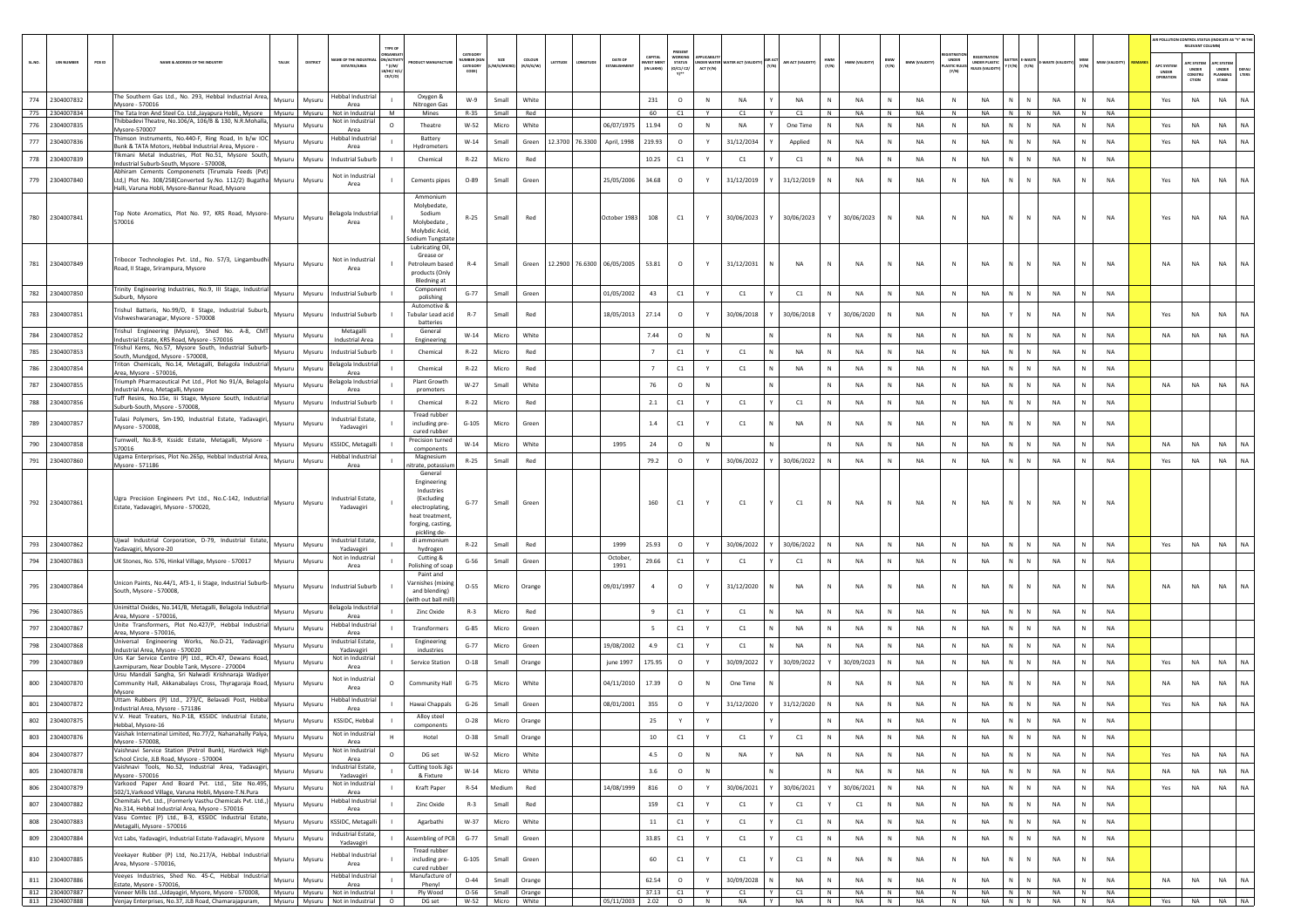| SL.NO. | UIN NUMBER | PCB ID | NAME & ADDRESS OF THE INDUSTRY | TALUK | DISTRICT | NAME OF THE INDUSTRIAL ESTATE/AREA | TYPE OF ORGANISATION/ACTIVITY* (I/M/LB/HC/H/CE/C/O) | PRODUCT MANUFACTURE | CATEGORY NUMBER (XGN CATEGORY CODE) | SIZE (L/M/S/MICRO) | COLOUR (R/O/G/W) | LATITUDE | LONGITUDE | DATE OF ESTABLISHMENT | CAPITAL INVEST MENT (IN LAKHS) | PRESENT WORKING STATUS (O/C1/C2/Y)** | APPLICABILITY UNDER WATER ACT (Y/N) | WATER ACT (VALIDITY) | AIR ACT (Y/N) | AIR ACT (VALIDITY) | HWM (Y/N) | HWM (VALIDITY) | BMW (Y/N) | BMW (VALIDITY) | REGISTRATION UNDER PLASTIC RULES (Y/N) | REGISTRATION UNDER PLASTIC RULES (VALIDITY) | BATTERY (Y/N) | E-WASTE (Y/N) | E-WASTE (VALIDITY) | MSW (Y/N) | MSW (VALIDITY) | REMARKS | AIR POLLUTION CONTROL STATUS (INDICATE AS "Y" IN THE RELEVANT COLUMN) | | | |
|---|---|---|---|---|---|---|---|---|---|---|---|---|---|---|---|---|---|---|---|---|---|---|---|---|---|---|---|---|---|---|---|---|---|---|---|---|
| | | | | | | | | | | | | | | | | | | | | | | | | | | | | | | | | | APC SYSTEM UNDER OPERATION | APC SYSTEM UNDER CONSTRUCTION | APC SYSTEM UNDER PLANNING STAGE | DEFAULTERS |
| 774 | 2304007832 | | The Southern Gas Ltd., No. 293, Hebbal Industrial Area, Mysore - 570016 | Mysuru | Mysuru | Hebbal Industrial Area | I | Oxygen & Nitrogen Gas | W-9 | Small | White | | | | 231 | O | N | NA | Y | NA | N | NA | N | NA | N | NA | N | N | NA | N | NA | | Yes | NA | NA | NA |
| 775 | 2304007834 | | The Tata Iron And Steel Co. Ltd.,Jayapura Hobli,, Mysore | Mysuru | Mysuru | Not in Industrial Area | M | Mines | R-35 | Small | Red | | | | 60 | C1 | Y | C1 | Y | C1 | N | NA | N | NA | N | NA | N | N | NA | N | NA | | | | | |
| 776 | 2304007835 | | Thibbadevi Theatre, No.106/A, 106/B & 130, N.R.Mohalla, Mysore-570007 | Mysuru | Mysuru | Not in Industrial Area | O | Theatre | W-52 | Micro | White | | | 06/07/1975 | 11.94 | O | N | NA | Y | One Time | N | NA | N | NA | N | NA | N | N | NA | N | NA | | Yes | NA | NA | NA |
| 777 | 2304007836 | | Thimson Instruments, No.440-F, Ring Road, In b/w IOC Bunk & TATA Motors, Hebbal Industrial Area, Mysore - | Mysuru | Mysuru | Hebbal Industrial Area | I | Battery Hydrometers | W-14 | Small | Green | 12.3700 | 76.3300 | April, 1998 | 219.93 | O | Y | 31/12/2034 | Y | Applied | N | NA | N | NA | N | NA | N | N | NA | N | NA | | Yes | NA | NA | NA |
| 778 | 2304007839 | | Tikmani Metal Industries, Plot No.51, Mysore South, Industrial Suburb-South, Mysore - 570008, | Mysuru | Mysuru | Industrial Suburb | I | Chemical | R-22 | Micro | Red | | | | 10.25 | C1 | Y | C1 | Y | C1 | N | NA | N | NA | N | NA | N | N | NA | N | NA | | | | | |
| 779 | 2304007840 | | Abhiram Cements Componenets (Tirumala Feeds (Pvt) Ltd,) Plot No. 308/258(Converted Sy.No. 112/2) Bugatha Halli, Varuna Hobli, Mysore-Bannur Road, Mysore | Mysuru | Mysuru | Not in Industrial Area | I | Cements pipes | O-89 | Small | Green | | | 25/05/2006 | 34.68 | O | Y | 31/12/2019 | Y | 31/12/2019 | N | NA | N | NA | N | NA | N | N | NA | N | NA | | Yes | NA | NA | NA |
| 780 | 2304007841 | | Top Note Aromatics, Plot No. 97, KRS Road, Mysore-570016 | Mysuru | Mysuru | Belagola Industrial Area | I | Ammonium Molybedate, Sodium Molybedate , Molybdic Acid, Sodium Tungstate | R-25 | Small | Red | | | October 1983 | 108 | C1 | Y | 30/06/2023 | Y | 30/06/2023 | Y | 30/06/2023 | N | NA | N | NA | N | N | NA | N | NA | | Yes | NA | NA | NA |
| 781 | 2304007849 | | Tribocor Technologies Pvt. Ltd., No. 57/3, Lingambudhi Road, II Stage, Srirampura, Mysore | Mysuru | Mysuru | Not in Industrial Area | I | Lubricating Oil, Grease or Petroleum based products (Only Blending at | R-4 | Small | Green | 12.2900 | 76.6300 | 06/05/2005 | 53.81 | O | Y | 31/12/2031 | N | NA | N | NA | N | NA | N | NA | N | N | NA | N | NA | | NA | NA | NA | NA |
| 782 | 2304007850 | | Trinity Engineering Industries, No.9, III Stage, Industrial Suburb, Mysore | Mysuru | Mysuru | Industrial Suburb | I | Component polishing | G-77 | Small | Green | | | 01/05/2002 | 43 | C1 | Y | C1 | Y | C1 | N | NA | N | NA | N | NA | N | N | NA | N | NA | | | | | |
| 783 | 2304007851 | | Trishul Batteris, No.99/D, II Stage, Industrial Suburb, Vishweshwaranagar, Mysore - 570008 | Mysuru | Mysuru | Industrial Suburb | I | Automotive & Tubular Lead acid batteries | R-7 | Small | Red | | | 18/05/2013 | 27.14 | O | Y | 30/06/2018 | Y | 30/06/2018 | Y | 30/06/2020 | N | NA | N | NA | Y | N | NA | N | NA | | Yes | NA | NA | NA |
| 784 | 2304007852 | | Trishul Engineering (Mysore), Shed No. A-8, CMT Industrial Estate, KRS Road, Mysore - 570016 | Mysuru | Mysuru | Metagalli Industrial Area | I | General Engineering | W-14 | Micro | White | | | | 7.44 | O | N | | N | | N | NA | N | NA | N | NA | N | N | NA | N | NA | | NA | NA | NA | NA |
| 785 | 2304007853 | | Trishul Kems, No.57, Mysore South, Industrial Suburb-South, Mundgod, Mysore - 570008, | Mysuru | Mysuru | Industrial Suburb | I | Chemical | R-22 | Micro | Red | | | | 7 | C1 | Y | C1 | N | NA | N | NA | N | NA | N | NA | N | N | NA | N | NA | | | | | |
| 786 | 2304007854 | | Triton Chemicals, No.14, Metagalli, Belagola Industrial Area, Mysore - 570016, | Mysuru | Mysuru | Belagola Industrial Area | I | Chemical | R-22 | Micro | Red | | | | 7 | C1 | Y | C1 | N | NA | N | NA | N | NA | N | NA | N | N | NA | N | NA | | | | | |
| 787 | 2304007855 | | Triumph Pharmaceutical Pvt Ltd., Plot No 91/A, Belagola Industrial Area, Metagalli, Mysore | Mysuru | Mysuru | Belagola Industrial Area | I | Plant Growth promoters | W-27 | Small | White | | | | 76 | O | N | | N | | N | NA | N | NA | N | NA | N | N | NA | N | NA | | NA | NA | NA | NA |
| 788 | 2304007856 | | Tuff Resins, No.15e, Iii Stage, Mysore South, Industrial Suburb-South, Mysore - 570008, | Mysuru | Mysuru | Industrial Suburb | I | Chemical | R-22 | Micro | Red | | | | 2.1 | C1 | Y | C1 | Y | C1 | N | NA | N | NA | N | NA | N | N | NA | N | NA | | | | | |
| 789 | 2304007857 | | Tulasi Polymers, Sm-190, Industrial Estate, Yadavagiri, Mysore - 570008, | Mysuru | Mysuru | Industrial Estate, Yadavagiri | I | Tread rubber including pre-cured rubber | G-105 | Micro | Green | | | | 1.4 | C1 | Y | C1 | N | NA | N | NA | N | NA | N | NA | N | N | NA | N | NA | | | | | |
| 790 | 2304007858 | | Turnwell, No.8-9, Kssidc Estate, Metagalli, Mysore - 570016 | Mysuru | Mysuru | KSSIDC, Metagalli | I | Precision turned components | W-14 | Micro | White | | | 1995 | 24 | O | N | | N | | N | NA | N | NA | N | NA | N | N | NA | N | NA | | NA | NA | NA | NA |
| 791 | 2304007860 | | Ugama Enterprises, Plot No.265p, Hebbal Industrial Area, Mysore - 571186 | Mysuru | Mysuru | Hebbal Industrial Area | I | Magnesium nitrate, potassium | R-25 | Small | Red | | | | 79.2 | O | Y | 30/06/2022 | Y | 30/06/2022 | N | NA | N | NA | N | NA | N | N | NA | N | NA | | Yes | NA | NA | NA |
| 792 | 2304007861 | | Ugra Precision Engineers Pvt Ltd., No.C-142, Industrial Estate, Yadavagiri, Mysore - 570020, | Mysuru | Mysuru | Industrial Estate, Yadavagiri | I | General Engineering Industries (Excluding electroplating, heat treatment, forging, casting, pickling de- | G-77 | Small | Green | | | | 160 | C1 | Y | C1 | Y | C1 | N | NA | N | NA | N | NA | N | N | NA | N | NA | | | | | |
| 793 | 2304007862 | | Ujwal Industrial Corporation, D-79, Industrial Estate, Yadavagiri, Mysore-20 | Mysuru | Mysuru | Industrial Estate, Yadavagiri | I | di ammonium hydrogen | R-22 | Small | Red | | | 1999 | 25.93 | O | Y | 30/06/2022 | Y | 30/06/2022 | N | NA | N | NA | N | NA | N | N | NA | N | NA | | Yes | NA | NA | NA |
| 794 | 2304007863 | | UK Stones, No. 576, Hinkal Village, Mysore - 570017 | Mysuru | Mysuru | Not in Industrial Area | I | Cutting & Polishing of soap | G-56 | Small | Green | | | October, 1991 | 29.66 | C1 | Y | C1 | Y | C1 | N | NA | N | NA | N | NA | N | N | NA | N | NA | | | | | |
| 795 | 2304007864 | | Unicon Paints, No.44/1, Af3-1, Ii Stage, Industrial Suburb-South, Mysore - 570008, | Mysuru | Mysuru | Industrial Suburb | I | Paint and Varnishes (mixing and blending) (with out ball mill) | O-55 | Micro | Orange | | | 09/01/1997 | 4 | O | Y | 31/12/2020 | N | NA | N | NA | N | NA | N | NA | N | N | NA | N | NA | | NA | NA | NA | NA |
| 796 | 2304007865 | | Unimittal Oxides, No.141/B, Metagalli, Belagola Industrial Area, Mysore - 570016, | Mysuru | Mysuru | Belagola Industrial Area | I | Zinc Oxide | R-3 | Micro | Red | | | | 9 | C1 | Y | C1 | N | NA | N | NA | N | NA | N | NA | N | N | NA | N | NA | | | | | |
| 797 | 2304007867 | | Unite Transformers, Plot No.427/P, Hebbal Industrial Area, Mysore - 570016, | Mysuru | Mysuru | Hebbal Industrial Area | I | Transformers | G-85 | Micro | Green | | | | 5 | C1 | Y | C1 | N | NA | N | NA | N | NA | N | NA | N | N | NA | N | NA | | | | | |
| 798 | 2304007868 | | Universal Engineering Works, No.D-21, Yadavagiri Industrial Area, Mysore - 570020 | Mysuru | Mysuru | Industrial Estate, Yadavagiri | I | Engineering industries | G-77 | Micro | Green | | | 19/08/2002 | 4.9 | C1 | Y | C1 | N | NA | N | NA | N | NA | N | NA | N | N | NA | N | NA | | | | | |
| 799 | 2304007869 | | Urs Kar Service Centre (P) Ltd., #Ch.47, Dewans Road, Laxmipuram, Near Double Tank, Mysore - 270004 | Mysuru | Mysuru | Not in Industrial Area | I | Service Station | O-18 | Small | Orange | | | june 1997 | 175.95 | O | Y | 30/09/2022 | Y | 30/09/2022 | Y | 30/09/2023 | N | NA | N | NA | N | N | NA | N | NA | | Yes | NA | NA | NA |
| 800 | 2304007870 | | Ursu Mandali Sangha, Sri Nalwadi Krishnaraja Wadiyer Community Hall, Akkanabalays Cross, Thyragaraja Road, Mysuru Mysore | Mysuru | Mysuru | Not in Industrial Area | O | Community Hall | G-75 | Micro | White | | | 04/11/2010 | 17.39 | O | N | One Time | N | | N | NA | N | NA | N | NA | N | N | NA | N | NA | | Yes | NA | NA | NA |
| 801 | 2304007872 | | Uttam Rubbers (P) Ltd., 273/C, Belavadi Post, Hebbal Industrial Area, Mysore - 571186 | Mysuru | Mysuru | Hebbal Industrial Area | I | Hawai Chappals | G-26 | Small | Green | | | 08/01/2001 | 355 | O | Y | 31/12/2020 | Y | 31/12/2020 | N | NA | N | NA | N | NA | N | N | NA | N | NA | | Yes | NA | NA | NA |
| 802 | 2304007875 | | V.V. Heat Treaters, No.P-18, KSSIDC Industrial Estate, Hebbal, Mysore-16 | Mysuru | Mysuru | KSSIDC, Hebbal | I | Alloy steel components | O-28 | Micro | Orange | | | | 25 | Y | Y | | Y | | N | NA | N | NA | N | NA | N | N | NA | N | NA | | | | | |
| 803 | 2304007876 | | Vaishak International Limited, No.77/2, Nahanahally Palya, Mysore - 570008, | Mysuru | Mysuru | Not in Industrial Area | H | Hotel | O-38 | Small | Orange | | | | 10 | C1 | Y | C1 | Y | C1 | N | NA | N | NA | N | NA | N | N | NA | N | NA | | | | | |
| 804 | 2304007877 | | Vaishnavi Service Station (Petrol Bunk), Hardwick High School Circle, JLB Road, Mysore - 570004 | Mysuru | Mysuru | Not in Industrial Area | O | DG set | W-52 | Micro | White | | | | 4.5 | O | N | NA | Y | NA | N | NA | N | NA | N | NA | N | N | NA | N | NA | | Yes | NA | NA | NA |
| 805 | 2304007878 | | Vaishnavi Tools, No.52, Industrial Area, Yadavagiri, Mysore - 570016 | Mysuru | Mysuru | Industrial Estate, Yadavagiri | I | Cutting tools Jigs & Fixture | W-14 | Micro | White | | | | 3.6 | O | N | | N | | N | NA | N | NA | N | NA | N | N | NA | N | NA | | NA | NA | NA | NA |
| 806 | 2304007879 | | Varkood Paper And Board Pvt. Ltd., Site No.495, 502/1,Varkood Village, Varuna Hobli, Mysore-T.N.Pura | Mysuru | Mysuru | Not in Industrial Area | I | Kraft Paper | R-54 | Medium | Red | | | 14/08/1999 | 816 | O | Y | 30/06/2021 | Y | 30/06/2021 | Y | 30/06/2021 | N | NA | N | NA | N | N | NA | N | NA | | Yes | NA | NA | NA |
| 807 | 2304007882 | | Chemitals Pvt. Ltd., (Formerly Vasthu Chemicals Pvt. Ltd.,) No.314, Hebbal Industrial Area, Mysore - 570016 | Mysuru | Mysuru | Hebbal Industrial Area | I | Zinc Oxide | R-3 | Small | Red | | | | 159 | C1 | Y | C1 | Y | C1 | Y | C1 | N | NA | N | NA | N | N | NA | N | NA | | | | | |
| 808 | 2304007883 | | Vasu Comtec (P) Ltd., B-3, KSSIDC Industrial Estate, Metagalli, Mysore - 570016 | Mysuru | Mysuru | KSSIDC, Metagalli | I | Agarbathi | W-37 | Micro | White | | | | 11 | C1 | Y | C1 | Y | C1 | N | NA | N | NA | N | NA | N | N | NA | N | NA | | | | | |
| 809 | 2304007884 | | Vct Labs, Yadavagiri, Industrial Estate-Yadavagiri, Mysore | Mysuru | Mysuru | Industrial Estate, Yadavagiri | I | Assembling of PCB | G-77 | Small | Green | | | | 33.85 | C1 | Y | C1 | Y | C1 | N | NA | N | NA | N | NA | N | N | NA | N | NA | | | | | |
| 810 | 2304007885 | | Veekayer Rubber (P) Ltd, No.217/A, Hebbal Industrial Area, Mysore - 570016, | Mysuru | Mysuru | Hebbal Industrial Area | I | Tread rubber including pre-cured rubber | G-105 | Small | Green | | | | 60 | C1 | Y | C1 | Y | C1 | N | NA | N | NA | N | NA | N | N | NA | N | NA | | | | | |
| 811 | 2304007886 | | Veeyes Industries, Shed No. 45-C, Hebbal Industrial Estate, Mysore - 570016, | Mysuru | Mysuru | Hebbal Industrial Area | I | Manufacture of Phenyl | O-44 | Small | Orange | | | | 62.54 | O | Y | 30/09/2028 | N | NA | N | NA | N | NA | N | NA | N | N | NA | N | NA | | NA | NA | NA | NA |
| 812 | 2304007887 | | Veneer Mills Ltd.,,Udayagiri, Mysore, Mysore - 570008, | Mysuru | Mysuru | Not in Industrial Area | I | Ply Wood | O-56 | Small | Orange | | | | 37.13 | C1 | Y | C1 | Y | C1 | N | NA | N | NA | N | NA | N | N | NA | N | NA | | | | | |
| 813 | 2304007888 | | Venjay Enterprises, No.37, JLB Road, Chamarajapuram, | Mysuru | Mysuru | Not in Industrial Area | O | DG set | W-52 | Micro | White | | | 05/11/2003 | 2.02 | O | N | NA | Y | NA | N | NA | N | NA | N | NA | N | N | NA | N | NA | | Yes | NA | NA | NA |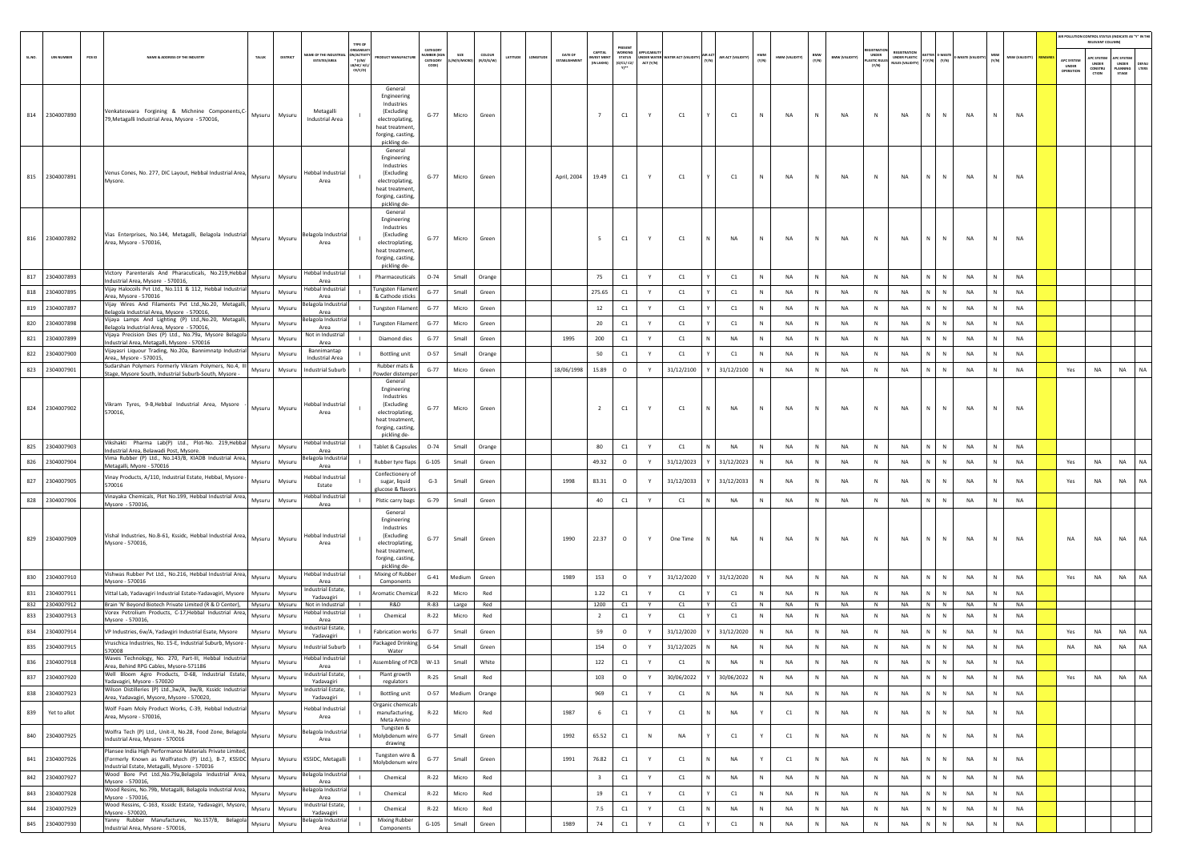| SL.NO. | UIN NUMBER | PCB ID | NAME & ADDRESS OF THE INDUSTRY | TALUK | DISTRICT | NAME OF THE INDUSTRIAL ESTATE/AREA | TYPE OF ORGANISATION/ACTIVITY * (I/M/LB/HC/H/CE/C/O) | PRODUCT MANUFACTURE | CATEGORY NUMBER (XGN CATEGORY CODE) | SIZE (L/M/S/MICRO) | COLOUR (R/O/G/W) | LATITUDE | LONGITUDE | DATE OF ESTABLISHMENT | CAPITAL INVEST MENT (IN LAKHS) | PRESENT WORKING STATUS (O/C1/C2/Y)** | APPLICABILITY UNDER WATER ACT (Y/N) | WATER ACT (VALIDITY) | AIR ACT (Y/N) | AIR ACT (VALIDITY) | HWM (Y/N) | HWM (VALIDITY) | BMW (Y/N) | BMW (VALIDITY) | REGISTRATION UNDER PLASTIC RULES (Y/N) | REGISTRATION UNDER PLASTIC RULES (VALIDITY) | BATTERY (Y/N) | E-WASTE (Y/N) | E-WASTE (VALIDITY) | MSW (Y/N) | MSW (VALIDITY) | REMARKS | APC SYSTEM UNDER OPERATION | APC SYSTEM UNDER CONSTRUCTION | APC SYSTEM UNDER PLANNING STAGE | DEFAULTERS |
|---|---|---|---|---|---|---|---|---|---|---|---|---|---|---|---|---|---|---|---|---|---|---|---|---|---|---|---|---|---|---|---|---|---|---|---|---|
| 814 | 2304007890 | | Venkateswara Forginging & Michnine Components,C-79,Metagalli Industrial Area, Mysore - 570016, | Mysuru | Mysuru | Metagalli Industrial Area | I | General Engineering Industries (Excluding electroplating, heat treatment, forging, casting, pickling de- | G-77 | Micro | Green | | | | 7 | C1 | Y | C1 | Y | C1 | N | NA | N | NA | N | NA | N | N | NA | N | NA | | | | | |
| 815 | 2304007891 | | Venus Cones, No. 277, DIC Layout, Hebbal Industrial Area, Mysore. | Mysuru | Mysuru | Hebbal Industrial Area | I | General Engineering Industries (Excluding electroplating, heat treatment, forging, casting, pickling de- | G-77 | Micro | Green | | | April, 2004 | 19.49 | C1 | Y | C1 | Y | C1 | N | NA | N | NA | N | NA | N | N | NA | N | NA | | | | | |
| 816 | 2304007892 | | Vias Enterprises, No.144, Metagalli, Belagola Industrial Area, Mysore - 570016, | Mysuru | Mysuru | Belagola Industrial Area | I | General Engineering Industries (Excluding electroplating, heat treatment, forging, casting, pickling de- | G-77 | Micro | Green | | | | 5 | C1 | Y | C1 | N | NA | N | NA | N | NA | N | NA | N | N | NA | N | NA | | | | | |
| 817 | 2304007893 | | Victory Parenterals And Pharaceuticals, No.219,Hebbal Industrial Area, Mysore - 570016, | Mysuru | Mysuru | Hebbal Industrial Area | I | Pharmaceuticals | O-74 | Small | Orange | | | | 75 | C1 | Y | C1 | Y | C1 | N | NA | N | NA | N | NA | N | N | NA | N | NA | | | | | |
| 818 | 2304007895 | | Vijay Halocoils Pvt Ltd., No.111 & 112, Hebbal Industrial Area, Mysore - 570016 | Mysuru | Mysuru | Hebbal Industrial Area | I | Tungsten Filament & Cathode sticks | G-77 | Small | Green | | | | 275.65 | C1 | Y | C1 | Y | C1 | N | NA | N | NA | N | NA | N | N | NA | N | NA | | | | | |
| 819 | 2304007897 | | Vijay Wires And Filaments Pvt Ltd.,No.20, Metagalli, Belagola Industrial Area, Mysore - 570016, | Mysuru | Mysuru | Belagola Industrial Area | I | Tungsten Filament | G-77 | Micro | Green | | | | 12 | C1 | Y | C1 | Y | C1 | N | NA | N | NA | N | NA | N | N | NA | N | NA | | | | | |
| 820 | 2304007898 | | Vijaya Lamps And Lighting (P) Ltd.,No.20, Metagalli, Belagola Industrial Area, Mysore - 570016, | Mysuru | Mysuru | Belagola Industrial Area | I | Tungsten Filament | G-77 | Micro | Green | | | | 20 | C1 | Y | C1 | Y | C1 | N | NA | N | NA | N | NA | N | N | NA | N | NA | | | | | |
| 821 | 2304007899 | | Vijaya Precision Dies (P) Ltd., No.79a, Mysore Belagola Industrial Area, Metagalli, Mysore - 570016 | Mysuru | Mysuru | Not in Industrial Area | I | Diamond dies | G-77 | Small | Green | | | 1995 | 200 | C1 | Y | C1 | N | NA | N | NA | N | NA | N | NA | N | N | NA | N | NA | | | | | |
| 822 | 2304007900 | | Vijayasri Liquour Trading, No.20a, Bannimnatp Industrial Area,, Mysore - 570015, | Mysuru | Mysuru | Bannimantap Industrial Area | I | Bottling unit | O-57 | Small | Orange | | | | 50 | C1 | Y | C1 | Y | C1 | N | NA | N | NA | N | NA | N | N | NA | N | NA | | | | | |
| 823 | 2304007901 | | Sudarshan Polymers Formerly Vikram Polymers, No.4, III Stage, Mysore South, Industrial Suburb-South, Mysore - | Mysuru | Mysuru | Industrial Suburb | I | Rubber mats & Powder distemper | G-77 | Micro | Green | | | 18/06/1998 | 15.89 | O | Y | 31/12/2100 | Y | 31/12/2100 | N | NA | N | NA | N | NA | N | N | NA | N | NA | | Yes | NA | NA | NA |
| 824 | 2304007902 | | Vikram Tyres, 9-B,Hebbal Industrial Area, Mysore - 570016, | Mysuru | Mysuru | Hebbal Industrial Area | I | General Engineering Industries (Excluding electroplating, heat treatment, forging, casting, pickling de- | G-77 | Micro | Green | | | | 2 | C1 | Y | C1 | N | NA | N | NA | N | NA | N | NA | N | N | NA | N | NA | | | | | |
| 825 | 2304007903 | | Vikshakti Pharma Lab(P) Ltd., Plot-No. 219,Hebbal Industrial Area, Belawadi Post, Mysore. | Mysuru | Mysuru | Hebbal Industrial Area | I | Tablet & Capsules | O-74 | Small | Orange | | | | 80 | C1 | Y | C1 | N | NA | N | NA | N | NA | N | NA | N | N | NA | N | NA | | | | | |
| 826 | 2304007904 | | Vima Rubber (P) Ltd., No.143/B, KIADB Industrial Area, Metagalli, Myore - 570016 | Mysuru | Mysuru | Belagola Industrial Area | I | Rubber tyre flaps | G-105 | Small | Green | | | | 49.32 | O | Y | 31/12/2023 | Y | 31/12/2023 | N | NA | N | NA | N | NA | N | N | NA | N | NA | | Yes | NA | NA | NA |
| 827 | 2304007905 | | Vinay Products, A/110, Industrial Estate, Hebbal, Mysore - 570016 | Mysuru | Mysuru | Hebbal Industrial Estate | I | Confectionery of sugar, liquid glucose & flavors | G-3 | Small | Green | | | 1998 | 83.31 | O | Y | 31/12/2033 | Y | 31/12/2033 | N | NA | N | NA | N | NA | N | N | NA | N | NA | | Yes | NA | NA | NA |
| 828 | 2304007906 | | Vinayaka Chemicals, Plot No.199, Hebbal Industrial Area, Mysore - 570016, | Mysuru | Mysuru | Hebbal Industrial Area | I | Plstic carry bags | G-79 | Small | Green | | | | 40 | C1 | Y | C1 | N | NA | N | NA | N | NA | N | NA | N | N | NA | N | NA | | | | | |
| 829 | 2304007909 | | Vishal Industries, No.B-61, Kssidc, Hebbal Industrial Area, Mysore - 570016, | Mysuru | Mysuru | Hebbal Industrial Area | I | General Engineering Industries (Excluding electroplating, heat treatment, forging, casting, pickling de- | G-77 | Small | Green | | | 1990 | 22.37 | O | Y | One Time | N | NA | N | NA | N | NA | N | NA | N | N | NA | N | NA | | NA | NA | NA | NA |
| 830 | 2304007910 | | Vishwas Rubber Pvt Ltd., No.216, Hebbal Industrial Area, Mysore - 570016 | Mysuru | Mysuru | Hebbal Industrial Area | I | Mixing of Rubber Components | G-41 | Medium | Green | | | 1989 | 153 | O | Y | 31/12/2020 | Y | 31/12/2020 | N | NA | N | NA | N | NA | N | N | NA | N | NA | | Yes | NA | NA | NA |
| 831 | 2304007911 | | Vittal Lab, Yadavagiri Industrial Estate-Yadavagiri, Mysore | Mysuru | Mysuru | Industrial Estate, Yadavagiri | I | Aromatic Chemical | R-22 | Micro | Red | | | | 1.22 | C1 | Y | C1 | Y | C1 | N | NA | N | NA | N | NA | N | N | NA | N | NA | | | | | |
| 832 | 2304007912 | | Brain 'N' Beyond Biotech Private Limited (R & D Center), | Mysuru | Mysuru | Not in Industrial | I | R&D | R-83 | Large | Red | | | | 1200 | C1 | Y | C1 | Y | C1 | N | NA | N | NA | N | NA | N | N | NA | N | NA | | | | | |
| 833 | 2304007913 | | Vorex Petrolium Products, C-17,Hebbal Industrial Area, Mysore - 570016, | Mysuru | Mysuru | Hebbal Industrial Area | I | Chemical | R-22 | Micro | Red | | | | 2 | C1 | Y | C1 | Y | C1 | N | NA | N | NA | N | NA | N | N | NA | N | NA | | | | | |
| 834 | 2304007914 | | VP Industries, 6w/A, Yadavgiri Industrial Esate, Mysore | Mysuru | Mysuru | Industrial Estate, Yadavagiri | I | Fabrication works | G-77 | Small | Green | | | | 59 | O | Y | 31/12/2020 | Y | 31/12/2020 | N | NA | N | NA | N | NA | N | N | NA | N | NA | | Yes | NA | NA | NA |
| 835 | 2304007915 | | Vruschica Industries, No. 15-E, Industrial Suburb, Mysore - 570008 | Mysuru | Mysuru | Industrial Suburb | I | Packaged Drinking Water | G-54 | Small | Green | | | | 154 | O | Y | 31/12/2025 | N | NA | N | NA | N | NA | N | NA | N | N | NA | N | NA | | NA | NA | NA | NA |
| 836 | 2304007918 | | Waves Technology, No. 270, Part-III, Hebbal Industrial Area, Behind RPG Cables, Mysore-571186 | Mysuru | Mysuru | Hebbal Industrial Area | I | Assembling of PCB | W-13 | Small | White | | | | 122 | C1 | Y | C1 | N | NA | N | NA | N | NA | N | NA | N | N | NA | N | NA | | | | | |
| 837 | 2304007920 | | Well Bloom Agro Products, D-68, Industrial Estate, Yadavagiri, Mysore - 570020 | Mysuru | Mysuru | Industrial Estate, Yadavagiri | I | Plant growth regulators | R-25 | Small | Red | | | | 103 | O | Y | 30/06/2022 | Y | 30/06/2022 | N | NA | N | NA | N | NA | N | N | NA | N | NA | | Yes | NA | NA | NA |
| 838 | 2304007923 | | Wilson Distilleries (P) Ltd.,3w/A, 3w/B, Kssidc Industrial Area, Yadavagiri, Mysore, Mysore - 570020, | Mysuru | Mysuru | Industrial Estate, Yadavagiri | I | Bottling unit | O-57 | Medium | Orange | | | | 969 | C1 | Y | C1 | N | NA | N | NA | N | NA | N | NA | N | N | NA | N | NA | | | | | |
| 839 | Yet to allot | | Wolf Foam Moly Product Works, C-39, Hebbal Industrial Area, Mysore - 570016, | Mysuru | Mysuru | Hebbal Industrial Area | I | Organic chemicals manufacturing, Meta Amino | R-22 | Micro | Red | | | 1987 | 6 | C1 | Y | C1 | N | NA | Y | C1 | N | NA | N | NA | N | N | NA | N | NA | | | | | |
| 840 | 2304007925 | | Wolfra Tech (P) Ltd., Unit-II, No.28, Food Zone, Belagola Industrial Area, Mysore - 570016 | Mysuru | Mysuru | Belagola Industrial Area | I | Tungsten & Molybdenum wire drawing | G-77 | Small | Green | | | 1992 | 65.52 | C1 | N | NA | Y | C1 | Y | C1 | N | NA | N | NA | N | N | NA | N | NA | | | | | |
| 841 | 2304007926 | | Plansee India High Performance Materials Private Limited, (Formerly Known as Wolfratech (P) Ltd.), B-7, KSSIDC Industrial Estate, Metagalli, Mysore - 570016 | Mysuru | Mysuru | KSSIDC, Metagalli | I | Tungsten wire & Molybdenum wire | G-77 | Small | Green | | | 1991 | 76.82 | C1 | Y | C1 | N | NA | Y | C1 | N | NA | N | NA | N | N | NA | N | NA | | | | | |
| 842 | 2304007927 | | Wood Bore Pvt Ltd.,No.79a,Belagola Industrial Area, Mysore - 570016, | Mysuru | Mysuru | Belagola Industrial Area | I | Chemical | R-22 | Micro | Red | | | | 3 | C1 | Y | C1 | N | NA | N | NA | N | NA | N | NA | N | N | NA | N | NA | | | | | |
| 843 | 2304007928 | | Wood Resins, No.79b, Metagalli, Belagola Industrial Area, Mysore - 570016, | Mysuru | Mysuru | Belagola Industrial Area | I | Chemical | R-22 | Micro | Red | | | | 19 | C1 | Y | C1 | Y | C1 | N | NA | N | NA | N | NA | N | N | NA | N | NA | | | | | |
| 844 | 2304007929 | | Wood Ressins, C-163, Kssidc Estate, Yadavagiri, Mysore, Mysore - 570020, | Mysuru | Mysuru | Industrial Estate, Yadavagiri | I | Chemical | R-22 | Micro | Red | | | | 7.5 | C1 | Y | C1 | N | NA | N | NA | N | NA | N | NA | N | N | NA | N | NA | | | | | |
| 845 | 2304007930 | | Yanny Rubber Manufactures, No.157/B, Belagola Industrial Area, Mysore - 570016, | Mysuru | Mysuru | Belagola Industrial Area | I | Mixing Rubber Components | G-105 | Small | Green | | | 1989 | 74 | C1 | Y | C1 | Y | C1 | N | NA | N | NA | N | NA | N | N | NA | N | NA | | | | | |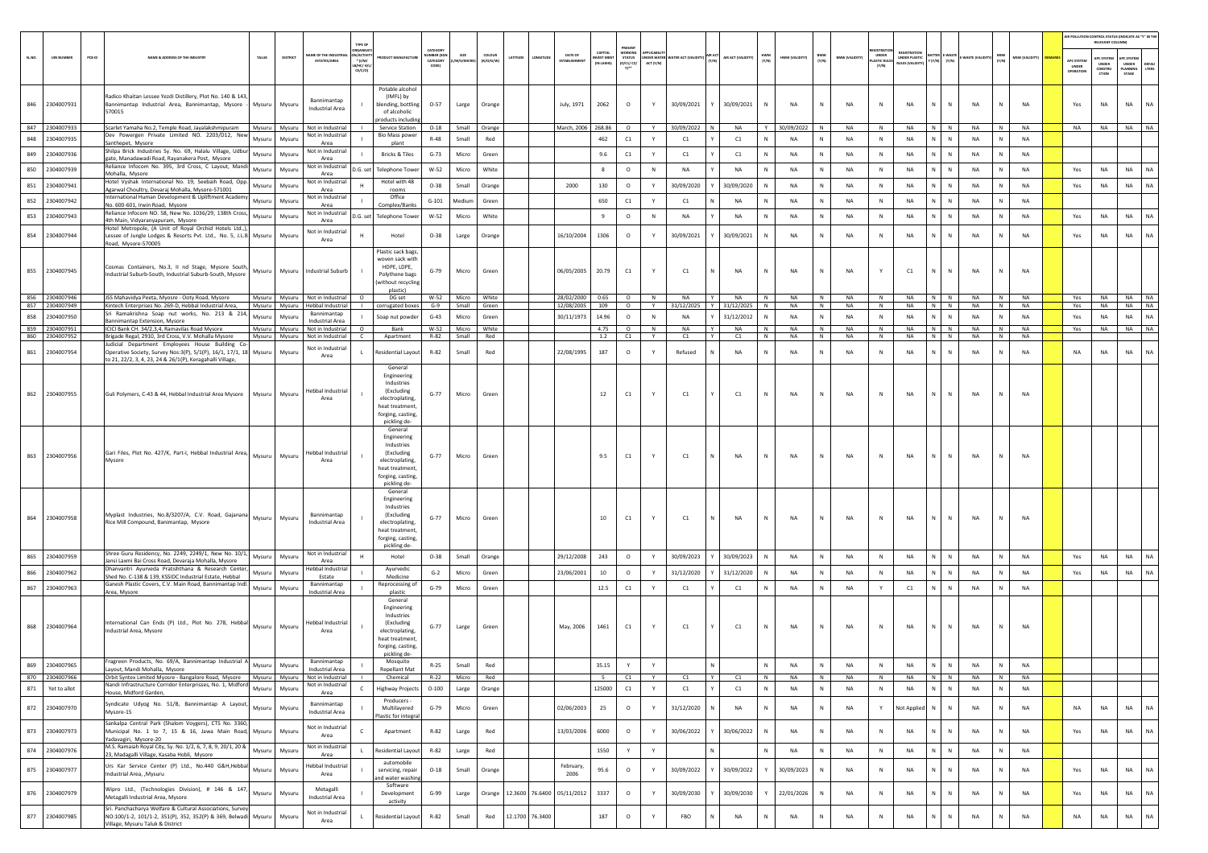| SL.NO. | UIN NUMBER | PCB ID | NAME & ADDRESS OF THE INDUSTRY | TALUK | DISTRICT | NAME OF THE INDUSTRIAL ESTATES/AREA | TYPE OF ORGANISATION/ACTIVITY * (I/M/LB/HC/H/L/CE/C/O) | PRODUCT MANUFACTURE | CATEGORY NUMBER (XGN CATEGORY CODE) | SIZE (L/M/S/MICRO) | COLOUR (R/O/G/W) | LATITUDE | LONGITUDE | DATE OF ESTABLISHMENT | CAPITAL INVEST MENT (IN LAKHS) | PRESENT WORKING STATUS (O/C1/C2/Y)** | APPLICABILITY UNDER WATER ACT (Y/N) | WATER ACT (VALIDITY) | AIR ACT (Y/N) | AIR ACT (VALIDITY) | HWM (Y/N) | HWM (VALIDITY) | BMW (Y/N) | BMW (VALIDITY) | REGISTRATION UNDER PLASTIC RULES (Y/N) | REGISTRATION UNDER PLASTIC RULES (VALIDITY) | BATTERY (Y/N) | E-WASTE (Y/N) | E-WASTE (VALIDITY) | MSW (Y/N) | MSW (VALIDITY) | REMARKS | AIR POLLUTION CONTROL STATUS (INDICATE AS "Y" IN THE RELEVANT COLUMN) | | | |
|---|---|---|---|---|---|---|---|---|---|---|---|---|---|---|---|---|---|---|---|---|---|---|---|---|---|---|---|---|---|---|---|---|---|---|---|---|
| | | | | | | | | | | | | | | | | | | | | | | | | | | | | | | | | | APC SYSTEM UNDER OPERATION | APC SYSTEM UNDER CONSTRUCTION | APC SYSTEM UNDER PLANNING STAGE | DEFAULTERS |
| 846 | 2304007931 | | Radico Khaitan Lessee Yezdi Distillery, Plot No. 140 & 143, Bannimantap Industrial Area, Bannimantap, Mysore - 570015 | Mysuru | Mysuru | Bannimantap Industrial Area | I | Potable alcohol (IMFL) by blending, bottling of alcoholic products including | O-57 | Large | Orange | | | July, 1971 | 2062 | O | Y | 30/09/2021 | Y | 30/09/2021 | N | NA | N | NA | N | NA | N | N | NA | N | NA | | Yes | NA | NA | NA |
| 847 | 2304007933 | | Scarlet Yamaha No.2, Temple Road, Jayalakshmipuram | Mysuru | Mysuru | Not in Industrial | I | Service Station | O-18 | Small | Orange | | | March, 2006 | 268.86 | O | Y | 30/09/2022 | N | NA | Y | 30/09/2022 | N | NA | N | NA | N | N | NA | N | NA | | NA | NA | NA | NA |
| 848 | 2304007935 | | Dev Powergen Private Limited NO. 2203/O12, New Santhepet, Mysore | Mysuru | Mysuru | Not in Industrial Area | I | Bio Mass power plant | R-48 | Small | Red | | | | 462 | C1 | Y | C1 | Y | C1 | N | NA | N | NA | N | NA | N | N | NA | N | NA | | | | | |
| 849 | 2304007936 | | Shilpa Brick Industries Sy. No. 69, Halalu Village, Udbur gate, Manadawadi Road, Rayanakera Post, Mysore | Mysuru | Mysuru | Not in Industrial Area | I | Bricks & Tiles | G-73 | Micro | Green | | | | 9.6 | C1 | Y | C1 | Y | C1 | N | NA | N | NA | N | NA | N | N | NA | N | NA | | | | | |
| 850 | 2304007939 | | Reliance Infocom No. 395, 3rd Cross, C Layout, Mandi Mohalla, Mysore | Mysuru | Mysuru | Not in Industrial Area | D.G. set | Telephone Tower | W-52 | Micro | White | | | | 8 | O | N | NA | Y | NA | N | NA | N | NA | N | NA | N | N | NA | N | NA | | Yes | NA | NA | NA |
| 851 | 2304007941 | | Hotel Vyshak International No. 19, Seebaih Road, Opp. Agarwal Choultry, Devaraj Mohalla, Mysore-571001 | Mysuru | Mysuru | Not in Industrial Area | H | Hotel with 48 rooms | O-38 | Small | Orange | | | 2000 | 130 | O | Y | 30/09/2020 | Y | 30/09/2020 | N | NA | N | NA | N | NA | N | N | NA | N | NA | | Yes | NA | NA | NA |
| 852 | 2304007942 | | International Human Development & Upliftment Academy No. 600-601, Irwin Road, Mysore | Mysuru | Mysuru | Not in Industrial Area | I | Office Complex/Banks | G-101 | Medium | Green | | | | 650 | C1 | Y | C1 | N | NA | N | NA | N | NA | N | NA | N | N | NA | N | NA | | | | | |
| 853 | 2304007943 | | Reliance Infocom NO. 58, New No. 1036/29, 138th Cross, 4th Main, Vidyaranyapuram, Mysore | Mysuru | Mysuru | Not in Industrial Area | D.G. set | Telephone Tower | W-52 | Micro | White | | | | 9 | O | N | NA | Y | NA | N | NA | N | NA | N | NA | N | N | NA | N | NA | | Yes | NA | NA | NA |
| 854 | 2304007944 | | Hotel Metropole, (A Unit of Royal Orchid Hotels Ltd.,), Lessee of Jungle Lodges & Resorts Pvt. Ltd., No. 5, J.L.B Road, Mysore-570005 | Mysuru | Mysuru | Not in Industrial Area | H | Hotel | O-38 | Large | Orange | | | 16/10/2004 | 1306 | O | Y | 30/09/2021 | Y | 30/09/2021 | N | NA | N | NA | N | NA | N | N | NA | N | NA | | Yes | NA | NA | NA |
| 855 | 2304007945 | | Cosmas Containers, No.3, II nd Stage, Mysore South, Industrial Suburb-South, Industrial Suburb-South, Mysore | Mysuru | Mysuru | Industrial Suburb | I | Plastic sack bags, woven sack with HDPE, LDPE, Polythene bags (without recycling plastic) | G-79 | Micro | Green | | | 06/05/2005 | 20.79 | C1 | Y | C1 | N | NA | N | NA | N | NA | Y | C1 | N | N | NA | N | NA | | | | | |
| 856 | 2304007946 | | JSS Mahavidya Peeta, Myosre - Ooty Road, Mysore | Mysuru | Mysuru | Not in Industrial | O | DG set | W-52 | Micro | White | | | 28/02/2000 | 0.65 | O | N | NA | Y | NA | N | NA | N | NA | N | NA | N | N | NA | N | NA | | Yes | NA | NA | NA |
| 857 | 2304007949 | | Kintech Enterprises No. 269-D, Hebbal Industrial Area, | Mysuru | Mysuru | Hebbal Industrial | I | corrugated boxes | G-9 | Small | Green | | | 12/08/2005 | 109 | O | Y | 31/12/2025 | Y | 31/12/2025 | N | NA | N | NA | N | NA | N | N | NA | N | NA | | Yes | NA | NA | NA |
| 858 | 2304007950 | | Sri Ramakrishna Soap nut works, No. 213 & 214, Bannimantap Extension, Mysore | Mysuru | Mysuru | Bannimantap Industrial Area | I | Soap nut powder | G-43 | Micro | Green | | | 30/11/1973 | 14.96 | O | N | NA | Y | 31/12/2012 | N | NA | N | NA | N | NA | N | N | NA | N | NA | | Yes | NA | NA | NA |
| 859 | 2304007951 | | ICICI Bank CH. 34/2,3,4, Ramavilas Road Mysore | Mysuru | Mysuru | Not in Industrial | O | Bank | W-52 | Micro | White | | | | 4.75 | O | N | NA | Y | NA | N | NA | N | NA | N | NA | N | N | NA | N | NA | | Yes | NA | NA | NA |
| 860 | 2304007952 | | Brigade Regal, 2910, 3rd Cross, V.V. Mohalla Mysore | Mysuru | Mysuru | Not in Industrial | C | Apartment | R-82 | Small | Red | | | | 1.2 | C1 | Y | C1 | Y | C1 | N | NA | N | NA | N | NA | N | N | NA | N | NA | | | | | |
| 861 | 2304007954 | | Judicial Department Employees House Building Co-Operative Society, Survey Nos:3(P), 5/1(P), 16/1, 17/1, 18 to 21, 22/2, 3, 4, 23, 24 & 26/1(P), Keragahalli Village, | Mysuru | Mysuru | Not in Industrial Area | L | Residential Layout | R-82 | Small | Red | | | 22/08/1995 | 187 | O | Y | Refused | N | NA | N | NA | N | NA | N | NA | N | N | NA | N | NA | | NA | NA | NA | NA |
| 862 | 2304007955 | | Guli Polymers, C-43 & 44, Hebbal Industrial Area Mysore | Mysuru | Mysuru | Hebbal Industrial Area | I | General Engineering Industries (Excluding electroplating, heat treatment, forging, casting, pickling de- | G-77 | Micro | Green | | | | 12 | C1 | Y | C1 | Y | C1 | N | NA | N | NA | N | NA | N | N | NA | N | NA | | | | | |
| 863 | 2304007956 | | Gari Files, Plot No. 427/K, Part-I, Hebbal Industrial Area, Mysore | Mysuru | Mysuru | Hebbal Industrial Area | I | General Engineering Industries (Excluding electroplating, heat treatment, forging, casting, pickling de- | G-77 | Micro | Green | | | | 9.5 | C1 | Y | C1 | N | NA | N | NA | N | NA | N | NA | N | N | NA | N | NA | | | | | |
| 864 | 2304007958 | | Myplast Industries, No.8/3207/A, C.V. Road, Gajanana Rice Mill Compound, Banimantap, Mysore | Mysuru | Mysuru | Bannimantap Industrial Area | I | General Engineering Industries (Excluding electroplating, heat treatment, forging, casting, pickling de- | G-77 | Micro | Green | | | | 10 | C1 | Y | C1 | N | NA | N | NA | N | NA | N | NA | N | N | NA | N | NA | | | | | |
| 865 | 2304007959 | | Shree Guru Residency, No. 2249, 2249/1, New No. 10/1, Jansi Laxmi Bai Cross Road, Devaraja Mohalla, Mysore | Mysuru | Mysuru | Not in Industrial Area | H | Hotel | O-38 | Small | Orange | | | 29/12/2008 | 243 | O | Y | 30/09/2023 | Y | 30/09/2023 | N | NA | N | NA | N | NA | N | N | NA | N | NA | | Yes | NA | NA | NA |
| 866 | 2304007962 | | Dhanvantri Ayurveda Pratishthana & Research Center, Shed No. C-138 & 139, KSSIDC Industrial Estate, Hebbal | Mysuru | Mysuru | Hebbal Industrial Estate | I | Ayurvedic Medicine | G-2 | Micro | Green | | | 23/06/2001 | 10 | O | Y | 31/12/2020 | Y | 31/12/2020 | N | NA | N | NA | N | NA | N | N | NA | N | NA | | Yes | NA | NA | NA |
| 867 | 2304007963 | | Ganesh Plastic Covers, C.V. Main Road, Bannimantap Indl. Area, Mysore | Mysuru | Mysuru | Bannimantap Industrial Area | I | Reprocessing of plastic | G-79 | Micro | Green | | | | 12.5 | C1 | Y | C1 | Y | C1 | N | NA | N | NA | Y | C1 | N | N | NA | N | NA | | | | | |
| 868 | 2304007964 | | International Can Ends (P) Ltd., Plot No. 278, Hebbal Industrial Area, Mysore | Mysuru | Mysuru | Hebbal Industrial Area | I | General Engineering Industries (Excluding electroplating, heat treatment, forging, casting, pickling de- | G-77 | Large | Green | | | May, 2006 | 1461 | C1 | Y | C1 | Y | C1 | N | NA | N | NA | N | NA | N | N | NA | N | NA | | | | | |
| 869 | 2304007965 | | Fragreen Products, No. 69/A, Bannimantap Industrial A Layout, Mandi Mohalla, Mysore | Mysuru | Mysuru | Bannimantap Industrial Area | I | Mosquito Repellant Mat | R-25 | Small | Red | | | | 35.15 | Y | Y | | N | | N | NA | N | NA | N | NA | N | N | NA | N | NA | | | | | |
| 870 | 2304007966 | | Orbit Syntex Limited Mysore - Bangalore Road, Mysore | Mysuru | Mysuru | Not in Industrial | I | Chemical | R-22 | Micro | Red | | | | 5 | C1 | Y | C1 | Y | C1 | N | NA | N | NA | N | NA | N | N | NA | N | NA | | | | | |
| 871 | Yet to allot | | Nandi Infrastructure Corridor Enterprises No. 1, Midford House, Midford Garden, | Mysuru | Mysuru | Not in Industrial Area | C | Highway Projects | O-100 | Large | Orange | | | | 125000 | C1 | Y | C1 | Y | C1 | N | NA | N | NA | N | NA | N | N | NA | N | NA | | | | | |
| 872 | 2304007970 | | Syndicate Udyog No. 51/B, Bannimantap A Layout, Mysore-15 | Mysuru | Mysuru | Bannimantap Industrial Area | I | Producers - Multilayered Plastic for integral | G-79 | Micro | Green | | | 02/06/2003 | 25 | O | Y | 31/12/2020 | N | NA | N | NA | N | NA | Y | Not Applied | N | N | NA | N | NA | | NA | NA | NA | NA |
| 873 | 2304007973 | | Sankalpa Central Park (Shalom Voygers), CTS No. 3360, Municipal No. 1 to 7, 15 & 16, Jawa Main Road, Yadavagiri, Mysore-20 | Mysuru | Mysuru | Not in Industrial Area | C | Apartment | R-82 | Large | Red | | | 13/03/2006 | 6000 | O | Y | 30/06/2022 | Y | 30/06/2022 | N | NA | N | NA | N | NA | N | N | NA | N | NA | | Yes | NA | NA | NA |
| 874 | 2304007976 | | M.S. Ramaiah Royal City, Sy. No. 1/2, 6, 7, 8, 9, 20/1, 20 & 23, Madagalli Village, Kasaba Hobli, Mysore | Mysuru | Mysuru | Not in Industrial Area | L | Residential Layout | R-82 | Large | Red | | | | 1550 | Y | Y | | N | | N | NA | N | NA | N | NA | N | N | NA | N | NA | | | | | |
| 875 | 2304007977 | | Urs Kar Service Center (P) Ltd., No.440 G&H,Hebbal Industrial Area, ,Mysuru | Mysuru | Mysuru | Hebbal Industrial Area | I | automobile servicing, repair and water washing | O-18 | Small | Orange | | | February, 2006 | 95.6 | O | Y | 30/09/2022 | Y | 30/09/2022 | Y | 30/09/2023 | N | NA | N | NA | N | N | NA | N | NA | | Yes | NA | NA | NA |
| 876 | 2304007979 | | Wipro Ltd., (Technologies Division), # 146 & 147, Metagalli Industrial Area, Mysore | Mysuru | Mysuru | Metagalli Industrial Area | I | Software Development activity | G-99 | Large | Orange | 12.3600 | 76.6400 | 05/11/2012 | 3337 | O | Y | 30/09/2030 | Y | 30/09/2030 | Y | 22/01/2026 | N | NA | N | NA | N | N | NA | N | NA | | Yes | NA | NA | NA |
| 877 | 2304007985 | | Sri. Panchacharya Welfare & Cultural Associations, Survey NO:100/1-2, 101/1-2, 351(P), 352, 352(P) & 369, Belwadi Village, Mysuru Taluk & District | Mysuru | Mysuru | Not in Industrial Area | L | Residential Layout | R-82 | Small | Red | 12.1700 | 76.3400 | | 187 | O | Y | FBO | N | NA | N | NA | N | NA | N | NA | N | N | NA | N | NA | | NA | NA | NA | NA |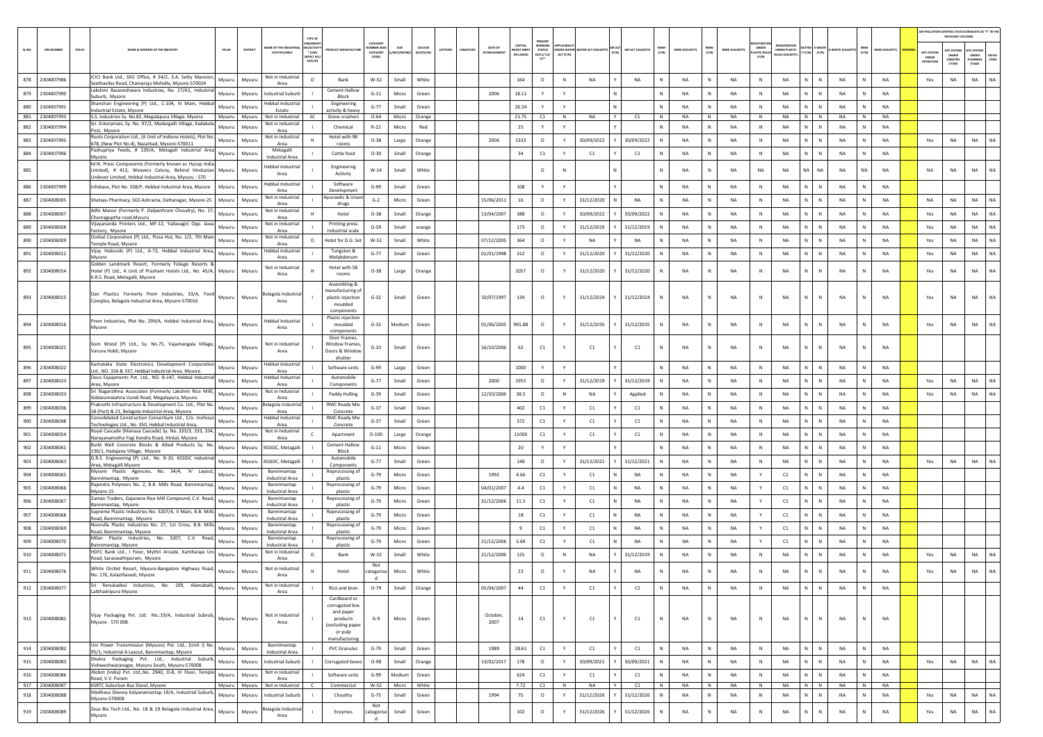| SL.NO. | UIN NUMBER | PCB ID | NAME & ADDRESS OF THE INDUSTRY | TALUK | DISTRICT | NAME OF THE INDUSTRIAL ESTATE/AREA | TYPE OF ORGANISATION/ACTIVITY* (I/M/LB/HC/H/CE/C/O) | PRODUCT MANUFACTURE | CATEGORY NUMBER (XGN CATEGORY CODE) | SIZE (L/M/S/MICRO) | COLOUR (R/O/G/W) | LATITUDE | LONGITUDE | DATE OF ESTABLISHMENT | CAPITAL INVEST MENT (IN LAKHS) | PRESENT WORKING STATUS (O/C1/C2/Y)** | APPLICABILITY UNDER WATER ACT (Y/N) | WATER ACT (VALIDITY) | AIR ACT (Y/N) | AIR ACT (VALIDITY) | HWM (Y/N) | HWM (VALIDITY) | BMW (Y/N) | BMW (VALIDITY) | REGISTRATION UNDER PLASTIC RULES (Y/N) | REGISTRATION UNDER PLASTIC RULES (VALIDITY) | BATTERY (Y/N) | E-WASTE (Y/N) | E-WASTE (VALIDITY) | MSW (Y/N) | MSW (VALIDITY) | REMARKS | AIR POLLUTION CONTROL STATUS (INDICATE AS "Y" IN THE RELEVANT COLUMN): APC SYSTEM UNDER OPERATION | APC SYSTEM UNDER CONSTRUCTION | APC SYSTEM UNDER PLANNING STAGE | DEFAULTERS |
|---|---|---|---|---|---|---|---|---|---|---|---|---|---|---|---|---|---|---|---|---|---|---|---|---|---|---|---|---|---|---|---|---|---|---|---|---|
| 878 | 2304007986 | | ICICI Bank Ltd., SEG Office, # 34/2, 3,4, Setty Mansion, Seethavilas Road, Chamaraja Mohalla, Mysore-570024 | Mysuru | Mysuru | Not in Industrial Area | O | Bank | W-52 | Small | White | | | | 164 | O | N | NA | Y | NA | N | NA | N | NA | N | NA | N | N | NA | N | NA | | Yes | NA | NA | NA |
| 879 | 2304007990 | | Lakshmi Basaveshwara Industries, No. 27/A1, Industrial Suburb, Mysore | Mysuru | Mysuru | Industrial Suburb | I | Cement Hallow Block | G-11 | Micro | Green | | | 2006 | 18.11 | Y | Y | | N | | N | NA | N | NA | N | NA | N | N | NA | N | NA | | | | | |
| 880 | 2304007991 | | Shanchan Engineering (P) Ltd., C-104, III Main, Hebbal Industrial Estate, Mysore | Mysuru | Mysuru | Hebbal Industrial Estate | I | Engineering activity & heavy | G-77 | Small | Green | | | | 26.34 | Y | Y | | N | | N | NA | N | NA | N | NA | N | N | NA | N | NA | | | | | |
| 881 | 2304007993 | | S.S. Industries Sy. No.82, Megalapura Village, Mysore | Mysuru | Mysuru | Not in Industrial | SC | Stone crushers | O-64 | Micro | Orange | | | | 21.75 | C1 | N | NA | Y | C1 | N | NA | N | NA | N | NA | N | N | NA | N | NA | | | | | |
| 882 | 2304007994 | | Sri. Enterprises, Sy. No. 97/2, Madargalli Village, Kadakola Post, Mysore | Mysuru | Mysuru | Not in Industrial Area | I | Chemical | R-22 | Micro | Red | | | | 25 | Y | Y | | Y | | N | NA | N | NA | N | NA | N | N | NA | N | NA | | | | | |
| 883 | 2304007995 | | Roots Corporation Ltd., (A Unit of Indione Hotels), Plot No. 678, (New Plot No.4), Nazarbad, Mysore-570011 | Mysuru | Mysuru | Not in Industrial Area | H | Hotel with 98 rooms | O-38 | Large | Orange | | | 2006 | 1333 | O | Y | 30/09/2022 | Y | 30/09/2022 | N | NA | N | NA | N | NA | N | N | NA | N | NA | | Yes | NA | NA | NA |
| 884 | 2304007996 | | Pashupriya Feeds, # 139/A, Metagalli Industrial Area Mysore | Mysuru | Mysuru | Metagalli Industrial Area | I | Cattle feed | O-30 | Small | Orange | | | | 34 | C1 | Y | C1 | Y | C1 | N | NA | N | NA | N | NA | N | N | NA | N | NA | | | | | |
| 885 | | | M.N. Press Components (Formerly known as Hycop India Limited), # 413, Weavers Colony, Behind Hindustan Unilever Limited, Hebbal Industrial Area, Mysuru - 570 | Mysuru | Mysuru | Hebbal Industrial Area | I | Engineering Activity | W-14 | Small | White | | | | | O | N | | N | | N | NA | N | NA | NA | NA | NA | NA | NA | NA | NA | | NA | NA | NA | NA |
| 886 | 2304007999 | | Infobase, Plot No. 338/P, Hebbal Industrial Area, Mysore | Mysuru | Mysuru | Hebbal Industrial Area | I | Software Development | G-99 | Small | Green | | | | 108 | Y | Y | | Y | | N | NA | N | NA | N | NA | N | N | NA | N | NA | | | | | |
| 887 | 2304008005 | | Shatayu Pharmacy, SGS Ashrama, Dattanagar, Mysore-25 | Mysuru | Mysuru | Not in Industrial Area | I | Ayurvedic & Unani drugs | G-2 | Micro | Green | | | 15/06/2011 | 16 | O | Y | 31/12/2020 | N | NA | N | NA | N | NA | N | NA | N | N | NA | N | NA | | NA | NA | NA | NA |
| 888 | 2304008007 | | Adhi Manor (Formerly P. Daljeethram Choudry), No. 17, Chanraguptha road,Mysuru | Mysuru | Mysuru | Not in Industrial Area | H | Hotel | O-38 | Small | Orange | | | 13/04/2007 | 388 | O | Y | 30/09/2022 | Y | 30/09/2022 | N | NA | N | NA | N | NA | N | N | NA | N | NA | | Yes | NA | NA | NA |
| 889 | 2304008008 | | Vijayananda Printers Ltd., MF-12, Yadavagiri Opp. Jawa Factory, Mysore | Mysuru | Mysuru | Not in Industrial Area | I | Printing press Industrial scale | O-59 | Small | orange | | | | 173 | O | Y | 31/12/2019 | Y | 31/12/2019 | N | NA | N | NA | N | NA | N | N | NA | N | NA | | Yes | NA | NA | NA |
| 890 | 2304008009 | | Dodsal Corporation (P) Ltd., Pizza Hut, No. 1/2, 7th Main Temple Road, Mysore | Mysuru | Mysuru | Not in Industrial Area | O | Hotel for D.G. Set | W-52 | Small | White | | | 07/12/2005 | 364 | O | Y | NA | Y | NA | N | NA | N | NA | N | NA | N | N | NA | N | NA | | Yes | NA | NA | NA |
| 891 | 2304008012 | | Vijay Halocoils (P) Ltd., A-72, Hebbal Industrial Area, Mysore | Mysuru | Mysuru | Hebbal Industrial Area | I | Tungsten & Molybdenum | G-77 | Small | Green | | | 01/01/1998 | 312 | O | Y | 31/12/2020 | Y | 31/12/2020 | N | NA | N | NA | N | NA | N | N | NA | N | NA | | Yes | NA | NA | NA |
| 892 | 2304008014 | | Golden Landmark Resort, Formerly Foliage Resorts & Hotel (P) Ltd., A Unit of Prashant Hotels Ltd., No. 45/A, K.R.S. Road, Metagalli, Mysore | Mysuru | Mysuru | Not in Industrial Area | H | Hotel with 58 rooms | O-38 | Large | Orange | | | | 1057 | O | Y | 31/12/2020 | Y | 31/12/2020 | N | NA | N | NA | N | NA | N | N | NA | N | NA | | Yes | NA | NA | NA |
| 893 | 2304008015 | | Dan Plastics Formerly Prem Industries, 33/A, Food Complex, Belagola Industrial Area, Mysore-570016 | Mysuru | Mysuru | Belagola Industrial Area | I | Assembling & manufacturing of plastic injection moulded components | G-32 | Small | Green | | | 10/07/1997 | 139 | O | Y | 31/12/2024 | Y | 31/12/2024 | N | NA | N | NA | N | NA | N | N | NA | N | NA | | Yes | NA | NA | NA |
| 894 | 2304008016 | | Prem Industries, Plot No. 299/A, Hebbal Industrial Area, Mysore | Mysuru | Mysuru | Hebbal Industrial Area | I | Plastic injection moulded components | G-32 | Medium | Green | | | 01/06/2005 | 991.88 | O | Y | 31/12/2035 | Y | 31/12/2035 | N | NA | N | NA | N | NA | N | N | NA | N | NA | | Yes | NA | NA | NA |
| 895 | 2304008021 | | Sism Wood (P) Ltd., Sy. No.75, Vajamangala Village, Varuna Hobli, Mysore | Mysuru | Mysuru | Not in Industrial Area | I | Door Frames, Window Frames, Doors & Window shutter | G-10 | Small | Green | | | 16/10/2006 | 62 | C1 | Y | C1 | Y | C1 | N | NA | N | NA | N | NA | N | N | NA | N | NA | | | | | |
| 896 | 2304008022 | | Karnataka State Electronics Development Corporation Ltd., NO. 336 & 337, Hebbal Industrial Area, Mysore. | Mysuru | Mysuru | Hebbal Industrial Area | I | Software units | G-99 | Large | Green | | | | 1000 | Y | Y | | Y | | N | NA | N | NA | N | NA | N | N | NA | N | NA | | | | | |
| 897 | 2304008023 | | Deco Equipments Pvt. Ltd., NO. B-147, Hebbal Industrial Area, Mysore | Mysuru | Mysuru | Hebbal Industrial Area | I | Automobile Components | G-77 | Small | Green | | | 2000 | 1953 | O | Y | 31/12/2019 | Y | 31/12/2019 | N | NA | N | NA | N | NA | N | N | NA | N | NA | | Yes | NA | NA | NA |
| 898 | 2304008033 | | Sri Nagarathna Associates (Formerly Lakshmi Rice Mill), Siddaramaiahna Uundi Road, Megalapura, Mysuru | Mysuru | Mysuru | Not in Industrial Area | I | Paddy Hulling | G-39 | Small | Green | | | 12/10/2006 | 38.5 | O | N | NA | Y | Applied | N | NA | N | NA | N | NA | N | N | NA | N | NA | | Yes | NA | NA | NA |
| 899 | 2304008036 | | Prakruthi Infrastructure & Development Co. Ltd., Plot No. 18 (Part) & 21, Belagola Industrial Area, Mysore | Mysuru | Mysuru | Belagola Industrial Area | I | RMC Ready Mix Concrete | G-37 | Small | Green | | | | 402 | C1 | Y | C1 | Y | C1 | N | NA | N | NA | N | NA | N | N | NA | N | NA | | | | | |
| 900 | 2304008048 | | Consolidated Construction Consortium Ltd., C/o. Inofosys Technologies Ltd., No. 350, Hebbal Industrial Area, | Mysuru | Mysuru | Hebbal Industrial Area | I | RMC Ready Mix Concrete | G-37 | Small | Green | | | | 372 | C1 | Y | C1 | Y | C1 | N | NA | N | NA | N | NA | N | N | NA | N | NA | | | | | |
| 901 | 2304008054 | | Royal Cascade (Manasa Cascade) Sy. No. 333/3, 333, 334, Narayanamatha Yogi Kendra Road, Hinkal, Mysore | Mysuru | Mysuru | Not in Industrial Area | C | Apartment | O-100 | Large | Orange | | | | 11000 | C1 | Y | C1 | Y | C1 | N | NA | N | NA | N | NA | N | N | NA | N | NA | | | | | |
| 902 | 2304008061 | | Build Well Concrete Blocks & Allied Products Sy. No. 136/1, Hadajana Village, Mysore | Mysuru | Mysuru | KSSIDC, Metagalli | I | Cement Hallow Block | G-11 | Micro | Green | | | | 20 | Y | Y | | Y | | N | NA | N | NA | N | NA | N | N | NA | N | NA | | | | | |
| 903 | 2304008063 | | G.R.S. Engineering (P) Ltd., No. B-10, KSSIDC Industrial Area, Metagalli Mysore | Mysuru | Mysuru | KSSIDC, Metagalli | I | Automobile Components | G-77 | Small | Green | | | | 148 | O | Y | 31/12/2021 | Y | 31/12/2021 | N | NA | N | NA | N | NA | N | N | NA | N | NA | | Yes | NA | NA | NA |
| 904 | 2304008065 | | Mysore Plastic Agencies, No. 34/4, 'A' Layout, Bannimantap, Mysore | Mysuru | Mysuru | Bannimantap Industrial Area | I | Reprocessing of plastic | G-79 | Micro | Green | | | 1992 | 4.66 | C1 | Y | C1 | N | NA | N | NA | N | NA | Y | C1 | N | N | NA | N | NA | | | | | |
| 905 | 2304008066 | | Rajendra Polymers No. 2, B.B. Mills Road, Bannimantap, Mysore-15 | Mysuru | Mysuru | Bannimantap Industrial Area | I | Reprocessing of plastic | G-79 | Micro | Green | | | 04/01/2007 | 4.4 | C1 | Y | C1 | N | NA | N | NA | N | NA | Y | C1 | N | N | NA | N | NA | | | | | |
| 906 | 2304008067 | | Zuman Traders, Gajanana Rice Mill Compound, C.V. Road, Bannimantap, Mysore | Mysuru | Mysuru | Bannimantap Industrial Area | I | Reprocessing of plastic | G-79 | Micro | Green | | | 31/12/2006 | 11.5 | C1 | Y | C1 | N | NA | N | NA | N | NA | Y | C1 | N | N | NA | N | NA | | | | | |
| 907 | 2304008068 | | Supreme Plastic Industries No. 3207/4, II Main, B.B. Mills Road, Bannimantap, Mysore | Mysuru | Mysuru | Bannimantap Industrial Area | I | Reprocessing of plastic | G-79 | Micro | Green | | | | 18 | C1 | Y | C1 | N | NA | N | NA | N | NA | Y | C1 | N | N | NA | N | NA | | | | | |
| 908 | 2304008069 | | Noorulla Plastic Industries No. 27, 1st Cross, B.B. Mills Road, Bannimantap, Mysore | Mysuru | Mysuru | Bannimantap Industrial Area | I | Reprocessing of plastic | G-79 | Micro | Green | | | | 9 | C1 | Y | C1 | N | NA | N | NA | N | NA | Y | C1 | N | N | NA | N | NA | | | | | |
| 909 | 2304008070 | | Milan Plastic Industries, No. 3207, C.V. Road, Bannimantap, Mysore | Mysuru | Mysuru | Bannimantap Industrial Area | I | Reprocessing of plastic | G-79 | Micro | Green | | | 21/12/2006 | 5.69 | C1 | Y | C1 | N | NA | N | NA | N | NA | Y | C1 | N | N | NA | N | NA | | | | | |
| 910 | 2304008071 | | HDFC Bank Ltd., I Floor, Mythri Arcade, Kantharaje Urs Road, Saraswathipuram, Mysore | Mysuru | Mysuru | Not in Industrial Area | O | Bank | W-52 | Small | White | | | 21/12/2006 | 125 | O | N | NA | Y | 31/12/2019 | N | NA | N | NA | N | NA | N | N | NA | N | NA | | Yes | NA | NA | NA |
| 911 | 2304008076 | | White Orchid Resort, Mysore-Bangalore Highway Road, No. 176, Kalasthavadi, Mysore | Mysuru | Mysuru | Not in Industrial Area | H | Hotel | Not categorised | Micro | White | | | | 23 | O | Y | NA | Y | NA | N | NA | N | NA | N | NA | N | N | NA | N | NA | | Yes | NA | NA | NA |
| 912 | 2304008077 | | Sri Renukadevi Industries, No. 109, Alamaballi, Lalithadripura Mysore | Mysuru | Mysuru | Not in Industrial Area | I | Rice and bran | O-79 | Small | Orange | | | 05/04/2007 | 44 | C1 | Y | C1 | Y | C1 | N | NA | N | NA | N | NA | N | N | NA | N | NA | | | | | |
| 913 | 2304008081 | | Vijay Packaging Pvt. Ltd. No.:19/A, Industrial Subrub, Mysore - 570 008 | Mysuru | Mysuru | Not in Industrial Area | I | Cardboard or corrugated box and paper products (excluding paper or pulp manufacturing | G-9 | Micro | Green | | | October, 2007 | 14 | C1 | Y | C1 | Y | C1 | N | NA | N | NA | N | NA | N | N | NA | N | NA | | | | | |
| 914 | 2304008082 | | Uni Power Transmission (Mysore) Pvt. Ltd., (Unit I) No. 95/1, Industrial A Layout, Bannimantap, Mysore | Mysuru | Mysuru | Bannimantap Industrial Area | I | PVC Granules | G-79 | Small | Green | | | 1989 | 28.61 | C1 | Y | C1 | Y | C1 | N | NA | N | NA | N | NA | N | N | NA | N | NA | | | | | |
| 915 | 2304008083 | | Shukra Packaging Pvt. Ltd., Industrial Suburb, Vishweshwaranagar, Mysuru South, Mysuru-570008 | Mysuru | Mysuru | Industrial Suburb | I | Corrugated boxes | O-98 | Small | Orange | | | 13/02/2017 | 178 | O | Y | 30/09/2021 | Y | 30/09/2021 | N | NA | N | NA | N | NA | N | N | NA | N | NA | | Yes | NA | NA | NA |
| 916 | 2304008086 | | iRobot (India) Pvt. Ltd.,No. 2940, D-8, III Floor, Temple Road, V.V. Puram | Mysuru | Mysuru | Not in Industrial Area | I | Software units | G-99 | Medium | Green | | | | 624 | C1 | Y | C1 | Y | C1 | N | NA | N | NA | N | NA | N | N | NA | N | NA | | | | | |
| 917 | 2304008087 | | KSRTC Suburban Bus Stand, Mysore | Mysuru | Mysuru | Not in Industrial | C | Commercial | W-52 | Micro | White | | | | 7.72 | C1 | N | NA | Y | C1 | N | NA | N | NA | N | NA | N | N | NA | N | NA | | | | | |
| 918 | 2304008088 | | Madhava Shenoy Kalyanamantap 19/A, Industrial Suburb, Mysore-570008 | Mysuru | Mysuru | Industrial Suburb | I | Choultry | G-75 | Small | Green | | | 1994 | 75 | O | Y | 31/12/2026 | Y | 31/12/2026 | N | NA | N | NA | N | NA | N | N | NA | N | NA | | Yes | NA | NA | NA |
| 919 | 2304008089 | | Zeus Bio Tech Ltd., No. 18 & 19 Belagola Industrial Area, Mysore | Mysuru | Mysuru | Belagola Industrial Area | I | Enzymes | Not categorised | Small | Green | | | | 102 | O | Y | 31/12/2026 | Y | 31/12/2026 | N | NA | N | NA | N | NA | N | N | NA | N | NA | | Yes | NA | NA | NA |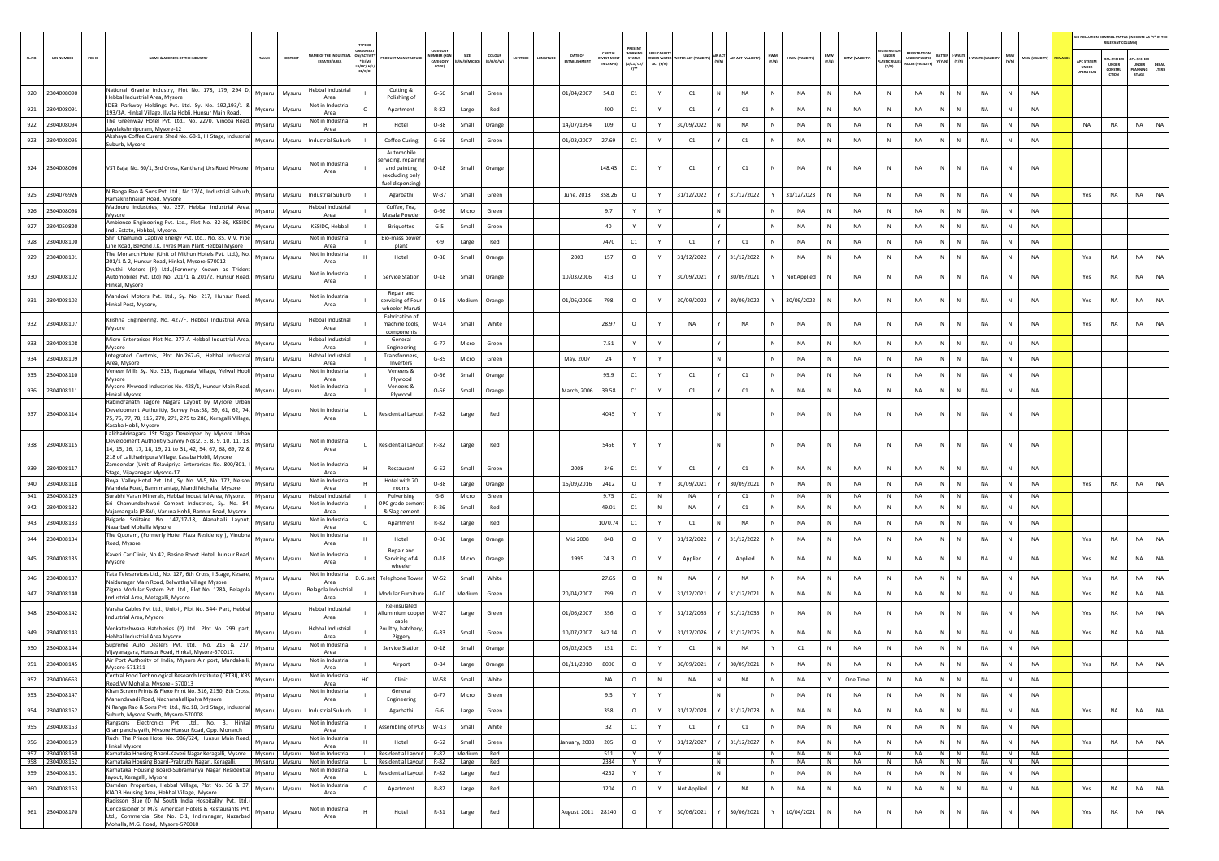| SL.NO. | UIN NUMBER | PCB ID | NAME & ADDRESS OF THE INDUSTRY | TALUK | DISTRICT | NAME OF THE INDUSTRIAL ESTATES/AREA | TYPE OF ORGANISATION/ACTIVITY * (I/M/LB/HC/H/CE/C/O) | PRODUCT MANUFACTURE | CATEGORY NUMBER (XGN CATEGORY CODE) | SIZE (L/M/S/MICRO) | COLOUR (R/O/G/W) | LATITUDE | LONGITUDE | DATE OF ESTABLISHMENT | CAPITAL INVEST MENT (IN LAKHS) | PRESENT WORKING STATUS (O/C1/C2/Y)** | APPLICABILITY UNDER WATER ACT (Y/N) | WATER ACT (VALIDITY) | APPLICABILITY UNDER AIR ACT (Y/N) | AIR ACT (VALIDITY) | HWM (Y/N) | HWM (VALIDITY) | BMW (Y/N) | BMW (VALIDITY) | REGISTRATION UNDER PLASTIC RULES (Y/N) | REGISTRATION UNDER PLASTIC RULES (VALIDITY) | BATTERY (Y/N) | E-WASTE (Y/N) | E-WASTE (VALIDITY) | MSW (Y/N) | MSW (VALIDITY) | REMARKS | APC SYSTEM UNDER OPERATION | APC SYSTEM UNDER CONSTRUCTION | APC SYSTEM UNDER PLANNING STAGE | DEFAULTERS |
|---|---|---|---|---|---|---|---|---|---|---|---|---|---|---|---|---|---|---|---|---|---|---|---|---|---|---|---|---|---|---|---|---|---|---|---|---|
| 920 | 2304008090 | | National Granite Industry, Plot No. 178, 179, 294 D, Hebbal Industrial Area, Mysore | Mysuru | Mysuru | Hebbal Industrial Area | I | Cutting & Polishing of | G-56 | Small | Green | | | 01/04/2007 | 54.8 | C1 | Y | C1 | N | NA | N | NA | N | NA | N | NA | N | N | NA | N | NA | | | | | |
| 921 | 2304008091 | | IDEB Parkway Holdings Pvt. Ltd. Sy. No. 192,193/1 & 193/3A, Hinkal Village, Ilvala Hobli, Hunsur Main Road, | Mysuru | Mysuru | Not in Industrial Area | C | Apartment | R-82 | Large | Red | | | | 400 | C1 | Y | C1 | Y | C1 | N | NA | N | NA | N | NA | N | N | NA | N | NA | | | | | |
| 922 | 2304008094 | | The Greenway Hotel Pvt. Ltd., No. 2270, Vinoba Road, Jayalakshmipuram, Mysore-12 | Mysuru | Mysuru | Not in Industrial Area | H | Hotel | O-38 | Small | Orange | | | 14/07/1994 | 109 | O | Y | 30/09/2022 | N | NA | N | NA | N | NA | N | NA | N | N | NA | N | NA | | NA | NA | NA | NA |
| 923 | 2304008095 | | Akshaya Coffee Curers, Shed No. 68-1, III Stage, Industrial Suburb, Mysore | Mysuru | Mysuru | Industrial Suburb | I | Coffee Curing | G-66 | Small | Green | | | 01/03/2007 | 27.69 | C1 | Y | C1 | Y | C1 | N | NA | N | NA | N | NA | N | N | NA | N | NA | | | | | |
| 924 | 2304008096 | | VST Bajaj No. 60/1, 3rd Cross, Kantharaj Urs Road Mysore | Mysuru | Mysuru | Not in Industrial Area | I | Automobile servicing, repairing and painting (excluding only fuel dispensing) | O-18 | Small | Orange | | | | 148.43 | C1 | Y | C1 | Y | C1 | N | NA | N | NA | N | NA | N | N | NA | N | NA | | | | | |
| 925 | 2304076926 | | N Ranga Rao & Sons Pvt. Ltd., No.17/A, Industrial Suburb, Ramakrishnaiah Road, Mysore | Mysuru | Mysuru | Industrial Suburb | I | Agarbathi | W-37 | Small | Green | | | June, 2013 | 358.26 | O | Y | 31/12/2022 | Y | 31/12/2022 | Y | 31/12/2023 | N | NA | N | NA | N | N | NA | N | NA | | Yes | NA | NA | NA |
| 926 | 2304008098 | | Madeoru Industries, No. 237, Hebbal Industrial Area, Mysore | Mysuru | Mysuru | Hebbal Industrial Area | I | Coffee, Tea, Masala Powder | G-66 | Micro | Green | | | | 9.7 | Y | Y | | N | | N | NA | N | NA | N | NA | N | N | NA | N | NA | | | | | |
| 927 | 2304050820 | | Ambience Engineering Pvt. Ltd., Plot No. 32-36, KSSIDC Indl. Estate, Hebbal, Mysore. | Mysuru | Mysuru | KSSIDC, Hebbal | I | Briquettes | G-5 | Small | Green | | | | 40 | Y | Y | | Y | | N | NA | N | NA | N | NA | N | N | NA | N | NA | | | | | |
| 928 | 2304008100 | | Shri Chamundi Captive Energy Pvt. Ltd., No. 85, V.V. Pipe Line Road, Beyond J.K. Tyres Main Plant Hebbal Mysore | Mysuru | Mysuru | Not in Industrial Area | I | Bio-mass power plant | R-9 | Large | Red | | | | 7470 | C1 | Y | C1 | Y | C1 | N | NA | N | NA | N | NA | N | N | NA | N | NA | | | | | |
| 929 | 2304008101 | | The Monarch Hotel (Unit of Mithun Hotels Pvt. Ltd.), No. 201/1 & 2, Hunsur Road, Hinkal, Mysore-570012 | Mysuru | Mysuru | Not in Industrial Area | H | Hotel | O-38 | Small | Orange | | | 2003 | 157 | O | Y | 31/12/2022 | Y | 31/12/2022 | N | NA | N | NA | N | NA | N | N | NA | N | NA | | Yes | NA | NA | NA |
| 930 | 2304008102 | | Dyuthi Motors (P) Ltd.,(Formerly Known as Trident Automobiles Pvt. Ltd) No. 201/1 & 201/2, Hunsur Road, Hinkal, Mysore | Mysuru | Mysuru | Not in Industrial Area | I | Service Station | O-18 | Small | Orange | | | 10/03/2006 | 413 | O | Y | 30/09/2021 | Y | 30/09/2021 | Y | Not Applied | N | NA | N | NA | N | N | NA | N | NA | | Yes | NA | NA | NA |
| 931 | 2304008103 | | Mandovi Motors Pvt. Ltd., Sy. No. 217, Hunsur Road, Hinkal Post, Mysore, | Mysuru | Mysuru | Not in Industrial Area | I | Repair and servicing of Four wheeler Maruti | O-18 | Medium | Orange | | | 01/06/2006 | 798 | O | Y | 30/09/2022 | Y | 30/09/2022 | Y | 30/09/2022 | N | NA | N | NA | N | N | NA | N | NA | | Yes | NA | NA | NA |
| 932 | 2304008107 | | Krishna Engineering, No. 427/F, Hebbal Industrial Area, Mysore | Mysuru | Mysuru | Hebbal Industrial Area | I | Fabrication of machine tools, components | W-14 | Small | White | | | | 28.97 | O | Y | NA | Y | NA | N | NA | N | NA | N | NA | N | N | NA | N | NA | | Yes | NA | NA | NA |
| 933 | 2304008108 | | Micro Enterprises Plot No. 277-A Hebbal Industrial Area, Mysore | Mysuru | Mysuru | Hebbal Industrial Area | I | General Engineering | G-77 | Micro | Green | | | | 7.51 | Y | Y | | Y | | N | NA | N | NA | N | NA | N | N | NA | N | NA | | | | | |
| 934 | 2304008109 | | Integrated Controls, Plot No.267-G, Hebbal Industrial Area, Mysore | Mysuru | Mysuru | Hebbal Industrial Area | I | Transformers, Inverters | G-85 | Micro | Green | | | May, 2007 | 24 | Y | Y | | N | | N | NA | N | NA | N | NA | N | N | NA | N | NA | | | | | |
| 935 | 2304008110 | | Veneer Mills Sy. No. 313, Nagavala Village, Yelwal Hobli Mysore | Mysuru | Mysuru | Not in Industrial Area | I | Veneers & Plywood | O-56 | Small | Orange | | | | 95.9 | C1 | Y | C1 | Y | C1 | N | NA | N | NA | N | NA | N | N | NA | N | NA | | | | | |
| 936 | 2304008111 | | Mysore Plywood Industries No. 428/1, Hunsur Main Road, Hinkal Mysore | Mysuru | Mysuru | Not in Industrial Area | I | Veneers & Plywood | O-56 | Small | Orange | | | March, 2006 | 39.58 | C1 | Y | C1 | Y | C1 | N | NA | N | NA | N | NA | N | N | NA | N | NA | | | | | |
| 937 | 2304008114 | | Rabindranath Tagore Nagara Layout by Mysore Urban Development Authoritiy, Survey Nos:58, 59, 61, 62, 74, 75, 76, 77, 78, 115, 270, 271, 275 to 286, Keragalli Village, Kasaba Hobli, Mysore | Mysuru | Mysuru | Not in Industrial Area | L | Residential Layout | R-82 | Large | Red | | | | 4045 | Y | Y | | N | | N | NA | N | NA | N | NA | N | N | NA | N | NA | | | | | |
| 938 | 2304008115 | | Lalithadrinagara 1St Stage Developed by Mysore Urban Development Authority,Survey Nos:2, 3, 8, 9, 10, 11, 13, 14, 15, 16, 17, 18, 19, 21 to 31, 42, 54, 67, 68, 69, 72 & 218 of Lalithadripura Village, Kasaba Hobli, Mysore | Mysuru | Mysuru | Not in Industrial Area | L | Residential Layout | R-82 | Large | Red | | | | 5456 | Y | Y | | N | | N | NA | N | NA | N | NA | N | N | NA | N | NA | | | | | |
| 939 | 2304008117 | | Zameendar (Unit of Ravipriya Enterprises No. 800/801, I Stage, Vijayanagar Mysore-17 | Mysuru | Mysuru | Not in Industrial Area | H | Restaurant | G-52 | Small | Green | | | 2008 | 346 | C1 | Y | C1 | Y | C1 | N | NA | N | NA | N | NA | N | N | NA | N | NA | | | | | |
| 940 | 2304008118 | | Royal Valley Hotel Pvt. Ltd., Sy. No. M-5, No. 172, Nelson Mandela Road, Bannimantap, Mandi Mohalla, Mysore- | Mysuru | Mysuru | Not in Industrial Area | H | Hotel with 70 rooms | O-38 | Large | Orange | | | 15/09/2016 | 2412 | O | Y | 30/09/2021 | Y | 30/09/2021 | N | NA | N | NA | N | NA | N | N | NA | N | NA | | Yes | NA | NA | NA |
| 941 | 2304008129 | | Surabhi Varan Minerals, Hebbal Industrial Area, Mysore. | Mysuru | Mysuru | Hebbal Industrial | I | Pulverising | G-6 | Micro | Green | | | | 9.75 | C1 | N | NA | Y | C1 | N | NA | N | NA | N | NA | N | N | NA | N | NA | | | | | |
| 942 | 2304008132 | | Sri Chamundeshwari Cement Industries, Sy. No. 84, Vajamangala (P &V), Varuna Hobli, Bannur Road, Mysore | Mysuru | Mysuru | Not in Industrial Area | I | OPC grade cement & Slag cement | R-26 | Small | Red | | | | 49.01 | C1 | N | NA | Y | C1 | N | NA | N | NA | N | NA | N | N | NA | N | NA | | | | | |
| 943 | 2304008133 | | Brigade Solitaire No. 147/17-18, Alanahalli Layout, Nazarbad Mohalla Mysore | Mysuru | Mysuru | Not in Industrial Area | C | Apartment | R-82 | Large | Red | | | | 1070.74 | C1 | Y | C1 | N | NA | N | NA | N | NA | N | NA | N | N | NA | N | NA | | | | | |
| 944 | 2304008134 | | The Quoram, (Formerly Hotel Plaza Residency ), Vinobha Road, Mysore | Mysuru | Mysuru | Not in Industrial Area | H | Hotel | O-38 | Large | Orange | | | Mid 2008 | 848 | O | Y | 31/12/2022 | Y | 31/12/2022 | N | NA | N | NA | N | NA | N | N | NA | N | NA | | Yes | NA | NA | NA |
| 945 | 2304008135 | | Kaveri Car Clinic, No.42, Beside Roost Hotel, hunsur Road, Mysore | Mysuru | Mysuru | Not in Industrial Area | I | Repair and Servicing of 4 wheeler | O-18 | Micro | Orange | | | 1995 | 24.3 | O | Y | Applied | Y | Applied | N | NA | N | NA | N | NA | N | N | NA | N | NA | | Yes | NA | NA | NA |
| 946 | 2304008137 | | Tata Teleservices Ltd., No. 127, 6th Cross, I Stage, Kesare, Naidunagar Main Road, Belwatha Village Mysore | Mysuru | Mysuru | Not in Industrial Area | D.G. set | Telephone Tower | W-52 | Small | White | | | | 27.65 | O | N | NA | Y | NA | N | NA | N | NA | N | NA | N | N | NA | N | NA | | Yes | NA | NA | NA |
| 947 | 2304008140 | | Zigma Modular System Pvt. Ltd., Plot No. 128A, Belagola Industrial Area, Metagalli, Mysore | Mysuru | Mysuru | Belagola Industrial Area | I | Modular Furniture | G-10 | Medium | Green | | | 20/04/2007 | 799 | O | Y | 31/12/2021 | Y | 31/12/2021 | N | NA | N | NA | N | NA | N | N | NA | N | NA | | Yes | NA | NA | NA |
| 948 | 2304008142 | | Varsha Cables Pvt Ltd., Unit-II, Plot No. 344- Part, Hebbal Industrial Area, Mysore | Mysuru | Mysuru | Hebbal Industrial Area | I | Re-insulated Alluminium copper cable | W-27 | Large | Green | | | 01/06/2007 | 356 | O | Y | 31/12/2035 | Y | 31/12/2035 | N | NA | N | NA | N | NA | N | N | NA | N | NA | | Yes | NA | NA | NA |
| 949 | 2304008143 | | Venkateshwara Hatcheries (P) Ltd., Plot No. 299 part, Hebbal Industrial Area Mysore | Mysuru | Mysuru | Hebbal Industrial Area | I | Poultry, hatchery, Piggery | G-33 | Small | Green | | | 10/07/2007 | 342.14 | O | Y | 31/12/2026 | Y | 31/12/2026 | N | NA | N | NA | N | NA | N | N | NA | N | NA | | Yes | NA | NA | NA |
| 950 | 2304008144 | | Supreme Auto Dealers Pvt. Ltd., No. 215 & 217, Vijayanagara, Hunsur Road, Hinkal, Mysore-570017. | Mysuru | Mysuru | Not in Industrial Area | I | Service Station | O-18 | Small | Orange | | | 03/02/2005 | 151 | C1 | Y | C1 | N | NA | Y | C1 | N | NA | N | NA | N | N | NA | N | NA | | | | | |
| 951 | 2304008145 | | Air Port Authority of India, Mysore Air port, Mandakalli, Mysore-571311 | Mysuru | Mysuru | Not in Industrial Area | I | Airport | O-84 | Large | Orange | | | 01/11/2010 | 8000 | O | Y | 30/09/2021 | Y | 30/09/2021 | N | NA | N | NA | N | NA | N | N | NA | N | NA | | Yes | NA | NA | NA |
| 952 | 2304066663 | | Central Food Technological Research Institute (CFTRI), KRS Road,VV Mohalla, Mysore - 570013 | Mysuru | Mysuru | Not in Industrial Area | HC | Clinic | W-58 | Small | White | | | | NA | O | N | NA | N | NA | N | NA | Y | One Time | N | NA | N | N | NA | N | NA | | | | | |
| 953 | 2304008147 | | Khan Screen Prints & Flexo Print No. 316, 2150, 8th Cross, Manandavadi Road, Nachanahallipalya Mysore | Mysuru | Mysuru | Not in Industrial Area | I | General Engineering | G-77 | Micro | Green | | | | 9.5 | Y | Y | | N | | N | NA | N | NA | N | NA | N | N | NA | N | NA | | | | | |
| 954 | 2304008152 | | N Ranga Rao & Sons Pvt. Ltd., No.18, 3rd Stage, Industrial Suburb, Mysore South, Mysore-570008. | Mysuru | Mysuru | Industrial Suburb | I | Agarbathi | G-6 | Large | Green | | | | 358 | O | Y | 31/12/2028 | Y | 31/12/2028 | N | NA | N | NA | N | NA | N | N | NA | N | NA | | Yes | NA | NA | NA |
| 955 | 2304008153 | | Rangsons Electronics Pvt. Ltd., No. 3, Hinkal Grampanchayath, Mysore Hunsur Road, Opp. Monarch | Mysuru | Mysuru | Not in Industrial Area | I | Assembling of PCB | W-13 | Small | White | | | | 32 | C1 | Y | C1 | Y | C1 | N | NA | N | NA | N | NA | N | N | NA | N | NA | | | | | |
| 956 | 2304008159 | | Ruchi The Prince Hotel No. 986/624, Hunsur Main Road, Hinkal Mysore | Mysuru | Mysuru | Not in Industrial Area | H | Hotel | G-52 | Small | Green | | | January, 2008 | 205 | O | Y | 31/12/2027 | Y | 31/12/2027 | N | NA | N | NA | N | NA | N | N | NA | N | NA | | Yes | NA | NA | NA |
| 957 | 2304008160 | | Karnataka Housing Board-Kaveri Nagar Keragalli, Mysore | Mysuru | Mysuru | Not in Industrial | L | Residential Layout | R-82 | Medium | Red | | | | 511 | Y | Y | | N | | N | NA | N | NA | N | NA | N | N | NA | N | NA | | | | | |
| 958 | 2304008162 | | Karnataka Housing Board-Prakruthi Nagar , Keragalli, | Mysuru | Mysuru | Not in Industrial | L | Residential Layout | R-82 | Large | Red | | | | 2384 | Y | Y | | N | | N | NA | N | NA | N | NA | N | N | NA | N | NA | | | | | |
| 959 | 2304008161 | | Karnataka Housing Board-Subramanya Nagar Residential layout, Keragalli, Mysore | Mysuru | Mysuru | Not in Industrial Area | L | Residential Layout | R-82 | Large | Red | | | | 4252 | Y | Y | | N | | N | NA | N | NA | N | NA | N | N | NA | N | NA | | | | | |
| 960 | 2304008163 | | Damden Properties, Hebbal Village, Plot No. 36 & 37, KIADB Housing Area, Hebbal Village, Mysore | Mysuru | Mysuru | Not in Industrial Area | C | Apartment | R-82 | Large | Red | | | | 1204 | O | Y | Not Applied | Y | NA | N | NA | N | NA | N | NA | N | N | NA | N | NA | | Yes | NA | NA | NA |
| 961 | 2304008170 | | Radisson Blue (D M South India Hospitality Pvt. Ltd.) Concessioner of M/s. American Hotels & Restaurants Pvt. Ltd., Commercial Site No. C-1, Indiranagar, Nazarbad Mohalla, M.G. Road, Mysore-570010 | Mysuru | Mysuru | Not in Industrial Area | H | Hotel | R-31 | Large | Red | | | August, 2011 | 28140 | O | Y | 30/06/2021 | Y | 30/06/2021 | Y | 10/04/2021 | N | NA | N | NA | N | N | NA | N | NA | | Yes | NA | NA | NA |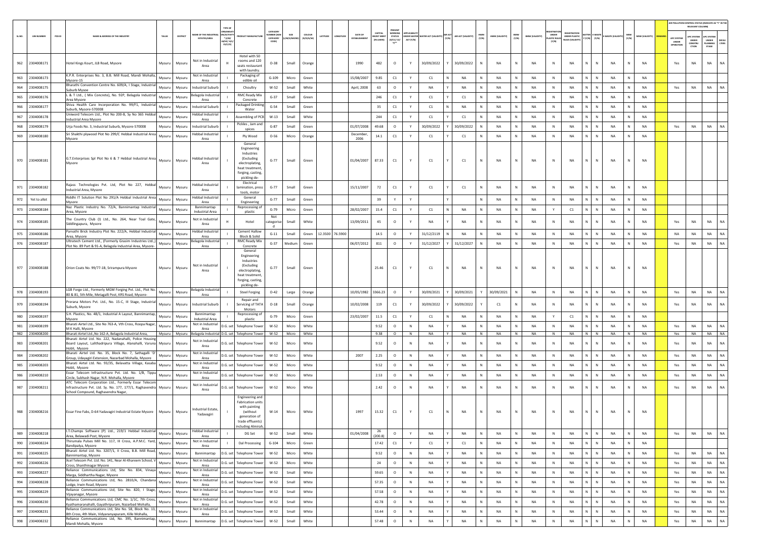| SL.NO. | UIN NUMBER | PCB ID | NAME & ADDRESS OF THE INDUSTRY | TALUK | DISTRICT | NAME OF THE INDUSTRIAL ESTATES/AREA | TYPE OF ORGANISATION/ACTIVITY* (I/M/LB/HC/H/CE/C/O) | PRODUCT MANUFACTURE | CATEGORY NUMBER (XGN CATEGORY CODE) | SIZE (L/M/S/MICRO) | COLOUR (R/O/G/W) | LATITUDE | LONGITUDE | DATE OF ESTABLISHMENT | CAPITAL INVEST MENT (IN LAKHS) | PRESENT WORKING STATUS (O/C1/C2/Y)** | APPLICABILITY UNDER WATER ACT (Y/N) | WATER ACT (VALIDITY) | AIR ACT (Y/N) | AIR ACT (VALIDITY) | HWM (Y/N) | HWM (VALIDITY) | BMW (Y/N) | BMW (VALIDITY) | REGISTRATION UNDER PLASTIC RULES (Y/N) | REGISTRATION UNDER PLASTIC RULES (VALIDITY) | BATTERY (Y/N) | E-WASTE (Y/N) | E-WASTE (VALIDITY) | MSW (Y/N) | MSW (VALIDITY) | REMARKS | APC SYSTEM UNDER OPERATION | APC SYSTEM UNDER CONSTRUCTION | APC SYSTEM UNDER PLANNING STAGE | DEFAULTERS |
|---|---|---|---|---|---|---|---|---|---|---|---|---|---|---|---|---|---|---|---|---|---|---|---|---|---|---|---|---|---|---|---|---|---|---|---|---|
| 962 | 2304008171 | | Hotel Kings Kourt, JLB Road, Mysore | Mysuru | Mysuru | Not in Industrial Area | H | Hotel with 50 rooms and 120 seats restaurant with laundry. | O-38 | Small | Orange | | | 1990 | 482 | O | Y | 30/09/2022 | Y | 30/09/2022 | N | NA | N | NA | N | NA | N | N | NA | N | NA | | Yes | NA | NA | NA |
| 963 | 2304008173 | | K.P.R. Enterprises No. 3, B.B. Mill Road, Mandi Mohalla, Mysore-15 | Mysuru | Mysuru | Not in Industrial Area | I | Packaging of edible oil | G-109 | Micro | Green | | | 15/08/2007 | 9.85 | C1 | Y | C1 | N | NA | N | NA | N | NA | N | NA | N | N | NA | N | NA | | | | | |
| 964 | 2304008175 | | Bharathi Convention Centre No. 609/A, I Stage, Industrial Suburb Mysoe | Mysuru | Mysuru | Industrial Suburb | I | Choultry | W-52 | Small | White | | | April, 2008 | 63 | O | Y | NA | Y | NA | N | NA | N | NA | N | NA | N | N | NA | N | NA | | Yes | NA | NA | NA |
| 965 | 2304008176 | | L & T Ltd., ( Mix Concrete), No. 92P, Belagola Industrial Area Mysore | Mysuru | Mysuru | Belagola Industrial Area | I | RMC Ready Mix Concrete | G-37 | Small | Green | | | | 246 | C1 | Y | C1 | Y | C1 | N | NA | N | NA | N | NA | N | N | NA | N | NA | | | | | |
| 966 | 2304008177 | | Shiva Health Care incorporation No. 99/F1, Industrial Suburb, Mysore-570008 | Mysuru | Mysuru | Industrial Suburb | I | Packaged Drinking Water | G-54 | Small | Green | | | | 35 | C1 | Y | C1 | N | NA | N | NA | N | NA | N | NA | N | N | NA | N | NA | | | | | |
| 967 | 2304008178 | | Uniword Telecom Ltd., Plot No 200-B, Sy No 365 Hebbal Industrial Area Mysore | Mysuru | Mysuru | Hebbal Industrial Area | I | Assembling of PCB | W-13 | Small | White | | | | 244 | C1 | Y | C1 | Y | C1 | N | NA | N | NA | N | NA | N | N | NA | N | NA | | | | | |
| 968 | 2304008179 | | Urja Foods No. 3, Industrial Suburb, Mysore-570008 | Mysuru | Mysuru | Industrial Suburb | I | Pickles , Jam and spices | G-87 | Small | Green | | | 01/07/2008 | 49.68 | O | Y | 30/09/2022 | Y | 30/09/2022 | N | NA | N | NA | N | NA | N | N | NA | N | NA | | Yes | NA | NA | NA |
| 969 | 2304008180 | | Sri Shakthi plywood Plot No 299/C Hebbal Industrial Area Mysore | Mysuru | Mysuru | Hebbal Industrial Area | I | Ply Wood | O-56 | Micro | Orange | | | December, 2006 | 14.1 | C1 | Y | C1 | Y | C1 | N | NA | N | NA | N | NA | N | N | NA | N | NA | | | | | |
| 970 | 2304008181 | | G.T.Enterprises Spl Plot No 6 & 7 Hebbal Industrial Area Mysore | Mysuru | Mysuru | Hebbal Industrial Area | I | General Engineering Industries (Excluding electroplating, heat treatment, forging, casting, pickling de- | G-77 | Small | Green | | | 01/04/2007 | 87.33 | C1 | Y | C1 | Y | C1 | N | NA | N | NA | N | NA | N | N | NA | N | NA | | | | | |
| 971 | 2304008182 | | Rajass Technologies Pvt. Ltd, Plot No 227, Hebbal Industrial Area, Mysore | Mysuru | Mysuru | Hebbal Industrial Area | I | Electrical lamination, press tools, motor | G-77 | Small | Green | | | 15/11/2007 | 72 | C1 | Y | C1 | Y | C1 | N | NA | N | NA | N | NA | N | N | NA | N | NA | | | | | |
| 972 | Yet to allot | | Riddhi IT Solution Plot No 291/A Hebbal Industrial Area Mysore | Mysuru | Mysuru | Hebbal Industrial Area | I | General Engineering | G-77 | Small | Green | | | | 39 | Y | Y | | Y | | N | NA | N | NA | N | NA | N | N | NA | N | NA | | | | | |
| 973 | 2304008184 | | Naz Plastic Industry No. 72/A, Bannimantap Industrial Area, Mysore | Mysuru | Mysuru | Bannimantap Industrial Area | I | Reprocessing of plastic | G-79 | Micro | Green | | | 28/02/2007 | 15.4 | C1 | Y | C1 | N | NA | N | NA | N | NA | Y | C1 | N | N | NA | N | NA | | | | | |
| 974 | 2304008185 | | The Country Club (I) Ltd., No. 264, Near Toal Gate, Siddlingapura, Mysore | Mysuru | Mysuru | Not in Industrial Area | H | Hotel | Not categorised | Small | White | | | 13/09/2011 | 45 | O | Y | NA | Y | NA | N | NA | N | NA | N | NA | N | N | NA | N | NA | | Yes | NA | NA | NA |
| 975 | 2304008186 | | Parvathi Brick Industry Plot No. 222/A, Hebbal Industrial Area, Mysore | Mysuru | Mysuru | Hebbal Industrial Area | I | Cement Hallow Block & Solid | G-11 | Small | Green | 12.3500 | 76.5900 | | 14.5 | O | Y | 31/12/2119 | N | NA | N | NA | N | NA | N | NA | N | N | NA | N | NA | | NA | NA | NA | NA |
| 976 | 2304008187 | | Ultratech Cement Ltd., (Formerly Grazim Industries Ltd.,) Plot No. 89 Part & 91-A, Belagola Industrial Area, Mysore- | Mysuru | Mysuru | Belagola Industrial Area | I | RMC Ready Mix Concrete | G-37 | Medium | Green | | | 06/07/2012 | 811 | O | Y | 31/12/2027 | Y | 31/12/2027 | N | NA | N | NA | N | NA | N | N | NA | N | NA | | Yes | NA | NA | NA |
| 977 | 2304008188 | | Orion Coats No. 99/77-1B, Srirampura Mysore | Mysuru | Mysuru | Not in Industrial Area | I | General Engineering Industries (Excluding electroplating, heat treatment, forging, casting, pickling de- | G-77 | Small | Green | | | | 25.46 | C1 | Y | C1 | N | NA | N | NA | N | NA | N | NA | N | N | NA | N | NA | | | | | |
| 978 | 2304008193 | | LGB Forge Ltd., Formerly MGM Forging Pvt. Ltd., Plot No. 80 & 81, 5th Mile, Metagalli Post, KRS Road, Mysore- | Mysuru | Mysuru | Belagola Industrial Area | I | Steel Forging | O-42 | Large | Orange | | | 10/05/1982 | 3366.23 | O | Y | 30/09/2021 | Y | 30/09/2021 | Y | 30/09/2021 | N | NA | N | NA | N | N | NA | N | NA | | Yes | NA | NA | NA |
| 979 | 2304008194 | | Prerana Motors Pvt. Ltd., No. 15-C, III Stage, Industrial Suburb, Mysore | Mysuru | Mysuru | Industrial Suburb | I | Repair and Servicing of TATA Motors | O-18 | Small | Orange | | | 10/02/2008 | 119 | C1 | Y | 30/09/2022 | Y | 30/09/2022 | Y | C1 | N | NA | N | NA | N | N | NA | N | NA | | Yes | NA | NA | NA |
| 980 | 2304008197 | | S.H. Plastics, No. 48/1, Industrial A Layout, Bannimantap, Mysore | Mysuru | Mysuru | Bannimantap Industrial Area | I | Reprocessing of plastic | G-79 | Micro | Green | | | 23/02/2007 | 11.5 | C1 | Y | C1 | N | NA | N | NA | N | NA | Y | C1 | N | N | NA | N | NA | | | | | |
| 981 | 2304008199 | | Bharati Airtel Ltd., Site No 763-A, Vth Cross, Roopa Nagar, M K Halli, Mysore | Mysuru | Mysuru | Not in Industrial Area | D.G. set | Telephone Tower | W-52 | Micro | White | | | | 9.52 | O | N | NA | Y | NA | N | NA | N | NA | N | NA | N | N | NA | N | NA | | Yes | NA | NA | NA |
| 982 | 2304008200 | | Bharati Airtel Ltd.,No 162-A, Belagola Industrial Area, | Mysuru | Mysuru | Belagola Industrial Area | D.G. set | Telephone Tower | W-52 | Micro | White | | | | 9.38 | O | N | NA | Y | NA | N | NA | N | NA | N | NA | N | N | NA | N | NA | | Yes | NA | NA | NA |
| 983 | 2304008201 | | Bharati Airtel Ltd. No. 222, Nadanahalli, Police Housing Board Layout, Lalithadripura Village, Alanahalli, Varuna Hobli, Mysore | Mysuru | Mysuru | Not in Industrial Area | D.G. set | Telephone Tower | W-52 | Micro | White | | | | 9.52 | O | N | NA | Y | NA | N | NA | N | NA | N | NA | N | N | NA | N | NA | | Yes | NA | NA | NA |
| 984 | 2304008202 | | Bharati Airtel Ltd. No. 35, Block No. 7, Sathagalli 'D' Group, Udayagiri Extension, Nazarbad Mohalla, Mysore | Mysuru | Mysuru | Not in Industrial Area | D.G. set | Telephone Tower | W-52 | Micro | White | | | 2007 | 2.25 | O | N | NA | Y | NA | N | NA | N | NA | N | NA | N | N | NA | N | NA | | Yes | NA | NA | NA |
| 985 | 2304008203 | | Bharati Airtel Ltd. No. 93/35, Belavatta Village, Kasaba Hobli, Mysore | Mysuru | Mysuru | Not in Industrial Area | D.G. set | Telephone Tower | W-52 | Micro | White | | | | 9.52 | O | N | NA | Y | NA | N | NA | N | NA | N | NA | N | N | NA | N | NA | | Yes | NA | NA | NA |
| 986 | 2304008210 | | Essar Telecom Infrastructure Pvt. Ltd. No. 1/B, Tippu Circle, Subhash Nagar, N.R. Mohalla, Mysore | Mysuru | Mysuru | Not in Industrial Area | D.G. set | Telephone Tower | W-52 | Micro | White | | | | 2.53 | O | N | NA | Y | NA | N | NA | N | NA | N | NA | N | N | NA | N | NA | | Yes | NA | NA | NA |
| 987 | 2304008211 | | ATC Telecom Corporation Ltd., Formerly Essar Telecom Infrastructure Pvt. Ltd. Sy. No. 177, 177/1, Raghavendra School Compound, Raghavendra Nagar, | Mysuru | Mysuru | Not in Industrial Area | D.G. set | Telephone Tower | W-52 | Micro | White | | | | 2.42 | O | N | NA | Y | NA | N | NA | N | NA | N | NA | N | N | NA | N | NA | | Yes | NA | NA | NA |
| 988 | 2304008216 | | Essar Fine Fabs, D-64 Yadavagiri Industrial Estate Mysore | Mysuru | Mysuru | Industrial Estate, Yadavagiri | I | Engineering and Fabrication units with painting (without generation of trade effluents) including Almirah, | W-14 | Micro | White | | | 1997 | 15.32 | C1 | Y | C1 | N | NA | N | NA | N | NA | N | NA | N | N | NA | N | NA | | | | | |
| 989 | 2304008218 | | I.T.Champs Software (P) Ltd., 219/1 Hebbal Industrial Area, Belawadi Post, Mysore | Mysuru | Mysuru | Hebbal Industrial Area | I | DG Set | W-52 | Small | White | | | 01/04/2008 | 26 (200.8) | O | Y | NA | Y | NA | N | NA | N | NA | N | NA | N | N | NA | N | NA | | Yes | NA | NA | NA |
| 990 | 2304008224 | | Thirumala Pulses Mill No. 117, III Cross, A.P.M.C. Yard, Bandipalya, Mysore | Mysuru | Mysuru | Not in Industrial Area | I | Dal Processing | G-104 | Micro | Green | | | | 17.42 | C1 | Y | C1 | Y | C1 | N | NA | N | NA | N | NA | N | N | NA | N | NA | | | | | |
| 991 | 2304008225 | | Bharati Airtel Ltd. No. 3207/1, II Cross, B.B. Mill Road, Bannimantap, Mysore | Mysuru | Mysuru | Bannimantap | D.G. set | Telephone Tower | W-52 | Micro | White | | | | 9.52 | O | N | NA | Y | NA | N | NA | N | NA | N | NA | N | N | NA | N | NA | | | | | |
| 992 | 2304008226 | | Xcel Telecom Pvt. Ltd. No. 141, Near Al-Khareem School, V Cross, Shanthinagar Mysore | Mysuru | Mysuru | Not in Industrial Area | D.G. set | Telephone Tower | W-52 | Micro | White | | | | 24 | O | N | NA | Y | NA | N | NA | N | NA | N | NA | N | N | NA | N | NA | | Yes | NA | NA | NA |
| 993 | 2304008227 | | Reliance Communications Ltd, Site No. 834, Vinaya Marga, Siddhartha Nagar, Mysore | Mysuru | Mysuru | Not in Industrial Area | D.G. set | Telephone Tower | W-52 | Small | White | | | | 59.65 | O | N | NA | Y | NA | N | NA | N | NA | N | NA | N | N | NA | N | NA | | Yes | NA | NA | NA |
| 994 | 2304008228 | | Reliance Communications Ltd, No. 2810/A, Chandana Lodge, Irwin Road, Mysore | Mysuru | Mysuru | Not in Industrial Area | D.G. set | Telephone Tower | W-52 | Small | White | | | | 57.35 | O | N | NA | Y | NA | N | NA | N | NA | N | NA | N | N | NA | N | NA | | Yes | NA | NA | NA |
| 995 | 2304008229 | | Reliance Communications Ltd, Site No. 820, I Stage, Vijayanagar, Mysore | Mysuru | Mysuru | Not in Industrial Area | D.G. set | Telephone Tower | W-52 | Small | White | | | | 57.58 | O | N | NA | Y | NA | N | NA | N | NA | N | NA | N | N | NA | N | NA | | Yes | NA | NA | NA |
| 996 | 2304008230 | | Reliance Communications Ltd, CMC No. 1/1C, 7th Cross, Kyathamaranahalli, Gayathripuram, Nazarbad Mohalla, | Mysuru | Mysuru | Not in Industrial Area | D.G. set | Telephone Tower | W-52 | Small | White | | | | 42.78 | O | N | NA | Y | NA | N | NA | N | NA | N | NA | N | N | NA | N | NA | | Yes | NA | NA | NA |
| 997 | 2304008231 | | Reliance Communications Ltd, Site No. 58, Block No. 13, 8th Cross, 4th Main, Vidyaranyapuram, Kille Mohalla, | Mysuru | Mysuru | Not in Industrial Area | D.G. set | Telephone Tower | W-52 | Small | White | | | | 53.44 | O | N | NA | Y | NA | N | NA | N | NA | N | NA | N | N | NA | N | NA | | Yes | NA | NA | NA |
| 998 | 2304008232 | | Reliance Communications Ltd, No. 395, Bannimantap, Mandi Mohalla, Mysore | Mysuru | Mysuru | Bannimantap | D.G. set | Telephone Tower | W-52 | Small | White | | | | 57.48 | O | N | NA | Y | NA | N | NA | N | NA | N | NA | N | N | NA | N | NA | | Yes | NA | NA | NA |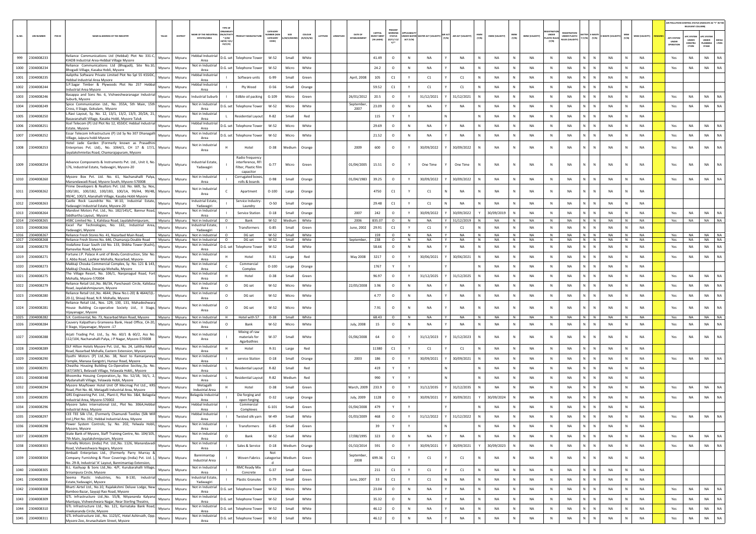| SL.NO. | UIN NUMBER | PCB ID | NAME & ADDRESS OF THE INDUSTRY | TALUK | DISTRICT | NAME OF THE INDUSTRIAL ESTATE/AREA | TYPE OF ORGANISATION/ACTIVITY* (I/M/LB/HC/H/CE/C/O) | PRODUCT MANUFACTURE | CATEGORY NUMBER (XGN CATEGORY CODE) | SIZE (L/M/S/MICRO) | COLOUR (R/O/G/W) | LATITUDE | LONGITUDE | DATE OF ESTABLISHMENT | CAPITAL INVEST MENT (IN LAKHS) | PRESENT WORKING STATUS (O/C1/C2/Y)** | APPLICABILITY UNDER WATER ACT (Y/N) | WATER ACT (VALIDITY) | AIR ACT (Y/N) | AIR ACT (VALIDITY) | HWM (Y/N) | HWM (VALIDITY) | BMW (Y/N) | BMW (VALIDITY) | REGISTRATION UNDER PLASTIC RULES (Y/N) | REGISTRATION UNDER PLASTIC RULES (VALIDITY) | BATTERY (Y/N) | E-WASTE (Y/N) | E-WASTE (VALIDITY) | MSW (Y/N) | MSW (VALIDITY) | REMARKS | AIR POLLUTION CONTROL STATUS (INDICATE AS "Y" IN THE RELEVANT COLUMN) | | | |
|---|---|---|---|---|---|---|---|---|---|---|---|---|---|---|---|---|---|---|---|---|---|---|---|---|---|---|---|---|---|---|---|---|---|---|---|---|
| | | | | | | | | | | | | | | | | | | | | | | | | | | | | | | | | | APC SYSTEM UNDER OPERATION | APC SYSTEM UNDER CONSTRUCTION | APC SYSTEM UNDER PLANNING STAGE | DEFAULTERS |
| 999 | 2304008233 | | Reliance Communications Ltd (Hebbal) Plot No 331-C, KIADB Industrial Area-Hebbal Village Mysore | Mysuru | Mysuru | Hebbal Industrial Area | D.G. set | Telephone Tower | W-52 | Small | White | | | | 41.49 | O | N | NA | Y | NA | N | NA | N | NA | N | NA | N | N | NA | N | NA | | Yes | NA | NA | NA |
| 1000 | 2304008234 | | Reliance Communications Ltd (Bhogadi), Site No.10, Bhogadi Village, Kasaba Hobli, Mysore | Mysuru | Mysuru | Not in Industrial Area | D.G. set | Telephone Tower | W-52 | Micro | White | | | | 24.2 | O | N | NA | Y | NA | N | NA | N | NA | N | NA | N | N | NA | N | NA | | Yes | NA | NA | NA |
| 1001 | 2304008235 | | Aaliptha Software Private Limited Plot No Spl 55 KSSIDC, Hebbal Industrial Area Mysore | Mysuru | Mysuru | Hebbal Industrial Area | I | Software units | G-99 | Small | Green | | | April, 2008 | 105 | C1 | Y | C1 | Y | C1 | N | NA | N | NA | N | NA | N | N | NA | N | NA | | | | | |
| 1002 | 2304008244 | | S.P.Sagar Timber & Plywoods Plot No 257 Hebbal Industrial Area Mysore | Mysuru | Mysuru | Hebbal Industrial Area | I | Ply Wood | O-56 | Small | Orange | | | | 59.52 | C1 | Y | C1 | Y | C1 | N | NA | N | NA | N | NA | N | N | NA | N | NA | | | | | |
| 1003 | 2304008246 | | Basappa and Sons No. 6, Vishweshwaranagar Industrial Suburb, Mysore | Mysuru | Mysuru | Industrial Suburb | I | Edible oil packing | G-109 | Micro | Green | | | 26/01/2012 | 20.5 | O | Y | 31/12/2021 | Y | 31/12/2021 | N | NA | N | NA | N | NA | N | N | NA | N | NA | | Yes | NA | NA | NA |
| 1004 | 2304008249 | | Spice Communication Ltd., No. 355A, 5th Main, 15th Cross, II Stage, Gokulam, Mysore | Mysuru | Mysuru | Not in Industrial Area | D.G. set | Telephone Tower | W-52 | Micro | White | | | September, 2007 | 23.09 | O | N | NA | Y | NA | N | NA | N | NA | N | NA | N | N | NA | N | NA | | Yes | NA | NA | NA |
| 1005 | 2304008250 | | L.Ravi Layout, Sy. No. 12, 13/1, 13/2, 13/3, 20/2A, 21, Basavanahalli Village, Kasaba Hobli, Mysore Taluk | Mysuru | Mysuru | Not in Industrial Area | L | Residential Layout | R-82 | Small | Red | | | | 115 | Y | Y | | N | | N | NA | N | NA | N | NA | N | N | NA | N | NA | | | | | |
| 1006 | 2304008251 | | Xcel Telecom (P) Ltd Plot No 12, KSSIDC Hebbal Industrial Estate, Mysore | Mysuru | Mysuru | Hebbal Industrial Area | D.G. set | Telephone Tower | W-52 | Micro | White | | | | 29.69 | O | N | NA | Y | NA | N | NA | N | NA | N | NA | N | N | NA | N | NA | | Yes | NA | NA | NA |
| 1007 | 2304008252 | | Essar Telecom Infrastructure (P) Ltd Sy No 307 Dhanagalli Village, Jaipura hobli Mysore | Mysuru | Mysuru | Not in Industrial Area | D.G. set | Telephone Tower | W-52 | Micro | White | | | | 21.52 | O | N | NA | Y | NA | N | NA | N | NA | N | NA | N | N | NA | N | NA | | Yes | NA | NA | NA |
| 1008 | 2304008253 | | Hotel Jade Garden (Formerly known as Prasadhini Enterprises Pvt. Ltd)., No. 1064/1, CH 17 & 17/1, Jayalakshmivilas Road, Chamarajapuram, Mysore | Mysuru | Mysuru | Not in Industrial Area | H | Hotel | O-38 | Medium | Orange | | | 2009 | 600 | O | Y | 30/09/2022 | Y | 30/09/2022 | N | NA | N | NA | N | NA | N | N | NA | N | NA | | Yes | NA | NA | NA |
| 1009 | 2304008254 | | Advance Components & Instruments Pvt. Ltd., Unit II, No. 176, Industrial Estate, Yadavagiri, Mysore-20 | Mysuru | Mysuru | Industrial Estate, Yadavagiri | I | Radio frequency interference, RFI Filter, Plastic film capacitor | G-77 | Micro | Green | | | 01/04/2005 | 15.51 | O | Y | One Time | Y | One Time | N | NA | N | NA | N | NA | N | N | NA | N | NA | | Yes | NA | NA | NA |
| 1010 | 2304008260 | | Mysore Box Pvt. Ltd. No. 61, Nachanahalli Palya, Manandawadi Road, Mysore South, Mysore-570008 | Mysuru | Mysuru | Not in Industrial Area | I | Corrugated boxes, rolls & boards | O-98 | Small | Orange | | | 01/04/1983 | 39.25 | O | Y | 30/09/2022 | Y | 30/09/2022 | N | NA | N | NA | N | NA | N | N | NA | N | NA | | Yes | NA | NA | NA |
| 1011 | 2304008262 | | Prime Developers & Realtors Pvt. Ltd. No. 669, Sy. Nos, 100/1B1, 100/1B2, 100/1B3, 100/1A, 99/A4, 99/4B, 99/4C, 100/3, Alanahalli Village, Kasaba Hobli Mysore | Mysuru | Mysuru | Not in Industrial Area | C | Apartment | O-100 | Large | Orange | | | | 4750 | C1 | Y | C1 | N | NA | N | NA | N | NA | N | NA | N | N | NA | N | NA | | | | | |
| 1012 | 2304008263 | | Castle Rock Laundrite No. W-10, Industrial Estate, Yadavagiri Industrial Estate, Mysore-20 | Mysuru | Mysuru | Industrial Estate, Yadavagiri | I | Service Industry-Laundry | O-50 | Small | Orange | | | | 29.48 | C1 | Y | C1 | N | NA | N | NA | N | NA | N | NA | N | N | NA | N | NA | | | | | |
| 1013 | 2304008264 | | Mandovi Motors Pvt. Ltd., No. 182/145/C, Bannur Road, Siddhartha Layout, Mysore | Mysuru | Mysuru | Not in Industrial Area | I | Service Station | O-18 | Small | Orange | | | 2007 | 242 | O | Y | 30/09/2022 | Y | 30/09/2022 | Y | 30/09/2019 | N | NA | N | NA | N | N | NA | N | NA | | Yes | NA | NA | NA |
| 1014 | 2304008265 | | HSBC Limited No. 1, Kalidasa Road, Jayalakshmipuram, Mysuru | Mysuru | Mysuru | Not in Industrial Area | O | Bank | W-52 | Medium | White | | | 2006 | 835.07 | O | N | NA | Y | 31/12/2019 | N | NA | N | NA | N | NA | N | N | NA | N | NA | | Yes | NA | NA | NA |
| 1015 | 2304008266 | | Excel Par Technologies, No. 161, Industrial Area, Yadavagiri, Mysore | Mysuru | Mysuru | Industrial Estate, Yadavagiri | I | Transformers | G-85 | Small | Green | | | June, 2002 | 29.91 | C1 | Y | C1 | Y | C1 | N | NA | N | NA | N | NA | N | N | NA | N | NA | | | | | |
| 1016 | 2304008267 | | Reliance Fresh Stores No. 41, Nazarbad Main Road, | Mysuru | Mysuru | Not in Industrial Area | O | DG set | W-52 | Small | White | | | | 159 | O | N | NA | Y | NA | N | NA | N | NA | N | NA | N | N | NA | N | NA | | Yes | NA | NA | NA |
| 1017 | 2304008268 | | Reliance Fresh Stores No. 646, Chamaraja Double Road | Mysuru | Mysuru | Not in Industrial Area | O | DG set | W-52 | Small | White | | | September, | 238 | O | N | NA | Y | NA | N | NA | N | NA | N | NA | N | N | NA | N | NA | | Yes | NA | NA | NA |
| 1018 | 2304008270 | | Vodafone Essar South Ltd No. 133, Shikha Tower (Kushi), Ramavilas Road, Mysore | Mysuru | Mysuru | Not in Industrial Area | D.G. set | Telephone Tower | W-52 | Small | White | | | | 58.66 | O | N | NA | Y | NA | N | NA | N | NA | N | NA | N | N | NA | N | NA | | Yes | NA | NA | NA |
| 1019 | 2304008271 | | Fortune J.P. Palace A unit of Bindu Construction, Site No. 3, Abba Road, Lashkar Mohalla, Nazarbad, Mysore- | Mysuru | Mysuru | Not in Industrial Area | H | Hotel | R-31 | Large | Red | | | May 2008 | 3217 | O | Y | 30/06/2021 | Y | 30/06/2021 | N | NA | N | NA | N | NA | N | N | NA | N | NA | | Yes | NA | NA | NA |
| 1020 | 2304008273 | | Makkaji Chouka Commercial Complex, Sy. No. 121 & 143, Makkaji Chouka, Devaraja Mohalla, Mysore | Mysuru | Mysuru | Not in Industrial Area | C | Commercial Complex | O-100 | Large | Orange | | | | 1767 | Y | Y | | Y | | N | NA | N | NA | N | NA | N | N | NA | N | NA | | | | | |
| 1021 | 2304008275 | | The Village Resort, No. 106/1, Nanjanagud Road, Fort Mohalla, Mysore-570004 | Mysuru | Mysuru | Not in Industrial Area | H | Hotel | O-38 | Small | Green | | | | 96.97 | O | Y | 31/12/2025 | Y | 31/12/2025 | N | NA | N | NA | N | NA | N | N | NA | N | NA | | Yes | NA | NA | NA |
| 1022 | 2304008279 | | Reliance Retail Ltd.,No. 86/3A, Panchavati Circle, Kalidasa Road, Jayalakshmipuram, Mysore | Mysuru | Mysuru | Not in Industrial Area | O | DG set | W-52 | Micro | White | | | 22/05/2008 | 3.96 | O | N | NA | Y | NA | N | NA | N | NA | N | NA | N | N | NA | N | NA | | Yes | NA | NA | NA |
| 1023 | 2304008280 | | Reliance Retail Ltd.,No. 4644, (New No.L-20) & 4644/1(L-20-1), Shivaji Road, N.R. Mohalla, Mysore | Mysuru | Mysuru | Not in Industrial Area | O | DG set | W-52 | Micro | White | | | | 4.77 | O | N | NA | Y | NA | N | NA | N | NA | N | NA | N | N | NA | N | NA | | Yes | NA | NA | NA |
| 1024 | 2304008281 | | Reliance Retail Ltd., Nos. 129, 130, 131, Mahadeshwara House Building Co-operative Society Ltd., II Stage, Vijayanagar, Mysore | Mysuru | Mysuru | Not in Industrial Area | O | DG set | W-52 | Micro | White | | | | 7.91 | O | N | NA | Y | NA | N | NA | N | NA | N | NA | N | N | NA | N | NA | | Yes | NA | NA | NA |
| 1025 | 2304008282 | | S.K. Continental, No. 73, Nazarbad Main Road, Mysore | Mysuru | Mysuru | Not in Industrial Area | H | Hotel with 57 | O-38 | Small | White | | | | 68.43 | O | N | NA | Y | NA | N | NA | N | NA | N | NA | N | N | NA | N | NA | | Yes | NA | NA | NA |
| 1026 | 2304008284 | | Cauvery Kalpatharu Grameena Bank, Head Office, CA-20, II Stage, Vijayanagar, Mysore -17 | Mysuru | Mysuru | Not in Industrial Area | O | Bank | W-52 | Micro | White | | | July, 2008 | 15 | O | N | NA | Y | NA | N | NA | N | NA | N | NA | N | N | NA | N | NA | | Yes | NA | NA | NA |
| 1027 | 2304008288 | | Arjati Trading Pvt. Ltd., Sy. No. 60/1 & 60/2, Ass No. 112/104, Nachanahalli Palya, J P Nagar, Mysore-570008 | Mysuru | Mysuru | Not in Industrial Area | I | Mixing of raw materials for Agarbathies | W-37 | Small | White | | | 01/06/2008 | 64 | O | Y | 31/12/2023 | Y | 31/12/2023 | N | NA | N | NA | N | NA | N | N | NA | N | NA | | Yes | NA | NA | NA |
| 1028 | 2304008289 | | DLF Hilton Hotels Mysore Pvt. Ltd., No. 24, Lalitha Mahal Road, Nazarbad Mohalla, Eastern Extension, Mysore | Mysuru | Mysuru | Not in Industrial Area | H | Hotel | R-31 | Large | Red | | | | 11380 | C1 | Y | C1 | Y | C1 | N | NA | N | NA | N | NA | N | N | NA | N | NA | | | | | |
| 1029 | 2304008290 | | Dyuthi Motors (P) Ltd.,No. 38, Next to Ramanjaneya Temple, Manasa Gangotri, Hunsur Road, Mysore | Mysuru | Mysuru | Not in Industrial Area | I | service Station | O-18 | Small | Orange | | | 2003 | 186 | O | Y | 30/09/2021 | Y | 30/09/2021 | N | NA | N | NA | N | NA | N | N | NA | N | NA | | Yes | NA | NA | NA |
| 1030 | 2304008291 | | Cheatha Housing Building Co-Operative Socitey,,Sy. No. 167/169/1, Belavadi Village, Yelawala Hobli,, Mysore | Mysuru | Mysuru | Not in Industrial Area | L | Residential Layout | R-82 | Small | Red | | | | 419 | Y | Y | | N | | N | NA | N | NA | N | NA | N | N | NA | N | NA | | | | | |
| 1031 | 2304008348 | | Bhoomika Housing Corporation,,Sy. No. 52/1B, 56/1, 2, Mydanahalli Village, Yelawala Hobli, Mysore | Mysuru | Mysuru | Not in Industrial Area | L | Residential Layout | R-82 | Medium | Red | | | | 990 | Y | Y | | N | | N | NA | N | NA | N | NA | N | N | NA | N | NA | | | | | |
| 1032 | 2304008294 | | Mysore Mayflower Hotel Unit Of Mecmag Pvt Ltd.,, KRS Road, Plot No. 46, Metagalli Industrial Area, Mysore | Mysuru | Mysuru | Metagalli Industrial Area | H | Hotel | O-38 | Small | Green | | | March, 2009 | 233.9 | O | Y | 31/12/2035 | Y | 31/12/2035 | N | NA | N | NA | N | NA | N | N | NA | N | NA | | Yes | NA | NA | NA |
| 1033 | 2304008295 | | GRS Engineering Pvt. Ltd., Plant-II, Plot No. 3&4, Belagola Industrial Area, Mysore-570002 | Mysuru | Mysuru | Belagola Industrial Area | I | Die forging and open forging | O-32 | Large | Orange | | | July, 2009 | 1128 | O | Y | 30/09/2021 | Y | 30/09/2021 | Y | 30/09/2024 | N | NA | N | NA | N | N | NA | N | NA | | Yes | NA | NA | NA |
| 1034 | 2304008296 | | Mysore Sales International Ltd., Plot No. 306A,Hebbal Industrial Area, Mysore | Mysuru | Mysuru | Hebbal Industrial Area | I | Commercial Complexes | G-101 | Small | Green | | | 01/04/2008 | 479 | Y | Y | | Y | | N | NA | N | NA | N | NA | N | N | NA | N | NA | | | | | |
| 1035 | 2304008297 | | CEE TEE Silk LTd., (Formerly Chamundi Textiles (Silk Mill Ltd.),Plot No. 192, Hebbal Industrial Area, Mysore | Mysuru | Mysuru | Hebbal Industrial Area | I | Twisted silk yarn | W-49 | Small | White | | | 01/03/2009 | 468 | O | Y | 31/12/2022 | Y | 31/12/2022 | N | NA | N | NA | N | NA | N | N | NA | N | NA | | Yes | NA | NA | NA |
| 1036 | 2304008298 | | Power System Controls, Sy. No. 202, Yelwala Hobli, Mysore, Mysore | Mysuru | Mysuru | Not in Industrial Area | I | Transformers | G-85 | Small | Green | | | | 39 | Y | Y | | N | | N | NA | N | NA | N | NA | N | N | NA | N | NA | | | | | |
| 1037 | 2304008299 | | State Bank of Mysore, Staff Training Centre, No. 104/105, 7th Main, Jayalakshmipuram, Mysore | Mysuru | Mysuru | Not in Industrial Area | O | Bank | W-52 | Small | White | | | 17/08/1995 | 323 | O | N | NA | Y | NA | N | NA | N | NA | N | NA | N | N | NA | N | NA | | Yes | NA | NA | NA |
| 1038 | 2304008303 | | Friendly Motors (India) Pvt. Ltd.,No. 1126, Manandavadi Road, Vishweshwara Nagara, Mysore | Mysuru | Mysuru | Not in Industrial Area | I | Sales & Service | O-18 | Medium | Orange | | | 01/10/2014 | 591 | O | Y | 30/09/2021 | Y | 30/09/2021 | Y | 30/09/2023 | N | NA | N | NA | N | N | NA | N | NA | | Yes | NA | NA | NA |
| 1039 | 2304008304 | | Ambadi Enterprises Ltd., (Formerly Parry Murray & Company Furnishing & Floor Coverings (India) Pvt. Ltd. ), No. 29-B, Industrial 'A' Layout, Bannimantap Extension, | Mysuru | Mysuru | Bannimantap Industrial Area | I | Woven Fabrics | Not categorised | Medium | Green | | | September, 2008 | 699.36 | C1 | Y | C1 | Y | C1 | N | NA | N | NA | N | NA | N | N | NA | N | NA | | | | | |
| 1040 | 2304008305 | | B.L. Kashyap & Sons Ltd.,No. 4/P, Kurubarahalli Village, Srirampura Circle, Mysore | Mysuru | Mysuru | Not in Industrial Area | I | RMC Ready Mix Concrete | G-37 | Small | Green | | | | 211 | C1 | Y | C1 | Y | C1 | N | NA | N | NA | N | NA | N | N | NA | N | NA | | | | | |
| 1041 | 2304008306 | | Seema Plastic Industries, No. B-130, Industrial Estate,Yadavagiri, Mysore | Mysuru | Mysuru | Industrial Estate, Yadavagiri | I | Plastic Granules | G-79 | Small | Green | | | June, 2007 | 33 | C1 | Y | C1 | N | NA | N | NA | N | NA | N | NA | N | N | NA | N | NA | | | | | |
| 1042 | 2304008308 | | Bharti Airtel Ltd., No.10, Rajalakshmi Deluxe Lodge, New Bamboo Bazar, Sayyaji Rao Road, Mysore | Mysuru | Mysuru | Not in Industrial Area | D.G. set | Telephone Tower | W-52 | Micro | White | | | | 23.04 | O | N | NA | Y | NA | N | NA | N | NA | N | NA | N | N | NA | N | NA | | Yes | NA | NA | NA |
| 1043 | 2304008309 | | GTL Infrastructure Ltd.,No. 55/B, Nityananda Kalyana Mantapa, Vishweshwara Nagar, Near Sterling Theatre, | Mysuru | Mysuru | Not in Industrial Area | D.G. set | Telephone Tower | W-52 | Small | White | | | | 35.32 | O | N | NA | Y | NA | N | NA | N | NA | N | NA | N | N | NA | N | NA | | Yes | NA | NA | NA |
| 1044 | 2304008310 | | GTL Infrastructure Ltd., No. 121, Karnataka Bank Road, Vivekananda Circle, Mysore | Mysuru | Mysuru | Not in Industrial Area | D.G. set | Telephone Tower | W-52 | Small | White | | | | 46.12 | O | N | NA | Y | NA | N | NA | N | NA | N | NA | N | N | NA | N | NA | | Yes | NA | NA | NA |
| 1045 | 2304008311 | | GTL Infrastructure Ltd., No. 1123/C, Hotel Ashirvath, Opp. Mysore Zoo, Arunachalam Street, Mysore | Mysuru | Mysuru | Not in Industrial Area | D.G. set | Telephone Tower | W-52 | Small | White | | | | 46.12 | O | N | NA | Y | NA | N | NA | N | NA | N | NA | N | N | NA | N | NA | | Yes | NA | NA | NA |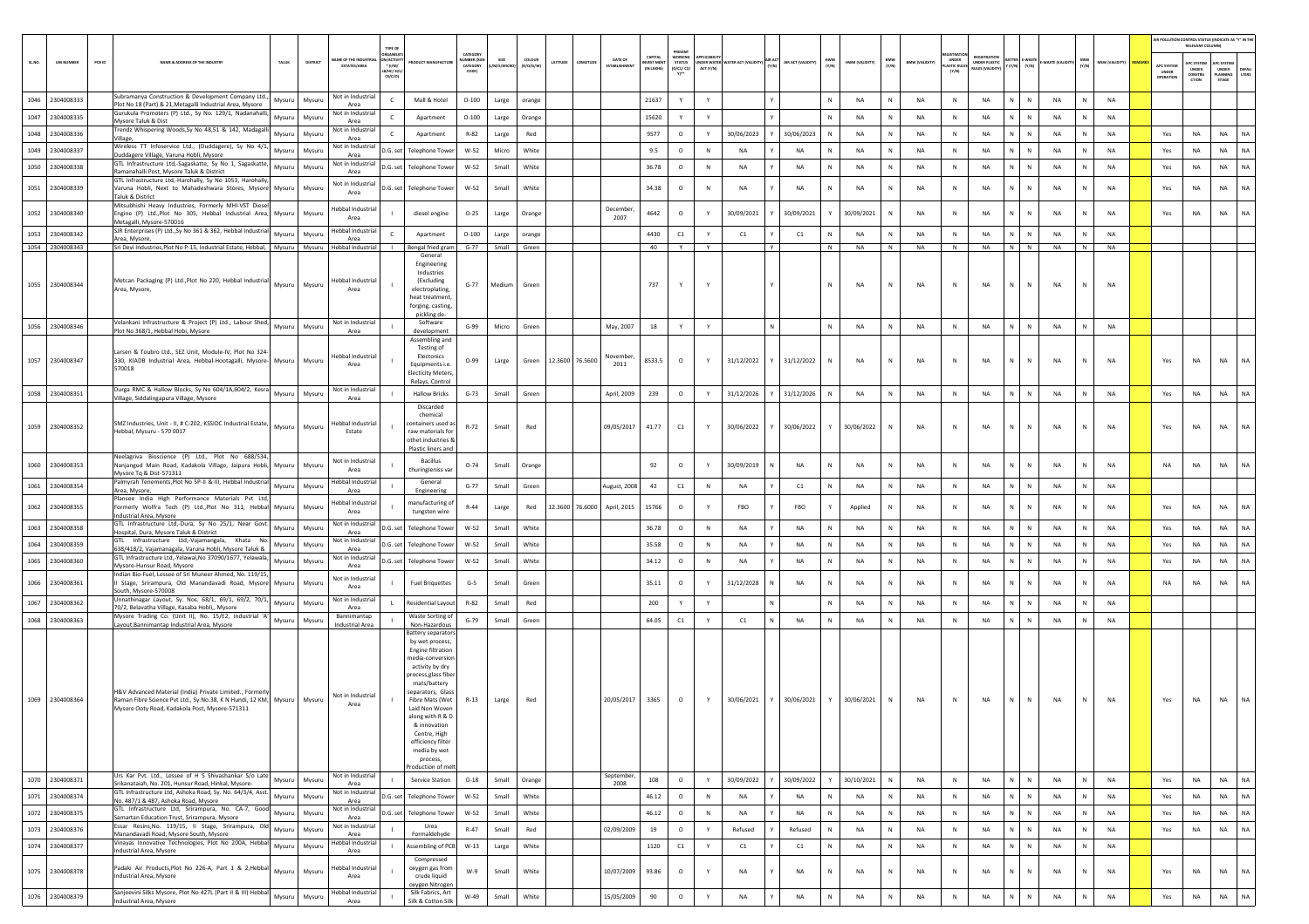| SL.NO. | UIN NUMBER | PCB ID | NAME & ADDRESS OF THE INDUSTRY | TALUK | DISTRICT | NAME OF THE INDUSTRIAL ESTATES/AREA | TYPE OF ORGANISATION/ACTIVITY* (I/M/LB/HC/H/L/CE/C/O) | PRODUCT MANUFACTURE | CATEGORY NUMBER (XGN CATEGORY CODE) | SIZE (L/M/S/MICRO) | COLOUR (R/O/G/W) | LATITUDE | LONGITUDE | DATE OF ESTABLISHMENT | CAPITAL INVEST MENT (IN LAKHS) | PRESENT WORKING STATUS (O/C1/C2/Y)** | APPLICABILITY UNDER WATER ACT (Y/N) | WATER ACT (VALIDITY) | AIR ACT (Y/N) | AIR ACT (VALIDITY) | HWM (Y/N) | HWM (VALIDITY) | BMW (Y/N) | BMW (VALIDITY) | REGISTRATION UNDER PLASTIC RULES (Y/N) | REGISTRATION UNDER PLASTIC RULES (VALIDITY) | BATTERY (Y/N) | E-WASTE (Y/N) | E-WASTE (VALIDITY) | MSW (Y/N) | MSW (VALIDITY) | REMARKS | AIR POLLUTION CONTROL STATUS (INDICATE AS "Y" IN THE RELEVANT COLUMN) | | | |
|---|---|---|---|---|---|---|---|---|---|---|---|---|---|---|---|---|---|---|---|---|---|---|---|---|---|---|---|---|---|---|---|---|---|---|---|---|
| | | | | | | | | | | | | | | | | | | | | | | | | | | | | | | | | | APC SYSTEM UNDER OPERATION | APC SYSTEM UNDER CONSTRUCTION | APC SYSTEM UNDER PLANNING STAGE | DEFAULTERS |
| 1046 | 2304008333 | | Subramanya Construction & Development Company Ltd., Plot No 18 (Part) & 21,Metagalli Industrial Area, Mysore | Mysuru | Mysuru | Not in Industrial Area | C | Mall & Hotel | O-100 | Large | orange | | | | 21637 | Y | Y | | Y | | N | NA | N | NA | N | NA | N | N | NA | N | NA | | | | | |
| 1047 | 2304008335 | | Gurukula Promoters (P) Ltd., Sy No. 129/1, Nadanahalli, Mysore Taluk & Dist | Mysuru | Mysuru | Not in Industrial Area | C | Apartment | O-100 | Large | Orange | | | | 15620 | Y | Y | | Y | | N | NA | N | NA | N | NA | N | N | NA | N | NA | | | | | |
| 1048 | 2304008336 | | Trendz Whispering Woods,Sy No 48,51 & 142, Madagalli Village, | Mysuru | Mysuru | Not in Industrial Area | C | Apartment | R-82 | Large | Red | | | | 9577 | O | Y | 30/06/2023 | Y | 30/06/2023 | N | NA | N | NA | N | NA | N | N | NA | N | NA | | Yes | NA | NA | NA |
| 1049 | 2304008337 | | Wireless TT Infoservice Ltd., (Duddagere), Sy No 4/1, Duddagere Village, Varuna Hobli, Mysore | Mysuru | Mysuru | Not in Industrial Area | D.G. set | Telephone Tower | W-52 | Micro | White | | | | 9.5 | O | N | NA | Y | NA | N | NA | N | NA | N | NA | N | N | NA | N | NA | | Yes | NA | NA | NA |
| 1050 | 2304008338 | | GTL Infrastructure Ltd,-Sagaskatte, Sy No 1, Sagaskatte, Ramanahalli Post, Mysore Taluk & District | Mysuru | Mysuru | Not in Industrial Area | D.G. set | Telephone Tower | W-52 | Small | White | | | | 36.78 | O | N | NA | Y | NA | N | NA | N | NA | N | NA | N | N | NA | N | NA | | Yes | NA | NA | NA |
| 1051 | 2304008339 | | GTL Infrastructure Ltd,-Harohally, Sy No 1053, Harohally, Varuna Hobli, Next to Mahadeshwara Stores, Mysore Taluk & District | Mysuru | Mysuru | Not in Industrial Area | D.G. set | Telephone Tower | W-52 | Small | White | | | | 34.38 | O | N | NA | Y | NA | N | NA | N | NA | N | NA | N | N | NA | N | NA | | Yes | NA | NA | NA |
| 1052 | 2304008340 | | Mitsubishi Heavy Industries, Formerly MHI-VST Diesel Engine (P) Ltd.,Plot No 305, Hebbal Industrial Area, Metagalli, Mysore-570016 | Mysuru | Mysuru | Hebbal Industrial Area | I | diesel engine | O-25 | Large | Orange | | | December, 2007 | 4642 | O | Y | 30/09/2021 | Y | 30/09/2021 | Y | 30/09/2021 | N | NA | N | NA | N | N | NA | N | NA | | Yes | NA | NA | NA |
| 1053 | 2304008342 | | SJR Enterprises (P) Ltd.,Sy No 361 & 362, Hebbal Industrial Area, Mysore, | Mysuru | Mysuru | Hebbal Industrial Area | C | Apartment | O-100 | Large | orange | | | | 4430 | C1 | Y | C1 | Y | C1 | N | NA | N | NA | N | NA | N | N | NA | N | NA | | | | | |
| 1054 | 2304008343 | | Sri Devi Industries,Plot No P-15, Industrial Estate, Hebbal, | Mysuru | Mysuru | Hebbal Industrial | I | Bengal fried gram | G-77 | Small | Green | | | | 40 | Y | Y | | Y | | N | NA | N | NA | N | NA | N | N | NA | N | NA | | | | | |
| 1055 | 2304008344 | | Metcan Packaging (P) Ltd.,Plot No 220, Hebbal Industrial Area, Mysore, | Mysuru | Mysuru | Hebbal Industrial Area | I | General Engineering Industries (Excluding electroplating, heat treatment, forging, casting, pickling de- | G-77 | Medium | Green | | | | 737 | Y | Y | | Y | | N | NA | N | NA | N | NA | N | N | NA | N | NA | | | | | |
| 1056 | 2304008346 | | Velankani Infrastructure & Project (P) Ltd., Labour Shed, Plot No 368/1, Hebbal Hobi, Mysore | Mysuru | Mysuru | Not in Industrial Area | I | Software development | G-99 | Micro | Green | | | May, 2007 | 18 | Y | Y | | N | | N | NA | N | NA | N | NA | N | N | NA | N | NA | | | | | |
| 1057 | 2304008347 | | Larsen & Toubro Ltd., SEZ Unit, Module-IV, Plot No 324-330, KIADB Industrial Area, Hebbal-Hootagalli, Mysore-570018 | Mysuru | Mysuru | Hebbal Industrial Area | I | Assembling and Testing of Electronics Equipments i.e. Electicity Meters, Relays, Control | O-99 | Large | Green | 12.3600 | 76.5600 | November, 2011 | 8533.5 | O | Y | 31/12/2022 | Y | 31/12/2022 | N | NA | N | NA | N | NA | N | N | NA | N | NA | | Yes | NA | NA | NA |
| 1058 | 2304008351 | | Durga RMC & Hallow Blocks, Sy No 604/1A,604/2, Kesra Village, Siddalingapura Village, Mysore | Mysuru | Mysuru | Not in Industrial Area | I | Hallow Bricks | G-73 | Small | Green | | | April, 2009 | 239 | O | Y | 31/12/2026 | Y | 31/12/2026 | N | NA | N | NA | N | NA | N | N | NA | N | NA | | Yes | NA | NA | NA |
| 1059 | 2304008352 | | SMZ Industries, Unit - II, # C-202, KSSIDC Industrial Estate, Hebbal, Mysuru - 570 0017 | Mysuru | Mysuru | Hebbal Industrial Estate | I | Discarded chemical containers used as raw materials for othet industries & Plastic liners and | R-72 | Small | Red | | | 09/05/2017 | 41.77 | C1 | Y | 30/06/2022 | Y | 30/06/2022 | Y | 30/06/2022 | N | NA | N | NA | N | N | NA | N | NA | | Yes | NA | NA | NA |
| 1060 | 2304008353 | | Neelagriva Bioscience (P) Ltd., Plot No 688/534, Nanjangud Main Road, Kadakola Village, Jaipura Hobli, Mysore Tq & Dist-571311 | Mysuru | Mysuru | Not in Industrial Area | I | Bacillus thuringiensis var | O-74 | Small | Orange | | | | 92 | O | Y | 30/09/2019 | N | NA | N | NA | N | NA | N | NA | N | N | NA | N | NA | | NA | NA | NA | NA |
| 1061 | 2304008354 | | Palmyrah Tenements,Plot No SP-II & III, Hebbal Industrial Area, Mysore, | Mysuru | Mysuru | Hebbal Industrial Area | I | General Engineering | G-77 | Small | Green | | | August, 2008 | 42 | C1 | N | NA | Y | C1 | N | NA | N | NA | N | NA | N | N | NA | N | NA | | | | | |
| 1062 | 2304008355 | | Plansee India High Performance Materials Pvt Ltd, Formerly Wolfra Tech (P) Ltd.,Plot No 311, Hebbal Industrial Area, Mysore | Mysuru | Mysuru | Hebbal Industrial Area | I | manufacturing of tungsten wire | R-44 | Large | Red | 12.3600 | 76.6000 | April, 2015 | 15766 | O | Y | FBO | Y | FBO | Y | Applied | N | NA | N | NA | N | N | NA | N | NA | | Yes | NA | NA | NA |
| 1063 | 2304008358 | | GTL Infrastructure Ltd,-Dura, Sy No 25/1, Near Govt. Hospital, Dura, Mysore Taluk & District | Mysuru | Mysuru | Not in Industrial Area | D.G. set | Telephone Tower | W-52 | Small | White | | | | 36.78 | O | N | NA | Y | NA | N | NA | N | NA | N | NA | N | N | NA | N | NA | | Yes | NA | NA | NA |
| 1064 | 2304008359 | | GTL Infrastructure Ltd,-Vajamangala, Khata No. 638/418/2, Vajamanagala, Varuna Hobli, Mysore Taluk & | Mysuru | Mysuru | Not in Industrial Area | D.G. set | Telephone Tower | W-52 | Small | White | | | | 35.58 | O | N | NA | Y | NA | N | NA | N | NA | N | NA | N | N | NA | N | NA | | Yes | NA | NA | NA |
| 1065 | 2304008360 | | GTL Infrastructure Ltd,-Yelawal,No 37090/1677, Yelawala, Mysore-Hunsur Road, Mysore | Mysuru | Mysuru | Not in Industrial Area | D.G. set | Telephone Tower | W-52 | Small | White | | | | 34.12 | O | N | NA | Y | NA | N | NA | N | NA | N | NA | N | N | NA | N | NA | | Yes | NA | NA | NA |
| 1066 | 2304008361 | | Indian Bio-Fuel, Lessee of Sri Muneer Ahmed, No. 119/15, II Stage, Srirampura, Old Manandavadi Road, Mysore South, Mysore-570008 | Mysuru | Mysuru | Not in Industrial Area | I | Fuel Briquettes | G-5 | Small | Green | | | | 35.11 | O | Y | 31/12/2028 | N | NA | N | NA | N | NA | N | NA | N | N | NA | N | NA | | NA | NA | NA | NA |
| 1067 | 2304008362 | | Unnathinagar Layout, Sy. Nos. 68/1, 69/1, 69/2, 70/1, 70/2, Belavatha Village, Kasaba Hobli,, Mysore | Mysuru | Mysuru | Not in Industrial Area | L | Residential Layout | R-82 | Small | Red | | | | 200 | Y | Y | | N | | N | NA | N | NA | N | NA | N | N | NA | N | NA | | | | | |
| 1068 | 2304008363 | | Mysore Trading Co. (Unit II), No. 15/E2, Industrial 'A' Layout,Bannimantap Industrial Area, Mysore | Mysuru | Mysuru | Bannimantap Industrial Area | I | Waste Sorting of Non-Hazardous | G-79 | Small | Green | | | | 64.05 | C1 | Y | C1 | N | NA | N | NA | N | NA | N | NA | N | N | NA | N | NA | | | | | |
| 1069 | 2304008364 | | H&V Advanced Material (India) Private Limited., Formerly Raman Fibre Science Pvt Ltd., Sy.No.38, K N Hundi, 12 KM, Mysore Ooty Road, Kadakola Post, Mysore-571311 | Mysuru | Mysuru | Not in Industrial Area | I | Battery separators by wet process, Engine filtration media-conversion activity by dry process,glass fiber mats/battery separators, Glass Fibre Mats (Wet Laid Non Woven along with R & D & innovation Centre, High efficiency filter media by wet process, Production of melt | R-13 | Large | Red | | | 20/05/2017 | 3365 | O | Y | 30/06/2021 | Y | 30/06/2021 | Y | 30/06/2021 | N | NA | N | NA | N | N | NA | N | NA | | Yes | NA | NA | NA |
| 1070 | 2304008371 | | Urs Kar Pvt. Ltd., Lessee of H S Shivashankar S/o Late Srikanataiah, No. 201, Hunsur Road, Hinkal, Mysore- | Mysuru | Mysuru | Not in Industrial Area | I | Service Station | O-18 | Small | Orange | | | September, 2008 | 108 | O | Y | 30/09/2022 | Y | 30/09/2022 | Y | 30/10/2021 | N | NA | N | NA | N | N | NA | N | NA | | Yes | NA | NA | NA |
| 1071 | 2304008374 | | GTL Infrastructure Ltd, Ashoka Road, Sy. No. 64/3/4, Asst. No. 487/1 & 487, Ashoka Road, Mysore | Mysuru | Mysuru | Not in Industrial Area | D.G. set | Telephone Tower | W-52 | Small | White | | | | 46.12 | O | N | NA | Y | NA | N | NA | N | NA | N | NA | N | N | NA | N | NA | | Yes | NA | NA | NA |
| 1072 | 2304008375 | | GTL Infrastructure Ltd, Srirampura, No. CA-7, Good Samartan Education Trust, Srirampura, Mysore | Mysuru | Mysuru | Not in Industrial Area | D.G. set | Telephone Tower | W-52 | Small | White | | | | 46.12 | O | N | NA | Y | NA | N | NA | N | NA | N | NA | N | N | NA | N | NA | | Yes | NA | NA | NA |
| 1073 | 2304008376 | | Essar Resins,No. 119/15, II Stage, Srirampura, Old Manandavadi Road, Mysore South, Mysore | Mysuru | Mysuru | Not in Industrial Area | I | Urea Formaldehyde | R-47 | Small | Red | | | 02/09/2009 | 19 | O | Y | Refused | Y | Refused | N | NA | N | NA | N | NA | N | N | NA | N | NA | | Yes | NA | NA | NA |
| 1074 | 2304008377 | | Vinayas Innovative Technologies, Plot No 200A, Hebbal Industrial Area, Mysore | Mysuru | Mysuru | Hebbal Industrial Area | I | Assembling of PCB | W-13 | Large | White | | | | 1120 | C1 | Y | C1 | Y | C1 | N | NA | N | NA | N | NA | N | N | NA | N | NA | | | | | |
| 1075 | 2304008378 | | Padaki Air Products,Plot No 226-A, Part 1 & 2,Hebbal Industrial Area, Mysore | Mysuru | Mysuru | Hebbal Industrial Area | I | Compressed oxygen gas from crude liquid oxygen Nitrogen | W-9 | Small | White | | | 10/07/2009 | 93.86 | O | Y | NA | Y | NA | N | NA | N | NA | N | NA | N | N | NA | N | NA | | Yes | NA | NA | NA |
| 1076 | 2304008379 | | Sanjeevini Silks Mysore, Plot No 427L (Part II & III) Hebbal Industrial Area, Mysore | Mysuru | Mysuru | Hebbal Industrial Area | I | Silk Fabrics, Art Silk & Cotton Silk | W-49 | Small | White | | | 15/05/2009 | 90 | O | Y | NA | Y | NA | N | NA | N | NA | N | NA | N | N | NA | N | NA | | Yes | NA | NA | NA |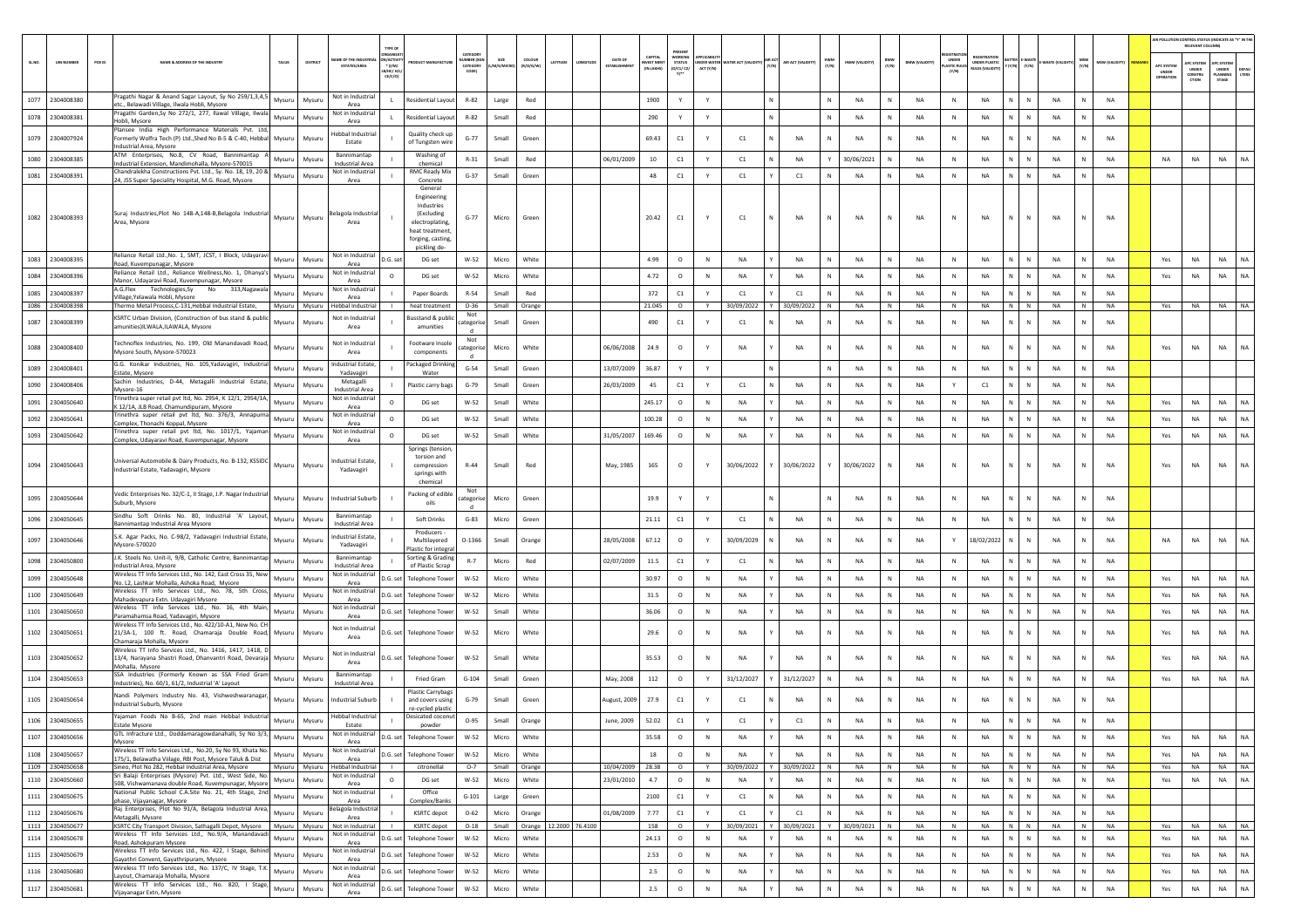| SL.NO. | UIN NUMBER | PCB ID | NAME & ADDRESS OF THE INDUSTRY | TALUK | DISTRICT | NAME OF THE INDUSTRIAL ESTATE/AREA | TYPE OF ORGANISATION/ACTIVITY * (I/M/LB/HC/H/CE/C/O) | PRODUCT MANUFACTURE | CATEGORY NUMBER (XGN CATEGORY CODE) | SIZE (L/M/S/MICRO) | COLOUR (R/O/G/W) | LATITUDE | LONGITUDE | DATE OF ESTABLISHMENT | CAPITAL INVEST MENT (IN LAKHS) | PRESENT WORKING STATUS (O/C1/C2/Y)** | APPLICABILITY UNDER WATER ACT (Y/N) | WATER ACT (VALIDITY) | AIR ACT (Y/N) | AIR ACT (VALIDITY) | HWM (Y/N) | HWM (VALIDITY) | BMW (Y/N) | BMW (VALIDITY) | REGISTRATION UNDER PLASTIC RULES (Y/N) | REGISTRATION UNDER PLASTIC RULES (VALIDITY) | BATTERY (Y/N) | E-WASTE (Y/N) | E-WASTE (VALIDITY) | MSW (Y/N) | MSW (VALIDITY) | REMARKS | APC SYSTEM UNDER OPERATION | APC SYSTEM UNDER CONSTRUCTION | APC SYSTEM UNDER PLANNING STAGE | DEFAULTERS |
|---|---|---|---|---|---|---|---|---|---|---|---|---|---|---|---|---|---|---|---|---|---|---|---|---|---|---|---|---|---|---|---|---|---|---|---|---|
| | | | | | | | | | | | | | | | | | | | | | | | | | | | | | | | | | AIR POLLUTION CONTROL STATUS (INDICATE AS "Y" IN THE RELEVANT COLUMN) | | | |
| 1077 | 2304008380 | | Pragathi Nagar & Anand Sagar Layout, Sy No 259/1,3,4,5 etc., Belawadi Village, Ilwala Hobli, Mysore | Mysuru | Mysuru | Not in Industrial Area | L | Residential Layout | R-82 | Large | Red | | | | 1900 | Y | Y | | N | | N | NA | N | NA | N | NA | N | N | NA | N | NA | | | | | |
| 1078 | 2304008381 | | Pragathi Garden,Sy No 272/1, 277, Ilawal Village, Ilwala Hobli, Mysore | Mysuru | Mysuru | Not in Industrial Area | L | Residential Layout | R-82 | Small | Red | | | | 290 | Y | Y | | N | | N | NA | N | NA | N | NA | N | N | NA | N | NA | | | | | |
| 1079 | 2304007924 | | Plansee India High Performance Materials Pvt. Ltd, Formerly Wolfra Tech (P) Ltd.,Shed No B-5 & C-40, Hebbal Industrial Area, Mysore | Mysuru | Mysuru | Hebbal Industrial Estate | I | Quality check up of Tungsten wire | G-77 | Small | Green | | | | 69.43 | C1 | Y | C1 | N | NA | N | NA | N | NA | N | NA | N | N | NA | N | NA | | | | | |
| 1080 | 2304008385 | | ATM Enterprises, No.8, CV Road, Bannimantap A Industrial Extension, Mandimohalla, Mysore-570015 | Mysuru | Mysuru | Bannimantap Industrial Area | I | Washing of chemical | R-31 | Small | Red | | | 06/01/2009 | 10 | C1 | Y | C1 | N | NA | Y | 30/06/2021 | N | NA | N | NA | N | N | NA | N | NA | | NA | NA | NA | NA |
| 1081 | 2304008391 | | Chandralekha Constructions Pvt. Ltd., Sy. No. 18, 19, 20 & 24, JSS Super Speciality Hospital, M.G. Road, Mysore | Mysuru | Mysuru | Not in Industrial Area | I | RMC Ready Mix Concrete | G-37 | Small | Green | | | | 48 | C1 | Y | C1 | Y | C1 | N | NA | N | NA | N | NA | N | N | NA | N | NA | | | | | |
| 1082 | 2304008393 | | Suraj Industries,Plot No 148-A,148-B,Belagola Industrial Area, Mysore | Mysuru | Mysuru | Belagola Industrial Area | I | General Engineering Industries (Excluding electroplating, heat treatment, forging, casting, pickling de- | G-77 | Micro | Green | | | | 20.42 | C1 | Y | C1 | N | NA | N | NA | N | NA | N | NA | N | N | NA | N | NA | | | | | |
| 1083 | 2304008395 | | Reliance Retail Ltd.,No. 1, SMT, JCST, I Block, Udayaravi Road, Kuvempunagar, Mysore | Mysuru | Mysuru | Not in Industrial Area | D.G. set | DG set | W-52 | Micro | White | | | | 4.99 | O | N | NA | Y | NA | N | NA | N | NA | N | NA | N | N | NA | N | NA | | Yes | NA | NA | NA |
| 1084 | 2304008396 | | Reliance Retail Ltd., Reliance Wellness,No. 1, Dhanya's Manor, Udayaravi Road, Kuvempunagar, Mysore | Mysuru | Mysuru | Not in Industrial Area | O | DG set | W-52 | Micro | White | | | | 4.72 | O | N | NA | Y | NA | N | NA | N | NA | N | NA | N | N | NA | N | NA | | Yes | NA | NA | NA |
| 1085 | 2304008397 | | A.G.Flex Technologies,Sy No 313,Nagawala Village,Yelawala Hobli, Mysore | Mysuru | Mysuru | Not in Industrial Area | I | Paper Boards | R-54 | Small | Red | | | | 372 | C1 | Y | C1 | Y | C1 | N | NA | N | NA | N | NA | N | N | NA | N | NA | | | | | |
| 1086 | 2304008398 | | Thermo Metal Process,C-131,Hebbal Industrial Estate, | Mysuru | Mysuru | Hebbal Industrial | I | heat treatment | O-36 | Small | Orange | | | | 21.045 | O | Y | 30/09/2022 | Y | 30/09/2022 | N | NA | N | NA | N | NA | N | N | NA | N | NA | | Yes | NA | NA | NA |
| 1087 | 2304008399 | | KSRTC Urban Division, (Construction of bus stand & public amunities)ILWALA,ILAWALA, Mysore | Mysuru | Mysuru | Not in Industrial Area | I | Busstand & public amunities | Not categorised | Small | Green | | | | 490 | C1 | Y | C1 | N | NA | N | NA | N | NA | N | NA | N | N | NA | N | NA | | | | | |
| 1088 | 2304008400 | | Technoflex Industries, No. 199, Old Manandavadi Road, Mysore South, Mysore-570023 | Mysuru | Mysuru | Not in Industrial Area | I | Footware Insole components | Not categorised | Micro | White | | | 06/06/2008 | 24.9 | O | Y | NA | Y | NA | N | NA | N | NA | N | NA | N | N | NA | N | NA | | Yes | NA | NA | NA |
| 1089 | 2304008401 | | G.G. Konikar Industries, No. 105,Yadavagiri, Industrial Estate, Mysore | Mysuru | Mysuru | Industrial Estate, Yadavagiri | I | Packaged Drinking Water | G-54 | Small | Green | | | 13/07/2009 | 36.87 | Y | Y | | N | | N | NA | N | NA | N | NA | N | N | NA | N | NA | | | | | |
| 1090 | 2304008406 | | Sachin Industries, D-44, Metagalli Industrial Estate, Mysore-16 | Mysuru | Mysuru | Metagalli Industrial Area | I | Plastic carry bags | G-79 | Small | Green | | | 26/03/2009 | 45 | C1 | Y | C1 | N | NA | N | NA | N | NA | Y | C1 | N | N | NA | N | NA | | | | | |
| 1091 | 2304050640 | | Trinethra super retail pvt ltd, No. 2954, K 12/1, 2954/1A, K 12/1A, JLB Road, Chamundipuram, Mysore | Mysuru | Mysuru | Not in Industrial Area | O | DG set | W-52 | Small | White | | | | 245.17 | O | N | NA | Y | NA | N | NA | N | NA | N | NA | N | N | NA | N | NA | | Yes | NA | NA | NA |
| 1092 | 2304050641 | | Trinethra super retail pvt ltd, No. 376/3, Annapurna Complex, Thonachi Koppal, Mysore | Mysuru | Mysuru | Not in Industrial Area | O | DG set | W-52 | Small | White | | | | 100.28 | O | N | NA | Y | NA | N | NA | N | NA | N | NA | N | N | NA | N | NA | | Yes | NA | NA | NA |
| 1093 | 2304050642 | | Trinethra super retail pvt ltd, No. 1017/1, Yajaman Complex, Udayaravi Road, Kuvempunagar, Mysore | Mysuru | Mysuru | Not in Industrial Area | O | DG set | W-52 | Small | White | | | 31/05/2007 | 169.46 | O | N | NA | Y | NA | N | NA | N | NA | N | NA | N | N | NA | N | NA | | Yes | NA | NA | NA |
| 1094 | 2304050643 | | Universal Automobile & Dairy Products, No. B-132, KSSIDC Industrial Estate, Yadavagiri, Mysore | Mysuru | Mysuru | Industrial Estate, Yadavagiri | I | Springs (tension, torsion and compression springs with chemical | R-44 | Small | Red | | | May, 1985 | 165 | O | Y | 30/06/2022 | Y | 30/06/2022 | Y | 30/06/2022 | N | NA | N | NA | N | N | NA | N | NA | | Yes | NA | NA | NA |
| 1095 | 2304050644 | | Vedic Enterprises No. 32/C-1, II Stage, I.P. Nagar Industrial Suburb, Mysore | Mysuru | Mysuru | Industrial Suburb | I | Packing of edible oils | Not categorised | Micro | Green | | | | 19.9 | Y | Y | | N | | N | NA | N | NA | N | NA | N | N | NA | N | NA | | | | | |
| 1096 | 2304050645 | | Sindhu Soft Drinks No. 80, Industrial 'A' Layout, Bannimantap Industrial Area Mysore | Mysuru | Mysuru | Bannimantap Industrial Area | I | Soft Drinks | G-83 | Micro | Green | | | | 21.11 | C1 | Y | C1 | N | NA | N | NA | N | NA | N | NA | N | N | NA | N | NA | | | | | |
| 1097 | 2304050646 | | S.K. Agar Packs, No. C-98/2, Yadavagiri Industrial Estate, Mysore-570020 | Mysuru | Mysuru | Industrial Estate, Yadavagiri | I | Producers - Multilayered Plastic for integral | O-1366 | Small | Orange | | | 28/05/2008 | 67.12 | O | Y | 30/09/2029 | N | NA | N | NA | N | NA | Y | 18/02/2022 | N | N | NA | N | NA | | NA | NA | NA | NA |
| 1098 | 2304050800 | | J.K. Steels No. Unit-II, 9/B, Catholic Centre, Bannimantap Industrial Area, Mysore | Mysuru | Mysuru | Bannimantap Industrial Area | I | Sorting & Grading of Plastic Scrap | R-7 | Micro | Red | | | 02/07/2009 | 11.5 | C1 | Y | C1 | N | NA | N | NA | N | NA | N | NA | N | N | NA | N | NA | | | | | |
| 1099 | 2304050648 | | Wireless TT Info Services Ltd., No. 142, East Cross 35, New No. L2, Lashkar Mohalla, Ashoka Road, Mysore | Mysuru | Mysuru | Not in Industrial Area | D.G. set | Telephone Tower | W-52 | Micro | White | | | | 30.97 | O | N | NA | Y | NA | N | NA | N | NA | N | NA | N | N | NA | N | NA | | Yes | NA | NA | NA |
| 1100 | 2304050649 | | Wireless TT Info Services Ltd., No. 78, 5th Cross, Mahadevapura Extn. Udayagiri Mysore | Mysuru | Mysuru | Not in Industrial Area | D.G. set | Telephone Tower | W-52 | Micro | White | | | | 31.5 | O | N | NA | Y | NA | N | NA | N | NA | N | NA | N | N | NA | N | NA | | Yes | NA | NA | NA |
| 1101 | 2304050650 | | Wireless TT Info Services Ltd., No. 16, 4th Main, Paramahamsa Road, Yadavagiri, Mysore | Mysuru | Mysuru | Not in Industrial Area | D.G. set | Telephone Tower | W-52 | Small | White | | | | 36.06 | O | N | NA | Y | NA | N | NA | N | NA | N | NA | N | N | NA | N | NA | | Yes | NA | NA | NA |
| 1102 | 2304050651 | | Wireless TT Info Services Ltd., No. 422/10-A1, New No. CH 21/3A-1, 100 ft. Road, Chamaraja Double Road, Chamaraja Mohalla, Mysore | Mysuru | Mysuru | Not in Industrial Area | D.G. set | Telephone Tower | W-52 | Micro | White | | | | 29.6 | O | N | NA | Y | NA | N | NA | N | NA | N | NA | N | N | NA | N | NA | | Yes | NA | NA | NA |
| 1103 | 2304050652 | | Wireless TT Info Services Ltd., No. 1416, 1417, 1418, D 13/4, Narayana Shastri Road, Dhanvantri Road, Devaraja Mohalla, Mysore | Mysuru | Mysuru | Not in Industrial Area | D.G. set | Telephone Tower | W-52 | Small | White | | | | 35.53 | O | N | NA | Y | NA | N | NA | N | NA | N | NA | N | N | NA | N | NA | | Yes | NA | NA | NA |
| 1104 | 2304050653 | | SSA Industries (Formerly Known as SSA Fried Gram Industries), No. 60/1, 61/2, Industrial 'A' Layout | Mysuru | Mysuru | Bannimantap Industrial Area | I | Fried Gram | G-104 | Small | Green | | | May, 2008 | 112 | O | Y | 31/12/2027 | Y | 31/12/2027 | N | NA | N | NA | N | NA | N | N | NA | N | NA | | Yes | NA | NA | NA |
| 1105 | 2304050654 | | Nandi Polymers Industry No. 43, Vishweshwaranagar, Industrial Suburb, Mysore | Mysuru | Mysuru | Industrial Suburb | I | Plastic Carrybags and covers using re-cycled plastic | G-79 | Small | Green | | | August, 2009 | 27.9 | C1 | Y | C1 | N | NA | N | NA | N | NA | N | NA | N | N | NA | N | NA | | | | | |
| 1106 | 2304050655 | | Yajaman Foods No B-65, 2nd main Hebbal Industrial Estate Mysore | Mysuru | Mysuru | Hebbal Industrial Estate | I | Desicated coconut powder | O-95 | Small | Orange | | | June, 2009 | 52.02 | C1 | Y | C1 | Y | C1 | N | NA | N | NA | N | NA | N | N | NA | N | NA | | | | | |
| 1107 | 2304050656 | | GTL Infracture Ltd., Doddamaragowdanahalli, Sy No 3/3, Mysore | Mysuru | Mysuru | Not in Industrial Area | D.G. set | Telephone Tower | W-52 | Micro | White | | | | 35.58 | O | N | NA | Y | NA | N | NA | N | NA | N | NA | N | N | NA | N | NA | | Yes | NA | NA | NA |
| 1108 | 2304050657 | | Wireless TT Info Services Ltd., No.20, Sy No 93, Khata No. 175/1, Belawatha Village, RBI Post, Mysore Taluk & Dist | Mysuru | Mysuru | Not in Industrial Area | D.G. set | Telephone Tower | W-52 | Micro | White | | | | 18 | O | N | NA | Y | NA | N | NA | N | NA | N | NA | N | N | NA | N | NA | | Yes | NA | NA | NA |
| 1109 | 2304050658 | | Sineo, Plot No 282, Hebbal Industrial Area, Mysore | Mysuru | Mysuru | Hebbal Industrial | I | citronellal | O-7 | Small | Orange | | | 10/04/2009 | 28.38 | O | Y | 30/09/2022 | Y | 30/09/2022 | N | NA | N | NA | N | NA | N | N | NA | N | NA | | Yes | NA | NA | NA |
| 1110 | 2304050660 | | Sri Balaji Enterprises (Mysore) Pvt. Ltd., West Side, No. 508, Vishwamanava double Road, Kuvempunagar, Mysore | Mysuru | Mysuru | Not in Industrial Area | O | DG set | W-52 | Micro | White | | | 23/01/2010 | 4.7 | O | N | NA | Y | NA | N | NA | N | NA | N | NA | N | N | NA | N | NA | | Yes | NA | NA | NA |
| 1111 | 2304050675 | | National Public School C.A.Site No. 21, 4th Stage, 2nd phase, Vijayanagar, Mysore | Mysuru | Mysuru | Not in Industrial Area | I | Office Complex/Banks | G-101 | Large | Green | | | | 2100 | C1 | Y | C1 | N | NA | N | NA | N | NA | N | NA | N | N | NA | N | NA | | | | | |
| 1112 | 2304050676 | | Raj Enterprises, Plot No 91/A, Belagola Industrial Area, Metagalli, Mysore | Mysuru | Mysuru | Belagola Industrial Area | I | KSRTC depot | O-62 | Micro | Orange | | | 01/08/2009 | 7.77 | C1 | Y | C1 | Y | C1 | N | NA | N | NA | N | NA | N | N | NA | N | NA | | | | | |
| 1113 | 2304050677 | | KSRTC City Transport Division, Sathagalli Depot, Mysore | Mysuru | Mysuru | Not in Industrial | I | KSRTC depot | O-18 | Small | Orange | 12.2000 | 76.4100 | | 158 | O | Y | 30/09/2021 | Y | 30/09/2021 | Y | 30/09/2021 | N | NA | N | NA | N | N | NA | N | NA | | Yes | NA | NA | NA |
| 1114 | 2304050678 | | Wireless TT Info Services Ltd., No.9/A, Manandavadi Road, Ashokpuram Mysore | Mysuru | Mysuru | Not in Industrial Area | D.G. set | Telephone Tower | W-52 | Micro | White | | | | 24.13 | O | N | NA | Y | NA | N | NA | N | NA | N | NA | N | N | NA | N | NA | | Yes | NA | NA | NA |
| 1115 | 2304050679 | | Wireless TT Info Services Ltd., No. 422, 1st Stage, Behind Gayathri Convent, Gayathripuram, Mysore | Mysuru | Mysuru | Not in Industrial Area | D.G. set | Telephone Tower | W-52 | Micro | White | | | | 2.53 | O | N | NA | Y | NA | N | NA | N | NA | N | NA | N | N | NA | N | NA | | Yes | NA | NA | NA |
| 1116 | 2304050680 | | Wireless TT Info Services Ltd., No. 137/C, IV Stage, T.K. Layout, Chamaraja Mohalla, Mysore | Mysuru | Mysuru | Not in Industrial Area | D.G. set | Telephone Tower | W-52 | Micro | White | | | | 2.5 | O | N | NA | Y | NA | N | NA | N | NA | N | NA | N | N | NA | N | NA | | Yes | NA | NA | NA |
| 1117 | 2304050681 | | Wireless TT Info Services Ltd., No. 820, I Stage, Vijayanagar Extn, Mysore | Mysuru | Mysuru | Not in Industrial Area | D.G. set | Telephone Tower | W-52 | Micro | White | | | | 2.5 | O | N | NA | Y | NA | N | NA | N | NA | N | NA | N | N | NA | N | NA | | Yes | NA | NA | NA |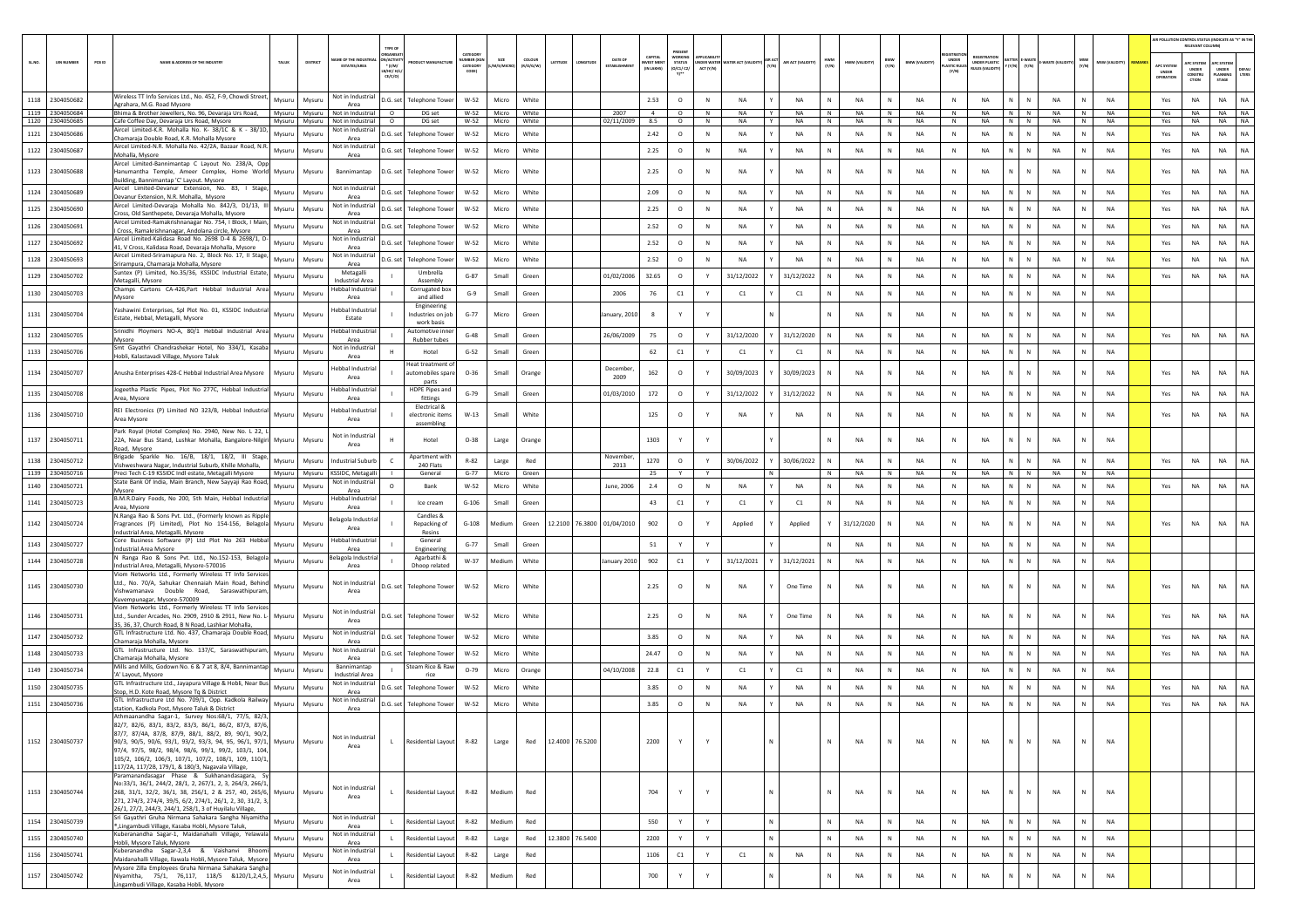| SL.NO. | UIN NUMBER | PCB ID | NAME & ADDRESS OF THE INDUSTRY | TALUK | DISTRICT | NAME OF THE INDUSTRIAL ESTATES/AREA | TYPE OF ORGANISATION/ACTIVITY * (I/M/LB/HC/H/L/CE/C/O) | PRODUCT MANUFACTURE | CATEGORY NUMBER (XGN CATEGORY CODE) | SIZE (L/M/S/MICRO) | COLOUR (R/O/G/W) | LATITUDE | LONGITUDE | DATE OF ESTABLISHMENT | CAPITAL INVEST MENT (IN LAKHS) | PRESENT WORKING STATUS (O/C1/C2/Y)** | APPLICABILITY UNDER WATER ACT (Y/N) | WATER ACT (VALIDITY) | AIR ACT (Y/N) | AIR ACT (VALIDITY) | HWM (Y/N) | HWM (VALIDITY) | BMW (Y/N) | BMW (VALIDITY) | REGISTRATION UNDER PLASTIC RULES (Y/N) | REGISTRATION UNDER PLASTIC RULES (VALIDITY) | BATTERY (Y/N) | E-WASTE (Y/N) | E-WASTE (VALIDITY) | MSW (Y/N) | MSW (VALIDITY) | REMARKS | APC SYSTEM UNDER OPERATION | APC SYSTEM UNDER CONSTRUCTION | APC SYSTEM UNDER PLANNING STAGE | DEFAULTERS |
|---|---|---|---|---|---|---|---|---|---|---|---|---|---|---|---|---|---|---|---|---|---|---|---|---|---|---|---|---|---|---|---|---|---|---|---|---|
| 1118 | 2304050682 | | Wireless TT Info Services Ltd., No. 452, F-9, Chowdi Street, Agrahara, M.G. Road Mysore | Mysuru | Mysuru | Not in Industrial Area | D.G. set | Telephone Tower | W-52 | Micro | White | | | | 2.53 | O | N | NA | Y | NA | N | NA | N | NA | N | NA | N | N | NA | N | NA | | Yes | NA | NA | NA |
| 1119 | 2304050684 | | Bhima & Brother Jewellers, No. 96, Devaraja Urs Road, | Mysuru | Mysuru | Not in Industrial | O | DG set | W-52 | Micro | White | | | 2007 | 4 | O | N | NA | Y | NA | N | NA | N | NA | N | NA | N | N | NA | N | NA | | Yes | NA | NA | NA |
| 1120 | 2304050685 | | Cafe Coffee Day, Devaraja Urs Road, Mysore | Mysuru | Mysuru | Not in Industrial | O | DG set | W-52 | Micro | White | | | 02/11/2009 | 8.5 | O | N | NA | Y | NA | N | NA | N | NA | N | NA | N | N | NA | N | NA | | Yes | NA | NA | NA |
| 1121 | 2304050686 | | Aircel Limited-K.R. Mohalla No. K- 38/1C & K - 38/1D, Chamaraja Double Road, K.R. Mohalla Mysore | Mysuru | Mysuru | Not in Industrial Area | D.G. set | Telephone Tower | W-52 | Micro | White | | | | 2.42 | O | N | NA | Y | NA | N | NA | N | NA | N | NA | N | N | NA | N | NA | | Yes | NA | NA | NA |
| 1122 | 2304050687 | | Aircel Limited-N.R. Mohalla No. 42/2A, Bazaar Road, N.R. Mohalla, Mysore | Mysuru | Mysuru | Not in Industrial Area | D.G. set | Telephone Tower | W-52 | Micro | White | | | | 2.25 | O | N | NA | Y | NA | N | NA | N | NA | N | NA | N | N | NA | N | NA | | Yes | NA | NA | NA |
| 1123 | 2304050688 | | Aircel Limited-Bannimantap C Layout No. 238/A, Opp Hanumantha Temple, Ameer Complex, Home World Building, Bannimantap 'C' Layout. Mysore | Mysuru | Mysuru | Bannimantap | D.G. set | Telephone Tower | W-52 | Micro | White | | | | 2.25 | O | N | NA | Y | NA | N | NA | N | NA | N | NA | N | N | NA | N | NA | | Yes | NA | NA | NA |
| 1124 | 2304050689 | | Aircel Limited-Devanur Extension, No. 83, I Stage, Devanur Extension, N.R. Mohalla, Mysore | Mysuru | Mysuru | Not in Industrial Area | D.G. set | Telephone Tower | W-52 | Micro | White | | | | 2.09 | O | N | NA | Y | NA | N | NA | N | NA | N | NA | N | N | NA | N | NA | | Yes | NA | NA | NA |
| 1125 | 2304050690 | | Aircel Limited-Devaraja Mohalla No. 842/3, D1/13, III Cross, Old Santhepete, Devaraja Mohalla, Mysore | Mysuru | Mysuru | Not in Industrial Area | D.G. set | Telephone Tower | W-52 | Micro | White | | | | 2.25 | O | N | NA | Y | NA | N | NA | N | NA | N | NA | N | N | NA | N | NA | | Yes | NA | NA | NA |
| 1126 | 2304050691 | | Aircel Limited-Ramakrishnanagar No. 754, I Block, I Main, I Cross, Ramakrishnanagar, Andolana circle, Mysore | Mysuru | Mysuru | Not in Industrial Area | D.G. set | Telephone Tower | W-52 | Micro | White | | | | 2.52 | O | N | NA | Y | NA | N | NA | N | NA | N | NA | N | N | NA | N | NA | | Yes | NA | NA | NA |
| 1127 | 2304050692 | | Aircel Limited-Kalidasa Road No. 2698 D-4 & 2698/1, D-41, V Cross, Kalidasa Road, Devaraja Mohalla, Mysore | Mysuru | Mysuru | Not in Industrial Area | D.G. set | Telephone Tower | W-52 | Micro | White | | | | 2.52 | O | N | NA | Y | NA | N | NA | N | NA | N | NA | N | N | NA | N | NA | | Yes | NA | NA | NA |
| 1128 | 2304050693 | | Aircel Limited-Sriramapura No. 2, Block No. 17, II Stage, Srirampura, Chamaraja Mohalla, Mysore | Mysuru | Mysuru | Not in Industrial Area | D.G. set | Telephone Tower | W-52 | Micro | White | | | | 2.52 | O | N | NA | Y | NA | N | NA | N | NA | N | NA | N | N | NA | N | NA | | Yes | NA | NA | NA |
| 1129 | 2304050702 | | Suntex (P) Limited, No.35/36, KSSIDC Industrial Estate, Metagalli, Mysore | Mysuru | Mysuru | Metagalli Industrial Area | I | Umbrella Assembly | G-87 | Small | Green | | | 01/02/2006 | 32.65 | O | Y | 31/12/2022 | Y | 31/12/2022 | N | NA | N | NA | N | NA | N | N | NA | N | NA | | Yes | NA | NA | NA |
| 1130 | 2304050703 | | Champs Cartons CA-426,Part Hebbal Industrial Area Mysore | Mysuru | Mysuru | Hebbal Industrial Area | I | Corrugated box and allied | G-9 | Small | Green | | | 2006 | 76 | C1 | Y | C1 | Y | C1 | N | NA | N | NA | N | NA | N | N | NA | N | NA | | | | | |
| 1131 | 2304050704 | | Yashawini Enterprises, Spl Plot No. 01, KSSIDC Industrial Estate, Hebbal, Metagalli, Mysore | Mysuru | Mysuru | Hebbal Industrial Estate | I | Engineering Industries on job work basis | G-77 | Micro | Green | | | January, 2010 | 8 | Y | Y | | N | | N | NA | N | NA | N | NA | N | N | NA | N | NA | | | | | |
| 1132 | 2304050705 | | Srinidhi Ploymers NO-A, 80/1 Hebbal Industrial Area Mysore | Mysuru | Mysuru | Hebbal Industrial Area | I | Automotive inner Rubber tubes | G-48 | Small | Green | | | 26/06/2009 | 75 | O | Y | 31/12/2020 | Y | 31/12/2020 | N | NA | N | NA | N | NA | N | N | NA | N | NA | | Yes | NA | NA | NA |
| 1133 | 2304050706 | | Smt Gayathri Chandrashekar Hotel, No 334/1, Kasaba Hobli, Kalastavadi Village, Mysore Taluk | Mysuru | Mysuru | Not in Industrial Area | H | Hotel | G-52 | Small | Green | | | | 62 | C1 | Y | C1 | Y | C1 | N | NA | N | NA | N | NA | N | N | NA | N | NA | | | | | |
| 1134 | 2304050707 | | Anusha Enterprises 428-C Hebbal Industrial Area Mysore | Mysuru | Mysuru | Hebbal Industrial Area | I | Heat treatment of automobiles spare parts | O-36 | Small | Orange | | | December, 2009 | 162 | O | Y | 30/09/2023 | Y | 30/09/2023 | N | NA | N | NA | N | NA | N | N | NA | N | NA | | Yes | NA | NA | NA |
| 1135 | 2304050708 | | Jogeetha Plastic Pipes, Plot No 277C, Hebbal Industrial Area, Mysore | Mysuru | Mysuru | Hebbal Industrial Area | I | HDPE Pipes and fittings | G-79 | Small | Green | | | 01/03/2010 | 172 | O | Y | 31/12/2022 | Y | 31/12/2022 | N | NA | N | NA | N | NA | N | N | NA | N | NA | | Yes | NA | NA | NA |
| 1136 | 2304050710 | | REI Electronics (P) Limited NO 323/B, Hebbal Industrial Area Mysore | Mysuru | Mysuru | Hebbal Industrial Area | I | Electrical & electronic items assembling | W-13 | Small | White | | | | 125 | O | Y | NA | Y | NA | N | NA | N | NA | N | NA | N | N | NA | N | NA | | Yes | NA | NA | NA |
| 1137 | 2304050711 | | Park Royal (Hotel Complex) No. 2940, New No. L 22, L 22A, Near Bus Stand, Lushkar Mohalla, Bangalore-Nilgiri Road, Mysore | Mysuru | Mysuru | Not in Industrial Area | H | Hotel | O-38 | Large | Orange | | | | 1303 | Y | Y | | Y | | N | NA | N | NA | N | NA | N | N | NA | N | NA | | | | | |
| 1138 | 2304050712 | | Brigade Sparkle No. 16/B, 18/1, 18/2, III Stage, Vishweshwara Nagar, Industrial Suburb, Khille Mohalla, | Mysuru | Mysuru | Industrial Suburb | C | Apartment with 240 Flats | R-82 | Large | Red | | | November, 2013 | 1270 | O | Y | 30/06/2022 | Y | 30/06/2022 | N | NA | N | NA | N | NA | N | N | NA | N | NA | | Yes | NA | NA | NA |
| 1139 | 2304050716 | | Preci Tech C-19 KSSIDC Indl estate, Metagalli Mysore | Mysuru | Mysuru | KSSIDC, Metagalli | I | General | G-77 | Micro | Green | | | | 25 | Y | Y | | N | | N | NA | N | NA | N | NA | N | N | NA | N | NA | | | | | |
| 1140 | 2304050721 | | State Bank Of India, Main Branch, New Sayyaji Rao Road, Mysore | Mysuru | Mysuru | Not in Industrial Area | O | Bank | W-52 | Micro | White | | | June, 2006 | 2.4 | O | N | NA | Y | NA | N | NA | N | NA | N | NA | N | N | NA | N | NA | | Yes | NA | NA | NA |
| 1141 | 2304050723 | | B.M.R.Dairy Foods, No 200, 5th Main, Hebbal Industrial Area, Mysore | Mysuru | Mysuru | Hebbal Industrial Area | I | Ice cream | G-106 | Small | Green | | | | 43 | C1 | Y | C1 | Y | C1 | N | NA | N | NA | N | NA | N | N | NA | N | NA | | | | | |
| 1142 | 2304050724 | | N.Ranga Rao & Sons Pvt. Ltd., (Formerly known as Ripple Fragrances (P) Limited), Plot No 154-156, Belagola Industrial Area, Metagalli, Mysore | Mysuru | Mysuru | Belagola Industrial Area | I | Candles & Repacking of Resins | G-108 | Medium | Green | 12.2100 | 76.3800 | 01/04/2010 | 902 | O | Y | Applied | Y | Applied | Y | 31/10/2020 | N | NA | N | NA | N | N | NA | N | NA | | Yes | NA | NA | NA |
| 1143 | 2304050727 | | Core Business Software (P) Ltd Plot No 263 Hebbal Industrial Area Mysore | Mysuru | Mysuru | Hebbal Industrial Area | I | General Engineering | G-77 | Small | Green | | | | 51 | Y | Y | | Y | | N | NA | N | NA | N | NA | N | N | NA | N | NA | | | | | |
| 1144 | 2304050728 | | N Ranga Rao & Sons Pvt. Ltd., No.152-153, Belagola Industrial Area, Metagalli, Mysore-570016 | Mysuru | Mysuru | Belagola Industrial Area | I | Agarbathi & Dhoop related | W-37 | Medium | White | | | January 2010 | 902 | C1 | Y | 31/12/2021 | Y | 31/12/2021 | N | NA | N | NA | N | NA | N | N | NA | N | NA | | | | | |
| 1145 | 2304050730 | | Viom Networks Ltd., Formerly Wireless TT Info Services Ltd., No. 70/A, Sahukar Chennaiah Main Road, Behind Vishwamanava Double Road, Saraswathipuram, Kuvempunagar, Mysore-570009 | Mysuru | Mysuru | Not in Industrial Area | D.G. set | Telephone Tower | W-52 | Micro | White | | | | 2.25 | O | N | NA | Y | One Time | N | NA | N | NA | N | NA | N | N | NA | N | NA | | Yes | NA | NA | NA |
| 1146 | 2304050731 | | Viom Networks Ltd., Formerly Wireless TT Info Services Ltd., Sunder Arcades, No. 2909, 2910 & 2911, New No. L-35, 36, 37, Church Road, B N Road, Lashkar Mohalla, | Mysuru | Mysuru | Not in Industrial Area | D.G. set | Telephone Tower | W-52 | Micro | White | | | | 2.25 | O | N | NA | Y | One Time | N | NA | N | NA | N | NA | N | N | NA | N | NA | | Yes | NA | NA | NA |
| 1147 | 2304050732 | | GTL Infrastructure Ltd. No. 437, Chamaraja Double Road, Chamaraja Mohalla, Mysore | Mysuru | Mysuru | Not in Industrial Area | D.G. set | Telephone Tower | W-52 | Micro | White | | | | 3.85 | O | N | NA | Y | NA | N | NA | N | NA | N | NA | N | N | NA | N | NA | | Yes | NA | NA | NA |
| 1148 | 2304050733 | | GTL Infrastructure Ltd. No. 137/C, Saraswathipuram, Chamaraja Mohalla, Mysore | Mysuru | Mysuru | Not in Industrial Area | D.G. set | Telephone Tower | W-52 | Micro | White | | | | 24.47 | O | N | NA | Y | NA | N | NA | N | NA | N | NA | N | N | NA | N | NA | | Yes | NA | NA | NA |
| 1149 | 2304050734 | | Mills and Mills, Godown No. 6 & 7 at 8, 8/4, Bannimantap 'A' Layout, Mysore | Mysuru | Mysuru | Bannimantap Industrial Area | I | Steam Rice & Raw rice | O-79 | Micro | Orange | | | 04/10/2008 | 22.8 | C1 | Y | C1 | Y | C1 | N | NA | N | NA | N | NA | N | N | NA | N | NA | | | | | |
| 1150 | 2304050735 | | GTL Infrastructure Ltd., Jayapura Village & Hobli, Near Bus Stop, H.D. Kote Road, Mysore Tq & District | Mysuru | Mysuru | Not in Industrial Area | D.G. set | Telephone Tower | W-52 | Micro | White | | | | 3.85 | O | N | NA | Y | NA | N | NA | N | NA | N | NA | N | N | NA | N | NA | | Yes | NA | NA | NA |
| 1151 | 2304050736 | | GTL Infrastructure Ltd No. 709/1, Opp. Kadkola Railway station, Kadkola Post, Mysore Taluk & District | Mysuru | Mysuru | Not in Industrial Area | D.G. set | Telephone Tower | W-52 | Micro | White | | | | 3.85 | O | N | NA | Y | NA | N | NA | N | NA | N | NA | N | N | NA | N | NA | | Yes | NA | NA | NA |
| 1152 | 2304050737 | | Athmaanandha Sagar-1, Survey Nos:68/1, 77/5, 82/3, 82/7, 82/6, 83/1, 83/2, 83/3, 86/1, 86/2, 87/3, 87/6, 87/7, 87/4A, 87/8, 87/9, 88/1, 88/2, 89, 90/1, 90/2, 90/3, 90/5, 90/6, 93/1, 93/2, 93/3, 94, 95, 96/1, 97/1, 97/4, 97/5, 98/2, 98/4, 98/6, 99/1, 99/2, 103/1, 104, 105/2, 106/2, 106/3, 107/1, 107/2, 108/1, 109, 110/1, 117/2A, 117/2B, 179/1, & 180/3, Nagavala Village, | Mysuru | Mysuru | Not in Industrial Area | L | Residential Layout | R-82 | Large | Red | 12.4000 | 76.5200 | | 2200 | Y | Y | | N | | N | NA | N | NA | N | NA | N | N | NA | N | NA | | | | | |
| 1153 | 2304050744 | | Paramanandasagar Phase & Sukhanandasagara, Sy No:33/1, 36/1, 244/2, 28/1, 2, 267/1, 2, 3, 264/3, 266/1, 268, 31/1, 32/2, 36/1, 38, 256/1, 2 & 257, 40, 265/6, 271, 274/3, 274/4, 39/5, 6/2, 274/1, 26/1, 2, 30, 31/2, 3, 26/1, 27/2, 244/3, 244/1, 258/1, 3 of Huyilalu Village, | Mysuru | Mysuru | Not in Industrial Area | L | Residential Layout | R-82 | Medium | Red | | | | 704 | Y | Y | | N | | N | NA | N | NA | N | NA | N | N | NA | N | NA | | | | | |
| 1154 | 2304050739 | | Sri Gayathri Gruha Nirmana Sahakara Sangha Niyamitha*,Lingambudi Village, Kasaba Hobli, Mysore Taluk, | Mysuru | Mysuru | Not in Industrial Area | L | Residential Layout | R-82 | Medium | Red | | | | 550 | Y | Y | | N | | N | NA | N | NA | N | NA | N | N | NA | N | NA | | | | | |
| 1155 | 2304050740 | | Kuberanandha Sagar-1, Maidanahalli Village, Yelawala Hobli, Mysore Taluk, Mysore | Mysuru | Mysuru | Not in Industrial Area | L | Residential Layout | R-82 | Large | Red | 12.3800 | 76.5400 | | 2200 | Y | Y | | N | | N | NA | N | NA | N | NA | N | N | NA | N | NA | | | | | |
| 1156 | 2304050741 | | Kuberanandha Sagar-2,3,4 & Vaishanvi Bhoomi Maidanahalli Village, Ilawala Hobli, Mysore Taluk, Mysore | Mysuru | Mysuru | Not in Industrial Area | L | Residential Layout | R-82 | Large | Red | | | | 1106 | C1 | Y | C1 | N | NA | N | NA | N | NA | N | NA | N | N | NA | N | NA | | | | | |
| 1157 | 2304050742 | | Mysore Zilla Employees Gruha Nirmana Sahakara Sangha Niyamitha, 75/1, 76,117, 118/5 &120/1,2,4,5, Lingambudi Village, Kasaba Hobli, Mysore | Mysuru | Mysuru | Not in Industrial Area | L | Residential Layout | R-82 | Medium | Red | | | | 700 | Y | Y | | N | | N | NA | N | NA | N | NA | N | N | NA | N | NA | | | | | |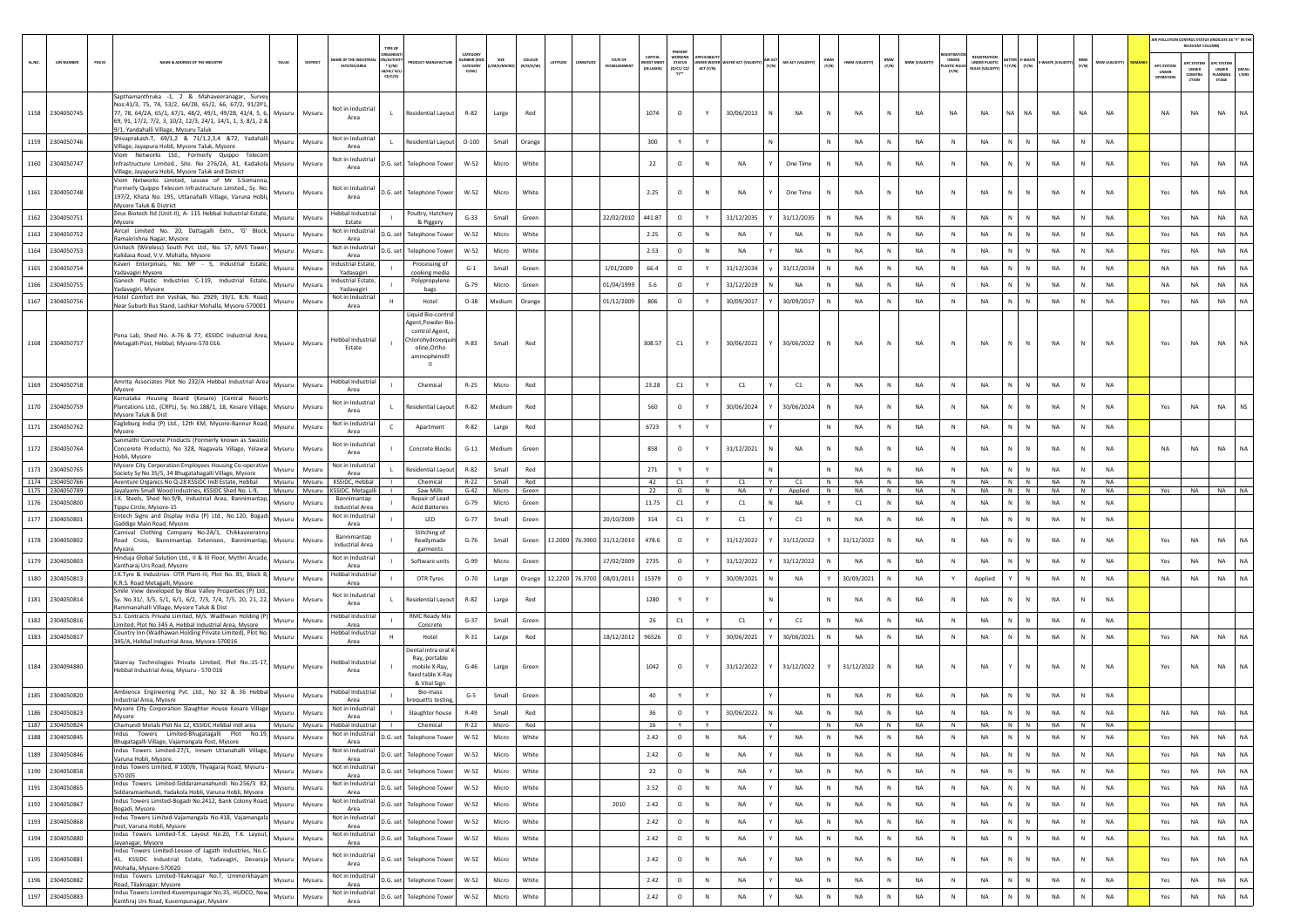| SL.NO. | UIN NUMBER | PCB ID | NAME & ADDRESS OF THE INDUSTRY | TALUK | DISTRICT | NAME OF THE INDUSTRIAL ESTATES/AREA | TYPE OF ORGANISATION/ACTIVITY * (I/M/LB/HC/H/CE/C/O) | PRODUCT MANUFACTURE | CATEGORY NUMBER (XGN CATEGORY CODE) | SIZE (L/M/S/MICRO) | COLOUR (R/O/G/W) | LATITUDE | LONGITUDE | DATE OF ESTABLISHMENT | CAPITAL INVEST MENT (IN LAKHS) | PRESENT WORKING STATUS (O/C1/C2/Y)** | APPLICABILITY UNDER WATER ACT (Y/N) | WATER ACT (VALIDITY) | AIR ACT (Y/N) | AIR ACT (VALIDITY) | HWM (Y/N) | HWM (VALIDITY) | BMW (Y/N) | BMW (VALIDITY) | REGISTRATION UNDER PLASTIC RULES (Y/N) | REGISTRATION UNDER PLASTIC RULES (VALIDITY) | BATTERY (Y/N) | E-WASTE (Y/N) | E-WASTE (VALIDITY) | MSW (Y/N) | MSW (VALIDITY) | REMARKS | APC SYSTEM UNDER OPERATION | APC SYSTEM UNDER CONSTRUCTION | APC SYSTEM UNDER PLANNING STAGE | DEFAULTERS |
|---|---|---|---|---|---|---|---|---|---|---|---|---|---|---|---|---|---|---|---|---|---|---|---|---|---|---|---|---|---|---|---|---|---|---|---|---|
| 1158 | 2304050745 | | Sapthamanthruka -1, 2 & Mahaveeranagar, Survey Nos:41/3, 75, 74, 53/2, 64/2B, 65/2, 66, 67/2, 91/2P1, 77, 78, 64/2A, 65/1, 67/1, 48/2, 49/1, 49/2B, 41/4, 5, 6, 69, 91, 17/2, 7/2, 3, 10/2, 12/3, 24/1, 14/1, 1, 3, 8/1, 2 & 9/1, Yandahalli Village, Mysuru Taluk | Mysuru | Mysuru | Not in Industrial Area | L | Residential Layout | R-82 | Large | Red | | | | 1074 | O | Y | 30/06/2013 | N | NA | N | NA | N | NA | NA | NA | NA | NA | NA | NA | NA | | NA | NA | NA | NA |
| 1159 | 2304050746 | | Shivaprakash.T, 69/1,2 & 71/1,2,3,4 &72, Yadahalli Village, Jayapura Hobli, Mysore Taluk, Mysore | Mysuru | Mysuru | Not in Industrial Area | L | Residential Layout | O-100 | Small | Orange | | | | 300 | Y | Y | | N | | N | NA | N | NA | N | NA | N | N | NA | N | NA | | | | | |
| 1160 | 2304050747 | | Viom Networks Ltd., Formerly Quippo Telecom Infrastructure Limited., Site. No 276/2A, A1, Kadakola Village, Jayapura Hobli, Mysore Taluk and District | Mysuru | Mysuru | Not in Industrial Area | D.G. set | Telephone Tower | W-52 | Micro | White | | | | 22 | O | N | NA | Y | One Time | N | NA | N | NA | N | NA | N | N | NA | N | NA | | Yes | NA | NA | NA |
| 1161 | 2304050748 | | Viom Networks Limited, Lessee of Mr S.Somanna, Formerly Quippo Telecom Infrastructure Limited., Sy. No. 197/2, Khata No. 195, Uttanahalli Village, Varuna Hobli, Mysore Taluk & District | Mysuru | Mysuru | Not in Industrial Area | D.G. set | Telephone Tower | W-52 | Micro | White | | | | 2.25 | O | N | NA | Y | One Time | N | NA | N | NA | N | NA | N | N | NA | N | NA | | Yes | NA | NA | NA |
| 1162 | 2304050751 | | Zeus Biotech ltd (Unit-II), A- 115 Hebbal Industrial Estate, Mysore | Mysuru | Mysuru | Hebbal Industrial Estate | I | Poultry, Hatchery & Piggery | G-33 | Small | Green | | | 22/02/2010 | 441.87 | O | Y | 31/12/2035 | Y | 31/12/2035 | N | NA | N | NA | N | NA | N | N | NA | N | NA | | Yes | NA | NA | NA |
| 1163 | 2304050752 | | Aircel Limited No. 20, Dattagalli Extn., 'G' Block, Ramakrishna Nagar, Mysore | Mysuru | Mysuru | Not in Industrial Area | D.G. set | Telephone Tower | W-52 | Micro | White | | | | 2.25 | O | N | NA | Y | NA | N | NA | N | NA | N | NA | N | N | NA | N | NA | | Yes | NA | NA | NA |
| 1164 | 2304050753 | | Unitech (Wireless) South Pvt. Ltd., No. 17, MVS Tower, Kalidasa Road, V.V. Mohalla, Mysore | Mysuru | Mysuru | Not in Industrial Area | D.G. set | Telephone Tower | W-52 | Micro | White | | | | 2.53 | O | N | NA | Y | NA | N | NA | N | NA | N | NA | N | N | NA | N | NA | | Yes | NA | NA | NA |
| 1165 | 2304050754 | | Kaveri Enterprises, No. MF - 5, Industrial Estate, Yadavagiri Mysore | Mysuru | Mysuru | Industrial Estate, Yadavagiri | I | Processing of cooking media | G-1 | Small | Green | | | 1/01/2009 | 66.4 | O | Y | 31/12/2034 | Y | 31/12/2034 | N | NA | N | NA | N | NA | N | N | NA | N | NA | | NA | NA | NA | NA |
| 1166 | 2304050755 | | Ganesh Plastic Industries C-119, Industrial Estate, Yadavagiri, Mysore | Mysuru | Mysuru | Industrial Estate, Yadavagiri | I | Polypropylene bags | G-79 | Micro | Green | | | 01/04/1999 | 5.6 | O | Y | 31/12/2019 | N | NA | N | NA | N | NA | N | NA | N | N | NA | N | NA | | NA | NA | NA | NA |
| 1167 | 2304050756 | | Hotel Comfort Inn Vyshak, No. 2929, 19/1, B.N. Road, Near Suburb Bus Stand, Lashkar Mohalla, Mysore-570001 | Mysuru | Mysuru | Not in Industrial Area | H | Hotel | O-38 | Medium | Orange | | | 01/12/2009 | 806 | O | Y | 30/09/2017 | Y | 30/09/2017 | N | NA | N | NA | N | NA | N | N | NA | N | NA | | Yes | NA | NA | NA |
| 1168 | 2304050757 | | Pona Lab, Shed No. A-76 & 77, KSSIDC Industrial Area, Metagalli Post, Hebbal, Mysore-570 016. | Mysuru | Mysuru | Hebbal Industrial Estate | I | Liquid Bio-control Agent,Powder Bio-control Agent, Chlorohydroxyquinoline,Ortho aminophenol | R-83 | Small | Red | | | | 308.57 | C1 | Y | 30/06/2022 | Y | 30/06/2022 | N | NA | N | NA | N | NA | N | N | NA | N | NA | | Yes | NA | NA | NA |
| 1169 | 2304050758 | | Amrita Associates Plot No 232/A Hebbal Industrial Area Mysore | Mysuru | Mysuru | Hebbal Industrial Area | I | Chemical | R-25 | Micro | Red | | | | 23.28 | C1 | Y | C1 | Y | C1 | N | NA | N | NA | N | NA | N | N | NA | N | NA | | | | | |
| 1170 | 2304050759 | | Karnataka Housing Board (Kesare) (Central Resorts Plantations Ltd., (CRPL), Sy. No.188/1, 18, Kesare Village, Mysore Taluk & Dist | Mysuru | Mysuru | Not in Industrial Area | L | Residential Layout | R-82 | Medium | Red | | | | 560 | O | Y | 30/06/2024 | Y | 30/06/2024 | N | NA | N | NA | N | NA | N | N | NA | N | NA | | Yes | NA | NA | NS |
| 1171 | 2304050762 | | Eagleburg India (P) Ltd., 12th KM, Mysore-Bannur Road, Mysore | Mysuru | Mysuru | Not in Industrial Area | C | Apartment | R-82 | Large | Red | | | | 6723 | Y | Y | | Y | | N | NA | N | NA | N | NA | N | N | NA | N | NA | | | | | |
| 1172 | 2304050764 | | Sanmathi Concrete Products (Formerly known as Swastic Concerete Products), No 328, Nagavala Village, Yelawal Hobli, Mysore | Mysuru | Mysuru | Not in Industrial Area | I | Concrete Blocks | G-11 | Medium | Green | | | | 858 | O | Y | 31/12/2021 | N | NA | N | NA | N | NA | N | NA | N | N | NA | N | NA | | NA | NA | NA | NA |
| 1173 | 2304050765 | | Mysore City Corporation Employees Housing Co-operative Society Sy No 35/5, 34 Bhugatahagalli Village, Mysore | Mysuru | Mysuru | Not in Industrial Area | L | Residential Layout | R-82 | Small | Red | | | | 271 | Y | Y | | N | | N | NA | N | NA | N | NA | N | N | NA | N | NA | | | | | |
| 1174 | 2304050766 | | Aventure Organics No Q-28 KSSIDC Indl Estate, Hebbal | Mysuru | Mysuru | KSSIDC, Hebbal | I | Chemical | R-22 | Small | Red | | | | 42 | C1 | Y | C1 | Y | C1 | N | NA | N | NA | N | NA | N | N | NA | N | NA | | | | | |
| 1175 | 2304050789 | | Jayalaxmi Small Wood Industries, KSSIDC Shed No. L-9, | Mysuru | Mysuru | KSSIDC, Metagalli | I | Saw Mills | G-42 | Micro | Green | | | | 22 | O | N | NA | Y | Applied | N | NA | N | NA | N | NA | N | N | NA | N | NA | | Yes | NA | NA | NA |
| 1176 | 2304050800 | | J.K. Steels, Shed No.9/B, Industrial Area, Bannimantap, Tippu Circle, Mysore-15 | Mysuru | Mysuru | Bannimantap Industrial Area | I | Repair of Lead Acid Batteries | G-79 | Micro | Green | | | | 11.75 | C1 | Y | C1 | N | NA | Y | C1 | N | NA | N | NA | N | N | NA | N | NA | | | | | |
| 1177 | 2304050801 | | Entech Signs and Display India (P) Ltd., No.120, Bogadi Gaddige Main Road, Mysore | Mysuru | Mysuru | Not in Industrial Area | I | LED | G-77 | Small | Green | | | 20/10/2009 | 314 | C1 | Y | C1 | Y | C1 | N | NA | N | NA | N | NA | N | N | NA | N | NA | | | | | |
| 1178 | 2304050802 | | Carnival Clothing Company No.2A/1, Chikkaveeranna Road Cross, Bannimantap Extenison, Bannimantap, Mysore | Mysuru | Mysuru | Bannimantap Industrial Area | I | Stitching of Readymade garments | G-76 | Small | Green | 12.2000 | 76.3900 | 31/12/2010 | 478.6 | O | Y | 31/12/2022 | Y | 31/12/2022 | Y | 31/12/2022 | N | NA | N | NA | N | N | NA | N | NA | | Yes | NA | NA | NA |
| 1179 | 2304050803 | | Hinduja Global Solution Ltd., II & III Floor, Mythri Arcade, Kantharaj Urs Road, Mysore | Mysuru | Mysuru | Not in Industrial Area | I | Software units | G-99 | Micro | Green | | | 17/02/2009 | 2735 | O | Y | 31/12/2022 | Y | 31/12/2022 | N | NA | N | NA | N | NA | N | N | NA | N | NA | | Yes | NA | NA | NA |
| 1180 | 2304050813 | | J.K.Tyre & Industries- OTR Plant-III, Plot No. 85, Block B, K.R.S. Road Metagalli, Mysore | Mysuru | Mysuru | Hebbal Industrial Area | I | OTR Tyres | O-70 | Large | Orange | 12.2200 | 76.3700 | 08/01/2011 | 15379 | O | Y | 30/09/2021 | N | NA | Y | 30/09/2021 | N | NA | Y | Applied | Y | N | NA | N | NA | | NA | NA | NA | NA |
| 1181 | 2304050814 | | Smile View developed by Blue Valley Properties (P) Ltd., Sy. No.31/, 3/5, 5/1, 6/1, 6/2, 7/3, 7/4, 7/5, 20, 21, 22, Rammanahalli Village, Mysore Taluk & Dist | Mysuru | Mysuru | Not in Industrial Area | L | Residential Layout | R-82 | Large | Red | | | | 1280 | Y | Y | | N | | N | NA | N | NA | N | NA | N | N | NA | N | NA | | | | | |
| 1182 | 2304050816 | | S.J. Contracts Private Limited, M/s. Wadhwan Holding (P) Limited, Plot No 345 A, Hebbal Industrial Area, Mysore | Mysuru | Mysuru | Hebbal Industrial Area | I | RMC Ready Mix Concrete | G-37 | Small | Green | | | | 26 | C1 | Y | C1 | Y | C1 | N | NA | N | NA | N | NA | N | N | NA | N | NA | | | | | |
| 1183 | 2304050817 | | Country Inn (Wadhawan Holding Private Limited), Plot No. 345/A, Hebbal Industrial Area, Mysore-570016 | Mysuru | Mysuru | Hebbal Industrial Area | H | Hotel | R-31 | Large | Red | | | 18/12/2012 | 96526 | O | Y | 30/06/2021 | Y | 30/06/2021 | N | NA | N | NA | N | NA | N | N | NA | N | NA | | Yes | NA | NA | NA |
| 1184 | 2304094880 | | Skanray Technologies Private Limited, Plot No.:15-17, Hebbal Industrial Area, Mysuru - 570 016 | Mysuru | Mysuru | Hebbal Industrial Area | I | Dental intra oral X-Ray, portable mobile X-Ray, fixed table X-Ray & Vital Sign | G-46 | Large | Green | | | | 1042 | O | Y | 31/12/2022 | Y | 31/12/2022 | Y | 31/12/2022 | N | NA | N | NA | Y | N | NA | N | NA | | Yes | NA | NA | NA |
| 1185 | 2304050820 | | Ambience Engineering Pvt. Ltd., No 32 & 36 Hebbal Industrial Area, Mysore | Mysuru | Mysuru | Hebbal Industrial Area | I | Bio-mass brequetts testing | G-5 | Small | Green | | | | 40 | Y | Y | | Y | | N | NA | N | NA | N | NA | N | N | NA | N | NA | | | | | |
| 1186 | 2304050823 | | Mysore City Corporation Slaughter House Kesare Village Mysore | Mysuru | Mysuru | Not in Industrial Area | I | Slaughter house | R-49 | Small | Red | | | | 36 | O | Y | 30/06/2022 | N | NA | N | NA | N | NA | N | NA | N | N | NA | N | NA | | NA | NA | NA | NA |
| 1187 | 2304050824 | | Chamundi Metals Plot No 12, KSSIDC Hebbal Indl area | Mysuru | Mysuru | Hebbal Industrial | I | Chemical | R-22 | Micro | Red | | | | 16 | Y | Y | | Y | | N | NA | N | NA | N | NA | N | N | NA | N | NA | | | | | |
| 1188 | 2304050845 | | Indus Towers Limited-Bhugatagalli Plot No.19, Bhugatagalli Village, Vajamangala Post, Mysore | Mysuru | Mysuru | Not in Industrial Area | D.G. set | Telephone Tower | W-52 | Micro | White | | | | 2.42 | O | N | NA | Y | NA | N | NA | N | NA | N | NA | N | N | NA | N | NA | | Yes | NA | NA | NA |
| 1189 | 2304050846 | | Indus Towers Limited-27/1, Innam Uttanahalli Village, Varuna Hobli, Mysore. | Mysuru | Mysuru | Not in Industrial Area | D.G. set | Telephone Tower | W-52 | Micro | White | | | | 2.42 | O | N | NA | Y | NA | N | NA | N | NA | N | NA | N | N | NA | N | NA | | Yes | NA | NA | NA |
| 1190 | 2304050858 | | Indus Towers Limited, # 100/6, Thyagaraj Road, Mysuru - 570 005 | Mysuru | Mysuru | Not in Industrial Area | D.G. set | Telephone Tower | W-52 | Micro | White | | | | 22 | O | N | NA | Y | NA | N | NA | N | NA | N | NA | N | N | NA | N | NA | | Yes | NA | NA | NA |
| 1191 | 2304050865 | | Indus Towers Limited-Siddaramanahundi No.256/3 B2, Siddaramanhundi, Yadakola Hobli, Varuna Hobli, Mysore | Mysuru | Mysuru | Not in Industrial Area | D.G. set | Telephone Tower | W-52 | Micro | White | | | | 2.52 | O | N | NA | Y | NA | N | NA | N | NA | N | NA | N | N | NA | N | NA | | Yes | NA | NA | NA |
| 1192 | 2304050867 | | Indus Towers Limited-Bogadi No.2412, Bank Colony Road, Bogadi, Mysore | Mysuru | Mysuru | Not in Industrial Area | D.G. set | Telephone Tower | W-52 | Micro | White | | | 2010 | 2.42 | O | N | NA | Y | NA | N | NA | N | NA | N | NA | N | N | NA | N | NA | | Yes | NA | NA | NA |
| 1193 | 2304050868 | | Indus Towers Limited-Vajamangala No.418, Vajamangala Post, Varuna Hobli, Mysore | Mysuru | Mysuru | Not in Industrial Area | D.G. set | Telephone Tower | W-52 | Micro | White | | | | 2.42 | O | N | NA | Y | NA | N | NA | N | NA | N | NA | N | N | NA | N | NA | | Yes | NA | NA | NA |
| 1194 | 2304050880 | | Indus Towers Limited-T.K. Layout No.20, T.K. Layout, Jayanagar, Mysore | Mysuru | Mysuru | Not in Industrial Area | D.G. set | Telephone Tower | W-52 | Micro | White | | | | 2.42 | O | N | NA | Y | NA | N | NA | N | NA | N | NA | N | N | NA | N | NA | | Yes | NA | NA | NA |
| 1195 | 2304050881 | | Indus Towers Limited-Lessee of Jagath Industries, No.C-41, KSSIDC Industrial Estate, Yadavagiri, Devaraja Mohalla, Mysore-570020 | Mysuru | Mysuru | Not in Industrial Area | D.G. set | Telephone Tower | W-52 | Micro | White | | | | 2.42 | O | N | NA | Y | NA | N | NA | N | NA | N | NA | N | N | NA | N | NA | | Yes | NA | NA | NA |
| 1196 | 2304050882 | | Indus Towers Limited-Tilaknagar No.7, Ummerkhayam Road, Tilaknagar, Mysore | Mysuru | Mysuru | Not in Industrial Area | D.G. set | Telephone Tower | W-52 | Micro | White | | | | 2.42 | O | N | NA | Y | NA | N | NA | N | NA | N | NA | N | N | NA | N | NA | | Yes | NA | NA | NA |
| 1197 | 2304050883 | | Indus Towers Limited-Kuvempunagar No.35, HUDCO, New Kanthraj Urs Road, Kuvempunagar, Mysore | Mysuru | Mysuru | Not in Industrial Area | D.G. set | Telephone Tower | W-52 | Micro | White | | | | 2.42 | O | N | NA | Y | NA | N | NA | N | NA | N | NA | N | N | NA | N | NA | | Yes | NA | NA | NA |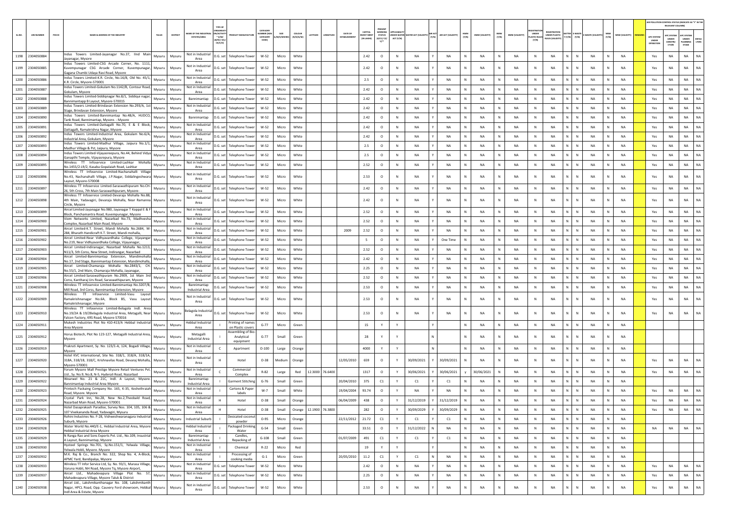| SL.NO. | UIN NUMBER | PCB ID | NAME & ADDRESS OF THE INDUSTRY | TALUK | DISTRICT | NAME OF THE INDUSTRIAL ESTATE/AREA | TYPE OF ORGANISATION/ ACTIVITY (I/M/LB/HC/H/L/CE/C/O) | PRODUCT MANUFACTURE | CATEGORY NUMBER (XGN CATEGORY CODE) | SIZE (L/M/S/MICRO) | COLOUR (R/O/G/W) | LATITUDE | LONGITUDE | DATE OF ESTABLISHMENT | CAPITAL INVEST MENT (IN LAKHS) | PRESENT WORKING STATUS (O/C1/C2/Y)** | APPLICABILITY UNDER WATER ACT (Y/N) | WATER ACT (VALIDITY) | AIR ACT (Y/N) | AIR ACT (VALIDITY) | HWM (Y/N) | HWM (VALIDITY) | BMW (Y/N) | BMW (VALIDITY) | REGISTRATION UNDER PLASTIC RULES (Y/N) | REGISTRATION UNDER PLASTIC RULES (VALIDITY) | BATTERY (Y/N) | E-WASTE (Y/N) | E-WASTE (VALIDITY) | MSW (Y/N) | MSW (VALIDITY) | REMARKS | AIR POLLUTION CONTROL STATUS: APC SYSTEM UNDER OPERATION | APC SYSTEM UNDER CONSTRUCTION | APC SYSTEM UNDER PLANNING STAGE | DEFAULTERS |
|---|---|---|---|---|---|---|---|---|---|---|---|---|---|---|---|---|---|---|---|---|---|---|---|---|---|---|---|---|---|---|---|---|---|---|---|---|
| 1198 | 2304050884 | | Indus Towers Limited-Jayanagar No.37, IInd Main Jayanagar, Mysore | Mysuru | Mysuru | Not in Industrial Area | D.G. set | Telephone Tower | W-52 | Micro | White | | | | 2.42 | O | N | NA | Y | NA | N | NA | N | NA | N | NA | N | N | NA | N | NA | | Yes | NA | NA | NA |
| 1199 | 2304050885 | | Indus Towers Limited-CSG Arcade Corner, No. 1111, Kuvempunagar CSG Arcade Corner, Kuvempunagar, Gagana Chumbi Udaya Ravi Road, Mysore | Mysuru | Mysuru | Not in Industrial Area | D.G. set | Telephone Tower | W-52 | Micro | White | | | | 2.42 | O | N | NA | Y | NA | N | NA | N | NA | N | NA | N | N | NA | N | NA | | Yes | NA | NA | NA |
| 1200 | 2304050886 | | Indus Towers Limited-K.R. Circle, No.16/8, Old No. 45/1, K.R. Circle, Mysore-570001 | Mysuru | Mysuru | Not in Industrial Area | D.G. set | Telephone Tower | W-52 | Micro | White | | | | 2.5 | O | N | NA | Y | NA | N | NA | N | NA | N | NA | N | N | NA | N | NA | | Yes | NA | NA | NA |
| 1201 | 2304050887 | | Indus Towers Limited-Gokulam No.1142/B, Contour Road, Gokulam, Mysore | Mysuru | Mysuru | Not in Industrial Area | D.G. set | Telephone Tower | W-52 | Micro | White | | | | 2.42 | O | N | NA | Y | NA | N | NA | N | NA | N | NA | N | N | NA | N | NA | | Yes | NA | NA | NA |
| 1202 | 2304050888 | | Indus Towers Limited-Siddiqnagar No.8/1, Siddiqui nagar, Bannimantapp B Layout, Mysore-570015 | Mysuru | Mysuru | Bannimantap | D.G. set | Telephone Tower | W-52 | Micro | White | | | | 2.42 | O | N | NA | Y | NA | N | NA | N | NA | N | NA | N | N | NA | N | NA | | Yes | NA | NA | NA |
| 1203 | 2304050889 | | Indus Towers Limited-Brindavan Extension No.293/A, 1st Stage, Brindavan Extension, Mysore | Mysuru | Mysuru | Not in Industrial Area | D.G. set | Telephone Tower | W-52 | Micro | White | | | | 2.42 | O | N | NA | Y | NA | N | NA | N | NA | N | NA | N | N | NA | N | NA | | Yes | NA | NA | NA |
| 1204 | 2304050890 | | Indus Towers Limited-Bannimantap No.48/A, HUDCO, Tank Road, Bannimantap, Mysore. - Mysore | Mysuru | Mysuru | Bannimantap | D.G. set | Telephone Tower | W-52 | Micro | White | | | | 2.42 | O | N | NA | Y | NA | N | NA | N | NA | N | NA | N | N | NA | N | NA | | Yes | NA | NA | NA |
| 1205 | 2304050891 | | Indus Towers Limited-Dattagalli No.70, E & E Block, Dattagalli, Ramakrishna Nagar, Mysore | Mysuru | Mysuru | Not in Industrial Area | D.G. set | Telephone Tower | W-52 | Micro | White | | | | 2.42 | O | N | NA | Y | NA | N | NA | N | NA | N | NA | N | N | NA | N | NA | | Yes | NA | NA | NA |
| 1206 | 2304050892 | | Indus Towers Limited-Industrial Area, Gokulam No.6/A, Industrial Area, Gokulam, Mysore | Mysuru | Mysuru | Not in Industrial Area | D.G. set | Telephone Tower | W-52 | Micro | White | | | | 2.42 | O | N | NA | Y | NA | N | NA | N | NA | N | NA | N | N | NA | N | NA | | Yes | NA | NA | NA |
| 1207 | 2304050893 | | Indus Towers Limited-Madhur Village, Jaipura No.1/1, Madhur Village & Pst, Jaipura, Mysore | Mysuru | Mysuru | Not in Industrial Area | D.G. set | Telephone Tower | W-52 | Micro | White | | | | 2.5 | O | N | NA | Y | NA | N | NA | N | NA | N | NA | N | N | NA | N | NA | | Yes | NA | NA | NA |
| 1208 | 2304050894 | | Indus Towers Limited-Vijayasreepura, No.44, Behind Vidya Ganapthi Temple, Vijayasrepura, Mysore | Mysuru | Mysuru | Not in Industrial Area | D.G. set | Telephone Tower | W-52 | Micro | White | | | | 2.5 | O | N | NA | Y | NA | N | NA | N | NA | N | NA | N | N | NA | N | NA | | Yes | NA | NA | NA |
| 1209 | 2304050895 | | Wireless TT Infoservice Limited-Lashkar Mohalla No.1455/2-L9/2, Kasaba Gopalaiah Road, Lashkar | Mysuru | Mysuru | Not in Industrial Area | D.G. set | Telephone Tower | W-52 | Micro | White | | | | 2.52 | O | N | NA | Y | NA | N | NA | N | NA | N | NA | N | N | NA | N | NA | | Yes | NA | NA | NA |
| 1210 | 2304050896 | | Wireless TT Infoservice Limited-Nachanahalli Village No.43, Nachanahalli Village, J.P.Nagar, Siddalingeshwara Layout, Mysore-570008 | Mysuru | Mysuru | Not in Industrial Area | D.G. set | Telephone Tower | W-52 | Micro | White | | | | 2.53 | O | N | NA | Y | NA | N | NA | N | NA | N | NA | N | N | NA | N | NA | | Yes | NA | NA | NA |
| 1211 | 2304050897 | | Wireless TT Infoservice Limited-Saraswathipuram No.CH-26, 5th Cross, 7th Main Saraswathipuram, Mysore- | Mysuru | Mysuru | Not in Industrial Area | D.G. set | Telephone Tower | W-52 | Micro | White | | | | 2.42 | O | N | NA | Y | NA | N | NA | N | NA | N | NA | N | N | NA | N | NA | | Yes | NA | NA | NA |
| 1212 | 2304050898 | | Wireless TT Infoservice Limited-Devaraja Mohalla No.88, 4th Main, Yadavagiri, Devaraja Mohalla, Near Ramanna Circle, Mysore | Mysuru | Mysuru | Not in Industrial Area | D.G. set | Telephone Tower | W-52 | Micro | White | | | | 2.42 | O | N | NA | Y | NA | N | NA | N | NA | N | NA | N | N | NA | N | NA | | Yes | NA | NA | NA |
| 1213 | 2304050899 | | Aircel Limited-Jayanagar No.980, Jayanagar T Koppal E & F Block, Panchamantra Road, Kuvempunagar, Mysore | Mysuru | Mysuru | Not in Industrial Area | D.G. set | Telephone Tower | W-52 | Micro | White | | | | 2.52 | O | N | NA | Y | NA | N | NA | N | NA | N | NA | N | N | NA | N | NA | | Yes | NA | NA | NA |
| 1214 | 2304050900 | | Viom Networks Limited, Nazarbad No.73, Madhvesha Complex, Nazarbad Main Road, Mysore | Mysuru | Mysuru | Not in Industrial Area | D.G. set | Telephone Tower | W-52 | Micro | White | | | | 2.52 | O | N | NA | Y | NA | N | NA | N | NA | N | NA | N | N | NA | N | NA | | Yes | NA | NA | NA |
| 1215 | 2304050901 | | Aircel Limited-K.T. Street, Mandi Mohalla No.2684, M-284, Bharath Handicraft K.T. Street, Mandi mohalla, | Mysuru | Mysuru | Not in Industrial Area | D.G. set | Telephone Tower | W-52 | Micro | White | | | 2009 | 2.52 | O | N | NA | Y | NA | N | NA | N | NA | N | NA | N | N | NA | N | NA | | Yes | NA | NA | NA |
| 1216 | 2304050902 | | Aircel Limited-Near Vidhyavardhaka College, Vijayangar No.219, Near Vidhyavardhaka College, Vijayanagar, | Mysuru | Mysuru | Not in Industrial Area | D.G. set | Telephone Tower | W-52 | Micro | White | | | | 5 | O | N | NA | Y | One Time | N | NA | N | NA | N | NA | N | N | NA | N | NA | | Yes | NA | NA | NA |
| 1217 | 2304050903 | | Aircel Limited-Indiranagar, Nazarbad Mohalla No.1213, N11/3, 5th Corss, New Street, Indirangar, Nazarbad | Mysuru | Mysuru | Not in Industrial Area | D.G. set | Telephone Tower | W-52 | Micro | White | | | | 2.52 | O | N | NA | Y | NA | N | NA | N | NA | N | NA | N | N | NA | N | NA | | Yes | NA | NA | NA |
| 1218 | 2304050904 | | Aircel Limited-Bannimantap Extension, Mandimohalla No.17, 2nd Stage, Bannimantap Extension, Mandimohalla, | Mysuru | Mysuru | Not in Industrial Area | D.G. set | Telephone Tower | W-52 | Micro | White | | | | 2.42 | O | N | NA | Y | NA | N | NA | N | NA | N | NA | N | N | NA | N | NA | | Yes | NA | NA | NA |
| 1219 | 2304050905 | | Aircel Limited-Chamaraja Mohalla No.2843/1, CH: No.55/1, 2nd Main, Chamaraja Mohalla, Jayanagar, | Mysuru | Mysuru | Not in Industrial Area | D.G. set | Telephone Tower | W-52 | Micro | White | | | | 2.25 | O | N | NA | Y | NA | N | NA | N | NA | N | NA | N | N | NA | N | NA | | Yes | NA | NA | NA |
| 1220 | 2304050906 | | Aircel Limited-Saraswathipuram No.2909, 1st Main 3rd Corss, Kantharaj Urs Road, Saraswathipuram, Mysore | Mysuru | Mysuru | Not in Industrial Area | D.G. set | Telephone Tower | W-52 | Micro | White | | | | 2.52 | O | N | NA | Y | NA | N | NA | N | NA | N | NA | N | N | NA | N | NA | | Yes | NA | NA | NA |
| 1221 | 2304050908 | | Wireless TT Infoservice Limited-Bannimantap No.3207/B, Mill Road, 3rd Corss, Bannimantap Extension, Mysore | Mysuru | Mysuru | Bannimantap Industrial Area | D.G. set | Telephone Tower | W-52 | Micro | White | | | | 2.53 | O | N | NA | Y | NA | N | NA | N | NA | N | NA | N | N | NA | N | NA | | Yes | NA | NA | NA |
| 1222 | 2304050909 | | Wireless TT Infoservice Limited-Vasu Layout Ramakrishnanagar No.6A, Block B5, Vasu Layout Ramakrishnanagar, Mysore | Mysuru | Mysuru | Not in Industrial Area | D.G. set | Telephone Tower | W-52 | Micro | White | | | | 2.53 | O | N | NA | Y | NA | N | NA | N | NA | N | NA | N | N | NA | N | NA | | Yes | NA | NA | NA |
| 1223 | 2304050910 | | Wireless TT Infoservice Limited-Belagola Indl. Area No.19/2A & 19/2Belagola Industrial Area, Metagalli, Near Falcon Factory, KRS Road, Mysore-570016 | Mysuru | Mysuru | Belagola Industrial Area | D.G. set | Telephone Tower | W-52 | Micro | White | | | | 2.53 | O | N | NA | Y | NA | N | NA | N | NA | N | NA | N | N | NA | N | NA | | Yes | NA | NA | NA |
| 1224 | 2304050911 | | Mukesh Industries Plot No 410-413/A Hebbal Industrial Area Mysore | Mysuru | Mysuru | Hebbal Industrial Area | I | Printing of names on Plastic covers | G-77 | Micro | Green | | | | 15 | Y | Y | | Y | | N | NA | N | NA | N | NA | N | N | NA | N | NA | | | | | |
| 1225 | 2304050912 | | Horus Biotech, Plot No 123-127, Metagalli Industrial Area, Mysore | Mysuru | Mysuru | Metagalli Industrial Area | I | Assembling of Bio-Analytical equipment | G-77 | Small | Green | | | | 28 | Y | Y | | N | | N | NA | N | NA | N | NA | N | N | NA | N | NA | | | | | |
| 1226 | 2304050919 | | Prakruti Apartment, Sy. No. 123/1-A, 124, Bogadi Village, Mysore | Mysuru | Mysuru | Not in Industrial Area | C | Apartment | O-100 | Large | Orange | | | | 4000 | Y | Y | | N | | N | NA | N | NA | N | NA | N | N | NA | N | NA | | | | | |
| 1227 | 2304050920 | | Hotel KVC International, Site No. 318/1, 318/A, 318/1A, 318A, 318/1B, 318/C, Krishnavilas Road, Devaraj Mohalla, Mysore-570001 | Mysuru | Mysuru | Not in Industrial Area | H | Hotel | O-38 | Medium | Orange | | | 12/05/2010 | 659 | O | Y | 30/09/2021 | Y | 30/09/2021 | N | NA | N | NA | N | NA | N | N | NA | N | NA | | Yes | NA | NA | NA |
| 1228 | 2304050921 | | Forum Mysore Mall Prestige Mysore Retail Ventures Pvt. Ltd., Sy. No.9, No.8, N-5, Hyderali Road, Nazarbad | Mysuru | Mysuru | Not in Industrial Area | C | Commercial Complex | R-82 | Large | Red | 12.3000 | 76.6400 | | 1317 | O | Y | 30/06/2021 | Y | 30/06/2021 | y | 30/06/2021 | N | NA | N | NA | N | N | NA | N | NA | | Yes | NA | NA | NA |
| 1229 | 2304050922 | | Wearwel No. 21 & 21C, Indl. A Layout, Mysore. Bannimantap Industrial Area Mysore | Mysuru | Mysuru | Bannimantap Industrial Area | I | Garment Stitching | G-76 | Small | Green | | | 20/04/2010 | 375 | C1 | Y | C1 | Y | C1 | N | NA | N | NA | N | NA | N | N | NA | N | NA | | | | | |
| 1230 | 2304050923 | | Printech Packaing Company No. 165, K-35, Keshethraiah Road, Mysore. Mysore | Mysuru | Mysuru | Not in Industrial Area | I | Cartons & Paper labels | W-7 | Small | White | | | 19/04/2004 | 93.74 | O | Y | NA | Y | NA | N | NA | N | NA | N | NA | N | N | NA | N | NA | | Yes | NA | NA | NA |
| 1231 | 2304050924 | | Crystal Park Inn, No.28, New No.2,Theobald Road, Nazarbad Main Road, Mysore-570001 | Mysuru | Mysuru | Not in Industrial Area | H | Hotel | O-38 | Small | Orange | | | 06/04/2009 | 438 | O | Y | 31/12/2019 | Y | 31/12/2019 | N | NA | N | NA | N | NA | N | N | NA | N | NA | | Yes | NA | NA | NA |
| 1232 | 2304050925 | | Hotel Dasaprakash Paradise, Survey Nos. 104, 105, 106 & 107 Vivekananda Road, Yadavagiri, Mysuru | Mysuru | Mysuru | Not in Industrial Area | H | Hotel | O-38 | Small | Orange | 12.1900 | 76.3800 | | 282 | O | Y | 30/09/2029 | Y | 30/09/2029 | N | NA | N | NA | N | NA | N | N | NA | N | NA | | Yes | NA | NA | NA |
| 1233 | 2304050926 | | Rohini Industries No. F-28, Vishweshwaranagara Industrial Suburb, Mysore | Mysuru | Mysuru | Industrial Suburb | I | Desicated coconut powder | O-95 | Micro | Orange | | | 22/11/2012 | 21.72 | C1 | Y | C1 | Y | C1 | N | NA | N | NA | N | NA | N | N | NA | N | NA | | | | | |
| 1234 | 2304050928 | | Water World No.440/E-1, Hebbal Industrial Area, Mysore Hebbal Industrial Area Mysore | Mysuru | Mysuru | Hebbal Industrial Area | I | Packaged Drinking Water | G-54 | Small | Green | | | | 33.51 | O | Y | 31/12/2022 | N | NA | N | NA | N | NA | N | NA | N | N | NA | N | NA | | NA | NA | NA | NA |
| 1235 | 2304050929 | | N Ranga Rao and Sons Exports Pvt. Ltd., No.109, Insustrial A Layout, Bannimantap, Mysore | Mysuru | Mysuru | Bannimantap Industrial Area | I | Candles, Repacking of | G-108 | Small | Green | | | 01/07/2009 | 491 | C1 | Y | C1 | Y | C1 | N | NA | N | NA | N | NA | N | N | NA | N | NA | | | | | |
| 1236 | 2304050930 | | Hysteel Springs No.701, Sy.No.151/1, Yelwala Village, Yelwala Hobli, Mysore. Mysore | Mysuru | Mysuru | Not in Industrial Area | I | Chemical | R-22 | Micro | Red | | | | 19 | Y | Y | | Y | | N | NA | N | NA | N | NA | N | N | NA | N | NA | | | | | |
| 1237 | 2304050932 | | M.K. Raj & Co., Branch No. 322, Shop No. 4, A-Block, APMC Yard, Bandipalya, Mysore | Mysuru | Mysuru | Not in Industrial Area | I | Processing of cooking media | G-1 | Micro | Green | | | 20/05/2010 | 11.2 | C1 | Y | C1 | N | NA | N | NA | N | NA | N | NA | N | N | NA | N | NA | | | | | |
| 1238 | 2304050933 | | Wireless TT Infor Service Ltd, Sy. No. 93/1, Marasa Village, Varuna Hobli, NH Road, Mysore Tq, Mysore Airport, | Mysuru | Mysuru | Not in Industrial Area | D.G. set | Telephone Tower | W-52 | Micro | White | | | | 2.42 | O | N | NA | Y | NA | N | NA | N | NA | N | NA | N | N | NA | N | NA | | Yes | NA | NA | NA |
| 1239 | 2304050937 | | Aircel Ltd., Mahadevapura Village Plot No. 57, Mahadevapura Village, Mysore Taluk & District | Mysuru | Mysuru | Not in Industrial Area | D.G. set | Telephone Tower | W-52 | Micro | White | | | | 2.25 | O | N | NA | Y | NA | N | NA | N | NA | N | NA | N | N | NA | N | NA | | Yes | NA | NA | NA |
| 1240 | 2304050938 | | Aircel Ltd., Lakshmikanthanagar No. 108, Lakshmikanth Nagar, HPCL Road, Opp. Cauvery Ford showroom, Hebbal Indl Area & Estate, Mysore | Mysuru | Mysuru | Not in Industrial Area | D.G. set | Telephone Tower | W-52 | Micro | White | | | | 2.53 | O | N | NA | Y | NA | N | NA | N | NA | N | NA | N | N | NA | N | NA | | Yes | NA | NA | NA |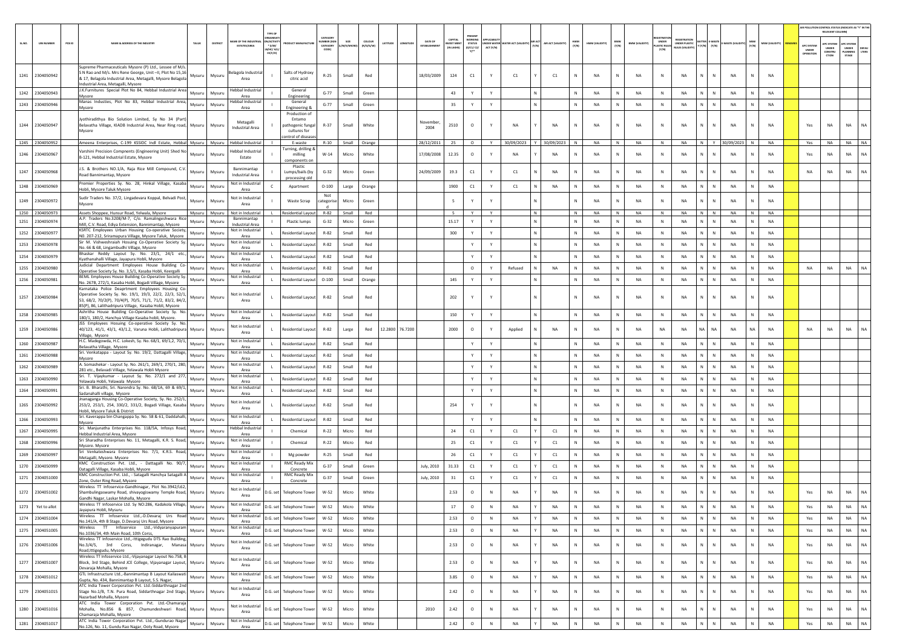| SL.NO. | UIN NUMBER | PCB ID | NAME & ADDRESS OF THE INDUSTRY | TALUK | DISTRICT | NAME OF THE INDUSTRIAL ESTATES/AREA | TYPE OF ORGANISATION/ACTIVITY * (I/M/LB/HC/H/CE/C/O) | PRODUCT MANUFACTURE | CATEGORY NUMBER (XGN CATEGORY CODE) | SIZE (L/M/S/MICRO) | COLOUR (R/O/G/W) | LATITUDE | LONGITUDE | DATE OF ESTABLISHMENT | CAPITAL INVEST MENT (IN LAKHS) | PRESENT WORKING STATUS (O/C1/C2/Y)** | APPLICABILITY UNDER WATER ACT (Y/N) | WATER ACT (VALIDITY) | AIR ACT (Y/N) | AIR ACT (VALIDITY) | HWM (Y/N) | HWM (VALIDITY) | BMW (Y/N) | BMW (VALIDITY) | REGISTRATION UNDER PLASTIC RULES (Y/N) | REGISTRATION UNDER PLASTIC RULES (VALIDITY) | BATTERY (Y/N) | E-WASTE (Y/N) | E-WASTE (VALIDITY) | MSW (Y/N) | MSW (VALIDITY) | REMARKS | APC SYSTEM UNDER OPERATION | APC SYSTEM UNDER CONSTRUCTION | APC SYSTEM UNDER PLANNING STAGE | DEFAULTERS |
|---|---|---|---|---|---|---|---|---|---|---|---|---|---|---|---|---|---|---|---|---|---|---|---|---|---|---|---|---|---|---|---|---|---|---|---|---|
| 1241 | 2304050942 | | Supreme Pharmaceuticals Mysore (P) Ltd., Lessee of M/s. S N Rao and M/s. Mrs Rene George, Unit –II, Plot No 15,16 & 17, Belagola Industrial Area, Metagalli, Mysore Belagola Industrial Area, Metagalli, Mysore | Mysuru | Mysuru | Belagola Industrial Area | I | Salts of Hydroxy citric acid | R-25 | Small | Red | | | 18/03/2009 | 124 | C1 | Y | C1 | Y | C1 | N | NA | N | NA | N | NA | N | N | NA | N | NA | | | | | |
| 1242 | 2304050943 | | J.K.Furnitures Special Plot No 84, Hebbal Industrial Area Mysore | Mysuru | Mysuru | Hebbal Industrial Area | I | General Engineering | G-77 | Small | Green | | | | 43 | Y | Y | | N | | N | NA | N | NA | N | NA | N | N | NA | N | NA | | | | | |
| 1243 | 2304050946 | | Manas Industies, Plot No 83, Hebbal Industrial Area, Mysore | Mysuru | Mysuru | Hebbal Industrial Area | I | General Engineering & | G-77 | Small | Green | | | | 35 | Y | Y | | N | | N | NA | N | NA | N | NA | N | N | NA | N | NA | | | | | |
| 1244 | 2304050947 | | Jyothiradithya Bio Solution Limited, Sy No 34 (Part) Belavatha Village, KIADB Industrial Area, Near Ring road, Mysore | Mysuru | Mysuru | Metagalli Industrial Area | I | Production of Entamo pathogenic fungal cultures for control of diseases | R-37 | Small | White | | | November, 2004 | 2510 | O | Y | NA | Y | NA | N | NA | N | NA | N | NA | N | N | NA | N | NA | | Yes | NA | NA | NA |
| 1245 | 2304050952 | | Ameena Enterprises, C-199 KSSIDC Indl Estate, Hebbal | Mysuru | Mysuru | Hebbal Industrial | I | E-waste | R-10 | Small | Orange | | | 28/12/2011 | 25 | O | Y | 30/09/2023 | Y | 30/09/2023 | N | NA | N | NA | N | NA | N | Y | 30/09/2023 | N | NA | | Yes | NA | NA | NA |
| 1246 | 2304050967 | | Varshini Precision Compnents (Engineering Unit) Shed No B-121, Hebbal Industrial Estate, Mysore | Mysuru | Mysuru | Hebbal Industrial Estate | I | Turning, drilling & milling components on | W-14 | Micro | White | | | 17/08/2008 | 12.35 | O | Y | NA | Y | NA | N | NA | N | NA | N | NA | N | N | NA | N | NA | | Yes | NA | NA | NA |
| 1247 | 2304050968 | | J.S. & Brothers NO.1/A, Raja Rice Mill Compound, C.V. Road Bannimantap, Mysore | Mysuru | Mysuru | Bannimantap Industrial Area | I | Plastic Lumps/bails (by processing old | G-32 | Micro | Green | | | 24/09/2009 | 19.3 | C1 | Y | C1 | N | NA | N | NA | N | NA | N | NA | N | N | NA | N | NA | | NA | NA | NA | NA |
| 1248 | 2304050969 | | Premier Properties Sy. No. 28, Hinkal Village, Kasaba Hobli, Mysore Taluk Mysore | Mysuru | Mysuru | Not in Industrial Area | C | Apartment | O-100 | Large | Orange | | | | 1900 | C1 | Y | C1 | N | NA | N | NA | N | NA | N | NA | N | N | NA | N | NA | | | | | |
| 1249 | 2304050972 | | Sudir Traders No. 37/2, Lingadevara Koppal, Belvadi Post, Mysore | Mysuru | Mysuru | Not in Industrial Area | I | Waste Scrap | Not categorised | Micro | Green | | | | 5 | Y | Y | | N | | N | NA | N | NA | N | NA | N | N | NA | N | NA | | | | | |
| 1250 | 2304050973 | | Assets Shoppee, Hunsur Road, Yelwala, Mysore | Mysuru | Mysuru | Not in Industrial | L | Residential Layout | R-82 | Small | Red | | | | 5 | Y | Y | | N | | N | NA | N | NA | N | NA | N | N | NA | N | NA | | | | | |
| 1251 | 2304050974 | | A.P. Traders No.3208/M-7, C/o. Ramalingeshwara Rice Mill, C.V. Road, Ediya Extension, Bannimantap, Mysore | Mysuru | Mysuru | Bannimantap Industrial Area | I | Plastic lumps | G-32 | Micro | Green | | | | 15.17 | Y | Y | | N | | N | NA | N | NA | N | NA | N | N | NA | N | NA | | | | | |
| 1252 | 2304050977 | | KSRTC Employees Urban Housing Co-operative Society, N0. 207-212, Sriramapura Village, Mysore Taluk, Mysore | Mysuru | Mysuru | Not in Industrial Area | L | Residential Layout | R-82 | Small | Red | | | | 300 | Y | Y | | N | | N | NA | N | NA | N | NA | N | N | NA | N | NA | | | | | |
| 1253 | 2304050978 | | Sir M. Vishweshraiah Housing Co-Operative Society Sy. No. 66 & 68, Lingambudhi Village, Mysore | Mysuru | Mysuru | Not in Industrial Area | L | Residential Layout | R-82 | Small | Red | | | | | Y | Y | | N | | N | NA | N | NA | N | NA | N | N | NA | N | NA | | | | | |
| 1254 | 2304050979 | | Bhaskar Reddy Layout Sy. No. 23/1, 24/1 etc., Kyathanahalli Village, Jayapura Hobli, Mysore | Mysuru | Mysuru | Not in Industrial Area | L | Residential Layout | R-82 | Small | Red | | | | | Y | Y | | N | | N | NA | N | NA | N | NA | N | N | NA | N | NA | | | | | |
| 1255 | 2304050980 | | Judicial Department Employees House Building Co-Operative Society Sy. No. 3,5/1, Kasaba Hobli, Keergalli | Mysuru | Mysuru | Not in Industrial Area | L | Residential Layout | R-82 | Small | Red | | | | | O | Y | Refused | N | NA | N | NA | N | NA | N | NA | N | N | NA | N | NA | | NA | NA | NA | NA |
| 1256 | 2304050981 | | BEML Employees House Building Co-Operative Society Sy. No. 267B, 272/1, Kasaba Hobli, Bogadi Village, Mysore | Mysuru | Mysuru | Not in Industrial Area | L | Residential Layout | O-100 | Small | Orange | | | | 145 | Y | Y | | N | | N | NA | N | NA | N | NA | N | N | NA | N | NA | | | | | |
| 1257 | 2304050984 | | Karnataka Police Deaprtment Employees Housing Co-Operative Society Sy. No. 19/1, 19/3, 22/2, 22/3, 52/1, 53, 68/2, 70/2(P), 70/4(P), 70/5, 71/1, 71/2, 83/2, 84/2, 85(P), 86, Lalithadripura Village, Kasaba Hobli, Mysore | Mysuru | Mysuru | Not in Industrial Area | L | Residential Layout | R-82 | Small | Red | | | | 202 | Y | Y | | N | | N | NA | N | NA | N | NA | N | N | NA | N | NA | | | | | |
| 1258 | 2304050985 | | Ashritha House Building Co-Operative Society Sy. No. 180/1, 180/2, Hanchya Village Kasaba hobli, Mysore. | Mysuru | Mysuru | Not in Industrial Area | L | Residential Layout | R-82 | Small | Red | | | | 150 | Y | Y | | N | | N | NA | N | NA | N | NA | N | N | NA | N | NA | | | | | |
| 1259 | 2304050986 | | JSS Employees Hosuing Co-operative Society Sy. No. 40/123, 41/1, 43/1, 43/1.2, Varuna Hobli, Lalithadripura Village, Mysore | Mysuru | Mysuru | Not in Industrial Area | L | Residential Layout | R-82 | Large | Red | 12.2800 | 76.7200 | | 2000 | O | Y | Applied | N | NA | N | NA | N | NA | NA | NA | NA | NA | NA | NA | NA | | NA | NA | NA | NA |
| 1260 | 2304050987 | | H.C. Madegowda, H.C. Lokesh, Sy. No. 68/1, 69/1,2, 70/1, Belavatha Village, Mysore | Mysuru | Mysuru | Not in Industrial Area | L | Residential Layout | R-82 | Small | Red | | | | | Y | Y | | N | | N | NA | N | NA | N | NA | N | N | NA | N | NA | | | | | |
| 1261 | 2304050988 | | Sri. Venkatappa - Layout Sy. No. 19/2, Dattagalli Village, Mysore | Mysuru | Mysuru | Not in Industrial Area | L | Residential Layout | R-82 | Small | Red | | | | | Y | Y | | N | | N | NA | N | NA | N | NA | N | N | NA | N | NA | | | | | |
| 1262 | 2304050989 | | A. Somashekar - Layout Sy. No. 261/1, 269/1, 270/1, 280, 281 etc., Belavadi Village, Yelawala Hobli Mysore | Mysuru | Mysuru | Not in Industrial Area | L | Residential Layout | R-82 | Small | Red | | | | | Y | Y | | N | | N | NA | N | NA | N | NA | N | N | NA | N | NA | | | | | |
| 1263 | 2304050990 | | Sri. T. Vijaykumar - Layout Sy. No. 272/1 and 277, Yelawala Hobli, Yelawala Mysore | Mysuru | Mysuru | Not in Industrial Area | L | Residential Layout | R-82 | Small | Red | | | | | Y | Y | | N | | N | NA | N | NA | N | NA | N | N | NA | N | NA | | | | | |
| 1264 | 2304050991 | | Sri. B. Bharathi, Sri. Narendra Sy. No. 68/1A, 69 & 69/1, Sadanahalli village, Mysore | Mysuru | Mysuru | Not in Industrial Area | L | Residential Layout | R-82 | Small | Red | | | | | Y | Y | | N | | N | NA | N | NA | N | NA | N | N | NA | N | NA | | | | | |
| 1265 | 2304050992 | | Jnanaganga Housing Co-Operative Society, Sy. No. 252/1, 253/2, 253/1, 254, 330/2, 331/2, Bogadi Village, Kasaba Hobli, Mysore Taluk & District | Mysuru | Mysuru | Not in Industrial Area | L | Residential Layout | R-82 | Small | Red | | | | 254 | Y | Y | | N | | N | NA | N | NA | N | NA | N | N | NA | N | NA | | | | | |
| 1266 | 2304050993 | | Sri. Kaverappa bin Changappa Sy. No. 58 & 61, Daddahalli, Mysore | Mysuru | Mysuru | Not in Industrial Area | L | Residential Layout | R-82 | Small | Red | | | | | Y | Y | | N | | N | NA | N | NA | N | NA | N | N | NA | N | NA | | | | | |
| 1267 | 2304050995 | | Sri. Manjunatha Enterprises No. 118/5A, Infosys Road, Hebbal Industrial Area, Mysore | Mysuru | Mysuru | Hebbal Industrial Area | I | Chemical | R-22 | Micro | Red | | | | 24 | C1 | Y | C1 | Y | C1 | N | NA | N | NA | N | NA | N | N | NA | N | NA | | | | | |
| 1268 | 2304050996 | | Sri Sharadha Enterprises No. 11, Metagalli, K.R. S. Road, Mysore. Mysore | Mysuru | Mysuru | Not in Industrial Area | I | Chemical | R-22 | Micro | Red | | | | 25 | C1 | Y | C1 | Y | C1 | N | NA | N | NA | N | NA | N | N | NA | N | NA | | | | | |
| 1269 | 2304050997 | | Sri Venkateshwara Enterprises No. 7/1, K.R.S. Road, Metagalli, Mysore. Mysore | Mysuru | Mysuru | Not in Industrial Area | I | Mg powder | R-25 | Small | Red | | | | 26 | C1 | Y | C1 | Y | C1 | N | NA | N | NA | N | NA | N | N | NA | N | NA | | | | | |
| 1270 | 2304050999 | | KMC Construction Pvt. Ltd., - Dattagalli No. 90/7, Datagalli Village, Kasaba Hobli, Mysore | Mysuru | Mysuru | Not in Industrial Area | I | RMC Ready Mix Concrete | G-37 | Small | Green | | | July, 2010 | 31.33 | C1 | Y | C1 | Y | C1 | N | NA | N | NA | N | NA | N | N | NA | N | NA | | | | | |
| 1271 | 2304051000 | | KMC Construction Pvt. Ltd., - Satagalli Hanchya Satagalli A Zone, Outer Ring Road, Mysore | Mysuru | Mysuru | Not in Industrial Area | I | RMC Ready Mix Concrete | G-37 | Small | Green | | | July, 2010 | 31 | C1 | Y | C1 | Y | C1 | N | NA | N | NA | N | NA | N | N | NA | N | NA | | | | | |
| 1272 | 2304051002 | | Wireless TT Infoservice-Gandhinagar, Plot No.3942/L62, Shambulingaswamy Road, shivayogiswamy Temple Road, Gandhi Nagar, Laskar Mohalla, Mysore | Mysuru | Mysuru | Not in Industrial Area | D.G. set | Telephone Tower | W-52 | Micro | White | | | | 2.53 | O | N | NA | Y | NA | N | NA | N | NA | N | NA | N | N | NA | N | NA | | Yes | NA | NA | NA |
| 1273 | Yet to allot | | Wireless TT Infoservice Ltd. Sy NO.286, Kadakola Village, Jayapura Hobli, Mysuru | Mysuru | Mysuru | Not in Industrial Area | D.G. set | Telephone Tower | W-52 | Micro | White | | | | 17 | O | N | NA | Y | NA | N | NA | N | NA | N | NA | N | N | NA | N | NA | | Yes | NA | NA | NA |
| 1274 | 2304051004 | | Wireless TT Infoservice Ltd.,-D.Devaraj Urs Road No.141/A, 4th B Stage, D.Devaraj Urs Road, Mysore | Mysuru | Mysuru | Not in Industrial Area | D.G. set | Telephone Tower | W-52 | Micro | White | | | | 2.53 | O | N | NA | Y | NA | N | NA | N | NA | N | NA | N | N | NA | N | NA | | Yes | NA | NA | NA |
| 1275 | 2304051005 | | Wireless TT Infoservice Ltd.,-Vidyaranyapuram No.1036/34, 4th Main Road, 10th Corss, | Mysuru | Mysuru | Not in Industrial Area | D.G. set | Telephone Tower | W-52 | Micro | White | | | | 2.53 | O | N | NA | Y | NA | N | NA | N | NA | N | NA | N | N | NA | N | NA | | Yes | NA | NA | NA |
| 1276 | 2304051006 | | Wireless TT Infoservice Ltd.,-Ittigegudu DTS Rao Building, No.3/4/5, 3rd Corss, Indiranagar, Manasa Road,Ittigegudu, Mysore | Mysuru | Mysuru | Not in Industrial Area | D.G. set | Telephone Tower | W-52 | Micro | White | | | | 2.53 | O | N | NA | Y | NA | N | NA | N | NA | N | NA | N | N | NA | N | NA | | Yes | NA | NA | NA |
| 1277 | 2304051007 | | Wireless TT Infoservice Ltd.,-Vijayanagar Layout No.758, B Block, 3rd Stage, Behind JCE College, Vijayanagar Layout, Devaraja Mohalla, Mysore | Mysuru | Mysuru | Not in Industrial Area | D.G. set | Telephone Tower | W-52 | Micro | White | | | | 2.53 | O | N | NA | Y | NA | N | NA | N | NA | N | NA | N | N | NA | N | NA | | Yes | NA | NA | NA |
| 1278 | 2304051012 | | GTL Infrastructure Ltd.,-Bannimantap B Layout Kailaswati Gupta, No. 434, Bannimantap B Layout, S.S. Nagar, | Mysuru | Mysuru | Not in Industrial Area | D.G. set | Telephone Tower | W-52 | Micro | White | | | | 3.85 | O | N | NA | Y | NA | N | NA | N | NA | N | NA | N | N | NA | N | NA | | Yes | NA | NA | NA |
| 1279 | 2304051015 | | ATC India Tower Corporation Pvt. Ltd.-Siddarthnagar 2nd Stage No.1/B, T.N. Pura Road, Siddarthnagar 2nd Stage, Nazarbad Mohalla, Mysore | Mysuru | Mysuru | Not in Industrial Area | D.G. set | Telephone Tower | W-52 | Micro | White | | | | 2.42 | O | N | NA | Y | NA | N | NA | N | NA | N | NA | N | N | NA | N | NA | | Yes | NA | NA | NA |
| 1280 | 2304051016 | | ATC India Tower Corporation Pvt. Ltd.-Chamaraja Mohalla, No.856 & 857, Chamundeshwari Road, Chamaraja Mohalla, Mysore | Mysuru | Mysuru | Not in Industrial Area | D.G. set | Telephone Tower | W-52 | Micro | White | | | 2010 | 2.42 | O | N | NA | Y | NA | N | NA | N | NA | N | NA | N | N | NA | N | NA | | Yes | NA | NA | NA |
| 1281 | 2304051017 | | ATC India Tower Corporation Pvt. Ltd.,-Gundurao Nagar No.126, No. 11, Gundu Rao Nagar, Ooty Road, Mysore | Mysuru | Mysuru | Not in Industrial Area | D.G. set | Telephone Tower | W-52 | Micro | White | | | | 2.42 | O | N | NA | Y | NA | N | NA | N | NA | N | NA | N | N | NA | N | NA | | Yes | NA | NA | NA |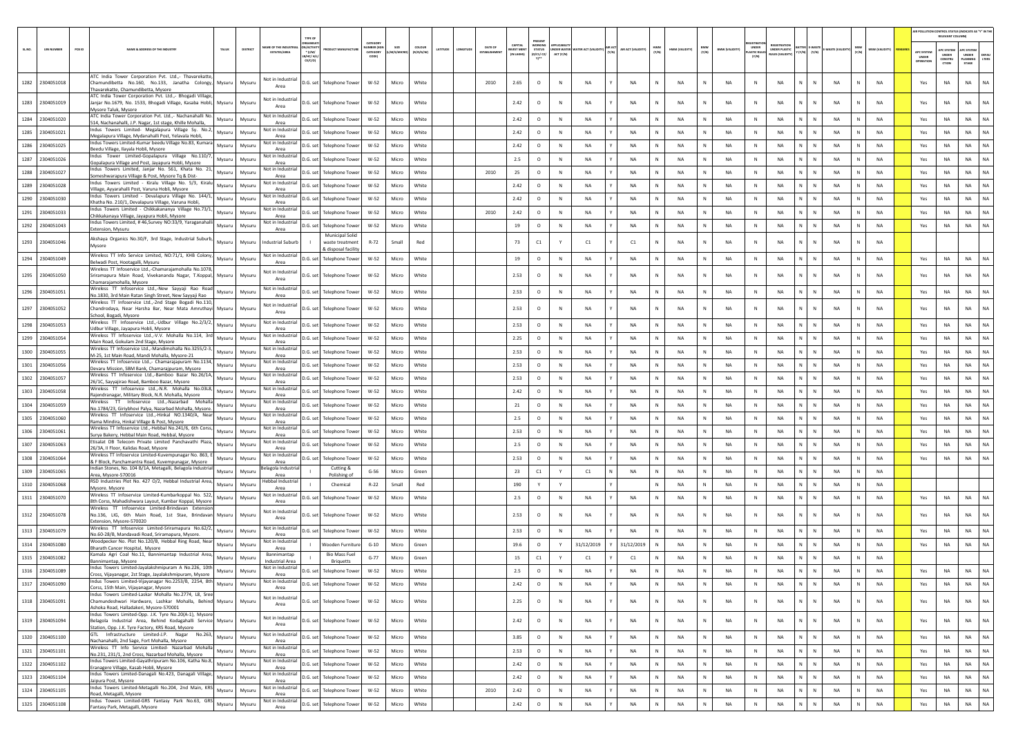| SL.NO. | UIN NUMBER | PCB ID | NAME & ADDRESS OF THE INDUSTRY | TALUK | DISTRICT | NAME OF THE INDUSTRIAL ESTATES/AREA | TYPE OF ORGANISATION/ACTIVITY * (I/M/LB/HC/H/L/CE/C/O) | PRODUCT MANUFACTURE | CATEGORY NUMBER (XGN CATEGORY CODE) | SIZE (L/M/S/MICRO) | COLOUR (R/O/G/W) | LATITUDE | LONGITUDE | DATE OF ESTABLISHMENT | CAPITAL INVEST MENT (IN LAKHS) | PRESENT WORKING STATUS (O/C1/C2/Y)** | APPLICABILITY UNDER WATER ACT (Y/N) | WATER ACT (VALIDITY) | AIR ACT (Y/N) | AIR ACT (VALIDITY) | HWM (Y/N) | HWM (VALIDITY) | BMW (Y/N) | BMW (VALIDITY) | REGISTRATION UNDER PLASTIC RULES (Y/N) | REGISTRATION UNDER PLASTIC RULES (VALIDITY) | BATTERY (Y/N) | E-WASTE (Y/N) | E-WASTE (VALIDITY) | MSW (Y/N) | MSW (VALIDITY) | REMARKS | APC SYSTEM UNDER OPERATION | APC SYSTEM UNDER CONSTRUCTION | APC SYSTEM UNDER PLANNING STAGE | DEFAULTERS |
|---|---|---|---|---|---|---|---|---|---|---|---|---|---|---|---|---|---|---|---|---|---|---|---|---|---|---|---|---|---|---|---|---|---|---|---|---|
| | | | | | | | | | | | | | | | | | | | | | | | | | | | | | | | | | AIR POLLUTION CONTROL STATUS (INDICATE AS "Y" IN THE RELEVANT COLUMN) | | | |
| 1282 | 2304051018 | | ATC India Tower Corporation Pvt. Ltd.,- Thavarekatte, Chamundibetta No.160, No.133, Janatha Colongy, Thavarekatte, Chamundibetta, Mysore | Mysuru | Mysuru | Not in Industrial Area | | D.G. set Telephone Tower | W-52 | Micro | White | | | 2010 | 2.65 | O | N | NA | Y | NA | N | NA | N | NA | N | NA | N | N | NA | N | NA | | Yes | NA | NA | NA |
| 1283 | 2304051019 | | ATC India Tower Corporation Pvt. Ltd.,- Bhogadi Village, Janjar No.1679, No. 1533, Bhogadi Village, Kasaba Hobli, Mysore Taluk, Mysore | Mysuru | Mysuru | Not in Industrial Area | | D.G. set Telephone Tower | W-52 | Micro | White | | | | 2.42 | O | N | NA | Y | NA | N | NA | N | NA | N | NA | N | N | NA | N | NA | | Yes | NA | NA | NA |
| 1284 | 2304051020 | | ATC India Tower Corporation Pvt. Ltd.,- Nachanahalli No. 514, Nachanahalli, J.P. Nagar, 1st stage, Khille Mohalla, | Mysuru | Mysuru | Not in Industrial Area | | D.G. set Telephone Tower | W-52 | Micro | White | | | | 2.42 | O | N | NA | Y | NA | N | NA | N | NA | N | NA | N | N | NA | N | NA | | Yes | NA | NA | NA |
| 1285 | 2304051021 | | Indus Towers Limited- Megalapura Village Sy. No.2, Megalapura Village, Mydanahalli Post, Yelavala Hobli, | Mysuru | Mysuru | Not in Industrial Area | | D.G. set Telephone Tower | W-52 | Micro | White | | | | 2.42 | O | N | NA | Y | NA | N | NA | N | NA | N | NA | N | N | NA | N | NA | | Yes | NA | NA | NA |
| 1286 | 2304051025 | | Indus Towers Limited-Kumar beedu Village No.83, Kumara Beedu Village, Ilayala Hobli, Mysore | Mysuru | Mysuru | Not in Industrial Area | | D.G. set Telephone Tower | W-52 | Micro | White | | | | 2.42 | O | N | NA | Y | NA | N | NA | N | NA | N | NA | N | N | NA | N | NA | | Yes | NA | NA | NA |
| 1287 | 2304051026 | | Indus Tower Limited-Gopalapura Village No.110/7, Gopalapura Village and Post, Jayapura Hobli, Mysore | Mysuru | Mysuru | Not in Industrial Area | | D.G. set Telephone Tower | W-52 | Micro | White | | | | 2.5 | O | N | NA | Y | NA | N | NA | N | NA | N | NA | N | N | NA | N | NA | | Yes | NA | NA | NA |
| 1288 | 2304051027 | | Indus Towers Limited, Janjar No. 561, Khata No. 21, Someshwarapura Village & Post, Mysore Tq & Dist- | Mysuru | Mysuru | Not in Industrial Area | | D.G. set Telephone Tower | W-52 | Micro | White | | | 2010 | 25 | O | N | NA | Y | NA | N | NA | N | NA | N | NA | N | N | NA | N | NA | | Yes | NA | NA | NA |
| 1289 | 2304051028 | | Indus Towers Limited - Kiralu Village No. 5/3, Kiralu Village, Ayyarahalli Post, Varuna Hobli, Mysore | Mysuru | Mysuru | Not in Industrial Area | | D.G. set Telephone Tower | W-52 | Micro | White | | | | 2.42 | O | N | NA | Y | NA | N | NA | N | NA | N | NA | N | N | NA | N | NA | | Yes | NA | NA | NA |
| 1290 | 2304051030 | | Indus Towers Limited - Devalapura Village No. 144/1, Khatha No. 210/1, Devalapura Village, Varuna Hobli, | Mysuru | Mysuru | Not in Industrial Area | | D.G. set Telephone Tower | W-52 | Micro | White | | | | 2.42 | O | N | NA | Y | NA | N | NA | N | NA | N | NA | N | N | NA | N | NA | | Yes | NA | NA | NA |
| 1291 | 2304051033 | | Indus Towers Limited - Chikkakananya Village No.73/1, Chikkakanaya Village, Jayapura Hobli, Mysore | Mysuru | Mysuru | Not in Industrial Area | | D.G. set Telephone Tower | W-52 | Micro | White | | | 2010 | 2.42 | O | N | NA | Y | NA | N | NA | N | NA | N | NA | N | N | NA | N | NA | | Yes | NA | NA | NA |
| 1292 | 2304051043 | | Indus Towers Limited, # 46,Survey NO:33/9, Yaraganahalli Extension, Mysuru | Mysuru | Mysuru | Not in Industrial Area | | D.G. set Telephone Tower | W-52 | Micro | White | | | | 19 | O | N | NA | Y | NA | N | NA | N | NA | N | NA | N | N | NA | N | NA | | Yes | NA | NA | NA |
| 1293 | 2304051046 | | Akshaya Organics No.30/F, 3rd Stage, Industrial Suburb, Mysore | Mysuru | Mysuru | Industrial Suburb | I | Municipal Solid waste treatment & disposal facility | R-72 | Small | Red | | | | 73 | C1 | Y | C1 | Y | C1 | N | NA | N | NA | N | NA | N | N | NA | N | NA | | | | | |
| 1294 | 2304051049 | | Wireless TT Info Service Limited, NO:71/1, KHB Colony, Belwadi Post, Hootagalli, Mysuru | Mysuru | Mysuru | Not in Industrial Area | | D.G. set Telephone Tower | W-52 | Micro | White | | | | 19 | O | N | NA | Y | NA | N | NA | N | NA | N | NA | N | N | NA | N | NA | | Yes | NA | NA | NA |
| 1295 | 2304051050 | | Wireless TT Infoservice Ltd.,-Chamarajamohalla No.1078, Sriramapura Main Road, Vivekananda Nagar, T.Koppal, Chamarajamohalla, Mysore | Mysuru | Mysuru | Not in Industrial Area | | D.G. set Telephone Tower | W-52 | Micro | White | | | | 2.53 | O | N | NA | Y | NA | N | NA | N | NA | N | NA | N | N | NA | N | NA | | Yes | NA | NA | NA |
| 1296 | 2304051051 | | Wireless TT Infoservice Ltd.,-New Sayyaji Rao Road No.1830, 3rd Main Ratan Singh Street, New Sayyaji Rao | Mysuru | Mysuru | Not in Industrial Area | | D.G. set Telephone Tower | W-52 | Micro | White | | | | 2.53 | O | N | NA | Y | NA | N | NA | N | NA | N | NA | N | N | NA | N | NA | | Yes | NA | NA | NA |
| 1297 | 2304051052 | | Wireless TT Infoservice Ltd.,-2nd Stage Bogadi No.110, Chandrodaya, Near Harsha Bar, Near Mata Amruthayi School, Bogadi, Mysore | Mysuru | Mysuru | Not in Industrial Area | | D.G. set Telephone Tower | W-52 | Micro | White | | | | 2.53 | O | N | NA | Y | NA | N | NA | N | NA | N | NA | N | N | NA | N | NA | | Yes | NA | NA | NA |
| 1298 | 2304051053 | | Wireless TT Infoservice Ltd.,-Udbur Village No.2/3/2, Udbur Village, Jayapura Hobli, Mysore | Mysuru | Mysuru | Not in Industrial Area | | D.G. set Telephone Tower | W-52 | Micro | White | | | | 2.53 | O | N | NA | Y | NA | N | NA | N | NA | N | NA | N | N | NA | N | NA | | Yes | NA | NA | NA |
| 1299 | 2304051054 | | Wireless TT Infoservice Ltd.,-V.V. Mohalla No.114, 3rd Main Road, Gokulam 2nd Stage, Mysore | Mysuru | Mysuru | Not in Industrial Area | | D.G. set Telephone Tower | W-52 | Micro | White | | | | 2.25 | O | N | NA | Y | NA | N | NA | N | NA | N | NA | N | N | NA | N | NA | | Yes | NA | NA | NA |
| 1300 | 2304051055 | | Wireless TT Infoservice Ltd.,-Mandimohalla No.3255/2-3, M-25, 1st Main Road, Mandi Mohalla, Mysore-21 | Mysuru | Mysuru | Not in Industrial Area | | D.G. set Telephone Tower | W-52 | Micro | White | | | | 2.53 | O | N | NA | Y | NA | N | NA | N | NA | N | NA | N | N | NA | N | NA | | Yes | NA | NA | NA |
| 1301 | 2304051056 | | Wireless TT Infoservice Ltd.,- Chamarajapuram No.1134, Devaru Mission, SBM Bank, Chamarajpuram, Mysore | Mysuru | Mysuru | Not in Industrial Area | | D.G. set Telephone Tower | W-52 | Micro | White | | | | 2.53 | O | N | NA | Y | NA | N | NA | N | NA | N | NA | N | N | NA | N | NA | | Yes | NA | NA | NA |
| 1302 | 2304051057 | | Wireless TT Infoservice Ltd.,-Bamboo Bazar No.26/1A, 26/1C, Sayyajirao Road, Bamboo Bazar, Mysore | Mysuru | Mysuru | Not in Industrial Area | | D.G. set Telephone Tower | W-52 | Micro | White | | | | 2.53 | O | N | NA | Y | NA | N | NA | N | NA | N | NA | N | N | NA | N | NA | | Yes | NA | NA | NA |
| 1303 | 2304051058 | | Wireless TT Infoservice Ltd.,-N.R. Mohalla No.03L8, Rajendranagar, Military Block, N.R. Mohalla, Mysore | Mysuru | Mysuru | Not in Industrial Area | | D.G. set Telephone Tower | W-52 | Micro | White | | | | 2.42 | O | N | NA | Y | NA | N | NA | N | NA | N | NA | N | N | NA | N | NA | | Yes | NA | NA | NA |
| 1304 | 2304051059 | | Wireless TT Infoservice Ltd.,-Nazarbad Mohalla No.1784/23, Giriybhovi Palya, Nazarbad Mohalla, Mysore. | Mysuru | Mysuru | Not in Industrial Area | | D.G. set Telephone Tower | W-52 | Micro | White | | | | 21 | O | N | NA | Y | NA | N | NA | N | NA | N | NA | N | N | NA | N | NA | | Yes | NA | NA | NA |
| 1305 | 2304051060 | | Wireless TT Infoservice Ltd.,-Hinkal NO.1340/A, Near Rama Mindira, Hinkal Village & Post, Mysore | Mysuru | Mysuru | Not in Industrial Area | | D.G. set Telephone Tower | W-52 | Micro | White | | | | 2.5 | O | N | NA | Y | NA | N | NA | N | NA | N | NA | N | N | NA | N | NA | | Yes | NA | NA | NA |
| 1306 | 2304051061 | | Wireless TT Infoservice Ltd.,-Hebbal No.241/6, 6th Corss, Surya Bakery, Hebbal Main Road, Hebbal, Mysore | Mysuru | Mysuru | Not in Industrial Area | | D.G. set Telephone Tower | W-52 | Micro | White | | | | 2.53 | O | N | NA | Y | NA | N | NA | N | NA | N | NA | N | N | NA | N | NA | | Yes | NA | NA | NA |
| 1307 | 2304051063 | | Etisalat DB Telecom Private Limited Panchavathi Plaza, 26/3A, II Floor, Kalidas Road, Mysore | Mysuru | Mysuru | Not in Industrial Area | | D.G. set Telephone Tower | W-52 | Micro | White | | | | 2.5 | O | N | NA | Y | NA | N | NA | N | NA | N | NA | N | N | NA | N | NA | | Yes | NA | NA | NA |
| 1308 | 2304051064 | | Wireless TT Infoservice Limited-Kuvempunagar No. 863, E & F Block, Panchamantra Road, Kuvempunagar, Mysore | Mysuru | Mysuru | Not in Industrial Area | | D.G. set Telephone Tower | W-52 | Micro | White | | | | 2.53 | O | N | NA | Y | NA | N | NA | N | NA | N | NA | N | N | NA | N | NA | | Yes | NA | NA | NA |
| 1309 | 2304051065 | | Indian Stones, No. 104 B/1A, Metagalli, Belagola Industrial Area, Mysore-570016 | Mysuru | Mysuru | Belagola Industrial Area | I | Cutting & Polishing of | G-56 | Micro | Green | | | | 23 | C1 | Y | C1 | N | NA | N | NA | N | NA | N | NA | N | N | NA | N | NA | | | | | |
| 1310 | 2304051068 | | RSD Industries Plot No. 427 O/2, Hebbal Industrial Area, Mysore. Mysore | Mysuru | Mysuru | Hebbal Industrial Area | I | Chemical | R-22 | Small | Red | | | | 190 | Y | Y | | Y | | N | NA | N | NA | N | NA | N | N | NA | N | NA | | | | | |
| 1311 | 2304051070 | | Wireless TT Infoservice Limited-Kumbarkoppal No. 522, 8th Corss, Mahadishwara Layout, Kumbar Koppal, Mysore | Mysuru | Mysuru | Not in Industrial Area | | D.G. set Telephone Tower | W-52 | Micro | White | | | | 2.5 | O | N | NA | Y | NA | N | NA | N | NA | N | NA | N | N | NA | N | NA | | Yes | NA | NA | NA |
| 1312 | 2304051078 | | Wireless TT Infoservice Limited-Brindavan Extension No.136, LIG, 6th Main Road, 1st Stae, Brindavan Extension, Mysore-570020 | Mysuru | Mysuru | Not in Industrial Area | | D.G. set Telephone Tower | W-52 | Micro | White | | | | 2.53 | O | N | NA | Y | NA | N | NA | N | NA | N | NA | N | N | NA | N | NA | | Yes | NA | NA | NA |
| 1313 | 2304051079 | | Wireless TT Infoservice Limited-Sriramapura No.62/2, No.60-28/B, Mandavadi Road, Sriramapura, Mysore. | Mysuru | Mysuru | Not in Industrial Area | | D.G. set Telephone Tower | W-52 | Micro | White | | | | 2.53 | O | N | NA | Y | NA | N | NA | N | NA | N | NA | N | N | NA | N | NA | | Yes | NA | NA | NA |
| 1314 | 2304051080 | | Woodpecker No. Plot No.120/B, Hebbal Ring Road, Near Bharath Cancer Hospital, Mysore | Mysuru | Mysuru | Not in Industrial Area | I | Wooden Furniture | G-10 | Micro | Green | | | | 19.6 | O | Y | 31/12/2019 | Y | 31/12/2019 | N | NA | N | NA | N | NA | N | N | NA | N | NA | | Yes | NA | NA | NA |
| 1315 | 2304051082 | | Kamala Agri Coal No.11, Bannimantap Industrial Area, Bannimantap, Mysore | Mysuru | Mysuru | Bannimantap Industrial Area | I | Bio Mass Fuel Briquetts | G-77 | Micro | Green | | | | 15 | C1 | Y | C1 | Y | C1 | N | NA | N | NA | N | NA | N | N | NA | N | NA | | | | | |
| 1316 | 2304051089 | | Indus Towers Limited-Jayalakshmipuram A No.226, 10th Cross, Vijayanagar, 2st Stage, Jayalakshmipuram, Mysore | Mysuru | Mysuru | Not in Industrial Area | | D.G. set Telephone Tower | W-52 | Micro | White | | | | 2.5 | O | N | NA | Y | NA | N | NA | N | NA | N | NA | N | N | NA | N | NA | | Yes | NA | NA | NA |
| 1317 | 2304051090 | | Indus Towers Limited-Vijayanagar No.2253/B, 2254, 8th Corss, 15th Main, Vijayanagar, Mysore | Mysuru | Mysuru | Not in Industrial Area | | D.G. set Telephone Tower | W-52 | Micro | White | | | | 2.42 | O | N | NA | Y | NA | N | NA | N | NA | N | NA | N | N | NA | N | NA | | Yes | NA | NA | NA |
| 1318 | 2304051091 | | Indus Towers Limited-Laskar Mohalla No.2774, L8, Sree Chamundeshwari Hardware, Lashkar Mohalla, Behind Ashoka Road, Halladakeri, Mysore-570001 | Mysuru | Mysuru | Not in Industrial Area | | D.G. set Telephone Tower | W-52 | Micro | White | | | | 2.25 | O | N | NA | Y | NA | N | NA | N | NA | N | NA | N | N | NA | N | NA | | Yes | NA | NA | NA |
| 1319 | 2304051094 | | Indus Towers Limited-Opp. J.K. Tyre No.20(A-1), Mysore Belagola Industrial Area, Behind Kodagahalli Service Station, Opp. J.K. Tyre Factory, KRS Road, Mysore | Mysuru | Mysuru | Not in Industrial Area | | D.G. set Telephone Tower | W-52 | Micro | White | | | | 2.42 | O | N | NA | Y | NA | N | NA | N | NA | N | NA | N | N | NA | N | NA | | Yes | NA | NA | NA |
| 1320 | 2304051100 | | GTL Infrastructure Limited-J.P. Nagar No.263, Nachanahalli, 2nd Sage, Fort Mohalla, Mysore | Mysuru | Mysuru | Not in Industrial Area | | D.G. set Telephone Tower | W-52 | Micro | White | | | | 3.85 | O | N | NA | Y | NA | N | NA | N | NA | N | NA | N | N | NA | N | NA | | Yes | NA | NA | NA |
| 1321 | 2304051101 | | Wireless TT Info Service Limited- Nazarbad Mohalla No.231, 231/1, 2nd Cross, Nazarbad Mohalla, Mysore | Mysuru | Mysuru | Not in Industrial Area | | D.G. set Telephone Tower | W-52 | Micro | White | | | | 2.53 | O | N | NA | Y | NA | N | NA | N | NA | N | NA | N | N | NA | N | NA | | Yes | NA | NA | NA |
| 1322 | 2304051102 | | Indus Towers Limited-Gayathripuram No.106, Katha No.8, Eranagere Village, Kasab Hobli, Mysore | Mysuru | Mysuru | Not in Industrial Area | | D.G. set Telephone Tower | W-52 | Micro | White | | | | 2.42 | O | N | NA | Y | NA | N | NA | N | NA | N | NA | N | N | NA | N | NA | | Yes | NA | NA | NA |
| 1323 | 2304051104 | | Indus Towers Limited-Danagali No.423, Danagali Village, Jaipura Post, Mysore | Mysuru | Mysuru | Not in Industrial Area | | D.G. set Telephone Tower | W-52 | Micro | White | | | | 2.42 | O | N | NA | Y | NA | N | NA | N | NA | N | NA | N | N | NA | N | NA | | Yes | NA | NA | NA |
| 1324 | 2304051105 | | Indus Towers Limited-Metagalli No.204, 2nd Main, KRS Road, Metagalli, Mysore | Mysuru | Mysuru | Not in Industrial Area | | D.G. set Telephone Tower | W-52 | Micro | White | | | 2010 | 2.42 | O | N | NA | Y | NA | N | NA | N | NA | N | NA | N | N | NA | N | NA | | Yes | NA | NA | NA |
| 1325 | 2304051108 | | Indus Towers Limited-GRS Fantasy Park No.63, GRS Fantasy Park, Metagalli, Mysore | Mysuru | Mysuru | Not in Industrial Area | | D.G. set Telephone Tower | W-52 | Micro | White | | | | 2.42 | O | N | NA | Y | NA | N | NA | N | NA | N | NA | N | N | NA | N | NA | | Yes | NA | NA | NA |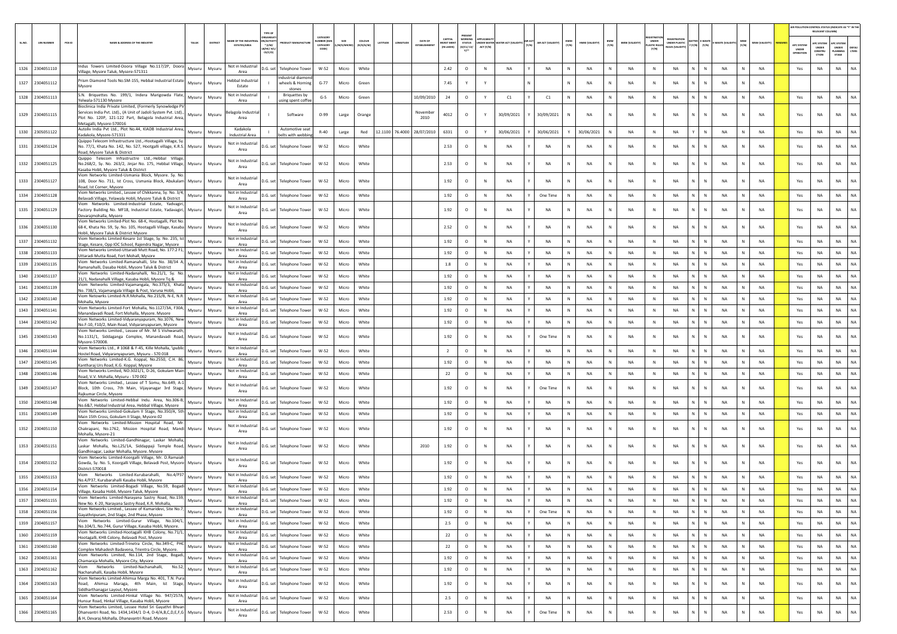| SL.NO. | UIN NUMBER | PCB ID | NAME & ADDRESS OF THE INDUSTRY | TALUK | DISTRICT | NAME OF THE INDUSTRIAL ESTATE/AREA | TYPE OF ORGANISATION/ACTIVITY * (I/M/LB/HC/H/CE/C/O) | PRODUCT MANUFACTURE | CATEGORY NUMBER (XGN CATEGORY CODE) | SIZE (L/M/S/MICRO) | COLOUR (R/O/G/W) | LATITUDE | LONGITUDE | DATE OF ESTABLISHMENT | CAPITAL INVEST MENT (IN LAKHS) | PRESENT WORKING STATUS (O/C1/C2/Y)** | APPLICABILITY UNDER WATER ACT (Y/N) | WATER ACT (VALIDITY) | AIR ACT (Y/N) | AIR ACT (VALIDITY) | HWM (Y/N) | HWM (VALIDITY) | BMW (Y/N) | BMW (VALIDITY) | REGISTRATION UNDER PLASTIC RULES (Y/N) | REGISTRATION UNDER PLASTIC RULES (VALIDITY) | BATTERY (Y/N) | E-WASTE (Y/N) | E-WASTE (VALIDITY) | MSW (Y/N) | MSW (VALIDITY) | REMARKS | AIR POLLUTION CONTROL STATUS (INDICATE AS "Y" IN THE RELEVANT COLUMN) | | | |
|---|---|---|---|---|---|---|---|---|---|---|---|---|---|---|---|---|---|---|---|---|---|---|---|---|---|---|---|---|---|---|---|---|---|---|---|---|
| | | | | | | | | | | | | | | | | | | | | | | | | | | | | | | | | | APC SYSTEM UNDER OPERATION | APC SYSTEM UNDER CONSTRUCTION | APC SYSTEM UNDER PLANNING STAGE | DEFAULTERS |
| 1326 | 2304051110 | | Indus Towers Limited-Doora Village No.117/2P, Doora Village, Mysore Taluk, Mysore-571311 | Mysuru | Mysuru | Not in Industrial Area | D.G. set | Telephone Tower | W-52 | Micro | White | | | | 2.42 | O | N | NA | Y | NA | N | NA | N | NA | N | NA | N | N | NA | N | NA | | Yes | NA | NA | NA |
| 1327 | 2304051112 | | Prism Diamond Tools No.SM-155, Hebbal Industrial Estate Mysore | Mysuru | Mysuru | Hebbal Industrial Estate | I | Industrial diamond wheels & Homing stones | G-77 | Micro | Green | | | | 7.45 | Y | Y | | N | | N | NA | N | NA | N | NA | N | N | NA | N | NA | | | | | |
| 1328 | 2304051113 | | S.N. Briquettes No. 199/1, Indera Marigowda Flate, Yelwala-571130 Mysore | Mysuru | Mysuru | Not in Industrial Area | I | Briquettes by using spent coffee | G-5 | Micro | Green | | | 10/09/2010 | 24 | O | Y | C1 | Y | C1 | N | NA | N | NA | N | NA | N | N | NA | N | NA | | Yes | NA | NA | NA |
| 1329 | 2304051115 | | Bioclinica India Private Limited, (Formerly Synowledge PV Services India Pvt. Ltd)., (A Unit of Jadoli System Pvt. Ltd)., Plot No. 120P, 121-122 Part, Belagola Industrial Area, Metagalli, Mysore-570016 | Mysuru | Mysuru | Belagola Industrial Area | I | Software | O-99 | Large | Orange | | | November 2010 | 4012 | O | Y | 30/09/2021 | Y | 30/09/2021 | N | NA | N | NA | N | NA | N | N | NA | N | NA | | Yes | NA | NA | NA |
| 1330 | 2305051122 | | Autoliv India Pvt Ltd., Plot No.44, KIADB Industrial Area, Kadakola, Mysore-571311 | Mysuru | Mysuru | Kadakola Industrial Area | I | Automotive seat belts with webbing | R-40 | Large | Red | 12.1100 | 76.4000 | 28/07/2010 | 6331 | O | Y | 30/06/2021 | Y | 30/06/2021 | Y | 30/06/2021 | N | NA | N | NA | Y | N | NA | N | NA | | Yes | NA | NA | NA |
| 1331 | 2304051124 | | Quippo Telecom Infrastructure Ltd.,-Hootagalli Village, Sy. No. 77/1, Khata No. 142, No. 527, Hootgalli village, K.R.S. Road, Mysore Taluk & District | Mysuru | Mysuru | Not in Industrial Area | D.G. set | Telephone Tower | W-52 | Micro | White | | | | 2.53 | O | N | NA | Y | NA | N | NA | N | NA | N | NA | N | N | NA | N | NA | | Yes | NA | NA | NA |
| 1332 | 2304051125 | | Quippo Telecom Infrastructre Ltd.,-Hebbal Village, No.268/2, Sy. No. 263/2, Jinjar No. 175, Hebbal Village, Kasaba Hobli, Mysore Taluk & District | Mysuru | Mysuru | Not in Industrial Area | D.G. set | Telephone Tower | W-52 | Micro | White | | | | 2.53 | O | N | NA | Y | NA | N | NA | N | NA | N | NA | N | N | NA | N | NA | | Yes | NA | NA | NA |
| 1333 | 2304051127 | | Viom Networks Limited-Usmania Block, Mysore. Sy. No. 108, Door No. 711, Ist Cross, Usmania Block, Abukalam Road, Ist Corner, Mysore | Mysuru | Mysuru | Not in Industrial Area | D.G. set | Telephone Tower | W-52 | Micro | White | | | | 1.92 | O | N | NA | Y | NA | N | NA | N | NA | N | NA | N | N | NA | N | NA | | Yes | NA | NA | NA |
| 1334 | 2304051128 | | Viom Networks Limited., Lessee of Chikkanna, Sy. No. 3/4, Belavadi Village, Yelawala Hobli, Mysore Taluk & District | Mysuru | Mysuru | Not in Industrial Area | D.G. set | Telephone Tower | W-52 | Micro | White | | | | 1.92 | O | N | NA | Y | One Time | N | NA | N | NA | N | NA | N | N | NA | N | NA | | Yes | NA | NA | NA |
| 1335 | 2304051129 | | Viom Networks Limited-Industrial Estate, Yadvagiri, Factory Building No. MF18, Industrial Estate, Yadavagiri, Devarajmohalla, Mysore | Mysuru | Mysuru | Not in Industrial Area | D.G. set | Telephone Tower | W-52 | Micro | White | | | | 1.92 | O | N | NA | Y | NA | N | NA | N | NA | N | NA | N | N | NA | N | NA | | Yes | NA | NA | NA |
| 1336 | 2304051130 | | Viom Networks Limited-Plot No. 68-K, Hootagalli, Plot No. 68-K, Khata No. 59, Sy. No. 105, Hootagalli Village, Kasaba Hobli, Mysore Taluk & District Mysore | Mysuru | Mysuru | Not in Industrial Area | D.G. set | Telephone Tower | W-52 | Micro | White | | | | 2.52 | O | N | NA | Y | NA | N | NA | N | NA | N | NA | N | N | NA | N | NA | | Yes | NA | NA | NA |
| 1337 | 2304051132 | | Viom Networks Limited-Kesare 1st Stage, Sy. No. 235, Ist Stage, Kesare, Opp IOC School, Rajendra Nagar, Mysore | Mysuru | Mysuru | Not in Industrial Area | D.G. set | Telephone Tower | W-52 | Micro | White | | | | 1.92 | O | N | NA | Y | NA | N | NA | N | NA | N | NA | N | N | NA | N | NA | | Yes | NA | NA | NA |
| 1338 | 2304051133 | | Viom Networks Limited-Uttaradi Mutt Road, No. 177-2 F1, Uttaradi Mutta Road, Fort Mohall, Mysore | Mysuru | Mysuru | Not in Industrial Area | D.G. set | Telephone Tower | W-52 | Micro | White | | | | 1.92 | O | N | NA | Y | NA | N | NA | N | NA | N | NA | N | N | NA | N | NA | | Yes | NA | NA | NA |
| 1339 | 2304051135 | | Viom Networks Limited-Ramanahalli, Site No. 38/34 A, Ramanahalli, Dasaba Hobli, Mysore Taluk & District | Mysuru | Mysuru | Not in Industrial Area | D.G. set | Telephone Tower | W-52 | Micro | White | | | | 1.8 | O | N | NA | Y | NA | N | NA | N | NA | N | NA | N | N | NA | N | NA | | Yes | NA | NA | NA |
| 1340 | 2304051137 | | Viom Networks Limited-Nadanahalli, No.21/1, Sy. No. 21/1, Nadanahalli Village, Kasaba Hobli, Mysore Tq & | Mysuru | Mysuru | Not in Industrial Area | D.G. set | Telephone Tower | W-52 | Micro | White | | | | 1.92 | O | N | NA | Y | NA | N | NA | N | NA | N | NA | N | N | NA | N | NA | | Yes | NA | NA | NA |
| 1341 | 2304051139 | | Viom Networks Limited-Vajamangala, No.375/3, Khata No. 738/1, Vajamangala Village & Post, Varuna Hobli, | Mysuru | Mysuru | Not in Industrial Area | D.G. set | Telephone Tower | W-52 | Micro | White | | | | 1.92 | O | N | NA | Y | NA | N | NA | N | NA | N | NA | N | N | NA | N | NA | | Yes | NA | NA | NA |
| 1342 | 2304051140 | | Viom Netowrks Limited-N.R.Mohalla, No.215/B, N-E, N.R. Mohalla, Mysore | Mysuru | Mysuru | Not in Industrial Area | D.G. set | Telephone Tower | W-52 | Micro | White | | | | 1.92 | O | N | NA | Y | NA | N | NA | N | NA | N | NA | N | N | NA | N | NA | | Yes | NA | NA | NA |
| 1343 | 2304051141 | | Viom Networks Limited-Fort Mohalla, No.1127/3A, F30A, Manandavadi Road, Fort Mohalla, Mysore. Mysore | Mysuru | Mysuru | Not in Industrial Area | D.G. set | Telephone Tower | W-52 | Micro | White | | | | 1.92 | O | N | NA | Y | NA | N | NA | N | NA | N | NA | N | N | NA | N | NA | | Yes | NA | NA | NA |
| 1344 | 2304051142 | | Viom Networks Limited-Vidyaranyapuram, No.1076, New No.F-10, F10/2, Main Road, Vidyaranyapuram, Mysore | Mysuru | Mysuru | Not in Industrial Area | D.G. set | Telephone Tower | W-52 | Micro | White | | | | 1.92 | O | N | NA | Y | NA | N | NA | N | NA | N | NA | N | N | NA | N | NA | | Yes | NA | NA | NA |
| 1345 | 2304051143 | | Viom Networks Limited., Lessee of Mr. M S Vishwanath, No.1131/1, Siddaganga Complex, Manandavadi Road, Mysore-570008. | Mysuru | Mysuru | Not in Industrial Area | D.G. set | Telephone Tower | W-52 | Micro | White | | | | 1.92 | O | N | NA | Y | One Time | N | NA | N | NA | N | NA | N | N | NA | N | NA | | Yes | NA | NA | NA |
| 1346 | 2304051144 | | Viom Networks Ltd., # 1068 & F-45, Kille Mohalla, \public Hostel Road, Vidyaranyapuram, Mysuru - 570 018 | Mysuru | Mysuru | Not in Industrial Area | D.G. set | Telephone Tower | W-52 | Micro | White | | | | 2 | O | N | NA | Y | NA | N | NA | N | NA | N | NA | N | N | NA | N | NA | | Yes | NA | NA | NA |
| 1347 | 2304051145 | | Viom Networks Limited-K.G. Koppal, No.2550, C.H. 86, Kantharaj Urs Road, K.G. Koppal, Mysore | Mysuru | Mysuru | Not in Industrial Area | D.G. set | Telephone Tower | W-52 | Micro | White | | | | 1.92 | O | N | NA | Y | NA | N | NA | N | NA | N | NA | N | N | NA | N | NA | | Yes | NA | NA | NA |
| 1348 | 2304051146 | | Viom Networks Limited, NO:3021/1, D-26, Gokulam Main Road, V.V. Mohalla, Mysuru - 570 002 | Mysuru | Mysuru | Not in Industrial Area | D.G. set | Telephone Tower | W-52 | Micro | White | | | | 22 | O | N | NA | Y | NA | N | NA | N | NA | N | NA | N | N | NA | N | NA | | Yes | NA | NA | NA |
| 1349 | 2304051147 | | Viom Networks Limited., Lessee of T Somu, No.649, A-1 Block, 10th Cross, 7th Main, Vijayanagar 3rd Stage, Rajkumar Circle, Mysore | Mysuru | Mysuru | Not in Industrial Area | D.G. set | Telephone Tower | W-52 | Micro | White | | | | 1.92 | O | N | NA | Y | One Time | N | NA | N | NA | N | NA | N | N | NA | N | NA | | Yes | NA | NA | NA |
| 1350 | 2304051148 | | Viom Networks Limited-Hebbal Indu. Area, No.306-B, No.6&7, Hebbal Industrial Area, Hebbal Village, Mysore | Mysuru | Mysuru | Not in Industrial Area | D.G. set | Telephone Tower | W-52 | Micro | White | | | | 1.92 | O | N | NA | Y | NA | N | NA | N | NA | N | NA | N | N | NA | N | NA | | Yes | NA | NA | NA |
| 1351 | 2304051149 | | Viom Networks Limited-Gokulam II Stage, No.350/A, 5th Main 15th Cross, Gokulam II Stage, Mysore-02 | Mysuru | Mysuru | Not in Industrial Area | D.G. set | Telephone Tower | W-52 | Micro | White | | | | 1.92 | O | N | NA | Y | NA | N | NA | N | NA | N | NA | N | N | NA | N | NA | | Yes | NA | NA | NA |
| 1352 | 2304051150 | | Viom Networks Limited-Mission Hospital Road, Mr. Chakrapani, No.1762, Mission Hospital Road, Mandi Mohalla, Mysore-21 | Mysuru | Mysuru | Not in Industrial Area | D.G. set | Telephone Tower | W-52 | Micro | White | | | | 1.92 | O | N | NA | Y | NA | N | NA | N | NA | N | NA | N | N | NA | N | NA | | Yes | NA | NA | NA |
| 1353 | 2304051151 | | Viom Networks Limited-Gandhinagar, Laskar Mohalla, Laskar Mohalla, No.L25/1A, Siddappaji Temple Road, Gandhinagar, Laskar Mohalla, Mysore. Mysore | Mysuru | Mysuru | Not in Industrial Area | D.G. set | Telephone Tower | W-52 | Micro | White | | | 2010 | 1.92 | O | N | NA | Y | NA | N | NA | N | NA | N | NA | N | N | NA | N | NA | | Yes | NA | NA | NA |
| 1354 | 2304051152 | | Viom Networks Limited-Koorgalli Village, Mr. D.Ramaiah Gowda, Sy. No. 5, Koorgalli Village, Belavadi Post, Mysore District-570018 | Mysuru | Mysuru | Not in Industrial Area | D.G. set | Telephone Tower | W-52 | Micro | White | | | | 1.92 | O | N | NA | Y | NA | N | NA | N | NA | N | NA | N | N | NA | N | NA | | Yes | NA | NA | NA |
| 1355 | 2304051153 | | Viom Networks Limited-Kurubarahalli, No.4/P37 No.4/P37, Kurubarahalli Kasaba Hobli, Mysore | Mysuru | Mysuru | Not in Industrial Area | D.G. set | Telephone Tower | W-52 | Micro | White | | | | 1.92 | O | N | NA | Y | NA | N | NA | N | NA | N | NA | N | N | NA | N | NA | | Yes | NA | NA | NA |
| 1356 | 2304051154 | | Viom Networks Limited-Bogadi Village, No.59, Bogadi Village, Kasaba Hobli, Mysore Taluk, Mysore | Mysuru | Mysuru | Not in Industrial Area | D.G. set | Telephone Tower | W-52 | Micro | White | | | | 1.92 | O | N | NA | Y | NA | N | NA | N | NA | N | NA | N | N | NA | N | NA | | Yes | NA | NA | NA |
| 1357 | 2304051155 | | Viom Networks Limited-Narayana Sastry Road, No.159, New No. K-20, Narayana Sastry Road, K.R. Mohalla, | Mysuru | Mysuru | Not in Industrial Area | D.G. set | Telephone Tower | W-52 | Micro | White | | | | 1.92 | O | N | NA | Y | NA | N | NA | N | NA | N | NA | N | N | NA | N | NA | | Yes | NA | NA | NA |
| 1358 | 2304051156 | | Viom Networks Limited., Lessee of Kumaridevi, Site No.7, Gayathripuram, 2nd Stage, 2nd Phase, Mysore | Mysuru | Mysuru | Not in Industrial Area | D.G. set | Telephone Tower | W-52 | Micro | White | | | | 1.92 | O | N | NA | Y | One Time | N | NA | N | NA | N | NA | N | N | NA | N | NA | | Yes | NA | NA | NA |
| 1359 | 2304051157 | | Viom Networks Limited-Gurur Village, No.104/1, No.104/1, No.744, Gurur Village, Kasaba Hobli, Mysore. | Mysuru | Mysuru | Not in Industrial Area | D.G. set | Telephone Tower | W-52 | Micro | White | | | | 2.5 | O | N | NA | Y | NA | N | NA | N | NA | N | NA | N | N | NA | N | NA | | Yes | NA | NA | NA |
| 1360 | 2304051159 | | Viom Networks Limited-Hootagalli KHB Colony, No.71/1, Hootagalli, KHB Colony, Belavadi Post, Mysore | Mysuru | Mysuru | Not in Industrial Area | D.G. set | Telephone Tower | W-52 | Micro | White | | | | 22 | O | N | NA | Y | NA | N | NA | N | NA | N | NA | N | N | NA | N | NA | | Yes | NA | NA | NA |
| 1361 | 2304051160 | | Viom Networks Limited-Trinetra Circle, No.349-C, PHC Complex Mahadesh Badavena, Trientra Circle, Mysore. | Mysuru | Mysuru | Not in Industrial Area | D.G. set | Telephone Tower | W-52 | Micro | White | | | | 22 | O | N | NA | Y | NA | N | NA | N | NA | N | NA | N | N | NA | N | NA | | Yes | NA | NA | NA |
| 1362 | 2304051161 | | Viom Networks Limited, No.114, 2nd Stage, Bogadi, Chamaraja Mohalla, Mysore City, Mysore | Mysuru | Mysuru | Not in Industrial Area | D.G. set | Telephone Tower | W-52 | Micro | White | | | | 1.92 | O | N | NA | Y | NA | N | NA | N | NA | N | NA | N | N | NA | N | NA | | Yes | NA | NA | NA |
| 1363 | 2304051162 | | Viom Networks Limited-Nachanahalli, No.52, Nachanahalli, Kasaba Hobli, Mysore | Mysuru | Mysuru | Not in Industrial Area | D.G. set | Telephone Tower | W-52 | Micro | White | | | | 1.92 | O | N | NA | Y | NA | N | NA | N | NA | N | NA | N | N | NA | N | NA | | Yes | NA | NA | NA |
| 1364 | 2304051163 | | Viom Networks Limited-Ahimsa Marga No. 401, T.N. Pura Road, Ahimsa Maraga, 4th Main, Ist Stage, Siddharthanagar Layout, Mysore | Mysuru | Mysuru | Not in Industrial Area | D.G. set | Telephone Tower | W-52 | Micro | White | | | | 1.92 | O | N | NA | Y | NA | N | NA | N | NA | N | NA | N | N | NA | N | NA | | Yes | NA | NA | NA |
| 1365 | 2304051164 | | Viom Networks Limited-Hinkal Village No. 947/257A, Hunsur Road, Hinkal Village, Kasaba Hobli, Mysore | Mysuru | Mysuru | Not in Industrial Area | D.G. set | Telephone Tower | W-52 | Micro | White | | | | 2.5 | O | N | NA | Y | NA | N | NA | N | NA | N | NA | N | N | NA | N | NA | | Yes | NA | NA | NA |
| 1366 | 2304051165 | | Viom Networks Limited, Lessee Hotel Sri Gayathri Bhvan Dhanvantri Road, No. 1434,1434/1 D-4, D-4/A,B,C,D,E,F,G & H, Devaraj Mohalla, Dhanavantri Road, Mysore | Mysuru | Mysuru | Not in Industrial Area | D.G. set | Telephone Tower | W-52 | Micro | White | | | | 2.53 | O | N | NA | Y | One Time | N | NA | N | NA | N | NA | N | N | NA | N | NA | | Yes | NA | NA | NA |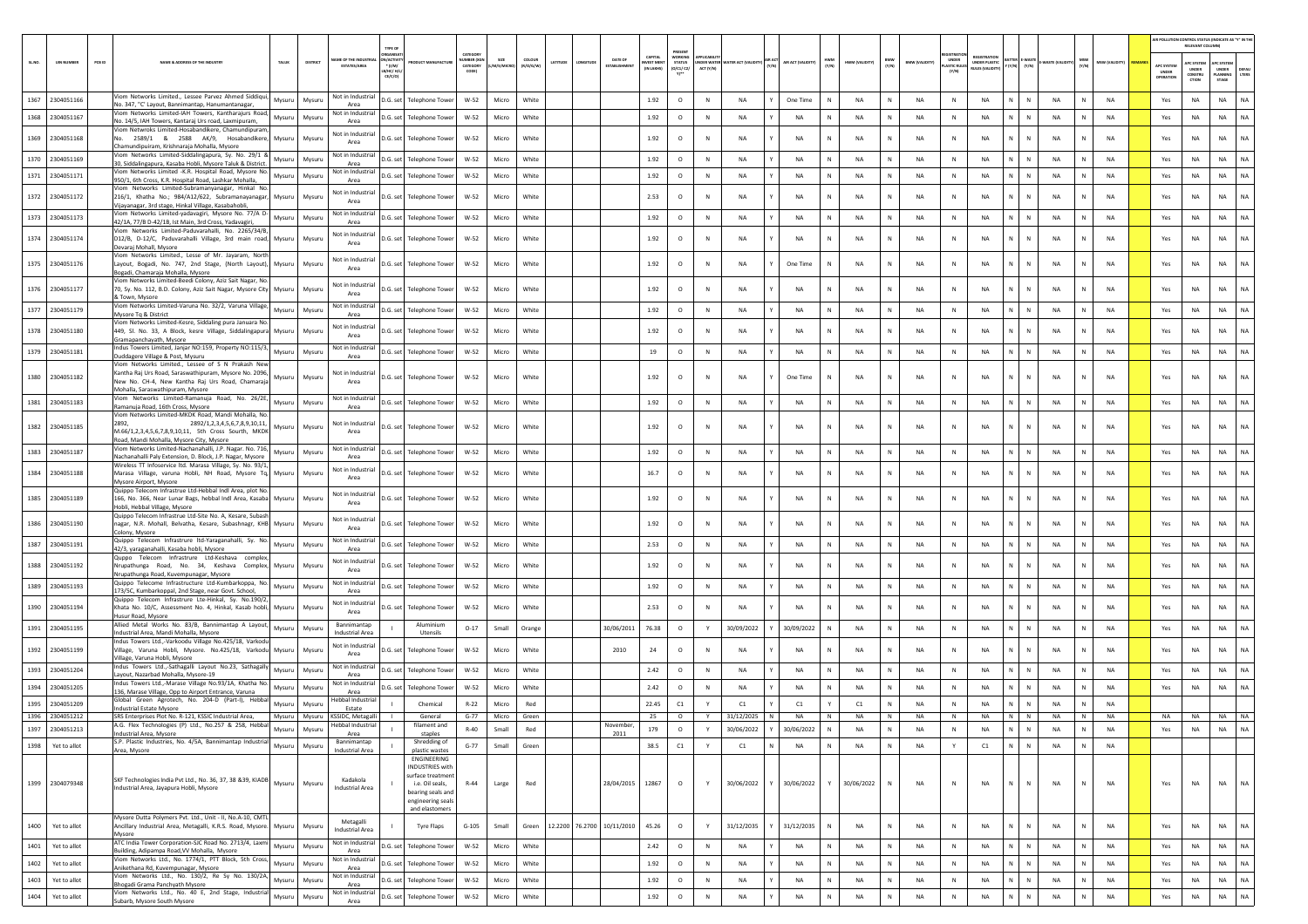| SL.NO. | UIN NUMBER | PCB ID | NAME & ADDRESS OF THE INDUSTRY | TALUK | DISTRICT | NAME OF THE INDUSTRIAL ESTATE/AREA | TYPE OF ORGANISATION/ACTIVITY * (I/M/LB/HC/H/L/CE/C/O) | PRODUCT MANUFACTURE | CATEGORY NUMBER (XGN CATEGORY CODE) | SIZE (L/M/S/MICRO) | COLOUR (R/O/G/W) | LATITUDE | LONGITUDE | DATE OF ESTABLISHMENT | CAPITAL INVEST MENT (IN LAKHS) | PRESENT WORKING STATUS (O/C1/C2/Y)** | APPLICABILITY UNDER WATER ACT (Y/N) | WATER ACT (VALIDITY) | AIR ACT (Y/N) | AIR ACT (VALIDITY) | HWM (Y/N) | HWM (VALIDITY) | BMW (Y/N) | BMW (VALIDITY) | REGISTRATION UNDER PLASTIC RULES (Y/N) | REGISTRATION UNDER PLASTIC RULES (VALIDITY) | BATTERY (Y/N) | E-WASTE (Y/N) | E-WASTE (VALIDITY) | MSW (Y/N) | MSW (VALIDITY) | REMARKS | APC SYSTEM UNDER OPERATION | APC SYSTEM UNDER CONSTRUCTION | APC SYSTEM UNDER PLANNING STAGE | DEFAULTERS |
|---|---|---|---|---|---|---|---|---|---|---|---|---|---|---|---|---|---|---|---|---|---|---|---|---|---|---|---|---|---|---|---|---|---|---|---|---|
| 1367 | 2304051166 | | Viom Networks Limited., Lessee Parvez Ahmed Siddiqui, No. 347, "C' Layout, Bannimantap, Hanumantanagar, | Mysuru | Mysuru | Not in Industrial Area | D.G. set | Telephone Tower | W-52 | Micro | White | | | | 1.92 | O | N | NA | Y | One Time | N | NA | N | NA | N | NA | N | N | NA | N | NA | | Yes | NA | NA | NA |
| 1368 | 2304051167 | | Viom Networks Limited-IAH Towers, Kantharajurs Road, No. 14/5, IAH Towers, Kantaraj Urs road, Laxmipuram, | Mysuru | Mysuru | Not in Industrial Area | D.G. set | Telephone Tower | W-52 | Micro | White | | | | 1.92 | O | N | NA | Y | NA | N | NA | N | NA | N | NA | N | N | NA | N | NA | | Yes | NA | NA | NA |
| 1369 | 2304051168 | | Viom Networks Limited-Hosabandikere, Chamundipuram, No. 2589/1 & 2588 AK/9, Hosabandikere, Chamundipuiram, Krishnaraja Mohalla, Mysore | Mysuru | Mysuru | Not in Industrial Area | D.G. set | Telephone Tower | W-52 | Micro | White | | | | 1.92 | O | N | NA | Y | NA | N | NA | N | NA | N | NA | N | N | NA | N | NA | | Yes | NA | NA | NA |
| 1370 | 2304051169 | | Viom Networks Limited-Siddalingapura, Sy. No. 29/1 & 30, Siddalingapura, Kasaba Hobli, Mysore Taluk & District. | Mysuru | Mysuru | Not in Industrial Area | D.G. set | Telephone Tower | W-52 | Micro | White | | | | 1.92 | O | N | NA | Y | NA | N | NA | N | NA | N | NA | N | N | NA | N | NA | | Yes | NA | NA | NA |
| 1371 | 2304051171 | | Viom Networks Limited -K.R. Hospital Road, Mysore No. 950/1, 6th Cross, K.R. Hospital Road, Lashkar Mohalla, | Mysuru | Mysuru | Not in Industrial Area | D.G. set | Telephone Tower | W-52 | Micro | White | | | | 1.92 | O | N | NA | Y | NA | N | NA | N | NA | N | NA | N | N | NA | N | NA | | Yes | NA | NA | NA |
| 1372 | 2304051172 | | Viom Networks Limited-Subramanyanagar, Hinkal No. 216/1, Khatha No.: 984/A12/622, Subramanayanagar, Vijayanagar, 3rd stage, Hinkal Village, Kasabahobli, | Mysuru | Mysuru | Not in Industrial Area | D.G. set | Telephone Tower | W-52 | Micro | White | | | | 2.53 | O | N | NA | Y | NA | N | NA | N | NA | N | NA | N | N | NA | N | NA | | Yes | NA | NA | NA |
| 1373 | 2304051173 | | Viom Networks Limited-yadavagiri, Mysore No. 77/A D-42/1A, 77/B D-42/1B, Ist Main, 3rd Cross, Yadavagiri, | Mysuru | Mysuru | Not in Industrial Area | D.G. set | Telephone Tower | W-52 | Micro | White | | | | 1.92 | O | N | NA | Y | NA | N | NA | N | NA | N | NA | N | N | NA | N | NA | | Yes | NA | NA | NA |
| 1374 | 2304051174 | | Viom Networks Limited-Paduvarahalli, No. 2265/34/B, D12/B, D-12/C, Paduvarahalli Village, 3rd main road, Devaraj Mohall, Mysore | Mysuru | Mysuru | Not in Industrial Area | D.G. set | Telephone Tower | W-52 | Micro | White | | | | 1.92 | O | N | NA | Y | NA | N | NA | N | NA | N | NA | N | N | NA | N | NA | | Yes | NA | NA | NA |
| 1375 | 2304051176 | | Viom Networks Limited., Lesse of Mr. Jayaram, North Layout, Bogadi, No. 747, 2nd Stage, (North Layout), Bogadi, Chamaraja Mohalla, Mysore | Mysuru | Mysuru | Not in Industrial Area | D.G. set | Telephone Tower | W-52 | Micro | White | | | | 1.92 | O | N | NA | Y | One Time | N | NA | N | NA | N | NA | N | N | NA | N | NA | | Yes | NA | NA | NA |
| 1376 | 2304051177 | | Viom Networks Limited-Beedi Colony, Aziz Sait Nagar, No. 70, Sy. No. 112, B.D. Colony, Aziz Sait Nagar, Mysore City & Town, Mysore | Mysuru | Mysuru | Not in Industrial Area | D.G. set | Telephone Tower | W-52 | Micro | White | | | | 1.92 | O | N | NA | Y | NA | N | NA | N | NA | N | NA | N | N | NA | N | NA | | Yes | NA | NA | NA |
| 1377 | 2304051179 | | Viom Networks Limited-Varuna No. 32/2, Varuna Village, Mysore Tq & District | Mysuru | Mysuru | Not in Industrial Area | D.G. set | Telephone Tower | W-52 | Micro | White | | | | 1.92 | O | N | NA | Y | NA | N | NA | N | NA | N | NA | N | N | NA | N | NA | | Yes | NA | NA | NA |
| 1378 | 2304051180 | | Viom Networks Limited-Kesre, Siddaling pura Januara No. 449, Sl. No. 33, A Block, kesre Village, Siddalingapura Gramapanchayath, Mysore | Mysuru | Mysuru | Not in Industrial Area | D.G. set | Telephone Tower | W-52 | Micro | White | | | | 1.92 | O | N | NA | Y | NA | N | NA | N | NA | N | NA | N | N | NA | N | NA | | Yes | NA | NA | NA |
| 1379 | 2304051181 | | Indus Towers Limited, Janjar NO:159, Property NO:115/3, Duddagere Village & Post, Mysuru | Mysuru | Mysuru | Not in Industrial Area | D.G. set | Telephone Tower | W-52 | Micro | White | | | | 19 | O | N | NA | Y | NA | N | NA | N | NA | N | NA | N | N | NA | N | NA | | Yes | NA | NA | NA |
| 1380 | 2304051182 | | Viom Networks Limited., Lessee of S N Prakash New Kantha Raj Urs Road, Saraswathipuram, Mysore No. 2096, New No. CH-4, New Kantha Raj Urs Road, Chamaraja Mohalla, Saraswathipuram, Mysore | Mysuru | Mysuru | Not in Industrial Area | D.G. set | Telephone Tower | W-52 | Micro | White | | | | 1.92 | O | N | NA | Y | One Time | N | NA | N | NA | N | NA | N | N | NA | N | NA | | Yes | NA | NA | NA |
| 1381 | 2304051183 | | Viom Networks Limited-Ramanuja Road, No. 26/2E, Ramanuja Road, 16th Cross, Mysore | Mysuru | Mysuru | Not in Industrial Area | D.G. set | Telephone Tower | W-52 | Micro | White | | | | 1.92 | O | N | NA | Y | NA | N | NA | N | NA | N | NA | N | N | NA | N | NA | | Yes | NA | NA | NA |
| 1382 | 2304051185 | | Viom Networks Limited-MKDK Road, Mandi Mohalla, No. 2892, 2892/1,2,3,4,5,6,7,8,9,10,11, M.66/1,2,3,4,5,6,7,8,9,10,11, 5th Cross Sourth, MKDK Road, Mandi Mohalla, Mysore City, Mysore | Mysuru | Mysuru | Not in Industrial Area | D.G. set | Telephone Tower | W-52 | Micro | White | | | | 1.92 | O | N | NA | Y | NA | N | NA | N | NA | N | NA | N | N | NA | N | NA | | Yes | NA | NA | NA |
| 1383 | 2304051187 | | Viom Networks Limited-Nachanahalli, J.P. Nagar No. 716, Nachanahalli Paly Extension, D. Block, J.P. Nagar, Mysore | Mysuru | Mysuru | Not in Industrial Area | D.G. set | Telephone Tower | W-52 | Micro | White | | | | 1.92 | O | N | NA | Y | NA | N | NA | N | NA | N | NA | N | N | NA | N | NA | | Yes | NA | NA | NA |
| 1384 | 2304051188 | | Wireless TT Infoservice ltd. Marasa Village, Sy. No. 93/1, Marasa Village, varuna Hobli, NH Road, Mysore Tq, Mysore Airport, Mysore | Mysuru | Mysuru | Not in Industrial Area | D.G. set | Telephone Tower | W-52 | Micro | White | | | | 16.7 | O | N | NA | Y | NA | N | NA | N | NA | N | NA | N | N | NA | N | NA | | Yes | NA | NA | NA |
| 1385 | 2304051189 | | Quippo Telecom Infrastrue Ltd-Hebbal Indl Area, plot No. 166, No. 366, Near Lunar Bags, hebbal Indl Area, Kasaba Hobli, Hebbal Village, Mysore | Mysuru | Mysuru | Not in Industrial Area | D.G. set | Telephone Tower | W-52 | Micro | White | | | | 1.92 | O | N | NA | Y | NA | N | NA | N | NA | N | NA | N | N | NA | N | NA | | Yes | NA | NA | NA |
| 1386 | 2304051190 | | Quippo Telecom Infrastrue Ltd-Site No. A, Kesare, Subash nagar, N.R. Mohall, Belvatha, Kesare, Subashnagr, KHB Colony, Mysore | Mysuru | Mysuru | Not in Industrial Area | D.G. set | Telephone Tower | W-52 | Micro | White | | | | 1.92 | O | N | NA | Y | NA | N | NA | N | NA | N | NA | N | N | NA | N | NA | | Yes | NA | NA | NA |
| 1387 | 2304051191 | | Quippo Telecom Infrastrure ltd-Yaraganahalli, Sy. No. 42/3, yaraganahalli, Kasaba hobli, Mysore | Mysuru | Mysuru | Not in Industrial Area | D.G. set | Telephone Tower | W-52 | Micro | White | | | | 2.53 | O | N | NA | Y | NA | N | NA | N | NA | N | NA | N | N | NA | N | NA | | Yes | NA | NA | NA |
| 1388 | 2304051192 | | Quppo Telecom Infrastrure Ltd-Keshava complex, Nrupathunga Road, No. 34, Keshava Complex, Nrupathunga Road, Kuvempunagar, Mysore | Mysuru | Mysuru | Not in Industrial Area | D.G. set | Telephone Tower | W-52 | Micro | White | | | | 1.92 | O | N | NA | Y | NA | N | NA | N | NA | N | NA | N | N | NA | N | NA | | Yes | NA | NA | NA |
| 1389 | 2304051193 | | Quippo Telecome Infrastructure Ltd-Kumbarkoppa, No. 173/5C, Kumbarkoppal, 2nd Stage, near Govt. School, | Mysuru | Mysuru | Not in Industrial Area | D.G. set | Telephone Tower | W-52 | Micro | White | | | | 1.92 | O | N | NA | Y | NA | N | NA | N | NA | N | NA | N | N | NA | N | NA | | Yes | NA | NA | NA |
| 1390 | 2304051194 | | Quippo Telecom Infrastrure Lte-Hinkal, Sy. No.190/2, Khata No. 10/C, Assessment No. 4, Hinkal, Kasab hobli, Husur Road, Mysore | Mysuru | Mysuru | Not in Industrial Area | D.G. set | Telephone Tower | W-52 | Micro | White | | | | 2.53 | O | N | NA | Y | NA | N | NA | N | NA | N | NA | N | N | NA | N | NA | | Yes | NA | NA | NA |
| 1391 | 2304051195 | | Allied Metal Works No. 83/B, Bannimantap A Layout, Industrial Area, Mandi Mohalla, Mysore | Mysuru | Mysuru | Bannimantap Industrial Area | I | Aluminium Utensils | O-17 | Small | Orange | | | 30/06/2011 | 76.38 | O | Y | 30/09/2022 | Y | 30/09/2022 | N | NA | N | NA | N | NA | N | N | NA | N | NA | | Yes | NA | NA | NA |
| 1392 | 2304051199 | | Indus Towers Ltd,-Varkoodu Village No.425/18, Varkodu Village, Varuna Hobli, Mysore. No.425/18, Varkodu Village, Varuna Hobli, Mysore | Mysuru | Mysuru | Not in Industrial Area | D.G. set | Telephone Tower | W-52 | Micro | White | | | 2010 | 24 | O | N | NA | Y | NA | N | NA | N | NA | N | NA | N | N | NA | N | NA | | Yes | NA | NA | NA |
| 1393 | 2304051204 | | Indus Towers Ltd.,-Sathagalli Layout No.23, Sathagally Layout, Nazarbad Mohalla, Mysore-19 | Mysuru | Mysuru | Not in Industrial Area | D.G. set | Telephone Tower | W-52 | Micro | White | | | | 2.42 | O | N | NA | Y | NA | N | NA | N | NA | N | NA | N | N | NA | N | NA | | Yes | NA | NA | NA |
| 1394 | 2304051205 | | Indus Towers Ltd.,-Marase Village No.93/1A, Khatha No. 136, Marase Village, Opp to Airport Entrance, Varuna | Mysuru | Mysuru | Not in Industrial Area | D.G. set | Telephone Tower | W-52 | Micro | White | | | | 2.42 | O | N | NA | Y | NA | N | NA | N | NA | N | NA | N | N | NA | N | NA | | Yes | NA | NA | NA |
| 1395 | 2304051209 | | Global Green Agrotech, No. 204-D (Part-I), Hebbal Industrial Estate Mysore | Mysuru | Mysuru | Hebbal Industrial Estate | I | Chemical | R-22 | Micro | Red | | | | 22.45 | C1 | Y | C1 | Y | C1 | Y | C1 | N | NA | N | NA | N | N | NA | N | NA | | | | | |
| 1396 | 2304051212 | | SRS Enterprises Plot No. R-121, KSSIC Industrial Area, | Mysuru | Mysuru | KSSIDC, Metagalli | I | General | G-77 | Micro | Green | | | | 25 | O | Y | 31/12/2025 | N | NA | N | NA | N | NA | N | NA | N | N | NA | N | NA | | NA | NA | NA | NA |
| 1397 | 2304051213 | | A.G. Flex Technologies (P) Ltd., No.257 & 258, Hebbal Industrial Area, Mysore | Mysuru | Mysuru | Hebbal Industrial Area | I | filament and staples | R-40 | Small | Red | | | November, 2011 | 179 | O | Y | 30/06/2022 | Y | 30/06/2022 | N | NA | N | NA | N | NA | N | N | NA | N | NA | | Yes | NA | NA | NA |
| 1398 | Yet to allot | | S.P. Plastic Industries, No. 4/5A, Bannimantap Industrial Area, Mysore | Mysuru | Mysuru | Bannimantap Industrial Area | I | Shredding of plastic wastes | G-77 | Small | Green | | | | 38.5 | C1 | Y | C1 | N | NA | N | NA | N | NA | Y | C1 | N | N | NA | N | NA | | | | | |
| 1399 | 2304079348 | | SKF Technologies India Pvt Ltd., No. 36, 37, 38 &39, KIADB Industrial Area, Jayapura Hobli, Mysore | Mysuru | Mysuru | Kadakola Industrial Area | I | ENGINEERING INDUSTRIES with surface treatment i.e. Oil seals, bearing seals and engineering seals and elastomers | R-44 | Large | Red | | | 28/04/2015 | 12867 | O | Y | 30/06/2022 | Y | 30/06/2022 | Y | 30/06/2022 | N | NA | N | NA | N | N | NA | N | NA | | Yes | NA | NA | NA |
| 1400 | Yet to allot | | Mysore Dutta Polymers Pvt. Ltd., Unit - II, No.A-10, CMTL Ancillary Industrial Area, Metagalli, K.R.S. Road, Mysore. Mysore | Mysuru | Mysuru | Metagalli Industrial Area | I | Tyre Flaps | G-105 | Small | Green | 12.2200 | 76.2700 | 10/11/2010 | 45.26 | O | Y | 31/12/2035 | Y | 31/12/2035 | N | NA | N | NA | N | NA | N | N | NA | N | NA | | Yes | NA | NA | NA |
| 1401 | Yet to allot | | ATC India Tower Corporation-SJC Road No. 2713/4, Laxmi Building, Adipampa Road,VV Mohalla, Mysore | Mysuru | Mysuru | Not in Industrial Area | D.G. set | Telephone Tower | W-52 | Micro | White | | | | 2.42 | O | N | NA | Y | NA | N | NA | N | NA | N | NA | N | N | NA | N | NA | | Yes | NA | NA | NA |
| 1402 | Yet to allot | | Viom Networks Ltd., No. 1774/1, PTT Block, 5th Cross, Anikethana Rd, Kuvempunagar, Mysore | Mysuru | Mysuru | Not in Industrial Area | D.G. set | Telephone Tower | W-52 | Micro | White | | | | 1.92 | O | N | NA | Y | NA | N | NA | N | NA | N | NA | N | N | NA | N | NA | | Yes | NA | NA | NA |
| 1403 | Yet to allot | | Viom Networks Ltd., No. 130/2, Re Sy No. 130/2A, Bhogadi Grama Panchyath Mysore | Mysuru | Mysuru | Not in Industrial Area | D.G. set | Telephone Tower | W-52 | Micro | White | | | | 1.92 | O | N | NA | Y | NA | N | NA | N | NA | N | NA | N | N | NA | N | NA | | Yes | NA | NA | NA |
| 1404 | Yet to allot | | Viom Networks Ltd., No. 40 E, 2nd Stage, Industrial Subarb, Mysore South Mysore | Mysuru | Mysuru | Not in Industrial Area | D.G. set | Telephone Tower | W-52 | Micro | White | | | | 1.92 | O | N | NA | Y | NA | N | NA | N | NA | N | NA | N | N | NA | N | NA | | Yes | NA | NA | NA |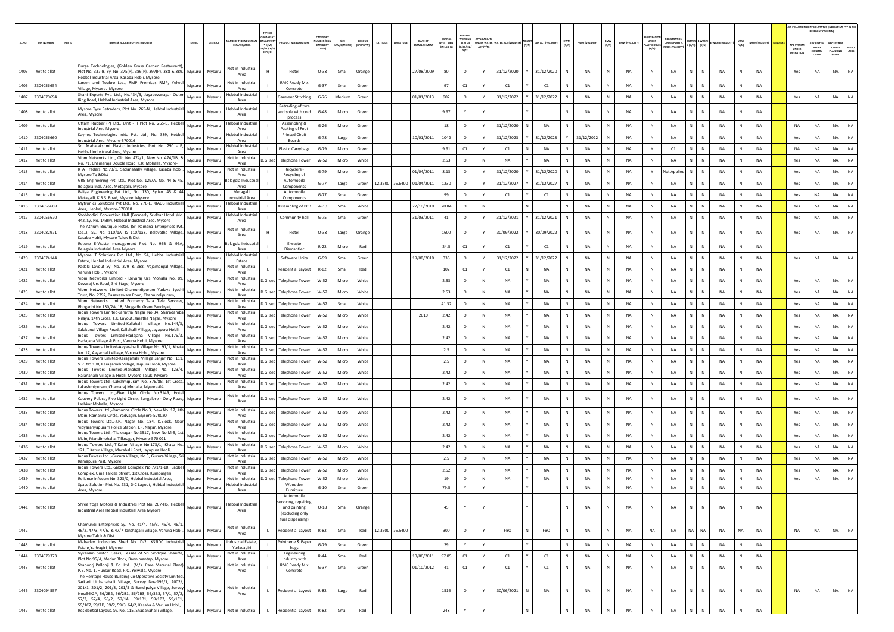| SL.NO. | UIN NUMBER | PCB ID | NAME & ADDRESS OF THE INDUSTRY | TALUK | DISTRICT | NAME OF THE INDUSTRIAL ESTATES/AREA | TYPE OF ORGANISATION/ACTIVITY * (I/M/LB/HC/H/CE/C/O) | PRODUCT MANUFACTURE | CATEGORY NUMBER (XGN CATEGORY CODE) | SIZE (L/M/S/MICRO) | COLOUR (R/O/G/W) | LATITUDE | LONGITUDE | DATE OF ESTABLISHMENT | CAPITAL INVEST MENT (IN LAKHS) | PRESENT WORKING STATUS (O/C1/C2/Y)** | APPLICABILITY UNDER WATER ACT (Y/N) | WATER ACT (VALIDITY) | AIR ACT (Y/N) | AIR ACT (VALIDITY) | HWM (Y/N) | HWM (VALIDITY) | BMW (Y/N) | BMW (VALIDITY) | REGISTRATION UNDER PLASTIC RULES (Y/N) | REGISTRATION UNDER PLASTIC RULES (VALIDITY) | BATTERY (Y/N) | E-WASTE (Y/N) | E-WASTE (VALIDITY) | MSW (Y/N) | MSW (VALIDITY) | REMARKS | APC SYSTEM UNDER OPERATION | APC SYSTEM UNDER CONSTRUCTION | APC SYSTEM UNDER PLANNING STAGE | DEFAULTERS |
|---|---|---|---|---|---|---|---|---|---|---|---|---|---|---|---|---|---|---|---|---|---|---|---|---|---|---|---|---|---|---|---|---|---|---|---|---|
| 1405 | Yet to allot | | Durga Technologies, (Golden Grass Garden Restaurant), Plot No. 337-B, Sy. No. 375(P), 386(P), 397(P), 388 & 389, Hebbal Industrial Area, Kasaba Hobli, Mysore | Mysuru | Mysuru | Not in Industrial Area | H | Hotel | O-38 | Small | Orange | | | 27/08/2009 | 80 | O | Y | 31/12/2020 | Y | 31/12/2020 | N | NA | N | NA | N | NA | N | N | NA | N | NA | | Yes | NA | NA | NA |
| 1406 | 2304056654 | | Larsen and Toubro Ltd., RMP Premises RMP, Yelwal Village, Mysore. Mysore | Mysuru | Mysuru | Not in Industrial Area | I | RMC Ready Mix Concrete | G-37 | Small | Green | | | | 97 | C1 | Y | C1 | N | NA | N | NA | N | NA | N | NA | N | N | NA | N | NA | | | | | |
| 1407 | 2304070694 | | Shahi Exports Pvt. Ltd., No.434/3, Jayadevanagar Outer Ring Road, Hebbal Industrial Area, Mysore | Mysuru | Mysuru | Hebbal Industrial Area | I | Garment Stitching | G-76 | Medium | Green | | | 01/01/2013 | 902 | O | Y | 31/12/2022 | Y | 31/12/2022 | N | NA | N | NA | N | NA | N | N | NA | N | NA | | Yes | NA | NA | NA |
| 1408 | Yet to allot | | Mysore Tyre Retraders, Plot No. 265-N, Hebbal Industrial Area, Mysore | Mysuru | Mysuru | Hebbal Industrial Area | I | Retrading of tyre and sole with cold process | G-48 | Micro | Green | | | | 9.97 | Y | Y | | Y | | N | NA | N | NA | N | NA | N | N | NA | N | NA | | | | | |
| 1409 | Yet to allot | | Uttam Rubber (P) Ltd., Unit - II Plot No. 265-B, Hebbal Industrial Area Mysore | Mysuru | Mysuru | Hebbal Industrial Area | I | Assembling & Packing of Foot | G-26 | Micro | Green | | | | 18 | O | Y | 31/12/2020 | N | NA | N | NA | N | NA | N | NA | N | N | NA | N | NA | | NA | NA | NA | NA |
| 1410 | 2304056660 | | Kaynes Technologies Inida Pvt. Ltd., No. 339, Hebbal Industrial Area, Mysore-570016 | Mysuru | Mysuru | Hebbal Industrial Area | I | Printed Ciruit Boards | G-78 | Large | Green | | | 10/01/2011 | 1042 | O | Y | 31/12/2023 | Y | 31/12/2023 | Y | 31/12/2022 | N | NA | N | NA | N | N | NA | N | NA | | Yes | NA | NA | NA |
| 1411 | Yet to allot | | Sri. Mahalakshmi Plastic Industries, Plot No. 290 - P, Hebbal Industrieal Area, Mysore | Mysuru | Mysuru | Hebbal Industrial Area | I | Plastic Carrybags | G-79 | Micro | Green | | | | 9.91 | C1 | Y | C1 | N | NA | N | NA | N | NA | Y | C1 | N | N | NA | N | NA | | NA | NA | NA | NA |
| 1412 | Yet to allot | | Viom Networks Ltd., Old No. 474/1, New No. 474/18, & No. 71, Chamaraja Double Road, K.R. Mohalla, Mysore- | Mysuru | Mysuru | Not in Industrial Area | D.G. set | Telephone Tower | W-52 | Micro | White | | | | 2.53 | O | N | NA | Y | NA | N | NA | N | NA | N | NA | N | N | NA | N | NA | | Yes | NA | NA | NA |
| 1413 | Yet to allot | | R A Traders No.73/1, Sadanahally village, Kasaba hobli, Mysore Tq &Dist | Mysuru | Mysuru | Not in Industrial Area | I | Recyclers - Recycling of | G-79 | Micro | Green | | | 01/04/2011 | 8.13 | O | Y | 31/12/2020 | Y | 31/12/2020 | N | NA | N | NA | Y | Not Applied | N | N | NA | N | NA | | Yes | NA | NA | NA |
| 1414 | Yet to allot | | GRS Engineering Pvt. Ltd., Plot No. 129/A, No. 44 & 45, Belagola Indl. Area, Metagalli, Mysore | Mysuru | Mysuru | Belagola Industrial Area | I | Automobile Components | G-77 | Large | Green | 12.3600 | 76.6400 | 01/04/2011 | 1230 | O | Y | 31/12/2027 | Y | 31/12/2027 | N | NA | N | NA | N | NA | N | N | NA | N | NA | | Yes | NA | NA | NA |
| 1415 | Yet to allot | | Baliga Engineering Pvt Ltd., No. 130, Sy.No. 45 & 44 Metagalli, K.R.S. Road, Mysore. Mysore | Mysuru | Mysuru | Metagalli Industrial Area | I | Automobile Components | G-77 | Small | Green | | | | 99 | O | Y | C1 | Y | C1 | N | NA | N | NA | N | NA | N | N | NA | N | NA | | Yes | NA | NA | NA |
| 1416 | 2304056669 | | Mytronics Solutions Pvt Ltd., No. 276-E, KIADB Industrial Area, Hebbal, Mysore-570018 | Mysuru | Mysuru | Hebbal Industrial Area | I | Assembling of PCB | W-13 | Small | White | | | 27/10/2010 | 70.84 | O | N | | N | | N | NA | N | NA | N | NA | N | N | NA | N | NA | | Yes | NA | NA | NA |
| 1417 | 2304056670 | | Shobhodini Convention Hall (Formerly Sridhar Hotel )No. 442, Sy. No. 143(P), Hebbal Industrial Area, Mysore | Mysuru | Mysuru | Hebbal Industrial Area | I | Community hall | G-75 | Small | Green | | | 31/03/2011 | 41 | O | Y | 31/12/2021 | Y | 31/12/2021 | N | NA | N | NA | N | NA | N | N | NA | N | NA | | Yes | NA | NA | NA |
| 1418 | 2304082971 | | The Atrium Boutique Hotel, (Sri Ramana Enterprises Pvt. Ltd.,), Sy. No. 110/1A & 110/1a3, Belavatha Village, Kasaba Hobli, Mysore Taluk & Dist | Mysuru | Mysuru | Not in Industrial Area | H | Hotel | O-38 | Large | Orange | | | | 1600 | O | Y | 30/09/2022 | Y | 30/09/2022 | N | NA | N | NA | N | NA | N | N | NA | N | NA | | Yes | NA | NA | NA |
| 1419 | Yet to allot | | Retone E-Waste management Plot No. 95B & 96A, Belagola Industrial Area Mysore | Mysuru | Mysuru | Belagola Industrial Area | I | E waste Dismantler | R-22 | Micro | Red | | | | 24.5 | C1 | Y | C1 | Y | C1 | N | NA | N | NA | N | NA | N | N | NA | N | NA | | | | | |
| 1420 | 2304074144 | | Mysore IT Solutions Pvt. Ltd., No. 54, Hebbal Industrial Estate, Hebbal Industrial Area, Mysore | Mysuru | Mysuru | Hebbal Industrial Estate | I | Software Units | G-99 | Small | Green | | | 19/08/2010 | 336 | O | Y | 31/12/2022 | Y | 31/12/2022 | N | NA | N | NA | N | NA | N | N | NA | N | NA | | Yes | NA | NA | NA |
| 1421 | Yet to allot | | Padaki Layout Sy. No. 379 & 388, Vajamangal Village, Varuna Hobli, Mysore | Mysuru | Mysuru | Not in Industrial Area | L | Residential Layout | R-82 | Small | Red | | | | 102 | C1 | Y | C1 | N | NA | N | NA | N | NA | N | NA | N | N | NA | N | NA | | | | | |
| 1422 | Yet to allot | | Viom Networks Limited - Devaraj Urs Mohalla No. 89, Devaraj Urs Road, 3rd Stage, Mysore | Mysuru | Mysuru | Not in Industrial Area | D.G. set | Telephone Tower | W-52 | Micro | White | | | | 2.53 | O | N | NA | Y | NA | N | NA | N | NA | N | NA | N | N | NA | N | NA | | Yes | NA | NA | NA |
| 1423 | Yet to allot | | Viom Networks Limited-Chamundipuram Yadava Jyothi Trust, No. 2792, Basaveswara Road, Chamundipuram, | Mysuru | Mysuru | Not in Industrial Area | D.G. set | Telephone Tower | W-52 | Micro | White | | | | 2.53 | O | N | NA | Y | NA | N | NA | N | NA | N | NA | N | N | NA | N | NA | | Yes | NA | NA | NA |
| 1424 | Yet to allot | | Viom Networks Limited Formerly Tata Tele Services, Bhogadhi No.130/2A, 1B, Bhogadhi Gram Panchyat, | Mysuru | Mysuru | Not in Industrial Area | D.G. set | Telephone Tower | W-52 | Small | White | | | | 41.32 | O | N | NA | Y | NA | N | NA | N | NA | N | NA | N | N | NA | N | NA | | Yes | NA | NA | NA |
| 1425 | Yet to allot | | Indus Towers Limited-Janatha Nagar No.34, Sharadamba Nilaya, 14th Cross, T.K. Layout, Janatha Nagar, Mysore | Mysuru | Mysuru | Not in Industrial Area | D.G. set | Telephone Tower | W-52 | Micro | White | | | 2010 | 2.42 | O | N | NA | Y | NA | N | NA | N | NA | N | NA | N | N | NA | N | NA | | Yes | NA | NA | NA |
| 1426 | Yet to allot | | Indus Towers Limited-Kallahalli Village No.144/3, Salakundi Village Road, Kallahalli Village, Jayapura Hobli, | Mysuru | Mysuru | Not in Industrial Area | D.G. set | Telephone Tower | W-52 | Micro | White | | | | 2.42 | O | N | NA | Y | NA | N | NA | N | NA | N | NA | N | N | NA | N | NA | | Yes | NA | NA | NA |
| 1427 | Yet to allot | | Indus Towers Limited-Hadajana Village No.176/3, Hadajana Village & Post, Varuna Hobli, Mysore | Mysuru | Mysuru | Not in Industrial Area | D.G. set | Telephone Tower | W-52 | Micro | White | | | | 2.42 | O | N | NA | Y | NA | N | NA | N | NA | N | NA | N | N | NA | N | NA | | Yes | NA | NA | NA |
| 1428 | Yet to allot | | Indus Towers Limited-Aayarahalli Village No. 91/1, Khata No. 17, Aayarhalli Village, Varuna Hobli, Mysore | Mysuru | Mysuru | Not in Industrial Area | D.G. set | Telephone Tower | W-52 | Micro | White | | | | 2.5 | O | N | NA | Y | NA | N | NA | N | NA | N | NA | N | N | NA | N | NA | | Yes | NA | NA | NA |
| 1429 | Yet to allot | | Indus Towers Limited-Keragahalli Village Janjar No. 111, V.P. No.100, Keragahalli Village, Jaipura Hobli, Mysore | Mysuru | Mysuru | Not in Industrial Area | D.G. set | Telephone Tower | W-52 | Micro | White | | | | 2.5 | O | N | NA | Y | NA | N | NA | N | NA | N | NA | N | N | NA | N | NA | | Yes | NA | NA | NA |
| 1430 | Yet to allot | | Indus Towers Limited-Alanahalli Village No. 123/4, Halanahalli Village & Hobli, Mysore Taluk, Mysore | Mysuru | Mysuru | Not in Industrial Area | D.G. set | Telephone Tower | W-52 | Micro | White | | | | 2.42 | O | N | NA | Y | NA | N | NA | N | NA | N | NA | N | N | NA | N | NA | | Yes | NA | NA | NA |
| 1431 | Yet to allot | | Indus Towers Ltd.,-Lakshmipuram No. 876/88, 1st Cross, Lakashmipuram, Chamaraj Mohalla, Mysore-04 | Mysuru | Mysuru | Not in Industrial Area | D.G. set | Telephone Tower | W-52 | Micro | White | | | | 2.42 | O | N | NA | Y | NA | N | NA | N | NA | N | NA | N | N | NA | N | NA | | Yes | NA | NA | NA |
| 1432 | Yet to allot | | Indus Towers Ltd.,-Five Light Circle No.3149, Hotel Cauvery Palace, Five Light Circle, Bangalore - Ooty Road, Lashkar Mohalla, Mysore | Mysuru | Mysuru | Not in Industrial Area | D.G. set | Telephone Tower | W-52 | Micro | White | | | | 2.42 | O | N | NA | Y | NA | N | NA | N | NA | N | NA | N | N | NA | N | NA | | Yes | NA | NA | NA |
| 1433 | Yet to allot | | Indus Towers Ltd.,-Ramanna Circle No.3, New No. 17, 4th Main, Ramanna Circle, Yadavgiri, Mysore-570020 | Mysuru | Mysuru | Not in Industrial Area | D.G. set | Telephone Tower | W-52 | Micro | White | | | | 2.42 | O | N | NA | Y | NA | N | NA | N | NA | N | NA | N | N | NA | N | NA | | Yes | NA | NA | NA |
| 1434 | Yet to allot | | Indus Towers Ltd.,-J.P. Nagar No. 184, K.Block, Near Vidyaranyapuram Police Station, J.P. Nagar, Mysore | Mysuru | Mysuru | Not in Industrial Area | D.G. set | Telephone Tower | W-52 | Micro | White | | | | 2.42 | O | N | NA | Y | NA | N | NA | N | NA | N | NA | N | N | NA | N | NA | | Yes | NA | NA | NA |
| 1435 | Yet to allot | | Indus Towers Ltd.,-Tilaknagar No.3517, New No.M-5, 1st Main, Mandimohalla, Tilknagar, Mysore-570 021 | Mysuru | Mysuru | Not in Industrial Area | D.G. set | Telephone Tower | W-52 | Micro | White | | | | 2.42 | O | N | NA | Y | NA | N | NA | N | NA | N | NA | N | N | NA | N | NA | | Yes | NA | NA | NA |
| 1436 | Yet to allot | | Indus Towers Ltd.,-T.Katur Village No.173/1, Khata No. 121, T.Katur Village, Maraballi Post, Jayapura Hobli, | Mysuru | Mysuru | Not in Industrial Area | D.G. set | Telephone Tower | W-52 | Micro | White | | | | 2.42 | O | N | NA | Y | NA | N | NA | N | NA | N | NA | N | N | NA | N | NA | | Yes | NA | NA | NA |
| 1437 | Yet to allot | | Indus Towers Ltd.,-Gurura Village, No.3, Gurura Village, Sri Ramapura Post, Mysore | Mysuru | Mysuru | Not in Industrial Area | D.G. set | Telephone Tower | W-52 | Micro | White | | | | 2.5 | O | N | NA | Y | NA | N | NA | N | NA | N | NA | N | N | NA | N | NA | | Yes | NA | NA | NA |
| 1438 | Yet to allot | | Indus Towers Ltd.,-Sabbel Complex No.771/1-10, Sabbel Complex, Uma Talkies Street, 1st Cross, Kumbargeri, | Mysuru | Mysuru | Not in Industrial Area | D.G. set | Telephone Tower | W-52 | Micro | White | | | | 2.52 | O | N | NA | Y | NA | N | NA | N | NA | N | NA | N | N | NA | N | NA | | Yes | NA | NA | NA |
| 1439 | Yet to allot | | Reliance Infocom No. 323/C, Hebbal Industrial Area, | Mysuru | Mysuru | Not in Industrial | D.G. set | Telephone Tower | W-52 | Micro | White | | | | 19 | O | N | NA | Y | NA | N | NA | N | NA | N | NA | N | N | NA | N | NA | | Yes | NA | NA | NA |
| 1440 | Yet to allot | | Space Solution Plot No. 231, DIC Layout, Hebbal Industrial Area, Mysore | Mysuru | Mysuru | Hebbal Industrial Area | I | Woodden Furniture | G-10 | Small | Green | | | | 79.5 | Y | Y | | Y | | N | NA | N | NA | N | NA | N | N | NA | N | NA | | | | | |
| 1441 | Yet to allot | | Shree Yoga Motors & Industries Plot No. 267-H6, Hebbal Industrial Area Hebbal Industrial Area Mysore | Mysuru | Mysuru | Hebbal Industrial Area | I | Automobile servicing, repairing and painting (excluding only fuel dispensing) | O-18 | Small | Orange | | | | 45 | Y | Y | | Y | | N | NA | N | NA | N | NA | N | N | NA | N | NA | | | | | |
| 1442 | | | Chamundi Enterprises Sy. No. 41/4, 45/3, 45/4, 46/1, 46/2, 47/3, 47/6, & 47/7 Janthagalli Village, Varuna Hobli, Mysore Taluk & Dist | Mysuru | Mysuru | Not in Industrial Area | L | Residential Layout | R-82 | Small | Red | 12.3500 | 76.5400 | | 300 | O | Y | FBO | N | FBO | N | NA | N | NA | NA | NA | NA | NA | NA | NA | NA | | NA | NA | NA | NA |
| 1443 | Yet to allot | | Mahadev Industries Shed No. D-2, KSSIDC Industrial Estate,Yadvagiri, Mysore | Mysuru | Mysuru | Industrial Estate, Yadavagiri | I | Polythene & Paper bags | G-79 | Small | Green | | | | 29 | Y | Y | | Y | | N | NA | N | NA | N | NA | N | N | NA | N | NA | | | | | |
| 1444 | 2304079373 | | Vykanam Switch Gears, Lessee of Sri Siddique Shariffe, Plot.No.95/A, Medar Block, Bannimantap, Mysore | Mysuru | Mysuru | Not in Industrial Area | I | Engineering Industry with | R-44 | Small | Red | | | 10/06/2011 | 97.05 | C1 | Y | C1 | Y | C1 | N | NA | N | NA | N | NA | N | N | NA | N | NA | | | | | |
| 1445 | Yet to allot | | Shapoorj Pallonji & Co. Ltd., (M/s. Rare Material Plant) P.B. No. 1, Hunsur Road, P.O. Yelwala, Mysore | Mysuru | Mysuru | Not in Industrial Area | I | RMC Ready Mix Concrete | G-37 | Small | Green | | | 01/10/2012 | 41 | C1 | Y | C1 | Y | C1 | N | NA | N | NA | N | NA | N | N | NA | N | NA | | | | | |
| 1446 | 2304094557 | | The Heritage House Building Co-Operative Society Limited, Sarkari Utthanahalli Village, Survey Nos:199/1, 2002/, 201/1, 201/2, 201/3, 201/5 & Bandipalya Village, Survey Nos:56/2A, 56/2B2, 56/2B1, 56/2B3, 56/3B3, 57/1, 57/2, 57/3, 57/4, 58/2, 59/1A, 59/1B1, 59/1B2, 59/1C1, 59/1C2, 59/1D, 59/2, 59/3, 64/2, Kasaba & Varuna Hobli, | Mysuru | Mysuru | Not in Industrial Area | L | Residential Layout | R-82 | Large | Red | | | | 1516 | O | Y | 30/06/2021 | N | NA | N | NA | N | NA | N | NA | N | N | NA | N | NA | | NA | NA | NA | NA |
| 1447 | Yet to allot | | Residential Layout, Sy. No. 115, Shadanahalli Village, | Mysuru | Mysuru | Not in Industrial | L | Residential Layout | R-82 | Small | Red | | | | 248 | Y | Y | | N | | N | NA | N | NA | N | NA | N | N | NA | N | NA | | | | | |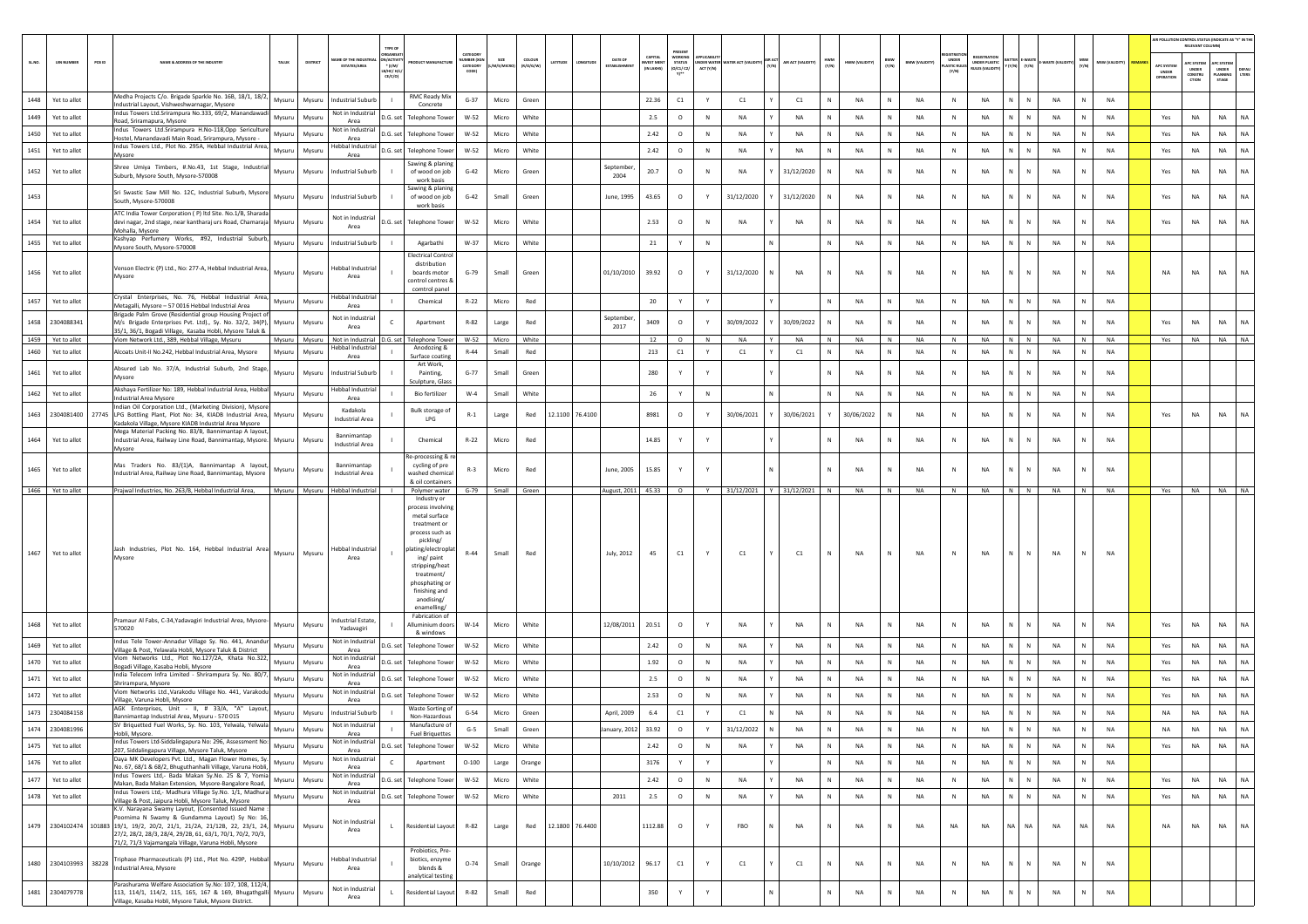| SL.NO. | UIN NUMBER | PCB ID | NAME & ADDRESS OF THE INDUSTRY | TALUK | DISTRICT | NAME OF THE INDUSTRIAL ESTATES/AREA | TYPE OF ORGANISATION/ACTIVITY * (I/M/LB/HC/H/CE/C/O) | PRODUCT MANUFACTURE | CATEGORY NUMBER (XGN CATEGORY CODE) | SIZE (L/M/S/MICRO) | COLOUR (R/O/G/W) | LATITUDE | LONGITUDE | DATE OF ESTABLISHMENT | CAPITAL INVEST MENT (IN LAKHS) | PRESENT WORKING STATUS (O/C1/C2/Y)** | APPLICABILITY UNDER WATER ACT (Y/N) | WATER ACT (VALIDITY) | AIR ACT (Y/N) | AIR ACT (VALIDITY) | HWM (Y/N) | HWM (VALIDITY) | BMW (Y/N) | BMW (VALIDITY) | REGISTRATION UNDER PLASTIC RULES (Y/N) | REGISTRATION UNDER PLASTIC RULES (VALIDITY) | BATTERY (Y/N) | E-WASTE (Y/N) | E-WASTE (VALIDITY) | MSW (Y/N) | MSW (VALIDITY) | REMARKS | APC SYSTEM UNDER OPERATION | APC SYSTEM UNDER CONSTRUCTION | APC SYSTEM UNDER PLANNING STAGE | DEFAULTERS |
|---|---|---|---|---|---|---|---|---|---|---|---|---|---|---|---|---|---|---|---|---|---|---|---|---|---|---|---|---|---|---|---|---|---|---|---|---|
| 1448 | Yet to allot | | Medha Projects C/o. Brigade Sparkle No. 16B, 18/1, 18/2, Industrial Layout, Vishweshwarnagar, Mysore | Mysuru | Mysuru | Industrial Suburb | I | RMC Ready Mix Concrete | G-37 | Micro | Green | | | | 22.36 | C1 | Y | C1 | Y | C1 | N | NA | N | NA | N | NA | N | N | NA | N | NA | | | | | |
| 1449 | Yet to allot | | Indus Towers Ltd.Srirampura No.333, 69/2, Manandawadi Road, Srirampura, Mysore | Mysuru | Mysuru | Not in Industrial Area | D.G. set | Telephone Tower | W-52 | Micro | White | | | | 2.5 | O | N | NA | Y | NA | N | NA | N | NA | N | NA | N | N | NA | N | NA | | Yes | NA | NA | NA |
| 1450 | Yet to allot | | Indus Towers Ltd.Srirampura H.No-118,Opp Sericulture Hostel, Manandavadi Main Road, Srirampura, Mysore - | Mysuru | Mysuru | Not in Industrial Area | D.G. set | Telephone Tower | W-52 | Micro | White | | | | 2.42 | O | N | NA | Y | NA | N | NA | N | NA | N | NA | N | N | NA | N | NA | | Yes | NA | NA | NA |
| 1451 | Yet to allot | | Indus Towers Ltd., Plot No. 295A, Hebbal Industrial Area, Mysore | Mysuru | Mysuru | Hebbal Industrial Area | D.G. set | Telephone Tower | W-52 | Micro | White | | | | 2.42 | O | N | NA | Y | NA | N | NA | N | NA | N | NA | N | N | NA | N | NA | | Yes | NA | NA | NA |
| 1452 | Yet to allot | | Shree Umiya Timbers, #.No.43, 1st Stage, Industrial Suburb, Mysore South, Mysore-570008 | Mysuru | Mysuru | Industrial Suburb | I | Sawing & planing of wood on job work basis | G-42 | Micro | Green | | | September, 2004 | 20.7 | O | N | NA | Y | 31/12/2020 | N | NA | N | NA | N | NA | N | N | NA | N | NA | | Yes | NA | NA | NA |
| 1453 | | | Sri Swastic Saw Mill No. 12C, Industrial Suburb, Mysore South, Mysore-570008 | Mysuru | Mysuru | Industrial Suburb | I | Sawing & planing of wood on job work basis | G-42 | Small | Green | | | June, 1995 | 43.65 | O | Y | 31/12/2020 | Y | 31/12/2020 | N | NA | N | NA | N | NA | N | N | NA | N | NA | | Yes | NA | NA | NA |
| 1454 | Yet to allot | | ATC India Tower Corporation ( P) ltd Site. No.1/B, Sharada devi nagar, 2nd stage, near kantharaj urs Road, Chamaraja Mohalla, Mysore | Mysuru | Mysuru | Not in Industrial Area | D.G. set | Telephone Tower | W-52 | Micro | White | | | | 2.53 | O | N | NA | Y | NA | N | NA | N | NA | N | NA | N | N | NA | N | NA | | Yes | NA | NA | NA |
| 1455 | Yet to allot | | Kashyap Perfumery Works, #92, Industrial Suburb, Mysore South, Mysore-570008 | Mysuru | Mysuru | Industrial Suburb | I | Agarbathi | W-37 | Micro | White | | | | 21 | Y | N | | N | | N | NA | N | NA | N | NA | N | N | NA | N | NA | | | | | |
| 1456 | Yet to allot | | Venson Electric (P) Ltd., No: 277-A, Hebbal Industrial Area, Mysore | Mysuru | Mysuru | Hebbal Industrial Area | I | Electrical Control distribution boards motor control centres & comtrol panel | G-79 | Small | Green | | | 01/10/2010 | 39.92 | O | Y | 31/12/2020 | N | NA | N | NA | N | NA | N | NA | N | N | NA | N | NA | | NA | NA | NA | NA |
| 1457 | Yet to allot | | Crystal Enterprises, No. 76, Hebbal Industrial Area, Metagalli, Mysore – 57 0016 Hebbal Industrial Area | Mysuru | Mysuru | Hebbal Industrial Area | I | Chemical | R-22 | Micro | Red | | | | 20 | Y | Y | | Y | | N | NA | N | NA | N | NA | N | N | NA | N | NA | | | | | |
| 1458 | 2304088341 | | Brigade Palm Grove (Residential group Housing Project of M/s Brigade Enterprises Pvt. Ltd)., Sy. No. 32/2, 34(P), 35/1, 36/1, Bogadi Village, Kasaba Hobli, Mysore Taluk & | Mysuru | Mysuru | Not in Industrial Area | C | Apartment | R-82 | Large | Red | | | September, 2017 | 3409 | O | Y | 30/09/2022 | Y | 30/09/2022 | N | NA | N | NA | N | NA | N | N | NA | N | NA | | Yes | NA | NA | NA |
| 1459 | Yet to allot | | Viom Network Ltd., 389, Hebbal Village, Mysuru | Mysuru | Mysuru | Not in Industrial Area | D.G. set | Telephone Tower | W-52 | Micro | White | | | | 12 | O | N | NA | Y | NA | N | NA | N | NA | N | NA | N | N | NA | N | NA | | Yes | NA | NA | NA |
| 1460 | Yet to allot | | Alcoats Unit-II No.242, Hebbal Industrial Area, Mysore | Mysuru | Mysuru | Hebbal Industrial Area | I | Anodozing & Surface coating | R-44 | Small | Red | | | | 213 | C1 | Y | C1 | Y | C1 | N | NA | N | NA | N | NA | N | N | NA | N | NA | | | | | |
| 1461 | Yet to allot | | Absured Lab No. 37/A, Industrial Suburb, 2nd Stage, Mysore | Mysuru | Mysuru | Industrial Suburb | I | Art Work, Painting, Sculpture, Glass | G-77 | Small | Green | | | | 280 | Y | Y | | Y | | N | NA | N | NA | N | NA | N | N | NA | N | NA | | | | | |
| 1462 | Yet to allot | | Akshaya Fertilizer No: 189, Hebbal Industrial Area, Hebbal Industrial Area Mysore | Mysuru | Mysuru | Hebbal Industrial Area | I | Bio fertilizer | W-4 | Small | White | | | | 26 | Y | N | | N | | N | NA | N | NA | N | NA | N | N | NA | N | NA | | | | | |
| 1463 | 2304081400 | 27745 | Indian Oil Corporation Ltd., (Marketing Division), Mysore LPG Bottling Plant, Plot No. 34, KIADB Industrial Area, Kadakola Village, Mysore KIADB Industrial Area Mysore | Mysuru | Mysuru | Kadakola Industrial Area | I | Bulk storage of LPG | R-1 | Large | Red | 12.1100 | 76.4100 | | 8981 | O | Y | 30/06/2021 | Y | 30/06/2021 | Y | 30/06/2022 | N | NA | N | NA | N | N | NA | N | NA | | Yes | NA | NA | NA |
| 1464 | Yet to allot | | Mega Material Packing No. 83/B, Bannimantap A layout, Industrial Area, Railway Line Road, Bannimantap, Mysore. Mysore | Mysuru | Mysuru | Bannimantap Industrial Area | I | Chemical | R-22 | Micro | Red | | | | 14.85 | Y | Y | | Y | | N | NA | N | NA | N | NA | N | N | NA | N | NA | | | | | |
| 1465 | Yet to allot | | Mas Traders No. 83/(1)A, Bannimantap A layout, Industrial Area, Railway Line Road, Bannimantap, Mysore | Mysuru | Mysuru | Bannimantap Industrial Area | I | Re-processing & re cycling of pre washed chemical & oil containers | R-3 | Micro | Red | | | June, 2005 | 15.85 | Y | Y | | N | | N | NA | N | NA | N | NA | N | N | NA | N | NA | | | | | |
| 1466 | Yet to allot | | Prajwal Industries, No. 263/B, Hebbal Industrial Area, | Mysuru | Mysuru | Hebbal Industrial | I | Polymer water | G-79 | Small | Green | | | August, 2011 | 45.33 | O | Y | 31/12/2021 | Y | 31/12/2021 | N | NA | N | NA | N | NA | N | N | NA | N | NA | | Yes | NA | NA | NA |
| 1467 | Yet to allot | | Jash Industries, Plot No. 164, Hebbal Industrial Area Mysore | Mysuru | Mysuru | Hebbal Industrial Area | I | Industry or process involving metal surface treatment or process such as pickling/ plating/electroplating/ paint stripping/heat treatment/ phosphating or finishing and anodising/ enamelling/ | R-44 | Small | Red | | | July, 2012 | 45 | C1 | Y | C1 | Y | C1 | N | NA | N | NA | N | NA | N | N | NA | N | NA | | | | | |
| 1468 | Yet to allot | | Pramaur Al Fabs, C-34,Yadavagiri Industrial Area, Mysore-570020 | Mysuru | Mysuru | Industrial Estate, Yadavagiri | I | Fabrication of Alluminium doors & windows | W-14 | Micro | White | | | 12/08/2011 | 20.51 | O | Y | NA | Y | NA | N | NA | N | NA | N | NA | N | N | NA | N | NA | | Yes | NA | NA | NA |
| 1469 | Yet to allot | | Indus Tele Tower-Annadur Village Sy. No. 441, Anandur Village & Post, Yelawala Hobli, Mysore Taluk & District | Mysuru | Mysuru | Not in Industrial Area | D.G. set | Telephone Tower | W-52 | Micro | White | | | | 2.42 | O | N | NA | Y | NA | N | NA | N | NA | N | NA | N | N | NA | N | NA | | Yes | NA | NA | NA |
| 1470 | Yet to allot | | Viom Networks Ltd., Plot No.127/2A, Khata No.322, Bogadi Village, Kasaba Hobli, Mysore | Mysuru | Mysuru | Not in Industrial Area | D.G. set | Telephone Tower | W-52 | Micro | White | | | | 1.92 | O | N | NA | Y | NA | N | NA | N | NA | N | NA | N | N | NA | N | NA | | Yes | NA | NA | NA |
| 1471 | Yet to allot | | India Telecom Infra Limited - Shrirampura Sy. No: 80/7, Shrirampura, Mysore | Mysuru | Mysuru | Not in Industrial Area | D.G. set | Telephone Tower | W-52 | Micro | White | | | | 2.5 | O | N | NA | Y | NA | N | NA | N | NA | N | NA | N | N | NA | N | NA | | Yes | NA | NA | NA |
| 1472 | Yet to allot | | Viom Networks Ltd.,Varakodu Village No. 441, Varakodu Village, Varuna Hobli, Mysore | Mysuru | Mysuru | Not in Industrial Area | D.G. set | Telephone Tower | W-52 | Micro | White | | | | 2.53 | O | N | NA | Y | NA | N | NA | N | NA | N | NA | N | N | NA | N | NA | | Yes | NA | NA | NA |
| 1473 | 2304084158 | | AGK Enterprises, Unit - II, # 33/A, "A" Layout, Bannimantap Industrial Area, Mysuru - 570 015 | Mysuru | Mysuru | Industrial Suburb | I | Waste Sorting of Non-Hazardous | G-54 | Micro | Green | | | April, 2009 | 6.4 | C1 | Y | C1 | N | NA | N | NA | N | NA | N | NA | N | N | NA | N | NA | | NA | NA | NA | NA |
| 1474 | 2304081996 | | SV Briquetted Fuel Works, Sy. No. 103, Yelwala, Yelwala Hobli, Mysore. | Mysuru | Mysuru | Not in Industrial Area | I | Manufacture of Fuel Briquettes | G-5 | Small | Green | | | January, 2012 | 33.92 | O | Y | 31/12/2022 | N | NA | N | NA | N | NA | N | NA | N | N | NA | N | NA | | NA | NA | NA | NA |
| 1475 | Yet to allot | | Indus Towers Ltd-Siddalingapura No: 296, Assessment No: 207, Siddalingapura Village, Mysore Taluk, Mysore | Mysuru | Mysuru | Not in Industrial Area | D.G. set | Telephone Tower | W-52 | Micro | White | | | | 2.42 | O | N | NA | Y | NA | N | NA | N | NA | N | NA | N | N | NA | N | NA | | Yes | NA | NA | NA |
| 1476 | Yet to allot | | Daya MK Developers Pvt. Ltd., Magan Flower Homes, Sy. No. 67, 68/1 & 68/2, Bhuguthanhalli Village, Varuna Hobli, | Mysuru | Mysuru | Not in Industrial Area | C | Apartment | O-100 | Large | Orange | | | | 3176 | Y | Y | | Y | | N | NA | N | NA | N | NA | N | N | NA | N | NA | | | | | |
| 1477 | Yet to allot | | Indus Towers Ltd,- Bada Makan Sy.No. 25 & 7, Yomia Makan, Bada Makan Extension, Mysore-Bangalore Road, | Mysuru | Mysuru | Not in Industrial Area | D.G. set | Telephone Tower | W-52 | Micro | White | | | | 2.42 | O | N | NA | Y | NA | N | NA | N | NA | N | NA | N | N | NA | N | NA | | Yes | NA | NA | NA |
| 1478 | Yet to allot | | Indus Towers Ltd,- Madhura Village Sy.No. 1/1, Madhura Village & Post, Jaipura Hobli, Mysore Taluk, Mysore | Mysuru | Mysuru | Not in Industrial Area | D.G. set | Telephone Tower | W-52 | Micro | White | | | 2011 | 2.5 | O | N | NA | Y | NA | N | NA | N | NA | N | NA | N | N | NA | N | NA | | Yes | NA | NA | NA |
| 1479 | 2304102474 | 101883 | K.V. Narayana Swamy Layout, (Consented Issued Name : Poornima N Swamy & Gundamma Layout) Sy No: 16, 19/1, 19/2, 20/2, 21/1, 21/2A, 21/2B, 22, 23/1, 24, 27/2, 28/2, 28/3, 28/4, 29/2B, 61, 63/1, 70/1, 70/2, 70/3, 71/2, 71/3 Vajamangala Village, Varuna Hobli, Mysore | Mysuru | Mysuru | Not in Industrial Area | L | Residential Layout | R-82 | Large | Red | 12.1800 | 76.4400 | | 1112.88 | O | Y | FBO | N | NA | N | NA | N | NA | NA | NA | NA | NA | NA | NA | NA | | NA | NA | NA | NA |
| 1480 | 2304103993 | 38228 | Triphase Pharmaceuticals (P) Ltd., Plot No. 429P, Hebbal Industrial Area, Mysore | Mysuru | Mysuru | Hebbal Industrial Area | I | Probiotics, Pre-biotics, enzyme blends & analytical testing | O-74 | Small | Orange | | | 10/10/2012 | 96.17 | C1 | Y | C1 | Y | C1 | N | NA | N | NA | N | NA | N | N | NA | N | NA | | | | | |
| 1481 | 2304079778 | | Parashurama Welfare Association Sy.No: 107, 108, 112/4, 113, 114/1, 114/2, 115, 165, 167 & 169, Bhugathgalli Village, Kasaba Hobli, Mysore Taluk, Mysore District. | Mysuru | Mysuru | Not in Industrial Area | L | Residential Layout | R-82 | Small | Red | | | | 350 | Y | Y | | N | | N | NA | N | NA | N | NA | N | N | NA | N | NA | | | | | |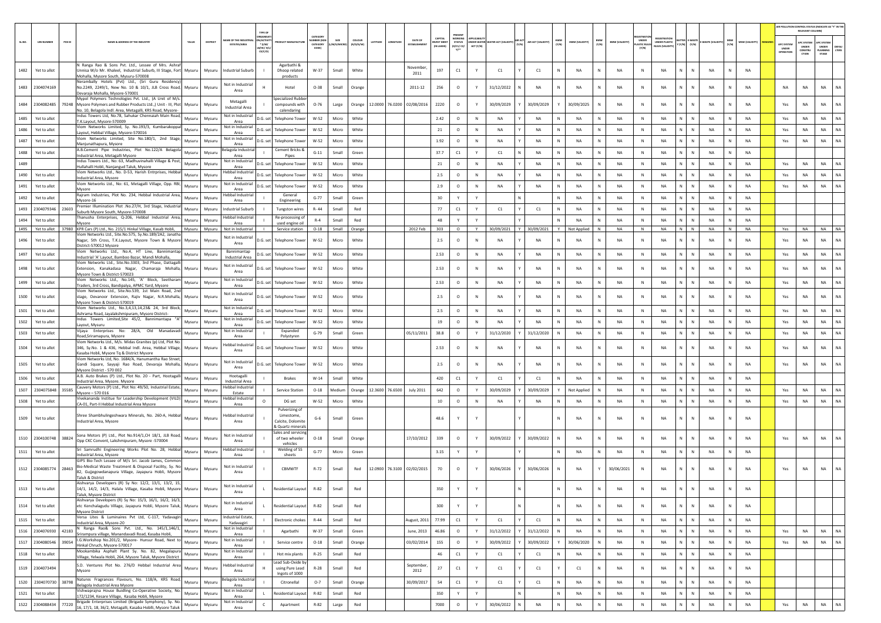| SL.NO. | UIN NUMBER | PCB ID | NAME & ADDRESS OF THE INDUSTRY | TALUK | DISTRICT | NAME OF THE INDUSTRIAL ESTATES/AREA | TYPE OF ORGANISATION/ACTIVITY * (I/M/LB/HC/H/L/CE/C/O) | PRODUCT MANUFACTURE | CATEGORY NUMBER (XGN CATEGORY CODE) | SIZE (L/M/S/MICRO) | COLOUR (R/O/G/W) | LATITUDE | LONGITUDE | DATE OF ESTABLISHMENT | CAPITAL INVEST MENT (IN LAKHS) | PRESENT WORKING STATUS (O/C1/C2/Y)** | APPLICABILITY UNDER WATER ACT (Y/N) | WATER ACT (VALIDITY) | AIR ACT (Y/N) | AIR ACT (VALIDITY) | HWM (Y/N) | HWM (VALIDITY) | BMW (Y/N) | BMW (VALIDITY) | REGISTRATION UNDER PLASTIC RULES (Y/N) | REGISTRATION UNDER PLASTIC RULES (VALIDITY) | BATTERY (Y/N) | E-WASTE (Y/N) | E-WASTE (VALIDITY) | MSW (Y/N) | MSW (VALIDITY) | REMARKS | APC SYSTEM UNDER OPERATION | APC SYSTEM UNDER CONSTRUCTION | APC SYSTEM UNDER PLANNING STAGE | DEFAULTERS |
|---|---|---|---|---|---|---|---|---|---|---|---|---|---|---|---|---|---|---|---|---|---|---|---|---|---|---|---|---|---|---|---|---|---|---|---|---|
| 1482 | Yet to allot | | N Ranga Rao & Sons Pvt. Ltd., Lessee of Mrs. Ashraf Unnisa W/o Mr. Khaleel, Industrial Suburb, III Stage, Fort Mohalla, Mysore South, Mysuru-570008 | Mysuru | Mysuru | Industrial Suburb | I | Agarbathi & Dhoop related products | W-37 | Small | White | | | November, 2011 | 197 | C1 | Y | C1 | Y | C1 | N | NA | N | NA | N | NA | N | N | NA | N | NA | | | | | |
| 1483 | 2304074169 | | Nerambally Hotels (Pvt) Ltd., (Sri Guru Residency) No.2249, 2249/1, New No. 10 & 10/1, JLB Cross Road, Devaraja Mohalla, Mysore-570001 | Mysuru | Mysuru | Not in Industrial Area | H | Hotel | O-38 | Small | Orange | | | 2011-12 | 256 | O | Y | 31/12/2022 | N | NA | N | NA | N | NA | N | NA | N | N | NA | N | NA | | NA | NA | NA | NA |
| 1484 | 2304082485 | 79248 | Mypol Polymers Technologies Pvt. Ltd., (A Unit of M/s. Mysore Polymers and Rubber Products Ltd.,) Unit - III, Plot No. 10, Belagola Indl. Area, Metagalli, KRS Road, Mysore- | Mysuru | Mysuru | Metagalli Industrial Area | I | Specialized Rubber compounds with calendaring | O-76 | Large | Orange | 12.0000 | 76.0200 | 02/08/2016 | 2220 | O | Y | 30/09/2029 | Y | 30/09/2029 | Y | 30/09/2025 | N | NA | N | NA | N | N | NA | N | NA | | Yes | NA | NA | NA |
| 1485 | Yet to allot | | Indus Towers Ltd, No.78, Sahukar Chennaiah Main Road, T.K.Layout, Mysore-570009 | Mysuru | Mysuru | Not in Industrial Area | D.G. set | Telephone Tower | W-52 | Micro | White | | | | 2.42 | O | N | NA | Y | NA | N | NA | N | NA | N | NA | N | N | NA | N | NA | | Yes | NA | NA | NA |
| 1486 | Yet to allot | | Viom Networks Limited, Sy. No.193/3, Kumbarakoppal Layout, Hebbal Village, Mysore-570016 | Mysuru | Mysuru | Not in Industrial Area | D.G. set | Telephone Tower | W-52 | Micro | White | | | | 21 | O | N | NA | Y | NA | N | NA | N | NA | N | NA | N | N | NA | N | NA | | Yes | NA | NA | NA |
| 1487 | Yet to allot | | Viom Networks Limited, Site No.180/1, 2nd Stage, Manjunathapura, Mysore | Mysuru | Mysuru | Not in Industrial Area | D.G. set | Telephone Tower | W-52 | Micro | White | | | | 1.92 | O | N | NA | Y | NA | N | NA | N | NA | N | NA | N | N | NA | N | NA | | Yes | NA | NA | NA |
| 1488 | Yet to allot | | A.B.Cement Pipe Industries, Plot No.122/A Belagola Industrial Area, Metagalli Mysore | Mysuru | Mysuru | Belagola Industrial Area | I | Cement Bricks & Pipes | G-11 | Small | Green | | | | 37.7 | C1 | Y | C1 | N | NA | N | NA | N | NA | N | NA | N | N | NA | N | NA | | | | | |
| 1489 | | | Indus Towers Ltd., No: 63, Madhuvinahalli Village & Post, Hullahalli Hobli, Nanjangud Taluk, Mysore | Mysuru | Mysuru | Not in Industrial Area | D.G. set | Telephone Tower | W-52 | Micro | White | | | | 21 | O | N | NA | Y | NA | N | NA | N | NA | N | NA | N | N | NA | N | NA | | Yes | NA | NA | NA |
| 1490 | Yet to allot | | Viom Networks Ltd., No. D-53, Harish Entrprises, Hebbal Industrial Area, Mysore | Mysuru | Mysuru | Hebbal Industrial Area | D.G. set | Telephone Tower | W-52 | Micro | White | | | | 2.5 | O | N | NA | Y | NA | N | NA | N | NA | N | NA | N | N | NA | N | NA | | Yes | NA | NA | NA |
| 1491 | Yet to allot | | Viom Networks Ltd., No: 61, Metagalli Village, Opp. RBI, Mysore | Mysuru | Mysuru | Not in Industrial Area | D.G. set | Telephone Tower | W-52 | Micro | White | | | | 2.9 | O | N | NA | Y | NA | N | NA | N | NA | N | NA | N | N | NA | N | NA | | Yes | NA | NA | NA |
| 1492 | Yet to allot | | Rajram Industries, Plot No. 234, Hebbal Industrial Area, Mysore-16 | Mysuru | Mysuru | Hebbal Industrial Area | I | General Engineering | G-77 | Small | Green | | | | 30 | Y | Y | | N | | N | NA | N | NA | N | NA | N | N | NA | N | NA | | | | | |
| 1493 | 2304079346 | 23603 | Premier Illumination Plot :No.27/H, 3rd Stage, Industrial Suburb Mysore South, Mysore-570008 | Mysuru | Mysuru | Industrial Suburb | I | Tungston wires | R- 44 | Small | Red | | | | 77 | C1 | Y | C1 | Y | C1 | N | NA | N | NA | N | NA | N | N | NA | N | NA | | | | | |
| 1494 | Yet to allot | | Thanusha Enterprises, Q-206, Hebbal Industrial Area, Mysore | Mysuru | Mysuru | Hebbal Industrial Area | I | Re-processing of used engine oil | R-4 | Small | Red | | | | 48 | Y | Y | | Y | | N | NA | N | NA | N | NA | N | N | NA | N | NA | | | | | |
| 1495 | Yet to allot | 37980 | KPR Cars (P) Ltd., No. 215/1 Hinkal Village, Kasab Hobli, | Mysuru | Mysuru | Not in Industrial | I | Service station | O-18 | Small | Orange | | | 2012 Feb | 303 | O | Y | 30/09/2021 | Y | 30/09/2021 | Y | Not Applied | N | NA | N | NA | N | N | NA | N | NA | | Yes | NA | NA | NA |
| 1496 | Yet to allot | | Viom Networks Ltd., Site.No.575, Sy.No.189/2A2, Janatha Nagar, 5th Cross, T.K.Layout, Mysore Town & Mysore District-570012 Mysore | Mysuru | Mysuru | Not in Industrial Area | D.G. set | Telephone Tower | W-52 | Micro | White | | | | 2.5 | O | N | NA | Y | NA | N | NA | N | NA | N | NA | N | N | NA | N | NA | | Yes | NA | NA | NA |
| 1497 | Yet to allot | | Viom Networks Ltd., No.4, HT Line, Bannimantap Industrial 'A' Layout, Bamboo Bazar, Mandi Mohalla, | Mysuru | Mysuru | Bannimantap Industrial Area | D.G. set | Telephone Tower | W-52 | Micro | White | | | | 2.53 | O | N | NA | Y | NA | N | NA | N | NA | N | NA | N | N | NA | N | NA | | Yes | NA | NA | NA |
| 1498 | Yet to allot | | Viom Networks Ltd., Site.No.3303, 3rd Phase, Dattagalli Extension, Kanakadasa Nagar, Chamaraja Mohalla, Mysore Town & District-570023 | Mysuru | Mysuru | Not in Industrial Area | D.G. set | Telephone Tower | W-52 | Micro | White | | | | 2.53 | O | N | NA | Y | NA | N | NA | N | NA | N | NA | N | N | NA | N | NA | | Yes | NA | NA | NA |
| 1499 | Yet to allot | | Viom Networks Ltd., No.145, 'A' Block, Seetharam Traders, 3rd Cross, Bandipalya, APMC Yard, Mysore | Mysuru | Mysuru | Not in Industrial Area | D.G. set | Telephone Tower | W-52 | Micro | White | | | | 2.53 | O | N | NA | Y | NA | N | NA | N | NA | N | NA | N | N | NA | N | NA | | Yes | NA | NA | NA |
| 1500 | Yet to allot | | Viom Networks Ltd., Site.No.539, 1st Main Road, 2nd stage, Devanoor Extension, Rajiv Nagar, N.R.Mohalla, Mysore Town & District-570019 | Mysuru | Mysuru | Not in Industrial Area | D.G. set | Telephone Tower | W-52 | Micro | White | | | | 2.5 | O | N | NA | Y | NA | N | NA | N | NA | N | NA | N | N | NA | N | NA | | Yes | NA | NA | NA |
| 1501 | Yet to allot | | Viom Networks Ltd., No.3,4,13,14,23& 24, 3rd Block, Ashrama Road, Jayalakshmipuram, Mysore District- | Mysuru | Mysuru | Not in Industrial Area | D.G. set | Telephone Tower | W-52 | Micro | White | | | | 2.5 | O | N | NA | Y | NA | N | NA | N | NA | N | NA | N | N | NA | N | NA | | Yes | NA | NA | NA |
| 1502 | Yet to allot | | Indus Towers Limited,Site 45/2, Bannimantapa "A" Layout, Mysuru | Mysuru | Mysuru | Not in Industrial Area | D.G. set | Telephone Tower | W-52 | Micro | White | | | | 19 | O | N | NA | Y | NA | N | NA | N | NA | N | NA | N | N | NA | N | NA | | Yes | NA | NA | NA |
| 1503 | Yet to allot | | Vijaya Enterprises No: 28/A, Old Manadavadi Road,Sriramapura, Mysore | Mysuru | Mysuru | Not in Industrial Area | I | Expanded Polystyren | G-79 | Small | Green | | | 05/11/2011 | 38.8 | O | Y | 31/12/2020 | Y | 31/12/2020 | N | NA | N | NA | N | NA | N | N | NA | N | NA | | Yes | NA | NA | NA |
| 1504 | Yet to allot | | Viom Networks Ltd., M/s. Midas Granites (p) Ltd, Plot No. 346, Sy.No. 1 & 436, Hebbal Indl. Area, Hebbal Village, Kasaba Hobli, Mysore Tq & District Mysore | Mysuru | Mysuru | Hebbal Industrial Area | D.G. set | Telephone Tower | W-52 | Micro | White | | | | 2.53 | O | N | NA | Y | NA | N | NA | N | NA | N | NA | N | N | NA | N | NA | | Yes | NA | NA | NA |
| 1505 | Yet to allot | | Viom Networks Ltd, No. 1684/A, Hanumantha Rao Street, Gandi Square, Sayyaji Rao Road, Devaraja Mohalla, Mysore District - 570 002 | Mysuru | Mysuru | Not in Industrial Area | D.G. set | Telephone Tower | W-52 | Micro | White | | | | 2.5 | O | N | NA | Y | NA | N | NA | N | NA | N | NA | N | N | NA | N | NA | | Yes | NA | NA | NA |
| 1506 | Yet to allot | | A.B. Auto Brakes (P) Ltd., Plot No. 20 - Part, Hootagalli Industrial Area, Mysore. Mysore | Mysuru | Mysuru | Hootagalli Industrial Area | I | Brakes | W-14 | Small | White | | | | 420 | C1 | Y | C1 | Y | C1 | N | NA | N | NA | N | NA | N | N | NA | N | NA | | | | | |
| 1507 | 2304075848 | 35585 | Cauvery Motors (P) Ltd., Plot No: 49/50, Industrial Estate, Mysore – 570 016 | Mysuru | Mysuru | Hebbal Industrial Estate | I | Service Station | O-18 | Medium | Orange | 12.3600 | 76.6500 | July 2011 | 642 | O | Y | 30/09/2029 | Y | 30/09/2029 | Y | Not Applied | N | NA | N | NA | N | N | NA | N | NA | | Yes | NA | NA | NA |
| 1508 | Yet to allot | | Vivekananda Institue for Leadership Development (VILD) CA-01, Part-II Hebbal Industrial Area Mysore | Mysuru | Mysuru | Hebbal Industrial Area | O | DG set | W-52 | Micro | White | | | | 10 | O | N | NA | Y | NA | N | NA | N | NA | N | NA | N | N | NA | N | NA | | Yes | NA | NA | NA |
| 1509 | Yet to allot | | Shree Shambhulingeshwara Minerals, No. 260-A, Hebbal Industrial Area, Mysore | Mysuru | Mysuru | Hebbal Industrial Area | I | Pulverizing of Limestone, Calcite, Dolomite & Quartz minerals | G-6 | Small | Green | | | | 48.6 | Y | Y | | Y | | N | NA | N | NA | N | NA | N | N | NA | N | NA | | | | | |
| 1510 | 2304100748 | 38824 | Sona Motors (P) Ltd., Plot No.914/1,CH 18/1, JLB Road, Opp CKC Convent, Lakshmipuram, Mysore -570004 | Mysuru | Mysuru | Not in Industrial Area | I | Sales and servicing of two wheeler vehicles | O-18 | Small | Orange | | | 17/10/2012 | 339 | O | Y | 30/09/2022 | Y | 30/09/2022 | N | NA | N | NA | N | NA | N | N | NA | N | NA | | Yes | NA | NA | NA |
| 1511 | Yet to allot | | Sri Samrudhi Engineering Works Plot No. 28, Hebbal Industrial Area, Mysore | Mysuru | Mysuru | Hebbal Industrial Area | I | Welding of SS sheets | G-77 | Micro | Green | | | | 3.15 | Y | Y | | Y | | N | NA | N | NA | N | NA | N | N | NA | N | NA | | | | | |
| 1512 | 2304085774 | 28463 | GIPS Bio-Tech Lessee of M/s Sri. Jacob James, Common Bio-Medical Waste Treatment & Disposal Facility, Sy. No 82, Gujjegowdanapura Village, Jayapura Hobli, Mysore Taluk & District | Mysuru | Mysuru | Not in Industrial Area | I | CBMWTF | R-72 | Small | Red | 12.0900 | 76.3100 | 02/02/2015 | 70 | O | Y | 30/06/2026 | Y | 30/06/2026 | N | NA | Y | 30/06/2021 | N | NA | N | N | NA | N | NA | | Yes | NA | NA | NA |
| 1513 | Yet to allot | | Aishvarya Developers (R) Sy No: 12/2, 13/1, 13/2, 15, 14/1, 14/2, 14/3, Halalu Village, Kasaba Hobli, Mysore Taluk, Mysore District | Mysuru | Mysuru | Not in Industrial Area | L | Residential Layout | R-82 | Small | Red | | | | 350 | Y | Y | | N | | N | NA | N | NA | N | NA | N | N | NA | N | NA | | | | | |
| 1514 | Yet to allot | | Aishvarya Developers (R) Sy No: 15/3, 16/1, 16/2, 16/3, etc Kenchalagudu Village, Jayapura Hobli, Mysore Taluk, Mysore District | Mysuru | Mysuru | Not in Industrial Area | L | Residential Layout | R-82 | Small | Red | | | | 300 | Y | Y | | N | | N | NA | N | NA | N | NA | N | N | NA | N | NA | | | | | |
| 1515 | Yet to allot | | Versa Lites & Luminaires Pvt Ltd, C-117, Yadavagiri Industrial Area, Mysore-20 | Mysuru | Mysuru | Industrial Estate, Yadavagiri | I | Electronic chokes | R-44 | Small | Red | | | August, 2011 | 77.99 | C1 | Y | C1 | Y | C1 | N | NA | N | NA | N | NA | N | N | NA | N | NA | | | | | |
| 1516 | 2304076930 | 42183 | N Ranga Rao& Sons Pvt. Ltd., No. 145/1,146/1, Srirampura village, Manandavadi Road, Kasaba Hobli, | Mysuru | Mysuru | Not in Industrial Area | I | Agarbathi | W-37 | Small | Green | | | June, 2013 | 46.86 | O | Y | 31/12/2022 | Y | 31/12/2022 | N | NA | N | NA | N | NA | N | N | NA | N | NA | | Yes | NA | NA | NA |
| 1517 | 2304080546 | 39054 | I.G.Workshop No.201/2, Mysore- Hunsur Road, Next to Hinkal Chruch, Mysore-570017 | Mysuru | Mysuru | Not in Industrial Area | I | Service centre | O-18 | Small | Orange | | | 03/02/2014 | 155 | O | Y | 30/09/2022 | Y | 30/09/2022 | Y | 30/06/2020 | N | NA | N | NA | N | N | NA | N | NA | | Yes | NA | NA | NA |
| 1518 | Yet to allot | | Mookambika Asphalt Plant Sy. No. 82, Megalapura Village, Yelwala Hobli, 264, Mysore Taluk, Mysore District | Mysuru | Mysuru | Not in Industrial Area | I | Hot mix plants | R-25 | Small | Red | | | | 46 | C1 | Y | C1 | Y | C1 | N | NA | N | NA | N | NA | N | N | NA | N | NA | | | | | |
| 1519 | 2304073494 | | S.D. Ventures Plot No. 276/D Hebbal Industrial Area Mysore | Mysuru | Mysuru | Hebbal Industrial Area | H | Lead Sub-Oxide by using Pure Lead Ingots of 1000 | R-28 | Small | Red | | | September, 2012 | 27 | C1 | Y | C1 | Y | C1 | Y | C1 | N | NA | N | NA | N | N | NA | N | NA | | | | | |
| 1520 | 2304070730 | 38798 | Natures Fragrances Flavours, No. 118/A, KRS Road, Belagola Industrial Area Mysore | Mysuru | Mysuru | Belagola Industrial Area | I | Citronellal | O-7 | Small | Orange | | | 30/09/2017 | 54 | C1 | Y | C1 | Y | C1 | N | NA | N | NA | N | NA | N | N | NA | N | NA | | | | | |
| 1521 | Yet to allot | | Vishwaprajna House Buidling Co-Operative Society, No. 172/1234, Kesare Village, Kasaba Hobli, Mysore | Mysuru | Mysuru | Not in Industrial Area | L | Residential Layout | R-82 | Small | Red | | | | 350 | Y | Y | | N | | N | NA | N | NA | N | NA | N | N | NA | N | NA | | | | | |
| 1522 | 2304088434 | 77220 | Brigade Enterprises Limited (Brigade Symphony), Sy. No. 16, 17/1, 18, 36/2, Metagalli, Kasaba Hoblli, Mysore Taluk | Mysuru | Mysuru | Not in Industrial Area | C | Apartment | R-82 | Large | Red | | | | 7000 | O | Y | 30/06/2022 | N | NA | N | NA | N | NA | N | NA | N | N | NA | N | NA | | Yes | NA | NA | NA |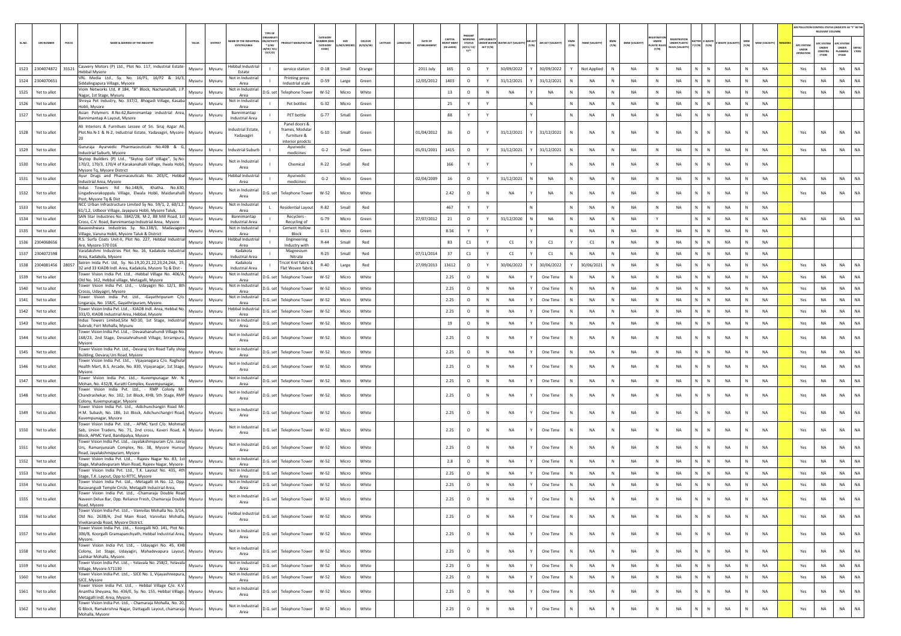| SL.NO. | UIN NUMBER | PCB ID | NAME & ADDRESS OF THE INDUSTRY | TALUK | DISTRICT | NAME OF THE INDUSTRIAL ESTATE/AREA | TYPE OF ORGANISATION/ACTIVITY* (I/M/LB/HC/H/CE/C/O) | PRODUCT MANUFACTURE | CATEGORY NUMBER (XGN CATEGORY CODE) | SIZE (L/M/S/MICRO) | COLOUR (R/O/G/W) | LATITUDE | LONGITUDE | DATE OF ESTABLISHMENT | CAPITAL INVEST MENT (IN LAKHS) | PRESENT WORKING STATUS (O/C1/C2/Y)** | APPLICABILITY UNDER WATER ACT (Y/N) | WATER ACT (VALIDITY) | AIR ACT (Y/N) | AIR ACT (VALIDITY) | HWM (Y/N) | HWM (VALIDITY) | BMW (Y/N) | BMW (VALIDITY) | REGISTRATION UNDER PLASTIC RULES (Y/N) | REGISTRATION UNDER PLASTIC RULES (VALIDITY) | BATTERY (Y/N) | E-WASTE (Y/N) | E-WASTE (VALIDITY) | MSW (Y/N) | MSW (VALIDITY) | REMARKS | APC SYSTEM UNDER OPERATION | APC SYSTEM UNDER CONSTRUCTION | APC SYSTEM UNDER PLANNING STAGE | DEFAULTERS |
|---|---|---|---|---|---|---|---|---|---|---|---|---|---|---|---|---|---|---|---|---|---|---|---|---|---|---|---|---|---|---|---|---|---|---|---|---|
| 1523 | 2304074872 | 35521 | Cauvery Motors (P) Ltd., Plot No. 117, Industrial Estate-Hebbal Mysore | Mysuru | Mysuru | Hebbal Industrial Estate | I | service station | O-18 | Small | Orange | | | 2011 July | 165 | O | Y | 30/09/2022 | Y | 30/09/2022 | Y | Not Applied | N | NA | N | NA | N | N | NA | N | NA | | Yes | NA | NA | NA |
| 1524 | 2304070651 | | VRL Media Ltd., Sy. No. 16/P1, 16/P2 & 16/3, Siddalingapura Village, Mysore | Mysuru | Mysuru | Not in Industrial Area | I | Printing press Industrial scale | O-59 | Large | Green | | | 12/05/2012 | 1403 | O | Y | 31/12/2021 | Y | 31/12/2021 | N | NA | N | NA | N | NA | N | N | NA | N | NA | | Yes | NA | NA | NA |
| 1525 | Yet to allot | | Viom Networks Ltd, # 184, "B" Block, Nachanahalli, J.P. Nagar, 1st Stage, Mysuru | Mysuru | Mysuru | Not in Industrial Area | D.G. set | Telephone Tower | W-52 | Micro | White | | | | 13 | O | N | NA | Y | NA | N | NA | N | NA | N | NA | N | N | NA | N | NA | | Yes | NA | NA | NA |
| 1526 | Yet to allot | | Shreya Pet Industry, No. 337/2, Bhogadi Village, Kasaba Hobli, Mysore | Mysuru | Mysuru | Not in Industrial Area | I | Pet bottles | G-32 | Micro | Green | | | | 25 | Y | Y | | N | | N | NA | N | NA | N | NA | N | N | NA | N | NA | | | | | |
| 1527 | Yet to allot | | Asian Polymers #.No.62,Bannimantap industrial Area, Bannimantap A Layout, Mysore | Mysuru | Mysuru | Bannimantap Industrial Area | I | PET bottle | G-77 | Small | Green | | | | 88 | Y | Y | | Y | | N | NA | N | NA | N | NA | N | N | NA | N | NA | | | | | |
| 1528 | Yet to allot | | Ali Interiors & Furnitues Lessee of Sri. Siraj Azgar Ali, Plot.No.N-1 & N-2, Industrial Estate, Yadavagiri, Mysore-20 | Mysuru | Mysuru | Industrial Estate, Yadavagiri | I | Panel doors & frames, Modular furniture & interior prodcts | G-10 | Small | Green | | | 01/04/2012 | 36 | O | Y | 31/12/2021 | Y | 31/12/2021 | N | NA | N | NA | N | NA | N | N | NA | N | NA | | Yes | NA | NA | NA |
| 1529 | Yet to allot | | Gururaja Ayurvedic Pharmaceuticals No.40B & G, Industrial Suburb, Mysore | Mysuru | Mysuru | Industrial Suburb | I | Ayurvedic medicines | G-2 | Small | Green | | | 01/01/2001 | 1415 | O | Y | 31/12/2021 | Y | 31/12/2021 | N | NA | N | NA | N | NA | N | N | NA | N | NA | | Yes | NA | NA | NA |
| 1530 | Yet to allot | | Skytop Builders (P) Ltd., "Skytop Golf Village", Sy.No: 170/2, 170/3, 170/4 of Karakanahalli Village, Ilwala Hobli, Mysore Tq, Mysore District | Mysuru | Mysuru | Not in Industrial Area | I | Chemical | R-22 | Small | Red | | | | 166 | Y | Y | | Y | | N | NA | N | NA | N | NA | N | N | NA | N | NA | | | | | |
| 1531 | Yet to allot | | Ayur Drugs and Pharmaceuticals No. 203/C, Hebbal Industrial Area, Mysore | Mysuru | Mysuru | Hebbal Industrial Area | I | Ayurvedic medicines | G-2 | Micro | Green | | | 02/04/2009 | 16 | O | Y | 31/12/2021 | N | NA | N | NA | N | NA | N | NA | N | N | NA | N | NA | | NA | NA | NA | NA |
| 1532 | Yet to allot | | Indus Towers ltd No.148/6, Khatha. No.630, Lingadevarakoppalu Village, Elwala Hobli, Maidanahalli Post, Mysore Tq & Dist | Mysuru | Mysuru | Not in Industrial Area | D.G. set | Telephone Tower | W-52 | Micro | White | | | | 2.42 | O | N | NA | Y | NA | N | NA | N | NA | N | NA | N | N | NA | N | NA | | Yes | NA | NA | NA |
| 1533 | Yet to allot | | NCC Urban Infrastructure Limited Sy No. 59/1, 2, 60/1,2, 61/1,2, Udboor Village, Jayapura Hobli, Mysore Taluk, | Mysuru | Mysuru | Not in Industrial Area | L | Residential Layout | R-82 | Small | Red | | | | 467 | Y | Y | | N | | N | NA | N | NA | N | NA | N | N | NA | N | NA | | | | | |
| 1534 | Yet to allot | | SAN Star Industries No. 3842/28, M-2, BB Mill Road, 1st Cross, C.V. Road, Bannimantap Industrial Area, Mysore | Mysuru | Mysuru | Bannimantap Industrial Area | I | Recyclers - Recycling of | G-79 | Micro | Green | | | 27/07/2012 | 21 | O | Y | 31/12/2020 | N | NA | N | NA | N | NA | Y | | N | N | NA | N | NA | | NA | NA | NA | NA |
| 1535 | Yet to allot | | Basaveshwara Industries Sy. No.138/1, Madavagere Village, Varuna Hobli, Mysore Taluk & District | Mysuru | Mysuru | Not in Industrial Area | I | Cement Hollow Block | G-11 | Micro | Green | | | | 8.56 | Y | Y | | Y | | N | NA | N | NA | N | NA | N | N | NA | N | NA | | | | | |
| 1536 | 2304068656 | | R.S. Surfa Coats Unit-II, Plot No. 227, Hebbal Industrial Are, Mysore-570 016 | Mysuru | Mysuru | Hebbal Industrial Area | I | Engineering Industry with | R-44 | Small | Red | | | | 83 | C1 | Y | C1 | Y | C1 | Y | C1 | N | NA | N | NA | N | N | NA | N | NA | | | | | |
| 1537 | 2304072598 | | Varalakshmi Industries Plot No. 16, Kadakola Industrial Area, Kadakola, Mysore | Mysuru | Mysuru | Kadakola Industrial Area | I | Magnesium Nitrate | R-25 | Small | Red | | | 07/11/2014 | 37 | C1 | Y | C1 | Y | C1 | N | NA | N | NA | N | NA | N | N | NA | N | NA | | | | | |
| 1538 | 2304081456 | 28057 | Seiren India Pvt. Ltd, Sy. No.19,20,21,22,23,24,24A, 25, 32 and 33 KIADB Indl. Area, Kadakola, Mysore Tq & Dist - | Mysuru | Mysuru | Kadakola Industrial Area | I | Tricot Knit fabric & Flat Woven fabric | R-40 | Large | Red | | | 27/09/2013 | 13612 | O | Y | 30/06/2022 | Y | 30/06/2022 | Y | 30/06/2021 | N | NA | N | NA | N | N | NA | N | NA | | Yes | NA | NA | NA |
| 1539 | Yet to allot | | Tower Vision India Pvt. Ltd., -Hebbal Village No. 406/A, Old No. 162, Hebbal village, Metagalli, Mysore | Mysuru | Mysuru | Not in Industrial Area | D.G. set | Telephone Tower | W-52 | Micro | White | | | | 2.25 | O | N | NA | Y | One Time | N | NA | N | NA | N | NA | N | N | NA | N | NA | | Yes | NA | NA | NA |
| 1540 | Yet to allot | | Tower Vision India Pvt. Ltd., - Udayagiri No. 12/1, 8th Crosss, Udayagiri, Mysore | Mysuru | Mysuru | Not in Industrial Area | D.G. set | Telephone Tower | W-52 | Micro | White | | | | 2.25 | O | N | NA | Y | One Time | N | NA | N | NA | N | NA | N | N | NA | N | NA | | Yes | NA | NA | NA |
| 1541 | Yet to allot | | Tower Vision India Pvt. Ltd., -Gayathripuram C/o. Lingaraju, No. 158/C, Gayathripuram, Mysore. | Mysuru | Mysuru | Not in Industrial Area | D.G. set | Telephone Tower | W-52 | Micro | White | | | | 2.25 | O | N | NA | Y | One Time | N | NA | N | NA | N | NA | N | N | NA | N | NA | | Yes | NA | NA | NA |
| 1542 | Yet to allot | | Tower Vision India Pvt. Ltd., - KIADB Indl. Area, Hebbal No. 331/D, KIADB Industrial Area, Hebbal, Mysore | Mysuru | Mysuru | Hebbal Industrial Area | D.G. set | Telephone Tower | W-52 | Micro | White | | | | 2.25 | O | N | NA | Y | One Time | N | NA | N | NA | N | NA | N | N | NA | N | NA | | Yes | NA | NA | NA |
| 1543 | Yet to allot | | Indus Towers Limited,Site NO:10, 1st Stage, Industrial Subrub, Fort Mohalla, Mysuru | Mysuru | Mysuru | Not in Industrial Area | D.G. set | Telephone Tower | W-52 | Micro | White | | | | 19 | O | N | NA | Y | One Time | N | NA | N | NA | N | NA | N | N | NA | N | NA | | Yes | NA | NA | NA |
| 1544 | Yet to allot | | Tower Vision India Pvt. Ltd., - Devaiahanahundi Village No. 168/23, 2nd Stage, Devaiahnahundi Village, Srirampura, Mysore | Mysuru | Mysuru | Not in Industrial Area | D.G. set | Telephone Tower | W-52 | Micro | White | | | | 2.25 | O | N | NA | Y | One Time | N | NA | N | NA | N | NA | N | N | NA | N | NA | | Yes | NA | NA | NA |
| 1545 | Yet to allot | | Tower Vision India Pvt. Ltd., -Devaraj Urs Road Tally shop Building, Devaraj Urs Road, Mysore | Mysuru | Mysuru | Not in Industrial Area | D.G. set | Telephone Tower | W-52 | Micro | White | | | | 2.25 | O | N | NA | Y | One Time | N | NA | N | NA | N | NA | N | N | NA | N | NA | | Yes | NA | NA | NA |
| 1546 | Yet to allot | | Tower Vision India Pvt. Ltd., - Vijayanagara C/o. Raghulal Health Mart, B.S. Arcade, No. 830, Vijayanagar, 1st Stage, Mysore. | Mysuru | Mysuru | Not in Industrial Area | D.G. set | Telephone Tower | W-52 | Micro | White | | | | 2.25 | O | N | NA | Y | One Time | N | NA | N | NA | N | NA | N | N | NA | N | NA | | Yes | NA | NA | NA |
| 1547 | Yet to allot | | Tower Vision India Pvt. Ltd.,- Kuvempunagar Mr. N. Mohan, No. 432/B, Kuratti Complex, Kuvempunagar, | Mysuru | Mysuru | Not in Industrial Area | D.G. set | Telephone Tower | W-52 | Micro | White | | | | 2.25 | O | N | NA | Y | One Time | N | NA | N | NA | N | NA | N | N | NA | N | NA | | Yes | NA | NA | NA |
| 1548 | Yet to allot | | Tower Vision India Pvt. Ltd., - RMP Colony Mr. Chandrashekar, No. 102, 1st Block, KHB, 5th Stage, RMP Colony, Kuvempunagar, Mysore | Mysuru | Mysuru | Not in Industrial Area | D.G. set | Telephone Tower | W-52 | Micro | White | | | | 2.25 | O | N | NA | Y | One Time | N | NA | N | NA | N | NA | N | N | NA | N | NA | | Yes | NA | NA | NA |
| 1549 | Yet to allot | | Tower Vision India Pvt. Ltd., -Adichunchangiri Road Mr. H.M. Subash, No. 186, 1st Block, Adichunchangiri Road, Kuvempunagar, Mysore | Mysuru | Mysuru | Not in Industrial Area | D.G. set | Telephone Tower | W-52 | Micro | White | | | | 2.25 | O | N | NA | Y | One Time | N | NA | N | NA | N | NA | N | N | NA | N | NA | | Yes | NA | NA | NA |
| 1550 | Yet to allot | | Tower Vision India Pvt. Ltd., - APMC Yard C/o. Mohmad Sab, Union Traders, No. 71, 2nd cross, Kaveri Road, A Block, APMC Yard, Bandipalya, Mysore | Mysuru | Mysuru | Not in Industrial Area | D.G. set | Telephone Tower | W-52 | Micro | White | | | | 2.25 | O | N | NA | Y | One Time | N | NA | N | NA | N | NA | N | N | NA | N | NA | | Yes | NA | NA | NA |
| 1551 | Yet to allot | | Tower Vision India Pvt. Ltd., -Jayalakshmipuram C/o. Jairaj Urs, Ramanjunaiah Complex, No. 38, Mysore Hunsur Road, Jayalakshmipuram, Mysore | Mysuru | Mysuru | Not in Industrial Area | D.G. set | Telephone Tower | W-52 | Micro | White | | | | 2.25 | O | N | NA | Y | One Time | N | NA | N | NA | N | NA | N | N | NA | N | NA | | Yes | NA | NA | NA |
| 1552 | Yet to allot | | Tower Vision India Pvt. Ltd., - Rajeev Nagar No. 83, 1st Stage, Mahadevpuram Main Road, Rajeev Nagar, Mysore- | Mysuru | Mysuru | Not in Industrial Area | D.G. set | Telephone Tower | W-52 | Micro | White | | | | 2.8 | O | N | NA | Y | One Time | N | NA | N | NA | N | NA | N | N | NA | N | NA | | Yes | NA | NA | NA |
| 1553 | Yet to allot | | Tower Vision India Pvt. Ltd., T.K. Layout No. 435, 4th Stage, T.K. Layout, Opp to RTTC, Mysore | Mysuru | Mysuru | Not in Industrial Area | D.G. set | Telephone Tower | W-52 | Micro | White | | | | 2.25 | O | N | NA | Y | One Time | N | NA | N | NA | N | NA | N | N | NA | N | NA | | Yes | NA | NA | NA |
| 1554 | Yet to allot | | Tower Vision India Pvt. Ltd., -Metagalli IA No. 12, Opp. Basavagudi Temple Circle, Metagalli Industrial Area, | Mysuru | Mysuru | Not in Industrial Area | D.G. set | Telephone Tower | W-52 | Micro | White | | | | 2.25 | O | N | NA | Y | One Time | N | NA | N | NA | N | NA | N | N | NA | N | NA | | Yes | NA | NA | NA |
| 1555 | Yet to allot | | Tower Vision India Pvt. Ltd., -Chamaraja Double Road Naveen Delux Bar, Opp. Reliance Fresh, Chamaraja Double Road, Mysore | Mysuru | Mysuru | Not in Industrial Area | D.G. set | Telephone Tower | W-52 | Micro | White | | | | 2.25 | O | N | NA | Y | One Time | N | NA | N | NA | N | NA | N | N | NA | N | NA | | Yes | NA | NA | NA |
| 1556 | Yet to allot | | Tower Vision India Pvt. Ltd., - Vanivilas Mohalla No. 3/1A, Old No. 2638/A, 2nd Main Road, Vanivilas Mohalla, Vivekananda Road, Mysore District. | Mysuru | Mysuru | Hebbal Industrial Area | D.G. set | Telephone Tower | W-52 | Micro | White | | | | 2.25 | O | N | NA | Y | One Time | N | NA | N | NA | N | NA | N | N | NA | N | NA | | Yes | NA | NA | NA |
| 1557 | Yet to allot | | Tower Vision India Pvt. Ltd., - Koorgalli NO. 141, Plot No. 306/B, Koorgalli Gramapanchyath, Hebbal Industrial Area, Mysore. | Mysuru | Mysuru | Not in Industrial Area | D.G. set | Telephone Tower | W-52 | Micro | White | | | | 2.25 | O | N | NA | Y | One Time | N | NA | N | NA | N | NA | N | N | NA | N | NA | | Yes | NA | NA | NA |
| 1558 | Yet to allot | | Tower Vision India Pvt. Ltd., - Udayagiri No. 45, KHB Colony, 1st Stage, Udayagiri, Mahadevapura Layout, Lashkar Mohalla, Mysore. | Mysuru | Mysuru | Not in Industrial Area | D.G. set | Telephone Tower | W-52 | Micro | White | | | | 2.25 | O | N | NA | Y | One Time | N | NA | N | NA | N | NA | N | N | NA | N | NA | | Yes | NA | NA | NA |
| 1559 | Yet to allot | | Tower Vision India Pvt. Ltd., - Yelavala No. 258/2, Yelavala Village, Mysore-571130 | Mysuru | Mysuru | Not in Industrial Area | D.G. set | Telephone Tower | W-52 | Micro | White | | | | 2.25 | O | N | NA | Y | One Time | N | NA | N | NA | N | NA | N | N | NA | N | NA | | Yes | NA | NA | NA |
| 1560 | Yet to allot | | Tower Vision India Pvt. Ltd., - SICE No. 1, Vijayashreepura, SICE, Mysore | Mysuru | Mysuru | Not in Industrial Area | D.G. set | Telephone Tower | W-52 | Micro | White | | | | 2.25 | O | N | NA | Y | One Time | N | NA | N | NA | N | NA | N | N | NA | N | NA | | Yes | NA | NA | NA |
| 1561 | Yet to allot | | Tower Vision India Pvt. Ltd., - Hebbal Village C/o. K.V. Anantha Sheyana, No. 436/E, Sy. No. 155, Hebbal Village, Metagalli Indl. Area, Mysore. | Mysuru | Mysuru | Not in Industrial Area | D.G. set | Telephone Tower | W-52 | Micro | White | | | | 2.25 | O | N | NA | Y | One Time | N | NA | N | NA | N | NA | N | N | NA | N | NA | | Yes | NA | NA | NA |
| 1562 | Yet to allot | | Tower Vision India Pvt. Ltd., - Chamaraja Mohalla, No. 20, G Block, Ramakrishna Nagar, Dattagalli Layout, chamaraja Mohalla, Mysore | Mysuru | Mysuru | Not in Industrial Area | D.G. set | Telephone Tower | W-52 | Micro | White | | | | 2.25 | O | N | NA | Y | One Time | N | NA | N | NA | N | NA | N | N | NA | N | NA | | Yes | NA | NA | NA |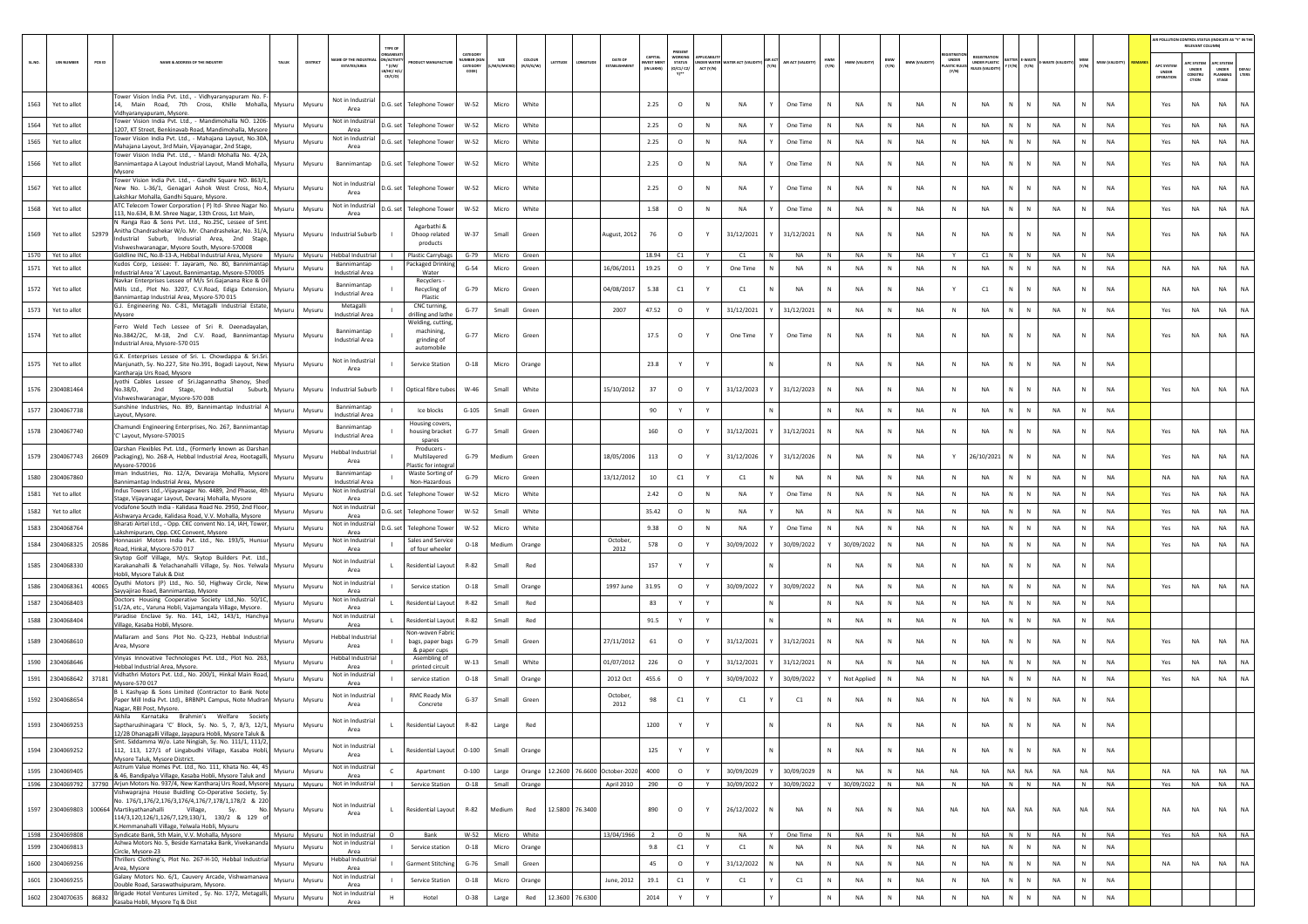| SL.NO. | UIN NUMBER | PCB ID | NAME & ADDRESS OF THE INDUSTRY | TALUK | DISTRICT | NAME OF THE INDUSTRIAL ESTATES/AREA | TYPE OF ORGANISATION/ACTIVITY * (I/M/LB/HC/H/CE/C/O) | PRODUCT MANUFACTURE | CATEGORY NUMBER (XGN CATEGORY CODE) | SIZE (L/M/S/MICRO) | COLOUR (R/O/G/W) | LATITUDE | LONGITUDE | DATE OF ESTABLISHMENT | CAPITAL INVESTMENT (IN LAKHS) | PRESENT WORKING STATUS (O/C1/C2/Y)** | APPLICABILITY UNDER WATER ACT (Y/N) | WATER ACT (VALIDITY) | AIR ACT (Y/N) | AIR ACT (VALIDITY) | HWM (Y/N) | HWM (VALIDITY) | BMW (Y/N) | BMW (VALIDITY) | REGISTRATION UNDER PLASTIC RULES (Y/N) | REGISTRATION UNDER PLASTIC RULES (VALIDITY) | BATTERY (Y/N) | E-WASTE (Y/N) | E-WASTE (VALIDITY) | MSW (Y/N) | MSW (VALIDITY) | REMARKS | APC SYSTEM UNDER OPERATION | APC SYSTEM UNDER CONSTRUCTION | APC SYSTEM UNDER PLANNING STAGE | DEFAULTERS |
|---|---|---|---|---|---|---|---|---|---|---|---|---|---|---|---|---|---|---|---|---|---|---|---|---|---|---|---|---|---|---|---|---|---|---|---|---|
| 1563 | Yet to allot | | Tower Vision India Pvt. Ltd., - Vidhyaranyapuram No. F-14, Main Road, 7th Cross, Khille Mohalla, Vidhyaranyapuram, Mysore. | Mysuru | Mysuru | Not in Industrial Area | D.G. set | Telephone Tower | W-52 | Micro | White | | | | 2.25 | O | N | NA | Y | One Time | N | NA | N | NA | N | NA | N | N | NA | N | NA | | Yes | NA | NA | NA |
| 1564 | Yet to allot | | Tower Vision India Pvt. Ltd., - Mandimohalla NO. 1206-1207, KT Street, Benkinavab Road, Mandimohalla, Mysore | Mysuru | Mysuru | Not in Industrial Area | D.G. set | Telephone Tower | W-52 | Micro | White | | | | 2.25 | O | N | NA | Y | One Time | N | NA | N | NA | N | NA | N | N | NA | N | NA | | Yes | NA | NA | NA |
| 1565 | Yet to allot | | Tower Vision India Pvt. Ltd., - Mahajana Layout, No.30A, Mahajana Layout, 3rd Main, Vijayanagar, 2nd Stage, | Mysuru | Mysuru | Not in Industrial Area | D.G. set | Telephone Tower | W-52 | Micro | White | | | | 2.25 | O | N | NA | Y | One Time | N | NA | N | NA | N | NA | N | N | NA | N | NA | | Yes | NA | NA | NA |
| 1566 | Yet to allot | | Tower Vision India Pvt. Ltd., - Mandi Mohalla No. 4/2A, Bannimantapa A Layout Industrial Layout, Mandi Mohalla, Mysore | Mysuru | Mysuru | Bannimantap | D.G. set | Telephone Tower | W-52 | Micro | White | | | | 2.25 | O | N | NA | Y | One Time | N | NA | N | NA | N | NA | N | N | NA | N | NA | | Yes | NA | NA | NA |
| 1567 | Yet to allot | | Tower Vision India Pvt. Ltd., - Gandhi Square NO. 863/1, New No. L-36/1, Genagari Ashok West Cross, No.4, Lakshkar Mohalla, Gandhi Square, Mysore. | Mysuru | Mysuru | Not in Industrial Area | D.G. set | Telephone Tower | W-52 | Micro | White | | | | 2.25 | O | N | NA | Y | One Time | N | NA | N | NA | N | NA | N | N | NA | N | NA | | Yes | NA | NA | NA |
| 1568 | Yet to allot | | ATC Telecom Tower Corporation ( P) ltd- Shree Nagar No. 113, No.634, B.M. Shree Nagar, 13th Cross, 1st Main, | Mysuru | Mysuru | Not in Industrial Area | D.G. set | Telephone Tower | W-52 | Micro | White | | | | 1.58 | O | N | NA | Y | One Time | N | NA | N | NA | N | NA | N | N | NA | N | NA | | Yes | NA | NA | NA |
| 1569 | Yet to allot | 52979 | N Ranga Rao & Sons Pvt. Ltd., No.25C, Lessee of Smt. Anitha Chandrashekar W/o. Mr. Chandrashekar, No. 31/A, Industrial Suburb, Indusrial Area, 2nd Stage, Vishweshwaranagar, Mysore South, Mysore-570008 | Mysuru | Mysuru | Industrial Suburb | I | Agarbathi & Dhoop related products | W-37 | Small | Green | | | August, 2012 | 76 | O | Y | 31/12/2021 | Y | 31/12/2021 | N | NA | N | NA | N | NA | N | N | NA | N | NA | | Yes | NA | NA | NA |
| 1570 | Yet to allot | | Goldline INC, No.B-13-A, Hebbal Industrial Area, Mysore | Mysuru | Mysuru | Hebbal Industrial | I | Plastic Carrybags | G-79 | Micro | Green | | | | 18.94 | C1 | Y | C1 | N | NA | N | NA | N | NA | Y | C1 | N | N | NA | N | NA | | | | | |
| 1571 | Yet to allot | | Kudos Corp, Lessee: T. Jayaram, No. 80, Bannimantap Industrial Area 'A' Layout, Bannimantap, Mysore-570005 | Mysuru | Mysuru | Bannimantap Industrial Area | I | Packaged Drinking Water | G-54 | Micro | Green | | | 16/06/2011 | 19.25 | O | Y | One Time | N | NA | N | NA | N | NA | N | NA | N | N | NA | N | NA | | NA | NA | NA | NA |
| 1572 | Yet to allot | | Navkar Enterprises Lessee of M/s Sri.Gajanana Rice & Oil Mills Ltd., Plot No. 3207, C.V.Road, Ediga Extension, Bannimantap Industrial Area, Mysore-570 015 | Mysuru | Mysuru | Bannimantap Industrial Area | I | Recyclers - Recycling of Plastic | G-79 | Micro | Green | | | 04/08/2017 | 5.38 | C1 | Y | C1 | N | NA | N | NA | N | NA | Y | C1 | N | N | NA | N | NA | | NA | NA | NA | NA |
| 1573 | Yet to allot | | G.J. Engineering No. C-81, Metagalli Industrial Estate, Mysore | Mysuru | Mysuru | Metagalli Industrial Area | I | CNC turning, drilling and lathe | G-77 | Small | Green | | | 2007 | 47.52 | O | Y | 31/12/2021 | Y | 31/12/2021 | N | NA | N | NA | N | NA | N | N | NA | N | NA | | Yes | NA | NA | NA |
| 1574 | Yet to allot | | Ferro Weld Tech Lessee of Sri R. Deenadayalan, No.3842/2C, M-18, 2nd C.V. Road, Bannimantap Industrial Area, Mysore-570 015 | Mysuru | Mysuru | Bannimantap Industrial Area | I | Welding, cutting, machining, grinding of automobile | G-77 | Micro | Green | | | | 17.5 | O | Y | One Time | Y | One Time | N | NA | N | NA | N | NA | N | N | NA | N | NA | | Yes | NA | NA | NA |
| 1575 | Yet to allot | | G.K. Enterprises Lessee of Sri. L. Chowdappa & Sri.Sri. Manjunath, Sy. No.227, Site No.391, Bogadi Layout, New Kantharaja Urs Road, Mysore | Mysuru | Mysuru | Not in Industrial Area | I | Service Station | O-18 | Micro | Orange | | | | 23.8 | Y | Y | | N | | N | NA | N | NA | N | NA | N | N | NA | N | NA | | | | | |
| 1576 | 2304081464 | | Jyothi Cables Lessee of Sri.Jagannatha Shenoy, Shed No.38/D, 2nd Stage, Industrial Suburb, Vishweshwaranagar, Mysore-570 008 | Mysuru | Mysuru | Industrial Suburb | I | Optical fibre tubes | W-46 | Small | White | | | 15/10/2012 | 37 | O | Y | 31/12/2023 | Y | 31/12/2023 | N | NA | N | NA | N | NA | N | N | NA | N | NA | | Yes | NA | NA | NA |
| 1577 | 2304067738 | | Sunshine Industries, No. 89, Bannimantap Industrial A Layout, Mysore. | Mysuru | Mysuru | Bannimantap Industrial Area | I | Ice blocks | G-105 | Small | Green | | | | 90 | Y | Y | | N | | N | NA | N | NA | N | NA | N | N | NA | N | NA | | | | | |
| 1578 | 2304067740 | | Chamundi Engineering Enterprises, No. 267, Bannimantap "C" Layout, Mysore-570015 | Mysuru | Mysuru | Bannimantap Industrial Area | I | Housing covers, housing bracket spares | G-77 | Small | Green | | | | 160 | O | Y | 31/12/2021 | Y | 31/12/2021 | N | NA | N | NA | N | NA | N | N | NA | N | NA | | Yes | NA | NA | NA |
| 1579 | 2304067743 | 26609 | Darshan Flexibles Pvt. Ltd., (Formerly known as Darshan Packaging), No. 268-A, Hebbal Industrial Area, Hootagalli, Mysore-570016 | Mysuru | Mysuru | Hebbal Industrial Area | I | Producers - Multilayered Plastic for integral | G-79 | Medium | Green | | | 18/05/2006 | 113 | O | Y | 31/12/2026 | Y | 31/12/2026 | N | NA | N | NA | Y | 26/10/2021 | N | N | NA | N | NA | | Yes | NA | NA | NA |
| 1580 | 2304067860 | | Iman Industries, No. 12/A, Devaraja Mohalla, Mysore Bannimantap Industrial Area, Mysore | Mysuru | Mysuru | Bannimantap Industrial Area | I | Waste Sorting of Non-Hazardous | G-79 | Micro | Green | | | 13/12/2012 | 10 | C1 | Y | C1 | N | NA | N | NA | N | NA | N | NA | N | N | NA | N | NA | | NA | NA | NA | NA |
| 1581 | Yet to allot | | Indus Towers Ltd.,-Vijayanagar No. 4489, 2nd Phasse, 4th Stage, Vijayanagar Layout, Devaraj Mohalla, Mysore | Mysuru | Mysuru | Not in Industrial Area | D.G. set | Telephone Tower | W-52 | Micro | White | | | | 2.42 | O | N | NA | Y | One Time | N | NA | N | NA | N | NA | N | N | NA | N | NA | | Yes | NA | NA | NA |
| 1582 | Yet to allot | | Vodafone South India - Kalidasa Road No. 2950, 2nd Floor, Aishwarya Arcade, Kalidasa Road, V.V. Mohalla, Mysore | Mysuru | Mysuru | Not in Industrial Area | D.G. set | Telephone Tower | W-52 | Small | White | | | | 35.42 | O | N | NA | Y | NA | N | NA | N | NA | N | NA | N | N | NA | N | NA | | Yes | NA | NA | NA |
| 1583 | 2304068764 | | Bharati Airtel Ltd., - Opp. CKC convent No. 14, IAH, Tower, Lakshmipuram, Opp. CKC Convent, Mysore | Mysuru | Mysuru | Not in Industrial Area | D.G. set | Telephone Tower | W-52 | Micro | White | | | | 9.38 | O | N | NA | Y | One Time | N | NA | N | NA | N | NA | N | N | NA | N | NA | | Yes | NA | NA | NA |
| 1584 | 2304068325 | 20586 | Honnassiri Motors India Pvt. Ltd., No. 193/5, Hunsur Road, Hinkal, Mysore-570 017 | Mysuru | Mysuru | Not in Industrial Area | I | Sales and Service of four wheeler | O-18 | Medium | Orange | | | October, 2012 | 578 | O | Y | 30/09/2022 | Y | 30/09/2022 | Y | 30/09/2022 | N | NA | N | NA | N | N | NA | N | NA | | Yes | NA | NA | NA |
| 1585 | 2304068330 | | Skytop Golf Village, M/s. Skytop Builders Pvt. Ltd., Karakanahalli & Yelachanahalli Village, Sy. Nos. Yelwala Hobli, Mysore Taluk & Dist | Mysuru | Mysuru | Not in Industrial Area | L | Residential Layout | R-82 | Small | Red | | | | 157 | Y | Y | | N | | N | NA | N | NA | N | NA | N | N | NA | N | NA | | | | | |
| 1586 | 2304068361 | 40065 | Dyuthi Motors (P) Ltd., No. 50, Highway Circle, New Sayyajirao Road, Bannimantap, Mysore | Mysuru | Mysuru | Not in Industrial Area | I | Service station | O-18 | Small | Orange | | | 1997 June | 31.95 | O | Y | 30/09/2022 | Y | 30/09/2022 | N | NA | N | NA | N | NA | N | N | NA | N | NA | | Yes | NA | NA | NA |
| 1587 | 2304068403 | | Doctors Housing Cooperative Society Ltd.,No. 50/1C, 51/2A, etc., Varuna Hobli, Vajamangala Village, Mysore. | Mysuru | Mysuru | Not in Industrial Area | L | Residential Layout | R-82 | Small | Red | | | | 83 | Y | Y | | N | | N | NA | N | NA | N | NA | N | N | NA | N | NA | | | | | |
| 1588 | 2304068404 | | Paradise Enclave Sy. No. 141, 142, 143/1, Hanchya Village, Kasaba Hobli, Mysore. | Mysuru | Mysuru | Not in Industrial Area | L | Residential Layout | R-82 | Small | Red | | | | 91.5 | Y | Y | | N | | N | NA | N | NA | N | NA | N | N | NA | N | NA | | | | | |
| 1589 | 2304068610 | | Mallaram and Sons Plot No. Q-223, Hebbal Industrial Area, Mysore | Mysuru | Mysuru | Hebbal Industrial Area | I | Non-woven Fabric bags, paper bags & paper cups | G-79 | Small | Green | | | 27/11/2012 | 61 | O | Y | 31/12/2021 | Y | 31/12/2021 | N | NA | N | NA | N | NA | N | N | NA | N | NA | | Yes | NA | NA | NA |
| 1590 | 2304068646 | | Vinyas Innovative Technologies Pvt. Ltd., Plot No. 263, Hebbal Industrial Area, Mysore. | Mysuru | Mysuru | Hebbal Industrial Area | I | Asembling of printed circuit | W-13 | Small | White | | | 01/07/2012 | 226 | O | Y | 31/12/2021 | Y | 31/12/2021 | N | NA | N | NA | N | NA | N | N | NA | N | NA | | Yes | NA | NA | NA |
| 1591 | 2304068642 | 37181 | Vidhathri Motors Pvt. Ltd., No. 200/1, Hinkal Main Road, Mysore-570 017 | Mysuru | Mysuru | Not in Industrial Area | I | service station | O-18 | Small | Orange | | | 2012 Oct | 455.6 | O | Y | 30/09/2022 | Y | 30/09/2022 | Y | Not Applied | N | NA | N | NA | N | N | NA | N | NA | | Yes | NA | NA | NA |
| 1592 | 2304068654 | | B L Kashyap & Sons Limited (Contractor to Bank Note Paper Mill India Pvt. Ltd), BRBNPL Campus, Note Mudran Nagar, RBI Post, Mysore. | Mysuru | Mysuru | Not in Industrial Area | I | RMC Ready Mix Concrete | G-37 | Small | Green | | | October, 2012 | 98 | C1 | Y | C1 | Y | C1 | N | NA | N | NA | N | NA | N | N | NA | N | NA | | | | | |
| 1593 | 2304069253 | | Akhila Karnataka Brahmin's Welfare Society Sapthasrushinagara 'C' Block, Sy. No. 5, 7, 8/3, 12/1, 12/2B Dhanagalli Village, Jayapura Hobli, Mysore Taluk & | Mysuru | Mysuru | Not in Industrial Area | L | Residential Layout | R-82 | Large | Red | | | | 1200 | Y | Y | | N | | N | NA | N | NA | N | NA | N | N | NA | N | NA | | | | | |
| 1594 | 2304069252 | | Smt. Siddamma W/o. Late Ningiah, Sy. No. 111/1, 111/2, 112, 113, 127/1 of Lingabudhi Village, Kasaba Hobli, Mysore Taluk, Mysore District. | Mysuru | Mysuru | Not in Industrial Area | L | Residential Layout | O-100 | Small | Orange | | | | 125 | Y | Y | | N | | N | NA | N | NA | N | NA | N | N | NA | N | NA | | | | | |
| 1595 | 2304069405 | | Astrum Value Homes Pvt. Ltd., No. 111, Khata No. 44, 45 & 46, Bandipalya Village, Kasaba Hobli, Mysore Taluk and | Mysuru | Mysuru | Not in Industrial Area | C | Apartment | O-100 | Large | Orange | 12.2600 | 76.6600 | October-2020 | 4000 | O | Y | 30/09/2029 | Y | 30/09/2029 | N | NA | N | NA | NA | NA | NA | NA | NA | NA | NA | | NA | NA | NA | NA |
| 1596 | 2304069792 | 37790 | Arjun Motors No. 937/4, New Kantharaj Urs Road, Mysore | Mysuru | Mysuru | Not in Industrial Area | I | Service Station | O-18 | Small | Orange | | | April 2010 | 290 | O | Y | 30/09/2022 | Y | 30/09/2022 | Y | 30/09/2022 | N | NA | N | NA | N | N | NA | N | NA | | Yes | NA | NA | NA |
| 1597 | 2304069803 | 100664 | Vishwaprajna House Buidling Co-Operative Society, Sy. No. 176/1,176/2,176/3,176/4,176/7,178/1,178/2 & 220 Martikyathanahalli Village, Sy. No. 114/3,120,126/1,126/7,129,130/1, 130/2 & 129 of K.Hemmanahalli Village, Yelwala Hobli, Mysuru | Mysuru | Mysuru | Not in Industrial Area | L | Residential Layout | R-82 | Medium | Red | 12.5800 | 76.3400 | | 890 | O | Y | 26/12/2022 | N | NA | N | NA | N | NA | NA | NA | NA | NA | NA | NA | NA | | NA | NA | NA | NA |
| 1598 | 2304069808 | | Syndicate Bank, 5th Main, V.V. Mohalla, Mysore | Mysuru | Mysuru | Not in Industrial Area | O | Bank | W-52 | Micro | White | | | 13/04/1966 | 2 | O | N | NA | Y | One Time | N | NA | N | NA | N | NA | N | N | NA | N | NA | | Yes | NA | NA | NA |
| 1599 | 2304069813 | | Ashwa Motors No. 5, Beside Karnataka Bank, Vivekananda Circle, Mysore-23 | Mysuru | Mysuru | Not in Industrial Area | I | Service station | O-18 | Micro | Orange | | | | 9.8 | C1 | Y | C1 | N | NA | N | NA | N | NA | N | NA | N | N | NA | N | NA | | | | | |
| 1600 | 2304069256 | | Thrillers Clothing's, Plot No. 267-H-10, Hebbal Industrial Area, Mysore | Mysuru | Mysuru | Hebbal Industrial Area | I | Garment Stitching | G-76 | Small | Green | | | | 45 | O | Y | 31/12/2022 | N | NA | N | NA | N | NA | N | NA | N | N | NA | N | NA | | NA | NA | NA | NA |
| 1601 | 2304069255 | | Galaxy Motors No. 6/1, Cauvery Arcade, Vishwamanava Double Road, Saraswathipuram, Mysore. | Mysuru | Mysuru | Not in Industrial Area | I | Service Station | O-18 | Micro | Orange | | | June, 2012 | 19.1 | C1 | Y | C1 | Y | C1 | N | NA | N | NA | N | NA | N | N | NA | N | NA | | | | | |
| 1602 | 2304070635 | 86832 | Brigade Hotel Ventures Limited , Sy. No. 17/2, Metagalli, Kasaba Hobli, Mysore Tq & Dist | Mysuru | Mysuru | Not in Industrial Area | H | Hotel | O-38 | Large | Red | 12.3600 | 76.6300 | | 2014 | Y | Y | | Y | | N | NA | N | NA | N | NA | N | N | NA | N | NA | | | | | |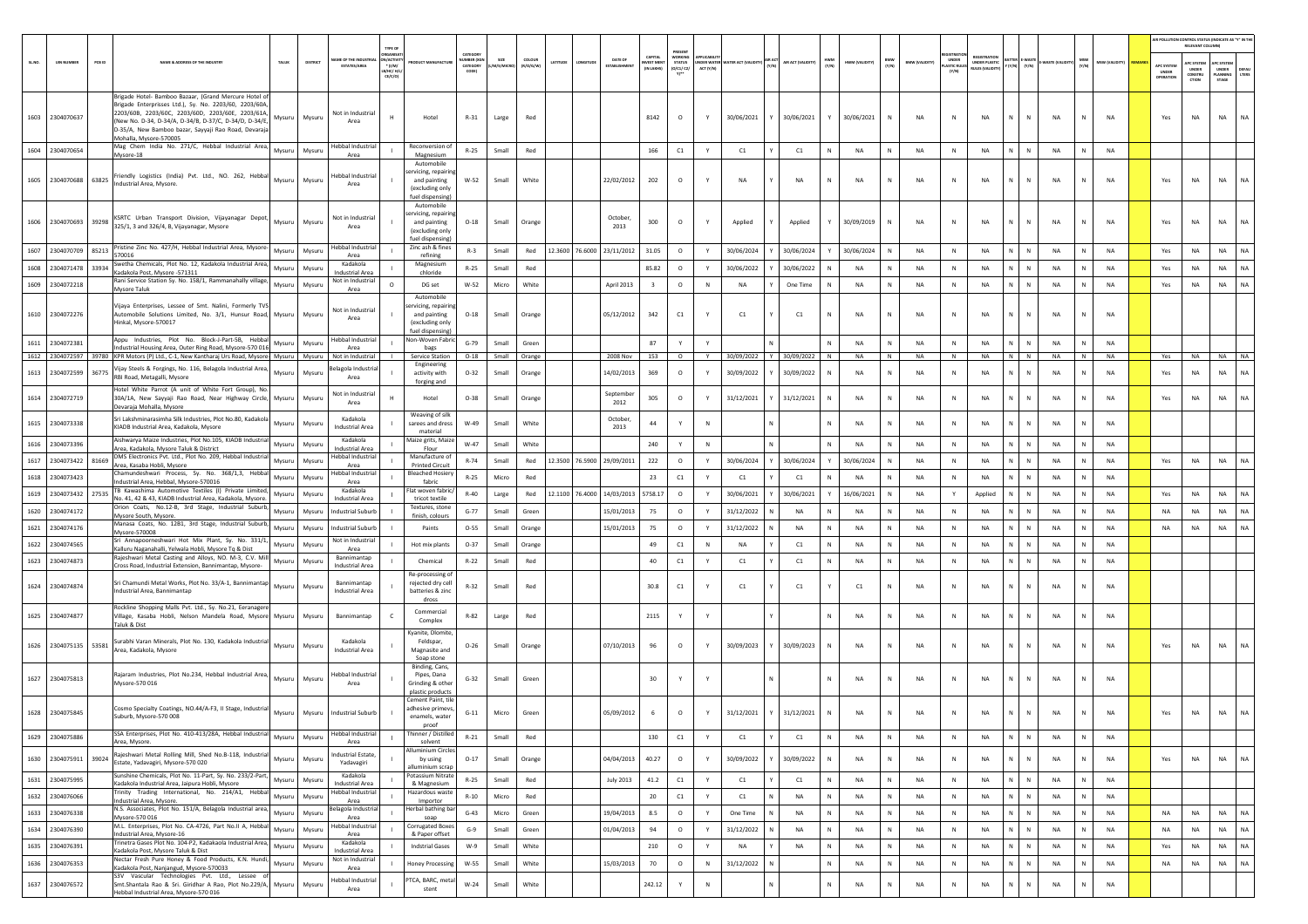| SL.NO. | UIN NUMBER | PCB ID | NAME & ADDRESS OF THE INDUSTRY | TALUK | DISTRICT | NAME OF THE INDUSTRIAL ESTATE/AREA | TYPE OF ORGANISATION/ACTIVITY* (I/M/LB/HC/H/CE/C/O) | PRODUCT MANUFACTURE | CATEGORY NUMBER (XGN CATEGORY CODE) | SIZE (L/M/S/MICRO) | COLOUR (R/O/G/W) | LATITUDE | LONGITUDE | DATE OF ESTABLISHMENT | CAPITAL INVEST MENT (IN LAKHS) | PRESENT WORKING STATUS (O/C1/C2/Y)** | APPLICABILITY UNDER WATER ACT (Y/N) | WATER ACT (VALIDITY) | AIR ACT (Y/N) | AIR ACT (VALIDITY) | HWM (Y/N) | HWM (VALIDITY) | BMW (Y/N) | BMW (VALIDITY) | REGISTRATION UNDER PLASTIC RULES (Y/N) | REGISTRATION UNDER PLASTIC RULES (VALIDITY) | BATTERY (Y/N) | E-WASTE (Y/N) | E-WASTE (VALIDITY) | MSW (Y/N) | MSW (VALIDITY) | REMARKS | AIR POLLUTION CONTROL STATUS (INDICATE AS "Y" IN THE RELEVANT COLUMN): APC SYSTEM UNDER OPERATION | APC SYSTEM UNDER CONSTRUCTION | APC SYSTEM UNDER PLANNING STAGE | DEFAULTERS |
|---|---|---|---|---|---|---|---|---|---|---|---|---|---|---|---|---|---|---|---|---|---|---|---|---|---|---|---|---|---|---|---|---|---|---|---|---|
| 1603 | 2304070637 | | Brigade Hotel- Bamboo Bazaar, [Grand Mercure Hotel of Brigade Enterprisses Ltd.], Sy. No. 2203/60, 2203/60A, 2203/60B, 2203/60C, 2203/60D, 2203/60E, 2203/61A, (New No. D-34, D-34/A, D-34/B, D-37/C, D-34/D, D-34/E, D-35/A, New Bamboo bazar, Sayyaji Rao Road, Devaraja Mohalla, Mysore-570005 | Mysuru | Mysuru | Not in Industrial Area | H | Hotel | R-31 | Large | Red | | | | 8142 | O | Y | 30/06/2021 | Y | 30/06/2021 | Y | 30/06/2021 | N | NA | N | NA | N | N | NA | N | NA | | Yes | NA | NA | NA |
| 1604 | 2304070654 | | Mag Chem India No. 271/C, Hebbal Industrial Area, Mysore-18 | Mysuru | Mysuru | Hebbal Industrial Area | I | Reconversion of Magnesium | R-25 | Small | Red | | | | 166 | C1 | Y | C1 | Y | C1 | N | NA | N | NA | N | NA | N | N | NA | N | NA | | | | | |
| 1605 | 2304070688 | 63825 | Friendly Logistics (India) Pvt. Ltd., NO. 262, Hebbal Industrial Area, Mysore. | Mysuru | Mysuru | Hebbal Industrial Area | I | Automobile servicing, repairing and painting (excluding only fuel dispensing) | W-52 | Small | White | | | 22/02/2012 | 202 | O | Y | NA | Y | NA | N | NA | N | NA | N | NA | N | N | NA | N | NA | | Yes | NA | NA | NA |
| 1606 | 2304070693 | 39298 | KSRTC Urban Transport Division, Vijayanagar Depot, 325/1, 3 and 326/4, B, Vijayanagar, Mysore | Mysuru | Mysuru | Not in Industrial Area | I | Automobile servicing, repairing and painting (excluding only fuel dispensing) | O-18 | Small | Orange | | | October, 2013 | 300 | O | Y | Applied | Y | Applied | Y | 30/09/2019 | N | NA | N | NA | N | N | NA | N | NA | | Yes | NA | NA | NA |
| 1607 | 2304070709 | 85213 | Pristine Zinc No. 427/H, Hebbal Industrial Area, Mysore-570016 | Mysuru | Mysuru | Hebbal Industrial Area | I | Zinc ash & fines refining | R-3 | Small | Red | 12.3600 | 76.6000 | 23/11/2012 | 31.05 | O | Y | 30/06/2024 | Y | 30/06/2024 | Y | 30/06/2024 | N | NA | N | NA | N | N | NA | N | NA | | Yes | NA | NA | NA |
| 1608 | 2304071478 | 33934 | Swetha Chemicals, Plot No. 12, Kadakola Industrial Area, Kadakola Post, Mysore -571311 | Mysuru | Mysuru | Kadakola Industrial Area | I | Magnesium chloride | R-25 | Small | Red | | | | 85.82 | O | Y | 30/06/2022 | Y | 30/06/2022 | N | NA | N | NA | N | NA | N | N | NA | N | NA | | Yes | NA | NA | NA |
| 1609 | 2304072218 | | Rani Service Station Sy. No. 158/1, Rammanahally village, Mysore Taluk | Mysuru | Mysuru | Not in Industrial Area | O | DG set | W-52 | Micro | White | | | April 2013 | 3 | O | N | NA | Y | One Time | N | NA | N | NA | N | NA | N | N | NA | N | NA | | Yes | NA | NA | NA |
| 1610 | 2304072276 | | Vijaya Enterprises, Lessee of Smt. Nalini, Formerly TVS Automobile Solutions Limited, No. 3/1, Hunsur Road, Hinkal, Mysore-570017 | Mysuru | Mysuru | Not in Industrial Area | I | Automobile servicing, repairing and painting (excluding only fuel dispensing) | O-18 | Small | Orange | | | 05/12/2012 | 342 | C1 | Y | C1 | Y | C1 | N | NA | N | NA | N | NA | N | N | NA | N | NA | | | | | |
| 1611 | 2304072381 | | Appu Industries, Plot No. Block-J-Part-5B, Hebbal Industrial Housing Area, Outer Ring Road, Mysore-570 016 | Mysuru | Mysuru | Hebbal Industrial Area | I | Non-Woven Fabric bags | G-79 | Small | Green | | | | 87 | Y | Y | | N | | N | NA | N | NA | N | NA | N | N | NA | N | NA | | | | | |
| 1612 | 2304072597 | 39780 | KPR Motors (P) Ltd., C-1, New Kantharaj Urs Road, Mysore | Mysuru | Mysuru | Not in Industrial Area | I | Service Station | O-18 | Small | Orange | | | 2008 Nov | 153 | O | Y | 30/09/2022 | Y | 30/09/2022 | N | NA | N | NA | N | NA | N | N | NA | N | NA | | Yes | NA | NA | NA |
| 1613 | 2304072599 | 36775 | Vijay Steels & Forgings, No. 116, Belagola Industrial Area, RBI Road, Metagalli, Mysore | Mysuru | Mysuru | Belagola Industrial Area | I | Engineering activity with forging and | O-32 | Small | Orange | | | 14/02/2013 | 369 | O | Y | 30/09/2022 | Y | 30/09/2022 | N | NA | N | NA | N | NA | N | N | NA | N | NA | | Yes | NA | NA | NA |
| 1614 | 2304072719 | | Hotel White Parrot (A unit of White Fort Group), No. 30A/1A, New Sayyaji Rao Road, Near Highway Circle, Devaraja Mohalla, Mysore | Mysuru | Mysuru | Not in Industrial Area | H | Hotel | O-38 | Small | Orange | | | September 2012 | 305 | O | Y | 31/12/2021 | Y | 31/12/2021 | N | NA | N | NA | N | NA | N | N | NA | N | NA | | Yes | NA | NA | NA |
| 1615 | 2304073338 | | Sri Lakshminarasimha Silk Industries, Plot No.80, Kadakola KIADB Industrial Area, Kadakola, Mysore | Mysuru | Mysuru | Kadakola Industrial Area | I | Weaving of silk sarees and dress material | W-49 | Small | White | | | October, 2013 | 44 | Y | N | | N | | N | NA | N | NA | N | NA | N | N | NA | N | NA | | | | | |
| 1616 | 2304073396 | | Aishwarya Maize Industries, Plot No.105, KIADB Industrial Area, Kadakola, Mysore Taluk & District | Mysuru | Mysuru | Kadakola Industrial Area | I | Maize grits, Maize Flour | W-47 | Small | White | | | | 240 | Y | N | | N | | N | NA | N | NA | N | NA | N | N | NA | N | NA | | | | | |
| 1617 | 2304073422 | 81669 | DMS Electronics Pvt. Ltd., Plot No. 209, Hebbal Industrial Area, Kasaba Hobli, Mysore | Mysuru | Mysuru | Hebbal Industrial Area | I | Manufacture of Printed Circuit | R-74 | Small | Red | 12.3500 | 76.5900 | 29/09/2011 | 222 | O | Y | 30/06/2024 | Y | 30/06/2024 | Y | 30/06/2024 | N | NA | N | NA | N | N | NA | N | NA | | Yes | NA | NA | NA |
| 1618 | 2304073423 | | Chamundeshwari Process, Sy. No. 368/1,3, Hebbal Industrial Area, Hebbal, Mysore-570016 | Mysuru | Mysuru | Hebbal Industrial Area | I | Bleached Hosiery fabric | R-25 | Micro | Red | | | | 23 | C1 | Y | C1 | Y | C1 | N | NA | N | NA | N | NA | N | N | NA | N | NA | | | | | |
| 1619 | 2304073432 | 27535 | TB Kawashima Automotive Textiles (I) Private Limited, No. 41, 42 & 43, KIADB Industrial Area, Kadakola, Mysore. | Mysuru | Mysuru | Kadakola Industrial Area | I | Flat woven fabric/ tricot textile | R-40 | Large | Red | 12.1100 | 76.4000 | 14/03/2013 | 5758.17 | O | Y | 30/06/2021 | Y | 30/06/2021 | Y | 16/06/2021 | N | NA | Y | Applied | N | N | NA | N | NA | | Yes | NA | NA | NA |
| 1620 | 2304074172 | | Orion Coats, No.12-B, 3rd Stage, Industrial Suburb, Mysore South, Mysore. | Mysuru | Mysuru | Industrial Suburb | I | Textures, stone finish, colours | G-77 | Small | Green | | | 15/01/2013 | 75 | O | Y | 31/12/2022 | Y | NA | N | NA | N | NA | N | NA | N | N | NA | N | NA | | NA | NA | NA | NA |
| 1621 | 2304074176 | | Manasa Coats, No. 1281, 3rd Stage, Industrial Suburb, Mysore-570008 | Mysuru | Mysuru | Industrial Suburb | I | Paints | O-55 | Small | Orange | | | 15/01/2013 | 75 | O | Y | 31/12/2022 | N | NA | N | NA | N | NA | N | NA | N | N | NA | N | NA | | NA | NA | NA | NA |
| 1622 | 2304074565 | | Sri Annapoorneshwari Hot Mix Plant, Sy. No. 331/1, Kalluru Naganahalli, Yelwala Hobli, Mysore Tq & Dist | Mysuru | Mysuru | Not in Industrial Area | I | Hot mix plants | O-37 | Small | Orange | | | | 49 | C1 | N | NA | Y | C1 | N | NA | N | NA | N | NA | N | N | NA | N | NA | | | | | |
| 1623 | 2304074873 | | Rajeshwari Metal Casting and Alloys, NO. M-3, C.V. Mill Cross Road, Industrial Extension, Bannimantap, Mysore- | Mysuru | Mysuru | Bannimantap Industrial Area | I | Chemical | R-22 | Small | Red | | | | 40 | C1 | Y | C1 | Y | C1 | N | NA | N | NA | N | NA | N | N | NA | N | NA | | | | | |
| 1624 | 2304074874 | | Sri Chamundi Metal Works, Plot No. 33/A-1, Bannimantap Industrial Area, Bannimantap | Mysuru | Mysuru | Bannimantap Industrial Area | I | Re-processing of rejected dry cell batteries & zinc dross | R-32 | Small | Red | | | | 30.8 | C1 | Y | C1 | Y | C1 | Y | C1 | N | NA | N | NA | N | N | NA | N | NA | | | | | |
| 1625 | 2304074877 | | Rockline Shopping Malls Pvt. Ltd., Sy. No.21, Eeranagere Village, Kasaba Hobli, Nelson Mandela Road, Mysore Taluk & Dist | Mysuru | Mysuru | Bannimantap | C | Commercial Complex | R-82 | Large | Red | | | | 2115 | Y | Y | | Y | | N | NA | N | NA | N | NA | N | N | NA | N | NA | | | | | |
| 1626 | 2304075135 | 53581 | Surabhi Varan Minerals, Plot No. 130, Kadakola Industrial Area, Kadakola, Mysore | Mysuru | Mysuru | Kadakola Industrial Area | I | Kyanite, Dilomite, Feldspar, Magnasite and Soap stone | O-26 | Small | Orange | | | 07/10/2013 | 96 | O | Y | 30/09/2023 | Y | 30/09/2023 | N | NA | N | NA | N | NA | N | N | NA | N | NA | | Yes | NA | NA | NA |
| 1627 | 2304075813 | | Rajaram Industries, Plot No.234, Hebbal Industrial Area, Mysore-570 016 | Mysuru | Mysuru | Hebbal Industrial Area | I | Binding, Cans, Pipes, Dana Grinding & other plastic products | G-32 | Small | Green | | | | 30 | Y | Y | | N | | N | NA | N | NA | N | NA | N | N | NA | N | NA | | | | | |
| 1628 | 2304075845 | | Cosmo Specialty Coatings, NO.44/A-F3, II Stage, Industrial Suburb, Mysore-570 008 | Mysuru | Mysuru | Industrial Suburb | I | Cement Paint, tile adhesive primers, enamels, water proof | G-11 | Micro | Green | | | 05/09/2012 | 6 | O | Y | 31/12/2021 | Y | 31/12/2021 | N | NA | N | NA | N | NA | N | N | NA | N | NA | | Yes | NA | NA | NA |
| 1629 | 2304075886 | | SSA Enterprises, Plot No. 410-413/28A, Hebbal Industrial Area, Mysore. | Mysuru | Mysuru | Hebbal Industrial Area | I | Thinner / Distilled solvent | R-21 | Small | Red | | | | 130 | C1 | Y | C1 | Y | C1 | N | NA | N | NA | N | NA | N | N | NA | N | NA | | | | | |
| 1630 | 2304075911 | 39024 | Rajeshwari Metal Rolling Mill, Shed No.B-118, Industrial Estate, Yadavagiri, Mysore-570 020 | Mysuru | Mysuru | Industrial Estate, Yadavagiri | I | Alluminium Circles by using alluminium scrap | O-17 | Small | Orange | | | 04/04/2013 | 40.27 | O | Y | 30/09/2022 | Y | 30/09/2022 | N | NA | N | NA | N | NA | N | N | NA | N | NA | | Yes | NA | NA | NA |
| 1631 | 2304075995 | | Sunshine Chemicals, Plot No. 11-Part, Sy. No. 233/2-Part, Kadakola Industrial Area, Jaipura Hobli, Mysore | Mysuru | Mysuru | Kadakola Industrial Area | I | Potassium Nitrate & Magnesium | R-25 | Small | Red | | | July 2013 | 41.2 | C1 | Y | C1 | Y | C1 | N | NA | N | NA | N | NA | N | N | NA | N | NA | | | | | |
| 1632 | 2304076066 | | Trinity Trading International, No. 214/A1, Hebbal Industrial Area, Mysore. | Mysuru | Mysuru | Hebbal Industrial Area | I | Hazardous waste Importor | R-10 | Micro | Red | | | | 20 | C1 | Y | C1 | N | NA | N | NA | N | NA | N | NA | N | N | NA | N | NA | | | | | |
| 1633 | 2304076338 | | N.S. Associates, Plot No. 151/A, Belagola Industrial area, Mysore-570 016 | Mysuru | Mysuru | Belagola Industrial Area | I | Herbal bathing bar soap | G-43 | Micro | Green | | | 19/04/2013 | 8.5 | O | Y | One Time | N | NA | N | NA | N | NA | N | NA | N | N | NA | N | NA | | NA | NA | NA | NA |
| 1634 | 2304076390 | | M.L. Enterprises, Plot No. CA-4726, Part No.II A, Hebbal Industrial Area, Mysore-16 | Mysuru | Mysuru | Hebbal Industrial Area | I | Corrugated Boxes & Paper offset | G-9 | Small | Green | | | 01/04/2013 | 94 | O | Y | 31/12/2022 | N | NA | N | NA | N | NA | N | NA | N | N | NA | N | NA | | NA | NA | NA | NA |
| 1635 | 2304076391 | | Trinetra Gases Plot No. 104-P2, Kadakaola Industrial Area, Kadakola Post, Mysore Taluk & Dist | Mysuru | Mysuru | Kadakola Industrial Area | I | Indstrial Gases | W-9 | Small | White | | | | 210 | O | Y | NA | Y | NA | N | NA | N | NA | N | NA | N | N | NA | N | NA | | Yes | NA | NA | NA |
| 1636 | 2304076353 | | Nectar Fresh Pure Honey & Food Products, K.N. Hundi, Kadakola Post, Nanjangud, Mysore-570033 | Mysuru | Mysuru | Not in Industrial Area | I | Honey Processing | W-55 | Small | White | | | 15/03/2013 | 70 | O | N | 31/12/2022 | N | | N | NA | N | NA | N | NA | N | N | NA | N | NA | | NA | NA | NA | NA |
| 1637 | 2304076572 | | S3V Vascular Technologies Pvt. Ltd., Lessee of Smt.Shantala Rao & Sri. Giridhar A Rao, Plot No.229/A, Hebbal Industrial Area, Mysore-570 016 | Mysuru | Mysuru | Hebbal Industrial Area | I | PTCA, BARC, metal stent | W-24 | Small | White | | | | 242.12 | Y | N | | N | | N | NA | N | NA | N | NA | N | N | NA | N | NA | | | | | |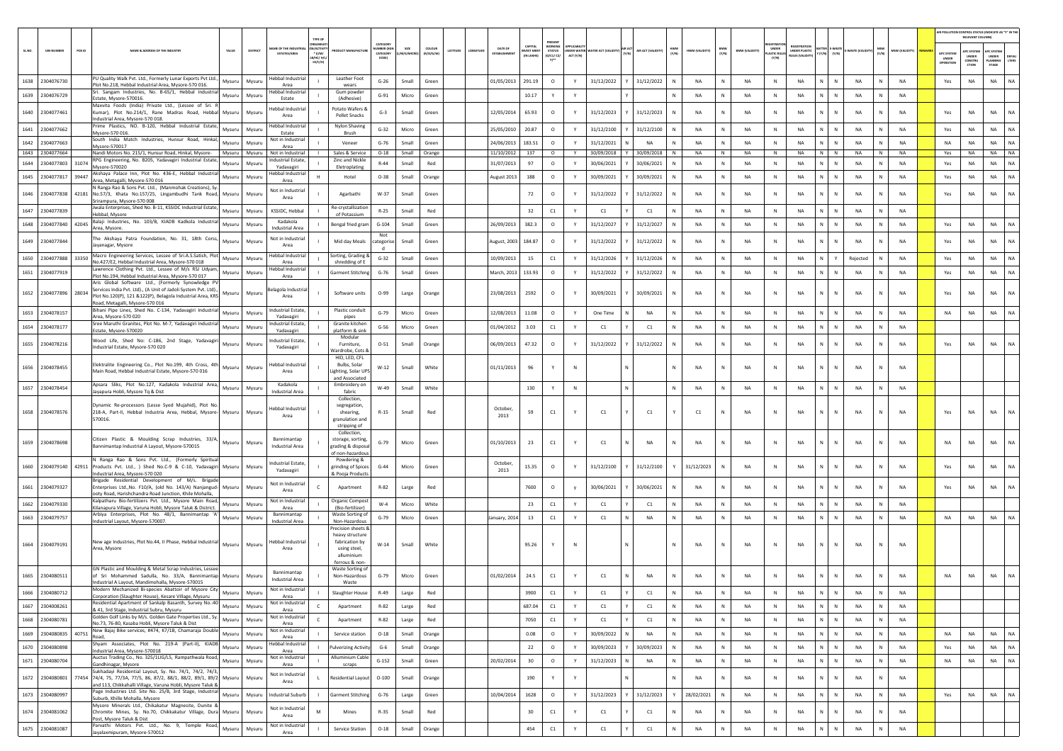| SL.NO. | UIN NUMBER | PCB ID | NAME & ADDRESS OF THE INDUSTRY | TALUK | DISTRICT | NAME OF THE INDUSTRIAL ESTATE/AREA | TYPE OF ORGANISATION/ACTIVITY * (I/M/LB/HC/H/CE/C/O) | PRODUCT MANUFACTURE | CATEGORY NUMBER (XGN CATEGORY CODE) | SIZE (L/M/S/MICRO) | COLOUR (R/O/G/W) | LATITUDE | LONGITUDE | DATE OF ESTABLISHMENT | CAPITAL INVEST MENT (IN LAKHS) | PRESENT WORKING STATUS (O/C1/C2/Y)** | APPLICABILITY UNDER WATER ACT (Y/N) | WATER ACT (VALIDITY) | AIR ACT (Y/N) | AIR ACT (VALIDITY) | HWM (Y/N) | HWM (VALIDITY) | BMW (Y/N) | BMW (VALIDITY) | REGISTRATION UNDER PLASTIC RULES (Y/N) | REGISTRATION UNDER PLASTIC RULES (VALIDITY) | BATTERY (Y/N) | E-WASTE (Y/N) | E-WASTE (VALIDITY) | MSW (Y/N) | MSW (VALIDITY) | REMARKS | AIR POLLUTION CONTROL STATUS (INDICATE AS "Y" IN THE RELEVANT COLUMN) | | | |
|---|---|---|---|---|---|---|---|---|---|---|---|---|---|---|---|---|---|---|---|---|---|---|---|---|---|---|---|---|---|---|---|---|---|---|---|---|
| | | | | | | | | | | | | | | | | | | | | | | | | | | | | | | | | | APC SYSTEM UNDER OPERATION | APC SYSTEM UNDER CONSTRUCTION | APC SYSTEM UNDER PLANNING STAGE | DEFAULTERS |
| 1638 | 2304076730 | | PU Quality Walk Pvt. Ltd., Formerly Lunar Exports Pvt Ltd., Plot No.218, Hebbal Industrial Area, Mysore-570 016. | Mysuru | Mysuru | Hebbal Industrial Area | I | Leather Foot wears | G-26 | Small | Green | | | 01/05/2013 | 291.19 | O | Y | 31/12/2022 | Y | 31/12/2022 | N | NA | N | NA | N | NA | N | N | NA | N | NA | | Yes | NA | NA | NA |
| 1639 | 2304076729 | | Sri. Sangam Industries, No. B-65/1, Hebbal Industrial Estate, Mysore-570016. | Mysuru | Mysuru | Hebbal Industrial Estate | I | Gum powder (Adhesive) | G-91 | Micro | Green | | | | 10.17 | Y | Y | | Y | | N | NA | N | NA | N | NA | N | N | NA | N | NA | | | | | |
| 1640 | 2304077461 | | Maxvita Foods (India) Private Ltd., (Lessee of Sri. R Kumar), Plot No.214/1, Rane Madras Road, Hebbal Industrial Area, Mysore-570 018. | Mysuru | Mysuru | Hebbal Industrial Area | I | Potato Wafers & Pellet Snacks | G-3 | Small | Green | | | 12/05/2014 | 65.93 | O | Y | 31/12/2023 | Y | 31/12/2023 | N | NA | N | NA | N | NA | N | N | NA | N | NA | | Yes | NA | NA | NA |
| 1641 | 2304077662 | | Prime Plastics, NO. B-120, Hebbal Industrial Estate, Mysore-570 016. | Mysuru | Mysuru | Hebbal Industrial Estate | I | Nylon Shaving Brush | G-32 | Micro | Green | | | 25/05/2010 | 20.87 | O | Y | 31/12/2100 | Y | 31/12/2100 | N | NA | N | NA | N | NA | N | N | NA | N | NA | | Yes | NA | NA | NA |
| 1642 | 2304077663 | | South India Match Industries, Hunsur Road, Hinkal, Mysore-570017 | Mysuru | Mysuru | Not in Industrial Area | I | Veneer | G-76 | Small | Green | | | 24/06/2013 | 183.51 | O | Y | 31/12/2021 | N | NA | N | NA | N | NA | N | NA | N | N | NA | N | NA | | NA | NA | NA | NA |
| 1643 | 2304077664 | | Nandi Motors No. 215/1, Hunsur Road, Hinkal, Mysore- | Mysuru | Mysuru | Not in Industrial | I | Sales & Service | O-18 | Small | Orange | | | 11/10/2012 | 137 | O | Y | 30/09/2018 | Y | 30/09/2018 | N | NA | N | NA | N | NA | N | N | NA | N | NA | | Yes | NA | NA | NA |
| 1644 | 2304077803 | 31074 | RPG Engineering, No. B205, Yadavagiri Industrial Estate, Mysore-570020 | Mysuru | Mysuru | Industrial Estate, Yadavagiri | I | Zinc and Nickle Eletroplating | R-44 | Small | Red | | | 31/07/2013 | 97 | O | Y | 30/06/2021 | Y | 30/06/2021 | N | NA | N | NA | N | NA | N | N | NA | N | NA | | Yes | NA | NA | NA |
| 1645 | 2304077817 | 39447 | Akshaya Palace Inn, Plot No. 436-E, Hebbal Industrial Area, Metagalli, Mysore-570 016 | Mysuru | Mysuru | Hebbal Industrial Area | H | Hotel | O-38 | Small | Orange | | | August 2013 | 188 | O | Y | 30/09/2021 | Y | 30/09/2021 | N | NA | N | NA | N | NA | N | N | NA | N | NA | | Yes | NA | NA | NA |
| 1646 | 2304077838 | 42181 | N Ranga Rao & Sons Pvt. Ltd., (Manmohak Creations), Sy. No.57/3, Khata No.157/25, Lingambudhi Tank Road, Srirampura, Mysore-570 008 | Mysuru | Mysuru | Not in Industrial Area | I | Agarbathi | W-37 | Small | Green | | | | 72 | O | Y | 31/12/2022 | Y | 31/12/2022 | N | NA | N | NA | N | NA | N | N | NA | N | NA | | Yes | NA | NA | NA |
| 1647 | 2304077839 | | Jwala Enterprises, Shed No. B-11, KSSIDC Industrial Estate, Hebbal, Mysore | Mysuru | Mysuru | KSSIDC, Hebbal | I | Re-crystallization of Potassium | R-25 | Small | Red | | | | 32 | C1 | Y | C1 | Y | C1 | N | NA | N | NA | N | NA | N | N | NA | N | NA | | | | | |
| 1648 | 2304077840 | 42045 | Balaji Industries, No. 103/B, KIADB Kadkola Industrial Area, Mysore. | Mysuru | Mysuru | Kadakola Industrial Area | I | Bengal fried gram | G-104 | Small | Green | | | 26/09/2013 | 382.3 | O | Y | 31/12/2027 | Y | 31/12/2027 | N | NA | N | NA | N | NA | N | N | NA | N | NA | | Yes | NA | NA | NA |
| 1649 | 2304077844 | | The Akshaya Patra Foundation, No. 31, 18th Corss, Jayanagar, Mysore | Mysuru | Mysuru | Not in Industrial Area | I | Mid day Meals | Not categorised | Small | Green | | | August, 2003 | 184.87 | O | Y | 31/12/2022 | Y | 31/12/2022 | N | NA | N | NA | N | NA | N | N | NA | N | NA | | Yes | NA | NA | NA |
| 1650 | 2304077888 | 33350 | Macro Engineering Services, Lessee of Sri.A.S.Satish, Plot No.427/E2, Hebbal Industrial Area, Mysore-570 018 | Mysuru | Mysuru | Hebbal Industrial Area | I | Sorting, Grading & shredding of E | G-32 | Small | Green | | | 10/09/2013 | 15 | C1 | Y | 31/12/2026 | Y | 31/12/2026 | N | NA | N | NA | N | NA | N | Y | Rejected | N | NA | | Yes | NA | NA | NA |
| 1651 | 2304077919 | | Lawrence Clothing Pvt. Ltd., Lessee of M/s RSI Udyam, Plot No.194, Hebbal Industrial Area, Mysore-570 017 | Mysuru | Mysuru | Hebbal Industrial Area | I | Garment Stitching | G-76 | Small | Green | | | March, 2013 | 133.93 | O | Y | 31/12/2022 | Y | 31/12/2022 | N | NA | N | NA | N | NA | N | N | NA | N | NA | | Yes | NA | NA | NA |
| 1652 | 2304077896 | 28034 | Aris Global Software Ltd., (Formerly Synowledge PV Services India Pvt. Ltd)., (A Unit of Jadoli System Pvt. Ltd)., Plot No.120(P), 121 &122(P), Belagola Industrial Area, KRS Road, Metagalli, Mysore-570 016 | Mysuru | Mysuru | Belagola Industrial Area | I | Software units | O-99 | Large | Orange | | | 23/08/2013 | 2592 | O | Y | 30/09/2021 | Y | 30/09/2021 | N | NA | N | NA | N | NA | N | N | NA | N | NA | | Yes | NA | NA | NA |
| 1653 | 2304078157 | | Bihani Pipe Lines, Shed No. C-134, Yadavagiri Industrial Area, Mysore-570 020 | Mysuru | Mysuru | Industrial Estate, Yadavagiri | I | Plastic conduit pipes | G-79 | Micro | Green | | | 12/08/2013 | 11.08 | O | Y | One Time | N | NA | N | NA | N | NA | N | NA | N | N | NA | N | NA | | NA | NA | NA | NA |
| 1654 | 2304078177 | | Sree Maruthi Granites, Plot No. M-7, Yadavagiri Industrial Estate, Mysore-570020 | Mysuru | Mysuru | Industrial Estate, Yadavagiri | I | Granite kitchen platform & sink | G-56 | Micro | Green | | | 01/04/2012 | 3.03 | C1 | Y | C1 | Y | C1 | N | NA | N | NA | N | NA | N | N | NA | N | NA | | | | | |
| 1655 | 2304078216 | | Wood Life, Shed No: C-186, 2nd Stage, Yadavagiri Industrial Estate, Mysore-570 020 | Mysuru | Mysuru | Industrial Estate, Yadavagiri | I | Modular Furniture, Wardrobe, Cots & | O-51 | Small | Orange | | | 06/09/2013 | 47.32 | O | Y | 31/12/2022 | Y | 31/12/2022 | N | NA | N | NA | N | NA | N | N | NA | N | NA | | Yes | NA | NA | NA |
| 1656 | 2304078455 | | Elektralite Engineering Co., Plot No.199, 4th Cross, 4th Main Road, Hebbal Industrial Estate, Mysore-570 016 | Mysuru | Mysuru | Hebbal Industrial Area | I | HID, LED, CFL Bulbs, Solar Lighting, Solar UPS and Associated | W-12 | Small | White | | | 01/11/2013 | 96 | Y | N | | N | | N | NA | N | NA | N | NA | N | N | NA | N | NA | | | | | |
| 1657 | 2304078454 | | Apsara Slks, Plot No.127, Kadakola Industrial Area, Jayapura Hobli, Mysore Tq & Dist | Mysuru | Mysuru | Kadakola Industrial Area | I | Embroidery on fabric | W-49 | Small | White | | | | 130 | Y | N | | N | | N | NA | N | NA | N | NA | N | N | NA | N | NA | | | | | |
| 1658 | 2304078576 | | Dynamic Re-processors (Lesse Syed Mujahid), Plot No. 218-A, Part-II, Hebbal Industrial Area, Hebbal, Mysore-570016. | Mysuru | Mysuru | Hebbal Industrial Area | I | Collection, segregation, shearing, granulation and stripping of | R-15 | Small | Red | | | October, 2013 | 59 | C1 | Y | C1 | Y | C1 | Y | C1 | N | NA | N | NA | N | N | NA | N | NA | | Yes | NA | NA | NA |
| 1659 | 2304078698 | | Citizen Plastic & Moulding Scrap Industries, 33/A, Bannimantap Industrial A Layout, Mysore-570015 | Mysuru | Mysuru | Bannimantap Industrial Area | I | Collection, storage, sorting, grading & disposal of non-hazardous | G-79 | Micro | Green | | | 01/10/2013 | 23 | C1 | Y | C1 | N | NA | N | NA | N | NA | N | NA | N | N | NA | N | NA | | NA | NA | NA | NA |
| 1660 | 2304079140 | 42911 | N Ranga Rao & Sons Pvt. Ltd., (Formerly Spiritual Products Pvt. Ltd., ) Shed No.C-9 & C-10, Yadavagiri Industrial Area, Mysore-570 020 | Mysuru | Mysuru | Industrial Estate, Yadavagiri | I | Powdering & grinding of Spices & Pooja Products | G-44 | Micro | Green | | | October, 2013 | 15.35 | O | Y | 31/12/2100 | Y | 31/12/2100 | Y | 31/12/2023 | N | NA | N | NA | N | N | NA | N | NA | | Yes | NA | NA | NA |
| 1661 | 2304079327 | | Brigade Residential Development of M/s. Brigade Enterprises Ltd.,No. F10/A, (old No. 143/A) Nanjangud-ooty Road, Harishchandra Road Junction, Khile Mohalla, | Mysuru | Mysuru | Not in Industrial Area | C | Apartment | R-82 | Large | Red | | | | 7600 | O | y | 30/06/2021 | Y | 30/06/2021 | N | NA | N | NA | N | NA | N | N | NA | N | NA | | Yes | NA | NA | NA |
| 1662 | 2304079330 | | Kalpatharu Bio-fertilizers Pvt. Ltd., Mysore Main Road, Kilanapura Village, Varuna Hobli, Mysore Taluk & District. | Mysuru | Mysuru | Not in Industrial Area | I | Organic Compost (Bio-fertilizer) | W-4 | Micro | White | | | | 23 | C1 | Y | C1 | Y | C1 | N | NA | N | NA | N | NA | N | N | NA | N | NA | | | | | |
| 1663 | 2304079757 | | Arbiya Enterprises, Plot No. 48/1, Bannimantap 'A' Industrial Layout, Mysore-570007. | Mysuru | Mysuru | Bannimantap Industrial Area | I | Waste Sorting of Non-Hazardous | G-79 | Micro | Green | | | January, 2014 | 13 | C1 | Y | C1 | N | NA | N | NA | N | NA | N | NA | N | N | NA | N | NA | | NA | NA | NA | NA |
| 1664 | 2304079191 | | New age Industries, Plot No.44, II Phase, Hebbal Industrial Area, Mysore | Mysuru | Mysuru | Hebbal Industrial Area | I | Precision sheets & heavy structure fabrication by using steel, allumininum ferrous & non- | W-14 | Small | White | | | | 95.26 | Y | N | | N | | N | NA | N | NA | N | NA | N | N | NA | N | NA | | | | | |
| 1665 | 2304080511 | | GN Plastic and Moulding & Metal Scrap Industries, Lessee of Sri Mohammed Sadulla, No. 33/A, Bannimantap Industrial A Layout, Mandimohalla, Mysore-570015 | Mysuru | Mysuru | Bannimantap Industrial Area | I | Waste Sorting of Non-Hazardous Waste | G-79 | Micro | Green | | | 01/02/2014 | 24.5 | C1 | Y | C1 | N | NA | N | NA | N | NA | N | NA | N | N | NA | N | NA | | NA | NA | NA | NA |
| 1666 | 2304080712 | | Modern Mechanized Bi-species Abattoir of Mysore City Corporation (Slaughter House), Kesare Village, Mysuru | Mysuru | Mysuru | Not in Industrial Area | I | Slaughter House | R-49 | Large | Red | | | | 3900 | C1 | Y | C1 | Y | C1 | N | NA | N | NA | N | NA | N | N | NA | N | NA | | | | | |
| 1667 | 2304080261 | | Residential Apartment of Sankalp Basanth, Survey No.:40 & 41, 3rd Stage, Industrial Subru, Mysuru | Mysuru | Mysuru | Not in Industrial Area | C | Apartment | R-82 | Large | Red | | | | 687.04 | C1 | Y | C1 | Y | C1 | N | NA | N | NA | N | NA | N | N | NA | N | NA | | | | | |
| 1668 | 2304080781 | | Golden Golf Links by M/s. Golden Gate Properties Ltd., Sy. No.73, 76-80, Kasaba Hobli, Mysore Taluk & Dist | Mysuru | Mysuru | Not in Industrial Area | C | Apartment | R-82 | Large | Red | | | | 7050 | C1 | Y | C1 | Y | C1 | N | NA | N | NA | N | NA | N | N | NA | N | NA | | | | | |
| 1669 | 2304080835 | 40751 | New Bajaj Bike services, #474, K7/1B, Chamaraja Double Road, | Mysuru | Mysuru | Not in Industrial Area | I | Service station | O-18 | Small | Orange | | | | 0.08 | O | Y | 30/09/2022 | N | NA | N | NA | N | NA | N | NA | N | N | NA | N | NA | | NA | NA | NA | NA |
| 1670 | 2304080898 | | Shyam Associates, Plot No. 219-A (Part-II), KIADB Industrial Area, Mysore-570018 | Mysuru | Mysuru | Hebbal Industrial Area | I | Pulverizing Activity | G-6 | Small | Orange | | | | 22 | O | Y | 30/09/2023 | Y | 30/09/2023 | N | NA | N | NA | N | NA | N | N | NA | N | NA | | Yes | NA | NA | NA |
| 1671 | 2304080704 | | Auctus Trading Co., No. 325/1LIG/L5, Rampathwala Road, Gandhinagar, Mysore | Mysuru | Mysuru | Not in Industrial Area | I | Alluminium Cable scraps | G-152 | Small | Green | | | 20/02/2014 | 30 | O | Y | 31/12/2023 | N | NA | N | NA | N | NA | N | NA | N | N | NA | N | NA | | NA | NA | NA | NA |
| 1672 | 2304080801 | 77454 | Sukhadayi Residential Layout, Sy. No. 74/1, 74/2, 74/3, 74/4, 75, 77/3A, 77/5, 86, 87/2, 88/1, 88/2, 89/1, 89/2 and 113, Chikkahalli Village, Varuna Hobli, Mysore Taluk & | Mysuru | Mysuru | Not in Industrial Area | L | Residential Layout | O-100 | Small | Orange | | | | 190 | Y | Y | | N | | N | NA | N | NA | N | NA | N | N | NA | N | NA | | | | | |
| 1673 | 2304080997 | | Page Industries Ltd. Site No. 25/B, 3rd Stage, Industrial Suburb, Khille Mohalla, Mysore | Mysuru | Mysuru | Industrial Suburb | I | Garment Stitching | G-76 | Large | Green | | | 10/04/2014 | 1628 | O | Y | 31/12/2023 | Y | 31/12/2023 | Y | 28/02/2021 | N | NA | N | NA | N | N | NA | N | NA | | Yes | NA | NA | NA |
| 1674 | 2304081062 | | Mysore Minerals Ltd., Chikakatur Magnesite, Dunite & Chromite Mines, Sy. No.70, Chikkakatur Village, Dura Post, Mysore Taluk & Dist | Mysuru | Mysuru | Not in Industrial Area | M | Mines | R-35 | Small | Red | | | | 30 | C1 | Y | C1 | Y | C1 | N | NA | N | NA | N | NA | N | N | NA | N | NA | | | | | |
| 1675 | 2304081087 | | Parvathi Motors Pvt. Ltd., No. 9, Temple Road, Jayalaxmipuram, Mysore-570012 | Mysuru | Mysuru | Not in Industrial Area | I | Service Station | O-18 | Small | Orange | | | | 454 | C1 | Y | C1 | Y | C1 | N | NA | N | NA | N | NA | N | N | NA | N | NA | | | | | |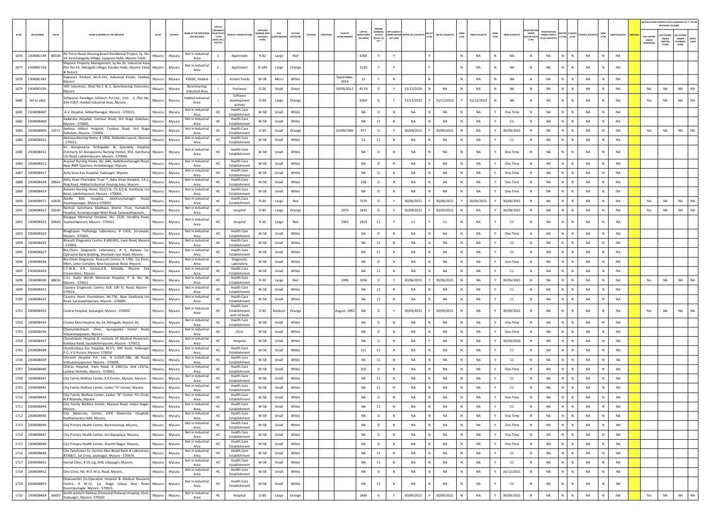| SL.NO | UIN NUMBER | PCB ID | NAME & ADDRESS OF THE INDUSTRY | TALUK | DISTRICT | NAME OF THE INDUSTRIAL ESTATE/AREA | TYPE OF ORGANISATION/ACTIVITY* (I/M/LB/HC/H/L/CE/C/O) | PRODUCT MANUFACTURE | CATEGORY NUMBER (XGN CATEGORY CODE) | SIZE (L/M/S/MICRO) | COLOUR (R/O/G/W) | LATITUDE | LONGITUDE | DATE OF ESTABLISHMENT | CAPITAL INVEST MENT (IN LAKHS) | PRESENT WORKING STATUS (O/C1/C2/Y)** | APPLICABILITY UNDER WATER ACT (Y/N) | WATER ACT (VALIDITY) | AIR ACT (Y/N) | AIR ACT (VALIDITY) | HWM (Y/N) | HWM (VALIDITY) | BMW (Y/N) | BMW (VALIDITY) | REGISTRATION UNDER PLASTIC RULES (Y/N) | REGISTRATION UNDER PLASTIC RULES (VALIDITY) | BATTERY (Y/N) | E-WASTE (Y/N) | E-WASTE (VALIDITY) | MSW (Y/N) | MSW (VALIDITY) | REMARKS | AIR POLLUTION CONTROL STATUS (INDICATE AS "Y" IN THE RELEVANT COLUMN) | | | |
|---|---|---|---|---|---|---|---|---|---|---|---|---|---|---|---|---|---|---|---|---|---|---|---|---|---|---|---|---|---|---|---|---|---|---|---|---|
| | | | | | | | | | | | | | | | | | | | | | | | | | | | | | | | | | APC SYSTEM UNDER OPERATION | APC SYSTEM UNDER CONSTRUCTION | APC SYSTEM UNDER PLANNING STAGE | DEFAULTERS |
| 1676 | 2304081149 | 80508 | Air Force Naval Housing Board Residential Project, Sy. No. 14, Kenchalagodu Village, Jayapura Hobli, Mysore Taluk, | Mysuru | Mysuru | Not in Industrial Area | C | Apartment | R-82 | Large | Red | | | | 6700 | Y | Y | | Y | | N | NA | N | NA | N | NA | N | N | NA | N | NA | | | | | |
| 1677 | 2304081158 | | Majestic Property Management, Sy.No.26, Industrial Area Plot No-19, Metagalli Village, Kasaba Hobli, Mysore Taluk & District. | Mysuru | Mysuru | Not in Industrial Area | C | Apartment | O-100 | Large | Orange | | | | 2120 | Y | Y | | Y | | N | NA | N | NA | N | NA | N | N | NA | N | NA | | | | | |
| 1678 | 2304081383 | | Kalpana's Kitchen, No.R-153, Industrial Estate, Hebbal, Mysore | Mysuru | Mysuru | KSSIDC, Hebbal | I | Instant Foods | W-38 | Micro | White | | | September, 2014 | 25 | Y | N | | N | | N | NA | N | NA | N | NA | N | N | NA | N | NA | | | | | |
| 1679 | 2304081034 | | VKD Industries, Shed No-1 & 2, Bannimantap Extension, Mysore | Mysuru | Mysuru | Bannimantap Industrial Area | I | Footwear | G-26 | Small | Green | | | 19/03/2012 | 45.59 | O | Y | 31/12/2020 | N | NA | N | NA | N | NA | N | NA | N | N | NA | N | NA | | NA | NA | NA | NA |
| 1680 | Yet to allot | | Softwares Paradigm Infotech Pvt.Ltd., Unit - II, Plot No. 316-318 P, Hebbal Industrial Area, Mysore | Mysuru | Mysuru | Hebbal Industrial Area | I | Software development activity | O-99 | Large | Orange | | | | 6300 | O | Y | 31/12/2023 | Y | 31/12/2023 | Y | 31/12/2023 | N | NA | N | NA | N | N | NA | N | NA | | Yes | NA | NA | NA |
| 1681 | 2304008407 | | A.V. Hospital, Siddarthanagar, Mysore - 570011, | Mysuru | Mysuru | Not in Industrial Area | HC | Health Care Establishment | W-58 | Small | White | | | | NA | O | N | NA | N | NA | N | NA | Y | One Time | N | NA | N | N | NA | N | NA | | | | | |
| 1682 | 2304008408 | | Aadarsha Hospital, Contour Road, 3rd Stage Gokulam, Mysore - 570002, | Mysuru | Mysuru | Not in Industrial Area | HC | Health Care Establishment | W-58 | Small | White | | | | NA | C1 | N | NA | N | NA | N | NA | Y | C1 | N | NA | N | N | NA | N | NA | | | | | |
| 1683 | 2304008409 | 31071 | Aaditya Adikari Hospital, Contour Road, 3rd Stage Gokulam, Mysore - 570002 | Mysuru | Mysuru | Not in Industrial Area | HC | Health Care Establishment | O-85 | Small | Orange | | | 23/09/1986 | 477 | O | Y | 30/09/2021 | Y | 30/09/2021 | N | NA | Y | 30/09/2021 | N | NA | N | N | NA | N | NA | | Yes | NA | NA | NA |
| 1684 | 2304008410 | | Akshaya Nursing Home, # 1058, Siddartha Layout, Mysore - 570011, | Mysuru | Mysuru | Not in Industrial Area | HC | Health Care Establishment | W-58 | Small | White | | | | 52 | C1 | N | NA | N | NA | N | NA | Y | C1 | N | NA | N | N | NA | N | NA | | | | | |
| 1685 | 2304008411 | | Sri Annapoorna Orthopadic & Speciality Hospital (Formerly Sri Annapoorna Nursing Home), 953, Kantharaj Urs Road, Lakshmipuram, Mysore - 570004, | Mysuru | Mysuru | Not in Industrial Area | HC | Health Care Establishment | W-58 | Small | White | | | | NA | O | N | NA | N | NA | N | NA | Y | One Time | N | NA | N | N | NA | N | NA | | | | | |
| 1686 | 2304008412 | | Aravind Nursing Home, No..644, Aadichunchanagiri Road, Near RMP Quarters, Arvindanagar, Mysuru | Mysuru | Mysuru | Not in Industrial Area | HC | Health Care Establishment | W-58 | Small | White | | | | NA | O | N | NA | N | NA | N | NA | Y | One Time | N | NA | N | N | NA | N | NA | | | | | |
| 1687 | 2304008417 | | Asha Kiran Eye Hospital, Yadavagiri, Mysore. | Mysuru | Mysuru | Not in Industrial Area | HC | Health Care Establishment | W-58 | Small | White | | | | NA | O | N | NA | N | NA | N | NA | Y | One Time | N | NA | N | N | NA | N | NA | | | | | |
| 1688 | 2304008418 | 28662 | Asha Kiran Charitable Trust ®, Asha Kiran Hospital, CA-1, Ring Road, Hebbal Industrial Housing Area, Mysore - | Mysuru | Mysuru | Not in Industrial Area | HC | Health Care Establishment | W-58 | Small | White | | | | 158 | O | N | NA | N | NA | N | NA | Y | One Time | N | NA | N | N | NA | N | NA | | | | | |
| 1689 | 2304008419 | | Ashwini Nursing Home, 922/2-B, Ch 6/2-B, Kantharaj Urs Road, Lakshmipuram, Mysore - 570004, | Mysuru | Mysuru | Not in Industrial Area | HC | Health Care Establishment | W-58 | Small | White | | | | NA | O | N | NA | N | NA | N | NA | Y | One Time | N | NA | N | N | NA | N | NA | | | | | |
| 1690 | 2304080072 | 10426 | Apollo BGS Hospital, Adichunchanagiri Road, Kuvempunagar, Mysore-570023. | Mysuru | Mysuru | Not in Industrial Area | HC | Health Care Establishment | R-30 | Large | Red | | | | 7570 | O | Y | 30/06/2021 | Y | 30/06/2021 | Y | 30/06/2021 | Y | 30/06/2021 | N | NA | N | N | NA | N | NA | | Yes | NA | NA | NA |
| 1691 | 2304008422 | 30540 | Bantval Sulochana Madhava Shenoi Trust, Kamakshi Hospital, Kuvempunagar Main Road, Saraswathipuram, | Mysuru | Mysuru | Not in Industrial Area | HC | Hospital | O-85 | Large | Orange | | | 1973 | 1835 | O | Y | 30/09/2021 | Y | 30/09/2021 | N | NA | Y | 30/09/2021 | N | NA | N | N | NA | N | NA | | Yes | NA | NA | NA |
| 1692 | 2304008423 | 20669 | Basappa Memorial Hospital, No. 22/B, Vinobha Road, Jayalaxmipuram, Mysore - 570012. | Mysuru | Mysuru | Not in Industrial Area | HC | Hospital | R-30 | Large | Red | | | 1983 | 2919 | C1 | Y | C1 | Y | C1 | N | NA | Y | C1 | N | NA | N | N | NA | N | NA | | | | | |
| 1693 | 2304008424 | | Bhaghavan Pathology Laboratory, # 1503, Srirampet, Mysore - 570001, | Mysuru | Mysuru | Not in Industrial Area | HC | Health Care Establishment | W-58 | Small | White | | | | NA | O | N | NA | N | NA | N | NA | Y | One Time | N | NA | N | N | NA | N | NA | | | | | |
| 1694 | 2304008425 | | Bharath Diagnostic Centre, # 600/601, Irwin Road, Mysore - 570001, | Mysuru | Mysuru | Not in Industrial Area | HC | Health Care Establishment | W-58 | Small | White | | | | NA | C1 | N | NA | N | NA | N | NA | Y | C1 | N | NA | N | N | NA | N | NA | | | | | |
| 1695 | 2304008427 | | Bio-Chem Diagnostic Laboratory, # 4, Railway Co-Operative Bank Building, Sheshadri Iyer Road, Mysore . | Mysuru | Mysuru | Not in Industrial Area | HC | Health Care Establishment | W-58 | Small | White | | | | NA | C1 | N | NA | N | NA | N | NA | Y | C1 | N | NA | N | N | NA | N | NA | | | | | |
| 1696 | 2304008428 | | Bio-Chem Diagnostic Research Centre, # 1780, 1st Floor, Mbm, Lehar Complex, New Sayyajirao Road, Mysore - | Mysuru | Mysuru | Not in Industrial Area | HC | Diagnostic Laboratory | W-58 | Small | White | | | | NA | O | N | NA | N | NA | N | NA | Y | One Time | N | NA | N | N | NA | N | NA | | | | | |
| 1697 | 2304008429 | | C.F.W.B, K.R. Centre,K.R. Mohalla, Mysore City Corporation,, Mysore . | Mysuru | Mysuru | Not in Industrial Area | HC | Health Care Establishment | W-58 | Small | White | | | | NA | C1 | N | NA | N | NA | N | NA | Y | C1 | N | NA | N | N | NA | N | NA | | | | | |
| 1698 | 2304008430 | 28816 | C.S.I. Holds Worth Memorial Hospital, P. B. No. 38, Mysore - 570021 | Mysuru | Mysuru | Not in Industrial Area | HC | Health Care Establishment | R-30 | Large | Red | | | 1906 | 1056 | O | Y | 30/06/2021 | Y | 30/06/2021 | N | NA | Y | 30/06/2021 | N | NA | N | N | NA | N | NA | | Yes | NA | NA | NA |
| 1699 | 2304008431 | | Cauvery Diagnostic Centre, 618, 100 Ft. Road, Mysore - 570024, | Mysuru | Mysuru | Not in Industrial Area | HC | Health Care Establishment | W-58 | Small | White | | | | NA | C1 | N | NA | N | NA | N | NA | Y | C1 | N | NA | N | N | NA | N | NA | | | | | |
| 1700 | 2304008432 | | Cauvery Heart Foundation, No.756, New Kantharaj Urs Road, Saraswathipuram, Mysore - 570009, | Mysuru | Mysuru | Not in Industrial Area | HC | Health Care Establishment | W-58 | Small | White | | | | NA | C1 | N | NA | N | NA | N | NA | Y | C1 | N | NA | N | N | NA | N | NA | | | | | |
| 1701 | 2304008433 | | Central Hospital, Kalyangiri, Mysore - 570002 | Mysuru | Mysuru | Not in Industrial Area | HC | Health Care Establishment with 50 beds | O-85 | Medium | Orange | | | August, 1992 | NA | O | Y | 30/09/2021 | Y | 30/09/2021 | N | NA | Y | 30/09/2021 | N | NA | N | N | NA | N | NA | | Yes | NA | NA | NA |
| 1702 | 2304008434 | | Chaitra Mini Hospital, No.14, Metagalli, Mysore-16, | Mysuru | Mysuru | Not in Industrial Area | HC | Health Care Establishment | W-58 | Small | White | | | | NA | O | N | NA | N | NA | N | NA | Y | One Time | N | NA | N | N | NA | N | NA | | | | | |
| 1703 | 2304008436 | | Chamundeshwari Clinic, Sarvajanika Hostel Road, Vidyaranyapuram, Mysore . | Mysuru | Mysuru | Not in Industrial Area | HC | Clinic | W-58 | Small | White | | | | NA | O | N | NA | N | NA | N | NA | Y | One Time | N | NA | N | N | NA | N | NA | | | | | |
| 1704 | 2304008437 | | Chandrakala Hospital & Institute Of Medical Reaserach, Kalidasa Raod, Jayalakshmipuram, Mysore - 570012, | Mysuru | Mysuru | Not in Industrial Area | HC | Hospital | W-58 | Small | White | | | | NA | O | N | NA | Y | NA | N | NA | Y | 30/09/2020 | N | NA | N | N | NA | N | NA | | | | | |
| 1705 | 2304008438 | | Chandrodaya Eye Hospital, #17/1, KRS Road, Yadavagiri P.O, V.V.Puram, Mysuru- 570020 | Mysuru | Mysuru | Not in Industrial Area | HC | Health Care Establishment | W-58 | Small | White | | | | 111 | C1 | N | NA | N | NA | N | NA | Y | C1 | N | NA | N | N | NA | N | NA | | | | | |
| 1706 | 2304008439 | | Chiranth Hospital Pvt. Ltd., # 1120/F-58b, Jlb Road, Vidhyaranyapuram, Mysore - 570008, | Mysuru | Mysuru | Not in Industrial Area | HC | Health Care Establishment | W-58 | Small | White | | | | NA | C1 | N | NA | N | NA | N | NA | Y | C1 | N | NA | N | N | NA | N | NA | | | | | |
| 1707 | 2304008440 | | Chitras Hospital, Irwin Road, # 1381/1a And L25/1a, Lashkar Mohalla, Mysore - 570001, | Mysuru | Mysuru | Not in Industrial Area | HC | Health Care Establishment | W-58 | Small | White | | | | 202 | O | N | NA | N | NA | N | NA | Y | One Time | N | NA | N | N | NA | N | NA | | | | | |
| 1708 | 2304008441 | | City Family Welfare Center, K.R.Center, Mysore, Mysore . | Mysuru | Mysuru | Not in Industrial Area | HC | Health Care Establishment | W-58 | Small | White | | | | NA | C1 | N | NA | N | NA | N | NA | Y | C1 | N | NA | N | N | NA | N | NA | | | | | |
| 1709 | 2304008442 | | City Family Welfare Center, Lasker "A" Center, Mysore | Mysuru | Mysuru | Not in Industrial Area | HC | Health Care Establishment | W-58 | Small | White | | | | NA | C1 | N | NA | N | NA | N | NA | Y | C1 | N | NA | N | N | NA | N | NA | | | | | |
| 1710 | 2304008443 | | City Family Welfare Center, Lasker "B" Center, Fts Circle, N.R.Mohalla, Mysore | Mysuru | Mysuru | Not in Industrial Area | HC | Health Care Establishment | W-58 | Small | White | | | | NA | O | N | NA | N | NA | N | NA | Y | One Time | N | NA | N | N | NA | N | NA | | | | | |
| 1711 | 2304008444 | | City Family Welfare Center, Manasa Road, Indira Nagar, Mysore, | Mysuru | Mysuru | Not in Industrial Area | HC | Health Care Establishment | W-58 | Small | White | | | | NA | C1 | N | NA | N | NA | N | NA | Y | C1 | N | NA | N | N | NA | N | NA | | | | | |
| 1712 | 2304008445 | | City Maternity Center, (IIPB Maternity Hospital), Kyathamarana Halli, Mysore, | Mysuru | Mysuru | Not in Industrial Area | HC | Health Care Establishment | W-58 | Small | White | | | | NA | O | N | NA | N | NA | N | NA | Y | One Time | N | NA | N | N | NA | N | NA | | | | | |
| 1713 | 2304008446 | | City Primary Health Center, Bannimantap, Mysore, | Mysuru | Mysuru | Not in Industrial Area | HC | Health Care Establishment | W-58 | Small | White | | | | NA | O | N | NA | N | NA | N | NA | Y | One Time | N | NA | N | N | NA | N | NA | | | | | |
| 1714 | 2304008447 | | City Primary Health Center, Giri Bayaplaya, Mysore, | Mysuru | Mysuru | Not in Industrial Area | HC | Health Care Establishment | W-58 | Small | White | | | | NA | O | N | NA | N | NA | N | NA | Y | One Time | N | NA | N | N | NA | N | NA | | | | | |
| 1715 | 2304008448 | | City Primary Health Center, Shanthi Nagar, Mysore, | Mysuru | Mysuru | Not in Industrial Area | HC | Health Care Establishment | W-58 | Small | White | | | | NA | O | N | NA | N | NA | N | NA | Y | One Time | N | NA | N | N | NA | N | NA | | | | | |
| 1716 | 2304008449 | | City Tansfusion Ex -Service Men Blood Bank & Laboratory, #2368/1, 1st Cross, Jayanagar, Mysore - 570014, | Mysuru | Mysuru | Not in Industrial Area | HC | Health Care Establishment | W-58 | Small | White | | | | NA | C1 | N | NA | N | NA | N | NA | Y | C1 | N | NA | N | N | NA | N | NA | | | | | |
| 1717 | 2304008451 | | Dental Clinic, # 15, Lig, KHB, Udayagiri, Mysore, | Mysuru | Mysuru | Not in Industrial Area | HC | Health Care Establishment | W-58 | Small | White | | | | NA | C1 | N | NA | N | NA | N | NA | Y | C1 | N | NA | N | N | NA | N | NA | | | | | |
| 1718 | 2304008452 | | Devi Clinic, No. 457, M.G. Road, Mysore, | Mysuru | Mysuru | Not in Industrial Area | HC | Health Care Establishment | W-58 | Small | White | | | | NA | O | N | NA | N | NA | N | NA | Y | 31/12/2011 | N | NA | N | N | NA | N | NA | | | | | |
| 1719 | 2304008453 | | Dhanvanthri Co-Operative Hospital & Medical Research Centre, # M-12, 1st Stage Udaya Ravi Road, Kuvempunagar, Mysore - 570023, | Mysuru | Mysuru | Not in Industrial Area | HC | Health Care Establishment | W-58 | Small | White | | | | NA | C1 | N | NA | N | NA | N | NA | Y | C1 | N | NA | N | N | NA | N | NA | | | | | |
| 1720 | 2304008454 | 36655 | South western Railway (Divisional Railway) Hospital, (Goi), Yadavagiri, Mysore- 570020 | Mysuru | Mysuru | Not in Industrial Area | HC | Hospital | O-85 | Large | Orange | | | | 1850 | O | Y | 30/09/2021 | Y | 30/09/2021 | N | NA | Y | 30/09/2021 | N | NA | N | N | NA | N | NA | | Yes | NA | NA | NA |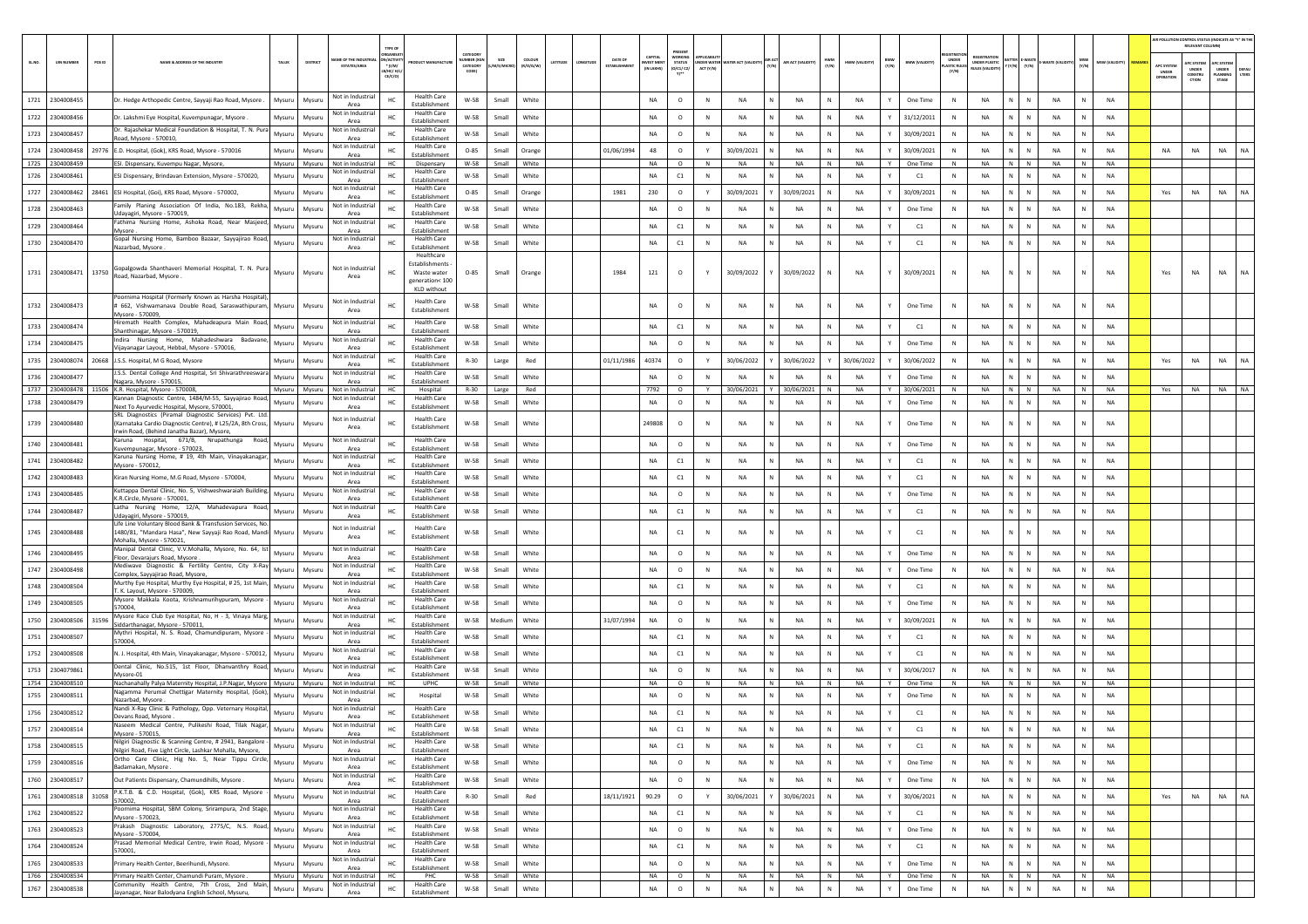| SL.NO. | UIN NUMBER | PCB ID | NAME & ADDRESS OF THE INDUSTRY | TALUK | DISTRICT | NAME OF THE INDUSTRIAL ESTATES/AREA | TYPE OF ORGANISATION/ACTIVITY * (I/M/LB/HC/H/L/CE/C/O) | PRODUCT MANUFACTURE | CATEGORY NUMBER (XGN CATEGORY CODE) | SIZE (L/M/S/MICRO) | COLOUR (R/O/G/W) | LATITUDE | LONGITUDE | DATE OF ESTABLISHMENT | CAPITAL INVEST MENT (IN LAKHS) | PRESENT WORKING STATUS (O/C1/C2/Y)** | APPLICABILITY UNDER WATER ACT (Y/N) | WATER ACT (VALIDITY) | AIR ACT (Y/N) | AIR ACT (VALIDITY) | HWM (Y/N) | HWM (VALIDITY) | BMW (Y/N) | BMW (VALIDITY) | REGISTRATION UNDER PLASTIC RULES (Y/N) | REGISTRATION UNDER PLASTIC RULES (VALIDITY) | BATTERY (Y/N) | E-WASTE (Y/N) | E-WASTE (VALIDITY) | MSW (Y/N) | MSW (VALIDITY) | REMARKS | APC SYSTEM UNDER OPERATION | APC SYSTEM UNDER CONSTRUCTION | APC SYSTEM UNDER PLANNING STAGE | DEFAULTERS |
|---|---|---|---|---|---|---|---|---|---|---|---|---|---|---|---|---|---|---|---|---|---|---|---|---|---|---|---|---|---|---|---|---|---|---|---|---|
| 1721 | 2304008455 | | Dr. Hedge Arthopedic Centre, Sayyaji Rao Road, Mysore . | Mysuru | Mysuru | Not in Industrial Area | HC | Health Care Establishment | W-58 | Small | White | | | | NA | O | N | NA | N | NA | N | NA | Y | One Time | N | NA | N | N | NA | N | NA | | | | | |
| 1722 | 2304008456 | | Dr. Lakshmi Eye Hospital, Kuvempunagar, Mysore . | Mysuru | Mysuru | Not in Industrial Area | HC | Health Care Establishment | W-58 | Small | White | | | | NA | O | N | NA | N | NA | N | NA | Y | 31/12/2011 | N | NA | N | N | NA | N | NA | | | | | |
| 1723 | 2304008457 | | Dr. Rajashekar Medical Foundation & Hospital, T. N. Pura Road, Mysore - 570010, | Mysuru | Mysuru | Not in Industrial Area | HC | Health Care Establishment | W-58 | Small | White | | | | NA | O | N | NA | N | NA | N | NA | Y | 30/09/2021 | N | NA | N | N | NA | N | NA | | | | | |
| 1724 | 2304008458 | 29776 | E.D. Hospital, (Gok), KRS Road, Mysore - 570016 | Mysuru | Mysuru | Not in Industrial Area | HC | Health Care Establishment | O-85 | Small | Orange | | | 01/06/1994 | 48 | O | Y | 30/09/2021 | N | NA | N | NA | Y | 30/09/2021 | N | NA | N | N | NA | N | NA | | NA | NA | NA | NA |
| 1725 | 2304008459 | | ESI. Dispensary, Kuvempu Nagar, Mysore, | Mysuru | Mysuru | Not in Industrial Area | HC | Dispensary | W-58 | Small | White | | | | NA | O | N | NA | N | NA | N | NA | Y | One Time | N | NA | N | N | NA | N | NA | | | | | |
| 1726 | 2304008461 | | ESI Dispensary, Brindavan Extension, Mysore - 570020, | Mysuru | Mysuru | Not in Industrial Area | HC | Health Care Establishment | W-58 | Small | White | | | | NA | C1 | N | NA | N | NA | N | NA | Y | C1 | N | NA | N | N | NA | N | NA | | | | | |
| 1727 | 2304008462 | 28461 | ESI Hospital, (Goi), KRS Road, Mysore - 570002, | Mysuru | Mysuru | Not in Industrial Area | HC | Health Care Establishment | O-85 | Small | Orange | | | 1981 | 230 | O | Y | 30/09/2021 | Y | 30/09/2021 | N | NA | Y | 30/09/2021 | N | NA | N | N | NA | N | NA | | Yes | NA | NA | NA |
| 1728 | 2304008463 | | Family Planing Association Of India, No.183, Rekha, Udayagiri, Mysore - 570019, | Mysuru | Mysuru | Not in Industrial Area | HC | Health Care Establishment | W-58 | Small | White | | | | NA | O | N | NA | N | NA | N | NA | Y | One Time | N | NA | N | N | NA | N | NA | | | | | |
| 1729 | 2304008464 | | Fathima Nursing Home, Ashoka Road, Near Masjeed, Mysore . | Mysuru | Mysuru | Not in Industrial Area | HC | Health Care Establishment | W-58 | Small | White | | | | NA | C1 | N | NA | N | NA | N | NA | Y | C1 | N | NA | N | N | NA | N | NA | | | | | |
| 1730 | 2304008470 | | Gopal Nursing Home, Bamboo Bazaar, Sayyajirao Road, Nazarbad, Mysore . | Mysuru | Mysuru | Not in Industrial Area | HC | Health Care Establishment | W-58 | Small | White | | | | NA | C1 | N | NA | N | NA | N | NA | Y | C1 | N | NA | N | N | NA | N | NA | | | | | |
| 1731 | 2304008471 | 13750 | Gopalgowda Shanthaveri Memorial Hospital, T. N. Pura Road, Nazarbad, Mysore . | Mysuru | Mysuru | Not in Industrial Area | HC | Healthcare Establishments - Waste water generation< 100 KLD without | O-85 | Small | Orange | | | 1984 | 121 | O | Y | 30/09/2022 | Y | 30/09/2022 | N | NA | Y | 30/09/2021 | N | NA | N | N | NA | N | NA | | Yes | NA | NA | NA |
| 1732 | 2304008473 | | Poornima Hospital (Formerly Known as Harsha Hospital), # 662, Vishwamanava Double Road, Saraswathipuram, Mysore - 570009, | Mysuru | Mysuru | Not in Industrial Area | HC | Health Care Establishment | W-58 | Small | White | | | | NA | O | N | NA | N | NA | N | NA | Y | One Time | N | NA | N | N | NA | N | NA | | | | | |
| 1733 | 2304008474 | | Hiremath Health Complex, Mahadeapura Main Road, Shanthinagar, Mysore - 570019, | Mysuru | Mysuru | Not in Industrial Area | HC | Health Care Establishment | W-58 | Small | White | | | | NA | C1 | N | NA | N | NA | N | NA | Y | C1 | N | NA | N | N | NA | N | NA | | | | | |
| 1734 | 2304008475 | | Indira Nursing Home, Mahadeshwara Badavane, Vijayanagar Layout, Hebbal, Mysore - 570016, | Mysuru | Mysuru | Not in Industrial Area | HC | Health Care Establishment | W-58 | Small | White | | | | NA | O | N | NA | N | NA | N | NA | Y | One Time | N | NA | N | N | NA | N | NA | | | | | |
| 1735 | 2304008074 | 20668 | J.S.S. Hospital, M G Road, Mysore | Mysuru | Mysuru | Not in Industrial Area | HC | Health Care Establishment | R-30 | Large | Red | | | 01/11/1986 | 40374 | O | Y | 30/06/2022 | Y | 30/06/2022 | Y | 30/06/2022 | Y | 30/06/2022 | N | NA | N | N | NA | N | NA | | Yes | NA | NA | NA |
| 1736 | 2304008477 | | J.S.S. Dental College And Hospital, Sri Shivarathreeswara Nagara, Mysore - 570015, | Mysuru | Mysuru | Not in Industrial Area | HC | Health Care Establishment | W-58 | Small | White | | | | NA | O | N | NA | N | NA | N | NA | Y | One Time | N | NA | N | N | NA | N | NA | | | | | |
| 1737 | 2304008478 | 11506 | K.R. Hospital, Mysore - 570008, | Mysuru | Mysuru | Not in Industrial Area | HC | Hospital | R-30 | Large | Red | | | | 7792 | O | Y | 30/06/2021 | Y | 30/06/2021 | N | NA | Y | 30/06/2021 | N | NA | N | N | NA | N | NA | | Yes | NA | NA | NA |
| 1738 | 2304008479 | | Kannan Diagnostic Centre, 1484/M-55, Sayyajirao Road, Next To Ayurvedic Hospital, Mysore, 570001, | Mysuru | Mysuru | Not in Industrial Area | HC | Health Care Establishment | W-58 | Small | White | | | | NA | O | N | NA | N | NA | N | NA | Y | One Time | N | NA | N | N | NA | N | NA | | | | | |
| 1739 | 2304008480 | | SRL Diagnostics (Piramal Diagnostic Services) Pvt. Ltd. (Karnataka Cardio Diagnostic Centre), # L25/2A, 8th Cross, Irwin Road, (Behind Janatha Bazar), Mysore, | Mysuru | Mysuru | Not in Industrial Area | HC | Health Care Establishment | W-58 | Small | White | | | | 249808 | O | N | NA | N | NA | N | NA | Y | One Time | N | NA | N | N | NA | N | NA | | | | | |
| 1740 | 2304008481 | | Karuna Hospital, 671/B, Nrupathunga Road, Kuvempunagar, Mysore - 570023, | Mysuru | Mysuru | Not in Industrial Area | HC | Health Care Establishment | W-58 | Small | White | | | | NA | O | N | NA | N | NA | N | NA | Y | One Time | N | NA | N | N | NA | N | NA | | | | | |
| 1741 | 2304008482 | | Karuna Nursing Home, # 19, 4th Main, Vinayakanagar, Mysore - 570012, | Mysuru | Mysuru | Not in Industrial Area | HC | Health Care Establishment | W-58 | Small | White | | | | NA | C1 | N | NA | N | NA | N | NA | Y | C1 | N | NA | N | N | NA | N | NA | | | | | |
| 1742 | 2304008483 | | Kiran Nursing Home, M.G Road, Mysore - 570004, | Mysuru | Mysuru | Not in Industrial Area | HC | Health Care Establishment | W-58 | Small | White | | | | NA | C1 | N | NA | N | NA | N | NA | Y | C1 | N | NA | N | N | NA | N | NA | | | | | |
| 1743 | 2304008485 | | Kuttappa Dental Clinic, No. 5, Vishweshwaraiah Building, K.R.Circle, Mysore - 570001, | Mysuru | Mysuru | Not in Industrial Area | HC | Health Care Establishment | W-58 | Small | White | | | | NA | O | N | NA | N | NA | N | NA | Y | One Time | N | NA | N | N | NA | N | NA | | | | | |
| 1744 | 2304008487 | | Latha Nursing Home, 12/A, Mahadevapura Road, Udayagiri, Mysore - 570019, | Mysuru | Mysuru | Not in Industrial Area | HC | Health Care Establishment | W-58 | Small | White | | | | NA | C1 | N | NA | N | NA | N | NA | Y | C1 | N | NA | N | N | NA | N | NA | | | | | |
| 1745 | 2304008488 | | Life Line Voluntary Blood Bank & Transfusion Services, No. 1480/81, "Mandara Hasa", New Sayyaji Rao Road, Mandi Mohalla, Mysore - 570021, | Mysuru | Mysuru | Not in Industrial Area | HC | Health Care Establishment | W-58 | Small | White | | | | NA | C1 | N | NA | N | NA | N | NA | Y | C1 | N | NA | N | N | NA | N | NA | | | | | |
| 1746 | 2304008495 | | Manipal Dental Clinic, V.V.Mohalla, Mysore, No. 64, Ist Floor, Devarajurs Road, Mysore . | Mysuru | Mysuru | Not in Industrial Area | HC | Health Care Establishment | W-58 | Small | White | | | | NA | O | N | NA | N | NA | N | NA | Y | One Time | N | NA | N | N | NA | N | NA | | | | | |
| 1747 | 2304008498 | | Mediwave Diagnostic & Fertility Centre, City X-Ray Complex, Sayyajirao Road, Mysore, | Mysuru | Mysuru | Not in Industrial Area | HC | Health Care Establishment | W-58 | Small | White | | | | NA | O | N | NA | N | NA | N | NA | Y | One Time | N | NA | N | N | NA | N | NA | | | | | |
| 1748 | 2304008504 | | Murthy Eye Hospital, Murthy Eye Hospital, # 25, 1st Main, T. K. Layout, Mysore - 570009, | Mysuru | Mysuru | Not in Industrial Area | HC | Health Care Establishment | W-58 | Small | White | | | | NA | C1 | N | NA | N | NA | N | NA | Y | C1 | N | NA | N | N | NA | N | NA | | | | | |
| 1749 | 2304008505 | | Mysore Makkala Koota, Krishnamurthypuram, Mysore - 570004, | Mysuru | Mysuru | Not in Industrial Area | HC | Health Care Establishment | W-58 | Small | White | | | | NA | O | N | NA | N | NA | N | NA | Y | One Time | N | NA | N | N | NA | N | NA | | | | | |
| 1750 | 2304008506 | 31596 | Mysore Race Club Eye Hospital, No, H - 3, Vinaya Marg, Siddarthanagar, Mysore - 570011, | Mysuru | Mysuru | Not in Industrial Area | HC | Health Care Establishment | W-58 | Medium | White | | | 31/07/1994 | NA | O | N | NA | N | NA | N | NA | Y | 30/09/2021 | N | NA | N | N | NA | N | NA | | | | | |
| 1751 | 2304008507 | | Mythri Hospital, N. S. Road, Chamundipuram, Mysore - 570004, | Mysuru | Mysuru | Not in Industrial Area | HC | Health Care Establishment | W-58 | Small | White | | | | NA | C1 | N | NA | N | NA | N | NA | Y | C1 | N | NA | N | N | NA | N | NA | | | | | |
| 1752 | 2304008508 | | N. J. Hospital, 4th Main, Vinayakanagar, Mysore - 570012, | Mysuru | Mysuru | Not in Industrial Area | HC | Health Care Establishment | W-58 | Small | White | | | | NA | C1 | N | NA | N | NA | N | NA | Y | C1 | N | NA | N | N | NA | N | NA | | | | | |
| 1753 | 2304079861 | | Dental Clinic, No.515, 1st Floor, Dhanvanthry Road, Mysore-01 | Mysuru | Mysuru | Not in Industrial Area | HC | Health Care Establishment | W-58 | Small | White | | | | NA | O | N | NA | N | NA | N | NA | Y | 30/06/2017 | N | NA | N | N | NA | N | NA | | | | | |
| 1754 | 2304008510 | | Nachanahally Palya Maternity Hospital, J.P.Nagar, Mysore | Mysuru | Mysuru | Not in Industrial Area | HC | UPHC | W-58 | Small | White | | | | NA | O | N | NA | N | NA | N | NA | Y | One Time | N | NA | N | N | NA | N | NA | | | | | |
| 1755 | 2304008511 | | Nagamma Perumal Chettigar Maternity Hospital, (Gok), Nazarbad, Mysore . | Mysuru | Mysuru | Not in Industrial Area | HC | Hospital | W-58 | Small | White | | | | NA | O | N | NA | N | NA | N | NA | Y | One Time | N | NA | N | N | NA | N | NA | | | | | |
| 1756 | 2304008512 | | Nandi X-Ray Clinic & Pathology, Opp. Veternary Hospital, Devans Road, Mysore . | Mysuru | Mysuru | Not in Industrial Area | HC | Health Care Establishment | W-58 | Small | White | | | | NA | C1 | N | NA | N | NA | N | NA | Y | C1 | N | NA | N | N | NA | N | NA | | | | | |
| 1757 | 2304008514 | | Naseem Medical Centre, Pulikeshi Road, Tilak Nagar, Mysore - 570015, | Mysuru | Mysuru | Not in Industrial Area | HC | Health Care Establishment | W-58 | Small | White | | | | NA | C1 | N | NA | N | NA | N | NA | Y | C1 | N | NA | N | N | NA | N | NA | | | | | |
| 1758 | 2304008515 | | Nilgiri Diagnostic & Scanning Centre, # 2941, Bangalore - Nilgiri Road, Five Light Circle, Lashkar Mohalla, Mysore, | Mysuru | Mysuru | Not in Industrial Area | HC | Health Care Establishment | W-58 | Small | White | | | | NA | C1 | N | NA | N | NA | N | NA | Y | C1 | N | NA | N | N | NA | N | NA | | | | | |
| 1759 | 2304008516 | | Ortho Care Clinic, Hig No. 5, Near Tippu Circle, Badamakan, Mysore . | Mysuru | Mysuru | Not in Industrial Area | HC | Health Care Establishment | W-58 | Small | White | | | | NA | O | N | NA | N | NA | N | NA | Y | One Time | N | NA | N | N | NA | N | NA | | | | | |
| 1760 | 2304008517 | | Out Patients Dispensary, Chamundihills, Mysore . | Mysuru | Mysuru | Not in Industrial Area | HC | Health Care Establishment | W-58 | Small | White | | | | NA | O | N | NA | N | NA | N | NA | Y | One Time | N | NA | N | N | NA | N | NA | | | | | |
| 1761 | 2304008518 | 31058 | P.K.T.B. & C.D. Hospital, (Gok), KRS Road, Mysore - 570002, | Mysuru | Mysuru | Not in Industrial Area | HC | Health Care Establishment | R-30 | Small | Red | | | 18/11/1921 | 90.29 | O | Y | 30/06/2021 | Y | 30/06/2021 | N | NA | Y | 30/06/2021 | N | NA | N | N | NA | N | NA | | Yes | NA | NA | NA |
| 1762 | 2304008522 | | Poornima Hospital, SBM Colony, Srirampura, 2nd Stage, Mysore - 570023, | Mysuru | Mysuru | Not in Industrial Area | HC | Health Care Establishment | W-58 | Small | White | | | | NA | C1 | N | NA | N | NA | N | NA | Y | C1 | N | NA | N | N | NA | N | NA | | | | | |
| 1763 | 2304008523 | | Prakash Diagnostic Laboratory, 2775/C, N.S. Road, Mysore - 570004, | Mysuru | Mysuru | Not in Industrial Area | HC | Health Care Establishment | W-58 | Small | White | | | | NA | O | N | NA | N | NA | N | NA | Y | One Time | N | NA | N | N | NA | N | NA | | | | | |
| 1764 | 2304008524 | | Prasad Memorial Medical Centre, Irwin Road, Mysore - 570001, | Mysuru | Mysuru | Not in Industrial Area | HC | Health Care Establishment | W-58 | Small | White | | | | NA | C1 | N | NA | N | NA | N | NA | Y | C1 | N | NA | N | N | NA | N | NA | | | | | |
| 1765 | 2304008533 | | Primary Health Center, Beerihundi, Mysore. | Mysuru | Mysuru | Not in Industrial Area | HC | Health Care Establishment | W-58 | Small | White | | | | NA | O | N | NA | N | NA | N | NA | Y | One Time | N | NA | N | N | NA | N | NA | | | | | |
| 1766 | 2304008534 | | Primary Health Center, Chamundi Puram, Mysore . | Mysuru | Mysuru | Not in Industrial Area | HC | PHC | W-58 | Small | White | | | | NA | O | N | NA | N | NA | N | NA | Y | One Time | N | NA | N | N | NA | N | NA | | | | | |
| 1767 | 2304008538 | | Community Health Centre, 7th Cross, 2nd Main, Jayanagar, Near Balodyana English School, Mysuru, | Mysuru | Mysuru | Not in Industrial Area | HC | Health Care Establishment | W-58 | Small | White | | | | NA | O | N | NA | N | NA | N | NA | Y | One Time | N | NA | N | N | NA | N | NA | | | | | |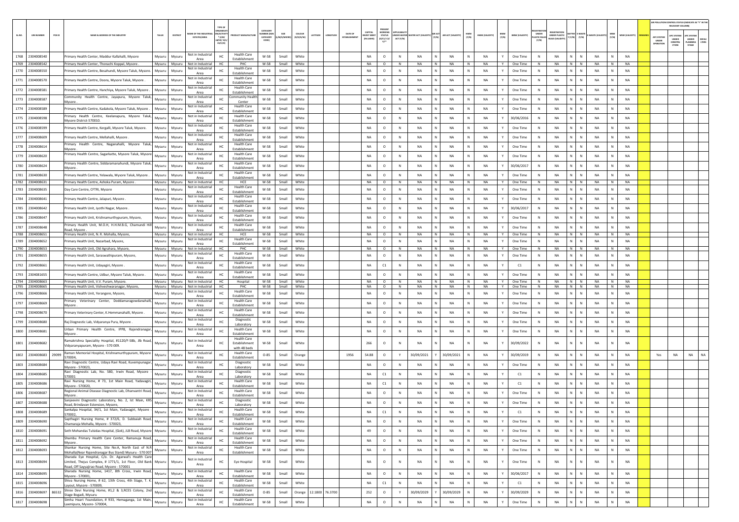| SL.NO. | UIN NUMBER | PCB ID | NAME & ADDRESS OF THE INDUSTRY | TALUK | DISTRICT | NAME OF THE INDUSTRIAL ESTATE/AREA | TYPE OF ORGANISATION/ ACTIVITY* I/M/ LB/HC/ H/L/ CE/C/O | PRODUCT MANUFACTURE | CATEGORY NUMBER (XGN CATEGORY CODE) | SIZE (L/M/S/MICRO) | COLOUR (R/O/G/W) | LATITUDE | LONGITUDE | DATE OF ESTABLISHMENT | CAPITAL INVEST MENT (IN LAKHS) | PRESENT WORKING STATUS (O/C1/ C2/ Y)** | APPLICABILITY UNDER WATER ACT (Y/N) | WATER ACT (VALIDITY) | AIR ACT (Y/N) | AIR ACT (VALIDITY) | HWM (Y/N) | HWM (VALIDITY) | BMW (Y/N) | BMW (VALIDITY) | REGISTRATION UNDER PLASTIC RULES (Y/N) | REGISTRATION UNDER PLASTIC RULES (VALIDITY) | BATTERY (Y/N) | E-WASTE (Y/N) | E-WASTE (VALIDITY) | MSW (Y/N) | MSW (VALIDITY) | REMARKS | APC SYSTEM UNDER OPERATION | APC SYSTEM UNDER CONSTRUCTION | APC SYSTEM UNDER PLANNING STAGE | DEFAULTERS |
|---|---|---|---|---|---|---|---|---|---|---|---|---|---|---|---|---|---|---|---|---|---|---|---|---|---|---|---|---|---|---|---|---|---|---|---|---|
| 1768 | 2304008540 | | Primary Health Center, Maddur Kallahalli, Mysore | Mysuru | Mysuru | Not in Industrial Area | HC | Health Care Establishment | W-58 | Small | White | | | | NA | O | N | NA | N | NA | N | NA | Y | One Time | N | NA | N | N | NA | N | NA | | | | | |
| 1769 | 2304008542 | | Primary Health Center, Thonachi Koppal, Mysore . | Mysuru | Mysuru | Not in Industrial Area | HC | PHC | W-58 | Small | White | | | | NA | O | N | NA | N | NA | N | NA | Y | One Time | N | NA | N | N | NA | N | NA | | | | | |
| 1770 | 2304008550 | | Primary Health Centre, Besahundi, Mysore Taluk, Mysore. | Mysuru | Mysuru | Not in Industrial Area | HC | Health Care Establishment | W-58 | Small | White | | | | NA | O | N | NA | N | NA | N | NA | Y | One Time | N | NA | N | N | NA | N | NA | | | | | |
| 1771 | 2304008570 | | Primary Health Centre, Doora, Mysore Taluk, Mysore . | Mysuru | Mysuru | Not in Industrial Area | HC | Health Care Establishment | W-58 | Small | White | | | | NA | O | N | NA | N | NA | N | NA | Y | One Time | N | NA | N | N | NA | N | NA | | | | | |
| 1772 | 2304008581 | | Primary Health Centre, Hanchiya, Mysore Taluk, Mysore . | Mysuru | Mysuru | Not in Industrial Area | HC | Health Care Establishment | W-58 | Small | White | | | | NA | O | N | NA | N | NA | N | NA | Y | One Time | N | NA | N | N | NA | N | NA | | | | | |
| 1773 | 2304008587 | | Community Health Centre, Jayapura, Mysore Taluk, Mysore . | Mysuru | Mysuru | Not in Industrial Area | HC | Community Health Center | W-58 | Small | White | | | | NA | O | N | NA | N | NA | N | NA | Y | One Time | N | NA | N | N | NA | N | NA | | | | | |
| 1774 | 2304008589 | | Primary Health Centre, Kadakola, Mysore Taluk, Mysore . | Mysuru | Mysuru | Not in Industrial Area | HC | Health Care Establishment | W-58 | Small | White | | | | NA | O | N | NA | N | NA | N | NA | Y | One Time | N | NA | N | N | NA | N | NA | | | | | |
| 1775 | 2304008598 | | Primary Health Centre, Keelanapura, Mysore Taluk, Mysore District-570010. | Mysuru | Mysuru | Not in Industrial Area | HC | Health Care Establishment | W-58 | Small | White | | | | NA | O | N | NA | N | NA | N | NA | Y | 30/06/2016 | N | NA | N | N | NA | N | NA | | | | | |
| 1776 | 2304008599 | | Primary Health Centre, Kergalli, Mysore Taluk, Mysore. | Mysuru | Mysuru | Not in Industrial Area | HC | Health Care Establishment | W-58 | Small | White | | | | NA | O | N | NA | N | NA | N | NA | Y | One Time | N | NA | N | N | NA | N | NA | | | | | |
| 1777 | 2304008609 | | Primary Health Centre, Mellahalli, Mysore . | Mysuru | Mysuru | Not in Industrial Area | HC | Health Care Establishment | W-58 | Small | White | | | | NA | O | N | NA | N | NA | N | NA | Y | One Time | N | NA | N | N | NA | N | NA | | | | | |
| 1778 | 2304008614 | | Primary Health Centre, Naganahalli, Mysore Taluk, Mysore . | Mysuru | Mysuru | Not in Industrial Area | HC | Health Care Establishment | W-58 | Small | White | | | | NA | O | N | NA | N | NA | N | NA | Y | One Time | N | NA | N | N | NA | N | NA | | | | | |
| 1779 | 2304008620 | | Primary Health Centre, Sagarkatte, Mysore Taluk, Mysore . | Mysuru | Mysuru | Not in Industrial Area | HC | Health Care Establishment | W-58 | Small | White | | | | NA | O | N | NA | N | NA | N | NA | Y | One Time | N | NA | N | N | NA | N | NA | | | | | |
| 1780 | 2304008624 | | Primary Health Centre, Siddaramanahundi, Mysore Taluk, Mysore . | Mysuru | Mysuru | Not in Industrial Area | HC | Health Care Establishment | W-58 | Small | White | | | | NA | O | N | NA | N | NA | N | NA | Y | 30/06/2017 | N | NA | N | N | NA | N | NA | | | | | |
| 1781 | 2304008630 | | Primary Health Centre, Yelawala, Mysore Taluk, Mysore . | Mysuru | Mysuru | Not in Industrial Area | HC | Health Care Establishment | W-58 | Small | White | | | | NA | O | N | NA | N | NA | N | NA | Y | One Time | N | NA | N | N | NA | N | NA | | | | | |
| 1782 | 2304008631 | | Primary Health Centre, Ashoka Puram, Mysore . | Mysuru | Mysuru | Not in Industrial Area | HC | HCE | W-58 | Small | White | | | | NA | O | N | NA | N | NA | N | NA | Y | One Time | N | NA | N | N | NA | N | NA | | | | | |
| 1783 | 2304008635 | | Day Care Centre, CFTRI, Mysore | Mysuru | Mysuru | Not in Industrial Area | HC | Health Care Establishment | W-58 | Small | White | | | | NA | O | N | NA | N | NA | N | NA | Y | One Time | N | NA | N | N | NA | N | NA | | | | | |
| 1784 | 2304008641 | | Primary Health Centre, Jalapuri, Mysore . | Mysuru | Mysuru | Not in Industrial Area | HC | Health Care Establishment | W-58 | Small | White | | | | NA | O | N | NA | N | NA | N | NA | Y | One Time | N | NA | N | N | NA | N | NA | | | | | |
| 1785 | 2304008642 | | Primary Health Unit, Jyothi Nagar, Mysore . | Mysuru | Mysuru | Not in Industrial Area | HC | Health Care Establishment | W-58 | Small | White | | | | NA | O | N | NA | N | NA | N | NA | Y | 30/06/2017 | N | NA | N | N | NA | N | NA | | | | | |
| 1786 | 2304008647 | | Primary Health Unit, Krishnamurthypuram, Mysore, | Mysuru | Mysuru | Not in Industrial Area | HC | Health Care Establishment | W-58 | Small | White | | | | NA | O | N | NA | N | NA | N | NA | Y | One Time | N | NA | N | N | NA | N | NA | | | | | |
| 1787 | 2304008648 | | Primary Health Unit, M.O.H, H.H.M.B.G, Chamundi Hill Road, Mysore . | Mysuru | Mysuru | Not in Industrial Area | HC | Health Care Establishment | W-58 | Small | White | | | | NA | O | N | NA | N | NA | N | NA | Y | One Time | N | NA | N | N | NA | N | NA | | | | | |
| 1788 | 2304008651 | | Primary Health Unit, N. R. Mohalla, Mysore, | Mysuru | Mysuru | Not in Industrial Area | HC | HCE | W-58 | Small | White | | | | NA | O | N | NA | N | NA | N | NA | Y | One Time | N | NA | N | N | NA | N | NA | | | | | |
| 1789 | 2304008652 | | Primary Health Unit, Nazarbad, Mysore, | Mysuru | Mysuru | Not in Industrial Area | HC | Health Care Establishment | W-58 | Small | White | | | | NA | O | N | NA | N | NA | N | NA | Y | One Time | N | NA | N | N | NA | N | NA | | | | | |
| 1790 | 2304008653 | | Primary Health Unit, Old Agrahara, Mysore, | Mysuru | Mysuru | Not in Industrial Area | HC | PHC | W-58 | Small | White | | | | NA | O | N | NA | N | NA | N | NA | Y | One Time | N | NA | N | N | NA | N | NA | | | | | |
| 1791 | 2304008655 | | Primary Health Unit, Saraswathipuram, Mysore, | Mysuru | Mysuru | Not in Industrial Area | HC | Health Care Establishment | W-58 | Small | White | | | | NA | O | N | NA | N | NA | N | NA | Y | One Time | N | NA | N | N | NA | N | NA | | | | | |
| 1792 | 2304008661 | | Primary Health Unit, Udayagiri, Mysore . | Mysuru | Mysuru | Not in Industrial Area | HC | Health Care Establishment | W-58 | Small | White | | | | NA | C1 | N | NA | N | NA | N | NA | Y | C1 | N | NA | N | N | NA | N | NA | | | | | |
| 1793 | 2304081655 | | Primary Health Centre, Udbur, Mysore Taluk, Mysore . | Mysuru | Mysuru | Not in Industrial Area | HC | Health Care Establishment | W-58 | Small | White | | | | NA | O | N | NA | N | NA | N | NA | Y | One Time | N | NA | N | N | NA | N | NA | | | | | |
| 1794 | 2304008663 | | Primary Health Unit, V.V. Puram, Mysore. | Mysuru | Mysuru | Not in Industrial Area | HC | Hospital | W-58 | Small | White | | | | NA | O | N | NA | N | NA | N | NA | Y | One Time | N | NA | N | N | NA | N | NA | | | | | |
| 1795 | 2304008665 | | Primary Health Unit, Vishveshwaranagar, Mysore, | Mysuru | Mysuru | Not in Industrial Area | HC | PHC | W-58 | Small | White | | | | NA | O | N | NA | N | NA | N | NA | Y | One Time | N | NA | N | N | NA | N | NA | | | | | |
| 1796 | 2304008666 | | Primary Health Unit, Yerangere, Mysore, | Mysuru | Mysuru | Not in Industrial Area | HC | Health Care Establishment | W-58 | Small | White | | | | NA | O | N | NA | N | NA | N | NA | Y | One Time | N | NA | N | N | NA | N | NA | | | | | |
| 1797 | 2304008669 | | Primary Veterinary Center, Doddamaragowdanahalli, Mysore . | Mysuru | Mysuru | Not in Industrial Area | HC | Health Care Establishment | W-58 | Small | White | | | | NA | O | N | NA | N | NA | N | NA | Y | One Time | N | NA | N | N | NA | N | NA | | | | | |
| 1798 | 2304008670 | | Primary Veterinary Center, K.Hemmanahalli, Mysore . | Mysuru | Mysuru | Not in Industrial Area | HC | Health Care Establishment | W-58 | Small | White | | | | NA | O | N | NA | N | NA | N | NA | Y | One Time | N | NA | N | N | NA | N | NA | | | | | |
| 1799 | 2304008680 | | Raj Diognestic Lab, Vidyaranya Pura, Mysore . | Mysuru | Mysuru | Not in Industrial Area | HC | Diagnostic Laboratory | W-58 | Small | White | | | | NA | O | N | NA | N | NA | N | NA | Y | One Time | N | NA | N | N | NA | N | NA | | | | | |
| 1800 | 2304008681 | | Urban Primary Health Centre, IPP8, Rajendranagar, Mysore . | Mysuru | Mysuru | Not in Industrial Area | HC | Health Care Establishment | W-58 | Small | White | | | | NA | O | N | NA | N | NA | N | NA | Y | One Time | N | NA | N | N | NA | N | NA | | | | | |
| 1801 | 2304008682 | | Ramakrishna Speciality Hospital, #1120/F-58b, Jlb Road, Vidyaranyapuram, Mysore - 570 009. | Mysuru | Mysuru | Not in Industrial Area | HC | Health Care Establishment with 48 beds | W-58 | Small | White | | | | 266 | O | N | NA | N | NA | N | NA | Y | 30/09/2022 | N | NA | N | N | NA | N | NA | | | | | |
| 1802 | 2304008683 | 29099 | Raman Memorial Hospital, Krishnamurthypuram, Mysore 570004, | Mysuru | Mysuru | Not in Industrial Area | HC | Health Care Establishment | O-85 | Small | Orange | | | 1956 | 54.88 | O | Y | 30/09/2021 | Y | 30/09/2021 | N | NA | Y | 30/09/2019 | N | NA | N | N | NA | N | NA | | Yes | NA | NA | NA |
| 1803 | 2304008684 | | Ravi Diagnostic Centre, Udaya Ravi Road, Kuvempunagar, Mysore - 570023, | Mysuru | Mysuru | Not in Industrial Area | HC | Diagnostic Laboratory | W-58 | Small | White | | | | NA | O | N | NA | N | NA | N | NA | Y | One Time | N | NA | N | N | NA | N | NA | | | | | |
| 1804 | 2304008685 | | Ravi Diagnostic Lab, No. 580, Irwin Road, Mysore - 570001 | Mysuru | Mysuru | Not in Industrial Area | HC | Diagnostic Laboratory | W-58 | Small | White | | | | NA | C1 | N | NA | N | NA | N | NA | Y | C1 | N | NA | N | N | NA | N | NA | | | | | |
| 1805 | 2304008686 | | Ravi Nursing Home, # 73, 1st Main Road, Yadavagiri, Mysore - 570020, | Mysuru | Mysuru | Not in Industrial Area | HC | Health Care Establishment | W-58 | Small | White | | | | NA | C1 | N | NA | N | NA | N | NA | Y | C1 | N | NA | N | N | NA | N | NA | | | | | |
| 1806 | 2304008687 | | Regional Animal Disease Diagnostic Lab, Dhanvantri Road, Mysore . | Mysuru | Mysuru | Not in Industrial Area | HC | Health Care Establishment | W-58 | Small | White | | | | NA | O | N | NA | N | NA | N | NA | Y | One Time | N | NA | N | N | NA | N | NA | | | | | |
| 1807 | 2304008688 | | Sanjeevini Diagnostic Laboratory, No. 2, Ist Main, KRS Road, Brindavan Estension, Mysore, | Mysuru | Mysuru | Not in Industrial Area | HC | Diagnostic Laboratory | W-58 | Small | White | | | | NA | O | N | NA | N | NA | N | NA | Y | One Time | N | NA | N | N | NA | N | NA | | | | | |
| 1808 | 2304008689 | | Sankalpa Hospital, 34/1, 1st Main, Yadavagiri, Mysore - 570002, | Mysuru | Mysuru | Not in Industrial Area | HC | Health Care Establishment | W-58 | Small | White | | | | NA | C1 | N | NA | N | NA | N | NA | Y | C1 | N | NA | N | N | NA | N | NA | | | | | |
| 1809 | 2304008690 | | Sapthagiri Nursing Home, # 372/6, D. Subbaiah Road, Chamaraja Mohalla, Mysore - 570023, | Mysuru | Mysuru | Not in Industrial Area | HC | Health Care Establishment | W-58 | Small | White | | | | NA | O | N | NA | N | NA | N | NA | Y | One Time | N | NA | N | N | NA | N | NA | | | | | |
| 1810 | 2304008691 | | Seth Mohandas Tulsidas Hospital, (Gok), JLB Road, Mysore | Mysuru | Mysuru | Not in Industrial Area | HC | Health Care Establishment | W-58 | Small | White | | | | 49 | O | N | NA | N | NA | N | NA | Y | One Time | N | NA | N | N | NA | N | NA | | | | | |
| 1811 | 2304008692 | | Shambu Primary Health Care Center, Ramanuja Road, Mysore . | Mysuru | Mysuru | Not in Industrial Area | HC | Health Care Establishment | W-58 | Small | White | | | | NA | O | N | NA | N | NA | N | NA | Y | One Time | N | NA | N | N | NA | N | NA | | | | | |
| 1812 | 2304008693 | | Shankar Nursing Home, Site No:A, North East of N.R Mohalla(Near Rajendranagar Bus Stand) Mysuru - 570 007 | Mysuru | Mysuru | Not in Industrial Area | HC | Health Care Establishment | W-58 | Small | White | | | | NA | O | N | NA | N | NA | N | NA | Y | One Time | N | NA | N | N | NA | N | NA | | | | | |
| 1813 | 2304008694 | | Sharada Eye Hospital, C/o. Dr. Agarwal's Health Care Limited, Thejus Complex, # 1771/1, 1st Floor, Old Bank Road, Off Sayyajirao Road, Mysore - 570001 | Mysuru | Mysuru | Not in Industrial Area | HC | Eye Hospital | W-58 | Small | White | | | | NA | O | N | NA | N | NA | N | NA | Y | One Time | N | NA | N | N | NA | N | NA | | | | | |
| 1814 | 2304008695 | | Sharada Nursing Home, 1417, 8th Cross, Irwin Road, Mysore - 570001, | Mysuru | Mysuru | Not in Industrial Area | HC | Health Care Establishment | W-58 | Small | White | | | | NA | O | N | NA | N | NA | N | NA | Y | 30/06/2017 | N | NA | N | N | NA | N | NA | | | | | |
| 1815 | 2304008696 | | Shiva Nursing Home, # 62, 13th Cross, 4th Stage, T. K. Layout, Mysore - 570009, | Mysuru | Mysuru | Not in Industrial Area | HC | Health Care Establishment | W-58 | Small | White | | | | NA | C1 | N | NA | N | NA | N | NA | Y | C1 | N | NA | N | N | NA | N | NA | | | | | |
| 1816 | 2304008697 | 86532 | Shree Devi Nursing Home, #1,2 & 3,RCES Colony, 2nd Stage Bogadi, Mysuru | Mysuru | Mysuru | Not in Industrial Area | HC | Health Care Establishment | O-85 | Small | Orange | 12.1800 | 76.3700 | | 252 | O | Y | 30/09/2029 | Y | 30/09/2029 | N | NA | Y | 30/09/2029 | N | NA | N | N | NA | N | NA | | | | | |
| 1817 | 2304008698 | | Simha Heart Foundation, # 933, Hemaganga, 1st Main, Laxmipura, Mysore- 570004, | Mysuru | Mysuru | Not in Industrial Area | HC | Health Care Establishment | W-58 | Small | White | | | | NA | O | N | NA | N | NA | N | NA | Y | One Time | N | NA | N | N | NA | N | NA | | | | | |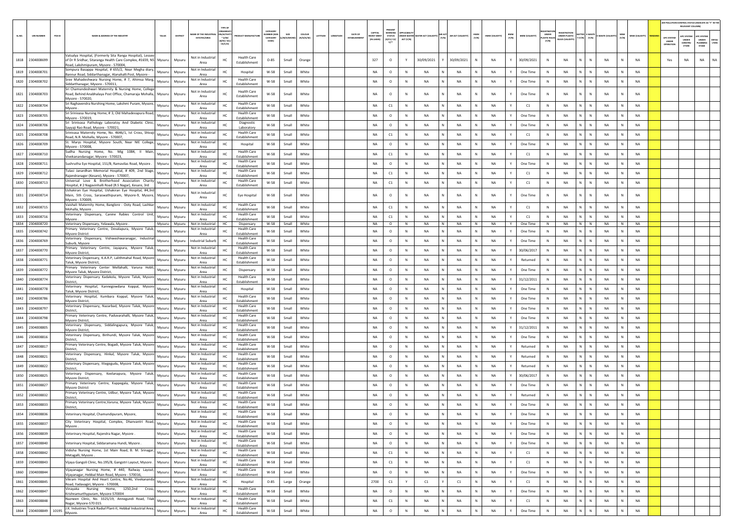| SL.NO. | UIN NUMBER | PCB ID | NAME & ADDRESS OF THE INDUSTRY | TALUK | DISTRICT | NAME OF THE INDUSTRIAL ESTATES/AREA | TYPE OF ORGANISATION/ACTIVITY* (I/M/LB/HC/H/CE/C/O) | PRODUCT MANUFACTURE | CATEGORY NUMBER (XGN CATEGORY CODE) | SIZE (L/M/S/MICRO) | COLOUR (R/O/G/W) | LATITUDE | LONGITUDE | DATE OF ESTABLISHMENT | CAPITAL INVEST MENT (IN LAKHS) | PRESENT WORKING STATUS (O/C1/C2/Y)** | APPLICABILITY UNDER WATER ACT (Y/N) | WATER ACT (VALIDITY) | AIR ACT (Y/N) | AIR ACT (VALIDITY) | HWM (Y/N) | HWM (VALIDITY) | BMW (Y/N) | BMW (VALIDITY) | REGISTRATION UNDER PLASTIC RULES (Y/N) | REGISTRATION UNDER PLASTIC RULES (VALIDITY) | BATTERY (Y/N) | E-WASTE (Y/N) | E-WASTE (VALIDITY) | MSW (Y/N) | MSW (VALIDITY) | REMARKS | APC SYSTEM UNDER OPERATION | APC SYSTEM UNDER CONSTRUCTION | APC SYSTEM UNDER PLANNING STAGE | DEFAULTERS |
|---|---|---|---|---|---|---|---|---|---|---|---|---|---|---|---|---|---|---|---|---|---|---|---|---|---|---|---|---|---|---|---|---|---|---|---|---|
| 1818 | 2304008699 | | Vatsalya Hospital, (Formerly Sita Ranga Hospital), Lessee of Dr R Sridhar, Sitaranga Health Care Complex, #1659, NS Road, Lakshmipuram, Mysore - 570004, | Mysuru | Mysuru | Not in Industrial Area | HC | Health Care Establishment | O-85 | Small | Orange | | | | 327 | O | Y | 30/09/2021 | Y | 30/09/2021 | N | NA | Y | 30/09/2021 | N | NA | N | N | NA | N | NA | | Yes | NA | NA | NA |
| 1819 | 2304008701 | | Sompura Basappa Hospital, # 655/2, Near Megha diary, Bannur Road, Siddarthanagar, Alanahalli Post, Mysore - | Mysuru | Mysuru | Not in Industrial Area | HC | Hospital | W-58 | Small | White | | | | NA | O | N | NA | N | NA | N | NA | Y | One Time | N | NA | N | N | NA | N | NA | | | | | |
| 1820 | 2304008702 | | Sree Mahadeshwara Nursing Home, # 7, Ahimsa Marg, Siddarthanagar, Mysore - 570011, | Mysuru | Mysuru | Not in Industrial Area | HC | Health Care Establishment | W-58 | Small | White | | | | NA | O | N | NA | N | NA | N | NA | Y | One Time | N | NA | N | N | NA | N | NA | | | | | |
| 1821 | 2304008703 | | Sri Chamundeshwari Maternity & Nursing Home, College Road, Behind Anabhalaya Post Office, Chamaraja Mohalla, Mysore - 570020, | Mysuru | Mysuru | Not in Industrial Area | HC | Health Care Establishment | W-58 | Small | White | | | | NA | O | N | NA | N | NA | N | NA | Y | One Time | N | NA | N | N | NA | N | NA | | | | | |
| 1822 | 2304008704 | | Sri Raghavendra Nurshing Home, Lakshmi Puram, Mysore, Mysore . | Mysuru | Mysuru | Not in Industrial Area | HC | Health Care Establishment | W-58 | Small | White | | | | NA | C1 | N | NA | N | NA | N | NA | Y | C1 | N | NA | N | N | NA | N | NA | | | | | |
| 1823 | 2304008705 | | Sri Srinivasa Nursing Home, # 3, Old Mahadevapura Road, Mysore - 570019, | Mysuru | Mysuru | Not in Industrial Area | HC | Health Care Establishment | W-58 | Small | White | | | | NA | O | N | NA | N | NA | N | NA | Y | One Time | N | NA | N | N | NA | N | NA | | | | | |
| 1824 | 2304008706 | | Sri Srinivasa Pathology Laboratoy And Diabetic Clinic, Sayyaji Rao Road, Mysore - 570021, | Mysuru | Mysuru | Not in Industrial Area | HC | Diagnostic Laboratory | W-58 | Small | White | | | | NA | O | N | NA | N | NA | N | NA | Y | One Time | N | NA | N | N | NA | N | NA | | | | | |
| 1825 | 2304008708 | | Srinivasa Maternity Home, No. 4646/1, Ist Cross, Shivaji Road, N.R. Mohalla, Mysore - 570007, | Mysuru | Mysuru | Not in Industrial Area | HC | Health Care Establishment | W-58 | Small | White | | | | NA | C1 | N | NA | N | NA | N | NA | Y | C1 | N | NA | N | N | NA | N | NA | | | | | |
| 1826 | 2304008709 | | St. Marys Hospital, Mysore South, Near NIE College, Mysore - 570008, | Mysuru | Mysuru | Not in Industrial Area | HC | Hospital | W-58 | Small | White | | | | NA | O | N | NA | N | NA | N | NA | Y | One Time | N | NA | N | N | NA | N | NA | | | | | |
| 1827 | 2304008710 | | Sudha Nursing Home, No. Mig 1084, II Main, Vivekanandanagar, Mysore - 570023, | Mysuru | Mysuru | Not in Industrial Area | HC | Health Care Establishment | W-58 | Small | White | | | | NA | C1 | N | NA | N | NA | N | NA | Y | C1 | N | NA | N | N | NA | N | NA | | | | | |
| 1828 | 2304008711 | | Sushrutha Eye Hospital, 151/B, Ramavilas Road, Mysore . | Mysuru | Mysuru | Not in Industrial Area | HC | Health Care Establishment | W-58 | Small | White | | | | NA | O | N | NA | N | NA | N | NA | Y | One Time | N | NA | N | N | NA | N | NA | | | | | |
| 1829 | 2304008712 | | Tulasi Janardhan Memorial Hospital, # 409, 2nd Stage, Rajendranager (Kesare), Mysore - 570007, | Mysuru | Mysuru | Not in Industrial Area | HC | Health Care Establishment | W-58 | Small | White | | | | NA | C1 | N | NA | N | NA | N | NA | Y | C1 | N | NA | N | N | NA | N | NA | | | | | |
| 1830 | 2304008713 | | Universal Love & Brotherhood Association Charity Hospital, # 2 Nagavinhalli Road (R.S Nagar), Kesare, 3rd | Mysuru | Mysuru | Not in Industrial Area | HC | Health Care Establishment | W-58 | Small | White | | | | NA | C1 | N | NA | N | NA | N | NA | Y | C1 | N | NA | N | N | NA | N | NA | | | | | |
| 1831 | 2304008714 | | Ushakiran Eye Hospital, Ushakiran Eye Hospital, #4,3rd Main, 5th Cross, Saraswathipuram, Mysore-9, Mysore, Mysore - 570009, | Mysuru | Mysuru | Not in Industrial Area | HC | Eye Hospital | W-58 | Small | White | | | | NA | O | N | NA | N | NA | N | NA | Y | One Time | N | NA | N | N | NA | N | NA | | | | | |
| 1832 | 2304008715 | | Vaishali Maternity Home, Banglore - Ooty Road, Lashkar Mohalla, Mysore . | Mysuru | Mysuru | Not in Industrial Area | HC | Health Care Establishment | W-58 | Small | White | | | | NA | C1 | N | NA | N | NA | N | NA | Y | C1 | N | NA | N | N | NA | N | NA | | | | | |
| 1833 | 2304008716 | | Veterinary Dispensary, Canine Rabies Control Unit, Mysore . | Mysuru | Mysuru | Not in Industrial Area | HC | Health Care Establishment | W-58 | Small | White | | | | NA | C1 | N | NA | N | NA | N | NA | Y | C1 | N | NA | N | N | NA | N | NA | | | | | |
| 1834 | 2304008720 | | Veterinary Dispensary, Yelawala, Mysore . | Mysuru | Mysuru | Not in Industrial Area | HC | Dispensary | W-58 | Small | White | | | | NA | O | N | NA | N | NA | N | NA | Y | One Time | N | NA | N | N | NA | N | NA | | | | | |
| 1835 | 2304008742 | | Primary Veterinary Centre, Devalapura, Mysore Taluk, Mysore District | Mysuru | Mysuru | Not in Industrial Area | HC | Health Care Establishment | W-58 | Small | White | | | | NA | O | N | NA | N | NA | N | NA | Y | One Time | N | NA | N | N | NA | N | NA | | | | | |
| 1836 | 2304008769 | | Veterinary Dispensary, Vishweshwaranagar, Industrial Suburb, Mysore | Mysuru | Mysuru | Industrial Suburb | HC | Health Care Establishment | W-58 | Small | White | | | | NA | O | N | NA | N | NA | N | NA | Y | One Time | N | NA | N | N | NA | N | NA | | | | | |
| 1837 | 2304008770 | | Primary Veterinary Centre, Jayapura, Mysore Taluk, Mysore District, | Mysuru | Mysuru | Not in Industrial Area | HC | Health Care Establishment | W-58 | Small | White | | | | NA | O | N | NA | N | NA | N | NA | Y | 30/06/2017 | N | NA | N | N | NA | N | NA | | | | | |
| 1838 | 2304008771 | | Veterinary Dispensary, K.A.R.P, Lalithmahal Road, Mysore Taluk, Mysore District, | Mysuru | Mysuru | Not in Industrial Area | HC | Health Care Establishment | W-58 | Small | White | | | | NA | O | N | NA | N | NA | N | NA | Y | Returned | N | NA | N | N | NA | N | NA | | | | | |
| 1839 | 2304008772 | | Primary Veterinary Center Mellahalli, Varuna Hobli, Mysore Taluk, Mysore District, | Mysuru | Mysuru | Not in Industrial Area | HC | Dispensary | W-58 | Small | White | | | | NA | O | N | NA | N | NA | N | NA | Y | One Time | N | NA | N | N | NA | N | NA | | | | | |
| 1840 | 2304008774 | | Veterinary Dispensary Kadakola, Mysore Taluk, Mysore District, | Mysuru | Mysuru | Not in Industrial Area | HC | Health Care Establishment | W-58 | Small | White | | | | NA | O | N | NA | N | NA | N | NA | Y | 31/12/2011 | N | NA | N | N | NA | N | NA | | | | | |
| 1841 | 2304008778 | | Veterinary Hospital, Kannegowdana Koppal, Mysore Taluk, Mysore District, | Mysuru | Mysuru | Not in Industrial Area | HC | Hospital | W-58 | Small | White | | | | NA | O | N | NA | N | NA | N | NA | Y | One Time | N | NA | N | N | NA | N | NA | | | | | |
| 1842 | 2304008786 | | Veterinary Hospital, Kumbara Koppal, Mysore Taluk, Mysore District, | Mysuru | Mysuru | Not in Industrial Area | HC | Health Care Establishment | W-58 | Small | White | | | | NA | O | N | NA | N | NA | N | NA | Y | One Time | N | NA | N | N | NA | N | NA | | | | | |
| 1843 | 2304008797 | | Veterinary Dispensary, Nazarbad, Mysore Taluk, Mysore District, | Mysuru | Mysuru | Not in Industrial Area | HC | Health Care Establishment | W-58 | Small | White | | | | NA | O | N | NA | N | NA | N | NA | Y | One Time | N | NA | N | N | NA | N | NA | | | | | |
| 1844 | 2304008798 | | Primary Veterinary Centre, Paduvarahalli, Mysore Taluk, Mysore District, | Mysuru | Mysuru | Not in Industrial Area | HC | Health Care Establishment | W-58 | Small | White | | | | NA | O | N | NA | N | NA | N | NA | Y | One Time | N | NA | N | N | NA | N | NA | | | | | |
| 1845 | 2304008805 | | Veterinary Dispensary, Siddalingapura, Mysore Taluk, Mysore District, | Mysuru | Mysuru | Not in Industrial Area | HC | Health Care Establishment | W-58 | Small | White | | | | NA | O | N | NA | N | NA | N | NA | Y | 31/12/2011 | N | NA | N | N | NA | N | NA | | | | | |
| 1846 | 2304008816 | | Veterinary Dispensary, Birihundi, Mysore Taluk, Mysore District, | Mysuru | Mysuru | Not in Industrial Area | HC | Health Care Establishment | W-58 | Small | White | | | | NA | O | N | NA | N | NA | N | NA | Y | One Time | N | NA | N | N | NA | N | NA | | | | | |
| 1847 | 2304008817 | | Primary Veterinary Centre, Bogadi, Mysore Taluk, Mysore District, | Mysuru | Mysuru | Not in Industrial Area | HC | Health Care Establishment | W-58 | Small | White | | | | NA | O | N | NA | N | NA | N | NA | Y | Returned | N | NA | N | N | NA | N | NA | | | | | |
| 1848 | 2304008821 | | Veterinary Dispensary, Hinkal, Mysore Taluk, Mysore District, | Mysuru | Mysuru | Not in Industrial Area | HC | Health Care Establishment | W-58 | Small | White | | | | NA | O | N | NA | N | NA | N | NA | Y | Returned | N | NA | N | N | NA | N | NA | | | | | |
| 1849 | 2304008822 | | Veterinary Dispensary, Ittegegudu, Mysore Taluk, Mysore District, | Mysuru | Mysuru | Not in Industrial Area | HC | Health Care Establishment | W-58 | Small | White | | | | NA | O | N | NA | N | NA | N | NA | Y | Returned | N | NA | N | N | NA | N | NA | | | | | |
| 1850 | 2304008825 | | Veterinary Dispensary, Keelanapura, Mysore Taluk, Mysore District, | Mysuru | Mysuru | Not in Industrial Area | HC | Health Care Establishment | W-58 | Small | White | | | | NA | O | N | NA | N | NA | N | NA | Y | 30/06/2017 | N | NA | N | N | NA | N | NA | | | | | |
| 1851 | 2304008827 | | Primary Veterinary Centre, Kuppegala, Mysore Taluk, Mysore District | Mysuru | Mysuru | Not in Industrial Area | HC | Health Care Establishment | W-58 | Small | White | | | | NA | O | N | NA | N | NA | N | NA | Y | One Time | N | NA | N | N | NA | N | NA | | | | | |
| 1852 | 2304008832 | | Primary Veterinary Centre, Udbur, Mysore Taluk, Mysore District, | Mysuru | Mysuru | Not in Industrial Area | HC | Health Care Establishment | W-58 | Small | White | | | | NA | O | N | NA | N | NA | N | NA | Y | Returned | N | NA | N | N | NA | N | NA | | | | | |
| 1853 | 2304008833 | | Primary Veterinary Centre,Varuna, Mysore Taluk, Mysore District, | Mysuru | Mysuru | Not in Industrial Area | HC | Health Care Establishment | W-58 | Small | White | | | | NA | O | N | NA | N | NA | N | NA | Y | One Time | N | NA | N | N | NA | N | NA | | | | | |
| 1854 | 2304008836 | | Veterinary Hospital, Chamundipuram, Mysore, | Mysuru | Mysuru | Not in Industrial Area | HC | Health Care Establishment | W-58 | Small | White | | | | NA | O | N | NA | N | NA | N | NA | Y | One Time | N | NA | N | N | NA | N | NA | | | | | |
| 1855 | 2304008837 | | City Veterinary Hospital, Complex, Dhanvantri Road, Mysore . | Mysuru | Mysuru | Not in Industrial Area | HC | Health Care Establishment | W-58 | Small | White | | | | NA | O | N | NA | N | NA | N | NA | Y | One Time | N | NA | N | N | NA | N | NA | | | | | |
| 1856 | 2304008839 | | Veterinary Hospital, Rajendra Nagar, Mysore . | Mysuru | Mysuru | Not in Industrial Area | HC | Health Care Establishment | W-58 | Small | White | | | | NA | O | N | NA | N | NA | N | NA | Y | One Time | N | NA | N | N | NA | N | NA | | | | | |
| 1857 | 2304008840 | | Veterinary Hospital, Siddaramana Hundi, Mysore . | Mysuru | Mysuru | Not in Industrial Area | HC | Health Care Establishment | W-58 | Small | White | | | | NA | O | N | NA | N | NA | N | NA | Y | One Time | N | NA | N | N | NA | N | NA | | | | | |
| 1858 | 2304008842 | | Vidisha Nursing Home, 1st Main Road, B. M. Srinagar, Metagalli, Mysore . | Mysuru | Mysuru | Not in Industrial Area | HC | Health Care Establishment | W-58 | Small | White | | | | NA | C1 | N | NA | N | NA | N | NA | Y | C1 | N | NA | N | N | NA | N | NA | | | | | |
| 1859 | 2304008843 | | Vijaya Gangoli Clinic, No.195/B, Gangotri Layout, Mysore . | Mysuru | Mysuru | Not in Industrial Area | HC | Health Care Establishment | W-58 | Small | White | | | | NA | C1 | N | NA | N | NA | N | NA | Y | C1 | N | NA | N | N | NA | N | NA | | | | | |
| 1860 | 2304008844 | | Vijayanagar Nursing Home, # 440, Railway Layout, Vijayanagar, Hebbal Main Road, Mysore - 570016, | Mysuru | Mysuru | Not in Industrial Area | HC | Health Care Establishment | W-58 | Small | White | | | | NA | O | N | NA | N | NA | N | NA | Y | One Time | N | NA | N | N | NA | N | NA | | | | | |
| 1861 | 2304008845 | | Vikram Hospital And Heart Centre, No.46, Vivekananda Road, Yadavagiri, Mysore - 570008, | Mysuru | Mysuru | Not in Industrial Area | HC | Hospital | O-85 | Large | Orange | | | | 2700 | C1 | Y | C1 | Y | C1 | N | NA | Y | C1 | N | NA | N | N | NA | N | NA | | | | | |
| 1862 | 2304008847 | | Vinayaka Nursing Home, 1250,2nd Cross, Krishnamurthypuram, Mysore-570004 | Mysuru | Mysuru | Not in Industrial Area | HC | Health Care Establishment | W-58 | Small | White | | | | NA | O | N | NA | N | NA | N | NA | Y | One Time | N | NA | N | N | NA | N | NA | | | | | |
| 1863 | 2304008848 | | Nazneen Clinic, No. 3325/19, Annegundi Road, Tilak Nagar, Mysore-570 015. | Mysuru | Mysuru | Not in Industrial Area | HC | Health Care Establishment | W-58 | Small | White | | | | NA | C1 | N | NA | N | NA | N | NA | Y | C1 | N | NA | N | N | NA | N | NA | | | | | |
| 1864 | 2304008849 | 10195 | J.K. Industries Truck Radial Plant-II, Hebbal Industrial Area, Mysore. | Mysuru | Mysuru | Not in Industrial Area | HC | Health Care Establishment | W-58 | Small | White | | | | NA | O | N | NA | N | NA | N | NA | Y | One Time | N | NA | N | N | NA | N | NA | | | | | |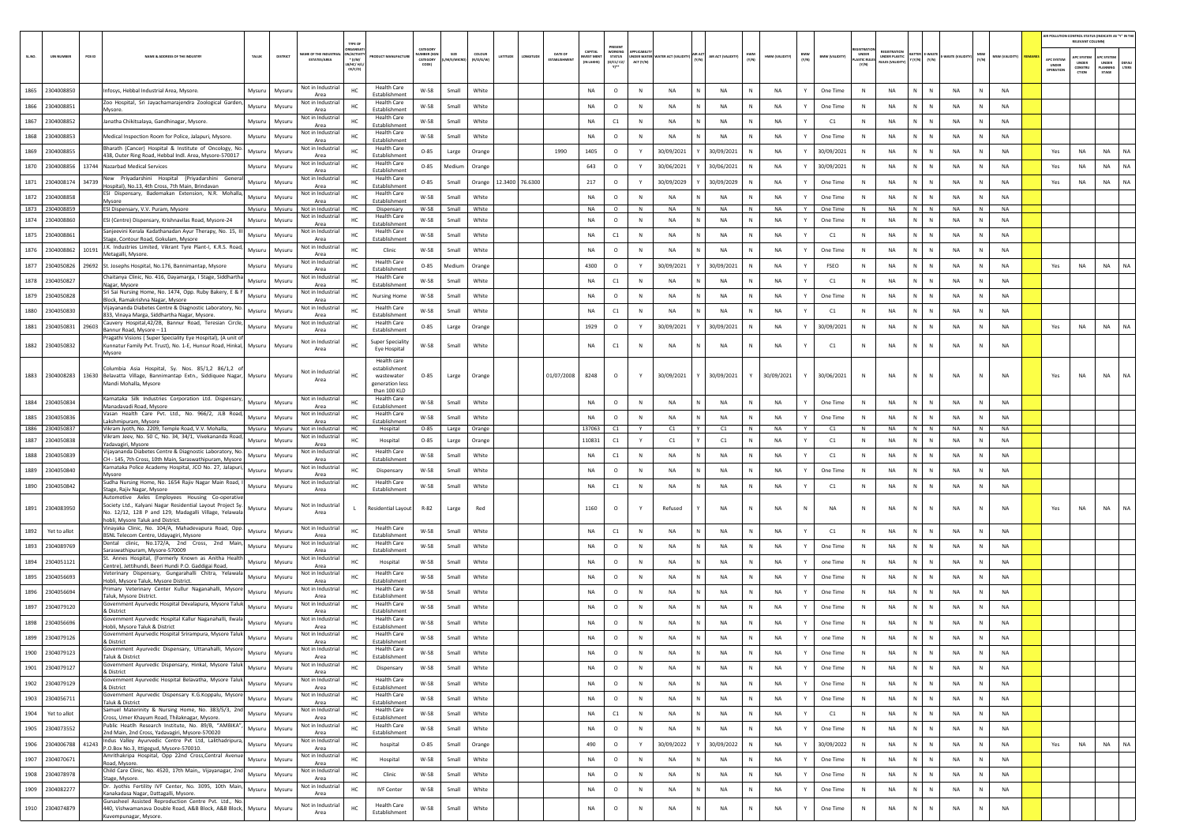| SL.NO. | UIN NUMBER | PCB ID | NAME & ADDRESS OF THE INDUSTRY | TALUK | DISTRICT | NAME OF THE INDUSTRIAL ESTATE/AREA | TYPE OF ORGANISATION/ACTIVITY * (I/M/LB/HC/H/L/CE/C/O) | PRODUCT MANUFACTURE | CATEGORY NUMBER (XGN CATEGORY CODE) | SIZE (L/M/S/MICRO) | COLOUR (R/O/G/W) | LATITUDE | LONGITUDE | DATE OF ESTABLISHMENT | CAPITAL INVEST MENT (IN LAKHS) | PRESENT WORKING STATUS (O/C1/C2/Y)** | APPLICABILITY UNDER WATER ACT (Y/N) | WATER ACT (VALIDITY) | AIR ACT (Y/N) | AIR ACT (VALIDITY) | HWM (Y/N) | HWM (VALIDITY) | BMW (Y/N) | BMW (VALIDITY) | REGISTRATION UNDER PLASTIC RULES (Y/N) | REGISTRATION UNDER PLASTIC RULES (VALIDITY) | BATTERY (Y/N) | E-WASTE (Y/N) | E-WASTE (VALIDITY) | MSW (Y/N) | MSW (VALIDITY) | REMARKS | APC SYSTEM UNDER OPERATION | APC SYSTEM UNDER CONSTRUCTION | APC SYSTEM UNDER PLANNING STAGE | DEFAULTERS |
|---|---|---|---|---|---|---|---|---|---|---|---|---|---|---|---|---|---|---|---|---|---|---|---|---|---|---|---|---|---|---|---|---|---|---|---|---|
| 1865 | 2304080850 | | Infosys, Hebbal Industrial Area, Mysore. | Mysuru | Mysuru | Not in Industrial Area | HC | Health Care Establishment | W-58 | Small | White | | | | NA | O | N | NA | N | NA | N | NA | Y | One Time | N | NA | N | N | NA | N | NA | | | | | |
| 1866 | 2304080851 | | Zoo Hospital, Sri Jayachamarajendra Zoological Garden, Mysore. | Mysuru | Mysuru | Not in Industrial Area | HC | Health Care Establishment | W-58 | Small | White | | | | NA | O | N | NA | N | NA | N | NA | Y | One Time | N | NA | N | N | NA | N | NA | | | | | |
| 1867 | 2304080852 | | Janatha Chikitsalaya, Gandhinagar, Mysore. | Mysuru | Mysuru | Not in Industrial Area | HC | Health Care Establishment | W-58 | Small | White | | | | NA | C1 | N | NA | N | NA | N | NA | Y | C1 | N | NA | N | N | NA | N | NA | | | | | |
| 1868 | 2304080853 | | Medical Inspection Room for Police, Jalapuri, Mysore. | Mysuru | Mysuru | Not in Industrial Area | HC | Health Care Establishment | W-58 | Small | White | | | | NA | O | N | NA | N | NA | N | NA | Y | One Time | N | NA | N | N | NA | N | NA | | | | | |
| 1869 | 2304080855 | | Bharath (Cancer) Hospital & Institute of Oncology, No. 438, Outer Ring Road, Hebbal Indl. Area, Mysore-570017 | Mysuru | Mysuru | Not in Industrial Area | HC | Health Care Establishment | O-85 | Large | Orange | | | 1990 | 1405 | O | Y | 30/09/2021 | Y | 30/09/2021 | N | NA | Y | 30/09/2021 | N | NA | N | N | NA | N | NA | | Yes | NA | NA | NA |
| 1870 | 2304080856 | 13744 | Nazarbad Medical Services | Mysuru | Mysuru | Not in Industrial Area | HC | Health Care Establishment | O-85 | Medium | Orange | | | | 643 | O | Y | 30/06/2021 | Y | 30/06/2021 | N | NA | Y | 30/09/2021 | N | NA | N | N | NA | N | NA | | Yes | NA | NA | NA |
| 1871 | 2304080174 | 34739 | New Priyadarshini Hospital (Priyadarshini General Hospital), No.13, 4th Cross, 7th Main, Brindavan | Mysuru | Mysuru | Not in Industrial Area | HC | Health Care Establishment | O-85 | Small | Orange | 12.3400 | 76.6300 | | 217 | O | Y | 30/09/2029 | Y | 30/09/2029 | N | NA | Y | One Time | N | NA | N | N | NA | N | NA | | Yes | NA | NA | NA |
| 1872 | 2304080858 | | ESI Dispensary, Bademakan Extension, N.R. Mohalla, Mysore | Mysuru | Mysuru | Not in Industrial Area | HC | Health Care Establishment | W-58 | Small | White | | | | NA | O | N | NA | N | NA | N | NA | Y | One Time | N | NA | N | N | NA | N | NA | | | | | |
| 1873 | 2304080859 | | ESI Dispensary, V.V. Puram, Mysore | Mysuru | Mysuru | Not in Industrial Area | HC | Dispensary | W-58 | Small | White | | | | NA | O | N | NA | N | NA | N | NA | Y | One Time | N | NA | N | N | NA | N | NA | | | | | |
| 1874 | 2304080860 | | ESI (Centre) Dispensary, Krishnavilas Road, Mysore-24 | Mysuru | Mysuru | Not in Industrial Area | HC | Health Care Establishment | W-58 | Small | White | | | | NA | O | N | NA | N | NA | N | NA | Y | One Time | N | NA | N | N | NA | N | NA | | | | | |
| 1875 | 2304080861 | | Sanjeevini Kerala Kadathanadan Ayur Therapy, No. 15, III Stage, Contour Road, Gokulam, Mysore | Mysuru | Mysuru | Not in Industrial Area | HC | Health Care Establishment | W-58 | Small | White | | | | NA | C1 | N | NA | N | NA | N | NA | Y | C1 | N | NA | N | N | NA | N | NA | | | | | |
| 1876 | 2304080862 | 10191 | J.K. Industries Limited, Vikrant Tyre Plant-I, K.R.S. Road, Metagalli, Mysore. | Mysuru | Mysuru | Not in Industrial Area | HC | Clinic | W-58 | Small | White | | | | NA | O | N | NA | N | NA | N | NA | Y | One Time | N | NA | N | N | NA | N | NA | | | | | |
| 1877 | 2304080826 | 29692 | St. Josephs Hospital, No.176, Bannimantap, Mysore | Mysuru | Mysuru | Not in Industrial Area | HC | Health Care Establishment | O-85 | Medium | Orange | | | | 4300 | O | Y | 30/09/2021 | Y | 30/09/2021 | N | NA | Y | FSEO | N | NA | N | N | NA | N | NA | | Yes | NA | NA | NA |
| 1878 | 2304050827 | | Chaitanya Clinic, No. 416, Dayamarga, I Stage, Siddhartha Nagar, Mysore | Mysuru | Mysuru | Not in Industrial Area | HC | Health Care Establishment | W-58 | Small | White | | | | NA | C1 | N | NA | N | NA | N | NA | Y | C1 | N | NA | N | N | NA | N | NA | | | | | |
| 1879 | 2304050828 | | Sri Sai Nursing Home, No. 1474, Opp. Ruby Bakery, E & F Block, Ramakrishna Nagar, Mysore | Mysuru | Mysuru | Not in Industrial Area | HC | Nursing Home | W-58 | Small | White | | | | NA | O | N | NA | N | NA | N | NA | Y | One Time | N | NA | N | N | NA | N | NA | | | | | |
| 1880 | 2304050830 | | Vijayananda Diabetes Centre & Diagnostic Laboratory, No. 833, Vinaya Marga, Siddhartha Nagar, Mysore. | Mysuru | Mysuru | Not in Industrial Area | HC | Health Care Establishment | W-58 | Small | White | | | | NA | C1 | N | NA | N | NA | N | NA | Y | C1 | N | NA | N | N | NA | N | NA | | | | | |
| 1881 | 2304050831 | 29603 | Cauvery Hospital,42/2B, Bannur Road, Teresian Circle, Bannur Road, Mysore – 11 | Mysuru | Mysuru | Not in Industrial Area | HC | Health Care Establishment | O-85 | Large | Orange | | | | 1929 | O | Y | 30/09/2021 | Y | 30/09/2021 | N | NA | Y | 30/09/2021 | N | NA | N | N | NA | N | NA | | Yes | NA | NA | NA |
| 1882 | 2304050832 | | Pragathi Visions ( Super Speciality Eye Hospital), (A unit of Kunnatur Family Pvt. Trust), No. 1-E, Hunsur Road, Hinkal, Mysore | Mysuru | Mysuru | Not in Industrial Area | HC | Super Speciality Eye Hospital | W-58 | Small | White | | | | NA | C1 | N | NA | N | NA | N | NA | Y | C1 | N | NA | N | N | NA | N | NA | | | | | |
| 1883 | 2304080283 | 13630 | Columbia Asia Hospital, Sy. Nos. 85/1,2 86/1,2 of Belavatta Village, Bareimantap Extn., Siddiquee Nagar, Mandi Mohalla, Mysore | Mysuru | Mysuru | Not in Industrial Area | HC | Health care establishment wastewater generation less than 100 KLD | O-85 | Large | Orange | | | 01/07/2008 | 8248 | O | Y | 30/09/2021 | Y | 30/09/2021 | Y | 30/09/2021 | Y | 30/06/2021 | N | NA | N | N | NA | N | NA | | Yes | NA | NA | NA |
| 1884 | 2304050834 | | Karnataka Silk Industries Corporation Ltd. Dispensary, Manadavadi Road, Mysore | Mysuru | Mysuru | Not in Industrial Area | HC | Health Care Establishment | W-58 | Small | White | | | | NA | O | N | NA | N | NA | N | NA | Y | One Time | N | NA | N | N | NA | N | NA | | | | | |
| 1885 | 2304050836 | | Vasan Health Care Pvt. Ltd., No. 966/2, JLB Road, Lakshmipuram, Mysore | Mysuru | Mysuru | Not in Industrial Area | HC | Health Care Establishment | W-58 | Small | White | | | | NA | O | N | NA | N | NA | N | NA | Y | One Time | N | NA | N | N | NA | N | NA | | | | | |
| 1886 | 2304050837 | | Vikram Jyoth, No. 2209, Temple Road, V.V. Mohalla, | Mysuru | Mysuru | Not in Industrial Area | HC | Hospital | O-85 | Large | Orange | | | | 137063 | C1 | Y | C1 | Y | C1 | N | NA | Y | C1 | N | NA | N | N | NA | N | NA | | | | | |
| 1887 | 2304050838 | | Vikram Jeev, No. 50 C, No. 34, 34/1, Vivekananda Road, Yadavagiri, Mysore | Mysuru | Mysuru | Not in Industrial Area | HC | Hospital | O-85 | Large | Orange | | | | 110831 | C1 | Y | C1 | Y | C1 | N | NA | Y | C1 | N | NA | N | N | NA | N | NA | | | | | |
| 1888 | 2304050839 | | Vijayananda Diabetes Centre & Diagnostic Laboratory, No. CH - 145, 7th Cross, 10th Main, Saraswathipuram, Mysore | Mysuru | Mysuru | Not in Industrial Area | HC | Health Care Establishment | W-58 | Small | White | | | | NA | C1 | N | NA | N | NA | N | NA | Y | C1 | N | NA | N | N | NA | N | NA | | | | | |
| 1889 | 2304050840 | | Karnataka Police Academy Hospital, JCO No. 27, Jalapuri, Mysore | Mysuru | Mysuru | Not in Industrial Area | HC | Dispensary | W-58 | Small | White | | | | NA | O | N | NA | N | NA | N | NA | Y | One Time | N | NA | N | N | NA | N | NA | | | | | |
| 1890 | 2304050842 | | Sudha Nursing Home, No. 1654 Rajiv Nagar Main Road, I Stage, Rajiv Nagar, Mysore | Mysuru | Mysuru | Not in Industrial Area | HC | Health Care Establishment | W-58 | Small | White | | | | NA | C1 | N | NA | N | NA | N | NA | Y | C1 | N | NA | N | N | NA | N | NA | | | | | |
| 1891 | 2304083950 | | Automotive Axles Employees Housing Co-operative Society Ltd., Kalyani Nagar Residential Layout Project Sy. No. 12/12, 128 P and 129, Madagalli Village, Yelawala hobli, Mysore Taluk and District. | Mysuru | Mysuru | Not in Industrial Area | L | Residential Layout | R-82 | Large | Red | | | | 1160 | O | Y | Refused | Y | NA | N | NA | N | NA | N | NA | N | N | NA | N | NA | | Yes | NA | NA | NA |
| 1892 | Yet to allot | | Vinayaka Clinic, No. 104/A, Mahadevapura Road, Opp. BSNL Telecom Centre, Udayagiri, Mysore | Mysuru | Mysuru | Not in Industrial Area | HC | Health Care Establishment | W-58 | Small | White | | | | NA | C1 | N | NA | N | NA | N | NA | Y | C1 | N | NA | N | N | NA | N | NA | | | | | |
| 1893 | 2304089769 | | Dental clinic, No.172/A, 2nd Cross, 2nd Main, Saraswathipuram, Mysore-570009 | Mysuru | Mysuru | Not in Industrial Area | HC | Health Care Establishment | W-58 | Small | White | | | | NA | O | N | NA | N | NA | N | NA | Y | One Time | N | NA | N | N | NA | N | NA | | | | | |
| 1894 | 2304051121 | | St. Annes Hospital, (Formerly Known as Anitha Health Centre), Jettihundi, Beeri Hundi P.O. Gaddigai Road, | Mysuru | Mysuru | Not in Industrial Area | HC | Hospital | W-58 | Small | White | | | | NA | O | N | NA | N | NA | N | NA | Y | one Time | N | NA | N | N | NA | N | NA | | | | | |
| 1895 | 2304056693 | | Veterinary Dispensary, Gungarahalli Chitra, Yelawala Hobli, Mysore Taluk, Mysore District. | Mysuru | Mysuru | Not in Industrial Area | HC | Health Care Establishment | W-58 | Small | White | | | | NA | O | N | NA | N | NA | N | NA | Y | One Time | N | NA | N | N | NA | N | NA | | | | | |
| 1896 | 2304056694 | | Primary Veterinary Center Kullur Naganahalli, Mysore Taluk, Mysore District. | Mysuru | Mysuru | Not in Industrial Area | HC | Health Care Establishment | W-58 | Small | White | | | | NA | O | N | NA | N | NA | N | NA | Y | One Time | N | NA | N | N | NA | N | NA | | | | | |
| 1897 | 2304079120 | | Government Ayurvedic Hospital Devalapura, Mysore Taluk & District | Mysuru | Mysuru | Not in Industrial Area | HC | Health Care Establishment | W-58 | Small | White | | | | NA | O | N | NA | N | NA | N | NA | Y | One Time | N | NA | N | N | NA | N | NA | | | | | |
| 1898 | 2304056696 | | Government Ayurvedic Hospital Kallur Naganahalli, Ilwala Hobli, Mysore Taluk & District | Mysuru | Mysuru | Not in Industrial Area | HC | Health Care Establishment | W-58 | Small | White | | | | NA | O | N | NA | N | NA | N | NA | Y | One Time | N | NA | N | N | NA | N | NA | | | | | |
| 1899 | 2304079126 | | Government Ayurvedic Hospital Srirampura, Mysore Taluk & District | Mysuru | Mysuru | Not in Industrial Area | HC | Health Care Establishment | W-58 | Small | White | | | | NA | O | N | NA | N | NA | N | NA | Y | one Time | N | NA | N | N | NA | N | NA | | | | | |
| 1900 | 2304079123 | | Government Ayurvedic Dispensary, Uttanahalli, Mysore Taluk & District | Mysuru | Mysuru | Not in Industrial Area | HC | Health Care Establishment | W-58 | Small | White | | | | NA | O | N | NA | N | NA | N | NA | Y | One Time | N | NA | N | N | NA | N | NA | | | | | |
| 1901 | 2304079127 | | Government Ayurvedic Dispensary, Hinkal, Mysore Taluk & District | Mysuru | Mysuru | Not in Industrial Area | HC | Dispensary | W-58 | Small | White | | | | NA | O | N | NA | N | NA | N | NA | Y | One Time | N | NA | N | N | NA | N | NA | | | | | |
| 1902 | 2304079129 | | Government Ayurvedic Hospital Belavatha, Mysore Taluk & District | Mysuru | Mysuru | Not in Industrial Area | HC | Health Care Establishment | W-58 | Small | White | | | | NA | O | N | NA | N | NA | N | NA | Y | One Time | N | NA | N | N | NA | N | NA | | | | | |
| 1903 | 2304056711 | | Government Ayurvedic Dispensary K.G.Koppalu, Mysore Taluk & District | Mysuru | Mysuru | Not in Industrial Area | HC | Health Care Establishment | W-58 | Small | White | | | | NA | O | N | NA | N | NA | N | NA | Y | One Time | N | NA | N | N | NA | N | NA | | | | | |
| 1904 | Yet to allot | | Samuel Materinity & Nursing Home, No. 383/5/3, 2nd Cross, Umer Khayum Road, Thilaknagar, Mysore. | Mysuru | Mysuru | Not in Industrial Area | HC | Health Care Establishment | W-58 | Small | White | | | | NA | C1 | N | NA | N | NA | N | NA | Y | C1 | N | NA | N | N | NA | N | NA | | | | | |
| 1905 | 2304073552 | | Public Health Research Institute, No. 89/B, "AMBIKA", 2nd Main, 2nd Cross, Yadavagiri, Mysore-570020 | Mysuru | Mysuru | Not in Industrial Area | HC | Health Care Establishment | W-58 | Small | White | | | | NA | O | N | NA | N | NA | N | NA | Y | One Time | N | NA | N | N | NA | N | NA | | | | | |
| 1906 | 2304006788 | 41243 | Indus Valley Ayurvedic Centre Pvt Ltd, Lalithadripura, P.O.Box No.3, Ittigegud, Mysore-570010. | Mysuru | Mysuru | Not in Industrial Area | HC | hospital | O-85 | Small | Orange | | | | 490 | O | Y | 30/09/2022 | Y | 30/09/2022 | N | NA | Y | 30/09/2022 | N | NA | N | N | NA | N | NA | | Yes | NA | NA | NA |
| 1907 | 2304070671 | | Amrithakripa Hospital, Opp 22nd Cross,Central Avenue Road, Mysore. | Mysuru | Mysuru | Not in Industrial Area | HC | Hospital | W-58 | Small | White | | | | NA | O | N | NA | N | NA | N | NA | Y | One Time | N | NA | N | N | NA | N | NA | | | | | |
| 1908 | 2304078978 | | Child Care Clinic, No. 4520, 17th Main,, Vijayanagar, 2nd Stage, Mysore. | Mysuru | Mysuru | Not in Industrial Area | HC | Clinic | W-58 | Small | White | | | | NA | O | N | NA | N | NA | N | NA | Y | One Time | N | NA | N | N | NA | N | NA | | | | | |
| 1909 | 2304082277 | | Dr. Jyothis Fertility IVF Center, No. 3095, 10th Main, Kanakadasa Nagar, Dattagalli, Mysore. | Mysuru | Mysuru | Not in Industrial Area | HC | IVF Center | W-58 | Small | White | | | | NA | O | N | NA | N | NA | N | NA | Y | One Time | N | NA | N | N | NA | N | NA | | | | | |
| 1910 | 2304074879 | | Gunasheel Assisted Reproduction Centre Pvt. Ltd., No. 440, Vishwamanava Double Road, A&B Block, A&B Block, Kuvempunagar, Mysore. | Mysuru | Mysuru | Not in Industrial Area | HC | Health Care Establishment | W-58 | Small | White | | | | NA | O | N | NA | N | NA | N | NA | Y | One Time | N | NA | N | N | NA | N | NA | | | | | |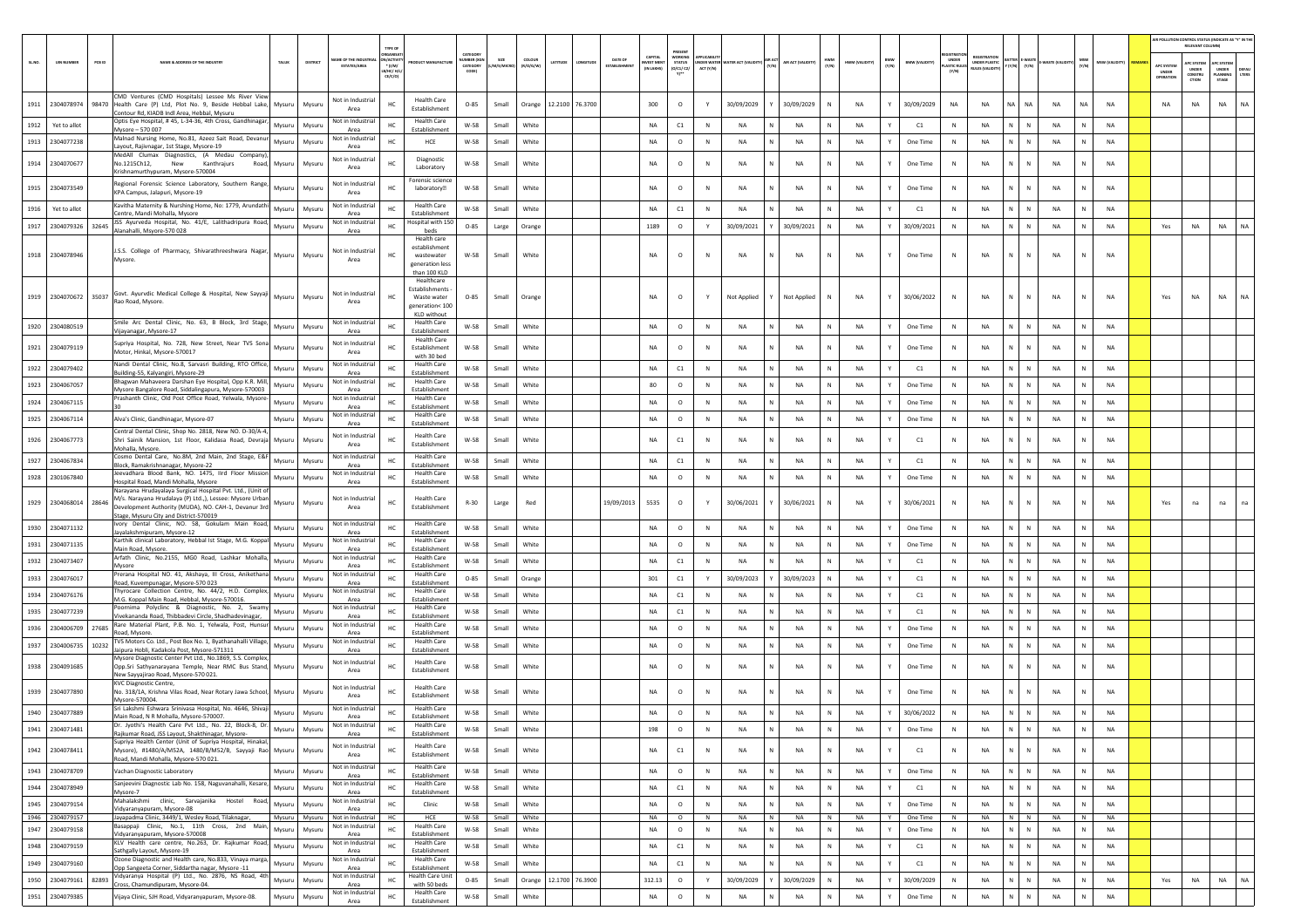| SL.NO. | UIN NUMBER | PCB ID | NAME & ADDRESS OF THE INDUSTRY | TALUK | DISTRICT | NAME OF THE INDUSTRIAL ESTATES/AREA | TYPE OF ORGANISATION/ACTIVITY * (I/M/LB/HC/H/CE/C/O) | PRODUCT MANUFACTURE | CATEGORY NUMBER (XGN CATEGORY CODE) | SIZE (L/M/S/MICRO) | COLOUR (R/O/G/W) | LATITUDE | LONGITUDE | DATE OF ESTABLISHMENT | CAPITAL INVEST MENT (IN LAKHS) | PRESENT WORKING STATUS (O/C1/C2/Y)** | APPLICABILITY UNDER WATER ACT (Y/N) | WATER ACT (VALIDITY) | AIR ACT (Y/N) | AIR ACT (VALIDITY) | HWM (Y/N) | HWM (VALIDITY) | BMW (Y/N) | BMW (VALIDITY) | REGISTRATION UNDER PLASTIC RULES (Y/N) | REGISTRATION UNDER PLASTIC RULES (VALIDITY) | BATTERY (Y/N) | E-WASTE (Y/N) | E-WASTE (VALIDITY) | MSW (Y/N) | MSW (VALIDITY) | REMARKS | APC SYSTEM UNDER OPERATION | APC SYSTEM UNDER CONSTRUCTION | APC SYSTEM UNDER PLANNING STAGE | DEFAULTERS |
|---|---|---|---|---|---|---|---|---|---|---|---|---|---|---|---|---|---|---|---|---|---|---|---|---|---|---|---|---|---|---|---|---|---|---|---|---|
| 1911 | 2304078974 | 98470 | CMD Ventures (CMD Hospitals) Lessee Ms River View Health Care (P) Ltd, Plot No. 9, Beside Hebbal Lake, Contour Rd, KIADB Indl Area, Hebbal, Mysuru | Mysuru | Mysuru | Not in Industrial Area | HC | Health Care Establishment | O-85 | Small | Orange | 12.2100 | 76.3700 | | 300 | O | Y | 30/09/2029 | Y | 30/09/2029 | N | NA | Y | 30/09/2029 | NA | NA | NA | NA | NA | NA | NA | | NA | NA | NA | NA |
| 1912 | Yet to allot | | Optis Eye Hospital, # 45, L-34-36, 4th Cross, Gandhinagar, Mysore – 570 007 | Mysuru | Mysuru | Not in Industrial Area | HC | Health Care Establishment | W-58 | Small | White | | | | NA | C1 | N | NA | N | NA | N | NA | Y | C1 | N | NA | N | N | NA | N | NA | | | | | |
| 1913 | 2304077238 | | Malnad Nursing Home, No.81, Azeez Sait Road, Devanur Layout, Rajivnagar, 1st Stage, Mysore-19 | Mysuru | Mysuru | Not in Industrial Area | HC | HCE | W-58 | Small | White | | | | NA | O | N | NA | N | NA | N | NA | Y | One Time | N | NA | N | N | NA | N | NA | | | | | |
| 1914 | 2304070677 | | MedAll Clumax Diagnostics, (A Medau Company), No.1215Ch12, New Kanthrajurs Road, Krishnamurthypuram, Mysore-570004 | Mysuru | Mysuru | Not in Industrial Area | HC | Diagnostic Laboratory | W-58 | Small | White | | | | NA | O | N | NA | N | NA | N | NA | Y | One Time | N | NA | N | N | NA | N | NA | | | | | |
| 1915 | 2304073549 | | Regional Forensic Science Laboratory, Southern Range, KPA Campus, Jalapuri, Mysore-19 | Mysuru | Mysuru | Not in Industrial Area | HC | Forensic science laboratory!! | W-58 | Small | White | | | | NA | O | N | NA | N | NA | N | NA | Y | One Time | N | NA | N | N | NA | N | NA | | | | | |
| 1916 | Yet to allot | | Kavitha Maternity & Nurshing Home, No: 1779, Arundathi Centre, Mandi Mohalla, Mysore | Mysuru | Mysuru | Not in Industrial Area | HC | Health Care Establishment | W-58 | Small | White | | | | NA | C1 | N | NA | N | NA | N | NA | Y | C1 | N | NA | N | N | NA | N | NA | | | | | |
| 1917 | 2304079326 | 32645 | JSS Ayurveda Hospital, No. 41/E, Lalithadripura Road, Alanahalli, Msyore-570 028 | Mysuru | Mysuru | Not in Industrial Area | HC | Hospital with 150 beds | O-85 | Large | Orange | | | | 1189 | O | Y | 30/09/2021 | Y | 30/09/2021 | N | NA | Y | 30/09/2021 | N | NA | N | N | NA | N | NA | | Yes | NA | NA | NA |
| 1918 | 2304078946 | | J.S.S. College of Pharmacy, Shivarathreeshwara Nagar, Mysore. | Mysuru | Mysuru | Not in Industrial Area | HC | Health care establishment wastewater generation less than 100 KLD | W-58 | Small | White | | | | NA | O | N | NA | N | NA | N | NA | Y | One Time | N | NA | N | N | NA | N | NA | | | | | |
| 1919 | 2304070672 | 35037 | Govt. Ayurvdic Medical College & Hospital, New Sayyaji Rao Road, Mysore. | Mysuru | Mysuru | Not in Industrial Area | HC | Healthcare Establishments - Waste water generation< 100 KLD without | O-85 | Small | Orange | | | | NA | O | Y | Not Applied | Y | Not Applied | N | NA | Y | 30/06/2022 | N | NA | N | N | NA | N | NA | | Yes | NA | NA | NA |
| 1920 | 2304080519 | | Smile Arc Dental Clinic, No. 63, B Block, 3rd Stage, Vijayanagar, Mysore-17 | Mysuru | Mysuru | Not in Industrial Area | HC | Health Care Establishment | W-58 | Small | White | | | | NA | O | N | NA | N | NA | N | NA | Y | One Time | N | NA | N | N | NA | N | NA | | | | | |
| 1921 | 2304079119 | | Supriya Hospital, No. 728, New Street, Near TVS Sona Motor, Hinkal, Mysore-570017 | Mysuru | Mysuru | Not in Industrial Area | HC | Health Care Establishment with 30 bed | W-58 | Small | White | | | | NA | O | N | NA | N | NA | N | NA | Y | One Time | N | NA | N | N | NA | N | NA | | | | | |
| 1922 | 2304079402 | | Nandi Dental Clinic, No.8, Sarvasri Building, RTO Office, Building-55, Kalyangiri, Mysore-29 | Mysuru | Mysuru | Not in Industrial Area | HC | Health Care Establishment | W-58 | Small | White | | | | NA | C1 | N | NA | N | NA | N | NA | Y | C1 | N | NA | N | N | NA | N | NA | | | | | |
| 1923 | 2304067057 | | Bhagwan Mahaveera Darshan Eye Hospital, Opp K.R. Mill, Mysore Bangalore Road, Siddalingapura, Mysore-570003 | Mysuru | Mysuru | Not in Industrial Area | HC | Health Care Establishment | W-58 | Small | White | | | | 80 | O | N | NA | N | NA | N | NA | Y | One Time | N | NA | N | N | NA | N | NA | | | | | |
| 1924 | 2304067115 | | Prashanth Clinic, Old Post Office Road, Yelwala, Mysore-30 | Mysuru | Mysuru | Not in Industrial Area | HC | Health Care Establishment | W-58 | Small | White | | | | NA | O | N | NA | N | NA | N | NA | Y | One Time | N | NA | N | N | NA | N | NA | | | | | |
| 1925 | 2304067114 | | Alva's Clinic, Gandhinagar, Mysore-07 | Mysuru | Mysuru | Not in Industrial Area | HC | Health Care Establishment | W-58 | Small | White | | | | NA | O | N | NA | N | NA | N | NA | Y | One Time | N | NA | N | N | NA | N | NA | | | | | |
| 1926 | 2304067773 | | Central Dental Clinic, Shop No. 2818, New NO. D-30/A-4, Shri Sainik Mansion, 1st Floor, Kalidasa Road, Devraja Mohalla, Mysore. | Mysuru | Mysuru | Not in Industrial Area | HC | Health Care Establishment | W-58 | Small | White | | | | NA | C1 | N | NA | N | NA | N | NA | Y | C1 | N | NA | N | N | NA | N | NA | | | | | |
| 1927 | 2304067834 | | Cosmo Dental Care, No.8M, 2nd Main, 2nd Stage, E&F Block, Ramakrishnanagar, Mysore-22 | Mysuru | Mysuru | Not in Industrial Area | HC | Health Care Establishment | W-58 | Small | White | | | | NA | C1 | N | NA | N | NA | N | NA | Y | C1 | N | NA | N | N | NA | N | NA | | | | | |
| 1928 | 2301067840 | | Jeevadhara Blood Bank, NO. 1475, IIrd Floor Mission Hospital Road, Mandi Mohalla, Mysore | Mysuru | Mysuru | Not in Industrial Area | HC | Health Care Establishment | W-58 | Small | White | | | | NA | O | N | NA | N | NA | N | NA | Y | One Time | N | NA | N | N | NA | N | NA | | | | | |
| 1929 | 2304068014 | 28646 | Narayana Hrudayalaya Surgical Hospital Pvt. Ltd., (Unit of M/s. Narayana Hrudalaya (P) Ltd.,), Lessee: Mysore Urban Development Authority (MUDA), NO. CAH-1, Devanur 3rd Stage, Mysuru City and District-570019 | Mysuru | Mysuru | Not in Industrial Area | HC | Health Care Establishment | R-30 | Large | Red | | | 19/09/2013 | 5535 | O | Y | 30/06/2021 | Y | 30/06/2021 | N | NA | Y | 30/06/2021 | N | NA | N | N | NA | N | NA | | Yes | na | na | na |
| 1930 | 2304071132 | | Ivory Dental Clinic, NO. 58, Gokulam Main Road, Jayalakshmipuram, Mysore-12 | Mysuru | Mysuru | Not in Industrial Area | HC | Health Care Establishment | W-58 | Small | White | | | | NA | O | N | NA | N | NA | N | NA | Y | One Time | N | NA | N | N | NA | N | NA | | | | | |
| 1931 | 2304071135 | | Karthik clinical Laboratory, Hebbal Ist Stage, M.G. Koppal Main Road, Mysore. | Mysuru | Mysuru | Not in Industrial Area | HC | Health Care Establishment | W-58 | Small | White | | | | NA | O | N | NA | N | NA | N | NA | Y | One Time | N | NA | N | N | NA | N | NA | | | | | |
| 1932 | 2304073407 | | Arfath Clinic, No.2155, MGO Road, Lashkar Mohalla, Mysore | Mysuru | Mysuru | Not in Industrial Area | HC | Health Care Establishment | W-58 | Small | White | | | | NA | C1 | N | NA | N | NA | N | NA | Y | C1 | N | NA | N | N | NA | N | NA | | | | | |
| 1933 | 2304076017 | | Prerana Hospital NO. 41, Akshaya, III Cross, Anikethana Road, Kuvempunagar, Mysore-570 023 | Mysuru | Mysuru | Not in Industrial Area | HC | Health Care Establishment | O-85 | Small | Orange | | | | 301 | C1 | Y | 30/09/2023 | Y | 30/09/2023 | N | NA | Y | C1 | N | NA | N | N | NA | N | NA | | | | | |
| 1934 | 2304076176 | | Thyrocare Collection Centre, No. 44/2, H.D. Complex, M.G. Koppal Main Road, Hebbal, Mysore-570016. | Mysuru | Mysuru | Not in Industrial Area | HC | Health Care Establishment | W-58 | Small | White | | | | NA | C1 | N | NA | N | NA | N | NA | Y | C1 | N | NA | N | N | NA | N | NA | | | | | |
| 1935 | 2304077239 | | Poornima Polyclinc & Diagnostic, No. 2, Swamy Vivekananda Road, Thibbadevi Circle, Shadhadevinagar, | Mysuru | Mysuru | Not in Industrial Area | HC | Health Care Establishment | W-58 | Small | White | | | | NA | C1 | N | NA | N | NA | N | NA | Y | C1 | N | NA | N | N | NA | N | NA | | | | | |
| 1936 | 2304006709 | 27685 | Rare Material Plant, P.B. No. 1, Yelwala, Post, Hunsur Road, Mysore. | Mysuru | Mysuru | Not in Industrial Area | HC | Health Care Establishment | W-58 | Small | White | | | | NA | O | N | NA | N | NA | N | NA | Y | One Time | N | NA | N | N | NA | N | NA | | | | | |
| 1937 | 2304006735 | 10232 | TVS Motors Co. Ltd., Post Box No. 1, Byathanahalli Village, Jaipura Hobli, Kadakola Post, Mysore-571311 | Mysuru | Mysuru | Not in Industrial Area | HC | Health Care Establishment | W-58 | Small | White | | | | NA | O | N | NA | N | NA | N | NA | Y | One Time | N | NA | N | N | NA | N | NA | | | | | |
| 1938 | 2304091685 | | Mysore Diagnostic Center Pvt Ltd., No.1869, S.S. Complex, Opp.Sri Sathyanarayana Temple, Near RMC Bus Stand, New Sayyajirao Road, Mysore-570 021. | Mysuru | Mysuru | Not in Industrial Area | HC | Health Care Establishment | W-58 | Small | White | | | | NA | O | N | NA | N | NA | N | NA | Y | One Time | N | NA | N | N | NA | N | NA | | | | | |
| 1939 | 2304077890 | | KVC Diagnostic Centre, No. 318/1A, Krishna Vilas Road, Near Rotary Jawa School, Mysore-570004. | Mysuru | Mysuru | Not in Industrial Area | HC | Health Care Establishment | W-58 | Small | White | | | | NA | O | N | NA | N | NA | N | NA | Y | One Time | N | NA | N | N | NA | N | NA | | | | | |
| 1940 | 2304077889 | | Sri Lakshmi Eshwara Srinivasa Hospital, No. 4646, Shivaji Main Road, N R Mohalla, Mysore-570007. | Mysuru | Mysuru | Not in Industrial Area | HC | Health Care Establishment | W-58 | Small | White | | | | NA | O | N | NA | N | NA | N | NA | Y | 30/06/2022 | N | NA | N | N | NA | N | NA | | | | | |
| 1941 | 2304071481 | | Dr. Jyothi's Health Care Pvt Ltd., No. 22, Block-8, Dr. Rajkumar Road, JSS Layout, Shakthinagar, Mysore- | Mysuru | Mysuru | Not in Industrial Area | HC | Health Care Establishment | W-58 | Small | White | | | | 198 | O | N | NA | N | NA | N | NA | Y | One Time | N | NA | N | N | NA | N | NA | | | | | |
| 1942 | 2304078411 | | Supriya Health Center (Unit of Supriya Hospital, Hinakal, Mysore), #1480/A/M52A, 1480/B/M52/B, Sayyaji Rao Road, Mandi Mohalla, Mysore-570 021. | Mysuru | Mysuru | Not in Industrial Area | HC | Health Care Establishment | W-58 | Small | White | | | | NA | C1 | N | NA | N | NA | N | NA | Y | C1 | N | NA | N | N | NA | N | NA | | | | | |
| 1943 | 2304078709 | | Vachan Diagnostic Laboratory | Mysuru | Mysuru | Not in Industrial Area | HC | Health Care Establishment | W-58 | Small | White | | | | NA | O | N | NA | N | NA | N | NA | Y | One Time | N | NA | N | N | NA | N | NA | | | | | |
| 1944 | 2304078949 | | Sanjeevini Diagnostic Lab No. 158, Naguvanahalli, Kesare, Mysore-7 | Mysuru | Mysuru | Not in Industrial Area | HC | Health Care Establishment | W-58 | Small | White | | | | NA | C1 | N | NA | N | NA | N | NA | Y | C1 | N | NA | N | N | NA | N | NA | | | | | |
| 1945 | 2304079154 | | Mahalakshmi clinic, Sarvajanika Hostel Road, Vidyaranyapuram, Mysore-08 | Mysuru | Mysuru | Not in Industrial Area | HC | Clinic | W-58 | Small | White | | | | NA | O | N | NA | N | NA | N | NA | Y | One Time | N | NA | N | N | NA | N | NA | | | | | |
| 1946 | 2304079157 | | Jayapadma Clinic, 3449/1, Wesley Road, Tilaknagar, | Mysuru | Mysuru | Not in Industrial Area | HC | HCE | W-58 | Small | White | | | | NA | O | N | NA | N | NA | N | NA | Y | One Time | N | NA | N | N | NA | N | NA | | | | | |
| 1947 | 2304079158 | | Basappaji Clinic, No.1, 11th Cross, 2nd Main, Vidyaranyapuram, Mysore-570008 | Mysuru | Mysuru | Not in Industrial Area | HC | Health Care Establishment | W-58 | Small | White | | | | NA | O | N | NA | N | NA | N | NA | Y | One Time | N | NA | N | N | NA | N | NA | | | | | |
| 1948 | 2304079159 | | KLV Health care centre, No.263, Dr. Rajkumar Road, Sathgally Layout, Mysore-19 | Mysuru | Mysuru | Not in Industrial Area | HC | Health Care Establishment | W-58 | Small | White | | | | NA | C1 | N | NA | N | NA | N | NA | Y | C1 | N | NA | N | N | NA | N | NA | | | | | |
| 1949 | 2304079160 | | Ozone Diagnostic and Health care, No.833, Vinaya marga, Opp Sangeeta Corner, Siddartha nagar, Mysore -11 | Mysuru | Mysuru | Not in Industrial Area | HC | Health Care Establishment | W-58 | Small | White | | | | NA | C1 | N | NA | N | NA | N | NA | Y | C1 | N | NA | N | N | NA | N | NA | | | | | |
| 1950 | 2304079161 | 82893 | Vidyaranya Hospital (P) Ltd., No. 2876, NS Road, 4th Cross, Chamundipuram, Mysore-04. | Mysuru | Mysuru | Not in Industrial Area | HC | Health Care Unit with 50 beds | O-85 | Small | Orange | 12.1700 | 76.3900 | | 312.13 | O | Y | 30/09/2029 | Y | 30/09/2029 | N | NA | Y | 30/09/2029 | N | NA | N | N | NA | N | NA | | Yes | NA | NA | NA |
| 1951 | 2304079385 | | Vijaya Clinic, SJH Road, Vidyaranyapuram, Mysore-08. | Mysuru | Mysuru | Not in Industrial Area | HC | Health Care Establishment | W-58 | Small | White | | | | NA | O | N | NA | N | NA | N | NA | Y | One Time | N | NA | N | N | NA | N | NA | | | | | |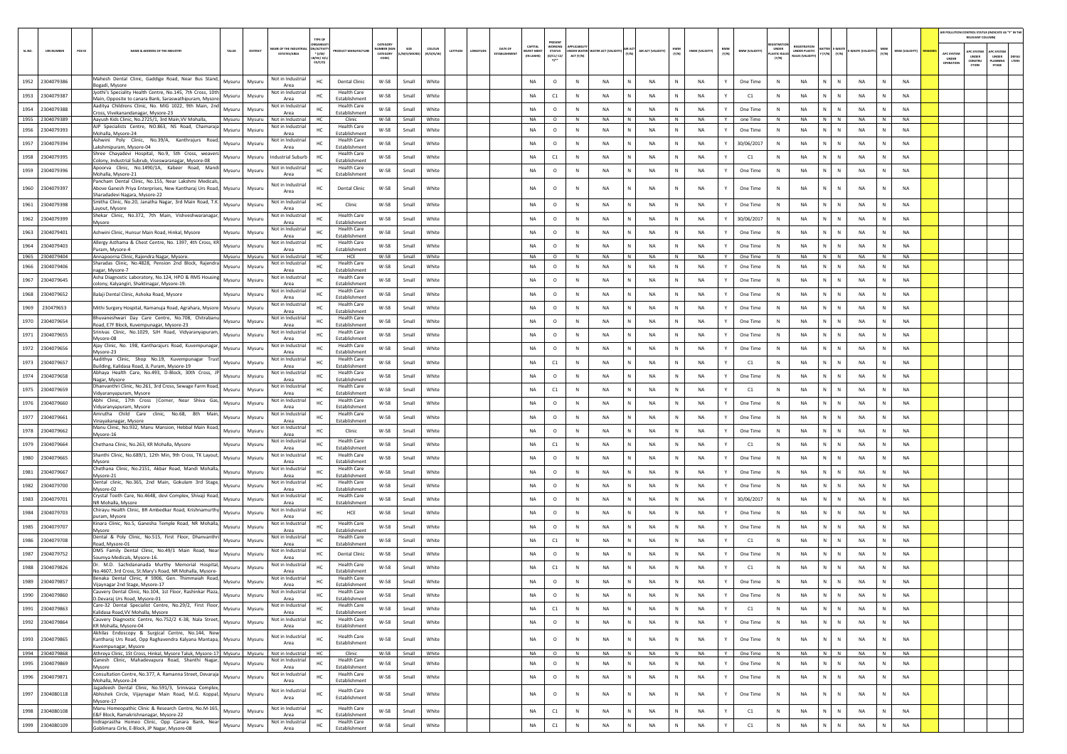| SL.NO. | UIN NUMBER | PCB ID | NAME & ADDRESS OF THE INDUSTRY | TALUK | DISTRICT | NAME OF THE INDUSTRIAL ESTATES/AREA | TYPE OF ORGANISATION/ACTIVITY * (I/M/LB/HC/H/CE/C/O) | PRODUCT MANUFACTURE | CATEGORY NUMBER (XGN CATEGORY CODE) | SIZE (L/M/S/MICRO) | COLOUR (R/O/G/W) | LATITUDE | LONGITUDE | DATE OF ESTABLISHMENT | CAPITAL INVEST MENT (IN LAKHS) | PRESENT WORKING STATUS (O/C1/C2/Y)** | APPLICABILITY UNDER WATER ACT (Y/N) | WATER ACT (VALIDITY) | AIR ACT (Y/N) | AIR ACT (VALIDITY) | HWM (Y/N) | HWM (VALIDITY) | BMW (Y/N) | BMW (VALIDITY) | REGISTRATION UNDER PLASTIC RULES (Y/N) | REGISTRATION UNDER PLASTIC RULES (VALIDITY) | BATTERY (Y/N) | E-WASTE (Y/N) | E-WASTE (VALIDITY) | MSW (Y/N) | MSW (VALIDITY) | REMARKS | APC SYSTEM UNDER OPERATION | APC SYSTEM UNDER CONSTRUCTION | APC SYSTEM UNDER PLANNING STAGE | DEFAULTERS |
|---|---|---|---|---|---|---|---|---|---|---|---|---|---|---|---|---|---|---|---|---|---|---|---|---|---|---|---|---|---|---|---|---|---|---|---|---|
| 1952 | 2304079386 | | Mahesh Dental Clinic, Gaddige Road, Near Bus Stand, Bogadi, Mysore | Mysuru | Mysuru | Not in Industrial Area | HC | Dental Clinic | W-58 | Small | White | | | | NA | O | N | NA | N | NA | N | NA | Y | One Time | N | NA | N | N | NA | N | NA | | | | | |
| 1953 | 2304079387 | | Jyothi's Speciality Health Centre, No.145, 7th Cross, 10th Main, Opposite to canara Bank, Saraswathipuram, Mysore | Mysuru | Mysuru | Not in Industrial Area | HC | Health Care Establishment | W-58 | Small | White | | | | NA | C1 | N | NA | N | NA | N | NA | Y | C1 | N | NA | N | N | NA | N | NA | | | | | |
| 1954 | 2304079388 | | Aaditya Childrens Clinic, No. MIG 1022, 9th Main, 2nd Cross, Vivekanandanagar, Mysore-23 | Mysuru | Mysuru | Not in Industrial Area | HC | Health Care Establishment | W-58 | Small | White | | | | NA | O | N | NA | N | NA | N | NA | Y | One Time | N | NA | N | N | NA | N | NA | | | | | |
| 1955 | 2304079389 | | Aayush Kids Clinic, No.2725/1, 3rd Main,VV Mohalla, | Mysuru | Mysuru | Not in Industrial | HC | Clinic | W-58 | Small | White | | | | NA | O | N | NA | N | NA | N | NA | Y | one Time | N | NA | N | N | NA | N | NA | | | | | |
| 1956 | 2304079393 | | AJP Specialists Centre, NO.863, NS Road, Chamaraja Mohalla, Mysore-24 | Mysuru | Mysuru | Not in Industrial Area | HC | Health Care Establishment | W-58 | Small | White | | | | NA | O | N | NA | N | NA | N | NA | Y | One Time | N | NA | N | N | NA | N | NA | | | | | |
| 1957 | 2304079394 | | Ashwini Poly Clinic, No.39/A, Kanthrajurs Road, Lakshmipuram, Mysore-04 | Mysuru | Mysuru | Not in Industrial Area | HC | Health Care Establishment | W-58 | Small | White | | | | NA | O | N | NA | N | NA | N | NA | Y | 30/06/2017 | N | NA | N | N | NA | N | NA | | | | | |
| 1958 | 2304079395 | | Shree Chayadevi Hospital, No.9, 5th Cross, weavers Colony, Industrial Subrub, Viseswaranagar, Mysore-08 | Mysuru | Mysuru | Industrial Suburb | HC | Health Care Establishment | W-58 | Small | White | | | | NA | C1 | N | NA | N | NA | N | NA | Y | C1 | N | NA | N | N | NA | N | NA | | | | | |
| 1959 | 2304079396 | | Apoorva Clinic, No.1490/1A, Kabeer Road, Mandi Mohalla, Mysore-21 | Mysuru | Mysuru | Not in Industrial Area | HC | Health Care Establishment | W-58 | Small | White | | | | NA | O | N | NA | N | NA | N | NA | Y | One Time | N | NA | N | N | NA | N | NA | | | | | |
| 1960 | 2304079397 | | Pancham Dental Clinic, No.155, Near Lakshmi Medicals, Above Ganesh Priya Enterprises, New Kantharaj Urs Road, Sharadadevi Nagara, Mysore-22 | Mysuru | Mysuru | Not in Industrial Area | HC | Dental Clinic | W-58 | Small | White | | | | NA | O | N | NA | N | NA | N | NA | Y | One Time | N | NA | N | N | NA | N | NA | | | | | |
| 1961 | 2304079398 | | Smitha Clinic, No.20, Janatha Nagar, 3rd Main Road, T.K. Layout, Mysore | Mysuru | Mysuru | Not in Industrial Area | HC | Clinic | W-58 | Small | White | | | | NA | O | N | NA | N | NA | N | NA | Y | One Time | N | NA | N | N | NA | N | NA | | | | | |
| 1962 | 2304079399 | | Shekar Clinic, No.372, 7th Main, Vishveshwaranagar, Mysore | Mysuru | Mysuru | Not in Industrial Area | HC | Health Care Establishment | W-58 | Small | White | | | | NA | O | N | NA | N | NA | N | NA | Y | 30/06/2017 | N | NA | N | N | NA | N | NA | | | | | |
| 1963 | 2304079401 | | Ashwini Clinic, Hunsur Main Road, Hinkal, Mysore | Mysuru | Mysuru | Not in Industrial Area | HC | Health Care Establishment | W-58 | Small | White | | | | NA | O | N | NA | N | NA | N | NA | Y | One Time | N | NA | N | N | NA | N | NA | | | | | |
| 1964 | 2304079403 | | Allergy Asthama & Chest Centre, No. 1397, 4th Cross, KR Puram, Mysore-4 | Mysuru | Mysuru | Not in Industrial Area | HC | Health Care Establishment | W-58 | Small | White | | | | NA | O | N | NA | N | NA | N | NA | Y | One Time | N | NA | N | N | NA | N | NA | | | | | |
| 1965 | 2304079404 | | Annapoorna Clinic, Rajendra Nagar, Mysore. | Mysuru | Mysuru | Not in Industrial | HC | HCE | W-58 | Small | White | | | | NA | O | N | NA | N | NA | N | NA | Y | One Time | N | NA | N | N | NA | N | NA | | | | | |
| 1966 | 2304079406 | | Sharadas Clinic, No.4828, Pension 2nd Block, Rajendra nagar, Mysore-7 | Mysuru | Mysuru | Not in Industrial Area | HC | Health Care Establishment | W-58 | Small | White | | | | NA | O | N | NA | N | NA | N | NA | Y | One Time | N | NA | N | N | NA | N | NA | | | | | |
| 1967 | 2304079645 | | Asha Diagnostic Laboratory, No.124, HPO & RMS Housing colony, Kalyangiri, Shaktinagar, Mysore-19. | Mysuru | Mysuru | Not in Industrial Area | HC | Health Care Establishment | W-58 | Small | White | | | | NA | O | N | NA | N | NA | N | NA | Y | One Time | N | NA | N | N | NA | N | NA | | | | | |
| 1968 | 2304079652 | | Balaji Dental Clinic, Ashoka Road, Mysore | Mysuru | Mysuru | Not in Industrial Area | HC | Health Care Establishment | W-58 | Small | White | | | | NA | O | N | NA | N | NA | N | NA | Y | One Time | N | NA | N | N | NA | N | NA | | | | | |
| 1969 | 230479653 | | Mithi Surgery Hospital, Ramanuja Road, Agrahara, Mysore | Mysuru | Mysuru | Not in Industrial Area | HC | Health Care Establishment | W-58 | Small | White | | | | NA | O | N | NA | N | NA | N | NA | Y | One Time | N | NA | N | N | NA | N | NA | | | | | |
| 1970 | 2304079654 | | Bhuvaneshwari Day Care Centre, No.708, Chitrabanu Road, E7F Block, Kuvempunagar, Mysore-23 | Mysuru | Mysuru | Not in Industrial Area | HC | Health Care Establishment | W-58 | Small | White | | | | NA | O | N | NA | N | NA | N | NA | Y | One Time | N | NA | N | N | NA | N | NA | | | | | |
| 1971 | 2304079655 | | Srinivas Clinic, No.1029, SJH Road, Vidyaranyapuram, Mysore-08 | Mysuru | Mysuru | Not in Industrial Area | HC | Health Care Establishment | W-58 | Small | White | | | | NA | O | N | NA | N | NA | N | NA | Y | One Time | N | NA | N | N | NA | N | NA | | | | | |
| 1972 | 2304079656 | | Ajay Clinic, No. 198, Kantharajurs Road, Kuvempunagar, Mysore-23 | Mysuru | Mysuru | Not in Industrial Area | HC | Health Care Establishment | W-58 | Small | White | | | | NA | O | N | NA | N | NA | N | NA | Y | One Time | N | NA | N | N | NA | N | NA | | | | | |
| 1973 | 2304079657 | | Aadithya Clinic, Shop No.19, Kuvempunagar Trust Building, Kalidasa Road, JL Puram, Mysore-19 | Mysuru | Mysuru | Not in Industrial Area | HC | Health Care Establishment | W-58 | Small | White | | | | NA | C1 | N | NA | N | NA | N | NA | Y | C1 | N | NA | N | N | NA | N | NA | | | | | |
| 1974 | 2304079658 | | Abhaya Health Care, No.493, D-Block, 30th Cross, JP Nagar, Mysore | Mysuru | Mysuru | Not in Industrial Area | HC | Health Care Establishment | W-58 | Small | White | | | | NA | O | N | NA | N | NA | N | NA | Y | One Time | N | NA | N | N | NA | N | NA | | | | | |
| 1975 | 2304079659 | | Dhanvanthri Clinic, No.261, 3rd Cross, Sewage Farm Road, Vidyaranyapuram, Mysore | Mysuru | Mysuru | Not in Industrial Area | HC | Health Care Establishment | W-58 | Small | White | | | | NA | C1 | N | NA | N | NA | N | NA | Y | C1 | N | NA | N | N | NA | N | NA | | | | | |
| 1976 | 2304079660 | | Abhi Clinic, 17th Cross (Corner, Near Shiva Gas, Vidyaranyapuram, Mysore | Mysuru | Mysuru | Not in Industrial Area | HC | Health Care Establishment | W-58 | Small | White | | | | NA | O | N | NA | N | NA | N | NA | Y | One Time | N | NA | N | N | NA | N | NA | | | | | |
| 1977 | 2304079661 | | Amrutha Child Care clinic, No.68, 8th Main, Vinayakanagar, Mysore | Mysuru | Mysuru | Not in Industrial Area | HC | Health Care Establishment | W-58 | Small | White | | | | NA | O | N | NA | N | NA | N | NA | Y | One Time | N | NA | N | N | NA | N | NA | | | | | |
| 1978 | 2304079662 | | Manu Clinic, No.932, Manu Mansion, Hebbal Main Road, Mysore-16 | Mysuru | Mysuru | Not in Industrial Area | HC | Clinic | W-58 | Small | White | | | | NA | O | N | NA | N | NA | N | NA | Y | One Time | N | NA | N | N | NA | N | NA | | | | | |
| 1979 | 2304079664 | | Chethana Clinic, No.263, KR Mohalla, Mysore | Mysuru | Mysuru | Not in Industrial Area | HC | Health Care Establishment | W-58 | Small | White | | | | NA | C1 | N | NA | N | NA | N | NA | Y | C1 | N | NA | N | N | NA | N | NA | | | | | |
| 1980 | 2304079665 | | Shanthi Clinic, No.689/1, 12th Min, 9th Cross, TK Layout, Mysore | Mysuru | Mysuru | Not in Industrial Area | HC | Health Care Establishment | W-58 | Small | White | | | | NA | O | N | NA | N | NA | N | NA | Y | One Time | N | NA | N | N | NA | N | NA | | | | | |
| 1981 | 2304079667 | | Chethana Clinic, No.2151, Akbar Road, Mandi Mohalla, Mysore-21 | Mysuru | Mysuru | Not in Industrial Area | HC | Health Care Establishment | W-58 | Small | White | | | | NA | O | N | NA | N | NA | N | NA | Y | One Time | N | NA | N | N | NA | N | NA | | | | | |
| 1982 | 2304079700 | | Dental clinic, No.365, 2nd Main, Gokulam 3rd Stage, Mysore-02 | Mysuru | Mysuru | Not in Industrial Area | HC | Health Care Establishment | W-58 | Small | White | | | | NA | O | N | NA | N | NA | N | NA | Y | One Time | N | NA | N | N | NA | N | NA | | | | | |
| 1983 | 2304079701 | | Crystal Tooth Care, No.4648, devi Complex, Shivaji Road, NR Mohalla, Mysore | Mysuru | Mysuru | Not in Industrial Area | HC | Health Care Establishment | W-58 | Small | White | | | | NA | O | N | NA | N | NA | N | NA | Y | 30/06/2017 | N | NA | N | N | NA | N | NA | | | | | |
| 1984 | 2304079703 | | Chirayu Health Clinic, BR Ambedkar Road, Krishnamurthy puram, Mysore | Mysuru | Mysuru | Not in Industrial Area | HC | HCE | W-58 | Small | White | | | | NA | O | N | NA | N | NA | N | NA | Y | One Time | N | NA | N | N | NA | N | NA | | | | | |
| 1985 | 2304079707 | | Kinara Clinic, No.5, Ganesha Temple Road, NR Mohalla, Mysore | Mysuru | Mysuru | Not in Industrial Area | HC | Health Care Establishment | W-58 | Small | White | | | | NA | O | N | NA | N | NA | N | NA | Y | One Time | N | NA | N | N | NA | N | NA | | | | | |
| 1986 | 2304079708 | | Dental & Poly Clinic, No.515, First Floor, Dhanvanthri Road, Mysore-01 | Mysuru | Mysuru | Not in Industrial Area | HC | Health Care Establishment | W-58 | Small | White | | | | NA | C1 | N | NA | N | NA | N | NA | Y | C1 | N | NA | N | N | NA | N | NA | | | | | |
| 1987 | 2304079752 | | DMS Family Dental Clinic, No.49/1 Main Road, Near Soumya Medicals, Mysore-16. | Mysuru | Mysuru | Not in Industrial Area | HC | Dental Clinic | W-58 | Small | White | | | | NA | O | N | NA | N | NA | N | NA | Y | One Time | N | NA | N | N | NA | N | NA | | | | | |
| 1988 | 2304079826 | | Dr. M.D. Sachidananada Murthy Memorial Hospital, No.4607, 3rd Cross, St.Mary's Road, NR Mohalla, Mysore- | Mysuru | Mysuru | Not in Industrial Area | HC | Health Care Establishment | W-58 | Small | White | | | | NA | C1 | N | NA | N | NA | N | NA | Y | C1 | N | NA | N | N | NA | N | NA | | | | | |
| 1989 | 2304079857 | | Benaka Dental Clinic, # 5906, Gen. Thimmaiah Road, Vijaynagar 2nd Stage, Mysore-17 | Mysuru | Mysuru | Not in Industrial Area | HC | Health Care Establishment | W-58 | Small | White | | | | NA | O | N | NA | N | NA | N | NA | Y | One Time | N | NA | N | N | NA | N | NA | | | | | |
| 1990 | 2304079860 | | Cauvery Dental Clinic, No.104, 1st Floor, Rashinkar Plaza, D.Devaraj Urs Road, Mysore-01 | Mysuru | Mysuru | Not in Industrial Area | HC | Health Care Establishment | W-58 | Small | White | | | | NA | O | N | NA | N | NA | N | NA | Y | One Time | N | NA | N | N | NA | N | NA | | | | | |
| 1991 | 2304079863 | | Care-32 Dental Specialist Centre, No.29/2, First Floor, Kalidasa Road,VV Mohalla, Mysore | Mysuru | Mysuru | Not in Industrial Area | HC | Health Care Establishment | W-58 | Small | White | | | | NA | C1 | N | NA | N | NA | N | NA | Y | C1 | N | NA | N | N | NA | N | NA | | | | | |
| 1992 | 2304079864 | | Cauvery Diagnostic Centre, No.752/2 K-38, Nala Street, KR Mohalla, Mysore-04 | Mysuru | Mysuru | Not in Industrial Area | HC | Health Care Establishment | W-58 | Small | White | | | | NA | O | N | NA | N | NA | N | NA | Y | One Time | N | NA | N | N | NA | N | NA | | | | | |
| 1993 | 2304079865 | | Akhilas Endoscopy & Surgical Centre, No.144, New Kantharaj Urs Road, Opp Raghavendra Kalyana Mantapa, Kuvempunagar, Mysore | Mysuru | Mysuru | Not in Industrial Area | HC | Health Care Establishment | W-58 | Small | White | | | | NA | O | N | NA | N | NA | N | NA | Y | One Time | N | NA | N | N | NA | N | NA | | | | | |
| 1994 | 2304079868 | | Athreya Clinic, 1St Cross, Hinkal, Mysore Taluk, Mysore-17 | Mysuru | Mysuru | Not in Industrial | HC | Clinic | W-58 | Small | White | | | | NA | O | N | NA | N | NA | N | NA | Y | One Time | N | NA | N | N | NA | N | NA | | | | | |
| 1995 | 2304079869 | | Ganesh Clinic, Mahadevapura Road, Shanthi Nagar, Mysore | Mysuru | Mysuru | Not in Industrial Area | HC | Health Care Establishment | W-58 | Small | White | | | | NA | O | N | NA | N | NA | N | NA | Y | One Time | N | NA | N | N | NA | N | NA | | | | | |
| 1996 | 2304079871 | | Consultation Centre, No.377, A. Ramanna Street, Devaraja Mohalla, Mysore-24 | Mysuru | Mysuru | Not in Industrial Area | HC | Health Care Establishment | W-58 | Small | White | | | | NA | O | N | NA | N | NA | N | NA | Y | One Time | N | NA | N | N | NA | N | NA | | | | | |
| 1997 | 2304080118 | | Jagadeesh Dental Clinic, No.591/3, Srinivasa Complex, Abhishek Circle, Vijaynagar Main Road, M.G. Koppal, Mysore-17 | Mysuru | Mysuru | Not in Industrial Area | HC | Health Care Establishment | W-58 | Small | White | | | | NA | O | N | NA | N | NA | N | NA | Y | One Time | N | NA | N | N | NA | N | NA | | | | | |
| 1998 | 2304080108 | | Manu Homeopathic Clinic & Research Centre, No.M-165, E&F Block, Ramakrishnanagar, Mysore-22 | Mysuru | Mysuru | Not in Industrial Area | HC | Health Care Establishment | W-58 | Small | White | | | | NA | C1 | N | NA | N | NA | N | NA | Y | C1 | N | NA | N | N | NA | N | NA | | | | | |
| 1999 | 2304080109 | | Indraprastha Homeo Clinic, Opp Canara Bank, Near Goblimara Cirle, E-Block, JP Nagar, Mysore-08 | Mysuru | Mysuru | Not in Industrial Area | HC | Health Care Establishment | W-58 | Small | White | | | | NA | C1 | N | NA | N | NA | N | NA | Y | C1 | N | NA | N | N | NA | N | NA | | | | | |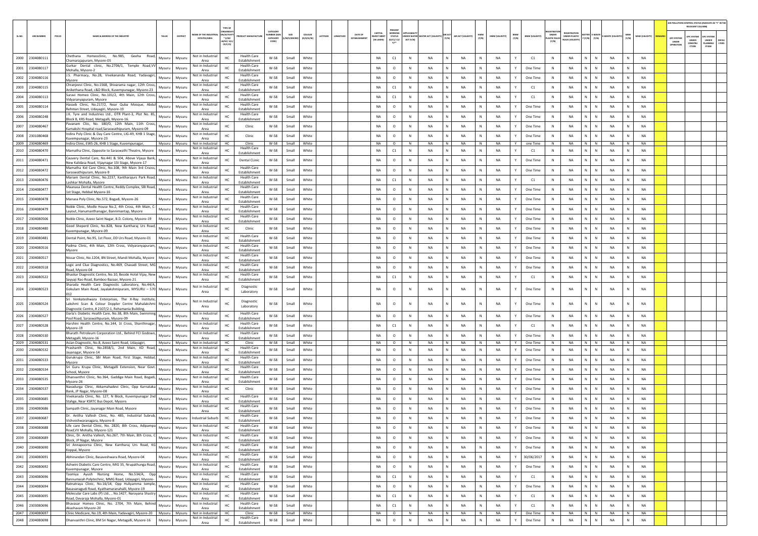| SL.NO. | UIN NUMBER | PCB ID | NAME & ADDRESS OF THE INDUSTRY | TALUK | DISTRICT | NAME OF THE INDUSTRIAL ESTATE/AREA | TYPE OF ORGANISATION/ACTIVITY* (I/M/LB/HC/H/L/CE/C/O) | PRODUCT MANUFACTURE | CATEGORY NUMBER (XGN CATEGORY CODE) | SIZE (L/M/S/MICRO) | COLOUR (R/O/G/W) | LATITUDE | LONGITUDE | DATE OF ESTABLISHMENT | CAPITAL INVEST MENT (IN LAKHS) | PRESENT WORKING STATUS (O/C1/C2/Y)** | APPLICABILITY UNDER WATER ACT (Y/N) | WATER ACT (VALIDITY) | AIR ACT (Y/N) | AIR ACT (VALIDITY) | HWM (Y/N) | HWM (VALIDITY) | BMW (Y/N) | BMW (VALIDITY) | REGISTRATION UNDER PLASTIC RULES (Y/N) | REGISTRATION UNDER PLASTIC RULES (VALIDITY) | BATTERY (Y/N) | E-WASTE (Y/N) | E-WASTE (VALIDITY) | MSW (Y/N) | MSW (VALIDITY) | REMARKS | APC SYSTEM UNDER OPERATION | APC SYSTEM UNDER CONSTRUCTION | APC SYSTEM UNDER PLANNING STAGE | DEFAULTERS |
|---|---|---|---|---|---|---|---|---|---|---|---|---|---|---|---|---|---|---|---|---|---|---|---|---|---|---|---|---|---|---|---|---|---|---|---|---|
| 2000 | 2304080111 | | Chethana Homeoclinic, No.985, Geeha Road, Chamarajapuram, Mysore-05 | Mysuru | Mysuru | Not in Industrial Area | HC | Health Care Establishment | W-58 | Small | White | | | | NA | C1 | N | NA | N | NA | N | NA | Y | C1 | N | NA | N | N | NA | N | NA | | | | | |
| 2001 | 2304080117 | | Gurkar Dental clinic, No.2706/1, Temple Road,VV Mohalla, Mysore-2 | Mysuru | Mysuru | Not in Industrial Area | HC | Health Care Establishment | W-58 | Small | White | | | | NA | O | N | NA | N | NA | N | NA | Y | One Time | N | NA | N | N | NA | N | NA | | | | | |
| 2002 | 2304080116 | | J.S. Pharmacy, No.28, Vivekananda Road, Yadavagiri, Mysore | Mysuru | Mysuru | Not in Industrial Area | HC | Health Care Establishment | W-58 | Small | White | | | | NA | O | N | NA | N | NA | N | NA | Y | One Time | N | NA | N | N | NA | N | NA | | | | | |
| 2003 | 2304080115 | | Chranjeevi Clinic, No.1568, Shivarama nagar, 12th Cross, Anikethana Road, c&D Block, Kuvempunagar, Mysore-23 | Mysuru | Mysuru | Not in Industrial Area | HC | Health Care Establishment | W-58 | Small | White | | | | NA | C1 | N | NA | N | NA | N | NA | Y | C1 | N | NA | N | N | NA | N | NA | | | | | |
| 2004 | 2304080113 | | Suravi Homeo Clinic, No.101/2, 4th Main, 12th Cross, Vidyaranyapuram, Mysore | Mysuru | Mysuru | Not in Industrial Area | HC | Health Care Establishment | W-58 | Small | White | | | | NA | C1 | N | NA | N | NA | N | NA | Y | C1 | N | NA | N | N | NA | N | NA | | | | | |
| 2005 | 2304080114 | | Haseeb Clinic, No.217/2, Near Quba Mosque, Abdul Rehman Street, Udayagiri, Mysore-19 | Mysuru | Mysuru | Not in Industrial Area | HC | Health Care Establishment | W-58 | Small | White | | | | NA | O | N | NA | N | NA | N | NA | Y | One Time | N | NA | N | N | NA | N | NA | | | | | |
| 2006 | 2304080248 | | J.K. Tyre and Industries Ltd., OTR Plant-3, Plot No. 85, Block B, KRS Road, Metagalli, Mysore-16. | Mysuru | Mysuru | Not in Industrial Area | HC | Health Care Establishment | W-58 | Small | White | | | | NA | O | N | NA | N | NA | N | NA | Y | One Time | N | NA | N | N | NA | N | NA | | | | | |
| 2007 | 2304080467 | | Pavanam Cliic, No. 180/D, 12th Main, 11th Cross, Kamakshi Hospital road,Saraswathipuram, Mysore-09 | Mysuru | Mysuru | Not in Industrial Area | HC | Clinic | W-58 | Small | White | | | | NA | O | N | NA | N | NA | N | NA | Y | One Time | N | NA | N | N | NA | N | NA | | | | | |
| 2008 | 2301080468 | | Indira Poly Clinic & Day Care Centre, LIG-49, KHB 1 Stage, Kuvempunagar, Mysore-23 | Mysuru | Mysuru | Not in Industrial Area | HC | Clinic | W-58 | Small | White | | | | NA | O | N | NA | N | NA | N | NA | Y | One Time | N | NA | N | N | NA | N | NA | | | | | |
| 2009 | 2304080469 | | Indira Clinic, EWS-26, KHB 1 Stage, Kuvempunagar, | Mysuru | Mysuru | Not in Industrial Area | HC | Clinic | W-58 | Small | White | | | | NA | O | N | NA | N | NA | N | NA | Y | one Time | N | NA | N | N | NA | N | NA | | | | | |
| 2010 | 2304080470 | | Mamatha Clinic, Opposite to Saraswathi Theatre, Mysore | Mysuru | Mysuru | Not in Industrial Area | HC | Health Care Establishment | W-58 | Small | White | | | | NA | C1 | N | NA | N | NA | N | NA | Y | C1 | N | NA | N | N | NA | N | NA | | | | | |
| 2011 | 2304080471 | | Cauvery Dental Care, No.441 & 504, Above Vijaya Bank, New Kalidasa Road, Vijaynagar 1St Stage, Mysore-17 | Mysuru | Mysuru | Not in Industrial Area | HC | Dental CLinic | W-58 | Small | White | | | | NA | O | N | NA | N | NA | N | NA | Y | One Time | N | NA | N | N | NA | N | NA | | | | | |
| 2012 | 2304080472 | | Mamatha Kid Care Clinic, No.108, 9th Main 3rd Crsoss, Saraswathipuram, Mysore-9 | Mysuru | Mysuru | Not in Industrial Area | HC | Health Care Establishment | W-58 | Small | White | | | | NA | O | N | NA | N | NA | N | NA | Y | One Time | N | NA | N | N | NA | N | NA | | | | | |
| 2013 | 2304080476 | | Mariam Dental Clinic, No.2237, Kantharajurs Park Road, Lashkar Mohalla, Mysore | Mysuru | Mysuru | Not in Industrial Area | HC | Health Care Establishment | W-58 | Small | White | | | | NA | C1 | N | NA | N | NA | N | NA | Y | C1 | N | NA | N | N | NA | N | NA | | | | | |
| 2014 | 2304080477 | | Maanasa Dental Health Centre, Reddy Complex, SBI Road, 1st Stage, Hebbal Mysore-16 | Mysuru | Mysuru | Not in Industrial Area | HC | Health Care Establishment | W-58 | Small | White | | | | NA | O | N | NA | N | NA | N | NA | Y | One Time | N | NA | N | N | NA | N | NA | | | | | |
| 2015 | 2304080478 | | Manasa Poly Clinic, No.572, Bogadi, Mysore-26 | Mysuru | Mysuru | Not in Industrial Area | HC | Health Care Establishment | W-58 | Small | White | | | | NA | O | N | NA | N | NA | N | NA | Y | One Time | N | NA | N | N | NA | N | NA | | | | | |
| 2016 | 2304080479 | | Noble Clinic, Modle House No.2, 4th Cross, 4th Main, C-Layout, Hanumanthanagar, Bannimantap, Mysore | Mysuru | Mysuru | Not in Industrial Area | HC | Health Care Establishment | W-58 | Small | White | | | | NA | O | N | NA | N | NA | N | NA | Y | One Time | N | NA | N | N | NA | N | NA | | | | | |
| 2017 | 2304080506 | | Noble Clinic, Azeez Saint Nagar, B.D. Colony, Mysore-19 | Mysuru | Mysuru | Not in Industrial Area | HC | Health Care Establishment | W-58 | Small | White | | | | NA | O | N | NA | N | NA | N | NA | Y | One Time | N | NA | N | N | NA | N | NA | | | | | |
| 2018 | 2304080480 | | Good Sheperd Clinic, No.828, New Kantharaj Urs Road, Kuvempunagar, Mysore-09 | Mysuru | Mysuru | Not in Industrial Area | HC | Clinic | W-58 | Small | White | | | | NA | O | N | NA | N | NA | N | NA | Y | One Time | N | NA | N | N | NA | N | NA | | | | | |
| 2019 | 2304080481 | | Dental Point, No.95, 1st Floor, DD Urs Road, Mysore-01 | Mysuru | Mysuru | Not in Industrial Area | HC | Health Care Establishment | W-58 | Small | White | | | | NA | O | N | NA | N | NA | N | NA | Y | One Time | N | NA | N | N | NA | N | NA | | | | | |
| 2020 | 2304080516 | | Padma Clinic, 4th Main, 12th Cross, Vidyaranyapuram, Mysore | Mysuru | Mysuru | Not in Industrial Area | HC | Health Care Establishment | W-58 | Small | White | | | | NA | O | N | NA | N | NA | N | NA | Y | One Time | N | NA | N | N | NA | N | NA | | | | | |
| 2021 | 2304080517 | | Nissar Clinic, No.1204, BN Street, Mandi Mohalla, Mysore | Mysuru | Mysuru | Not in Industrial Area | HC | Health Care Establishment | W-58 | Small | White | | | | NA | O | N | NA | N | NA | N | NA | Y | One Time | N | NA | N | N | NA | N | NA | | | | | |
| 2022 | 2304080518 | | Logic and Clue Diagnostics, No.469, Chavadi Street, MG Road, Mysore-04 | Mysuru | Mysuru | Not in Industrial Area | HC | Health Care Establishment | W-58 | Small | White | | | | NA | O | N | NA | N | NA | N | NA | Y | One Time | N | NA | N | N | NA | N | NA | | | | | |
| 2023 | 2304080522 | | Bhaskar Diagnostic Centre, No.10, Beside Hotel Vijay, New Sayyaji Rao Road, Bamboo Bazaar, Mysore-21 | Mysuru | Mysuru | Not in Industrial Area | HC | Health Care Establishment | W-58 | Small | White | | | | NA | C1 | N | NA | N | NA | N | NA | Y | C1 | N | NA | N | N | NA | N | NA | | | | | |
| 2024 | 2304080523 | | Sharada Health Care Diagnostic Laboratory, No.44/A, Gokulam Main Road, Jayalakshmipuram, MYSURU – 570 012 | Mysuru | Mysuru | Not in Industrial Area | HC | Diagnostic Laboratory | W-58 | Small | White | | | | NA | O | N | NA | N | NA | N | NA | Y | One Time | N | NA | N | N | NA | N | NA | | | | | |
| 2025 | 2304080524 | | Sri Venkateshwara Enterprises, The X-Ray Institute, Lakshmi Scan & Colour Doppler Centre Mahalakshmi Diagnostic Centre, # 2107/2-1, Rehamania Building, | Mysuru | Mysuru | Not in Industrial Area | HC | Diagnostic Laboratory | W-58 | Small | White | | | | NA | O | N | NA | N | NA | N | NA | Y | One Time | N | NA | N | N | NA | N | NA | | | | | |
| 2026 | 2304080527 | | Darla's Diabetic Health Care, No.38, 8th Main, Swimming Pool Road, Saraswathpuram, Mysore-09 | Mysuru | Mysuru | Not in Industrial Area | HC | Health Care Establishment | W-58 | Small | White | | | | NA | O | N | NA | N | NA | N | NA | Y | One Time | N | NA | N | N | NA | N | NA | | | | | |
| 2027 | 2304080528 | | Harshini Health Centre, No.144, 1t Cross, Shanthinagar, Mysore-19 | Mysuru | Mysuru | Not in Industrial Area | HC | Health Care Establishment | W-58 | Small | White | | | | NA | C1 | N | NA | N | NA | N | NA | Y | C1 | N | NA | N | N | NA | N | NA | | | | | |
| 2028 | 2304080530 | | Bharath Petroleum Corporation Ltd., Behind FCI Godown, Metagalli, Mysore-16 | Mysuru | Mysuru | Not in Industrial Area | HC | Health Care Establishment | W-58 | Small | White | | | | NA | O | N | NA | N | NA | N | NA | Y | One Time | N | NA | N | N | NA | N | NA | | | | | |
| 2029 | 2304080531 | | Asian Diagnostic, No.8, Azeez Saint Road, Udayagiri, | Mysuru | Mysuru | Not in Industrial Area | HC | Clinic | W-58 | Small | White | | | | NA | O | N | NA | N | NA | N | NA | Y | One Time | N | NA | N | N | NA | N | NA | | | | | |
| 2030 | 2304080532 | | Prashanth Clinic, No.2858/1, 2nd Main, KD Road, Jayanagar, Mysore-14 | Mysuru | Mysuru | Not in Industrial Area | HC | Health Care Establishment | W-58 | Small | White | | | | NA | O | N | NA | N | NA | N | NA | Y | One Time | N | NA | N | N | NA | N | NA | | | | | |
| 2031 | 2304080533 | | Gurukrupa Clinic, SBI Main Road, First Stage, Hebbal, Mysore | Mysuru | Mysuru | Not in Industrial Area | HC | Health Care Establishment | W-58 | Small | White | | | | NA | O | N | NA | N | NA | N | NA | Y | One Time | N | NA | N | N | NA | N | NA | | | | | |
| 2032 | 2304080534 | | Sri Guru Krupa Clinic, Metagalli Extension, Near Govt. School, Mysore | Mysuru | Mysuru | Not in Industrial Area | HC | Health Care Establishment | W-58 | Small | White | | | | NA | O | N | NA | N | NA | N | NA | Y | One Time | N | NA | N | N | NA | N | NA | | | | | |
| 2033 | 2304080535 | | Dhanvanthri Clinic, No.364, Gaddige Main Road, Bogadi, Mysore-26 | Mysuru | Mysuru | Not in Industrial Area | HC | Health Care Establishment | W-58 | Small | White | | | | NA | O | N | NA | N | NA | N | NA | Y | One Time | N | NA | N | N | NA | N | NA | | | | | |
| 2034 | 2304080537 | | Navadurga Clinic, Akkamahadevi Clinic, Opp Karnataka Bank, JP Nagar, Mysore-08 | Mysuru | Mysuru | Not in Industrial Area | HC | Clinic | W-58 | Small | White | | | | NA | O | N | NA | N | NA | N | NA | Y | One Time | N | NA | N | N | NA | N | NA | | | | | |
| 2035 | 2304080685 | | Vivekanada Clinic, No. 127, N Block, Kuvempunagar 2nd Stahge, Near KSRTC Bus Depot, Mysore. | Mysuru | Mysuru | Not in Industrial Area | HC | Health Care Establishment | W-58 | Small | White | | | | NA | O | N | NA | N | NA | N | NA | Y | One Time | N | NA | N | N | NA | N | NA | | | | | |
| 2036 | 2304080686 | | Sampath Clinic, Jayanagar Main Road, Mysore | Mysuru | Mysuru | Not in Industrial Area | HC | Health Care Establishment | W-58 | Small | White | | | | NA | O | N | NA | N | NA | N | NA | Y | One Time | N | NA | N | N | NA | N | NA | | | | | |
| 2037 | 2304080687 | | Dr. Anitha Vallesh Clinic, No. 485, Industrial Subrub, Vishveshwaranagara, Mysore-8 | Mysuru | Mysuru | Industrial Suburb | HC | Health Care Establishment | W-58 | Small | White | | | | NA | O | N | NA | N | NA | N | NA | Y | One Time | N | NA | N | N | NA | N | NA | | | | | |
| 2038 | 2304080688 | | Life care Dental Clinic, No. 2820, 8th Cross, Adipampa Road,VV Mohalla, Mysore-121 | Mysuru | Mysuru | Not in Industrial Area | HC | Health Care Establishment | W-58 | Small | White | | | | NA | O | N | NA | N | NA | N | NA | Y | One Time | N | NA | N | N | NA | N | NA | | | | | |
| 2039 | 2304080689 | | Clinic, Dr. Anitha Vallesh, No.267, 7th Main, 8th Cross, C Block, JP Nagar, Mysore | Mysuru | Mysuru | Not in Industrial Area | HC | Health Care Establishment | W-58 | Small | White | | | | NA | O | N | NA | N | NA | N | NA | Y | One Time | N | NA | N | N | NA | N | NA | | | | | |
| 2040 | 2304080690 | | Sri Annapoorna Clinic, New Kantharaj Urs Road, KG Koppal, Mysore | Mysuru | Mysuru | Not in Industrial Area | HC | Health Care Establishment | W-58 | Small | White | | | | NA | O | N | NA | N | NA | N | NA | Y | One Time | N | NA | N | N | NA | N | NA | | | | | |
| 2041 | 2304080691 | | Abhinandan Clinic, Basaveshwara Road, Mysore-04 | Mysuru | Mysuru | Not in Industrial Area | HC | Health Care Establishment | W-58 | Small | White | | | | NA | O | N | NA | N | NA | N | NA | Y | 30/06/2017 | N | NA | N | N | NA | N | NA | | | | | |
| 2042 | 2304080692 | | Ashwini Diabetic Care Centre, MIG 35, Nrupathunga Road, Kuvempunagar, Mysore | Mysuru | Mysuru | Not in Industrial Area | HC | Health Care Establishment | W-58 | Small | White | | | | NA | O | N | NA | N | NA | N | NA | Y | One Time | N | NA | N | N | NA | N | NA | | | | | |
| 2043 | 2304080696 | | Tasmiya Ayush Nursing Home, No.534/A, Opp Bannumaiah Polytechnic, MMG Road, Udayagiri, Mysore- | Mysuru | Mysuru | Not in Industrial Area | HC | Health Care Establishment | W-58 | Small | White | | | | NA | C1 | N | NA | N | NA | N | NA | Y | C1 | N | NA | N | N | NA | N | NA | | | | | |
| 2044 | 2304080694 | | Ratnatraya Clinic, No.16/14, Opp Huliyamma temple, Basavanagudi Road, Kyathamaranahalli, Mysore-19 | Mysuru | Mysuru | Not in Industrial Area | HC | Health Care Establishment | W-58 | Small | White | | | | NA | O | N | NA | N | NA | N | NA | Y | One Time | N | NA | N | N | NA | N | NA | | | | | |
| 2045 | 2304080695 | | Molecular Care Labs (P) Ltd., , No.1427, Narayana Shastry Road, Devaraja Mohalla, Mysore-01 | Mysuru | Mysuru | Not in Industrial Area | HC | Health Care Establishment | W-58 | Small | White | | | | NA | C1 | N | NA | N | NA | N | NA | Y | C1 | N | NA | N | N | NA | N | NA | | | | | |
| 2046 | 2303080696 | | Bhavasar Homeo Clinic, No. 2704, 7th Main, Behind Akashavani Mysore-20 | Mysuru | Mysuru | Not in Industrial Area | HC | Health Care Establishment | W-58 | Small | White | | | | NA | C1 | N | NA | N | NA | N | NA | Y | C1 | N | NA | N | N | NA | N | NA | | | | | |
| 2047 | 2304080697 | | Clinic Medicare, No.19, 4th Main, Yadavagiri, Mysore-20 | Mysuru | Mysuru | Not in Industrial Area | HC | Clinic | W-58 | Small | White | | | | NA | O | N | NA | N | NA | N | NA | Y | One Time | N | NA | N | N | NA | N | NA | | | | | |
| 2048 | 2304080698 | | Dhanvanthri Clinic, BM Sri Nagar, Metagalli, Mysore-16 | Mysuru | Mysuru | Not in Industrial Area | HC | Health Care Establishment | W-58 | Small | White | | | | NA | O | N | NA | N | NA | N | NA | Y | One Time | N | NA | N | N | NA | N | NA | | | | | |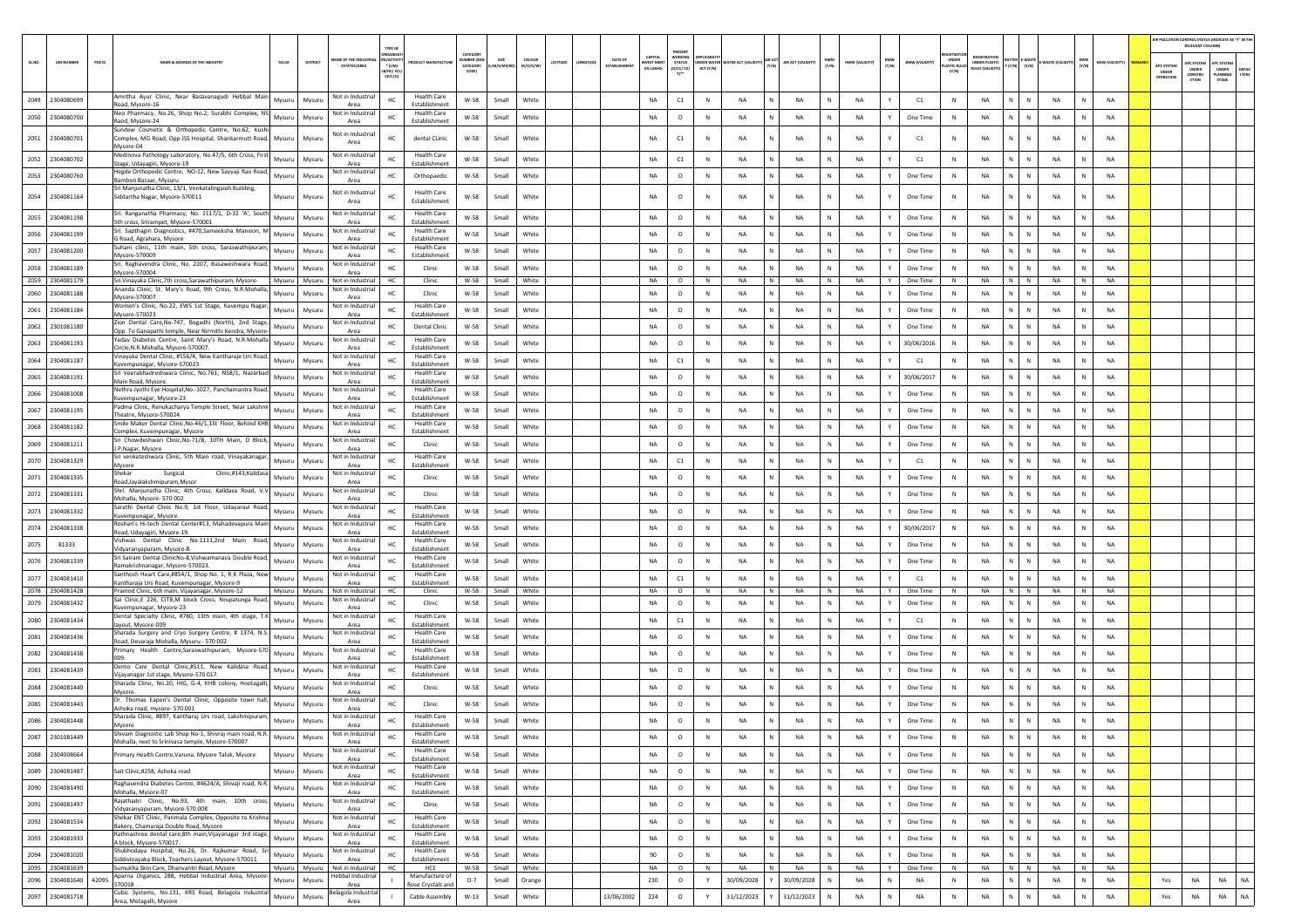| SL.NO. | UIN NUMBER | PCB ID | NAME & ADDRESS OF THE INDUSTRY | TALUK | DISTRICT | NAME OF THE INDUSTRIAL ESTATE/AREA | TYPE OF ORGANISATION/ACTIVITY* (I/M/LB/HC/H/CE/C/O) | PRODUCT MANUFACTURE | CATEGORY NUMBER (XGN CATEGORY CODE) | SIZE (L/M/S/MICRO) | COLOUR (R/O/G/W) | LATITUDE | LONGITUDE | DATE OF ESTABLISHMENT | CAPITAL INVEST MENT (IN LAKHS) | PRESENT WORKING STATUS (O/C1/C2/Y)** | APPLICABILITY UNDER WATER ACT (Y/N) | WATER ACT (VALIDITY) | AIR ACT (Y/N) | AIR ACT (VALIDITY) | HWM (Y/N) | HWM (VALIDITY) | BMW (Y/N) | BMW (VALIDITY) | REGISTRATION UNDER PLASTIC RULES (Y/N) | REGISTRATION UNDER PLASTIC RULES (VALIDITY) | BATTERY (Y/N) | E-WASTE (Y/N) | E-WASTE (VALIDITY) | MSW (Y/N) | MSW (VALIDITY) | REMARKS | APC SYSTEM UNDER OPERATION | APC SYSTEM UNDER CONSTRUCTION | APC SYSTEM UNDER PLANNING STAGE | DEFAULTERS |
|---|---|---|---|---|---|---|---|---|---|---|---|---|---|---|---|---|---|---|---|---|---|---|---|---|---|---|---|---|---|---|---|---|---|---|---|---|
| 2049 | 2304080699 | | Amritha Ayur Clinic, Near Basavanagudi Hebbal Main Road, Mysore-16 | Mysuru | Mysuru | Not in Industrial Area | HC | Health Care Establishment | W-58 | Small | White | | | | NA | C1 | N | NA | N | NA | N | NA | Y | C1 | N | NA | N | N | NA | N | NA | | | | | |
| 2050 | 2304080700 | | Neo Pharmacy, No.26, Shop No.2, Surabhi Complex, NS Raod, Mysore-24 | Mysuru | Mysuru | Not in Industrial Area | HC | Health Care Establishment | W-58 | Small | White | | | | NA | O | N | NA | N | NA | N | NA | Y | One Time | N | NA | N | N | NA | N | NA | | | | | |
| 2051 | 2304080701 | | Sundew Cosmetic & Orthopedic Centre, No.62, Kushi Complex, MG Road, Opp JSS Hospital, Shankarmutt Road, Mysore-04 | Mysuru | Mysuru | Not in Industrial Area | HC | dental CLinic | W-58 | Small | White | | | | NA | C1 | N | NA | N | NA | N | NA | Y | C1 | N | NA | N | N | NA | N | NA | | | | | |
| 2052 | 2304080702 | | Medinova Pathology Laboratory, No.47/5, 6th Cross, First Stage, Udayagiri, Mysore-19 | Mysuru | Mysuru | Not in Industrial Area | HC | Health Care Establishment | W-58 | Small | White | | | | NA | C1 | N | NA | N | NA | N | NA | Y | C1 | N | NA | N | N | NA | N | NA | | | | | |
| 2053 | 2304080760 | | Hegde Orthopedic Centre, NO:12, New Sayyaji Rao Road, Bamboo Bazaar, Mysuru | Mysuru | Mysuru | Not in Industrial Area | HC | Orthopaedic | W-58 | Small | White | | | | NA | O | N | NA | N | NA | N | NA | Y | One Time | N | NA | N | N | NA | N | NA | | | | | |
| 2054 | 2304081164 | | Sri Manjunatha Clinic, 13/1, Venkatalingaiah Building, Siddartha Nagar, Mysore-570011 | Mysuru | Mysuru | Not in Industrial Area | HC | Health Care Establishment | W-58 | Small | White | | | | NA | O | N | NA | N | NA | N | NA | Y | One Time | N | NA | N | N | NA | N | NA | | | | | |
| 2055 | 2304081198 | | Sri. Ranganatha Pharmacy, No. 1117/1, D-32 'A', South 5th cross, Srirampet, Mysore-570001 | Mysuru | Mysuru | Not in Industrial Area | HC | Health Care Establishment | W-58 | Small | White | | | | NA | O | N | NA | N | NA | N | NA | Y | One Time | N | NA | N | N | NA | N | NA | | | | | |
| 2056 | 2304081199 | | Sri. Sapthagiri Diagnostics, #470,Sameeksha Mansion, M G Road, Agrahara, Mysore | Mysuru | Mysuru | Not in Industrial Area | HC | Health Care Establishment | W-58 | Small | White | | | | NA | O | N | NA | N | NA | N | NA | Y | One Time | N | NA | N | N | NA | N | NA | | | | | |
| 2057 | 2304081200 | | Suhani clinic, 11th main, 5th cross, Saraswathipuram, Mysore-570009 | Mysuru | Mysuru | Not in Industrial Area | HC | Health Care Establishment | W-58 | Small | White | | | | NA | O | N | NA | N | NA | N | NA | Y | One Time | N | NA | N | N | NA | N | NA | | | | | |
| 2058 | 2304081189 | | Sri. Raghavendra Clinic, No. 2207, Basaweshwara Road, Mysore-570004 | Mysuru | Mysuru | Not in Industrial Area | HC | Clinic | W-58 | Small | White | | | | NA | O | N | NA | N | NA | N | NA | Y | One Time | N | NA | N | N | NA | N | NA | | | | | |
| 2059 | 2304081179 | | Sri.Vinayaka Clinic,7th cross,Sarawathipuram, Mysore- | Mysuru | Mysuru | Not in Industrial Area | HC | Clinic | W-58 | Small | White | | | | NA | O | N | NA | N | NA | N | NA | Y | One Time | N | NA | N | N | NA | N | NA | | | | | |
| 2060 | 2304081188 | | Ananda Clinic, St. Mary's Road, 9th Cross, N.R.Mohalla, Mysore-570007 | Mysuru | Mysuru | Not in Industrial Area | HC | Clinic | W-58 | Small | White | | | | NA | O | N | NA | N | NA | N | NA | Y | One Time | N | NA | N | N | NA | N | NA | | | | | |
| 2061 | 2304081184 | | Women's Clinic, No.22, EWS 1st Stage, Kuvempu Nagar, Mysore-570023 | Mysuru | Mysuru | Not in Industrial Area | HC | Health Care Establishment | W-58 | Small | White | | | | NA | O | N | NA | N | NA | N | NA | Y | One Time | N | NA | N | N | NA | N | NA | | | | | |
| 2062 | 2301081180 | | Zion Dental Care,No-747, Bogadhi (North), 2nd Stage, Opp. To Ganapathi temple, Near Nirmithi Kendra, Mysore- | Mysuru | Mysuru | Not in Industrial Area | HC | Dental Clinic | W-58 | Small | White | | | | NA | O | N | NA | N | NA | N | NA | Y | One Time | N | NA | N | N | NA | N | NA | | | | | |
| 2063 | 2304081193 | | Yadav Diabetes Centre, Saint Mary's Road, N.R.Mohalla Circle,N.R.Mohalla, Mysore-570007. | Mysuru | Mysuru | Not in Industrial Area | HC | Health Care Establishment | W-58 | Small | White | | | | NA | O | N | NA | N | NA | N | NA | Y | 30/06/2016 | N | NA | N | N | NA | N | NA | | | | | |
| 2064 | 2304081187 | | Vinayaka Dental Clinic, #556/4, New Kantharaje Urs Road, Kuvempunagar, Mysore-570023 | Mysuru | Mysuru | Not in Industrial Area | HC | Health Care Establishment | W-58 | Small | White | | | | NA | C1 | N | NA | N | NA | N | NA | Y | C1 | N | NA | N | N | NA | N | NA | | | | | |
| 2065 | 2304081191 | | Sri Veerabhadreshwara Clinic, No.761, N58/1, Nazarbad Main Road, Mysore. | Mysuru | Mysuru | Not in Industrial Area | HC | Health Care Establishment | W-58 | Small | White | | | | NA | O | N | NA | N | NA | N | NA | Y | 30/06/2017 | N | NA | N | N | NA | N | NA | | | | | |
| 2066 | 2304081008 | | Nethra Jyothi Eye Hospital,No.-1027, Panchamantra Road, Kuvempunagar, Mysore-23 | Mysuru | Mysuru | Not in Industrial Area | HC | Health Care Establishment | W-58 | Small | White | | | | NA | O | N | NA | N | NA | N | NA | Y | One Time | N | NA | N | N | NA | N | NA | | | | | |
| 2067 | 2304081195 | | Padma Clinic, Renukacharya Temple Street, Near Lakshmi Theatre, Mysore-570024 | Mysuru | Mysuru | Not in Industrial Area | HC | Health Care Establishment | W-58 | Small | White | | | | NA | O | N | NA | N | NA | N | NA | Y | One Time | N | NA | N | N | NA | N | NA | | | | | |
| 2068 | 2304081182 | | Smile Maker Dental Clinic,No-46/1,1St Floor, Behind KHB Complex, Kuvempunagar, Mysore | Mysuru | Mysuru | Not in Industrial Area | HC | Health Care Establishment | W-58 | Small | White | | | | NA | O | N | NA | N | NA | N | NA | Y | One Time | N | NA | N | N | NA | N | NA | | | | | |
| 2069 | 2304081211 | | Sri Chowdeshwari Clinic,No-71/B, 10TH Main, D Block, J.P.Nagar, Mysore | Mysuru | Mysuru | Not in Industrial Area | HC | Clinic | W-58 | Small | White | | | | NA | O | N | NA | N | NA | N | NA | Y | One Time | N | NA | N | N | NA | N | NA | | | | | |
| 2070 | 2304081329 | | Sri venkateshwara Clinic, 5th Main road, Vinayakanagar, Mysore | Mysuru | Mysuru | Not in Industrial Area | HC | Health Care Establishment | W-58 | Small | White | | | | NA | C1 | N | NA | N | NA | N | NA | Y | C1 | N | NA | N | N | NA | N | NA | | | | | |
| 2071 | 2304081335 | | Shekar Surgical Clinic,#143,Kalidasa Road,Jayalakshmipuram,Mysor | Mysuru | Mysuru | Not in Industrial Area | HC | Clinic | W-58 | Small | White | | | | NA | O | N | NA | N | NA | N | NA | Y | One Time | N | NA | N | N | NA | N | NA | | | | | |
| 2072 | 2304081331 | | Shri. Manjunatha Clinic, 4th Cross, Kalidasa Road, V.V Mohalla, Mysore- 570 002 | Mysuru | Mysuru | Not in Industrial Area | HC | Clinic | W-58 | Small | White | | | | NA | O | N | NA | N | NA | N | NA | Y | One Time | N | NA | N | N | NA | N | NA | | | | | |
| 2073 | 2304081332 | | Sarathi Dental Clinic No.9, 1st Floor, Udayaravi Road, Kuvempunagar, Mysore. | Mysuru | Mysuru | Not in Industrial Area | HC | Health Care Establishment | W-58 | Small | White | | | | NA | O | N | NA | N | NA | N | NA | Y | One Time | N | NA | N | N | NA | N | NA | | | | | |
| 2074 | 2304081338 | | Roshan's Hi-tech Dental Center#13, Mahadevapura Main Road, Udayagiri, Mysore-19. | Mysuru | Mysuru | Not in Industrial Area | HC | Health Care Establishment | W-58 | Small | White | | | | NA | O | N | NA | N | NA | N | NA | Y | 30/06/2017 | N | NA | N | N | NA | N | NA | | | | | |
| 2075 | 81333 | | Vishwas Dental Clinic No-1111,2nd Main Road, Vidyaranyapuram, Mysore-8. | Mysuru | Mysuru | Not in Industrial Area | HC | Health Care Establishment | W-58 | Small | White | | | | NA | O | N | NA | N | NA | N | NA | Y | One Time | N | NA | N | N | NA | N | NA | | | | | |
| 2076 | 2304081339 | | Sri Sairam Dental ClinicNo-8,Vishwamanava Double Road, Ramakrishnanagar, Mysore-570023. | Mysuru | Mysuru | Not in Industrial Area | HC | Health Care Establishment | W-58 | Small | White | | | | NA | O | N | NA | N | NA | N | NA | Y | One Time | N | NA | N | N | NA | N | NA | | | | | |
| 2077 | 2304081410 | | Santhosh Heart Care,#854/1, Shop No. 1, R K Plaza, New Kantharaja Urs Road, Kuvempunagar, Mysore-9 | Mysuru | Mysuru | Not in Industrial Area | HC | Health Care Establishment | W-58 | Small | White | | | | NA | C1 | N | NA | N | NA | N | NA | Y | C1 | N | NA | N | N | NA | N | NA | | | | | |
| 2078 | 2304081428 | | Pramod Clinic, 6th main, Vijayanagar, Mysore-12 | Mysuru | Mysuru | Not in Industrial Area | HC | Clinic | W-58 | Small | White | | | | NA | O | N | NA | N | NA | N | NA | Y | One Time | N | NA | N | N | NA | N | NA | | | | | |
| 2079 | 2304081432 | | Sai Clinic,E 226, CITB,M block Cross, Nrupatunga Road, Kuvempunagar, Mysore-23 | Mysuru | Mysuru | Not in Industrial Area | HC | Clinic | W-58 | Small | White | | | | NA | O | N | NA | N | NA | N | NA | Y | One Time | N | NA | N | N | NA | N | NA | | | | | |
| 2080 | 2304081434 | | Dental Specialty Clinic, #780, 13th main, 4th stage, T.K layout, Mysore-009 | Mysuru | Mysuru | Not in Industrial Area | HC | Health Care Establishment | W-58 | Small | White | | | | NA | C1 | N | NA | N | NA | N | NA | Y | C1 | N | NA | N | N | NA | N | NA | | | | | |
| 2081 | 2304081436 | | Sharada Surgery and Cryo Surgery Centre, # 1374, N.S. Road, Devaraja Mohalla, Mysuru - 570 002 | Mysuru | Mysuru | Not in Industrial Area | HC | Health Care Establishment | W-58 | Small | White | | | | NA | O | N | NA | N | NA | N | NA | Y | One Time | N | NA | N | N | NA | N | NA | | | | | |
| 2082 | 2304081438 | | Primary Health Centre,Saraswathipuram, Mysore-570 009. | Mysuru | Mysuru | Not in Industrial Area | HC | Health Care Establishment | W-58 | Small | White | | | | NA | O | N | NA | N | NA | N | NA | Y | One Time | N | NA | N | N | NA | N | NA | | | | | |
| 2083 | 2304081439 | | Dento Care Dental Clinic,#511, New Kalidasa Road, Vijayanagar 1st stage, Mysore-570 017. | Mysuru | Mysuru | Not in Industrial Area | HC | Health Care Establishment | W-58 | Small | White | | | | NA | O | N | NA | N | NA | N | NA | Y | One Time | N | NA | N | N | NA | N | NA | | | | | |
| 2084 | 2304081440 | | Sharada Clinic, No.20, HIG, G-4, KHB colony, Hootagalli, Mysore. | Mysuru | Mysuru | Not in Industrial Area | HC | Clinic | W-58 | Small | White | | | | NA | O | N | NA | N | NA | N | NA | Y | One Time | N | NA | N | N | NA | N | NA | | | | | |
| 2085 | 2304081443 | | Dr. Thomas Eapen's Dental Clinic, Opposite town hall, Ashoka road, mysore- 570 001 | Mysuru | Mysuru | Not in Industrial Area | HC | Clinic | W-58 | Small | White | | | | NA | O | N | NA | N | NA | N | NA | Y | One Time | N | NA | N | N | NA | N | NA | | | | | |
| 2086 | 2304081448 | | Sharada Clinic, #897, Kantharaj Urs road, Lakshmipuram, Mysore | Mysuru | Mysuru | Not in Industrial Area | HC | Health Care Establishment | W-58 | Small | White | | | | NA | O | N | NA | N | NA | N | NA | Y | One Time | N | NA | N | N | NA | N | NA | | | | | |
| 2087 | 2301081449 | | Shivam Diagnostic Lab Shop No-1, Shivraj main road, N.R. Mohalla, next to Srinivasa temple, Mysore-570007 | Mysuru | Mysuru | Not in Industrial Area | HC | Health Care Establishment | W-58 | Small | White | | | | NA | O | N | NA | N | NA | N | NA | Y | One Time | N | NA | N | N | NA | N | NA | | | | | |
| 2088 | 2304008664 | | Primary Health Centre,Varuna, Mysore Taluk, Mysore | Mysuru | Mysuru | Not in Industrial Area | HC | Health Care Establishment | W-58 | Small | White | | | | NA | O | N | NA | N | NA | N | NA | Y | One Time | N | NA | N | N | NA | N | NA | | | | | |
| 2089 | 2304081487 | | Sait Clinic,#258, Ashoka road | Mysuru | Mysuru | Not in Industrial Area | HC | Health Care Establishment | W-58 | Small | White | | | | NA | O | N | NA | N | NA | N | NA | Y | One Time | N | NA | N | N | NA | N | NA | | | | | |
| 2090 | 2304081490 | | Raghavendra Diabetes Centre, #4624/A, Shivaji road, N.R. Mohalla, Mysore-07 | Mysuru | Mysuru | Not in Industrial Area | HC | Health Care Establishment | W-58 | Small | White | | | | NA | O | N | NA | N | NA | N | NA | Y | One Time | N | NA | N | N | NA | N | NA | | | | | |
| 2091 | 2304081497 | | Rajathadri Clinic, No.93, 4th main, 10th cross, Vidyaranyapuram, Mysore-570 008 | Mysuru | Mysuru | Not in Industrial Area | HC | Clinic | W-58 | Small | White | | | | NA | O | N | NA | N | NA | N | NA | Y | One Time | N | NA | N | N | NA | N | NA | | | | | |
| 2092 | 2304081534 | | Shekar ENT Clinic, Parimala Complex, Opposite to Krishna Bakery, Chamaraja Double Road, Mysore | Mysuru | Mysuru | Not in Industrial Area | HC | Health Care Establishment | W-58 | Small | White | | | | NA | O | N | NA | N | NA | N | NA | Y | One Time | N | NA | N | N | NA | N | NA | | | | | |
| 2093 | 2304081933 | | Rathnashree dental care,8th main,Vijayanagar 3rd stage, A block, Mysore-570017. | Mysuru | Mysuru | Not in Industrial Area | HC | Health Care Establishment | W-58 | Small | White | | | | NA | O | N | NA | N | NA | N | NA | Y | One Time | N | NA | N | N | NA | N | NA | | | | | |
| 2094 | 2304081020 | | Shubhodaya Hospital, No.26, Dr. Rajkumar Road, Sri Siddivinayaka Block, Teachers Layout, Mysore-570011 | Mysuru | Mysuru | Not in Industrial Area | HC | Health Care Establishment | W-58 | Small | White | | | | 90 | O | N | NA | N | NA | N | NA | Y | One Time | N | NA | N | N | NA | N | NA | | | | | |
| 2095 | 2304081639 | | Sumukha Skin Care, Dhanvantri Road, Mysore | Mysuru | Mysuru | Not in Industrial Area | HC | HCE | W-58 | Small | White | | | | NA | O | N | NA | N | NA | N | NA | Y | One Time | N | NA | N | N | NA | N | NA | | | | | |
| 2096 | 2304081640 | 42095 | Aparna Organics, 288, Hebbal Industrial Area, Mysore-570018 | Mysuru | Mysuru | Hebbal Industrial Area | I | Manufacture of Rose Crystals and | O-7 | Small | Orange | | | | 230 | O | Y | 30/09/2028 | Y | 30/09/2028 | N | NA | N | NA | N | NA | N | N | NA | N | NA | | Yes | NA | NA | NA |
| 2097 | 2304081718 | | Cubic Systems, No.131, KRS Road, Belagola Industrial Area, Metagalli, Mysore | Mysuru | Mysuru | Belagola Industrial Area | I | Cable Assembly | W-13 | Small | White | | | 13/06/2002 | 224 | O | Y | 31/12/2023 | Y | 31/12/2023 | N | NA | N | NA | N | NA | N | N | NA | N | NA | | Yes | NA | NA | NA |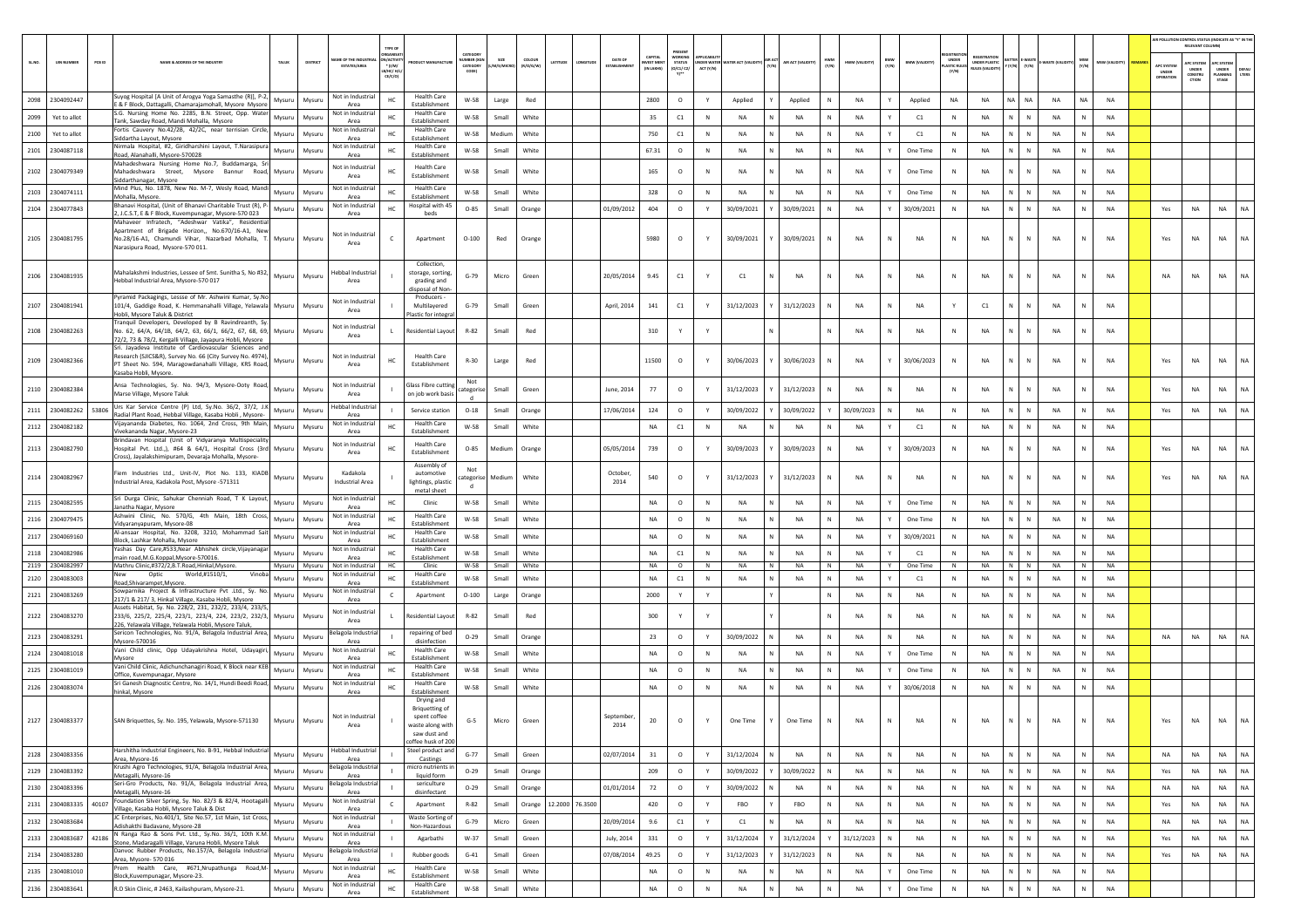| SL.NO. | UIN NUMBER | PCB ID | NAME & ADDRESS OF THE INDUSTRY | TALUK | DISTRICT | NAME OF THE INDUSTRIAL ESTATES/AREA | TYPE OF ORGANISATION/ACTIVITY * (I/M/LB/HC/H/L/CE/C/O) | PRODUCT MANUFACTURE | CATEGORY NUMBER (XGN CATEGORY CODE) | SIZE (L/M/S/MICRO) | COLOUR (R/O/G/W) | LATITUDE | LONGITUDE | DATE OF ESTABLISHMENT | CAPITAL INVEST MENT (IN LAKHS) | PRESENT WORKING STATUS (O/C1/C2/Y)** | APPLICABILITY UNDER WATER ACT (Y/N) | WATER ACT (VALIDITY) | AIR ACT (Y/N) | AIR ACT (VALIDITY) | HWM (Y/N) | HWM (VALIDITY) | BMW (Y/N) | BMW (VALIDITY) | REGISTRATION UNDER PLASTIC RULES (Y/N) | REGISTRATION UNDER PLASTIC RULES (VALIDITY) | BATTERY (Y/N) | E-WASTE (Y/N) | E-WASTE (VALIDITY) | MSW (Y/N) | MSW (VALIDITY) | REMARKS | APC SYSTEM UNDER OPERATION | APC SYSTEM UNDER CONSTRUCTION | APC SYSTEM UNDER PLANNING STAGE | DEFAULTERS |
|---|---|---|---|---|---|---|---|---|---|---|---|---|---|---|---|---|---|---|---|---|---|---|---|---|---|---|---|---|---|---|---|---|---|---|---|---|
| 2098 | 2304092447 | | Suyog Hospital (A Unit of Arogya Yoga Samasthe (R)], P-2, E & F Block, Dattagalli, Chamarajamohall, Mysore Mysore | Mysuru | Mysuru | Not in Industrial Area | HC | Health Care Establishment | W-58 | Large | Red | | | | 2800 | O | Y | Applied | Y | Applied | N | NA | Y | Applied | NA | NA | NA | NA | NA | NA | NA | | | | | |
| 2099 | Yet to allot | | S.G. Nursing Home No. 2285, B.N. Street, Opp. Water Tank, Sawday Road, Mandi Mohalla, Mysore | Mysuru | Mysuru | Not in Industrial Area | HC | Health Care Establishment | W-58 | Small | White | | | | 35 | C1 | N | NA | N | NA | N | NA | Y | C1 | N | NA | N | N | NA | N | NA | | | | | |
| 2100 | Yet to allot | | Fortis Cauvery No.42/2B, 42/2C, near terrisian Circle, Siddartha Layout, Mysore | Mysuru | Mysuru | Not in Industrial Area | HC | Health Care Establishment | W-58 | Medium | White | | | | 750 | C1 | N | NA | N | NA | N | NA | Y | C1 | N | NA | N | N | NA | N | NA | | | | | |
| 2101 | 2304087118 | | Nirmala Hospital, #2, Giridharshini Layout, T.Narasipura Road, Alanahalli, Mysore-570028 | Mysuru | Mysuru | Not in Industrial Area | HC | Health Care Establishment | W-58 | Small | White | | | | 67.31 | O | N | NA | N | NA | N | NA | Y | One Time | N | NA | N | N | NA | N | NA | | | | | |
| 2102 | 2304079349 | | Mahadeshwara Nursing Home No.7, Buddamarga, Sri Mahadeshwara Street, Mysore Bannur Road, Siddarthanagar, Mysore | Mysuru | Mysuru | Not in Industrial Area | HC | Health Care Establishment | W-58 | Small | White | | | | 165 | O | N | NA | N | NA | N | NA | Y | One Time | N | NA | N | N | NA | N | NA | | | | | |
| 2103 | 2304074111 | | Mind Plus, No. 1878, New No. M-7, Wesly Road, Mandi Mohalla, Mysore. | Mysuru | Mysuru | Not in Industrial Area | HC | Health Care Establishment | W-58 | Small | White | | | | 328 | O | N | NA | N | NA | N | NA | Y | One Time | N | NA | N | N | NA | N | NA | | | | | |
| 2104 | 2304077843 | | Bhanavi Hospital, (Unit of Bhanavi Charitable Trust (R), P-2, J.C.S.T, E & F Block, Kuvempunagar, Mysore-570 023 | Mysuru | Mysuru | Not in Industrial Area | HC | Hospital with 45 beds | O-85 | Small | Orange | | | 01/09/2012 | 404 | O | Y | 30/09/2021 | Y | 30/09/2021 | N | NA | Y | 30/09/2021 | N | NA | N | N | NA | N | NA | | Yes | NA | NA | NA |
| 2105 | 2304081795 | | Mahaveer Infratech, "Adeshwar Vatika", Residential Apartment of Brigade Horizon,, No.670/16-A1, New No.28/16-A1, Chamundi Vihar, Nazarbad Mohalla, T. Narasipura Road, Mysore-570 011. | Mysuru | Mysuru | Not in Industrial Area | C | Apartment | O-100 | Red | Orange | | | | 5980 | O | Y | 30/09/2021 | Y | 30/09/2021 | N | NA | N | NA | N | NA | N | N | NA | N | NA | | Yes | NA | NA | NA |
| 2106 | 2304081935 | | Mahalakshmi Industries, Lessee of Smt. Sunitha S, No #32, Hebbal Industrial Area, Mysore-570 017 | Mysuru | Mysuru | Hebbal Industrial Area | I | Collection, storage, sorting, grading and disposal of Non- | G-79 | Micro | Green | | | 20/05/2014 | 9.45 | C1 | Y | C1 | N | NA | N | NA | N | NA | N | NA | N | N | NA | N | NA | | NA | NA | NA | NA |
| 2107 | 2304081941 | | Pyramid Packagings, Lessee of Mr. Ashwini Kumar, Sy.No 101/4, Gaddige Road, K. Hemmanahalli Village, Yelawala Hobli, Mysore Taluk & District | Mysuru | Mysuru | Not in Industrial Area | I | Producers - Multilayered Plastic for integral | G-79 | Small | Green | | | April, 2014 | 141 | C1 | Y | 31/12/2023 | Y | 31/12/2023 | N | NA | N | NA | Y | C1 | N | N | NA | N | NA | | | | | |
| 2108 | 2304082263 | | Tranquil Developers, Developed by B Ravindreanth, Sy. No. 62, 64/A, 64/1B, 64/2, 63, 66/1, 66/2, 67, 68, 69, 72/2, 73 & 78/2, Kergalli Village, Jayapura Hobli, Mysore | Mysuru | Mysuru | Not in Industrial Area | L | Residential Layout | R-82 | Small | Red | | | | 310 | Y | Y | | N | | N | NA | N | NA | N | NA | N | N | NA | N | NA | | | | | |
| 2109 | 2304082366 | | Sri. Jayadeva Institute of Cardiovascular Sciences and Research (SJICS&R), Survey No. 66 (City Survey No. 4974), PT Sheet No. 594, Maragowdanahalli Village, KRS Road, Kasaba Hobli, Mysore. | Mysuru | Mysuru | Not in Industrial Area | HC | Health Care Establishment | R-30 | Large | Red | | | | 11500 | O | Y | 30/06/2023 | Y | 30/06/2023 | N | NA | Y | 30/06/2023 | N | NA | N | N | NA | N | NA | | Yes | NA | NA | NA |
| 2110 | 2304082384 | | Ansa Technologies, Sy. No. 94/3, Mysore-Ooty Road, Marse Village, Mysore Taluk | Mysuru | Mysuru | Not in Industrial Area | I | Glass Fibre cutting on job work basis | Not categorised | Small | Green | | | June, 2014 | 77 | O | Y | 31/12/2023 | Y | 31/12/2023 | N | NA | N | NA | N | NA | N | N | NA | N | NA | | Yes | NA | NA | NA |
| 2111 | 2304082262 | 53806 | Urs Kar Service Centre (P) Ltd, Sy.No. 36/2, 37/2, J.K Radial Plant Road, Hebbal Village, Kasaba Hobli , Mysore- | Mysuru | Mysuru | Hebbal Industrial Area | I | Service station | O-18 | Small | Orange | | | 17/06/2014 | 124 | O | Y | 30/09/2022 | Y | 30/09/2022 | Y | 30/09/2023 | N | NA | N | NA | N | N | NA | N | NA | | Yes | NA | NA | NA |
| 2112 | 2304082182 | | Vijayananda Diabetes, No. 1064, 2nd Cross, 9th Main, Vivekananda Nagar, Mysore-23 | Mysuru | Mysuru | Not in Industrial Area | HC | Health Care Establishment | W-58 | Small | White | | | | NA | C1 | N | NA | N | NA | N | NA | Y | C1 | N | NA | N | N | NA | N | NA | | | | | |
| 2113 | 2304082790 | | Brindavan Hospital (Unit of Vidyaranya Multispeciality Hospital Pvt. Ltd.,), #64 & 64/1, Hospital Cross (3rd Cross), Jayalakshimipuram, Devaraja Mohalla, Mysore- | Mysuru | Mysuru | Not in Industrial Area | HC | Health Care Establishment | O-85 | Medium | Orange | | | 05/05/2014 | 739 | O | Y | 30/09/2023 | Y | 30/09/2023 | N | NA | Y | 30/09/2023 | N | NA | N | N | NA | N | NA | | Yes | NA | NA | NA |
| 2114 | 2304082967 | | Fiem Industries Ltd., Unit-IV, Plot No. 133, KIADB Industrial Area, Kadakola Post, Mysore -571311 | Mysuru | Mysuru | Kadakola Industrial Area | I | Assembly of automotive lightings, plastic metal sheet | Not categorised | Medium | White | | | October, 2014 | 540 | O | Y | 31/12/2023 | Y | 31/12/2023 | N | NA | N | NA | N | NA | N | N | NA | N | NA | | Yes | NA | NA | NA |
| 2115 | 2304082595 | | Sri Durga Clinic, Sahukar Chenniah Road, T K Layout, Janatha Nagar, Mysore | Mysuru | Mysuru | Not in Industrial Area | HC | Clinic | W-58 | Small | White | | | | NA | O | N | NA | N | NA | N | NA | Y | One Time | N | NA | N | N | NA | N | NA | | | | | |
| 2116 | 2304079475 | | Ashwini Clinic, No. 570/G, 4th Main, 18th Cross, Vidyaranyapuram, Mysore-08 | Mysuru | Mysuru | Not in Industrial Area | HC | Health Care Establishment | W-58 | Small | White | | | | NA | O | N | NA | N | NA | N | NA | Y | One Time | N | NA | N | N | NA | N | NA | | | | | |
| 2117 | 2304069160 | | Al-ansaar Hospital, No. 3208, 3210, Mohammad Sait Block, Lashkar Mohalla, Mysore | Mysuru | Mysuru | Not in Industrial Area | HC | Health Care Establishment | W-58 | Small | White | | | | NA | O | N | NA | N | NA | N | NA | Y | 30/09/2021 | N | NA | N | N | NA | N | NA | | | | | |
| 2118 | 2304082986 | | Yashas Day Care,#533,Near Abhishek circle,Vijayanagar main road,M.G.Koppal,Mysore-570016. | Mysuru | Mysuru | Not in Industrial Area | HC | Health Care Establishment | W-58 | Small | White | | | | NA | C1 | N | NA | N | NA | N | NA | Y | C1 | N | NA | N | N | NA | N | NA | | | | | |
| 2119 | 2304082997 | | Mathru Clinic,#372/2,B.T.Road,Hinkal,Mysore. | Mysuru | Mysuru | Not in Industrial Area | HC | Clinic | W-58 | Small | White | | | | NA | O | N | NA | N | NA | N | NA | Y | One Time | N | NA | N | N | NA | N | NA | | | | | |
| 2120 | 2304083003 | | New Optic World,#1510/1, Vinoba Road,Shivarampet,Mysore. | Mysuru | Mysuru | Not in Industrial Area | HC | Health Care Establishment | W-58 | Small | White | | | | NA | C1 | N | NA | N | NA | N | NA | Y | C1 | N | NA | N | N | NA | N | NA | | | | | |
| 2121 | 2304083269 | | Sowparnika Project & Infrastructure Pvt .Ltd., Sy. No. 217/1 & 217/ 3, Hinkal Village, Kasaba Hobli, Mysore | Mysuru | Mysuru | Not in Industrial Area | C | Apartment | O-100 | Large | Orange | | | | 2000 | Y | Y | | Y | | N | NA | N | NA | N | NA | N | N | NA | N | NA | | | | | |
| 2122 | 2304083270 | | Assets Habitat, Sy. No. 228/2, 231, 232/2, 233/4, 233/5, 233/6, 225/2, 225/4, 223/1, 223/4, 224, 223/2, 232/3, 226, Yelawala Village, Yelawala Hobli, Mysore Taluk, | Mysuru | Mysuru | Not in Industrial Area | L | Residential Layout | R-82 | Small | Red | | | | 300 | Y | Y | | Y | | N | NA | N | NA | N | NA | N | N | NA | N | NA | | | | | |
| 2123 | 2304083291 | | Sericon Technologies, No. 91/A, Belagola Industrial Area, Mysore-570016 | Mysuru | Mysuru | Belagola Industrial Area | I | repairing of bed disinfection | O-29 | Small | Orange | | | | 23 | O | Y | 30/09/2022 | N | NA | N | NA | N | NA | N | NA | N | N | NA | N | NA | | NA | NA | NA | NA |
| 2124 | 2304081018 | | Vani Child clinic, Opp Udayakrishna Hotel, Udayagiri, Mysore | Mysuru | Mysuru | Not in Industrial Area | HC | Health Care Establishment | W-58 | Small | White | | | | NA | O | N | NA | N | NA | N | NA | Y | One Time | N | NA | N | N | NA | N | NA | | | | | |
| 2125 | 2304081019 | | Vani Child Clinic, Adichunchanagiri Road, K Block near KEB Office, Kuvempunagar, Mysore | Mysuru | Mysuru | Not in Industrial Area | HC | Health Care Establishment | W-58 | Small | White | | | | NA | O | N | NA | N | NA | N | NA | Y | One Time | N | NA | N | N | NA | N | NA | | | | | |
| 2126 | 2304083074 | | Sri Ganesh Diagnostic Centre, No. 14/1, Hundi Beedi Road, hinkal, Mysore | Mysuru | Mysuru | Not in Industrial Area | HC | Health Care Establishment | W-58 | Small | White | | | | NA | O | N | NA | N | NA | N | NA | Y | 30/06/2018 | N | NA | N | N | NA | N | NA | | | | | |
| 2127 | 2304083377 | | SAN Briquettes, Sy. No. 195, Yelawala, Mysore-571130 | Mysuru | Mysuru | Not in Industrial Area | I | Drying and Briquetting of spent coffee waste along with saw dust and coffee husk of 200 | G-5 | Micro | Green | | | September, 2014 | 20 | O | Y | One Time | Y | One Time | N | NA | N | NA | N | NA | N | N | NA | N | NA | | Yes | NA | NA | NA |
| 2128 | 2304083356 | | Harshitha Industrial Engineers, No. B-91, Hebbal Industrial Area, Mysore-16 | Mysuru | Mysuru | Hebbal Industrial Area | I | Steel product and Castings | G-77 | Small | Green | | | 02/07/2014 | 31 | O | Y | 31/12/2024 | N | NA | N | NA | N | NA | N | NA | N | N | NA | N | NA | | NA | NA | NA | NA |
| 2129 | 2304083392 | | Krushi Agro Technologies, 91/A, Belagola Industrial Area, Metagalli, Mysore-16 | Mysuru | Mysuru | Belagola Industrial Area | I | micro nutrients in liquid form | O-29 | Small | Orange | | | | 209 | O | Y | 30/09/2022 | Y | 30/09/2022 | N | NA | N | NA | N | NA | N | N | NA | N | NA | | Yes | NA | NA | NA |
| 2130 | 2304083396 | | Seri-Gro Products, No. 91/A, Belagola Industrial Area, Metagalli, Mysore-16 | Mysuru | Mysuru | Belagola Industrial Area | I | sericulture disinfectant | O-29 | Small | Orange | | | 01/01/2014 | 72 | O | Y | 30/09/2022 | N | NA | N | NA | N | NA | N | NA | N | N | NA | N | NA | | NA | NA | NA | NA |
| 2131 | 2304083335 | 40107 | Foundation Silver Spring, Sy. No. 82/3 & 82/4, Hootagalli Village, Kasaba Hobli, Mysore Taluk & Dist | Mysuru | Mysuru | Not in Industrial Area | C | Apartment | R-82 | Small | Orange | 12.2000 | 76.3500 | | 420 | O | Y | FBO | Y | FBO | N | NA | N | NA | N | NA | N | N | NA | N | NA | | Yes | NA | NA | NA |
| 2132 | 2304083684 | | JC Enterprises, No.401/1, Site No.57, 1st Main, 1st Cross, Adishakthi Badavane, Mysore-28 | Mysuru | Mysuru | Not in Industrial Area | I | Waste Sorting of Non-Hazardous | G-79 | Micro | Green | | | 20/09/2014 | 9.6 | C1 | Y | C1 | N | NA | N | NA | N | NA | N | NA | N | N | NA | N | NA | | NA | NA | NA | NA |
| 2133 | 2304083687 | 42186 | N Ranga Rao & Sons Pvt. Ltd., Sy.No. 36/1, 10th K.M. Stone, Madaragalli Village, Varuna Hobli, Mysore Taluk | Mysuru | Mysuru | Not in Industrial Area | I | Agarbathi | W-37 | Small | Green | | | July, 2014 | 331 | O | Y | 31/12/2024 | Y | 31/12/2024 | Y | 31/12/2023 | N | NA | N | NA | N | N | NA | N | NA | | Yes | NA | NA | NA |
| 2134 | 2304083280 | | Danvoc Rubber Products, No.157/A, Belagola Industrial Area, Mysore- 570 016 | Mysuru | Mysuru | Belagola Industrial Area | I | Rubber goods | G-41 | Small | Green | | | 07/08/2014 | 49.25 | O | Y | 31/12/2023 | Y | 31/12/2023 | N | NA | N | NA | N | NA | N | N | NA | N | NA | | Yes | NA | NA | NA |
| 2135 | 2304081010 | | Prem Health Care, #671,Nrupathunga Road,M-Block,Kuvempunagar, Mysore-23. | Mysuru | Mysuru | Not in Industrial Area | HC | Health Care Establishment | W-58 | Small | White | | | | NA | O | N | NA | N | NA | N | NA | Y | One Time | N | NA | N | N | NA | N | NA | | | | | |
| 2136 | 2304083641 | | R.D Skin Clinic, # 2463, Kailashpuram, Mysore-21. | Mysuru | Mysuru | Not in Industrial Area | HC | Health Care Establishment | W-58 | Small | White | | | | NA | O | N | NA | N | NA | N | NA | Y | One Time | N | NA | N | N | NA | N | NA | | | | | |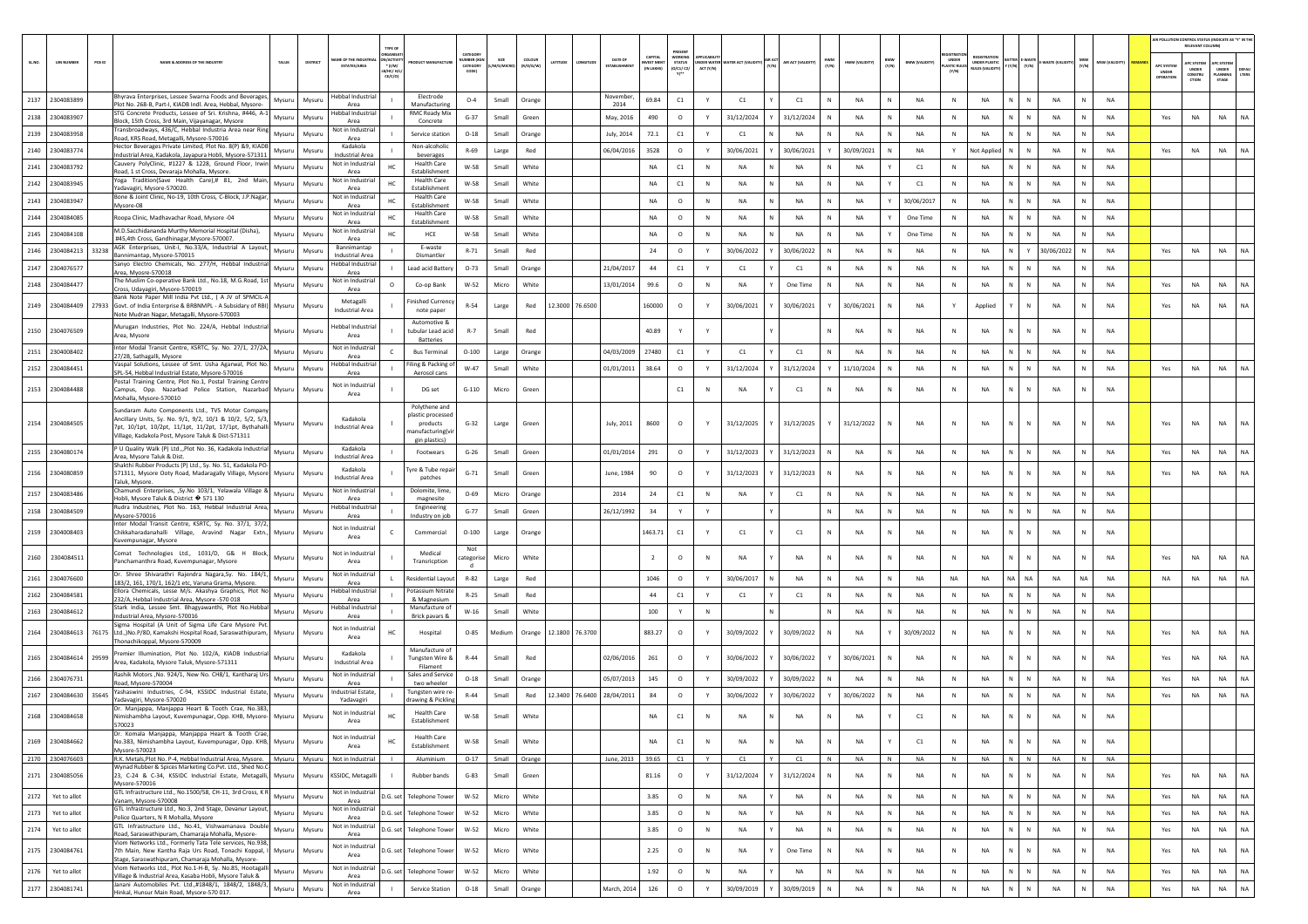| SL.NO. | UIN NUMBER | PCB ID | NAME & ADDRESS OF THE INDUSTRY | TALUK | DISTRICT | NAME OF THE INDUSTRIAL ESTATE/AREA | TYPE OF ORGANISATION/ACTIVITY * (I/M/LB/HC/H/CE/C/O) | PRODUCT MANUFACTURE | CATEGORY NUMBER (XGN CATEGORY CODE) | SIZE (L/M/S/MICRO) | COLOUR (R/O/G/W) | LATITUDE | LONGITUDE | DATE OF ESTABLISHMENT | CAPITAL INVEST MENT (IN LAKHS) | PRESENT WORKING STATUS (O/C1/C2/Y)** | APPLICABILITY UNDER WATER ACT (Y/N) | WATER ACT (VALIDITY) | AIR ACT (Y/N) | AIR ACT (VALIDITY) | HWM (Y/N) | HWM (VALIDITY) | BMW (Y/N) | BMW (VALIDITY) | REGISTRATION UNDER PLASTIC RULES (Y/N) | REGISTRATION UNDER PLASTIC RULES (VALIDITY) | BATTERY (Y/N) | E-WASTE (Y/N) | E-WASTE (VALIDITY) | MSW (Y/N) | MSW (VALIDITY) | REMARKS | APC SYSTEM UNDER OPERATION | APC SYSTEM UNDER CONSTRUCTION | APC SYSTEM UNDER PLANNING STAGE | DEFAULTERS |
|---|---|---|---|---|---|---|---|---|---|---|---|---|---|---|---|---|---|---|---|---|---|---|---|---|---|---|---|---|---|---|---|---|---|---|---|---|
| 2137 | 2304083899 | | Bhyrava Enterprises, Lessee Swarna Foods and Beverages, Plot No. 268-B, Part-I, KIADB Indl. Area, Hebbal, Mysore- | Mysuru | Mysuru | Hebbal Industrial Area | I | Electrode Manufacturing | O-4 | Small | Orange | | | November, 2014 | 69.84 | C1 | Y | C1 | Y | C1 | N | NA | N | NA | N | NA | N | N | NA | N | NA | | | | | |
| 2138 | 2304083907 | | STG Concrete Products, Lessee of Sri. Krishna, #446, A-1 Block, 15th Cross, 3rd Main, Vijayanagar, Mysore | Mysuru | Mysuru | Hebbal Industrial Area | I | RMC Ready Mix Concrete | G-37 | Small | Green | | | May, 2016 | 490 | O | Y | 31/12/2024 | Y | 31/12/2024 | N | NA | N | NA | N | NA | N | N | NA | N | NA | | Yes | NA | NA | NA |
| 2139 | 2304083958 | | Transbroadways, 436/C, Hebbal Industria Area near Ring Road, KRS Road, Metagalli, Mysore-570016 | Mysuru | Mysuru | Not in Industrial Area | I | Service station | O-18 | Small | Orange | | | July, 2014 | 72.1 | C1 | Y | C1 | N | NA | N | NA | N | NA | N | NA | N | N | NA | N | NA | | | | | |
| 2140 | 2304083774 | | Hector Beverages Private Limited, Plot No. 8(P) &9, KIADB Industrial Area, Kadakola, Jayapura Hobli, Mysore-571311 | Mysuru | Mysuru | Kadakola Industrial Area | I | Non-alcoholic beverages | R-69 | Large | Red | | | 06/04/2016 | 3528 | O | Y | 30/06/2021 | Y | 30/06/2021 | Y | 30/09/2021 | N | NA | Y | Not Applied | N | N | NA | N | NA | | Yes | NA | NA | NA |
| 2141 | 2304083792 | | Cauvery PolyClinic, #1227 & 1228, Ground Floor, Irwin Road, 1 st Cross, Devaraja Mohalla, Mysore. | Mysuru | Mysuru | Not in Industrial Area | HC | Health Care Establishment | W-58 | Small | White | | | | NA | C1 | N | NA | N | NA | N | NA | Y | C1 | N | NA | N | N | NA | N | NA | | | | | |
| 2142 | 2304083945 | | Yoga Tradition(Save Health Care),# 81, 2nd Main, Yadavagiri, Mysore-570020. | Mysuru | Mysuru | Not in Industrial Area | HC | Health Care Establishment | W-58 | Small | White | | | | NA | C1 | N | NA | N | NA | N | NA | Y | C1 | N | NA | N | N | NA | N | NA | | | | | |
| 2143 | 2304083947 | | Bone & Joint Clinic, No-19, 10th Cross, C-Block, J.P.Nagar, Mysore-08 | Mysuru | Mysuru | Not in Industrial Area | HC | Health Care Establishment | W-58 | Small | White | | | | NA | O | N | NA | N | NA | N | NA | Y | 30/06/2017 | N | NA | N | N | NA | N | NA | | | | | |
| 2144 | 2304084085 | | Roopa Clinic, Madhavachar Road, Mysore -04 | Mysuru | Mysuru | Not in Industrial Area | HC | Health Care Establishment | W-58 | Small | White | | | | NA | O | N | NA | N | NA | N | NA | Y | One Time | N | NA | N | N | NA | N | NA | | | | | |
| 2145 | 2304084108 | | M.D.Sacchidananda Murthy Memorial Hospital (Disha), #45,4th Cross, Gandhinagar,Mysore-570007. | Mysuru | Mysuru | Not in Industrial Area | HC | HCE | W-58 | Small | White | | | | NA | O | N | NA | N | NA | N | NA | Y | One Time | N | NA | N | N | NA | N | NA | | | | | |
| 2146 | 2304084213 | 33238 | AGK Enterprises, Unit-I, No.33/A, Industrial A Layout, Bannimantap, Mysore-570015 | Mysuru | Mysuru | Bannimantap Industrial Area | I | E-waste Dismantler | R-71 | Small | Red | | | | 24 | O | Y | 30/06/2022 | Y | 30/06/2022 | N | NA | N | NA | N | NA | N | Y | 30/06/2022 | N | NA | | Yes | NA | NA | NA |
| 2147 | 2304076577 | | Sanyo Electro Chemicals, No. 277/H, Hebbal Industrial Area, Mysore-570018 | Mysuru | Mysuru | Hebbal Industrial Area | I | Lead acid Battery | O-73 | Small | Orange | | | 21/04/2017 | 44 | C1 | Y | C1 | Y | C1 | N | NA | N | NA | N | NA | N | N | NA | N | NA | | | | | |
| 2148 | 2304084477 | | The Muslim Co-operative Bank Ltd., No.18, M.G.Road, 1st Cross, Udayagiri, Mysore-570019 | Mysuru | Mysuru | Not in Industrial Area | O | Co-op Bank | W-52 | Micro | White | | | 13/01/2014 | 99.6 | O | N | NA | Y | One Time | N | NA | N | NA | N | NA | N | N | NA | N | NA | | Yes | NA | NA | NA |
| 2149 | 2304084409 | 27933 | Bank Note Paper Mill India Pvt Ltd., ( A JV of SPMCIL-A Govt. of India Enterprise & BRBNMPL - A Subsidary of RBI) Note Mudran Nagar, Metagalli, Mysore-570003 | Mysuru | Mysuru | Metagalli Industrial Area | I | Finished Currency note paper | R-54 | Large | Red | 12.3000 | 76.6500 | | 160000 | O | Y | 30/06/2021 | Y | 30/06/2021 | Y | 30/06/2021 | N | NA | Y | Applied | Y | N | NA | N | NA | | Yes | NA | NA | NA |
| 2150 | 2304076509 | | Murugan Industries, Plot No. 224/A, Hebbal Industrial Area, Mysore | Mysuru | Mysuru | Hebbal Industrial Area | I | Automotive & tubular Lead acid Batteries | R-7 | Small | Red | | | | 40.89 | Y | Y | | Y | | N | NA | N | NA | N | NA | N | N | NA | N | NA | | | | | |
| 2151 | 2304008402 | | Inter Modal Transit Centre, KSRTC, Sy. No. 27/1, 27/2A, 27/2B, Sathagalli, Mysore | Mysuru | Mysuru | Not in Industrial Area | C | Bus Terminal | O-100 | Large | Orange | | | 04/03/2009 | 27480 | C1 | Y | C1 | Y | C1 | N | NA | N | NA | N | NA | N | N | NA | N | NA | | | | | |
| 2152 | 2304084451 | | Vaspal Solutions, Lessee of Smt. Usha Agarwal, Plot No. SPL-54, Hebbal Industrial Estate, Mysore-570016 | Mysuru | Mysuru | Hebbal Industrial Area | I | Filing & Packing of Aerosol cans | W-47 | Small | White | | | 01/01/2011 | 38.64 | O | Y | 31/12/2024 | Y | 31/12/2024 | Y | 11/10/2024 | N | NA | N | NA | N | N | NA | N | NA | | Yes | NA | NA | NA |
| 2153 | 2304084488 | | Postal Training Centre, Plot No.1, Postal Training Centre Campus, Opp. Nazarbad Police Station, Nazarbad Mohalla, Mysore-570010 | Mysuru | Mysuru | Not in Industrial Area | I | DG set | G-110 | Micro | Green | | | | | C1 | N | NA | Y | C1 | N | NA | N | NA | N | NA | N | N | NA | N | NA | | | | | |
| 2154 | 2304084505 | | Sundaram Auto Components Ltd., TVS Motor Company Ancillary Units, Sy. No. 9/1, 9/2, 10/1 & 10/2, 5/2, 5/3, 7pt, 10/1pt, 10/2pt, 11/1pt, 11/2pt, 17/1pt, Bythahalli Village, Kadakola Post, Mysore Taluk & Dist-571311 | Mysuru | Mysuru | Kadakola Industrial Area | I | Polythene and plastic processed products manufacturing(virgin plastics) | G-32 | Large | Green | | | July, 2011 | 8600 | O | Y | 31/12/2025 | Y | 31/12/2025 | Y | 31/12/2022 | N | NA | N | NA | N | N | NA | N | NA | | Yes | NA | NA | NA |
| 2155 | 2304080174 | | P U Quality Walk (P) Ltd.,,Plot No. 36, Kadakola Industrial Area, Mysore Taluk & Dist. | Mysuru | Mysuru | Kadakola Industrial Area | I | Footwears | G-26 | Small | Green | | | 01/01/2014 | 291 | O | Y | 31/12/2023 | Y | 31/12/2023 | N | NA | N | NA | N | NA | N | N | NA | N | NA | | Yes | NA | NA | NA |
| 2156 | 2304080859 | | Shakthi Rubber Products (P) Ltd., Sy. No. 51, Kadakola PO-571311, Mysore Ooty Road, Madaragally Village, Mysore Taluk, Mysore. | Mysuru | Mysuru | Kadakola Industrial Area | I | Tyre & Tube repair patches | G-71 | Small | Green | | | June, 1984 | 90 | O | Y | 31/12/2023 | Y | 31/12/2023 | N | NA | N | NA | N | NA | N | N | NA | N | NA | | Yes | NA | NA | NA |
| 2157 | 2304083486 | | Chamundi Enterprises, ,Sy.No 103/1, Yelawala Village & Hobli, Mysore Taluk & District � 571 130 | Mysuru | Mysuru | Not in Industrial Area | I | Dolomite, lime, magnesite | O-69 | Micro | Orange | | | 2014 | 24 | C1 | N | NA | Y | C1 | N | NA | N | NA | N | NA | N | N | NA | N | NA | | | | | |
| 2158 | 2304084509 | | Rudra Industries, Plot No. 163, Hebbal Industrial Area, Mysore-570016 | Mysuru | Mysuru | Hebbal Industrial Area | I | Engineering Industry on job | G-77 | Small | Green | | | 26/12/1992 | 34 | Y | Y | | Y | | N | NA | N | NA | N | NA | N | N | NA | N | NA | | | | | |
| 2159 | 2304008403 | | Inter Modal Transit Centre, KSRTC, Sy. No. 37/1, 37/2, Chikkaharadanahalli Village, Aravind Nagar Extn., Kuvempunagar, Mysore | Mysuru | Mysuru | Not in Industrial Area | C | Commercial | O-100 | Large | Orange | | | | 1463.71 | C1 | Y | C1 | Y | C1 | N | NA | N | NA | N | NA | N | N | NA | N | NA | | | | | |
| 2160 | 2304084511 | | Comat Technologies Ltd., 1031/D, G& H Block, Panchamanthra Road, Kuvempunagar, Mysore | Mysuru | Mysuru | Not in Industrial Area | I | Medical Transricption | Not categorised | Micro | White | | | | 2 | O | N | NA | Y | NA | N | NA | N | NA | N | NA | N | N | NA | N | NA | | Yes | NA | NA | NA |
| 2161 | 2304076600 | | Dr. Shree Shivarathri Rajendra Nagara,Sy. No. 184/1, 183/2, 161, 170/1, 162/1 etc, Varuna Grama, Mysore. | Mysuru | Mysuru | Not in Industrial Area | L | Residential Layout | R-82 | Large | Red | | | | 1046 | O | Y | 30/06/2017 | N | NA | N | NA | N | NA | NA | NA | NA | NA | NA | NA | NA | | NA | NA | NA | NA |
| 2162 | 2304084581 | | Ellora Chemicals, Lesse M/s. Akashya Graphics, Plot No 232/A, Hebbal Industrial Area, Mysore -570 018 | Mysuru | Mysuru | Hebbal Industrial Area | I | Potassium Nitrate & Magnesium | R-25 | Small | Red | | | | 44 | C1 | Y | C1 | Y | C1 | N | NA | N | NA | N | NA | N | N | NA | N | NA | | | | | |
| 2163 | 2304084612 | | Stark India, Lessee Smt. Bhagyawanthi, Plot No.Hebbal Industrial Area, Mysore-570016 | Mysuru | Mysuru | Hebbal Industrial Area | I | Manufacture of Brick pavars & | W-16 | Small | White | | | | 100 | Y | N | | N | | N | NA | N | NA | N | NA | N | N | NA | N | NA | | | | | |
| 2164 | 2304084613 | 76175 | Sigma Hospital (A Unit of Sigma Life Care Mysore Pvt. Ltd.,)No.P/8D, Kamakshi Hospital Road, Saraswathipuram, Thonachikoppal, Mysore-570009 | Mysuru | Mysuru | Not in Industrial Area | HC | Hospital | O-85 | Medium | Orange | 12.1800 | 76.3700 | | 883.27 | O | Y | 30/09/2022 | Y | 30/09/2022 | N | NA | Y | 30/09/2022 | N | NA | N | N | NA | N | NA | | Yes | NA | NA | NA |
| 2165 | 2304084614 | 29599 | Premier Illumination, Plot No. 102/A, KIADB Industrial Area, Kadakola, Mysore Taluk, Mysore-571311 | Mysuru | Mysuru | Kadakola Industrial Area | I | Manufacture of Tungsten Wire & Filament | R-44 | Small | Red | | | 02/06/2016 | 261 | O | Y | 30/06/2022 | Y | 30/06/2022 | Y | 30/06/2021 | N | NA | N | NA | N | N | NA | N | NA | | Yes | NA | NA | NA |
| 2166 | 2304076731 | | Rashik Motors ,No. 924/1, New No. CH8/1, Kantharaj Urs Road, Mysore-570004 | Mysuru | Mysuru | Not in Industrial Area | I | Sales and Service two wheeler | O-18 | Small | Orange | | | 05/07/2013 | 145 | O | Y | 30/09/2022 | Y | 30/09/2022 | N | NA | N | NA | N | NA | N | N | NA | N | NA | | Yes | NA | NA | NA |
| 2167 | 2304084630 | 35645 | Yashaswini Industries, C-94, KSSIDC Industrial Estate, Yadavagiri, Mysore-570020 | Mysuru | Mysuru | Industrial Estate, Yadavagiri | I | Tungsten wire re-drawing & Pickling | R-44 | Small | Red | 12.3400 | 76.6400 | 28/04/2011 | 84 | O | Y | 30/06/2022 | Y | 30/06/2022 | Y | 30/06/2022 | N | NA | N | NA | N | N | NA | N | NA | | Yes | NA | NA | NA |
| 2168 | 2304084658 | | Dr. Manjappa, Manjappa Heart & Tooth Crae, No.383, Nimishambha Layout, Kuvempunagar, Opp. KHB, Mysore-570023 | Mysuru | Mysuru | Not in Industrial Area | HC | Health Care Establishment | W-58 | Small | White | | | | NA | C1 | N | NA | N | NA | N | NA | Y | C1 | N | NA | N | N | NA | N | NA | | | | | |
| 2169 | 2304084662 | | Dr. Komala Manjappa, Manjappa Heart & Tooth Crae, No.383, Nimishambha Layout, Kuvempunagar, Opp. KHB, Mysore-570023 | Mysuru | Mysuru | Not in Industrial Area | HC | Health Care Establishment | W-58 | Small | White | | | | NA | C1 | N | NA | N | NA | N | NA | Y | C1 | N | NA | N | N | NA | N | NA | | | | | |
| 2170 | 2304076603 | | R.K. Metals,Plot No. P-4, Hebbal Industrial Area, Mysore. | Mysuru | Mysuru | Hebbal Industrial Area | I | Aluminium | O-17 | Small | Orange | | | June, 2013 | 39.65 | C1 | Y | C1 | Y | C1 | N | NA | N | NA | N | NA | N | N | NA | N | NA | | | | | |
| 2171 | 2304085056 | | Wynad Rubber & Spices Marketing Co.Pvt. Ltd., Shed No.C-23, C-24 & C-34, KSSIDC Industrial Estate, Metagalli, Mysore-570016 | Mysuru | Mysuru | KSSIDC, Metagalli | I | Rubber bands | G-83 | Small | Green | | | | 81.16 | O | Y | 31/12/2024 | Y | 31/12/2024 | N | NA | N | NA | N | NA | N | N | NA | N | NA | | Yes | NA | NA | NA |
| 2172 | Yet to allot | | GTL Infrastructure Ltd., No.1500/58, CH-11, 3rd Cross, K R Vanam, Mysore-570008 | Mysuru | Mysuru | Not in Industrial Area | D.G. set | Telephone Tower | W-52 | Micro | White | | | | 3.85 | O | N | NA | Y | NA | N | NA | N | NA | N | NA | N | N | NA | N | NA | | Yes | NA | NA | NA |
| 2173 | Yet to allot | | GTL Infrastructure Ltd., No.3, 2nd Stage, Devanur Layout, Police Quarters, N R Mohalla, Mysore | Mysuru | Mysuru | Not in Industrial Area | D.G. set | Telephone Tower | W-52 | Micro | White | | | | 3.85 | O | N | NA | Y | NA | N | NA | N | NA | N | NA | N | N | NA | N | NA | | Yes | NA | NA | NA |
| 2174 | Yet to allot | | GTL Infrastructure Ltd., No.41, Vishwamanava Double Road, Saraswathipuram, Chamaraja Mohalla, Mysore- | Mysuru | Mysuru | Not in Industrial Area | D.G. set | Telephone Tower | W-52 | Micro | White | | | | 3.85 | O | N | NA | Y | NA | N | NA | N | NA | N | NA | N | N | NA | N | NA | | Yes | NA | NA | NA |
| 2175 | 2304084761 | | Viom Networks Ltd., Formerly Tata Tele services, No.938, 7th Main, New Kantha Raja Urs Road, Tonachi Koppal, I Stage, Saraswathipuram, Chamaraja Mohalla, Mysore- | Mysuru | Mysuru | Not in Industrial Area | D.G. set | Telephone Tower | W-52 | Micro | White | | | | 2.25 | O | N | NA | Y | One Time | N | NA | N | NA | N | NA | N | N | NA | N | NA | | Yes | NA | NA | NA |
| 2176 | Yet to allot | | Viom Networks Ltd., Plot No.1-H-B, Sy. No.85, Hootagalli Village & Industrial Area, Kasaba Hobli, Mysore Taluk & | Mysuru | Mysuru | Not in Industrial Area | D.G. set | Telephone Tower | W-52 | Micro | White | | | | 1.92 | O | N | NA | Y | NA | N | NA | N | NA | N | NA | N | N | NA | N | NA | | Yes | NA | NA | NA |
| 2177 | 2304081741 | | Janani Automobiles Pvt. Ltd.,#1848/1, 1848/2, 1848/3, Hinkal, Hunsur Main Road, Mysore-570 017. | Mysuru | Mysuru | Not in Industrial Area | I | Service Station | O-18 | Small | Orange | | | March, 2014 | 126 | O | Y | 30/09/2019 | Y | 30/09/2019 | N | NA | N | NA | N | NA | N | N | NA | N | NA | | Yes | NA | NA | NA |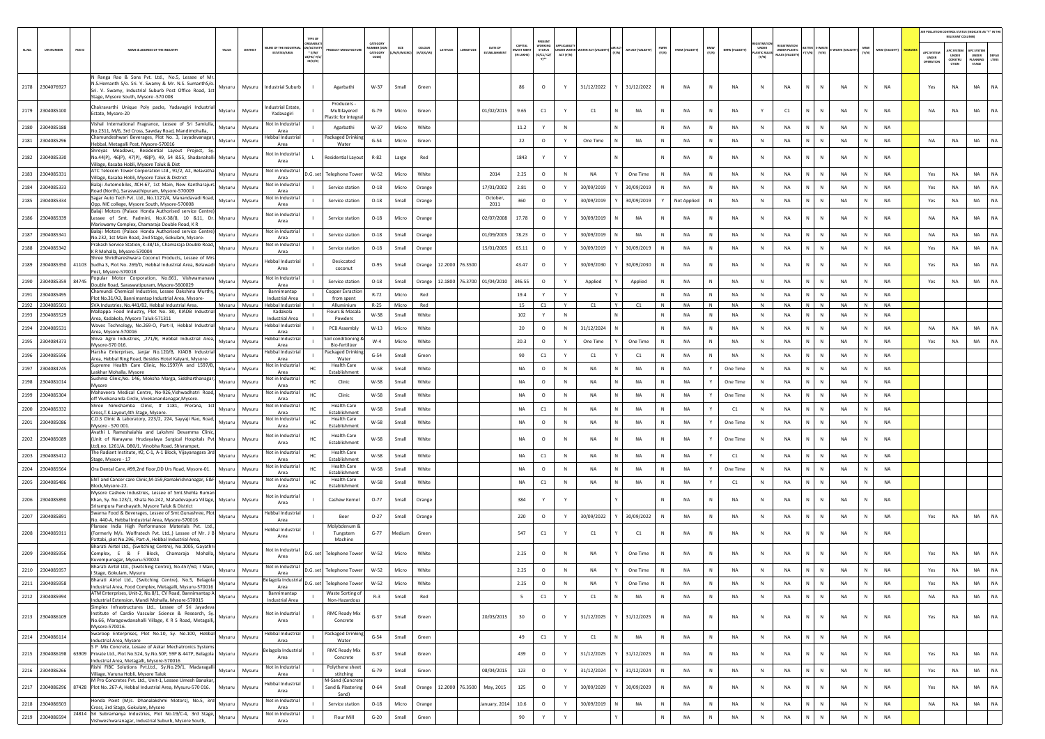| SL.NO. | UIN NUMBER | PCB ID | NAME & ADDRESS OF THE INDUSTRY | TALUK | DISTRICT | NAME OF THE INDUSTRIAL ESTATE/AREA | TYPE OF ORGANISATION/ACTIVITY* (I/M/LB/HC/H/CE/C/O) | PRODUCT MANUFACTURE | CATEGORY NUMBER (XGN CATEGORY CODE) | SIZE (L/M/S/MICRO) | COLOUR (R/O/G/W) | LATITUDE | LONGITUDE | DATE OF ESTABLISHMENT | CAPITAL INVEST MENT (IN LAKHS) | PRESENT WORKING STATUS (O/C1/C2/Y)** | APPLICABILITY UNDER WATER ACT (Y/N) | WATER ACT (VALIDITY) | AIR ACT (Y/N) | AIR ACT (VALIDITY) | HWM (Y/N) | HWM (VALIDITY) | BMW (Y/N) | BMW (VALIDITY) | REGISTRATION UNDER PLASTIC RULES (Y/N) | REGISTRATION UNDER PLASTIC RULES (VALIDITY) | BATTERY (Y/N) | E-WASTE (Y/N) | E-WASTE (VALIDITY) | MSW (Y/N) | MSW (VALIDITY) | REMARKS | AIR POLLUTION CONTROL STATUS (INDICATE AS "Y" IN THE RELEVANT COLUMN) APC SYSTEM UNDER OPERATION | APC SYSTEM UNDER CONSTRUCTION | APC SYSTEM UNDER PLANNING STAGE | DEFAULTERS |
|---|---|---|---|---|---|---|---|---|---|---|---|---|---|---|---|---|---|---|---|---|---|---|---|---|---|---|---|---|---|---|---|---|---|---|---|---|
| 2178 | 2304076927 | | N Ranga Rao & Sons Pvt. Ltd., No.5, Lessee of Mr. N.S.Hemanth S/o. Sri. V. Swamy & Mr. N.S. SumanthS/o. Sri. V. Swamy, Industrial Suburb Post Office Road, 1st Stage, Mysore South, Mysore -570 008 | Mysuru | Mysuru | Industrial Suburb | I | Agarbathi | W-37 | Small | Green | | | | 86 | O | Y | 31/12/2022 | Y | 31/12/2022 | N | NA | N | NA | N | NA | N | N | NA | N | NA | | Yes | NA | NA | NA |
| 2179 | 2304085100 | | Chakravarthi Unique Poly packs, Yadavagiri Industrial Estate, Mysore-20 | Mysuru | Mysuru | Industrial Estate, Yadavagiri | I | Producers - Multilayered Plastic for integral | G-79 | Micro | Green | | | 01/02/2015 | 9.65 | C1 | Y | C1 | N | NA | N | NA | N | NA | Y | C1 | N | N | NA | N | NA | | NA | NA | NA | NA |
| 2180 | 2304085188 | | Vishal International Fragrance, Lessee of Sri Samiulla, No.2311, M/6, 3rd Cross, Sawday Road, Mandimohalla, | Mysuru | Mysuru | Not in Industrial Area | I | Agarbathi | W-37 | Micro | White | | | | 11.2 | Y | N | | N | | N | NA | N | NA | N | NA | N | N | NA | N | NA | | | | | |
| 2181 | 2304085296 | | Chamundeshwari Beverages, Plot No. 3, Jayadevanagar, Hebbal, Metagalli Post, Mysore-570016 | Mysuru | Mysuru | Hebbal Industrial Area | I | Packaged Drinking Water | G-54 | Micro | Green | | | | 22 | O | Y | One Time | N | NA | N | NA | N | NA | N | NA | N | N | NA | N | NA | | NA | NA | NA | NA |
| 2182 | 2304085330 | | Shreyas Meadows, Residential Layout Project, Sy. No.44(P), 46(P), 47(P), 48(P), 49, 54 &55, Shadanahalli Village, Kasaba Hobli, Mysore Taluk & Dist | Mysuru | Mysuru | Not in Industrial Area | L | Residential Layout | R-82 | Large | Red | | | | 1843 | Y | Y | | N | | N | NA | N | NA | N | NA | N | N | NA | N | NA | | | | | |
| 2183 | 2304085331 | | ATC Telecom Tower Corporation Ltd., 91/2, A2, Belavatha Village, Kasaba Hobli, Mysore Taluk & District | Mysuru | Mysuru | Not in Industrial Area | D.G. set | Telephone Tower | W-52 | Micro | White | | | 2014 | 2.25 | O | N | NA | Y | One Time | N | NA | N | NA | N | NA | N | N | NA | N | NA | | Yes | NA | NA | NA |
| 2184 | 2304085333 | | Balaji Automobiles, #CH-67, 1st Main, New Kantharajurs Road (North), Saraswathipuram, Mysore-570009 | Mysuru | Mysuru | Not in Industrial Area | I | Service station | O-18 | Micro | Orange | | | 17/01/2002 | 2.81 | O | Y | 30/09/2019 | Y | 30/09/2019 | N | NA | N | NA | N | NA | N | N | NA | N | NA | | Yes | NA | NA | NA |
| 2185 | 2304085334 | | Sagar Auto Tech Pvt. Ltd., No.1127/4, Manandavadi Road, Opp. NIE college, Mysore South, Mysore-570008 | Mysuru | Mysuru | Not in Industrial Area | I | Service station | O-18 | Small | Orange | | | October, 2011 | 360 | O | Y | 30/09/2019 | Y | 30/09/2019 | Y | Not Applied | N | NA | N | NA | N | N | NA | N | NA | | Yes | NA | NA | NA |
| 2186 | 2304085339 | | Balaji Motors (Palace Honda Authorised service Centre) Lessee of Smt. Padmini, No.K-38/8, 10 &11, Dr. Mariswamy Complex, Chamaraja Double Road, K R | Mysuru | Mysuru | Not in Industrial Area | I | Service station | O-18 | Micro | Orange | | | 02/07/2008 | 17.78 | O | Y | 30/09/2019 | N | NA | N | NA | N | NA | N | NA | N | N | NA | N | NA | | NA | NA | NA | NA |
| 2187 | 2304085341 | | Balaji Motors (Palace Honda Authorised service Centre) No.232, 1st Main Road, 2nd Stage, Gokulam, Mysore- | Mysuru | Mysuru | Not in Industrial Area | I | Service station | O-18 | Small | Orange | | | 01/09/2005 | 78.23 | O | Y | 30/09/2019 | N | NA | N | NA | N | NA | N | NA | N | N | NA | N | NA | | NA | NA | NA | NA |
| 2188 | 2304085342 | | Prakash Service Station, K-38/1E, Chamaraja Double Road, K R Mohalla, Mysore-570004 | Mysuru | Mysuru | Not in Industrial Area | I | Service station | O-18 | Small | Orange | | | 15/01/2005 | 65.11 | O | Y | 30/09/2019 | Y | 30/09/2019 | N | NA | N | NA | N | NA | N | N | NA | N | NA | | Yes | NA | NA | NA |
| 2189 | 2304085350 | 41103 | Shree Shridhareshwara Coconut Products, Lessee of Mrs Sudha S, Plot No. 269/D, Hebbal Industrial Area, Belawadi Post, Mysore-570018 | Mysuru | Mysuru | Hebbal Industrial Area | I | Desiccated coconut | O-95 | Small | Orange | 12.2000 | 76.3500 | | 43.47 | O | Y | 30/09/2030 | Y | 30/09/2030 | N | NA | N | NA | N | NA | N | N | NA | N | NA | | Yes | NA | NA | NA |
| 2190 | 2304085359 | 84745 | Popular Motor Corporation, No.661, Vishwamanava Double Road, Saraswatipuram, Mysore-5600029 | Mysuru | Mysuru | Not in Industrial Area | I | Service station | O-18 | Small | Orange | 12.1800 | 76.3700 | 01/04/2010 | 346.55 | O | Y | Applied | Y | Applied | N | NA | N | NA | N | NA | N | N | NA | N | NA | | Yes | NA | NA | NA |
| 2191 | 2304085495 | | Chamundi Chemical Industries, Lessee Dakshina Murthy, Plot No.31/A3, Bannimantap Industrial Area, Mysore- | Mysuru | Mysuru | Bannimantap Industrial Area | I | Copper Exraction from spent | R-72 | Micro | Red | | | | 19.4 | Y | Y | | Y | | N | NA | N | NA | N | NA | N | N | NA | N | NA | | | | | |
| 2192 | 2304085501 | | SVA Industries, No.441/82, Hebbal Industrial Area, | Mysuru | Mysuru | Hebbal Industrial | I | Alluminium | R-25 | Micro | Red | | | | 15 | C1 | Y | C1 | Y | C1 | N | NA | N | NA | N | NA | N | N | NA | N | NA | | | | | |
| 2193 | 2304085529 | | Mallappa Food Industry, Plot No. 80, KIADB Industrial Area, Kadakola, Mysore Taluk-571311 | Mysuru | Mysuru | Kadakola Industrial Area | I | Flours & Masala Powders | W-38 | Small | White | | | | 102 | Y | N | | N | | N | NA | N | NA | N | NA | N | N | NA | N | NA | | | | | |
| 2194 | 2304085531 | | Waves Technology, No.269-O, Part-II, Hebbal Industrial Area, Mysore-570016 | Mysuru | Mysuru | Hebbal Industrial Area | I | PCB Assembly | W-13 | Micro | White | | | | 20 | O | N | 31/12/2024 | N | | N | NA | N | NA | N | NA | N | N | NA | N | NA | | NA | NA | NA | NA |
| 2195 | 2304084373 | | Shiva Agro Industries, ,271/B, Hebbal Industrial Area, Mysore-570 016. | Mysuru | Mysuru | Hebbal Industrial Area | I | Soil conditioning & Bio-fertilizer | W-4 | Micro | White | | | | 20.3 | O | Y | One Time | Y | One Time | N | NA | N | NA | N | NA | N | N | NA | N | NA | | Yes | NA | NA | NA |
| 2196 | 2304085596 | | Harsha Enterprises, Janjar No.120/B, KIADB Industrial Area, Hebbal Ring Road, Besides Hotel Kalyani, Mysore- | Mysuru | Mysuru | Hebbal Industrial Area | I | Packaged Drinking Water | G-54 | Small | Green | | | | 90 | C1 | Y | C1 | Y | C1 | N | NA | N | NA | N | NA | N | N | NA | N | NA | | | | | |
| 2197 | 2304084745 | | Supreme Health Care Clinic, No.1597/A and 1597/B, Laskhar Mohalla, Mysore | Mysuru | Mysuru | Not in Industrial Area | HC | Health Care Establishment | W-58 | Small | White | | | | NA | O | N | NA | N | NA | N | NA | Y | One Time | N | NA | N | N | NA | N | NA | | | | | |
| 2198 | 2304081014 | | Sushma Clinic,No. 146, Moksha Marga, Siddharthanagar, Mysore | Mysuru | Mysuru | Not in Industrial Area | HC | Clinic | W-58 | Small | White | | | | NA | O | N | NA | N | NA | N | NA | Y | One Time | N | NA | N | N | NA | N | NA | | | | | |
| 2199 | 2304085304 | | Mahaveera Medical Centre, No-926,Vishwadhatri Road, off Vivekananda Circle, Vivekanandanagar,Mysore. | Mysuru | Mysuru | Not in Industrial Area | HC | Clinic | W-58 | Small | White | | | | NA | O | N | NA | N | NA | N | NA | Y | One Time | N | NA | N | N | NA | N | NA | | | | | |
| 2200 | 2304085332 | | Shree Nimishamba Clinic, # 1181, Prerana, 1st Cross,T.K.Layout,4th Stage, Mysore. | Mysuru | Mysuru | Not in Industrial Area | HC | Health Care Establishment | W-58 | Small | White | | | | NA | C1 | N | NA | N | NA | N | NA | Y | C1 | N | NA | N | N | NA | N | NA | | | | | |
| 2201 | 2304085086 | | C.D.S Clinic & Laboratory, 223/2, 224, Sayyaji Rao Road, Mysore - 570 001. | Mysuru | Mysuru | Not in Industrial Area | HC | Health Care Establishment | W-58 | Small | White | | | | NA | O | N | NA | N | NA | N | NA | Y | One Time | N | NA | N | N | NA | N | NA | | | | | |
| 2202 | 2304085089 | | Avathi L Rameshaiahia and Lakshmi Devamma Clinic, (Unit of Narayana Hrudayalaya Surgical Hospitals Pvt Ltd),no. 1261/A, D80/1, Vinobha Road, Shivrampet, | Mysuru | Mysuru | Not in Industrial Area | HC | Health Care Establishment | W-58 | Small | White | | | | NA | O | N | NA | N | NA | N | NA | Y | One Time | N | NA | N | N | NA | N | NA | | | | | |
| 2203 | 2304085412 | | The Radiant Institute, #2, C-1, A-1 Block, Vijayanagara 3rd Stage, Mysore - 17 | Mysuru | Mysuru | Not in Industrial Area | HC | Health Care Establishment | W-58 | Small | White | | | | NA | C1 | N | NA | N | NA | N | NA | Y | C1 | N | NA | N | N | NA | N | NA | | | | | |
| 2204 | 2304085564 | | Ora Dental Care, #99,2nd floor,DD Urs Road, Mysore-01. | Mysuru | Mysuru | Not in Industrial Area | HC | Health Care Establishment | W-58 | Small | White | | | | NA | O | N | NA | N | NA | N | NA | Y | One Time | N | NA | N | N | NA | N | NA | | | | | |
| 2205 | 2304085486 | | ENT and Cancer care Clinic,M-159,Ramakrishnanagar, E&F Block,Mysore-22. | Mysuru | Mysuru | Not in Industrial Area | HC | Health Care Establishment | W-58 | Small | White | | | | NA | C1 | N | NA | N | NA | N | NA | Y | C1 | N | NA | N | N | NA | N | NA | | | | | |
| 2206 | 2304085890 | | Mysore Cashew Industries, Lessee of Smt.Shehla Ruman Khan, Sy. No.123/1, Khata No.242, Mahadevapura Village, Srirampura Panchayath, Mysore Taluk & District | Mysuru | Mysuru | Not in Industrial Area | I | Cashew Kernel | O-77 | Small | Orange | | | | 384 | Y | Y | | Y | | N | NA | N | NA | N | NA | N | N | NA | N | NA | | | | | |
| 2207 | 2304085891 | | Swarna Food & Beverages, Lessee of Smt.Gunashree, Plot No. 440-A, Hebbal Industrial Area, Mysore-570016 | Mysuru | Mysuru | Hebbal Industrial Area | I | Beer | O-27 | Small | Orange | | | | 220 | O | Y | 30/09/2022 | Y | 30/09/2022 | N | NA | N | NA | N | NA | N | N | NA | N | NA | | Yes | NA | NA | NA |
| 2208 | 2304085911 | | Plansee India High Performance Materials Pvt. Ltd., (Formerly M/s. Wolframtech Pvt. Ltd.,) Lessee of Mr. J B Pattabi, plot No.296, Part-A, Hebbal Industrial Area, | Mysuru | Mysuru | Hebbal Industrial Area | I | Molybdenum & Tungstem Machine | G-77 | Medium | Green | | | | 547 | C1 | Y | C1 | Y | C1 | N | NA | N | NA | N | NA | N | N | NA | N | NA | | | | | |
| 2209 | 2304085956 | | Bharati Airtel Ltd., (Switching Centre), No.1005, Gayathri Complex, E & F Block, Chamaraja Mohalla, Kuvempunagar, Mysuru-570024 | Mysuru | Mysuru | Not in Industrial Area | D.G. set | Telephone Tower | W-52 | Micro | White | | | | 2.25 | O | N | NA | Y | One Time | N | NA | N | NA | N | NA | N | N | NA | N | NA | | Yes | NA | NA | NA |
| 2210 | 2304085957 | | Bharati Airtel Ltd., (Switching Centre), No.457/60, I Main, I Stage, Gokulam, Mysuru | Mysuru | Mysuru | Not in Industrial Area | D.G. set | Telephone Tower | W-52 | Micro | White | | | | 2.25 | O | N | NA | Y | One Time | N | NA | N | NA | N | NA | N | N | NA | N | NA | | Yes | NA | NA | NA |
| 2211 | 2304085958 | | Bharati Airtel Ltd., (Switching Centre), No.5, Belagola Industrial Area, Food Complex, Metagalli, Mysuru-570016 | Mysuru | Mysuru | Belagola Industrial Area | D.G. set | Telephone Tower | W-52 | Micro | White | | | | 2.25 | O | N | NA | Y | One Time | N | NA | N | NA | N | NA | N | N | NA | N | NA | | Yes | NA | NA | NA |
| 2212 | 2304085994 | | ATM Enterprises, Unit-2, No.8/1, CV Road, Bannimantap A Industrial Extension, Mandi Mohalla, Mysore-570015 | Mysuru | Mysuru | Bannimantap Industrial Area | I | Waste Sorting of Non-Hazardous | R-3 | Small | Red | | | | 5 | C1 | Y | C1 | N | NA | N | NA | N | NA | N | NA | N | N | NA | N | NA | | NA | NA | NA | NA |
| 2213 | 2304086109 | | Simplex Infrastructures Ltd., Lessee of Sri Jayadeva Institute of Cardio Vascular Science & Research, Sy. No.66, Maragowdanahalli Village, K R S Road, Metagalli, Mysore-570016. | Mysuru | Mysuru | Not in Industrial Area | I | RMC Ready Mix Concrete | G-37 | Small | Green | | | 20/03/2015 | 30 | O | Y | 31/12/2025 | Y | 31/12/2025 | N | NA | N | NA | N | NA | N | N | NA | N | NA | | Yes | NA | NA | NA |
| 2214 | 2304086114 | | Swaroop Enterprises, Plot No.10, Sy. No.100, Hebbal Industrial Area, Mysore | Mysuru | Mysuru | Hebbal Industrial Area | I | Packaged Drinking Water | G-54 | Small | Green | | | | 49 | C1 | Y | C1 | N | NA | N | NA | N | NA | N | NA | N | N | NA | N | NA | | | | | |
| 2215 | 2304086198 | 63909 | S P Mix Concrete, Lessee of Askar Mechatronics Systems Private Ltd., Plot No.524, Sy.No.50P, 59P & 447P, Belagola Industrial Area, Metagalli, Mysore-570016 | Mysuru | Mysuru | Belagola Industrial Area | I | RMC Ready Mix Concrete | G-37 | Small | Green | | | | 439 | O | Y | 31/12/2025 | Y | 31/12/2025 | N | NA | N | NA | N | NA | N | N | NA | N | NA | | Yes | NA | NA | NA |
| 2216 | 2304086266 | | Rishi FIBC Solutions Pvt.Ltd., Sy.No.29/1, Madaragalli Village, Varuna Hobli, Mysore Taluk | Mysuru | Mysuru | Not in Industrial Area | I | Polythene sheet stitching | G-79 | Small | Green | | | 08/04/2015 | 123 | O | Y | 31/12/2024 | Y | 31/12/2024 | N | NA | N | NA | N | NA | N | N | NA | N | NA | | Yes | NA | NA | NA |
| 2217 | 2304086296 | 87428 | M Pro Concretes Pvt. Ltd., Unit-1, Lessee Umesh Banakar, Plot No. 267-A, Hebbal Industrial Area, Mysuru-570 016. | Mysuru | Mysuru | Hebbal Industrial Area | I | M-Sand (Concrete Sand & Plastering Sand) | O-64 | Small | Orange | 12.2000 | 76.3500 | May, 2015 | 125 | O | Y | 30/09/2029 | Y | 30/09/2029 | N | NA | N | NA | N | NA | N | N | NA | N | NA | | Yes | NA | NA | NA |
| 2218 | 2304086503 | | Honda Point (M/s. Dhanalakshmi Motors), No.5, 3rd Cross, 3rd Stage, Gokulam, Mysore | Mysuru | Mysuru | Not in Industrial Area | I | Service station | O-18 | Micro | Orange | | | January, 2014 | 10.6 | O | Y | 30/09/2019 | N | NA | N | NA | N | NA | N | NA | N | N | NA | N | NA | | NA | NA | NA | NA |
| 2219 | 2304086594 | 24814 | Sri Subramanya Industries, Plot No.19/C-4, 3rd Stage, Vishweshwaranagar, Industrial Suburb, Mysore South, | Mysuru | Mysuru | Not in Industrial Area | I | Flour Mill | G-20 | Small | Green | | | | 90 | Y | Y | | Y | | N | NA | N | NA | N | NA | N | N | NA | N | NA | | | | | |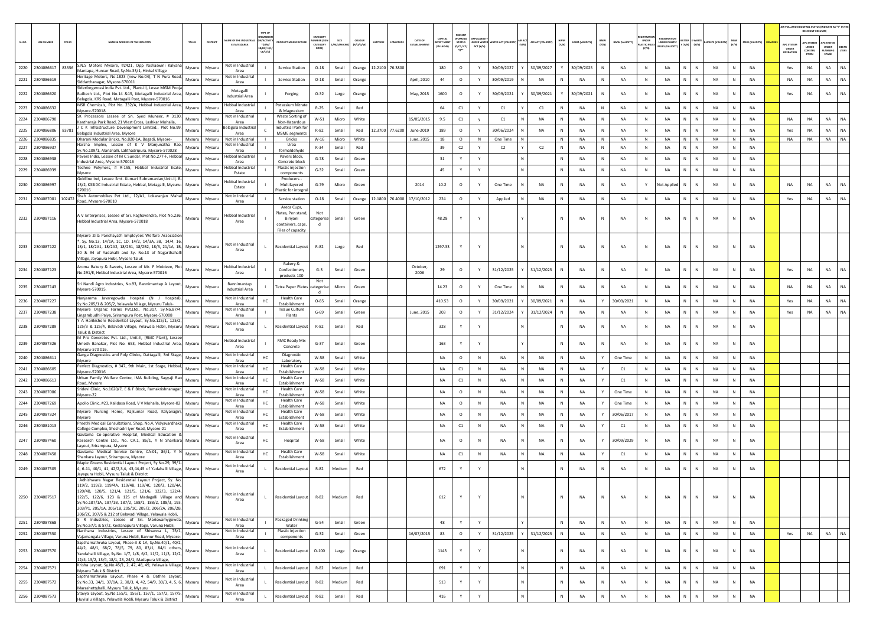| SL.NO. | UIN NUMBER | PCB ID | NAME & ADDRESS OF THE INDUSTRY | TALUK | DISTRICT | NAME OF THE INDUSTRIAL ESTATES/AREA | TYPE OF ORGANISATION/ ACTIVITY * (I/M/ LB/HC/ H/L/ CE/C/O) | PRODUCT MANUFACTURE | CATEGORY NUMBER (XGN CATEGORY CODE) | SIZE (L/M/S/MICRO) | COLOUR (R/O/G/W) | LATITUDE | LONGITUDE | DATE OF ESTABLISHMENT | CAPITAL INVEST MENT (IN LAKHS) | PRESENT WORKING STATUS (O/C1/ C2/ Y)** | APPLICABILITY UNDER WATER ACT (Y/N) | WATER ACT (VALIDITY) | AIR ACT (Y/N) | AIR ACT (VALIDITY) | HWM (Y/N) | HWM (VALIDITY) | BMW (Y/N) | BMW (VALIDITY) | REGISTRATION UNDER PLASTIC RULES (Y/N) | REGISTRATION UNDER PLASTIC RULES (VALIDITY) | BATTERY (Y/N) | E-WASTE (Y/N) | E-WASTE (VALIDITY) | MSW (Y/N) | MSW (VALIDITY) | REMARKS | APC SYSTEM UNDER OPERATION | APC SYSTEM UNDER CONSTRUCTION | APC SYSTEM UNDER PLANNING STAGE | DEFAULTERS |
|---|---|---|---|---|---|---|---|---|---|---|---|---|---|---|---|---|---|---|---|---|---|---|---|---|---|---|---|---|---|---|---|---|---|---|---|---|
| 2220 | 2304086617 | 83356 | S.N.S Motors Mysore, #2421, Opp Yashaswini Kalyana Mantapa, Hunsur Road, Sy.No.33/1, Hinkal Village | Mysuru | Mysuru | Not in Industrial Area | I | Service Station | O-18 | Small | Orange | 12.2100 | 76.3800 | | 180 | O | Y | 30/09/2027 | Y | 30/09/2027 | Y | 30/09/2025 | N | NA | N | NA | N | N | NA | N | NA | | Yes | NA | NA | NA |
| 2221 | 2304086619 | | Heritage Motors, No.1823 (new No.04), T N Pura Road, Siddarthanagar, Mysore-570011 | Mysuru | Mysuru | Not in Industrial Area | I | Service Station | O-18 | Small | Orange | | | April, 2010 | 44 | O | Y | 30/09/2019 | N | NA | N | NA | N | NA | N | NA | N | N | NA | N | NA | | NA | NA | NA | NA |
| 2222 | 2304086620 | | Siderforgerossi India Pvt. Ltd., Plant-III, Lesse MGM Pooja Builtech Ltd., Plot No.14 &15, Metagalli Industrial Area, Belagola, KRS Road, Metagalli Post, Mysore-570016 | Mysuru | Mysuru | Metagalli Industrial Area | I | Forging | O-32 | Large | Orange | | | May, 2015 | 1600 | O | Y | 30/09/2021 | Y | 30/09/2021 | Y | 30/09/2021 | N | NA | N | NA | N | N | NA | N | NA | | Yes | NA | NA | NA |
| 2223 | 2304086632 | | MSR Chemicals, Plot No. 232/A, Hebbal Industrial Area, Mysore-570018. | Mysuru | Mysuru | Hebbal Industrial Area | I | Potassium Nitrate & Magnesium | R-25 | Small | Red | | | | 64 | C1 | Y | C1 | Y | C1 | N | NA | N | NA | N | NA | N | N | NA | N | NA | | | | | |
| 2224 | 2304086790 | | SK Processors Lessee of Sri. Syed Muneer, # 3130, Kantharaja Park Road, 21 West Cross, Lashkar Mohalla, | Mysuru | Mysuru | Not in Industrial Area | I | Waste Sorting of Non-Hazardous | W-51 | Micro | White | | | 15/05/2015 | 9.5 | C1 | y | C1 | N | NA | N | NA | N | NA | N | NA | N | N | NA | N | NA | | NA | NA | NA | NA |
| 2225 | 2304086806 | 83781 | J C K Infrastructure Development Limited., Plot No.99, Belagola Industrial Area, Mysore | Mysuru | Mysuru | Belagola Industrial Area | C | Industrial Park for MSME segments | R-82 | Small | Red | 12.3700 | 77.6200 | June-2019 | 189 | O | Y | 30/06/2024 | N | NA | N | NA | N | NA | N | NA | N | N | NA | N | NA | | Yes | NA | NA | NA |
| 2226 | 2304086835 | | Dharani Modular Bricks, No.820-1A, Bogadi, Mysore- | Mysuru | Mysuru | Not in Industrial | I | Bricks | W-16 | Micro | White | | | June, 2015 | 18 | O | N | One Time | N | | N | NA | N | NA | N | NA | N | N | NA | N | NA | | NA | NA | NA | NA |
| 2227 | 2304086937 | | Harsha Implex, Lessee of K V Manjunatha Rao, Sy.No.109/1, Alanahalli, Lalithadripura, Mysore-570028 | Mysuru | Mysuru | Not in Industrial Area | I | Urea formaldehyde | R-34 | Small | Red | | | | 39 | C2 | Y | C2 | Y | C2 | N | NA | N | NA | N | NA | N | N | NA | N | NA | | | | | |
| 2228 | 2304086938 | | Pavers India, Lessee of M C Sundar, Plot No.277-F, Hebbal Industrial Area, Mysore-570016 | Mysuru | Mysuru | Hebbal Industrial Area | I | Pavers block, Concrete block | G-78 | Small | Green | | | | 31 | Y | Y | | N | | N | NA | N | NA | N | NA | N | N | NA | N | NA | | | | | |
| 2229 | 2304086939 | | Techno Polymers, # R-155, Hebbal Industrial Esate, Mysore | Mysuru | Mysuru | Hebbal Industrial Estate | I | Plastic injection components | G-32 | Small | Green | | | | 45 | Y | Y | | N | | N | NA | N | NA | N | NA | N | N | NA | N | NA | | | | | |
| 2230 | 2304086997 | | Goldline Ind, Lessee Smt. Kumari Subramanian,Unit-II, B-13/2, KSSIDC Industrial Estate, Hebbal, Metagalli, Mysuru-570016 | Mysuru | Mysuru | Hebbal Industrial Estate | I | Producers - Multilayered Plastic for integral | G-79 | Micro | Green | | | 2014 | 10.2 | O | Y | One Time | N | NA | N | NA | N | NA | Y | Not Applied | N | N | NA | N | NA | | NA | NA | NA | NA |
| 2231 | 2304087081 | 102472 | Shah Automobikes Pvt Ltd., 12/A1, Lokaranjan Mahal Road, Mysore-570010 | Mysuru | Mysuru | Not in Industrial Area | I | Service station | O-18 | Small | Orange | 12.1800 | 76.4000 | 17/10/2012 | 224 | O | Y | Applied | N | NA | N | NA | N | NA | N | NA | N | N | NA | N | NA | | Yes | NA | NA | NA |
| 2232 | 2304087116 | | A V Enterprises, Lessee of Sri. Raghavendra, Plot No.236, Hebbal Industrial Area, Mysore-570018 | Mysuru | Mysuru | Hebbal Industrial Area | I | Areca Cups, Plates, Pen stand, Biriyani containers, caps, Files of capacity | Not categorised | Small | Green | | | | 48.28 | Y | Y | | Y | | N | NA | N | NA | N | NA | N | N | NA | N | NA | | | | | |
| 2233 | 2304087122 | | Mysore Zilla Panchayath Employees Welfare Association *, Sy. No.13, 14/1A, 1C, 1D, 14/2, 14/3A, 3B, 14/4, 16, 18/1, 18/2A1, 18/2A2, 18/2B1, 18/2B2, 18/3, 21/1A, 1B, 30 & 94 of Yadahalli and Sy. No.13 of Nagarthahalli Village, Jayapura Hobli, Mysore Taluk | Mysuru | Mysuru | Not in Industrial Area | L | Residential Layout | R-82 | Large | Red | | | | 1297.33 | Y | Y | | N | | N | NA | N | NA | N | NA | N | N | NA | N | NA | | | | | |
| 2234 | 2304087123 | | Aroma Bakery & Sweets, Lessee of Mr. P Moideen, Plot No.291/E, Hebbal Industrial Area, Mysore-570016 | Mysuru | Mysuru | Hebbal Industrial Area | I | Bakery & Confectionery products 100 | G-3 | Small | Green | | | October, 2006 | 29 | O | Y | 31/12/2025 | Y | 31/12/2025 | N | NA | N | NA | N | NA | N | N | NA | N | NA | | Yes | NA | NA | NA |
| 2235 | 2304087143 | | Sri Nandi Agro Industries, No.93, Bannimantap A Layout, Mysore-570015. | Mysuru | Mysuru | Bannimantap Industrial Area | I | Tetra Paper Plates | Not categorised | Micro | Green | | | | 14.23 | O | Y | One Time | N | NA | N | NA | N | NA | N | NA | N | N | NA | N | NA | | NA | NA | NA | NA |
| 2236 | 2304087227 | | Nanjamma Javaregowda Hospital (N J Hospital), Sy.No.205/1 & 205/2, Yelawala Village, Mysuru Taluk- | Mysuru | Mysuru | Not in Industrial Area | HC | Health Care Establishment | O-85 | Small | Orange | | | | 410.53 | O | Y | 30/09/2021 | Y | 30/09/2021 | N | NA | Y | 30/09/2021 | N | NA | N | N | NA | N | NA | | Yes | NA | NA | NA |
| 2237 | 2304087238 | | Mysore Organic Farms Pvt.Ltd., No.317, Sy.No.87/4, Lingambudhi Palya, Srirampura Post, Mysore-570008 | Mysuru | Mysuru | Not in Industrial Area | I | Tissue Culture Plants | G-69 | Small | Green | | | June, 2015 | 203 | O | Y | 31/12/2024 | Y | 31/12/2024 | N | NA | N | NA | N | NA | N | N | NA | N | NA | | Yes | NA | NA | NA |
| 2238 | 2304087289 | | Y A Harikishore Residential Layout, Sy.No.125/1, 125/2, 125/3 & 125/4, Belavadi Village, Yelawala Hobli, Mysuru Taluk & District | Mysuru | Mysuru | Not in Industrial Area | L | Residential Layout | R-82 | Small | Red | | | | 328 | Y | Y | | N | | N | NA | N | NA | N | NA | N | N | NA | N | NA | | | | | |
| 2239 | 2304087326 | | M Pro Concretes Pvt. Ltd., Unit-II, (RMC Plant), Lessee Umesh Banakar, Plot No. 653, Hebbal Industrial Area, Mysuru-570 016. | Mysuru | Mysuru | Hebbal Industrial Area | I | RMC Ready Mix Concrete | G-37 | Small | Green | | | | 163 | Y | Y | | Y | | N | NA | N | NA | N | NA | N | N | NA | N | NA | | | | | |
| 2240 | 2304086611 | | Ganga Diagnostics and Poly Clinics, Dattagalli, 3rd Stage, Mysore | Mysuru | Mysuru | Not in Industrial Area | HC | Diagnostic Laboratory | W-58 | Small | White | | | | NA | O | N | NA | N | NA | N | NA | Y | One Time | N | NA | N | N | NA | N | NA | | | | | |
| 2241 | 2304086605 | | Perfect Diagnostics, # 347, 9th Main, 1st Stage, Hebbal, Mysore-570016 | Mysuru | Mysuru | Not in Industrial Area | HC | Health Care Establishment | W-58 | Small | White | | | | NA | C1 | N | NA | N | NA | N | NA | Y | C1 | N | NA | N | N | NA | N | NA | | | | | |
| 2242 | 2304086613 | | Urban Family Welfare Centre, IMA Building, Sayyaji Rao Road, Mysore | Mysuru | Mysuru | Not in Industrial Area | HC | Health Care Establishment | W-58 | Small | White | | | | NA | C1 | N | NA | N | NA | N | NA | Y | C1 | N | NA | N | N | NA | N | NA | | | | | |
| 2243 | 2304087086 | | Sridevi Clinic, No.1620/7, E & F Block, Ramakrishnanagar, Mysore-22 | Mysuru | Mysuru | Not in Industrial Area | HC | Health Care Establishment | W-58 | Small | White | | | | NA | O | N | NA | N | NA | N | NA | Y | One Time | N | NA | N | N | NA | N | NA | | | | | |
| 2244 | 2304087269 | | Apollo Clinic, #23, Kalidasa Road, V V Mohalla, Mysore-02 | Mysuru | Mysuru | Not in Industrial Area | HC | Health Care Establishment | W-58 | Small | White | | | | NA | O | N | NA | N | NA | N | NA | Y | One Time | N | NA | N | N | NA | N | NA | | | | | |
| 2245 | 2304087324 | | Mysore Nursing Home, Rajkumar Road, Kalyanagiri, Mysore | Mysuru | Mysuru | Not in Industrial Area | HC | Health Care Establishment | W-58 | Small | White | | | | NA | O | N | NA | N | NA | N | NA | Y | 30/06/2017 | N | NA | N | N | NA | N | NA | | | | | |
| 2246 | 2304081013 | | Preethi Medical Consultations, Shop. No.4, Vidyavardhaka College Complex, Sheshadri Iyer Road, Mysore-21 | Mysuru | Mysuru | Not in Industrial Area | HC | Health Care Establishment | W-58 | Small | White | | | | NA | C1 | N | NA | N | NA | N | NA | Y | C1 | N | NA | N | N | NA | N | NA | | | | | |
| 2247 | 2304087460 | | Gautama Co-operative Hospital, Medical Education & Research Centre Ltd., No. CA.1, 86/1, Y N Shankara Layout, Srirampura, Mysore | Mysuru | Mysuru | Not in Industrial Area | HC | Hospital | W-58 | Small | White | | | | NA | O | N | NA | N | NA | N | NA | Y | 30/09/2029 | N | NA | N | N | NA | N | NA | | | | | |
| 2248 | 2304087458 | | Gautama Medical Service Centre, CA-01, 86/1, Y N Shankara Layout, Srirampura, Mysore | Mysuru | Mysuru | Not in Industrial Area | HC | Health Care Establishment | W-58 | Small | White | | | | NA | C1 | N | NA | N | NA | N | NA | Y | C1 | N | NA | N | N | NA | N | NA | | | | | |
| 2249 | 2304087505 | | Maple Greens Residential Layout Project, Sy.No.29, 39/1-4, 6-11, 40/1, 41, 42/2,3,4, 43,44,45 of Yadahalli Village, Jayapura Hobli, Mysuru Taluk & District | Mysuru | Mysuru | Not in Industrial Area | L | Residential Layout | R-82 | Medium | Red | | | | 672 | Y | Y | | N | | N | NA | N | NA | N | NA | N | N | NA | N | NA | | | | | |
| 2250 | 2304087517 | | Adhishwara Nagar Residential Layout Project, Sy. No. 119/2, 119/3, 119/4A, 119/4B, 119/4C, 120/3, 120/4A, 120/4B, 120/5, 121/4, 121/5, 121/6, 122/3, 122/4, 122/5, 122/6, 123 & 125 of Madagalli Village and Sy.No.187/1A, 187/1B, 187/2, 188/1, 188/2, 188/3, 193, 203/P1, 205/1A, 205/1B, 205/1C, 205/2, 206/2A, 206/2B, 206/2C, 207/5 & 212 of Belavadi Village, Yelawala Hobli, | Mysuru | Mysuru | Not in Industrial Area | L | Residential Layout | R-82 | Medium | Red | | | | 612 | Y | Y | | N | | N | NA | N | NA | N | NA | N | N | NA | N | NA | | | | | |
| 2251 | 2304087868 | | S R Industries, Lessee of Sri. Mariswamygowda, Sy.No.57/1 & 57/2, Keelanapura Village, Varuna Hobli, | Mysuru | Mysuru | Not in Industrial Area | I | Packaged Drinking Water | G-54 | Small | Green | | | | 48 | Y | Y | | Y | | N | NA | N | NA | N | NA | N | N | NA | N | NA | | | | | |
| 2252 | 2304087550 | | Narthana Industries, Lessee of Shivanna L, 75/1, Vajamangala Village, Varuna Hobli, Bannur Road, Mysore- | Mysuru | Mysuru | Not in Industrial Area | I | Plastic injection components | G-32 | Small | Green | | | 16/07/2015 | 83 | O | Y | 31/12/2025 | Y | 31/12/2025 | N | NA | N | NA | N | NA | N | N | NA | N | NA | | Yes | NA | NA | NA |
| 2253 | 2304087570 | | Sapthamathruka Layout, Phase-3 & 1A, Sy.No.40/1, 40/2, 44/2, 48/1, 68/2, 78/5, 79, 80, 83/1, 84/1 others, Yandahalli Village, Sy.No. 1/7, 1/8, 6/2, 11/2, 11/3, 12/2, 12/4, 13/2, 13/4, 18/1, 23, 24/1, Madapura Village, | Mysuru | Mysuru | Not in Industrial Area | L | Residential Layout | O-100 | Large | Orange | | | | 1143 | Y | Y | | N | | N | NA | N | NA | N | NA | N | N | NA | N | NA | | | | | |
| 2254 | 2304087571 | | Krisha Layout, Sy.No.45/1, 2, 47, 48, 49, Yelawala Village, Mysuru Taluk & District | Mysuru | Mysuru | Not in Industrial Area | L | Residential Layout | R-82 | Medium | Red | | | | 691 | Y | Y | | N | | N | NA | N | NA | N | NA | N | N | NA | N | NA | | | | | |
| 2255 | 2304087572 | | Sapthamathruka Layout, Phase 4 & Dathre Layout, Sy.No.33, 34/1, 37/1A, 2, 38/3, 4, 42, 54/9, 30/3, 4, 5, 6, Marashettyhalli, Mysuru Taluk, Mysuru | Mysuru | Mysuru | Not in Industrial Area | L | Residential Layout | R-82 | Medium | Red | | | | 513 | Y | Y | | N | | N | NA | N | NA | N | NA | N | N | NA | N | NA | | | | | |
| 2256 | 2304087573 | | Stavya Layout, Sy.No.155/1, 156/1, 157/1, 157/2, 157/5, Huyilalu Village, Yelawala Hobli, Mysuru Taluk & District | Mysuru | Mysuru | Not in Industrial Area | L | Residential Layout | R-82 | Small | Red | | | | 416 | Y | Y | | N | | N | NA | N | NA | N | NA | N | N | NA | N | NA | | | | | |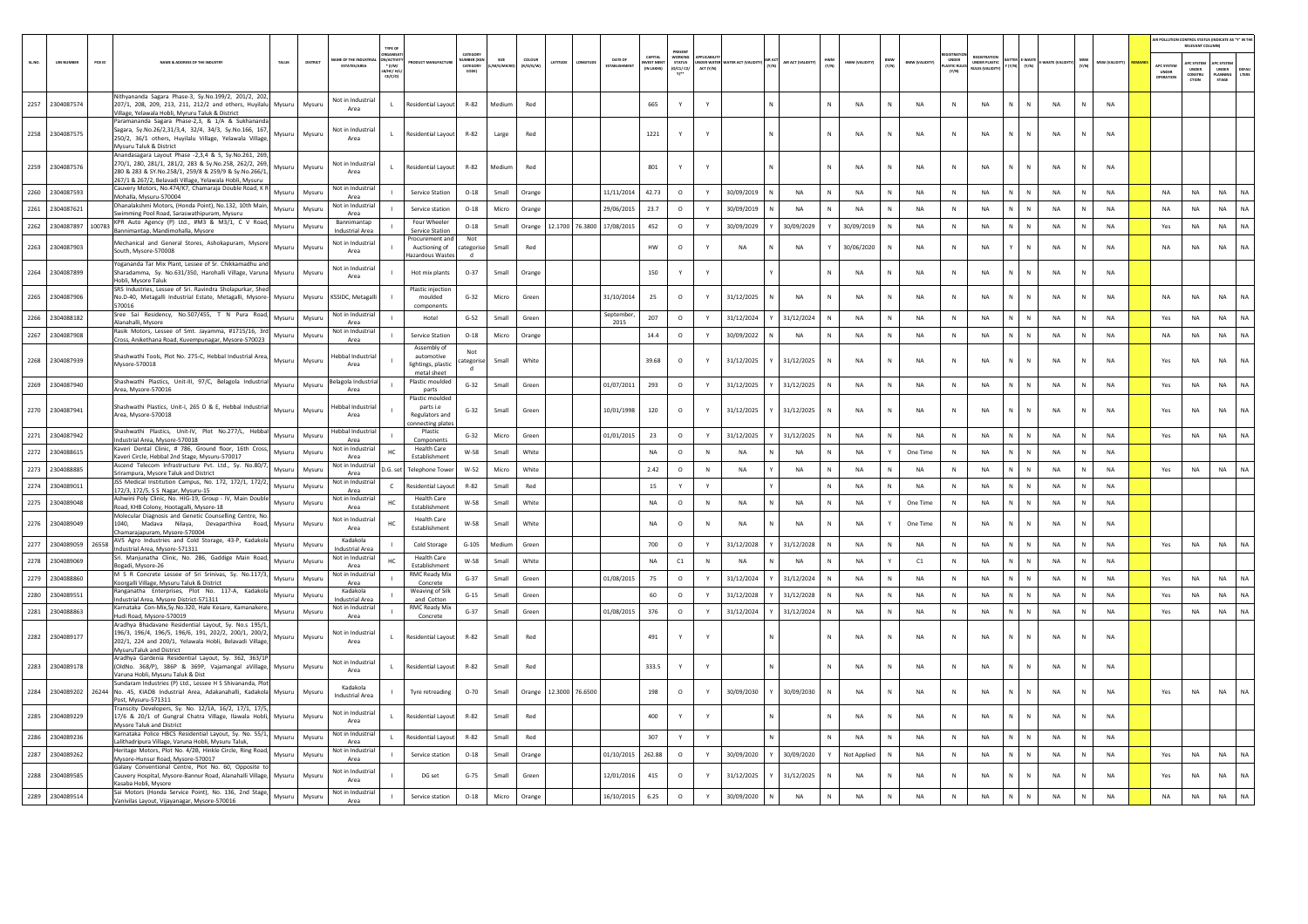| SL.NO. | UIN NUMBER | PCB ID | NAME & ADDRESS OF THE INDUSTRY | TALUK | DISTRICT | NAME OF THE INDUSTRIAL ESTATES/AREA | TYPE OF ORGANISATION/ACTIVITY * (I/M/LB/HC/H/CE/C/O) | PRODUCT MANUFACTURE | CATEGORY NUMBER (XGN CATEGORY CODE) | SIZE (L/M/S/MICRO) | COLOUR (R/O/G/W) | LATITUDE | LONGITUDE | DATE OF ESTABLISHMENT | CAPITAL INVEST MENT (IN LAKHS) | PRESENT WORKING STATUS (O/C1/C2/Y)** | APPLICABILITY UNDER WATER ACT (Y/N) | WATER ACT (VALIDITY) | AIR ACT (Y/N) | AIR ACT (VALIDITY) | HWM (Y/N) | HWM (VALIDITY) | BMW (Y/N) | BMW (VALIDITY) | REGISTRATION UNDER PLASTIC RULES (Y/N) | REGISTRATION UNDER PLASTIC RULES (VALIDITY) | BATTERY (Y/N) | E-WASTE (Y/N) | E-WASTE (VALIDITY) | MSW (Y/N) | MSW (VALIDITY) | REMARKS | APC SYSTEM UNDER OPERATION | APC SYSTEM UNDER CONSTRUCTION | APC SYSTEM UNDER PLANNING STAGE | DEFAULTERS |
|---|---|---|---|---|---|---|---|---|---|---|---|---|---|---|---|---|---|---|---|---|---|---|---|---|---|---|---|---|---|---|---|---|---|---|---|---|
| 2257 | 2304087574 | | Nithyananda Sagara Phase-3, Sy.No.199/2, 201/2, 202, 207/1, 208, 209, 213, 211, 212/2 and others, Huyilalu Village, Yelawala Hobli, Myruru Taluk & District | Mysuru | Mysuru | Not in Industrial Area | L | Residential Layout | R-82 | Medium | Red | | | | 665 | Y | Y | | N | | N | NA | N | NA | N | NA | N | N | NA | N | NA | | | | | |
| 2258 | 2304087575 | | Paramananda Sagara Phase-2,3, & 1/A & Sukhananda Sagara, Sy.No.26/2,31/3,4, 32/4, 34/3, Sy.No.166, 167, 250/2, 36/1 others, Huyilalu Village, Yelawala Village, Mysuru Taluk & District | Mysuru | Mysuru | Not in Industrial Area | L | Residential Layout | R-82 | Large | Red | | | | 1221 | Y | Y | | N | | N | NA | N | NA | N | NA | N | N | NA | N | NA | | | | | |
| 2259 | 2304087576 | | Anandasagara Layout Phase -2,3,4 & 5, Sy.No.261, 269, 270/1, 280, 281/1, 281/2, 283 & Sy.No.258, 262/2, 269, 280 & 283 & Sy.No.258/1, 259/8 & 259/9 & Sy.No.266/1, 267/1 & 267/2, Belavadi Village, Yelawala Hobli, Mysuru | Mysuru | Mysuru | Not in Industrial Area | L | Residential Layout | R-82 | Medium | Red | | | | 801 | Y | Y | | N | | N | NA | N | NA | N | NA | N | N | NA | N | NA | | | | | |
| 2260 | 2304087593 | | Cauvery Motors, No.474/K7, Chamaraja Double Road, K R Mohalla, Mysuru-570004 | Mysuru | Mysuru | Not in Industrial Area | I | Service Station | O-18 | Small | Orange | | | 11/11/2014 | 42.73 | O | Y | 30/09/2019 | N | NA | N | NA | N | NA | N | NA | N | N | NA | N | NA | | NA | NA | NA | NA |
| 2261 | 2304087621 | | Dhanalakshmi Motors, (Honda Point), No.132, 10th Main, Swimming Pool Road, Saraswathipuram, Mysuru | Mysuru | Mysuru | Not in Industrial Area | I | Service station | O-18 | Micro | Orange | | | 29/06/2015 | 23.7 | O | Y | 30/09/2019 | N | NA | N | NA | N | NA | N | NA | N | N | NA | N | NA | | NA | NA | NA | NA |
| 2262 | 2304087897 | 100783 | KPR Auto Agency (P) Ltd., #M3 & M3/1, C V Road, Bannimantap, Mandimohalla, Mysore | Mysuru | Mysuru | Bannimantap Industrial Area | I | Four Wheeler Service Station | O-18 | Small | Orange | 12.1700 | 76.3800 | 17/08/2015 | 452 | O | Y | 30/09/2029 | Y | 30/09/2029 | Y | 30/09/2019 | N | NA | N | NA | N | N | NA | N | NA | | Yes | NA | NA | NA |
| 2263 | 2304087903 | | Mechanical and General Stores, Ashokapuram, Mysore South, Mysore-570008 | Mysuru | Mysuru | Not in Industrial Area | I | Procurement and Auctioning of Hazardous Wastes | Not categorised | Small | Red | | | | HW | O | Y | NA | N | NA | Y | 30/06/2020 | N | NA | N | NA | Y | N | NA | N | NA | | NA | NA | NA | NA |
| 2264 | 2304087899 | | Yogananda Tar Mix Plant, Lessee of Sr. Chikkamadhu and Sharadamma, Sy. No.631/350, Harohalli Village, Varuna Hobli, Mysore Taluk | Mysuru | Mysuru | Not in Industrial Area | I | Hot mix plants | O-37 | Small | Orange | | | | 150 | Y | Y | | Y | | N | NA | N | NA | N | NA | N | N | NA | N | NA | | | | | |
| 2265 | 2304087906 | | SRS Industries, Lessee of Sri. Ravindra Sholapurkar, Shed No.D-40, Metagalli Industrial Estate, Metagalli, Mysore-570016 | Mysuru | Mysuru | KSSIDC, Metagalli | I | Plastic injection moulded components | G-32 | Micro | Green | | | 31/10/2014 | 25 | O | Y | 31/12/2025 | N | NA | N | NA | N | NA | N | NA | N | N | NA | N | NA | | NA | NA | NA | NA |
| 2266 | 2304088182 | | Sree Sai Residency, No.507/455, T N Pura Road, Alanahalli, Mysore | Mysuru | Mysuru | Not in Industrial Area | I | Hotel | G-52 | Small | Green | | | September, 2015 | 207 | O | Y | 31/12/2024 | Y | 31/12/2024 | N | NA | N | NA | N | NA | N | N | NA | N | NA | | Yes | NA | NA | NA |
| 2267 | 2304087908 | | Rasik Motors, Lessee of Smt. Jayamma, #1715/16, 3rd Cross, Anikethana Road, Kuvempunagar, Mysore-570023 | Mysuru | Mysuru | Not in Industrial Area | I | Service Station | O-18 | Micro | Orange | | | | 14.4 | O | Y | 30/09/2022 | N | NA | N | NA | N | NA | N | NA | N | N | NA | N | NA | | NA | NA | NA | NA |
| 2268 | 2304087939 | | Shashwathi Tools, Plot No. 275-C, Hebbal Industrial Area, Mysore-570018 | Mysuru | Mysuru | Hebbal Industrial Area | I | Assembly of automotive lightings, plastic metal sheet | Not categorised | Small | White | | | | 39.68 | O | Y | 31/12/2025 | Y | 31/12/2025 | N | NA | N | NA | N | NA | N | N | NA | N | NA | | Yes | NA | NA | NA |
| 2269 | 2304087940 | | Shashwathi Plastics, Unit-III, 97/C, Belagola Industrial Area, Mysore-570016 | Mysuru | Mysuru | Belagola Industrial Area | I | Plastic moulded parts | G-32 | Small | Green | | | 01/07/2011 | 293 | O | Y | 31/12/2025 | Y | 31/12/2025 | N | NA | N | NA | N | NA | N | N | NA | N | NA | | Yes | NA | NA | NA |
| 2270 | 2304087941 | | Shashwathi Plastics, Unit-I, 265 D & E, Hebbal Industrial Area, Mysore-570018 | Mysuru | Mysuru | Hebbal Industrial Area | I | Plastic moulded parts i.e Regulators and connecting plates | G-32 | Small | Green | | | 10/01/1998 | 120 | O | Y | 31/12/2025 | Y | 31/12/2025 | N | NA | N | NA | N | NA | N | N | NA | N | NA | | Yes | NA | NA | NA |
| 2271 | 2304087942 | | Shashwathi Plastics, Unit-IV, Plot No.277/L, Hebbal Industrial Area, Mysore-570018 | Mysuru | Mysuru | Hebbal Industrial Area | I | Plastic Components | G-32 | Micro | Green | | | 01/01/2015 | 23 | O | Y | 31/12/2025 | Y | 31/12/2025 | N | NA | N | NA | N | NA | N | N | NA | N | NA | | Yes | NA | NA | NA |
| 2272 | 2304088615 | | Kaveri Dental Clinic, # 786, Ground floor, 16th Cross, Kaveri Circle, Hebbal 2nd Stage, Mysuru-570017 | Mysuru | Mysuru | Not in Industrial Area | HC | Health Care Establishment | W-58 | Small | White | | | | NA | O | N | NA | N | NA | N | NA | Y | One Time | N | NA | N | N | NA | N | NA | | | | | |
| 2273 | 2304088885 | | Ascend Telecom Infrastructure Pvt. Ltd., Sy. No.80/7, Srirampura, Mysore Taluk and District | Mysuru | Mysuru | Not in Industrial Area | D.G. set | Telephone Tower | W-52 | Micro | White | | | | 2.42 | O | N | NA | Y | NA | N | NA | N | NA | N | NA | N | N | NA | N | NA | | Yes | NA | NA | NA |
| 2274 | 2304089011 | | JSS Medical Institution Campus, No. 172, 172/1, 172/2, 172/3, 172/5, S S Nagar, Mysuru-15 | Mysuru | Mysuru | Not in Industrial Area | C | Residential Layout | R-82 | Small | Red | | | | 15 | Y | Y | | Y | | N | NA | N | NA | N | NA | N | N | NA | N | NA | | | | | |
| 2275 | 2304089048 | | Ashwini Poly Clinic, No. HIG-19, Group - IV, Main Double Road, KHB Colony, Hootagalli, Mysore-18 | Mysuru | Mysuru | Not in Industrial Area | HC | Health Care Establishment | W-58 | Small | White | | | | NA | O | N | NA | N | NA | N | NA | Y | One Time | N | NA | N | N | NA | N | NA | | | | | |
| 2276 | 2304089049 | | Molecular Diagnosis and Genetic Counselling Centre, No. 1040, Madava Nilaya, Devaparthiva Road, Chamarajapuram, Mysore-570004 | Mysuru | Mysuru | Not in Industrial Area | HC | Health Care Establishment | W-58 | Small | White | | | | NA | O | N | NA | N | NA | N | NA | Y | One Time | N | NA | N | N | NA | N | NA | | | | | |
| 2277 | 2304089059 | 26558 | AVS Agro Industries and Cold Storage, 43-P, Kadakola Industrial Area, Mysore-571311 | Mysuru | Mysuru | Kadakola Industrial Area | I | Cold Storage | G-105 | Medium | Green | | | | 700 | O | Y | 31/12/2028 | Y | 31/12/2028 | N | NA | N | NA | N | NA | N | N | NA | N | NA | | Yes | NA | NA | NA |
| 2278 | 2304089069 | | Sri. Manjunatha Clinic, No. 286, Gaddige Main Road, Bogadi, Mysore-26 | Mysuru | Mysuru | Not in Industrial Area | HC | Health Care Establishment | W-58 | Small | White | | | | NA | C1 | N | NA | N | NA | N | NA | Y | C1 | N | NA | N | N | NA | N | NA | | | | | |
| 2279 | 2304088860 | | M S R Concrete Lessee of Sri Srinivas, Sy. No.117/3, Koorgalli Village, Mysuru Taluk & District | Mysuru | Mysuru | Not in Industrial Area | I | RMC Ready Mix Concrete | G-37 | Small | Green | | | 01/08/2015 | 75 | O | Y | 31/12/2024 | Y | 31/12/2024 | N | NA | N | NA | N | NA | N | N | NA | N | NA | | Yes | NA | NA | NA |
| 2280 | 2304089551 | | Ranganatha Enterprises, Plot No. 117-A, Kadakola Industrial Area, Mysore District-571311 | Mysuru | Mysuru | Kadakola Industrial Area | I | Weaving of Silk and Cotton | G-15 | Small | Green | | | | 60 | O | Y | 31/12/2028 | Y | 31/12/2028 | N | NA | N | NA | N | NA | N | N | NA | N | NA | | Yes | NA | NA | NA |
| 2281 | 2304088863 | | Karnataka Con-Mix,Sy.No.320, Hale Kesare, Kamanakere, Hudi Road, Mysore-570019 | Mysuru | Mysuru | Not in Industrial Area | I | RMC Ready Mix Concrete | G-37 | Small | Green | | | 01/08/2015 | 376 | O | Y | 31/12/2024 | Y | 31/12/2024 | N | NA | N | NA | N | NA | N | N | NA | N | NA | | Yes | NA | NA | NA |
| 2282 | 2304089177 | | Aradhya Bhadavane Residential Layout, Sy. No.s 195/1, 196/3, 196/4, 196/5, 196/6, 191, 202/2, 200/1, 200/2, 202/1, 224 and 200/1, Yelawala Hobli, Belavadi Village, MysuruTaluk and District | Mysuru | Mysuru | Not in Industrial Area | L | Residential Layout | R-82 | Small | Red | | | | 491 | Y | Y | | N | | N | NA | N | NA | N | NA | N | N | NA | N | NA | | | | | |
| 2283 | 2304089178 | | Aradhya Gardenia Residential Layout, Sy. 362, 363/1P (OldNo. 368/P), 386P & 369P, Vajamangal aVillage, Varuna Hobli, Mysuru Taluk & Dist | Mysuru | Mysuru | Not in Industrial Area | L | Residential Layout | R-82 | Small | Red | | | | 333.5 | Y | Y | | N | | N | NA | N | NA | N | NA | N | N | NA | N | NA | | | | | |
| 2284 | 2304089202 | 26244 | Sundaram Industries (P) Ltd., Lessee H S Shivananda, Plot No. 45, KIADB Industrial Area, Adakanahalli, Kadakola Post, Mysuru-571311 | Mysuru | Mysuru | Kadakola Industrial Area | I | Tyre retreading | O-70 | Small | Orange | 12.3000 | 76.6500 | | 198 | O | Y | 30/09/2030 | Y | 30/09/2030 | N | NA | N | NA | N | NA | N | N | NA | N | NA | | Yes | NA | NA | NA |
| 2285 | 2304089229 | | Transcity Developers, Sy. No. 12/1A, 16/2, 17/1, 17/5, 17/6 & 20/1 of Gungral Chatra Village, Ilawala Hobli, Mysore Taluk and District | Mysuru | Mysuru | Not in Industrial Area | L | Residential Layout | R-82 | Small | Red | | | | 400 | Y | Y | | N | | N | NA | N | NA | N | NA | N | N | NA | N | NA | | | | | |
| 2286 | 2304089236 | | Karnataka Police HBCS Residential Layout, Sy. No. 55/1, Lalithadripura Village, Varuna Hobli, Mysuru Taluk, | Mysuru | Mysuru | Not in Industrial Area | L | Residential Layout | R-82 | Small | Red | | | | 307 | Y | Y | | N | | N | NA | N | NA | N | NA | N | N | NA | N | NA | | | | | |
| 2287 | 2304089262 | | Heritage Motors, Plot No. 4/2B, Hinkle Circle, Ring Road, Mysore-Hunsur Road, Mysore-570017 | Mysuru | Mysuru | Not in Industrial Area | I | Service station | O-18 | Small | Orange | | | 01/10/2015 | 262.88 | O | Y | 30/09/2020 | Y | 30/09/2020 | Y | Not Applied | N | NA | N | NA | N | N | NA | N | NA | | Yes | NA | NA | NA |
| 2288 | 2304089585 | | Galaxy Conventional Centre, Plot No. 60, Opposite to Cauvery Hospital, Mysore-Bannur Road, Alanahalli Village, Kasaba Hobli, Mysore | Mysuru | Mysuru | Not in Industrial Area | I | DG set | G-75 | Small | Green | | | 12/01/2016 | 415 | O | Y | 31/12/2025 | Y | 31/12/2025 | N | NA | N | NA | N | NA | N | N | NA | N | NA | | Yes | NA | NA | NA |
| 2289 | 2304089514 | | Sai Motors (Honda Service Point), No. 136, 2nd Stage, Vanivilas Layout, Vijayanagar, Mysore-570016 | Mysuru | Mysuru | Not in Industrial Area | I | Service station | O-18 | Micro | Orange | | | 16/10/2015 | 6.25 | O | Y | 30/09/2020 | N | NA | N | NA | N | NA | N | NA | N | N | NA | N | NA | | NA | NA | NA | NA |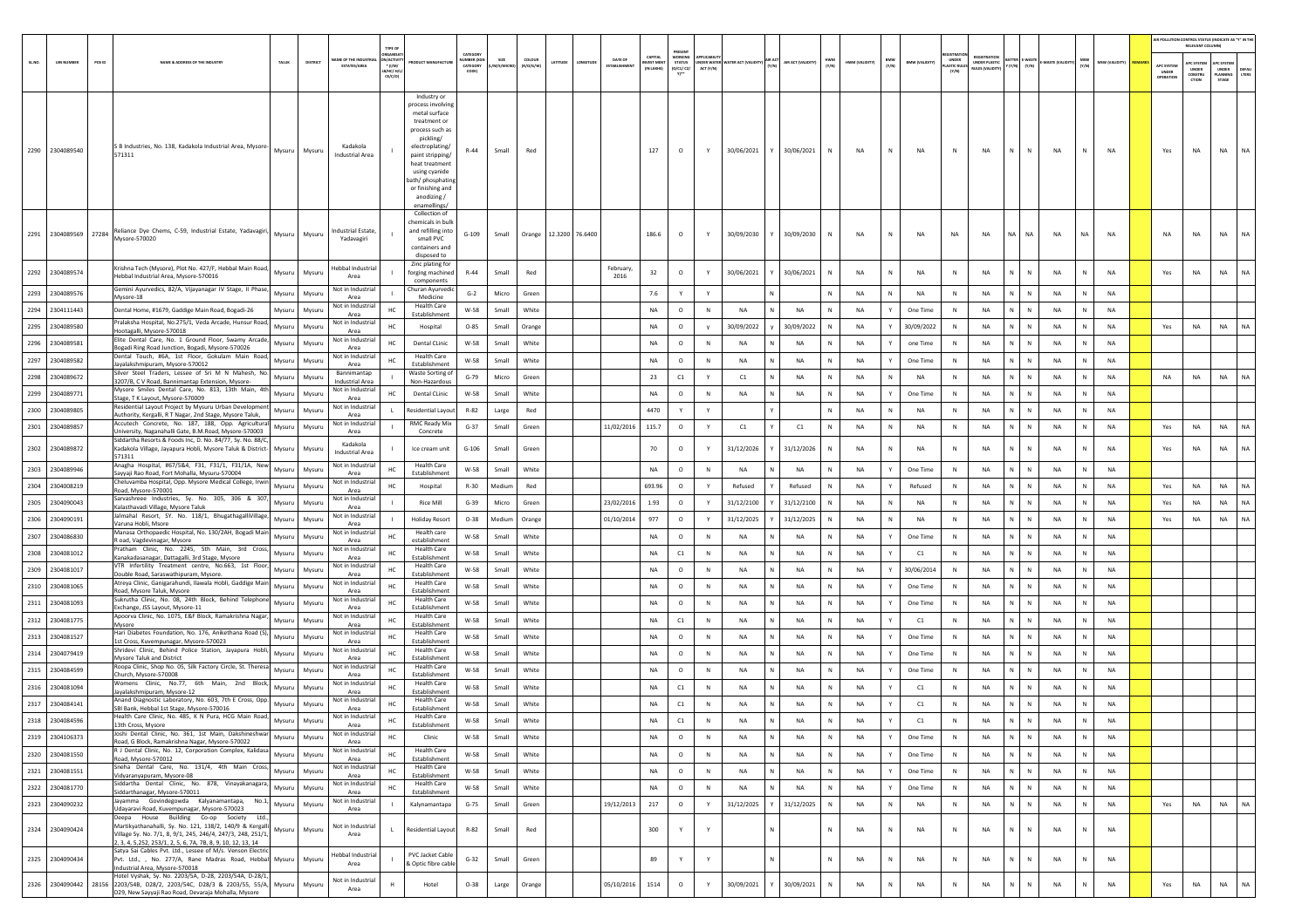| SL.NO. | UIN NUMBER | PCB ID | NAME & ADDRESS OF THE INDUSTRY | TALUK | DISTRICT | NAME OF THE INDUSTRIAL ESTATES/AREA | TYPE OF ORGANISATION/ACTIVITY * (I/M/LB/HC/H/CE/C/O) | PRODUCT MANUFACTURE | CATEGORY NUMBER (XGN CATEGORY CODE) | SIZE (L/M/S/MICRO) | COLOUR (R/O/G/W) | LATITUDE | LONGITUDE | DATE OF ESTABLISHMENT | CAPITAL INVEST MENT (IN LAKHS) | PRESENT WORKING STATUS (O/C1/C2/Y)** | APPLICABILITY UNDER WATER ACT (Y/N) | WATER ACT (VALIDITY) | AIR ACT (Y/N) | AIR ACT (VALIDITY) | HWM (Y/N) | HWM (VALIDITY) | BMW (Y/N) | BMW (VALIDITY) | REGISTRATION UNDER PLASTIC RULES (Y/N) | REGISTRATION UNDER PLASTIC RULES (VALIDITY) | BATTERY (Y/N) | E-WASTE (Y/N) | E-WASTE (VALIDITY) | MSW (Y/N) | MSW (VALIDITY) | REMARKS | APC SYSTEM UNDER OPERATION | APC SYSTEM UNDER CONSTRUCTION | APC SYSTEM UNDER PLANNING STAGE | DEFAULTERS |
|---|---|---|---|---|---|---|---|---|---|---|---|---|---|---|---|---|---|---|---|---|---|---|---|---|---|---|---|---|---|---|---|---|---|---|---|---|
| 2290 | 2304089540 | | S B Industries, No. 138, Kadakola Industrial Area, Mysore-571311 | Mysuru | Mysuru | Kadakola Industrial Area | I | Industry or process involving metal surface treatment or process such as pickling/ electroplating/ paint stripping/ heat treatment using cyanide bath/ phosphating or finishing and anodizing / enamellings/ | R-44 | Small | Red | | | | 127 | O | Y | 30/06/2021 | Y | 30/06/2021 | N | NA | N | NA | N | NA | N | N | NA | N | NA | | Yes | NA | NA | NA |
| 2291 | 2304089569 | 27284 | Reliance Dye Chems, C-59, Industrial Estate, Yadavagiri, Mysore-570020 | Mysuru | Mysuru | Industrial Estate, Yadavagiri | I | Collection of chemicals in bulk and refilling into small PVC containers and disposed to | G-109 | Small | Orange | 12.3200 | 76.6400 | | 186.6 | O | Y | 30/09/2030 | Y | 30/09/2030 | N | NA | N | NA | NA | NA | NA | NA | NA | NA | NA | | NA | NA | NA | NA |
| 2292 | 2304089574 | | Krishna Tech (Mysore), Plot No. 427/F, Hebbal Main Road, Hebbal Industrial Area, Mysore-570016 | Mysuru | Mysuru | Hebbal Industrial Area | I | Zinc plating for forging machined components | R-44 | Small | Red | | | February, 2016 | 32 | O | Y | 30/06/2021 | Y | 30/06/2021 | N | NA | N | NA | N | NA | N | N | NA | N | NA | | Yes | NA | NA | NA |
| 2293 | 2304089576 | | Gemini Ayurvedics, 82/A, Vijayanagar IV Stage, II Phase, Mysore-18 | Mysuru | Mysuru | Not in Industrial Area | I | Churan Ayurvedic Medicine | G-2 | Micro | Green | | | | 7.6 | Y | Y | | N | | N | NA | N | NA | N | NA | N | N | NA | N | NA | | | | | |
| 2294 | 2304111443 | | Dental Home, #1679, Gaddige Main Road, Bogadi-26 | Mysuru | Mysuru | Not in Industrial Area | HC | Health Care Establishment | W-58 | Small | White | | | | NA | O | N | NA | N | NA | N | NA | Y | One Time | N | NA | N | N | NA | N | NA | | | | | |
| 2295 | 2304089580 | | Pralaksha Hospital, No.275/1, Veda Arcade, Hunsur Road, Hootagalli, Mysore-570018 | Mysuru | Mysuru | Not in Industrial Area | HC | Hospital | O-85 | Small | Orange | | | | NA | O | y | 30/09/2022 | y | 30/09/2022 | N | NA | Y | 30/09/2022 | N | NA | N | N | NA | N | NA | | Yes | NA | NA | NA |
| 2296 | 2304089581 | | Elite Dental Care, No. 1 Ground Floor, Swamy Arcade, Bogadi Ring Road Junction, Bogadi, Mysore-570026 | Mysuru | Mysuru | Not in Industrial Area | HC | Dental Clinic | W-58 | Small | White | | | | NA | O | N | NA | N | NA | N | NA | Y | one Time | N | NA | N | N | NA | N | NA | | | | | |
| 2297 | 2304089582 | | Dental Touch, #6A, 1st Floor, Gokulam Main Road, Jayalakshmipuram, Mysore-570012 | Mysuru | Mysuru | Not in Industrial Area | HC | Health Care Establishment | W-58 | Small | White | | | | NA | O | N | NA | N | NA | N | NA | Y | One Time | N | NA | N | N | NA | N | NA | | | | | |
| 2298 | 2304089672 | | Silver Steel Traders, Lessee of Sri M N Mahesh, No. 3207/B, C V Road, Bannimantap Extension, Mysore- | Mysuru | Mysuru | Bannimantap Industrial Area | I | Waste Sorting of Non-Hazardous | G-79 | Micro | Green | | | | 23 | C1 | Y | C1 | N | NA | N | NA | N | NA | N | NA | N | N | NA | N | NA | | NA | NA | NA | NA |
| 2299 | 2304089771 | | Mysore Smiles Dental Care, No. 813, 13th Main, 4th Stage, T K Layout, Mysore-570009 | Mysuru | Mysuru | Not in Industrial Area | HC | Dental Clinic | W-58 | Small | White | | | | NA | O | N | NA | N | NA | N | NA | Y | One Time | N | NA | N | N | NA | N | NA | | | | | |
| 2300 | 2304089805 | | Residential Layout Project by Mysuru Urban Development Authority, Kergalli, R T Nagar, 2nd Stage, Mysore Taluk, | Mysuru | Mysuru | Not in Industrial Area | L | Residential Layout | R-82 | Large | Red | | | | 4470 | Y | Y | | Y | | N | NA | N | NA | N | NA | N | N | NA | N | NA | | | | | |
| 2301 | 2304089857 | | Accutech Concrete, No. 187, 188, Opp. Agricultural University, Naganahalli Gate, B.M.Road, Mysore-570003 | Mysuru | Mysuru | Not in Industrial Area | I | RMC Ready Mix Concrete | G-37 | Small | Green | | | 11/02/2016 | 115.7 | O | Y | C1 | Y | C1 | N | NA | N | NA | N | NA | N | N | NA | N | NA | | Yes | NA | NA | NA |
| 2302 | 2304089872 | | Siddartha Resorts & Foods Inc, D. No. 84/77, Sy. No. 88/C, Kadakola Village, Jayapura Hobli, Mysore Taluk & District-571311 | Mysuru | Mysuru | Kadakola Industrial Area | I | Ice cream unit | G-106 | Small | Green | | | | 70 | O | Y | 31/12/2026 | Y | 31/12/2026 | N | NA | N | NA | N | NA | N | N | NA | N | NA | | Yes | NA | NA | NA |
| 2303 | 2304089946 | | Anagha Hospital, #67/5&4, F31, F31/1, F31/1A, New Sayyaji Rao Road, Fort Mohalla, Mysuru-570004 | Mysuru | Mysuru | Not in Industrial Area | HC | Health Care Establishment | W-58 | Small | White | | | | NA | O | N | NA | N | NA | N | NA | Y | One Time | N | NA | N | N | NA | N | NA | | | | | |
| 2304 | 2304008219 | | Cheluvamba Hospital, Opp. Mysore Medical College, Irwin Road, Mysore-570001 | Mysuru | Mysuru | Not in Industrial Area | HC | Hospital | R-30 | Medium | Red | | | | 693.96 | O | Y | Refused | Y | Refused | N | NA | Y | Refused | N | NA | N | N | NA | N | NA | | Yes | NA | NA | NA |
| 2305 | 2304090043 | | Sarvashree Industries, Sy. No. 305, 306 & 307, Kalasthavadi Village, Mysore Taluk | Mysuru | Mysuru | Not in Industrial Area | I | Rice Mill | G-39 | Micro | Green | | | 23/02/2016 | 1.93 | O | Y | 31/12/2100 | Y | 31/12/2100 | N | NA | N | NA | N | NA | N | N | NA | N | NA | | Yes | NA | NA | NA |
| 2306 | 2304090191 | | Jalmahal Resort, SY. No. 118/1, BhugathagalliVillage, Varuna Hobli, Mysore | Mysuru | Mysuru | Not in Industrial Area | I | Holiday Resort | O-38 | Medium | Orange | | | 01/10/2014 | 977 | O | Y | 31/12/2025 | Y | 31/12/2025 | N | NA | N | NA | N | NA | N | N | NA | N | NA | | Yes | NA | NA | NA |
| 2307 | 2304086830 | | Manasa Orthopaedic Hospital, No. 130/24H, Bogadi Main R oad, Vagdevinagar, Mysore | Mysuru | Mysuru | Not in Industrial Area | HC | Health care establishment | W-58 | Small | White | | | | NA | O | N | NA | N | NA | N | NA | Y | One Time | N | NA | N | N | NA | N | NA | | | | | |
| 2308 | 2304081012 | | Pratham Clinic, No. 2245, 5th Main, 3rd Cross, Kanakadasanagar, Dattagalli, 3rd Stage, Mysore | Mysuru | Mysuru | Not in Industrial Area | HC | Health Care Establishment | W-58 | Small | White | | | | NA | C1 | N | NA | N | NA | N | NA | Y | C1 | N | NA | N | N | NA | N | NA | | | | | |
| 2309 | 2304081017 | | VTR Infertility Treatment centre, No.663, 1st Floor, Double Road, Saraswathipuram, Mysore. | Mysuru | Mysuru | Not in Industrial Area | HC | Health Care Establishment | W-58 | Small | White | | | | NA | O | N | NA | N | NA | N | NA | Y | 30/06/2014 | N | NA | N | N | NA | N | NA | | | | | |
| 2310 | 2304081065 | | Atreya Clinic, Ganigarahundi, Ilawala Hobli, Gaddige Main Road, Mysore Taluk, Mysore | Mysuru | Mysuru | Not in Industrial Area | HC | Health Care Establishment | W-58 | Small | White | | | | NA | O | N | NA | N | NA | N | NA | Y | One Time | N | NA | N | N | NA | N | NA | | | | | |
| 2311 | 2304081093 | | Sukrutha Clinic, No. 08, 24th Block, Behind Telephone Exchange, JSS Layout, Mysore-11 | Mysuru | Mysuru | Not in Industrial Area | HC | Health Care Establishment | W-58 | Small | White | | | | NA | O | N | NA | N | NA | N | NA | Y | One Time | N | NA | N | N | NA | N | NA | | | | | |
| 2312 | 2304081775 | | Apoorva Clinic, No. 1075, E&F Block, Ramakrishna Nagar, Mysore | Mysuru | Mysuru | Not in Industrial Area | HC | Health Care Establishment | W-58 | Small | White | | | | NA | C1 | N | NA | N | NA | N | NA | Y | C1 | N | NA | N | N | NA | N | NA | | | | | |
| 2313 | 2304081527 | | Hari Diabetes Foundation, No. 176, Anikethana Road (S), 1st Cross, Kuvempunagar, Mysore-570023 | Mysuru | Mysuru | Not in Industrial Area | HC | Health Care Establishment | W-58 | Small | White | | | | NA | O | N | NA | N | NA | N | NA | Y | One Time | N | NA | N | N | NA | N | NA | | | | | |
| 2314 | 2304079419 | | Shridevi Clinic, Behind Police Station, Jayapura Hobli, Mysore Taluk and District | Mysuru | Mysuru | Not in Industrial Area | HC | Health Care Establishment | W-58 | Small | White | | | | NA | O | N | NA | N | NA | N | NA | Y | One Time | N | NA | N | N | NA | N | NA | | | | | |
| 2315 | 2304084599 | | Roopa Clinic, Shop No. 05, Silk Factory Circle, St. Theresa Church, Mysore-570008 | Mysuru | Mysuru | Not in Industrial Area | HC | Health Care Establishment | W-58 | Small | White | | | | NA | O | N | NA | N | NA | N | NA | Y | One Time | N | NA | N | N | NA | N | NA | | | | | |
| 2316 | 2304081094 | | Womens Clinic, No.77, 6th Main, 2nd Block, Jayalakshmipuram, Mysore-12 | Mysuru | Mysuru | Not in Industrial Area | HC | Health Care Establishment | W-58 | Small | White | | | | NA | C1 | N | NA | N | NA | N | NA | Y | C1 | N | NA | N | N | NA | N | NA | | | | | |
| 2317 | 2304084141 | | Anand Diagnostic Laboratory, No. 603, 7th E Cross, Opp. SBI Bank, Hebbal 1st Stage, Mysore-570016 | Mysuru | Mysuru | Not in Industrial Area | HC | Health Care Establishment | W-58 | Small | White | | | | NA | C1 | N | NA | N | NA | N | NA | Y | C1 | N | NA | N | N | NA | N | NA | | | | | |
| 2318 | 2304084596 | | Health Care Clinic, No. 485, K N Pura, HCG Main Road, 13th Cross, Mysore | Mysuru | Mysuru | Not in Industrial Area | HC | Health Care Establishment | W-58 | Small | White | | | | NA | C1 | N | NA | N | NA | N | NA | Y | C1 | N | NA | N | N | NA | N | NA | | | | | |
| 2319 | 2304106373 | | Joshi Dental Clinic, No. 361, 1st Main, Dakshineshwar Road, G Block, Ramakrishna Nagar, Mysore-570022 | Mysuru | Mysuru | Not in Industrial Area | HC | Clinic | W-58 | Small | White | | | | NA | O | N | NA | N | NA | N | NA | Y | One Time | N | NA | N | N | NA | N | NA | | | | | |
| 2320 | 2304081550 | | R J Dental Clinic, No. 12, Corporation Complex, Kalidasa Road, Mysore-570012 | Mysuru | Mysuru | Not in Industrial Area | HC | Health Care Establishment | W-58 | Small | White | | | | NA | O | N | NA | N | NA | N | NA | Y | One Time | N | NA | N | N | NA | N | NA | | | | | |
| 2321 | 2304081551 | | Sneha Dental Care, No. 131/4, 4th Main Cross, Vidyaranyapuram, Mysore-08 | Mysuru | Mysuru | Not in Industrial Area | HC | Health Care Establishment | W-58 | Small | White | | | | NA | O | N | NA | N | NA | N | NA | Y | One Time | N | NA | N | N | NA | N | NA | | | | | |
| 2322 | 2304081770 | | Siddartha Dental Clinic, No. 878, Vinayakanagara, Siddarthanagar, Mysore-570011 | Mysuru | Mysuru | Not in Industrial Area | HC | Health Care Establishment | W-58 | Small | White | | | | NA | O | N | NA | N | NA | N | NA | Y | One Time | N | NA | N | N | NA | N | NA | | | | | |
| 2323 | 2304090232 | | Jayamma Govindegowda Kalyanamantapa, No.1, Udayaravi Road, Kuvempunagar, Mysore-570023 | Mysuru | Mysuru | Not in Industrial Area | I | Kalynamantapa | G-75 | Small | Green | | | 19/12/2013 | 217 | O | Y | 31/12/2025 | Y | 31/12/2025 | N | NA | N | NA | N | NA | N | N | NA | N | NA | | Yes | NA | NA | NA |
| 2324 | 2304090424 | | Deepa House Building Co-op Society Ltd., Martikyathanahalli, Sy. No. 121, 138/2, 140/9 & Kergalli Village Sy. No. 7/1, 8, 9/1, 245, 246/4, 247/3, 248, 251/1, 2, 3, 4, 5,252, 253/1, 2, 5, 6, 7A, 7B, 8, 9, 10, 12, 13, 14 | Mysuru | Mysuru | Not in Industrial Area | L | Residential Layout | R-82 | Small | Red | | | | 300 | Y | Y | | N | | N | NA | N | NA | N | NA | N | N | NA | N | NA | | | | | |
| 2325 | 2304090434 | | Satya Sai Cables Pvt. Ltd., Lessee of M/s. Venson Electric Pvt. Ltd., , No. 277/A, Rane Madras Road, Hebbal Industrial Area, Mysore-570018 | Mysuru | Mysuru | Hebbal Industrial Area | I | PVC Jacket Cable & Optic fibre cable | G-32 | Small | Green | | | | 89 | Y | Y | | N | | N | NA | N | NA | N | NA | N | N | NA | N | NA | | | | | |
| 2326 | 2304090442 | 28156 | Hotel Vyshak, Sy. No. 2203/5A, D-28, 2203/54A, D-28/1, 2203/54B, D28/2, 2203/54C, D28/3 & 2203/55, 55/A, D29, New Sayyaji Rao Road, Devaraja Mohalla, Mysore | Mysuru | Mysuru | Not in Industrial Area | H | Hotel | O-38 | Large | Orange | | | 05/10/2016 | 1514 | O | Y | 30/09/2021 | Y | 30/09/2021 | N | NA | N | NA | N | NA | N | N | NA | N | NA | | Yes | NA | NA | NA |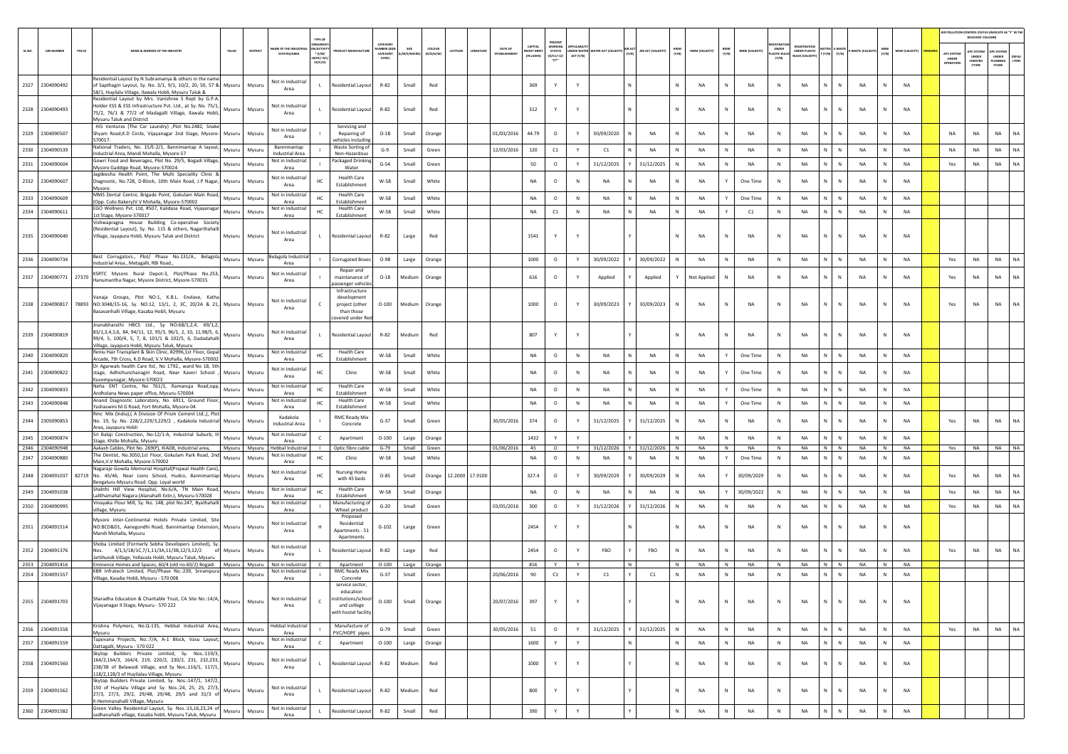| SL.NO. | UIN NUMBER | PCB ID | NAME & ADDRESS OF THE INDUSTRY | TALUK | DISTRICT | NAME OF THE INDUSTRIAL ESTATES/AREA | TYPE OF ORGANISATION/ACTIVITY * (I/M/LB/HC/H/CE/C/O) | PRODUCT MANUFACTURE | CATEGORY NUMBER (XGN CATEGORY CODE) | SIZE (L/M/S/MICRO) | COLOUR (R/O/G/W) | LATITUDE | LONGITUDE | DATE OF ESTABLISHMENT | CAPITAL INVEST MENT (IN LAKHS) | PRESENT WORKING STATUS (O/C1/C2/Y)** | APPLICABILITY UNDER WATER ACT (Y/N) | WATER ACT (VALIDITY) | AIR ACT (Y/N) | AIR ACT (VALIDITY) | HWM (Y/N) | HWM (VALIDITY) | BMW (Y/N) | BMW (VALIDITY) | REGISTRATION UNDER PLASTIC RULES (Y/N) | REGISTRATION UNDER PLASTIC RULES (VALIDITY) | BATTERY (Y/N) | E-WASTE (Y/N) | E-WASTE (VALIDITY) | MSW (Y/N) | MSW (VALIDITY) | REMARKS | APC SYSTEM UNDER OPERATION | APC SYSTEM UNDER CONSTRUCTION | APC SYSTEM UNDER PLANNING STAGE | DEFAULTERS |
|---|---|---|---|---|---|---|---|---|---|---|---|---|---|---|---|---|---|---|---|---|---|---|---|---|---|---|---|---|---|---|---|---|---|---|---|---|
| | | | | | | | | | | | | | | | | | | | | | | | | | | | | | | | | | AIR POLLUTION CONTROL STATUS (INDICATE AS "Y" IN THE RELEVANT COLUMN) | | | |
| 2327 | 2304090492 | | Residential Layout by N Subramanya & others in the name of Sapthagiri Layout, Sy. No. 3/1, 9/1, 10/2, 20, 50, 57 & 58/1, Huyilalu Village, Ilawala Hobli, Mysuru Taluk & | Mysuru | Mysuru | Not in Industrial Area | L | Residential Layout | R-82 | Small | Red | | | | 369 | Y | Y | | N | | N | NA | N | NA | N | NA | N | N | NA | N | NA | | | | | |
| 2328 | 2304090493 | | Residential Layout by Mrs. Vanishree S Rept by G.P.A. Holder ESS & ESS Infrastructure Pvt. Ltd., at Sy. No. 75/1, 75/2, 76/1 & 77/2 of Madagalli Village, Ilawala Hobli, Mysuru Taluk and District | Mysuru | Mysuru | Not in Industrial Area | L | Residential Layout | R-82 | Small | Red | | | | 312 | Y | Y | | N | | N | NA | N | NA | N | NA | N | N | NA | N | NA | | | | | |
| 2329 | 2304090507 | | Hi5 Ventures (The Car Laundry) ,Plot No.2482, Snake Shyam Road,K.D Circle, Vijayanagar 2nd Stage, Mysore-570017. | Mysuru | Mysuru | Not in Industrial Area | I | Servicing and Repairing of vehicles including | O-18 | Small | Orange | | | 01/03/2016 | 44.79 | O | Y | 30/09/2020 | N | NA | N | NA | N | NA | N | NA | N | N | NA | N | NA | | NA | NA | NA | NA |
| 2330 | 2304090539 | | National Traders, No. 15/E-2/1, Bannimantap A layout, Industrial Area, Mandi Mohalla, Mysore-57 | Mysuru | Mysuru | Bannimantap Industrial Area | I | Waste Sorting of Non-Hazardous | G-9 | Small | Green | | | 12/03/2016 | 120 | C1 | Y | C1 | N | NA | N | NA | N | NA | N | NA | N | N | NA | N | NA | | NA | NA | NA | NA |
| 2331 | 2304090604 | | Gowri Food and Beverages, Plot No. 29/5, Bogadi Village, Mysore Gaddige Road, Mysore-570024 | Mysuru | Mysuru | Not in Industrial Area | I | Packaged Drinking Water | G-54 | Small | Green | | | | 50 | O | Y | 31/12/2025 | Y | 31/12/2025 | N | NA | N | NA | N | NA | N | N | NA | N | NA | | Yes | NA | NA | NA |
| 2332 | 2304090607 | | Jagdeesha Health Point, The Multi Speciality Clinic & Diagnostic, No.728, D-Block, 10th Main Road, J.P Nagar, Mysore. | Mysuru | Mysuru | Not in Industrial Area | HC | Health Care Establishment | W-58 | Small | White | | | | NA | O | N | NA | N | NA | N | NA | Y | One Time | N | NA | N | N | NA | N | NA | | | | | |
| 2333 | 2304090609 | | MMS Dental Centre, Brigade Point, Gokulam Main Road, (Opp. Cubs Bakery)V.V Mohalla, Mysore-570002 | Mysuru | Mysuru | Not in Industrial Area | HC | Health Care Establishment | W-58 | Small | White | | | | NA | O | N | NA | N | NA | N | NA | Y | One Time | N | NA | N | N | NA | N | NA | | | | | |
| 2334 | 2304090611 | | EGO Wellness Pvt. Ltd, #507, Kalidasa Road, Vijayanagar 1st Stage, Mysore-570017 | Mysuru | Mysuru | Not in Industrial Area | HC | Health Care Establishment | W-58 | Small | White | | | | NA | C1 | N | NA | N | NA | N | NA | Y | C1 | N | NA | N | N | NA | N | NA | | | | | |
| 2335 | 2304090640 | | Vishwapragna House Building Co-operative Society (Residential Layout), Sy. No. 115 & others, Nagarthahalli Village, Jayapura Hobli, Mysuru Taluk and District | Mysuru | Mysuru | Not in Industrial Area | L | Residential Layout | R-82 | Large | Red | | | | 1541 | Y | Y | | Y | | N | NA | N | NA | N | NA | N | N | NA | N | NA | | | | | |
| 2336 | 2304090734 | | Best Corrugators., Plot/ Phase No.131/A., Belagola Industrial Area., Metagalli, RBI Road., | Mysuru | Mysuru | Belagola Industrial Area | I | Corrugated Boxes | O-98 | Large | Orange | | | | 1000 | O | Y | 30/09/2022 | Y | 30/09/2022 | N | NA | N | NA | N | NA | N | N | NA | N | NA | | Yes | NA | NA | NA |
| 2337 | 2304090771 | 27370 | KSRTC Mysore Rural Depot-3, Plot/Phase No.253, Hanumantha Nagar, Mysore District, Mysore-570015 | Mysuru | Mysuru | Not in Industrial Area | I | Repair and maintanance of passenger vehicles | O-18 | Medium | Orange | | | | 616 | O | Y | Applied | Y | Applied | Y | Not Applied | N | NA | N | NA | N | N | NA | N | NA | | Yes | NA | NA | NA |
| 2338 | 2304090817 | 78893 | Vanaja Groups, Plot NO:1, K.B.L. Envlave, Katha NO:3048/15-16, Sy. NO:12, 13/1, 2, 3C, 20/2A & 21, Basavanhalli Village, Kasaba Hobli, Mysuru | Mysuru | Mysuru | Not in Industrial Area | C | Infrastructure development project (other than those covered under Red | O-100 | Medium | Orange | | | | 1000 | O | Y | 30/09/2023 | Y | 30/09/2023 | N | NA | N | NA | N | NA | N | N | NA | N | NA | | Yes | NA | NA | NA |
| 2339 | 2304090819 | | Jnanabharathi HBCS Ltd., Sy NO:68/1,2,4, 69/1,2, 83/1,3,4,5,6, 84, 94/11, 12, 95/3, 96/1, 2, 10, 11,98/5, 6, 99/4, 5, 100/4, 5, 7, 8, 101/1 & 102/5, 6, Dadadahalli Village, Jayapura Hobli, Mysuru Taluk, Mysuru | Mysuru | Mysuru | Not in Industrial Area | L | Residential Layout | R-82 | Medium | Red | | | | 807 | Y | Y | | Y | | N | NA | N | NA | N | NA | N | N | NA | N | NA | | | | | |
| 2340 | 2304090820 | | Renku Hair Transplant & Skin Clinic, #2996,1st Floor, Gopal Arcade, 7th Cross, K.D Road, V.V Mohalla, Mysore-570002 | Mysuru | Mysuru | Not in Industrial Area | HC | Health Care Establishment | W-58 | Small | White | | | | NA | O | N | NA | N | NA | N | NA | Y | One Time | N | NA | N | N | NA | N | NA | | | | | |
| 2341 | 2304090822 | | Dr Agarwals health Care ltd., No 1792., ward No 18, 5th stage, Adhichunchanagiri Road, Near Kaveri School , Kuvempunagar, Mysore-570023 | Mysuru | Mysuru | Not in Industrial Area | HC | Clinic | W-58 | Small | White | | | | NA | O | N | NA | N | NA | N | NA | Y | One Time | N | NA | N | N | NA | N | NA | | | | | |
| 2342 | 2304090833 | | Neha ENT Centre, No 761/1, Ramanuja Road,opp. Andholana News paper office, Mysuru-570004 | Mysuru | Mysuru | Not in Industrial Area | HC | Health Care Establishment | W-58 | Small | White | | | | NA | O | N | NA | N | NA | N | NA | Y | One Time | N | NA | N | N | NA | N | NA | | | | | |
| 2343 | 2304090848 | | Anand Diagnostic Laboratory, No. 6911, Ground Floor, Yashaswini M.G Road, Fort Mohalla, Mysore-04 | Mysuru | Mysuru | Not in Industrial Area | HC | Health Care Establishment | W-58 | Small | White | | | | NA | O | N | NA | N | NA | N | NA | Y | One Time | N | NA | N | N | NA | N | NA | | | | | |
| 2344 | 2305090853 | | Rmc Mix (India),( A Division Of Prism Cement Ltd.,), Plot No. 19, Sy. No. 228/2,229/3,229/2 , Kadakola Industrial Area, Jayapura Hobli | Mysuru | Mysuru | Kadakola Industrial Area | I | RMC Ready Mix Concrete | G-37 | Small | Green | | | 30/05/2016 | 374 | O | Y | 31/12/2025 | Y | 31/12/2025 | N | NA | N | NA | N | NA | N | N | NA | N | NA | | Yes | NA | NA | NA |
| 2345 | 2304090874 | | Sri Balaji Construction, No:12/1-A, Industrial Suburb, III Stage, Khille Mohalla, Mysuru | Mysuru | Mysuru | Not in Industrial Area | C | Apartment | O-100 | Large | Orange | | | | 1432 | Y | Y | | Y | | N | NA | N | NA | N | NA | N | N | NA | N | NA | | | | | |
| 2346 | 2304090948 | | Aakash Cables, Plot No. 269(P), KIADB, Industrial area, | Mysuru | Mysuru | Hebbal Industrial | I | Optic fibre cable | G-79 | Small | Green | | | 01/06/2016 | 45 | O | Y | 31/12/2026 | Y | 31/12/2026 | N | NA | N | NA | N | NA | N | N | NA | N | NA | | Yes | NA | NA | NA |
| 2347 | 2304090880 | | The Dentist, No.3050,1st Floor, Gokulam Park Road, 2nd Main,V.V Mohalla, Mysore-570002 | Mysuru | Mysuru | Not in Industrial Area | HC | Clinic | W-58 | Small | White | | | | NA | O | N | NA | N | NA | N | NA | Y | One Time | N | NA | N | N | NA | N | NA | | | | | |
| 2348 | 2304091037 | 82719 | Nagaraje Gowda Memorial Hospital(Prajwal Health Care), No. 45/46, Near Lions School, Hudco, Bannimantap Bengaluru-Mysuru Road. Opp. Loyal world | Mysuru | Mysuru | Not in Industrial Area | HC | Nursing Home with 45 beds | O-85 | Small | Orange | 12.2000 | 17.9100 | | 327.4 | O | Y | 30/09/2029 | Y | 30/09/2029 | N | NA | Y | 30/09/2029 | N | NA | N | N | NA | N | NA | | Yes | NA | NA | NA |
| 2349 | 2304091038 | | Shakthi Hill View Hospital, No.6/A, TN Main Road, Lalithamahal Nagara (Alanahalli Extn.), Mysuru-570028 | Mysuru | Mysuru | Not in Industrial Area | HC | Health Care Establishment | W-58 | Small | Orange | | | | NA | O | N | NA | N | NA | N | NA | Y | 30/09/2022 | N | NA | N | N | NA | N | NA | | Yes | NA | NA | NA |
| 2350 | 2304090995 | | Vinayaka Flour Mill, Sy. No. 148, plot No.247, Byathahalli village, Mysuru | Mysuru | Mysuru | Not in Industrial Area | I | Manufacturing of Wheat product | G-20 | Small | Green | | | 03/05/2016 | 300 | O | Y | 31/12/2026 | Y | 31/12/2026 | N | NA | N | NA | N | NA | N | N | NA | N | NA | | Yes | NA | NA | NA |
| 2351 | 2304091514 | | Mysore Inter-Continental Hotels Private Limited, Site NO:BCD&D1, Aanegundhi Road, Bannimantap Extension, Mandi Mohalla, Mysuru | Mysuru | Mysuru | Not in Industrial Area | H | Proposed Residential Apartments - 51 Apartments | G-102 | Large | Green | | | | 2454 | Y | Y | | N | | N | NA | N | NA | N | NA | N | N | NA | N | NA | | | | | |
| 2352 | 2304091376 | | Shoba Limited (Formerly Sobha Developers Limited), Sy. Nos. 4/1,5/1B/1C,7/1,11/3A,11/3B,12/3,12/2 of Jattihundi Village, Yellavala Hobli, Mysuru Taluk, Mysuru | Mysuru | Mysuru | Not in Industrial Area | L | Residential Layout | R-82 | Large | Red | | | | 2454 | O | Y | FBO | Y | FBO | N | NA | N | NA | N | NA | N | N | NA | N | NA | | Yes | NA | NA | NA |
| 2353 | 2304091416 | | Eminence Homes and Spaces, 60/4 (old no.60/2) Bogadi | Mysuru | Mysuru | Not in Industrial | C | Apartment | O-100 | Large | Orange | | | | 816 | Y | Y | | N | | N | NA | N | NA | N | NA | N | N | NA | N | NA | | | | | |
| 2354 | 2304091557 | | KBR Infratech Limited, Plot/Phase No.:239, Srirampura Village, Kasaba Hobli, Mysuru - 570 008 | Mysuru | Mysuru | Not in Industrial Area | I | RMC Ready Mix Concrete | G-37 | Small | Green | | | 20/06/2016 | 90 | C1 | Y | C1 | Y | C1 | N | NA | N | NA | N | NA | N | N | NA | N | NA | | | | | |
| 2355 | 2304091703 | | Sharadha Education & Charitable Trust, CA Site No.:14/A, Vijayanagar II Stage, Mysuru - 570 222 | Mysuru | Mysuru | Not in Industrial Area | C | service sector, education institutions/school and college with hostel facility | O-100 | Small | Orange | | | 20/07/2016 | 397 | Y | Y | | Y | | N | NA | N | NA | N | NA | N | N | NA | N | NA | | | | | |
| 2356 | 2304091558 | | Krishna Polymers, No.Q-135, Hebbal Industrial Area, Mysuru | Mysuru | Mysuru | Hebbal Industrial Area | I | Manufacture of PVC/HDPE pipes | G-79 | Small | Green | | | 30/05/2016 | 51 | O | Y | 31/12/2025 | Y | 31/12/2025 | N | NA | N | NA | N | NA | N | N | NA | N | NA | | Yes | NA | NA | NA |
| 2357 | 2304091559 | | Tapovana Projects, No.:7/A, A-1 Block, Vasu Layout, Dattagalli, Mysuru - 570 022 | Mysuru | Mysuru | Not in Industrial Area | C | Apartment | O-100 | Large | Orange | | | | 1600 | Y | Y | | N | | N | NA | N | NA | N | NA | N | N | NA | N | NA | | | | | |
| 2358 | 2304091560 | | Skytop Builders Private Limited, Sy. Nos.:119/3, 164/2,164/3, 164/4, 219, 220/2, 230/2, 231, 232,233, 238/3B of Belawadi Village, and Sy Nos.:116/1, 117/1, 118/2,128/3 of Huyilalu Village, Mysuru | Mysuru | Mysuru | Not in Industrial Area | L | Residential Layout | R-82 | Medium | Red | | | | 1000 | Y | Y | | Y | | N | NA | N | NA | N | NA | N | N | NA | N | NA | | | | | |
| 2359 | 2304091562 | | Skytop Builders Private Limited, Sy. Nos.:147/1, 147/2, 150 of Huyilalu Village and Sy. Nos.:24, 25, 25, 27/3, 27/3, 27/3, 29/2, 29/4B, 29/4B, 29/5 and 31/3 of K.Hemmanahalli Village, Mysuru | Mysuru | Mysuru | Not in Industrial Area | L | Residential Layout | R-82 | Medium | Red | | | | 800 | Y | Y | | Y | | N | NA | N | NA | N | NA | N | N | NA | N | NA | | | | | |
| 2360 | 2304091582 | | Green Valley Residential Layout, Sy. Nos.:15,16,23,24 of sadhanahalli village, Kasaba hobli, Mysuru Taluk, Mysuru | Mysuru | Mysuru | Not in Industrial Area | L | Residential Layout | R-82 | Small | Red | | | | 390 | Y | Y | | Y | | N | NA | N | NA | N | NA | N | N | NA | N | NA | | | | | |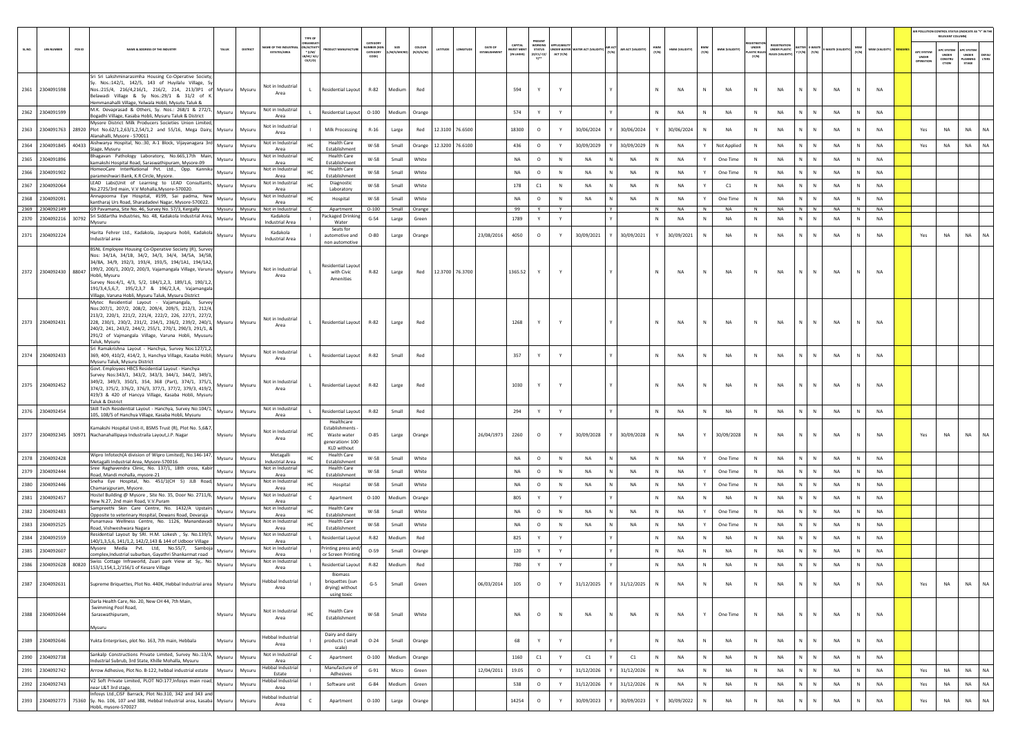| SL.NO. | UIN NUMBER | PCB ID | NAME & ADDRESS OF THE INDUSTRY | TALUK | DISTRICT | NAME OF THE INDUSTRIAL ESTATE/AREA | TYPE OF ORGANISATION/ACTIVITY * (I/M/LB/HC/H/CE/C/O) | PRODUCT MANUFACTURE | CATEGORY NUMBER (XGN CATEGORY CODE) | SIZE (L/M/S/MICRO) | COLOUR (R/O/G/W) | LATITUDE | LONGITUDE | DATE OF ESTABLISHMENT | CAPITAL INVEST MENT (IN LAKHS) | PRESENT WORKING STATUS (O/C1/C2/Y)** | APPLICABILITY UNDER WATER ACT (Y/N) | WATER ACT (VALIDITY) | AIR ACT (Y/N) | AIR ACT (VALIDITY) | HWM (Y/N) | HWM (VALIDITY) | BMW (Y/N) | BMW (VALIDITY) | REGISTRATION UNDER PLASTIC RULES (Y/N) | REGISTRATION UNDER PLASTIC RULES (VALIDITY) | BATTERY (Y/N) | E-WASTE (Y/N) | E-WASTE (VALIDITY) | MSW (Y/N) | MSW (VALIDITY) | REMARKS | APC SYSTEM UNDER OPERATION | APC SYSTEM UNDER CONSTRUCTION | APC SYSTEM UNDER PLANNING STAGE | DEFAULTERS |
|---|---|---|---|---|---|---|---|---|---|---|---|---|---|---|---|---|---|---|---|---|---|---|---|---|---|---|---|---|---|---|---|---|---|---|---|---|
| 2361 | 2304091598 | | Sri Sri Lakshminarasimha Housing Co-Operative Society, Sy. Nos.:142/1, 142/5, 143 of Huyilalu Village, Sy Nos.:215/4, 216/4,216/1, 216/2, 214, 213/3P1 of Belawadi Village & Sy Nos.:29/1 & 31/2 of K. Hemmanahalli Village, Yelwala Hobli, Mysutu Taluk & | Mysuru | Mysuru | Not in Industrial Area | L | Residential Layout | R-82 | Medium | Red | | | | 594 | Y | Y | | Y | | N | NA | N | NA | N | NA | N | N | NA | N | NA | | | | | |
| 2362 | 2304091599 | | M.K. Devaprasad & Others, Sy. Nos.: 268/1 & 272/1, Bogadhi Village, Kasaba Hobli, Mysuru Taluk & District | Mysuru | Mysuru | Not in Industrial Area | L | Residential Layout | O-100 | Medium | Orange | | | | 574 | Y | Y | | Y | | N | NA | N | NA | N | NA | N | N | NA | N | NA | | | | | |
| 2363 | 2304091763 | 28920 | Mysore District Milk Producers Societies Union Limited, Plot No.62/1,2,63/1,2,54/1,2 and 55/16, Mega Dairy, Alanahalli, Mysore - 570011 | Mysuru | Mysuru | Not in Industrial Area | I | Milk Processing | R-16 | Large | Red | 12.3100 | 76.6500 | | 18300 | O | Y | 30/06/2024 | Y | 30/06/2024 | Y | 30/06/2024 | N | NA | N | NA | N | N | NA | N | NA | | Yes | NA | NA | NA |
| 2364 | 2304091845 | 40433 | Aishwarya Hospital, No.:30, A-1 Block, Vijayanagara 3rd Stage, Mysuru | Mysuru | Mysuru | Not in Industrial Area | HC | Health Care Establishment | W-58 | Small | Orange | 12.3200 | 76.6100 | | 436 | O | Y | 30/09/2029 | Y | 30/09/2029 | N | NA | Y | Not Applied | N | NA | N | N | NA | N | NA | | Yes | NA | NA | NA |
| 2365 | 2304091896 | | Bhagavan Pathology Laboratory, No.665,17th Main, kamakshi Hospital Road, Saraswathipuram, Mysore-09 | Mysuru | Mysuru | Not in Industrial Area | HC | Health Care Establishment | W-58 | Small | White | | | | NA | O | N | NA | N | NA | N | NA | Y | One Time | N | NA | N | N | NA | N | NA | | | | | |
| 2366 | 2304091902 | | HomeoCare InterNational Pvt. Ltd., Opp. Kannika parameshwari Bank, K.R Circle, Mysore. | Mysuru | Mysuru | Not in Industrial Area | HC | Health Care Establishment | W-58 | Small | White | | | | NA | O | N | NA | N | NA | N | NA | Y | One Time | N | NA | N | N | NA | N | NA | | | | | |
| 2367 | 2304092064 | | LEAD Labs(Unit of Learning to LEAD Consultants), No.2725/3rd main, V.V Mohalla,Mysore-570020. | Mysuru | Mysuru | Not in Industrial Area | HC | Diagnostic Laboratory | W-58 | Small | White | | | | 178 | C1 | N | NA | N | NA | N | NA | Y | C1 | N | NA | N | N | NA | N | NA | | | | | |
| 2368 | 2304092091 | | Annapoorna Eye Hospital, #199, Sai padma, New kantharaj Urs Road, Sharadadevi Nagar, Mysore-570022. | Mysuru | Mysuru | Not in Industrial Area | HC | Hospital | W-58 | Small | White | | | | NA | O | N | NA | N | NA | N | NA | Y | One Time | N | NA | N | N | NA | N | NA | | | | | |
| 2369 | 2304092149 | | G9 Pavamana, Site No. 46, Survey No. 57/3, Kergally | Mysuru | Mysuru | Not in Industrial | C | Apartment | O-100 | Small | Orange | | | | 99 | Y | Y | | Y | | N | NA | N | NA | N | NA | N | N | NA | N | NA | | | | | |
| 2370 | 2304092216 | 30792 | Sri Siddartha Industries, No. 48, Kadakola Industrial Area, Mysuru | Mysuru | Mysuru | Kadakola Industrial Area | I | Packaged Drinking Water | G-54 | Large | Green | | | | 1789 | Y | Y | | Y | | N | NA | N | NA | N | NA | N | N | NA | N | NA | | | | | |
| 2371 | 2304092224 | | Harita Fehrer Ltd., Kadakola, Jayapura hobli, Kadakola Industrial area | Mysuru | Mysuru | Kadakola Industrial Area | I | Seats for automotive and non automotive | O-80 | Large | Orange | | | 23/08/2016 | 4050 | O | Y | 30/09/2021 | Y | 30/09/2021 | Y | 30/09/2021 | N | NA | N | NA | N | N | NA | N | NA | | Yes | NA | NA | NA |
| 2372 | 2304092430 | 88047 | BSNL Employee Housing Co-Operative Society (R), Survey Nos: 34/1A, 34/1B, 34/2, 34/3, 34/4, 34/5A, 34/5B, 34/8A, 34/9, 192/3, 193/4, 193/5, 194/1A1, 194/1A2, 199/2, 200/1, 200/2, 200/3, Vajamangala Village, Varuna Hobli, Mysuru Survey Nos:4/1, 4/3, 5/2, 184/1,2,3, 189/1,6, 190/1,2, 191/3,4,5,6,7, 195/2,3,7 & 196/2,3,4, Vajamangala Village, Varuna Hobli, Mysuru Taluk, Mysuru District | Mysuru | Mysuru | Not in Industrial Area | L | Residential Layout with Civic Amenities | R-82 | Large | Red | 12.3700 | 76.3700 | | 1365.52 | Y | Y | | Y | | N | NA | N | NA | N | NA | N | N | NA | N | NA | | | | | |
| 2373 | 2304092431 | | Mytec Residential Layout - Vajamangala, Survey Nos:207/1, 207/2, 208/2, 209/4, 209/5, 212/3, 212/4, 213/2, 220/1, 221/2, 221/4, 222/2, 226, 227/1, 227/2, 228, 230/1, 230/2, 231/2, 234/1, 236/2, 239/2, 240/1, 240/2, 241, 243/2, 244/2, 255/1, 270/1, 290/3, 291/1, & 291/2 of Vajmangala Village, Varuna Hobli, Myusuru Taluk, Mysuru | Mysuru | Mysuru | Not in Industrial Area | L | Residential Layout | R-82 | Large | Red | | | | 1268 | Y | Y | | Y | | N | NA | N | NA | N | NA | N | N | NA | N | NA | | | | | |
| 2374 | 2304092433 | | Sri Ramakrishna Layout - Hanchya, Survey Nos:127/1,2, 369, 409, 410/2, 414/2, 3, Hanchya Village, Kasaba Hobli, Mysuru Taluk, Mysuru District | Mysuru | Mysuru | Not in Industrial Area | L | Residential Layout | R-82 | Small | Red | | | | 357 | Y | Y | | Y | | N | NA | N | NA | N | NA | N | N | NA | N | NA | | | | | |
| 2375 | 2304092452 | | Govt. Employees HBCS Residential Layout - Hanchya Survey Nos:343/1, 343/2, 343/3, 344/1, 344/2, 349/1, 349/2, 349/3, 350/1, 354, 368 (Part), 374/1, 375/1, 374/2, 375/2, 376/2, 376/3, 377/1, 377/2, 379/3, 419/2, 419/3 & 420 of Hancya Village, Kasaba Hobli, Mysuru Taluk & District | Mysuru | Mysuru | Not in Industrial Area | L | Residential Layout | R-82 | Large | Red | | | | 1030 | Y | Y | | Y | | N | NA | N | NA | N | NA | N | N | NA | N | NA | | | | | |
| 2376 | 2304092454 | | Skill Tech Residential Layout - Hanchya, Survey No:104/1, 105, 108/5 of Hanchya Village, Kasaba Hobli, Mysuru | Mysuru | Mysuru | Not in Industrial Area | L | Residential Layout | R-82 | Small | Red | | | | 294 | Y | Y | | Y | | N | NA | N | NA | N | NA | N | N | NA | N | NA | | | | | |
| 2377 | 2304092345 | 30971 | Kamakshi Hospital Unit-II, BSMS Trust (R), Plot No. 5,6&7, Nachanahallipaya Industraila Layout,J.P. Nagar | Mysuru | Mysuru | Not in Industrial Area | HC | Healthcare Establishments - Waste water generation< 100 KLD without | O-85 | Large | Orange | | | 26/04/1973 | 2260 | O | Y | 30/09/2028 | Y | 30/09/2028 | N | NA | Y | 30/09/2028 | N | NA | N | N | NA | N | NA | | Yes | NA | NA | NA |
| 2378 | 2304092428 | | Wipro Infotech(A division of Wipro Limited), No.146-147, Metagalli Industrial Area, Mysore-570016. | Mysuru | Mysuru | Metagalli Industrial Area | HC | Health Care Establishment | W-58 | Small | White | | | | NA | O | N | NA | N | NA | N | NA | Y | One Time | N | NA | N | N | NA | N | NA | | | | | |
| 2379 | 2304092444 | | Sree Raghavendra Clinic, No. 137/1, 18th cross, Kabir Road, Mandi mohalla, mysore-21 | Mysuru | Mysuru | Not in Industrial Area | HC | Health Care Establishment | W-58 | Small | White | | | | NA | O | N | NA | N | NA | N | NA | Y | One Time | N | NA | N | N | NA | N | NA | | | | | |
| 2380 | 2304092446 | | Sneha Eye Hospital, No. 451/1(CH 5) JLB Road, Chamarajpuram, Mysore. | Mysuru | Mysuru | Not in Industrial Area | HC | Hospital | W-58 | Small | White | | | | NA | O | N | NA | N | NA | N | NA | Y | One Time | N | NA | N | N | NA | N | NA | | | | | |
| 2381 | 2304092457 | | Hostel Building @ Mysore , Site No. 35, Door No. 2711/6, New N.27, 2nd main Road, V.V.Puram | Mysuru | Mysuru | Not in Industrial Area | C | Apartment | O-100 | Medium | Orange | | | | 805 | Y | Y | | Y | | N | NA | N | NA | N | NA | N | N | NA | N | NA | | | | | |
| 2382 | 2304092483 | | Sampreethi Skin Care Centre, No. 1432/A Upstairs Opposite to veterinary Hospital, Dewans Road, Devaraja | Mysuru | Mysuru | Not in Industrial Area | HC | Health Care Establishment | W-58 | Small | White | | | | NA | O | N | NA | N | NA | N | NA | Y | One Time | N | NA | N | N | NA | N | NA | | | | | |
| 2383 | 2304092525 | | Punarnava Wellness Centre, No. 1126, Manandavadi Road, Vishweshwara Nagara | Mysuru | Mysuru | Not in Industrial Area | HC | Health Care Establishment | W-58 | Small | White | | | | NA | O | N | NA | N | NA | N | NA | Y | One Time | N | NA | N | N | NA | N | NA | | | | | |
| 2384 | 2304092559 | | Residential Layout by SRI. H.M. Lokesh , Sy. No.139/3, 140/1,3,5,6, 141/1,2, 142/2,143 & 144 of Udboor Village | Mysuru | Mysuru | Not in Industrial Area | L | Residential Layout | R-82 | Medium | Red | | | | 825 | Y | Y | | Y | | N | NA | N | NA | N | NA | N | N | NA | N | NA | | | | | |
| 2385 | 2304092607 | | Mysore Media Pvt. Ltd, No.55/7, Samboja complex,Industrial suburban, Gayathri Shankarmat road | Mysuru | Mysuru | Not in Industrial Area | I | Printing press and/ or Screen Printing | O-59 | Small | Orange | | | | 120 | Y | Y | | Y | | N | NA | N | NA | N | NA | N | N | NA | N | NA | | | | | |
| 2386 | 2304092628 | 80820 | Swiss Cottage Infraworld, Zuari park View at Sy,. No. 153/1,154,1,2/156/1 of Kesare Village | Mysuru | Mysuru | Not in Industrial Area | L | Residential Layout | R-82 | Medium | Red | | | | 780 | Y | Y | | Y | | N | NA | N | NA | N | NA | N | N | NA | N | NA | | | | | |
| 2387 | 2304092631 | | Supreme Briquettes, Plot No. 440K, Hebbal Industrial area | Mysuru | Mysuru | Hebbal Industrial Area | I | Biomass briquettes (sun drying) without using toxic | G-5 | Small | Green | | | 06/03/2014 | 105 | O | Y | 31/12/2025 | Y | 31/12/2025 | N | NA | N | NA | N | NA | N | N | NA | N | NA | | Yes | NA | NA | NA |
| 2388 | 2304092644 | | Darla Health Care, No. 20, New CH 44, 7th Main, Swimming Pool Road, Saraswathipuram, Mysuru | Mysuru | Mysuru | Not in Industrial Area | HC | Health Care Establishment | W-58 | Small | White | | | | NA | O | N | NA | N | NA | N | NA | Y | One Time | N | NA | N | N | NA | N | NA | | | | | |
| 2389 | 2304092646 | | Yukta Enterprises, plot No. 163, 7th main, Hebbala | Mysuru | Mysuru | Hebbal Industrial Area | I | Dairy and dairy products ( small scale) | O-24 | Small | Orange | | | | 68 | Y | Y | | Y | | N | NA | N | NA | N | NA | N | N | NA | N | NA | | | | | |
| 2390 | 2304092738 | | Sankalp Constructions Private Limited, Survey No.:13/A, Industrial Subrub, 3rd State, Khille Mohalla, Mysuru | Mysuru | Mysuru | Not in Industrial Area | C | Apartment | O-100 | Medium | Orange | | | | 1160 | C1 | Y | C1 | Y | C1 | N | NA | N | NA | N | NA | N | N | NA | N | NA | | | | | |
| 2391 | 2304092742 | | Arrow Adhesive, Plot No. B-122, hebbal industrial estate | Mysuru | Mysuru | Hebbal Industrial Estate | I | Manufacture of Adhesives | G-91 | Micro | Green | | | 12/04/2011 | 19.05 | O | Y | 31/12/2026 | Y | 31/12/2026 | N | NA | N | NA | N | NA | N | N | NA | N | NA | | Yes | NA | NA | NA |
| 2392 | 2304092743 | | V2 Soft Private Limited, PLOT NO:177,Infosys main road, near L&T 3rd stage, | Mysuru | Mysuru | Hebbal Industrial Area | I | Software unit | G-84 | Medium | Green | | | | 538 | O | Y | 31/12/2026 | Y | 31/12/2026 | N | NA | N | NA | N | NA | N | N | NA | N | NA | | Yes | NA | NA | NA |
| 2393 | 2304092773 | 75360 | Infosys Ltd.,CISF Barrack, Plot No.310, 342 and 343 and Sy. No. 106, 107 and 388, Hebbal Industrial area, kasaba Hobli, mysore-570027 | Mysuru | Mysuru | Hebbal Industrial Area | C | Apartment | O-100 | Large | Orange | | | | 14254 | O | Y | 30/09/2023 | Y | 30/09/2023 | Y | 30/09/2022 | N | NA | N | NA | N | N | NA | N | NA | | Yes | NA | NA | NA |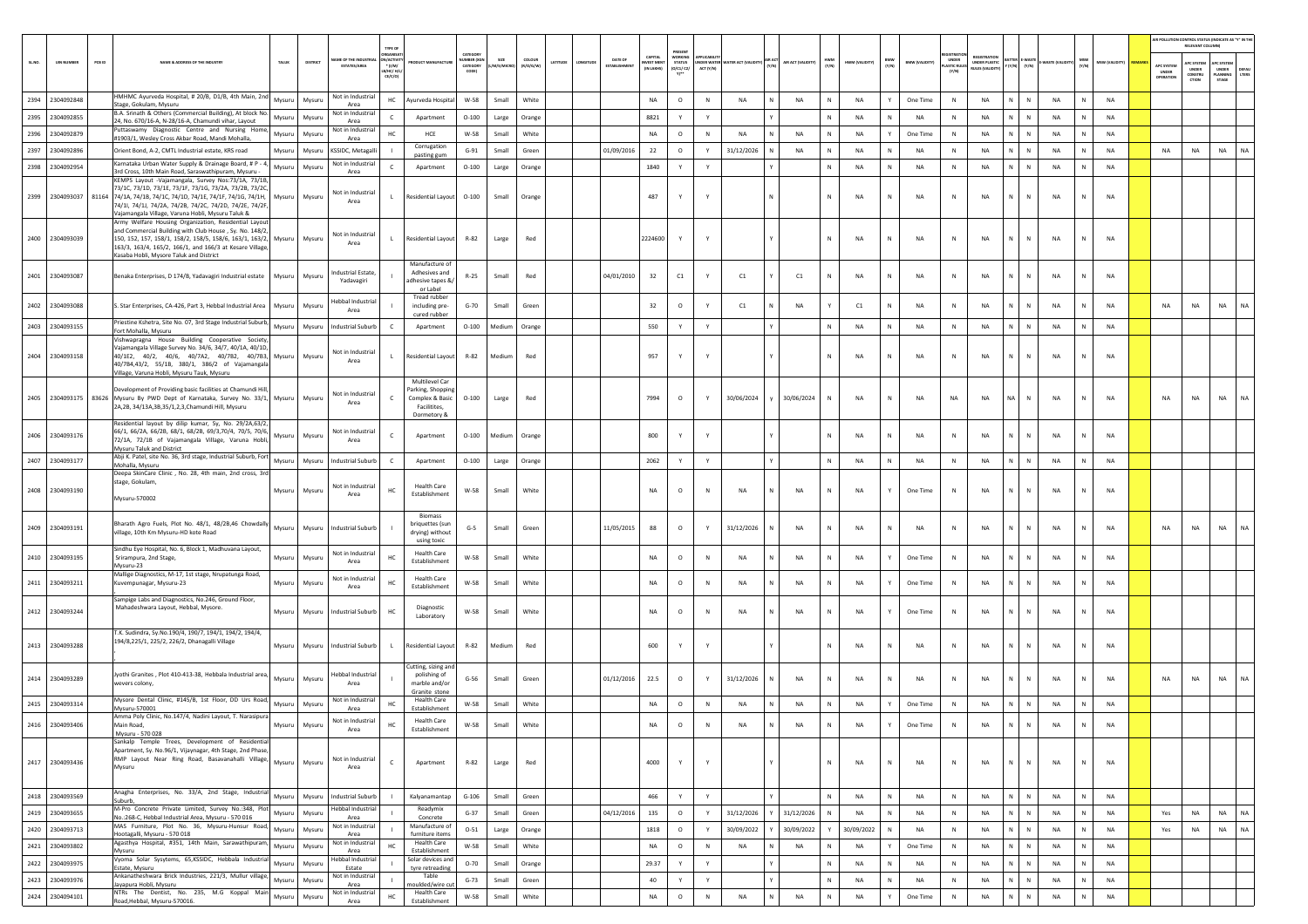| SL.NO. | UIN NUMBER | PCB ID | NAME & ADDRESS OF THE INDUSTRY | TALUK | DISTRICT | NAME OF THE INDUSTRIAL ESTATES/AREA | TYPE OF ORGANISATION/ACTIVITY * (I/M/LB/HC/H/L/CE/C/O) | PRODUCT MANUFACTURE | CATEGORY NUMBER (XGN CATEGORY CODE) | SIZE (L/M/S/MICRO) | COLOUR (R/O/G/W) | LATITUDE | LONGITUDE | DATE OF ESTABLISHMENT | CAPITAL INVEST MENT (IN LAKHS) | PRESENT WORKING STATUS (O/C1/C2/Y)** | APPLICABILITY UNDER WATER ACT (Y/N) | WATER ACT (VALIDITY) | AIR ACT (Y/N) | AIR ACT (VALIDITY) | HWM (Y/N) | HWM (VALIDITY) | BMW (Y/N) | BMW (VALIDITY) | REGISTRATION UNDER PLASTIC RULES (Y/N) | REGISTRATION UNDER PLASTIC RULES (VALIDITY) | BATTERY (Y/N) | E-WASTE (Y/N) | E-WASTE (VALIDITY) | MSW (Y/N) | MSW (VALIDITY) | REMARKS | APC SYSTEM UNDER OPERATION | APC SYSTEM UNDER CONSTRUCTION | APC SYSTEM UNDER PLANNING STAGE | DEFAULTERS |
|---|---|---|---|---|---|---|---|---|---|---|---|---|---|---|---|---|---|---|---|---|---|---|---|---|---|---|---|---|---|---|---|---|---|---|---|---|
| 2394 | 2304092848 | | HMHMC Ayurveda Hospital, # 20/B, D1/B, 4th Main, 2nd Stage, Gokulam, Mysuru | Mysuru | Mysuru | Not in Industrial Area | HC | Ayurveda Hospital | W-58 | Small | White | | | | NA | O | N | NA | N | NA | N | NA | Y | One Time | N | NA | N | N | NA | N | NA | | | | | |
| 2395 | 2304092855 | | B.A. Srinath & Others (Commercial Building), At block No. 24, No. 670/16-A, N-28/16-A, Chamundi vihar, Layout | Mysuru | Mysuru | Not in Industrial Area | C | Apartment | O-100 | Large | Orange | | | | 8821 | Y | Y | | Y | | N | NA | N | NA | N | NA | N | N | NA | N | NA | | | | | |
| 2396 | 2304092879 | | Puttaswamy Diagnostic Centre and Nursing Home, #1903/1, Wesley Cross Akbar Road, Mandi Mohalla, | Mysuru | Mysuru | Not in Industrial Area | HC | HCE | W-58 | Small | White | | | | NA | O | N | NA | N | NA | N | NA | Y | One Time | N | NA | N | N | NA | N | NA | | | | | |
| 2397 | 2304092896 | | Orient Bond, A-2, CMTL Industrial estate, KRS road | Mysuru | Mysuru | KSSIDC, Metagalli | I | Corrugation pasting gum | G-91 | Small | Green | | | 01/09/2016 | 22 | O | Y | 31/12/2026 | N | NA | N | NA | N | NA | N | NA | N | N | NA | N | NA | | NA | NA | NA | NA |
| 2398 | 2304092954 | | Karnataka Urban Water Supply & Drainage Board, # P - 4, 3rd Cross, 10th Main Road, Saraswathipuram, Mysuru - | Mysuru | Mysuru | Not in Industrial Area | C | Apartment | O-100 | Large | Orange | | | | 1840 | Y | Y | | Y | | N | NA | N | NA | N | NA | N | N | NA | N | NA | | | | | |
| 2399 | 2304093037 | 81164 | KEMPS Layout -Vajamangala, Survey Nos:73/1A, 73/1B, 73/1C, 73/1D, 73/1E, 73/1F, 73/1G, 73/2A, 73/2B, 73/2C, 74/1A, 74/1B, 74/1C, 74/1D, 74/1E, 74/1F, 74/1G, 74/1H, 74/1I, 74/1J, 74/2A, 74/2B, 74/2C, 74/2D, 74/2E, 74/2F, Vajamangala Village, Varuna Hobli, Mysuru Taluk & | Mysuru | Mysuru | Not in Industrial Area | L | Residential Layout | O-100 | Small | Orange | | | | 487 | Y | Y | | N | | N | NA | N | NA | N | NA | N | N | NA | N | NA | | | | | |
| 2400 | 2304093039 | | Army Welfare Housing Organization, Residential Layout and Commercial Building with Club House , Sy. No. 148/2, 150, 152, 157, 158/1, 158/2, 158/5, 158/6, 163/1, 163/2, 163/3, 163/4, 165/2, 166/1, and 166/3 at Kesare Village, Kasaba Hobli, Mysore Taluk and District | Mysuru | Mysuru | Not in Industrial Area | L | Residential Layout | R-82 | Large | Red | | | | 2224600 | Y | Y | | Y | | N | NA | N | NA | N | NA | N | N | NA | N | NA | | | | | |
| 2401 | 2304093087 | | Benaka Enterprises, D 174/B, Yadavagiri Industrial estate | Mysuru | Mysuru | Industrial Estate, Yadavagiri | I | Manufacture of Adhesives and adhesive tapes & or Label | R-25 | Small | Red | | | 04/01/2010 | 32 | C1 | Y | C1 | Y | C1 | N | NA | N | NA | N | NA | N | N | NA | N | NA | | | | | |
| 2402 | 2304093088 | | S. Star Enterprises, CA-426, Part 3, Hebbal Industrial Area | Mysuru | Mysuru | Hebbal Industrial Area | I | Tread rubber including pre-cured rubber | G-70 | Small | Green | | | | 32 | O | Y | C1 | N | NA | Y | C1 | N | NA | N | NA | N | N | NA | N | NA | | NA | NA | NA | NA |
| 2403 | 2304093155 | | Priestine Kshetra, Site No. 07, 3rd Stage Industrial Suburb, Fort Mohalla, Mysuru | Mysuru | Mysuru | Industrial Suburb | C | Apartment | O-100 | Medium | Orange | | | | 550 | Y | Y | | Y | | N | NA | N | NA | N | NA | N | N | NA | N | NA | | | | | |
| 2404 | 2304093158 | | Vishwapragna House Building Cooperative Society, Vajamangala Village Survey No. 34/6, 34/7, 40/1A, 40/1D, 40/1E2, 40/2, 40/6, 40/7A2, 40/7B2, 40/7B3, 40/7B4,43/2, 55/1B, 380/1, 386/2 of Vajamangala Village, Varuna Hobli, Mysuru Tauk, Mysuru | Mysuru | Mysuru | Not in Industrial Area | L | Residential Layout | R-82 | Medium | Red | | | | 957 | Y | Y | | Y | | N | NA | N | NA | N | NA | N | N | NA | N | NA | | | | | |
| 2405 | 2304093175 | 83626 | Development of Providing basic facilities at Chamundi Hill, Mysuru By PWD Dept of Karnataka, Survey No. 33/1, 2A,2B, 34/13A,3B,35/1,2,3,Chamundi Hill, Mysuru | Mysuru | Mysuru | Not in Industrial Area | C | Multilevel Car Parking, Shopping Complex & Basic Facilitites, Dormetory & | O-100 | Large | Red | | | | 7994 | O | Y | 30/06/2024 | y | 30/06/2024 | N | NA | N | NA | NA | NA | NA | N | NA | N | NA | | NA | NA | NA | NA |
| 2406 | 2304093176 | | Residential layout by dilip kumar, Sy, No. 29/2A,63/2, 66/1, 66/2A, 66/2B, 68/1, 68/2B, 69/3,70/4, 70/5, 70/6, 72/1A, 72/1B of Vajamangala Village, Varuna Hobli, Mysuru Taluk and District | Mysuru | Mysuru | Not in Industrial Area | C | Apartment | O-100 | Medium | Orange | | | | 800 | Y | Y | | Y | | N | NA | N | NA | N | NA | N | N | NA | N | NA | | | | | |
| 2407 | 2304093177 | | Abji K. Patel, site No. 36, 3rd stage, Industrial Suburb, Fort Mohalla, Mysuru | Mysuru | Mysuru | Industrial Suburb | C | Apartment | O-100 | Large | Orange | | | | 2062 | Y | Y | | Y | | N | NA | N | NA | N | NA | N | N | NA | N | NA | | | | | |
| 2408 | 2304093190 | | Deepa SkinCare Clinic , No. 28, 4th main, 2nd cross, 3rd stage, Gokulam, Mysuru-570002 | Mysuru | Mysuru | Not in Industrial Area | HC | Health Care Establishment | W-58 | Small | White | | | | NA | O | N | NA | N | NA | N | NA | Y | One Time | N | NA | N | N | NA | N | NA | | | | | |
| 2409 | 2304093191 | | Bharath Agro Fuels, Plot No. 48/1, 48/2B,46 Chowdally village, 10th Km Mysuru-HD kote Road | Mysuru | Mysuru | Industrial Suburb | I | Biomass briquettes (sun drying) without using toxic | G-5 | Small | Green | | | 11/05/2015 | 88 | O | Y | 31/12/2026 | N | NA | N | NA | N | NA | N | NA | N | N | NA | N | NA | | NA | NA | NA | NA |
| 2410 | 2304093195 | | Sindhu Eye Hospital, No. 6, Block 1, Madhuvana Layout, Srirampura, 2nd Stage, Mysuru-23 | Mysuru | Mysuru | Not in Industrial Area | HC | Health Care Establishment | W-58 | Small | White | | | | NA | O | N | NA | N | NA | N | NA | Y | One Time | N | NA | N | N | NA | N | NA | | | | | |
| 2411 | 2304093211 | | Mallige Diagnostics, M-17, 1st stage, Nrupatunga Road, Kuvempunagar, Mysuru-23 | Mysuru | Mysuru | Not in Industrial Area | HC | Health Care Establishment | W-58 | Small | White | | | | NA | O | N | NA | N | NA | N | NA | Y | One Time | N | NA | N | N | NA | N | NA | | | | | |
| 2412 | 2304093244 | | Sampige Labs and Diagnostics, No.246, Ground Floor, Mahadeshwara Layout, Hebbal, Mysore. | Mysuru | Mysuru | Industrial Suburb | HC | Diagnostic Laboratory | W-58 | Small | White | | | | NA | O | N | NA | N | NA | N | NA | Y | One Time | N | NA | N | N | NA | N | NA | | | | | |
| 2413 | 2304093288 | | T.K. Sudindra, Sy.No.190/4, 190/7, 194/1, 194/2, 194/4, 194/8,225/1, 225/2, 226/2, Dhanagalli Village | Mysuru | Mysuru | Industrial Suburb | L | Residential Layout | R-82 | Medium | Red | | | | 600 | Y | Y | | Y | | N | NA | N | NA | N | NA | N | N | NA | N | NA | | | | | |
| 2414 | 2304093289 | | Jyothi Granites , Plot 410-413-38, Hebbala Industrial area, wevers colony, | Mysuru | Mysuru | Hebbal Industrial Area | I | Cutting, sizing and polishing of marble and/or Granite stone | G-56 | Small | Green | | | 01/12/2016 | 22.5 | O | Y | 31/12/2026 | N | NA | N | NA | N | NA | N | NA | N | N | NA | N | NA | | NA | NA | NA | NA |
| 2415 | 2304093314 | | Mysore Dental Clinic, #145/B, 1st Floor, DD Urs Road, Mysuru-570001 | Mysuru | Mysuru | Not in Industrial Area | HC | Health Care Establishment | W-58 | Small | White | | | | NA | O | N | NA | N | NA | N | NA | Y | One Time | N | NA | N | N | NA | N | NA | | | | | |
| 2416 | 2304093406 | | Amma Poly Clinic, No.147/4, Nadini Layout, T. Narasipura Main Road, Mysuru - 570 028 | Mysuru | Mysuru | Not in Industrial Area | HC | Health Care Establishment | W-58 | Small | White | | | | NA | O | N | NA | N | NA | N | NA | Y | One Time | N | NA | N | N | NA | N | NA | | | | | |
| 2417 | 2304093436 | | Sankalp Temple Trees, Development of Residential Apartment, Sy. No.96/1, Vijaynagar, 4th Stage, 2nd Phase, RMP Layout Near Ring Road, Basavanahalli Village, Mysuru | Mysuru | Mysuru | Not in Industrial Area | C | Apartment | R-82 | Large | Red | | | | 4000 | Y | Y | | Y | | N | NA | N | NA | N | NA | N | N | NA | N | NA | | | | | |
| 2418 | 2304093569 | | Anagha Enterprises, No. 33/A, 2nd Stage, Industrial Suburb, | Mysuru | Mysuru | Industrial Suburb | I | Kalyanamantap | G-106 | Small | Green | | | | 466 | Y | Y | | Y | | N | NA | N | NA | N | NA | N | N | NA | N | NA | | | | | |
| 2419 | 2304093655 | | M-Pro Concrete Private Limited, Survey No.:348, Plot No.:268-C, Hebbal Industrial Area, Mysuru - 570 016 | Mysuru | Mysuru | Hebbal Industrial Area | I | Readymix Concrete | G-37 | Small | Green | | | 04/12/2016 | 135 | O | Y | 31/12/2026 | Y | 31/12/2026 | N | NA | N | NA | N | NA | N | N | NA | N | NA | | Yes | NA | NA | NA |
| 2420 | 2304093713 | | MAS Furniture, Plot No. 36, Mysuru-Hunsur Road, Hootagalli, Mysuru - 570 018 | Mysuru | Mysuru | Not in Industrial Area | I | Manufacture of furniture items | O-51 | Large | Orange | | | | 1818 | O | Y | 30/09/2022 | Y | 30/09/2022 | Y | 30/09/2022 | N | NA | N | NA | N | N | NA | N | NA | | Yes | NA | NA | NA |
| 2421 | 2304093802 | | Agasthya Hospital, #351, 14th Main, Sarawathipuram, Mysuru | Mysuru | Mysuru | Not in Industrial Area | HC | Health Care Establishment | W-58 | Small | White | | | | NA | O | N | NA | N | NA | N | NA | Y | One Time | N | NA | N | N | NA | N | NA | | | | | |
| 2422 | 2304093975 | | Vyoma Solar Sysytems, 65,KSSIDC, Hebbala Industrial Estate, Mysuru | Mysuru | Mysuru | Hebbal Industrial Estate | I | Solar devices and tyre retreading | O-70 | Small | Orange | | | | 29.37 | Y | Y | | Y | | N | NA | N | NA | N | NA | N | N | NA | N | NA | | | | | |
| 2423 | 2304093976 | | Ankanatheshwara Brick Industries, 221/3, Mullur village, Jayapura Hobli, Mysuru | Mysuru | Mysuru | Not in Industrial Area | I | Table moulded/wire cut | G-73 | Small | Green | | | | 40 | Y | Y | | Y | | N | NA | N | NA | N | NA | N | N | NA | N | NA | | | | | |
| 2424 | 2304094101 | | NTRs The Dentist, No. 235, M.G Koppal Main Road,Hebbal, Mysuru-570016. | Mysuru | Mysuru | Not in Industrial Area | HC | Health Care Establishment | W-58 | Small | White | | | | NA | O | N | NA | N | NA | N | NA | Y | One Time | N | NA | N | N | NA | N | NA | | | | | |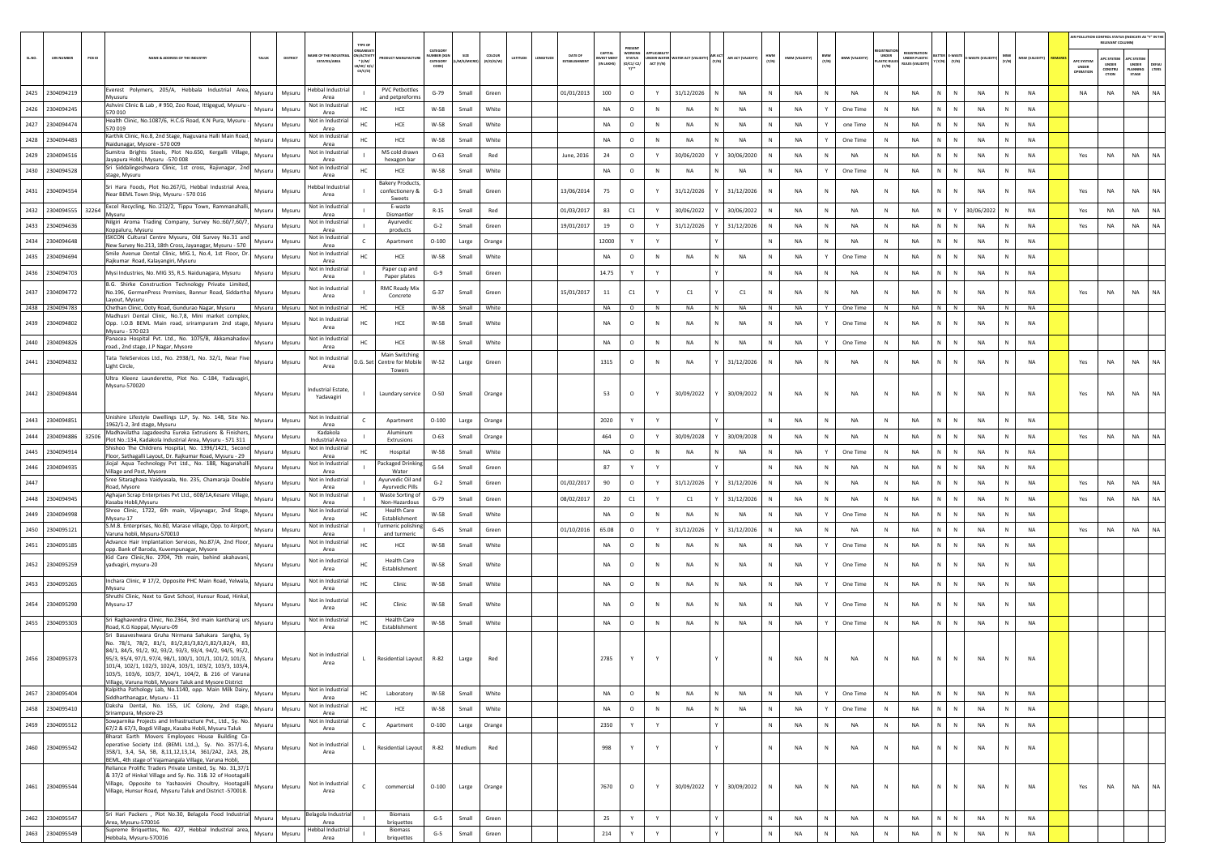| SL.NO | UIN NUMBER | PCB ID | NAME & ADDRESS OF THE INDUSTRY | TALUK | DISTRICT | NAME OF THE INDUSTRIAL ESTATES/AREA | TYPE OF ORGANISATION/ACTIVITY * (I/M/LB/HC/H/CE/C/O) | PRODUCT MANUFACTURE | CATEGORY NUMBER (XGN CATEGORY CODE) | SIZE (L/M/S/MICRO) | COLOUR (R/O/G/W) | LATITUDE | LONGITUDE | DATE OF ESTABLISHMENT | CAPITAL INVEST MENT (IN LAKHS) | PRESENT WORKING STATUS (O/C1/C2/Y)** | APPLICABILITY UNDER WATER ACT (Y/N) | WATER ACT (VALIDITY) | AIR ACT (Y/N) | AIR ACT (VALIDITY) | HWM (Y/N) | HWM (VALIDITY) | BMW (Y/N) | BMW (VALIDITY) | REGISTRATION UNDER PLASTIC RULES (Y/N) | REGISTRATION UNDER PLASTIC RULES (VALIDITY) | BATTERY (Y/N) | E-WASTE (Y/N) | E-WASTE (VALIDITY) | MSW (Y/N) | MSW (VALIDITY) | REMARKS | AIR POLLUTION CONTROL STATUS (INDICATE AS "Y" IN THE RELEVANT COLUMN) | | | |
|---|---|---|---|---|---|---|---|---|---|---|---|---|---|---|---|---|---|---|---|---|---|---|---|---|---|---|---|---|---|---|---|---|---|---|---|---|
| | | | | | | | | | | | | | | | | | | | | | | | | | | | | | | | | | APC SYSTEM UNDER OPERATION | APC SYSTEM UNDER CONSTRUCTION | APC SYSTEM UNDER PLANNING STAGE | DEFAULTERS |
| 2425 | 2304094219 | | Everest Polymers, 205/A, Hebbala Industrial Area, Mysuru | Mysuru | Mysuru | Hebbal Industrial Area | I | PVC Petbottles and petpreforms | G-79 | Small | Green | | | 01/01/2013 | 100 | O | Y | 31/12/2026 | N | NA | N | NA | N | NA | N | NA | N | N | NA | N | NA | | NA | NA | NA | NA |
| 2426 | 2304094245 | | Ashwini Clinic & Lab , # 950, Zoo Road, Ittigegud, Mysuru - 570 010 | Mysuru | Mysuru | Not in Industrial Area | HC | HCE | W-58 | Small | White | | | | NA | O | N | NA | N | NA | N | NA | Y | One Time | N | NA | N | N | NA | N | NA | | | | | |
| 2427 | 2304094474 | | Health Clinic, No.1087/6, H.C.G Road, K.N Pura, Mysuru - 570 019 | Mysuru | Mysuru | Not in Industrial Area | HC | HCE | W-58 | Small | White | | | | NA | O | N | NA | N | NA | N | NA | Y | one Time | N | NA | N | N | NA | N | NA | | | | | |
| 2428 | 2304094483 | | Karthik Clinic, No.8, 2nd Stage, Naguvana Halli Main Road, Naidunagar, Mysore - 570 009 | Mysuru | Mysuru | Not in Industrial Area | HC | HCE | W-58 | Small | White | | | | NA | O | N | NA | N | NA | N | NA | Y | One Time | N | NA | N | N | NA | N | NA | | | | | |
| 2429 | 2304094516 | | Sumitra Brights Steels, Plot No.650, Kergalli Village, Jayapura Hobli, Mysuru -570 008 | Mysuru | Mysuru | Not in Industrial Area | I | MS cold drawn hexagon bar | O-63 | Small | Red | | | June, 2016 | 24 | O | Y | 30/06/2020 | Y | 30/06/2020 | N | NA | N | NA | N | NA | N | N | NA | N | NA | | Yes | NA | NA | NA |
| 2430 | 2304094528 | | Sri Siddalingeshwara Clinic, 1st cross, Rajivnagar, 2nd stage, Mysuru | Mysuru | Mysuru | Not in Industrial Area | HC | HCE | W-58 | Small | White | | | | NA | O | N | NA | N | NA | N | NA | Y | One Time | N | NA | N | N | NA | N | NA | | | | | |
| 2431 | 2304094554 | | Sri Hara Foods, Plot No.267/G, Hebbal Industrial Area, Near BEML Town Ship, Mysuru - 570 016 | Mysuru | Mysuru | Hebbal Industrial Area | I | Bakery Products, confectionery & Sweets | G-3 | Small | Green | | | 13/06/2014 | 75 | O | Y | 31/12/2026 | Y | 31/12/2026 | N | NA | N | NA | N | NA | N | N | NA | N | NA | | Yes | NA | NA | NA |
| 2432 | 2304094555 | 32264 | Excel Recycling, No..212/2, Tippu Town, Rammanahalli, Mysuru | Mysuru | Mysuru | Not in Industrial Area | I | E-waste Dismantler | R-15 | Small | Red | | | 01/03/2017 | 83 | C1 | Y | 30/06/2022 | Y | 30/06/2022 | N | NA | N | NA | N | NA | N | Y | 30/06/2022 | N | NA | | Yes | NA | NA | NA |
| 2433 | 2304094636 | | Nilgiri Aroma Trading Company, Survey No..60/7,60/7, Koppaluru, Mysuru | Mysuru | Mysuru | Not in Industrial Area | I | Ayurvedic products | G-2 | Small | Green | | | 19/01/2017 | 19 | O | Y | 31/12/2026 | Y | 31/12/2026 | N | NA | N | NA | N | NA | N | N | NA | N | NA | | Yes | NA | NA | NA |
| 2434 | 2304094648 | | ISKCON Cultural Centre Mysuru, Old Survey No.31 and New Survey No.213, 18th Cross, Jayanagar, Mysuru - 570 | Mysuru | Mysuru | Not in Industrial Area | C | Apartment | O-100 | Large | Orange | | | | 12000 | Y | Y | | Y | | N | NA | N | NA | N | NA | N | N | NA | N | NA | | | | | |
| 2435 | 2304094694 | | Smile Avenue Dental Clinic, MIG.1, No.4, 1st Floor, Dr. Rajkumar Road, Kalayangiri, Mysuru | Mysuru | Mysuru | Not in Industrial Area | HC | HCE | W-58 | Small | White | | | | NA | O | N | NA | N | NA | N | NA | Y | One Time | N | NA | N | N | NA | N | NA | | | | | |
| 2436 | 2304094703 | | Mysi Industries, No. MIG 35, R.S. Naidunagara, Mysuru | Mysuru | Mysuru | Not in Industrial Area | I | Paper cup and Paper plates | G-9 | Small | Green | | | | 14.75 | Y | Y | | Y | | N | NA | N | NA | N | NA | N | N | NA | N | NA | | | | | |
| 2437 | 2304094772 | | B.G. Shirke Construction Technology Private Limited, No.196, GermanPress Premises, Bannur Road, Siddartha Layout, Mysuru | Mysuru | Mysuru | Not in Industrial Area | I | RMC Ready Mix Concrete | G-37 | Small | Green | | | 15/01/2017 | 11 | C1 | Y | C1 | Y | C1 | N | NA | N | NA | N | NA | N | N | NA | N | NA | | Yes | NA | NA | NA |
| 2438 | 2304094783 | | Chethan Clinic, Ooty Road, Gundurao Nagar, Mysuru | Mysuru | Mysuru | Not in Industrial Area | HC | HCE | W-58 | Small | White | | | | NA | O | N | NA | N | NA | N | NA | Y | One Time | N | NA | N | N | NA | N | NA | | | | | |
| 2439 | 2304094802 | | Madhusri Dental Clinic, No.7,8, Mini market complex, Opp. I.O.B BEML Main road, srirampuram 2nd stage, Mysuru - 570 023 | Mysuru | Mysuru | Not in Industrial Area | HC | HCE | W-58 | Small | White | | | | NA | O | N | NA | N | NA | N | NA | Y | One Time | N | NA | N | N | NA | N | NA | | | | | |
| 2440 | 2304094826 | | Panacea Hospital Pvt. Ltd., No. 1075/B, Akkamahadevi road., 2nd stage, J.P Nagar, Mysore | Mysuru | Mysuru | Not in Industrial Area | HC | HCE | W-58 | Small | White | | | | NA | O | N | NA | N | NA | N | NA | Y | One Time | N | NA | N | N | NA | N | NA | | | | | |
| 2441 | 2304094832 | | Tata TeleServices Ltd., No. 2938/1, No. 32/1, Near Five Light Circle, | Mysuru | Mysuru | Not in Industrial Area | D.G. Set | Main Switching Centre for Mobile Towers | W-52 | Large | Green | | | | 1315 | O | N | NA | Y | 31/12/2026 | N | NA | N | NA | N | NA | N | N | NA | N | NA | | Yes | NA | NA | NA |
| 2442 | 2304094844 | | Ultra Kleenz Launderette, Plot No. C-184, Yadavagiri, Mysuru-570020 | Mysuru | Mysuru | Industrial Estate, Yadavagiri | I | Laundary service | O-50 | Small | Orange | | | | 53 | O | Y | 30/09/2022 | Y | 30/09/2022 | N | NA | N | NA | N | NA | N | N | NA | N | NA | | Yes | NA | NA | NA |
| 2443 | 2304094851 | | Unishire Lifestyle Dwellings LLP, Sy. No. 148, Site No. 1962/1-2, 3rd stage, Mysuru | Mysuru | Mysuru | Not in Industrial Area | C | Apartment | O-100 | Large | Orange | | | | 2020 | Y | Y | | Y | | N | NA | N | NA | N | NA | N | N | NA | N | NA | | | | | |
| 2444 | 2304094886 | 32506 | Madhavilatha Jagadeesha Eureka Extrusions & Finishers, Plot No.:134, Kadakola Industrial Area, Mysuru - 571 311 | Mysuru | Mysuru | Kadakola Industrial Area | I | Aluminum Extrusions | O-63 | Small | Orange | | | | 464 | O | Y | 30/09/2028 | Y | 30/09/2028 | N | NA | N | NA | N | NA | N | N | NA | N | NA | | Yes | NA | NA | NA |
| 2445 | 2304094914 | | Shishoo The Childrens Hospital, No. 1396/1421, Second Floor, Sathagalli Layout, Dr. Rajkumar Road, Mysuru - 29 | Mysuru | Mysuru | Not in Industrial Area | HC | Hospital | W-58 | Small | White | | | | NA | O | N | NA | N | NA | N | NA | Y | One Time | N | NA | N | N | NA | N | NA | | | | | |
| 2446 | 2304094935 | | Jiojal Aqua Technology Pvt Ltd., No. 188, Naganahalli Village and Post, Mysore | Mysuru | Mysuru | Not in Industrial Area | I | Packaged Drinking Water | G-54 | Small | Green | | | | 87 | Y | Y | | Y | | N | NA | N | NA | N | NA | N | N | NA | N | NA | | | | | |
| 2447 | | | Sree Sitaraghava Vaidyasala, No. 235, Chamaraja Double Road, Mysore | Mysuru | Mysuru | Not in Industrial Area | I | Ayurvedic Oil and Ayurvedic Pills | G-2 | Small | Green | | | 01/02/2017 | 90 | O | Y | 31/12/2026 | Y | 31/12/2026 | N | NA | N | NA | N | NA | N | N | NA | N | NA | | Yes | NA | NA | NA |
| 2448 | 2304094945 | | Aghajan Scrap Enterprises Pvt Ltd., 608/1A,Kesare Village, Kasaba Hobli,Mysuru | Mysuru | Mysuru | Not in Industrial Area | I | Waste Sorting of Non-Hazardous | G-79 | Small | Green | | | 08/02/2017 | 20 | C1 | Y | C1 | Y | 31/12/2026 | N | NA | N | NA | N | NA | N | N | NA | N | NA | | Yes | NA | NA | NA |
| 2449 | 2304094998 | | Shree Clinic, 1722, 6th main, Vijaynagar, 2nd Stage, Mysuru-17 | Mysuru | Mysuru | Not in Industrial Area | HC | Health Care Establishment | W-58 | Small | White | | | | NA | O | N | NA | N | NA | N | NA | Y | One Time | N | NA | N | N | NA | N | NA | | | | | |
| 2450 | 2304095121 | | S.M.B. Enterprises, No.60, Marase village, Opp. to Airport, Varuna hobli, Mysuru-570010 | Mysuru | Mysuru | Not in Industrial Area | I | Turmeric polishing and turmeric | G-45 | Small | Green | | | 01/10/2016 | 65.08 | O | Y | 31/12/2026 | Y | 31/12/2026 | N | NA | N | NA | N | NA | N | N | NA | N | NA | | Yes | NA | NA | NA |
| 2451 | 2304095185 | | Advance Hair Implantation Services, No.87/A, 2nd Floor, opp. Bank of Baroda, Kuvempunagar, Mysore | Mysuru | Mysuru | Not in Industrial Area | HC | HCE | W-58 | Small | White | | | | NA | O | N | NA | N | NA | N | NA | Y | One Time | N | NA | N | N | NA | N | NA | | | | | |
| 2452 | 2304095259 | | Kid Care Clinic,No. 2704, 7th main, behind akahavani, yadvagiri, mysuru-20 | Mysuru | Mysuru | Not in Industrial Area | HC | Health Care Establishment | W-58 | Small | White | | | | NA | O | N | NA | N | NA | N | NA | Y | One Time | N | NA | N | N | NA | N | NA | | | | | |
| 2453 | 2304095265 | | Inchara Clinic, # 17/2, Opposite PHC Main Road, Yelwala, Mysuru | Mysuru | Mysuru | Not in Industrial Area | HC | Clinic | W-58 | Small | White | | | | NA | O | N | NA | N | NA | N | NA | Y | One Time | N | NA | N | N | NA | N | NA | | | | | |
| 2454 | 2304095290 | | Shruthi Clinic, Next to Govt School, Hunsur Road, Hinkal, Mysuru-17 | Mysuru | Mysuru | Not in Industrial Area | HC | Clinic | W-58 | Small | White | | | | NA | O | N | NA | N | NA | N | NA | Y | One Time | N | NA | N | N | NA | N | NA | | | | | |
| 2455 | 2304095303 | | Sri Raghavendra Clinic, No.2364, 3rd main kantharaj urs Road, K.G Koppal, Mysuru-09 | Mysuru | Mysuru | Not in Industrial Area | HC | Health Care Establishment | W-58 | Small | White | | | | NA | O | N | NA | N | NA | N | NA | Y | One Time | N | NA | N | N | NA | N | NA | | | | | |
| 2456 | 2304095373 | | Sri Basaveshwara Gruha Nirmana Sahakara Sangha, Sy No. 78/1, 78/2, 81/1, 81/2,81/3,82/1,82/3,82/4, 83, 84/1, 84/5, 91/2, 92, 93/2, 93/3, 93/4, 94/2, 94/5, 95/2, 95/3, 95/4, 97/1, 97/4, 98/1, 100/1, 101/1, 101/2, 101/3, 101/4, 102/1, 102/3, 102/4, 103/1, 103/2, 103/3, 103/4, 103/5, 103/6, 103/7, 104/1, 104/2, & 216 of Varuna Village, Varuna Hobli, Mysore Taluk and Mysore District | Mysuru | Mysuru | Not in Industrial Area | L | Residential Layout | R-82 | Large | Red | | | | 2785 | Y | Y | | Y | | N | NA | N | NA | N | NA | N | N | NA | N | NA | | | | | |
| 2457 | 2304095404 | | Kalpitha Pathology Lab, No.1140, opp. Main Milk Dairy, Siddharthanagar, Mysuru - 11 | Mysuru | Mysuru | Not in Industrial Area | HC | Laboratory | W-58 | Small | White | | | | NA | O | N | NA | N | NA | N | NA | Y | One Time | N | NA | N | N | NA | N | NA | | | | | |
| 2458 | 2304095410 | | Daksha Dental, No. 155, LIC Colony, 2nd stage, Srirampura, Mysore-23 | Mysuru | Mysuru | Not in Industrial Area | HC | HCE | W-58 | Small | White | | | | NA | O | N | NA | N | NA | N | NA | Y | One Time | N | NA | N | N | NA | N | NA | | | | | |
| 2459 | 2304095512 | | Sowparnika Projects and Infrastructure Pvt., Ltd., Sy. No. 67/2 & 67/3, Bogdi Village, Kasaba Hobli, Mysuru Taluk | Mysuru | Mysuru | Not in Industrial Area | C | Apartment | O-100 | Large | Orange | | | | 2350 | Y | Y | | Y | | N | NA | N | NA | N | NA | N | N | NA | N | NA | | | | | |
| 2460 | 2304095542 | | Bharat Earth Movers Employees House Building Co-operative Society Ltd. (BEML Ltd.,), Sy. No. 357/1-6, 358/1, 3,4, 5A, 5B, 8,11,12,13,14, 361/2A2, 2A3, 2B, BEML, 4th stage of Vajamangala Village, Varuna Hobli, | Mysuru | Mysuru | Not in Industrial Area | L | Residential Layout | R-82 | Medium | Red | | | | 998 | Y | Y | | Y | | N | NA | N | NA | N | NA | N | N | NA | N | NA | | | | | |
| 2461 | 2304095544 | | Reliance Prolific Traders Private Limited, Sy. No. 31,37/1 & 37/2 of Hinkal Village and Sy. No. 31& 32 of Hootagalli Village, Opposite to Yashasvini Cooultry, Hootagalli Village, Hunsur Road, Mysuru Taluk and District -570018. | Mysuru | Mysuru | Not in Industrial Area | C | commercial | O-100 | Large | Orange | | | | 7670 | O | Y | 30/09/2022 | Y | 30/09/2022 | N | NA | N | NA | N | NA | N | N | NA | N | NA | | Yes | NA | NA | NA |
| 2462 | 2304095547 | | Sri Hari Packers , Plot No.30, Belagola Food Industrial Area, Mysuru-570016 | Mysuru | Mysuru | Belagola Industrial Area | I | Biomass briquettes | G-5 | Small | Green | | | | 25 | Y | Y | | Y | | N | NA | N | NA | N | NA | N | N | NA | N | NA | | | | | |
| 2463 | 2304095549 | | Supreme Briquettes, No. 427, Hebbal Industrial area, Hebbala, Mysuru-570016 | Mysuru | Mysuru | Hebbal Industrial Area | I | Biomass briquettes | G-5 | Small | Green | | | | 214 | Y | Y | | Y | | N | NA | N | NA | N | NA | N | N | NA | N | NA | | | | | |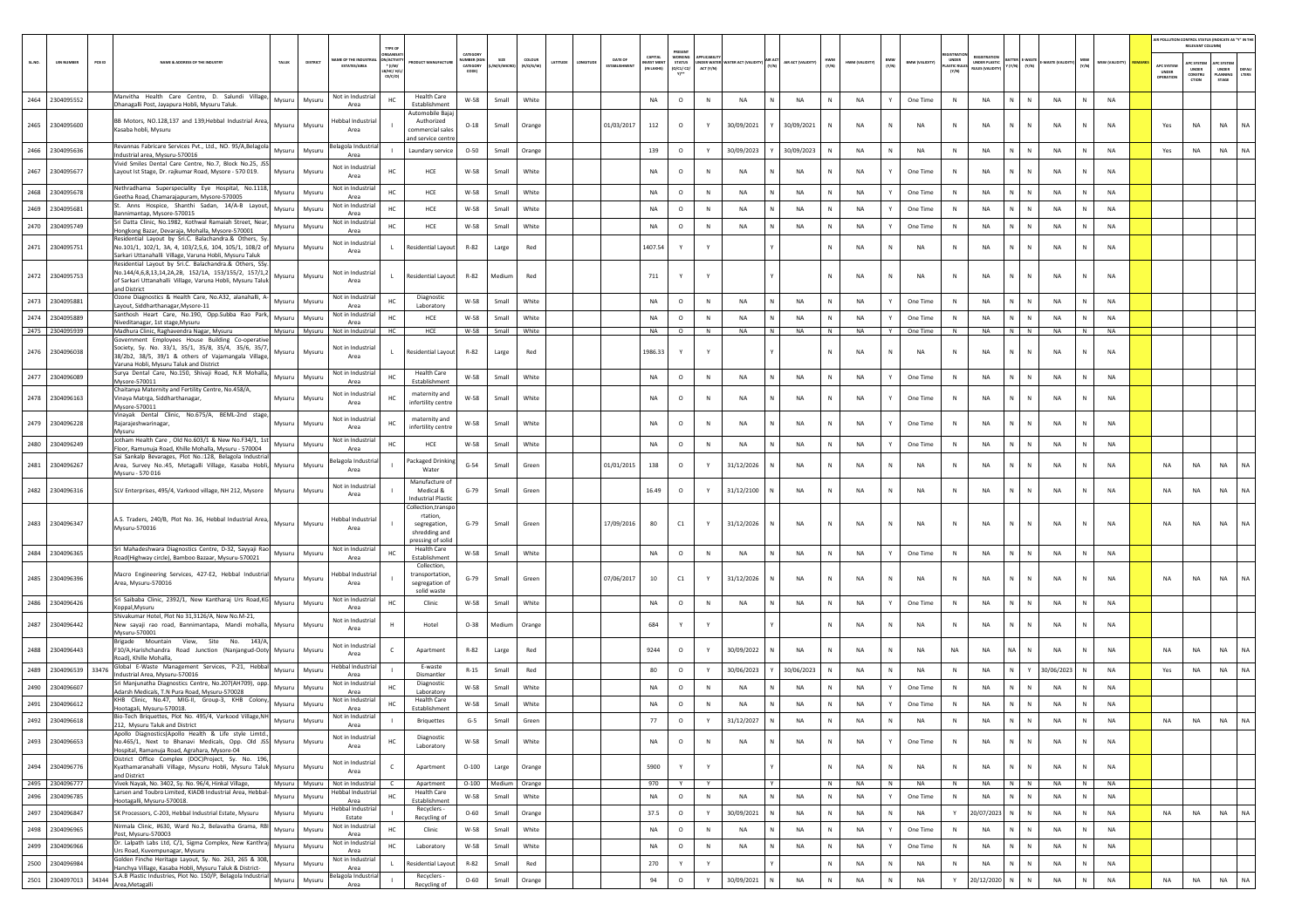| SL.NO. | UIN NUMBER | PCB ID | NAME & ADDRESS OF THE INDUSTRY | TALUK | DISTRICT | NAME OF THE INDUSTRIAL ESTATES/AREA | TYPE OF ORGANISATION/ACTIVITY * (I/M/LB/HC/H/CE/C/O) | PRODUCT MANUFACTURE | CATEGORY NUMBER (XGN CATEGORY CODE) | SIZE (L/M/S/MICRO) | COLOUR (R/O/G/W) | LATITUDE | LONGITUDE | DATE OF ESTABLISHMENT | CAPITAL INVESTMENT (IN LAKHS) | PRESENT WORKING STATUS (O/C1/C2/Y)** | APPLICABILITY UNDER WATER ACT (Y/N) | WATER ACT (VALIDITY) | AIR ACT (Y/N) | AIR ACT (VALIDITY) | HWM (Y/N) | HWM (VALIDITY) | BMW (Y/N) | BMW (VALIDITY) | REGISTRATION UNDER PLASTIC RULES (Y/N) | REGISTRATION UNDER PLASTIC RULES (VALIDITY) | BATTERY (Y/N) | E-WASTE (Y/N) | E-WASTE (VALIDITY) | MSW (Y/N) | MSW (VALIDITY) | REMARKS | APC SYSTEM UNDER OPERATION | APC SYSTEM UNDER CONSTRUCTION | APC SYSTEM UNDER PLANNING STAGE | DEFAULTERS |
|---|---|---|---|---|---|---|---|---|---|---|---|---|---|---|---|---|---|---|---|---|---|---|---|---|---|---|---|---|---|---|---|---|---|---|---|---|
| 2464 | 2304095552 | | Manvitha Health Care Centre, D. Salundi Village, Dhanagalli Post, Jayapura Hobli, Mysuru Taluk. | Mysuru | Mysuru | Not in Industrial Area | HC | Health Care Establishment | W-58 | Small | White | | | | NA | O | N | NA | N | NA | N | NA | Y | One Time | N | NA | N | N | NA | N | NA | | | | | |
| 2465 | 2304095600 | | BB Motors, NO.128,137 and 139,Hebbal Industrial Area, Kasaba hobli, Mysuru | Mysuru | Mysuru | Hebbal Industrial Area | I | Automobile Bajaj Authorized commercial sales and service centre | O-18 | Small | Orange | | | 01/03/2017 | 112 | O | Y | 30/09/2021 | Y | 30/09/2021 | N | NA | N | NA | N | NA | N | N | NA | N | NA | | Yes | NA | NA | NA |
| 2466 | 2304095636 | | Revannas Fabricare Services Pvt., Ltd., NO. 95/A,Belagola Industrial area, Mysuru-570016 | Mysuru | Mysuru | Belagola Industrial Area | I | Laundary service | O-50 | Small | Orange | | | | 139 | O | Y | 30/09/2023 | Y | 30/09/2023 | N | NA | N | NA | N | NA | N | N | NA | N | NA | | Yes | NA | NA | NA |
| 2467 | 2304095677 | | Vivid Smiles Dental Care Centre, No.7, Block No.25, JSS Layout Ist Stage, Dr. rajkumar Road, Mysore - 570 019. | Mysuru | Mysuru | Not in Industrial Area | HC | HCE | W-58 | Small | White | | | | NA | O | N | NA | N | NA | N | NA | Y | One Time | N | NA | N | N | NA | N | NA | | | | | |
| 2468 | 2304095678 | | Nethradhama Superspeciality Eye Hospital, No.1118, Geetha Road, Chamarajapuram, Mysore-570005 | Mysuru | Mysuru | Not in Industrial Area | HC | HCE | W-58 | Small | White | | | | NA | O | N | NA | N | NA | N | NA | Y | One Time | N | NA | N | N | NA | N | NA | | | | | |
| 2469 | 2304095681 | | St. Anns Hospice, Shanthi Sadan, 14/A-B Layout, Bannimantap, Mysore-570015 | Mysuru | Mysuru | Not in Industrial Area | HC | HCE | W-58 | Small | White | | | | NA | O | N | NA | N | NA | N | NA | Y | One Time | N | NA | N | N | NA | N | NA | | | | | |
| 2470 | 2304095749 | | Sri Datta Clinic, No.1982, Kothwal Ramaiah Street, Near, Hongkong Bazar, Devaraja, Mohalla, Mysore-570001 | Mysuru | Mysuru | Not in Industrial Area | HC | HCE | W-58 | Small | White | | | | NA | O | N | NA | N | NA | N | NA | Y | One Time | N | NA | N | N | NA | N | NA | | | | | |
| 2471 | 2304095751 | | Residential Layout by Sri.C. Balachandra.& Others, Sy. No.101/1, 102/1, 3A, 4, 103/2,5,6, 104, 105/1, 108/2 of Sarkari Uttanahalli Village, Varuna Hobli, Mysuru Taluk | Mysuru | Mysuru | Not in Industrial Area | L | Residential Layout | R-82 | Large | Red | | | | 1407.54 | Y | Y | | Y | | N | NA | N | NA | N | NA | N | N | NA | N | NA | | | | | |
| 2472 | 2304095753 | | Residential Layout by Sri.C. Balachandra.& Others, SSy. No.144/4,6,8,13,14,2A,2B, 152/1A, 153/155/2, 157/1,2 of Sarkari Uttanahalli Village, Varuna Hobli, Mysuru Taluk and District | Mysuru | Mysuru | Not in Industrial Area | L | Residential Layout | R-82 | Medium | Red | | | | 711 | Y | Y | | Y | | N | NA | N | NA | N | NA | N | N | NA | N | NA | | | | | |
| 2473 | 2304095881 | | Ozone Diagnostics & Health Care, No.A32, alanahalli, A-Layout, Siddharthanagar,Mysore-11 | Mysuru | Mysuru | Not in Industrial Area | HC | Diagnostic Laboratory | W-58 | Small | White | | | | NA | O | N | NA | N | NA | N | NA | Y | One Time | N | NA | N | N | NA | N | NA | | | | | |
| 2474 | 2304095889 | | Santhosh Heart Care, No.190, Opp.Subba Rao Park, Niveditanagar, 1st stage,Mysuru | Mysuru | Mysuru | Not in Industrial Area | HC | HCE | W-58 | Small | White | | | | NA | O | N | NA | N | NA | N | NA | Y | One Time | N | NA | N | N | NA | N | NA | | | | | |
| 2475 | 2304095939 | | Madhura Clinic, Raghavendra Nagar, Mysuru | Mysuru | Mysuru | Not in Industrial | HC | HCE | W-58 | Small | White | | | | NA | O | N | NA | N | NA | N | NA | Y | One Time | N | NA | N | N | NA | N | NA | | | | | |
| 2476 | 2304096038 | | Government Employees House Building Co-operative Society, Sy. No. 33/1, 35/1, 35/8, 35/4, 35/6, 35/7, 38/2b2, 38/5, 39/1 & others of Vajamangala Village, Varuna Hobli, Mysuru Taluk and District | Mysuru | Mysuru | Not in Industrial Area | L | Residential Layout | R-82 | Large | Red | | | | 1986.33 | Y | Y | | Y | | N | NA | N | NA | N | NA | N | N | NA | N | NA | | | | | |
| 2477 | 2304096089 | | Surya Dental Care, No.150, Shivaji Road, N.R Mohalla, Mysore-570011 | Mysuru | Mysuru | Not in Industrial Area | HC | Health Care Establishment | W-58 | Small | White | | | | NA | O | N | NA | N | NA | N | NA | Y | One Time | N | NA | N | N | NA | N | NA | | | | | |
| 2478 | 2304096163 | | Chaitanya Maternity and Fertility Centre, No.458/A, Vinaya Matrga, Siddharthanagar, Mysore-570011 | Mysuru | Mysuru | Not in Industrial Area | HC | maternity and infertility centre | W-58 | Small | White | | | | NA | O | N | NA | N | NA | N | NA | Y | One Time | N | NA | N | N | NA | N | NA | | | | | |
| 2479 | 2304096228 | | Vinayak Dental Clinic, No.675/A, BEML-2nd stage, Rajarajeshwarinagar, Mysuru | Mysuru | Mysuru | Not in Industrial Area | HC | maternity and infertility centre | W-58 | Small | White | | | | NA | O | N | NA | N | NA | N | NA | Y | One Time | N | NA | N | N | NA | N | NA | | | | | |
| 2480 | 2304096249 | | Jotham Health Care , Old No.603/1 & New No.F34/1, 1st Floor, Ramunuja Road, Khille Mohalla, Mysuru - 570004 | Mysuru | Mysuru | Not in Industrial Area | HC | HCE | W-58 | Small | White | | | | NA | O | N | NA | N | NA | N | NA | Y | One Time | N | NA | N | N | NA | N | NA | | | | | |
| 2481 | 2304096267 | | Sai Sankalp Bevarages, Plot No.:128, Belagola Industrial Area, Survey No.:45, Metagalli Village, Kasaba Hobli, Mysuru - 570 016 | Mysuru | Mysuru | Belagola Industrial Area | I | Packaged Drinking Water | G-54 | Small | Green | | | 01/01/2015 | 138 | O | Y | 31/12/2026 | N | NA | N | NA | N | NA | N | NA | N | N | NA | N | NA | | NA | NA | NA | NA |
| 2482 | 2304096316 | | SLV Enterprises, 495/4, Varkood village, NH 212, Mysore | Mysuru | Mysuru | Not in Industrial Area | I | Manufacture of Medical & Industrial Plastic | G-79 | Small | Green | | | | 16.49 | O | Y | 31/12/2100 | N | NA | N | NA | N | NA | N | NA | N | N | NA | N | NA | | NA | NA | NA | NA |
| 2483 | 2304096347 | | A.S. Traders, 240/B, Plot No. 36, Hebbal Industrial Area, Mysuru-570016 | Mysuru | Mysuru | Hebbal Industrial Area | I | Collection,transportation, segregation, shredding and pressing of solid | G-79 | Small | Green | | | 17/09/2016 | 80 | C1 | Y | 31/12/2026 | N | NA | N | NA | N | NA | N | NA | N | N | NA | N | NA | | NA | NA | NA | NA |
| 2484 | 2304096365 | | Sri Mahadeshwara Diagnostics Centre, D-32, Sayyaji Rao Road(Highway circle), Bamboo Bazaar, Mysuru-570021 | Mysuru | Mysuru | Not in Industrial Area | HC | Health Care Establishment | W-58 | Small | White | | | | NA | O | N | NA | N | NA | N | NA | Y | One Time | N | NA | N | N | NA | N | NA | | | | | |
| 2485 | 2304096396 | | Macro Engineering Services, 427-E2, Hebbal Industrial Area, Mysuru-570016 | Mysuru | Mysuru | Hebbal Industrial Area | I | Collection, transportation, segregation of solid waste | G-79 | Small | Green | | | 07/06/2017 | 10 | C1 | Y | 31/12/2026 | N | NA | N | NA | N | NA | N | NA | N | N | NA | N | NA | | NA | NA | NA | NA |
| 2486 | 2304096426 | | Sri Saibaba Clinic, 2392/1, New Kantharaj Urs Road,KG Koppal,Mysuru | Mysuru | Mysuru | Not in Industrial Area | HC | Clinic | W-58 | Small | White | | | | NA | O | N | NA | N | NA | N | NA | Y | One Time | N | NA | N | N | NA | N | NA | | | | | |
| 2487 | 2304096442 | | Shivakumar Hotel, Plot No 31,3126/A, New No.M-21, New sayaji rao road, Bannimantapa, Mandi mohalla, Mysuru-570001 | Mysuru | Mysuru | Not in Industrial Area | H | Hotel | O-38 | Medium | Orange | | | | 684 | Y | Y | | Y | | N | NA | N | NA | N | NA | N | N | NA | N | NA | | | | | |
| 2488 | 2304096443 | | Brigade Mountain View, Site No. 143/A, F10/A,Harishchandra Road Junction (Nanjangud-Ooty Road), Khille Mohalla, | Mysuru | Mysuru | Not in Industrial Area | C | Apartment | R-82 | Large | Red | | | | 9244 | O | Y | 30/09/2022 | N | NA | N | NA | N | NA | NA | NA | NA | N | NA | N | NA | | NA | NA | NA | NA |
| 2489 | 2304096539 | 33476 | Global E-Waste Management Services, P-21, Hebbal Industrial Area, Mysuru-570016 | Mysuru | Mysuru | Hebbal Industrial Area | I | E-waste Dismantler | R-15 | Small | Red | | | | 80 | O | Y | 30/06/2023 | Y | 30/06/2023 | N | NA | N | NA | N | NA | N | Y | 30/06/2023 | N | NA | | Yes | NA | NA | NA |
| 2490 | 2304096607 | | Sri Manjunatha Diagnostics Centre, No.207(AH709), opp. Adarsh Medicals, T.N Pura Road, Mysuru-570028 | Mysuru | Mysuru | Not in Industrial Area | HC | Diagnostic Laboratory | W-58 | Small | White | | | | NA | O | N | NA | N | NA | N | NA | Y | One Time | N | NA | N | N | NA | N | NA | | | | | |
| 2491 | 2304096612 | | KHB Clinic, No.47, MIG-II, Group-3, KHB Colony, Hootagalli, Mysuru-570018. | Mysuru | Mysuru | Not in Industrial Area | HC | Health Care Establishment | W-58 | Small | White | | | | NA | O | N | NA | N | NA | N | NA | Y | One Time | N | NA | N | N | NA | N | NA | | | | | |
| 2492 | 2304096618 | | Bio-Tech Briquettes, Plot No. 495/4, Varkood Village,NH 212, Mysuru Taluk and District | Mysuru | Mysuru | Not in Industrial Area | I | Briquettes | G-5 | Small | Green | | | | 77 | O | Y | 31/12/2027 | N | NA | N | NA | N | NA | N | NA | N | N | NA | N | NA | | NA | NA | NA | NA |
| 2493 | 2304096653 | | Apollo Diagnostics(Apollo Health & Life style Limtd., No.465/1, Next to Bhanavi Medicals, Opp. Old JSS Hospital, Ramanuja Road, Agrahara, Mysore-04 | Mysuru | Mysuru | Not in Industrial Area | HC | Diagnostic Laboratory | W-58 | Small | White | | | | NA | O | N | NA | N | NA | N | NA | Y | One Time | N | NA | N | N | NA | N | NA | | | | | |
| 2494 | 2304096776 | | District Office Complex (DOC)Project, Sy. No. 196, Kyathamaranahalli Village, Mysuru Hobli, Mysuru Taluk and District | Mysuru | Mysuru | Not in Industrial Area | C | Apartment | O-100 | Large | Orange | | | | 5900 | Y | Y | | Y | | N | NA | N | NA | N | NA | N | N | NA | N | NA | | | | | |
| 2495 | 2304096777 | | Vivek Nayak, No. 3402, Sy. No. 96/4, Hinkal Village, | Mysuru | Mysuru | Not in Industrial | C | Apartment | O-100 | Medium | Orange | | | | 970 | Y | Y | | Y | | N | NA | N | NA | N | NA | N | N | NA | N | NA | | | | | |
| 2496 | 2304096785 | | Larsen and Toubro Limited, KIADB Industrial Area, Hebbal-Hootagalli, Mysuru-570018. | Mysuru | Mysuru | Hebbal Industrial Area | HC | Health Care Establishment | W-58 | Small | White | | | | NA | O | N | NA | N | NA | N | NA | Y | One Time | N | NA | N | N | NA | N | NA | | | | | |
| 2497 | 2304096847 | | SK Processors, C-203, Hebbal Industrial Estate, Mysuru | Mysuru | Mysuru | Hebbal Industrial Estate | I | Recyclers - Recycling of | O-60 | Small | Orange | | | | 37.5 | O | Y | 30/09/2023 | N | NA | N | NA | N | NA | Y | 20/07/2023 | N | N | NA | N | NA | | NA | NA | NA | NA |
| 2498 | 2304096965 | | Nirmala Clinic, #630, Ward No.2, Belavatha Grama, RBI Post, Mysuru-570003 | Mysuru | Mysuru | Not in Industrial Area | HC | Clinic | W-58 | Small | White | | | | NA | O | N | NA | N | NA | N | NA | Y | One Time | N | NA | N | N | NA | N | NA | | | | | |
| 2499 | 2304096966 | | Dr. Lalpath Labs Ltd, C/1, Sigma Complex, New Kanthraj Urs Road, Kuvempunagar, Mysuru | Mysuru | Mysuru | Not in Industrial Area | HC | Laboratory | W-58 | Small | White | | | | NA | O | N | NA | N | NA | N | NA | Y | One Time | N | NA | N | N | NA | N | NA | | | | | |
| 2500 | 2304096984 | | Golden Finche Heritage Layout, Sy. No. 263, 265 & 308, Hanchya Village, Kasaba Hobli, Mysuru Taluk & District- | Mysuru | Mysuru | Not in Industrial Area | L | Residential Layout | R-82 | Small | Red | | | | 270 | Y | Y | | Y | | N | NA | N | NA | N | NA | N | N | NA | N | NA | | | | | |
| 2501 | 2304097013 | 34344 | S.A.B Plastic Industries, Plot No. 150/P, Belagola Industrial Area,Metagalli | Mysuru | Mysuru | Belagola Industrial Area | I | Recyclers - Recycling of | O-60 | Small | Orange | | | | 94 | O | Y | 30/09/2021 | N | NA | N | NA | N | NA | Y | 20/12/2020 | N | N | NA | N | NA | | NA | NA | NA | NA |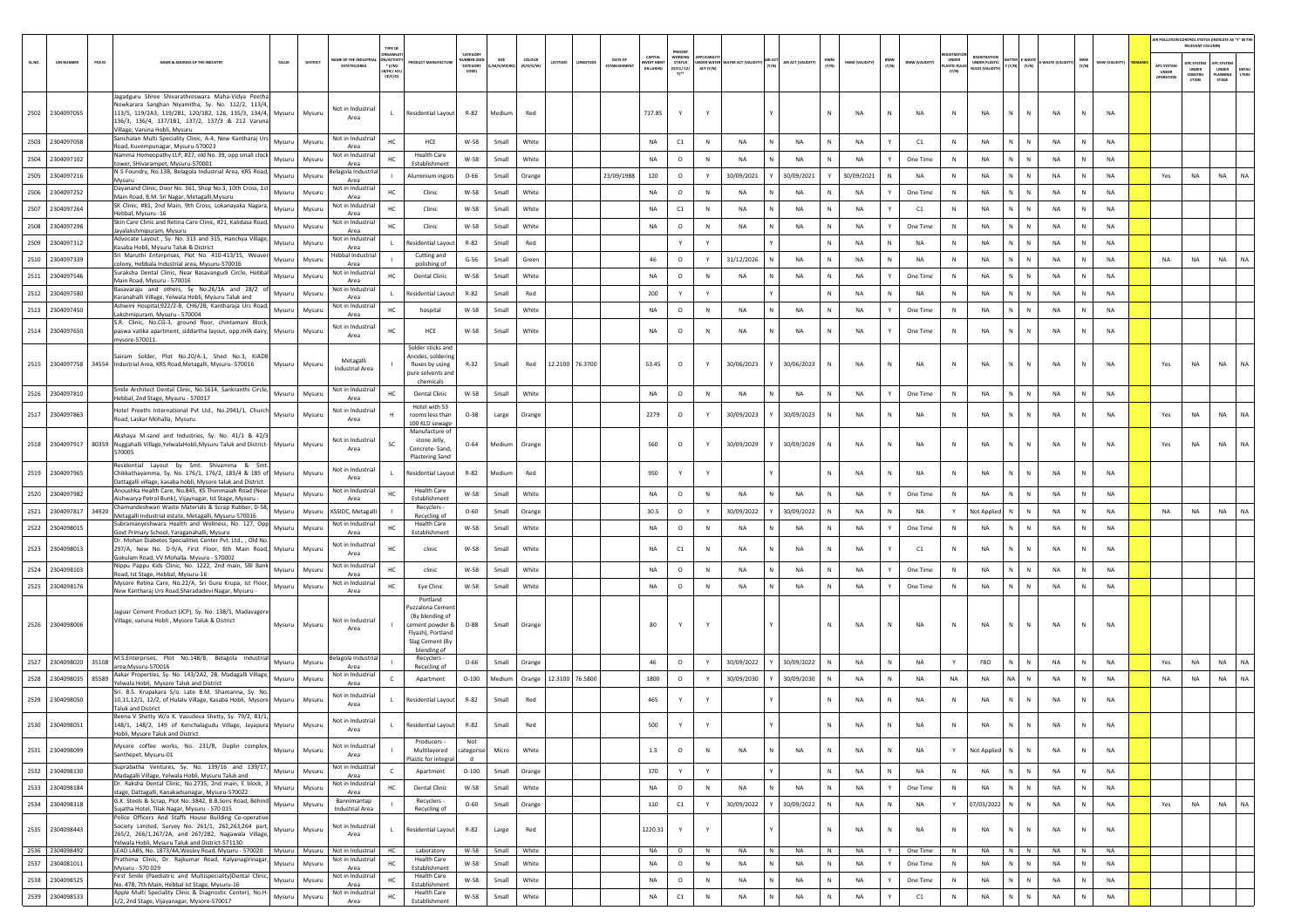| SL.NO. | UIN NUMBER | PCB ID | NAME & ADDRESS OF THE INDUSTRY | TALUK | DISTRICT | NAME OF THE INDUSTRIAL ESTATES/AREA | TYPE OF ORGANISATION/ACTIVITY * (I/M/LB/HC/H/L/CE/C/O) | PRODUCT MANUFACTURE | CATEGORY NUMBER (XGN CATEGORY CODE) | SIZE (L/M/S/MICRO) | COLOUR (R/O/G/W) | LATITUDE | LONGITUDE | DATE OF ESTABLISHMENT | CAPITAL INVEST MENT (IN LAKHS) | PRESENT WORKING STATUS (O/C1/C2/Y)** | APPLICABILITY UNDER WATER ACT (Y/N) | WATER ACT (VALIDITY) | AIR ACT (Y/N) | AIR ACT (VALIDITY) | HWM (Y/N) | HWM (VALIDITY) | BMW (Y/N) | BMW (VALIDITY) | REGISTRATION UNDER PLASTIC RULES (Y/N) | REGISTRATION UNDER PLASTIC RULES (VALIDITY) | BATTERY (Y/N) | E-WASTE (Y/N) | E-WASTE (VALIDITY) | MSW (Y/N) | MSW (VALIDITY) | REMARKS | APC SYSTEM UNDER OPERATION | APC SYSTEM UNDER CONSTRUCTION | APC SYSTEM UNDER PLANNING STAGE | DEFAULTERS |
|---|---|---|---|---|---|---|---|---|---|---|---|---|---|---|---|---|---|---|---|---|---|---|---|---|---|---|---|---|---|---|---|---|---|---|---|---|
| 2502 | 2304097055 | | Jagadguru Shree Shivarathreswara Maha-Vidya Peetha Nowkarara Sanghan Niyamitha, Sy. No. 112/2, 113/4, 113/5, 119/2A3, 119/2B1, 120/1B2, 126, 135/3, 134/4, 136/3, 136/4, 137/1B1, 137/2, 137/3 & 212 Varuna Village, Varuna Hobli, Mysuru | Mysuru | Mysuru | Not in Industrial Area | L | Residential Layout | R-82 | Medium | Red | | | | 717.85 | Y | Y | | Y | | N | NA | N | NA | N | NA | N | N | NA | N | NA | | | | | |
| 2503 | 2304097058 | | Sanchalan Multi Speciality Clinic, A-4, New Kantharaj Urs Road, Kuvempunagar, Mysuru-570023 | Mysuru | Mysuru | Not in Industrial Area | HC | HCE | W-58 | Small | White | | | | NA | C1 | N | NA | N | NA | N | NA | Y | C1 | N | NA | N | N | NA | N | NA | | | | | |
| 2504 | 2304097102 | | Namma Homeopathy LLP, #27, old No. 39, opp small clock tower, Shivarampet, Mysuru-570001 | Mysuru | Mysuru | Not in Industrial Area | HC | Health Care Establishment | W-58 | Small | White | | | | NA | O | N | NA | N | NA | N | NA | Y | One Time | N | NA | N | N | NA | N | NA | | | | | |
| 2505 | 2304097216 | | N S Foundry, No.138, Belagola Industrial Area, KRS Road, Mysuru | Mysuru | Mysuru | Belagola Industrial Area | I | Aluminium ingots | O-66 | Small | Orange | | | 23/09/1988 | 120 | O | Y | 30/09/2021 | Y | 30/09/2021 | Y | 30/09/2021 | N | NA | N | NA | N | N | NA | N | NA | | Yes | NA | NA | NA |
| 2506 | 2304097252 | | Dayanand Clinic, Door No. 361, Shop No.3, 10th Cross, 1st Main Road, B.M. Sri Nagar, Metagalli,Mysuru | Mysuru | Mysuru | Not in Industrial Area | HC | Clinic | W-58 | Small | White | | | | NA | O | N | NA | N | NA | N | NA | Y | One Time | N | NA | N | N | NA | N | NA | | | | | |
| 2507 | 2304097264 | | SK Clinic, #81, 2nd Main, 9th Cross, Lokanayaka Nagara, Hebbal, Mysuru -16 | Mysuru | Mysuru | Not in Industrial Area | HC | Clinic | W-58 | Small | White | | | | NA | C1 | N | NA | N | NA | N | NA | Y | C1 | N | NA | N | N | NA | N | NA | | | | | |
| 2508 | 2304097296 | | Skin Care Clinic and Retina Care Clinic, #21, Kalidasa Road, Jayalakshmipuram, Mysuru | Mysuru | Mysuru | Not in Industrial Area | HC | Clinic | W-58 | Small | White | | | | NA | O | N | NA | N | NA | N | NA | Y | One Time | N | NA | N | N | NA | N | NA | | | | | |
| 2509 | 2304097312 | | Advocate Layout , Sy. No. 313 and 315, Hanchya Village, Kasaba Hobli, Mysuru Taluk & District | Mysuru | Mysuru | Not in Industrial Area | L | Residential Layout | R-82 | Small | Red | | | | | Y | Y | | Y | | N | NA | N | NA | N | NA | N | N | NA | N | NA | | | | | |
| 2510 | 2304097339 | | Sri Maruthi Enterprises, Plot No. 410-413/15, Weaver colony, Hebbala Industrial area, Mysuru-570016 | Mysuru | Mysuru | Hebbal Industrial Area | I | Cutting and polishing of | G-56 | Small | Green | | | | 46 | O | Y | 31/12/2026 | N | NA | N | NA | N | NA | N | NA | N | N | NA | N | NA | | NA | NA | NA | NA |
| 2511 | 2304097546 | | Suraksha Dental Clinic, Near Basavangudi Circle, Hebbal Main Road, Mysuru - 570016 | Mysuru | Mysuru | Not in Industrial Area | HC | Dental Clinic | W-58 | Small | White | | | | NA | O | N | NA | N | NA | N | NA | Y | One Time | N | NA | N | N | NA | N | NA | | | | | |
| 2512 | 2304097580 | | Basavaraju and others, Sy No.26/1A and 28/2 of Karanahalli Village, Yelwala Hobli, Mysuru Taluk and | Mysuru | Mysuru | Not in Industrial Area | L | Residential Layout | R-82 | Small | Red | | | | 200 | Y | Y | | Y | | N | NA | N | NA | N | NA | N | N | NA | N | NA | | | | | |
| 2513 | 2304097450 | | Ashwini Hospital,922/2-B, CHB/2B, Kantharaja Urs Road, Lakshmipuram, Mysuru - 570004 | Mysuru | Mysuru | Not in Industrial Area | HC | hospital | W-58 | Small | White | | | | NA | O | N | NA | N | NA | N | NA | Y | One Time | N | NA | N | N | NA | N | NA | | | | | |
| 2514 | 2304097650 | | S.R. Clinic, No.CG-3, ground floor, chintamani Block, paswa vatika apartment, siddartha layout, opp.milk dairy, mysore-570011. | Mysuru | Mysuru | Not in Industrial Area | HC | HCE | W-58 | Small | White | | | | NA | O | N | NA | N | NA | N | NA | Y | One Time | N | NA | N | N | NA | N | NA | | | | | |
| 2515 | 2304097758 | 34554 | Sairam Solder, Plot No.20/A-1, Shed No.3, KIADB Industrial Area, KRS Road,Metagalli, Mysuru- 570016 | Mysuru | Mysuru | Metagalli Industrial Area | I | Solder sticks and Anodes, soldering fluxes by using pure solvents and chemicals | R-32 | Small | Red | 12.2100 | 76.3700 | | 53.45 | O | Y | 30/06/2023 | Y | 30/06/2023 | N | NA | N | NA | N | NA | N | N | NA | N | NA | | Yes | NA | NA | NA |
| 2516 | 2304097809 | | Smile Architect Dental Clinic, No.1614, Sankranthi Circle, Hebbal, 2nd Stage, Mysuru - 570017 | Mysuru | Mysuru | Not in Industrial Area | HC | Dental Clinic | W-58 | Small | White | | | | NA | O | N | NA | N | NA | N | NA | Y | One Time | N | NA | N | N | NA | N | NA | | | | | |
| 2517 | 2304097863 | | Hotel Preethi International Pvt Ltd., No.2941/1, Church Road, Laskar Mohalla, Mysuru. | Mysuru | Mysuru | Not in Industrial Area | H | Hotel with 53 rooms less than 100 KLD sewage | O-38 | Large | Orange | | | | 2279 | O | Y | 30/09/2023 | Y | 30/09/2023 | N | NA | N | NA | N | NA | N | N | NA | N | NA | | Yes | NA | NA | NA |
| 2518 | 2304097917 | 80359 | Akshaya M-sand and Industries, Sy. No. 41/1 & 42/3 Nuggahalli Village,YelwalaHobli,Mysuru Taluk and District-570005 | Mysuru | Mysuru | Not in Industrial Area | SC | Manufacture of stone Jelly, Concrete- Sand, Plastering Sand | O-64 | Medium | Orange | | | | 560 | O | Y | 30/09/2029 | Y | 30/09/2029 | N | NA | N | NA | N | NA | N | N | NA | N | NA | | Yes | NA | NA | NA |
| 2519 | 2304097965 | | Residential Layout by Smt. Shivamma & Smt. Chikkathayamma, Sy. No. 176/1, 176/2, 183/4 & 185 of Dattagalli village, kasaba hobli, Mysore taluk and District | Mysuru | Mysuru | Not in Industrial Area | L | Residential Layout | R-82 | Medium | Red | | | | 950 | Y | Y | | Y | | N | NA | N | NA | N | NA | N | N | NA | N | NA | | | | | |
| 2520 | 2304097982 | | Anoushka Health Care, No.845, KS Thimmaiah Road (Near Aishwarya Petrol Bunk), Vijaynagar, Ist Stage, Mysuru - | Mysuru | Mysuru | Not in Industrial Area | HC | Health Care Establishment | W-58 | Small | White | | | | NA | O | N | NA | N | NA | N | NA | Y | One Time | N | NA | N | N | NA | N | NA | | | | | |
| 2521 | 2304097817 | 34920 | Chamundeshwari Waste Materials & Scrap Rubber, D-58, Metagalli Industrial estate, Metagalli, Mysuru-570016 | Mysuru | Mysuru | KSSIDC, Metagalli | I | Recyclers - Recycling of | O-60 | Small | Orange | | | | 30.5 | O | Y | 30/09/2022 | Y | 30/09/2022 | N | NA | N | NA | Y | Not Applied | N | N | NA | N | NA | | NA | NA | NA | NA |
| 2522 | 2304098015 | | Subramanyeshwara Health and Wellness, No. 127, Opp Govt Primary School, Yaraganahalli, Mysuru | Mysuru | Mysuru | Not in Industrial Area | HC | Health Care Establishment | W-58 | Small | White | | | | NA | O | N | NA | N | NA | N | NA | Y | One Time | N | NA | N | N | NA | N | NA | | | | | |
| 2523 | 2304098013 | | Dr. Mohan Diabetes Specialities Center Pvt. Ltd., , Old No. 297/A, New No. D-9/A, First Floor, 6th Main Road, Gokulam Road, VV Mohalla. Mysuru - 570002 | Mysuru | Mysuru | Not in Industrial Area | HC | clinic | W-58 | Small | White | | | | NA | C1 | N | NA | N | NA | N | NA | Y | C1 | N | NA | N | N | NA | N | NA | | | | | |
| 2524 | 2304098103 | | Nippu Pappu Kids Clinic, No. 1222, 2nd main, SBI Bank Road, Ist Stage, Hebbal, Mysuru-16 | Mysuru | Mysuru | Not in Industrial Area | HC | clinic | W-58 | Small | White | | | | NA | O | N | NA | N | NA | N | NA | Y | One Time | N | NA | N | N | NA | N | NA | | | | | |
| 2525 | 2304098176 | | Mysore Retina Care, No.22/A, Sri Guru Krupa, Ist Floor, New Kantharaj Urs Road,Sharadadevi Nagar, Mysuru - | Mysuru | Mysuru | Not in Industrial Area | HC | Eye Clinic | W-58 | Small | White | | | | NA | O | N | NA | N | NA | N | NA | Y | One Time | N | NA | N | N | NA | N | NA | | | | | |
| 2526 | 2304098006 | | Jaguar Cement Product (JCP), Sy. No. 138/1, Madavagere Village, varuna Hobli , Mysore Taluk & District | Mysuru | Mysuru | Not in Industrial Area | I | Portland Puzzalona Cement (By blending of cement powder & Flyash), Portland Slag Cement (By blending of | O-88 | Small | Orange | | | | 80 | Y | Y | | Y | | N | NA | N | NA | N | NA | N | N | NA | N | NA | | | | | |
| 2527 | 2304098020 | 35108 | M.S.Enterprises, Plot No.148/B, Belagola Industrial area,Mysuru-570016 | Mysuru | Mysuru | Belagola Industrial Area | I | Recyclers - Recycling of | O-66 | Small | Orange | | | | 46 | O | Y | 30/09/2022 | Y | 30/09/2022 | N | NA | N | NA | Y | FBO | N | N | NA | N | NA | | Yes | NA | NA | NA |
| 2528 | 2304098035 | 85589 | Aakar Properties, Sy. No. 143/2A2, 2B, Madagalli Village, Yelwala Hobli, Mysore Taluk and District | Mysuru | Mysuru | Not in Industrial Area | C | Apartment | O-100 | Medium | Orange | 12.3100 | 76.5800 | | 1800 | O | Y | 30/09/2030 | Y | 30/09/2030 | N | NA | N | NA | NA | NA | NA | N | NA | N | NA | | NA | NA | NA | NA |
| 2529 | 2304098050 | | Sri. B.S. Krupakara S/o. Late B.M. Shamanna, Sy. No. 10,11,12/1, 12/2, of Hulalu Village, Kasaba Hobli, Mysore Taluk and District | Mysuru | Mysuru | Not in Industrial Area | L | Residential Layout | R-82 | Small | Red | | | | 465 | Y | Y | | Y | | N | NA | N | NA | N | NA | N | N | NA | N | NA | | | | | |
| 2530 | 2304098051 | | Beena V Shetty W/o K. Vasudeva Shetty, Sy. 79/2, 81/1, 148/1, 148/2, 149 of Kenchalagudu Village, Jayapura Hobli, Mysore Taluk and District | Mysuru | Mysuru | Not in Industrial Area | L | Residential Layout | R-82 | Small | Red | | | | 500 | Y | Y | | Y | | N | NA | N | NA | N | NA | N | N | NA | N | NA | | | | | |
| 2531 | 2304098099 | | Mysore coffee works, No. 231/B, Duplin complex, Santhepet, Mysuru-01 | Mysuru | Mysuru | Not in Industrial Area | I | Producers - Multilayered Plastic for integral | Not categorised | Micro | White | | | | 1.5 | O | N | NA | N | NA | N | NA | N | NA | Y | Not Applied | N | N | NA | N | NA | | | | | |
| 2532 | 2304098130 | | Suprabatha Ventures, Sy. No. 139/16 and 139/17, Madagalli Village, Yelwala Hobli, Mysuru Taluk and | Mysuru | Mysuru | Not in Industrial Area | C | Apartment | O-100 | Small | Orange | | | | 370 | Y | Y | | Y | | N | NA | N | NA | N | NA | N | N | NA | N | NA | | | | | |
| 2533 | 2304098184 | | Dr. Raksha Dental Clinic, No.2735, 2nd main, E block, 3 stage, Dattagalli, Kanakadasanagar, Mysuru-570022 | Mysuru | Mysuru | Not in Industrial Area | HC | Dental Clinic | W-58 | Small | White | | | | NA | O | N | NA | N | NA | N | NA | Y | One Time | N | NA | N | N | NA | N | NA | | | | | |
| 2534 | 2304098318 | | G.K. Steels & Scrap, Plot No.:3842, B.B.Sons Road, Behind Sujatha Hotel, Tilak Nagar, Mysuru - 570 015 | Mysuru | Mysuru | Bannimantap Industrial Area | I | Recyclers - Recycling of | O-60 | Small | Orange | | | | 110 | C1 | Y | 30/09/2022 | Y | 30/09/2022 | N | NA | N | NA | Y | 07/03/2022 | N | N | NA | N | NA | | Yes | NA | NA | NA |
| 2535 | 2304098443 | | Police Officers And Staffs House Building Co-operative Society Limited, Survey No. 261/1, 262,263,264 part, 265/2, 266/1,267/2A, and 267/2B2, Nagawala Village, Yelwala Hobli, Mysuru Taluk and District-571130 | Mysuru | Mysuru | Not in Industrial Area | L | Residential Layout | R-82 | Large | Red | | | | 1220.31 | Y | Y | | Y | | N | NA | N | NA | N | NA | N | N | NA | N | NA | | | | | |
| 2536 | 2304098492 | | LEAD LABS, No. 1873/4A,Wesley Road, Mysuru - 570020 | Mysuru | Mysuru | Not in Industrial Area | HC | Laboratory | W-58 | Small | White | | | | NA | O | N | NA | N | NA | N | NA | Y | One Time | N | NA | N | N | NA | N | NA | | | | | |
| 2537 | 2304081011 | | Prathima Clinic, Dr. Rajkumar Road, Kalyanagirinagar, Mysuru - 570 029 | Mysuru | Mysuru | Not in Industrial Area | HC | Health Care Establishment | W-58 | Small | White | | | | NA | O | N | NA | N | NA | N | NA | Y | One Time | N | NA | N | N | NA | N | NA | | | | | |
| 2538 | 2304098525 | | First Smile (Paediatric and Multispeciality)Dental Clinic, No. 478, 7th Main, Hebbal Ist Stage, Mysuru-16 | Mysuru | Mysuru | Not in Industrial Area | HC | Health Care Establishment | W-58 | Small | White | | | | NA | O | N | NA | N | NA | N | NA | Y | One Time | N | NA | N | N | NA | N | NA | | | | | |
| 2539 | 2304098533 | | Apple Multi Speciality Clinic & Diagnostic Center), No.H-1/2, 2nd Stage, Vijayanagar, Mysore-570017 | Mysuru | Mysuru | Not in Industrial Area | HC | Health Care Establishment | W-58 | Small | White | | | | NA | C1 | N | NA | N | NA | N | NA | Y | C1 | N | NA | N | N | NA | N | NA | | | | | |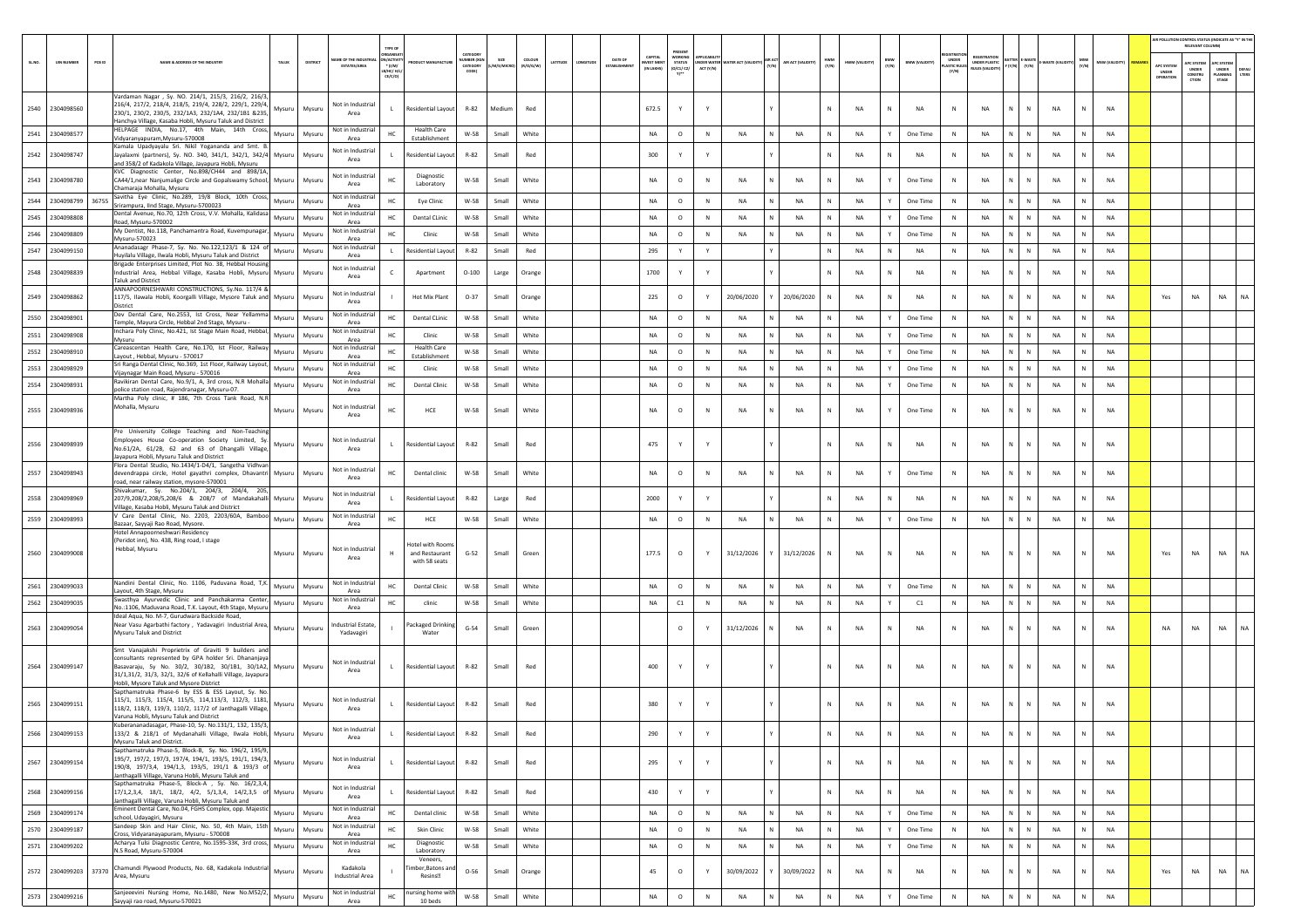| SL.NO. | UIN NUMBER | PCB ID | NAME & ADDRESS OF THE INDUSTRY | TALUK | DISTRICT | NAME OF THE INDUSTRIAL ESTATES/AREA | TYPE OF ORGANISATION/ACTIVITY * (I/M/LB/HC/H/L/CE/C/O) | PRODUCT MANUFACTURE | CATEGORY NUMBER (XGN CATEGORY CODE) | SIZE (L/M/S/MICRO) | COLOUR (R/O/G/W) | LATITUDE | LONGITUDE | DATE OF ESTABLISHMENT | CAPITAL INVEST MENT (IN LAKHS) | PRESENT WORKING STATUS (O/C1/C2/Y)** | APPLICABILITY UNDER WATER ACT (Y/N) | WATER ACT (VALIDITY) | AIR ACT (Y/N) | AIR ACT (VALIDITY) | HWM (Y/N) | HWM (VALIDITY) | BMW (Y/N) | BMW (VALIDITY) | REGISTRATION UNDER PLASTIC RULES (Y/N) | REGISTRATION UNDER PLASTIC RULES (VALIDITY) | BATTERY (Y/N) | E-WASTE (Y/N) | E-WASTE (VALIDITY) | MSW (Y/N) | MSW (VALIDITY) | REMARKS | APC SYSTEM UNDER OPERATION | APC SYSTEM UNDER CONSTRUCTION | APC SYSTEM UNDER PLANNING STAGE | DEFAULTERS |
|---|---|---|---|---|---|---|---|---|---|---|---|---|---|---|---|---|---|---|---|---|---|---|---|---|---|---|---|---|---|---|---|---|---|---|---|---|
| 2540 | 2304098560 | | Vardaman Nagar , Sy. NO. 214/1, 215/3, 216/2, 216/3, 216/4, 217/2, 218/4, 218/5, 219/4, 228/2, 229/1, 229/4, 230/1, 230/2, 230/5, 232/1A3, 232/1A4, 232/1B1 &235, Hanchya Village, Kasaba Hobli, Mysuru Taluk and District | Mysuru | Mysuru | Not in Industrial Area | L | Residential Layout | R-82 | Medium | Red | | | | 672.5 | Y | Y | | Y | | N | NA | N | NA | N | NA | N | N | NA | N | NA | | | | | |
| 2541 | 2304098577 | | HELPAGE INDIA, No.17, 4th Main, 14th Cross, Vidyaranyapuram,Mysuru-570008 | Mysuru | Mysuru | Not in Industrial Area | HC | Health Care Establishment | W-58 | Small | White | | | | NA | O | N | NA | N | NA | N | NA | Y | One Time | N | NA | N | N | NA | N | NA | | | | | |
| 2542 | 2304098747 | | Kamala Upadyayalu Sri. Nikil Yogananda and Smt. B. Jayalaxmi (partners), Sy. NO. 340, 341/1, 342/1, 342/4 and 358/2 of Kadakola Village, Jayapura Hobli, Mysuru | Mysuru | Mysuru | Not in Industrial Area | L | Residential Layout | R-82 | Small | Red | | | | 300 | Y | Y | | Y | | N | NA | N | NA | N | NA | N | N | NA | N | NA | | | | | |
| 2543 | 2304098780 | | KVC Diagnostic Center, No.898/CH44 and 898/1A, CA44/1,near Nanjumalige Circle and Gopalswamy School, Chamaraja Mohalla, Mysuru | Mysuru | Mysuru | Not in Industrial Area | HC | Diagnostic Laboratory | W-58 | Small | White | | | | NA | O | N | NA | N | NA | N | NA | Y | One Time | N | NA | N | N | NA | N | NA | | | | | |
| 2544 | 2304098799 | 36755 | Savitha Eye Clinic, No.289, 19/8 Block, 10th Cross, Srirampura, IInd Stage, Mysuru-5700023 | Mysuru | Mysuru | Not in Industrial Area | HC | Eye Clinic | W-58 | Small | White | | | | NA | O | N | NA | N | NA | N | NA | Y | One Time | N | NA | N | N | NA | N | NA | | | | | |
| 2545 | 2304098808 | | Dental Avenue, No.70, 12th Cross, V.V. Mohalla, Kalidasa Road, Mysuru-570002 | Mysuru | Mysuru | Not in Industrial Area | HC | Dental CLinic | W-58 | Small | White | | | | NA | O | N | NA | N | NA | N | NA | Y | One Time | N | NA | N | N | NA | N | NA | | | | | |
| 2546 | 2304098809 | | My Dentist, No.118, Panchamantra Road, Kuvempunagar, Mysuru-570023 | Mysuru | Mysuru | Not in Industrial Area | HC | Clinic | W-58 | Small | White | | | | NA | O | N | NA | N | NA | N | NA | Y | One Time | N | NA | N | N | NA | N | NA | | | | | |
| 2547 | 2304099150 | | Ananadasagr Phase-7, Sy. No. No.122,123/1 & 124 of Huyilalu Village, Ilwala Hobli, Mysuru Taluk and District | Mysuru | Mysuru | Not in Industrial Area | L | Residential Layout | R-82 | Small | Red | | | | 295 | Y | Y | | Y | | N | NA | N | NA | N | NA | N | N | NA | N | NA | | | | | |
| 2548 | 2304098839 | | Brigade Enterprises Limited, Plot No. 38, Hebbal Housing Industrial Area, Hebbal Village, Kasaba Hobli, Mysuru Taluk and District | Mysuru | Mysuru | Not in Industrial Area | C | Apartment | O-100 | Large | Orange | | | | 1700 | Y | Y | | Y | | N | NA | N | NA | N | NA | N | N | NA | N | NA | | | | | |
| 2549 | 2304098862 | | ANNAPOORNESHWARI CONSTRUCTIONS, Sy.No. 117/4 & 117/5, Ilawala Hobli, Koorgalli Village, Mysore Taluk and District | Mysuru | Mysuru | Not in Industrial Area | I | Hot Mix Plant | O-37 | Small | Orange | | | | 225 | O | Y | 20/06/2020 | Y | 20/06/2020 | N | NA | N | NA | N | NA | N | N | NA | N | NA | | Yes | NA | NA | NA |
| 2550 | 2304098901 | | Dev Dental Care, No.2553, Ist Cross, Near Yellamma Temple, Mayura Circle, Hebbal 2nd Stage, Mysuru - | Mysuru | Mysuru | Not in Industrial Area | HC | Dental CLinic | W-58 | Small | White | | | | NA | O | N | NA | N | NA | N | NA | Y | One Time | N | NA | N | N | NA | N | NA | | | | | |
| 2551 | 2304098908 | | Inchara Poly Clinic, No.421, Ist Stage Main Road, Hebbal, Mysuru | Mysuru | Mysuru | Not in Industrial Area | HC | Clinic | W-58 | Small | White | | | | NA | O | N | NA | N | NA | N | NA | Y | One Time | N | NA | N | N | NA | N | NA | | | | | |
| 2552 | 2304098910 | | Careascentan Health Care, No.170, Ist Floor, Railway Layout , Hebbal, Mysuru - 570017 | Mysuru | Mysuru | Not in Industrial Area | HC | Health Care Establishment | W-58 | Small | White | | | | NA | O | N | NA | N | NA | N | NA | Y | One Time | N | NA | N | N | NA | N | NA | | | | | |
| 2553 | 2304098929 | | Sri Ranga Dental Clinic, No.369, 1st Floor, Railway Layout, Vijaynagar Main Road, Mysuru - 570016 | Mysuru | Mysuru | Not in Industrial Area | HC | Clinic | W-58 | Small | White | | | | NA | O | N | NA | N | NA | N | NA | Y | One Time | N | NA | N | N | NA | N | NA | | | | | |
| 2554 | 2304098931 | | Ravikiran Dental Care, No.9/1, A, 3rd cross, N.R Mohalla police station road, Rajendranagar, Mysuru-07. | Mysuru | Mysuru | Not in Industrial Area | HC | Dental Clinic | W-58 | Small | White | | | | NA | O | N | NA | N | NA | N | NA | Y | One Time | N | NA | N | N | NA | N | NA | | | | | |
| 2555 | 2304098936 | | Martha Poly clinic, # 186, 7th Cross Tank Road, N.R Mohalla, Mysuru | Mysuru | Mysuru | Not in Industrial Area | HC | HCE | W-58 | Small | White | | | | NA | O | N | NA | N | NA | N | NA | Y | One Time | N | NA | N | N | NA | N | NA | | | | | |
| 2556 | 2304098939 | | Pre University College Teaching and Non-Teaching Employees House Co-operation Society Limited, Sy. No.61/2A, 61/2B, 62 and 63 of Dhangalli Village, Jayapura Hobli, Mysuru Taluk and District | Mysuru | Mysuru | Not in Industrial Area | L | Residential Layout | R-82 | Small | Red | | | | 475 | Y | Y | | Y | | N | NA | N | NA | N | NA | N | N | NA | N | NA | | | | | |
| 2557 | 2304098943 | | Flora Dental Studio, No.1434/1-D4/1, Sangetha Vidhvan devendrappa circle, Hotel gayathri complex, Dhavantri road, near railway station, mysore-570001 | Mysuru | Mysuru | Not in Industrial Area | HC | Dental clinic | W-58 | Small | White | | | | NA | O | N | NA | N | NA | N | NA | Y | One Time | N | NA | N | N | NA | N | NA | | | | | |
| 2558 | 2304098969 | | Shivakumar, Sy. No.204/1, 204/3, 204/4, 205, 207/9,208/2,208/5,208/6 & 208/7 of Mandakahalli Village, Kasaba Hobli, Mysuru Taluk and District | Mysuru | Mysuru | Not in Industrial Area | L | Residential Layout | R-82 | Large | Red | | | | 2000 | Y | Y | | Y | | N | NA | N | NA | N | NA | N | N | NA | N | NA | | | | | |
| 2559 | 2304098993 | | V Care Dental Clinic, No. 2203, 2203/60A, Bamboo Bazaar, Sayyaji Rao Road, Mysore. | Mysuru | Mysuru | Not in Industrial Area | HC | HCE | W-58 | Small | White | | | | NA | O | N | NA | N | NA | N | NA | Y | One Time | N | NA | N | N | NA | N | NA | | | | | |
| 2560 | 2304099008 | | Hotel Annapoorneshwari Residency (Peridot inn), No. 438, Ring road, I stage Hebbal, Mysuru | Mysuru | Mysuru | Not in Industrial Area | H | Hotel with Rooms and Restaurant with 58 seats | G-52 | Small | Green | | | | 177.5 | O | Y | 31/12/2026 | Y | 31/12/2026 | N | NA | N | NA | N | NA | N | N | NA | N | NA | | Yes | NA | NA | NA |
| 2561 | 2304099033 | | Nandini Dental Clinic, No. 1106, Paduvana Road, T.K. Layout, 4th Stage, Mysuru | Mysuru | Mysuru | Not in Industrial Area | HC | Dental Clinic | W-58 | Small | White | | | | NA | O | N | NA | N | NA | N | NA | Y | One Time | N | NA | N | N | NA | N | NA | | | | | |
| 2562 | 2304099035 | | Swasthya Ayurvedic Clinic and Panchakarma Center, No.:1106, Maduvana Road, T.K. Layout, 4th Stage, Mysuru | Mysuru | Mysuru | Not in Industrial Area | HC | clinic | W-58 | Small | White | | | | NA | C1 | N | NA | N | NA | N | NA | Y | C1 | N | NA | N | N | NA | N | NA | | | | | |
| 2563 | 2304099054 | | Ideal Aqua, No. M-7, Gurudwara Backside Road, Near Vasu Agarbathi factory , Yadavagiri Industrial Area, Mysuru Taluk and District | Mysuru | Mysuru | Industrial Estate, Yadavagiri | I | Packaged Drinking Water | G-54 | Small | Green | | | | | O | Y | 31/12/2026 | N | NA | N | NA | N | NA | N | NA | N | N | NA | N | NA | | NA | NA | NA | NA |
| 2564 | 2304099147 | | Smt Vanajakshi Proprietrix of Graviti 9 builders and consultants represented by GPA holder Sri. Dhananjaya Basavaraju, Sy No. 30/2, 30/1B2, 30/1B1, 30/1A2, 31/1,31/2, 31/3, 32/1, 32/6 of Kellahalli Village, Jayapura Hobli, Mysore Taluk and Mysore District | Mysuru | Mysuru | Not in Industrial Area | L | Residential Layout | R-82 | Small | Red | | | | 400 | Y | Y | | Y | | N | NA | N | NA | N | NA | N | N | NA | N | NA | | | | | |
| 2565 | 2304099151 | | Sapthamatruka Phase-6 by ES5 & ES5 Layout, Sy. No. 115/1, 115/3, 115/4, 115/5, 114,113/3, 112/3, 1181, 118/2, 118/3, 119/3, 110/2, 117/2 of Janthagalli Village, Varuna Hobli, Mysuru Taluk and District | Mysuru | Mysuru | Not in Industrial Area | L | Residential Layout | R-82 | Small | Red | | | | 380 | Y | Y | | Y | | N | NA | N | NA | N | NA | N | N | NA | N | NA | | | | | |
| 2566 | 2304099153 | | Kuberananadasagar, Phase-10, Sy. No.131/1, 132, 135/3, 133/2 & 218/1 of Mydanahalli Village, Ilwala Hobli, Mysuru Taluk and District. | Mysuru | Mysuru | Not in Industrial Area | L | Residential Layout | R-82 | Small | Red | | | | 290 | Y | Y | | Y | | N | NA | N | NA | N | NA | N | N | NA | N | NA | | | | | |
| 2567 | 2304099154 | | Sapthamatruka Phase-5, Block-B, Sy. No. 196/2, 195/9, 195/7, 197/2, 197/3, 197/4, 194/1, 193/5, 191/1, 194/3, 190/8, 197/3,4, 194/1,3, 193/5, 191/1 & 193/3 of Janthagalli Village, Varuna Hobli, Mysuru Taluk and | Mysuru | Mysuru | Not in Industrial Area | L | Residential Layout | R-82 | Small | Red | | | | 295 | Y | Y | | Y | | N | NA | N | NA | N | NA | N | N | NA | N | NA | | | | | |
| 2568 | 2304099156 | | Sapthamatruka Phase-5, Block-A , Sy. No. 16/2,3,4, 17/1,2,3,4, 18/1, 18/2, 4/2, 5/1,3,4, 14/2,3,5 of Janthagalli Village, Varuna Hobli, Mysuru Taluk and | Mysuru | Mysuru | Not in Industrial Area | L | Residential Layout | R-82 | Small | Red | | | | 430 | Y | Y | | Y | | N | NA | N | NA | N | NA | N | N | NA | N | NA | | | | | |
| 2569 | 2304099174 | | Eminent Dental Care, No.04, FGHS Complex, opp. Majestic school, Udayagiri, Mysuru | Mysuru | Mysuru | Not in Industrial Area | HC | Dental clinic | W-58 | Small | White | | | | NA | O | N | NA | N | NA | N | NA | Y | One Time | N | NA | N | N | NA | N | NA | | | | | |
| 2570 | 2304099187 | | Sandeep Skin and Hair Clinic, No. 50, 4th Main, 15th Cross, Vidyaranayapuram, Mysuru - 570008 | Mysuru | Mysuru | Not in Industrial Area | HC | Skin Clinic | W-58 | Small | White | | | | NA | O | N | NA | N | NA | N | NA | Y | One Time | N | NA | N | N | NA | N | NA | | | | | |
| 2571 | 2304099202 | | Acharya Tulsi Diagnostic Centre, No.1595-33K, 3rd cross, N.S Road, Mysuru-570004 | Mysuru | Mysuru | Not in Industrial Area | HC | Diagnostic Laboratory | W-58 | Small | White | | | | NA | O | N | NA | N | NA | N | NA | Y | One Time | N | NA | N | N | NA | N | NA | | | | | |
| 2572 | 2304099203 | 37370 | Chamundi Plywood Products, No. 68, Kadakola Industrial Area, Mysuru | Mysuru | Mysuru | Kadakola Industrial Area | I | Veneers, Timber,Batons and Resins!! | O-56 | Small | Orange | | | | 45 | O | Y | 30/09/2022 | Y | 30/09/2022 | N | NA | N | NA | N | NA | N | N | NA | N | NA | | Yes | NA | NA | NA |
| 2573 | 2304099216 | | Sanjeevini Nursing Home, No.1480, New No.M52/2, Sayyaji rao road, Mysuru-570021 | Mysuru | Mysuru | Not in Industrial Area | HC | nursing home with 10 beds | W-58 | Small | White | | | | NA | O | N | NA | N | NA | N | NA | Y | One Time | N | NA | N | N | NA | N | NA | | | | | |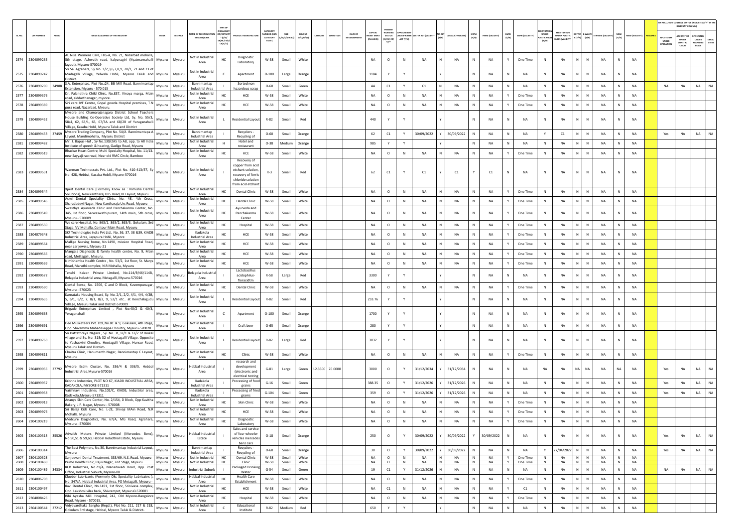| SL.NO. | UIN NUMBER | PCB ID | NAME & ADDRESS OF THE INDUSTRY | TALUK | DISTRICT | NAME OF THE INDUSTRIAL ESTATES/AREA | TYPE OF ORGANISATION/ACTIVITY * (I/M/LB/HC/H/CE/C/O) | PRODUCT MANUFACTURE | CATEGORY NUMBER (XGN CATEGORY CODE) | SIZE (L/M/S/MICRO) | COLOUR (R/O/G/W) | LATITUDE | LONGITUDE | DATE OF ESTABLISHMENT | CAPITAL INVEST MENT (IN LAKHS) | PRESENT WORKING STATUS (O/C1/C2/Y)** | APPLICABILITY UNDER WATER ACT (Y/N) | WATER ACT (VALIDITY) | AIR ACT (Y/N) | AIR ACT (VALIDITY) | HWM (Y/N) | HWM (VALIDITY) | BMW (Y/N) | BMW (VALIDITY) | REGISTRATION UNDER PLASTIC RULES (Y/N) | REGISTRATION UNDER PLASTIC RULES (VALIDITY) | BATTERY (Y/N) | E-WASTE (Y/N) | E-WASTE (VALIDITY) | MSW (Y/N) | MSW (VALIDITY) | REMARKS | AIR POLLUTION CONTROL STATUS (INDICATE AS "Y" IN THE RELEVANT COLUMN) APC SYSTEM UNDER OPERATION | APC SYSTEM UNDER CONSTRUCTION | APC SYSTEM UNDER PLANNING STAGE | DEFAULTERS |
|---|---|---|---|---|---|---|---|---|---|---|---|---|---|---|---|---|---|---|---|---|---|---|---|---|---|---|---|---|---|---|---|---|---|---|---|---|
| 2574 | 2304099235 | | AL Nisa Womens Care, HIG-A, No. 21, Nazarbad mohalla, 5th stage, Ashwath road, kalyanagiri (Kyatmarnahalli layout), Mysuru-570019 | Mysuru | Mysuru | Not in Industrial Area | HC | Diagnostic Laboratory | W-58 | Small | White | | | | NA | O | N | NA | N | NA | N | NA | Y | One Time | N | NA | N | N | NA | N | NA | | | | | |
| 2575 | 2304099247 | | Sri Sai Agrahara, Sy No. 1/2,3,6,7,8,9, 20/1, 21 and 23 of Madagalli Village, Yelwala Hobli, Mysore Taluk and District. | Mysuru | Mysuru | Not in Industrial Area | C | Apartment | O-100 | Large | Orange | | | | 1184 | Y | Y | | Y | | N | NA | N | NA | N | NA | N | N | NA | N | NA | | | | | |
| 2576 | 2304099290 | 34988 | S.A. Enterprises, Plot No.:24, BB Mill Road, Bannimantap Extension, Mysuru - 570 015 | Mysuru | Mysuru | Bannimantap Industrial Area | I | Sorted non hazardous scrap | O-60 | Small | Green | | | | 44 | C1 | Y | C1 | N | NA | N | NA | N | NA | N | NA | N | N | NA | N | NA | | NA | NA | NA | NA |
| 2577 | 2304099376 | | Dr. Palanethra Child Clinic, No.837, Vinaya marga, Main road, siddarthanagar, mysore. | Mysuru | Mysuru | Not in Industrial Area | HC | HCE | W-58 | Small | White | | | | NA | O | N | NA | N | NA | N | NA | Y | One Time | N | NA | N | N | NA | N | NA | | | | | |
| 2578 | 2304099389 | | Siri care IVF Centre, Gopal gowda Hospital premises, T.N pura road, Nazarbad, Mysuru. | Mysuru | Mysuru | Not in Industrial Area | HC | HCE | W-58 | Small | White | | | | NA | O | N | NA | N | NA | N | NA | Y | One Time | N | NA | N | N | NA | N | NA | | | | | |
| 2579 | 2304099452 | | Mysore and Chamarajanagara District School Teachers House Building Co-Operative Society Ltd, Sy. No. 55/3, 58/4, 62, 63/1, 65, 67/3A and 68/2B of Yaraganahalli Village, Kasaba Hobli, Mysuru Taluk and District | Mysuru | Mysuru | Not in Industrial Area | L | Residential Layout | R-82 | Small | Red | | | | 440 | Y | Y | | Y | | N | NA | N | NA | N | NA | N | N | NA | N | NA | | | | | |
| 2580 | 2304099453 | 37459 | Mysore Trading Company, Plot No. 54/A Bannimantapa A Layout, Mandimohalla, Mysuru District | Mysuru | Mysuru | Bannimantap Industrial Area | I | Recyclers - Recycling of | O-60 | Small | Orange | | | | 62 | C1 | Y | 30/09/2022 | Y | 30/09/2022 | N | NA | N | NA | Y | C1 | N | N | NA | N | NA | | Yes | NA | NA | NA |
| 2581 | 2304099482 | | Mr. J. Bapuji-Huf , Sy No.130/2A5 to A8, opp. to All India Institute of speech & hearing, Gadige Road, Mysuru | Mysuru | Mysuru | Not in Industrial Area | H | Hotel and restaurant | O-38 | Medium | Orange | | | | 985 | Y | Y | | Y | | N | NA | N | NA | N | NA | N | N | NA | N | NA | | | | | |
| 2582 | 2304099519 | | Bhaskar Heart Centre, Multi Specialty Hospital, No. 11/13. new Sayyaji rao road, Near old RMC Circle, Bamboo | Mysuru | Mysuru | Not in Industrial Area | HC | HCE | W-58 | Small | White | | | | NA | O | N | NA | N | NA | N | NA | Y | One Time | N | NA | N | N | NA | N | NA | | | | | |
| 2583 | 2304099531 | | Wanman Technocrats Pvt. Ltd., Plot No. 410-413/57, Sy No. 428, Hebbal, Kasaba Hobli, Mysore-570016 | Mysuru | Mysuru | Not in Industrial Area | I | Recovery of copper from acid etchant solution, recovery of ferric chloride solution from acid etchant | R-3 | Small | Red | | | | 62 | C1 | Y | C1 | Y | C1 | Y | C1 | N | NA | N | NA | N | N | NA | N | NA | | | | | |
| 2584 | 2304099544 | | Xpert Dental Care (Formelry Know as : Nimisha Dental Solutions), New kantharaj URS Road,TK Layout, Mysuru | Mysuru | Mysuru | Not in Industrial Area | HC | Dental Clinic | W-58 | Small | White | | | | NA | O | N | NA | N | NA | N | NA | Y | One Time | N | NA | N | N | NA | N | NA | | | | | |
| 2585 | 2304099546 | | Asmi Dental Speciality Clinic, No. 48, 4th Cross, Sharadadevi Nagar, New Kantharaja Urs Road, Mysuru | Mysuru | Mysuru | Not in Industrial Area | HC | Dental Clinic | W-58 | Small | White | | | | NA | O | N | NA | N | NA | N | NA | Y | One Time | N | NA | N | N | NA | N | NA | | | | | |
| 2586 | 2304099549 | | Swasthya Ayurveda Clinic and Panchakarma Center, No. 345, Ist floor, Sarwaswathipuram, 14th main, 5th cross, Mysuru - 570009 | Mysuru | Mysuru | Not in Industrial Area | HC | Ayurveda and Panchakarma Center | W-58 | Small | White | | | | NA | O | N | NA | N | NA | N | NA | Y | One Time | N | NA | N | N | NA | N | NA | | | | | |
| 2587 | 2304099550 | | We care Hospital, No. 863/1, 863/2, 863/3, Gokulam, 3rd Stage, VV Mohalla, Contour Main Road, Mysuru | Mysuru | Mysuru | Not in Industrial Area | HC | Hospital | W-58 | Small | White | | | | NA | O | N | NA | N | NA | N | NA | Y | One Time | N | NA | N | N | NA | N | NA | | | | | |
| 2588 | 2304079348 | | SKF Technologies India Pvt Ltd., No. 36, 37, 38 &39, KIADB Industrial Area, Jayapura Hobli, Mysore | Mysuru | Mysuru | Kadakola Industrial Area | HC | HCE | W-58 | Small | White | | | | NA | O | N | NA | N | NA | N | NA | Y | One Time | N | NA | N | N | NA | N | NA | | | | | |
| 2589 | 2304099564 | | Mallige Nursing home, No.1490, mission Hospital Road, near car jewels, Mysuru-21 | Mysuru | Mysuru | Not in Industrial Area | HC | HCE | W-58 | Small | White | | | | NA | O | N | NA | N | NA | N | NA | Y | One Time | N | NA | N | N | NA | N | NA | | | | | |
| 2590 | 2304099566 | | Mangala Diagnostic & family health centre, No. 9, Main road, Mettagalli, Mysuru. | Mysuru | Mysuru | Not in Industrial Area | HC | HCE | W-58 | Small | White | | | | NA | O | N | NA | N | NA | N | NA | Y | One Time | N | NA | N | N | NA | N | NA | | | | | |
| 2591 | 2304099569 | | Nimishamba Health Centre , No. 53/2, 1st floor, St. Marys Road, Maruthi complex, N.R Mohalla, Mysuru | Mysuru | Mysuru | Not in Industrial Area | HC | HCE | W-58 | Small | White | | | | NA | O | N | NA | N | NA | N | NA | Y | One Time | N | NA | N | N | NA | N | NA | | | | | |
| 2592 | 2304099572 | | Tenshi Kaizen Private Limited, No.114/B/46/114B, Belagola Industrial area, Metagalli ,Mysuru-570016 | Mysuru | Mysuru | Belagola Industrial Area | I | Lactobacillus acidophilus-floracidtm | R-58 | Large | Red | | | | 3300 | Y | Y | | Y | | N | NA | N | NA | N | NA | N | N | NA | N | NA | | | | | |
| 2593 | 2304099590 | | Dental Sense, No. 1506, C and D Block, Kuvempunagar, Mysuru - 570023 | Mysuru | Mysuru | Not in Industrial Area | HC | Dental Clinic | W-58 | Small | White | | | | NA | O | N | NA | N | NA | N | NA | Y | One Time | N | NA | N | N | NA | N | NA | | | | | |
| 2594 | 2304099635 | | Karnataka Housing Board, Sy. No. 2/1, 2/2, 4/1, 4/4, 4/2B, 5, 6/1, 6/2, 7, 8/1, 8/2, 9, 52/1 etc.. at Kenchalagudu Village, Mysuru Taluk and District-570009 | Mysuru | Mysuru | Not in Industrial Area | L | Residential Layout | R-82 | Small | Red | | | | 233.76 | Y | Y | | Y | | N | NA | N | NA | N | NA | N | N | NA | N | NA | | | | | |
| 2595 | 2304099663 | | Brigade Enterprises Limited , Plot No:40/2 & 40/3, Yeraganahalli | Mysuru | Mysuru | Not in Industrial Area | C | Apartment | O-100 | Small | Orange | | | | 1700 | Y | Y | | Y | | N | NA | N | NA | N | NA | N | N | NA | N | NA | | | | | |
| 2596 | 2304099691 | | Dee Musketeers Pvt. Ltd.,No.8C & 9, Gokulam, 4th stage, Opp. Shivamma Mahadevappa Choultry, Mysuru-570020 | Mysuru | Mysuru | Not in Industrial Area | I | Craft beer | O-65 | Small | Orange | | | | 280 | Y | Y | | Y | | N | NA | N | NA | N | NA | N | N | NA | N | NA | | | | | |
| 2597 | 2304099763 | | Sri Dattathreya Nagara , Sy. No. 31,37/1 & 37/2 of Hinkal village and Sy. No. 31& 32 of Hootagalli Village, Opposite to Yashasvini Choultry, Hootagalli Village, Hunsur Road, Mysuru Taluk and District- | Mysuru | Mysuru | Not in Industrial Area | L | Residential Layout | R-82 | Large | Red | | | | 3032 | Y | Y | | Y | | N | NA | N | NA | N | NA | N | N | NA | N | NA | | | | | |
| 2598 | 2304099811 | | Chaitra Clinic, Hanumanth Nagar, Bannimantap C Layout, Mysuru | Mysuru | Mysuru | Not in Industrial Area | HC | Clinic | W-58 | Small | White | | | | NA | O | N | NA | N | NA | N | NA | Y | One Time | N | NA | N | N | NA | N | NA | | | | | |
| 2599 | 2304099956 | 37792 | Mysore Esdm Cluster, No. 336/4 & 336/5, Hebbal Industrial Area,Mysuru-570016 | Mysuru | Mysuru | Hebbal Industrial Area | I | research and development (electronic and electrical testing | G-81 | Large | Green | 12.3600 | 76.6000 | | 3000 | O | Y | 31/12/2034 | Y | 31/12/2034 | N | NA | N | NA | NA | NA | NA | NA | NA | NA | NA | | Yes | NA | NA | NA |
| 2600 | 2304099957 | | Krishna Industries, PLOT NO 67, KIADB INDUSTRIAL AREA, KADAKOLA, MYSORE-571311 | Mysuru | Mysuru | Kadakola Industrial Area | I | Processing of food grains | G-16 | Small | Green | | | | 388.35 | O | Y | 31/12/2026 | Y | 31/12/2026 | N | NA | N | NA | N | NA | N | N | NA | N | NA | | Yes | NA | NA | NA |
| 2601 | 2304099958 | | Vaishnavi Industries, No.102/C, KIADB, Industrial area, Kadakola,Mysuru-571311 | Mysuru | Mysuru | Kadakola Industrial Area | I | Processing of fried grams | G-104 | Small | Green | | | | 359 | O | Y | 31/12/2026 | Y | 31/12/2026 | N | NA | N | NA | N | NA | N | N | NA | N | NA | | Yes | NA | NA | NA |
| 2602 | 2304099913 | | Ananya Skin Care Center, No. 2/154, D Block, Opp Kavitha Bakery, J.P. Nagar, Mysuru - 570008 | Mysuru | Mysuru | Not in Industrial Area | HC | Skin Clinic | W-58 | Small | White | | | | NA | O | N | NA | N | NA | N | NA | Y | One Time | N | NA | N | N | NA | N | NA | | | | | |
| 2603 | 2304099976 | | Sri Balaji Kids Care, No. L-2E, Shivaji MAin Road, N.R Mohalla, Mysuru | Mysuru | Mysuru | Not in Industrial Area | HC | HCE | W-58 | Small | White | | | | NA | O | N | NA | N | NA | N | NA | Y | One Time | N | NA | N | N | NA | N | NA | | | | | |
| 2604 | 2304100219 | | Medcure Diagnostics, No. 67/A, MG Road, Agrahara, Mysuru - 570004 | Mysuru | Mysuru | Not in Industrial Area | HC | Diagnostic Laboratory | W-58 | Small | White | | | | NA | O | N | NA | N | NA | N | NA | Y | One Time | N | NA | N | N | NA | N | NA | | | | | |
| 2605 | 2304100313 | 35526 | Advaith Motors Private Limited (Mercedes Benz), No.50,51 & 59,60, Hebbal Industrial Estate, Mysuru | Mysuru | Mysuru | Hebbal Industrial Estate | I | Sales and service of four wheeler vehicles mercedes benz cars | O-18 | Small | Orange | | | | 250 | O | Y | 30/09/2022 | Y | 30/09/2022 | Y | 30/09/2022 | N | NA | N | NA | N | N | NA | N | NA | | Yes | NA | NA | NA |
| 2606 | 2304100314 | | The Best Polymers, No.30, Bannimantap Industrial Layout, Mysuru | Mysuru | Mysuru | Bannimantap Industrial Area | I | Recyclers - Recycling of | O-60 | Small | Orange | | | | 30 | O | Y | 30/09/2022 | Y | 30/09/2022 | N | NA | N | NA | Y | 27/04/2022 | N | N | NA | N | NA | | Yes | NA | NA | NA |
| 2607 | 2304100323 | | Sanjeevani Dental Treatment, 333/69, N.S. Road, Mysuru | Mysuru | Mysuru | Not in Industrial | HC | Dental Clinic | W-58 | Small | White | | | | NA | O | N | NA | N | NA | N | NA | Y | One Time | N | NA | N | N | NA | N | NA | | | | | |
| 2608 | 2304100488 | | Prime Health Clinic, Rajiv Nagar, 2nd Stage, Mysuru | Mysuru | Mysuru | Not in Industrial | HC | Clinic | W-58 | Small | White | | | | NA | O | N | NA | N | NA | N | NA | Y | One Time | N | NA | N | N | NA | N | NA | | | | | |
| 2609 | 2304100489 | 34334 | RCB Industries, No.21/A, Manadavadi Road, Opp. Post Office, Industrial Suburb, Mysore-08 | Mysuru | Mysuru | Industrial Suburb | I | Packaged Drinking Water | G-54 | Small | Green | | | | 19 | C1 | Y | 31/12/2026 | N | NA | N | NA | N | NA | N | NA | N | N | NA | N | NA | | NA | NA | NA | NA |
| 2610 | 2304006703 | | Klueber Lubricants (Formerly Oks Speciality Lubricants ), No. 347/A, Hebbal Industrial Area, PO Metagalli, Mysuru - | Mysuru | Mysuru | Hebbal Industrial Area | HC | Health Care Establishment | W-58 | Small | White | | | | NA | O | N | NA | N | NA | N | NA | Y | One Time | N | NA | N | N | NA | N | NA | | | | | |
| 2611 | 2304100497 | | Ravi Dental Clinic, No.1491, 1st floor, Srinivasa complex, Opp. Lakshmi vilas bank, Shivrampet, Mysuru0-570001 | Mysuru | Mysuru | Not in Industrial Area | HC | HCE | W-58 | Small | White | | | | NA | C1 | N | NA | N | NA | N | NA | Y | C1 | N | NA | N | N | NA | N | NA | | | | | |
| 2612 | 2304008426 | | Bibi Ayesha Milli Hospital, 242, Old Mysore-Bangalore Road, Mysore - 570015, | Mysuru | Mysuru | Not in Industrial Area | HC | Hospital | W-58 | Small | White | | | | NA | O | N | NA | N | NA | N | NA | Y | One Time | N | NA | N | N | NA | N | NA | | | | | |
| 2613 | 2304100544 | 37212 | Vidyavardhaka Sangha (Regd.), Plot No. 211, 217 & 218, Gokulam 3rd stage, Hebbal, Mysore Taluk & District- | Mysuru | Mysuru | Not in Industrial Area | C | Educational Institute | R-82 | Medium | Red | | | | 650 | Y | Y | | Y | | N | NA | N | NA | N | NA | N | N | NA | N | NA | | | | | |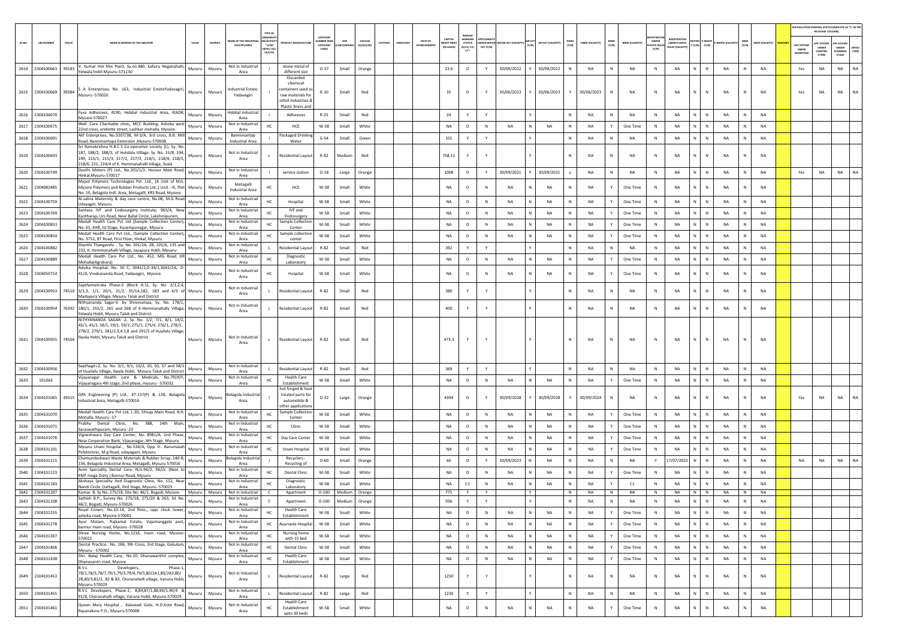| SL.NO. | UIN NUMBER | PCB ID | NAME & ADDRESS OF THE INDUSTRY | TALUK | DISTRICT | NAME OF THE INDUSTRIAL ESTATES/AREA | TYPE OF ORGANISATION/ACTIVITY * (I/M/LB/HC/H/CE/C/O) | PRODUCT MANUFACTURE | CATEGORY NUMBER (XGN CATEGORY CODE) | SIZE (L/M/S/MICRO) | COLOUR (R/O/G/W) | LATITUDE | LONGITUDE | DATE OF ESTABLISHMENT | CAPITAL INVEST MENT (IN LAKHS) | PRESENT WORKING STATUS (O/C1/C2/Y)** | APPLICABILITY UNDER WATER ACT (Y/N) | WATER ACT (VALIDITY) | AIR ACT (Y/N) | AIR ACT (VALIDITY) | HWM (Y/N) | HWM (VALIDITY) | BMW (Y/N) | BMW (VALIDITY) | REGISTRATION UNDER PLASTIC RULES (Y/N) | REGISTRATION UNDER PLASTIC RULES (VALIDITY) | BATTERY (Y/N) | E-WASTE (Y/N) | E-WASTE (VALIDITY) | MSW (Y/N) | MSW (VALIDITY) | REMARKS | APC SYSTEM UNDER OPERATION | APC SYSTEM UNDER CONSTRUCTION | APC SYSTEM UNDER PLANNING STAGE | DEFAULTERS |
|---|---|---|---|---|---|---|---|---|---|---|---|---|---|---|---|---|---|---|---|---|---|---|---|---|---|---|---|---|---|---|---|---|---|---|---|---|
| 2614 | 2304100663 | 39183 | V. Kumar Hot Mix Plant, Sy.no.480, kalluru Naganahalli, Yelwala hobli Mysuru-571130 | Mysuru | Mysuru | Not in Industrial Area | I | stone metal of different size | O-37 | Small | Orange | | | | 23.6 | O | Y | 30/09/2022 | Y | 30/09/2022 | N | NA | N | NA | N | NA | N | N | NA | N | NA | | Yes | NA | NA | NA |
| 2615 | 2304100669 | 39384 | S A Enterprises, No. 163, Industrial EstateYadavagiri, Mysuru -570020 | Mysuru | Mysuru | Industrial Estate, Yadavagiri | I | Discarded chemical containers used as raw materials for othet industries & Plastic liners and | R-10 | Small | Red | | | | 35 | O | Y | 30/06/2023 | Y | 30/06/2023 | Y | 30/06/2023 | N | NA | N | NA | N | N | NA | N | NA | | Yes | NA | NA | NA |
| 2616 | 2304100670 | | Fyxa Adhesives, #290, Hebbal Industrial Area, KIADB, Mysore-570027 | Mysuru | Mysuru | Hebbal Industrial Area | I | Adhesives | R-25 | Small | Red | | | | 24 | Y | Y | | Y | | N | NA | N | NA | N | NA | N | N | NA | N | NA | | | | | |
| 2617 | 2304100675 | | Well Care Charitable clinic, MCC Building, Ashoka west 22nd cross, erekette street, Lashkar mohalla, Mysore- | Mysuru | Mysuru | Not in Industrial Area | HC | HCE | W-58 | Small | White | | | | NA | O | N | NA | N | NA | N | NA | Y | One Time | N | NA | N | N | NA | N | NA | | | | | |
| 2618 | 2304100691 | | Alif Enterprises, No.3207/3B, M-3/A, 3rd cross, B.B. Mill Road, Bannimantapa Extension ,Mysuru-570008 | Mysuru | Mysuru | Bannimantap Industrial Area | I | Packaged Drinking Water | G-54 | Small | Green | | | | 101 | Y | Y | | Y | | N | NA | N | NA | N | NA | N | N | NA | N | NA | | | | | |
| 2619 | 2304100693 | | Sri Ramakrishna H.B.C.S Co-operative society (L), Sy. No. 187, 188/2, 188/3, of Huhilalu Village. Sy. No. 15/8, 194, 199, 215/1, 215/3, 217/2, 217/3, 218/1, 218/4, 218/5, 218/6, 221, 224/4 of K. Hemmanahalli Village, Ilvala | Mysuru | Mysuru | Not in Industrial Area | L | Residential Layout | R-82 | Medium | Red | | | | 758.11 | Y | Y | | Y | | N | NA | N | NA | N | NA | N | N | NA | N | NA | | | | | |
| 2620 | 2304100749 | | Dyuthi Motors (P) Ltd., No.201/1/2, Hunsur Main Road, Hinkal,Mysuru-570017 | Mysuru | Mysuru | Not in Industrial Area | I | service station | O-18 | Large | Orange | | | | 1008 | O | Y | 30/09/2021 | Y | 30/09/2021 | y | NA | N | NA | N | NA | N | N | NA | N | NA | | Yes | NA | NA | NA |
| 2621 | 2304082485 | | Mypol Polymers Technologies Pvt. Ltd., (A Unit of M/s. Mysore Polymers and Rubber Products Ltd.,) Unit - III, Plot No. 10, Belagola Indl. Area, Metagalli, KRS Road, Mysore- | Mysuru | Mysuru | Metagalli Industrial Area | HC | HCE | W-58 | Small | White | | | | NA | O | N | NA | N | NA | N | NA | Y | One Time | N | NA | N | N | NA | N | NA | | | | | |
| 2622 | 2304100759 | | Al-zahra Maternity & day care centre, No.08, M.G Road Udayagiri, Mysuru | Mysuru | Mysuru | Not in Industrial Area | HC | Hospital | W-58 | Small | White | | | | NA | O | N | NA | N | NA | N | NA | Y | One Time | N | NA | N | N | NA | N | NA | | | | | |
| 2623 | 2304100769 | | Santasa IVF and Endosurgery Institute, 963/A, New Kantharaju Urs Road, Near Ballal Circle, Lakshmipuram, | Mysuru | Mysuru | Not in Industrial Area | HC | IVF and Endosurgery | W-58 | Small | White | | | | NA | O | N | NA | N | NA | N | NA | Y | One Time | N | NA | N | N | NA | N | NA | | | | | |
| 2624 | 2304100853 | | Medall Health Care Pvt Ltd (Sample Collection Center), No. 61, KHB, Ist Stage, Kuvempunagar, Mysuru | Mysuru | Mysuru | Not in Industrial Area | HC | Sample Collection Center | W-58 | Small | White | | | | NA | O | N | NA | N | NA | N | NA | Y | One Time | N | NA | N | N | NA | N | NA | | | | | |
| 2625 | 2304100854 | | Medall Health Care Pvt Ltd., (Sample Collection Center), No. 3752, BT Road, First Floor, Hinkal, Mysuru | Mysuru | Mysuru | Not in Industrial Area | HC | Sample collection center | W-58 | Small | White | | | | NA | O | N | NA | N | NA | N | NA | Y | One Time | N | NA | N | N | NA | N | NA | | | | | |
| 2626 | 2304100882 | | Shanthi Thangavelu , Sy. No. 101/2A, 2B, 101/6, 135 and 232, K. Hemmanahalli Village, Jayapura Hobli, Mysuru- | Mysuru | Mysuru | Not in Industrial Area | L | Residential Layout | R-82 | Small | Red | | | | 392 | Y | Y | | Y | | N | NA | N | NA | N | NA | N | N | NA | N | NA | | | | | |
| 2627 | 2304100889 | | Medall Health Care Pvt Ltd., No. 452, MG Road, KR Mohalla(Agrahara) | Mysuru | Mysuru | Not in Industrial Area | HC | Diagnostic Laboratory | W-58 | Small | White | | | | NA | O | N | NA | N | NA | N | NA | Y | One Time | N | NA | N | N | NA | N | NA | | | | | |
| 2628 | 2304050714 | | Advika Hospital, No. 50 C, 3041/2,D-34/1,3041/2A, D-41/A, Vivekananda Road, Yadavagiri, Mysore | Mysuru | Mysuru | Not in Industrial Area | HC | Hospital | W-58 | Small | White | | | | NA | O | N | NA | N | NA | N | NA | Y | One Time | N | NA | N | N | NA | N | NA | | | | | |
| 2629 | 2304100953 | 74510 | Sapthamatruka Phase-5 (Block A-1), Sy. No. 2/1,2,4, 3/1,3, 1/1, 20/1, 21/2, 35/1A,1B2, 1B3 and 4/3 of Madapura Village, Mysuru Taluk and District | Mysuru | Mysuru | Not in Industrial Area | L | Residential Layout | R-82 | Small | Red | | | | 380 | Y | Y | | Y | | N | NA | N | NA | N | NA | N | N | NA | N | NA | | | | | |
| 2630 | 2304100954 | 76392 | Nithyananda Sagar-6 by Shreevatsaa, Sy. No. 178/1, 180/1, 255/2, 265 and 268 of K-Hemmanahally Village, Yelwala Hobli, Mysuru Taluk and District | Mysuru | Mysuru | Not in Industrial Area | L | Residential Layout | R-82 | Small | Red | | | | 400 | Y | Y | | Y | | N | NA | N | NA | N | NA | N | N | NA | N | NA | | | | | |
| 2631 | 2304100955 | 74504 | NITHYANANDA SAGAR -2, Sy. No. 1/2, 7/1, 8/1, 14/2, 45/1, 45/2, 58/1, 59/1, 59/2, 275/1, 275/4, 276/1, 278/1, 278/2, 279/1, 281/2,3,4.5,8 and 291/5 of Huyilalu Village, Ilwala Hobli, Mysuru Taluk and District | Mysuru | Mysuru | Not in Industrial Area | L | Residential Layout | R-82 | Small | Red | | | | 473.3 | Y | Y | | Y | | N | NA | N | NA | N | NA | N | N | NA | N | NA | | | | | |
| 2632 | 2304100956 | | Sapthagiri-2, Sy. No. 3/1, 9/1, 10/2, 20, 50, 57 and 58/1 of Huyilalu Village, Ilwala Hobli, Mysuru Taluk and District | Mysuru | Mysuru | Not in Industrial Area | L | Residential Layout | R-82 | Small | Red | | | | 369 | Y | Y | | Y | | N | NA | N | NA | N | NA | N | N | NA | N | NA | | | | | |
| 2633 | 101063 | | Vijayanagar Health care & Medicals, No.7919/F, Vijayanagara 4th stage, 2nd phase, mysuru - 570032 | Mysuru | Mysuru | Not in Industrial Area | HC | Health Care Establishment | W-58 | Small | White | | | | NA | O | N | NA | N | NA | N | NA | Y | One Time | N | NA | N | N | NA | N | NA | | | | | |
| 2634 | 2304101065 | 39315 | GRS Engineering (P) Ltd., 47-137(P) & 138, Belagola Industrial Area, Metagalli-570016 | Mysuru | Mysuru | Belagola Industrial Area | I | hot forged & heat treated parts for automobile & other applications | O-32 | Large | Orange | | | | 4394 | O | Y | 30/09/2028 | Y | 30/09/2028 | Y | 30/09/2024 | N | NA | N | NA | N | N | NA | N | NA | | Yes | NA | NA | NA |
| 2635 | 2304101070 | | Medall Health Care Pvt Ltd, L-30, Shivaji Main Road, N.R. Mohalla, Mysuru -17 | Mysuru | Mysuru | Not in Industrial Area | HC | Sample Collection Center | W-58 | Small | White | | | | NA | O | N | NA | N | NA | N | NA | Y | One Time | N | NA | N | N | NA | N | NA | | | | | |
| 2636 | 2304101071 | | Prabhu Dental Clinic, No. 388, 14th Main, Saraswathipuram, Mysuru -23 | Mysuru | Mysuru | Not in Industrial Area | HC | Clinic | W-58 | Small | White | | | | NA | O | N | NA | N | NA | N | NA | Y | One Time | N | NA | N | N | NA | N | NA | | | | | |
| 2637 | 2304101076 | | Vigneshwara Day Care Center, No. 8981/A, 2nd Phase, Near Corporation Bank, Vijayanagar, 4th Stage, Mysuru | Mysuru | Mysuru | Not in Industrial Area | HC | Day Care Center | W-58 | Small | White | | | | NA | O | N | NA | N | NA | N | NA | Y | One Time | N | NA | N | N | NA | N | NA | | | | | |
| 2638 | 2304101101 | | Mysuru Unani Hospital , No.534/A, Opp. D.. Banumaiah Polytechnic, M.g Road, udayagairi, Mysuru | Mysuru | Mysuru | Not in Industrial Area | HC | Unani Hospital | W-58 | Small | White | | | | NA | O | N | NA | N | NA | N | NA | Y | One Time | N | NA | N | N | NA | N | NA | | | | | |
| 2639 | 2304101115 | | Chamundeshwari Waste Materials & Rubber Scrap, 140-B, 156, Belagola Industrial Area, Metagalli, Mysuru 570016 | Mysuru | Mysuru | Belagola Industrial Area | I | Recyclers - Recycling of | O-60 | Small | Orange | | | | 60 | O | Y | 30/09/2023 | N | NA | N | NA | N | NA | Y | 17/07/2022 | N | N | NA | N | NA | | NA | NA | NA | NA |
| 2640 | 2304101123 | | Avni Speciality Dental Care, N/o.96/2, 96/2c (Next to KMF mega Diary ) Bannur Road, Mysuru | Mysuru | Mysuru | Not in Industrial Area | HC | Dental Clinic | W-58 | Small | White | | | | NA | O | N | NA | N | NA | N | NA | Y | One Time | N | NA | N | N | NA | N | NA | | | | | |
| 2641 | 2304101183 | | Akshaya Speciality And Diagnostic Clinic, No. 152, Near Nandi Circle, Dattagalli, IIIrd Stage, Mysuru- 570023 | Mysuru | Mysuru | Not in Industrial Area | HC | Diagnostic Laboratory | W-58 | Small | White | | | | NA | C1 | N | NA | N | NA | N | NA | Y | C1 | N | NA | N | N | NA | N | NA | | | | | |
| 2642 | 2304101207 | | Kumar. B, Sy No: 275/18, Site No: 46/1, Bogadi, Mysore- | Mysuru | Mysuru | Not in Industrial | C | Apartment | O-100 | Medium | Orange | | | | 775 | Y | Y | | Y | | N | NA | N | NA | N | NA | N | N | NA | N | NA | | | | | |
| 2643 | 2304101208 | | Sathish B.P., Survey No. 275/18, 275/20 & 263, Sit No. 46/2, Bogadi, Mysuru-570026 | Mysuru | Mysuru | Not in Industrial Area | C | Apartment | O-100 | Medium | Orange | | | | 936 | Y | Y | | Y | | N | NA | N | NA | N | NA | N | N | NA | N | NA | | | | | |
| 2644 | 2304101255 | | Royal Crown, No.10-14, 2nd floor,, opp. clock tower, ashoka road, Mysore-570001 | Mysuru | Mysuru | Not in Industrial Area | HC | Health Care Establishment | W-58 | Small | White | | | | NA | O | N | NA | N | NA | N | NA | Y | One Time | N | NA | N | N | NA | N | NA | | | | | |
| 2645 | 2304101278 | | Ayur Matam, Rajkamal Estate, Vajamanggala post, bannur main road, Mysuru -570028 | Mysuru | Mysuru | Not in Industrial Area | HC | Ayurveda Hospital | W-58 | Small | White | | | | NA | O | N | NA | N | NA | N | NA | Y | One Time | N | NA | N | N | NA | N | NA | | | | | |
| 2646 | 2304101307 | | Shree Nursing Home, No.1216, Irwin road, Mysore-570021 | Mysuru | Mysuru | Not in Industrial Area | HC | Nursing home with 15 bed | W-58 | Small | White | | | | NA | O | N | NA | N | NA | N | NA | Y | One Time | N | NA | N | N | NA | N | NA | | | | | |
| 2647 | 2304101406 | | Dental Practice, No. 186, 9th Cross, 3rd Stage, Gokulam, Mysuru - 570002 | Mysuru | Mysuru | Not in Industrial Area | HC | Dental Clinic | W-58 | Small | White | | | | NA | O | N | NA | N | NA | N | NA | Y | One Time | N | NA | N | N | NA | N | NA | | | | | |
| 2648 | 2304101438 | | Shri Balaji Health Care, No.10, Dhanawanthri complex, Dhanavantri road, Mysore | Mysuru | Mysuru | Not in Industrial Area | HC | Health Care Establishment | W-58 | Small | White | | | | NA | O | N | NA | N | NA | N | NA | Y | One Time | N | NA | N | N | NA | N | NA | | | | | |
| 2649 | 2304101453 | | B.V.L Developers, Phase-1, 78/1,78/3,78/7,79/1,79/3,79/4,79/5,80/2A1,80/2A2,80/2B,80/3,81/2, 82 & 83, Choranahalli village, Varuna Hobli, Mysuru-570029 | Mysuru | Mysuru | Not in Industrial Area | L | Residential Layout | R-82 | Large | Red | | | | 1250 | Y | Y | | Y | | N | NA | N | NA | N | NA | N | N | NA | N | NA | | | | | |
| 2650 | 2304101455 | | B.V.L Developers, Phase-2, 8,84,87/1,88,90/1,90/4 & 91/8, Choranahalli village, Varuna Hobli, Mysuru-570029 | Mysuru | Mysuru | Not in Industrial Area | L | Residential Layout | R-82 | Large | Red | | | | 1230 | Y | Y | | Y | | N | NA | N | NA | N | NA | N | N | NA | N | NA | | | | | |
| 2651 | 2304101461 | | Queen Mary Hospital , Kalawadi Gate, H.D.Kote Road, Rayanakere P.O., Mysuru-570008 | Mysuru | Mysuru | Not in Industrial Area | HC | Health Care Establishment upto 30 beds | W-58 | Small | White | | | | NA | O | N | NA | N | NA | N | NA | Y | One Time | N | NA | N | N | NA | N | NA | | | | | |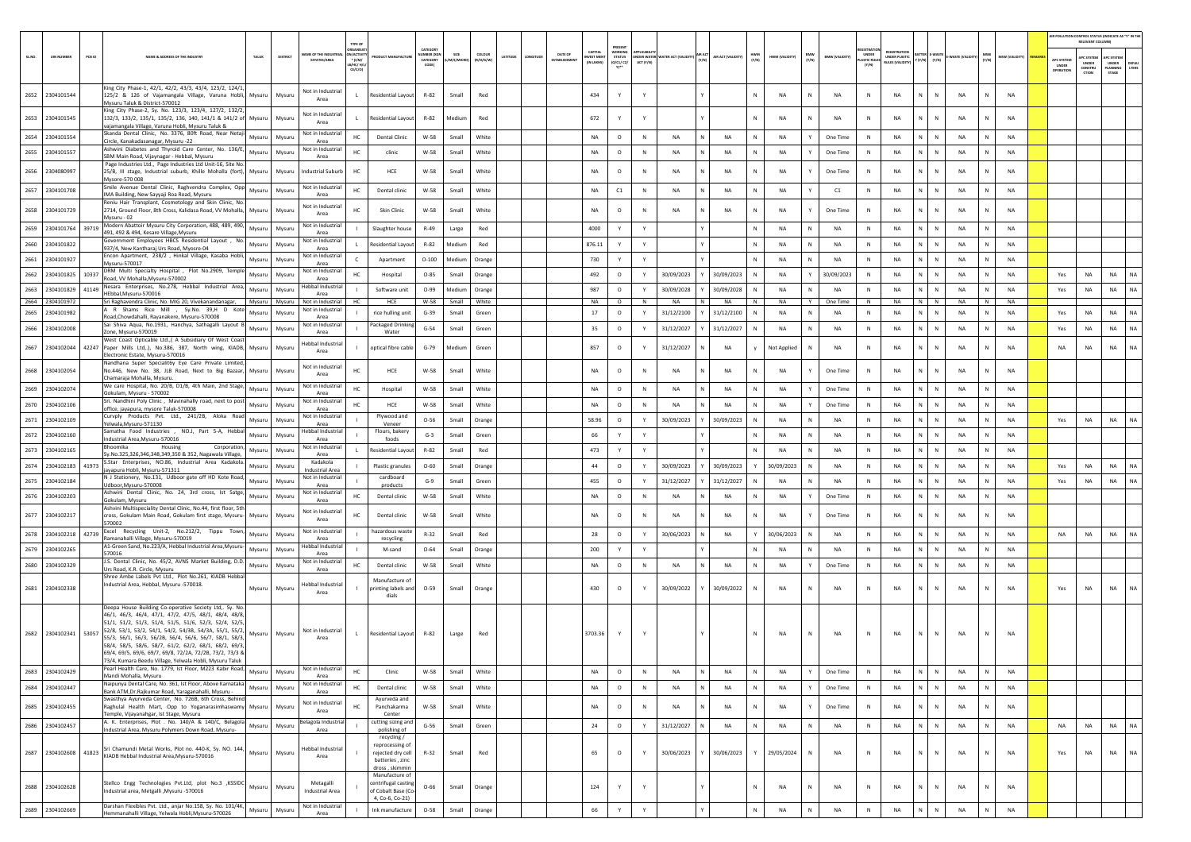| SL.NO. | UIN NUMBER | PCB ID | NAME & ADDRESS OF THE INDUSTRY | TALUK | DISTRICT | NAME OF THE INDUSTRIAL ESTATES/AREA | TYPE OF ORGANISATION/ACTIVITY * (I/M/LB/HC/H/CE/C/O) | PRODUCT MANUFACTURE | CATEGORY NUMBER (XGN CATEGORY CODE) | SIZE (L/M/S/MICRO) | COLOUR (R/O/G/W) | LATITUDE | LONGITUDE | DATE OF ESTABLISHMENT | CAPITAL INVEST MENT (IN LAKHS) | PRESENT WORKING STATUS (O/C1/C2/Y)** | APPLICABILITY UNDER WATER ACT (Y/N) | WATER ACT (VALIDITY) | AIR ACT (Y/N) | AIR ACT (VALIDITY) | HWM (Y/N) | HWM (VALIDITY) | BMW (Y/N) | BMW (VALIDITY) | REGISTRATION UNDER PLASTIC RULES (Y/N) | REGISTRATION UNDER PLASTIC RULES (VALIDITY) | BATTERY (Y/N) | E-WASTE (Y/N) | E-WASTE (VALIDITY) | MSW (Y/N) | MSW (VALIDITY) | REMARKS | APC SYSTEM UNDER OPERATION | APC SYSTEM UNDER CONSTRUCTION | APC SYSTEM UNDER PLANNING STAGE | DEFAULTERS |
|---|---|---|---|---|---|---|---|---|---|---|---|---|---|---|---|---|---|---|---|---|---|---|---|---|---|---|---|---|---|---|---|---|---|---|---|---|
| 2652 | 2304101544 | | King City Phase-1, 42/1, 42/2, 43/3, 43/4, 123/2, 124/1, 125/2 & 126 of Vajamangala Village, Varuna Hobli, Mysuru Taluk & District-570012 | Mysuru | Mysuru | Not in Industrial Area | L | Residential Layout | R-82 | Small | Red | | | | 434 | Y | Y | | Y | | N | NA | N | NA | N | NA | N | N | NA | N | NA | | | | | |
| 2653 | 2304101545 | | King City Phase-2, Sy. No. 123/3, 123/4, 127/2, 132/2, 132/3, 133/2, 135/1, 135/2, 136, 140, 141/1 & 141/2 of vajamangala Village, Varuna Hobli, Mysuru Taluk & | Mysuru | Mysuru | Not in Industrial Area | L | Residential Layout | R-82 | Medium | Red | | | | 672 | Y | Y | | Y | | N | NA | N | NA | N | NA | N | N | NA | N | NA | | | | | |
| 2654 | 2304101554 | | Skanda Dental Clinic, No. 3376, 80ft Road, Near Netaji Circle, Kanakadasanagar, Mysuru -22 | Mysuru | Mysuru | Not in Industrial Area | HC | Dental Clinic | W-58 | Small | White | | | | NA | O | N | NA | N | NA | N | NA | Y | One Time | N | NA | N | N | NA | N | NA | | | | | |
| 2655 | 2304101557 | | Ashwini Diabetes and Thyroid Care Center, No. 136/E, SBM Main Road, Vijaynagar - Hebbal, Mysuru | Mysuru | Mysuru | Not in Industrial Area | HC | clinic | W-58 | Small | White | | | | NA | O | N | NA | N | NA | N | NA | Y | One Time | N | NA | N | N | NA | N | NA | | | | | |
| 2656 | 2304080997 | | Page Industries Ltd., Page Industries Ltd Unit-16, Site No. 25/B, III stage, Industrial suburb, Khille Mohalla (fort), Mysore-570 008 | Mysuru | Mysuru | Industrial Suburb | HC | HCE | W-58 | Small | White | | | | NA | O | N | NA | N | NA | N | NA | Y | One Time | N | NA | N | N | NA | N | NA | | | | | |
| 2657 | 2304101708 | | Smile Avenue Dental Clinic, Raghvendra Complex, Opp IMA Building, New Sayyaji Roa Road, Mysuru | Mysuru | Mysuru | Not in Industrial Area | HC | Dental clinic | W-58 | Small | White | | | | NA | C1 | N | NA | N | NA | N | NA | Y | C1 | N | NA | N | N | NA | N | NA | | | | | |
| 2658 | 2304101729 | | Renju Hair Transplant, Cosmetology and Skin Clinic, No. 2714, Ground Floor, 8th Cross, Kalidasa Road, VV Mohalla, Mysuru - 02 | Mysuru | Mysuru | Not in Industrial Area | HC | Skin Clinic | W-58 | Small | White | | | | NA | O | N | NA | N | NA | N | NA | Y | One Time | N | NA | N | N | NA | N | NA | | | | | |
| 2659 | 2304101764 | 39719 | Modern Abattoir Mysuru City Corporation, 488, 489, 490, 491, 492 & 494, Kesare Village,Mysuru | Mysuru | Mysuru | Not in Industrial Area | I | Slaughter house | R-49 | Large | Red | | | | 4000 | Y | Y | | Y | | N | NA | N | NA | N | NA | N | N | NA | N | NA | | | | | |
| 2660 | 2304101822 | | Government Employees HBCS Residential Layout , No. 937/4, New Kantharaj Urs Road, Myosre-04 | Mysuru | Mysuru | Not in Industrial Area | L | Residential Layout | R-82 | Medium | Red | | | | 876.11 | Y | Y | | Y | | N | NA | N | NA | N | NA | N | N | NA | N | NA | | | | | |
| 2661 | 2304101927 | | Encon Apartment, 238/2 , Hinkal Village, Kasaba Hobli, Mysuru-570017 | Mysuru | Mysuru | Not in Industrial Area | C | Apartment | O-100 | Medium | Orange | | | | 730 | Y | Y | | Y | | N | NA | N | NA | N | NA | N | N | NA | N | NA | | | | | |
| 2662 | 2304101825 | 10337 | DRM Multi Specialty Hospital , Plot No.2909, Temple Road, VV Mohalla,Mysuru-570002 | Mysuru | Mysuru | Not in Industrial Area | HC | Hospital | O-85 | Small | Orange | | | | 492 | O | Y | 30/09/2023 | Y | 30/09/2023 | N | NA | Y | 30/09/2023 | N | NA | N | N | NA | N | NA | | Yes | NA | NA | NA |
| 2663 | 2304101829 | 41149 | Nesara Enterprises, No.278, Hebbal Industrial Area, HEbbal,Mysuru-570016 | Mysuru | Mysuru | Hebbal Industrial Area | I | Software unit | O-99 | Medium | Orange | | | | 987 | O | Y | 30/09/2028 | Y | 30/09/2028 | N | NA | N | NA | N | NA | N | N | NA | N | NA | | Yes | NA | NA | NA |
| 2664 | 2304101972 | | Sri Raghavendra Clinic, No. MIG 20, Vivekanandanagar, | Mysuru | Mysuru | Not in Industrial | HC | HCE | W-58 | Small | White | | | | NA | O | N | NA | N | NA | N | NA | Y | One Time | N | NA | N | N | NA | N | NA | | | | | |
| 2665 | 2304101982 | | A R Shams Rice Mill , Sy.No. 39,H D Kote Road,Chowdahalli, Rayanakere, Mysuru-570008 | Mysuru | Mysuru | Not in Industrial Area | I | rice hulling unit | G-39 | Small | Green | | | | 17 | O | Y | 31/12/2100 | Y | 31/12/2100 | N | NA | N | NA | N | NA | N | N | NA | N | NA | | Yes | NA | NA | NA |
| 2666 | 2304102008 | | Sai Shiva Aqua, No.1931, Hanchya, Sathagalli Layout B Zone, Mysuru-570019 | Mysuru | Mysuru | Not in Industrial Area | I | Packaged Drinking Water | G-54 | Small | Green | | | | 35 | O | Y | 31/12/2027 | Y | 31/12/2027 | N | NA | N | NA | N | NA | N | N | NA | N | NA | | Yes | NA | NA | NA |
| 2667 | 2304102044 | 42247 | West Coast Opticable Ltd.,( A Subsidiary Of West Coast Paper Mills Ltd.,), No.386, 387, North wing, KIADB, Electronic Estate, Mysuru-570016 | Mysuru | Mysuru | Hebbal Industrial Area | I | optical fibre cable | G-79 | Medium | Green | | | | 857 | O | Y | 31/12/2027 | N | NA | y | Not Applied | N | NA | N | NA | N | N | NA | N | NA | | NA | NA | NA | NA |
| 2668 | 2304102054 | | Nandhana Super Specialit6y Eye Care Private Limited, No.446, New No. 38, JLB Road, Next to Big Bazaar, Chamaraja Mohalla, Mysuru. | Mysuru | Mysuru | Not in Industrial Area | HC | HCE | W-58 | Small | White | | | | NA | O | N | NA | N | NA | N | NA | Y | One Time | N | NA | N | N | NA | N | NA | | | | | |
| 2669 | 2304102074 | | We care Hospital, No. 20/B, D1/B, 4th Main, 2nd Stage, Gokulam, Mysuru - 570002 | Mysuru | Mysuru | Not in Industrial Area | HC | Hospital | W-58 | Small | White | | | | NA | O | N | NA | N | NA | N | NA | Y | One Time | N | NA | N | N | NA | N | NA | | | | | |
| 2670 | 2304102106 | | Sri. Nandhini Poly Clinic , Mavinahally road, next to post office, jayapura, mysore Taluk-570008 | Mysuru | Mysuru | Not in Industrial Area | HC | HCE | W-58 | Small | White | | | | NA | O | N | NA | N | NA | N | NA | Y | One Time | N | NA | N | N | NA | N | NA | | | | | |
| 2671 | 2304102109 | | Curvply Products Pvt. Ltd., 241/2B, Aloka Road Yelwala,Mysuru-571130 | Mysuru | Mysuru | Not in Industrial Area | I | Plywood and Veneer | O-56 | Small | Orange | | | | 58.96 | O | Y | 30/09/2023 | Y | 30/09/2023 | N | NA | N | NA | N | NA | N | N | NA | N | NA | | Yes | NA | NA | NA |
| 2672 | 2304102160 | | Samatha Food Industries , NO.J, Part 5-A, Hebbal Industrial Area,Mysuru-570016 | Mysuru | Mysuru | Hebbal Industrial Area | I | Flours, bakery foods | G-3 | Small | Green | | | | 66 | Y | Y | | Y | | N | NA | N | NA | N | NA | N | N | NA | N | NA | | | | | |
| 2673 | 2304102165 | | Bhoomika Housing Corporation, Sy.No.325,326,346,348,349,350 & 352, Nagawala Village, | Mysuru | Mysuru | Not in Industrial Area | L | Residential Layout | R-82 | Small | Red | | | | 473 | Y | Y | | Y | | N | NA | N | NA | N | NA | N | N | NA | N | NA | | | | | |
| 2674 | 2304102183 | 41973 | S.Star Enterprises, NO.86, Industrial Area Kadakola. Jayapura Hobli, Mysuru-571311 | Mysuru | Mysuru | Kadakola Industrial Area | I | Plastic granules | O-60 | Small | Orange | | | | 44 | O | Y | 30/09/2023 | Y | 30/09/2023 | Y | 30/09/2023 | N | NA | N | NA | N | N | NA | N | NA | | Yes | NA | NA | NA |
| 2675 | 2304102184 | | N J Stationery, No.131, Udboor gate off HD Kote Road, Udboor,Mysuru-570008 | Mysuru | Mysuru | Not in Industrial Area | I | cardboard products | G-9 | Small | Green | | | | 455 | O | Y | 31/12/2027 | Y | 31/12/2027 | N | NA | N | NA | N | NA | N | N | NA | N | NA | | Yes | NA | NA | NA |
| 2676 | 2304102203 | | Ashwini Dental Clinic, No. 24, 3rd cross, Ist Satge, Gokulam, Mysuru | Mysuru | Mysuru | Not in Industrial Area | HC | Dental clinic | W-58 | Small | White | | | | NA | O | N | NA | N | NA | N | NA | Y | One Time | N | NA | N | N | NA | N | NA | | | | | |
| 2677 | 2304102217 | | Ashvini Multispeciality Dental Clinic, No.44, first floor, 5th cross, Gokulam Main Road, Gokulam first stage, Mysuru-570002 | Mysuru | Mysuru | Not in Industrial Area | HC | Dental clinic | W-58 | Small | White | | | | NA | O | N | NA | N | NA | N | NA | Y | One Time | N | NA | N | N | NA | N | NA | | | | | |
| 2678 | 2304102218 | 42739 | Excel Recycling Unit-2, No.212/2, Tippu Town, Ramanahalli Village, Mysuru-570019 | Mysuru | Mysuru | Not in Industrial Area | I | hazardous waste recycling | R-32 | Small | Red | | | | 28 | O | Y | 30/06/2023 | N | NA | Y | 30/06/2023 | N | NA | N | NA | N | N | NA | N | NA | | NA | NA | NA | NA |
| 2679 | 2304102265 | | A1-Green Sand, No.223/A, Hebbal Industrial Area,Mysuru-570016 | Mysuru | Mysuru | Hebbal Industrial Area | I | M-sand | O-64 | Small | Orange | | | | 200 | Y | Y | | Y | | N | NA | N | NA | N | NA | N | N | NA | N | NA | | | | | |
| 2680 | 2304102329 | | J.S. Dental Clinic, No. 45/2, AVNS Market Building, D.D. Urs Road, K.R. Circle, Mysuru | Mysuru | Mysuru | Not in Industrial Area | HC | Dental clinic | W-58 | Small | White | | | | NA | O | N | NA | N | NA | N | NA | Y | One Time | N | NA | N | N | NA | N | NA | | | | | |
| 2681 | 2304102338 | | Shree Ambe Labels Pvt Ltd., Plot No.261, KIADB Hebbal Industrial Area, Hebbal, Mysuru -570018. | Mysuru | Mysuru | Hebbal Industrial Area | I | Manufacture of printing labels and dials | O-59 | Small | Orange | | | | 430 | O | Y | 30/09/2022 | Y | 30/09/2022 | N | NA | N | NA | N | NA | N | N | NA | N | NA | | Yes | NA | NA | NA |
| 2682 | 2304102341 | 53057 | Deepa House Building Co-operative Society Ltd,. Sy. No. 46/1, 46/3, 46/4, 47/1, 47/2, 47/5, 48/1, 48/4, 48/8, 51/1, 51/2, 51/3, 51/4, 51/5, 51/6, 52/3, 52/4, 52/5, 52/8, 53/1, 53/2, 54/1, 54/2, 54/3B, 54/3A, 55/1, 55/2, 55/3, 56/1, 56/3, 56/2B, 56/4, 56/6, 56/7, 58/1, 58/3, 58/4, 58/5, 58/6, 58/7, 61/2, 62/2, 68/1, 68/2, 69/3, 69/4, 69/5, 69/6, 69/7, 69/8, 72/2A, 72/2B, 73/2, 73/3 & 73/4, Kumara Beedu Village, Yelwala Hobli, Mysuru Taluk | Mysuru | Mysuru | Not in Industrial Area | L | Residential Layout | R-82 | Large | Red | | | | 3703.36 | Y | Y | | Y | | N | NA | N | NA | N | NA | N | N | NA | N | NA | | | | | |
| 2683 | 2304102429 | | Pearl Health Care, No. 1779, Ist Floor, M223 Kabir Road, Mandi Mohalla, Mysuru | Mysuru | Mysuru | Not in Industrial Area | HC | Clinic | W-58 | Small | White | | | | NA | O | N | NA | N | NA | N | NA | Y | One Time | N | NA | N | N | NA | N | NA | | | | | |
| 2684 | 2304102447 | | Naipunya Dental Care, No. 361, Ist Floor, Above Karnataka Bank ATM,Dr.Rajkumar Road, Yaraganahalli, Mysuru - | Mysuru | Mysuru | Not in Industrial Area | HC | Dental clinic | W-58 | Small | White | | | | NA | O | N | NA | N | NA | N | NA | Y | One Time | N | NA | N | N | NA | N | NA | | | | | |
| 2685 | 2304102455 | | Swasthya Ayurveda Center, No. 726B, 6th Cross, Behind Raghulal Health Mart, Opp to Yoganarasimhaswamy Temple, Vijayanahgar, Ist Stage, Mysuru | Mysuru | Mysuru | Not in Industrial Area | HC | Ayurveda and Panchakarma Center | W-58 | Small | White | | | | NA | O | N | NA | N | NA | N | NA | Y | One Time | N | NA | N | N | NA | N | NA | | | | | |
| 2686 | 2304102457 | | A. K. Enterprises, Plot No. 140/A & 140/C, Belagola Industrial Area, Mysuru Polymers Down Road, Mysuru- | Mysuru | Mysuru | Belagola Industrial Area | I | cutting sizing and polishing of | G-56 | Small | Green | | | | 24 | O | Y | 31/12/2027 | N | NA | N | NA | N | NA | N | NA | N | N | NA | N | NA | | NA | NA | NA | NA |
| 2687 | 2304102608 | 41823 | Sri Chamundi Metal Works, Plot no. 440-K, Sy. NO. 144, KIADB Hebbal Industrial Area,Mysuru-570016 | Mysuru | Mysuru | Hebbal Industrial Area | I | recycling / reprocessing of rejected dry cell batteries , zinc dross , skimmin | R-32 | Small | Red | | | | 65 | O | Y | 30/06/2023 | Y | 30/06/2023 | Y | 29/05/2024 | N | NA | N | NA | N | N | NA | N | NA | | Yes | NA | NA | NA |
| 2688 | 2304102628 | | Stellco Engg Technologies Pvt.Ltd, plot No.3 ,KSSIDC Industrial area, Metgalli ,Mysuru -570016 | Mysuru | Mysuru | Metagalli Industrial Area | I | Manufacture of centrifugal casting of Cobalt Base (Co-4, Co-6, Co-21) | O-66 | Small | Orange | | | | 124 | Y | Y | | Y | | N | NA | N | NA | N | NA | N | N | NA | N | NA | | | | | |
| 2689 | 2304102669 | | Darshan Flexibles Pvt. Ltd., anjar No.158, Sy. No. 101/4K, Hemmanahalli Village, Yelwala Hobli,Mysuru-570026 | Mysuru | Mysuru | Not in Industrial Area | I | Ink manufacture | O-58 | Small | Orange | | | | 66 | Y | Y | | Y | | N | NA | N | NA | N | NA | N | N | NA | N | NA | | | | | |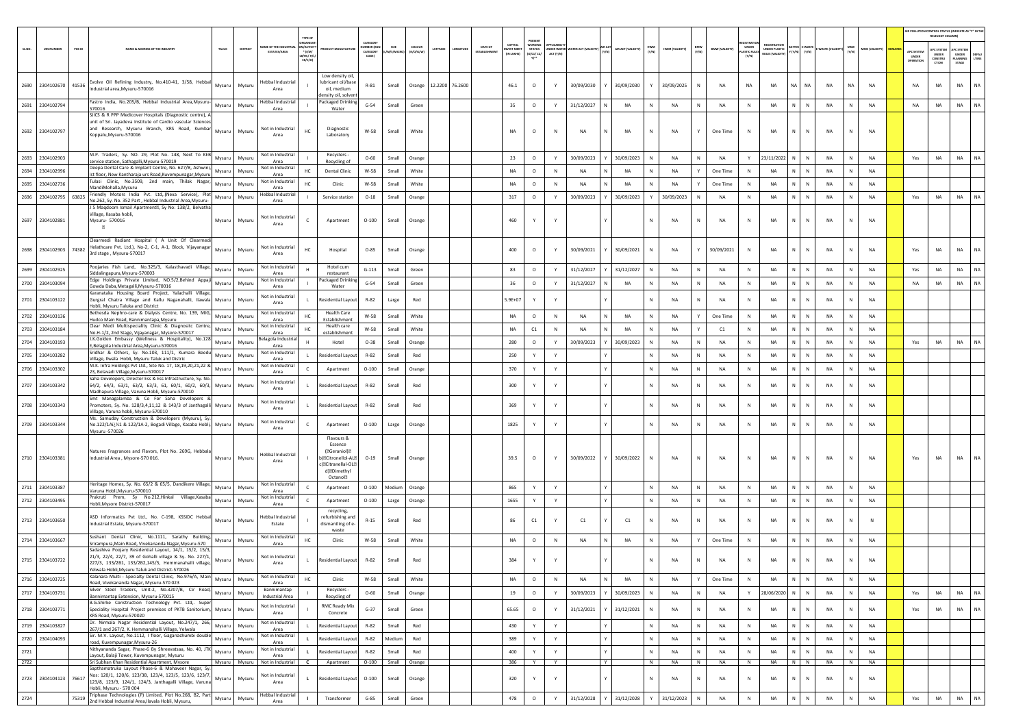| SL.NO. | UIN NUMBER | PCB ID | NAME & ADDRESS OF THE INDUSTRY | TALUK | DISTRICT | NAME OF THE INDUSTRIAL ESTATES/AREA | TYPE OF ORGANISATION/ACTIVITY * (I/M/LB/HC/H/CE/C/O) | PRODUCT MANUFACTURE | CATEGORY NUMBER (XGN CATEGORY CODE) | SIZE (L/M/S/MICRO) | COLOUR (R/O/G/W) | LATITUDE | LONGITUDE | DATE OF ESTABLISHMENT | CAPITAL INVEST MENT (IN LAKHS) | PRESENT WORKING STATUS (O/C1/C2/Y)** | APPLICABILITY UNDER WATER ACT (Y/N) | WATER ACT (VALIDITY) | AIR ACT (Y/N) | AIR ACT (VALIDITY) | HWM (Y/N) | HWM (VALIDITY) | BMW (Y/N) | BMW (VALIDITY) | REGISTRATION UNDER PLASTIC RULES (Y/N) | REGISTRATION UNDER PLASTIC RULES (VALIDITY) | BATTERY (Y/N) | E-WASTE (Y/N) | E-WASTE (VALIDITY) | MSW (Y/N) | MSW (VALIDITY) | REMARKS | APC SYSTEM UNDER OPERATION | APC SYSTEM UNDER CONSTRUCTION | APC SYSTEM UNDER PLANNING STAGE | DEFAULTERS |
|---|---|---|---|---|---|---|---|---|---|---|---|---|---|---|---|---|---|---|---|---|---|---|---|---|---|---|---|---|---|---|---|---|---|---|---|---|
| 2690 | 2304102670 | 41536 | Evolve Oil Refining Industry, No.410-41, 3/58, Hebbal Industrial area,Mysuru-570016 | Mysuru | Mysuru | Hebbal Industrial Area | I | Low density oil, lubricant oil/base oil, medium density oil, solvent | R-81 | Small | Orange | 12.2200 | 76.2600 | | 46.1 | O | Y | 30/09/2030 | Y | 30/09/2030 | Y | 30/09/2025 | N | NA | NA | NA | NA | NA | NA | NA | NA | | NA | NA | NA | NA |
| 2691 | 2304102794 | | Fastro India, No.205/B, Hebbal Industrial Area,Mysuru-570016 | Mysuru | Mysuru | Hebbal Industrial Area | I | Packaged Drinking Water | G-54 | Small | Green | | | | 35 | O | Y | 31/12/2027 | N | NA | N | NA | N | NA | N | NA | N | N | NA | N | NA | | NA | NA | NA | NA |
| 2692 | 2304102797 | | SJICS & R PPP Medicover Hospitals (Diagnostic centre), A unit of Sri. Jayadeva Institute of Cardio vascular Sciences and Research, Mysuru Branch, KRS Road, Kumbar Koppalu,Mysuru-570016 | Mysuru | Mysuru | Not in Industrial Area | HC | Diagnostic Laboratory | W-58 | Small | White | | | | NA | O | N | NA | N | NA | N | NA | Y | One Time | N | NA | N | N | NA | N | NA | | | | | |
| 2693 | 2304102903 | | M.P. Traders, Sy. NO. 29, Plot No. 148, Next To KEB service station, Sathagalli,Mysuru-570019 | Mysuru | Mysuru | Not in Industrial Area | I | Recyclers - Recycling of | O-60 | Small | Orange | | | | 23 | O | Y | 30/09/2023 | Y | 30/09/2023 | N | NA | N | NA | Y | 23/11/2022 | N | N | NA | N | NA | | Yes | NA | NA | NA |
| 2694 | 2304102996 | | Deepa Dental Care & Implant Centre, No. 627/B, Ashwini, Ist floor, New Kantharaja urs Road,Kuvempunagar,Mysuru | Mysuru | Mysuru | Not in Industrial Area | HC | Dental Clinic | W-58 | Small | White | | | | NA | O | N | NA | N | NA | N | NA | Y | One Time | N | NA | N | N | NA | N | NA | | | | | |
| 2695 | 2304102736 | | Tulasi Clinic, No.3509, 2nd main, Thilak Nagar, MandiMohalla,Mysuru | Mysuru | Mysuru | Not in Industrial Area | HC | Clinic | W-58 | Small | White | | | | NA | O | N | NA | N | NA | N | NA | Y | One Time | N | NA | N | N | NA | N | NA | | | | | |
| 2696 | 2304102795 | 63825 | Friendly Motors India Pvt. Ltd.,(Nexa Service), Plot No.262, Sy. No. 352 Part , Hebbal Industrial Area,Mysuru- | Mysuru | Mysuru | Hebbal Industrial Area | I | Service station | O-18 | Small | Orange | | | | 317 | O | Y | 30/09/2023 | Y | 30/09/2023 | Y | 30/09/2023 | N | NA | N | NA | N | N | NA | N | NA | | Yes | NA | NA | NA |
| 2697 | 2304102881 | | J S Maqdoom Ismail Apartment, Sy No: 138/2, Belvatha Village, Kasaba hobli, Mysuru- 570016 | Mysuru | Mysuru | Not in Industrial Area | C | Apartment | O-100 | Small | Orange | | | | 460 | Y | Y | | Y | | N | NA | N | NA | N | NA | N | N | NA | N | NA | | | | | |
| 2698 | 2304102903 | 74382 | Clearmedi Radiant Hospital ( A Unit Of Clearmedi Helathcare Pvt. Ltd.), No-2, C-1, A-1, Block, Vijayanagar 3rd stage , Mysuru-570017 | Mysuru | Mysuru | Not in Industrial Area | HC | Hospital | O-85 | Small | Orange | | | | 400 | O | Y | 30/09/2021 | Y | 30/09/2021 | N | NA | Y | 30/09/2021 | N | NA | N | N | NA | N | NA | | Yes | NA | NA | NA |
| 2699 | 2304102925 | | Poojaries Fish Land, No.325/3, Kalasthavadi Village, Siddalingapura,Mysuru-570003 | Mysuru | Mysuru | Not in Industrial Area | H | Hotel cum restaurant | G-113 | Small | Green | | | | 83 | O | Y | 31/12/2027 | Y | 31/12/2027 | N | NA | N | NA | N | NA | N | N | NA | N | NA | | Yes | NA | NA | NA |
| 2700 | 2304103094 | | Edge Holdings Private Limited, NO.5/2,Behind Appaji Gowda Daba,Metagalli,Mysuru-570016 | Mysuru | Mysuru | Not in Industrial Area | I | Packaged Drinking Water | G-54 | Small | Green | | | | 36 | O | Y | 31/12/2027 | N | NA | N | NA | N | NA | N | NA | N | N | NA | N | NA | | NA | NA | NA | NA |
| 2701 | 2304103122 | | Karanataka Housing Board Project, Yalachalli Village, Gurgral Chatra Village and Kallu Naganahalli, Ilawala Hobli, Mysuru Taluka and District | Mysuru | Mysuru | Not in Industrial Area | L | Residential Layout | R-82 | Large | Red | | | | 5.9E+07 | Y | Y | | Y | | N | NA | N | NA | N | NA | N | N | NA | N | NA | | | | | |
| 2702 | 2304103136 | | Bethesda Nephro-care & Dialysis Centre, No. 139, MIG, Hudco Main Road, Bannimantapa,Mysuru | Mysuru | Mysuru | Not in Industrial Area | HC | Health Care Establishment | W-58 | Small | White | | | | NA | O | N | NA | N | NA | N | NA | Y | One Time | N | NA | N | N | NA | N | NA | | | | | |
| 2703 | 2304103184 | | Clear Medi Multispeciality Clinic & Diagnositc Centre, No.H-1/2, 2nd Stage, Vijayanagar, Mysore-570017 | Mysuru | Mysuru | Not in Industrial Area | HC | Health care establishment | W-58 | Small | White | | | | NA | C1 | N | NA | N | NA | N | NA | Y | C1 | N | NA | N | N | NA | N | NA | | | | | |
| 2704 | 2304103193 | | J.K.Golden Embassy (Wellness & Hospitality), No.128 E,Belagola Industrial Area,Mysuru-570016 | Mysuru | Mysuru | Belagola Industrial Area | H | Hotel | O-38 | Small | Orange | | | | 280 | O | Y | 30/09/2023 | Y | 30/09/2023 | N | NA | N | NA | N | NA | N | N | NA | N | NA | | Yes | NA | NA | NA |
| 2705 | 2304103282 | | Sridhar & Others, Sy. No.103, 111/1, Kumara Beedu Village, Ilwala Hobli, Mysuru Taluk and Distric | Mysuru | Mysuru | Not in Industrial Area | L | Residential Layout | R-82 | Small | Red | | | | 250 | Y | Y | | Y | | N | NA | N | NA | N | NA | N | N | NA | N | NA | | | | | |
| 2706 | 2304103302 | | M.K. Infra Holdings Pvt Ltd., Site No. 17, 18,19,20,21,22 & 23, Belavadi Village,Mysuru-570017 | Mysuru | Mysuru | Not in Industrial Area | C | Apartment | O-100 | Small | Orange | | | | 370 | Y | Y | | Y | | N | NA | N | NA | N | NA | N | N | NA | N | NA | | | | | |
| 2707 | 2304103342 | | Saha Developers, Director Ess & Ess Infrastructure, Sy. No. 64/2, 64/3, 63/1, 63/2, 63/3, 61, 60/1, 60/2, 60/3, Madhapura Village, Varuna Hobli, Mysuru-570010 | Mysuru | Mysuru | Not in Industrial Area | L | Residential Layout | R-82 | Small | Red | | | | 300 | Y | Y | | Y | | N | NA | N | NA | N | NA | N | N | NA | N | NA | | | | | |
| 2708 | 2304103343 | | Smt Managalamba & Co For Saha Developers & Promoters, Sy. No. 128/3,4,11,12 & 143/3 of Janthagalli Village, Varuna hobli, Mysuru-570010 | Mysuru | Mysuru | Not in Industrial Area | L | Residential Layout | R-82 | Small | Red | | | | 369 | Y | Y | | Y | | N | NA | N | NA | N | NA | N | N | NA | N | NA | | | | | |
| 2709 | 2304103344 | | Ms. Samuday Construction & Developers (Mysuru), Sy. No.122/1Ai¿½1 & 122/1A-2, Bogadi Village, Kasaba Hobli, Mysuru -570026 | Mysuru | Mysuru | Not in Industrial Area | C | Apartment | O-100 | Large | Orange | | | | 1825 | Y | Y | | Y | | N | NA | N | NA | N | NA | N | N | NA | N | NA | | | | | |
| 2710 | 2304103381 | | Natures Fragrances and Flavors, Plot No. 269G, Hebbala Industrial Area , Mysore-570 016. | Mysuru | Mysuru | Hebbal Industrial Area | I | Flavours & Essence (Geraniol) b)Citronellol-AL c)Citranellal-OL d)Dimethyl Octanol | O-19 | Small | Orange | | | | 39.5 | O | Y | 30/09/2022 | Y | 30/09/2022 | N | NA | N | NA | N | NA | N | N | NA | N | NA | | Yes | NA | NA | NA |
| 2711 | 2304103387 | | Heritage Homes, Sy. No. 65/2 & 65/5, Dandikere Village, Varuna Hobli,Mysuru-570010 | Mysuru | Mysuru | Not in Industrial Area | C | Apartment | O-100 | Medium | Orange | | | | 865 | Y | Y | | Y | | N | NA | N | NA | N | NA | N | N | NA | N | NA | | | | | |
| 2712 | 2304103495 | | Prakruti Prem, Sy No.212,Hinkal Village,Kasaba Hobli,Mysore District-570017 | Mysuru | Mysuru | Not in Industrial Area | C | Apartment | O-100 | Large | Orange | | | | 1655 | Y | Y | | Y | | N | NA | N | NA | N | NA | N | N | NA | N | NA | | | | | |
| 2713 | 2304103650 | | ASD Informatics Pvt Ltd., No. C-198, KSSIDC Hebbal Industrial Estate, Mysuru-570017 | Mysuru | Mysuru | Hebbal Industrial Estate | I | recycling, refurbishing and dismantling of e-waste | R-15 | Small | Red | | | | 86 | C1 | Y | C1 | Y | C1 | N | NA | N | NA | N | NA | N | N | NA | N | N | | | | | |
| 2714 | 2304103667 | | Sushant Dental Clinic, No.1111, Sarathy Building, Srirampura,Main Road, Vivekananda Nagar,Mysuru-570 | Mysuru | Mysuru | Not in Industrial Area | HC | Clinic | W-58 | Small | White | | | | NA | O | N | NA | N | NA | N | NA | Y | One Time | N | NA | N | N | NA | N | NA | | | | | |
| 2715 | 2304103722 | | Sadashiva Poojary Residential Layout, 14/1, 15/2, 15/3, 21/3, 22/4, 22/7, 39 of Gohalli village & Sy. No. 227/1, 227/3, 133/2B1, 133/2B2,145/5, Hemmanahalli village, Yelwala Hobli,Mysuru Taluk and District-570026 | Mysuru | Mysuru | Not in Industrial Area | L | Residential Layout | R-82 | Small | Red | | | | 384 | Y | Y | | Y | | N | NA | N | NA | N | NA | N | N | NA | N | NA | | | | | |
| 2716 | 2304103725 | | Kalanara Multi - Specialty Dental Clinic, No.976/A, Main Road, Vivekananda Nagar, Mysuru-570 023 | Mysuru | Mysuru | Not in Industrial Area | HC | Clinic | W-58 | Small | White | | | | NA | O | N | NA | N | NA | N | NA | Y | One Time | N | NA | N | N | NA | N | NA | | | | | |
| 2717 | 2304103731 | | Silver Steel Traders, Unit-2, No.3207/B, CV Road, Bannimantap Extension, Mysuru-570015 | Mysuru | Mysuru | Bannimantap Industrial Area | I | Recyclers - Recycling of | O-60 | Small | Orange | | | | 19 | O | Y | 30/09/2023 | Y | 30/09/2023 | N | NA | N | NA | Y | 28/06/2020 | N | N | NA | N | NA | | Yes | NA | NA | NA |
| 2718 | 2304103771 | | B.G.Shirke Construction Technology Pvt. Ltd., Super Speciality Hospital Project premises of PKTB Sanitorium, KRS Road, Mysuru-570020 | Mysuru | Mysuru | Not in Industrial Area | I | RMC Ready Mix Concrete | G-37 | Small | Green | | | | 65.65 | O | Y | 31/12/2021 | Y | 31/12/2021 | N | NA | N | NA | N | NA | N | N | NA | N | NA | | Yes | NA | NA | NA |
| 2719 | 2304103827 | | Dr. Nirmala Nagar Residential Layout, No.247/1, 266, 267/1 and 267/2, K. Hemmanahalli Village, Yelwala | Mysuru | Mysuru | Not in Industrial Area | L | Residential Layout | R-82 | Small | Red | | | | 430 | Y | Y | | Y | | N | NA | N | NA | N | NA | N | N | NA | N | NA | | | | | |
| 2720 | 2304104093 | | Sir. M.V. Layout, No.1112, I floor, Gaganachumbi double road, Kuvempunagar,Mysuru-26 | Mysuru | Mysuru | Not in Industrial Area | L | Residential Layout | R-82 | Medium | Red | | | | 389 | Y | Y | | Y | | N | NA | N | NA | N | NA | N | N | NA | N | NA | | | | | |
| 2721 | | | Nithyananda Sagar, Phase-6 By Shreevatsaa, No. 40, JTK Layout, Balaji Tower, Kuvempunagar, Mysuru | Mysuru | Mysuru | Not in Industrial Area | L | Residential Layout | R-82 | Small | Red | | | | 400 | Y | Y | | Y | | N | NA | N | NA | N | NA | N | N | NA | N | NA | | | | | |
| 2722 | | | Sri Subhan Khan Residential Apartment, Mysore | Mysuru | Mysuru | Not in Industrial | C | Apartment | O-100 | Small | Orange | | | | 386 | Y | Y | | Y | | N | NA | N | NA | N | NA | N | N | NA | N | NA | | | | | |
| 2723 | 2304104123 | 76617 | Sapthamatruka Layout Phase-6 & Mahaveer Nagar, Sy. Nos: 120/1, 120/6, 123/3B, 123/4, 123/5, 123/6, 123/7, 123/8, 123/9, 124/1, 124/3, Janthagalli Village, Varuna Hobli, Mysuru - 570 004 | Mysuru | Mysuru | Not in Industrial Area | L | Residential Layout | O-100 | Small | Orange | | | | 320 | Y | Y | | Y | | N | NA | N | NA | N | NA | N | N | NA | N | NA | | | | | |
| 2724 | | 75319 | Triphase Technologies (P) Limited, Plot No.268, B2, Part 2nd Hebbal Industrial Area,Ilavala Hobli, Mysuru, | Mysuru | Mysuru | Hebbal Industrial Area | I | Transformer | G-85 | Small | Green | | | | 478 | O | Y | 31/12/2028 | Y | 31/12/2028 | Y | 31/12/2023 | N | NA | N | NA | N | N | NA | N | NA | | Yes | NA | NA | NA |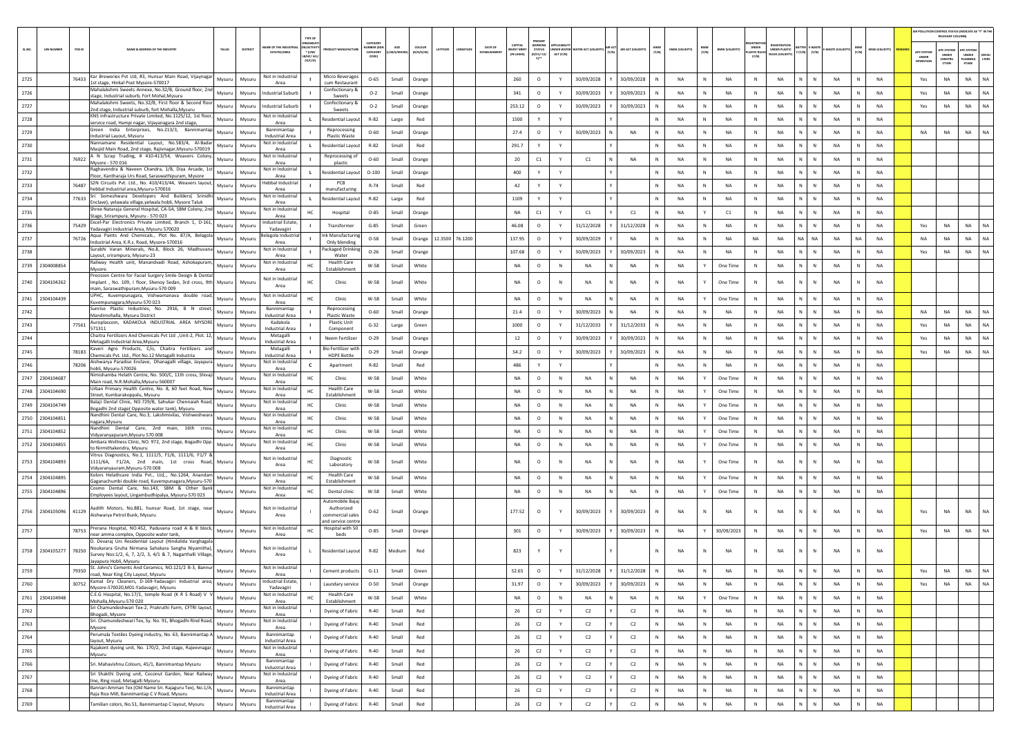| SL.NO. | UIN NUMBER | PCB ID | NAME & ADDRESS OF THE INDUSTRY | TALUK | DISTRICT | NAME OF THE INDUSTRIAL ESTATES/AREA | TYPE OF ORGANISATION/ACTIVITY * (I/M/LB/HC/H/CE/C/O) | PRODUCT MANUFACTURE | CATEGORY NUMBER (XGN CATEGORY CODE) | SIZE (L/M/S/MICRO) | COLOUR (R/O/G/W) | LATITUDE | LONGITUDE | DATE OF ESTABLISHMENT | CAPITAL INVEST MENT (IN LAKHS) | PRESENT WORKING STATUS (O/C1/C2/Y)** | APPLICABILITY UNDER WATER ACT (Y/N) | WATER ACT (VALIDITY) | AIR ACT (Y/N) | AIR ACT (VALIDITY) | HWM (Y/N) | HWM (VALIDITY) | BMW (Y/N) | BMW (VALIDITY) | REGISTRATION UNDER PLASTIC RULES (Y/N) | REGISTRATION UNDER PLASTIC RULES (VALIDITY) | BATTERY (Y/N) | E-WASTE (Y/N) | E-WASTE (VALIDITY) | MSW (Y/N) | MSW (VALIDITY) | REMARKS | APC SYSTEM UNDER OPERATION | APC SYSTEM UNDER CONSTRUCTION | APC SYSTEM UNDER PLANNING STAGE | DEFAULTERS |
|---|---|---|---|---|---|---|---|---|---|---|---|---|---|---|---|---|---|---|---|---|---|---|---|---|---|---|---|---|---|---|---|---|---|---|---|---|
| | | | | | | | | | | | | | | | | | | | | | | | | | | | | | | | | | AIR POLLUTION CONTROL STATUS (INDICATE AS "Y" IN THE RELEVANT COLUMN) | | | |
| 2725 | | 76433 | Kar Breweries Pvt Ltd, #3, Hunsur Main Road, Vijaynagar 1st stage, Hinkal Post Mysore-570017 | Mysuru | Mysuru | Not in Industrial Area | I | Micro Beverages cum Restaurant | O-65 | Small | Orange | | | | 260 | O | Y | 30/09/2028 | Y | 30/09/2028 | N | NA | N | NA | N | NA | N | N | NA | N | NA | | Yes | NA | NA | NA |
| 2726 | | | Mahalakshmi Sweets Annexe, No.32/B, Ground floor, 2nd stage, Industrial suburb, Fort Mohal,Mysuru | Mysuru | Mysuru | Industrial Suburb | I | Confectionary & Sweets | O-2 | Small | Orange | | | | 341 | O | Y | 30/09/2023 | Y | 30/09/2023 | N | NA | N | NA | N | NA | N | N | NA | N | NA | | Yes | NA | NA | NA |
| 2727 | | | Mahalakshmi Sweets, No.32/B, First floor & Second floor 2nd stage, Industrial suburb, fort Mohalla,Mysuru | Mysuru | Mysuru | Industrial Suburb | I | Confectionary & Sweets | O-2 | Small | Orange | | | | 253.12 | O | Y | 30/09/2023 | Y | 30/09/2023 | N | NA | N | NA | N | NA | N | N | NA | N | NA | | Yes | NA | NA | NA |
| 2728 | | | KNS Infrastructure Private Limited, No.1125/12, 1st floor, service road, Hampi nagar, Vijayanagara 2nd stage, | Mysuru | Mysuru | Not in Industrial Area | L | Residential Layout | R-82 | Large | Red | | | | 1500 | Y | Y | | Y | | N | NA | N | NA | N | NA | N | N | NA | N | NA | | | | | |
| 2729 | | | Green India Enterprises, No.213/3, Bannimantap Industrial Layout, Mysuru | Mysuru | Mysuru | Bannimantap Industrial Area | I | Reprocessing Plastic Waste | O-60 | Small | Orange | | | | 27.4 | O | Y | 30/09/2023 | N | NA | N | NA | N | NA | N | NA | N | N | NA | N | NA | | NA | NA | NA | NA |
| 2730 | | | Nannamane Residential Layout, No.583/4, Al-Badar Masjid Main Road, 2nd stage, Rajivnagar,Mysuru-570019 | Mysuru | Mysuru | Not in Industrial Area | L | Residential Layout | R-82 | Small | Red | | | | 291.7 | Y | Y | | Y | | N | NA | N | NA | N | NA | N | N | NA | N | NA | | | | | |
| 2731 | | 76922 | A N Scrap Trading, # 410-413/54, Weavers Colony, Mysore - 570 016 | Mysuru | Mysuru | Not in Industrial Area | I | Reprocessing of plastic | O-60 | Small | Orange | | | | 20 | C1 | Y | C1 | N | NA | N | NA | N | NA | N | NA | N | N | NA | N | NA | | | | | |
| 2732 | | | Raghavendra & Naveen Chandra, 1/B, Diya Arcade, 1st Floor, Kantharaja Urs Road, Saraswathipuram, Mysore | Mysuru | Mysuru | Not in Industrial Area | L | Residential Layout | O-100 | Small | Orange | | | | 400 | Y | Y | | Y | | N | NA | N | NA | N | NA | N | N | NA | N | NA | | | | | |
| 2733 | | 76487 | S2N Circuits Pvt. Ltd., No. 410/413/44, Weavers layout, hebbal Industrial area,Mysuru-570016 | Mysuru | Mysuru | Hebbal Industrial Area | I | PCB manufacturing | R-74 | Small | Red | | | | 42 | Y | Y | | Y | | N | NA | N | NA | N | NA | N | N | NA | N | NA | | | | | |
| 2734 | | 77633 | Sri Someshwara Developers And Builders( Srinidhi Enclave), yelawala village,yelwala hobli, Mysore Taluk | Mysuru | Mysuru | Not in Industrial Area | L | Residential Layout | R-82 | Large | Red | | | | 1109 | Y | Y | | Y | | N | NA | N | NA | N | NA | N | N | NA | N | NA | | | | | |
| 2735 | | | Shree Nataraja General Hospital, CA-5A, SBM Colony, 2nd Stage, Srirampura, Mysuru - 570 023 | Mysuru | Mysuru | Not in Industrial Area | HC | Hospital | O-85 | Small | Orange | | | | NA | C1 | Y | C1 | Y | C1 | N | NA | Y | C1 | N | NA | N | N | NA | N | NA | | | | | |
| 2736 | | 75429 | Excel-Par Electronics Private Limited, Branch 1, D-161, Yadavagiri Industrial Area, Mysuru 570020 | Mysuru | Mysuru | Industrial Estate, Yadavagiri | I | Transformer | G-85 | Small | Green | | | | 46.08 | O | Y | 31/12/2028 | Y | 31/12/2028 | N | NA | N | NA | N | NA | N | N | NA | N | NA | | Yes | NA | NA | NA |
| 2737 | | 76726 | Aqua Paints And Chemicals., Plot No. 87/A, Belagola Industrial Area, K.R.s. Road, Mysore-570016 | Mysuru | Mysuru | Belagola Industrial Area | I | Ink Manufacturing Only blending | O-58 | Small | Orange | 12.3500 | 76.1200 | | 137.95 | O | Y | 30/09/2029 | Y | NA | N | NA | N | NA | NA | NA | NA | NA | NA | NA | NA | | NA | NA | NA | NA |
| 2738 | | | Surabhi Varan Minerals, No.8, Block 26, Madhuvana Layout, srirampura, Mysuru-23 | Mysuru | Mysuru | Not in Industrial Area | I | Packaged Drinking Water | O-26 | Small | Orange | | | | 107.68 | O | Y | 30/09/2023 | Y | 30/09/2023 | N | NA | N | NA | N | NA | N | N | NA | N | NA | | Yes | NA | NA | NA |
| 2739 | 2304008854 | | Railway Health unit, Manandvadi Road, Ashokapuram, Mysore. | Mysuru | Mysuru | Not in Industrial Area | HC | Health Care Establishment | W-58 | Small | White | | | | NA | O | N | NA | N | NA | N | NA | Y | One Time | N | NA | N | N | NA | N | NA | | | | | |
| 2740 | 2304104262 | | Precision Centre for Facial Surgery Smile Design & Dental Implant , No. 109, I floor, Shenoy Sedan, 3rd cross, 9th main, Saraswathipuram,Mysuru-570 009 | Mysuru | Mysuru | Not in Industrial Area | HC | Clinic | W-58 | Small | White | | | | NA | O | N | NA | N | NA | N | NA | Y | One Time | N | NA | N | N | NA | N | NA | | | | | |
| 2741 | 2304104439 | | UPHC, Kuvempunagara, Vishwamanava double road, Kuvempunagara,Mysuru-570 023 | Mysuru | Mysuru | Not in Industrial Area | HC | Clinic | W-58 | Small | White | | | | NA | O | N | NA | N | NA | N | NA | Y | One Time | N | NA | N | N | NA | N | NA | | | | | |
| 2742 | | | Sunrise Plastic Industries, No. 2916, B N street, Mandimohalla, Mysuru District | Mysuru | Mysuru | Bannimantap Industrial Area | I | Reprocessing Plastic Waste | O-60 | Small | Orange | | | | 21.4 | O | Y | 30/09/2023 | N | NA | N | NA | N | NA | N | NA | N | N | NA | N | NA | | NA | NA | NA | NA |
| 2743 | | 77561 | Auroplascom, KADAKOLA INDUSTRIAL AREA MYSORE 571311 | Mysuru | Mysuru | Kadakola Industrial Area | I | Plastic Unit Component | G-32 | Large | Green | | | | 1000 | O | Y | 31/12/2033 | Y | 31/12/2033 | N | NA | N | NA | N | NA | N | N | NA | N | NA | | Yes | NA | NA | NA |
| 2744 | | | Chaitra Fertilizers And Chemicals Pvt Ltd .,Unit-2, Plot 12, Metagalli Industrial Area,Mysuru | Mysuru | Mysuru | Metagalli Industrial Area | I | Neem Fertilizer | O-29 | Small | Orange | | | | 12 | O | Y | 30/09/2023 | Y | 30/09/2023 | N | NA | N | NA | N | NA | N | N | NA | N | NA | | Yes | NA | NA | NA |
| 2745 | | 78183 | Kaveri Agro Products, C/o, Chaitra Fertilizers and Chemicals Pvt. Ltd., Plot No.12 Metagalli Industria | Mysuru | Mysuru | Metagalli Industrial Area | I | Bio Fertilizer with HDPE Bottle | O-29 | Small | Orange | | | | 54.2 | O | Y | 30/09/2023 | Y | 30/09/2023 | N | NA | N | NA | N | NA | N | N | NA | N | NA | | Yes | NA | NA | NA |
| 2746 | | 78206 | Aishwarya Paradise Enclave, Dhanagalli village, Jayapura hobli, Mysuru-570026 | Mysuru | Mysuru | Not in Industrial Area | C | Apartment | R-82 | Small | Red | | | | 486 | Y | Y | | Y | | N | NA | N | NA | N | NA | N | N | NA | N | NA | | | | | |
| 2747 | 2304104687 | | Nimishamba Helath Centre, No. 500/C, 11th cross, Shivaji Main road, N.R.Mohalla,Mysuru-560007 | Mysuru | Mysuru | Not in Industrial Area | HC | Clinic | W-58 | Small | White | | | | NA | O | N | NA | N | NA | N | NA | Y | One Time | N | NA | N | N | NA | N | NA | | | | | |
| 2748 | 2304104690 | | Urban Primary Health Centre, No. 8, 60 feet Road, New Street, Kumbarakoppalu, Mysuru | Mysuru | Mysuru | Not in Industrial Area | HC | Health Care Establishment | W-58 | Small | White | | | | NA | O | N | NA | N | NA | N | NA | Y | One Time | N | NA | N | N | NA | N | NA | | | | | |
| 2749 | 2304104749 | | Balaji Dental Clinic, NO.729/B, Sahukar Chennaiah Road, Bogadhi 2nd stage( Opposite water tank), Mysuru | Mysuru | Mysuru | Not in Industrial Area | HC | Clinic | W-58 | Small | White | | | | NA | O | N | NA | N | NA | N | NA | Y | One Time | N | NA | N | N | NA | N | NA | | | | | |
| 2750 | 2304104851 | | Nandhini Dental Care, No.3, Lakshmivilas, Vishweshwara nagara,Mysuru | Mysuru | Mysuru | Not in Industrial Area | HC | Clinic | W-58 | Small | White | | | | NA | O | N | NA | N | NA | N | NA | Y | One Time | N | NA | N | N | NA | N | NA | | | | | |
| 2751 | 2304104852 | | Nandhini Dental Care, 2nd main, 16th cross, Vidyaranyapuram,Mysuru 570 008 | Mysuru | Mysuru | Not in Industrial Area | HC | Clinic | W-58 | Small | White | | | | NA | O | N | NA | N | NA | N | NA | Y | One Time | N | NA | N | N | NA | N | NA | | | | | |
| 2752 | 2304104855 | | Ambara Wellness Clinic, NO. 972, 2nd stage, Bogadhi Opp. to Nirmithakendra, Mysuru | Mysuru | Mysuru | Not in Industrial Area | HC | Clinic | W-58 | Small | White | | | | NA | O | N | NA | N | NA | N | NA | Y | One Time | N | NA | N | N | NA | N | NA | | | | | |
| 2753 | 2304104893 | | Vitrus Diagnostics, No.1, 1111/5, F1/6, 1111/6, F1/7 & 1111/6A, F1/2A, 2nd main, 1st cross Road, Vidyaranyauram,Mysuru-570 008 | Mysuru | Mysuru | Not in Industrial Area | HC | Diagnostic Laboratory | W-58 | Small | White | | | | NA | O | N | NA | N | NA | N | NA | Y | One Time | N | NA | N | N | NA | N | NA | | | | | |
| 2754 | 2304104895 | | Kolors Helathcare India Pvt., Ltd.,, No.1264, Anandam Gaganachumbi double road, Kuvempunagara,Mysuru-570 | Mysuru | Mysuru | Not in Industrial Area | HC | Health Care Establishment | W-58 | Small | White | | | | NA | O | N | NA | N | NA | N | NA | Y | One Time | N | NA | N | N | NA | N | NA | | | | | |
| 2755 | 2304104896 | | Cosmo Dental Care, No.143, SBM & Other Bank Employees layout, Lingambudhipalya, Mysuru-570 023 | Mysuru | Mysuru | Not in Industrial Area | HC | Dental clinic | W-58 | Small | White | | | | NA | O | N | NA | N | NA | N | NA | Y | One Time | N | NA | N | N | NA | N | NA | | | | | |
| 2756 | 2304105096 | 41129 | Aadith Motors, No.881, hunsur Road, 1st stage, near Aishwarya Petrol Bunk, Mysuru | Mysuru | Mysuru | Not in Industrial Area | I | Automobile Bajaj Authorized commercial sales and service centre | O-62 | Small | Orange | | | | 177.52 | O | Y | 30/09/2023 | Y | 30/09/2023 | N | NA | N | NA | N | NA | N | N | NA | N | NA | | Yes | NA | NA | NA |
| 2757 | | 78753 | Prerana Hospital, NO.452, Paduvana road A & B block, near amma complex, Opposite water tank, | Mysuru | Mysuru | Not in Industrial Area | HC | Hospital with 50 beds | O-85 | Small | Orange | | | | 301 | O | Y | 30/09/2023 | Y | 30/09/2023 | N | NA | Y | 30/09/2023 | N | NA | N | N | NA | N | NA | | Yes | NA | NA | NA |
| 2758 | 2304105277 | 78250 | D. Devaraj Urs Residential Layout (Hindulida Varghagala Noukarara Gruha Nirmana Sahakara Sangha Niyamitha), Survey Nos:1/2, 6, 7, 2/2, 3, 4/1 & 7, Nagarthalli Village, Jayapura Hobli, Mysuru | Mysuru | Mysuru | Not in Industrial Area | L | Residential Layout | R-82 | Medium | Red | | | | 823 | Y | Y | | Y | | N | NA | N | NA | N | NA | N | N | NA | N | NA | | | | | |
| 2759 | | 79350 | St. Johns's Cements And Ceramics, NO.121/2 B-3, Bannur road, Near King City Layout, Mysuru | Mysuru | Mysuru | Not in Industrial Area | I | Cement products | G-11 | Small | Green | | | | 52.65 | O | Y | 31/12/2028 | Y | 31/12/2028 | N | NA | N | NA | N | NA | N | N | NA | N | NA | | Yes | NA | NA | NA |
| 2760 | | 30752 | Kamal Dry Cleaners, D-169-Yadavagiri Industrial area, Mysore-570020,M01-Yadavagiri, Mysuru | Mysuru | Mysuru | Industrial Estate, Yadavagiri | I | Laundary service | O-50 | Small | Orange | | | | 31.97 | O | Y | 30/09/2023 | Y | 30/09/2023 | N | NA | N | NA | N | NA | N | N | NA | N | NA | | Yes | NA | NA | NA |
| 2761 | 2304104948 | | C.E.G Hospital, No.17/1, temple Road (K R S Road) V V Mohalla,Mysuru-570 020 | Mysuru | Mysuru | Not in Industrial Area | HC | Health Care Establishment | W-58 | Small | White | | | | NA | O | N | NA | N | NA | N | NA | Y | One Time | N | NA | N | N | NA | N | NA | | | | | |
| 2762 | | | Sri Chamundeshwari Tex-2, Prakruthi Farm, CFTRI layout, Bhogadi, Mysore | Mysuru | Mysuru | Not in Industrial Area | I | Dyeing of Fabric | R-40 | Small | Red | | | | 26 | C2 | Y | C2 | Y | C2 | N | NA | N | NA | N | NA | N | N | NA | N | NA | | | | | |
| 2763 | | | Sri. Chamundeshwari Tex, Sy. No. 91, Bhogadhi Rind Road, Mysore | Mysuru | Mysuru | Not in Industrial Area | I | Dyeing of Fabric | R-40 | Small | Red | | | | 26 | C2 | Y | C2 | Y | C2 | N | NA | N | NA | N | NA | N | N | NA | N | NA | | | | | |
| 2764 | | | Perumala Textiles Dyeing industry, No. 63, Bannimantap A layout, Mysuru | Mysuru | Mysuru | Bannimantap Industrial Area | I | Dyeing of Fabric | R-40 | Small | Red | | | | 26 | C2 | Y | C2 | Y | C2 | N | NA | N | NA | N | NA | N | N | NA | N | NA | | | | | |
| 2765 | | | Rajakent dyeing unit, No. 170/2, 2nd stage, Rajeevnagar, Mysuru | Mysuru | Mysuru | Not in Industrial Area | I | Dyeing of Fabric | R-40 | Small | Red | | | | 26 | C2 | Y | C2 | Y | C2 | N | NA | N | NA | N | NA | N | N | NA | N | NA | | | | | |
| 2766 | | | Sri. Mahavishnu Colours, 45/1, Bannimantap Mysuru | Mysuru | Mysuru | Bannimantap Industrial Area | I | Dyeing of Fabric | R-40 | Small | Red | | | | 26 | C2 | Y | C2 | Y | C2 | N | NA | N | NA | N | NA | N | N | NA | N | NA | | | | | |
| 2767 | | | Sri Shakthi Dyeing unit, Coconut Garden, Near Railway line, Ring road, Metagalli Mysuru | Mysuru | Mysuru | Not in Industrial Area | I | Dyeing of Fabric | R-40 | Small | Red | | | | 26 | C2 | Y | C2 | Y | C2 | N | NA | N | NA | N | NA | N | N | NA | N | NA | | | | | |
| 2768 | | | Bannari Amman Tex (Old Name Sri. Rajaguru Tex), No.1/A, Raja Rice Mill, Bannimantap C Y Road, Mysuru | Mysuru | Mysuru | Bannimantap Industrial Area | I | Dyeing of Fabric | R-40 | Small | Red | | | | 26 | C2 | Y | C2 | Y | C2 | N | NA | N | NA | N | NA | N | N | NA | N | NA | | | | | |
| 2769 | | | Tamilian colors, No.51, Bannimantap C layout, Mysuru | Mysuru | Mysuru | Bannimantap Industrial Area | I | Dyeing of Fabric | R-40 | Small | Red | | | | 26 | C2 | Y | C2 | Y | C2 | N | NA | N | NA | N | NA | N | N | NA | N | NA | | | | | |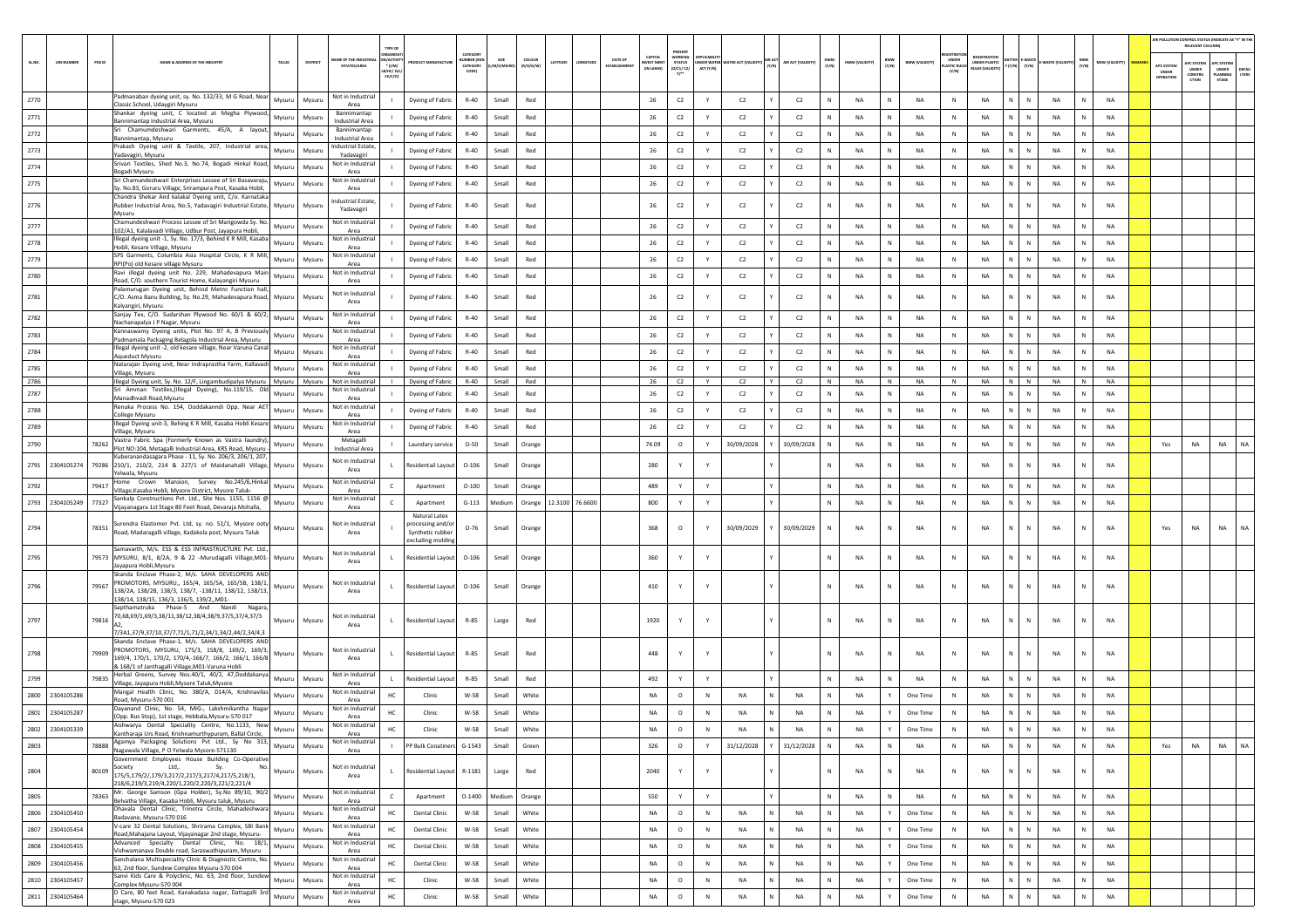| SL.NO. | UIN NUMBER | PCB ID | NAME & ADDRESS OF THE INDUSTRY | TALUK | DISTRICT | NAME OF THE INDUSTRIAL ESTATES/AREA | TYPE OF ORGANISATION/ACTIVITY * (I/M/LB/HC/H/CE/C/O) | PRODUCT MANUFACTURE | CATEGORY NUMBER (XGN CATEGORY CODE) | SIZE (L/M/S/MICRO) | COLOUR (R/O/G/W) | LATITUDE | LONGITUDE | DATE OF ESTABLISHMENT | CAPITAL INVEST MENT (IN LAKHS) | PRESENT WORKING STATUS (O/C1/C2/Y)** | APPLICABILITY UNDER WATER ACT (Y/N) | WATER ACT (VALIDITY) | AIR ACT (Y/N) | AIR ACT (VALIDITY) | HWM (Y/N) | HWM (VALIDITY) | BMW (Y/N) | BMW (VALIDITY) | REGISTRATION UNDER PLASTIC RULES (Y/N) | REGISTRATION UNDER PLASTIC RULES (VALIDITY) | BATTERY (Y/N) | E-WASTE (Y/N) | E-WASTE (VALIDITY) | MSW (Y/N) | MSW (VALIDITY) | REMARKS | APC SYSTEM UNDER OPERATION | APC SYSTEM UNDER CONSTRUCTION | APC SYSTEM UNDER PLANNING STAGE | DEFAULTERS |
|---|---|---|---|---|---|---|---|---|---|---|---|---|---|---|---|---|---|---|---|---|---|---|---|---|---|---|---|---|---|---|---|---|---|---|---|---|
| 2770 | | | Padmanaban dyeing unit, sy. No. 132/33, M G Road, Near Classic School, Udaygiri Mysuru | Mysuru | Mysuru | Not in Industrial Area | I | Dyeing of Fabric | R-40 | Small | Red | | | | 26 | C2 | Y | C2 | Y | C2 | N | NA | N | NA | N | NA | N | N | NA | N | NA | | | | | |
| 2771 | | | Shankar dyeing unit, C located at Megha Plywood, Bannimantap Industrial Area, Mysuru | Mysuru | Mysuru | Bannimantap Industrial Area | I | Dyeing of Fabric | R-40 | Small | Red | | | | 26 | C2 | Y | C2 | Y | C2 | N | NA | N | NA | N | NA | N | N | NA | N | NA | | | | | |
| 2772 | | | Sri Chamumdeshwari Garments, 45/A, A layout, Bannimantap, Mysuru | Mysuru | Mysuru | Bannimantap Industrial Area | I | Dyeing of Fabric | R-40 | Small | Red | | | | 26 | C2 | Y | C2 | Y | C2 | N | NA | N | NA | N | NA | N | N | NA | N | NA | | | | | |
| 2773 | | | Prakash Dyeing unit & Textile, 207, Industrial area, Yadavagiri, Mysuru | Mysuru | Mysuru | Industrial Estate, Yadavagiri | I | Dyeing of Fabric | R-40 | Small | Red | | | | 26 | C2 | Y | C2 | Y | C2 | N | NA | N | NA | N | NA | N | N | NA | N | NA | | | | | |
| 2774 | | | Srivari Textiles, Shed No.3, No.74, Bogadi Hinkal Road, Bogadi Mysuru | Mysuru | Mysuru | Not in Industrial Area | I | Dyeing of Fabric | R-40 | Small | Red | | | | 26 | C2 | Y | C2 | Y | C2 | N | NA | N | NA | N | NA | N | N | NA | N | NA | | | | | |
| 2775 | | | Sri Chamundeshwari Enterprises Lessee of Sri Basavaraju, Sy. No.83, Goruru Village, Srirampura Post, Kasaba Hobli, | Mysuru | Mysuru | Not in Industrial Area | I | Dyeing of Fabric | R-40 | Small | Red | | | | 26 | C2 | Y | C2 | Y | C2 | N | NA | N | NA | N | NA | N | N | NA | N | NA | | | | | |
| 2776 | | | Chandra Shekar And kalakal Dyeing unit, C/o. Karnataka Rubber Industrial Area, No.5, Yadavagiri Industrial Estate, Mysuru | Mysuru | Mysuru | Industrial Estate, Yadavagiri | I | Dyeing of Fabric | R-40 | Small | Red | | | | 26 | C2 | Y | C2 | Y | C2 | N | NA | N | NA | N | NA | N | N | NA | N | NA | | | | | |
| 2777 | | | Chamundeshwari Process Lessee of Sri Marigowda Sy. No. 102/A1, Kalalavadi Village, Udbur Post, Jayapura Hobli, | Mysuru | Mysuru | Not in Industrial Area | I | Dyeing of Fabric | R-40 | Small | Red | | | | 26 | C2 | Y | C2 | Y | C2 | N | NA | N | NA | N | NA | N | N | NA | N | NA | | | | | |
| 2778 | | | Illegal dyeing unit -1, Sy. No. 17/3, Behind K R Mill, Kasaba Hobli, Kesare Village, Mysuru | Mysuru | Mysuru | Not in Industrial Area | I | Dyeing of Fabric | R-40 | Small | Red | | | | 26 | C2 | Y | C2 | Y | C2 | N | NA | N | NA | N | NA | N | N | NA | N | NA | | | | | |
| 2779 | | | SPS Garments, Columbia Asia Hospital Circle, K R Mill, RPI(Po) old Kesare village Mysuru | Mysuru | Mysuru | Not in Industrial Area | I | Dyeing of Fabric | R-40 | Small | Red | | | | 26 | C2 | Y | C2 | Y | C2 | N | NA | N | NA | N | NA | N | N | NA | N | NA | | | | | |
| 2780 | | | Ravi Illegal dyeing unit No. 229, Mahadevapura Main Road, C/O. southern Tourist Home, Kalayangiri Mysuru | Mysuru | Mysuru | Not in Industrial Area | I | Dyeing of Fabric | R-40 | Small | Red | | | | 26 | C2 | Y | C2 | Y | C2 | N | NA | N | NA | N | NA | N | N | NA | N | NA | | | | | |
| 2781 | | | Palamurugan Dyeing unit, Behind Metro Function hall, C/O. Asma Banu Building, Sy. No.29, Mahadevapura Road, Kalyangiri, Mysuru | Mysuru | Mysuru | Not in Industrial Area | I | Dyeing of Fabric | R-40 | Small | Red | | | | 26 | C2 | Y | C2 | Y | C2 | N | NA | N | NA | N | NA | N | N | NA | N | NA | | | | | |
| 2782 | | | Sanjay Tex, C/O. Sudarshan Plywood No. 60/1 & 60/2, Nachanapalya I P Nagar, Mysuru | Mysuru | Mysuru | Not in Industrial Area | I | Dyeing of Fabric | R-40 | Small | Red | | | | 26 | C2 | Y | C2 | Y | C2 | N | NA | N | NA | N | NA | N | N | NA | N | NA | | | | | |
| 2783 | | | Kannaswamy Dyeing units, Plot No. 97 A, B Previously Padmamala Packaging Belagola Industrial Area, Mysuru | Mysuru | Mysuru | Not in Industrial Area | I | Dyeing of Fabric | R-40 | Small | Red | | | | 26 | C2 | Y | C2 | Y | C2 | N | NA | N | NA | N | NA | N | N | NA | N | NA | | | | | |
| 2784 | | | Illegal dyeing unit -2, old kesare village, Near Varuna Canal Aqueduct Mysuru | Mysuru | Mysuru | Not in Industrial Area | I | Dyeing of Fabric | R-40 | Small | Red | | | | 26 | C2 | Y | C2 | Y | C2 | N | NA | N | NA | N | NA | N | N | NA | N | NA | | | | | |
| 2785 | | | Natarajan Dyeing unit, Near Indraprastha Farm, Kallavadi Village, Mysuru | Mysuru | Mysuru | Not in Industrial Area | I | Dyeing of Fabric | R-40 | Small | Red | | | | 26 | C2 | Y | C2 | Y | C2 | N | NA | N | NA | N | NA | N | N | NA | N | NA | | | | | |
| 2786 | | | Illegal Dyeing unit, Sy. No. 12/F, Lingambudipalya Mysuru | Mysuru | Mysuru | Not in Industrial Area | I | Dyeing of Fabric | R-40 | Small | Red | | | | 26 | C2 | Y | C2 | Y | C2 | N | NA | N | NA | N | NA | N | N | NA | N | NA | | | | | |
| 2787 | | | Sri Amman Textiles,(Illegal Dyeing), No.119/15, Old Manadhvadi Road,Mysuru | Mysuru | Mysuru | Not in Industrial Area | I | Dyeing of Fabric | R-40 | Small | Red | | | | 26 | C2 | Y | C2 | Y | C2 | N | NA | N | NA | N | NA | N | N | NA | N | NA | | | | | |
| 2788 | | | Renuka Process No. 154, Doddakanndi Opp. Near AET College Mysuru | Mysuru | Mysuru | Not in Industrial Area | I | Dyeing of Fabric | R-40 | Small | Red | | | | 26 | C2 | Y | C2 | Y | C2 | N | NA | N | NA | N | NA | N | N | NA | N | NA | | | | | |
| 2789 | | | Illegal Dyeing unit-3, Behing K R Mill, Kasaba Hobli Kesare Village, Mysuru | Mysuru | Mysuru | Not in Industrial Area | I | Dyeing of Fabric | R-40 | Small | Red | | | | 26 | C2 | Y | C2 | Y | C2 | N | NA | N | NA | N | NA | N | N | NA | N | NA | | | | | |
| 2790 | | 78262 | Vastra Fabric Spa (Formerly Known as Vastra laundry), Plot NO:104, Metagalli Industrial Area, KRS Road, Mysuru - | Mysuru | Mysuru | Metagalli Industrial Area | I | Laundary service | O-50 | Small | Orange | | | | 74.09 | O | Y | 30/09/2028 | Y | 30/09/2028 | N | NA | N | NA | N | NA | N | N | NA | N | NA | | Yes | NA | NA | NA |
| 2791 | 2304105274 | 79286 | Kuberanandasagara Phase - 11, Sy. No. 206/3, 206/1, 207, 210/1, 210/2, 214 & 227/1 of Maidanahalli Village, Yelwala, Mysuru | Mysuru | Mysuru | Not in Industrial Area | L | Residental Layout | O-106 | Small | Orange | | | | 280 | Y | Y | | Y | | N | NA | N | NA | N | NA | N | N | NA | N | NA | | | | | |
| 2792 | | 79417 | Home Crown Mansion, Survey No.245/6,Hinkal Village,Kasaba Hobli, Mysore District, Mysore Taluk- | Mysuru | Mysuru | Not in Industrial Area | C | Apartment | O-100 | Small | Orange | | | | 489 | Y | Y | | Y | | N | NA | N | NA | N | NA | N | N | NA | N | NA | | | | | |
| 2793 | 2304105249 | 77327 | Sankalp Constructions Pvt. Ltd., Site Nos. 1155, 1156 @ Vijayanagara 1st Stage 80 Feet Road, Devaraja Mohalla, | Mysuru | Mysuru | Not in Industrial Area | C | Apartment | G-113 | Medium | Orange | 12.3100 | 76.6600 | | 800 | Y | Y | | Y | | N | NA | N | NA | N | NA | N | N | NA | N | NA | | | | | |
| 2794 | | 78351 | Surendra Elastomer Pvt. Ltd, sy. no. 51/1, Mysore ooty Road, Madaragalli village, Kadakola post, Mysuru Taluk | Mysuru | Mysuru | Not in Industrial Area | I | Natural Latex processing and/or Synthetic rubber excluding molding | O-76 | Small | Orange | | | | 368 | O | Y | 30/09/2029 | Y | 30/09/2029 | N | NA | N | NA | N | NA | N | N | NA | N | NA | | Yes | NA | NA | NA |
| 2795 | | 79573 | Samavarth, M/s. ESS & ESS INFRASTRUCTURE Pvt. Ltd., MYSURU, 8/1, 8/2A, 9 & 22 -Murudagalli Village,M01- Jayapura Hobli,Mysuru | Mysuru | Mysuru | Not in Industrial Area | L | Residential Layout | O-106 | Small | Orange | | | | 360 | Y | Y | | Y | | N | NA | N | NA | N | NA | N | N | NA | N | NA | | | | | |
| 2796 | | 79567 | Skanda Enclave Phase-2, M/s. SAHA DEVELOPERS AND PROMOTORS, MYSURU,, 165/4, 165/5A, 165/5B, 138/1, 138/2A, 138/2B, 138/3, 138/7, -138/11, 138/12, 138/13, 138/14, 138/15, 136/3, 136/5, 139/2,,M01- | Mysuru | Mysuru | Not in Industrial Area | L | Residential Layout | O-106 | Small | Orange | | | | 410 | Y | Y | | Y | | N | NA | N | NA | N | NA | N | N | NA | N | NA | | | | | |
| 2797 | | 79816 | Sapthamatruka Phase-5 And Nandi Nagara, 70,68,69/1,69/3,38/11,38/12,38/4,38/9,37/5,37/4,37/3 A2, 7/3A1,37/9,37/10,37/7,71/1,71/2,34/1,34/2,44/2,34/4,3 | Mysuru | Mysuru | Not in Industrial Area | L | Residential Layout | R-85 | Large | Red | | | | 1920 | Y | Y | | Y | | N | NA | N | NA | N | NA | N | N | NA | N | NA | | | | | |
| 2798 | | 79909 | Skanda Enclave Phase-1, M/s. SAHA DEVELOPERS AND PROMOTORS, MYSURU, 175/3, 158/8, 169/2, 169/3, 169/4, 170/1, 170/2, 170/4,-166/7, 166/2, 166/1, 166/8 & 168/1 of Janthagalli Village,M01-Varuna Hobli | Mysuru | Mysuru | Not in Industrial Area | L | Residential Layout | R-85 | Small | Red | | | | 448 | Y | Y | | Y | | N | NA | N | NA | N | NA | N | N | NA | N | NA | | | | | |
| 2799 | | 79835 | Herbal Greens, Survey Nos.40/1, 40/2, 47,Doddakanya Village, Jayapura Hobli,Mysore Taluk,Mysore | Mysuru | Mysuru | Not in Industrial Area | L | Residential Layout | R-85 | Small | Red | | | | 492 | Y | Y | | Y | | N | NA | N | NA | N | NA | N | N | NA | N | NA | | | | | |
| 2800 | 2304105286 | | Mangal Health Clinic, No. 380/A, D14/A, Krishnavilas Road, Mysuru-570 001 | Mysuru | Mysuru | Not in Industrial Area | HC | Clinic | W-58 | Small | White | | | | NA | O | N | NA | N | NA | N | NA | Y | One Time | N | NA | N | N | NA | N | NA | | | | | |
| 2801 | 2304105287 | | Dayanand Clinic, No. 54, MIG-, Lakshmikantha Nagar (Opp. Bus Stop), 1st stage, Hebbala,Mysuru-570 017 | Mysuru | Mysuru | Not in Industrial Area | HC | Clinic | W-58 | Small | White | | | | NA | O | N | NA | N | NA | N | NA | Y | One Time | N | NA | N | N | NA | N | NA | | | | | |
| 2802 | 2304105339 | | Aishwarya Dental Speciality Centre, No.1133, New Kantharaja Urs Road, Krishnamurthypuram, Ballal Circle, | Mysuru | Mysuru | Not in Industrial Area | HC | Clinic | W-58 | Small | White | | | | NA | O | N | NA | N | NA | N | NA | Y | One Time | N | NA | N | N | NA | N | NA | | | | | |
| 2803 | | 78888 | Agamya Packaging Solutions Pvt Ltd., Sy No 313, Nagawala Village, P O Yelwala Mysore-571130 | Mysuru | Mysuru | Not in Industrial Area | I | PP Bulk Conatiners | G-1543 | Small | Green | | | | 326 | O | Y | 31/12/2028 | Y | 31/12/2028 | N | NA | N | NA | N | NA | N | N | NA | N | NA | | Yes | NA | NA | NA |
| 2804 | | 80109 | Government Employees House Building Co-Operative Society Ltd., Sy. No. 175/5,179/2/,179/3,217/2,217/3,217/4,217/5,218/1, 218/6,219/3,219/4,220/1,220/2,220/3,221/2,221/4 | Mysuru | Mysuru | Not in Industrial Area | L | Residential Layout | R-1181 | Large | Red | | | | 2040 | Y | Y | | Y | | N | NA | N | NA | N | NA | N | N | NA | N | NA | | | | | |
| 2805 | | 78363 | Mr. George Samson (Gpa Holder), Sy.No 89/10, 90/2 Belvatha Village, Kasaba Hobli, Mysuru taluk, Mysuru | Mysuru | Mysuru | Not in Industrial Area | C | Apartment | O-1400 | Medium | Orange | | | | 550 | Y | Y | | Y | | N | NA | N | NA | N | NA | N | N | NA | N | NA | | | | | |
| 2806 | 2304105450 | | Dhavala Dental Clinic, Trinetra Circle, Mahadeshwara Badavane, Mysuru-570 016 | Mysuru | Mysuru | Not in Industrial Area | HC | Dental Clinic | W-58 | Small | White | | | | NA | O | N | NA | N | NA | N | NA | Y | One Time | N | NA | N | N | NA | N | NA | | | | | |
| 2807 | 2304105454 | | V-care 32 Dental Solutions, Shrirama Complex, SBI Bank Road,Mahajana Layout, Vijayanagar 2nd stage, Mysuru- | Mysuru | Mysuru | Not in Industrial Area | HC | Dental Clinic | W-58 | Small | White | | | | NA | O | N | NA | N | NA | N | NA | Y | One Time | N | NA | N | N | NA | N | NA | | | | | |
| 2808 | 2304105455 | | Advanced Specialty Dental Clinic, No. 18/1, Vishwamanava Double road, Saraswathipuram, Mysuru | Mysuru | Mysuru | Not in Industrial Area | HC | Dental Clinic | W-58 | Small | White | | | | NA | O | N | NA | N | NA | N | NA | Y | One Time | N | NA | N | N | NA | N | NA | | | | | |
| 2809 | 2304105456 | | Sanchalana Multispeciality Clinic & Diagnostic Centre, No. 63, 2nd floor, Sundew Complex Mysuru-570 004 | Mysuru | Mysuru | Not in Industrial Area | HC | Dental Clinic | W-58 | Small | White | | | | NA | O | N | NA | N | NA | N | NA | Y | One Time | N | NA | N | N | NA | N | NA | | | | | |
| 2810 | 2304105457 | | Sanvi Kids Care & Polyclinic, No. 63, 2nd floor, Sundew Complex Mysuru-570 004 | Mysuru | Mysuru | Not in Industrial Area | HC | Clinic | W-58 | Small | White | | | | NA | O | N | NA | N | NA | N | NA | Y | One Time | N | NA | N | N | NA | N | NA | | | | | |
| 2811 | 2304105464 | | D Care, 80 feet Road, Kanakadasa nagar, Dattagalli 3rd stage, Mysuru-570 023 | Mysuru | Mysuru | Not in Industrial Area | HC | Clinic | W-58 | Small | White | | | | NA | O | N | NA | N | NA | N | NA | Y | One Time | N | NA | N | N | NA | N | NA | | | | | |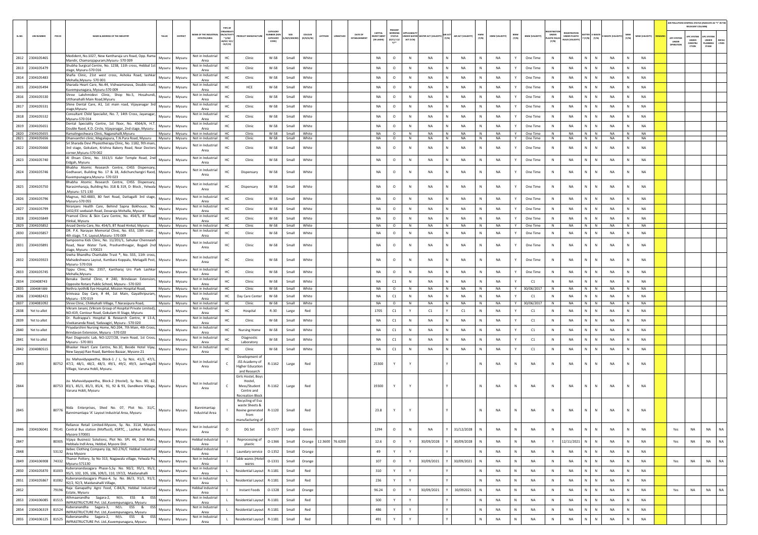| SL.NO. | UIN NUMBER | PCB ID | NAME & ADDRESS OF THE INDUSTRY | TALUK | DISTRICT | NAME OF THE INDUSTRIAL ESTATE/AREA | TYPE OF ORGANISATION/ACTIVITY * (I/M/LB/HC/H/CE/C/O) | PRODUCT MANUFACTURE | CATEGORY NUMBER (XGN CATEGORY CODE) | SIZE (L/M/S/MICRO) | COLOUR (R/O/G/W) | LATITUDE | LONGITUDE | DATE OF ESTABLISHMENT | CAPITAL INVEST MENT (IN LAKHS) | PRESENT WORKING STATUS (O/C1/C2/Y)** | APPLICABILITY UNDER WATER ACT (Y/N) | WATER ACT (VALIDITY) | AIR ACT (Y/N) | AIR ACT (VALIDITY) | HWM (Y/N) | HWM (VALIDITY) | BMW (Y/N) | BMW (VALIDITY) | REGISTRATION UNDER PLASTIC RULES (Y/N) | REGISTRATION UNDER PLASTIC RULES (VALIDITY) | BATTERY (Y/N) | E-WASTE (Y/N) | E-WASTE (VALIDITY) | MSW (Y/N) | MSW (VALIDITY) | REMARKS | APC SYSTEM UNDER OPERATION | APC SYSTEM UNDER CONSTRUCTION | APC SYSTEM UNDER PLANNING STAGE | DEFAULTERS |
|---|---|---|---|---|---|---|---|---|---|---|---|---|---|---|---|---|---|---|---|---|---|---|---|---|---|---|---|---|---|---|---|---|---|---|---|---|
| 2812 | 2304105465 | | Medident, No.1027, New Kantharaja urs Road, Opp. Rama Mandir, Chamarajapuram,Mysuru- 570 009 | Mysuru | Mysuru | Not in Industrial Area | HC | Clinic | W-58 | Small | White | | | | NA | O | N | NA | N | NA | N | NA | Y | One Time | N | NA | N | N | NA | N | NA | | | | | |
| 2813 | 2304105479 | | Shubha Surgical Centre, No. 1238, 11th cross, Hebbal 1st stage, Mysuru-570 016 | Mysuru | Mysuru | Not in Industrial Area | HC | Clinic | W-58 | Small | White | | | | NA | O | N | NA | N | NA | N | NA | Y | One Time | N | NA | N | N | NA | N | NA | | | | | |
| 2814 | 2304105483 | | Shafia Clinic, 21st west cross, Ashoka Road, lashkar Mohalla,Mysuru- 570 001 | Mysuru | Mysuru | Not in Industrial Area | HC | Clinic | W-58 | Small | White | | | | NA | O | N | NA | N | NA | N | NA | Y | One Time | N | NA | N | N | NA | N | NA | | | | | |
| 2815 | 2304105494 | | Sharada Heart Care, No.44, Vishwamanava, Double road, Kuvempunagara, Mysuru-570 009 | Mysuru | Mysuru | Not in Industrial Area | HC | HCE | W-58 | Small | White | | | | NA | O | N | NA | N | NA | N | NA | Y | One Time | N | NA | N | N | NA | N | NA | | | | | |
| 2816 | 2304105530 | | Shree Lakshmidevi Clinic, Shop No.5, Hosahundi, Utthanahalli Main Road,Mysuru | Mysuru | Mysuru | Not in Industrial Area | HC | Clinic | W-58 | Small | White | | | | NA | O | N | NA | N | NA | N | NA | Y | One Time | N | NA | N | N | NA | N | NA | | | | | |
| 2817 | 2304105531 | | Shine Dental Care, A1, 1st main road, Vijayanagar 3rd stage,Mysuru | Mysuru | Mysuru | Not in Industrial Area | HC | Clinic | W-58 | Small | White | | | | NA | O | N | NA | N | NA | N | NA | Y | One Time | N | NA | N | N | NA | N | NA | | | | | |
| 2818 | 2304105532 | | Consultant Child Specialist, No. 7, 14th Cross, Jayanagar, Mysuru-570 014 | Mysuru | Mysuru | Not in Industrial Area | HC | Clinic | W-58 | Small | White | | | | NA | O | N | NA | N | NA | N | NA | Y | One Time | N | NA | N | N | NA | N | NA | | | | | |
| 2819 | 2304105651 | | Dental Speciality Centre, 1st floor, No. 4564/A, H.T. Double Raod, K.D. Circle, Vijayanagar, 2nd stage, Mysuru- | Mysuru | Mysuru | Not in Industrial Area | HC | Clinic | W-58 | Small | White | | | | NA | O | N | NA | N | NA | N | NA | Y | One Time | N | NA | N | N | NA | N | NA | | | | | |
| 2820 | 2304105655 | | Ramalingeshwara Clinic, Naganahalli,Mysuru | Mysuru | Mysuru | Not in Industrial | HC | Clinic | W-58 | Small | White | | | | NA | O | N | NA | N | NA | N | NA | Y | One Time | N | NA | N | N | NA | N | NA | | | | | |
| 2821 | 2304105656 | | Dhanvanthri clinic, Megalapura, T.N.Pura Road, Mysuru | Mysuru | Mysuru | Not in Industrial | HC | Clinic | W-58 | Small | White | | | | NA | O | N | NA | N | NA | N | NA | Y | One Time | N | NA | N | N | NA | N | NA | | | | | |
| 2822 | 2304105666 | | Sri Sharada Devi Physiotherapy Clinic, No. 1182, 9th main, 3rd stage, Gokulam, Krishna Bakery Road, Near Doctors corner,Mysuru-570 002 | Mysuru | Mysuru | Not in Industrial Area | HC | Clinic | W-58 | Small | White | | | | NA | O | N | NA | N | NA | N | NA | Y | One Time | N | NA | N | N | NA | N | NA | | | | | |
| 2823 | 2304105740 | | Al Ehsan Clinic, No. 3313/1 Kabir Temple Road, 2nd Eidgah, Mysuru | Mysuru | Mysuru | Not in Industrial Area | HC | Clinic | W-58 | Small | White | | | | NA | O | N | NA | N | NA | N | NA | Y | One Time | N | NA | N | N | NA | N | NA | | | | | |
| 2824 | 2304105746 | | Bhabha Atomic Research Centre, CHSS Dispensary, Godhavari, Building No. 17 & 18, Adichunchangiri Raod, Kuvempunagara,Mysuru- 570 023 | Mysuru | Mysuru | Not in Industrial Area | HC | Dispensary | W-58 | Small | White | | | | NA | O | N | NA | N | NA | N | NA | Y | One Time | N | NA | N | N | NA | N | NA | | | | | |
| 2825 | 2304105750 | | Bhabha Atomic Research Centre, CHSS Dispensary, Narasimharaja, Building No. 318 & 319, D- Block , Yelwala ,Mysuru- 571 130 | Mysuru | Mysuru | Not in Industrial Area | HC | Dispensary | W-58 | Small | White | | | | NA | O | N | NA | N | NA | N | NA | Y | One Time | N | NA | N | N | NA | N | NA | | | | | |
| 2826 | 2304105796 | | Magnus, NO.4883, 80 feet Road, Dattagalli 3rd stage, Mysuru-570 055 | Mysuru | Mysuru | Not in Industrial Area | HC | Clinic | W-58 | Small | White | | | | NA | O | N | NA | N | NA | N | NA | Y | One Time | N | NA | N | N | NA | N | NA | | | | | |
| 2827 | 2304105799 | | Niranjans Health Care, Behind Sapna Bokhouse, No. 1432/EE seebaiah Road, Devaraja Mohalla, Mysuru | Mysuru | Mysuru | Not in Industrial Area | HC | Clinic | W-58 | Small | White | | | | NA | O | N | NA | N | NA | N | NA | Y | One Time | N | NA | N | N | NA | N | NA | | | | | |
| 2828 | 2304105849 | | Pramod Clinic & Skin Care Centre, No. 454/5, BT Road Hinkal, Mysuru | Mysuru | Mysuru | Not in Industrial Area | HC | Clinic | W-58 | Small | White | | | | NA | O | N | NA | N | NA | N | NA | Y | One Time | N | NA | N | N | NA | N | NA | | | | | |
| 2829 | 2304105852 | | Anzad Denta Care, No. 454/5, BT Road Hinkal, Mysuru | Mysuru | Mysuru | Not in Industrial | HC | Clinic | W-58 | Small | White | | | | NA | O | N | NA | N | NA | N | NA | Y | One Time | N | NA | N | N | NA | N | NA | | | | | |
| 2830 | 2304105857 | | DR. P.K. Narayan Memorial Clinic, No. 653, 13th main , 4th stage, T.K. Layout,Mysuru- 570 009 | Mysuru | Mysuru | Not in Industrial Area | HC | Clinic | W-58 | Small | White | | | | NA | O | N | NA | N | NA | N | NA | Y | One Time | N | NA | N | N | NA | N | NA | | | | | |
| 2831 | 2304105891 | | Sampoorna Kids Clinic, No. 11/201/1, Sahukar Chennaiah Road, Near Water Tank, Prashanthnagar, Bogadi 2nd stage, Mysuru - 570023 | Mysuru | Mysuru | Not in Industrial Area | HC | Clinic | W-58 | Small | White | | | | NA | O | N | NA | N | NA | N | NA | Y | One Time | N | NA | N | N | NA | N | NA | | | | | |
| 2832 | 2304105923 | | Sneha Bhandhu Charitable Trust *, No. 555, 11th cross, Mahadeshwara Layout, Kumbara Koppalu, Metagalli Post, Mysuru- 570 016 | Mysuru | Mysuru | Not in Industrial Area | HC | Clinic | W-58 | Small | White | | | | NA | O | N | NA | N | NA | N | NA | Y | One Time | N | NA | N | N | NA | N | NA | | | | | |
| 2833 | 2304105745 | | Tippu Clinic, No. 2357, Kantharaj Urs Park Lashkar Mohalla,Mysuru | Mysuru | Mysuru | Not in Industrial Area | HC | Clinic | W-58 | Small | White | | | | NA | O | N | NA | N | NA | N | NA | Y | One Time | N | NA | N | N | NA | N | NA | | | | | |
| 2834 | 230408743 | | Benaka Dental Clinic, # 240, Brindavan Extension, Opposite Rotary Public School, Mysuru - 570 020 | Mysuru | Mysuru | Not in Industrial Area | HC | Clinic | W-58 | Small | White | | | | NA | C1 | N | NA | N | NA | N | NA | Y | C1 | N | NA | N | N | NA | N | NA | | | | | |
| 2835 | 2304081009 | | Nethra Jyothi& Eye Hospital, Mission Hospital Road, | Mysuru | Mysuru | Not in Industrial | HC | Clinic | W-58 | Small | White | | | | NA | O | N | NA | N | NA | N | NA | Y | 30/06/2017 | N | NA | N | N | NA | N | NA | | | | | |
| 2836 | 2304082421 | | Srinivasa Day Care, # 44, 1st Main, Gayathripuram, Mysuru - 570 019 | Mysuru | Mysuru | Not in Industrial Area | HC | Day Care Center | W-58 | Small | White | | | | NA | C1 | N | NA | N | NA | N | NA | Y | C1 | N | NA | N | N | NA | N | NA | | | | | |
| 2837 | 2304081092 | | Shree Clinic, Chikkahalli Village, T.Narasipura Road, | Mysuru | Mysuru | Not in Industrial | HC | Clinic | W-58 | Small | White | | | | NA | O | N | NA | N | NA | N | NA | Y | 30/06/2017 | N | NA | N | N | NA | N | NA | | | | | |
| 2838 | Yet to allot | | Vikram Janani, (Vikram Group of Hospital Private Limited), NO:419, Contour Road, Gokulam III Stage, Mysuru | Mysuru | Mysuru | Not in Industrial Area | HC | Hospital | R-30 | Large | Red | | | | 1705 | C1 | Y | C1 | Y | C1 | N | NA | Y | C1 | N | NA | N | N | NA | N | NA | | | | | |
| 2839 | Yet to allot | | Dr. Rudrappa's Hospital & Research Centre, # 13-A, Vivekananda Road, Yadavagiri, Mysuru - 570 020 | Mysuru | Mysuru | Not in Industrial Area | HC | Clinic | W-58 | Small | White | | | | NA | C1 | N | NA | N | NA | N | NA | Y | C1 | N | NA | N | N | NA | N | NA | | | | | |
| 2840 | Yet to allot | | Priyadarshini Nursing Home, NO:204, 7th Main, 4th Cross, Brindavan Extension, Mysuru - 570 020 | Mysuru | Mysuru | Not in Industrial Area | HC | Nursing Home | W-58 | Small | White | | | | NA | C1 | N | NA | N | NA | N | NA | Y | C1 | N | NA | N | N | NA | N | NA | | | | | |
| 2841 | Yet to allot | | Ravi Diagnostic Lab, NO:1227/28, Irwin Road, 1st Cross, Mysuru - 570 001 | Mysuru | Mysuru | Not in Industrial Area | HC | Diagnostic Laboratory | W-58 | Small | White | | | | NA | C1 | N | NA | N | NA | N | NA | Y | C1 | N | NA | N | N | NA | N | NA | | | | | |
| 2842 | 2304080515 | | Bhaskar Heart Care Centre, No.10, Beside Hotel Vijay, New Sayyaji Rao Road, Bamboo Bazaar, Mysore-21 | Mysuru | Mysuru | Not in Industrial Area | HC | Clinic | W-58 | Small | White | | | | NA | C1 | N | NA | N | NA | N | NA | Y | C1 | N | NA | N | N | NA | N | NA | | | | | |
| 2843 | | 80752 | Jss Mahavidyapeetha, Block-1 / L, Sy Nos. 41/2, 47/1, 47/2, 48/1, 48/2, 48/3, 49/1, 49/2, 49/3, Janthagalli Village, Varuna Hobli, Mysuru. | Mysuru | Mysuru | Not in Industrial Area | C | Development of JSS Academy of Higher Education and Research | R-1162 | Large | Red | | | | 25300 | Y | Y | | Y | | N | NA | N | NA | N | NA | N | N | NA | N | NA | | | | | |
| 2844 | | 80753 | Jss Mahavidyapeetha, Block-2 (Hostel), Sy Nos. 80, 82, 83/1, 85/1, 85/3, 85/4, 91, 92 & 93, Dandikere Village, Varuna Hobli Mysuru | Mysuru | Mysuru | Not in Industrial Area | C | Girls Hostel, Boys Hostel, Mess/Student Centre and Recreation Block | R-1162 | Large | Red | | | | 19300 | Y | Y | | Y | | N | NA | N | NA | N | NA | N | N | NA | N | NA | | | | | |
| 2845 | | 80776 | Nida Enterprises, Shed No. 07, Plot No. 31/C, Bannimantapa 'A' Layout Industrial Area, Mysuru | Mysuru | Mysuru | Bannimantap Industrial Area | I | Recycling of Eva waste Sheets & Rexine generated from manufacturing of | R-1120 | Small | Red | | | | 23.8 | Y | Y | | Y | | N | NA | N | NA | N | NA | N | N | NA | N | NA | | | | | |
| 2846 | 2304106041 | 79141 | Reliance Retail Limited-Mysore, Sy. No. 3114, Mysore Central Bus station (Moffusil), KSRTC, , Lashkar Mohalla, Mysore 570001 | Mysuru | Mysuru | Not in Industrial Area | O | DG Set | G-1577 | Large | Green | | | | 1294 | O | N | NA | Y | 31/12/2028 | N | NA | N | NA | N | NA | N | N | NA | N | NA | | Yes | NA | NA | NA |
| 2847 | | 80305 | Vijaya Businezz Solutionz, Plot No. SPL 44, 2nd Main, Hebbala Indl Area, Hebbal, Mysore Dist. | Mysuru | Mysuru | Hebbal Industrial Area | I | Reprocessing of plastic | O-1366 | Small | Orange | 12.3600 | 76.6200 | | 12.6 | O | Y | 30/09/2028 | Y | 30/09/2028 | N | NA | N | NA | Y | 12/11/2021 | N | N | NA | N | NA | | Yes | NA | NA | NA |
| 2848 | | 53132 | Xebec Clothing Company Llp, NO.276/C Hebbal Industrial Area Mysore | Mysuru | Mysuru | Hebbal Industrial Area | I | Laundary service | O-1352 | Small | Orange | | | | 49 | Y | Y | | Y | | N | NA | N | NA | N | NA | N | N | NA | N | NA | | | | | |
| 2849 | 2304106908 | 74332 | Thanor Pottery, Sy No 313, Nagawala village, Yelwala Po, Mysuru-571130 | Mysuru | Mysuru | Not in Industrial Area | I | Table wares (Hotel wares | O-1331 | Small | Orange | | | | 107 | O | Y | 30/09/2021 | Y | 30/09/2021 | N | NA | N | NA | N | NA | N | N | NA | N | NA | | Yes | NA | NA | NA |
| 2850 | 2304105870 | 81003 | Kuberanandasagara Phase-5,Sy. No. 90/2, 95/1, 95/2, 95/5, 102, 105, 106, 109/1, 110, 197/2, Maidanahalli | Mysuru | Mysuru | Not in Industrial Area | L | Residential Layout | R-1181 | Small | Red | | | | 310 | Y | Y | | Y | | N | NA | N | NA | N | NA | N | N | NA | N | NA | | | | | |
| 2851 | 2304105867 | 81082 | Kuberanandasagara Phase-4, Sy. No. 86/3, 91/1, 91/2, 92/2, 92/3, Maidanahalli Village, | Mysuru | Mysuru | Not in Industrial Area | L | Residential Layout | R-1181 | Small | Red | | | | 236 | Y | Y | | Y | | N | NA | N | NA | N | NA | N | N | NA | N | NA | | | | | |
| 2852 | | 79196 | Raja Ganapathy Agro Food, C-84/A, Hebbal Industrial Estate, Mysuru | Mysuru | Mysuru | Hebbal Industrial Area | I | Instant Foods | O-1328 | Small | Orange | | | | 96.24 | O | Y | 30/09/2021 | Y | 30/092021 | N | NA | N | NA | N | NA | N | N | NA | N | NA | | Yes | NA | NA | NA |
| 2853 | 2304106085 | 81515 | Athmaanandha Sagara-2, M/s. ESS & ESS INFRASTRUCTURE Pvt. Ltd.,Kuvempunagara, Mysuru | Mysuru | Mysuru | Not in Industrial Area | L | Residential Layout | R-1181 | Small | Red | | | | 500 | Y | Y | | Y | | N | NA | N | NA | N | NA | N | N | NA | N | NA | | | | | |
| 2854 | 2304106319 | 81524 | Kuberanandha Sagara-3, M/s. ESS & ESS INFRASTRUCTURE Pvt. Ltd.,Kuvempunagara, Mysuru | Mysuru | Mysuru | Not in Industrial Area | L | Residential Layout | R-1181 | Small | Red | | | | 486 | Y | Y | | Y | | N | NA | N | NA | N | NA | N | N | NA | N | NA | | | | | |
| 2855 | 2304106125 | 81525 | Kuberanandha Sagara-2, M/s. ESS & ESS INFRASTRUCTURE Pvt. Ltd.,Kuvempunagara, Mysuru | Mysuru | Mysuru | Not in Industrial Area | L | Residential Layout | R-1181 | Small | Red | | | | 491 | Y | Y | | Y | | N | NA | N | NA | N | NA | N | N | NA | N | NA | | | | | |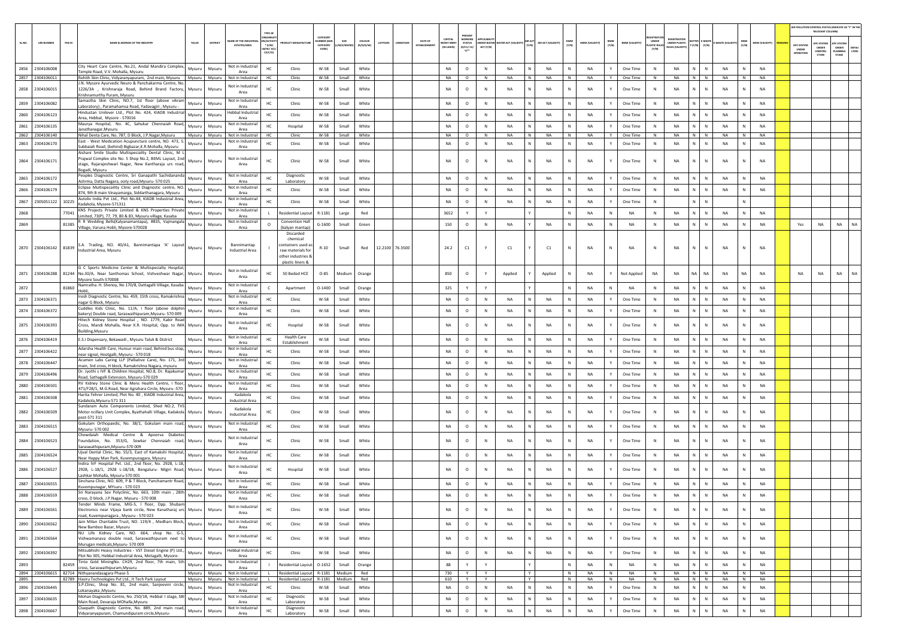| SL.NO. | UIN NUMBER | PCB ID | NAME & ADDRESS OF THE INDUSTRY | TALUK | DISTRICT | NAME OF THE INDUSTRIAL ESTATE/AREA | TYPE OF ORGANISATION/ACTIVITY * (I/M/LB/HC/H/CE/C/O) | PRODUCT MANUFACTURE | CATEGORY NUMBER (XGN CATEGORY CODE) | SIZE (L/M/S/MICRO) | COLOUR (R/O/G/W) | LATITUDE | LONGITUDE | DATE OF ESTABLISHMENT | CAPITAL INVEST MENT (IN LAKHS) | PRESENT WORKING STATUS (O/C1/C2/Y)** | APPLICABILITY UNDER WATER ACT (Y/N) | WATER ACT (VALIDITY) | AIR ACT (Y/N) | AIR ACT (VALIDITY) | HWM (Y/N) | HWM (VALIDITY) | BMW (Y/N) | BMW (VALIDITY) | REGISTRATION UNDER PLASTIC RULES (Y/N) | REGISTRATION UNDER PLASTIC RULES (VALIDITY) | BATTERY (Y/N) | E-WASTE (Y/N) | E-WASTE (VALIDITY) | MSW (Y/N) | MSW (VALIDITY) | REMARKS | APC SYSTEM UNDER OPERATION | APC SYSTEM UNDER CONSTRUCTION | APC SYSTEM UNDER PLANNING STAGE | DEFAULTERS |
|---|---|---|---|---|---|---|---|---|---|---|---|---|---|---|---|---|---|---|---|---|---|---|---|---|---|---|---|---|---|---|---|---|---|---|---|---|
| 2856 | 2304106008 | | City Heart Care Centre, No.21, Andal Mandira Complex, Temple Road, V.V. Mohalla, Mysuru | Mysuru | Mysuru | Not in Industrial Area | HC | Clinic | W-58 | Small | White | | | | NA | O | N | NA | N | NA | N | NA | Y | One Time | N | NA | N | N | NA | N | NA | | | | | |
| 2857 | 2304106011 | | Rohith Skin Clinic, Vidyaranyapuram, 2nd main, Mysuru | Mysuru | Mysuru | Not in Industrial Area | HC | Clinic | W-58 | Small | White | | | | NA | O | N | NA | N | NA | N | NA | Y | One Time | N | NA | N | N | NA | N | NA | | | | | |
| 2858 | 2304106015 | | J.N. Mysore Ayurvedic Neuro & Panchakarma Centre, No. 1226/3A , Krishnaraja Road, Behind Brand Factory, Krishnamurthy Puram, Mysuru | Mysuru | Mysuru | Not in Industrial Area | HC | Clinic | W-58 | Small | White | | | | NA | O | N | NA | N | NA | N | NA | Y | One Time | N | NA | N | N | NA | N | NA | | | | | |
| 2859 | 2304106082 | | Samastha Skin Clinic, NO.7, 1st floor (above vikram Laboratory) , Paramahamsa Road, Yadavagiri , Mysuru - | Mysuru | Mysuru | Not in Industrial Area | HC | Clinic | W-58 | Small | White | | | | NA | O | N | NA | N | NA | N | NA | Y | One Time | N | NA | N | N | NA | N | NA | | | | | |
| 2860 | 2304106123 | | Hindustan Unilever Ltd., Plot No. 424, KIADB Industrial Area, Hebbal, Mysore - 570016 | Mysuru | Mysuru | Hebbal Industrial Area | HC | Clinic | W-58 | Small | White | | | | NA | O | N | NA | N | NA | N | NA | Y | One Time | N | NA | N | N | NA | N | NA | | | | | |
| 2861 | 2304106135 | | Maurya Hospital, No. 4C, Sahukar Chennaiah Road, Janathanagar,Mysuru | Mysuru | Mysuru | Not in Industrial Area | HC | Hospital | W-58 | Small | White | | | | NA | O | N | NA | N | NA | N | NA | Y | One Time | N | NA | N | N | NA | N | NA | | | | | |
| 2862 | 2304106140 | | Nihal Denta Care, No. 787, D Block, J.P.Nagar,Mysuru | Mysuru | Mysuru | Not in Industrial Area | HC | Clinic | W-58 | Small | White | | | | NA | O | N | NA | N | NA | N | NA | Y | One Time | N | NA | N | N | NA | N | NA | | | | | |
| 2863 | 2304106170 | | East - West Medication Acupuncture centre, NO. 473, S, Subbaiah Road, (behind) Bigbazar,K.R.Mohalla, Mysuru | Mysuru | Mysuru | Not in Industrial Area | HC | Clinic | W-58 | Small | White | | | | NA | O | N | NA | N | NA | N | NA | Y | One Time | N | NA | N | N | NA | N | NA | | | | | |
| 2864 | 2304106171 | | Aishani Smile Studio Multispeciality Dental Clinic, M L Prajwal Complex site No. 5 Shop No.2, BEML Layout, 2nd stage, Rajarajeshwari Nagar, New Kantharaja urs road, Bogadi, Mysuru | Mysuru | Mysuru | Not in Industrial Area | HC | Clinic | W-58 | Small | White | | | | NA | O | N | NA | N | NA | N | NA | Y | One Time | N | NA | N | N | NA | N | NA | | | | | |
| 2865 | 2304106172 | | Peoples Diagnostic Centre, Sri Ganapathi Sachidananda Ashrma, Datta Nagara, ooty road,Mysuru- 570 025 | Mysuru | Mysuru | Not in Industrial Area | HC | Diagnostic Laboratory | W-58 | Small | White | | | | NA | O | N | NA | N | NA | N | NA | Y | One Time | N | NA | N | N | NA | N | NA | | | | | |
| 2866 | 2304106179 | | Eclipse Multispecaility Clinic and Diagnostic centre, NO. 874, 9th B main Vinayamarga, Siddarthanagara, Mysuru | Mysuru | Mysuru | Not in Industrial Area | HC | Clinic | W-58 | Small | White | | | | NA | O | N | NA | N | NA | N | NA | Y | One Time | N | NA | N | N | NA | N | NA | | | | | |
| 2867 | 2305051122 | 10225 | Autoliv India Pvt Ltd., Plot No.44, KIADB Industrial Area, Kadakola, Mysore-571311 | Mysuru | Mysuru | Not in Industrial Area | HC | Clinic | W-58 | Small | White | | | | NA | O | N | NA | N | NA | N | NA | Y | One Time | N | | N | N | | N | | | | | | |
| 2868 | | 77041 | KNS Projects Private Limited & KNS Properties Private Limited, 73(P), 77, 79, 80 & 83, Mysuru village, Kasaba | Mysuru | Mysuru | Not in Industrial Area | L | Residential Layout | R-1181 | Large | Red | | | | 3652 | Y | Y | | Y | | N | NA | N | NA | N | NA | N | N | NA | N | NA | | | | | |
| 2869 | | 81385 | R R Wedding Bells(Kalyanamantapa), #835, Vajmangala Village, Varuna Hobli, Mysore-570028 | Mysuru | Mysuru | Not in Industrial Area | O | Convention Hall (kalyan mantap) | G-1600 | Small | Green | | | | 150 | O | N | NA | Y | NA | N | NA | N | NA | N | NA | N | N | NA | N | NA | | Yes | NA | NA | NA |
| 2870 | 2304106142 | 81839 | S.A. Trading, NO. 40/A1, Bannimantapa 'A' Layout Industrial Area, Mysuru | Mysuru | Mysuru | Bannimantap Industrial Area | I | Discarded chemical containers used as raw materials for other industries & plastic liners & | R-10 | Small | Red | 12.2100 | 76.3500 | | 24.2 | C1 | Y | C1 | Y | C1 | N | NA | N | NA | N | NA | N | N | NA | N | NA | | | | | |
| 2871 | 2304106288 | 81244 | G C Sports Medicine Center & Multispecialty Hospital, No.30/A, Near Santhomas School, Vishveshwar Nagar, Mysore South-570008 | Mysuru | Mysuru | Not in Industrial Area | HC | 50 Beded HCE | O-85 | Medium | Orange | | | | 850 | O | Y | Applied | Y | Applied | N | NA | Y | Not Applied | NA | NA | NA | NA | NA | NA | NA | | NA | NA | NA | NA |
| 2872 | | 81860 | Namratha. H. Shenoy, No 170/8, Dattagalli Village, Kasaba Hobli, | Mysuru | Mysuru | Not in Industrial Area | C | Apartment | O-1400 | Small | Orange | | | | 325 | Y | Y | | Y | | N | NA | N | NA | N | NA | N | N | NA | N | NA | | | | | |
| 2873 | 2304106371 | | Iresh Diagnostic Centre, No. 459, 15th cross, Ramakrishna nagar G Block, Mysuru | Mysuru | Mysuru | Not in Industrial Area | HC | Clinic | W-58 | Small | White | | | | NA | O | N | NA | N | NA | N | NA | Y | One Time | N | NA | N | N | NA | N | NA | | | | | |
| 2874 | 2304106372 | | Cuddles Kids Clinic, No. 11/A, I floor (above dolphin bakery) Double road, Saraswathipuram,Mysuru- 570 009 | Mysuru | Mysuru | Not in Industrial Area | HC | Clinic | W-58 | Small | White | | | | NA | O | N | NA | N | NA | N | NA | Y | One Time | N | NA | N | N | NA | N | NA | | | | | |
| 2875 | 2304106393 | | Hitech Kidney Stone Hospital , NO. 1779, Kabir Road Cross, Mandi Mohalla, Near K.R. Hospital, Opp. to IMA Building,Mysuru | Mysuru | Mysuru | Not in Industrial Area | HC | Hospital | W-58 | Small | White | | | | NA | O | N | NA | N | NA | N | NA | Y | One Time | N | NA | N | N | NA | N | NA | | | | | |
| 2876 | 2304106419 | | E.S.I Dispensary, Bekawadi , Mysuru Taluk & District | Mysuru | Mysuru | Not in Industrial Area | HC | Health Care Establishment | W-58 | Small | White | | | | NA | O | N | NA | N | NA | N | NA | Y | One Time | N | NA | N | N | NA | N | NA | | | | | |
| 2877 | 2304106422 | | Adarsha Health Care, Hunsur main road, Behind bus stop, near signal, Hootgalli, Mysuru - 570 018 | Mysuru | Mysuru | Not in Industrial Area | HC | Clinic | W-58 | Small | White | | | | NA | O | N | NA | N | NA | N | NA | Y | One Time | N | NA | N | N | NA | N | NA | | | | | |
| 2878 | 2304106447 | | Acumen Labs Caring LLP (Palliative Care), No. 171, 3rd main, 3rd cross, H block, Ramakrishna Nagara, mysuru | Mysuru | Mysuru | Not in Industrial Area | HC | Clinic | W-58 | Small | White | | | | NA | O | N | NA | N | NA | N | NA | Y | One Time | N | NA | N | N | NA | N | NA | | | | | |
| 2879 | 2304106496 | | Dr. Jyothi s IVF & Children Hospital, NO.8, Dr. Rajakumar Road, Sathagalli Extension, Mysuru-570 029 | Mysuru | Mysuru | Not in Industrial Area | HC | Clinic | W-58 | Small | White | | | | NA | O | N | NA | N | NA | N | NA | Y | One Time | N | NA | N | N | NA | N | NA | | | | | |
| 2880 | 2304106501 | | RV Kidney Stone Clinic & Mens Health Centre, I floor, 471/F28/1, M.G.Road, Near Agrahara Circle, Mysuru -570 | Mysuru | Mysuru | Not in Industrial Area | HC | Clinic | W-58 | Small | White | | | | NA | O | N | NA | N | NA | N | NA | Y | One Time | N | NA | N | N | NA | N | NA | | | | | |
| 2881 | 2304106508 | | Harita Fehrer Limited, Plot No. 40 , KIADB Industrial Area, Kadakola,Mysuru-571 311 | Mysuru | Mysuru | Kadakola Industrial Area | HC | Clinic | W-58 | Small | White | | | | NA | O | N | NA | N | NA | N | NA | Y | One Time | N | NA | N | N | NA | N | NA | | | | | |
| 2882 | 2304106509 | | Sundaram Auto Components Limited, Shed NO.2, TVS Motor ncillary Unit Complex, Byathahalli Village, Kadakola post-571 311 | Mysuru | Mysuru | Kadakola Industrial Area | HC | Clinic | W-58 | Small | White | | | | NA | O | N | NA | N | NA | N | NA | Y | One Time | N | NA | N | N | NA | N | NA | | | | | |
| 2883 | 2304106515 | | Gokulam Orthopaedic, No. 38/1, Gokulam main road, Mysuru- 570 002 | Mysuru | Mysuru | Not in Industrial Area | HC | Clinic | W-58 | Small | White | | | | NA | O | N | NA | N | NA | N | NA | Y | One Time | N | NA | N | N | NA | N | NA | | | | | |
| 2884 | 2304106523 | | Chowdaiah Medical Centre & Apoorva Diabetes Foundation, No. 353/G, Sowkar Chennaiah road, Saraswathipuram,Mysuru-570 009 | Mysuru | Mysuru | Not in Industrial Area | HC | Clinic | W-58 | Small | White | | | | NA | O | N | NA | N | NA | N | NA | Y | One Time | N | NA | N | N | NA | N | NA | | | | | |
| 2885 | 2304106524 | | Ujval Dental Clinic, No. 55/3, East of Kamakshi Hospital, Near Happy Man Park, Kuvempunagara, Mysuru | Mysuru | Mysuru | Not in Industrial Area | HC | Clinic | W-58 | Small | White | | | | NA | O | N | NA | N | NA | N | NA | Y | One Time | N | NA | N | N | NA | N | NA | | | | | |
| 2886 | 2304106527 | | Indira IVF Hospital Pvt. Ltd., 2nd floor, No. 2928, L-18, 2928 , L-18/1, 2928 L-18/18, Bengaluru- Nilgiri Road, Lashkar Mohalla, Mysuru-570 001 | Mysuru | Mysuru | Not in Industrial Area | HC | Hospital | W-58 | Small | White | | | | NA | O | N | NA | N | NA | N | NA | Y | One Time | N | NA | N | N | NA | N | NA | | | | | |
| 2887 | 2304106555 | | Sinchana Clinic, NO. 609, P & T Block, Panchamantr Road, Kuvempunagar, MYsuru - 570 023 | Mysuru | Mysuru | Not in Industrial Area | HC | Clinic | W-58 | Small | White | | | | NA | O | N | NA | N | NA | N | NA | Y | One Time | N | NA | N | N | NA | N | NA | | | | | |
| 2888 | 2304106559 | | Sri Narayana Sev Polyclinic, No. 663, 10th main , 28th cross, D block, J.P.Nagar, Mysuru - 570 008 | Mysuru | Mysuru | Not in Industrial Area | HC | Clinic | W-58 | Small | White | | | | NA | O | N | NA | N | NA | N | NA | Y | One Time | N | NA | N | N | NA | N | NA | | | | | |
| 2889 | 2304106561 | | Tender Minds Frame, MIG-5, I floor, Opp. Shubam Electronics near Vijaya bank circle, New Kantharaj urs road, Kuvempunagara , Mysuru - 570 023 | Mysuru | Mysuru | Not in Industrial Area | HC | Clinic | W-58 | Small | White | | | | NA | O | N | NA | N | NA | N | NA | Y | One Time | N | NA | N | N | NA | N | NA | | | | | |
| 2890 | 2304106562 | | Jain Milan Charitable Trust, NO. 119/4 , Medhars Block, New Bamboo Bazar, Mysuru | Mysuru | Mysuru | Not in Industrial Area | HC | Clinic | W-58 | Small | White | | | | NA | O | N | NA | N | NA | N | NA | Y | One Time | N | NA | N | N | NA | N | NA | | | | | |
| 2891 | 2304106564 | | NU Life Kidney Care, NO. 664, shop No. G-5, Vishwamanava double road, Saraswathipuram next to Murugan medicals,Mysuru- 570 009 | Mysuru | Mysuru | Not in Industrial Area | HC | Clinic | W-58 | Small | White | | | | NA | O | N | NA | N | NA | N | NA | Y | One Time | N | NA | N | N | NA | N | NA | | | | | |
| 2892 | 2304106392 | | Mitsubhishi Heavy Industries - VST Diesel Engine (P) Ltd., Plot No 305, Hebbal Industrial Area, Metagalli, Mysore- | Mysuru | Mysuru | Hebbal Industrial Area | HC | Clinic | W-58 | Small | White | | | | NA | O | N | NA | N | NA | N | NA | Y | One Time | N | NA | N | N | NA | N | NA | | | | | |
| 2893 | | 82459 | Tinto Gold MiningNo. CH29, 2nd floor, 7th main, 5th cross, Saraswathipuram,Mysuru | Mysuru | Mysuru | Not in Industrial Area | I | Residential Layout | O-1652 | Small | Orange | | | | 88 | Y | Y | | Y | | N | NA | N | NA | N | NA | N | N | NA | N | NA | | | | | |
| 2894 | 2304106615 | 82714 | Nithyanandasagara Phase-5 | Mysuru | Mysuru | Not in Industrial Area | L | Residential Layout | R-1181 | Medium | Red | | | | 730 | Y | Y | | Y | | N | NA | N | NA | N | NA | N | N | NA | N | NA | | | | | |
| 2895 | | 82789 | Hasiru Technologies Pvt Ltd., It Tech Park Layout | Mysuru | Mysuru | Not in Industrial Area | L | Residential Layout | R-1181 | Medium | Red | | | | 610 | Y | Y | | Y | | N | NA | N | NA | N | NA | N | N | NA | N | NA | | | | | |
| 2896 | 2304106445 | | S.P.Clinic, Shop No. 81, 2nd main, Sanjeevini circle, Lokanayaka ,Mysuru | Mysuru | Mysuru | Not in Industrial Area | HC | Clinic | W-58 | Small | White | | | | NA | O | N | NA | N | NA | N | NA | Y | One Time | N | NA | N | N | NA | N | NA | | | | | |
| 2897 | 2304106635 | | Mohan Diagnostic Centre, No. 250/1B, Hebbal I stage, SBI Main Road, Devaraja MOhalla,Mysuru | Mysuru | Mysuru | Not In Industrial Area | HC | Diagnostic Laboratory | W-58 | Small | White | | | | NA | O | N | NA | N | NA | N | NA | Y | One Time | N | NA | N | N | NA | N | NA | | | | | |
| 2898 | 2304106667 | | Cluepath Diagnostic Centre, No. 889, 2nd main road, Vidyaranyapuram, Chamundipuram circle,Mysuru- | Mysuru | Mysuru | Not In Industrial Area | HC | Diagnostic Laboratory | W-58 | Small | White | | | | NA | O | N | NA | N | NA | N | NA | Y | One Time | N | NA | N | N | NA | N | NA | | | | | |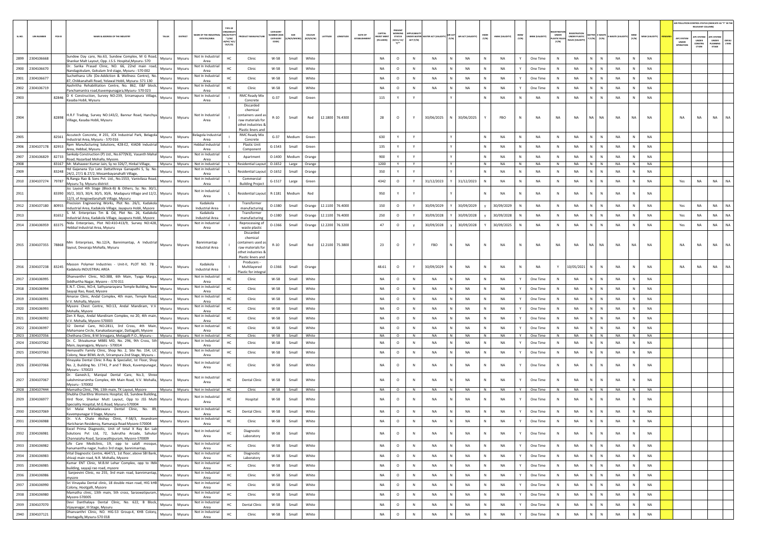| SL.NO. | UIN NUMBER | PCB ID | NAME & ADDRESS OF THE INDUSTRY | TALUK | DISTRICT | NAME OF THE INDUSTRIAL ESTATE/AREA | TYPE OF ORGANISATION/ACTIVITY * (I/M/LB/HC/H/L/CE/C/O) | PRODUCT MANUFACTURE | CATEGORY NUMBER (XGN CATEGORY CODE) | SIZE (L/M/S/MICRO) | COLOUR (R/O/G/W) | LATITUDE | LONGITUDE | DATE OF ESTABLISHMENT | CAPITAL INVEST MENT (IN LAKHS) | PRESENT WORKING STATUS (O/C1/C2/Y)** | APPLICABILITY UNDER WATER ACT (Y/N) | WATER ACT (VALIDITY) | AIR ACT (Y/N) | AIR ACT (VALIDITY) | HWM (Y/N) | HWM (VALIDITY) | BMW (Y/N) | BMW (VALIDITY) | REGISTRATION UNDER PLASTIC RULES (Y/N) | REGISTRATION UNDER PLASTIC RULES (VALIDITY) | BATTERY (Y/N) | E-WASTE (Y/N) | E-WASTE (VALIDITY) | MSW (Y/N) | MSW (VALIDITY) | REMARKS | APC SYSTEM UNDER OPERATION | APC SYSTEM UNDER CONSTRUCTION | APC SYSTEM UNDER PLANNING STAGE | DEFAULTERS |
|---|---|---|---|---|---|---|---|---|---|---|---|---|---|---|---|---|---|---|---|---|---|---|---|---|---|---|---|---|---|---|---|---|---|---|---|---|
| | | | | | | | | | | | | | | | | | | | | | | | | | | | | | | | | | AIR POLLUTION CONTROL STATUS (INDICATE AS "Y" IN THE RELEVANT COLUMN) | | | |
| 2899 | 2304106668 | | Sundew Day care, No.63, Sundew Complex, M G Road, Shankar Malt Layout, Opp. J.S.S. Hospital,Mysuru- 570 | Mysuru | Mysuru | Not In Industrial Area | HC | Clinic | W-58 | Small | White | | | | NA | O | N | NA | N | NA | N | NA | Y | One Time | N | NA | N | N | NA | N | NA | | | | | |
| 2900 | 2304106670 | | Dr. Sarika Prasad Clinic, NO. 66, 22nd main road, Nandagokulam, Gokulam 3rd stage, Mysuru - 570 002 | Mysuru | Mysuru | Not In Industrial Area | HC | Clinic | W-58 | Small | White | | | | NA | O | N | NA | N | NA | N | NA | Y | One Time | N | NA | N | N | NA | N | NA | | | | | |
| 2901 | 2304106677 | | Suchethana Life (De-Addiction & Wellness Centre), No. 87, Chikkanahalli Road, Yelawal Hobli, Mysuru- 571 130 | Mysuru | Mysuru | Not In Industrial Area | HC | Clinic | W-58 | Small | White | | | | NA | O | N | NA | N | NA | N | NA | Y | One Time | N | NA | N | N | NA | N | NA | | | | | |
| 2902 | 2304106719 | | Aashritha Rehabilitation Centre, No. 862, E&F block, Panchamantra road,Kuvempunagara,Mysuru- 570 023 | Mysuru | Mysuru | Not In Industrial Area | HC | Clinic | W-58 | Small | White | | | | NA | O | N | NA | N | NA | N | NA | Y | One Time | N | NA | N | N | NA | N | NA | | | | | |
| 2903 | | 82846 | D K Construction, Survey NO:239, Sriramapura Village, Kasaba Hobli, Mysuru | Mysuru | Mysuru | Not In Industrial Area | I | RMC Ready Mix Concrete | G-37 | Small | Green | | | | 115 | Y | Y | | Y | | N | NA | N | NA | N | NA | N | N | NA | N | NA | | | | | |
| 2904 | | 82898 | H.R.F Trading, Survey NO:143/2, Bannur Road, Hanchya Village, Kasaba Hobli, Mysuru | Mysuru | Mysuru | Not In Industrial Area | I | Discarded chemical containers used as raw materials for othet industries & Plastic liners and | R-10 | Small | Red | 12.1800 | 76.4300 | | 28 | O | Y | 30/06/2025 | N | 30/06/2025 | Y | FBO | N | NA | NA | NA | NA | NA | NA | NA | NA | | NA | NA | NA | NA |
| 2905 | | 82561 | Accutech Concrete, # 255, JCK Industrial Park, Belagola Industrial Area, Mysuru - 570 016 | Mysuru | Mysuru | Belagola Industrial Area | I | RMC Ready Mix Concrete | G-37 | Medium | Green | | | | 630 | Y | Y | | Y | | N | NA | N | NA | N | NA | N | N | NA | N | NA | | | | | |
| 2906 | 2304107178 | 82953 | Rpm Manufacturing Solutions, 428-E2, KIADB Industrial Area, Hebbal, Mysuru | Mysuru | Mysuru | Hebbal Industrial Area | I | Plastic Unit Component | G-1543 | Small | Green | | | | 135 | Y | Y | | Y | | N | NA | N | NA | N | NA | N | N | NA | N | NA | | | | | |
| 2907 | 2304106829 | 82733 | Sankalp Construction (P) Ltd., No.677(N3), Vasanth Mahal Road, Nazarbad Mohalla, Mysore. | Mysuru | Mysuru | Not In Industrial Area | C | Apartment | O-1400 | Medium | Orange | | | | 900 | Y | Y | | Y | | N | NA | N | NA | N | NA | N | N | NA | N | NA | | | | | |
| 2908 | | 83167 | Mr. Mahaveer Kumar Jain, Sy no 326/7, Hinkal Village, | Mysuru | Mysuru | Not In Industrial | L | Residential Layout | O-1652 | Large | Orange | | | | 1200 | Y | Y | | Y | | N | NA | N | NA | N | NA | N | N | NA | N | NA | | | | | |
| 2909 | | 83248 | Hd Gajanana S\o Late Dattathreya Ganapathi S, Sy. No. 24/2, 27/1 & 27/2, Mosambayanahalli Village, | Mysuru | Mysuru | Not In Industrial Area | L | Residential Layout | O-1652 | Small | Orange | | | | 350 | Y | Y | | Y | | N | NA | N | NA | N | NA | N | N | NA | N | NA | | | | | |
| 2910 | 2304107274 | 79787 | N.Ranga Rao & Sons Pvt. Ltd., No.1553, Vanivilasa Road, Mysuru Tq. Mysuru district | Mysuru | Mysuru | Not In Industrial Area | I | Commercial Building Project | G-1517 | Large | Green | | | | 4342 | O | Y | 31/12/2023 | Y | 31/12/2023 | N | NA | N | NA | N | NA | N | N | NA | N | NA | | Yes | NA | NA | NA |
| 2911 | | 83390 | Jss Layout 4th Stage (Block-B) & Others, Sy. No. 30/1, 30/2, 30/3, 30/4, 30/5, 30/6, Madapura Village and 12/2, 12/3, of Aregowdanahalli Village, Mysuru | Mysuru | Mysuru | Not In Industrial Area | L | Residential Layout | R-1181 | Medium | Red | | | | 950 | Y | Y | | Y | | N | NA | N | NA | N | NA | N | N | NA | N | NA | | | | | |
| 2912 | 2304107180 | 80955 | Precision Engineering Works, Plot No. 26/1, Kadakola Industrial Area, Kadakola Village, Jayapura Hobli, Mysore | Mysuru | Mysuru | Kadakola Industrial Area | I | Transformer manufacturing | O-1380 | Small | Orange | 12.1100 | 76.4000 | | 150 | O | Y | 30/09/2029 | Y | 30/09/2029 | y | 30/09/2029 | N | NA | N | NA | N | N | NA | N | NA | | Yes | NA | NA | NA |
| 2913 | | 81652 | S. M. Enterprises Tm & Od, Plot No. 26, Kadakola Industrial Area, Kadakola Village, Jayapura Hobli, Mysore | Mysuru | Mysuru | Kadakola Industrial Area | I | Transformer manufacturing | O-1380 | Small | Orange | 12.1100 | 76.4000 | | 250 | O | Y | 30/09/2028 | Y | 30/09/2028 | y | 30/09/2028 | N | NA | N | NA | N | N | NA | N | NA | | Yes | NA | NA | NA |
| 2914 | 2304106959 | 83375 | Nida Enterprises, Plot NO:410-413/9, Survey NO:428, Hebbal Industrial Area, Mysuru | Mysuru | Mysuru | Not In Industrial Area | I | Reprocessing of waste plastic | O-1366 | Small | Orange | 12.2200 | 76.3200 | | 47 | O | y | 30/09/2028 | y | 30/09/2028 | Y | 30/09/2025 | N | NA | N | NA | N | N | NA | N | NA | | Yes | NA | NA | NA |
| 2915 | 2304107355 | 78868 | Mm Enterprises, No.12/A, Bannimantap, A Industrial layout, Devaraja Mohalla, Mysuru | Mysuru | Mysuru | Bannimantap Industrial Area | I | Discarded chemical containers used as raw materials for othet industries & Plastic liners and | R-10 | Small | Red | 12.2100 | 75.3800 | | 23 | O | Y | FBO | N | NA | N | NA | N | NA | NA | NA | NA | NA | NA | NA | NA | | NA | NA | NA | NA |
| 2916 | 2304107238 | 83245 | Masson Polymer Industries - Unit-II, PLOT NO. 7B , Kadakola INDUSTRIAL AREA | Mysuru | Mysuru | Kadakola Industrial Area | I | Producers - Multilayered Plastic for integral | O-1366 | Small | Orange | | | | 48.61 | O | Y | 30/09/2029 | N | NA | N | NA | N | NA | Y | 10/05/2021 | N | N | NA | N | NA | | NA | NA | NA | NA |
| 2917 | 2304106995 | | Dhanvanthri Clinic, NO:388, 6th Main, Tyaga Marga, Siddhartha Nagar, Mysore - -570 011 | Mysuru | Mysuru | Not In Industrial Area | HC | Clinic | W-58 | Small | White | | | | NA | O | N | NA | N | NA | N | NA | Y | One Time | N | NA | N | N | NA | N | NA | | | | | |
| 2918 | 2304106994 | | E.N.T. Clinic, NO:4, Sathyanarayana Temple Building, New Sayyaji Rao, Road, Mysore | Mysuru | Mysuru | Not In Industrial Area | HC | Clinic | W-58 | Small | White | | | | NA | O | N | NA | N | NA | N | NA | Y | One Time | N | NA | N | N | NA | N | NA | | | | | |
| 2919 | 2304106991 | | Amarav Clinic, Andal Complex, 4th main, Temple Road, V.V. Mohalla, Mysore | Mysuru | Mysuru | Not In Industrial Area | HC | Clinic | W-58 | Small | White | | | | NA | O | N | NA | N | NA | N | NA | Y | One Time | N | NA | N | N | NA | N | NA | | | | | |
| 2920 | 2304106993 | | Mysore Chest Centre, NO:13, Andal Mandiram, V.V. Mohalla, Mysore | Mysuru | Mysuru | Not In Industrial Area | HC | Clinic | W-58 | Small | White | | | | NA | O | N | NA | N | NA | N | NA | Y | One Time | N | NA | N | N | NA | N | NA | | | | | |
| 2921 | 2304106992 | | Zen X Rays, Andal Mandiram Complex, no 20, 4th main, V.V. Mohalla, Mysore-570003 | Mysuru | Mysuru | Not In Industrial Area | HC | Clinic | W-58 | Small | White | | | | NA | O | N | NA | N | NA | N | NA | Y | One Time | N | NA | N | N | NA | N | NA | | | | | |
| 2922 | 2304106997 | | 32 Dental Care, NO:2811, 3rd Cross, 4th Main, Mahamane Circle, Kanakadasanagar, Dattagalli, Mysore | Mysuru | Mysuru | Not In Industrial Area | HC | Clinic | W-58 | Small | White | | | | NA | O | N | NA | N | NA | N | NA | Y | One Time | N | NA | N | N | NA | N | NA | | | | | |
| 2923 | 2304107056 | | Chethana Clinic, B M Srinagara, Metagalli P.O., Mysuru - | Mysuru | Mysuru | Not In Industrial | HC | Clinic | W-58 | Small | White | | | | NA | O | N | NA | N | NA | N | NA | Y | One Time | N | NA | N | N | NA | N | NA | | | | | |
| 2924 | 2304107062 | | Dr. C. Shivakumar MBBS MD, No. 296, 9th Cross, 5th Main, Jayanagara, Mysuru - 570014 | Mysuru | Mysuru | Not In Industrial Area | HC | Clinic | W-58 | Small | White | | | | NA | O | N | NA | N | NA | N | NA | Y | One Time | N | NA | N | N | NA | N | NA | | | | | |
| 2925 | 2304107063 | | Hemavathi Family Clinic, Shop No. 2, Site No. 154, LIC Colony, Near BEML Arch, Srirampura 2nd Stage, Mysuru - | Mysuru | Mysuru | Not In Industrial Area | HC | Clinic | W-58 | Small | White | | | | NA | O | N | NA | N | NA | N | NA | Y | One Time | N | NA | N | N | NA | N | NA | | | | | |
| 2926 | 2304107066 | | Vinayaka Dental Clinic X-Ray & Specialist, Ist Floor, Shop No. 2, Building No. 17741, P and T Block, Kuvempunagar, Mysuru - 570023 | Mysuru | Mysuru | Not In Industrial Area | HC | Clinic | W-58 | Small | White | | | | NA | O | N | NA | N | NA | N | NA | Y | One Time | N | NA | N | N | NA | N | NA | | | | | |
| 2927 | 2304107067 | | Dr. Ganesh.S, Manipal Dental Care, No.3, Shree Lakshminarsimha Complex, 4th Main Road, V.V. Mohalla, Mysuru - 570002 | Mysuru | Mysuru | Not In Industrial Area | HC | Dental Clinic | W-58 | Small | White | | | | NA | O | N | NA | N | NA | N | NA | Y | One Time | N | NA | N | N | NA | N | NA | | | | | |
| 2928 | 2304107444 | | Mamatha Clinic, 796, 13th main, TK Layout, Mysore | Mysuru | Mysuru | Not In Industrial | HC | Clinic | W-58 | Small | White | | | | NA | O | N | NA | N | NA | N | NA | Y | One Time | N | NA | N | N | NA | N | NA | | | | | |
| 2929 | 2304106977 | | Shubha Charithra Womens Hospital, 63, Sundew Building, IIIrd floor, Shankar Mutt Layout, Opp to JSS Multi Speciality Hospital, M.G.Road, Mysuru-570004 | Mysuru | Mysuru | Not In Industrial Area | HC | Hospital | W-58 | Small | White | | | | NA | O | N | NA | N | NA | N | NA | Y | One Time | N | NA | N | N | NA | N | NA | | | | | |
| 2930 | 2304107069 | | Sri Malai Mahadeswara Dental Clinic, No. 89, Kuvempunagar II Stage, Mysuru | Mysuru | Mysuru | Not In Industrial Area | HC | Dental Clinic | W-58 | Small | White | | | | NA | O | N | NA | N | NA | N | NA | Y | One Time | N | NA | N | N | NA | N | NA | | | | | |
| 2931 | 2304106988 | | Dr. V.A. Chate Akshay Clinic, F-58/3, Anandram Haricharan Residensy, Ramunaja Road Mysore-570004 | Mysuru | Mysuru | Not In Industrial Area | HC | Clinic | W-58 | Small | White | | | | NA | O | N | NA | N | NA | N | NA | Y | One Time | N | NA | N | N | NA | N | NA | | | | | |
| 2932 | 2304106981 | | Excel Prima Diagnostic, Unit of total X Ray &n Lab Solutions Pvt Ltd, 72, Sukrutha Arcade, Sahukar Channaiaha Road, Saraswathipuram, Mysore-570009 | Mysuru | Mysuru | Not In Industrial Area | HC | Diagnostic Laboratory | W-58 | Small | White | | | | NA | O | N | NA | N | NA | N | NA | Y | One Time | N | NA | N | N | NA | N | NA | | | | | |
| 2933 | 2304106982 | | Life Care Mediclinic, 19, opp to salafi mosque, hanumantha nagar, hudco 3rd stage, bannimantap, | Mysuru | Mysuru | Not In Industrial Area | HC | Clinic | W-58 | Small | White | | | | NA | O | N | NA | N | NA | N | NA | Y | One Time | N | NA | N | N | NA | N | NA | | | | | |
| 2934 | 2304106983 | | Vital Diagnostic Centre, 4647/1, 1st floor, above SBI Bank, shivaji main road, N.R. Mohalla, Mysore | Mysuru | Mysuru | Not In Industrial Area | HC | Diagnostic Laboratory | W-58 | Small | White | | | | NA | O | N | NA | N | NA | N | NA | Y | One Time | N | NA | N | N | NA | N | NA | | | | | |
| 2935 | 2304106985 | | Kumar ENT Clinic, M.B.M Lehar Complex, opp to IMA building, sayyaji rao road, mysore | Mysuru | Mysuru | Not In Industrial Area | HC | Clinic | W-58 | Small | White | | | | NA | O | N | NA | N | NA | N | NA | Y | One Time | N | NA | N | N | NA | N | NA | | | | | |
| 2936 | 2304106986 | | Sanjeevini Clinic, no 255, 3rd main road, bannimantap, mysore | Mysuru | Mysuru | Not In Industrial Area | HC | Clinic | W-58 | Small | White | | | | NA | O | N | NA | N | NA | N | NA | Y | One Time | N | NA | N | N | NA | N | NA | | | | | |
| 2937 | 2304106990 | | Sri Vinayaka Dental clinic, 18 double mian road, HIG kHB Colony, Hootgalli, Mysore | Mysuru | Mysuru | Not In Industrial Area | HC | Clinic | W-58 | Small | White | | | | NA | O | N | NA | N | NA | N | NA | Y | One Time | N | NA | N | N | NA | N | NA | | | | | |
| 2938 | 2304106980 | | Mamatha clinic, 13th main, 5th cross, Saraswatipuram, Mysore-570005 | Mysuru | Mysuru | Not In Industrial Area | HC | Clinic | W-58 | Small | White | | | | NA | O | N | NA | N | NA | N | NA | Y | One Time | N | NA | N | N | NA | N | NA | | | | | |
| 2939 | 2304107070 | | Devi Danthalaya Dental Clinic, No. 622, B Block, Vijayanagar, III Stage, Mysuru | Mysuru | Mysuru | Not In Industrial Area | HC | Dental Clinic | W-58 | Small | White | | | | NA | O | N | NA | N | NA | N | NA | Y | One Time | N | NA | N | N | NA | N | NA | | | | | |
| 2940 | 2304107121 | | Dhanvanthri Clinic, NO. HIG-53 Group-4, KHB Colony, Hootagally,Mysuru-570 018 | Mysuru | Mysuru | Not In Industrial Area | HC | Clinic | W-58 | Small | White | | | | NA | O | N | NA | N | NA | N | NA | Y | One Time | N | NA | N | N | NA | N | NA | | | | | |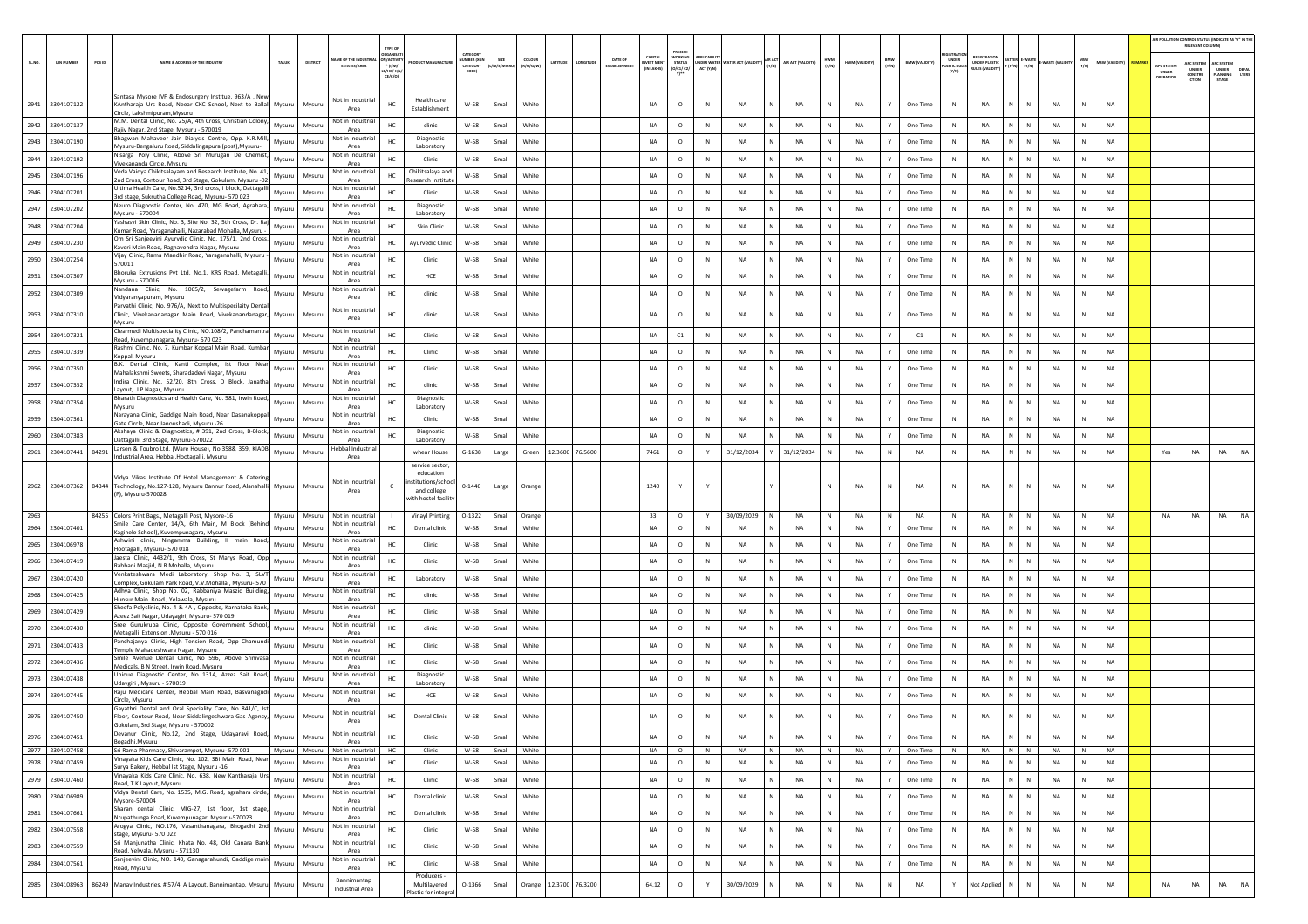| SL.NO. | UIN NUMBER | PCB ID | NAME & ADDRESS OF THE INDUSTRY | TALUK | DISTRICT | NAME OF THE INDUSTRIAL ESTATES/AREA | TYPE OF ORGANISATION/ACTIVITY * (I/M/LB/HC/H/CE/C/O) | PRODUCT MANUFACTURE | CATEGORY NUMBER (XGN CATEGORY CODE) | SIZE (L/M/S/MICRO) | COLOUR (R/O/G/W) | LATITUDE | LONGITUDE | DATE OF ESTABLISHMENT | CAPITAL INVEST MENT (IN LAKHS) | PRESENT WORKING STATUS (O/C1/C2/Y)** | APPLICABILITY UNDER WATER ACT (Y/N) | WATER ACT (VALIDITY) | AIR ACT (Y/N) | AIR ACT (VALIDITY) | HWM (Y/N) | HWM (VALIDITY) | BMW (Y/N) | BMW (VALIDITY) | REGISTRATION UNDER PLASTIC RULES (Y/N) | REGISTRATION UNDER PLASTIC RULES (VALIDITY) | BATTERY (Y/N) | E-WASTE (Y/N) | E-WASTE (VALIDITY) | MSW (Y/N) | MSW (VALIDITY) | REMARKS | APC SYSTEM UNDER OPERATION | APC SYSTEM UNDER CONSTRUCTION | APC SYSTEM UNDER PLANNING STAGE | DEFAULTERS |
|---|---|---|---|---|---|---|---|---|---|---|---|---|---|---|---|---|---|---|---|---|---|---|---|---|---|---|---|---|---|---|---|---|---|---|---|---|
| 2941 | 2304107122 | | Santasa Mysore IVF & Endosurgery Institue, 963/A , New KAntharaja Urs Road, Neear CKC School, Next to Ballal Circle, Lakshmipuram,Mysuru | Mysuru | Mysuru | Not in Industrial Area | HC | Health care Establishment | W-58 | Small | White | | | | NA | O | N | NA | N | NA | N | NA | Y | One Time | N | NA | N | N | NA | N | NA | | | | | |
| 2942 | 2304107137 | | M.M. Dental Clinic, No. 25/A, 4th Cross, Christian Colony, Rajiv Nagar, 2nd Stage, Mysuru - 570019 | Mysuru | Mysuru | Not in Industrial Area | HC | clinic | W-58 | Small | White | | | | NA | O | N | NA | N | NA | N | NA | Y | One Time | N | NA | N | N | NA | N | NA | | | | | |
| 2943 | 2304107190 | | Bhagwan Mahaveer Jain Dialysis Centre, Opp. K.R.Mill, Mysuru-Bengaluru Road, Siddalingapura (post),Mysuru- | Mysuru | Mysuru | Not in Industrial Area | HC | Diagnostic Laboratory | W-58 | Small | White | | | | NA | O | N | NA | N | NA | N | NA | Y | One Time | N | NA | N | N | NA | N | NA | | | | | |
| 2944 | 2304107192 | | Nisarga Poly Clinic, Above Sri Murugan De Chemist, Vivekananda Circle, Mysuru | Mysuru | Mysuru | Not in Industrial Area | HC | Clinic | W-58 | Small | White | | | | NA | O | N | NA | N | NA | N | NA | Y | One Time | N | NA | N | N | NA | N | NA | | | | | |
| 2945 | 2304107196 | | Veda Vaidya Chikitsalayam and Research Institute, No. 41, 2nd Cross, Contour Road, 3rd Stage, Gokulam, Mysuru -02 | Mysuru | Mysuru | Not in Industrial Area | HC | Chikitsalaya and Research Institute | W-58 | Small | White | | | | NA | O | N | NA | N | NA | N | NA | Y | One Time | N | NA | N | N | NA | N | NA | | | | | |
| 2946 | 2304107201 | | Ultima Health Care, No.5214, 3rd cross, I block, Dattagalli 3rd stage, Sukrutha College Road, Mysuru- 570 023 | Mysuru | Mysuru | Not in Industrial Area | HC | Clinic | W-58 | Small | White | | | | NA | O | N | NA | N | NA | N | NA | Y | One Time | N | NA | N | N | NA | N | NA | | | | | |
| 2947 | 2304107202 | | Neuro Diagnostic Center, No. 470, MG Road, Agrahara, Mysuru - 570004 | Mysuru | Mysuru | Not in Industrial Area | HC | Diagnostic Laboratory | W-58 | Small | White | | | | NA | O | N | NA | N | NA | N | NA | Y | One Time | N | NA | N | N | NA | N | NA | | | | | |
| 2948 | 2304107204 | | Yashasvi Skin Clinic, No. 3, Site No. 32, 5th Cross, Dr. Raj Kumar Road, Yaraganahalli, Nazarabad Mohalla, Mysuru - | Mysuru | Mysuru | Not in Industrial Area | HC | Skin Clinic | W-58 | Small | White | | | | NA | O | N | NA | N | NA | N | NA | Y | One Time | N | NA | N | N | NA | N | NA | | | | | |
| 2949 | 2304107230 | | Om Sri Sanjeevini Ayurvdic Clinic, No. 175/1, 2nd Cross, Kaveri Main Road, Raghavendra Nagar, Mysuru | Mysuru | Mysuru | Not in Industrial Area | HC | Ayurvedic Clinic | W-58 | Small | White | | | | NA | O | N | NA | N | NA | N | NA | Y | One Time | N | NA | N | N | NA | N | NA | | | | | |
| 2950 | 2304107254 | | Vijay Clinic, Rama Mandhir Road, Yaraganahalli, Mysuru - 570011 | Mysuru | Mysuru | Not in Industrial Area | HC | Clinic | W-58 | Small | White | | | | NA | O | N | NA | N | NA | N | NA | Y | One Time | N | NA | N | N | NA | N | NA | | | | | |
| 2951 | 2304107307 | | Bhoruka Extrusions Pvt Ltd, No.1, KRS Road, Metagalli, Mysuru - 570016 | Mysuru | Mysuru | Not in Industrial Area | HC | HCE | W-58 | Small | White | | | | NA | O | N | NA | N | NA | N | NA | Y | One Time | N | NA | N | N | NA | N | NA | | | | | |
| 2952 | 2304107309 | | Nandana Clinic, No. 1065/2, Sewagefarm Road, Vidyaranyapuram, Mysuru | Mysuru | Mysuru | Not in Industrial Area | HC | clinic | W-58 | Small | White | | | | NA | O | N | NA | N | NA | N | NA | Y | One Time | N | NA | N | N | NA | N | NA | | | | | |
| 2953 | 2304107310 | | Parvathi Clinic, No. 976/A, Next to Multispecilaity Dental Clinic, Vivekanadanagar Main Road, Vivekanandanagar, Mysuru | Mysuru | Mysuru | Not in Industrial Area | HC | clinic | W-58 | Small | White | | | | NA | O | N | NA | N | NA | N | NA | Y | One Time | N | NA | N | N | NA | N | NA | | | | | |
| 2954 | 2304107321 | | Clearmedi Multispeciality Clinic, NO.108/2, Panchamantra Road, Kuvempunagara, Mysuru- 570 023 | Mysuru | Mysuru | Not in Industrial Area | HC | Clinic | W-58 | Small | White | | | | NA | C1 | N | NA | N | NA | N | NA | Y | C1 | N | NA | N | N | NA | N | NA | | | | | |
| 2955 | 2304107339 | | Rashmi Clinic, No. 7, Kumbar Koppal Main Road, Kumbar Koppal, Mysuru | Mysuru | Mysuru | Not in Industrial Area | HC | Clinic | W-58 | Small | White | | | | NA | O | N | NA | N | NA | N | NA | Y | One Time | N | NA | N | N | NA | N | NA | | | | | |
| 2956 | 2304107350 | | B.K. Dental Clinic, Kanti Complex, Ist floor Near Mahalakshmi Sweets, Sharadadevi Nagar, Mysuru | Mysuru | Mysuru | Not in Industrial Area | HC | Clinic | W-58 | Small | White | | | | NA | O | N | NA | N | NA | N | NA | Y | One Time | N | NA | N | N | NA | N | NA | | | | | |
| 2957 | 2304107352 | | Indira Clinic, No. 52/20, 8th Cross, D Block, Janatha Layout, J P Nagar, Mysuru | Mysuru | Mysuru | Not in Industrial Area | HC | clinic | W-58 | Small | White | | | | NA | O | N | NA | N | NA | N | NA | Y | One Time | N | NA | N | N | NA | N | NA | | | | | |
| 2958 | 2304107354 | | Bharath Diagnostics and Health Care, No. 581, Irwin Road, Mysuru | Mysuru | Mysuru | Not in Industrial Area | HC | Diagnostic Laboratory | W-58 | Small | White | | | | NA | O | N | NA | N | NA | N | NA | Y | One Time | N | NA | N | N | NA | N | NA | | | | | |
| 2959 | 2304107361 | | Narayana Clinic, Gaddige Main Road, Near Dasanakoppal Gate Circle, Near Janoushadi, Mysuru -26 | Mysuru | Mysuru | Not in Industrial Area | HC | Clinic | W-58 | Small | White | | | | NA | O | N | NA | N | NA | N | NA | Y | One Time | N | NA | N | N | NA | N | NA | | | | | |
| 2960 | 2304107383 | | Akshaya Clinic & Diagnostics, # 391, 2nd Cross, B-Block, Dattagalli, 3rd Stage, Mysuru-570022 | Mysuru | Mysuru | Not in Industrial Area | HC | Diagnostic Laboratory | W-58 | Small | White | | | | NA | O | N | NA | N | NA | N | NA | Y | One Time | N | NA | N | N | NA | N | NA | | | | | |
| 2961 | 2304107441 | 84291 | Larsen & Toubro Ltd. (Ware House), No.358& 359, KIADB Industrial Area, Hebbal,Hootagalli, Mysuru | Mysuru | Mysuru | Hebbal Industrial Area | I | whear House | G-1638 | Large | Green | 12.3600 | 76.5600 | | 7461 | O | Y | 31/12/2034 | Y | 31/12/2034 | N | NA | N | NA | N | NA | N | N | NA | N | NA | | Yes | NA | NA | NA |
| 2962 | 2304107362 | 84344 | Vidya Vikas Institute Of Hotel Management & Catering Technology, No.127-128, Mysuru Bannur Road, Alanahalli (P), Mysuru-570028 | Mysuru | Mysuru | Not in Industrial Area | C | service sector, education institutions/school and college with hostel facility | O-1440 | Large | Orange | | | | 1240 | Y | Y | | Y | | N | NA | N | NA | N | NA | N | N | NA | N | NA | | | | | |
| 2963 | | 84255 | Colors Print Bags,, Metagalli Post, Mysore-16 | Mysuru | Mysuru | Not in Industrial | I | Vinayl Printing | O-1322 | Small | Orange | | | | 33 | O | Y | 30/09/2029 | N | NA | N | NA | N | NA | N | NA | N | N | NA | N | NA | | NA | NA | NA | NA |
| 2964 | 2304107401 | | Smile Care Center, 14/A, 6th Main, M Block (Behind Kaginele School), Kuvempunagara, Mysuru | Mysuru | Mysuru | Not in Industrial Area | HC | Dental clinic | W-58 | Small | White | | | | NA | O | N | NA | N | NA | N | NA | Y | One Time | N | NA | N | N | NA | N | NA | | | | | |
| 2965 | 2304106978 | | Ashwini clinic, Ningamma Building, II main Road, Hootagalli, Mysuru- 570 018 | Mysuru | Mysuru | Not in Industrial Area | HC | Clinic | W-58 | Small | White | | | | NA | O | N | NA | N | NA | N | NA | Y | One Time | N | NA | N | N | NA | N | NA | | | | | |
| 2966 | 2304107419 | | Jaesta Clinic, 4432/1, 9th Cross, St Marys Road, Opp Rabbani Masjid, N R Mohalla, Mysuru | Mysuru | Mysuru | Not in Industrial Area | HC | Clinic | W-58 | Small | White | | | | NA | O | N | NA | N | NA | N | NA | Y | One Time | N | NA | N | N | NA | N | NA | | | | | |
| 2967 | 2304107420 | | Venkateshwara Medi Laboratory, Shop No. 3, SLVT Complex, Gokulam Park Road, V.V.Mohalla , Mysuru- 570 | Mysuru | Mysuru | Not in Industrial Area | HC | Laboratory | W-58 | Small | White | | | | NA | O | N | NA | N | NA | N | NA | Y | One Time | N | NA | N | N | NA | N | NA | | | | | |
| 2968 | 2304107425 | | Adhya Clinic, Shop No. 02, Rabbaniya Maszid Building, Hunsur Main Road , Yelawala, Mysuru | Mysuru | Mysuru | Not in Industrial Area | HC | clinic | W-58 | Small | White | | | | NA | O | N | NA | N | NA | N | NA | Y | One Time | N | NA | N | N | NA | N | NA | | | | | |
| 2969 | 2304107429 | | Sheefa Polyclinic, No. 4 & 4A , Opposite, Karnataka Bank, Azeez Sait Nagar, Udayagiri, Mysuru- 570 019 | Mysuru | Mysuru | Not in Industrial Area | HC | Clinic | W-58 | Small | White | | | | NA | O | N | NA | N | NA | N | NA | Y | One Time | N | NA | N | N | NA | N | NA | | | | | |
| 2970 | 2304107430 | | Sree Gurukrupa Clinic, Opposite Government School, Metagalli Extension ,Mysuru - 570 016 | Mysuru | Mysuru | Not in Industrial Area | HC | clinic | W-58 | Small | White | | | | NA | O | N | NA | N | NA | N | NA | Y | One Time | N | NA | N | N | NA | N | NA | | | | | |
| 2971 | 2304107433 | | Panchajanya Clinic, High Tension Road, Opp Chamundi Temple Mahadeshwara Nagar, Mysuru | Mysuru | Mysuru | Not in Industrial Area | HC | Clinic | W-58 | Small | White | | | | NA | O | N | NA | N | NA | N | NA | Y | One Time | N | NA | N | N | NA | N | NA | | | | | |
| 2972 | 2304107436 | | Smile Avenue Dental Clinic, No 596, Above Srinivasa Medicals, B N Street, Irwin Road, Mysuru | Mysuru | Mysuru | Not in Industrial Area | HC | Clinic | W-58 | Small | White | | | | NA | O | N | NA | N | NA | N | NA | Y | One Time | N | NA | N | N | NA | N | NA | | | | | |
| 2973 | 2304107438 | | Unique Diagnostic Center, No 1314, Azeez Sait Road, Udaygiri , Mysuru - 570019 | Mysuru | Mysuru | Not in Industrial Area | HC | Diagnostic Laboratory | W-58 | Small | White | | | | NA | O | N | NA | N | NA | N | NA | Y | One Time | N | NA | N | N | NA | N | NA | | | | | |
| 2974 | 2304107445 | | Raju Medicare Center, Hebbal Main Road, Basvanagudi Circle, Mysuru | Mysuru | Mysuru | Not in Industrial Area | HC | HCE | W-58 | Small | White | | | | NA | O | N | NA | N | NA | N | NA | Y | One Time | N | NA | N | N | NA | N | NA | | | | | |
| 2975 | 2304107450 | | Gayathri Dental and Oral Specialty Care, No 841/C, Ist Floor, Contour Road, Near Siddalingeshwara Gas Agency, Gokulam, 3rd Stage, Mysuru - 570002 | Mysuru | Mysuru | Not in Industrial Area | HC | Dental Clinic | W-58 | Small | White | | | | NA | O | N | NA | N | NA | N | NA | Y | One Time | N | NA | N | N | NA | N | NA | | | | | |
| 2976 | 2304107451 | | Devanur Clinic, No.12, 2nd Stage, Udayaravi Road, Bogadhi,Mysuru | Mysuru | Mysuru | Not in Industrial Area | HC | Clinic | W-58 | Small | White | | | | NA | O | N | NA | N | NA | N | NA | Y | One Time | N | NA | N | N | NA | N | NA | | | | | |
| 2977 | 2304107458 | | Sri Rama Pharmacy, Shivarampet, Mysuru- 570 001 | Mysuru | Mysuru | Not in Industrial | HC | Clinic | W-58 | Small | White | | | | NA | O | N | NA | N | NA | N | NA | Y | One Time | N | NA | N | N | NA | N | NA | | | | | |
| 2978 | 2304107459 | | Vinayaka Kids Care Clinic, No. 102, SBI Main Road, Near Surya Bakery, Hebbal Ist Stage, Mysuru -16 | Mysuru | Mysuru | Not in Industrial Area | HC | Clinic | W-58 | Small | White | | | | NA | O | N | NA | N | NA | N | NA | Y | One Time | N | NA | N | N | NA | N | NA | | | | | |
| 2979 | 2304107460 | | Vinayaka Kids Care Clinic, No. 638, New Kantharaja Urs Road, T K Layout, Mysuru | Mysuru | Mysuru | Not in Industrial Area | HC | Clinic | W-58 | Small | White | | | | NA | O | N | NA | N | NA | N | NA | Y | One Time | N | NA | N | N | NA | N | NA | | | | | |
| 2980 | 2304106989 | | Vidya Dental Care, No. 1535, M.G. Road, agrahara circle, Mysore-570004 | Mysuru | Mysuru | Not in Industrial Area | HC | Dental clinic | W-58 | Small | White | | | | NA | O | N | NA | N | NA | N | NA | Y | One Time | N | NA | N | N | NA | N | NA | | | | | |
| 2981 | 2304107661 | | Sharan dental Clinic, MIG-27, 1st floor, 1st stage, Nrupathunga Road, Kuvempunagar, Mysuru-570023 | Mysuru | Mysuru | Not in Industrial Area | HC | Dental clinic | W-58 | Small | White | | | | NA | O | N | NA | N | NA | N | NA | Y | One Time | N | NA | N | N | NA | N | NA | | | | | |
| 2982 | 2304107558 | | Arogya Clinic, NO.176, Vasanthanagara, Bhogadhi 2nd stage, Mysuru- 570 022 | Mysuru | Mysuru | Not in Industrial Area | HC | Clinic | W-58 | Small | White | | | | NA | O | N | NA | N | NA | N | NA | Y | One Time | N | NA | N | N | NA | N | NA | | | | | |
| 2983 | 2304107559 | | Sri Manjunatha Clinic, Khata No. 48, Old Canara Bank Road, Yelwala, Mysuru - 571130 | Mysuru | Mysuru | Not in Industrial Area | HC | Clinic | W-58 | Small | White | | | | NA | O | N | NA | N | NA | N | NA | Y | One Time | N | NA | N | N | NA | N | NA | | | | | |
| 2984 | 2304107561 | | Sanjeevini Clinic, NO. 140, Ganagarahundi, Gaddige main Road, Mysuru | Mysuru | Mysuru | Not in Industrial Area | HC | Clinic | W-58 | Small | White | | | | NA | O | N | NA | N | NA | N | NA | Y | One Time | N | NA | N | N | NA | N | NA | | | | | |
| 2985 | 2304108963 | 86249 | Manav Industries, # 57/4, A Layout, Bannimantap, Mysuru | Mysuru | Mysuru | Bannimantap Industrial Area | I | Producers - Multilayered Plastic for integral | O-1366 | Small | Orange | 12.3700 | 76.3200 | | 64.12 | O | Y | 30/09/2029 | N | NA | N | NA | N | NA | Y | Not Applied | N | N | NA | N | NA | | NA | NA | NA | NA |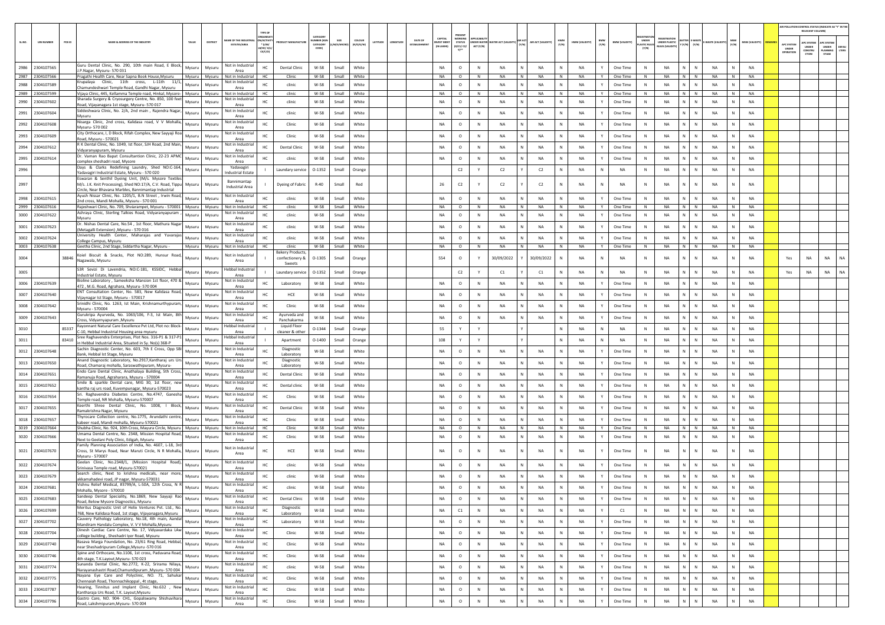| SL.NO. | UIN NUMBER | PCB ID | NAME & ADDRESS OF THE INDUSTRY | TALUK | DISTRICT | NAME OF THE INDUSTRIAL ESTATE/AREA | TYPE OF ORGANISATION/ACTIVITY * (I/M/HC/HO/CE/C/O) | PRODUCT MANUFACTURE | CATEGORY NUMBER (XGN CATEGORY CODE) | SIZE (L/M/S/MICRO) | COLOUR (R/O/G/W) | LATITUDE | LONGITUDE | DATE OF ESTABLISHMENT | CAPITAL INVEST MENT (IN LAKHS) | PRESENT WORKING STATUS (O/C1/C2/Y)** | APPLICABILITY UNDER WATER ACT (Y/N) | WATER ACT (VALIDITY) | AIR ACT (Y/N) | AIR ACT (VALIDITY) | HWM (Y/N) | HWM (VALIDITY) | BMW (Y/N) | BMW (VALIDITY) | REGISTRATION UNDER PLASTIC RULES (Y/N) | REGISTRATION UNDER PLASTIC RULES (VALIDITY) | BATTERY (Y/N) | E-WASTE (Y/N) | E-WASTE (VALIDITY) | MSW (Y/N) | MSW (VALIDITY) | REMARKS | APC SYSTEM UNDER OPERATION | APC SYSTEM UNDER CONSTRUCTION | APC SYSTEM UNDER PLANNING STAGE | DEFAULTERS |
|---|---|---|---|---|---|---|---|---|---|---|---|---|---|---|---|---|---|---|---|---|---|---|---|---|---|---|---|---|---|---|---|---|---|---|---|---|
| 2986 | 2304107565 | | Guru Dental Clinic, No. 290, 10th main Road, E Block, J.P.Nagar, Mysuru- 570 031 | Mysuru | Mysuru | Not in Industrial Area | HC | Dental Clinic | W-58 | Small | White | | | | NA | O | N | NA | N | NA | N | NA | Y | One Time | N | NA | N | N | NA | N | NA | | | | | |
| 2987 | 2304107566 | | Pragathi Health Care, Near Sapna Book House,Mysuru | Mysuru | Mysuru | Not in Industrial | HC | Clinic | W-58 | Small | White | | | | NA | O | N | NA | N | NA | N | NA | Y | One Time | N | NA | N | N | NA | N | NA | | | | | |
| 2988 | 2304107589 | | Krupalaya Clinic, 11th cross, L-11th 11/1, Chamundeshwari Temple Road, Gandhi Nagar, Mysuru | Mysuru | Mysuru | Not in Industrial Area | HC | clinic | W-58 | Small | White | | | | NA | O | N | NA | N | NA | N | NA | Y | One Time | N | NA | N | N | NA | N | NA | | | | | |
| 2989 | 2304107599 | | Vijaya Clinic, 445, Kellamma Temple road, Hinkal, Mysore- | Mysuru | Mysuru | Not in Industrial | HC | clinic | W-58 | Small | White | | | | NA | O | N | NA | N | NA | N | NA | Y | One Time | N | NA | N | N | NA | N | NA | | | | | |
| 2990 | 2304107602 | | Sharada Surgery & Cryosurgery Centre, No. 850, 100 feet Road, Vijayanagara 1st stage, Mysuru- 570 017 | Mysuru | Mysuru | Not in Industrial Area | HC | clinic | W-58 | Small | White | | | | NA | O | N | NA | N | NA | N | NA | Y | One Time | N | NA | N | N | NA | N | NA | | | | | |
| 2991 | 2304107604 | | Siddeshwara Clinic, No. 2/A, 2nd main , Rajendra Nagar, Mysuru | Mysuru | Mysuru | Not in Industrial Area | HC | clinic | W-58 | Small | White | | | | NA | O | N | NA | N | NA | N | NA | Y | One Time | N | NA | N | N | NA | N | NA | | | | | |
| 2992 | 2304107608 | | Nisarga Clinic, 2nd cross, Kalidasa road, V V Mohalla, Mysuru- 570 002 | Mysuru | Mysuru | Not in Industrial Area | HC | Clinic | W-58 | Small | White | | | | NA | O | N | NA | N | NA | N | NA | Y | One Time | N | NA | N | N | NA | N | NA | | | | | |
| 2993 | 2304107609 | | City Orthocare, I, D Block, Rifah Complex, New Sayyaji Road, Mysuru - 570021 | Mysuru | Mysuru | Not in Industrial Area | HC | Clinic | W-58 | Small | White | | | | NA | O | N | NA | N | NA | N | NA | Y | One Time | N | NA | N | N | NA | N | NA | | | | | |
| 2994 | 2304107612 | | R K Dental Clinic, No. 1049, Ist floor, SJH Road, 2nd Main, Vidyaranyapuram, Mysuru | Mysuru | Mysuru | Not in Industrial Area | HC | Dental Clinic | W-58 | Small | White | | | | NA | O | N | NA | N | NA | N | NA | Y | One Time | N | NA | N | N | NA | N | NA | | | | | |
| 2995 | 2304107614 | | Dr. Vaman Rao Bapat Consultantion Clinic, 22-23 APMC complex sheshadri road, Mysore | Mysuru | Mysuru | Not in Industrial Area | HC | clinic | W-58 | Small | White | | | | NA | O | N | NA | N | NA | N | NA | Y | One Time | N | NA | N | N | NA | N | NA | | | | | |
| 2996 | | | Days & Clarks Redefining Laundry, Shed NO:C-164, Yadavagiri Industrial Estate, Mysuru - 570 020 | Mysuru | Mysuru | Yadavagiri Industrial Estate | I | Laundary service | O-1352 | Small | Orange | | | | | C2 | Y | C2 | Y | C2 | N | NA | N | NA | N | NA | N | N | NA | N | NA | | | | | |
| 2997 | | | Eswaran & Senthil Dyeing Unit, (M/s. Mysore Textiles M/s. J.K. Knit Processing), Shed NO:17/A, C.V. Road, Tippu Circle, Near Bhavana Marbles, Bannimantap Industrial | Mysuru | Mysuru | Bannimantap Industrial Area | I | Dyeing of Fabric | R-40 | Small | Red | | | | 26 | C2 | Y | C2 | Y | C2 | N | NA | N | NA | N | NA | N | N | NA | N | NA | | | | | |
| 2998 | 2304107615 | | Ayush Nissar Clinic, No. 1205/1, B.N Street , Irwin Road, 2nd cross, Mandi Mohalla, Mysuru - 570 001 | Mysuru | Mysuru | Not in Industrial Area | HC | clinic | W-58 | Small | White | | | | NA | O | N | NA | N | NA | N | NA | Y | One Time | N | NA | N | N | NA | N | NA | | | | | |
| 2999 | 2304107616 | | Rajeshwari Clinic, No. 709, Shviarampet, Mysuru - 570001 | Mysuru | Mysuru | Not in Industrial | HC | clinic | W-58 | Small | White | | | | NA | O | N | NA | N | NA | N | NA | Y | One Time | N | NA | N | N | NA | N | NA | | | | | |
| 3000 | 2304107622 | | Ashraya Clinic, Sterling Talkies Road, Vidyaranyapuram , Mysuru | Mysuru | Mysuru | Not in Industrial Area | HC | clinic | W-58 | Small | White | | | | NA | O | N | NA | N | NA | N | NA | Y | One Time | N | NA | N | N | NA | N | NA | | | | | |
| 3001 | 2304107623 | | Dr. Nishas Dental Care, No.54 , 1st floor, Mathura Nagar (Metagalli Extension) ,Mysuru - 570 016 | Mysuru | Mysuru | Not in Industrial Area | HC | clinic | W-58 | Small | White | | | | NA | O | N | NA | N | NA | N | NA | Y | One Time | N | NA | N | N | NA | N | NA | | | | | |
| 3002 | 2304107624 | | University Health Center, Maharajas and Yuvarajas College Campus, Mysuru | Mysuru | Mysuru | Not in Industrial Area | HC | clinic | W-58 | Small | White | | | | NA | O | N | NA | N | NA | N | NA | Y | One Time | N | NA | N | N | NA | N | NA | | | | | |
| 3003 | 2304107638 | | Geetha Clinic, 2nd Stage, Siddartha Nagar, Mysuru - | Mysuru | Mysuru | Not in Industrial | HC | clinic | W-58 | Small | White | | | | NA | O | N | NA | N | NA | N | NA | Y | One Time | N | NA | N | N | NA | N | NA | | | | | |
| 3004 | | 38846 | Koiel Biscuit & Snacks, Plot NO:289, Hunsur Road, Nagawala, Mysuru | Mysuru | Mysuru | Not in Industrial Area | I | Bakery Products, confectionery & Sweets | O-1305 | Small | Orange | | | | 554 | O | Y | 30/09/2022 | Y | 30/09/2022 | N | NA | N | NA | N | NA | N | N | NA | N | NA | | Yes | NA | NA | NA |
| 3005 | | | S3R Sevizi Di Lavendria, NO:C-181, KSSIDC, Hebbal Industrial Estate, Mysuru | Mysuru | Mysuru | Hebbal Industrial Area | I | Laundary service | O-1352 | Small | Orange | | | | | C2 | Y | C1 | Y | C1 | N | NA | N | NA | N | NA | N | N | NA | N | NA | | Yes | NA | NA | NA |
| 3006 | 2304107639 | | Bioline Laboratory , Sameeksha Mansion 1st floor, 470 & 472 , M.G. Road, Agrahara, Mysuru- 570 004 | Mysuru | Mysuru | Not in Industrial Area | HC | Laboratory | W-58 | Small | White | | | | NA | O | N | NA | N | NA | N | NA | Y | One Time | N | NA | N | N | NA | N | NA | | | | | |
| 3007 | 2304107640 | | ENT Consultation Center, No. 583, New Kalidasa Road, Vijaynagar Ist Stage, Mysuru - 570017 | Mysuru | Mysuru | Not in Industrial Area | HC | HCE | W-58 | Small | White | | | | NA | O | N | NA | N | NA | N | NA | Y | One Time | N | NA | N | N | NA | N | NA | | | | | |
| 3008 | 2304107642 | | Srinidhi Clinic, No. 1263, Ist Main, Krishnamurthypuram, Mysuru - 570004 | Mysuru | Mysuru | Not in Industrial Area | HC | Clinic | W-58 | Small | White | | | | NA | O | N | NA | N | NA | N | NA | Y | One Time | N | NA | N | N | NA | N | NA | | | | | |
| 3009 | 2304107643 | | Gurukripa Ayurveda, No. 1063/106, F-3, Ist Main, 8th Cross, Vidyarnyapuram ,Mysuru | Mysuru | Mysuru | Not in Industrial Area | HC | Ayurveda and Panchakarma | W-58 | Small | White | | | | NA | O | N | NA | N | NA | N | NA | Y | One Time | N | NA | N | N | NA | N | NA | | | | | |
| 3010 | | 85337 | Rayonnant Natural Care Excellence Pvt Ltd, Plot no: Block-C-10, Hebbal Industrial Housing area mysuru | Mysuru | Mysuru | Hebbal Industrial Area | I | Liquid Floor cleaner & other | O-1344 | Small | Orange | | | | 55 | Y | Y | | Y | | N | NA | N | NA | N | NA | N | N | NA | N | NA | | | | | |
| 3011 | | 83410 | Sree Raghavendra Enterprises, Plot Nos. 316-P1 & 317-P1 in Hebbal Industrial Area, Situated in Sy. No(s) 368-P | Mysuru | Mysuru | Hebbal Industrial Area | I | Apartment | O-1400 | Small | Orange | | | | 108 | Y | Y | | Y | | N | NA | N | NA | N | NA | N | N | NA | N | NA | | | | | |
| 3012 | 2304107648 | | Sachin Diagnostic Center, No. 603, 7th E Cross, Opp SBI Bank, Hebbal Ist Stage, Mysuru | Mysuru | Mysuru | Not in Industrial Area | HC | Diagnostic Laboratory | W-58 | Small | White | | | | NA | O | N | NA | N | NA | N | NA | Y | One Time | N | NA | N | N | NA | N | NA | | | | | |
| 3013 | 2304107650 | | Anand Diagnostic Laboratory, No.2917,Kantharaj urs Urs Road, Chamaraj mohalla, Saraswathipuram, Mysuru- | Mysuru | Mysuru | Not in Industrial Area | HC | Diagnostic Laboratory | W-58 | Small | White | | | | NA | O | N | NA | N | NA | N | NA | Y | One Time | N | NA | N | N | NA | N | NA | | | | | |
| 3014 | 2304107651 | | Endo Care Dental Clinic, Anathalaya Building, 5th Cross, Ramanuja Road, Agraharara, Mysuru - 570004 | Mysuru | Mysuru | Not in Industrial Area | HC | Dental Clinic | W-58 | Small | White | | | | NA | O | N | NA | N | NA | N | NA | Y | One Time | N | NA | N | N | NA | N | NA | | | | | |
| 3015 | 2304107652 | | Smile & sparkle Dental care, MIG 30, 1st floor, new kantha raj urs road, Kuvempunagar, Mysuru-570023 | Mysuru | Mysuru | Not in Industrial Area | HC | Dental clinic | W-58 | Small | White | | | | NA | O | N | NA | N | NA | N | NA | Y | One Time | N | NA | N | N | NA | N | NA | | | | | |
| 3016 | 2304107654 | | Sri. Raghavendra Diabetes Centre, No.4747, Ganesha Temple road, NR Mohalla, Mysuru-570007 | Mysuru | Mysuru | Not in Industrial Area | HC | Clinic | W-58 | Small | White | | | | NA | O | N | NA | N | NA | N | NA | Y | One Time | N | NA | N | N | NA | N | NA | | | | | |
| 3017 | 2304107655 | | Keerthi Shree Dental Clinic, No. 1008, I Block, Ramakrishna Nagar, Mysuru | Mysuru | Mysuru | Not in Industrial Area | HC | Dental Clinic | W-58 | Small | White | | | | NA | O | N | NA | N | NA | N | NA | Y | One Time | N | NA | N | N | NA | N | NA | | | | | |
| 3018 | 2304107657 | | Thyrocare Collection centre, No.1775, Arundathi centre, kabeer road, Mandi mohalla, Mysuru-570021 | Mysuru | Mysuru | Not in Industrial Area | HC | Clinic | W-58 | Small | White | | | | NA | O | N | NA | N | NA | N | NA | Y | One Time | N | NA | N | N | NA | N | NA | | | | | |
| 3019 | 2304107664 | | Shubha Clinic, No. 924, 10th Cross, Mayura Circle, Mysuru | Mysuru | Mysuru | Not in Industrial | HC | Clinic | W-58 | Small | White | | | | NA | O | N | NA | N | NA | N | NA | Y | One Time | N | NA | N | N | NA | N | NA | | | | | |
| 3020 | 2304107666 | | Umama Dental Centre, No. 2348, Mission Hospital Road, Next to Geelani Poly Clinic, Edgah, Mysuru | Mysuru | Mysuru | Not in Industrial Area | HC | Clinic | W-58 | Small | White | | | | NA | O | N | NA | N | NA | N | NA | Y | One Time | N | NA | N | N | NA | N | NA | | | | | |
| 3021 | 2304107670 | | Family Planning Association of India, No. 4607, L-18, 3rd Cross, St Marys Road, Near Maruti Circle, N R Mohalla, Mysuru - 570007 | Mysuru | Mysuru | Not in Industrial Area | HC | HCE | W-58 | Small | White | | | | NA | O | N | NA | N | NA | N | NA | Y | One Time | N | NA | N | N | NA | N | NA | | | | | |
| 3022 | 2304107674 | | Geelan Clinic, No.2348/1, (Mission Hospital Road), Srinivasa Temple road, Mysuru-570021 | Mysuru | Mysuru | Not in Industrial Area | HC | clinic | W-58 | Small | White | | | | NA | O | N | NA | N | NA | N | NA | Y | One Time | N | NA | N | N | NA | N | NA | | | | | |
| 3023 | 2304107679 | | Search clinic, Next to krishna medicals, near more, akkamahadevi road, JP nagar, Mysuru-570031 | Mysuru | Mysuru | Not in Industrial Area | HC | clinic | W-58 | Small | White | | | | NA | O | N | NA | N | NA | N | NA | Y | One Time | N | NA | N | N | NA | N | NA | | | | | |
| 3024 | 2304107681 | | Vishnu Relief Medical, #3799/A, L-50A, 12th Cross, N R Mohalla, Mysore - 570010 | Mysuru | Mysuru | Not in Industrial Area | HC | clinic | W-58 | Small | White | | | | NA | O | N | NA | N | NA | N | NA | Y | One Time | N | NA | N | N | NA | N | NA | | | | | |
| 3025 | 2304107683 | | Sandeep Dental Speciality, No.1869, New Sayyaji Rao Road, Below Mysore Diagnostics, Mysuru | Mysuru | Mysuru | Not in Industrial Area | HC | Dental Clinic | W-58 | Small | White | | | | NA | O | N | NA | N | NA | N | NA | Y | One Time | N | NA | N | N | NA | N | NA | | | | | |
| 3026 | 2304107699 | | Meritus Diagnostic Unit of Helix Ventures Pvt. Ltd., No. 768, New Kalidasa Road, 1st stage, Vijayanagara,Mysuru | Mysuru | Mysuru | Not in Industrial Area | HC | Diagnostic Laboratory | W-58 | Small | White | | | | NA | C1 | N | NA | N | NA | N | NA | Y | C1 | N | NA | N | N | NA | N | NA | | | | | |
| 3027 | 2304107702 | | Cauvery Pathology Laboratory, No.18, 4th main, Aandal Mandiram Handalu Complex, V. V V Mohalla,Mysuru | Mysuru | Mysuru | Not in Industrial Area | HC | Laboratory | W-58 | Small | White | | | | NA | O | N | NA | N | NA | N | NA | Y | One Time | N | NA | N | N | NA | N | NA | | | | | |
| 3028 | 2304107704 | | Dinesh Cardiac Care Centre, No. 17, Vidyavardaka LAw college building , Sheshadri Iyer Road, Mysuru | Mysuru | Mysuru | Not in Industrial Area | HC | Clinic | W-58 | Small | White | | | | NA | O | N | NA | N | NA | N | NA | Y | One Time | N | NA | N | N | NA | N | NA | | | | | |
| 3029 | 2304107740 | | Basava Marga Foundation, No. 23/61 Ring Road, Hebbal, near Sheshadripuram College,Mysuru -570 016 | Mysuru | Mysuru | Not in Industrial Area | HC | Clinic | W-58 | Small | White | | | | NA | O | N | NA | N | NA | N | NA | Y | One Time | N | NA | N | N | NA | N | NA | | | | | |
| 3030 | 2304107746 | | Spine and Orthocare, No.1106, 1st cross, Paduvana Road, 4th stage, T.K.Layout,Mysuru- 570 023 | Mysuru | Mysuru | Not in Industrial Area | HC | Clinic | W-58 | Small | White | | | | NA | O | N | NA | N | NA | N | NA | Y | One Time | N | NA | N | N | NA | N | NA | | | | | |
| 3031 | 2304107774 | | Sunanda Dental Clinic, No.2772, K-22, Srirama Nilaya, Narayanashastri Road,Chamundipuram ,Mysuru- 570 004 | Mysuru | Mysuru | Not in Industrial Area | HC | clinic | W-58 | Small | White | | | | NA | O | N | NA | N | NA | N | NA | Y | One Time | N | NA | N | N | NA | N | NA | | | | | |
| 3032 | 2304107775 | | Nayana Eye Care and Polyclinic, NO. 71, Sahukar Chennaiah Road, Thonnachikoppal , 4t stage, | Mysuru | Mysuru | Not in Industrial Area | HC | Clinic | W-58 | Small | White | | | | NA | O | N | NA | N | NA | N | NA | Y | One Time | N | NA | N | N | NA | N | NA | | | | | |
| 3033 | 2304107787 | | Hearing, Tinnitus and Implant Clinic, No.632 , New Kantharaja Urs Road, T.K. Layout,Mysuru | Mysuru | Mysuru | Not in Industrial Area | HC | Clinic | W-58 | Small | White | | | | NA | O | N | NA | N | NA | N | NA | Y | One Time | N | NA | N | N | NA | N | NA | | | | | |
| 3034 | 2304107796 | | Gastro Care, NO. 904- CH1, Gopalswamy Shishuvihara Road, Lakshmipuram,Mysuru- 570 004 | Mysuru | Mysuru | Not in Industrial Area | HC | Clinic | W-58 | Small | White | | | | NA | O | N | NA | N | NA | N | NA | Y | One Time | N | NA | N | N | NA | N | NA | | | | | |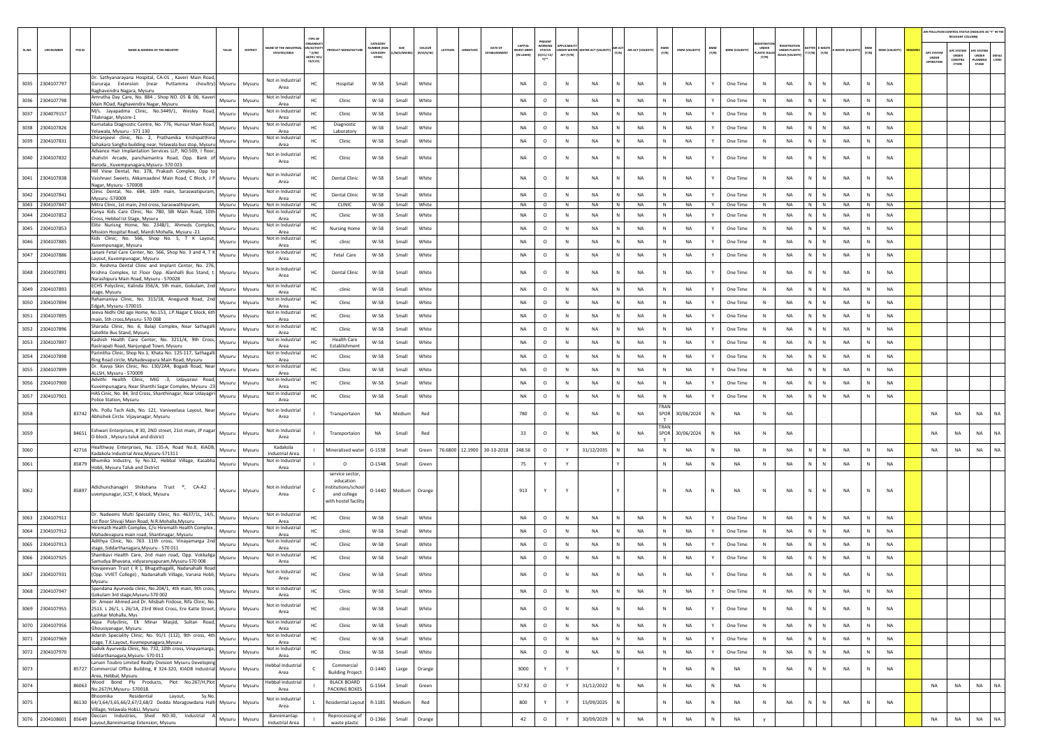| SL.NO. | UIN NUMBER | PCB ID | NAME & ADDRESS OF THE INDUSTRY | TALUK | DISTRICT | NAME OF THE INDUSTRIAL ESTATES/AREA | TYPE OF ORGANISATION/ACTIVITY * (I/M/LB/HC/H/L/CE/C/O) | PRODUCT MANUFACTURE | CATEGORY NUMBER (XGN CATEGORY CODE) | SIZE (L/M/S/MICRO) | COLOUR (R/O/G/W) | LATITUDE | LONGITUDE | DATE OF ESTABLISHMENT | CAPITAL INVEST MENT (IN LAKHS) | PRESENT WORKING STATUS (O/C1/C2/Y)** | APPLICABILITY UNDER WATER ACT (Y/N) | WATER ACT (VALIDITY) | AIR ACT (Y/N) | AIR ACT (VALIDITY) | HWM (Y/N) | HWM (VALIDITY) | BMW (Y/N) | BMW (VALIDITY) | REGISTRATION UNDER PLASTIC RULES (Y/N) | REGISTRATION UNDER PLASTIC RULES (VALIDITY) | BATTERY (Y/N) | E-WASTE (Y/N) | E-WASTE (VALIDITY) | MSW (Y/N) | MSW (VALIDITY) | REMARKS | APC SYSTEM UNDER OPERATION | APC SYSTEM UNDER CONSTRUCTION | APC SYSTEM UNDER PLANNING STAGE | DEFAULTERS |
|---|---|---|---|---|---|---|---|---|---|---|---|---|---|---|---|---|---|---|---|---|---|---|---|---|---|---|---|---|---|---|---|---|---|---|---|---|
| 3035 | 2304107797 | | Dr. Sathyanarayana Hospital, CA-01 , Kaveri Main Road, Gururaja Extension (near Puttamma choultry) Raghavendra Nagara, Mysuru | Mysuru | Mysuru | Not in Industrial Area | HC | Hospital | W-58 | Small | White | | | | NA | O | N | NA | N | NA | N | NA | Y | One Time | N | NA | N | N | NA | N | NA | | | | | |
| 3036 | 2304107798 | | Amrutha Day Care, No. 884 , Shop NO. 05 & 06, Kaveri Main ROad, Raghavendra Nagar, Mysuru | Mysuru | Mysuru | Not in Industrial Area | HC | Clinic | W-58 | Small | White | | | | NA | O | N | NA | N | NA | N | NA | Y | One Time | N | NA | N | N | NA | N | NA | | | | | |
| 3037 | 2304107157 | | M/s. Jayapadma Clinic, No.3449/1, Wesley Road, Tilaknagar, Mysore-1 | Mysuru | Mysuru | Not in Industrial Area | HC | Clinic | W-58 | Small | White | | | | NA | O | N | NA | N | NA | N | NA | Y | One Time | N | NA | N | N | NA | N | NA | | | | | |
| 3038 | 2304107826 | | Karnataka Diagnostic Centre, No. 776, Hunsur Main Road, Yelawala, Mysuru - 571 130 | Mysuru | Mysuru | Not in Industrial Area | HC | Diagnostic Laboratory | W-58 | Small | White | | | | NA | O | N | NA | N | NA | N | NA | Y | One Time | N | NA | N | N | NA | N | NA | | | | | |
| 3039 | 2304107831 | | Chiranjeevi clinic, No. 2, Prathamika Krishipatthina Sahakara Sangha building near, Yelawala bus stop, Mysuru | Mysuru | Mysuru | Not in Industrial Area | HC | Clinic | W-58 | Small | White | | | | NA | O | N | NA | N | NA | N | NA | Y | One Time | N | NA | N | N | NA | N | NA | | | | | |
| 3040 | 2304107832 | | Advance Hair Implantation Services LLP, NO.509, I floor, shahstri Arcade, panchamantra Road, Opp. Bank of Baroda , Kuvempunagara,Mysuru- 570 023 | Mysuru | Mysuru | Not in Industrial Area | HC | Clinic | W-58 | Small | White | | | | NA | O | N | NA | N | NA | N | NA | Y | One Time | N | NA | N | N | NA | N | NA | | | | | |
| 3041 | 2304107838 | | Hill View Dental, No. 378, Prakash Complex, Opp to Vaishnavi Sweets, Akkamaadevi Main Road, C Block, J P Nagar, Mysuru - 570008 | Mysuru | Mysuru | Not in Industrial Area | HC | Dental Clinic | W-58 | Small | White | | | | NA | O | N | NA | N | NA | N | NA | Y | One Time | N | NA | N | N | NA | N | NA | | | | | |
| 3042 | 2304107841 | | Clinic Dental, No. 684, 16th main, Saraswatipuram, Mysuru -570009 | Mysuru | Mysuru | Not in Industrial Area | HC | Dental Clinic | W-58 | Small | White | | | | NA | O | N | NA | N | NA | N | NA | Y | One Time | N | NA | N | N | NA | N | NA | | | | | |
| 3043 | 2304107847 | | Mitra Clinic, 1st main, 2nd cross, Saraswathipuram, | Mysuru | Mysuru | Not in Industrial Area | HC | CLINIC | W-58 | Small | White | | | | NA | O | N | NA | N | NA | N | NA | Y | One Time | N | NA | N | N | NA | N | NA | | | | | |
| 3044 | 2304107852 | | Kanya Kids Care Clinic, No. 780, SBI Main Road, 10th Cross, Hebbal Ist Stage, Mysuru | Mysuru | Mysuru | Not in Industrial Area | HC | Clinic | W-58 | Small | White | | | | NA | O | N | NA | N | NA | N | NA | Y | One Time | N | NA | N | N | NA | N | NA | | | | | |
| 3045 | 2304107853 | | Elite Nursing Home, No. 2348/1, Ahmeds Complex, Mission Hospital Road, Mandi Mohalla, Mysuru -21 | Mysuru | Mysuru | Not in Industrial Area | HC | Nursing Home | W-58 | Small | White | | | | NA | O | N | NA | N | NA | N | NA | Y | One Time | N | NA | N | N | NA | N | NA | | | | | |
| 3046 | 2304107885 | | Kids Clinic, No. 566, Shop No. 5, T K Layout, Kuvempunagar, Mysuru | Mysuru | Mysuru | Not in Industrial Area | HC | clinic | W-58 | Small | White | | | | NA | O | N | NA | N | NA | N | NA | Y | One Time | N | NA | N | N | NA | N | NA | | | | | |
| 3047 | 2304107886 | | Janani Fetal Care Center, No. 566, Shop No. 3 and 4, T K Layout, Kuvempunagar, Mysuru | Mysuru | Mysuru | Not in Industrial Area | HC | Fetal Care | W-58 | Small | White | | | | NA | O | N | NA | N | NA | N | NA | Y | One Time | N | NA | N | N | NA | N | NA | | | | | |
| 3048 | 2304107891 | | Dr. Reshma Dental Clinic and Implant Center, No. 276, Krishna Complex, Ist Floor Opp. Alanhalli Bus Stand, t. Narashipura Main Road, Mysuru - 570028 | Mysuru | Mysuru | Not in Industrial Area | HC | Dental Clinic | W-58 | Small | White | | | | NA | O | N | NA | N | NA | N | NA | Y | One Time | N | NA | N | N | NA | N | NA | | | | | |
| 3049 | 2304107893 | | ECHS Polyclinic, Kalinda 356/A, 5th main, Gokulam, 2nd stage, Mysuru | Mysuru | Mysuru | Not in Industrial Area | HC | clinic | W-58 | Small | White | | | | NA | O | N | NA | N | NA | N | NA | Y | One Time | N | NA | N | N | NA | N | NA | | | | | |
| 3050 | 2304107894 | | Rahamaniya Clinic, No. 315/18, Anegundi Road, 2nd Edgah, Mysuru -570015 | Mysuru | Mysuru | Not in Industrial Area | HC | Clinic | W-58 | Small | White | | | | NA | O | N | NA | N | NA | N | NA | Y | One Time | N | NA | N | N | NA | N | NA | | | | | |
| 3051 | 2304107895 | | Jeeva Nidhi Old age Home, No.153, J.P.Nagar C block, 6th main, 5th cross,Mysuru- 570 008 | Mysuru | Mysuru | Not in Industrial Area | HC | Clinic | W-58 | Small | White | | | | NA | O | N | NA | N | NA | N | NA | Y | One Time | N | NA | N | N | NA | N | NA | | | | | |
| 3052 | 2304107896 | | Sharada Clinic, No. 6, Balaji Complex, Near Sathagalli Satellite Bus Stand, Mysuru | Mysuru | Mysuru | Not in Industrial Area | HC | Clinic | W-58 | Small | White | | | | NA | O | N | NA | N | NA | N | NA | Y | One Time | N | NA | N | N | NA | N | NA | | | | | |
| 3053 | 2304107897 | | Kashish Health Care Center, No. 3211/4, 9th Cross, Rastrapati Road, Nanjungud Town, Mysuru | Mysuru | Mysuru | Not in Industrial Area | HC | Health Care Establishment | W-58 | Small | White | | | | NA | O | N | NA | N | NA | N | NA | Y | One Time | N | NA | N | N | NA | N | NA | | | | | |
| 3054 | 2304107898 | | Parinitha Clinic, Shop No.1, Khata No. 125-117, Sathagalli Ring Road circle, Mahadevapura Main Road, Mysuru | Mysuru | Mysuru | Not in Industrial Area | HC | Clinic | W-58 | Small | White | | | | NA | O | N | NA | N | NA | N | NA | Y | One Time | N | NA | N | N | NA | N | NA | | | | | |
| 3055 | 2304107899 | | Dr. Kavya Skin Clinic, No. 130/2A4, Bogadi Road, Near ALLSH, Mysuru - 570009 | Mysuru | Mysuru | Not in Industrial Area | HC | Clinic | W-58 | Small | White | | | | NA | O | N | NA | N | NA | N | NA | Y | One Time | N | NA | N | N | NA | N | NA | | | | | |
| 3056 | 2304107900 | | Advithi Health Clinic, MIG -3, Udayaravi Road, Kuvempunagara, Near Shanthi Sagar Complex, Mysuru -23 | Mysuru | Mysuru | Not in Industrial Area | HC | Clinic | W-58 | Small | White | | | | NA | O | N | NA | N | NA | N | NA | Y | One Time | N | NA | N | N | NA | N | NA | | | | | |
| 3057 | 2304107901 | | HAS Clinic, No. 84, 3rd Cross, Shanthinagar, Near Udayagiri Police Station, Mysuru | Mysuru | Mysuru | Not in Industrial Area | HC | Clinic | W-58 | Small | White | | | | NA | O | N | NA | N | NA | N | NA | Y | One Time | N | NA | N | N | NA | N | NA | | | | | |
| 3058 | | 83742 | Ms. Pollu Tech Aids, No. 121, Vaniveelasa Layout, Near Abhishek Circle. Vijayanagar, Mysuru | Mysuru | Mysuru | Not in Industrial Area | I | Transportaion | NA | Medium | Red | | | | 780 | O | N | NA | N | NA | TRANSPORT | 30/06/2024 | N | NA | N | NA | | | | | | | NA | NA | NA | NA |
| 3059 | | 84651 | Eshwari Enterprises, # 30, 2ND street, 21st main, JP nagar D-block , Mysuru taluk and district | Mysuru | Mysuru | Not in Industrial Area | I | Transportaion | NA | Small | Red | | | | 33 | O | N | NA | N | NA | TRANSPORT | 30/06/2024 | N | NA | N | NA | | | | | | | NA | NA | NA | NA |
| 3060 | | 42716 | Healthway Enterprises, No. 135-A, Road No.8, KIADB, Kadakola Industrial Area,Mysuru-571311 | Mysuru | Mysuru | Kadakola Industrial Area | I | Mineralised water | G-1538 | Small | Green | 76.6800 | 12.1900 | 30-10-2018 | 248.56 | O | Y | 31/12/2035 | N | NA | N | NA | N | NA | N | NA | N | N | NA | N | NA | | NA | NA | NA | NA |
| 3061 | | 85879 | Bhumika Industry, Sy No.32, Hebbal Village, Kasabha Hobli, Mysuru Taluk and District | Mysuru | Mysuru | Not in Industrial Area | I | O | O-1548 | Small | Green | | | | 75 | Y | Y | | Y | | N | NA | N | NA | N | NA | N | N | NA | N | NA | | | | | |
| 3062 | | 85897 | Adichunchanagiri Shikshana Trust ®, CA-A2 , uvempunagar, ICST, K-block, Mysuru | Mysuru | Mysuru | Not in Industrial Area | C | service sector, education institutions/school and college with hostel facility | O-1440 | Medium | Orange | | | | 913 | Y | Y | | Y | | N | NA | N | NA | N | NA | N | N | NA | N | NA | | | | | |
| 3063 | 2304107911 | | Dr. Nadeems Multi Speciality Clinic, No. 4637/1L, 14/L, 1st floor Shivaji Main Road, N.R.Mohalla,Mysuru | Mysuru | Mysuru | Not in Industrial Area | HC | Clinic | W-58 | Small | White | | | | NA | O | N | NA | N | NA | N | NA | Y | One Time | N | NA | N | N | NA | N | NA | | | | | |
| 3064 | 2304107912 | | Hiremath Health Complex, C/o Hiremath Health Complex , Mahadevapura main road, Shantinagar, Mysuru | Mysuru | Mysuru | Not in Industrial Area | HC | clinic | W-58 | Small | White | | | | NA | O | N | NA | N | NA | N | NA | Y | One Time | N | NA | N | N | NA | N | NA | | | | | |
| 3065 | 2304107913 | | Adithya Clinic, No. 763. 11th cross, Vinayamarga 2nd stage, Siddarthanagara,Mysuru - 570 011 | Mysuru | Mysuru | Not in Industrial Area | HC | Clinic | W-58 | Small | White | | | | NA | O | N | NA | N | NA | N | NA | Y | One Time | N | NA | N | N | NA | N | NA | | | | | |
| 3066 | 2304107925 | | Shambavi Health Care, 2nd main road, Opp. Vokkaliga Samudya Bhavana, vidyaranyapuram,Mysuru-570 008 | Mysuru | Mysuru | Not in Industrial Area | HC | Clinic | W-58 | Small | White | | | | NA | O | N | NA | N | NA | N | NA | Y | One Time | N | NA | N | N | NA | N | NA | | | | | |
| 3067 | 2304107931 | | Navajeevan Trust ( R ), Bhugathagalli, Nadanahalli Road (Opp. VVIET College) , Nadanahalli Village, Varuna Hobli, Mysuru | Mysuru | Mysuru | Not in Industrial Area | HC | Clinic | W-58 | Small | White | | | | NA | O | N | NA | N | NA | N | NA | Y | One Time | N | NA | N | N | NA | N | NA | | | | | |
| 3068 | 2304107947 | | Spandana Ayurveda clinic, No.204/1, 4th main, 9th cross, Gokulam 3rd stage,Mysuru-570 002 | Mysuru | Mysuru | Not in Industrial Area | HC | Clinic | W-58 | Small | White | | | | NA | O | N | NA | N | NA | N | NA | Y | One Time | N | NA | N | N | NA | N | NA | | | | | |
| 3069 | 2304107955 | | Dr. Ameer Ahmed and Dr. Misbah Firdose, Rifa Clinic, No. 2513. L 26/1, L 26/1A, 23rd West Cross, Ere Katte Street, Lashkar Mohalla, Mys | Mysuru | Mysuru | Not in Industrial Area | HC | clinic | W-58 | Small | White | | | | NA | O | N | NA | N | NA | N | NA | Y | One Time | N | NA | N | N | NA | N | NA | | | | | |
| 3070 | 2304107956 | | Aqsa Polyclinic, Ek Minar Masjid, Sultan Road, Ghousiyanagar, Mysuru | Mysuru | Mysuru | Not in Industrial Area | HC | Clinic | W-58 | Small | White | | | | NA | O | N | NA | N | NA | N | NA | Y | One Time | N | NA | N | N | NA | N | NA | | | | | |
| 3071 | 2304107969 | | Adarsh Speciality Clinic, No. 91/1 (112), 9th cross, 4th stage, T.K.Layout, Kuvmepunagara,Mysuru | Mysuru | Mysuru | Not in Industrial Area | HC | Clinic | W-58 | Small | White | | | | NA | O | N | NA | N | NA | N | NA | Y | One Time | N | NA | N | N | NA | N | NA | | | | | |
| 3072 | 2304107970 | | Sadvik Ayurveda Clinic, No. 732, 10th cross, Vinayamarga, Siddarthanagara,Mysuru- 570 011 | Mysuru | Mysuru | Not in Industrial Area | HC | Clinic | W-58 | Small | White | | | | NA | O | N | NA | N | NA | N | NA | Y | One Time | N | NA | N | N | NA | N | NA | | | | | |
| 3073 | | 85727 | Larsen Toubro Limited Realty Division Mysuru Developing Commercial Office Building, # 324-320, KIADB Industrial Area, Hebbal, Mysuru | Mysuru | Mysuru | Hebbal Industrial Area | C | Commercial Building Project | O-1440 | Large | Orange | | | | 3000 | Y | Y | | Y | | N | NA | N | NA | N | NA | N | N | NA | N | NA | | | | | |
| 3074 | | 86063 | Wood Bond Ply Products, Plot No.267/H,Plot No.267/H,Mysuru- 570018. | Mysuru | Mysuru | Hebbal Industrial Area | I | BLACK BOARD PACKING BOXES | G-1564 | Small | Green | | | | 57.92 | O | Y | 31/12/2022 | N | NA | N | NA | N | NA | N | | | | | | | | NA | NA | NA | NA |
| 3075 | | 86130 | Bhoomika Residential Layout, Sy.No. 64/1,64/3,65,66/2,67/2,68/2 Dodda Maragowdana Halli Village, Yelawala HobLI, Mysuru | Mysuru | Mysuru | Not in Industrial Area | L | Residential Layout | R-1181 | Medium | Red | | | | 800 | Y | Y | 15/09/2025 | N | | N | NA | N | NA | N | NA | N | N | NA | N | NA | | | | | |
| 3076 | 2304108601 | 85649 | Deccan Industries, Shed NO:30, Industrial A Layout,Bannimantap Extension, Mysuru | Mysuru | Mysuru | Bannimantap Industrial Area | I | Reprocessing of waste plastic | O-1366 | Small | Orange | | | | 42 | O | Y | 30/09/2029 | N | NA | N | NA | N | NA | y | | | | | | | | NA | NA | NA | NA |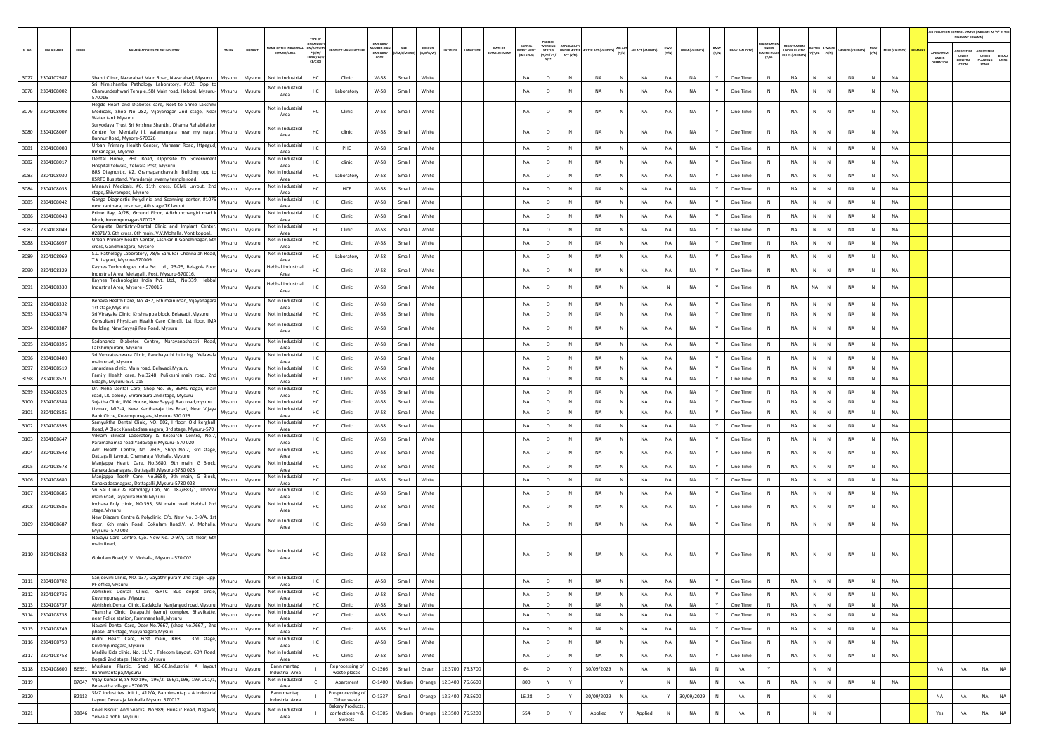| SL.NO. | UIN NUMBER | PCB ID | NAME & ADDRESS OF THE INDUSTRY | TALUK | DISTRICT | NAME OF THE INDUSTRIAL ESTATE/AREA | TYPE OF ORGANISATION/ACTIVITY * (I/M/LB/HC/H/CE/C/O) | PRODUCT MANUFACTURE | CATEGORY NUMBER (XGN CATEGORY CODE) | SIZE (L/M/S/MICRO) | COLOUR (R/O/G/W) | LATITUDE | LONGITUDE | DATE OF ESTABLISHMENT | CAPITAL INVEST MENT (IN LAKHS) | PRESENT WORKING STATUS (O/C1/C2/Y)** | APPLICABILITY UNDER WATER ACT (Y/N) | WATER ACT (VALIDITY) | AIR ACT (Y/N) | AIR ACT (VALIDITY) | HWM (Y/N) | HWM (VALIDITY) | BMW (Y/N) | BMW (VALIDITY) | REGISTRATION UNDER PLASTIC RULES (Y/N) | REGISTRATION UNDER PLASTIC RULES (VALIDITY) | BATTERY (Y/N) | E-WASTE (Y/N) | E-WASTE (VALIDITY) | MSW (Y/N) | MSW (VALIDITY) | REMARKS | APC SYSTEM UNDER OPERATION | APC SYSTEM UNDER CONSTRUCTION | APC SYSTEM UNDER PLANNING STAGE | DEFAULTERS |
|---|---|---|---|---|---|---|---|---|---|---|---|---|---|---|---|---|---|---|---|---|---|---|---|---|---|---|---|---|---|---|---|---|---|---|---|---|
| 3077 | 2304107987 | | Shanti Clinic, Nazarabad Main Road, Nazarabad, Mysuru | Mysuru | Mysuru | Not in Industrial Area | HC | Clinic | W-58 | Small | White | | | | NA | O | N | NA | N | NA | NA | NA | Y | One Time | N | NA | N | N | NA | N | NA | | | | | |
| 3078 | 2304108002 | | Sri Nimishamba Pathology Laboratory, #102, Opp to Chamundeshwari Temple, SBI Main road, Hebbal, Mysuru-570016 | Mysuru | Mysuru | Not in Industrial Area | HC | Laboratory | W-58 | Small | White | | | | NA | O | N | NA | N | NA | NA | NA | Y | One Time | N | NA | N | N | NA | N | NA | | | | | |
| 3079 | 2304108003 | | Hegde Heart and Diabetes care, Next to Shree Lakshmi Medicals, Shop No 282, Vijayanagar 2nd stage, Near Water tank Mysuru | Mysuru | Mysuru | Not in Industrial Area | HC | Clinic | W-58 | Small | White | | | | NA | O | N | NA | N | NA | NA | NA | Y | One Time | N | NA | N | N | NA | N | NA | | | | | |
| 3080 | 2304108007 | | Suryodaya Trust Sri Krishna Shanthi, Dhama Rehabilation Centre for Mentally Ill, Vajamangala near my nagar, Bannur Road, Mysore-570028 | Mysuru | Mysuru | Not in Industrial Area | HC | clinic | W-58 | Small | White | | | | NA | O | N | NA | N | NA | NA | NA | Y | One Time | N | NA | N | N | NA | N | NA | | | | | |
| 3081 | 2304108008 | | Urban Primary Health Center, Manasar Road, Ittegud, Indranagar, Mysore | Mysuru | Mysuru | Not in Industrial Area | HC | PHC | W-58 | Small | White | | | | NA | O | N | NA | N | NA | NA | NA | Y | One Time | N | NA | N | N | NA | N | NA | | | | | |
| 3082 | 2304108017 | | Dental Home, PHC Road, Opposite to Government Hospital Yelwala, Yelwala Post, Mysuru | Mysuru | Mysuru | Not in Industrial Area | HC | clinic | W-58 | Small | White | | | | NA | O | N | NA | N | NA | NA | NA | Y | One Time | N | NA | N | N | NA | N | NA | | | | | |
| 3083 | 2304108030 | | BRS Diagnostic, #2, Gramapanchayathi Building opp to KSRTC Bus stand, Varadaraja swamy temple road, | Mysuru | Mysuru | Not in Industrial Area | HC | Laboratory | W-58 | Small | White | | | | NA | O | N | NA | N | NA | NA | NA | Y | One Time | N | NA | N | N | NA | N | NA | | | | | |
| 3084 | 2304108033 | | Manasvi Medicals, #6, 11th cross, BEML Layout, 2nd stage, Shivrampet, Mysore | Mysuru | Mysuru | Not in Industrial Area | HC | HCE | W-58 | Small | White | | | | NA | O | N | NA | N | NA | NA | NA | Y | One Time | N | NA | N | N | NA | N | NA | | | | | |
| 3085 | 2304108042 | | Ganga Diagnostic Polyclinic and Scanning center, #1075 new kantharaj urs road, 4th stage TK layout | Mysuru | Mysuru | Not in Industrial Area | HC | Clinic | W-58 | Small | White | | | | NA | O | N | NA | N | NA | NA | NA | Y | One Time | N | NA | N | N | NA | N | NA | | | | | |
| 3086 | 2304108048 | | Prime Ray, A/28, Ground Floor, Adichunchangiri road k block, Kuvempunagar-570023 | Mysuru | Mysuru | Not in Industrial Area | HC | Clinic | W-58 | Small | White | | | | NA | O | N | NA | N | NA | NA | NA | Y | One Time | N | NA | N | N | NA | N | NA | | | | | |
| 3087 | 2304108049 | | Complete Dentistry-Dental Clinic and Implant Center, #2871/3, 6th cross, 6th main, V.V.Mohalla, Vontikoppal, | Mysuru | Mysuru | Not in Industrial Area | HC | Clinic | W-58 | Small | White | | | | NA | O | N | NA | N | NA | NA | NA | Y | One Time | N | NA | N | N | NA | N | NA | | | | | |
| 3088 | 2304108057 | | Urban Primary health Center, Lashkar B Gandhinagar, 5th cross, Gandhinagara, Mysore | Mysuru | Mysuru | Not in Industrial Area | HC | Clinic | W-58 | Small | White | | | | NA | O | N | NA | N | NA | NA | NA | Y | One Time | N | NA | N | N | NA | N | NA | | | | | |
| 3089 | 2304108069 | | S.L. Pathology Laboratory, 78/5 Sahukar Chennaiah Road, T.K. Layout, Mysore-570009 | Mysuru | Mysuru | Not in Industrial Area | HC | Laboratory | W-58 | Small | White | | | | NA | O | N | NA | N | NA | NA | NA | Y | One Time | N | NA | N | N | NA | N | NA | | | | | |
| 3090 | 2304108329 | | Kaynes Technologies India Pvt. Ltd., 23-25, Belagola Food Industrial Area, Metagalli, Post, Mysuru-570016. | Mysuru | Mysuru | Hebbal Industrial Area | HC | Clinic | W-58 | Small | White | | | | NA | O | N | NA | N | NA | NA | NA | Y | One Time | N | NA | N | N | NA | N | NA | | | | | |
| 3091 | 2304108330 | | Kaynes Technologies India Pvt. Ltd., No.339, Hebbal Industrial Area, Mysore - 570016 | Mysuru | Mysuru | Hebbal Industrial Area | HC | Clinic | W-58 | Small | White | | | | NA | O | N | NA | N | NA | N | NA | Y | One Time | N | NA | NA | N | NA | N | NA | | | | | |
| 3092 | 2304108332 | | Benaka Health Care, No. 432, 6th main road, Vijayanagara 1st stage,Mysuru | Mysuru | Mysuru | Not in Industrial Area | HC | Clinic | W-58 | Small | White | | | | NA | O | N | NA | N | NA | NA | NA | Y | One Time | N | NA | N | N | NA | N | NA | | | | | |
| 3093 | 2304108374 | | Sri Vinayaka Clinic, Krishnappa block, Belavadi ,Mysuru | Mysuru | Mysuru | Not in Industrial | HC | Clinic | W-58 | Small | White | | | | NA | O | N | NA | N | NA | NA | NA | Y | One Time | N | NA | N | N | NA | N | NA | | | | | |
| 3094 | 2304108387 | | Consultant Physician Health Care Clinicfl, 1st floor, IMA Building, New Sayyaji Rao Road, Mysuru | Mysuru | Mysuru | Not in Industrial Area | HC | Clinic | W-58 | Small | White | | | | NA | O | N | NA | N | NA | NA | NA | Y | One Time | N | NA | N | N | NA | N | NA | | | | | |
| 3095 | 2304108396 | | Sadananda Diabetes Centre, Narayanashastri Road, Lakshmipuram, Mysuru | Mysuru | Mysuru | Not in Industrial Area | HC | Clinic | W-58 | Small | White | | | | NA | O | N | NA | N | NA | NA | NA | Y | One Time | N | NA | N | N | NA | N | NA | | | | | |
| 3096 | 2304108400 | | Sri Venkateshwara Clinic, Panchayathi building , Yelawala main road, Mysuru | Mysuru | Mysuru | Not in Industrial Area | HC | Clinic | W-58 | Small | White | | | | NA | O | N | NA | N | NA | NA | NA | Y | One Time | N | NA | N | N | NA | N | NA | | | | | |
| 3097 | 2304108519 | | Janardana clinic, Main road, Belavadi,Mysuru | Mysuru | Mysuru | Not in Industrial | HC | Clinic | W-58 | Small | White | | | | NA | O | N | NA | N | NA | NA | NA | Y | One Time | N | NA | N | N | NA | N | NA | | | | | |
| 3098 | 2304108521 | | Family Health care, No.3248, Pulikeshi main road, 2nd Eidagh, Mysuru-570 015 | Mysuru | Mysuru | Not in Industrial Area | HC | Clinic | W-58 | Small | White | | | | NA | O | N | NA | N | NA | NA | NA | Y | One Time | N | NA | N | N | NA | N | NA | | | | | |
| 3099 | 2304108523 | | Dr. Neha Dental Care, Shop No. 96, BEML nagar, main road, LIC colony, Srirampura 2nd stage, Mysuru | Mysuru | Mysuru | Not in Industrial Area | HC | Clinic | W-58 | Small | White | | | | NA | O | N | NA | N | NA | NA | NA | Y | One Time | N | NA | N | N | NA | N | NA | | | | | |
| 3100 | 2304108584 | | Sujatha Clinic, IMA House, New Sayyaji Rao road,mysuru | Mysuru | Mysuru | Not in Industrial | HC | Clinic | W-58 | Small | White | | | | NA | O | N | NA | N | NA | NA | NA | Y | One Time | N | NA | N | N | NA | N | NA | | | | | |
| 3101 | 2304108585 | | Livmax, MIG-4, New Kantharaja Urs Road, Near Vijaya Bank Circle, Kuvempunagara,Mysuru- 570 023 | Mysuru | Mysuru | Not in Industrial Area | HC | Clinic | W-58 | Small | White | | | | NA | O | N | NA | N | NA | NA | NA | Y | One Time | N | NA | N | N | NA | N | NA | | | | | |
| 3102 | 2304108593 | | Samyuktha Dental Clinic, NO. 802, I floor, Old kenghalli Road, A Block Kanakadasa nagara, 3rd stage, Mysuru-570 | Mysuru | Mysuru | Not in Industrial Area | HC | Clinic | W-58 | Small | White | | | | NA | O | N | NA | N | NA | NA | NA | Y | One Time | N | NA | N | N | NA | N | NA | | | | | |
| 3103 | 2304108647 | | Vikram clinical Laboratory & Research Centre, No.7, Paramahamsa road,Yadavagiri,Mysuru- 570 020 | Mysuru | Mysuru | Not in Industrial Area | HC | Clinic | W-58 | Small | White | | | | NA | O | N | NA | N | NA | NA | NA | Y | One Time | N | NA | N | N | NA | N | NA | | | | | |
| 3104 | 2304108648 | | Adri Health Centre, No. 2609, Shop No.2, 3rd stage, Dattagalli Layout, Chamaraja Mohalla,Mysuru | Mysuru | Mysuru | Not in Industrial Area | HC | Clinic | W-58 | Small | White | | | | NA | O | N | NA | N | NA | NA | NA | Y | One Time | N | NA | N | N | NA | N | NA | | | | | |
| 3105 | 2304108678 | | Manjappa Heart Care, No.3680, 9th main, G Block, Kanakadasanagara, Dattagalli ,Mysuru-5780 023 | Mysuru | Mysuru | Not in Industrial Area | HC | Clinic | W-58 | Small | White | | | | NA | O | N | NA | N | NA | NA | NA | Y | One Time | N | NA | N | N | NA | N | NA | | | | | |
| 3106 | 2304108680 | | Manjappa Tooth Care, No.3680, 9th main, G Block, Kanakadasanagara, Dattagalli ,Mysuru-5780 023 | Mysuru | Mysuru | Not in Industrial Area | HC | Clinic | W-58 | Small | White | | | | NA | O | N | NA | N | NA | NA | NA | Y | One Time | N | NA | N | N | NA | N | NA | | | | | |
| 3107 | 2304108685 | | Sri Sai Clinic & Pathology Lab, No. 182/683/1, Ubdoor main road, Jayapura Hobli,Mysuru | Mysuru | Mysuru | Not in Industrial Area | HC | Clinic | W-58 | Small | White | | | | NA | O | N | NA | N | NA | NA | NA | Y | One Time | N | NA | N | N | NA | N | NA | | | | | |
| 3108 | 2304108686 | | Inchara Poly clinic, NO.393, SBI main road, Hebbal 2nd stage,Mysuru | Mysuru | Mysuru | Not in Industrial Area | HC | Clinic | W-58 | Small | White | | | | NA | O | N | NA | N | NA | NA | NA | Y | One Time | N | NA | N | N | NA | N | NA | | | | | |
| 3109 | 2304108687 | | New Diacare Centre & Polyclinic, C/o. New No. D-9/A, 1st floor, 6th main Road, Gokulam Road,V. V. Mohalla, Mysuru- 570 002 | Mysuru | Mysuru | Not in Industrial Area | HC | Clinic | W-58 | Small | White | | | | NA | O | N | NA | N | NA | NA | NA | Y | One Time | N | NA | N | N | NA | N | NA | | | | | |
| 3110 | 2304108688 | | Navayu Care Centre, C/o. New No. D-9/A, 1st floor, 6th main Road, Gokulam Road,V. V. Mohalla, Mysuru- 570 002 | Mysuru | Mysuru | Not in Industrial Area | HC | Clinic | W-58 | Small | White | | | | NA | O | N | NA | N | NA | NA | NA | Y | One Time | N | NA | N | N | NA | N | NA | | | | | |
| 3111 | 2304108702 | | Sanjeevini Clinic, NO. 137, Gayathripuram 2nd stage, Opp. PF office,Mysuru | Mysuru | Mysuru | Not in Industrial Area | HC | Clinic | W-58 | Small | White | | | | NA | O | N | NA | N | NA | NA | NA | Y | One Time | N | NA | N | N | NA | N | NA | | | | | |
| 3112 | 2304108736 | | Abhishek Dental Clinic, KSRTC Bus depot circle, Kuvempunagara ,Mysuru | Mysuru | Mysuru | Not in Industrial Area | HC | Clinic | W-58 | Small | White | | | | NA | O | N | NA | N | NA | NA | NA | Y | One Time | N | NA | N | N | NA | N | NA | | | | | |
| 3113 | 2304108737 | | Abhishek Dental Clinic, Kadakola, Nanjangud road,Mysuru | Mysuru | Mysuru | Not in Industrial | HC | Clinic | W-58 | Small | White | | | | NA | O | N | NA | N | NA | NA | NA | Y | One Time | N | NA | N | N | NA | N | NA | | | | | |
| 3114 | 2304108738 | | Thanisha Clinic, Dalapathi (venu) complex, Bhavikatte, near Police station, Rammanahalli,Mysuru | Mysuru | Mysuru | Not in Industrial Area | HC | Clinic | W-58 | Small | White | | | | NA | O | N | NA | N | NA | NA | NA | Y | One Time | N | NA | N | N | NA | N | NA | | | | | |
| 3115 | 2304108749 | | Navani Dental Care, Door No.7667, (shop No.7667), 2nd phase, 4th stage, Vijayanagara,Mysuru | Mysuru | Mysuru | Not in Industrial Area | HC | Clinic | W-58 | Small | White | | | | NA | O | N | NA | N | NA | NA | NA | Y | One Time | N | NA | N | N | NA | N | NA | | | | | |
| 3116 | 2304108750 | | Nidhi Heart Care, First main, KHB , 3rd stage, Kuvempunagara,Mysuru | Mysuru | Mysuru | Not in Industrial Area | HC | Clinic | W-58 | Small | White | | | | NA | O | N | NA | N | NA | NA | NA | Y | One Time | N | NA | N | N | NA | N | NA | | | | | |
| 3117 | 2304108758 | | Madilu Kids clinic, No. 11/C , Telecom Layout, 60ft Road, Bogadi 2nd stage, (North) ,Mysuru | Mysuru | Mysuru | Not in Industrial Area | HC | Clinic | W-58 | Small | White | | | | NA | O | N | NA | N | NA | NA | NA | Y | One Time | N | NA | N | N | NA | N | NA | | | | | |
| 3118 | 2304108600 | 86591 | Muskaan Plastic, Shed NO-68,Industrial A layout Bannimantapa,Mysuru | Mysuru | Mysuru | Bannimantap Industrial Area | I | Reprocessing of waste plastic | O-1366 | Small | Green | 12.3700 | 76.3700 | | 64 | O | Y | 30/09/2029 | N | NA | N | NA | N | NA | Y | | N | N | | | | | NA | NA | NA | NA |
| 3119 | | 87047 | Vijay Kumar B, SY NO 196, 196/2, 196/1,198, 199, 201/1, Belavatha village - 570003 | Mysuru | Mysuru | Not in Industrial Area | C | Apartment | O-1400 | Medium | Orange | 12.3400 | 76.6600 | | 800 | Y | Y | | Y | | N | NA | N | NA | N | NA | N | N | NA | N | NA | | | | | |
| 3120 | | 82113 | SMZ Industries Unit II, #12/A, Bannimantap - A Industrial Layout Devaraja Mohalla Mysuru 570017 | Mysuru | Mysuru | Bannimantap Industrial Area | I | Pre-processing of Other waste | O-1337 | Small | Orange | 12.3400 | 73.5600 | | 16.28 | O | Y | 30/09/2029 | N | NA | Y | 30/09/2029 | N | NA | N | | N | N | | | | | NA | NA | NA | NA |
| 3121 | | 38846 | Koiel Biscuit And Snacks, No.989, Hunsur Road, Nagaval, Yelwala hobli ,Mysuru | Mysuru | Mysuru | Not in Industrial Area | I | Bakery Products, confectionery & Sweets | O-1305 | Medium | Orange | 12.3500 | 76.5200 | | 554 | O | Y | Applied | Y | Applied | N | NA | N | NA | N | | N | N | | | | | Yes | NA | NA | NA |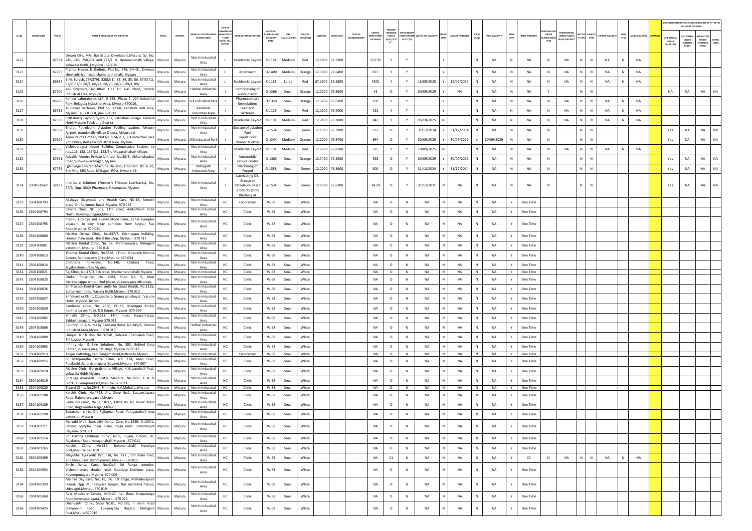| SL.NO. | UIN NUMBER | PCB ID | NAME & ADDRESS OF THE INDUSTRY | TALUK | DISTRICT | NAME OF THE INDUSTRIAL ESTATES/AREA | TYPE OF ORGANISATION/ACTIVITY * (I/M/LB/HC/H/CE/C/O) | PRODUCT MANUFACTURE | CATEGORY NUMBER (XGN CATEGORY CODE) | SIZE (L/M/S/MICRO) | COLOUR (R/O/G/W) | LATITUDE | LONGITUDE | DATE OF ESTABLISHMENT | CAPITAL INVEST MENT (IN LAKHS) | PRESENT WORKING STATUS (O/C1/C2/Y)** | APPLICABILITY UNDER WATER ACT (Y/N) | WATER ACT (VALIDITY) | AIR ACT (Y/N) | AIR ACT (VALIDITY) | HWM (Y/N) | HWM (VALIDITY) | BMW (Y/N) | BMW (VALIDITY) | REGISTRATION UNDER PLASTIC RULES (Y/N) | REGISTRATION UNDER PLASTIC RULES (VALIDITY) | BATTERY (Y/N) | E-WASTE (Y/N) | E-WASTE (VALIDITY) | MSW (Y/N) | MSW (VALIDITY) | REMARKS | APC SYSTEM UNDER OPERATION | APC SYSTEM UNDER CONSTRUCTION | APC SYSTEM UNDER PLANNING STAGE | DEFAULTERS |
|---|---|---|---|---|---|---|---|---|---|---|---|---|---|---|---|---|---|---|---|---|---|---|---|---|---|---|---|---|---|---|---|---|---|---|---|---|
| 3122 | | 87354 | Dream City, M/s. Rai Estate Developers,Mysuru, Sy. No. 248, 249, 250,251 and 273/1, K. Hemmanahalli Village, Yelawala Hobli, |Mysuru - 570026 | Mysuru | Mysuru | Not in Industrial Area | L | Residential Layout | R-1181 | Medium | Red | 12.1800 | 76.3300 | | 553.93 | Y | Y | | Y | | N | NA | N | NA | N | NA | N | N | NA | N | NA | | | | | |
| 3123 | | 87293 | Pramur Homes & Shelters, Plot No. 576, CH-48 , Dewans sheshadri iyer road, chamaraj mohalla,Mysuru | Mysuru | Mysuru | Not in Industrial Area | C | Apartment | O-1400 | Medium | Orange | 12.3000 | 76.6400 | | 877 | Y | Y | | Y | | N | NA | N | NA | N | NA | N | N | NA | N | NA | | | | | |
| 3124 | | 86834 | B.M. Suresh, 79/2(79), 82(82/1), 83, 84, 85, 86, 87(87/1), 87/2, 87/3, 88/1, 88/2A, 88/2B, 88/2C, 89/1, 89/ | Mysuru | Mysuru | Not in Industrial Area | L | Residential Layout | R-1181 | Large | Red | 67.2800 | 13.5800 | | 4200 | Y | Y | 15/09/2025 | Y | 15/09/2025 | N | NA | N | NA | N | NA | N | N | NA | N | NA | | | | | |
| 3125 | | 87200 | Yes Polymers, No.306/B Opp HP Gas Plant, Hebbal Industrial area, Mysuru | Mysuru | Mysuru | Hebbal Industrial Area | I | Reprocessing of waste plastic | O-1366 | Small | Orange | 12.2200 | 76.3600 | | 43 | O | Y | 30/09/2029 | Y | NA | N | NA | N | NA | Y | | N | N | | | | | NA | NA | NA | NA |
| 3126 | | 86689 | Kohlen Laboratories LLP, # 225, Phase 2, JCK Industrial Park, Belagola Industrial Area, Mysore-570016. | Mysuru | Mysuru | JCK Industrial Park | I | Pharmaceticals formulations | O-1359 | Small | Orange | 12.3700 | 76.6100 | | 250 | Y | Y | | Y | | N | NA | N | NA | N | NA | N | N | NA | N | NA | | | | | |
| 3127 | | 86781 | Jn Power Batteries, Plot no. 123-B, Kadakola Indl area, Mysuru Taluk & Dist, pin- 571311 | Mysuru | Mysuru | Kadakola Industrial Area | I | Lead acid Batteries | R-1128 | Small | Red | 12.1100 | 76.4000 | | 152 | Y | Y | | Y | | N | NA | N | NA | N | NA | N | N | NA | N | NA | | | | | |
| 3128 | | 87303 | PNB Realty Layout, Sy.No. 137, Ratnahalli Village, Yelwala Hobli Mysore Taluk and District | Mysuru | Mysuru | Not in Industrial Area | L | Residential Layout | R-1181 | Medium | Red | 12.2100 | 76.3000 | | 843 | Y | Y | 05/10/2025 | N | | N | NA | N | NA | N | NA | N | N | NA | N | NA | | | | | |
| 3129 | | 87602 | Bharat Petroleum, Aviation Fuelling station, Mysore Airport, mandakally village & post, Mysuru tal | Mysuru | Mysuru | Not in Industrial Area | I | Storage of aviation Fuel | G-1534 | Small | Green | 12.1300 | 76.3900 | | 233 | O | Y | 31/12/2034 | Y | 31/12/2034 | N | NA | N | NA | N | | N | N | | | | | Yes | NA | NA | NA |
| 3130 | | 87902 | Asian Paints Limited, Plot No. 924/207, JCK Industrial Park 2nd Phase, Belagola Industrial area, Mysuru | Mysuru | Mysuru | JCK Industrial Park | I | Liquid Floor cleaner & other | O-1344 | Medium | Orange | 12.2200 | 76.3700 | | 994 | O | Y | 30/09/2029 | Y | 30/09/2029 | y | 30/09/2029 | N | NA | N | | N | N | | | | | Yes | NA | NA | NA |
| 3131 | | 87563 | Vishwapragna House Building Cooperative Society, sy nos.116, 132, 139/2,3, 128/3 of Nagarathahalli village, | Mysuru | Mysuru | Not in Industrial Area | L | Residential Layout | R-1181 | Medium | Red | 12.2600 | 76.8500 | | 575 | Y | Y | 10/09/2025 | N | | N | NA | N | NA | N | NA | N | N | NA | N | NA | | | | | |
| 3132 | | 87651 | Advaith Motors Private Limited, No.35/B, Akkamahadevi Road,Vishweswaranagar, Mysuru | Mysuru | Mysuru | Not in Industrial Area | I | Automobile service centre | O-1303 | Small | Orange | 13.7400 | 72.3200 | | 358 | O | Y | 30/09/2029 | Y | 30/09/2029 | N | NA | N | NA | N | | N | N | | | | | Yes | NA | NA | NA |
| 3133 | | 87755 | Lgb Forge Limited Machine Division, Door No. 82 & 81, 5th Mile, KRS Road, MEtagalli POst, Mysore-16 | Mysuru | Mysuru | Metagalli Industrial Area | I | Machining of Forged | G-1558 | Small | Green | 12.2000 | 76.3600 | | 500 | O | Y | 31/12/2034 | Y | 31/12/2034 | N | NA | N | NA | N | | N | N | | | | | Yes | NA | NA | NA |
| 3134 | 2304050662 | 38172 | Intellicare Solutions (Formerly Tribocor Lubricants), No. 57/3, Opp. NKCA Pharmacy, Srirampura, Mysore | Mysuru | Mysuru | Not in Industrial Area | I | Lubricating Oil, Grease or Petroleum based products (Only Bledning at | G-1534 | Small | Green | 12.2900 | 76.6300 | | 34.28 | O | Y | 31/12/2031 | N | NA | N | NA | N | NA | N | | N | N | | | | | Yes | NA | NA | NA |
| 3135 | 2304108793 | | Akshaya Diagnostic and Health Care, NO.16, Amruth plaza, Dr. Rajkumar Road, Mysuru- 570 029 | Mysuru | Mysuru | Not in Industrial Area | HC | Laboratory | W-58 | Small | White | | | | NA | O | N | NA | N | NA | N | NA | Y | One Time | | | | | | | | | | | | |
| 3136 | 2304108794 | | Raksha clinic, NO. 602, 11th cross, Anikethana Road North, Kuvempunagara,Mysuru | Mysuru | Mysuru | Not in Industrial Area | HC | Clinic | W-58 | Small | White | | | | NA | O | N | NA | N | NA | N | NA | Y | One Time | | | | | | | | | | | | |
| 3137 | 2304108795 | | Prabhu Urology and Kidney Stone Clinic, Lehar Complex adjacent to city X-ray complex, New Sayyaji Rao Road,Mysuru- 570 021 | Mysuru | Mysuru | Not in Industrial Area | HC | Clinic | W-58 | Small | White | | | | NA | O | N | NA | N | NA | N | NA | Y | One Time | | | | | | | | | | | | |
| 3138 | 2304108800 | | Mathru Dental Clinic, No.437/7, Krishnappa building, Hunsur main road, Hinkal Bus stop, Mysuru - 570 017 | Mysuru | Mysuru | Not in Industrial Area | HC | Clinic | W-58 | Small | White | | | | NA | O | N | NA | N | NA | N | NA | Y | One Time | | | | | | | | | | | | |
| 3139 | 2304108801 | | Mathru Dental Clinic, No. 36, Mathrunagara, Metagalli extension, Mysuru - 570 016 | Mysuru | Mysuru | Not in Industrial Area | HC | Clinic | W-58 | Small | White | | | | NA | O | N | NA | N | NA | N | NA | Y | One Time | | | | | | | | | | | | |
| 3140 | 2304108813 | | Thomas Dental Clinic, No.35/A, I Floor, Opposite Krishna Bakery, Ramaswamy Circle,Mysuru- 570 024 | Mysuru | Mysuru | Not in Industrial Area | HC | Clinic | W-58 | Small | White | | | | NA | O | N | NA | N | NA | N | NA | Y | One Time | | | | | | | | | | | | |
| 3141 | 2304108814 | | Chethana Polyclinic, No.140, Kalidasa Road, Jayalakshmipuram,Mysuru | Mysuru | Mysuru | Not in Industrial Area | HC | Clinic | W-58 | Small | White | | | | NA | O | N | NA | N | NA | N | NA | Y | One Time | | | | | | | | | | | | |
| 3142 | 2304108821 | | Raj Clinic, No.47/D, 6th cross, Kyathamaranahalli,Mysuru | Mysuru | Mysuru | Not in Industrial Area | HC | Clinic | W-58 | Small | White | | | | NA | O | N | NA | N | NA | N | NA | Y | One Time | | | | | | | | | | | | |
| 3143 | 2304108825 | | Omkar Polyclinic, No. 7683, Shop No. 5, Near Marimallappa school, 2nd phase, Vijayanagara 4th stage, | Mysuru | Mysuru | Not in Industrial Area | HC | Clinic | W-58 | Small | White | | | | NA | O | N | NA | N | NA | N | NA | Y | One Time | | | | | | | | | | | | |
| 3144 | 2304108826 | | Sri Prakash Dental Care smile for Good Health, No.1125, Suttur main road, Varuna Hobli,Mysuru -570 010 | Mysuru | Mysuru | Not in Industrial Area | HC | Clinic | W-58 | Small | White | | | | NA | O | N | NA | N | NA | N | NA | Y | One Time | | | | | | | | | | | | |
| 3145 | 2304108827 | | Sri Vinayaka Clinic, Opposite to Grama panchayat , Varuna Hobli, Mysore District | Mysuru | Mysuru | Not in Industrial Area | HC | Clinic | W-58 | Small | White | | | | NA | O | N | NA | N | NA | N | NA | Y | One Time | | | | | | | | | | | | |
| 3146 | 2304108829 | | Sandeepa clinic, No. 2550, CH-86, Madappa Krupa, Kantharaja urs Road, K G Koppal,Mysuru- 570 009 | Mysuru | Mysuru | Not in Industrial Area | HC | Clinic | W-58 | Small | White | | | | NA | O | N | NA | N | NA | N | NA | Y | One Time | | | | | | | | | | | | |
| 3147 | 2304108882 | | Srinidhi Clinic, NO.188, 14th main, Nyayamarga, Siddarthanagara,Mysuru-570 011 | Mysuru | Mysuru | Not in Industrial Area | HC | Clinic | W-58 | Small | White | | | | NA | O | N | NA | N | NA | N | NA | Y | One Time | | | | | | | | | | | | |
| 3148 | 2304108886 | | Country Inn & Suites by Radisson Hotel, No.345/A, Hebbal Industrial Area,Mysuru - 570 016 | Mysuru | Mysuru | Hebbal Industrial Area | HC | Clinic | W-58 | Small | White | | | | NA | O | N | NA | N | NA | N | NA | Y | One Time | | | | | | | | | | | | |
| 3149 | 2304108889 | | Unique Hair & Skin, No. 376/B , Sahukar Chennaiah Road, T.K.Layout,Mysuru | Mysuru | Mysuru | Not in Industrial Area | HC | Clinic | W-58 | Small | White | | | | NA | O | N | NA | N | NA | N | NA | Y | One Time | | | | | | | | | | | | |
| 3150 | 2304108892 | | Infinity Hair & Skin Solutions, No. 383, Behind Sony Center, Vijayanagara, 1st stage,Mysuru -570 013 | Mysuru | Mysuru | Not in Industrial Area | HC | Clinic | W-58 | Small | White | | | | NA | O | N | NA | N | NA | N | NA | Y | One Time | | | | | | | | | | | | |
| 3151 | 2304108913 | | Thejas Pathology Lab, Sangam Road,Hullahally,Mysuru | Mysuru | Mysuru | Not in Industrial Area | HC | Laboratory | W-58 | Small | White | | | | NA | O | N | NA | N | NA | N | NA | Y | One Time | | | | | | | | | | | | |
| 3152 | 2304108915 | | Sri Manjunatha Dental Clinic, No. 27A, main road, Pulakeshi ,Rajendranagara (Kesare),Mysuru- 570 007 | Mysuru | Mysuru | Not in Industrial Area | HC | Clinic | W-58 | Small | White | | | | NA | O | N | NA | N | NA | N | NA | Y | One Time | | | | | | | | | | | | |
| 3153 | 2304109018 | | Mathru Clinic, Gungralchatra Village, K.Naganahalli Post, yelawala Hobli,Mysuru | Mysuru | Mysuru | Not in Industrial Area | HC | Clinic | W-58 | Small | White | | | | NA | O | N | NA | N | NA | N | NA | Y | One Time | | | | | | | | | | | | |
| 3154 | 2304109019 | | Sriranga Ayurveda Chikitsa Mandira, No.1551, C & D Block, Kuvempunagara,Mysuru- 570 023 | Mysuru | Mysuru | Not in Industrial Area | HC | Clinic | W-58 | Small | White | | | | NA | O | N | NA | N | NA | N | NA | Y | One Time | | | | | | | | | | | | |
| 3155 | 2304109020 | | Tejasvi Clinic, No.2945, 4th main, V.V.Mohalla,,Mysuru- | Mysuru | Mysuru | Not in Industrial Area | HC | Clinic | W-58 | Small | White | | | | NA | O | N | NA | N | NA | N | NA | Y | One Time | | | | | | | | | | | | |
| 3156 | 2304109188 | | Karthik Clinic, No.4798, A-L, Shop No.1, Basaveshwara Road, Rajendranagara , Mysuru | Mysuru | Mysuru | Not in Industrial Area | HC | Clinic | W-58 | Small | White | | | | NA | O | N | NA | N | NA | N | NA | Y | One Time | | | | | | | | | | | | |
| 3157 | 2304109189 | | Samruddi Clinic, No. 2, 182/2, Katha No. 49, Kaveri Main Road, Ragavendra Nagar,Mysuru | Mysuru | Mysuru | Not in Industrial Area | HC | Clinic | W-58 | Small | White | | | | NA | O | N | NA | N | NA | N | NA | Y | One Time | | | | | | | | | | | | |
| 3158 | 2304109190 | | Sudarshan clinic, Dr. Rajkumar Road, Yaraganahalli new extension,Mysuru | Mysuru | Mysuru | Not in Industrial Area | HC | Clinic | W-58 | Small | White | | | | NA | O | N | NA | N | NA | N | NA | Y | One Time | | | | | | | | | | | | |
| 3159 | 2304109211 | | Maruthi Multi-Speciality Dental Care, No.1529, D-133/1, Pandes complex, near Vishal mega mart, Shivarampet ,Mysuru- 570 001 | Mysuru | Mysuru | Not in Industrial Area | HC | Clinic | W-58 | Small | White | | | | NA | O | N | NA | N | NA | N | NA | Y | One Time | | | | | | | | | | | | |
| 3160 | 2304109214 | | Sri Krishna Childrens Clinic, No.9, Sujani, I floor, Dr. Rajakumar Road, yaraganahalli,Mysuru - 570 011 | Mysuru | Mysuru | Not in Industrial Area | HC | Clinic | W-58 | Small | White | | | | NA | O | N | NA | N | NA | N | NA | Y | One Time | | | | | | | | | | | | |
| 3161 | 2304109265 | | Karthik Clinic, No.617, Rammanahalli Hanchya post,Mysuru- 570 019 | Mysuru | Mysuru | Not in Industrial Area | HC | Clinic | W-58 | Small | White | | | | NA | O | N | NA | N | NA | N | NA | Y | One Time | | | | | | | | | | | | |
| 3162 | 2304109269 | | Mayukha Ayurvedic Pvt., Ltd, No. 112 , 8th main road, 2nd block, Jayalakshmipuram, Mysuru- 570 012 | Mysuru | Mysuru | Not in Industrial Area | HC | Clinic | W-58 | Small | White | | | | NA | C1 | N | NA | N | NA | N | NA | Y | C1 | N | NA | N | N | NA | N | NA | | | | | |
| 3163 | 2304109354 | | Smile Dental Care, No.42/A, Sri Ranga complex, Vishwamanava double road, Opposite Dominos pizza, Kuvempunagara,Mysuru- 570 009 | Mysuru | Mysuru | Not in Industrial Area | HC | Clinic | W-58 | Small | White | | | | NA | O | N | NA | N | NA | N | NA | Y | One Time | | | | | | | | | | | | |
| 3164 | 2304109359 | | Malnad Day care, No. 16, LIG, 1st stage, Mahadevapura layout, Opp. Muneshwara temple, Ner madeena masjid, Udyaagiri,Mysuru- 570 019 | Mysuru | Mysuru | Not in Industrial Area | HC | Clinic | W-58 | Small | White | | | | NA | O | N | NA | N | NA | N | NA | Y | One Time | | | | | | | | | | | | |
| 3165 | 2304109360 | | Ravi Medicare Centre, MIG-27, 1st floor, Nrupatunga Road,Kuvempunagara, Mysuru - 570 023 | Mysuru | Mysuru | Not in Industrial Area | HC | Clinic | W-58 | Small | White | | | | NA | O | N | NA | N | NA | N | NA | Y | One Time | | | | | | | | | | | | |
| 3166 | 2304109425 | | Dhanvantri Clinic, Shop No.01, No.539, II main Road (Sanjeevini Road), Lokanayaka Nagara, Metagalli Post,Mysuru-570016 | Mysuru | Mysuru | Not in Industrial Area | HC | Clinic | W-58 | Small | White | | | | NA | O | N | NA | N | NA | N | NA | Y | One Time | | | | | | | | | | | | |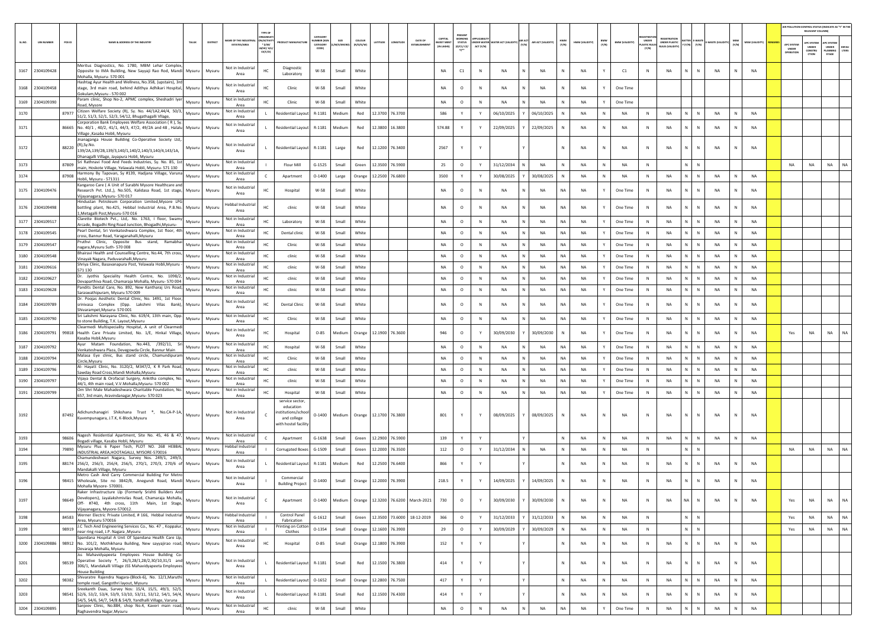| SL.NO. | UIN NUMBER | PCB ID | NAME & ADDRESS OF THE INDUSTRY | TALUK | DISTRICT | NAME OF THE INDUSTRIAL ESTATES/AREA | TYPE OF ORGANISATION/ACTIVITY * (I/M/LB/HC/H/L/CE/C/O) | PRODUCT MANUFACTURE | CATEGORY NUMBER (XGN CATEGORY CODE) | SIZE (L/M/S/MICRO) | COLOUR (R/O/G/W) | LATITUDE | LONGITUDE | DATE OF ESTABLISHMENT | CAPITAL INVEST MENT (IN LAKHS) | PRESENT WORKING STATUS (O/C1/C2/Y)** | APPLICABILITY UNDER WATER ACT (Y/N) | WATER ACT (VALIDITY) | AIR ACT (Y/N) | AIR ACT (VALIDITY) | HWM (Y/N) | HWM (VALIDITY) | BMW (Y/N) | BMW (VALIDITY) | REGISTRATION UNDER PLASTIC RULES (Y/N) | REGISTRATION UNDER PLASTIC RULES (VALIDITY) | BATTERY (Y/N) | E-WASTE (Y/N) | E-WASTE (VALIDITY) | MSW (Y/N) | MSW (VALIDITY) | REMARKS | AIR POLLUTION CONTROL STATUS (INDICATE AS "Y" IN THE RELEVANT COLUMN) APC SYSTEM UNDER OPERATION | APC SYSTEM UNDER CONSTRUCTION | APC SYSTEM UNDER PLANNING STAGE | DEFAULTERS |
|---|---|---|---|---|---|---|---|---|---|---|---|---|---|---|---|---|---|---|---|---|---|---|---|---|---|---|---|---|---|---|---|---|---|---|---|---|
| 3167 | 2304109428 | | Meritus Diagnostics, No. 1780, MBM Lehar Complex, Opposite to IMA Building, New Sayyaji Rao Road, Mandi Mohalla, Mysuru- 570 001 | Mysuru | Mysuru | Not in Industrial Area | HC | Diagnostic Laboratory | W-58 | Small | White | | | | NA | C1 | N | NA | N | NA | N | NA | Y | C1 | N | NA | N | N | NA | N | NA | | | | | |
| 3168 | 2304109458 | | Hashtag Ayur Health and Wellness, No.358, (upstairs), 3rd stage, 3rd main road, behind Adithya Adhikari Hospital, Gokulam,Mysuru - 570 002 | Mysuru | Mysuru | Not in Industrial Area | HC | Clinic | W-58 | Small | White | | | | NA | O | N | NA | N | NA | N | NA | Y | One Time | | | | | | | | | | | | |
| 3169 | 2304109390 | | Param clinic, Shop No-2, APMC complex, Sheshadri Iyer Road, Mysore | Mysuru | Mysuru | Not in Industrial Area | HC | Clinic | W-58 | Small | White | | | | NA | O | N | NA | N | NA | N | NA | Y | One Time | | | | | | | | | | | | |
| 3170 | | 87977 | Citizen Welfare Society (R), Sy. No. 44/1A2,44/4, 50/3, 51/2, 51/3, 52/1, 52/3, 54/12, Bhugathagalli Vllage, | Mysuru | Mysuru | Not in Industrial Area | L | Residential Layout | R-1181 | Medium | Red | 12.3700 | 76.3700 | | 586 | Y | Y | 06/10/2025 | Y | 06/10/2025 | N | NA | N | NA | N | NA | N | N | NA | N | NA | | | | | |
| 3171 | | 86665 | Corporation Bank Employees Welfare Association ( R ), Sy. No. 40/1 , 40/2, 41/1, 44/3, 47/2, 49/2A and 48 , Halalu Village ,Kasaba Hobli, Mysuru | Mysuru | Mysuru | Not in Industrial Area | L | Residential Layout | R-1181 | Medium | Red | 12.3800 | 16.3800 | | 574.88 | Y | Y | 22/09/2025 | Y | 22/09/2025 | N | NA | N | NA | N | NA | N | N | NA | N | NA | | | | | |
| 3172 | | 88220 | Jnanaganga House Building Co-Operative Society Ltd., (R),Sy.No. 139/2A,139/2B,139/3,140/1,140/2,140/3,140/4,143/1A, Dhanagalli Village, Jayapura Hobli, Mysuru | Mysuru | Mysuru | Not in Industrial Area | L | Residential Layout | R-1181 | Large | Red | 12.1200 | 76.3400 | | 2567 | Y | Y | | Y | | N | NA | N | NA | N | NA | N | N | NA | N | NA | | | | | |
| 3173 | | 87809 | Sri Rathnavi Food And Feeds Industries, Sy. No. 85, 1st main, Hoskote Village, Yelawala Hobli, Mysuru- 571 130 | Mysuru | Mysuru | Not in Industrial Area | I | Flour Mill | G-1525 | Small | Green | 12.3500 | 76.5900 | | 25 | O | Y | 31/12/2034 | N | NA | N | NA | N | NA | N | | N | N | | | | | NA | NA | NA | NA |
| 3174 | | 87908 | Harmony By Tapovan, Sy #139, Hadjana Village, Varuna Hobli, Mysuru - 571311 | Mysuru | Mysuru | Not in Industrial Area | C | Apartment | O-1400 | Large | Orange | 12.2500 | 76.6800 | | 3500 | Y | Y | 30/08/2025 | Y | 30/08/2025 | N | NA | N | NA | N | NA | N | N | NA | N | NA | | | | | |
| 3175 | 2304109476 | | Kangaroo Care ( A Unit of Surabhi Mysore Healthcare and Research Pvt. Ltd.,), No.505, Kalidasa Road, 1st stage, Vijayanagara,Mysuru- 570 017 | Mysuru | Mysuru | Not in Industrial Area | HC | Hospital | W-58 | Small | White | | | | NA | O | N | NA | N | NA | NA | NA | Y | One Time | N | NA | N | N | NA | N | NA | | | | | |
| 3176 | 2304109498 | | Hindustan Petroleum Corporation Limited,Mysore LPG bottling plant, No.425, Hebbal Industrial Area, P.B.No. 1,Metagalli Post,Mysuru-570 016 | Mysuru | Mysuru | Hebbal Industrial Area | HC | clinic | W-58 | Small | White | | | | NA | O | N | NA | N | NA | NA | NA | Y | One Time | N | NA | N | N | NA | N | NA | | | | | |
| 3177 | 2304109517 | | Clarette Biotech Pvt., Ltd,. No. 1763, I floor, Swamy Arcade, Bogadhi Ring Road Junction, Bhogadhi,Mysuru- | Mysuru | Mysuru | Not in Industrial Area | HC | Laboratory | W-58 | Small | White | | | | NA | O | N | NA | N | NA | NA | NA | Y | One Time | N | NA | N | N | NA | N | NA | | | | | |
| 3178 | 2304109545 | | Pearl Dental, Sri Venkateshwara Complex, 1st floor, 4th cross, Bannur Road, Yaraganahalli,Mysuru | Mysuru | Mysuru | Not in Industrial Area | HC | Dental clinic | W-58 | Small | White | | | | NA | O | N | NA | N | NA | NA | NA | Y | One Time | N | NA | N | N | NA | N | NA | | | | | |
| 3179 | 2304109547 | | Pruthvi Clinic, Opposite Bus stand, Ramabhai nagara,Mysuru Suth- 570 008 | Mysuru | Mysuru | Not in Industrial Area | HC | Clinic | W-58 | Small | White | | | | NA | O | N | NA | N | NA | NA | NA | Y | One Time | N | NA | N | N | NA | N | NA | | | | | |
| 3180 | 2304109548 | | Bhairavi Health and Counselling Centre, No.44, 7th cross, Vinayak Nagara, Paduvarahalli,Mysuru | Mysuru | Mysuru | Not in Industrial Area | HC | clinic | W-58 | Small | White | | | | NA | O | N | NA | N | NA | NA | NA | Y | One Time | N | NA | N | N | NA | N | NA | | | | | |
| 3181 | 2304109616 | | Shriya Clinic, Basavanapura Post, Yelawala Hobli,Mysuru - 571 130 | Mysuru | Mysuru | Not in Industrial Area | HC | clinic | W-58 | Small | White | | | | NA | O | N | NA | N | NA | NA | NA | Y | One Time | N | NA | N | N | NA | N | NA | | | | | |
| 3182 | 2304109627 | | Dr. Jyothis Speciality Health Centre, No. 1098/2, Devaparthiva Road, Chamaraja Mohalla, Mysuru- 570 004 | Mysuru | Mysuru | Not in Industrial Area | HC | clinic | W-58 | Small | White | | | | NA | O | N | NA | N | NA | NA | NA | Y | One Time | N | NA | N | N | NA | N | NA | | | | | |
| 3183 | 2304109628 | | Pandits Dental Care, No. 892, New Kantharaj Urs Road, Saraswathipuram, Mysuru 570 009 | Mysuru | Mysuru | Not in Industrial Area | HC | clinic | W-58 | Small | White | | | | NA | O | N | NA | N | NA | NA | NA | Y | One Time | N | NA | N | N | NA | N | NA | | | | | |
| 3184 | 2304109789 | | Dr. Poojas Aesthetic Dental Clinic, No. 1491, 1st Floor, srinivasa Complex (Opp. Lakshmi Vilas Bank), Shivarampet,Mysuru- 570 001 | Mysuru | Mysuru | Not in Industrial Area | HC | Dental Clinic | W-58 | Small | White | | | | NA | O | N | NA | N | NA | NA | NA | Y | One Time | N | NA | N | N | NA | N | NA | | | | | |
| 3185 | 2304109790 | | Sri Lakshmi Narayana Clinic, No. 619/4, 13th main, Opp. to stone Building, T.K. Layout,Mysuru | Mysuru | Mysuru | Not in Industrial Area | HC | Clinic | W-58 | Small | White | | | | NA | O | N | NA | N | NA | NA | NA | Y | One Time | N | NA | N | N | NA | N | NA | | | | | |
| 3186 | 2304109791 | 99818 | Clearmedi Multispeciality Hospital, A unit of Clearmedi Health Care Private Limited, No. 1/E, Hinkal Village, Kasaba Hobli,Mysuru | Mysuru | Mysuru | Not in Industrial Area | HC | Hospital | O-85 | Medium | Orange | 12.1900 | 76.3600 | | 946 | O | Y | 30/09/2030 | Y | 30/09/2030 | N | NA | N | NA | N | NA | N | N | NA | N | NA | | Yes | NA | NA | NA |
| 3187 | 2304109792 | | Ayur Matam Foundation, No.443, /392/11, Sri Venkateshwara Plaza, Devegowda Circle, Bannur Main | Mysuru | Mysuru | Not in Industrial Area | HC | Hospital | W-58 | Small | White | | | | NA | O | N | NA | N | NA | NA | NA | Y | One Time | N | NA | N | N | NA | N | NA | | | | | |
| 3188 | 2304109794 | | Malasa Eye clinic, Bus stand circle, Chamundipuram Circle,Mysuru | Mysuru | Mysuru | Not in Industrial Area | HC | Clinic | W-58 | Small | White | | | | NA | O | N | NA | N | NA | NA | NA | Y | One Time | N | NA | N | N | NA | N | NA | | | | | |
| 3189 | 2304109796 | | Al- Hayatt Clinic, No. 3120/2, M347/2, K R Park Road, Sawday Road Cross,Mandi Mohalla,Mysuru | Mysuru | Mysuru | Not in Industrial Area | HC | clinic | W-58 | Small | White | | | | NA | O | N | NA | N | NA | NA | NA | Y | One Time | N | NA | N | N | NA | N | NA | | | | | |
| 3190 | 2304109797 | | Vijaya Dental & Orofacial Surgery, Ankitha complex, No. 44/1, 4th main road, V.V.Mohalla,Mysuru- 570 002 | Mysuru | Mysuru | Not in Industrial Area | HC | clinic | W-58 | Small | White | | | | NA | O | N | NA | N | NA | NA | NA | Y | One Time | N | NA | N | N | NA | N | NA | | | | | |
| 3191 | 2304109799 | | Om Shri Male Mahadeshwara Charitable Foundation, No. 657, 3rd main, Aravindanagar,Mysuru- 570 023 | Mysuru | Mysuru | Not in Industrial Area | HC | Hospital | W-58 | Small | White | | | | NA | O | N | NA | N | NA | NA | NA | Y | One Time | N | NA | N | N | NA | N | NA | | | | | |
| 3192 | | 87492 | Adichunchanagiri Shikshana Trust *, No.CA-P-1A, Kuvempunagara, J.T.K, K-Block,Mysuru | Mysuru | Mysuru | Not in Industrial Area | C | service sector, education institutions/school and college with hostel facility | O-1400 | Medium | Orange | 12.1700 | 76.3800 | | 801 | Y | Y | 08/09/2025 | Y | 08/09/2025 | N | NA | N | NA | N | NA | N | N | NA | N | NA | | | | | |
| 3193 | | 98606 | Nagesh Residential Apartment, Site No. 45, 46 & 47, Bogadi village, Kasaba Hobli, Mysuru | Mysuru | Mysuru | Not in Industrial Area | C | Apartment | G-1638 | Small | Green | 12.2900 | 76.5900 | | 139 | Y | Y | | Y | | N | NA | N | NA | N | NA | N | N | NA | N | NA | | | | | |
| 3194 | | 79890 | Mysuru Plus 6 Paper Tech, PLOT NO. 268 HEBBAL INDUSTRIAL AREA,HOOTAGALLI, MYSORE-570016 | Mysuru | Mysuru | Hebbal Industrial Area | I | Corrugated Boxes | G-1509 | Small | Green | 12.2000 | 76.3500 | | 112 | O | Y | 31/12/2034 | N | NA | N | NA | N | NA | N | | N | N | | | | | NA | NA | NA | NA |
| 3195 | | 88174 | Chamundeshwari Nagara, Survey Nos. 249/1, 249/3, 256/2, 256/3, 256/4, 256/5, 270/1, 270/3, 270/6 of Mandakalli Village, Mysuru | Mysuru | Mysuru | Not in Industrial Area | L | Residential Layout | R-1181 | Medium | Red | 12.2500 | 76.6400 | | 866 | Y | Y | | Y | | N | NA | N | NA | N | NA | N | N | NA | N | NA | | | | | |
| 3196 | | 98415 | Metro Cash And Carry Commercial Building For Metro Wholesale, Site no 3842/B, Anegundi Road, Mandi Mohalla Mysore- 570001. | Mysuru | Mysuru | Not in Industrial Area | I | Commercial Building Project | O-1400 | Small | Orange | 12.2000 | 76.3900 | | 218.5 | Y | Y | 14/09/2025 | Y | 14/09/2025 | N | NA | N | NA | N | NA | N | N | NA | N | NA | | | | | |
| 3197 | | 98649 | Raker Infrastructure Llp (Formerly Srishti Builders And Developers), Jayalakshmivilas Road, Chamaraja Mohalla, Off- #740, 4th cross, 11th Main, 1st Stage, Vijayanagara, Mysore-570012. | Mysuru | Mysuru | Not in Industrial Area | C | Apartment | O-1400 | Medium | Orange | 12.3200 | 76.6200 | March-2021 | 730 | O | Y | 30/09/2030 | Y | 30/09/2030 | N | NA | N | NA | N | NA | NA | N | NA | N | NA | | Yes | NA | NA | NA |
| 3198 | | 84583 | Werner Electric Private Limited, # 166, Hebbal Industrial Area, Mysuru 570016 | Mysuru | Mysuru | Hebbal Industrial Area | I | Control Panel Fabrication | G-1612 | Small | Green | 12.3500 | 73.6000 | 18-12-2019 | 366 | O | Y | 31/12/2033 | Y | 31/12/2033 | N | NA | N | NA | N | | N | N | | | | | Yes | NA | NA | NA |
| 3199 | | 98919 | J.C Tech And Engineering Services Co., No. 47 , Koppalur, near ring road, I.P. Nagara ,Mysuru | Mysuru | Mysuru | Not in Industrial Area | I | Printing on Cotton Clothes | O-1354 | Small | Orange | 12.1600 | 76.3900 | | 29 | O | Y | 30/09/2029 | Y | 30/09/2029 | N | NA | N | NA | N | | N | N | | | | | Yes | NA | NA | NA |
| 3200 | 2304109886 | 98912 | Spandana Hospital A Unit Of Spandana Health Care Llp, No. 101/2, Mothikhana Building, New sayyajirao road, Devaraja Mohalla, Mysuru | Mysuru | Mysuru | Not in Industrial Area | HC | Hospital | O-85 | Small | Orange | 12.1800 | 76.3900 | | 152 | Y | Y | | Y | | N | NA | N | NA | N | NA | N | N | NA | N | NA | | | | | |
| 3201 | | 98539 | Jss Mahavidyapeeta Employees House Building Co-Operative Society *, 26/3,28/1,28/2,30/10,31/1 and 306/1, Mandakalli Village JSS Mahavidyapeeta Employees House Building | Mysuru | Mysuru | Not in Industrial Area | L | Residential Layout | R-1181 | Small | Red | 12.1500 | 76.3800 | | 414 | Y | Y | | Y | | N | NA | N | NA | N | NA | N | N | NA | N | NA | | | | | |
| 3202 | | 98382 | Shivaratre Rajendra Nagara-(Block-6), No. 12/1,Maruthi temple road, Gangothri layout, Mysuru | Mysuru | Mysuru | Not in Industrial Area | L | Residential Layout | O-1652 | Small | Orange | 12.2800 | 76.7500 | | 417 | Y | Y | | Y | | N | NA | N | NA | N | NA | N | N | NA | N | NA | | | | | |
| 3203 | | 98541 | Sreekanth Daas, Survey Nos: 15/4, 15/5, 49/3, 52/5, 52/6, 53/2, 53/4, 53/9, 53/10, 53/11, 53/12, 54/1, 54/4, 54/5, 54/6, 54/7, 54/8 & 54/9, Yandhalli Village, Varuna | Mysuru | Mysuru | Not in Industrial Area | L | Residential Layout | R-1181 | Small | Red | 12.1500 | 76.4300 | | 414 | Y | Y | | Y | | N | NA | N | NA | N | NA | N | N | NA | N | NA | | | | | |
| 3204 | 2304109895 | | Sanjeev Clinic, No.884, shop No.4, Kaveri main road, Raghavendra Nagar,Mysuru | Mysuru | Mysuru | Not in Industrial Area | HC | clinic | W-58 | Small | White | | | | NA | O | N | NA | N | NA | NA | NA | Y | One Time | N | NA | N | N | NA | N | NA | | | | | |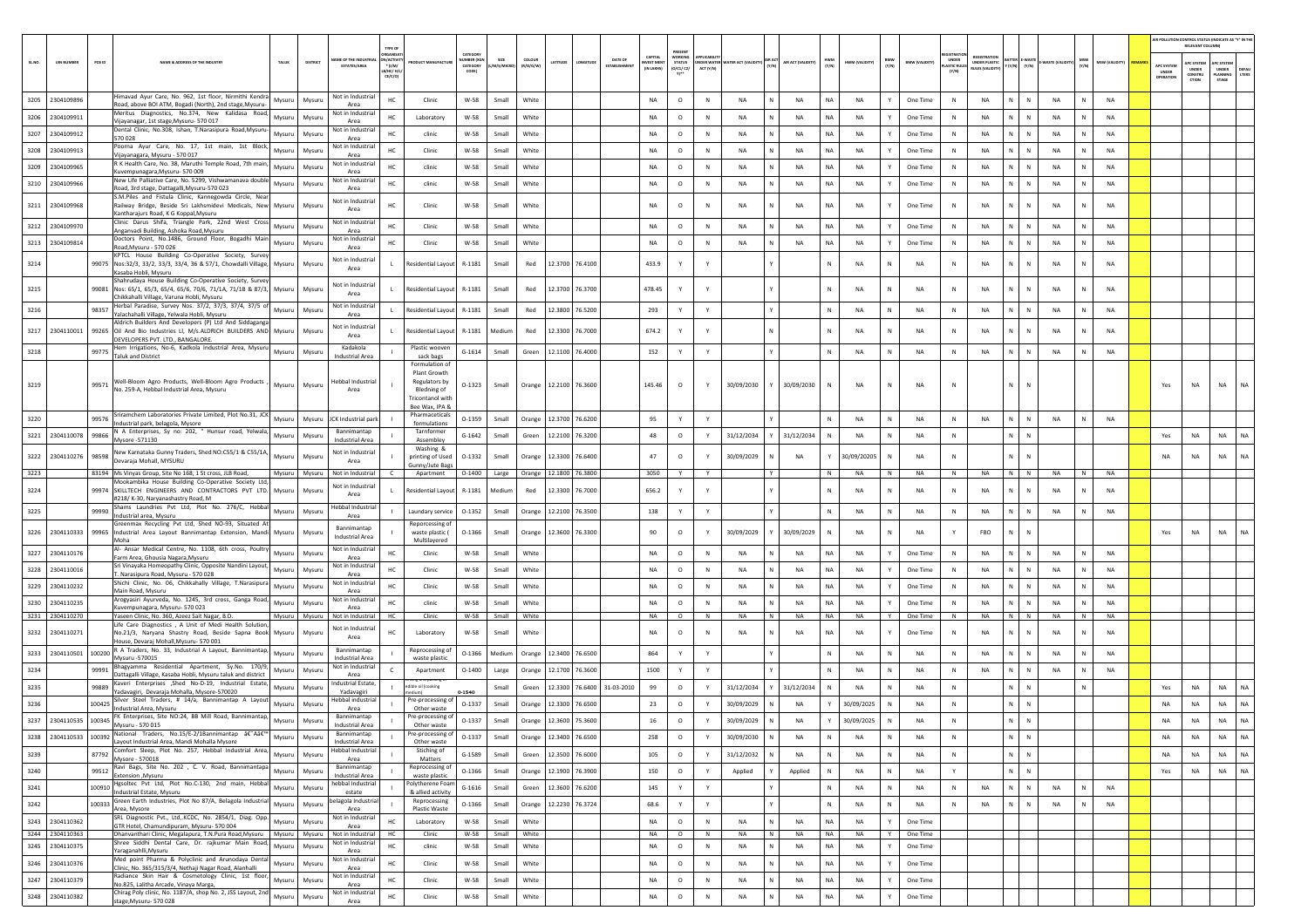| SL.NO. | UIN NUMBER | PCB ID | NAME & ADDRESS OF THE INDUSTRY | TALUK | DISTRICT | NAME OF THE INDUSTRIAL ESTATES/AREA | TYPE OF ORGANISATION/ACTIVITY * (I/M/LB/HC/H/CE/C/O) | PRODUCT MANUFACTURE | CATEGORY NUMBER (XGN CATEGORY CODE) | SIZE (L/M/S/MICRO) | COLOUR (R/O/G/W) | LATITUDE | LONGITUDE | DATE OF ESTABLISHMENT | CAPITAL INVEST MENT (IN LAKHS) | PRESENT WORKING STATUS (O/C1/C2/Y)** | APPLICABILITY UNDER WATER ACT (Y/N) | WATER ACT (VALIDITY) | AIR ACT (Y/N) | AIR ACT (VALIDITY) | HWM (Y/N) | HWM (VALIDITY) | BMW (Y/N) | BMW (VALIDITY) | REGISTRATION UNDER PLASTIC RULES (Y/N) | REGISTRATION UNDER PLASTIC RULES (VALIDITY) | BATTERY (Y/N) | E-WASTE (Y/N) | E-WASTE (VALIDITY) | MSW (Y/N) | MSW (VALIDITY) | REMARKS | APC SYSTEM UNDER OPERATION | APC SYSTEM UNDER CONSTRUCTION | APC SYSTEM UNDER PLANNING STAGE | DEFAULTERS |
|---|---|---|---|---|---|---|---|---|---|---|---|---|---|---|---|---|---|---|---|---|---|---|---|---|---|---|---|---|---|---|---|---|---|---|---|---|
| 3205 | 2304109896 | | Himavad Ayur Care, No. 962, 1st floor, Nirmithi Kendra Road, above BOI ATM, Bogadi (North), 2nd stage,Mysuru- | Mysuru | Mysuru | Not in Industrial Area | HC | Clinic | W-58 | Small | White | | | | NA | O | N | NA | N | NA | NA | NA | Y | One Time | N | NA | N | N | NA | N | NA | | | | | |
| 3206 | 2304109911 | | Meritus Diagnostics, No.374, New Kalidasa Road, Vijayanagar, 1st stage,Mysuru- 570 017 | Mysuru | Mysuru | Not in Industrial Area | HC | Laboratory | W-58 | Small | White | | | | NA | O | N | NA | N | NA | NA | NA | Y | One Time | N | NA | N | N | NA | N | NA | | | | | |
| 3207 | 2304109912 | | Dental Clinic, No.308, Ishan, T.Narasipura Road,Mysuru- 570 028 | Mysuru | Mysuru | Not in Industrial Area | HC | clinic | W-58 | Small | White | | | | NA | O | N | NA | N | NA | NA | NA | Y | One Time | N | NA | N | N | NA | N | NA | | | | | |
| 3208 | 2304109913 | | Poorna Ayur Care, No. 17, 1st main, 1st Block, Vijayanagara, Mysuru - 570 017 | Mysuru | Mysuru | Not in Industrial Area | HC | Clinic | W-58 | Small | White | | | | NA | O | N | NA | N | NA | NA | NA | Y | One Time | N | NA | N | N | NA | N | NA | | | | | |
| 3209 | 2304109965 | | R K Health Care, No. 38, Maruthi Temple Road, 7th main, Kuvempunagara,Mysuru- 570 009 | Mysuru | Mysuru | Not in Industrial Area | HC | clinic | W-58 | Small | White | | | | NA | O | N | NA | N | NA | NA | NA | Y | One Time | N | NA | N | N | NA | N | NA | | | | | |
| 3210 | 2304109966 | | New Life Palliative Care, No. 5299, Vishwamanava double Road, 3rd stage, Dattagalli,Mysuru-570 023 | Mysuru | Mysuru | Not in Industrial Area | HC | clinic | W-58 | Small | White | | | | NA | O | N | NA | N | NA | NA | NA | Y | One Time | N | NA | N | N | NA | N | NA | | | | | |
| 3211 | 2304109968 | | S.M.Piles and Fistula Clinic, Kannegowda Circle, Near Railway Bridge, Beside Sri Lakhsmidevi Medicals, New Kantharajurs Road, K G Koppal,Mysuru | Mysuru | Mysuru | Not in Industrial Area | HC | Clinic | W-58 | Small | White | | | | NA | O | N | NA | N | NA | NA | NA | Y | One Time | N | NA | N | N | NA | N | NA | | | | | |
| 3212 | 2304109970 | | Clinic Darus Shifa, Triangle Park, 22nd West Cross Anganvadi Building, Ashoka Road,Mysuru | Mysuru | Mysuru | Not in Industrial Area | HC | Clinic | W-58 | Small | White | | | | NA | O | N | NA | N | NA | NA | NA | Y | One Time | N | NA | N | N | NA | N | NA | | | | | |
| 3213 | 2304109814 | | Doctors Point, No.1486, Ground Floor, Bogadhi Main Road,Mysuru - 570 026 | Mysuru | Mysuru | Not in Industrial Area | HC | Clinic | W-58 | Small | White | | | | NA | O | N | NA | N | NA | NA | NA | Y | One Time | N | NA | N | N | NA | N | NA | | | | | |
| 3214 | | 99075 | KPTCL House Building Co-Operative Society, Survey Nos:32/3, 33/2, 33/3, 33/4, 36 & 57/1, Chowdalli Village, Kasaba Hobli, Mysuru | Mysuru | Mysuru | Not in Industrial Area | L | Residential Layout | R-1181 | Small | Red | 12.3700 | 76.4100 | | 433.9 | Y | Y | | Y | | N | NA | N | NA | N | NA | N | N | NA | N | NA | | | | | |
| 3215 | | 99081 | Shahrudaya House Building Co-Operative Society, Survey Nos: 65/1, 65/3, 65/4, 65/6, 70/6, 71/1A, 71/1B & 87/3, Chikkahalli Village, Varuna Hobli, Mysuru | Mysuru | Mysuru | Not in Industrial Area | L | Residential Layout | R-1181 | Small | Red | 12.3700 | 76.3700 | | 478.45 | Y | Y | | Y | | N | NA | N | NA | N | NA | N | N | NA | N | NA | | | | | |
| 3216 | | 98357 | Herbal Paradise, Survey Nos. 37/2, 37/3, 37/4, 37/5 of Yalachahalli Village, Yelwala Hobli, Mysuru | Mysuru | Mysuru | Not in Industrial Area | L | Residential Layout | R-1181 | Small | Red | 12.3800 | 76.5200 | | 293 | Y | Y | | Y | | N | NA | N | NA | N | NA | N | N | NA | N | NA | | | | | |
| 3217 | 2304110011 | 99265 | Aldrich Builders And Developers (P) Ltd And Siddaganga Oil And Bio Industries LL M/s.ALDRICH BUILDERS AND DEVELOPERS PVT. LTD., BANGALORE. | Mysuru | Mysuru | Not in Industrial Area | L | Residential Layout | R-1181 | Medium | Red | 12.3300 | 76.7000 | | 674.2 | Y | Y | | N | | N | NA | N | NA | N | NA | N | N | NA | N | NA | | | | | |
| 3218 | | 99775 | Hem Irrigations, No-6, Kadkola Industrial Area, Mysuru Taluk and District | Mysuru | Mysuru | Kadakola Industrial Area | I | Plastic wooven sack bags | G-1614 | Small | Green | 12.1100 | 76.4000 | | 152 | Y | Y | | Y | | N | NA | N | NA | N | NA | N | N | NA | N | NA | | | | | |
| 3219 | | 99571 | Well-Bloom Agro Products, Well-Bloom Agro Products , No. 259-A, Hebbal Industrial Area, Mysuru | Mysuru | Mysuru | Hebbal Industrial Area | I | Formulation of Plant Growth Regulators by Bledning of Tricontanol with Bee Wax, IPA & | O-1323 | Small | Orange | 12.2100 | 76.3600 | | 145.46 | O | Y | 30/09/2030 | Y | 30/09/2030 | N | NA | N | NA | N | | N | N | | | | | Yes | NA | NA | NA |
| 3220 | | 99576 | Sriramchem Laboratories Private Limited, Plot No.31, JCK Industrial park, belagola, Mysore | Mysuru | Mysuru | JCK Industrial park | I | Pharmaceticals formulations | O-1359 | Small | Orange | 12.3700 | 76.6200 | | 95 | Y | Y | | Y | | N | NA | N | NA | N | NA | N | N | NA | N | NA | | | | | |
| 3221 | 2304110078 | 99866 | N A Enterprises, Sy no: 202, " Hunsur road, Yelwala, Mysore -571130 | Mysuru | Mysuru | Bannimantap Industrial Area | I | Tarnformer Assembley | G-1642 | Small | Green | 12.2100 | 76.3200 | | 48 | O | Y | 31/12/2034 | Y | 31/12/2034 | N | NA | N | NA | N | | N | N | | | | | Yes | NA | NA | NA |
| 3222 | 2304110276 | 98598 | New Karnataka Gunny Traders, Shed NO:C55/1 & C55/1A, Devaraja Mohall, MYSURU | Mysuru | Mysuru | Not in Industrial Area | I | Washing & printing of Used Gunny/Jute Bags | O-1332 | Small | Orange | 12.3300 | 76.6400 | | 47 | O | Y | 30/09/2029 | N | NA | Y | 30/09/20205 | N | NA | N | | N | N | | | | | NA | NA | NA | NA |
| 3223 | | 83194 | Ms Vinyas Group, Site No 168, 1 St cross, JLB Road, | Mysuru | Mysuru | Not in Industrial | C | Apartment | O-1400 | Large | Orange | 12.1800 | 76.3800 | | 3050 | Y | Y | | Y | | N | NA | N | NA | N | NA | N | N | NA | N | NA | | | | | |
| 3224 | | 99974 | Mookambika House Building Co-Operative Society Ltd, SKILLTECH ENGINEERS AND CONTRACTORS PVT LTD. #218/ K-30, Naryanashastry Road, M | Mysuru | Mysuru | Not in Industrial Area | L | Residential Layout | R-1181 | Medium | Red | 12.3300 | 76.7000 | | 656.2 | Y | Y | | Y | | N | NA | N | NA | N | NA | N | N | NA | N | NA | | | | | |
| 3225 | | 99990 | Shams Laundries Pvt Ltd, Plot No. 276/C, Hebbal Industrial area, Mysuru | Mysuru | Mysuru | Hebbal Industrial Area | I | Laundary service | O-1352 | Small | Orange | 12.2100 | 76.3500 | | 138 | Y | Y | | Y | | N | NA | N | NA | N | NA | N | N | NA | N | NA | | | | | |
| 3226 | 2304110333 | 99965 | Greenmax Recycling Pvt Ltd, Shed NO-93, Situated At Industrial Area Layout Bannimantap Extension, Mandi Moha | Mysuru | Mysuru | Bannimantap Industrial Area | I | Repprocessing of waste plastic ( Multilayered | O-1366 | Small | Orange | 12.3600 | 76.3300 | | 90 | O | Y | 30/09/2029 | Y | 30/09/2029 | N | NA | N | NA | Y | FBO | N | N | | | | | Yes | NA | NA | NA |
| 3227 | 2304110176 | | Al- Ansar Medical Centre, No. 1108, 6th cross, Poultry Farm Area, Ghousia Nagara,Mysuru | Mysuru | Mysuru | Not in Industrial Area | HC | Clinic | W-58 | Small | White | | | | NA | O | N | NA | N | NA | NA | NA | Y | One Time | N | NA | N | N | NA | N | NA | | | | | |
| 3228 | 2304110016 | | Sri Vinayaka Homeopathy Clinic, Opposite Nandini Layout, T. Narasipura Road, Mysuru - 570 028 | Mysuru | Mysuru | Not in Industrial Area | HC | Clinic | W-58 | Small | White | | | | NA | O | N | NA | N | NA | NA | NA | Y | One Time | N | NA | N | N | NA | N | NA | | | | | |
| 3229 | 2304110232 | | Shichi Clinic, No. 06, Chikkahally Village, T.Narasipura Main Road, Mysuru | Mysuru | Mysuru | Not in Industrial Area | HC | Clinic | W-58 | Small | White | | | | NA | O | N | NA | N | NA | NA | NA | Y | One Time | N | NA | N | N | NA | N | NA | | | | | |
| 3230 | 2304110235 | | Arogyasiri Ayurveda, No. 1245, 3rd cross, Ganga Road, Kuvempunagara, Mysuru- 570 023 | Mysuru | Mysuru | Not in Industrial Area | HC | clinic | W-58 | Small | White | | | | NA | O | N | NA | N | NA | NA | NA | Y | One Time | N | NA | N | N | NA | N | NA | | | | | |
| 3231 | 2304110270 | | Yaseen Clinic, No. 360, Azeez Sait Nagar, B.D. | Mysuru | Mysuru | Not in Industrial | HC | Clinic | W-58 | Small | White | | | | NA | O | N | NA | N | NA | NA | NA | Y | One Time | N | NA | N | N | NA | N | NA | | | | | |
| 3232 | 2304110271 | | Life Care Diagnostics , A Unit of Medi Health Solution, No.21/3, Naryana Shastry Road, Beside Sapna Book House, Devaraj Mohall,Mysuru- 570 001 | Mysuru | Mysuru | Not in Industrial Area | HC | Laboratory | W-58 | Small | White | | | | NA | O | N | NA | N | NA | NA | NA | Y | One Time | N | NA | N | N | NA | N | NA | | | | | |
| 3233 | 2304110501 | 100200 | R A Traders, No. 33, Industrial A Layout, Bannimantap, Mysuru -570015 | Mysuru | Mysuru | Bannimantap Industrial Area | I | Reprocessing of waste plastic | O-1366 | Medium | Orange | 12.3400 | 76.6500 | | 864 | Y | Y | | Y | | N | NA | N | NA | N | NA | N | N | NA | N | NA | | | | | |
| 3234 | | 99991 | Bhagyamma Residential Apartment, Sy.No. 170/9, Dattagalli Village, Kasaba Hobli, Mysuru taluk and district | Mysuru | Mysuru | Not in Industrial Area | C | Apartment | O-1400 | Large | Orange | 12.1700 | 76.3600 | | 1500 | Y | Y | | Y | | N | NA | N | NA | N | NA | N | N | NA | N | NA | | | | | |
| 3235 | | 99889 | Kaveri Enterprises ,Shed No-D-19, Industrial Estate, Yadavagiri, Devaraja Mohalla, Mysore-570020 | Mysuru | Mysuru | Industrial Estate, Yadavagiri | I | edible oil (cooking medium) | O-1540 | Small | Green | 12.3300 | 76.6400 | 31-03-2010 | 99 | O | Y | 31/12/2034 | Y | 31/12/2034 | N | NA | N | NA | N | | N | N | | N | | | Yes | NA | NA | NA |
| 3236 | | 100425 | Silver Steel Traders, # 14/a, Bannimantap A Layout Industrial Area, Mysuru | Mysuru | Mysuru | Hebbal industrial Area | I | Pre-processing of Other waste | O-1337 | Small | Orange | 12.3300 | 76.6500 | | 23 | O | Y | 30/09/2029 | N | NA | Y | 30/09/2025 | N | NA | N | | N | N | | | | | NA | NA | NA | NA |
| 3237 | 2304110535 | 100345 | FK Enterprises, Site NO:24, BB Mill Road, Bannimantap, Mysuru - 570 015 | Mysuru | Mysuru | Bannimantap Industrial Area | I | Pre-processing of Other waste | O-1337 | Small | Orange | 12.3600 | 75.3600 | | 16 | O | Y | 30/09/2029 | N | NA | Y | 30/09/2025 | N | NA | N | | N | N | | | | | NA | NA | NA | NA |
| 3238 | 2304110533 | 100392 | National Traders, No.15/E-2/1Bannimantap â€"A€" Layout Industrial Area, Mandi Mohalla Mysore | Mysuru | Mysuru | Bannimantap Industrial Area | I | Pre-processing of Other waste | O-1337 | Small | Orange | 12.3400 | 76.6500 | | 258 | O | Y | 30/09/2030 | N | NA | N | NA | N | NA | N | | N | N | | | | | NA | NA | NA | NA |
| 3239 | | 87792 | Comfort Sleep, Plot No. 257, Hebbal Industrial Area, Mysore - 570018 | Mysuru | Mysuru | Hebbal Industrial Area | I | Stiching of Matters | G-1589 | Small | Green | 12.3500 | 76.6000 | | 105 | O | Y | 31/12/2032 | N | NA | N | NA | N | NA | N | | N | N | | | | | NA | NA | NA | NA |
| 3240 | | 99512 | Ravi Bags, Site No. 202 , C. V. Road, Bannimantapa Extension ,Mysuru | Mysuru | Mysuru | Bannimantap Industrial Area | I | Reprocessing of waste plastic | O-1366 | Small | Orange | 12.1900 | 76.3900 | | 150 | O | Y | Applied | Y | Applied | N | NA | N | NA | Y | | N | N | | | | | Yes | NA | NA | NA |
| 3241 | | 100910 | Hgsoltec Pvt Ltd, Plot No.C-130, 2nd main, Hebbal Industrial Estate, Mysuru | Mysuru | Mysuru | hebbal Industrial estate | I | Polytherene Foam & allied activity | G-1616 | Small | Green | 12.3600 | 76.6200 | | 145 | Y | Y | | Y | | N | NA | N | NA | N | NA | N | N | NA | N | NA | | | | | |
| 3242 | | 100333 | Green Earth Industries, Plot No 87/A, Belagola Industrial Area, Mysore | Mysuru | Mysuru | belagola Industrial Area | I | Reprocessing Plastic Waste | O-1366 | Small | Orange | 12.2230 | 76.3724 | | 68.6 | Y | Y | | Y | | N | NA | N | NA | N | NA | N | N | NA | N | NA | | | | | |
| 3243 | 2304110362 | | SRL Diagnostic Pvt., Ltd,KCDC, No. 2854/1, Diag. Opp. GTR Hotel, Chamundipuram, Mysuru- 570 004 | Mysuru | Mysuru | Not in Industrial Area | HC | Laboratory | W-58 | Small | White | | | | NA | O | N | NA | N | NA | NA | NA | Y | One Time | | | | | | | | | | | | |
| 3244 | 2304110363 | | Dhanvanthari Clinic, Megalapura, T.N.Pura Road,Mysuru | Mysuru | Mysuru | Not in Industrial | HC | Clinic | W-58 | Small | White | | | | NA | O | N | NA | N | NA | NA | NA | Y | One Time | | | | | | | | | | | | |
| 3245 | 2304110375 | | Shree Siddhi Dental Care, Dr. rajkumar Main Road, Yaraganahlli,Mysuru | Mysuru | Mysuru | Not in Industrial Area | HC | clinic | W-58 | Small | White | | | | NA | O | N | NA | N | NA | NA | NA | Y | One Time | | | | | | | | | | | | |
| 3246 | 2304110376 | | Med point Pharma & Polyclinic and Arunodaya Dental Clinic, No. 365/315/3/4, Nethaji Nagar Road, Alanhalli | Mysuru | Mysuru | Not in Industrial Area | HC | Clinic | W-58 | Small | White | | | | NA | O | N | NA | N | NA | NA | NA | Y | One Time | | | | | | | | | | | | |
| 3247 | 2304110379 | | Radiance Skin Hair & Cosmetology Clinic, 1st floor, No.825, Lalitha Arcade, Vinaya Marga, | Mysuru | Mysuru | Not in Industrial Area | HC | Clinic | W-58 | Small | White | | | | NA | O | N | NA | N | NA | NA | NA | Y | One Time | | | | | | | | | | | | |
| 3248 | 2304110382 | | Chirag Poly clinic, No. 1187/A, shop No. 2, JSS Layout, 2nd stage,Mysuru- 570 028 | Mysuru | Mysuru | Not in Industrial Area | HC | Clinic | W-58 | Small | White | | | | NA | O | N | NA | N | NA | NA | NA | Y | One Time | | | | | | | | | | | | |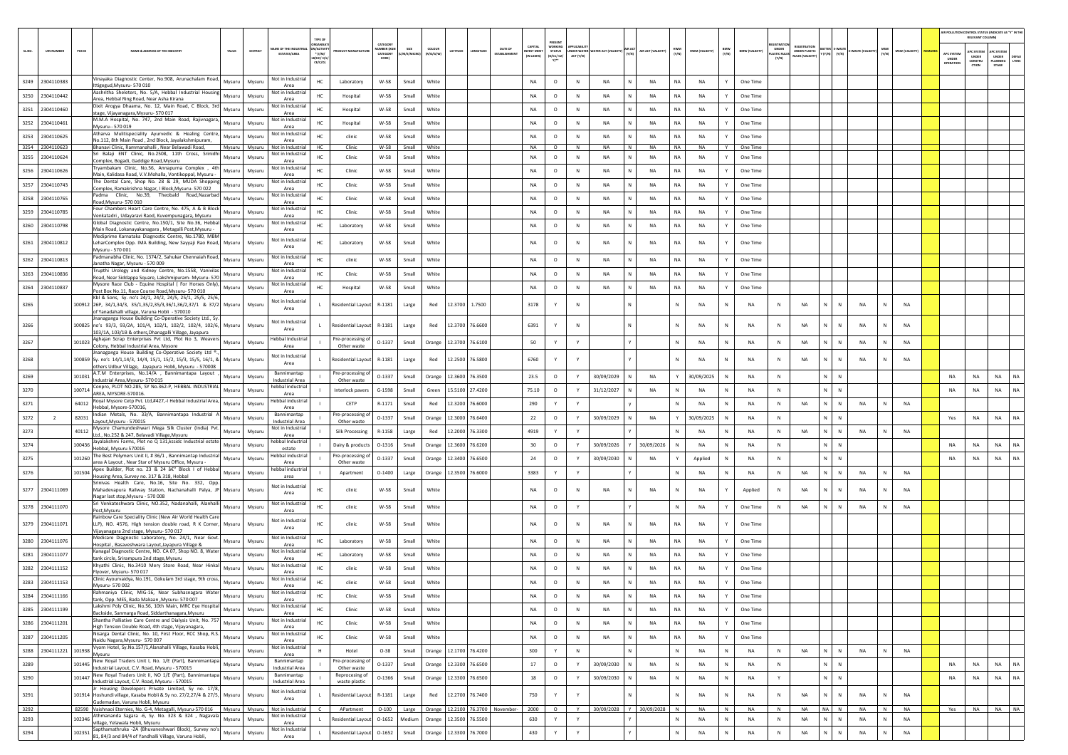| SL.NO. | UIN NUMBER | PCB ID | NAME & ADDRESS OF THE INDUSTRY | TALUK | DISTRICT | NAME OF THE INDUSTRIAL ESTATES/AREA | TYPE OF ORGANISATION/ACTIVITY * (I/M/LB/HC/H/CE/C/O) | PRODUCT MANUFACTURE | CATEGORY NUMBER (XGN CATEGORY CODE) | SIZE (L/M/S/MICRO) | COLOUR (R/O/G/W) | LATITUDE | LONGITUDE | DATE OF ESTABLISHMENT | CAPITAL INVEST MENT (IN LAKHS) | PRESENT WORKING STATUS (O/C1/C2/Y)** | APPLICABILITY UNDER WATER ACT (Y/N) | WATER ACT (VALIDITY) | AIR ACT (Y/N) | AIR ACT (VALIDITY) | HWM (Y/N) | HWM (VALIDITY) | BMW (Y/N) | BMW (VALIDITY) | REGISTRATION UNDER PLASTIC RULES (Y/N) | REGISTRATION UNDER PLASTIC RULES (VALIDITY) | BATTERY (Y/N) | E-WASTE (Y/N) | E-WASTE (VALIDITY) | MSW (Y/N) | MSW (VALIDITY) | REMARKS | APC SYSTEM UNDER OPERATION | APC SYSTEM UNDER CONSTRUCTION | APC SYSTEM UNDER PLANNING STAGE | DEFAULTERS |
|---|---|---|---|---|---|---|---|---|---|---|---|---|---|---|---|---|---|---|---|---|---|---|---|---|---|---|---|---|---|---|---|---|---|---|---|---|
| 3249 | 2304110383 | | Vinayaka Diagnostic Center, No.908, Arunachalam Road, Ittigegud,Mysuru- 570 010 | Mysuru | Mysuru | Not in Industrial Area | HC | Laboratory | W-58 | Small | White | | | | NA | O | N | NA | N | NA | NA | NA | Y | One Time | | | | | | | | | | | | |
| 3250 | 2304110442 | | Aashritha Sheleters, No. 5/A, Hebbal Industrial Housing Area, Hebbal Ring Road, Near Asha Kirana | Mysuru | Mysuru | Not in Industrial Area | HC | Hospital | W-58 | Small | White | | | | NA | O | N | NA | N | NA | NA | NA | Y | One Time | | | | | | | | | | | | |
| 3251 | 2304110460 | | Dixit Arogya Dhaama, No. 12, Main Road, C Block, 3rd stage, Vijayanagara,Mysuru- 570 017 | Mysuru | Mysuru | Not in Industrial Area | HC | Hospital | W-58 | Small | White | | | | NA | O | N | NA | N | NA | NA | NA | Y | One Time | | | | | | | | | | | | |
| 3252 | 2304110461 | | M.M.A Hospital, No. 747, 2nd Main Road, Rajivnagara, Mysuru-- 570 019 | Mysuru | Mysuru | Not in Industrial Area | HC | Hospital | W-58 | Small | White | | | | NA | O | N | NA | N | NA | NA | NA | Y | One Time | | | | | | | | | | | | |
| 3253 | 2304110625 | | Atharva Mulitspeciality Ayurvedic & Healing Centre, No.112, 8th Main Road , 2nd Block, Jayalakshmipuram, | Mysuru | Mysuru | Not in Industrial Area | HC | clinic | W-58 | Small | White | | | | NA | O | N | NA | N | NA | NA | NA | Y | One Time | | | | | | | | | | | | |
| 3254 | 2304110623 | | Bhanavi Clinic, Rammanahalli , Near Belawadi Road, | Mysuru | Mysuru | Not in Industrial | HC | Clinic | W-58 | Small | White | | | | NA | O | N | NA | N | NA | NA | NA | Y | One Time | | | | | | | | | | | | |
| 3255 | 2304110624 | | Sri Balaji ENT Clinic, No.2508, 11th Cross, Srinidhi Complex, Bogadi, Gaddige Road,Mysuru | Mysuru | Mysuru | Not in Industrial Area | HC | Clinic | W-58 | Small | White | | | | NA | O | N | NA | N | NA | NA | NA | Y | One Time | | | | | | | | | | | | |
| 3256 | 2304110626 | | Tryambakam Clinic, No.56, Annapurna Complex , 4th Main, Kalidasa Road, V.V.Mohalla, Vontikoppal, Mysuru - | Mysuru | Mysuru | Not in Industrial Area | HC | Clinic | W-58 | Small | White | | | | NA | O | N | NA | N | NA | NA | NA | Y | One Time | | | | | | | | | | | | |
| 3257 | 2304110743 | | The Dental Care, Shop No. 28 & 29, MUDA Shopping Complex, Ramakrishna Nagar, I Block,Mysuru- 570 022 | Mysuru | Mysuru | Not in Industrial Area | HC | Clinic | W-58 | Small | White | | | | NA | O | N | NA | N | NA | NA | NA | Y | One Time | | | | | | | | | | | | |
| 3258 | 2304110765 | | Padma Clinic, No.39, Theobald Road,Nazarbad Road,Mysuru- 570 010 | Mysuru | Mysuru | Not in Industrial Area | HC | Clinic | W-58 | Small | White | | | | NA | O | N | NA | N | NA | NA | NA | Y | One Time | | | | | | | | | | | | |
| 3259 | 2304110785 | | Four Chambers Heart Care Centre, No. 475, A & B Block Venkatadri , Udayaravi Raod, Kuvempunagara, Mysuru | Mysuru | Mysuru | Not in Industrial Area | HC | Clinic | W-58 | Small | White | | | | NA | O | N | NA | N | NA | NA | NA | Y | One Time | | | | | | | | | | | | |
| 3260 | 2304110798 | | Global Diagnostic Centre, No.150/1, Site No.36, Hebbal Main Road, Lokanayakanagara , Metagalli Post,Mysuru - | Mysuru | Mysuru | Not in Industrial Area | HC | Laboratory | W-58 | Small | White | | | | NA | O | N | NA | N | NA | NA | NA | Y | One Time | | | | | | | | | | | | |
| 3261 | 2304110812 | | Mediprime Karnataka Diagnostic Centre, No.1780, MBM LeharComplex Opp. IMA Building, New Sayyaji Rao Road, Mysuru - 570 001 | Mysuru | Mysuru | Not in Industrial Area | HC | Laboratory | W-58 | Small | White | | | | NA | O | N | NA | N | NA | NA | NA | Y | One Time | | | | | | | | | | | | |
| 3262 | 2304110813 | | Padmanabha Clinic, No. 1374/2, Sahukar Chennaiah Road, Janatha Nagar, Mysuru - 570 009 | Mysuru | Mysuru | Not in Industrial Area | HC | clinic | W-58 | Small | White | | | | NA | O | N | NA | N | NA | NA | NA | Y | One Time | | | | | | | | | | | | |
| 3263 | 2304110836 | | Trupthi Urology and Kidney Centre, No.1558, Vanivilas Road, Near Siddappa Square, Lakshmipuram- Mysuru- 570 | Mysuru | Mysuru | Not in Industrial Area | HC | Clinic | W-58 | Small | White | | | | NA | O | N | NA | N | NA | NA | NA | Y | One Time | | | | | | | | | | | | |
| 3264 | 2304110837 | | Mysore Race Club - Equine Hospital ( For Horses Only), Post Box No.11, Race Course Road,Mysuru- 570 010 | Mysuru | Mysuru | Not in Industrial Area | HC | Hospital | W-58 | Small | White | | | | NA | O | N | NA | N | NA | NA | NA | Y | One Time | | | | | | | | | | | | |
| 3265 | | 100912 | Kbl & Sons, Sy. no's 24/1, 24/2, 24/5, 25/1, 25/5, 25/6, 26P, 34/1,34/3, 35/1,35/2,35/3,36/1,36/2,37/1 & 37/2 of Yanadahalli village, Varuna Hobli - 570010 | Mysuru | Mysuru | Not in Industrial Area | L | Residential Layout | R-1181 | Large | Red | 12.3700 | 1.7500 | | 3178 | Y | N | | N | | N | NA | N | NA | N | NA | N | N | NA | N | NA | | | | | |
| 3266 | | 100825 | Jnanaganga House Building Co-Operative Society Ltd., Sy. no's 93/3, 93/2A, 101/4, 102/1, 102/2, 102/4, 102/6, 103/1A, 103/1B & others,Dhanagalli Village, Jayapura | Mysuru | Mysuru | Not in Industrial Area | L | Residential Layout | R-1181 | Large | Red | 12.3700 | 76.6600 | | 6391 | Y | N | | N | | N | NA | N | NA | N | NA | N | N | NA | N | NA | | | | | |
| 3267 | | 101023 | Aghajan Scrap Enterprises Pvt Ltd, Plot No 3, Weavers Colony, Hebbal Industrial Area, Mysore | Mysuru | Mysuru | Hebbal Industrial Area | I | Pre-processing of Other waste | O-1337 | Small | Orange | 12.3700 | 76.6100 | | 50 | Y | Y | | Y | | N | NA | N | NA | N | NA | N | N | NA | N | NA | | | | | |
| 3268 | | 100859 | Jnanaganga House Building Co-Operative Society Ltd ®., Sy. no's 14/1,14/3, 14/4, 15/1, 15/2, 15/3, 15/5, 15/8, & others Udbur Village, Jayapura Hobli, Mysuru - 570008 | Mysuru | Mysuru | Not in Industrial Area | L | Residential Layout | R-1181 | Large | Red | 12.2500 | 76.5800 | | 6760 | Y | Y | | Y | | N | NA | N | NA | N | NA | N | N | NA | N | NA | | | | | |
| 3269 | | 101031 | A.T.M Enterprises, No.14/A , Bannimantapa Layout , Industrial Area,Mysuru- 570 015 | Mysuru | Mysuru | Bannimantap Industrial Area | I | Pre-processing of Other waste | O-1337 | Small | Orange | 12.3600 | 76.3500 | | 23.5 | O | Y | 30/09/2029 | N | NA | Y | 30/09/2025 | N | NA | N | | N | N | | | | | NA | NA | NA | NA |
| 3270 | | 100714 | Conpro, PLOT NO.285, SY No.362-P, HEBBAL INDUSTRIAL AREA, MYSORE-570016. | Mysuru | Mysuru | hebbal industrial Area | I | Interlock pavers | G-1598 | Small | Green | 15.5100 | 27.4200 | | 75.10 | O | Y | 31/12/2027 | N | NA | N | NA | N | NA | N | | N | N | | | | | NA | NA | NA | NA |
| 3271 | | 64012 | Royal Mysore Cetp Pvt. Ltd,#427,-I Hebbal Industrial Area, Hebbal, Mysore-570016, | Mysuru | Mysuru | Hebbal industrial Area | I | CETP | R-1171 | Small | Red | 12.3200 | 76.6000 | | 290 | Y | Y | | y | | N | NA | N | NA | N | NA | N | N | NA | N | NA | | | | | |
| 3272 | 2 | 82031 | Indian Metals, No. 33/A, Bannimantapa Industrial A Layout,Mysuru - 570015 | Mysuru | Mysuru | Bannimantap Industrial Area | I | Pre-processing of Other waste | O-1337 | Small | Orange | 12.3000 | 76.6400 | | 22 | O | Y | 30/09/2029 | N | NA | Y | 30/09/2025 | N | NA | N | | N | N | | | | | Yes | NA | NA | NA |
| 3273 | | 40112 | Mysore Chamundeshwari Mega Silk Cluster (India) Pvt. Ltd., No.252 & 247, Belavadi Village,Mysuru | Mysuru | Mysuru | Not in Industrial Area | I | Silk Processing | R-1158 | Large | Red | 12.2000 | 76.3300 | | 4919 | Y | Y | | Y | | N | NA | N | NA | N | NA | N | N | NA | N | NA | | | | | |
| 3274 | | 100436 | Jayalakshmi Farms, Plot no Q 131,kssidc Industrial estate Hebbal, Mysuru 570016 | Mysuru | Mysuru | hebbal Industrial estate | I | Dairy & products | O-1316 | Small | Orange | 12.3600 | 76.6200 | | 30 | O | Y | 30/09/2026 | Y | 30/09/2026 | N | NA | N | NA | N | | N | N | | | | | NA | NA | NA | NA |
| 3275 | | 101260 | The Best Polymers Unit II, # 36/1 , Bannimantap Industrial area A Layout , Near Star of Mysuru Office, Mysuru - | Mysuru | Mysuru | Hebbal industrial Area | I | Pre-processing of Other waste | O-1337 | Small | Orange | 12.3400 | 76.6500 | | 24 | O | Y | 30/09/2030 | N | NA | Y | Applied | N | NA | N | | N | N | | | | | NA | NA | NA | NA |
| 3276 | | 101504 | Apex Builder, Plot no. 23 & 24 â€" Block I of Hebbal Housing Area, Survey no. 317 & 318, Hebbal | Mysuru | Mysuru | hebbal industrial area | I | Apartment | O-1400 | Large | Orange | 12.3500 | 76.6000 | | 3383 | Y | Y | | Y | | N | NA | N | NA | N | NA | N | N | NA | N | NA | | | | | |
| 3277 | 2304111069 | | Srinivas Health Care, No.16, Site No. 332, Opp. Mahadevapura Railway Station, Nachanahalli Palya, JP Nagar last stop,Mysuru - 570 008 | Mysuru | Mysuru | Not in Industrial Area | HC | clinic | W-58 | Small | White | | | | NA | O | N | NA | N | NA | N | NA | Y | Applied | N | NA | N | N | NA | N | NA | | | | | |
| 3278 | 2304111070 | | Sri Venkateshwara Clinic, NO.352, Nadanahalli, Alanhalli Post,Mysuru | Mysuru | Mysuru | Not in Industrial Area | HC | clinic | W-58 | Small | White | | | | NA | O | Y | | Y | | N | NA | Y | One Time | N | NA | N | N | NA | N | NA | | | | | |
| 3279 | 2304111071 | | Rainbow Care Speciality Clinic (New Air World Health Care LLP), NO. 4576, High tension double road, R K Corner, Vijayanagara 2nd stage, Mysuru- 570 017 | Mysuru | Mysuru | Not in Industrial Area | HC | clinic | W-58 | Small | White | | | | NA | O | N | NA | N | NA | NA | NA | Y | One Time | | | | | | | | | | | | |
| 3280 | 2304111076 | | Medicare Diagnostic Laboratory, No. 24/1, Near Govt. Hospital , Basaveshwara Layout,Jayapura Village & | Mysuru | Mysuru | Not in Industrial Area | HC | Laboratory | W-58 | Small | White | | | | NA | O | N | NA | N | NA | NA | NA | Y | One Time | | | | | | | | | | | | |
| 3281 | 2304111077 | | Kanagal Diagnostic Centre, NO. CA 07, Shop NO. 8, Water tank circle, Srirampura 2nd stage,Mysuru | Mysuru | Mysuru | Not in Industrial Area | HC | Laboratory | W-58 | Small | White | | | | NA | O | N | NA | N | NA | NA | NA | Y | One Time | | | | | | | | | | | | |
| 3282 | 2304111152 | | Khyathi Clinic, No.3410 Mery Store Road, Near Hinkal Flyover, Mysuru- 570 017 | Mysuru | Mysuru | Not in Industrial Area | HC | clinic | W-58 | Small | White | | | | NA | O | N | NA | N | NA | NA | NA | Y | One Time | | | | | | | | | | | | |
| 3283 | 2304111153 | | Clinic Ayourvaidya, No.191, Gokulam 3rd stage, 9th cross, Mysuru- 570 002 | Mysuru | Mysuru | Not in Industrial Area | HC | clinic | W-58 | Small | White | | | | NA | O | N | NA | N | NA | NA | NA | Y | One Time | | | | | | | | | | | | |
| 3284 | 2304111166 | | Rahmaniya Clinic, MIG-16, Near Subhasnagara Water tank, Opp. MES, Bada Makaan ,Mysuru- 570 007 | Mysuru | Mysuru | Not in Industrial Area | HC | Clinic | W-58 | Small | White | | | | NA | O | N | NA | N | NA | NA | NA | Y | One Time | | | | | | | | | | | | |
| 3285 | 2304111199 | | Lakshmi Poly Clinic, No.56, 10th Main, MRC Eye Hospital Backside, Sanmarga Road, Siddarthanagara,Mysuru | Mysuru | Mysuru | Not in Industrial Area | HC | Clinic | W-58 | Small | White | | | | NA | O | N | NA | N | NA | NA | NA | Y | One Time | | | | | | | | | | | | |
| 3286 | 2304111201 | | Shantha Palliative Care Centre and Dialysis Unit, No. 757 High Tension Double Road, 4th stage, Vijayanagara, | Mysuru | Mysuru | Not in Industrial Area | HC | Clinic | W-58 | Small | White | | | | NA | O | N | NA | N | NA | NA | NA | Y | One Time | | | | | | | | | | | | |
| 3287 | 2304111205 | | Nisarga Dental Clinic, No. 10, First Floor, RCC Shop, R.S. Naidu Nagara,Mysuru- 570 007 | Mysuru | Mysuru | Not in Industrial Area | HC | Clinic | W-58 | Small | White | | | | NA | O | N | NA | N | NA | NA | NA | Y | One Time | | | | | | | | | | | | |
| 3288 | 2304111221 | 101938 | Vyom Hotel, Sy.No.157/1,Alanahalli Village, Kasaba Hobli, Mysuru | Mysuru | Mysuru | Not in Industrial Area | H | Hotel | O-38 | Small | Orange | 12.1700 | 76.4200 | | 300 | Y | N | | N | | N | NA | N | NA | N | NA | N | N | NA | N | NA | | | | | |
| 3289 | | 101445 | New Royal Traders Unit I, No. 1/E (Part), Bannimantapa Industrial Layout, C.V. Road, Mysuru - 570015 | Mysuru | Mysuru | Bannimantap Industrial Area | I | Pre-processing of Other waste | O-1337 | Small | Orange | 12.3300 | 76.6500 | | 17 | O | Y | 30/09/2030 | N | NA | N | NA | N | NA | N | | N | N | | | | | NA | NA | NA | NA |
| 3290 | | 101447 | New Royal Traders Unit II, NO 1/E (Part), Bannimantapa Industrial Layout, C.V. Road, Mysuru - 570015 | Mysuru | Mysuru | Bannimantap Industrial Area | I | Reprocesing of waste plastic | O-1366 | Small | Orange | 12.3300 | 76.6500 | | 18 | O | Y | 30/09/2030 | N | NA | N | NA | N | NA | Y | | N | N | | | | | NA | NA | NA | NA |
| 3291 | | 101914 | Jr Housing Developers Private Limited, Sy no: 17/8, Hoshundi village, Kasaba Hobli & Sy no. 27/2,27/4 & 27/5, Gudemadan, Varuna Hobli, Mysuru | Mysuru | Mysuru | Not in Industrial Area | L | Residential Layout | R-1181 | Large | Red | 12.2700 | 76.7400 | | 750 | Y | Y | | N | | N | NA | N | NA | N | NA | N | N | NA | N | NA | | | | | |
| 3292 | | 82590 | Vaishnaoi Eternies, No. G-4, Metagalli, Mysuru-570 016 | Mysuru | Mysuru | Not in Industrial | C | APartment | O-100 | Large | Orange | 12.2100 | 76.3700 | November- | 2000 | O | Y | 30/09/2028 | Y | 30/09/2028 | N | NA | N | NA | N | NA | NA | N | NA | N | NA | | Yes | NA | NA | NA |
| 3293 | | 102346 | Athmananda Sagara -6, Sy. No. 323 & 324 , Nagavala village, Yelawala Hobli, Mysuru | Mysuru | Mysuru | Not in Industrial Area | L | Residential Layout | O-1652 | Medium | Orange | 12.3500 | 76.5500 | | 630 | Y | Y | | Y | | N | NA | N | NA | N | NA | N | N | NA | N | NA | | | | | |
| 3294 | | 102351 | Sapthamathruka -2A (Bhuvaneshwari Block), Survey no's 81, 84/3 and 84/4 of Yandhalli Village, Varuna Hobli, | Mysuru | Mysuru | Not in Industrial Area | L | Residential Layout | O-1652 | Small | Orange | 12.3300 | 76.7000 | | 430 | Y | Y | | Y | | N | NA | N | NA | N | NA | N | N | NA | N | NA | | | | | |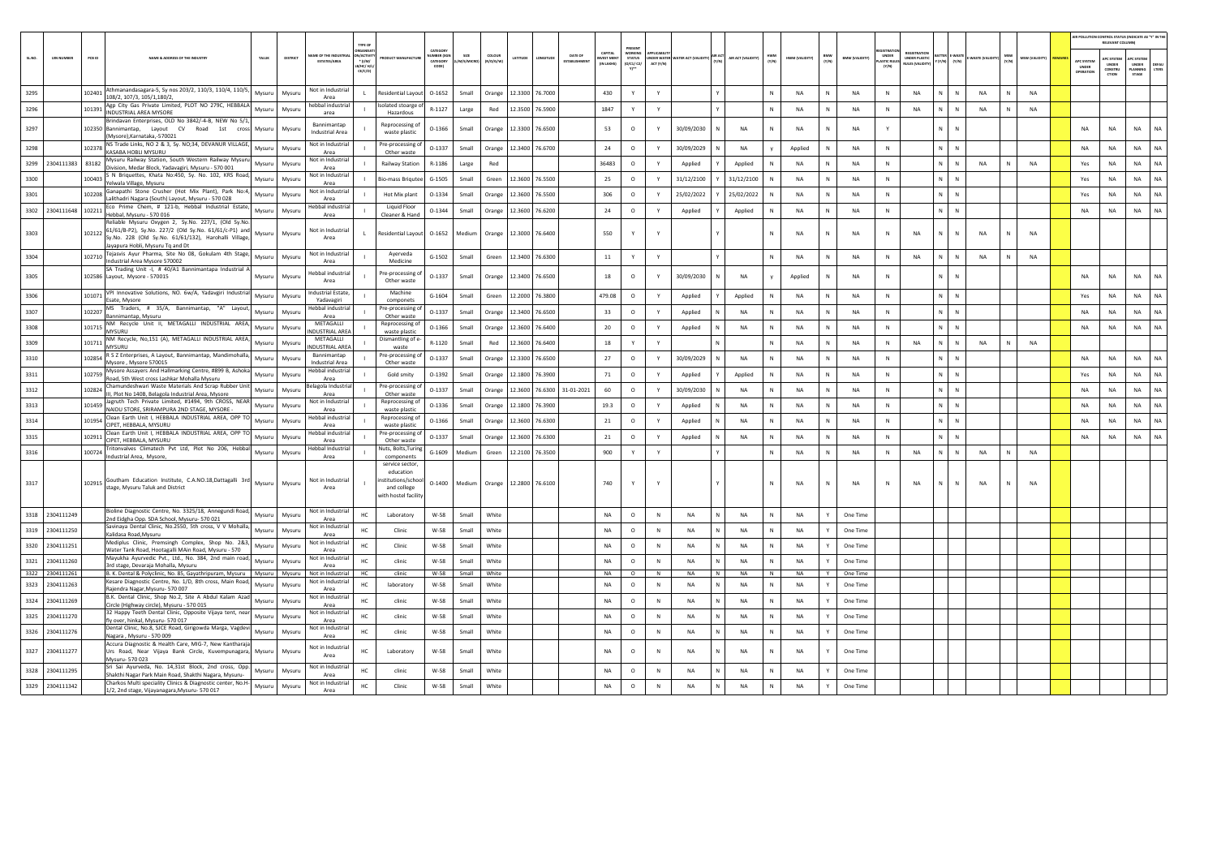| SL.NO. | UIN NUMBER | PCB ID | NAME & ADDRESS OF THE INDUSTRY | TALUK | DISTRICT | NAME OF THE INDUSTRIAL ESTATE/AREA | TYPE OF ORGANISATION/ACTIVITY * (I/M/L/HC/HCE/CE/C/O) | PRODUCT MANUFACTURE | CATEGORY NUMBER (XGN CATEGORY CODE) | SIZE (L/M/S/MICRO) | COLOUR (R/O/G/W) | LATITUDE | LONGITUDE | DATE OF ESTABLISHMENT | CAPITAL INVESTMENT (IN LAKHS) | PRESENT WORKING STATUS (O/C1/C2/Y)** | APPLICABILITY UNDER WATER ACT (Y/N) | WATER ACT (VALIDITY) | AIR ACT (Y/N) | AIR ACT (VALIDITY) | HWM (Y/N) | HWM (VALIDITY) | BMW (Y/N) | BMW (VALIDITY) | REGISTRATION UNDER PLASTIC RULES (Y/N) | REGISTRATION UNDER PLASTIC RULES (VALIDITY) | BATTERY (Y/N) | E-WASTE (Y/N) | E-WASTE (VALIDITY) | MSW (Y/N) | MSW (VALIDITY) | REMARKS | AIR POLLUTION CONTROL STATUS (INDICATE AS "Y" IN THE RELEVANT COLUMN) | | | |
|---|---|---|---|---|---|---|---|---|---|---|---|---|---|---|---|---|---|---|---|---|---|---|---|---|---|---|---|---|---|---|---|---|---|---|---|---|
| | | | | | | | | | | | | | | | | | | | | | | | | | | | | | | | | | APC SYSTEM UNDER OPERATION | APC SYSTEM UNDER CONSTRUCTION | APC SYSTEM UNDER PLANNING STAGE | DEFAULTERS |
| 3295 | | 102401 | Athmanandasagara-5, Sy nos 203/2, 110/3, 110/4, 110/5, 108/2, 107/3, 105/1,180/2, | Mysuru | Mysuru | Not in Industrial Area | L | Residential Layout | O-1652 | Small | Orange | 12.3300 | 76.7000 | | 430 | Y | Y | | Y | | N | NA | N | NA | N | NA | N | N | NA | N | NA | | | | | |
| 3296 | | 101391 | Agp City Gas Private Limited, PLOT NO 279C, HEBBALA INDUSTRIAL AREA MYSORE | Mysuru | Mysuru | hebbal industrial Area | I | Isolated stoarge of Hazardous | R-1127 | Large | Red | 12.3500 | 76.5900 | | 1847 | Y | Y | | Y | | N | NA | N | NA | N | NA | N | N | NA | N | NA | | | | | |
| 3297 | | 102350 | Brindavan Enterprises, OLD No 3842/-4-B, NEW No 5/1, Bannimantap, Layout CV Road 1st cross (Mysore),Karnataka,-570021 | Mysuru | Mysuru | Bannimantap Industrial Area | I | Reprocessing of waste plastic | O-1366 | Small | Orange | 12.3300 | 76.6500 | | 53 | O | Y | 30/09/2030 | N | NA | N | NA | N | NA | Y | | N | N | | | | | NA | NA | NA | NA |
| 3298 | | 102378 | NS Trade Links, NO 2 & 3, Sy. NO;34, DEVANUR VILLAGE, KASABA HOBLI MYSURU | Mysuru | Mysuru | Not in Industrial Area | I | Pre-processing of Other waste | O-1337 | Small | Orange | 12.3400 | 76.6700 | | 24 | O | Y | 30/09/2029 | N | NA | y | Applied | N | NA | N | | N | N | | | | | NA | NA | NA | NA |
| 3299 | 2304111383 | 83182 | Mysuru Railway Station, South Western Railway Mysuru Division, Medar Block, Yadavagiri, Mysuru - 570 001 | Mysuru | Mysuru | Not in Industrial Area | I | Railway Station | R-1186 | Large | Red | | | | 36483 | O | Y | Applied | Y | Applied | N | NA | N | NA | N | | N | N | NA | N | NA | | Yes | NA | NA | NA |
| 3300 | | 100403 | S N Briquettes, Khata No:450, Sy. No. 102, KRS Road, Yelwala Village, Mysuru | Mysuru | Mysuru | Not in Industrial Area | I | Bio-mass Briqutee | G-1505 | Small | Green | 12.3600 | 76.5500 | | 25 | O | Y | 31/12/2100 | Y | 31/12/2100 | N | NA | N | NA | N | | N | N | | | | | Yes | NA | NA | NA |
| 3301 | | 102208 | Ganapathi Stone Crusher (Hot Mix Plant), Park No:4, Lalithadri Nagara (South) Layout, Mysuru - 570 028 | Mysuru | Mysuru | Not in Industrial Area | I | Hot Mix plant | O-1334 | Small | Orange | 12.3600 | 76.5500 | | 306 | O | Y | 25/02/2022 | Y | 25/02/2022 | N | NA | N | NA | N | | N | N | | | | | Yes | NA | NA | NA |
| 3302 | 2304111648 | 102211 | Eco Prime Chem, # 121-b, Hebbal Industrial Estate, Hebbal, Mysuru - 570 016 | Mysuru | Mysuru | Hebbal industrial Area | I | Liquid Floor Cleaner & Hand | O-1344 | Small | Orange | 12.3600 | 76.6200 | | 24 | O | Y | Applied | Y | Applied | N | NA | N | NA | N | | N | N | | | | | NA | NA | NA | NA |
| 3303 | | 102122 | Reliable Mysuru Oxygen 2, Sy.No. 227/1, (Old Sy.No. 61/61/B-P2), Sy.No. 227/2 (Old Sy.No. 61/61/c-P1) and Sy.No. 228 (Old Sy.No. 61/61/132), Harohalli Village, Jayapura Hobli, Mysuru Tq and Dt | Mysuru | Mysuru | Not in Industrial Area | L | Residential Layout | O-1652 | Medium | Orange | 12.3000 | 76.6400 | | 550 | Y | Y | | Y | | N | NA | N | NA | N | NA | N | N | NA | N | NA | | | | | |
| 3304 | | 102710 | Tejasvis Ayur Pharma, Site No 08, Gokulam 4th Stage, Industrial Area Mysore 570002 | Mysuru | Mysuru | Not in Industrial Area | I | Ayerveda Medicine | G-1502 | Small | Green | 12.3400 | 76.6300 | | 11 | Y | Y | | Y | | N | NA | N | NA | N | NA | N | N | NA | N | NA | | | | | |
| 3305 | | 102586 | SA Trading Unit -I, # 40/A1 Bannimantapa Industrial A Layout, Mysore - 570015 | Mysuru | Mysuru | Hebbal industrial Area | I | Pre-processing of Other waste | O-1337 | Small | Orange | 12.3400 | 76.6500 | | 18 | O | Y | 30/09/2030 | N | NA | y | Applied | N | NA | N | | N | N | | | | | NA | NA | NA | NA |
| 3306 | | 101071 | VPI Innovative Solutions, NO. 6w/A, Yadavgiri Industrial Esate, Mysore | Mysuru | Mysuru | Industrial Estate, Yadavagiri | I | Machine componets | G-1604 | Small | Green | 12.2000 | 76.3800 | | 479.08 | O | Y | Applied | Y | Applied | N | NA | N | NA | N | | N | N | | | | | Yes | NA | NA | NA |
| 3307 | | 102207 | MS Traders, # 35/A, Bannimantap, "A" Layout, Bannimantap, Mysuru | Mysuru | Mysuru | Hebbal industrial Area | I | Pre-processing of Other waste | O-1337 | Small | Orange | 12.3400 | 76.6500 | | 33 | O | Y | Applied | N | NA | N | NA | N | NA | N | | N | N | | | | | NA | NA | NA | NA |
| 3308 | | 101715 | NM Recycle Unit II, METAGALLI INDUSTRIAL AREA, MYSURU | Mysuru | Mysuru | METAGALLI INDUSTRIAL AREA | I | Reprocessing of waste plastic | O-1366 | Small | Orange | 12.3600 | 76.6400 | | 20 | O | Y | Applied | N | NA | N | NA | N | NA | N | | N | N | | | | | NA | NA | NA | NA |
| 3309 | | 101711 | NM Recycle, No,151 (A), METAGALLI INDUSTRIAL AREA, MYSURU | Mysuru | Mysuru | METAGALLI INDUSTRIAL AREA | I | Dismantling of e-waste | R-1120 | Small | Red | 12.3600 | 76.6400 | | 18 | Y | Y | | N | | N | NA | N | NA | N | NA | N | N | NA | N | NA | | | | | |
| 3310 | | 102854 | R S Z Enterprises, A Layout, Bannimantap, Mandimohalla, Mysore , Mysore 570015 | Mysuru | Mysuru | Bannimantap Industrial Area | I | Pre-processing of Other waste | O-1337 | Small | Orange | 12.3300 | 76.6500 | | 27 | O | Y | 30/09/2029 | N | NA | N | NA | N | NA | N | | N | N | | | | | NA | NA | NA | NA |
| 3311 | | 102759 | Mysore Assayers And Hallmarking Centre, #899 B, Ashoka Road, 5th West cross Lashkar Mohalla Mysuru | Mysuru | Mysuru | Hebbal industrial Area | I | Gold smity | O-1392 | Small | Orange | 12.1800 | 76.3900 | | 71 | O | Y | Applied | Y | Applied | N | NA | N | NA | N | | N | N | | | | | Yes | NA | NA | NA |
| 3312 | | 102824 | Chamundeshwari Waste Materials And Scrap Rubber Unit III, Plot No 140B, Belagola Industrial Area, Mysore | Mysuru | Mysuru | Belagola Industrial Area | I | Pre-processing of Other waste | O-1337 | Small | Orange | 12.3600 | 76.6300 | 31-01-2021 | 60 | O | Y | 30/09/2030 | N | NA | N | NA | N | NA | N | | N | N | | | | | NA | NA | NA | NA |
| 3313 | | 101459 | Jagruth Tech Private Limited, #1494, 9th CROSS, NEAR NAIDU STORE, SRIRAMPURA 2ND STAGE, MYSORE - | Mysuru | Mysuru | Not in Industrial Area | I | Reprocessing of waste plastic | O-1336 | Small | Orange | 12.1800 | 76.3900 | | 19.3 | O | Y | Applied | N | NA | N | NA | N | NA | N | | N | N | | | | | NA | NA | NA | NA |
| 3314 | | 101954 | Clean Earth Unit I, HEBBALA INDUSTRIAL AREA, OPP TO CIPET, HEBBALA, MYSURU | Mysuru | Mysuru | Hebbal industrial Area | I | Reprocessing of waste plastic | O-1366 | Small | Orange | 12.3600 | 76.6300 | | 21 | O | Y | Applied | N | NA | N | NA | N | NA | N | | N | N | | | | | NA | NA | NA | NA |
| 3315 | | 102911 | Clean Earth Unit I, HEBBALA INDUSTRIAL AREA, OPP TO CIPET, HEBBALA, MYSURU | Mysuru | Mysuru | Hebbal industrial Area | I | Pre-processing of Other waste | O-1337 | Small | Orange | 12.3600 | 76.6300 | | 21 | O | Y | Applied | N | NA | N | NA | N | NA | N | | N | N | | | | | NA | NA | NA | NA |
| 3316 | | 100724 | Tritonvalves Climatech Pvt Ltd, Plot No 206, Hebbal Industrial Area, Mysore, | Mysuru | Mysuru | Hebbal Industrial Area | I | Nuts, Bolts,Turing components | G-1609 | Medium | Green | 12.2100 | 76.3500 | | 900 | Y | Y | | Y | | N | NA | N | NA | N | NA | N | N | NA | N | NA | | | | | |
| 3317 | | 102915 | Goutham Education Institute, C.A.NO.18,Dattagalli 3rd stage, Mysuru Taluk and District | Mysuru | Mysuru | Not in Industrial Area | I | service sector, education institutions/school and college with hostel facility | O-1400 | Medium | Orange | 12.2800 | 76.6100 | | 740 | Y | Y | | Y | | N | NA | N | NA | N | NA | N | N | NA | N | NA | | | | | |
| 3318 | 2304111249 | | Bioline Diagnostic Centre, No. 3325/18, Annegundi Road, 2nd Eidgha Opp. SDA School, Mysuru- 570 021 | Mysuru | Mysuru | Not in Industrial Area | HC | Laboratory | W-58 | Small | White | | | | NA | O | N | NA | N | NA | N | NA | Y | One Time | | | | | | | | | | | | |
| 3319 | 2304111250 | | Savinaya Dental Clinic, No.2550, 5th cross, V V Mohalla, Kalidasa Road,Mysuru | Mysuru | Mysuru | Not in Industrial Area | HC | Clinic | W-58 | Small | White | | | | NA | O | N | NA | N | NA | N | NA | Y | One Time | | | | | | | | | | | | |
| 3320 | 2304111251 | | Mediplus Clinic, Premsingh Complex, Shop No. 2&3, Water Tank Road, Hootagalli MAin Road, Mysuru - 570 | Mysuru | Mysuru | Not in Industrial Area | HC | Clinic | W-58 | Small | White | | | | NA | O | N | NA | N | NA | N | NA | Y | One Time | | | | | | | | | | | | |
| 3321 | 2304111260 | | Mayukha Ayurvedic Pvt., Ltd., No. 384, 2nd main road, 3rd stage, Devaraja Mohalla, Mysuru | Mysuru | Mysuru | Not in Industrial Area | HC | clinic | W-58 | Small | White | | | | NA | O | N | NA | N | NA | N | NA | Y | One Time | | | | | | | | | | | | |
| 3322 | 2304111261 | | B. K. Dental & Polyclinic, No. 85, Gayathripuram, Mysuru | Mysuru | Mysuru | Not in Industrial Area | HC | clinic | W-58 | Small | White | | | | NA | O | N | NA | N | NA | N | NA | Y | One Time | | | | | | | | | | | | |
| 3323 | 2304111263 | | Kesare Diagnostic Centre, No. 1/D, 8th cross, Main Road, Rajendra Nagar,Mysuru- 570 007 | Mysuru | Mysuru | Not in Industrial Area | HC | laboratory | W-58 | Small | White | | | | NA | O | N | NA | N | NA | N | NA | Y | One Time | | | | | | | | | | | | |
| 3324 | 2304111269 | | B.K. Dental Clinic, Shop No.2, Site A Abdul Kalam Azad Circle (Highway circle), Mysuru - 570 015 | Mysuru | Mysuru | Not in Industrial Area | HC | clinic | W-58 | Small | White | | | | NA | O | N | NA | N | NA | N | NA | Y | One Time | | | | | | | | | | | | |
| 3325 | 2304111270 | | 32 Happy Teeth Dental Clinic, Opposite Vijaya tent, near fly over, hinkal, Mysuru- 570 017 | Mysuru | Mysuru | Not in Industrial Area | HC | clinic | W-58 | Small | White | | | | NA | O | N | NA | N | NA | N | NA | Y | One Time | | | | | | | | | | | | |
| 3326 | 2304111276 | | Dental Clinic, No.8, SJCE Road, Girigowda Marga, Vagdevi Nagara , Mysuru - 570 009 | Mysuru | Mysuru | Not in Industrial Area | HC | clinic | W-58 | Small | White | | | | NA | O | N | NA | N | NA | N | NA | Y | One Time | | | | | | | | | | | | |
| 3327 | 2304111277 | | Accura Diagnostic & Health Care, MIG-7, New Kantharaja Urs Road, Near Vijaya Bank Circle, Kuvempunagara, Mysuru- 570 023 | Mysuru | Mysuru | Not in Industrial Area | HC | Laboratory | W-58 | Small | White | | | | NA | O | N | NA | N | NA | N | NA | Y | One Time | | | | | | | | | | | | |
| 3328 | 2304111295 | | Sri Sai Ayurveda, No. 14,31st Block, 2nd cross, Opp. Shakthi Nagar Park Main Road, Shakthi Nagara, Mysuru- | Mysuru | Mysuru | Not in Industrial Area | HC | clinic | W-58 | Small | White | | | | NA | O | N | NA | N | NA | N | NA | Y | One Time | | | | | | | | | | | | |
| 3329 | 2304111342 | | Charkos Multi speciality Clinics & Diagnostic center, No.H-1/2, 2nd stage, Vijayanagara,Mysuru- 570 017 | Mysuru | Mysuru | Not in Industrial Area | HC | Clinic | W-58 | Small | White | | | | NA | O | N | NA | N | NA | N | NA | Y | One Time | | | | | | | | | | | | |